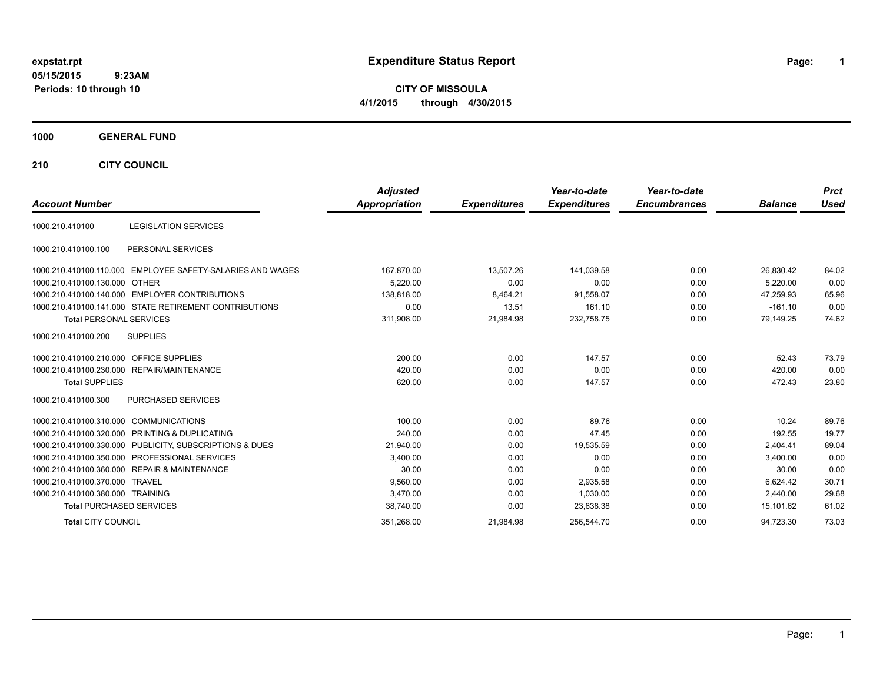expstat.rpt
05/15/2015 9:23AM
Periods: 10 through 10

# Expenditure Status Report

**CITY OF MISSOULA**
**4/1/2015 through 4/30/2015**

## 1000 GENERAL FUND

## 210 CITY COUNCIL

| Account Number | | Adjusted Appropriation | Expenditures | Year-to-date Expenditures | Year-to-date Encumbrances | Balance | Prct Used |
|---|---|---|---|---|---|---|---|
| 1000.210.410100 | LEGISLATION SERVICES | | | | | | |
| 1000.210.410100.100 | PERSONAL SERVICES | | | | | | |
| 1000.210.410100.110.000 | EMPLOYEE SAFETY-SALARIES AND WAGES | 167,870.00 | 13,507.26 | 141,039.58 | 0.00 | 26,830.42 | 84.02 |
| 1000.210.410100.130.000 | OTHER | 5,220.00 | 0.00 | 0.00 | 0.00 | 5,220.00 | 0.00 |
| 1000.210.410100.140.000 | EMPLOYER CONTRIBUTIONS | 138,818.00 | 8,464.21 | 91,558.07 | 0.00 | 47,259.93 | 65.96 |
| 1000.210.410100.141.000 | STATE RETIREMENT CONTRIBUTIONS | 0.00 | 13.51 | 161.10 | 0.00 | -161.10 | 0.00 |
| **Total** PERSONAL SERVICES | | 311,908.00 | 21,984.98 | 232,758.75 | 0.00 | 79,149.25 | 74.62 |
| 1000.210.410100.200 | SUPPLIES | | | | | | |
| 1000.210.410100.210.000 | OFFICE SUPPLIES | 200.00 | 0.00 | 147.57 | 0.00 | 52.43 | 73.79 |
| 1000.210.410100.230.000 | REPAIR/MAINTENANCE | 420.00 | 0.00 | 0.00 | 0.00 | 420.00 | 0.00 |
| **Total** SUPPLIES | | 620.00 | 0.00 | 147.57 | 0.00 | 472.43 | 23.80 |
| 1000.210.410100.300 | PURCHASED SERVICES | | | | | | |
| 1000.210.410100.310.000 | COMMUNICATIONS | 100.00 | 0.00 | 89.76 | 0.00 | 10.24 | 89.76 |
| 1000.210.410100.320.000 | PRINTING & DUPLICATING | 240.00 | 0.00 | 47.45 | 0.00 | 192.55 | 19.77 |
| 1000.210.410100.330.000 | PUBLICITY, SUBSCRIPTIONS & DUES | 21,940.00 | 0.00 | 19,535.59 | 0.00 | 2,404.41 | 89.04 |
| 1000.210.410100.350.000 | PROFESSIONAL SERVICES | 3,400.00 | 0.00 | 0.00 | 0.00 | 3,400.00 | 0.00 |
| 1000.210.410100.360.000 | REPAIR & MAINTENANCE | 30.00 | 0.00 | 0.00 | 0.00 | 30.00 | 0.00 |
| 1000.210.410100.370.000 | TRAVEL | 9,560.00 | 0.00 | 2,935.58 | 0.00 | 6,624.42 | 30.71 |
| 1000.210.410100.380.000 | TRAINING | 3,470.00 | 0.00 | 1,030.00 | 0.00 | 2,440.00 | 29.68 |
| **Total** PURCHASED SERVICES | | 38,740.00 | 0.00 | 23,638.38 | 0.00 | 15,101.62 | 61.02 |
| **Total** CITY COUNCIL | | 351,268.00 | 21,984.98 | 256,544.70 | 0.00 | 94,723.30 | 73.03 |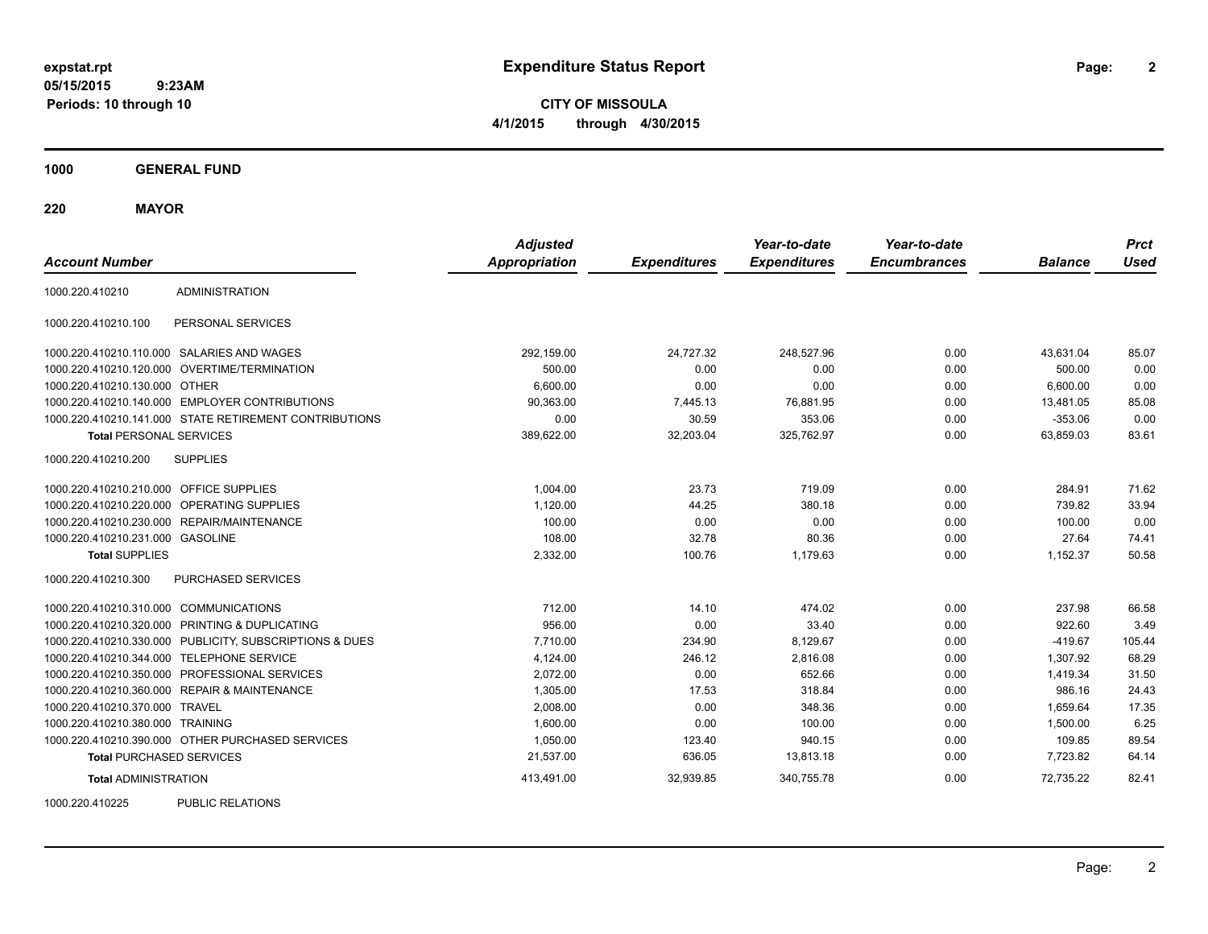# Expenditure Status Report

**CITY OF MISSOULA**

**4/1/2015 through 4/30/2015**

expstat.rpt
05/15/2015 9:23AM
Periods: 10 through 10

**1000 GENERAL FUND**

**220 MAYOR**

| Account Number | | Adjusted Appropriation | Expenditures | Year-to-date Expenditures | Year-to-date Encumbrances | Balance | Prct Used |
|---|---|---|---|---|---|---|---|
| 1000.220.410210 | ADMINISTRATION | | | | | | |
| 1000.220.410210.100 | PERSONAL SERVICES | | | | | | |
| 1000.220.410210.110.000 | SALARIES AND WAGES | 292,159.00 | 24,727.32 | 248,527.96 | 0.00 | 43,631.04 | 85.07 |
| 1000.220.410210.120.000 | OVERTIME/TERMINATION | 500.00 | 0.00 | 0.00 | 0.00 | 500.00 | 0.00 |
| 1000.220.410210.130.000 | OTHER | 6,600.00 | 0.00 | 0.00 | 0.00 | 6,600.00 | 0.00 |
| 1000.220.410210.140.000 | EMPLOYER CONTRIBUTIONS | 90,363.00 | 7,445.13 | 76,881.95 | 0.00 | 13,481.05 | 85.08 |
| 1000.220.410210.141.000 | STATE RETIREMENT CONTRIBUTIONS | 0.00 | 30.59 | 353.06 | 0.00 | -353.06 | 0.00 |
| **Total** PERSONAL SERVICES | | 389,622.00 | 32,203.04 | 325,762.97 | 0.00 | 63,859.03 | 83.61 |
| 1000.220.410210.200 | SUPPLIES | | | | | | |
| 1000.220.410210.210.000 | OFFICE SUPPLIES | 1,004.00 | 23.73 | 719.09 | 0.00 | 284.91 | 71.62 |
| 1000.220.410210.220.000 | OPERATING SUPPLIES | 1,120.00 | 44.25 | 380.18 | 0.00 | 739.82 | 33.94 |
| 1000.220.410210.230.000 | REPAIR/MAINTENANCE | 100.00 | 0.00 | 0.00 | 0.00 | 100.00 | 0.00 |
| 1000.220.410210.231.000 | GASOLINE | 108.00 | 32.78 | 80.36 | 0.00 | 27.64 | 74.41 |
| **Total** SUPPLIES | | 2,332.00 | 100.76 | 1,179.63 | 0.00 | 1,152.37 | 50.58 |
| 1000.220.410210.300 | PURCHASED SERVICES | | | | | | |
| 1000.220.410210.310.000 | COMMUNICATIONS | 712.00 | 14.10 | 474.02 | 0.00 | 237.98 | 66.58 |
| 1000.220.410210.320.000 | PRINTING & DUPLICATING | 956.00 | 0.00 | 33.40 | 0.00 | 922.60 | 3.49 |
| 1000.220.410210.330.000 | PUBLICITY, SUBSCRIPTIONS & DUES | 7,710.00 | 234.90 | 8,129.67 | 0.00 | -419.67 | 105.44 |
| 1000.220.410210.344.000 | TELEPHONE SERVICE | 4,124.00 | 246.12 | 2,816.08 | 0.00 | 1,307.92 | 68.29 |
| 1000.220.410210.350.000 | PROFESSIONAL SERVICES | 2,072.00 | 0.00 | 652.66 | 0.00 | 1,419.34 | 31.50 |
| 1000.220.410210.360.000 | REPAIR & MAINTENANCE | 1,305.00 | 17.53 | 318.84 | 0.00 | 986.16 | 24.43 |
| 1000.220.410210.370.000 | TRAVEL | 2,008.00 | 0.00 | 348.36 | 0.00 | 1,659.64 | 17.35 |
| 1000.220.410210.380.000 | TRAINING | 1,600.00 | 0.00 | 100.00 | 0.00 | 1,500.00 | 6.25 |
| 1000.220.410210.390.000 | OTHER PURCHASED SERVICES | 1,050.00 | 123.40 | 940.15 | 0.00 | 109.85 | 89.54 |
| **Total** PURCHASED SERVICES | | 21,537.00 | 636.05 | 13,813.18 | 0.00 | 7,723.82 | 64.14 |
| **Total** ADMINISTRATION | | 413,491.00 | 32,939.85 | 340,755.78 | 0.00 | 72,735.22 | 82.41 |
| 1000.220.410225 | PUBLIC RELATIONS | | | | | | |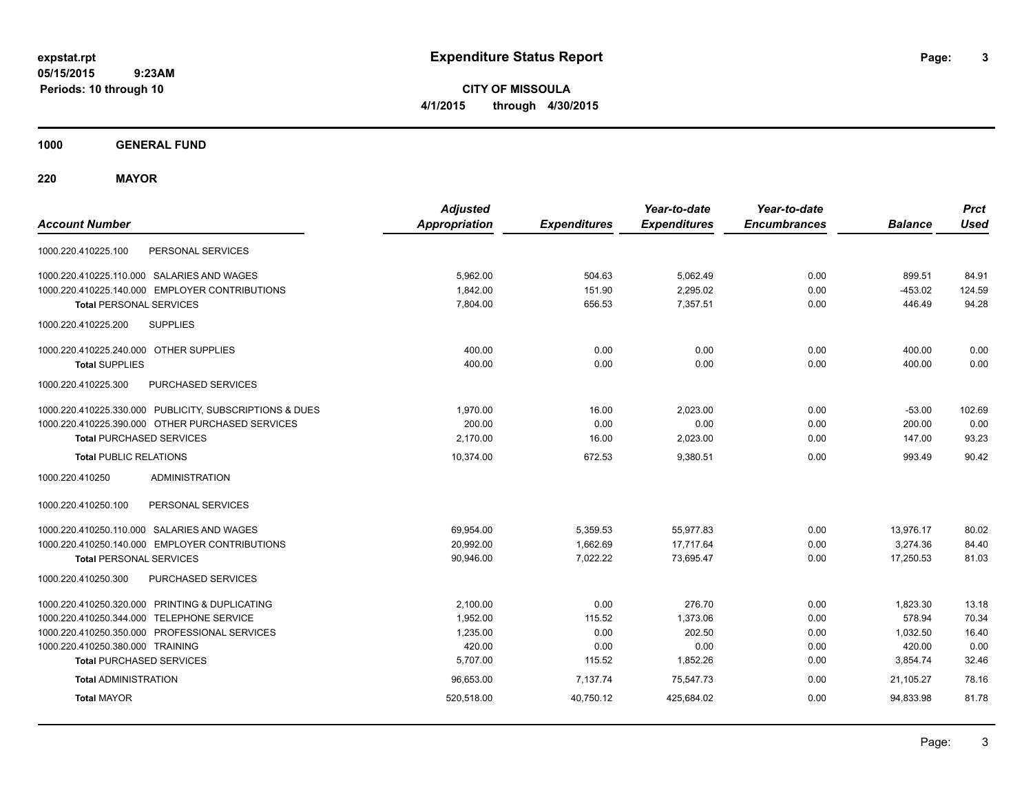# Expenditure Status Report

expstat.rpt
05/15/2015 9:23AM
Periods: 10 through 10

**CITY OF MISSOULA**
**4/1/2015 through 4/30/2015**

## 1000 GENERAL FUND

### 220 MAYOR

| Account Number | | Adjusted Appropriation | Expenditures | Year-to-date Expenditures | Year-to-date Encumbrances | Balance | Prct Used |
|---|---|---|---|---|---|---|---|
| 1000.220.410225.100 | PERSONAL SERVICES | | | | | | |
| 1000.220.410225.110.000 | SALARIES AND WAGES | 5,962.00 | 504.63 | 5,062.49 | 0.00 | 899.51 | 84.91 |
| 1000.220.410225.140.000 | EMPLOYER CONTRIBUTIONS | 1,842.00 | 151.90 | 2,295.02 | 0.00 | -453.02 | 124.59 |
| **Total** PERSONAL SERVICES | | 7,804.00 | 656.53 | 7,357.51 | 0.00 | 446.49 | 94.28 |
| 1000.220.410225.200 | SUPPLIES | | | | | | |
| 1000.220.410225.240.000 | OTHER SUPPLIES | 400.00 | 0.00 | 0.00 | 0.00 | 400.00 | 0.00 |
| **Total** SUPPLIES | | 400.00 | 0.00 | 0.00 | 0.00 | 400.00 | 0.00 |
| 1000.220.410225.300 | PURCHASED SERVICES | | | | | | |
| 1000.220.410225.330.000 | PUBLICITY, SUBSCRIPTIONS & DUES | 1,970.00 | 16.00 | 2,023.00 | 0.00 | -53.00 | 102.69 |
| 1000.220.410225.390.000 | OTHER PURCHASED SERVICES | 200.00 | 0.00 | 0.00 | 0.00 | 200.00 | 0.00 |
| **Total** PURCHASED SERVICES | | 2,170.00 | 16.00 | 2,023.00 | 0.00 | 147.00 | 93.23 |
| **Total** PUBLIC RELATIONS | | 10,374.00 | 672.53 | 9,380.51 | 0.00 | 993.49 | 90.42 |
| 1000.220.410250 | ADMINISTRATION | | | | | | |
| 1000.220.410250.100 | PERSONAL SERVICES | | | | | | |
| 1000.220.410250.110.000 | SALARIES AND WAGES | 69,954.00 | 5,359.53 | 55,977.83 | 0.00 | 13,976.17 | 80.02 |
| 1000.220.410250.140.000 | EMPLOYER CONTRIBUTIONS | 20,992.00 | 1,662.69 | 17,717.64 | 0.00 | 3,274.36 | 84.40 |
| **Total** PERSONAL SERVICES | | 90,946.00 | 7,022.22 | 73,695.47 | 0.00 | 17,250.53 | 81.03 |
| 1000.220.410250.300 | PURCHASED SERVICES | | | | | | |
| 1000.220.410250.320.000 | PRINTING & DUPLICATING | 2,100.00 | 0.00 | 276.70 | 0.00 | 1,823.30 | 13.18 |
| 1000.220.410250.344.000 | TELEPHONE SERVICE | 1,952.00 | 115.52 | 1,373.06 | 0.00 | 578.94 | 70.34 |
| 1000.220.410250.350.000 | PROFESSIONAL SERVICES | 1,235.00 | 0.00 | 202.50 | 0.00 | 1,032.50 | 16.40 |
| 1000.220.410250.380.000 | TRAINING | 420.00 | 0.00 | 0.00 | 0.00 | 420.00 | 0.00 |
| **Total** PURCHASED SERVICES | | 5,707.00 | 115.52 | 1,852.26 | 0.00 | 3,854.74 | 32.46 |
| **Total** ADMINISTRATION | | 96,653.00 | 7,137.74 | 75,547.73 | 0.00 | 21,105.27 | 78.16 |
| **Total** MAYOR | | 520,518.00 | 40,750.12 | 425,684.02 | 0.00 | 94,833.98 | 81.78 |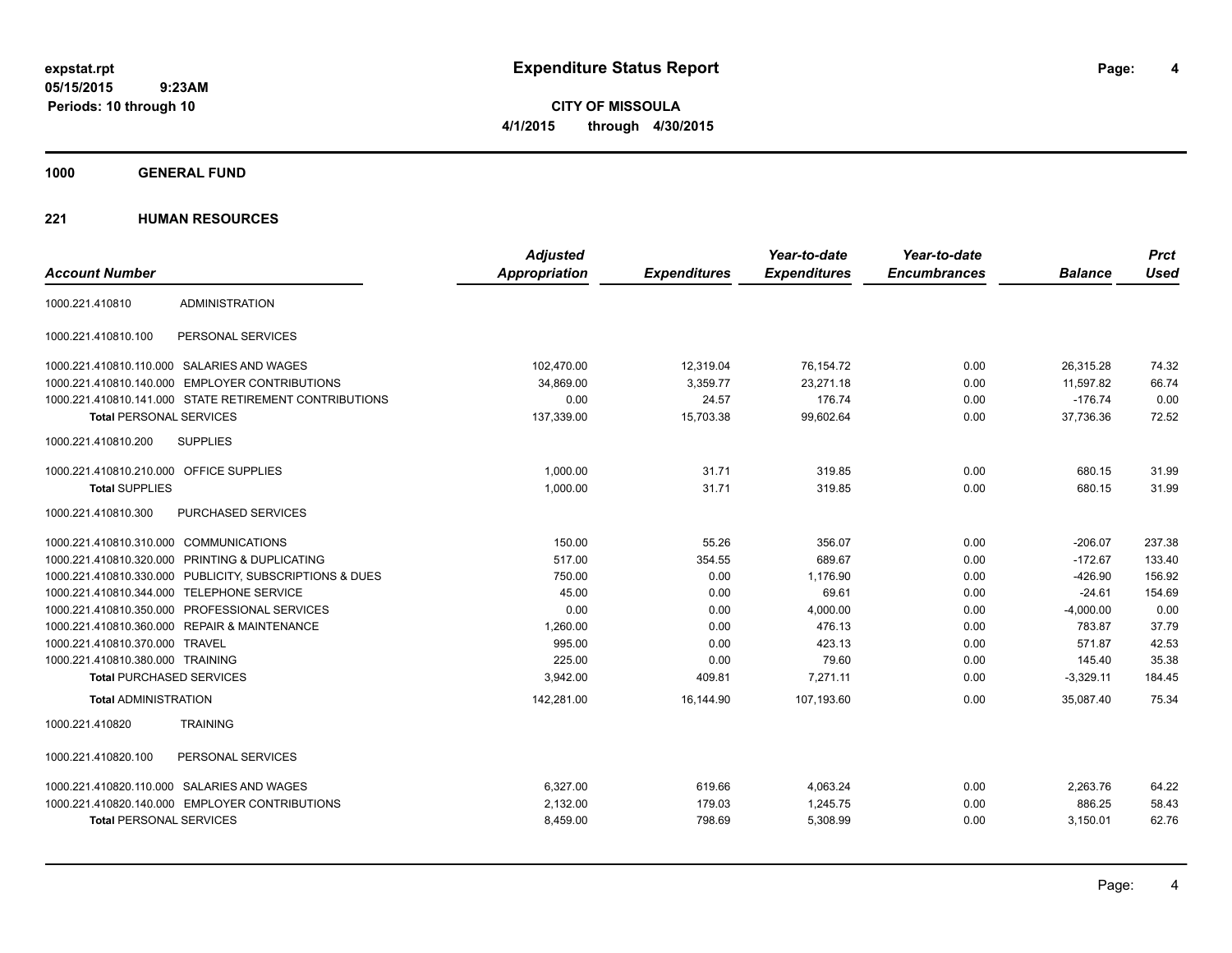**CITY OF MISSOULA**

**4/1/2015 through 4/30/2015**

**Expenditure Status Report**

expstat.rpt
05/15/2015 9:23AM
Periods: 10 through 10

## 1000 GENERAL FUND

### 221 HUMAN RESOURCES

| Account Number | | Adjusted Appropriation | Expenditures | Year-to-date Expenditures | Year-to-date Encumbrances | Balance | Prct Used |
|---|---|---|---|---|---|---|---|
| 1000.221.410810 | ADMINISTRATION | | | | | | |
| 1000.221.410810.100 | PERSONAL SERVICES | | | | | | |
| 1000.221.410810.110.000 | SALARIES AND WAGES | 102,470.00 | 12,319.04 | 76,154.72 | 0.00 | 26,315.28 | 74.32 |
| 1000.221.410810.140.000 | EMPLOYER CONTRIBUTIONS | 34,869.00 | 3,359.77 | 23,271.18 | 0.00 | 11,597.82 | 66.74 |
| 1000.221.410810.141.000 | STATE RETIREMENT CONTRIBUTIONS | 0.00 | 24.57 | 176.74 | 0.00 | -176.74 | 0.00 |
| **Total** PERSONAL SERVICES | | 137,339.00 | 15,703.38 | 99,602.64 | 0.00 | 37,736.36 | 72.52 |
| 1000.221.410810.200 | SUPPLIES | | | | | | |
| 1000.221.410810.210.000 | OFFICE SUPPLIES | 1,000.00 | 31.71 | 319.85 | 0.00 | 680.15 | 31.99 |
| **Total** SUPPLIES | | 1,000.00 | 31.71 | 319.85 | 0.00 | 680.15 | 31.99 |
| 1000.221.410810.300 | PURCHASED SERVICES | | | | | | |
| 1000.221.410810.310.000 | COMMUNICATIONS | 150.00 | 55.26 | 356.07 | 0.00 | -206.07 | 237.38 |
| 1000.221.410810.320.000 | PRINTING & DUPLICATING | 517.00 | 354.55 | 689.67 | 0.00 | -172.67 | 133.40 |
| 1000.221.410810.330.000 | PUBLICITY, SUBSCRIPTIONS & DUES | 750.00 | 0.00 | 1,176.90 | 0.00 | -426.90 | 156.92 |
| 1000.221.410810.344.000 | TELEPHONE SERVICE | 45.00 | 0.00 | 69.61 | 0.00 | -24.61 | 154.69 |
| 1000.221.410810.350.000 | PROFESSIONAL SERVICES | 0.00 | 0.00 | 4,000.00 | 0.00 | -4,000.00 | 0.00 |
| 1000.221.410810.360.000 | REPAIR & MAINTENANCE | 1,260.00 | 0.00 | 476.13 | 0.00 | 783.87 | 37.79 |
| 1000.221.410810.370.000 | TRAVEL | 995.00 | 0.00 | 423.13 | 0.00 | 571.87 | 42.53 |
| 1000.221.410810.380.000 | TRAINING | 225.00 | 0.00 | 79.60 | 0.00 | 145.40 | 35.38 |
| **Total** PURCHASED SERVICES | | 3,942.00 | 409.81 | 7,271.11 | 0.00 | -3,329.11 | 184.45 |
| **Total** ADMINISTRATION | | 142,281.00 | 16,144.90 | 107,193.60 | 0.00 | 35,087.40 | 75.34 |
| 1000.221.410820 | TRAINING | | | | | | |
| 1000.221.410820.100 | PERSONAL SERVICES | | | | | | |
| 1000.221.410820.110.000 | SALARIES AND WAGES | 6,327.00 | 619.66 | 4,063.24 | 0.00 | 2,263.76 | 64.22 |
| 1000.221.410820.140.000 | EMPLOYER CONTRIBUTIONS | 2,132.00 | 179.03 | 1,245.75 | 0.00 | 886.25 | 58.43 |
| **Total** PERSONAL SERVICES | | 8,459.00 | 798.69 | 5,308.99 | 0.00 | 3,150.01 | 62.76 |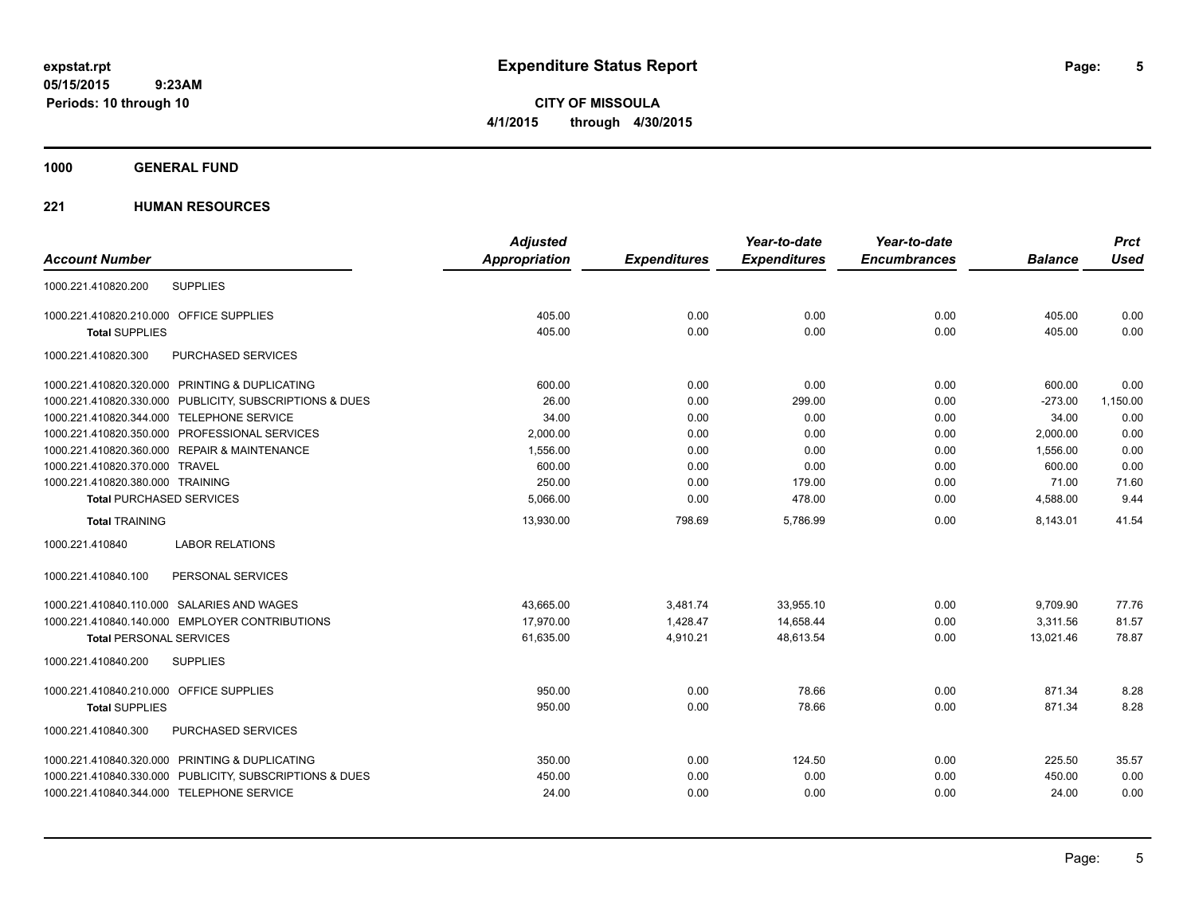**expstat.rpt**
**05/15/2015 9:23AM**
**Periods: 10 through 10**

# Expenditure Status Report

**CITY OF MISSOULA**
**4/1/2015 through 4/30/2015**

## 1000 GENERAL FUND

### 221 HUMAN RESOURCES

| Account Number | | Adjusted Appropriation | Expenditures | Year-to-date Expenditures | Year-to-date Encumbrances | Balance | Prct Used |
|---|---|---|---|---|---|---|---|
| 1000.221.410820.200 | SUPPLIES | | | | | | |
| 1000.221.410820.210.000 | OFFICE SUPPLIES | 405.00 | 0.00 | 0.00 | 0.00 | 405.00 | 0.00 |
| **Total** SUPPLIES | | 405.00 | 0.00 | 0.00 | 0.00 | 405.00 | 0.00 |
| 1000.221.410820.300 | PURCHASED SERVICES | | | | | | |
| 1000.221.410820.320.000 | PRINTING & DUPLICATING | 600.00 | 0.00 | 0.00 | 0.00 | 600.00 | 0.00 |
| 1000.221.410820.330.000 | PUBLICITY, SUBSCRIPTIONS & DUES | 26.00 | 0.00 | 299.00 | 0.00 | -273.00 | 1,150.00 |
| 1000.221.410820.344.000 | TELEPHONE SERVICE | 34.00 | 0.00 | 0.00 | 0.00 | 34.00 | 0.00 |
| 1000.221.410820.350.000 | PROFESSIONAL SERVICES | 2,000.00 | 0.00 | 0.00 | 0.00 | 2,000.00 | 0.00 |
| 1000.221.410820.360.000 | REPAIR & MAINTENANCE | 1,556.00 | 0.00 | 0.00 | 0.00 | 1,556.00 | 0.00 |
| 1000.221.410820.370.000 | TRAVEL | 600.00 | 0.00 | 0.00 | 0.00 | 600.00 | 0.00 |
| 1000.221.410820.380.000 | TRAINING | 250.00 | 0.00 | 179.00 | 0.00 | 71.00 | 71.60 |
| **Total** PURCHASED SERVICES | | 5,066.00 | 0.00 | 478.00 | 0.00 | 4,588.00 | 9.44 |
| **Total** TRAINING | | 13,930.00 | 798.69 | 5,786.99 | 0.00 | 8,143.01 | 41.54 |
| 1000.221.410840 | LABOR RELATIONS | | | | | | |
| 1000.221.410840.100 | PERSONAL SERVICES | | | | | | |
| 1000.221.410840.110.000 | SALARIES AND WAGES | 43,665.00 | 3,481.74 | 33,955.10 | 0.00 | 9,709.90 | 77.76 |
| 1000.221.410840.140.000 | EMPLOYER CONTRIBUTIONS | 17,970.00 | 1,428.47 | 14,658.44 | 0.00 | 3,311.56 | 81.57 |
| **Total** PERSONAL SERVICES | | 61,635.00 | 4,910.21 | 48,613.54 | 0.00 | 13,021.46 | 78.87 |
| 1000.221.410840.200 | SUPPLIES | | | | | | |
| 1000.221.410840.210.000 | OFFICE SUPPLIES | 950.00 | 0.00 | 78.66 | 0.00 | 871.34 | 8.28 |
| **Total** SUPPLIES | | 950.00 | 0.00 | 78.66 | 0.00 | 871.34 | 8.28 |
| 1000.221.410840.300 | PURCHASED SERVICES | | | | | | |
| 1000.221.410840.320.000 | PRINTING & DUPLICATING | 350.00 | 0.00 | 124.50 | 0.00 | 225.50 | 35.57 |
| 1000.221.410840.330.000 | PUBLICITY, SUBSCRIPTIONS & DUES | 450.00 | 0.00 | 0.00 | 0.00 | 450.00 | 0.00 |
| 1000.221.410840.344.000 | TELEPHONE SERVICE | 24.00 | 0.00 | 0.00 | 0.00 | 24.00 | 0.00 |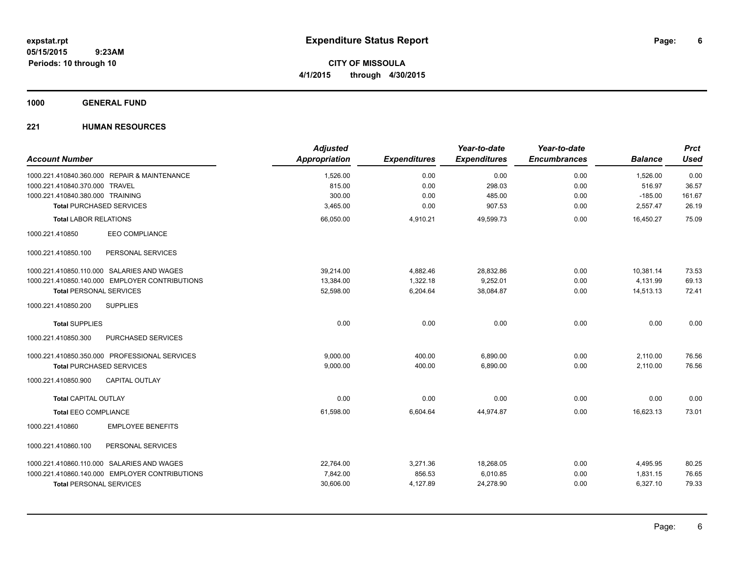**expstat.rpt**
**05/15/2015 9:23AM**
**Periods: 10 through 10**

# Expenditure Status Report

**CITY OF MISSOULA**
**4/1/2015 through 4/30/2015**

## 1000 GENERAL FUND

### 221 HUMAN RESOURCES

| Account Number | Adjusted Appropriation | Expenditures | Year-to-date Expenditures | Year-to-date Encumbrances | Balance | Prct Used |
|---|---|---|---|---|---|---|
| 1000.221.410840.360.000 REPAIR & MAINTENANCE | 1,526.00 | 0.00 | 0.00 | 0.00 | 1,526.00 | 0.00 |
| 1000.221.410840.370.000 TRAVEL | 815.00 | 0.00 | 298.03 | 0.00 | 516.97 | 36.57 |
| 1000.221.410840.380.000 TRAINING | 300.00 | 0.00 | 485.00 | 0.00 | -185.00 | 161.67 |
| **Total** PURCHASED SERVICES | 3,465.00 | 0.00 | 907.53 | 0.00 | 2,557.47 | 26.19 |
| **Total** LABOR RELATIONS | 66,050.00 | 4,910.21 | 49,599.73 | 0.00 | 16,450.27 | 75.09 |
| 1000.221.410850 EEO COMPLIANCE | | | | | | |
| 1000.221.410850.100 PERSONAL SERVICES | | | | | | |
| 1000.221.410850.110.000 SALARIES AND WAGES | 39,214.00 | 4,882.46 | 28,832.86 | 0.00 | 10,381.14 | 73.53 |
| 1000.221.410850.140.000 EMPLOYER CONTRIBUTIONS | 13,384.00 | 1,322.18 | 9,252.01 | 0.00 | 4,131.99 | 69.13 |
| **Total** PERSONAL SERVICES | 52,598.00 | 6,204.64 | 38,084.87 | 0.00 | 14,513.13 | 72.41 |
| 1000.221.410850.200 SUPPLIES | | | | | | |
| **Total** SUPPLIES | 0.00 | 0.00 | 0.00 | 0.00 | 0.00 | 0.00 |
| 1000.221.410850.300 PURCHASED SERVICES | | | | | | |
| 1000.221.410850.350.000 PROFESSIONAL SERVICES | 9,000.00 | 400.00 | 6,890.00 | 0.00 | 2,110.00 | 76.56 |
| **Total** PURCHASED SERVICES | 9,000.00 | 400.00 | 6,890.00 | 0.00 | 2,110.00 | 76.56 |
| 1000.221.410850.900 CAPITAL OUTLAY | | | | | | |
| **Total** CAPITAL OUTLAY | 0.00 | 0.00 | 0.00 | 0.00 | 0.00 | 0.00 |
| **Total** EEO COMPLIANCE | 61,598.00 | 6,604.64 | 44,974.87 | 0.00 | 16,623.13 | 73.01 |
| 1000.221.410860 EMPLOYEE BENEFITS | | | | | | |
| 1000.221.410860.100 PERSONAL SERVICES | | | | | | |
| 1000.221.410860.110.000 SALARIES AND WAGES | 22,764.00 | 3,271.36 | 18,268.05 | 0.00 | 4,495.95 | 80.25 |
| 1000.221.410860.140.000 EMPLOYER CONTRIBUTIONS | 7,842.00 | 856.53 | 6,010.85 | 0.00 | 1,831.15 | 76.65 |
| **Total** PERSONAL SERVICES | 30,606.00 | 4,127.89 | 24,278.90 | 0.00 | 6,327.10 | 79.33 |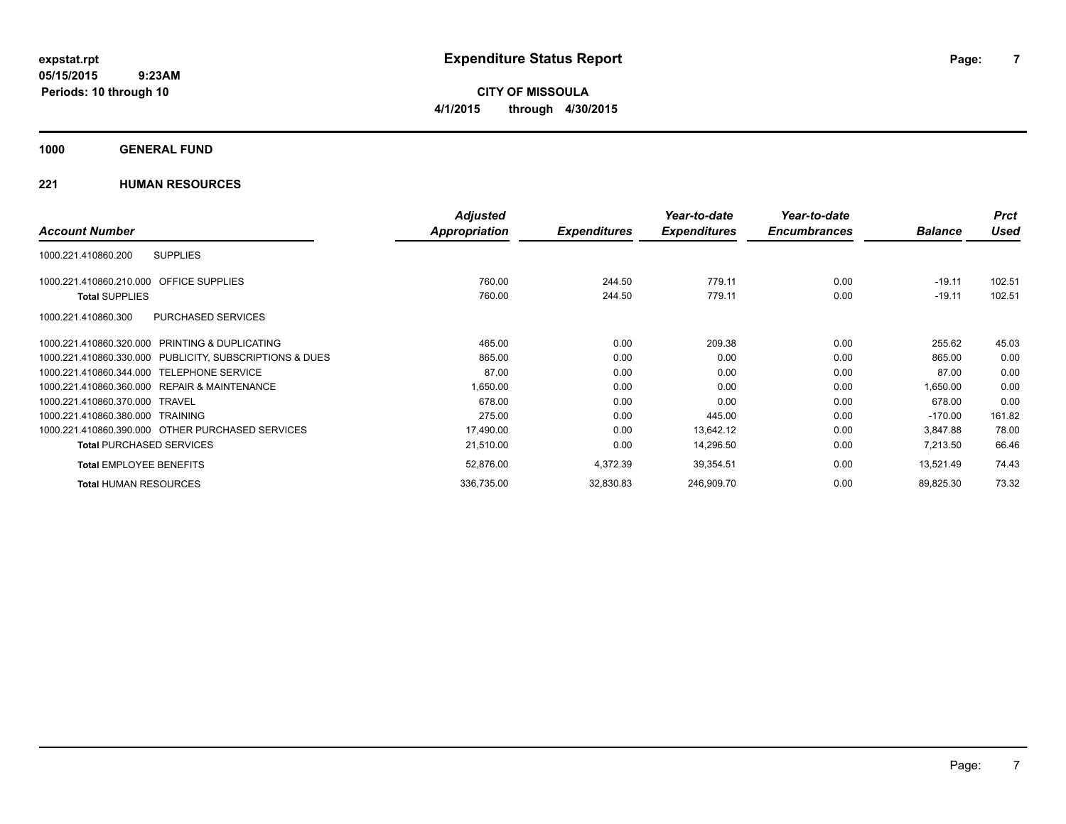**expstat.rpt**
**05/15/2015 9:23AM**
**Periods: 10 through 10**

# Expenditure Status Report

**CITY OF MISSOULA**
**4/1/2015 through 4/30/2015**

## 1000 GENERAL FUND

### 221 HUMAN RESOURCES

| Account Number | | Adjusted Appropriation | Expenditures | Year-to-date Expenditures | Year-to-date Encumbrances | Balance | Prct Used |
|---|---|---|---|---|---|---|---|
| 1000.221.410860.200 | SUPPLIES | | | | | | |
| 1000.221.410860.210.000 | OFFICE SUPPLIES | 760.00 | 244.50 | 779.11 | 0.00 | -19.11 | 102.51 |
| **Total** SUPPLIES | | 760.00 | 244.50 | 779.11 | 0.00 | -19.11 | 102.51 |
| 1000.221.410860.300 | PURCHASED SERVICES | | | | | | |
| 1000.221.410860.320.000 | PRINTING & DUPLICATING | 465.00 | 0.00 | 209.38 | 0.00 | 255.62 | 45.03 |
| 1000.221.410860.330.000 | PUBLICITY, SUBSCRIPTIONS & DUES | 865.00 | 0.00 | 0.00 | 0.00 | 865.00 | 0.00 |
| 1000.221.410860.344.000 | TELEPHONE SERVICE | 87.00 | 0.00 | 0.00 | 0.00 | 87.00 | 0.00 |
| 1000.221.410860.360.000 | REPAIR & MAINTENANCE | 1,650.00 | 0.00 | 0.00 | 0.00 | 1,650.00 | 0.00 |
| 1000.221.410860.370.000 | TRAVEL | 678.00 | 0.00 | 0.00 | 0.00 | 678.00 | 0.00 |
| 1000.221.410860.380.000 | TRAINING | 275.00 | 0.00 | 445.00 | 0.00 | -170.00 | 161.82 |
| 1000.221.410860.390.000 | OTHER PURCHASED SERVICES | 17,490.00 | 0.00 | 13,642.12 | 0.00 | 3,847.88 | 78.00 |
| **Total** PURCHASED SERVICES | | 21,510.00 | 0.00 | 14,296.50 | 0.00 | 7,213.50 | 66.46 |
| **Total** EMPLOYEE BENEFITS | | 52,876.00 | 4,372.39 | 39,354.51 | 0.00 | 13,521.49 | 74.43 |
| **Total** HUMAN RESOURCES | | 336,735.00 | 32,830.83 | 246,909.70 | 0.00 | 89,825.30 | 73.32 |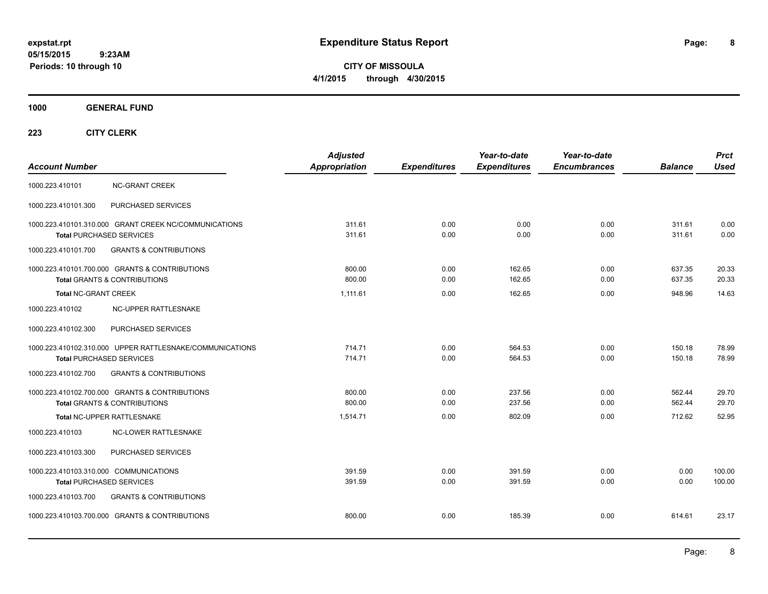**expstat.rpt**
**05/15/2015 9:23AM**
**Periods: 10 through 10**

# Expenditure Status Report

**CITY OF MISSOULA**
**4/1/2015 through 4/30/2015**

## 1000 GENERAL FUND

### 223 CITY CLERK

| Account Number | | Adjusted Appropriation | Expenditures | Year-to-date Expenditures | Year-to-date Encumbrances | Balance | Prct Used |
|---|---|---|---|---|---|---|---|
| 1000.223.410101 | NC-GRANT CREEK | | | | | | |
| 1000.223.410101.300 | PURCHASED SERVICES | | | | | | |
| 1000.223.410101.310.000 | GRANT CREEK NC/COMMUNICATIONS | 311.61 | 0.00 | 0.00 | 0.00 | 311.61 | 0.00 |
| **Total** PURCHASED SERVICES | | 311.61 | 0.00 | 0.00 | 0.00 | 311.61 | 0.00 |
| 1000.223.410101.700 | GRANTS & CONTRIBUTIONS | | | | | | |
| 1000.223.410101.700.000 | GRANTS & CONTRIBUTIONS | 800.00 | 0.00 | 162.65 | 0.00 | 637.35 | 20.33 |
| **Total** GRANTS & CONTRIBUTIONS | | 800.00 | 0.00 | 162.65 | 0.00 | 637.35 | 20.33 |
| **Total** NC-GRANT CREEK | | 1,111.61 | 0.00 | 162.65 | 0.00 | 948.96 | 14.63 |
| 1000.223.410102 | NC-UPPER RATTLESNAKE | | | | | | |
| 1000.223.410102.300 | PURCHASED SERVICES | | | | | | |
| 1000.223.410102.310.000 | UPPER RATTLESNAKE/COMMUNICATIONS | 714.71 | 0.00 | 564.53 | 0.00 | 150.18 | 78.99 |
| **Total** PURCHASED SERVICES | | 714.71 | 0.00 | 564.53 | 0.00 | 150.18 | 78.99 |
| 1000.223.410102.700 | GRANTS & CONTRIBUTIONS | | | | | | |
| 1000.223.410102.700.000 | GRANTS & CONTRIBUTIONS | 800.00 | 0.00 | 237.56 | 0.00 | 562.44 | 29.70 |
| **Total** GRANTS & CONTRIBUTIONS | | 800.00 | 0.00 | 237.56 | 0.00 | 562.44 | 29.70 |
| **Total** NC-UPPER RATTLESNAKE | | 1,514.71 | 0.00 | 802.09 | 0.00 | 712.62 | 52.95 |
| 1000.223.410103 | NC-LOWER RATTLESNAKE | | | | | | |
| 1000.223.410103.300 | PURCHASED SERVICES | | | | | | |
| 1000.223.410103.310.000 | COMMUNICATIONS | 391.59 | 0.00 | 391.59 | 0.00 | 0.00 | 100.00 |
| **Total** PURCHASED SERVICES | | 391.59 | 0.00 | 391.59 | 0.00 | 0.00 | 100.00 |
| 1000.223.410103.700 | GRANTS & CONTRIBUTIONS | | | | | | |
| 1000.223.410103.700.000 | GRANTS & CONTRIBUTIONS | 800.00 | 0.00 | 185.39 | 0.00 | 614.61 | 23.17 |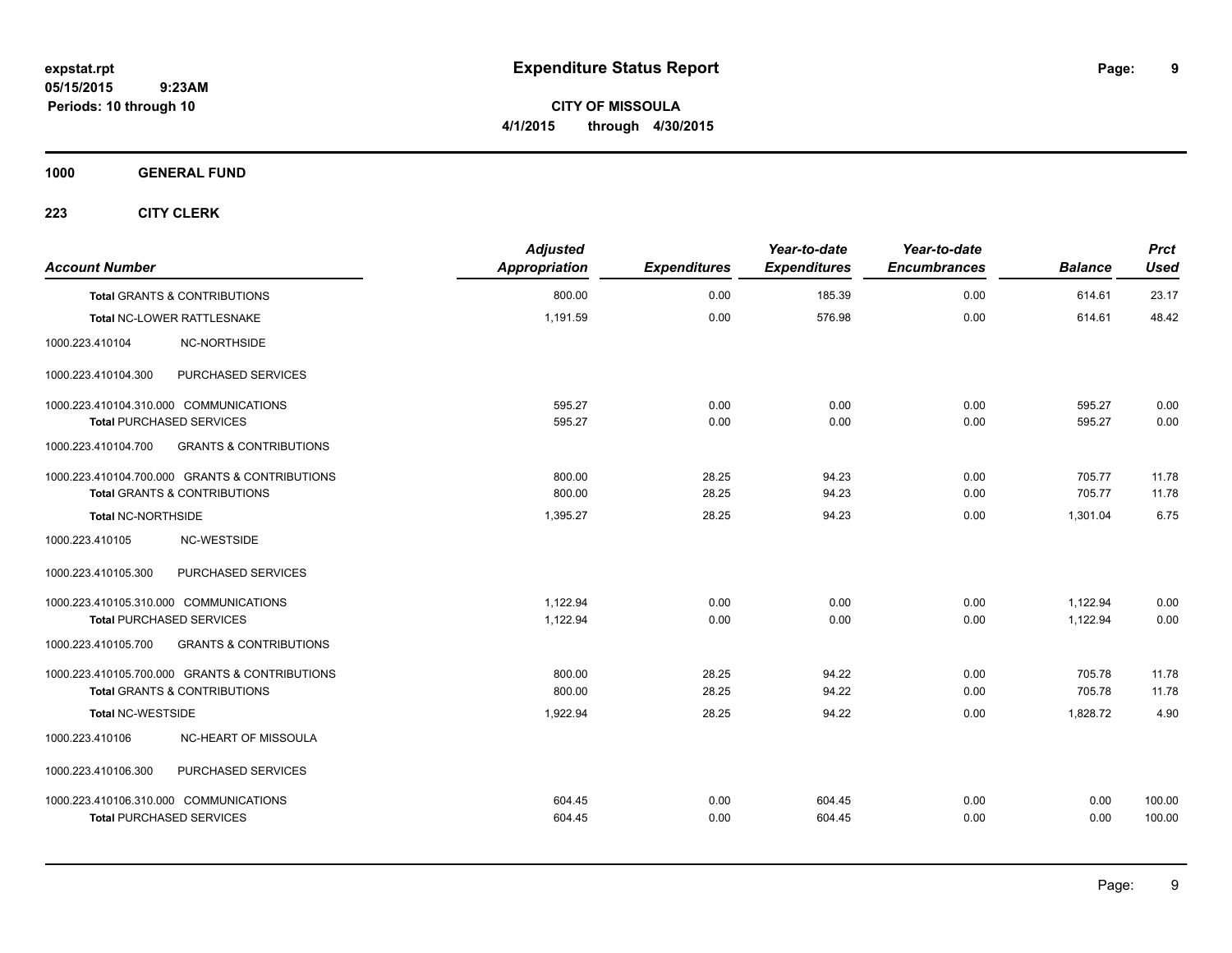**expstat.rpt**
**05/15/2015 9:23AM**
**Periods: 10 through 10**

# Expenditure Status Report

**CITY OF MISSOULA**
**4/1/2015 through 4/30/2015**

## 1000 GENERAL FUND

### 223 CITY CLERK

| Account Number | Adjusted Appropriation | Expenditures | Year-to-date Expenditures | Year-to-date Encumbrances | Balance | Prct Used |
|---|---|---|---|---|---|---|
| **Total** GRANTS & CONTRIBUTIONS | 800.00 | 0.00 | 185.39 | 0.00 | 614.61 | 23.17 |
| **Total** NC-LOWER RATTLESNAKE | 1,191.59 | 0.00 | 576.98 | 0.00 | 614.61 | 48.42 |
| 1000.223.410104 NC-NORTHSIDE | | | | | | |
| 1000.223.410104.300 PURCHASED SERVICES | | | | | | |
| 1000.223.410104.310.000 COMMUNICATIONS | 595.27 | 0.00 | 0.00 | 0.00 | 595.27 | 0.00 |
| **Total** PURCHASED SERVICES | 595.27 | 0.00 | 0.00 | 0.00 | 595.27 | 0.00 |
| 1000.223.410104.700 GRANTS & CONTRIBUTIONS | | | | | | |
| 1000.223.410104.700.000 GRANTS & CONTRIBUTIONS | 800.00 | 28.25 | 94.23 | 0.00 | 705.77 | 11.78 |
| **Total** GRANTS & CONTRIBUTIONS | 800.00 | 28.25 | 94.23 | 0.00 | 705.77 | 11.78 |
| **Total** NC-NORTHSIDE | 1,395.27 | 28.25 | 94.23 | 0.00 | 1,301.04 | 6.75 |
| 1000.223.410105 NC-WESTSIDE | | | | | | |
| 1000.223.410105.300 PURCHASED SERVICES | | | | | | |
| 1000.223.410105.310.000 COMMUNICATIONS | 1,122.94 | 0.00 | 0.00 | 0.00 | 1,122.94 | 0.00 |
| **Total** PURCHASED SERVICES | 1,122.94 | 0.00 | 0.00 | 0.00 | 1,122.94 | 0.00 |
| 1000.223.410105.700 GRANTS & CONTRIBUTIONS | | | | | | |
| 1000.223.410105.700.000 GRANTS & CONTRIBUTIONS | 800.00 | 28.25 | 94.22 | 0.00 | 705.78 | 11.78 |
| **Total** GRANTS & CONTRIBUTIONS | 800.00 | 28.25 | 94.22 | 0.00 | 705.78 | 11.78 |
| **Total** NC-WESTSIDE | 1,922.94 | 28.25 | 94.22 | 0.00 | 1,828.72 | 4.90 |
| 1000.223.410106 NC-HEART OF MISSOULA | | | | | | |
| 1000.223.410106.300 PURCHASED SERVICES | | | | | | |
| 1000.223.410106.310.000 COMMUNICATIONS | 604.45 | 0.00 | 604.45 | 0.00 | 0.00 | 100.00 |
| **Total** PURCHASED SERVICES | 604.45 | 0.00 | 604.45 | 0.00 | 0.00 | 100.00 |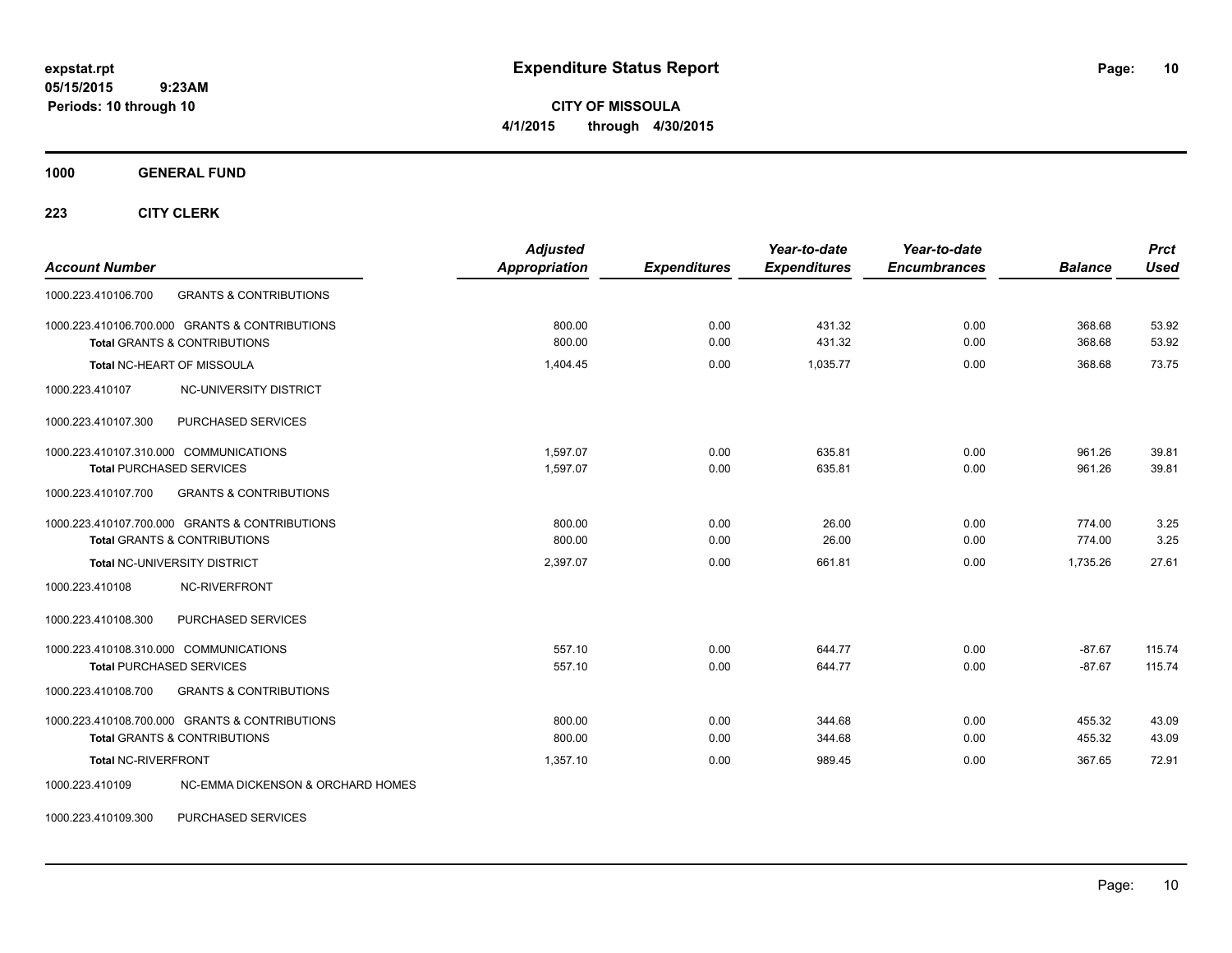# Expenditure Status Report

expstat.rpt
05/15/2015 9:23AM
Periods: 10 through 10

**CITY OF MISSOULA**
**4/1/2015 through 4/30/2015**

**1000 GENERAL FUND**

**223 CITY CLERK**

| Account Number | | Adjusted Appropriation | Expenditures | Year-to-date Expenditures | Year-to-date Encumbrances | Balance | Prct Used |
|---|---|---|---|---|---|---|---|
| 1000.223.410106.700 | GRANTS & CONTRIBUTIONS | | | | | | |
| 1000.223.410106.700.000 GRANTS & CONTRIBUTIONS | | 800.00 | 0.00 | 431.32 | 0.00 | 368.68 | 53.92 |
| **Total** GRANTS & CONTRIBUTIONS | | 800.00 | 0.00 | 431.32 | 0.00 | 368.68 | 53.92 |
| **Total** NC-HEART OF MISSOULA | | 1,404.45 | 0.00 | 1,035.77 | 0.00 | 368.68 | 73.75 |
| 1000.223.410107 | NC-UNIVERSITY DISTRICT | | | | | | |
| 1000.223.410107.300 | PURCHASED SERVICES | | | | | | |
| 1000.223.410107.310.000 COMMUNICATIONS | | 1,597.07 | 0.00 | 635.81 | 0.00 | 961.26 | 39.81 |
| **Total** PURCHASED SERVICES | | 1,597.07 | 0.00 | 635.81 | 0.00 | 961.26 | 39.81 |
| 1000.223.410107.700 | GRANTS & CONTRIBUTIONS | | | | | | |
| 1000.223.410107.700.000 GRANTS & CONTRIBUTIONS | | 800.00 | 0.00 | 26.00 | 0.00 | 774.00 | 3.25 |
| **Total** GRANTS & CONTRIBUTIONS | | 800.00 | 0.00 | 26.00 | 0.00 | 774.00 | 3.25 |
| **Total** NC-UNIVERSITY DISTRICT | | 2,397.07 | 0.00 | 661.81 | 0.00 | 1,735.26 | 27.61 |
| 1000.223.410108 | NC-RIVERFRONT | | | | | | |
| 1000.223.410108.300 | PURCHASED SERVICES | | | | | | |
| 1000.223.410108.310.000 COMMUNICATIONS | | 557.10 | 0.00 | 644.77 | 0.00 | -87.67 | 115.74 |
| **Total** PURCHASED SERVICES | | 557.10 | 0.00 | 644.77 | 0.00 | -87.67 | 115.74 |
| 1000.223.410108.700 | GRANTS & CONTRIBUTIONS | | | | | | |
| 1000.223.410108.700.000 GRANTS & CONTRIBUTIONS | | 800.00 | 0.00 | 344.68 | 0.00 | 455.32 | 43.09 |
| **Total** GRANTS & CONTRIBUTIONS | | 800.00 | 0.00 | 344.68 | 0.00 | 455.32 | 43.09 |
| **Total** NC-RIVERFRONT | | 1,357.10 | 0.00 | 989.45 | 0.00 | 367.65 | 72.91 |
| 1000.223.410109 | NC-EMMA DICKENSON & ORCHARD HOMES | | | | | | |
| 1000.223.410109.300 | PURCHASED SERVICES | | | | | | |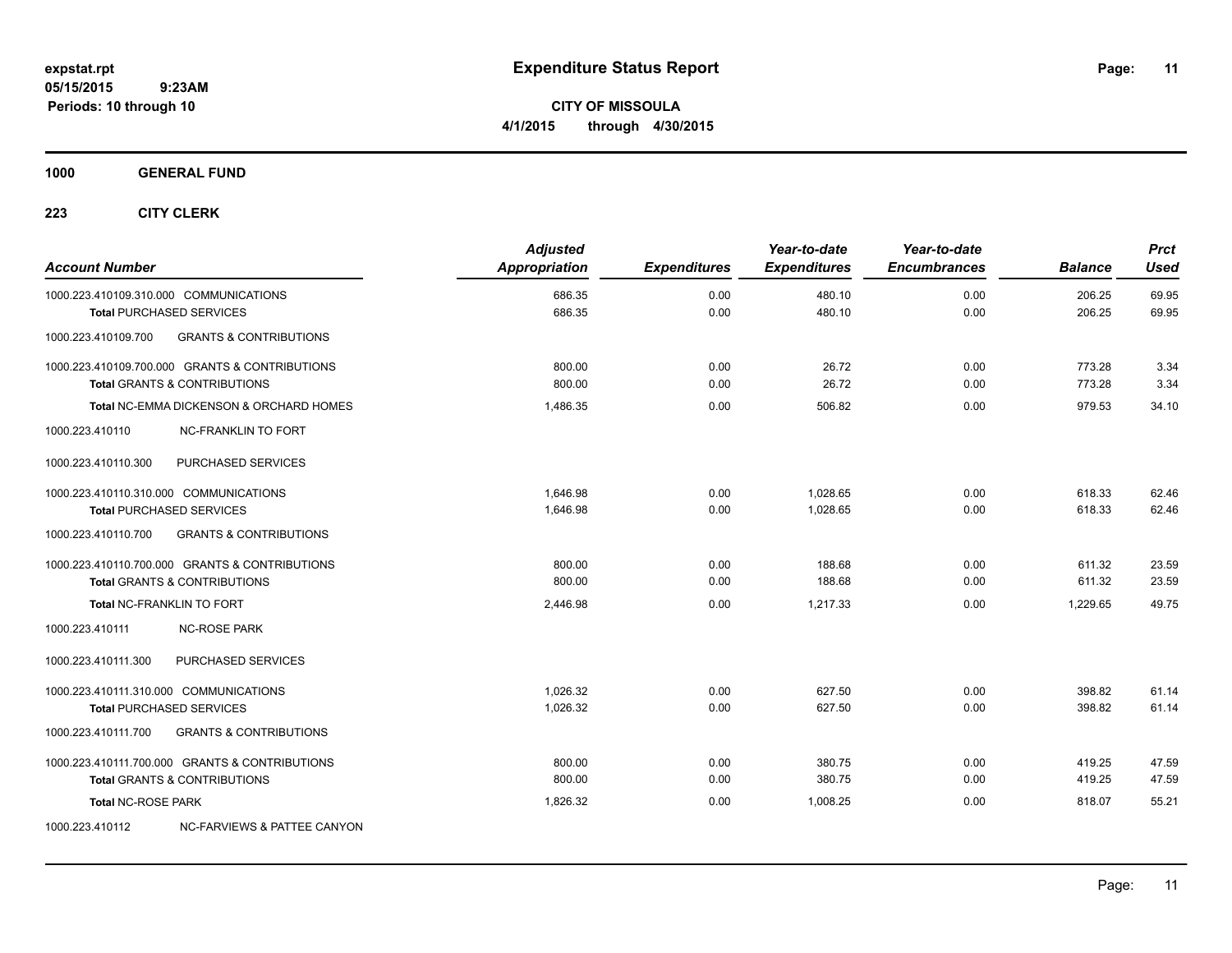**expstat.rpt**
**05/15/2015 9:23AM**
**Periods: 10 through 10**

# Expenditure Status Report

**CITY OF MISSOULA**
**4/1/2015 through 4/30/2015**

**1000 GENERAL FUND**

**223 CITY CLERK**

| Account Number | Adjusted Appropriation | Expenditures | Year-to-date Expenditures | Year-to-date Encumbrances | Balance | Prct Used |
|---|---|---|---|---|---|---|
| 1000.223.410109.310.000 COMMUNICATIONS | 686.35 | 0.00 | 480.10 | 0.00 | 206.25 | 69.95 |
| **Total** PURCHASED SERVICES | 686.35 | 0.00 | 480.10 | 0.00 | 206.25 | 69.95 |
| 1000.223.410109.700 GRANTS & CONTRIBUTIONS | | | | | | |
| 1000.223.410109.700.000 GRANTS & CONTRIBUTIONS | 800.00 | 0.00 | 26.72 | 0.00 | 773.28 | 3.34 |
| **Total** GRANTS & CONTRIBUTIONS | 800.00 | 0.00 | 26.72 | 0.00 | 773.28 | 3.34 |
| **Total** NC-EMMA DICKENSON & ORCHARD HOMES | 1,486.35 | 0.00 | 506.82 | 0.00 | 979.53 | 34.10 |
| 1000.223.410110 NC-FRANKLIN TO FORT | | | | | | |
| 1000.223.410110.300 PURCHASED SERVICES | | | | | | |
| 1000.223.410110.310.000 COMMUNICATIONS | 1,646.98 | 0.00 | 1,028.65 | 0.00 | 618.33 | 62.46 |
| **Total** PURCHASED SERVICES | 1,646.98 | 0.00 | 1,028.65 | 0.00 | 618.33 | 62.46 |
| 1000.223.410110.700 GRANTS & CONTRIBUTIONS | | | | | | |
| 1000.223.410110.700.000 GRANTS & CONTRIBUTIONS | 800.00 | 0.00 | 188.68 | 0.00 | 611.32 | 23.59 |
| **Total** GRANTS & CONTRIBUTIONS | 800.00 | 0.00 | 188.68 | 0.00 | 611.32 | 23.59 |
| **Total** NC-FRANKLIN TO FORT | 2,446.98 | 0.00 | 1,217.33 | 0.00 | 1,229.65 | 49.75 |
| 1000.223.410111 NC-ROSE PARK | | | | | | |
| 1000.223.410111.300 PURCHASED SERVICES | | | | | | |
| 1000.223.410111.310.000 COMMUNICATIONS | 1,026.32 | 0.00 | 627.50 | 0.00 | 398.82 | 61.14 |
| **Total** PURCHASED SERVICES | 1,026.32 | 0.00 | 627.50 | 0.00 | 398.82 | 61.14 |
| 1000.223.410111.700 GRANTS & CONTRIBUTIONS | | | | | | |
| 1000.223.410111.700.000 GRANTS & CONTRIBUTIONS | 800.00 | 0.00 | 380.75 | 0.00 | 419.25 | 47.59 |
| **Total** GRANTS & CONTRIBUTIONS | 800.00 | 0.00 | 380.75 | 0.00 | 419.25 | 47.59 |
| **Total** NC-ROSE PARK | 1,826.32 | 0.00 | 1,008.25 | 0.00 | 818.07 | 55.21 |
| 1000.223.410112 NC-FARVIEWS & PATTEE CANYON | | | | | | |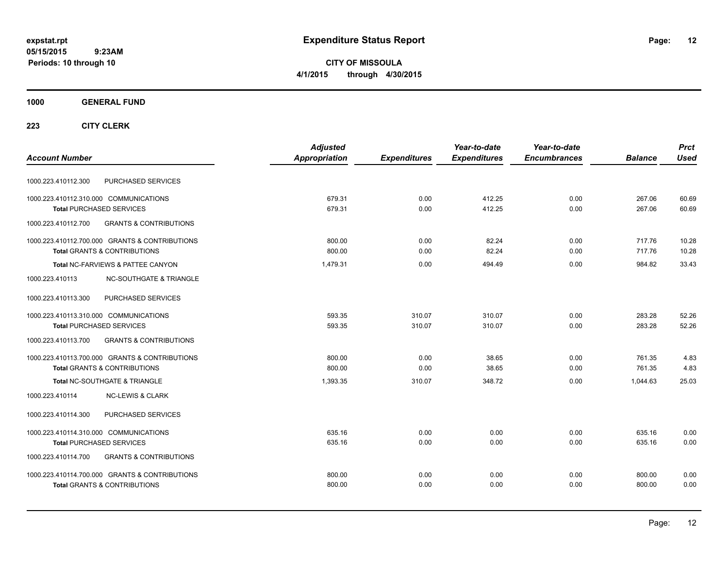**expstat.rpt**
**05/15/2015 9:23AM**
**Periods: 10 through 10**

# Expenditure Status Report

**CITY OF MISSOULA**
**4/1/2015 through 4/30/2015**

## 1000 GENERAL FUND

### 223 CITY CLERK

| Account Number | | Adjusted Appropriation | Expenditures | Year-to-date Expenditures | Year-to-date Encumbrances | Balance | Prct Used |
|---|---|---|---|---|---|---|---|
| 1000.223.410112.300 | PURCHASED SERVICES | | | | | | |
| 1000.223.410112.310.000 | COMMUNICATIONS | 679.31 | 0.00 | 412.25 | 0.00 | 267.06 | 60.69 |
| **Total** PURCHASED SERVICES | | 679.31 | 0.00 | 412.25 | 0.00 | 267.06 | 60.69 |
| 1000.223.410112.700 | GRANTS & CONTRIBUTIONS | | | | | | |
| 1000.223.410112.700.000 | GRANTS & CONTRIBUTIONS | 800.00 | 0.00 | 82.24 | 0.00 | 717.76 | 10.28 |
| **Total** GRANTS & CONTRIBUTIONS | | 800.00 | 0.00 | 82.24 | 0.00 | 717.76 | 10.28 |
| **Total** NC-FARVIEWS & PATTEE CANYON | | 1,479.31 | 0.00 | 494.49 | 0.00 | 984.82 | 33.43 |
| 1000.223.410113 | NC-SOUTHGATE & TRIANGLE | | | | | | |
| 1000.223.410113.300 | PURCHASED SERVICES | | | | | | |
| 1000.223.410113.310.000 | COMMUNICATIONS | 593.35 | 310.07 | 310.07 | 0.00 | 283.28 | 52.26 |
| **Total** PURCHASED SERVICES | | 593.35 | 310.07 | 310.07 | 0.00 | 283.28 | 52.26 |
| 1000.223.410113.700 | GRANTS & CONTRIBUTIONS | | | | | | |
| 1000.223.410113.700.000 | GRANTS & CONTRIBUTIONS | 800.00 | 0.00 | 38.65 | 0.00 | 761.35 | 4.83 |
| **Total** GRANTS & CONTRIBUTIONS | | 800.00 | 0.00 | 38.65 | 0.00 | 761.35 | 4.83 |
| **Total** NC-SOUTHGATE & TRIANGLE | | 1,393.35 | 310.07 | 348.72 | 0.00 | 1,044.63 | 25.03 |
| 1000.223.410114 | NC-LEWIS & CLARK | | | | | | |
| 1000.223.410114.300 | PURCHASED SERVICES | | | | | | |
| 1000.223.410114.310.000 | COMMUNICATIONS | 635.16 | 0.00 | 0.00 | 0.00 | 635.16 | 0.00 |
| **Total** PURCHASED SERVICES | | 635.16 | 0.00 | 0.00 | 0.00 | 635.16 | 0.00 |
| 1000.223.410114.700 | GRANTS & CONTRIBUTIONS | | | | | | |
| 1000.223.410114.700.000 | GRANTS & CONTRIBUTIONS | 800.00 | 0.00 | 0.00 | 0.00 | 800.00 | 0.00 |
| **Total** GRANTS & CONTRIBUTIONS | | 800.00 | 0.00 | 0.00 | 0.00 | 800.00 | 0.00 |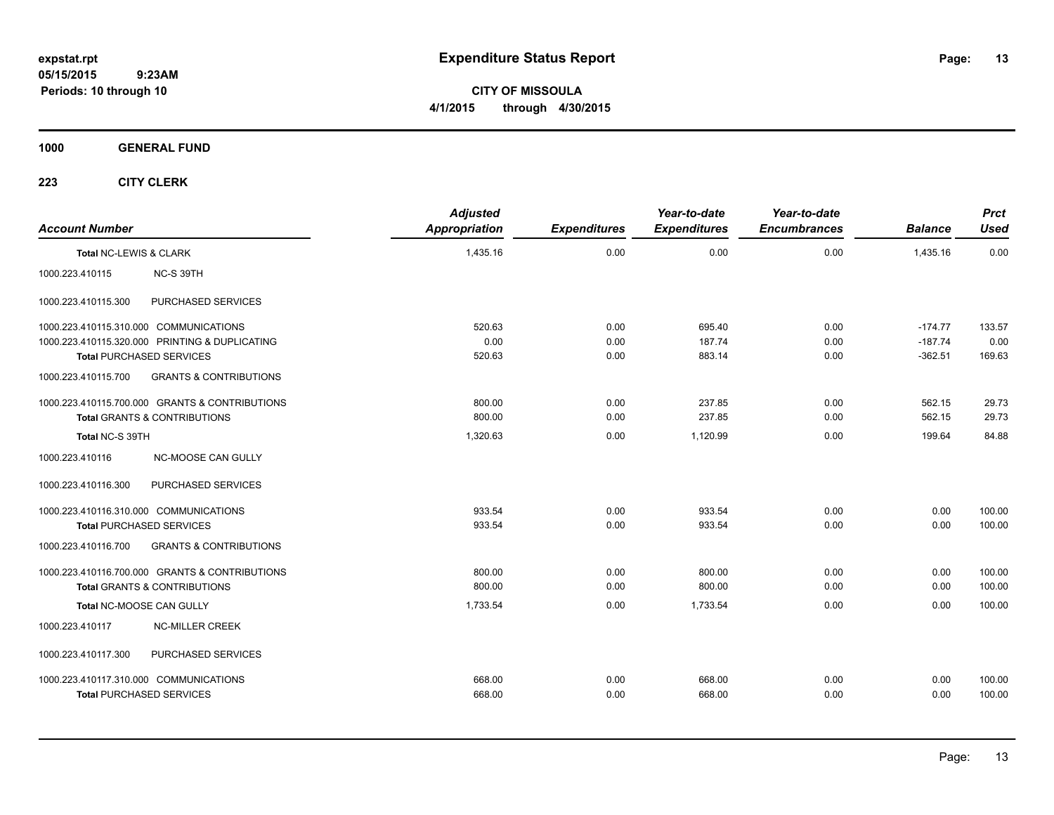**expstat.rpt**
**05/15/2015 9:23AM**
**Periods: 10 through 10**

# Expenditure Status Report

**CITY OF MISSOULA**
**4/1/2015 through 4/30/2015**

## 1000 GENERAL FUND

### 223 CITY CLERK

| Account Number | | Adjusted Appropriation | Expenditures | Year-to-date Expenditures | Year-to-date Encumbrances | Balance | Prct Used |
|---|---|---|---|---|---|---|---|
| **Total NC-LEWIS & CLARK** | | 1,435.16 | 0.00 | 0.00 | 0.00 | 1,435.16 | 0.00 |
| 1000.223.410115 | NC-S 39TH | | | | | | |
| 1000.223.410115.300 | PURCHASED SERVICES | | | | | | |
| 1000.223.410115.310.000 | COMMUNICATIONS | 520.63 | 0.00 | 695.40 | 0.00 | -174.77 | 133.57 |
| 1000.223.410115.320.000 | PRINTING & DUPLICATING | 0.00 | 0.00 | 187.74 | 0.00 | -187.74 | 0.00 |
| **Total PURCHASED SERVICES** | | 520.63 | 0.00 | 883.14 | 0.00 | -362.51 | 169.63 |
| 1000.223.410115.700 | GRANTS & CONTRIBUTIONS | | | | | | |
| 1000.223.410115.700.000 | GRANTS & CONTRIBUTIONS | 800.00 | 0.00 | 237.85 | 0.00 | 562.15 | 29.73 |
| **Total GRANTS & CONTRIBUTIONS** | | 800.00 | 0.00 | 237.85 | 0.00 | 562.15 | 29.73 |
| **Total NC-S 39TH** | | 1,320.63 | 0.00 | 1,120.99 | 0.00 | 199.64 | 84.88 |
| 1000.223.410116 | NC-MOOSE CAN GULLY | | | | | | |
| 1000.223.410116.300 | PURCHASED SERVICES | | | | | | |
| 1000.223.410116.310.000 | COMMUNICATIONS | 933.54 | 0.00 | 933.54 | 0.00 | 0.00 | 100.00 |
| **Total PURCHASED SERVICES** | | 933.54 | 0.00 | 933.54 | 0.00 | 0.00 | 100.00 |
| 1000.223.410116.700 | GRANTS & CONTRIBUTIONS | | | | | | |
| 1000.223.410116.700.000 | GRANTS & CONTRIBUTIONS | 800.00 | 0.00 | 800.00 | 0.00 | 0.00 | 100.00 |
| **Total GRANTS & CONTRIBUTIONS** | | 800.00 | 0.00 | 800.00 | 0.00 | 0.00 | 100.00 |
| **Total NC-MOOSE CAN GULLY** | | 1,733.54 | 0.00 | 1,733.54 | 0.00 | 0.00 | 100.00 |
| 1000.223.410117 | NC-MILLER CREEK | | | | | | |
| 1000.223.410117.300 | PURCHASED SERVICES | | | | | | |
| 1000.223.410117.310.000 | COMMUNICATIONS | 668.00 | 0.00 | 668.00 | 0.00 | 0.00 | 100.00 |
| **Total PURCHASED SERVICES** | | 668.00 | 0.00 | 668.00 | 0.00 | 0.00 | 100.00 |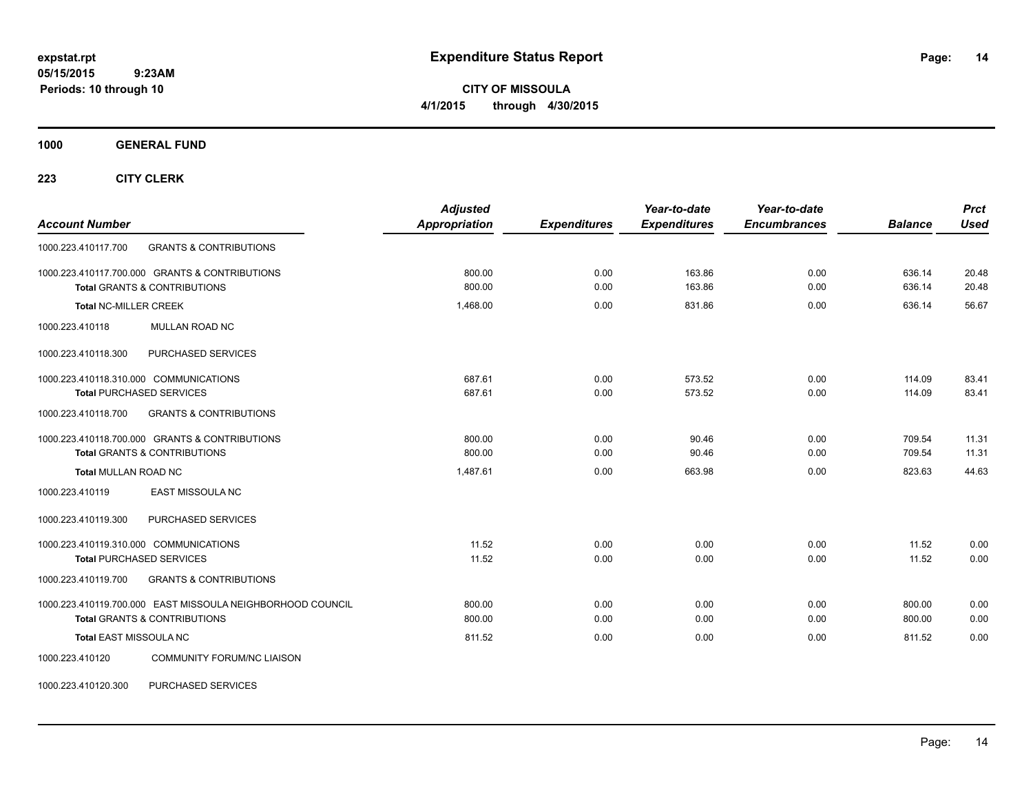# Expenditure Status Report

**expstat.rpt**
**05/15/2015 9:23AM**
**Periods: 10 through 10**

**CITY OF MISSOULA**
**4/1/2015 through 4/30/2015**

**1000 GENERAL FUND**

**223 CITY CLERK**

| Account Number | | Adjusted Appropriation | Expenditures | Year-to-date Expenditures | Year-to-date Encumbrances | Balance | Prct Used |
|---|---|---|---|---|---|---|---|
| 1000.223.410117.700 | GRANTS & CONTRIBUTIONS | | | | | | |
| 1000.223.410117.700.000 GRANTS & CONTRIBUTIONS | | 800.00 | 0.00 | 163.86 | 0.00 | 636.14 | 20.48 |
| **Total** GRANTS & CONTRIBUTIONS | | 800.00 | 0.00 | 163.86 | 0.00 | 636.14 | 20.48 |
| **Total** NC-MILLER CREEK | | 1,468.00 | 0.00 | 831.86 | 0.00 | 636.14 | 56.67 |
| 1000.223.410118 | MULLAN ROAD NC | | | | | | |
| 1000.223.410118.300 | PURCHASED SERVICES | | | | | | |
| 1000.223.410118.310.000 COMMUNICATIONS | | 687.61 | 0.00 | 573.52 | 0.00 | 114.09 | 83.41 |
| **Total** PURCHASED SERVICES | | 687.61 | 0.00 | 573.52 | 0.00 | 114.09 | 83.41 |
| 1000.223.410118.700 | GRANTS & CONTRIBUTIONS | | | | | | |
| 1000.223.410118.700.000 GRANTS & CONTRIBUTIONS | | 800.00 | 0.00 | 90.46 | 0.00 | 709.54 | 11.31 |
| **Total** GRANTS & CONTRIBUTIONS | | 800.00 | 0.00 | 90.46 | 0.00 | 709.54 | 11.31 |
| **Total** MULLAN ROAD NC | | 1,487.61 | 0.00 | 663.98 | 0.00 | 823.63 | 44.63 |
| 1000.223.410119 | EAST MISSOULA NC | | | | | | |
| 1000.223.410119.300 | PURCHASED SERVICES | | | | | | |
| 1000.223.410119.310.000 COMMUNICATIONS | | 11.52 | 0.00 | 0.00 | 0.00 | 11.52 | 0.00 |
| **Total** PURCHASED SERVICES | | 11.52 | 0.00 | 0.00 | 0.00 | 11.52 | 0.00 |
| 1000.223.410119.700 | GRANTS & CONTRIBUTIONS | | | | | | |
| 1000.223.410119.700.000 EAST MISSOULA NEIGHBORHOOD COUNCIL | | 800.00 | 0.00 | 0.00 | 0.00 | 800.00 | 0.00 |
| **Total** GRANTS & CONTRIBUTIONS | | 800.00 | 0.00 | 0.00 | 0.00 | 800.00 | 0.00 |
| **Total** EAST MISSOULA NC | | 811.52 | 0.00 | 0.00 | 0.00 | 811.52 | 0.00 |
| 1000.223.410120 | COMMUNITY FORUM/NC LIAISON | | | | | | |
| 1000.223.410120.300 | PURCHASED SERVICES | | | | | | |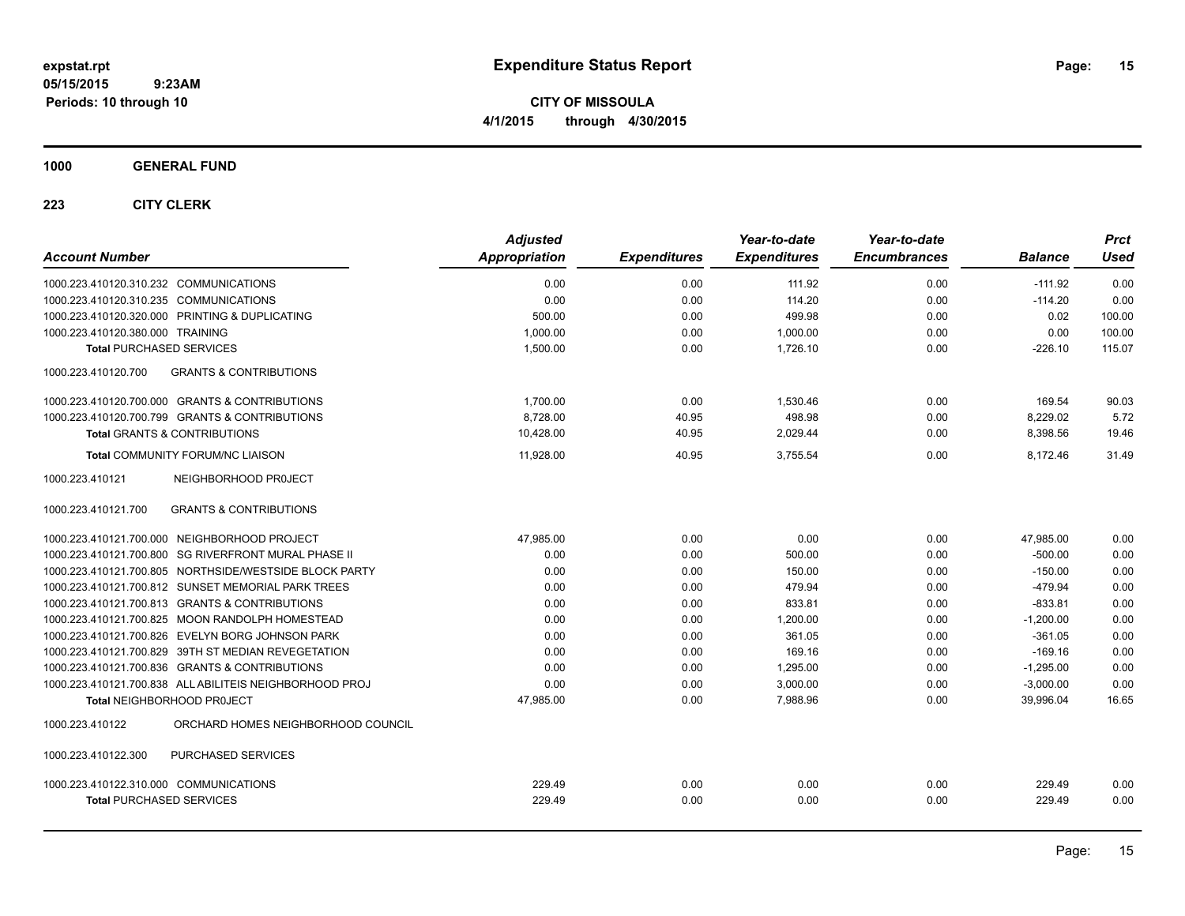**expstat.rpt**
**05/15/2015 9:23AM**
**Periods: 10 through 10**

# Expenditure Status Report

**CITY OF MISSOULA**
**4/1/2015 through 4/30/2015**

## 1000 GENERAL FUND

### 223 CITY CLERK

| Account Number | Adjusted Appropriation | Expenditures | Year-to-date Expenditures | Year-to-date Encumbrances | Balance | Prct Used |
|---|---|---|---|---|---|---|
| 1000.223.410120.310.232 COMMUNICATIONS | 0.00 | 0.00 | 111.92 | 0.00 | -111.92 | 0.00 |
| 1000.223.410120.310.235 COMMUNICATIONS | 0.00 | 0.00 | 114.20 | 0.00 | -114.20 | 0.00 |
| 1000.223.410120.320.000 PRINTING & DUPLICATING | 500.00 | 0.00 | 499.98 | 0.00 | 0.02 | 100.00 |
| 1000.223.410120.380.000 TRAINING | 1,000.00 | 0.00 | 1,000.00 | 0.00 | 0.00 | 100.00 |
| **Total** PURCHASED SERVICES | 1,500.00 | 0.00 | 1,726.10 | 0.00 | -226.10 | 115.07 |
| 1000.223.410120.700 GRANTS & CONTRIBUTIONS | | | | | | |
| 1000.223.410120.700.000 GRANTS & CONTRIBUTIONS | 1,700.00 | 0.00 | 1,530.46 | 0.00 | 169.54 | 90.03 |
| 1000.223.410120.700.799 GRANTS & CONTRIBUTIONS | 8,728.00 | 40.95 | 498.98 | 0.00 | 8,229.02 | 5.72 |
| **Total** GRANTS & CONTRIBUTIONS | 10,428.00 | 40.95 | 2,029.44 | 0.00 | 8,398.56 | 19.46 |
| **Total** COMMUNITY FORUM/NC LIAISON | 11,928.00 | 40.95 | 3,755.54 | 0.00 | 8,172.46 | 31.49 |
| 1000.223.410121 NEIGHBORHOOD PR0JECT | | | | | | |
| 1000.223.410121.700 GRANTS & CONTRIBUTIONS | | | | | | |
| 1000.223.410121.700.000 NEIGHBORHOOD PROJECT | 47,985.00 | 0.00 | 0.00 | 0.00 | 47,985.00 | 0.00 |
| 1000.223.410121.700.800 SG RIVERFRONT MURAL PHASE II | 0.00 | 0.00 | 500.00 | 0.00 | -500.00 | 0.00 |
| 1000.223.410121.700.805 NORTHSIDE/WESTSIDE BLOCK PARTY | 0.00 | 0.00 | 150.00 | 0.00 | -150.00 | 0.00 |
| 1000.223.410121.700.812 SUNSET MEMORIAL PARK TREES | 0.00 | 0.00 | 479.94 | 0.00 | -479.94 | 0.00 |
| 1000.223.410121.700.813 GRANTS & CONTRIBUTIONS | 0.00 | 0.00 | 833.81 | 0.00 | -833.81 | 0.00 |
| 1000.223.410121.700.825 MOON RANDOLPH HOMESTEAD | 0.00 | 0.00 | 1,200.00 | 0.00 | -1,200.00 | 0.00 |
| 1000.223.410121.700.826 EVELYN BORG JOHNSON PARK | 0.00 | 0.00 | 361.05 | 0.00 | -361.05 | 0.00 |
| 1000.223.410121.700.829 39TH ST MEDIAN REVEGETATION | 0.00 | 0.00 | 169.16 | 0.00 | -169.16 | 0.00 |
| 1000.223.410121.700.836 GRANTS & CONTRIBUTIONS | 0.00 | 0.00 | 1,295.00 | 0.00 | -1,295.00 | 0.00 |
| 1000.223.410121.700.838 ALL ABILITEIS NEIGHBORHOOD PROJ | 0.00 | 0.00 | 3,000.00 | 0.00 | -3,000.00 | 0.00 |
| **Total** NEIGHBORHOOD PR0JECT | 47,985.00 | 0.00 | 7,988.96 | 0.00 | 39,996.04 | 16.65 |
| 1000.223.410122 ORCHARD HOMES NEIGHBORHOOD COUNCIL | | | | | | |
| 1000.223.410122.300 PURCHASED SERVICES | | | | | | |
| 1000.223.410122.310.000 COMMUNICATIONS | 229.49 | 0.00 | 0.00 | 0.00 | 229.49 | 0.00 |
| **Total** PURCHASED SERVICES | 229.49 | 0.00 | 0.00 | 0.00 | 229.49 | 0.00 |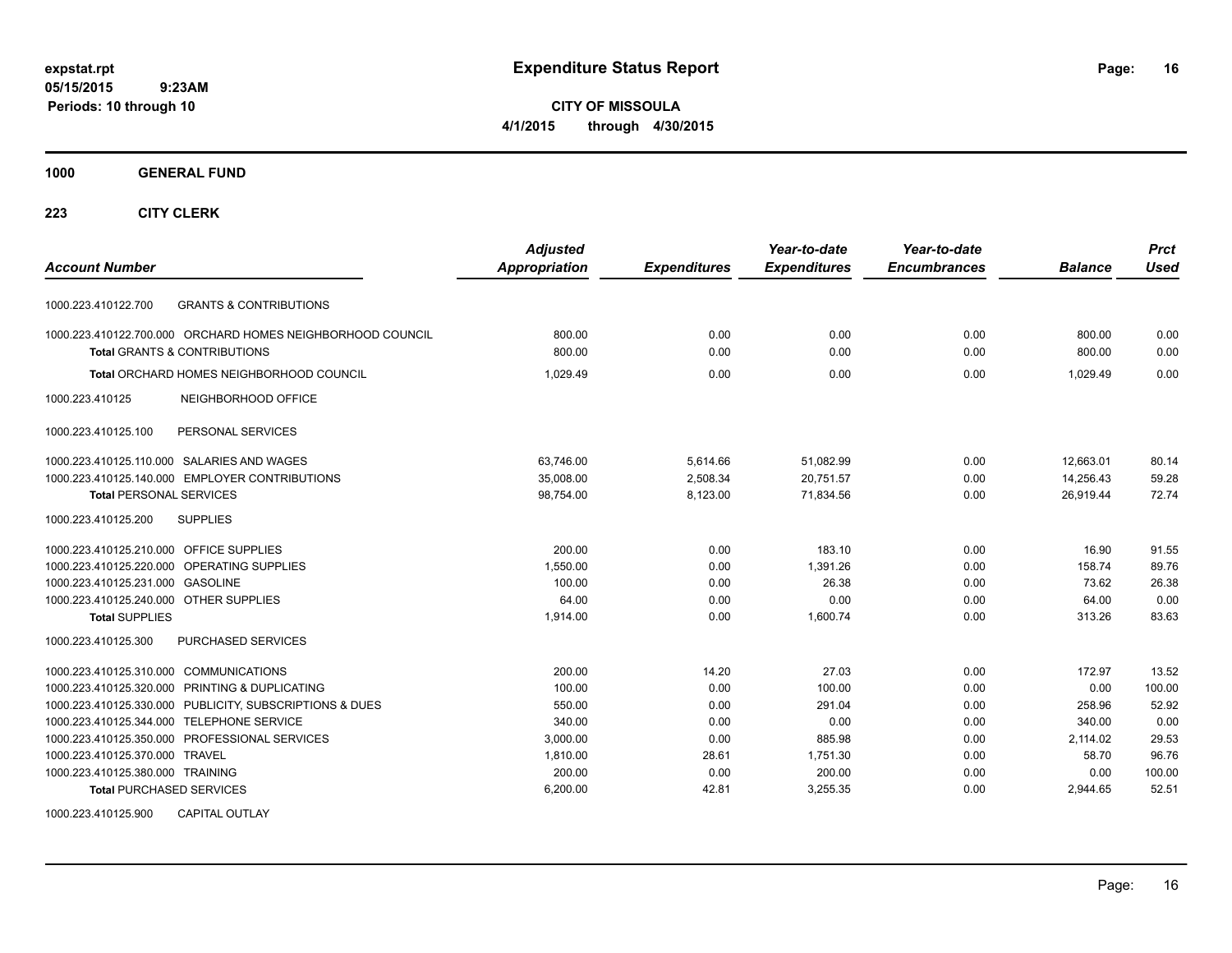**expstat.rpt**
**05/15/2015 9:23AM**
**Periods: 10 through 10**

# Expenditure Status Report

**CITY OF MISSOULA**
**4/1/2015 through 4/30/2015**

## 1000 GENERAL FUND

### 223 CITY CLERK

| Account Number | | Adjusted Appropriation | Expenditures | Year-to-date Expenditures | Year-to-date Encumbrances | Balance | Prct Used |
|---|---|---|---|---|---|---|---|
| 1000.223.410122.700 | GRANTS & CONTRIBUTIONS | | | | | | |
| 1000.223.410122.700.000 | ORCHARD HOMES NEIGHBORHOOD COUNCIL | 800.00 | 0.00 | 0.00 | 0.00 | 800.00 | 0.00 |
| **Total** GRANTS & CONTRIBUTIONS | | 800.00 | 0.00 | 0.00 | 0.00 | 800.00 | 0.00 |
| **Total** ORCHARD HOMES NEIGHBORHOOD COUNCIL | | 1,029.49 | 0.00 | 0.00 | 0.00 | 1,029.49 | 0.00 |
| 1000.223.410125 | NEIGHBORHOOD OFFICE | | | | | | |
| 1000.223.410125.100 | PERSONAL SERVICES | | | | | | |
| 1000.223.410125.110.000 | SALARIES AND WAGES | 63,746.00 | 5,614.66 | 51,082.99 | 0.00 | 12,663.01 | 80.14 |
| 1000.223.410125.140.000 | EMPLOYER CONTRIBUTIONS | 35,008.00 | 2,508.34 | 20,751.57 | 0.00 | 14,256.43 | 59.28 |
| **Total** PERSONAL SERVICES | | 98,754.00 | 8,123.00 | 71,834.56 | 0.00 | 26,919.44 | 72.74 |
| 1000.223.410125.200 | SUPPLIES | | | | | | |
| 1000.223.410125.210.000 | OFFICE SUPPLIES | 200.00 | 0.00 | 183.10 | 0.00 | 16.90 | 91.55 |
| 1000.223.410125.220.000 | OPERATING SUPPLIES | 1,550.00 | 0.00 | 1,391.26 | 0.00 | 158.74 | 89.76 |
| 1000.223.410125.231.000 | GASOLINE | 100.00 | 0.00 | 26.38 | 0.00 | 73.62 | 26.38 |
| 1000.223.410125.240.000 | OTHER SUPPLIES | 64.00 | 0.00 | 0.00 | 0.00 | 64.00 | 0.00 |
| **Total** SUPPLIES | | 1,914.00 | 0.00 | 1,600.74 | 0.00 | 313.26 | 83.63 |
| 1000.223.410125.300 | PURCHASED SERVICES | | | | | | |
| 1000.223.410125.310.000 | COMMUNICATIONS | 200.00 | 14.20 | 27.03 | 0.00 | 172.97 | 13.52 |
| 1000.223.410125.320.000 | PRINTING & DUPLICATING | 100.00 | 0.00 | 100.00 | 0.00 | 0.00 | 100.00 |
| 1000.223.410125.330.000 | PUBLICITY, SUBSCRIPTIONS & DUES | 550.00 | 0.00 | 291.04 | 0.00 | 258.96 | 52.92 |
| 1000.223.410125.344.000 | TELEPHONE SERVICE | 340.00 | 0.00 | 0.00 | 0.00 | 340.00 | 0.00 |
| 1000.223.410125.350.000 | PROFESSIONAL SERVICES | 3,000.00 | 0.00 | 885.98 | 0.00 | 2,114.02 | 29.53 |
| 1000.223.410125.370.000 | TRAVEL | 1,810.00 | 28.61 | 1,751.30 | 0.00 | 58.70 | 96.76 |
| 1000.223.410125.380.000 | TRAINING | 200.00 | 0.00 | 200.00 | 0.00 | 0.00 | 100.00 |
| **Total** PURCHASED SERVICES | | 6,200.00 | 42.81 | 3,255.35 | 0.00 | 2,944.65 | 52.51 |
| 1000.223.410125.900 | CAPITAL OUTLAY | | | | | | |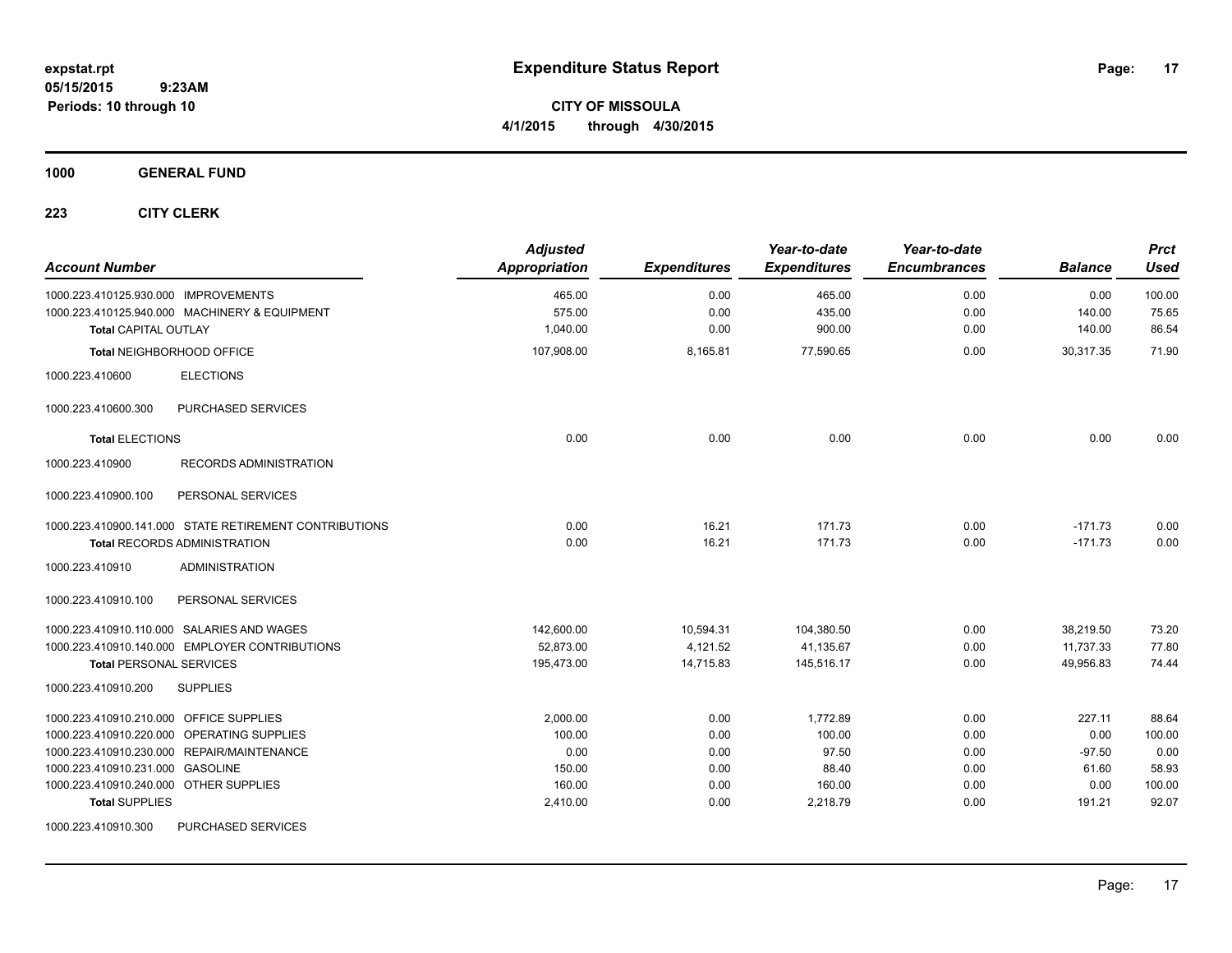**expstat.rpt**
**05/15/2015 9:23AM**
**Periods: 10 through 10**

# Expenditure Status Report

**CITY OF MISSOULA**
**4/1/2015 through 4/30/2015**

**1000 GENERAL FUND**

**223 CITY CLERK**

| Account Number | | Adjusted Appropriation | Expenditures | Year-to-date Expenditures | Year-to-date Encumbrances | Balance | Prct Used |
|---|---|---|---|---|---|---|---|
| 1000.223.410125.930.000 | IMPROVEMENTS | 465.00 | 0.00 | 465.00 | 0.00 | 0.00 | 100.00 |
| 1000.223.410125.940.000 | MACHINERY & EQUIPMENT | 575.00 | 0.00 | 435.00 | 0.00 | 140.00 | 75.65 |
| **Total** CAPITAL OUTLAY | | 1,040.00 | 0.00 | 900.00 | 0.00 | 140.00 | 86.54 |
| **Total** NEIGHBORHOOD OFFICE | | 107,908.00 | 8,165.81 | 77,590.65 | 0.00 | 30,317.35 | 71.90 |
| 1000.223.410600 | ELECTIONS | | | | | | |
| 1000.223.410600.300 | PURCHASED SERVICES | | | | | | |
| **Total** ELECTIONS | | 0.00 | 0.00 | 0.00 | 0.00 | 0.00 | 0.00 |
| 1000.223.410900 | RECORDS ADMINISTRATION | | | | | | |
| 1000.223.410900.100 | PERSONAL SERVICES | | | | | | |
| 1000.223.410900.141.000 | STATE RETIREMENT CONTRIBUTIONS | 0.00 | 16.21 | 171.73 | 0.00 | -171.73 | 0.00 |
| **Total** RECORDS ADMINISTRATION | | 0.00 | 16.21 | 171.73 | 0.00 | -171.73 | 0.00 |
| 1000.223.410910 | ADMINISTRATION | | | | | | |
| 1000.223.410910.100 | PERSONAL SERVICES | | | | | | |
| 1000.223.410910.110.000 | SALARIES AND WAGES | 142,600.00 | 10,594.31 | 104,380.50 | 0.00 | 38,219.50 | 73.20 |
| 1000.223.410910.140.000 | EMPLOYER CONTRIBUTIONS | 52,873.00 | 4,121.52 | 41,135.67 | 0.00 | 11,737.33 | 77.80 |
| **Total** PERSONAL SERVICES | | 195,473.00 | 14,715.83 | 145,516.17 | 0.00 | 49,956.83 | 74.44 |
| 1000.223.410910.200 | SUPPLIES | | | | | | |
| 1000.223.410910.210.000 | OFFICE SUPPLIES | 2,000.00 | 0.00 | 1,772.89 | 0.00 | 227.11 | 88.64 |
| 1000.223.410910.220.000 | OPERATING SUPPLIES | 100.00 | 0.00 | 100.00 | 0.00 | 0.00 | 100.00 |
| 1000.223.410910.230.000 | REPAIR/MAINTENANCE | 0.00 | 0.00 | 97.50 | 0.00 | -97.50 | 0.00 |
| 1000.223.410910.231.000 | GASOLINE | 150.00 | 0.00 | 88.40 | 0.00 | 61.60 | 58.93 |
| 1000.223.410910.240.000 | OTHER SUPPLIES | 160.00 | 0.00 | 160.00 | 0.00 | 0.00 | 100.00 |
| **Total** SUPPLIES | | 2,410.00 | 0.00 | 2,218.79 | 0.00 | 191.21 | 92.07 |
| 1000.223.410910.300 | PURCHASED SERVICES | | | | | | |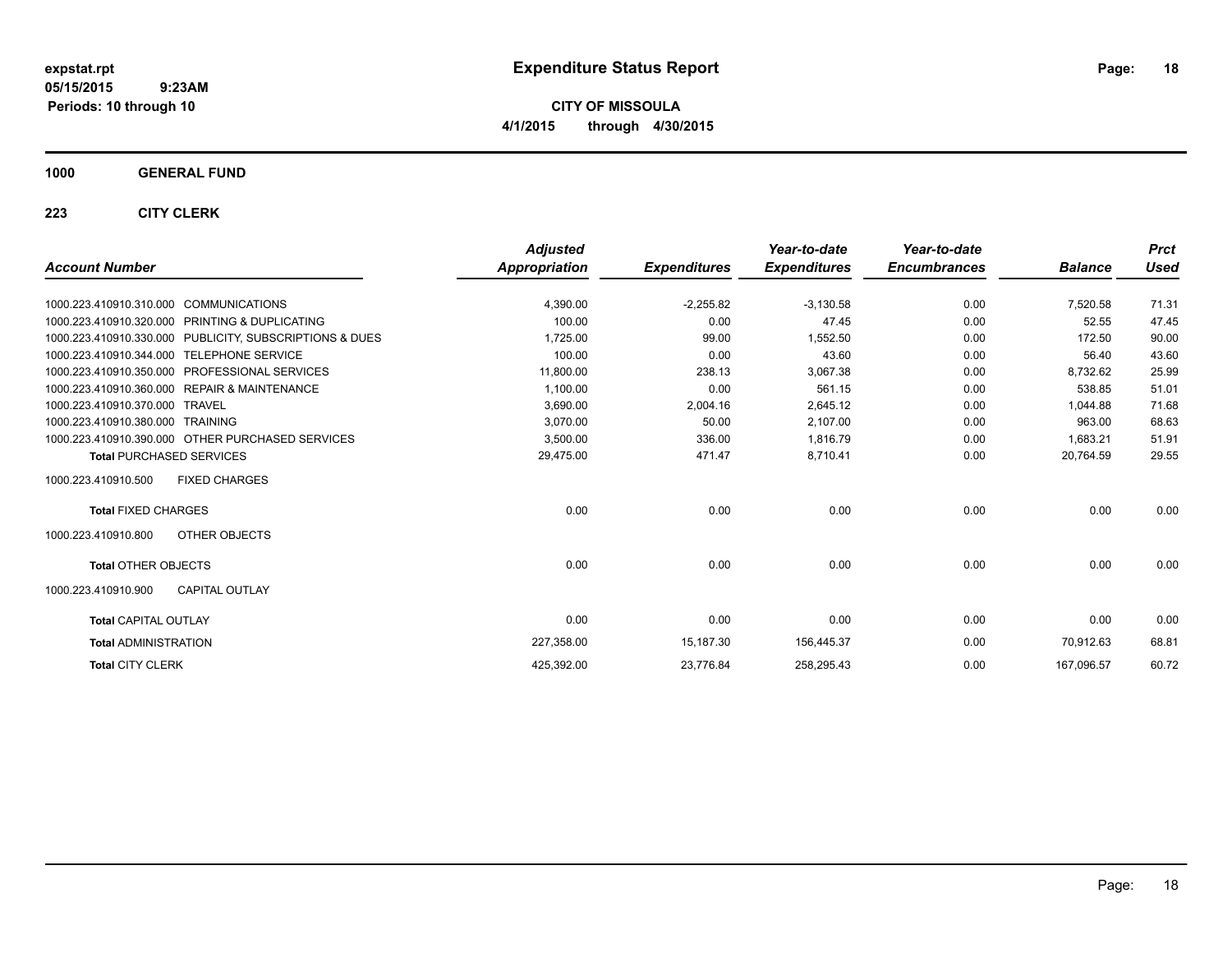# Expenditure Status Report

expstat.rpt
05/15/2015 9:23AM
Periods: 10 through 10

**CITY OF MISSOULA**
**4/1/2015 through 4/30/2015**

## 1000 GENERAL FUND

### 223 CITY CLERK

| Account Number | Adjusted Appropriation | Expenditures | Year-to-date Expenditures | Year-to-date Encumbrances | Balance | Prct Used |
|---|---|---|---|---|---|---|
| 1000.223.410910.310.000 COMMUNICATIONS | 4,390.00 | -2,255.82 | -3,130.58 | 0.00 | 7,520.58 | 71.31 |
| 1000.223.410910.320.000 PRINTING & DUPLICATING | 100.00 | 0.00 | 47.45 | 0.00 | 52.55 | 47.45 |
| 1000.223.410910.330.000 PUBLICITY, SUBSCRIPTIONS & DUES | 1,725.00 | 99.00 | 1,552.50 | 0.00 | 172.50 | 90.00 |
| 1000.223.410910.344.000 TELEPHONE SERVICE | 100.00 | 0.00 | 43.60 | 0.00 | 56.40 | 43.60 |
| 1000.223.410910.350.000 PROFESSIONAL SERVICES | 11,800.00 | 238.13 | 3,067.38 | 0.00 | 8,732.62 | 25.99 |
| 1000.223.410910.360.000 REPAIR & MAINTENANCE | 1,100.00 | 0.00 | 561.15 | 0.00 | 538.85 | 51.01 |
| 1000.223.410910.370.000 TRAVEL | 3,690.00 | 2,004.16 | 2,645.12 | 0.00 | 1,044.88 | 71.68 |
| 1000.223.410910.380.000 TRAINING | 3,070.00 | 50.00 | 2,107.00 | 0.00 | 963.00 | 68.63 |
| 1000.223.410910.390.000 OTHER PURCHASED SERVICES | 3,500.00 | 336.00 | 1,816.79 | 0.00 | 1,683.21 | 51.91 |
| **Total** PURCHASED SERVICES | 29,475.00 | 471.47 | 8,710.41 | 0.00 | 20,764.59 | 29.55 |
| 1000.223.410910.500 FIXED CHARGES | | | | | | |
| **Total** FIXED CHARGES | 0.00 | 0.00 | 0.00 | 0.00 | 0.00 | 0.00 |
| 1000.223.410910.800 OTHER OBJECTS | | | | | | |
| **Total** OTHER OBJECTS | 0.00 | 0.00 | 0.00 | 0.00 | 0.00 | 0.00 |
| 1000.223.410910.900 CAPITAL OUTLAY | | | | | | |
| **Total** CAPITAL OUTLAY | 0.00 | 0.00 | 0.00 | 0.00 | 0.00 | 0.00 |
| **Total** ADMINISTRATION | 227,358.00 | 15,187.30 | 156,445.37 | 0.00 | 70,912.63 | 68.81 |
| **Total** CITY CLERK | 425,392.00 | 23,776.84 | 258,295.43 | 0.00 | 167,096.57 | 60.72 |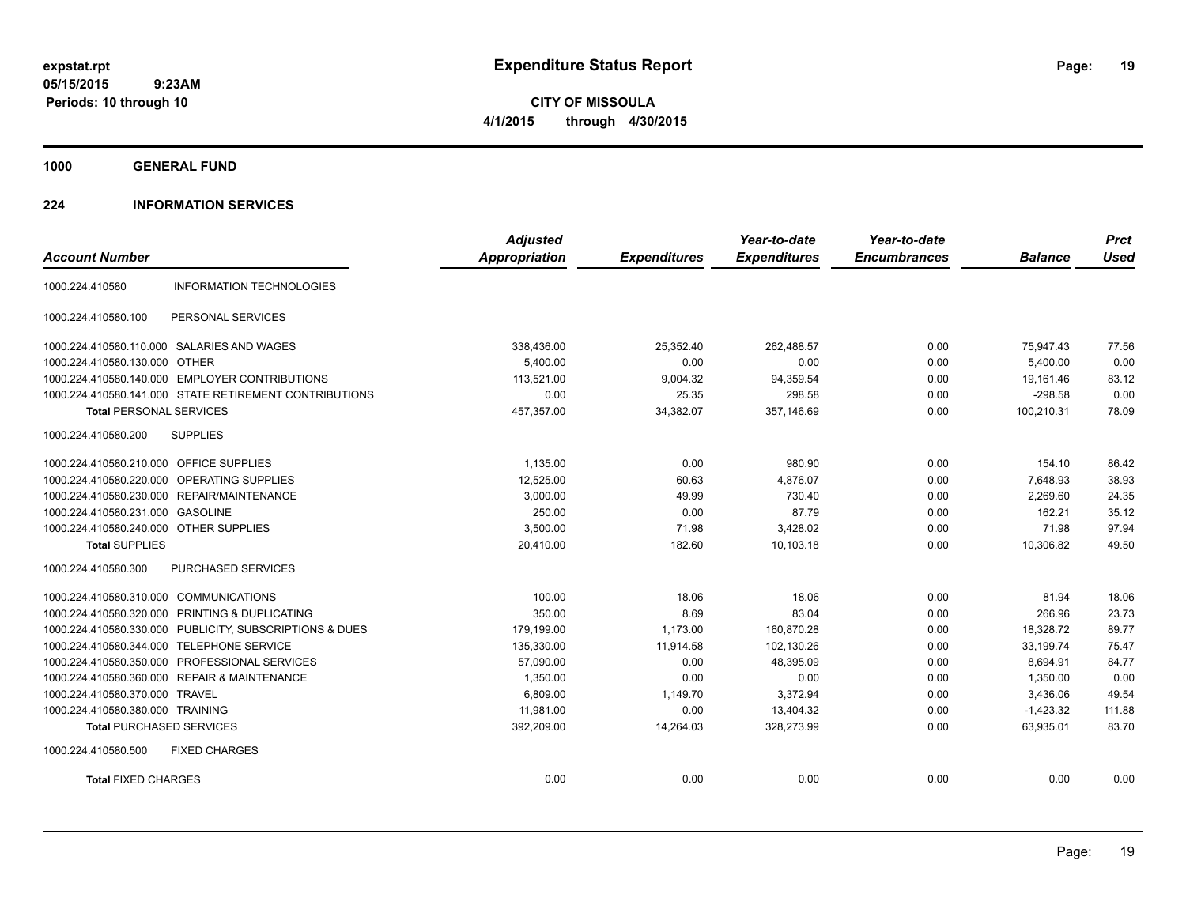# Expenditure Status Report

expstat.rpt
05/15/2015 9:23AM
Periods: 10 through 10

**CITY OF MISSOULA**
**4/1/2015 through 4/30/2015**

## 1000 GENERAL FUND

### 224 INFORMATION SERVICES

| Account Number | | *Adjusted Appropriation* | *Expenditures* | *Year-to-date Expenditures* | *Year-to-date Encumbrances* | *Balance* | *Prct Used* |
|---|---|---|---|---|---|---|---|
| 1000.224.410580 | INFORMATION TECHNOLOGIES | | | | | | |
| 1000.224.410580.100 | PERSONAL SERVICES | | | | | | |
| 1000.224.410580.110.000 | SALARIES AND WAGES | 338,436.00 | 25,352.40 | 262,488.57 | 0.00 | 75,947.43 | 77.56 |
| 1000.224.410580.130.000 | OTHER | 5,400.00 | 0.00 | 0.00 | 0.00 | 5,400.00 | 0.00 |
| 1000.224.410580.140.000 | EMPLOYER CONTRIBUTIONS | 113,521.00 | 9,004.32 | 94,359.54 | 0.00 | 19,161.46 | 83.12 |
| 1000.224.410580.141.000 | STATE RETIREMENT CONTRIBUTIONS | 0.00 | 25.35 | 298.58 | 0.00 | -298.58 | 0.00 |
| **Total** PERSONAL SERVICES | | 457,357.00 | 34,382.07 | 357,146.69 | 0.00 | 100,210.31 | 78.09 |
| 1000.224.410580.200 | SUPPLIES | | | | | | |
| 1000.224.410580.210.000 | OFFICE SUPPLIES | 1,135.00 | 0.00 | 980.90 | 0.00 | 154.10 | 86.42 |
| 1000.224.410580.220.000 | OPERATING SUPPLIES | 12,525.00 | 60.63 | 4,876.07 | 0.00 | 7,648.93 | 38.93 |
| 1000.224.410580.230.000 | REPAIR/MAINTENANCE | 3,000.00 | 49.99 | 730.40 | 0.00 | 2,269.60 | 24.35 |
| 1000.224.410580.231.000 | GASOLINE | 250.00 | 0.00 | 87.79 | 0.00 | 162.21 | 35.12 |
| 1000.224.410580.240.000 | OTHER SUPPLIES | 3,500.00 | 71.98 | 3,428.02 | 0.00 | 71.98 | 97.94 |
| **Total** SUPPLIES | | 20,410.00 | 182.60 | 10,103.18 | 0.00 | 10,306.82 | 49.50 |
| 1000.224.410580.300 | PURCHASED SERVICES | | | | | | |
| 1000.224.410580.310.000 | COMMUNICATIONS | 100.00 | 18.06 | 18.06 | 0.00 | 81.94 | 18.06 |
| 1000.224.410580.320.000 | PRINTING & DUPLICATING | 350.00 | 8.69 | 83.04 | 0.00 | 266.96 | 23.73 |
| 1000.224.410580.330.000 | PUBLICITY, SUBSCRIPTIONS & DUES | 179,199.00 | 1,173.00 | 160,870.28 | 0.00 | 18,328.72 | 89.77 |
| 1000.224.410580.344.000 | TELEPHONE SERVICE | 135,330.00 | 11,914.58 | 102,130.26 | 0.00 | 33,199.74 | 75.47 |
| 1000.224.410580.350.000 | PROFESSIONAL SERVICES | 57,090.00 | 0.00 | 48,395.09 | 0.00 | 8,694.91 | 84.77 |
| 1000.224.410580.360.000 | REPAIR & MAINTENANCE | 1,350.00 | 0.00 | 0.00 | 0.00 | 1,350.00 | 0.00 |
| 1000.224.410580.370.000 | TRAVEL | 6,809.00 | 1,149.70 | 3,372.94 | 0.00 | 3,436.06 | 49.54 |
| 1000.224.410580.380.000 | TRAINING | 11,981.00 | 0.00 | 13,404.32 | 0.00 | -1,423.32 | 111.88 |
| **Total** PURCHASED SERVICES | | 392,209.00 | 14,264.03 | 328,273.99 | 0.00 | 63,935.01 | 83.70 |
| 1000.224.410580.500 | FIXED CHARGES | | | | | | |
| **Total** FIXED CHARGES | | 0.00 | 0.00 | 0.00 | 0.00 | 0.00 | 0.00 |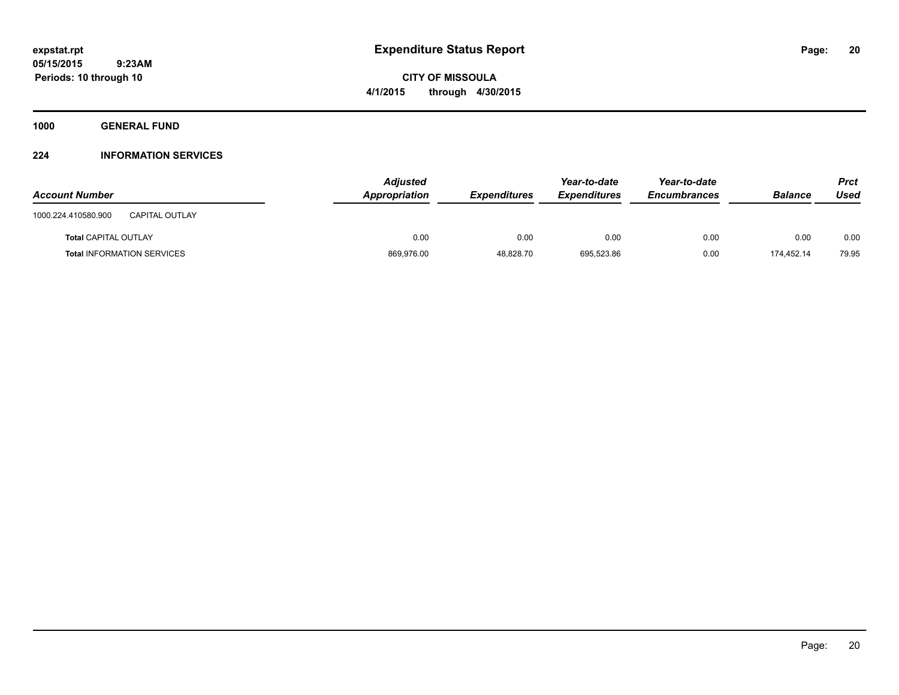expstat.rpt
05/15/2015 9:23AM
Periods: 10 through 10

# Expenditure Status Report

**CITY OF MISSOULA**
**4/1/2015 through 4/30/2015**

**1000 GENERAL FUND**

**224 INFORMATION SERVICES**

| Account Number | | Adjusted Appropriation | Expenditures | Year-to-date Expenditures | Year-to-date Encumbrances | Balance | Prct Used |
|---|---|---|---|---|---|---|---|
| 1000.224.410580.900 | CAPITAL OUTLAY | | | | | | |
| **Total** CAPITAL OUTLAY | | 0.00 | 0.00 | 0.00 | 0.00 | 0.00 | 0.00 |
| **Total** INFORMATION SERVICES | | 869,976.00 | 48,828.70 | 695,523.86 | 0.00 | 174,452.14 | 79.95 |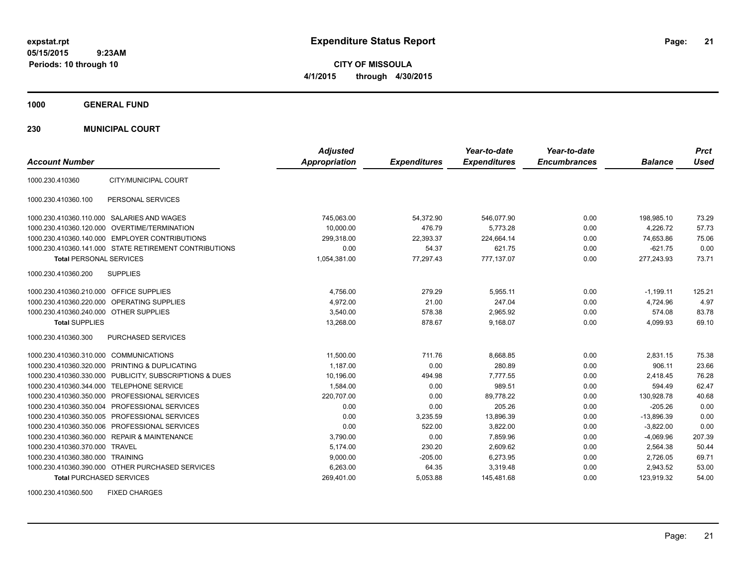# Expenditure Status Report

expstat.rpt
05/15/2015 9:23AM
Periods: 10 through 10

**CITY OF MISSOULA**
**4/1/2015 through 4/30/2015**

**1000 GENERAL FUND**

**230 MUNICIPAL COURT**

| Account Number | | Adjusted Appropriation | Expenditures | Year-to-date Expenditures | Year-to-date Encumbrances | Balance | Prct Used |
|---|---|---|---|---|---|---|---|
| 1000.230.410360 | CITY/MUNICIPAL COURT | | | | | | |
| 1000.230.410360.100 | PERSONAL SERVICES | | | | | | |
| 1000.230.410360.110.000 | SALARIES AND WAGES | 745,063.00 | 54,372.90 | 546,077.90 | 0.00 | 198,985.10 | 73.29 |
| 1000.230.410360.120.000 | OVERTIME/TERMINATION | 10,000.00 | 476.79 | 5,773.28 | 0.00 | 4,226.72 | 57.73 |
| 1000.230.410360.140.000 | EMPLOYER CONTRIBUTIONS | 299,318.00 | 22,393.37 | 224,664.14 | 0.00 | 74,653.86 | 75.06 |
| 1000.230.410360.141.000 | STATE RETIREMENT CONTRIBUTIONS | 0.00 | 54.37 | 621.75 | 0.00 | -621.75 | 0.00 |
| **Total** PERSONAL SERVICES | | 1,054,381.00 | 77,297.43 | 777,137.07 | 0.00 | 277,243.93 | 73.71 |
| 1000.230.410360.200 | SUPPLIES | | | | | | |
| 1000.230.410360.210.000 | OFFICE SUPPLIES | 4,756.00 | 279.29 | 5,955.11 | 0.00 | -1,199.11 | 125.21 |
| 1000.230.410360.220.000 | OPERATING SUPPLIES | 4,972.00 | 21.00 | 247.04 | 0.00 | 4,724.96 | 4.97 |
| 1000.230.410360.240.000 | OTHER SUPPLIES | 3,540.00 | 578.38 | 2,965.92 | 0.00 | 574.08 | 83.78 |
| **Total** SUPPLIES | | 13,268.00 | 878.67 | 9,168.07 | 0.00 | 4,099.93 | 69.10 |
| 1000.230.410360.300 | PURCHASED SERVICES | | | | | | |
| 1000.230.410360.310.000 | COMMUNICATIONS | 11,500.00 | 711.76 | 8,668.85 | 0.00 | 2,831.15 | 75.38 |
| 1000.230.410360.320.000 | PRINTING & DUPLICATING | 1,187.00 | 0.00 | 280.89 | 0.00 | 906.11 | 23.66 |
| 1000.230.410360.330.000 | PUBLICITY, SUBSCRIPTIONS & DUES | 10,196.00 | 494.98 | 7,777.55 | 0.00 | 2,418.45 | 76.28 |
| 1000.230.410360.344.000 | TELEPHONE SERVICE | 1,584.00 | 0.00 | 989.51 | 0.00 | 594.49 | 62.47 |
| 1000.230.410360.350.000 | PROFESSIONAL SERVICES | 220,707.00 | 0.00 | 89,778.22 | 0.00 | 130,928.78 | 40.68 |
| 1000.230.410360.350.004 | PROFESSIONAL SERVICES | 0.00 | 0.00 | 205.26 | 0.00 | -205.26 | 0.00 |
| 1000.230.410360.350.005 | PROFESSIONAL SERVICES | 0.00 | 3,235.59 | 13,896.39 | 0.00 | -13,896.39 | 0.00 |
| 1000.230.410360.350.006 | PROFESSIONAL SERVICES | 0.00 | 522.00 | 3,822.00 | 0.00 | -3,822.00 | 0.00 |
| 1000.230.410360.360.000 | REPAIR & MAINTENANCE | 3,790.00 | 0.00 | 7,859.96 | 0.00 | -4,069.96 | 207.39 |
| 1000.230.410360.370.000 | TRAVEL | 5,174.00 | 230.20 | 2,609.62 | 0.00 | 2,564.38 | 50.44 |
| 1000.230.410360.380.000 | TRAINING | 9,000.00 | -205.00 | 6,273.95 | 0.00 | 2,726.05 | 69.71 |
| 1000.230.410360.390.000 | OTHER PURCHASED SERVICES | 6,263.00 | 64.35 | 3,319.48 | 0.00 | 2,943.52 | 53.00 |
| **Total** PURCHASED SERVICES | | 269,401.00 | 5,053.88 | 145,481.68 | 0.00 | 123,919.32 | 54.00 |
| 1000.230.410360.500 | FIXED CHARGES | | | | | | |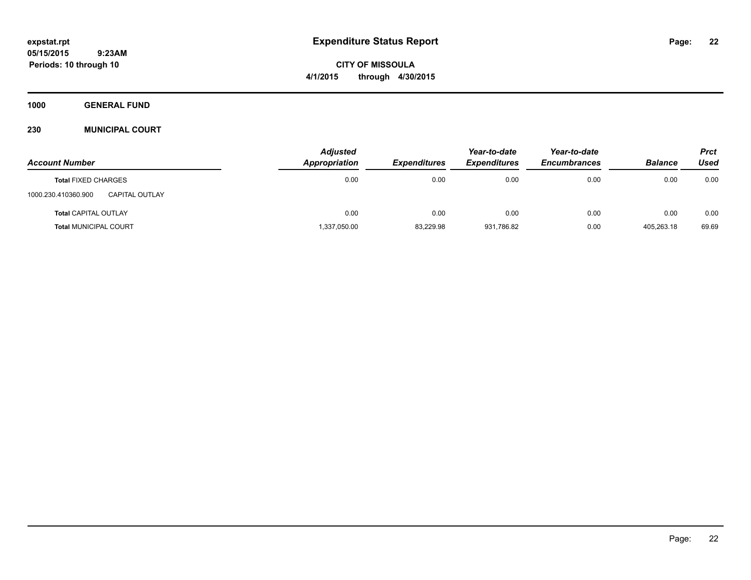# Expenditure Status Report

**CITY OF MISSOULA**

**4/1/2015 through 4/30/2015**

expstat.rpt
05/15/2015 9:23AM
Periods: 10 through 10

## 1000 GENERAL FUND

## 230 MUNICIPAL COURT

| Account Number | | Adjusted Appropriation | Expenditures | Year-to-date Expenditures | Year-to-date Encumbrances | Balance | Prct Used |
|---|---|---|---|---|---|---|---|
| **Total** FIXED CHARGES | | 0.00 | 0.00 | 0.00 | 0.00 | 0.00 | 0.00 |
| 1000.230.410360.900 | CAPITAL OUTLAY | | | | | | |
| **Total** CAPITAL OUTLAY | | 0.00 | 0.00 | 0.00 | 0.00 | 0.00 | 0.00 |
| **Total** MUNICIPAL COURT | | 1,337,050.00 | 83,229.98 | 931,786.82 | 0.00 | 405,263.18 | 69.69 |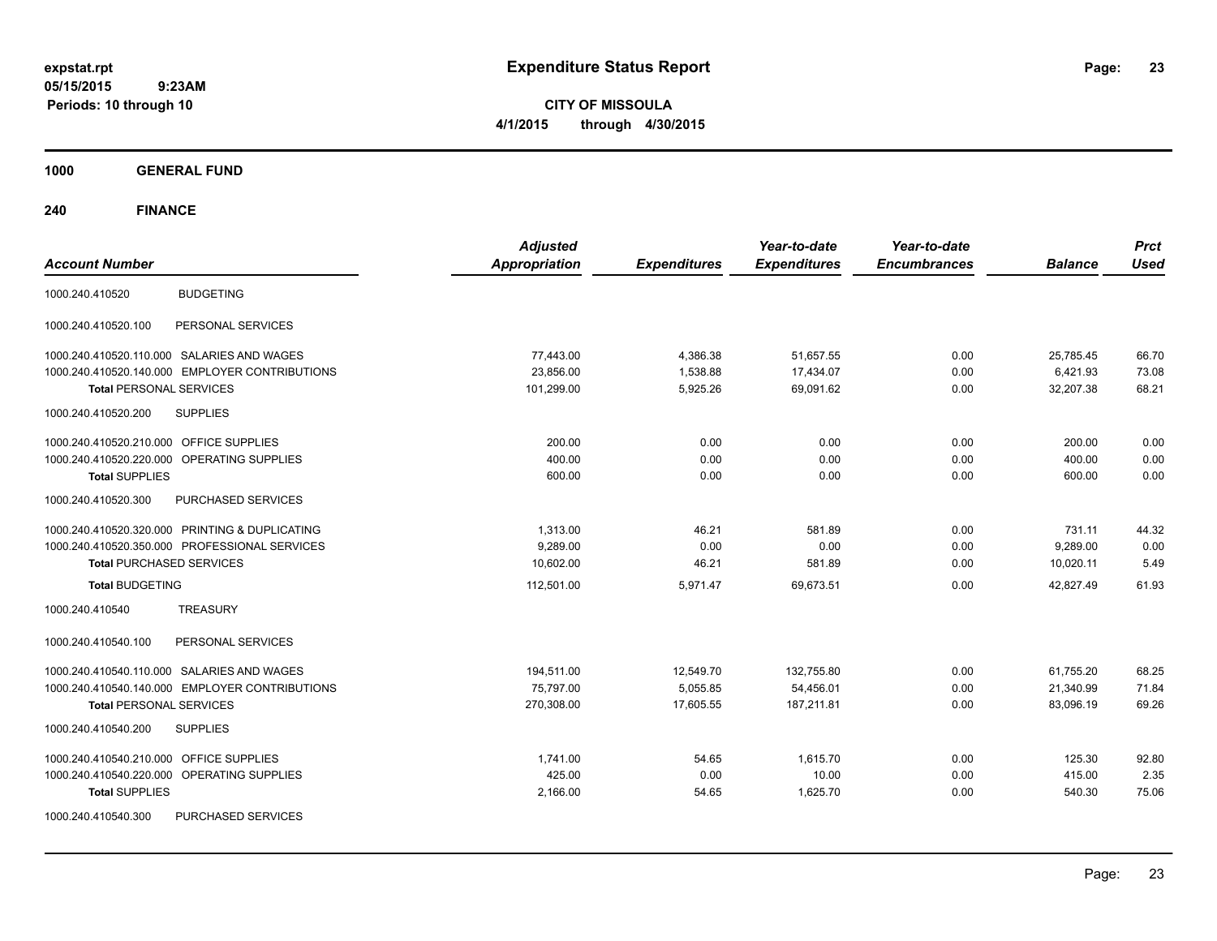# Expenditure Status Report

**CITY OF MISSOULA**

**4/1/2015 through 4/30/2015**

expstat.rpt
05/15/2015 9:23AM
Periods: 10 through 10

**1000 GENERAL FUND**

**240 FINANCE**

| Account Number | | Adjusted Appropriation | Expenditures | Year-to-date Expenditures | Year-to-date Encumbrances | Balance | Prct Used |
|---|---|---|---|---|---|---|---|
| 1000.240.410520 | BUDGETING | | | | | | |
| 1000.240.410520.100 | PERSONAL SERVICES | | | | | | |
| 1000.240.410520.110.000 | SALARIES AND WAGES | 77,443.00 | 4,386.38 | 51,657.55 | 0.00 | 25,785.45 | 66.70 |
| 1000.240.410520.140.000 | EMPLOYER CONTRIBUTIONS | 23,856.00 | 1,538.88 | 17,434.07 | 0.00 | 6,421.93 | 73.08 |
| **Total** PERSONAL SERVICES | | 101,299.00 | 5,925.26 | 69,091.62 | 0.00 | 32,207.38 | 68.21 |
| 1000.240.410520.200 | SUPPLIES | | | | | | |
| 1000.240.410520.210.000 | OFFICE SUPPLIES | 200.00 | 0.00 | 0.00 | 0.00 | 200.00 | 0.00 |
| 1000.240.410520.220.000 | OPERATING SUPPLIES | 400.00 | 0.00 | 0.00 | 0.00 | 400.00 | 0.00 |
| **Total** SUPPLIES | | 600.00 | 0.00 | 0.00 | 0.00 | 600.00 | 0.00 |
| 1000.240.410520.300 | PURCHASED SERVICES | | | | | | |
| 1000.240.410520.320.000 | PRINTING & DUPLICATING | 1,313.00 | 46.21 | 581.89 | 0.00 | 731.11 | 44.32 |
| 1000.240.410520.350.000 | PROFESSIONAL SERVICES | 9,289.00 | 0.00 | 0.00 | 0.00 | 9,289.00 | 0.00 |
| **Total** PURCHASED SERVICES | | 10,602.00 | 46.21 | 581.89 | 0.00 | 10,020.11 | 5.49 |
| **Total** BUDGETING | | 112,501.00 | 5,971.47 | 69,673.51 | 0.00 | 42,827.49 | 61.93 |
| 1000.240.410540 | TREASURY | | | | | | |
| 1000.240.410540.100 | PERSONAL SERVICES | | | | | | |
| 1000.240.410540.110.000 | SALARIES AND WAGES | 194,511.00 | 12,549.70 | 132,755.80 | 0.00 | 61,755.20 | 68.25 |
| 1000.240.410540.140.000 | EMPLOYER CONTRIBUTIONS | 75,797.00 | 5,055.85 | 54,456.01 | 0.00 | 21,340.99 | 71.84 |
| **Total** PERSONAL SERVICES | | 270,308.00 | 17,605.55 | 187,211.81 | 0.00 | 83,096.19 | 69.26 |
| 1000.240.410540.200 | SUPPLIES | | | | | | |
| 1000.240.410540.210.000 | OFFICE SUPPLIES | 1,741.00 | 54.65 | 1,615.70 | 0.00 | 125.30 | 92.80 |
| 1000.240.410540.220.000 | OPERATING SUPPLIES | 425.00 | 0.00 | 10.00 | 0.00 | 415.00 | 2.35 |
| **Total** SUPPLIES | | 2,166.00 | 54.65 | 1,625.70 | 0.00 | 540.30 | 75.06 |
| 1000.240.410540.300 | PURCHASED SERVICES | | | | | | |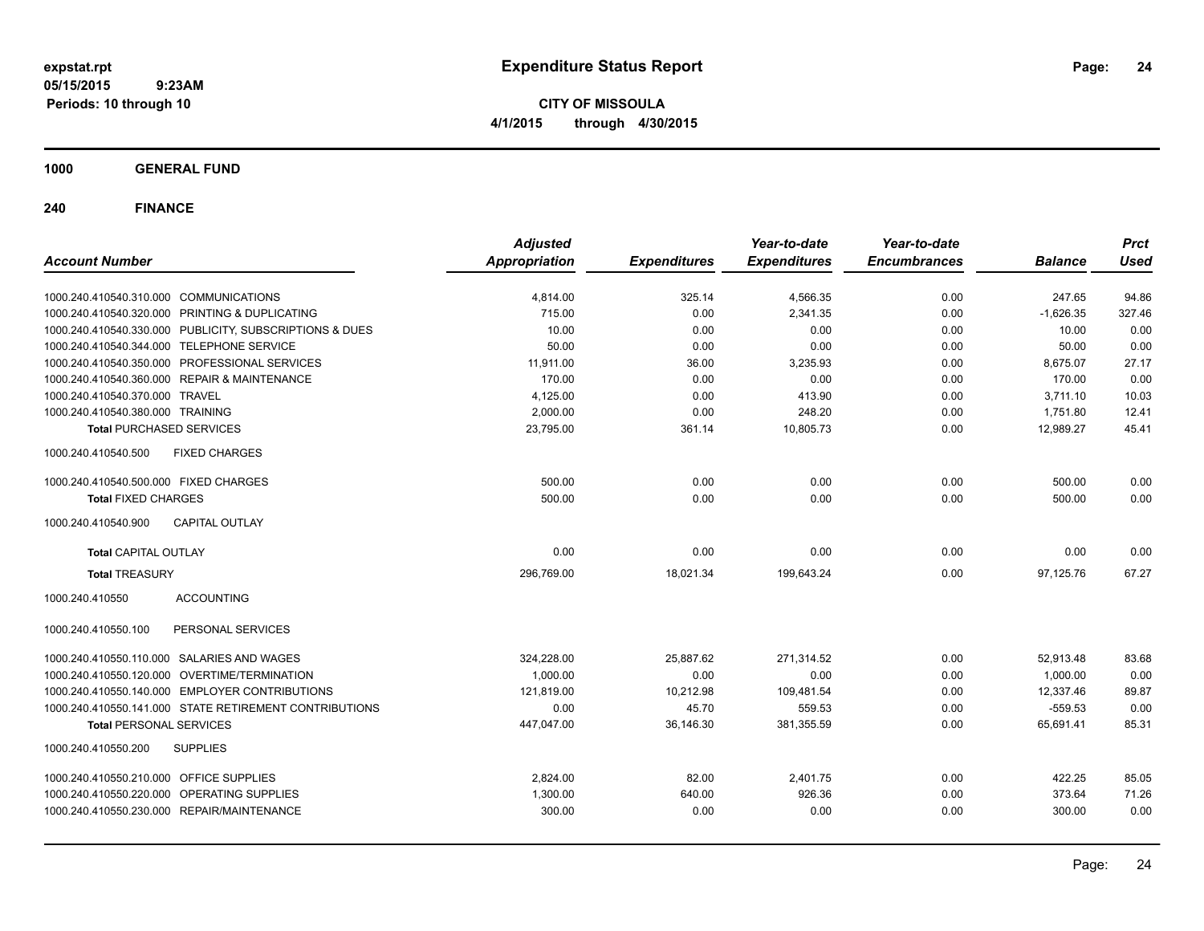# Expenditure Status Report

expstat.rpt
05/15/2015 9:23AM
Periods: 10 through 10

**CITY OF MISSOULA**
**4/1/2015 through 4/30/2015**

## 1000 GENERAL FUND

### 240 FINANCE

| Account Number | Adjusted Appropriation | Expenditures | Year-to-date Expenditures | Year-to-date Encumbrances | Balance | Prct Used |
|---|---|---|---|---|---|---|
| 1000.240.410540.310.000 COMMUNICATIONS | 4,814.00 | 325.14 | 4,566.35 | 0.00 | 247.65 | 94.86 |
| 1000.240.410540.320.000 PRINTING & DUPLICATING | 715.00 | 0.00 | 2,341.35 | 0.00 | -1,626.35 | 327.46 |
| 1000.240.410540.330.000 PUBLICITY, SUBSCRIPTIONS & DUES | 10.00 | 0.00 | 0.00 | 0.00 | 10.00 | 0.00 |
| 1000.240.410540.344.000 TELEPHONE SERVICE | 50.00 | 0.00 | 0.00 | 0.00 | 50.00 | 0.00 |
| 1000.240.410540.350.000 PROFESSIONAL SERVICES | 11,911.00 | 36.00 | 3,235.93 | 0.00 | 8,675.07 | 27.17 |
| 1000.240.410540.360.000 REPAIR & MAINTENANCE | 170.00 | 0.00 | 0.00 | 0.00 | 170.00 | 0.00 |
| 1000.240.410540.370.000 TRAVEL | 4,125.00 | 0.00 | 413.90 | 0.00 | 3,711.10 | 10.03 |
| 1000.240.410540.380.000 TRAINING | 2,000.00 | 0.00 | 248.20 | 0.00 | 1,751.80 | 12.41 |
| **Total** PURCHASED SERVICES | 23,795.00 | 361.14 | 10,805.73 | 0.00 | 12,989.27 | 45.41 |
| 1000.240.410540.500 FIXED CHARGES | | | | | | |
| 1000.240.410540.500.000 FIXED CHARGES | 500.00 | 0.00 | 0.00 | 0.00 | 500.00 | 0.00 |
| **Total** FIXED CHARGES | 500.00 | 0.00 | 0.00 | 0.00 | 500.00 | 0.00 |
| 1000.240.410540.900 CAPITAL OUTLAY | | | | | | |
| **Total** CAPITAL OUTLAY | 0.00 | 0.00 | 0.00 | 0.00 | 0.00 | 0.00 |
| **Total** TREASURY | 296,769.00 | 18,021.34 | 199,643.24 | 0.00 | 97,125.76 | 67.27 |
| 1000.240.410550 ACCOUNTING | | | | | | |
| 1000.240.410550.100 PERSONAL SERVICES | | | | | | |
| 1000.240.410550.110.000 SALARIES AND WAGES | 324,228.00 | 25,887.62 | 271,314.52 | 0.00 | 52,913.48 | 83.68 |
| 1000.240.410550.120.000 OVERTIME/TERMINATION | 1,000.00 | 0.00 | 0.00 | 0.00 | 1,000.00 | 0.00 |
| 1000.240.410550.140.000 EMPLOYER CONTRIBUTIONS | 121,819.00 | 10,212.98 | 109,481.54 | 0.00 | 12,337.46 | 89.87 |
| 1000.240.410550.141.000 STATE RETIREMENT CONTRIBUTIONS | 0.00 | 45.70 | 559.53 | 0.00 | -559.53 | 0.00 |
| **Total** PERSONAL SERVICES | 447,047.00 | 36,146.30 | 381,355.59 | 0.00 | 65,691.41 | 85.31 |
| 1000.240.410550.200 SUPPLIES | | | | | | |
| 1000.240.410550.210.000 OFFICE SUPPLIES | 2,824.00 | 82.00 | 2,401.75 | 0.00 | 422.25 | 85.05 |
| 1000.240.410550.220.000 OPERATING SUPPLIES | 1,300.00 | 640.00 | 926.36 | 0.00 | 373.64 | 71.26 |
| 1000.240.410550.230.000 REPAIR/MAINTENANCE | 300.00 | 0.00 | 0.00 | 0.00 | 300.00 | 0.00 |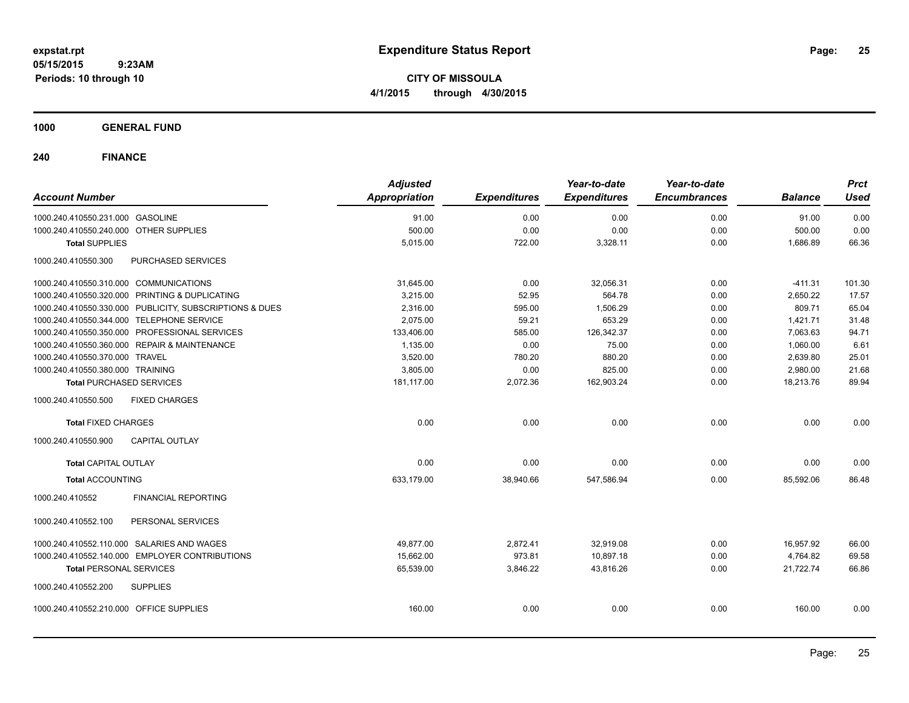# Expenditure Status Report

**expstat.rpt**
**05/15/2015 9:23AM**
**Periods: 10 through 10**

**CITY OF MISSOULA**
**4/1/2015 through 4/30/2015**

**1000 GENERAL FUND**

**240 FINANCE**

| Account Number | | Adjusted Appropriation | Expenditures | Year-to-date Expenditures | Year-to-date Encumbrances | Balance | Prct Used |
|---|---|---|---|---|---|---|---|
| 1000.240.410550.231.000 | GASOLINE | 91.00 | 0.00 | 0.00 | 0.00 | 91.00 | 0.00 |
| 1000.240.410550.240.000 | OTHER SUPPLIES | 500.00 | 0.00 | 0.00 | 0.00 | 500.00 | 0.00 |
| **Total** SUPPLIES | | 5,015.00 | 722.00 | 3,328.11 | 0.00 | 1,686.89 | 66.36 |
| 1000.240.410550.300 | PURCHASED SERVICES | | | | | | |
| 1000.240.410550.310.000 | COMMUNICATIONS | 31,645.00 | 0.00 | 32,056.31 | 0.00 | -411.31 | 101.30 |
| 1000.240.410550.320.000 | PRINTING & DUPLICATING | 3,215.00 | 52.95 | 564.78 | 0.00 | 2,650.22 | 17.57 |
| 1000.240.410550.330.000 | PUBLICITY, SUBSCRIPTIONS & DUES | 2,316.00 | 595.00 | 1,506.29 | 0.00 | 809.71 | 65.04 |
| 1000.240.410550.344.000 | TELEPHONE SERVICE | 2,075.00 | 59.21 | 653.29 | 0.00 | 1,421.71 | 31.48 |
| 1000.240.410550.350.000 | PROFESSIONAL SERVICES | 133,406.00 | 585.00 | 126,342.37 | 0.00 | 7,063.63 | 94.71 |
| 1000.240.410550.360.000 | REPAIR & MAINTENANCE | 1,135.00 | 0.00 | 75.00 | 0.00 | 1,060.00 | 6.61 |
| 1000.240.410550.370.000 | TRAVEL | 3,520.00 | 780.20 | 880.20 | 0.00 | 2,639.80 | 25.01 |
| 1000.240.410550.380.000 | TRAINING | 3,805.00 | 0.00 | 825.00 | 0.00 | 2,980.00 | 21.68 |
| **Total** PURCHASED SERVICES | | 181,117.00 | 2,072.36 | 162,903.24 | 0.00 | 18,213.76 | 89.94 |
| 1000.240.410550.500 | FIXED CHARGES | | | | | | |
| **Total** FIXED CHARGES | | 0.00 | 0.00 | 0.00 | 0.00 | 0.00 | 0.00 |
| 1000.240.410550.900 | CAPITAL OUTLAY | | | | | | |
| **Total** CAPITAL OUTLAY | | 0.00 | 0.00 | 0.00 | 0.00 | 0.00 | 0.00 |
| **Total** ACCOUNTING | | 633,179.00 | 38,940.66 | 547,586.94 | 0.00 | 85,592.06 | 86.48 |
| 1000.240.410552 | FINANCIAL REPORTING | | | | | | |
| 1000.240.410552.100 | PERSONAL SERVICES | | | | | | |
| 1000.240.410552.110.000 | SALARIES AND WAGES | 49,877.00 | 2,872.41 | 32,919.08 | 0.00 | 16,957.92 | 66.00 |
| 1000.240.410552.140.000 | EMPLOYER CONTRIBUTIONS | 15,662.00 | 973.81 | 10,897.18 | 0.00 | 4,764.82 | 69.58 |
| **Total** PERSONAL SERVICES | | 65,539.00 | 3,846.22 | 43,816.26 | 0.00 | 21,722.74 | 66.86 |
| 1000.240.410552.200 | SUPPLIES | | | | | | |
| 1000.240.410552.210.000 | OFFICE SUPPLIES | 160.00 | 0.00 | 0.00 | 0.00 | 160.00 | 0.00 |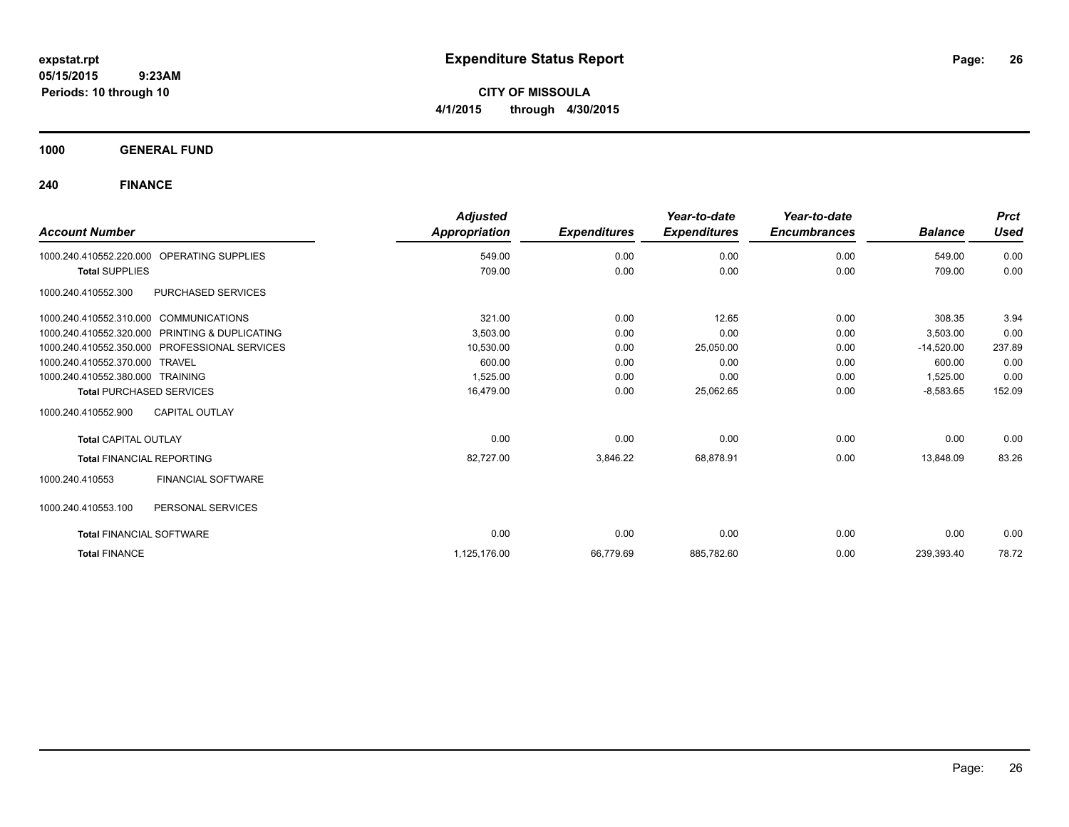# Expenditure Status Report

expstat.rpt
05/15/2015 9:23AM
Periods: 10 through 10

**CITY OF MISSOULA**
**4/1/2015 through 4/30/2015**

**1000 GENERAL FUND**

**240 FINANCE**

| Account Number | | Adjusted Appropriation | Expenditures | Year-to-date Expenditures | Year-to-date Encumbrances | Balance | Prct Used |
|---|---|---|---|---|---|---|---|
| 1000.240.410552.220.000 | OPERATING SUPPLIES | 549.00 | 0.00 | 0.00 | 0.00 | 549.00 | 0.00 |
| **Total** SUPPLIES | | 709.00 | 0.00 | 0.00 | 0.00 | 709.00 | 0.00 |
| 1000.240.410552.300 | PURCHASED SERVICES | | | | | | |
| 1000.240.410552.310.000 | COMMUNICATIONS | 321.00 | 0.00 | 12.65 | 0.00 | 308.35 | 3.94 |
| 1000.240.410552.320.000 | PRINTING & DUPLICATING | 3,503.00 | 0.00 | 0.00 | 0.00 | 3,503.00 | 0.00 |
| 1000.240.410552.350.000 | PROFESSIONAL SERVICES | 10,530.00 | 0.00 | 25,050.00 | 0.00 | -14,520.00 | 237.89 |
| 1000.240.410552.370.000 | TRAVEL | 600.00 | 0.00 | 0.00 | 0.00 | 600.00 | 0.00 |
| 1000.240.410552.380.000 | TRAINING | 1,525.00 | 0.00 | 0.00 | 0.00 | 1,525.00 | 0.00 |
| **Total** PURCHASED SERVICES | | 16,479.00 | 0.00 | 25,062.65 | 0.00 | -8,583.65 | 152.09 |
| 1000.240.410552.900 | CAPITAL OUTLAY | | | | | | |
| **Total** CAPITAL OUTLAY | | 0.00 | 0.00 | 0.00 | 0.00 | 0.00 | 0.00 |
| **Total** FINANCIAL REPORTING | | 82,727.00 | 3,846.22 | 68,878.91 | 0.00 | 13,848.09 | 83.26 |
| 1000.240.410553 | FINANCIAL SOFTWARE | | | | | | |
| 1000.240.410553.100 | PERSONAL SERVICES | | | | | | |
| **Total** FINANCIAL SOFTWARE | | 0.00 | 0.00 | 0.00 | 0.00 | 0.00 | 0.00 |
| **Total** FINANCE | | 1,125,176.00 | 66,779.69 | 885,782.60 | 0.00 | 239,393.40 | 78.72 |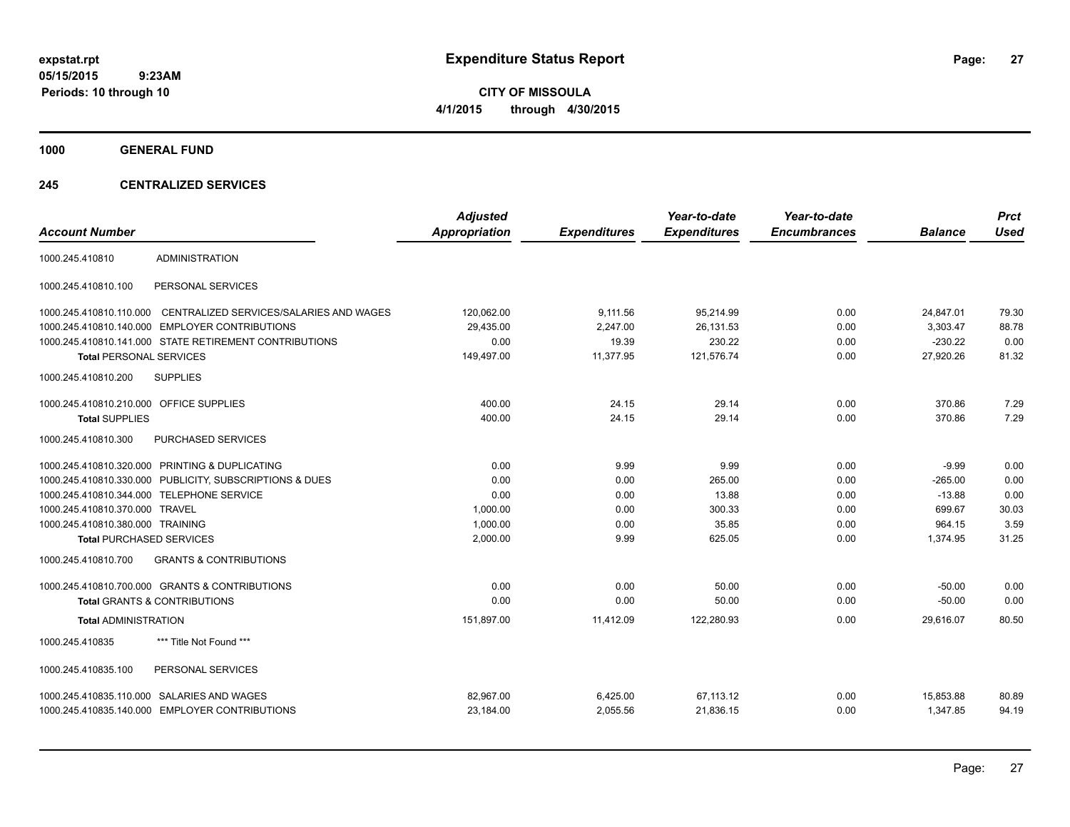# Expenditure Status Report

**expstat.rpt**
**05/15/2015 9:23AM**
**Periods: 10 through 10**

**CITY OF MISSOULA**
**4/1/2015 through 4/30/2015**

**1000 GENERAL FUND**

**245 CENTRALIZED SERVICES**

| Account Number | | Adjusted Appropriation | Expenditures | Year-to-date Expenditures | Year-to-date Encumbrances | Balance | Prct Used |
|---|---|---|---|---|---|---|---|
| 1000.245.410810 | ADMINISTRATION | | | | | | |
| 1000.245.410810.100 | PERSONAL SERVICES | | | | | | |
| 1000.245.410810.110.000 | CENTRALIZED SERVICES/SALARIES AND WAGES | 120,062.00 | 9,111.56 | 95,214.99 | 0.00 | 24,847.01 | 79.30 |
| 1000.245.410810.140.000 | EMPLOYER CONTRIBUTIONS | 29,435.00 | 2,247.00 | 26,131.53 | 0.00 | 3,303.47 | 88.78 |
| 1000.245.410810.141.000 | STATE RETIREMENT CONTRIBUTIONS | 0.00 | 19.39 | 230.22 | 0.00 | -230.22 | 0.00 |
| **Total** PERSONAL SERVICES | | 149,497.00 | 11,377.95 | 121,576.74 | 0.00 | 27,920.26 | 81.32 |
| 1000.245.410810.200 | SUPPLIES | | | | | | |
| 1000.245.410810.210.000 | OFFICE SUPPLIES | 400.00 | 24.15 | 29.14 | 0.00 | 370.86 | 7.29 |
| **Total** SUPPLIES | | 400.00 | 24.15 | 29.14 | 0.00 | 370.86 | 7.29 |
| 1000.245.410810.300 | PURCHASED SERVICES | | | | | | |
| 1000.245.410810.320.000 | PRINTING & DUPLICATING | 0.00 | 9.99 | 9.99 | 0.00 | -9.99 | 0.00 |
| 1000.245.410810.330.000 | PUBLICITY, SUBSCRIPTIONS & DUES | 0.00 | 0.00 | 265.00 | 0.00 | -265.00 | 0.00 |
| 1000.245.410810.344.000 | TELEPHONE SERVICE | 0.00 | 0.00 | 13.88 | 0.00 | -13.88 | 0.00 |
| 1000.245.410810.370.000 | TRAVEL | 1,000.00 | 0.00 | 300.33 | 0.00 | 699.67 | 30.03 |
| 1000.245.410810.380.000 | TRAINING | 1,000.00 | 0.00 | 35.85 | 0.00 | 964.15 | 3.59 |
| **Total** PURCHASED SERVICES | | 2,000.00 | 9.99 | 625.05 | 0.00 | 1,374.95 | 31.25 |
| 1000.245.410810.700 | GRANTS & CONTRIBUTIONS | | | | | | |
| 1000.245.410810.700.000 | GRANTS & CONTRIBUTIONS | 0.00 | 0.00 | 50.00 | 0.00 | -50.00 | 0.00 |
| **Total** GRANTS & CONTRIBUTIONS | | 0.00 | 0.00 | 50.00 | 0.00 | -50.00 | 0.00 |
| **Total** ADMINISTRATION | | 151,897.00 | 11,412.09 | 122,280.93 | 0.00 | 29,616.07 | 80.50 |
| 1000.245.410835 | *** Title Not Found *** | | | | | | |
| 1000.245.410835.100 | PERSONAL SERVICES | | | | | | |
| 1000.245.410835.110.000 | SALARIES AND WAGES | 82,967.00 | 6,425.00 | 67,113.12 | 0.00 | 15,853.88 | 80.89 |
| 1000.245.410835.140.000 | EMPLOYER CONTRIBUTIONS | 23,184.00 | 2,055.56 | 21,836.15 | 0.00 | 1,347.85 | 94.19 |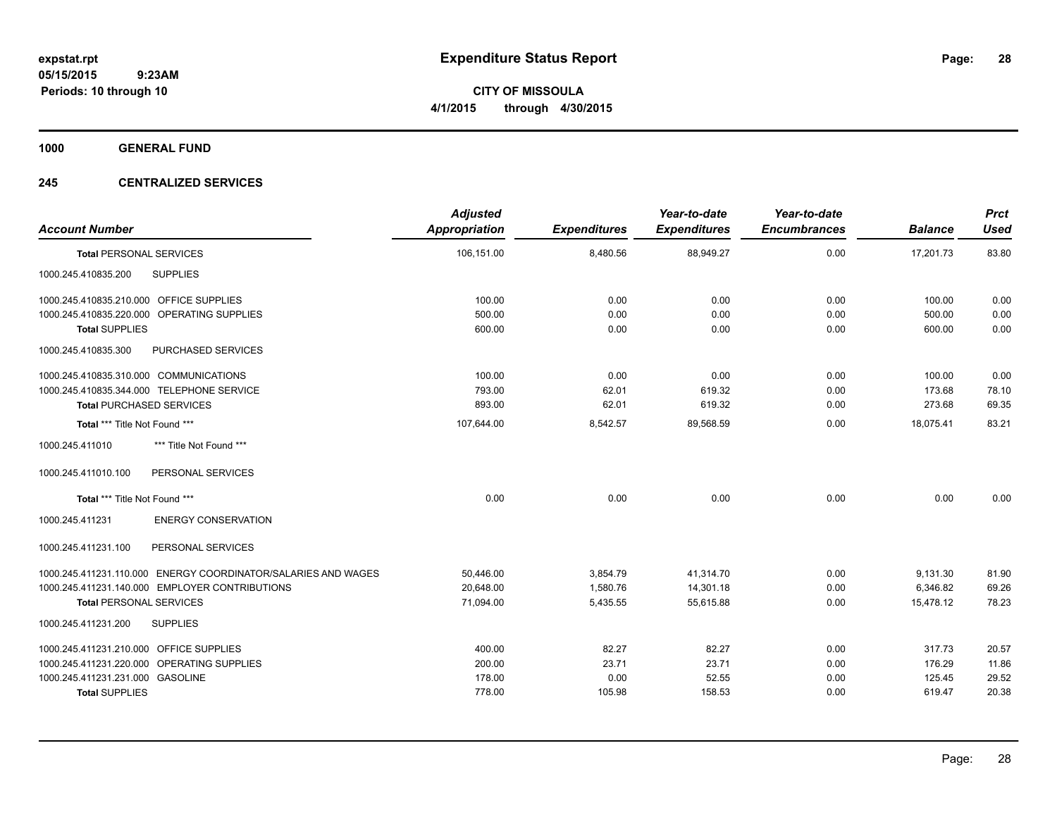# Expenditure Status Report

**CITY OF MISSOULA**

**4/1/2015 through 4/30/2015**

expstat.rpt
05/15/2015 9:23AM
Periods: 10 through 10

**1000 GENERAL FUND**

**245 CENTRALIZED SERVICES**

| Account Number | Adjusted Appropriation | Expenditures | Year-to-date Expenditures | Year-to-date Encumbrances | Balance | Prct Used |
|---|---|---|---|---|---|---|
| **Total** PERSONAL SERVICES | 106,151.00 | 8,480.56 | 88,949.27 | 0.00 | 17,201.73 | 83.80 |
| 1000.245.410835.200 SUPPLIES | | | | | | |
| 1000.245.410835.210.000 OFFICE SUPPLIES | 100.00 | 0.00 | 0.00 | 0.00 | 100.00 | 0.00 |
| 1000.245.410835.220.000 OPERATING SUPPLIES | 500.00 | 0.00 | 0.00 | 0.00 | 500.00 | 0.00 |
| **Total** SUPPLIES | 600.00 | 0.00 | 0.00 | 0.00 | 600.00 | 0.00 |
| 1000.245.410835.300 PURCHASED SERVICES | | | | | | |
| 1000.245.410835.310.000 COMMUNICATIONS | 100.00 | 0.00 | 0.00 | 0.00 | 100.00 | 0.00 |
| 1000.245.410835.344.000 TELEPHONE SERVICE | 793.00 | 62.01 | 619.32 | 0.00 | 173.68 | 78.10 |
| **Total** PURCHASED SERVICES | 893.00 | 62.01 | 619.32 | 0.00 | 273.68 | 69.35 |
| **Total \*\*\* Title Not Found \*\*\*** | 107,644.00 | 8,542.57 | 89,568.59 | 0.00 | 18,075.41 | 83.21 |
| 1000.245.411010 *** Title Not Found *** | | | | | | |
| 1000.245.411010.100 PERSONAL SERVICES | | | | | | |
| **Total \*\*\* Title Not Found \*\*\*** | 0.00 | 0.00 | 0.00 | 0.00 | 0.00 | 0.00 |
| 1000.245.411231 ENERGY CONSERVATION | | | | | | |
| 1000.245.411231.100 PERSONAL SERVICES | | | | | | |
| 1000.245.411231.110.000 ENERGY COORDINATOR/SALARIES AND WAGES | 50,446.00 | 3,854.79 | 41,314.70 | 0.00 | 9,131.30 | 81.90 |
| 1000.245.411231.140.000 EMPLOYER CONTRIBUTIONS | 20,648.00 | 1,580.76 | 14,301.18 | 0.00 | 6,346.82 | 69.26 |
| **Total** PERSONAL SERVICES | 71,094.00 | 5,435.55 | 55,615.88 | 0.00 | 15,478.12 | 78.23 |
| 1000.245.411231.200 SUPPLIES | | | | | | |
| 1000.245.411231.210.000 OFFICE SUPPLIES | 400.00 | 82.27 | 82.27 | 0.00 | 317.73 | 20.57 |
| 1000.245.411231.220.000 OPERATING SUPPLIES | 200.00 | 23.71 | 23.71 | 0.00 | 176.29 | 11.86 |
| 1000.245.411231.231.000 GASOLINE | 178.00 | 0.00 | 52.55 | 0.00 | 125.45 | 29.52 |
| **Total** SUPPLIES | 778.00 | 105.98 | 158.53 | 0.00 | 619.47 | 20.38 |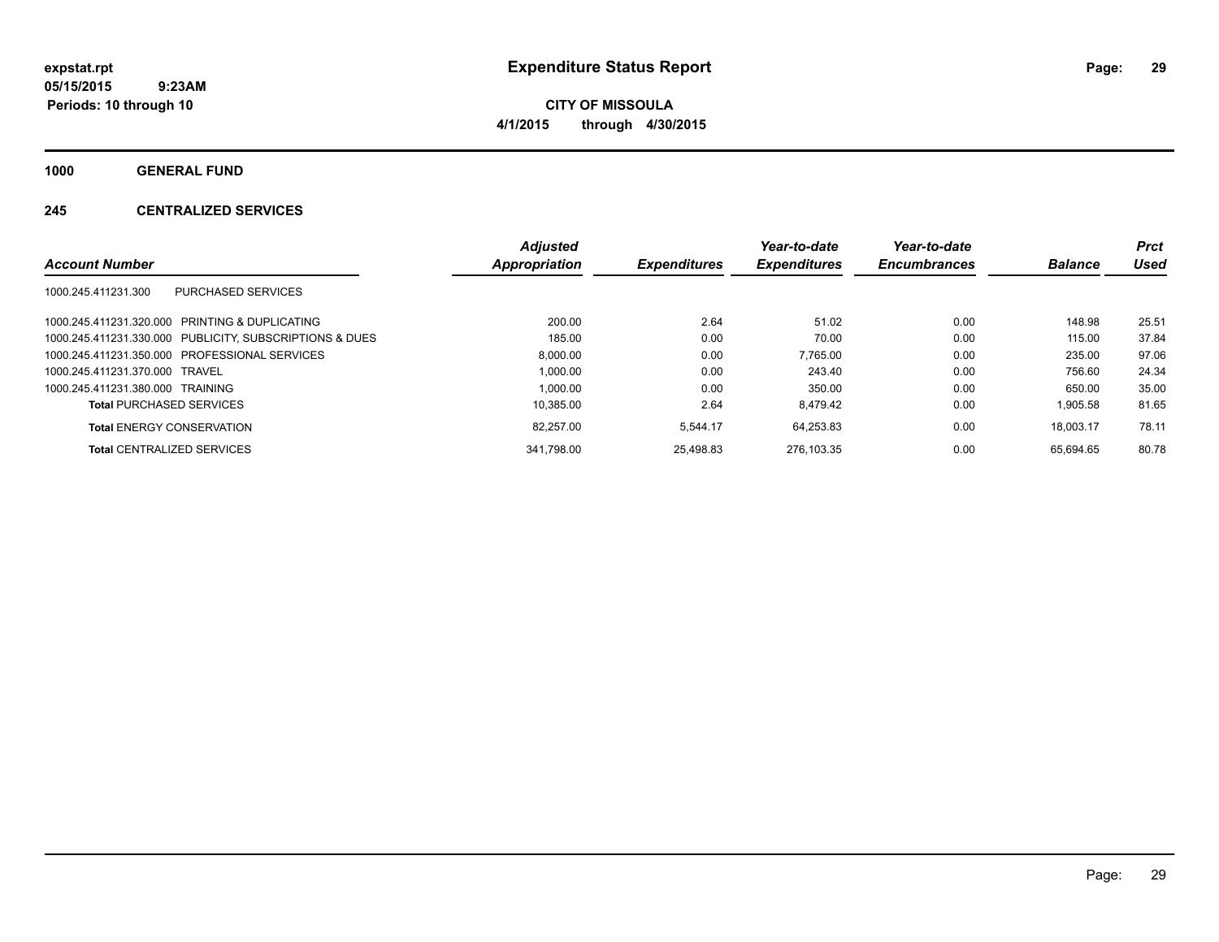**expstat.rpt**
**05/15/2015 9:23AM**
**Periods: 10 through 10**

# Expenditure Status Report

**CITY OF MISSOULA**
**4/1/2015 through 4/30/2015**

## 1000 GENERAL FUND

### 245 CENTRALIZED SERVICES

| Account Number | | Adjusted Appropriation | Expenditures | Year-to-date Expenditures | Year-to-date Encumbrances | Balance | Prct Used |
|---|---|---|---|---|---|---|---|
| 1000.245.411231.300 | PURCHASED SERVICES | | | | | | |
| 1000.245.411231.320.000 | PRINTING & DUPLICATING | 200.00 | 2.64 | 51.02 | 0.00 | 148.98 | 25.51 |
| 1000.245.411231.330.000 | PUBLICITY, SUBSCRIPTIONS & DUES | 185.00 | 0.00 | 70.00 | 0.00 | 115.00 | 37.84 |
| 1000.245.411231.350.000 | PROFESSIONAL SERVICES | 8,000.00 | 0.00 | 7,765.00 | 0.00 | 235.00 | 97.06 |
| 1000.245.411231.370.000 | TRAVEL | 1,000.00 | 0.00 | 243.40 | 0.00 | 756.60 | 24.34 |
| 1000.245.411231.380.000 | TRAINING | 1,000.00 | 0.00 | 350.00 | 0.00 | 650.00 | 35.00 |
| **Total** PURCHASED SERVICES | | 10,385.00 | 2.64 | 8,479.42 | 0.00 | 1,905.58 | 81.65 |
| **Total** ENERGY CONSERVATION | | 82,257.00 | 5,544.17 | 64,253.83 | 0.00 | 18,003.17 | 78.11 |
| **Total** CENTRALIZED SERVICES | | 341,798.00 | 25,498.83 | 276,103.35 | 0.00 | 65,694.65 | 80.78 |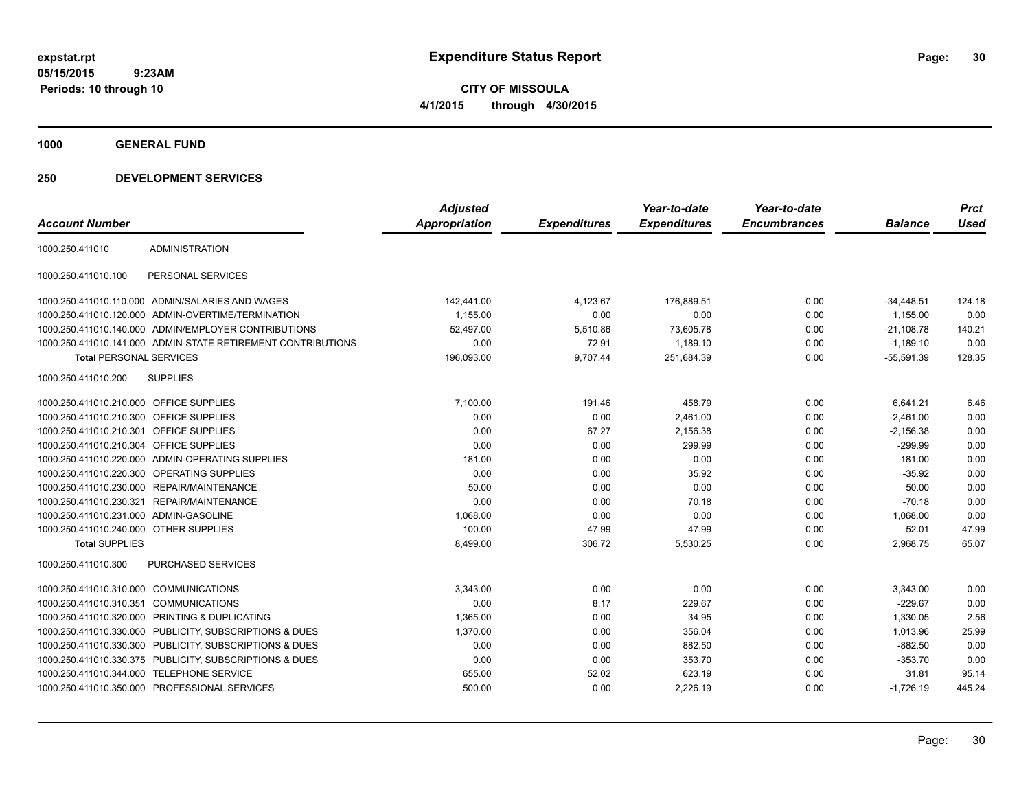# Expenditure Status Report

expstat.rpt
05/15/2015 9:23AM
Periods: 10 through 10

**CITY OF MISSOULA**
**4/1/2015 through 4/30/2015**

## 1000 GENERAL FUND

## 250 DEVELOPMENT SERVICES

| Account Number | | Adjusted Appropriation | Expenditures | Year-to-date Expenditures | Year-to-date Encumbrances | Balance | Prct Used |
|---|---|---|---|---|---|---|---|
| 1000.250.411010 | ADMINISTRATION | | | | | | |
| 1000.250.411010.100 | PERSONAL SERVICES | | | | | | |
| 1000.250.411010.110.000 | ADMIN/SALARIES AND WAGES | 142,441.00 | 4,123.67 | 176,889.51 | 0.00 | -34,448.51 | 124.18 |
| 1000.250.411010.120.000 | ADMIN-OVERTIME/TERMINATION | 1,155.00 | 0.00 | 0.00 | 0.00 | 1,155.00 | 0.00 |
| 1000.250.411010.140.000 | ADMIN/EMPLOYER CONTRIBUTIONS | 52,497.00 | 5,510.86 | 73,605.78 | 0.00 | -21,108.78 | 140.21 |
| 1000.250.411010.141.000 | ADMIN-STATE RETIREMENT CONTRIBUTIONS | 0.00 | 72.91 | 1,189.10 | 0.00 | -1,189.10 | 0.00 |
| **Total** PERSONAL SERVICES | | 196,093.00 | 9,707.44 | 251,684.39 | 0.00 | -55,591.39 | 128.35 |
| 1000.250.411010.200 | SUPPLIES | | | | | | |
| 1000.250.411010.210.000 | OFFICE SUPPLIES | 7,100.00 | 191.46 | 458.79 | 0.00 | 6,641.21 | 6.46 |
| 1000.250.411010.210.300 | OFFICE SUPPLIES | 0.00 | 0.00 | 2,461.00 | 0.00 | -2,461.00 | 0.00 |
| 1000.250.411010.210.301 | OFFICE SUPPLIES | 0.00 | 67.27 | 2,156.38 | 0.00 | -2,156.38 | 0.00 |
| 1000.250.411010.210.304 | OFFICE SUPPLIES | 0.00 | 0.00 | 299.99 | 0.00 | -299.99 | 0.00 |
| 1000.250.411010.220.000 | ADMIN-OPERATING SUPPLIES | 181.00 | 0.00 | 0.00 | 0.00 | 181.00 | 0.00 |
| 1000.250.411010.220.300 | OPERATING SUPPLIES | 0.00 | 0.00 | 35.92 | 0.00 | -35.92 | 0.00 |
| 1000.250.411010.230.000 | REPAIR/MAINTENANCE | 50.00 | 0.00 | 0.00 | 0.00 | 50.00 | 0.00 |
| 1000.250.411010.230.321 | REPAIR/MAINTENANCE | 0.00 | 0.00 | 70.18 | 0.00 | -70.18 | 0.00 |
| 1000.250.411010.231.000 | ADMIN-GASOLINE | 1,068.00 | 0.00 | 0.00 | 0.00 | 1,068.00 | 0.00 |
| 1000.250.411010.240.000 | OTHER SUPPLIES | 100.00 | 47.99 | 47.99 | 0.00 | 52.01 | 47.99 |
| **Total** SUPPLIES | | 8,499.00 | 306.72 | 5,530.25 | 0.00 | 2,968.75 | 65.07 |
| 1000.250.411010.300 | PURCHASED SERVICES | | | | | | |
| 1000.250.411010.310.000 | COMMUNICATIONS | 3,343.00 | 0.00 | 0.00 | 0.00 | 3,343.00 | 0.00 |
| 1000.250.411010.310.351 | COMMUNICATIONS | 0.00 | 8.17 | 229.67 | 0.00 | -229.67 | 0.00 |
| 1000.250.411010.320.000 | PRINTING & DUPLICATING | 1,365.00 | 0.00 | 34.95 | 0.00 | 1,330.05 | 2.56 |
| 1000.250.411010.330.000 | PUBLICITY, SUBSCRIPTIONS & DUES | 1,370.00 | 0.00 | 356.04 | 0.00 | 1,013.96 | 25.99 |
| 1000.250.411010.330.300 | PUBLICITY, SUBSCRIPTIONS & DUES | 0.00 | 0.00 | 882.50 | 0.00 | -882.50 | 0.00 |
| 1000.250.411010.330.375 | PUBLICITY, SUBSCRIPTIONS & DUES | 0.00 | 0.00 | 353.70 | 0.00 | -353.70 | 0.00 |
| 1000.250.411010.344.000 | TELEPHONE SERVICE | 655.00 | 52.02 | 623.19 | 0.00 | 31.81 | 95.14 |
| 1000.250.411010.350.000 | PROFESSIONAL SERVICES | 500.00 | 0.00 | 2,226.19 | 0.00 | -1,726.19 | 445.24 |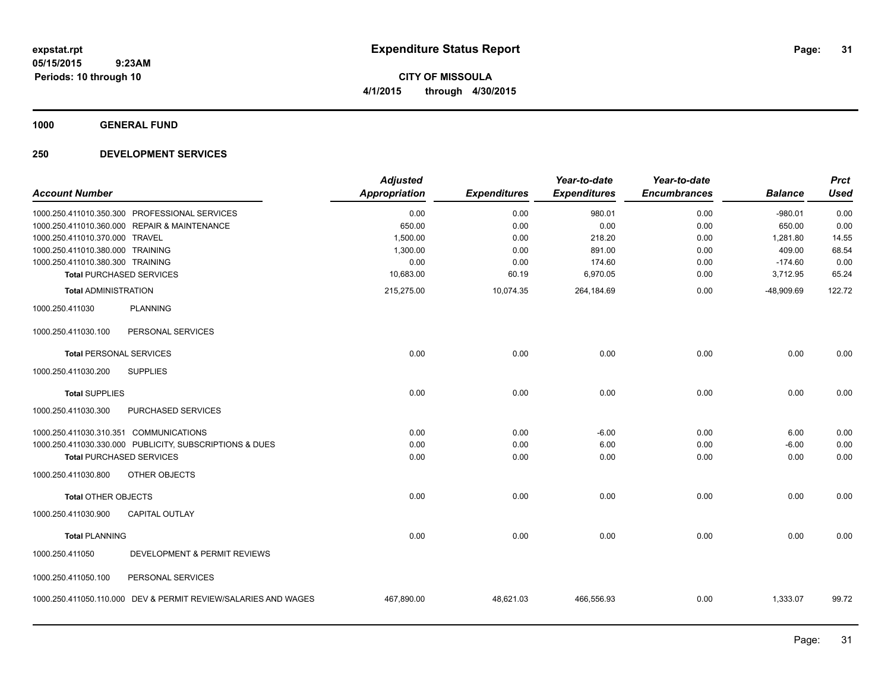**expstat.rpt**
**05/15/2015 9:23AM**
**Periods: 10 through 10**

# Expenditure Status Report

**CITY OF MISSOULA**
**4/1/2015 through 4/30/2015**

## 1000 GENERAL FUND

## 250 DEVELOPMENT SERVICES

| Account Number | Adjusted Appropriation | Expenditures | Year-to-date Expenditures | Year-to-date Encumbrances | Balance | Prct Used |
|---|---|---|---|---|---|---|
| 1000.250.411010.350.300 PROFESSIONAL SERVICES | 0.00 | 0.00 | 980.01 | 0.00 | -980.01 | 0.00 |
| 1000.250.411010.360.000 REPAIR & MAINTENANCE | 650.00 | 0.00 | 0.00 | 0.00 | 650.00 | 0.00 |
| 1000.250.411010.370.000 TRAVEL | 1,500.00 | 0.00 | 218.20 | 0.00 | 1,281.80 | 14.55 |
| 1000.250.411010.380.000 TRAINING | 1,300.00 | 0.00 | 891.00 | 0.00 | 409.00 | 68.54 |
| 1000.250.411010.380.300 TRAINING | 0.00 | 0.00 | 174.60 | 0.00 | -174.60 | 0.00 |
| **Total** PURCHASED SERVICES | 10,683.00 | 60.19 | 6,970.05 | 0.00 | 3,712.95 | 65.24 |
| **Total** ADMINISTRATION | 215,275.00 | 10,074.35 | 264,184.69 | 0.00 | -48,909.69 | 122.72 |
| 1000.250.411030 PLANNING | | | | | | |
| 1000.250.411030.100 PERSONAL SERVICES | | | | | | |
| **Total** PERSONAL SERVICES | 0.00 | 0.00 | 0.00 | 0.00 | 0.00 | 0.00 |
| 1000.250.411030.200 SUPPLIES | | | | | | |
| **Total** SUPPLIES | 0.00 | 0.00 | 0.00 | 0.00 | 0.00 | 0.00 |
| 1000.250.411030.300 PURCHASED SERVICES | | | | | | |
| 1000.250.411030.310.351 COMMUNICATIONS | 0.00 | 0.00 | -6.00 | 0.00 | 6.00 | 0.00 |
| 1000.250.411030.330.000 PUBLICITY, SUBSCRIPTIONS & DUES | 0.00 | 0.00 | 6.00 | 0.00 | -6.00 | 0.00 |
| **Total** PURCHASED SERVICES | 0.00 | 0.00 | 0.00 | 0.00 | 0.00 | 0.00 |
| 1000.250.411030.800 OTHER OBJECTS | | | | | | |
| **Total** OTHER OBJECTS | 0.00 | 0.00 | 0.00 | 0.00 | 0.00 | 0.00 |
| 1000.250.411030.900 CAPITAL OUTLAY | | | | | | |
| **Total** PLANNING | 0.00 | 0.00 | 0.00 | 0.00 | 0.00 | 0.00 |
| 1000.250.411050 DEVELOPMENT & PERMIT REVIEWS | | | | | | |
| 1000.250.411050.100 PERSONAL SERVICES | | | | | | |
| 1000.250.411050.110.000 DEV & PERMIT REVIEW/SALARIES AND WAGES | 467,890.00 | 48,621.03 | 466,556.93 | 0.00 | 1,333.07 | 99.72 |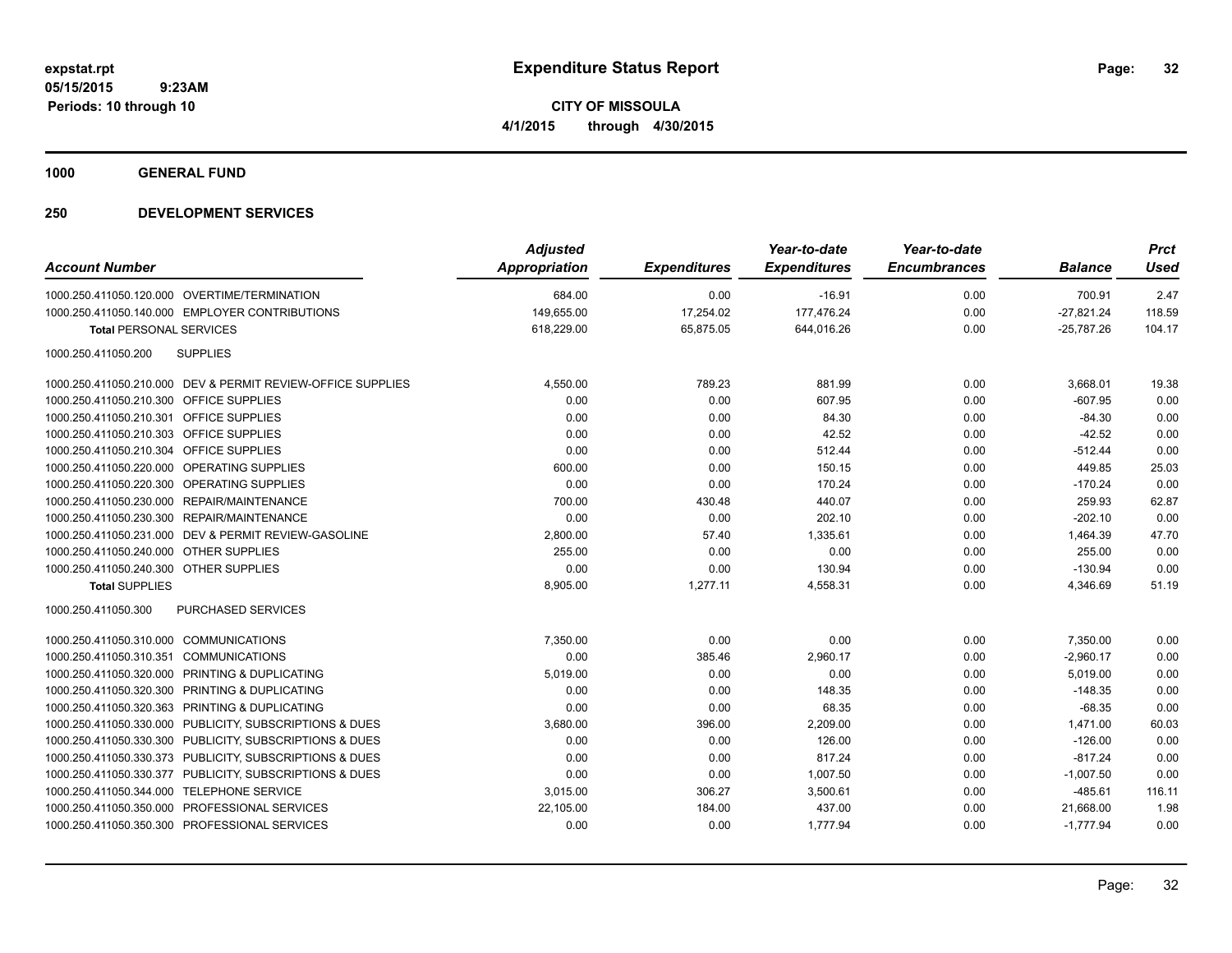**expstat.rpt**
**05/15/2015 9:23AM**
**Periods: 10 through 10**

# Expenditure Status Report

**CITY OF MISSOULA**
**4/1/2015 through 4/30/2015**

## 1000 GENERAL FUND

## 250 DEVELOPMENT SERVICES

| Account Number | | Adjusted Appropriation | Expenditures | Year-to-date Expenditures | Year-to-date Encumbrances | Balance | Prct Used |
|---|---|---|---|---|---|---|---|
| 1000.250.411050.120.000 | OVERTIME/TERMINATION | 684.00 | 0.00 | -16.91 | 0.00 | 700.91 | 2.47 |
| 1000.250.411050.140.000 | EMPLOYER CONTRIBUTIONS | 149,655.00 | 17,254.02 | 177,476.24 | 0.00 | -27,821.24 | 118.59 |
| **Total** PERSONAL SERVICES | | 618,229.00 | 65,875.05 | 644,016.26 | 0.00 | -25,787.26 | 104.17 |
| 1000.250.411050.200 | SUPPLIES | | | | | | |
| 1000.250.411050.210.000 | DEV & PERMIT REVIEW-OFFICE SUPPLIES | 4,550.00 | 789.23 | 881.99 | 0.00 | 3,668.01 | 19.38 |
| 1000.250.411050.210.300 | OFFICE SUPPLIES | 0.00 | 0.00 | 607.95 | 0.00 | -607.95 | 0.00 |
| 1000.250.411050.210.301 | OFFICE SUPPLIES | 0.00 | 0.00 | 84.30 | 0.00 | -84.30 | 0.00 |
| 1000.250.411050.210.303 | OFFICE SUPPLIES | 0.00 | 0.00 | 42.52 | 0.00 | -42.52 | 0.00 |
| 1000.250.411050.210.304 | OFFICE SUPPLIES | 0.00 | 0.00 | 512.44 | 0.00 | -512.44 | 0.00 |
| 1000.250.411050.220.000 | OPERATING SUPPLIES | 600.00 | 0.00 | 150.15 | 0.00 | 449.85 | 25.03 |
| 1000.250.411050.220.300 | OPERATING SUPPLIES | 0.00 | 0.00 | 170.24 | 0.00 | -170.24 | 0.00 |
| 1000.250.411050.230.000 | REPAIR/MAINTENANCE | 700.00 | 430.48 | 440.07 | 0.00 | 259.93 | 62.87 |
| 1000.250.411050.230.300 | REPAIR/MAINTENANCE | 0.00 | 0.00 | 202.10 | 0.00 | -202.10 | 0.00 |
| 1000.250.411050.231.000 | DEV & PERMIT REVIEW-GASOLINE | 2,800.00 | 57.40 | 1,335.61 | 0.00 | 1,464.39 | 47.70 |
| 1000.250.411050.240.000 | OTHER SUPPLIES | 255.00 | 0.00 | 0.00 | 0.00 | 255.00 | 0.00 |
| 1000.250.411050.240.300 | OTHER SUPPLIES | 0.00 | 0.00 | 130.94 | 0.00 | -130.94 | 0.00 |
| **Total** SUPPLIES | | 8,905.00 | 1,277.11 | 4,558.31 | 0.00 | 4,346.69 | 51.19 |
| 1000.250.411050.300 | PURCHASED SERVICES | | | | | | |
| 1000.250.411050.310.000 | COMMUNICATIONS | 7,350.00 | 0.00 | 0.00 | 0.00 | 7,350.00 | 0.00 |
| 1000.250.411050.310.351 | COMMUNICATIONS | 0.00 | 385.46 | 2,960.17 | 0.00 | -2,960.17 | 0.00 |
| 1000.250.411050.320.000 | PRINTING & DUPLICATING | 5,019.00 | 0.00 | 0.00 | 0.00 | 5,019.00 | 0.00 |
| 1000.250.411050.320.300 | PRINTING & DUPLICATING | 0.00 | 0.00 | 148.35 | 0.00 | -148.35 | 0.00 |
| 1000.250.411050.320.363 | PRINTING & DUPLICATING | 0.00 | 0.00 | 68.35 | 0.00 | -68.35 | 0.00 |
| 1000.250.411050.330.000 | PUBLICITY, SUBSCRIPTIONS & DUES | 3,680.00 | 396.00 | 2,209.00 | 0.00 | 1,471.00 | 60.03 |
| 1000.250.411050.330.300 | PUBLICITY, SUBSCRIPTIONS & DUES | 0.00 | 0.00 | 126.00 | 0.00 | -126.00 | 0.00 |
| 1000.250.411050.330.373 | PUBLICITY, SUBSCRIPTIONS & DUES | 0.00 | 0.00 | 817.24 | 0.00 | -817.24 | 0.00 |
| 1000.250.411050.330.377 | PUBLICITY, SUBSCRIPTIONS & DUES | 0.00 | 0.00 | 1,007.50 | 0.00 | -1,007.50 | 0.00 |
| 1000.250.411050.344.000 | TELEPHONE SERVICE | 3,015.00 | 306.27 | 3,500.61 | 0.00 | -485.61 | 116.11 |
| 1000.250.411050.350.000 | PROFESSIONAL SERVICES | 22,105.00 | 184.00 | 437.00 | 0.00 | 21,668.00 | 1.98 |
| 1000.250.411050.350.300 | PROFESSIONAL SERVICES | 0.00 | 0.00 | 1,777.94 | 0.00 | -1,777.94 | 0.00 |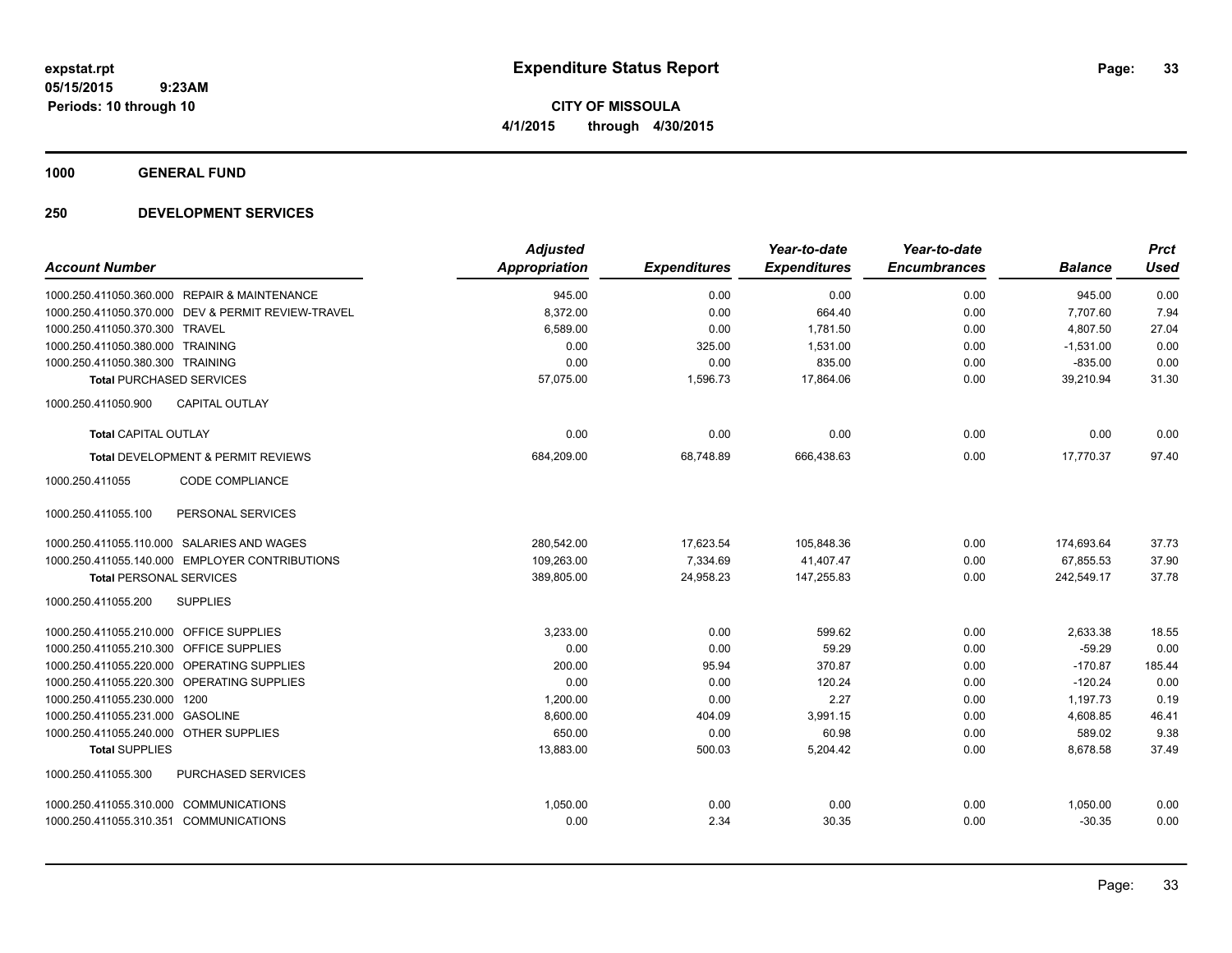# Expenditure Status Report

**CITY OF MISSOULA**
**4/1/2015 through 4/30/2015**

expstat.rpt
05/15/2015 9:23AM
Periods: 10 through 10

**1000 GENERAL FUND**

**250 DEVELOPMENT SERVICES**

| Account Number | Adjusted Appropriation | Expenditures | Year-to-date Expenditures | Year-to-date Encumbrances | Balance | Prct Used |
|---|---|---|---|---|---|---|
| 1000.250.411050.360.000 REPAIR & MAINTENANCE | 945.00 | 0.00 | 0.00 | 0.00 | 945.00 | 0.00 |
| 1000.250.411050.370.000 DEV & PERMIT REVIEW-TRAVEL | 8,372.00 | 0.00 | 664.40 | 0.00 | 7,707.60 | 7.94 |
| 1000.250.411050.370.300 TRAVEL | 6,589.00 | 0.00 | 1,781.50 | 0.00 | 4,807.50 | 27.04 |
| 1000.250.411050.380.000 TRAINING | 0.00 | 325.00 | 1,531.00 | 0.00 | -1,531.00 | 0.00 |
| 1000.250.411050.380.300 TRAINING | 0.00 | 0.00 | 835.00 | 0.00 | -835.00 | 0.00 |
| **Total** PURCHASED SERVICES | 57,075.00 | 1,596.73 | 17,864.06 | 0.00 | 39,210.94 | 31.30 |
| 1000.250.411050.900 CAPITAL OUTLAY | | | | | | |
| **Total** CAPITAL OUTLAY | 0.00 | 0.00 | 0.00 | 0.00 | 0.00 | 0.00 |
| **Total** DEVELOPMENT & PERMIT REVIEWS | 684,209.00 | 68,748.89 | 666,438.63 | 0.00 | 17,770.37 | 97.40 |
| 1000.250.411055 CODE COMPLIANCE | | | | | | |
| 1000.250.411055.100 PERSONAL SERVICES | | | | | | |
| 1000.250.411055.110.000 SALARIES AND WAGES | 280,542.00 | 17,623.54 | 105,848.36 | 0.00 | 174,693.64 | 37.73 |
| 1000.250.411055.140.000 EMPLOYER CONTRIBUTIONS | 109,263.00 | 7,334.69 | 41,407.47 | 0.00 | 67,855.53 | 37.90 |
| **Total** PERSONAL SERVICES | 389,805.00 | 24,958.23 | 147,255.83 | 0.00 | 242,549.17 | 37.78 |
| 1000.250.411055.200 SUPPLIES | | | | | | |
| 1000.250.411055.210.000 OFFICE SUPPLIES | 3,233.00 | 0.00 | 599.62 | 0.00 | 2,633.38 | 18.55 |
| 1000.250.411055.210.300 OFFICE SUPPLIES | 0.00 | 0.00 | 59.29 | 0.00 | -59.29 | 0.00 |
| 1000.250.411055.220.000 OPERATING SUPPLIES | 200.00 | 95.94 | 370.87 | 0.00 | -170.87 | 185.44 |
| 1000.250.411055.220.300 OPERATING SUPPLIES | 0.00 | 0.00 | 120.24 | 0.00 | -120.24 | 0.00 |
| 1000.250.411055.230.000 1200 | 1,200.00 | 0.00 | 2.27 | 0.00 | 1,197.73 | 0.19 |
| 1000.250.411055.231.000 GASOLINE | 8,600.00 | 404.09 | 3,991.15 | 0.00 | 4,608.85 | 46.41 |
| 1000.250.411055.240.000 OTHER SUPPLIES | 650.00 | 0.00 | 60.98 | 0.00 | 589.02 | 9.38 |
| **Total** SUPPLIES | 13,883.00 | 500.03 | 5,204.42 | 0.00 | 8,678.58 | 37.49 |
| 1000.250.411055.300 PURCHASED SERVICES | | | | | | |
| 1000.250.411055.310.000 COMMUNICATIONS | 1,050.00 | 0.00 | 0.00 | 0.00 | 1,050.00 | 0.00 |
| 1000.250.411055.310.351 COMMUNICATIONS | 0.00 | 2.34 | 30.35 | 0.00 | -30.35 | 0.00 |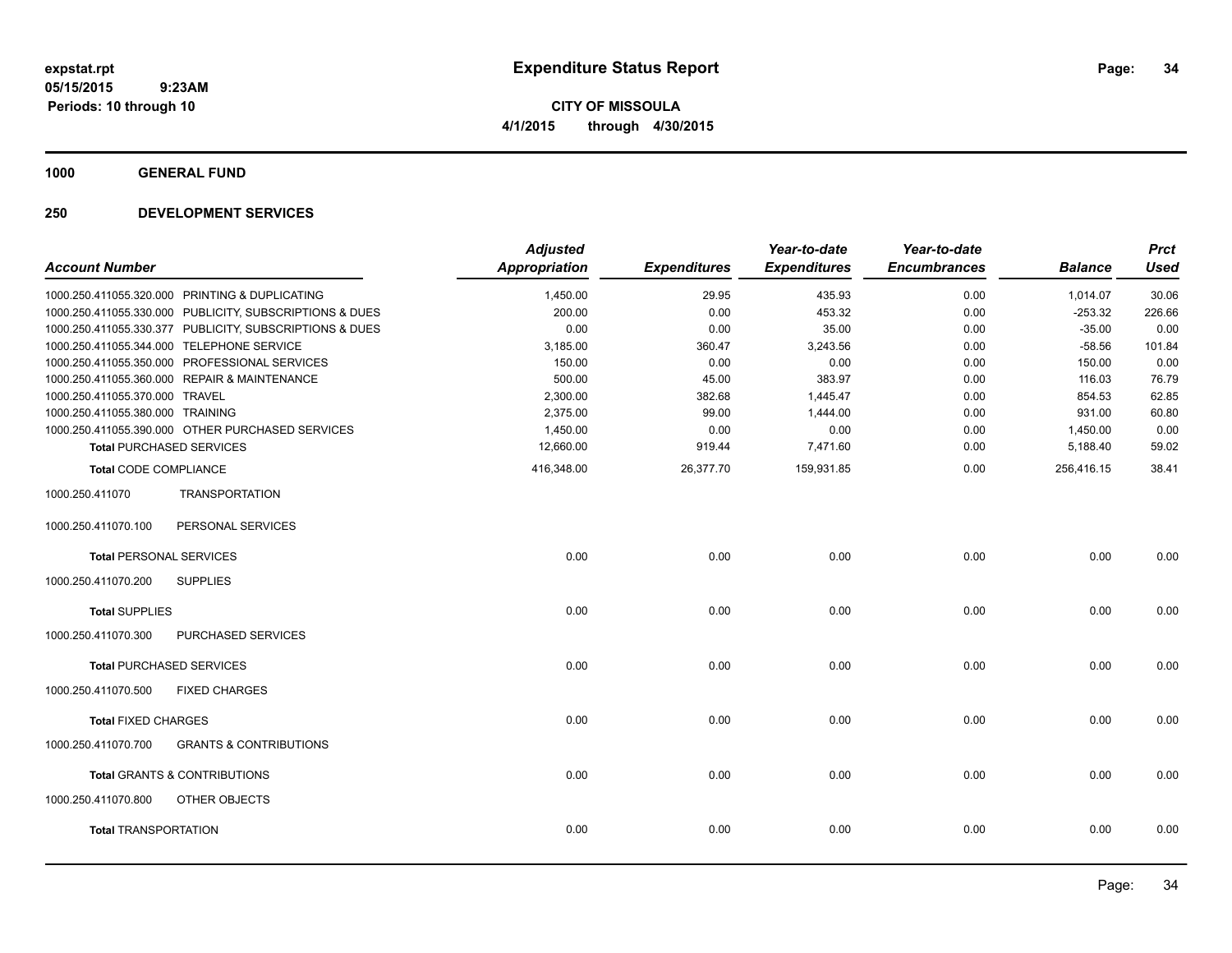**expstat.rpt**
**05/15/2015 9:23AM**
**Periods: 10 through 10**

# Expenditure Status Report

**CITY OF MISSOULA**
**4/1/2015 through 4/30/2015**

## 1000 GENERAL FUND

## 250 DEVELOPMENT SERVICES

| Account Number | | Adjusted Appropriation | Expenditures | Year-to-date Expenditures | Year-to-date Encumbrances | Balance | Prct Used |
|---|---|---|---|---|---|---|---|
| 1000.250.411055.320.000 | PRINTING & DUPLICATING | 1,450.00 | 29.95 | 435.93 | 0.00 | 1,014.07 | 30.06 |
| 1000.250.411055.330.000 | PUBLICITY, SUBSCRIPTIONS & DUES | 200.00 | 0.00 | 453.32 | 0.00 | -253.32 | 226.66 |
| 1000.250.411055.330.377 | PUBLICITY, SUBSCRIPTIONS & DUES | 0.00 | 0.00 | 35.00 | 0.00 | -35.00 | 0.00 |
| 1000.250.411055.344.000 | TELEPHONE SERVICE | 3,185.00 | 360.47 | 3,243.56 | 0.00 | -58.56 | 101.84 |
| 1000.250.411055.350.000 | PROFESSIONAL SERVICES | 150.00 | 0.00 | 0.00 | 0.00 | 150.00 | 0.00 |
| 1000.250.411055.360.000 | REPAIR & MAINTENANCE | 500.00 | 45.00 | 383.97 | 0.00 | 116.03 | 76.79 |
| 1000.250.411055.370.000 | TRAVEL | 2,300.00 | 382.68 | 1,445.47 | 0.00 | 854.53 | 62.85 |
| 1000.250.411055.380.000 | TRAINING | 2,375.00 | 99.00 | 1,444.00 | 0.00 | 931.00 | 60.80 |
| 1000.250.411055.390.000 | OTHER PURCHASED SERVICES | 1,450.00 | 0.00 | 0.00 | 0.00 | 1,450.00 | 0.00 |
| **Total** PURCHASED SERVICES | | 12,660.00 | 919.44 | 7,471.60 | 0.00 | 5,188.40 | 59.02 |
| **Total** CODE COMPLIANCE | | 416,348.00 | 26,377.70 | 159,931.85 | 0.00 | 256,416.15 | 38.41 |
| 1000.250.411070 | TRANSPORTATION | | | | | | |
| 1000.250.411070.100 | PERSONAL SERVICES | | | | | | |
| **Total** PERSONAL SERVICES | | 0.00 | 0.00 | 0.00 | 0.00 | 0.00 | 0.00 |
| 1000.250.411070.200 | SUPPLIES | | | | | | |
| **Total** SUPPLIES | | 0.00 | 0.00 | 0.00 | 0.00 | 0.00 | 0.00 |
| 1000.250.411070.300 | PURCHASED SERVICES | | | | | | |
| **Total** PURCHASED SERVICES | | 0.00 | 0.00 | 0.00 | 0.00 | 0.00 | 0.00 |
| 1000.250.411070.500 | FIXED CHARGES | | | | | | |
| **Total** FIXED CHARGES | | 0.00 | 0.00 | 0.00 | 0.00 | 0.00 | 0.00 |
| 1000.250.411070.700 | GRANTS & CONTRIBUTIONS | | | | | | |
| **Total** GRANTS & CONTRIBUTIONS | | 0.00 | 0.00 | 0.00 | 0.00 | 0.00 | 0.00 |
| 1000.250.411070.800 | OTHER OBJECTS | | | | | | |
| **Total** TRANSPORTATION | | 0.00 | 0.00 | 0.00 | 0.00 | 0.00 | 0.00 |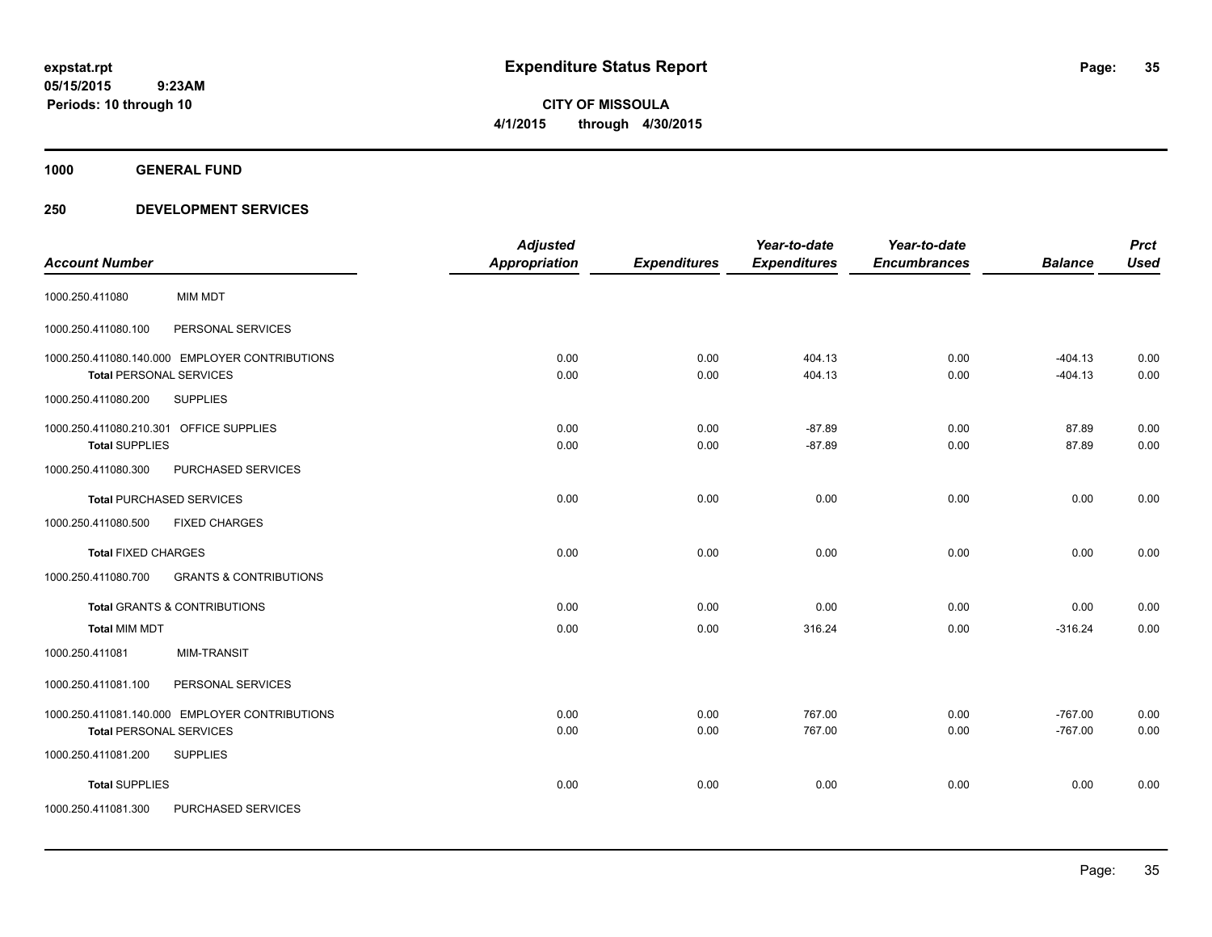# Expenditure Status Report

expstat.rpt
05/15/2015 9:23AM
Periods: 10 through 10

**CITY OF MISSOULA**
**4/1/2015 through 4/30/2015**

## 1000 GENERAL FUND

### 250 DEVELOPMENT SERVICES

| Account Number | | Adjusted Appropriation | Expenditures | Year-to-date Expenditures | Year-to-date Encumbrances | Balance | Prct Used |
|---|---|---|---|---|---|---|---|
| 1000.250.411080 | MIM MDT | | | | | | |
| 1000.250.411080.100 | PERSONAL SERVICES | | | | | | |
| 1000.250.411080.140.000 | EMPLOYER CONTRIBUTIONS | 0.00 | 0.00 | 404.13 | 0.00 | -404.13 | 0.00 |
| **Total** PERSONAL SERVICES | | 0.00 | 0.00 | 404.13 | 0.00 | -404.13 | 0.00 |
| 1000.250.411080.200 | SUPPLIES | | | | | | |
| 1000.250.411080.210.301 | OFFICE SUPPLIES | 0.00 | 0.00 | -87.89 | 0.00 | 87.89 | 0.00 |
| **Total** SUPPLIES | | 0.00 | 0.00 | -87.89 | 0.00 | 87.89 | 0.00 |
| 1000.250.411080.300 | PURCHASED SERVICES | | | | | | |
| **Total** PURCHASED SERVICES | | 0.00 | 0.00 | 0.00 | 0.00 | 0.00 | 0.00 |
| 1000.250.411080.500 | FIXED CHARGES | | | | | | |
| **Total** FIXED CHARGES | | 0.00 | 0.00 | 0.00 | 0.00 | 0.00 | 0.00 |
| 1000.250.411080.700 | GRANTS & CONTRIBUTIONS | | | | | | |
| **Total** GRANTS & CONTRIBUTIONS | | 0.00 | 0.00 | 0.00 | 0.00 | 0.00 | 0.00 |
| **Total MIM MDT** | | 0.00 | 0.00 | 316.24 | 0.00 | -316.24 | 0.00 |
| 1000.250.411081 | MIM-TRANSIT | | | | | | |
| 1000.250.411081.100 | PERSONAL SERVICES | | | | | | |
| 1000.250.411081.140.000 | EMPLOYER CONTRIBUTIONS | 0.00 | 0.00 | 767.00 | 0.00 | -767.00 | 0.00 |
| **Total** PERSONAL SERVICES | | 0.00 | 0.00 | 767.00 | 0.00 | -767.00 | 0.00 |
| 1000.250.411081.200 | SUPPLIES | | | | | | |
| **Total** SUPPLIES | | 0.00 | 0.00 | 0.00 | 0.00 | 0.00 | 0.00 |
| 1000.250.411081.300 | PURCHASED SERVICES | | | | | | |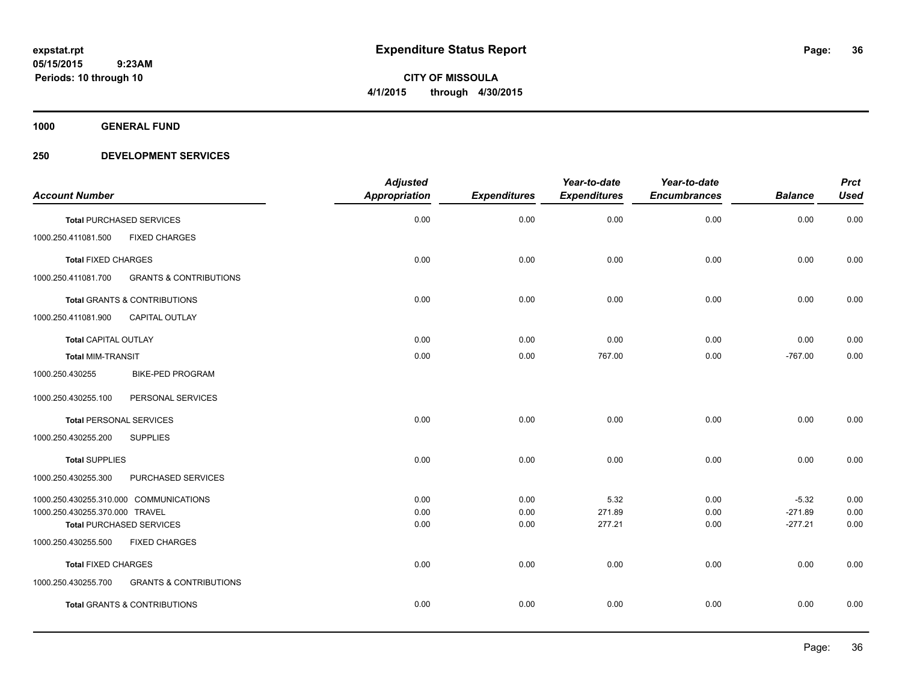**expstat.rpt**
**05/15/2015 9:23AM**
**Periods: 10 through 10**

# Expenditure Status Report

**CITY OF MISSOULA**
**4/1/2015 through 4/30/2015**

## 1000 GENERAL FUND

## 250 DEVELOPMENT SERVICES

| Account Number | | Adjusted Appropriation | Expenditures | Year-to-date Expenditures | Year-to-date Encumbrances | Balance | Prct Used |
|---|---|---|---|---|---|---|---|
| **Total** PURCHASED SERVICES | | 0.00 | 0.00 | 0.00 | 0.00 | 0.00 | 0.00 |
| 1000.250.411081.500 | FIXED CHARGES | | | | | | |
| **Total** FIXED CHARGES | | 0.00 | 0.00 | 0.00 | 0.00 | 0.00 | 0.00 |
| 1000.250.411081.700 | GRANTS & CONTRIBUTIONS | | | | | | |
| **Total** GRANTS & CONTRIBUTIONS | | 0.00 | 0.00 | 0.00 | 0.00 | 0.00 | 0.00 |
| 1000.250.411081.900 | CAPITAL OUTLAY | | | | | | |
| **Total** CAPITAL OUTLAY | | 0.00 | 0.00 | 0.00 | 0.00 | 0.00 | 0.00 |
| **Total** MIM-TRANSIT | | 0.00 | 0.00 | 767.00 | 0.00 | -767.00 | 0.00 |
| 1000.250.430255 | BIKE-PED PROGRAM | | | | | | |
| 1000.250.430255.100 | PERSONAL SERVICES | | | | | | |
| **Total** PERSONAL SERVICES | | 0.00 | 0.00 | 0.00 | 0.00 | 0.00 | 0.00 |
| 1000.250.430255.200 | SUPPLIES | | | | | | |
| **Total** SUPPLIES | | 0.00 | 0.00 | 0.00 | 0.00 | 0.00 | 0.00 |
| 1000.250.430255.300 | PURCHASED SERVICES | | | | | | |
| 1000.250.430255.310.000 | COMMUNICATIONS | 0.00 | 0.00 | 5.32 | 0.00 | -5.32 | 0.00 |
| 1000.250.430255.370.000 | TRAVEL | 0.00 | 0.00 | 271.89 | 0.00 | -271.89 | 0.00 |
| **Total** PURCHASED SERVICES | | 0.00 | 0.00 | 277.21 | 0.00 | -277.21 | 0.00 |
| 1000.250.430255.500 | FIXED CHARGES | | | | | | |
| **Total** FIXED CHARGES | | 0.00 | 0.00 | 0.00 | 0.00 | 0.00 | 0.00 |
| 1000.250.430255.700 | GRANTS & CONTRIBUTIONS | | | | | | |
| **Total** GRANTS & CONTRIBUTIONS | | 0.00 | 0.00 | 0.00 | 0.00 | 0.00 | 0.00 |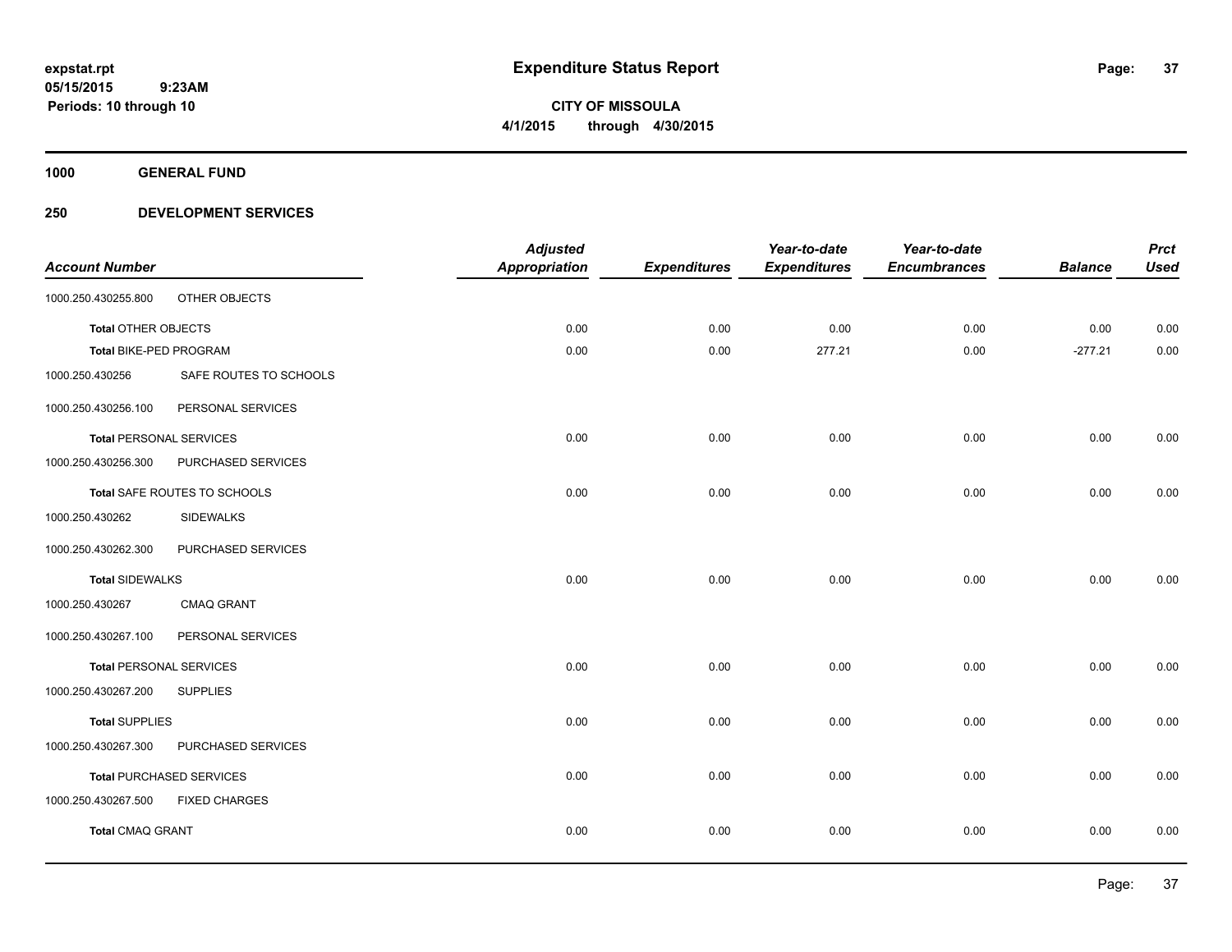**expstat.rpt**
**05/15/2015 9:23AM**
**Periods: 10 through 10**

# Expenditure Status Report

**CITY OF MISSOULA**
**4/1/2015 through 4/30/2015**

**1000 GENERAL FUND**

**250 DEVELOPMENT SERVICES**

| Account Number | | Adjusted Appropriation | Expenditures | Year-to-date Expenditures | Year-to-date Encumbrances | Balance | Prct Used |
|---|---|---|---|---|---|---|---|
| 1000.250.430255.800 | OTHER OBJECTS | | | | | | |
| **Total** OTHER OBJECTS | | 0.00 | 0.00 | 0.00 | 0.00 | 0.00 | 0.00 |
| **Total** BIKE-PED PROGRAM | | 0.00 | 0.00 | 277.21 | 0.00 | -277.21 | 0.00 |
| 1000.250.430256 | SAFE ROUTES TO SCHOOLS | | | | | | |
| 1000.250.430256.100 | PERSONAL SERVICES | | | | | | |
| **Total** PERSONAL SERVICES | | 0.00 | 0.00 | 0.00 | 0.00 | 0.00 | 0.00 |
| 1000.250.430256.300 | PURCHASED SERVICES | | | | | | |
| **Total** SAFE ROUTES TO SCHOOLS | | 0.00 | 0.00 | 0.00 | 0.00 | 0.00 | 0.00 |
| 1000.250.430262 | SIDEWALKS | | | | | | |
| 1000.250.430262.300 | PURCHASED SERVICES | | | | | | |
| **Total** SIDEWALKS | | 0.00 | 0.00 | 0.00 | 0.00 | 0.00 | 0.00 |
| 1000.250.430267 | CMAQ GRANT | | | | | | |
| 1000.250.430267.100 | PERSONAL SERVICES | | | | | | |
| **Total** PERSONAL SERVICES | | 0.00 | 0.00 | 0.00 | 0.00 | 0.00 | 0.00 |
| 1000.250.430267.200 | SUPPLIES | | | | | | |
| **Total** SUPPLIES | | 0.00 | 0.00 | 0.00 | 0.00 | 0.00 | 0.00 |
| 1000.250.430267.300 | PURCHASED SERVICES | | | | | | |
| **Total** PURCHASED SERVICES | | 0.00 | 0.00 | 0.00 | 0.00 | 0.00 | 0.00 |
| 1000.250.430267.500 | FIXED CHARGES | | | | | | |
| **Total** CMAQ GRANT | | 0.00 | 0.00 | 0.00 | 0.00 | 0.00 | 0.00 |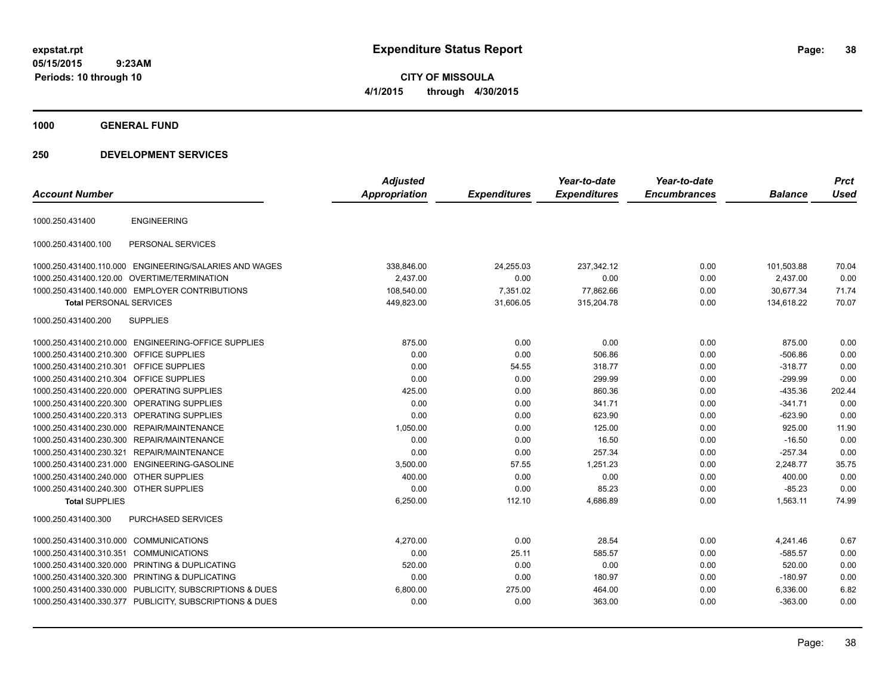# Expenditure Status Report

**CITY OF MISSOULA**

**4/1/2015 through 4/30/2015**

expstat.rpt
05/15/2015 9:23AM
Periods: 10 through 10

**1000 GENERAL FUND**

**250 DEVELOPMENT SERVICES**

| Account Number | | Adjusted Appropriation | Expenditures | Year-to-date Expenditures | Year-to-date Encumbrances | Balance | Prct Used |
|---|---|---|---|---|---|---|---|
| 1000.250.431400 | ENGINEERING | | | | | | |
| 1000.250.431400.100 | PERSONAL SERVICES | | | | | | |
| 1000.250.431400.110.000 | ENGINEERING/SALARIES AND WAGES | 338,846.00 | 24,255.03 | 237,342.12 | 0.00 | 101,503.88 | 70.04 |
| 1000.250.431400.120.00 | OVERTIME/TERMINATION | 2,437.00 | 0.00 | 0.00 | 0.00 | 2,437.00 | 0.00 |
| 1000.250.431400.140.000 | EMPLOYER CONTRIBUTIONS | 108,540.00 | 7,351.02 | 77,862.66 | 0.00 | 30,677.34 | 71.74 |
| **Total** PERSONAL SERVICES | | 449,823.00 | 31,606.05 | 315,204.78 | 0.00 | 134,618.22 | 70.07 |
| 1000.250.431400.200 | SUPPLIES | | | | | | |
| 1000.250.431400.210.000 | ENGINEERING-OFFICE SUPPLIES | 875.00 | 0.00 | 0.00 | 0.00 | 875.00 | 0.00 |
| 1000.250.431400.210.300 | OFFICE SUPPLIES | 0.00 | 0.00 | 506.86 | 0.00 | -506.86 | 0.00 |
| 1000.250.431400.210.301 | OFFICE SUPPLIES | 0.00 | 54.55 | 318.77 | 0.00 | -318.77 | 0.00 |
| 1000.250.431400.210.304 | OFFICE SUPPLIES | 0.00 | 0.00 | 299.99 | 0.00 | -299.99 | 0.00 |
| 1000.250.431400.220.000 | OPERATING SUPPLIES | 425.00 | 0.00 | 860.36 | 0.00 | -435.36 | 202.44 |
| 1000.250.431400.220.300 | OPERATING SUPPLIES | 0.00 | 0.00 | 341.71 | 0.00 | -341.71 | 0.00 |
| 1000.250.431400.220.313 | OPERATING SUPPLIES | 0.00 | 0.00 | 623.90 | 0.00 | -623.90 | 0.00 |
| 1000.250.431400.230.000 | REPAIR/MAINTENANCE | 1,050.00 | 0.00 | 125.00 | 0.00 | 925.00 | 11.90 |
| 1000.250.431400.230.300 | REPAIR/MAINTENANCE | 0.00 | 0.00 | 16.50 | 0.00 | -16.50 | 0.00 |
| 1000.250.431400.230.321 | REPAIR/MAINTENANCE | 0.00 | 0.00 | 257.34 | 0.00 | -257.34 | 0.00 |
| 1000.250.431400.231.000 | ENGINEERING-GASOLINE | 3,500.00 | 57.55 | 1,251.23 | 0.00 | 2,248.77 | 35.75 |
| 1000.250.431400.240.000 | OTHER SUPPLIES | 400.00 | 0.00 | 0.00 | 0.00 | 400.00 | 0.00 |
| 1000.250.431400.240.300 | OTHER SUPPLIES | 0.00 | 0.00 | 85.23 | 0.00 | -85.23 | 0.00 |
| **Total** SUPPLIES | | 6,250.00 | 112.10 | 4,686.89 | 0.00 | 1,563.11 | 74.99 |
| 1000.250.431400.300 | PURCHASED SERVICES | | | | | | |
| 1000.250.431400.310.000 | COMMUNICATIONS | 4,270.00 | 0.00 | 28.54 | 0.00 | 4,241.46 | 0.67 |
| 1000.250.431400.310.351 | COMMUNICATIONS | 0.00 | 25.11 | 585.57 | 0.00 | -585.57 | 0.00 |
| 1000.250.431400.320.000 | PRINTING & DUPLICATING | 520.00 | 0.00 | 0.00 | 0.00 | 520.00 | 0.00 |
| 1000.250.431400.320.300 | PRINTING & DUPLICATING | 0.00 | 0.00 | 180.97 | 0.00 | -180.97 | 0.00 |
| 1000.250.431400.330.000 | PUBLICITY, SUBSCRIPTIONS & DUES | 6,800.00 | 275.00 | 464.00 | 0.00 | 6,336.00 | 6.82 |
| 1000.250.431400.330.377 | PUBLICITY, SUBSCRIPTIONS & DUES | 0.00 | 0.00 | 363.00 | 0.00 | -363.00 | 0.00 |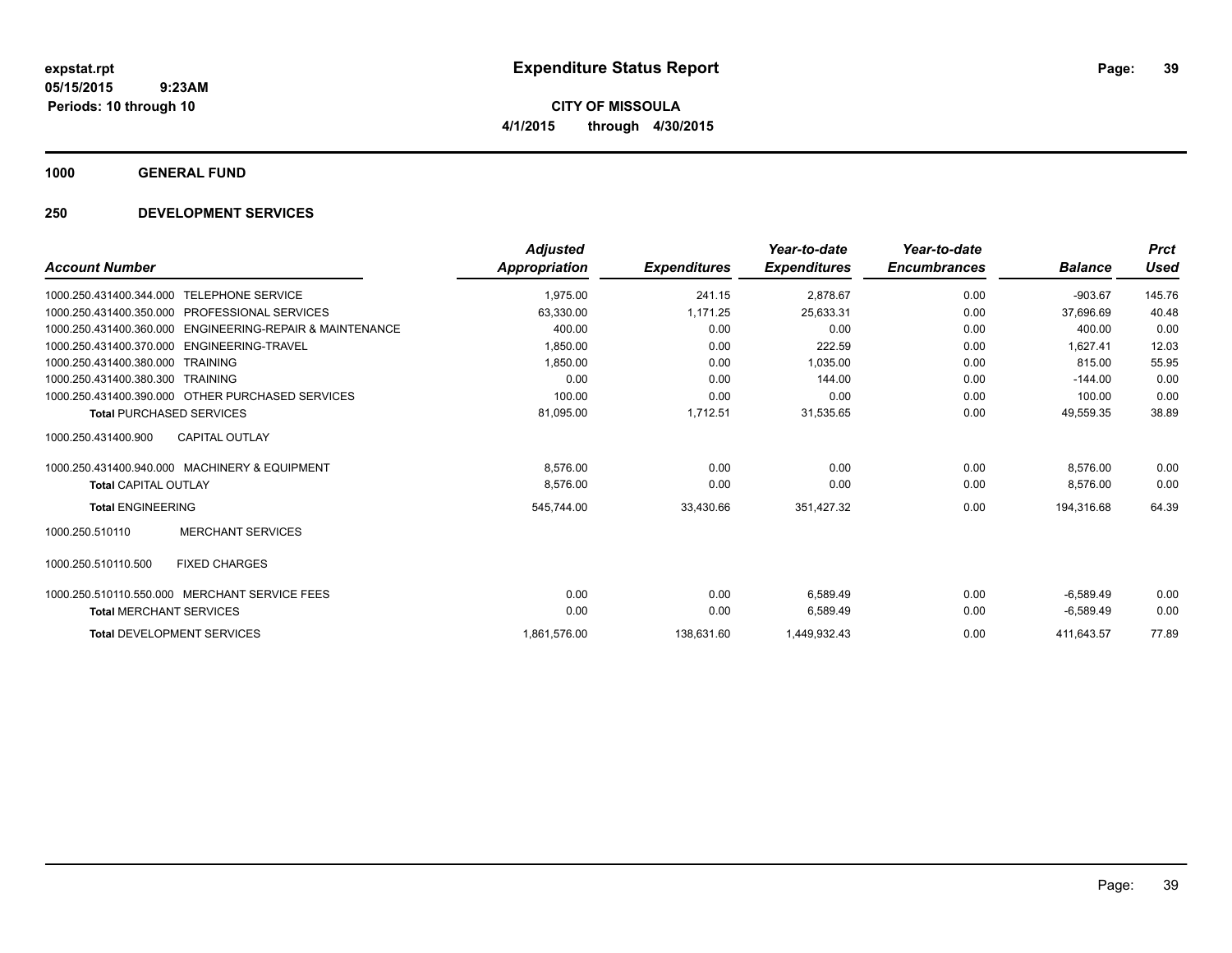**expstat.rpt**
**05/15/2015 9:23AM**
**Periods: 10 through 10**

# Expenditure Status Report

**CITY OF MISSOULA**
**4/1/2015 through 4/30/2015**

## 1000 GENERAL FUND

## 250 DEVELOPMENT SERVICES

| Account Number | Adjusted Appropriation | Expenditures | Year-to-date Expenditures | Year-to-date Encumbrances | Balance | Prct Used |
|---|---|---|---|---|---|---|
| 1000.250.431400.344.000 TELEPHONE SERVICE | 1,975.00 | 241.15 | 2,878.67 | 0.00 | -903.67 | 145.76 |
| 1000.250.431400.350.000 PROFESSIONAL SERVICES | 63,330.00 | 1,171.25 | 25,633.31 | 0.00 | 37,696.69 | 40.48 |
| 1000.250.431400.360.000 ENGINEERING-REPAIR & MAINTENANCE | 400.00 | 0.00 | 0.00 | 0.00 | 400.00 | 0.00 |
| 1000.250.431400.370.000 ENGINEERING-TRAVEL | 1,850.00 | 0.00 | 222.59 | 0.00 | 1,627.41 | 12.03 |
| 1000.250.431400.380.000 TRAINING | 1,850.00 | 0.00 | 1,035.00 | 0.00 | 815.00 | 55.95 |
| 1000.250.431400.380.300 TRAINING | 0.00 | 0.00 | 144.00 | 0.00 | -144.00 | 0.00 |
| 1000.250.431400.390.000 OTHER PURCHASED SERVICES | 100.00 | 0.00 | 0.00 | 0.00 | 100.00 | 0.00 |
| **Total** PURCHASED SERVICES | 81,095.00 | 1,712.51 | 31,535.65 | 0.00 | 49,559.35 | 38.89 |
| 1000.250.431400.900 CAPITAL OUTLAY | | | | | | |
| 1000.250.431400.940.000 MACHINERY & EQUIPMENT | 8,576.00 | 0.00 | 0.00 | 0.00 | 8,576.00 | 0.00 |
| **Total** CAPITAL OUTLAY | 8,576.00 | 0.00 | 0.00 | 0.00 | 8,576.00 | 0.00 |
| **Total** ENGINEERING | 545,744.00 | 33,430.66 | 351,427.32 | 0.00 | 194,316.68 | 64.39 |
| 1000.250.510110 MERCHANT SERVICES | | | | | | |
| 1000.250.510110.500 FIXED CHARGES | | | | | | |
| 1000.250.510110.550.000 MERCHANT SERVICE FEES | 0.00 | 0.00 | 6,589.49 | 0.00 | -6,589.49 | 0.00 |
| **Total** MERCHANT SERVICES | 0.00 | 0.00 | 6,589.49 | 0.00 | -6,589.49 | 0.00 |
| **Total** DEVELOPMENT SERVICES | 1,861,576.00 | 138,631.60 | 1,449,932.43 | 0.00 | 411,643.57 | 77.89 |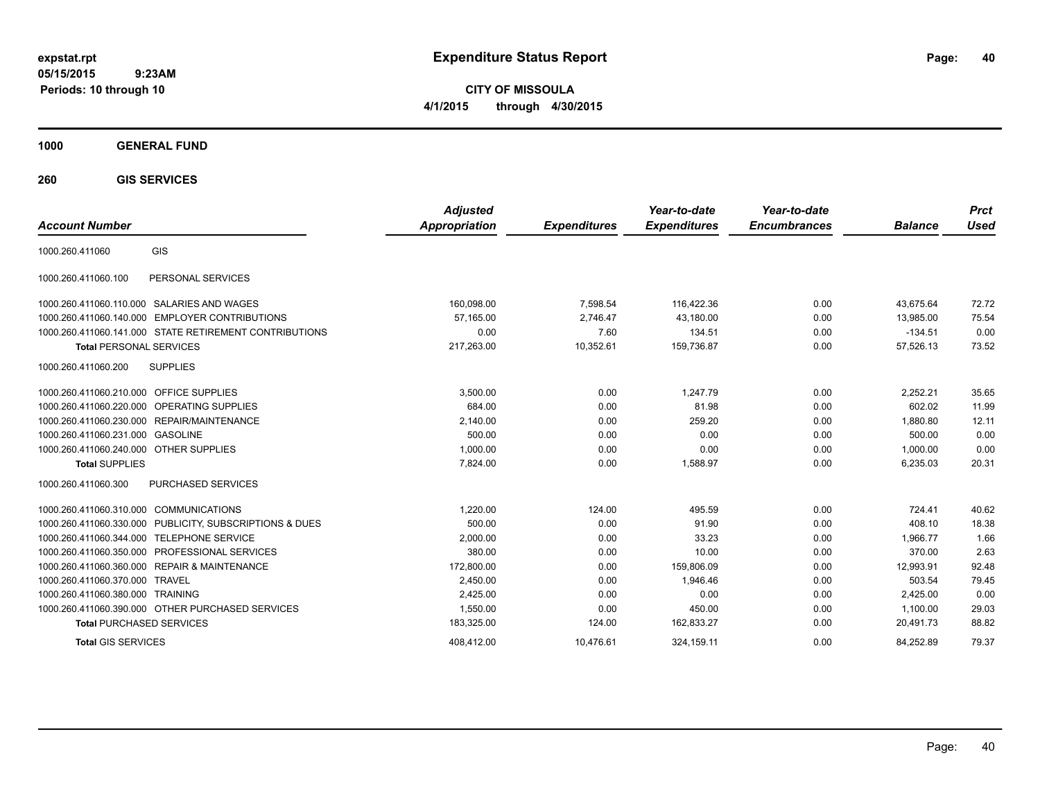**expstat.rpt**
**05/15/2015 9:23AM**
**Periods: 10 through 10**

# Expenditure Status Report

**CITY OF MISSOULA**
**4/1/2015 through 4/30/2015**

## 1000 GENERAL FUND

### 260 GIS SERVICES

| Account Number | | Adjusted Appropriation | Expenditures | Year-to-date Expenditures | Year-to-date Encumbrances | Balance | Prct Used |
|---|---|---|---|---|---|---|---|
| 1000.260.411060 | GIS | | | | | | |
| 1000.260.411060.100 | PERSONAL SERVICES | | | | | | |
| 1000.260.411060.110.000 | SALARIES AND WAGES | 160,098.00 | 7,598.54 | 116,422.36 | 0.00 | 43,675.64 | 72.72 |
| 1000.260.411060.140.000 | EMPLOYER CONTRIBUTIONS | 57,165.00 | 2,746.47 | 43,180.00 | 0.00 | 13,985.00 | 75.54 |
| 1000.260.411060.141.000 | STATE RETIREMENT CONTRIBUTIONS | 0.00 | 7.60 | 134.51 | 0.00 | -134.51 | 0.00 |
| **Total** PERSONAL SERVICES | | 217,263.00 | 10,352.61 | 159,736.87 | 0.00 | 57,526.13 | 73.52 |
| 1000.260.411060.200 | SUPPLIES | | | | | | |
| 1000.260.411060.210.000 | OFFICE SUPPLIES | 3,500.00 | 0.00 | 1,247.79 | 0.00 | 2,252.21 | 35.65 |
| 1000.260.411060.220.000 | OPERATING SUPPLIES | 684.00 | 0.00 | 81.98 | 0.00 | 602.02 | 11.99 |
| 1000.260.411060.230.000 | REPAIR/MAINTENANCE | 2,140.00 | 0.00 | 259.20 | 0.00 | 1,880.80 | 12.11 |
| 1000.260.411060.231.000 | GASOLINE | 500.00 | 0.00 | 0.00 | 0.00 | 500.00 | 0.00 |
| 1000.260.411060.240.000 | OTHER SUPPLIES | 1,000.00 | 0.00 | 0.00 | 0.00 | 1,000.00 | 0.00 |
| **Total** SUPPLIES | | 7,824.00 | 0.00 | 1,588.97 | 0.00 | 6,235.03 | 20.31 |
| 1000.260.411060.300 | PURCHASED SERVICES | | | | | | |
| 1000.260.411060.310.000 | COMMUNICATIONS | 1,220.00 | 124.00 | 495.59 | 0.00 | 724.41 | 40.62 |
| 1000.260.411060.330.000 | PUBLICITY, SUBSCRIPTIONS & DUES | 500.00 | 0.00 | 91.90 | 0.00 | 408.10 | 18.38 |
| 1000.260.411060.344.000 | TELEPHONE SERVICE | 2,000.00 | 0.00 | 33.23 | 0.00 | 1,966.77 | 1.66 |
| 1000.260.411060.350.000 | PROFESSIONAL SERVICES | 380.00 | 0.00 | 10.00 | 0.00 | 370.00 | 2.63 |
| 1000.260.411060.360.000 | REPAIR & MAINTENANCE | 172,800.00 | 0.00 | 159,806.09 | 0.00 | 12,993.91 | 92.48 |
| 1000.260.411060.370.000 | TRAVEL | 2,450.00 | 0.00 | 1,946.46 | 0.00 | 503.54 | 79.45 |
| 1000.260.411060.380.000 | TRAINING | 2,425.00 | 0.00 | 0.00 | 0.00 | 2,425.00 | 0.00 |
| 1000.260.411060.390.000 | OTHER PURCHASED SERVICES | 1,550.00 | 0.00 | 450.00 | 0.00 | 1,100.00 | 29.03 |
| **Total** PURCHASED SERVICES | | 183,325.00 | 124.00 | 162,833.27 | 0.00 | 20,491.73 | 88.82 |
| **Total** GIS SERVICES | | 408,412.00 | 10,476.61 | 324,159.11 | 0.00 | 84,252.89 | 79.37 |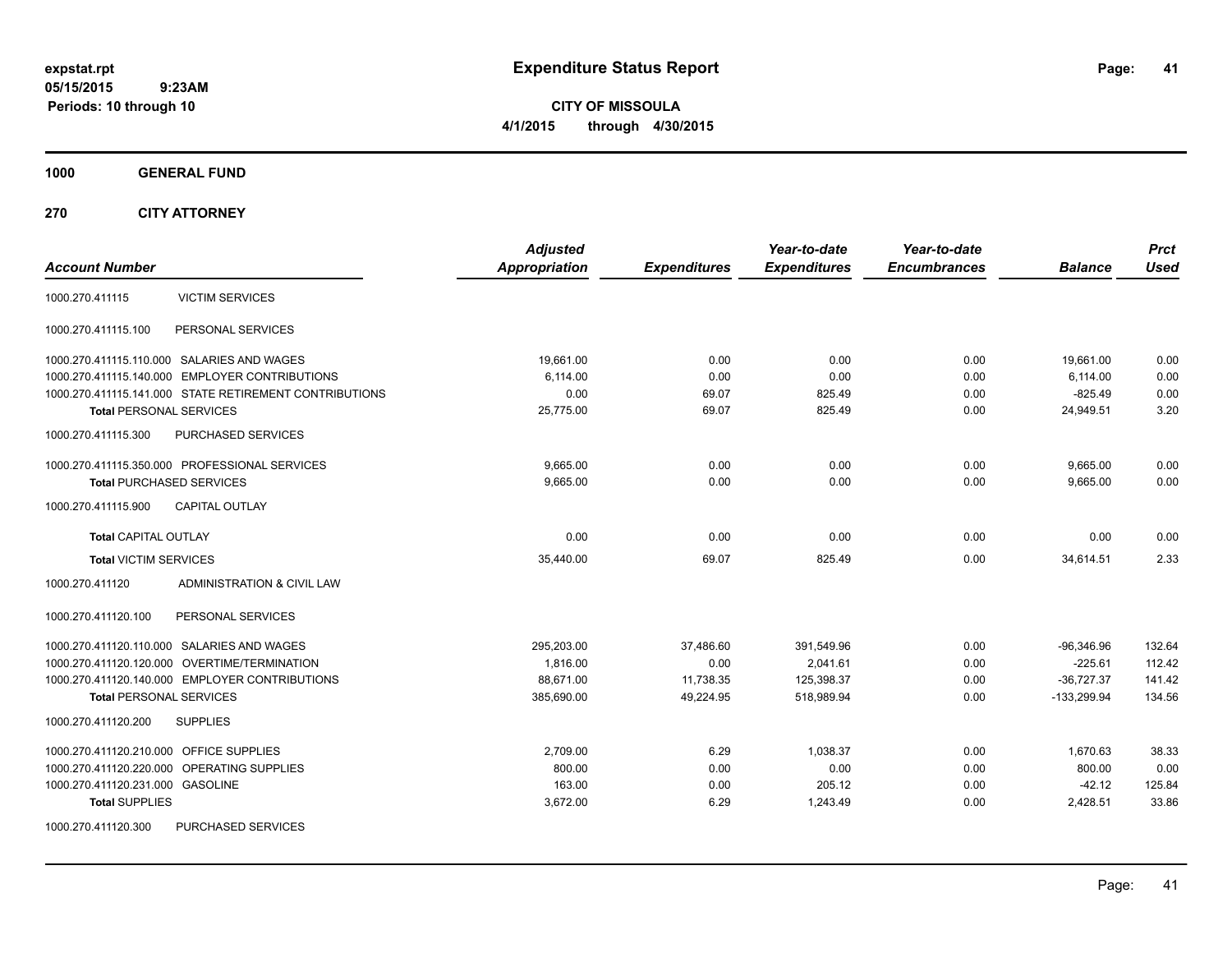# Expenditure Status Report

expstat.rpt
05/15/2015 9:23AM
Periods: 10 through 10

**CITY OF MISSOULA**
**4/1/2015 through 4/30/2015**

**1000 GENERAL FUND**

**270 CITY ATTORNEY**

| Account Number | | Adjusted Appropriation | Expenditures | Year-to-date Expenditures | Year-to-date Encumbrances | Balance | Prct Used |
|---|---|---|---|---|---|---|---|
| 1000.270.411115 | VICTIM SERVICES | | | | | | |
| 1000.270.411115.100 | PERSONAL SERVICES | | | | | | |
| 1000.270.411115.110.000 | SALARIES AND WAGES | 19,661.00 | 0.00 | 0.00 | 0.00 | 19,661.00 | 0.00 |
| 1000.270.411115.140.000 | EMPLOYER CONTRIBUTIONS | 6,114.00 | 0.00 | 0.00 | 0.00 | 6,114.00 | 0.00 |
| 1000.270.411115.141.000 | STATE RETIREMENT CONTRIBUTIONS | 0.00 | 69.07 | 825.49 | 0.00 | -825.49 | 0.00 |
| **Total** PERSONAL SERVICES | | 25,775.00 | 69.07 | 825.49 | 0.00 | 24,949.51 | 3.20 |
| 1000.270.411115.300 | PURCHASED SERVICES | | | | | | |
| 1000.270.411115.350.000 | PROFESSIONAL SERVICES | 9,665.00 | 0.00 | 0.00 | 0.00 | 9,665.00 | 0.00 |
| **Total** PURCHASED SERVICES | | 9,665.00 | 0.00 | 0.00 | 0.00 | 9,665.00 | 0.00 |
| 1000.270.411115.900 | CAPITAL OUTLAY | | | | | | |
| **Total** CAPITAL OUTLAY | | 0.00 | 0.00 | 0.00 | 0.00 | 0.00 | 0.00 |
| **Total** VICTIM SERVICES | | 35,440.00 | 69.07 | 825.49 | 0.00 | 34,614.51 | 2.33 |
| 1000.270.411120 | ADMINISTRATION & CIVIL LAW | | | | | | |
| 1000.270.411120.100 | PERSONAL SERVICES | | | | | | |
| 1000.270.411120.110.000 | SALARIES AND WAGES | 295,203.00 | 37,486.60 | 391,549.96 | 0.00 | -96,346.96 | 132.64 |
| 1000.270.411120.120.000 | OVERTIME/TERMINATION | 1,816.00 | 0.00 | 2,041.61 | 0.00 | -225.61 | 112.42 |
| 1000.270.411120.140.000 | EMPLOYER CONTRIBUTIONS | 88,671.00 | 11,738.35 | 125,398.37 | 0.00 | -36,727.37 | 141.42 |
| **Total** PERSONAL SERVICES | | 385,690.00 | 49,224.95 | 518,989.94 | 0.00 | -133,299.94 | 134.56 |
| 1000.270.411120.200 | SUPPLIES | | | | | | |
| 1000.270.411120.210.000 | OFFICE SUPPLIES | 2,709.00 | 6.29 | 1,038.37 | 0.00 | 1,670.63 | 38.33 |
| 1000.270.411120.220.000 | OPERATING SUPPLIES | 800.00 | 0.00 | 0.00 | 0.00 | 800.00 | 0.00 |
| 1000.270.411120.231.000 | GASOLINE | 163.00 | 0.00 | 205.12 | 0.00 | -42.12 | 125.84 |
| **Total** SUPPLIES | | 3,672.00 | 6.29 | 1,243.49 | 0.00 | 2,428.51 | 33.86 |
| 1000.270.411120.300 | PURCHASED SERVICES | | | | | | |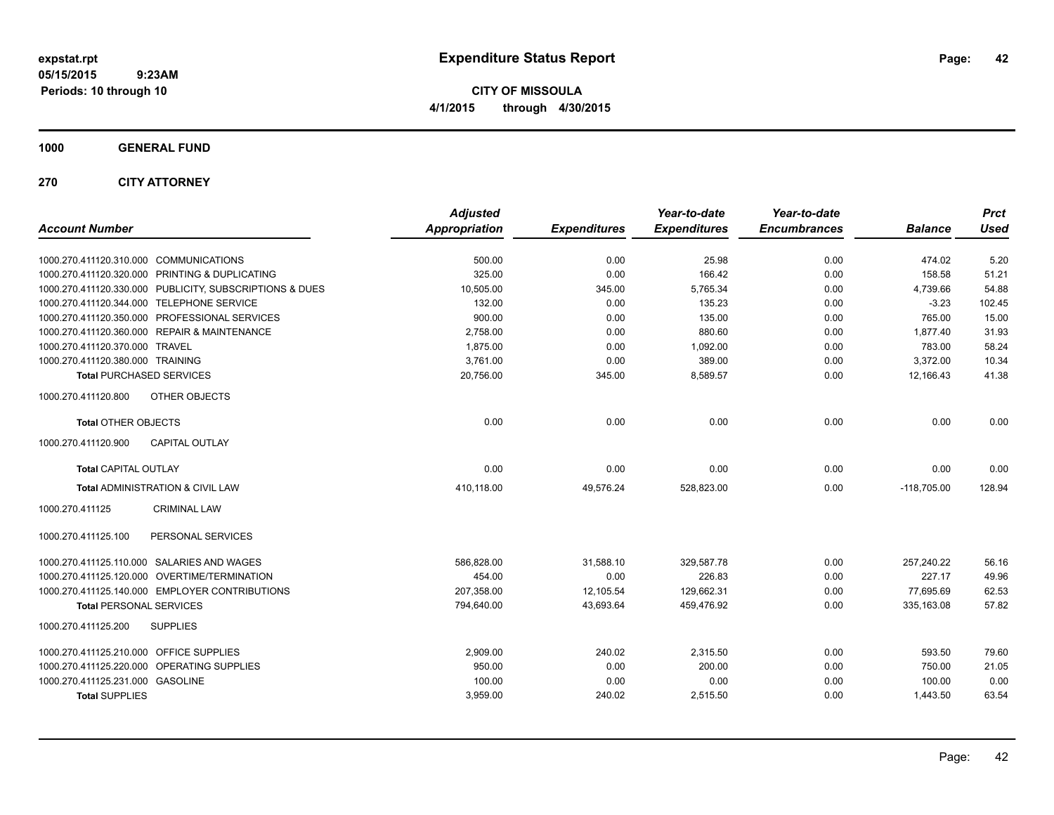**expstat.rpt**
**05/15/2015 9:23AM**
**Periods: 10 through 10**

# Expenditure Status Report

**CITY OF MISSOULA**
**4/1/2015 through 4/30/2015**

## 1000 GENERAL FUND

## 270 CITY ATTORNEY

| Account Number | Adjusted Appropriation | Expenditures | Year-to-date Expenditures | Year-to-date Encumbrances | Balance | Prct Used |
|---|---|---|---|---|---|---|
| 1000.270.411120.310.000 COMMUNICATIONS | 500.00 | 0.00 | 25.98 | 0.00 | 474.02 | 5.20 |
| 1000.270.411120.320.000 PRINTING & DUPLICATING | 325.00 | 0.00 | 166.42 | 0.00 | 158.58 | 51.21 |
| 1000.270.411120.330.000 PUBLICITY, SUBSCRIPTIONS & DUES | 10,505.00 | 345.00 | 5,765.34 | 0.00 | 4,739.66 | 54.88 |
| 1000.270.411120.344.000 TELEPHONE SERVICE | 132.00 | 0.00 | 135.23 | 0.00 | -3.23 | 102.45 |
| 1000.270.411120.350.000 PROFESSIONAL SERVICES | 900.00 | 0.00 | 135.00 | 0.00 | 765.00 | 15.00 |
| 1000.270.411120.360.000 REPAIR & MAINTENANCE | 2,758.00 | 0.00 | 880.60 | 0.00 | 1,877.40 | 31.93 |
| 1000.270.411120.370.000 TRAVEL | 1,875.00 | 0.00 | 1,092.00 | 0.00 | 783.00 | 58.24 |
| 1000.270.411120.380.000 TRAINING | 3,761.00 | 0.00 | 389.00 | 0.00 | 3,372.00 | 10.34 |
| **Total** PURCHASED SERVICES | 20,756.00 | 345.00 | 8,589.57 | 0.00 | 12,166.43 | 41.38 |
| 1000.270.411120.800 OTHER OBJECTS | | | | | | |
| **Total** OTHER OBJECTS | 0.00 | 0.00 | 0.00 | 0.00 | 0.00 | 0.00 |
| 1000.270.411120.900 CAPITAL OUTLAY | | | | | | |
| **Total** CAPITAL OUTLAY | 0.00 | 0.00 | 0.00 | 0.00 | 0.00 | 0.00 |
| **Total** ADMINISTRATION & CIVIL LAW | 410,118.00 | 49,576.24 | 528,823.00 | 0.00 | -118,705.00 | 128.94 |
| 1000.270.411125 CRIMINAL LAW | | | | | | |
| 1000.270.411125.100 PERSONAL SERVICES | | | | | | |
| 1000.270.411125.110.000 SALARIES AND WAGES | 586,828.00 | 31,588.10 | 329,587.78 | 0.00 | 257,240.22 | 56.16 |
| 1000.270.411125.120.000 OVERTIME/TERMINATION | 454.00 | 0.00 | 226.83 | 0.00 | 227.17 | 49.96 |
| 1000.270.411125.140.000 EMPLOYER CONTRIBUTIONS | 207,358.00 | 12,105.54 | 129,662.31 | 0.00 | 77,695.69 | 62.53 |
| **Total** PERSONAL SERVICES | 794,640.00 | 43,693.64 | 459,476.92 | 0.00 | 335,163.08 | 57.82 |
| 1000.270.411125.200 SUPPLIES | | | | | | |
| 1000.270.411125.210.000 OFFICE SUPPLIES | 2,909.00 | 240.02 | 2,315.50 | 0.00 | 593.50 | 79.60 |
| 1000.270.411125.220.000 OPERATING SUPPLIES | 950.00 | 0.00 | 200.00 | 0.00 | 750.00 | 21.05 |
| 1000.270.411125.231.000 GASOLINE | 100.00 | 0.00 | 0.00 | 0.00 | 100.00 | 0.00 |
| **Total** SUPPLIES | 3,959.00 | 240.02 | 2,515.50 | 0.00 | 1,443.50 | 63.54 |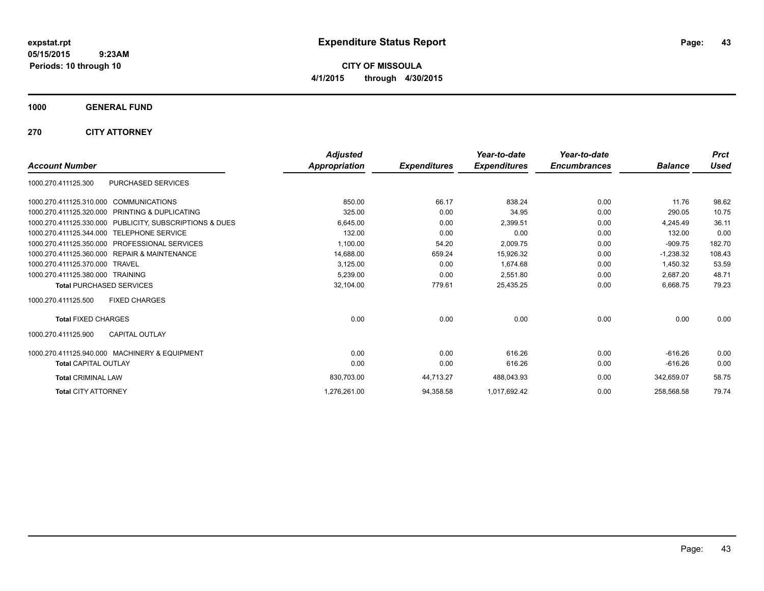**expstat.rpt**
**05/15/2015 9:23AM**
**Periods: 10 through 10**

# Expenditure Status Report

**CITY OF MISSOULA**
**4/1/2015 through 4/30/2015**

## 1000 GENERAL FUND

## 270 CITY ATTORNEY

| Account Number | | Adjusted Appropriation | Expenditures | Year-to-date Expenditures | Year-to-date Encumbrances | Balance | Prct Used |
|---|---|---|---|---|---|---|---|
| 1000.270.411125.300 | PURCHASED SERVICES | | | | | | |
| 1000.270.411125.310.000 | COMMUNICATIONS | 850.00 | 66.17 | 838.24 | 0.00 | 11.76 | 98.62 |
| 1000.270.411125.320.000 | PRINTING & DUPLICATING | 325.00 | 0.00 | 34.95 | 0.00 | 290.05 | 10.75 |
| 1000.270.411125.330.000 | PUBLICITY, SUBSCRIPTIONS & DUES | 6,645.00 | 0.00 | 2,399.51 | 0.00 | 4,245.49 | 36.11 |
| 1000.270.411125.344.000 | TELEPHONE SERVICE | 132.00 | 0.00 | 0.00 | 0.00 | 132.00 | 0.00 |
| 1000.270.411125.350.000 | PROFESSIONAL SERVICES | 1,100.00 | 54.20 | 2,009.75 | 0.00 | -909.75 | 182.70 |
| 1000.270.411125.360.000 | REPAIR & MAINTENANCE | 14,688.00 | 659.24 | 15,926.32 | 0.00 | -1,238.32 | 108.43 |
| 1000.270.411125.370.000 | TRAVEL | 3,125.00 | 0.00 | 1,674.68 | 0.00 | 1,450.32 | 53.59 |
| 1000.270.411125.380.000 | TRAINING | 5,239.00 | 0.00 | 2,551.80 | 0.00 | 2,687.20 | 48.71 |
| **Total** PURCHASED SERVICES | | 32,104.00 | 779.61 | 25,435.25 | 0.00 | 6,668.75 | 79.23 |
| 1000.270.411125.500 | FIXED CHARGES | | | | | | |
| **Total** FIXED CHARGES | | 0.00 | 0.00 | 0.00 | 0.00 | 0.00 | 0.00 |
| 1000.270.411125.900 | CAPITAL OUTLAY | | | | | | |
| 1000.270.411125.940.000 | MACHINERY & EQUIPMENT | 0.00 | 0.00 | 616.26 | 0.00 | -616.26 | 0.00 |
| **Total** CAPITAL OUTLAY | | 0.00 | 0.00 | 616.26 | 0.00 | -616.26 | 0.00 |
| **Total** CRIMINAL LAW | | 830,703.00 | 44,713.27 | 488,043.93 | 0.00 | 342,659.07 | 58.75 |
| **Total** CITY ATTORNEY | | 1,276,261.00 | 94,358.58 | 1,017,692.42 | 0.00 | 258,568.58 | 79.74 |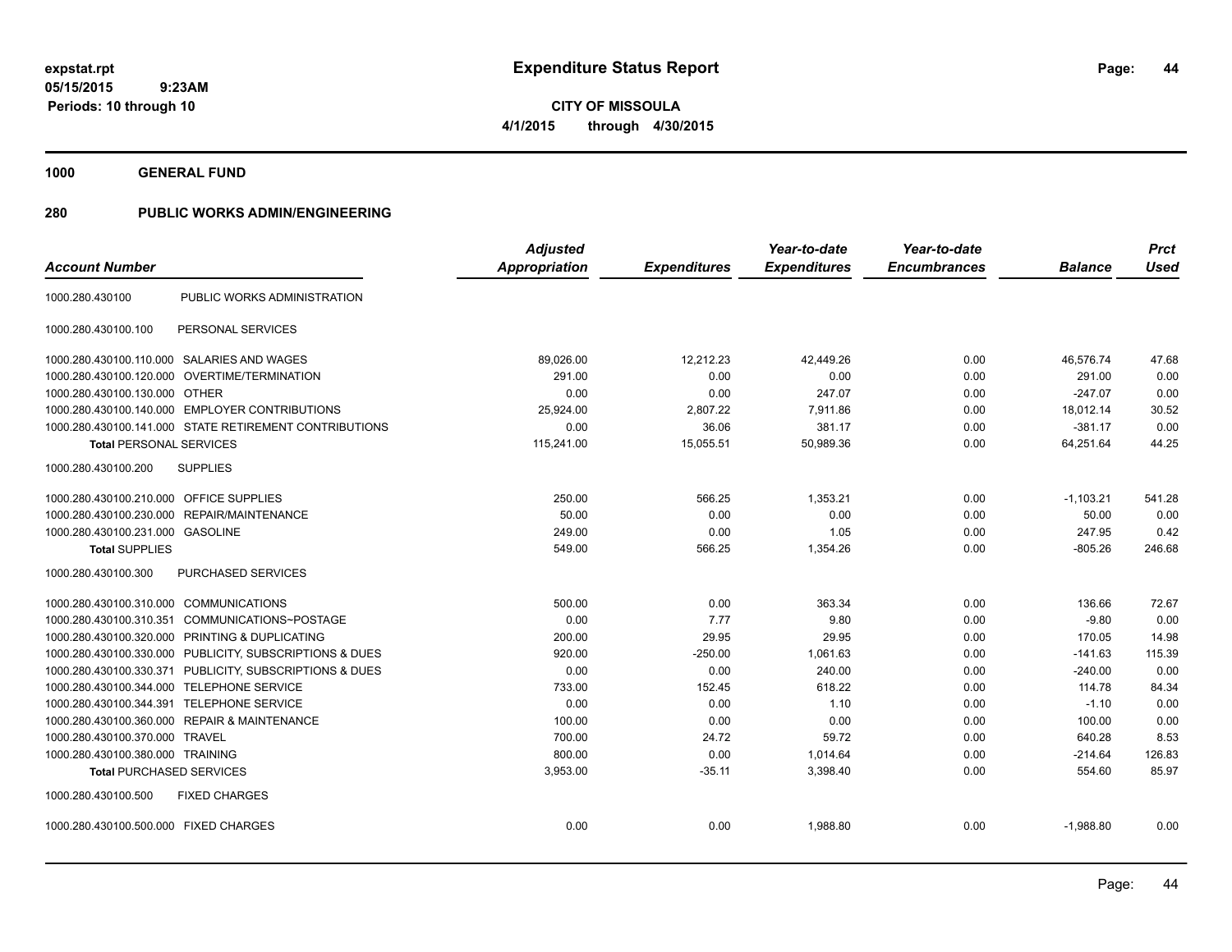# Expenditure Status Report

**CITY OF MISSOULA**
**4/1/2015 through 4/30/2015**

expstat.rpt
05/15/2015 9:23AM
Periods: 10 through 10

**1000 GENERAL FUND**

**280 PUBLIC WORKS ADMIN/ENGINEERING**

| Account Number | | Adjusted Appropriation | Expenditures | Year-to-date Expenditures | Year-to-date Encumbrances | Balance | Prct Used |
|---|---|---|---|---|---|---|---|
| 1000.280.430100 | PUBLIC WORKS ADMINISTRATION | | | | | | |
| 1000.280.430100.100 | PERSONAL SERVICES | | | | | | |
| 1000.280.430100.110.000 | SALARIES AND WAGES | 89,026.00 | 12,212.23 | 42,449.26 | 0.00 | 46,576.74 | 47.68 |
| 1000.280.430100.120.000 | OVERTIME/TERMINATION | 291.00 | 0.00 | 0.00 | 0.00 | 291.00 | 0.00 |
| 1000.280.430100.130.000 | OTHER | 0.00 | 0.00 | 247.07 | 0.00 | -247.07 | 0.00 |
| 1000.280.430100.140.000 | EMPLOYER CONTRIBUTIONS | 25,924.00 | 2,807.22 | 7,911.86 | 0.00 | 18,012.14 | 30.52 |
| 1000.280.430100.141.000 | STATE RETIREMENT CONTRIBUTIONS | 0.00 | 36.06 | 381.17 | 0.00 | -381.17 | 0.00 |
| **Total** PERSONAL SERVICES | | 115,241.00 | 15,055.51 | 50,989.36 | 0.00 | 64,251.64 | 44.25 |
| 1000.280.430100.200 | SUPPLIES | | | | | | |
| 1000.280.430100.210.000 | OFFICE SUPPLIES | 250.00 | 566.25 | 1,353.21 | 0.00 | -1,103.21 | 541.28 |
| 1000.280.430100.230.000 | REPAIR/MAINTENANCE | 50.00 | 0.00 | 0.00 | 0.00 | 50.00 | 0.00 |
| 1000.280.430100.231.000 | GASOLINE | 249.00 | 0.00 | 1.05 | 0.00 | 247.95 | 0.42 |
| **Total** SUPPLIES | | 549.00 | 566.25 | 1,354.26 | 0.00 | -805.26 | 246.68 |
| 1000.280.430100.300 | PURCHASED SERVICES | | | | | | |
| 1000.280.430100.310.000 | COMMUNICATIONS | 500.00 | 0.00 | 363.34 | 0.00 | 136.66 | 72.67 |
| 1000.280.430100.310.351 | COMMUNICATIONS~POSTAGE | 0.00 | 7.77 | 9.80 | 0.00 | -9.80 | 0.00 |
| 1000.280.430100.320.000 | PRINTING & DUPLICATING | 200.00 | 29.95 | 29.95 | 0.00 | 170.05 | 14.98 |
| 1000.280.430100.330.000 | PUBLICITY, SUBSCRIPTIONS & DUES | 920.00 | -250.00 | 1,061.63 | 0.00 | -141.63 | 115.39 |
| 1000.280.430100.330.371 | PUBLICITY, SUBSCRIPTIONS & DUES | 0.00 | 0.00 | 240.00 | 0.00 | -240.00 | 0.00 |
| 1000.280.430100.344.000 | TELEPHONE SERVICE | 733.00 | 152.45 | 618.22 | 0.00 | 114.78 | 84.34 |
| 1000.280.430100.344.391 | TELEPHONE SERVICE | 0.00 | 0.00 | 1.10 | 0.00 | -1.10 | 0.00 |
| 1000.280.430100.360.000 | REPAIR & MAINTENANCE | 100.00 | 0.00 | 0.00 | 0.00 | 100.00 | 0.00 |
| 1000.280.430100.370.000 | TRAVEL | 700.00 | 24.72 | 59.72 | 0.00 | 640.28 | 8.53 |
| 1000.280.430100.380.000 | TRAINING | 800.00 | 0.00 | 1,014.64 | 0.00 | -214.64 | 126.83 |
| **Total** PURCHASED SERVICES | | 3,953.00 | -35.11 | 3,398.40 | 0.00 | 554.60 | 85.97 |
| 1000.280.430100.500 | FIXED CHARGES | | | | | | |
| 1000.280.430100.500.000 | FIXED CHARGES | 0.00 | 0.00 | 1,988.80 | 0.00 | -1,988.80 | 0.00 |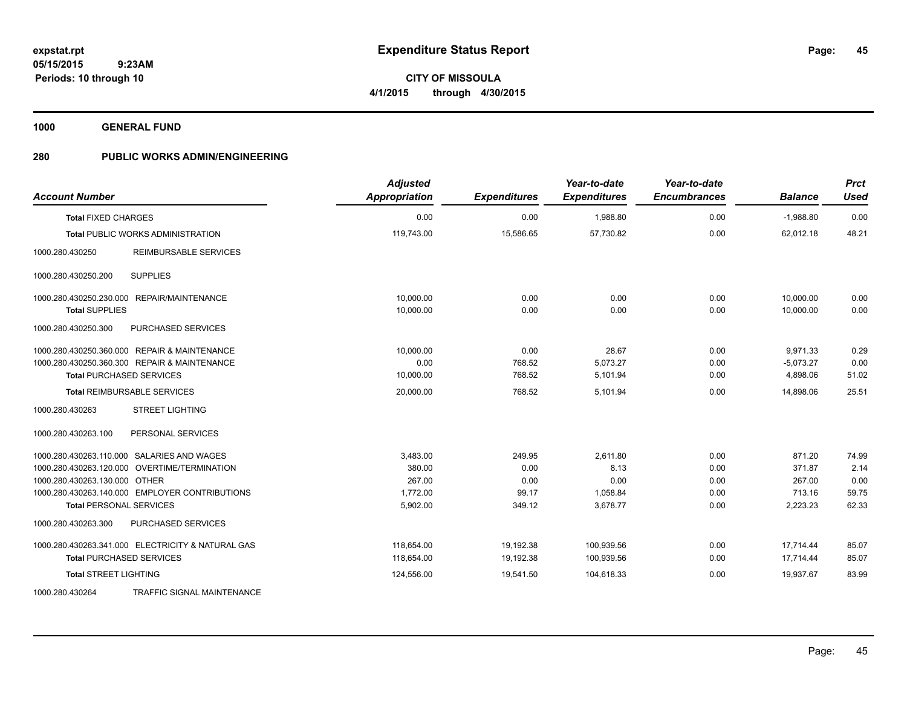**Expenditure Status Report**

**CITY OF MISSOULA**
**4/1/2015 through 4/30/2015**

expstat.rpt
05/15/2015 9:23AM
Periods: 10 through 10

**1000 GENERAL FUND**

**280 PUBLIC WORKS ADMIN/ENGINEERING**

| Account Number | | Adjusted Appropriation | Expenditures | Year-to-date Expenditures | Year-to-date Encumbrances | Balance | Prct Used |
|---|---|---|---|---|---|---|---|
| **Total** FIXED CHARGES | | 0.00 | 0.00 | 1,988.80 | 0.00 | -1,988.80 | 0.00 |
| **Total** PUBLIC WORKS ADMINISTRATION | | 119,743.00 | 15,586.65 | 57,730.82 | 0.00 | 62,012.18 | 48.21 |
| 1000.280.430250 | REIMBURSABLE SERVICES | | | | | | |
| 1000.280.430250.200 | SUPPLIES | | | | | | |
| 1000.280.430250.230.000 | REPAIR/MAINTENANCE | 10,000.00 | 0.00 | 0.00 | 0.00 | 10,000.00 | 0.00 |
| **Total SUPPLIES** | | 10,000.00 | 0.00 | 0.00 | 0.00 | 10,000.00 | 0.00 |
| 1000.280.430250.300 | PURCHASED SERVICES | | | | | | |
| 1000.280.430250.360.000 | REPAIR & MAINTENANCE | 10,000.00 | 0.00 | 28.67 | 0.00 | 9,971.33 | 0.29 |
| 1000.280.430250.360.300 | REPAIR & MAINTENANCE | 0.00 | 768.52 | 5,073.27 | 0.00 | -5,073.27 | 0.00 |
| **Total** PURCHASED SERVICES | | 10,000.00 | 768.52 | 5,101.94 | 0.00 | 4,898.06 | 51.02 |
| **Total** REIMBURSABLE SERVICES | | 20,000.00 | 768.52 | 5,101.94 | 0.00 | 14,898.06 | 25.51 |
| 1000.280.430263 | STREET LIGHTING | | | | | | |
| 1000.280.430263.100 | PERSONAL SERVICES | | | | | | |
| 1000.280.430263.110.000 | SALARIES AND WAGES | 3,483.00 | 249.95 | 2,611.80 | 0.00 | 871.20 | 74.99 |
| 1000.280.430263.120.000 | OVERTIME/TERMINATION | 380.00 | 0.00 | 8.13 | 0.00 | 371.87 | 2.14 |
| 1000.280.430263.130.000 | OTHER | 267.00 | 0.00 | 0.00 | 0.00 | 267.00 | 0.00 |
| 1000.280.430263.140.000 | EMPLOYER CONTRIBUTIONS | 1,772.00 | 99.17 | 1,058.84 | 0.00 | 713.16 | 59.75 |
| **Total** PERSONAL SERVICES | | 5,902.00 | 349.12 | 3,678.77 | 0.00 | 2,223.23 | 62.33 |
| 1000.280.430263.300 | PURCHASED SERVICES | | | | | | |
| 1000.280.430263.341.000 | ELECTRICITY & NATURAL GAS | 118,654.00 | 19,192.38 | 100,939.56 | 0.00 | 17,714.44 | 85.07 |
| **Total** PURCHASED SERVICES | | 118,654.00 | 19,192.38 | 100,939.56 | 0.00 | 17,714.44 | 85.07 |
| **Total** STREET LIGHTING | | 124,556.00 | 19,541.50 | 104,618.33 | 0.00 | 19,937.67 | 83.99 |
| 1000.280.430264 | TRAFFIC SIGNAL MAINTENANCE | | | | | | |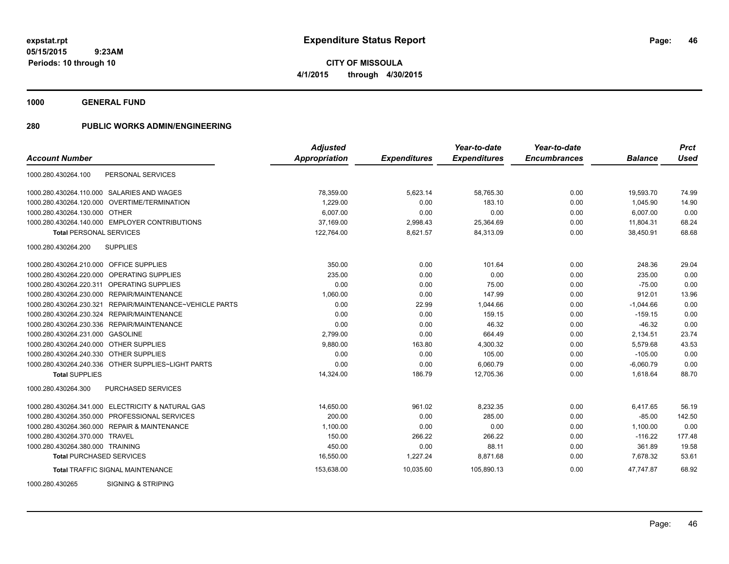**expstat.rpt**
**05/15/2015 9:23AM**
**Periods: 10 through 10**

# Expenditure Status Report

**CITY OF MISSOULA**
**4/1/2015 through 4/30/2015**

## 1000 GENERAL FUND

## 280 PUBLIC WORKS ADMIN/ENGINEERING

| Account Number | | Adjusted Appropriation | Expenditures | Year-to-date Expenditures | Year-to-date Encumbrances | Balance | Prct Used |
|---|---|---|---|---|---|---|---|
| 1000.280.430264.100 | PERSONAL SERVICES | | | | | | |
| 1000.280.430264.110.000 | SALARIES AND WAGES | 78,359.00 | 5,623.14 | 58,765.30 | 0.00 | 19,593.70 | 74.99 |
| 1000.280.430264.120.000 | OVERTIME/TERMINATION | 1,229.00 | 0.00 | 183.10 | 0.00 | 1,045.90 | 14.90 |
| 1000.280.430264.130.000 | OTHER | 6,007.00 | 0.00 | 0.00 | 0.00 | 6,007.00 | 0.00 |
| 1000.280.430264.140.000 | EMPLOYER CONTRIBUTIONS | 37,169.00 | 2,998.43 | 25,364.69 | 0.00 | 11,804.31 | 68.24 |
| **Total** PERSONAL SERVICES | | 122,764.00 | 8,621.57 | 84,313.09 | 0.00 | 38,450.91 | 68.68 |
| 1000.280.430264.200 | SUPPLIES | | | | | | |
| 1000.280.430264.210.000 | OFFICE SUPPLIES | 350.00 | 0.00 | 101.64 | 0.00 | 248.36 | 29.04 |
| 1000.280.430264.220.000 | OPERATING SUPPLIES | 235.00 | 0.00 | 0.00 | 0.00 | 235.00 | 0.00 |
| 1000.280.430264.220.311 | OPERATING SUPPLIES | 0.00 | 0.00 | 75.00 | 0.00 | -75.00 | 0.00 |
| 1000.280.430264.230.000 | REPAIR/MAINTENANCE | 1,060.00 | 0.00 | 147.99 | 0.00 | 912.01 | 13.96 |
| 1000.280.430264.230.321 | REPAIR/MAINTENANCE~VEHICLE PARTS | 0.00 | 22.99 | 1,044.66 | 0.00 | -1,044.66 | 0.00 |
| 1000.280.430264.230.324 | REPAIR/MAINTENANCE | 0.00 | 0.00 | 159.15 | 0.00 | -159.15 | 0.00 |
| 1000.280.430264.230.336 | REPAIR/MAINTENANCE | 0.00 | 0.00 | 46.32 | 0.00 | -46.32 | 0.00 |
| 1000.280.430264.231.000 | GASOLINE | 2,799.00 | 0.00 | 664.49 | 0.00 | 2,134.51 | 23.74 |
| 1000.280.430264.240.000 | OTHER SUPPLIES | 9,880.00 | 163.80 | 4,300.32 | 0.00 | 5,579.68 | 43.53 |
| 1000.280.430264.240.330 | OTHER SUPPLIES | 0.00 | 0.00 | 105.00 | 0.00 | -105.00 | 0.00 |
| 1000.280.430264.240.336 | OTHER SUPPLIES~LIGHT PARTS | 0.00 | 0.00 | 6,060.79 | 0.00 | -6,060.79 | 0.00 |
| **Total** SUPPLIES | | 14,324.00 | 186.79 | 12,705.36 | 0.00 | 1,618.64 | 88.70 |
| 1000.280.430264.300 | PURCHASED SERVICES | | | | | | |
| 1000.280.430264.341.000 | ELECTRICITY & NATURAL GAS | 14,650.00 | 961.02 | 8,232.35 | 0.00 | 6,417.65 | 56.19 |
| 1000.280.430264.350.000 | PROFESSIONAL SERVICES | 200.00 | 0.00 | 285.00 | 0.00 | -85.00 | 142.50 |
| 1000.280.430264.360.000 | REPAIR & MAINTENANCE | 1,100.00 | 0.00 | 0.00 | 0.00 | 1,100.00 | 0.00 |
| 1000.280.430264.370.000 | TRAVEL | 150.00 | 266.22 | 266.22 | 0.00 | -116.22 | 177.48 |
| 1000.280.430264.380.000 | TRAINING | 450.00 | 0.00 | 88.11 | 0.00 | 361.89 | 19.58 |
| **Total** PURCHASED SERVICES | | 16,550.00 | 1,227.24 | 8,871.68 | 0.00 | 7,678.32 | 53.61 |
| **Total** TRAFFIC SIGNAL MAINTENANCE | | 153,638.00 | 10,035.60 | 105,890.13 | 0.00 | 47,747.87 | 68.92 |
| 1000.280.430265 | SIGNING & STRIPING | | | | | | |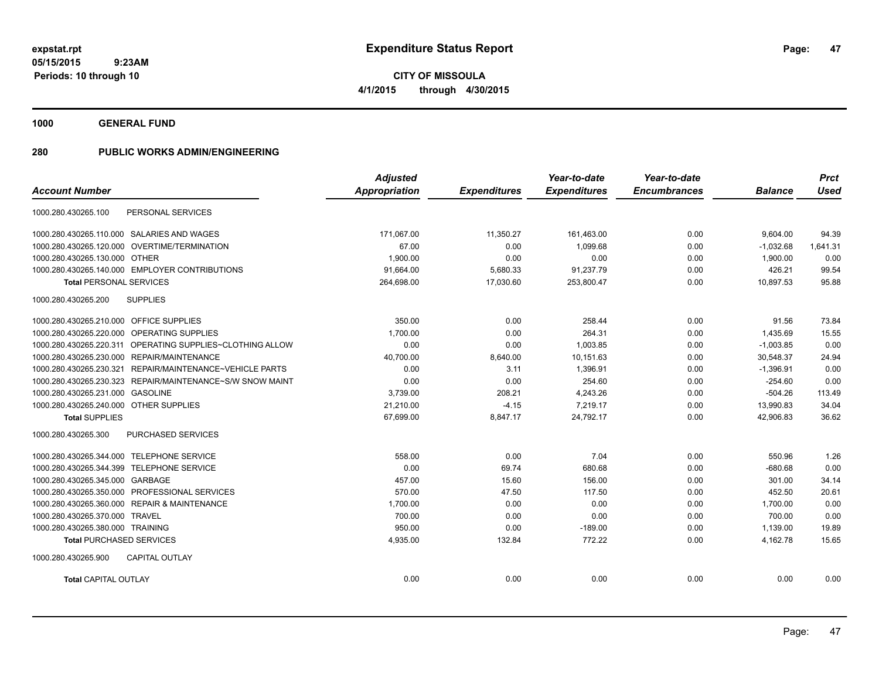# Expenditure Status Report

**CITY OF MISSOULA**

**4/1/2015 through 4/30/2015**

expstat.rpt
05/15/2015 9:23AM
Periods: 10 through 10

**1000 GENERAL FUND**

**280 PUBLIC WORKS ADMIN/ENGINEERING**

| Account Number | | Adjusted Appropriation | Expenditures | Year-to-date Expenditures | Year-to-date Encumbrances | Balance | Prct Used |
|---|---|---|---|---|---|---|---|
| 1000.280.430265.100 | PERSONAL SERVICES | | | | | | |
| 1000.280.430265.110.000 | SALARIES AND WAGES | 171,067.00 | 11,350.27 | 161,463.00 | 0.00 | 9,604.00 | 94.39 |
| 1000.280.430265.120.000 | OVERTIME/TERMINATION | 67.00 | 0.00 | 1,099.68 | 0.00 | -1,032.68 | 1,641.31 |
| 1000.280.430265.130.000 | OTHER | 1,900.00 | 0.00 | 0.00 | 0.00 | 1,900.00 | 0.00 |
| 1000.280.430265.140.000 | EMPLOYER CONTRIBUTIONS | 91,664.00 | 5,680.33 | 91,237.79 | 0.00 | 426.21 | 99.54 |
| **Total** PERSONAL SERVICES | | 264,698.00 | 17,030.60 | 253,800.47 | 0.00 | 10,897.53 | 95.88 |
| 1000.280.430265.200 | SUPPLIES | | | | | | |
| 1000.280.430265.210.000 | OFFICE SUPPLIES | 350.00 | 0.00 | 258.44 | 0.00 | 91.56 | 73.84 |
| 1000.280.430265.220.000 | OPERATING SUPPLIES | 1,700.00 | 0.00 | 264.31 | 0.00 | 1,435.69 | 15.55 |
| 1000.280.430265.220.311 | OPERATING SUPPLIES~CLOTHING ALLOW | 0.00 | 0.00 | 1,003.85 | 0.00 | -1,003.85 | 0.00 |
| 1000.280.430265.230.000 | REPAIR/MAINTENANCE | 40,700.00 | 8,640.00 | 10,151.63 | 0.00 | 30,548.37 | 24.94 |
| 1000.280.430265.230.321 | REPAIR/MAINTENANCE~VEHICLE PARTS | 0.00 | 3.11 | 1,396.91 | 0.00 | -1,396.91 | 0.00 |
| 1000.280.430265.230.323 | REPAIR/MAINTENANCE~S/W SNOW MAINT | 0.00 | 0.00 | 254.60 | 0.00 | -254.60 | 0.00 |
| 1000.280.430265.231.000 | GASOLINE | 3,739.00 | 208.21 | 4,243.26 | 0.00 | -504.26 | 113.49 |
| 1000.280.430265.240.000 | OTHER SUPPLIES | 21,210.00 | -4.15 | 7,219.17 | 0.00 | 13,990.83 | 34.04 |
| **Total** SUPPLIES | | 67,699.00 | 8,847.17 | 24,792.17 | 0.00 | 42,906.83 | 36.62 |
| 1000.280.430265.300 | PURCHASED SERVICES | | | | | | |
| 1000.280.430265.344.000 | TELEPHONE SERVICE | 558.00 | 0.00 | 7.04 | 0.00 | 550.96 | 1.26 |
| 1000.280.430265.344.399 | TELEPHONE SERVICE | 0.00 | 69.74 | 680.68 | 0.00 | -680.68 | 0.00 |
| 1000.280.430265.345.000 | GARBAGE | 457.00 | 15.60 | 156.00 | 0.00 | 301.00 | 34.14 |
| 1000.280.430265.350.000 | PROFESSIONAL SERVICES | 570.00 | 47.50 | 117.50 | 0.00 | 452.50 | 20.61 |
| 1000.280.430265.360.000 | REPAIR & MAINTENANCE | 1,700.00 | 0.00 | 0.00 | 0.00 | 1,700.00 | 0.00 |
| 1000.280.430265.370.000 | TRAVEL | 700.00 | 0.00 | 0.00 | 0.00 | 700.00 | 0.00 |
| 1000.280.430265.380.000 | TRAINING | 950.00 | 0.00 | -189.00 | 0.00 | 1,139.00 | 19.89 |
| **Total** PURCHASED SERVICES | | 4,935.00 | 132.84 | 772.22 | 0.00 | 4,162.78 | 15.65 |
| 1000.280.430265.900 | CAPITAL OUTLAY | | | | | | |
| **Total** CAPITAL OUTLAY | | 0.00 | 0.00 | 0.00 | 0.00 | 0.00 | 0.00 |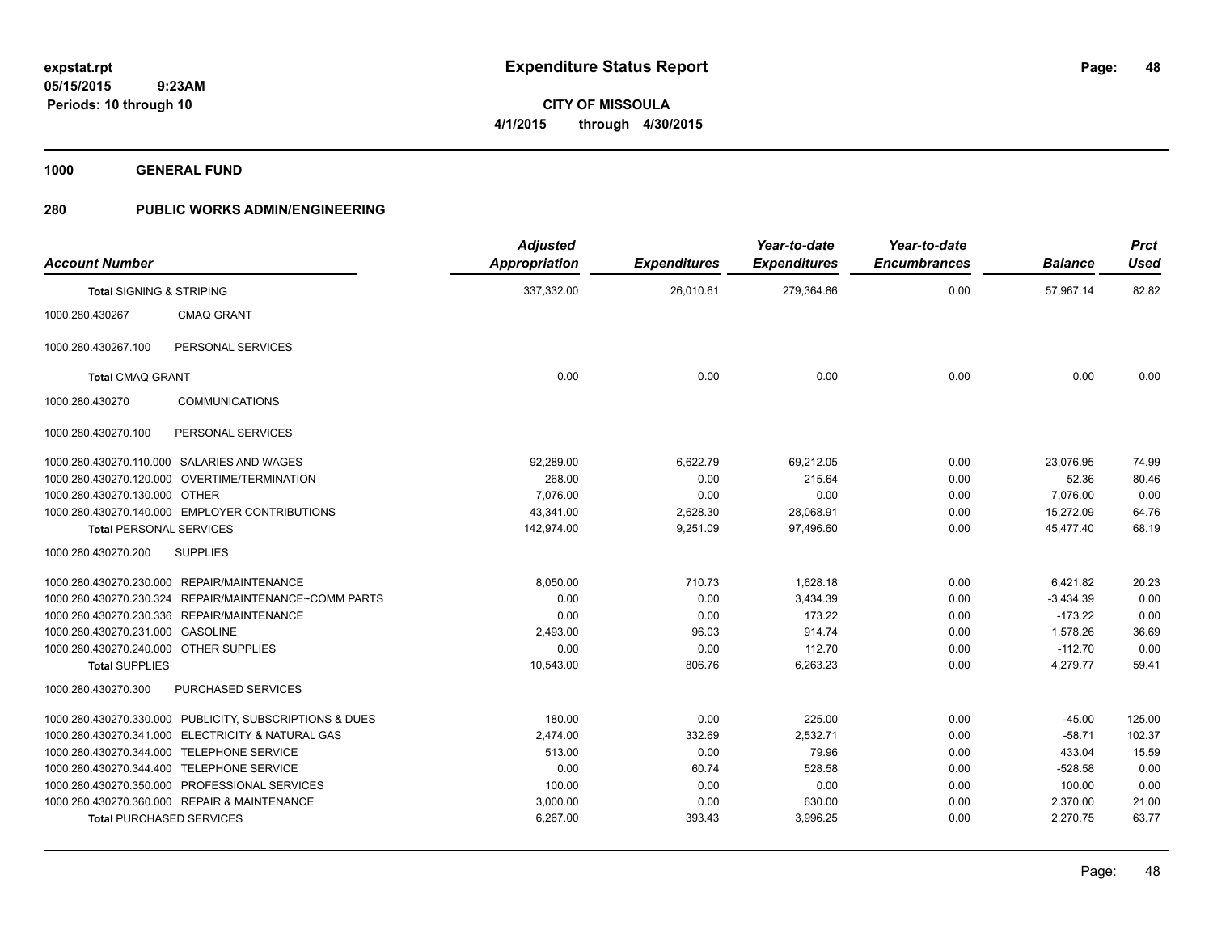# Expenditure Status Report

**CITY OF MISSOULA**

**4/1/2015 through 4/30/2015**

expstat.rpt
05/15/2015 9:23AM
Periods: 10 through 10

**1000 GENERAL FUND**

**280 PUBLIC WORKS ADMIN/ENGINEERING**

| Account Number | | Adjusted Appropriation | Expenditures | Year-to-date Expenditures | Year-to-date Encumbrances | Balance | Prct Used |
|---|---|---|---|---|---|---|---|
| **Total** SIGNING & STRIPING | | 337,332.00 | 26,010.61 | 279,364.86 | 0.00 | 57,967.14 | 82.82 |
| 1000.280.430267 | CMAQ GRANT | | | | | | |
| 1000.280.430267.100 | PERSONAL SERVICES | | | | | | |
| **Total** CMAQ GRANT | | 0.00 | 0.00 | 0.00 | 0.00 | 0.00 | 0.00 |
| 1000.280.430270 | COMMUNICATIONS | | | | | | |
| 1000.280.430270.100 | PERSONAL SERVICES | | | | | | |
| 1000.280.430270.110.000 | SALARIES AND WAGES | 92,289.00 | 6,622.79 | 69,212.05 | 0.00 | 23,076.95 | 74.99 |
| 1000.280.430270.120.000 | OVERTIME/TERMINATION | 268.00 | 0.00 | 215.64 | 0.00 | 52.36 | 80.46 |
| 1000.280.430270.130.000 | OTHER | 7,076.00 | 0.00 | 0.00 | 0.00 | 7,076.00 | 0.00 |
| 1000.280.430270.140.000 | EMPLOYER CONTRIBUTIONS | 43,341.00 | 2,628.30 | 28,068.91 | 0.00 | 15,272.09 | 64.76 |
| **Total** PERSONAL SERVICES | | 142,974.00 | 9,251.09 | 97,496.60 | 0.00 | 45,477.40 | 68.19 |
| 1000.280.430270.200 | SUPPLIES | | | | | | |
| 1000.280.430270.230.000 | REPAIR/MAINTENANCE | 8,050.00 | 710.73 | 1,628.18 | 0.00 | 6,421.82 | 20.23 |
| 1000.280.430270.230.324 | REPAIR/MAINTENANCE~COMM PARTS | 0.00 | 0.00 | 3,434.39 | 0.00 | -3,434.39 | 0.00 |
| 1000.280.430270.230.336 | REPAIR/MAINTENANCE | 0.00 | 0.00 | 173.22 | 0.00 | -173.22 | 0.00 |
| 1000.280.430270.231.000 | GASOLINE | 2,493.00 | 96.03 | 914.74 | 0.00 | 1,578.26 | 36.69 |
| 1000.280.430270.240.000 | OTHER SUPPLIES | 0.00 | 0.00 | 112.70 | 0.00 | -112.70 | 0.00 |
| **Total** SUPPLIES | | 10,543.00 | 806.76 | 6,263.23 | 0.00 | 4,279.77 | 59.41 |
| 1000.280.430270.300 | PURCHASED SERVICES | | | | | | |
| 1000.280.430270.330.000 | PUBLICITY, SUBSCRIPTIONS & DUES | 180.00 | 0.00 | 225.00 | 0.00 | -45.00 | 125.00 |
| 1000.280.430270.341.000 | ELECTRICITY & NATURAL GAS | 2,474.00 | 332.69 | 2,532.71 | 0.00 | -58.71 | 102.37 |
| 1000.280.430270.344.000 | TELEPHONE SERVICE | 513.00 | 0.00 | 79.96 | 0.00 | 433.04 | 15.59 |
| 1000.280.430270.344.400 | TELEPHONE SERVICE | 0.00 | 60.74 | 528.58 | 0.00 | -528.58 | 0.00 |
| 1000.280.430270.350.000 | PROFESSIONAL SERVICES | 100.00 | 0.00 | 0.00 | 0.00 | 100.00 | 0.00 |
| 1000.280.430270.360.000 | REPAIR & MAINTENANCE | 3,000.00 | 0.00 | 630.00 | 0.00 | 2,370.00 | 21.00 |
| **Total** PURCHASED SERVICES | | 6,267.00 | 393.43 | 3,996.25 | 0.00 | 2,270.75 | 63.77 |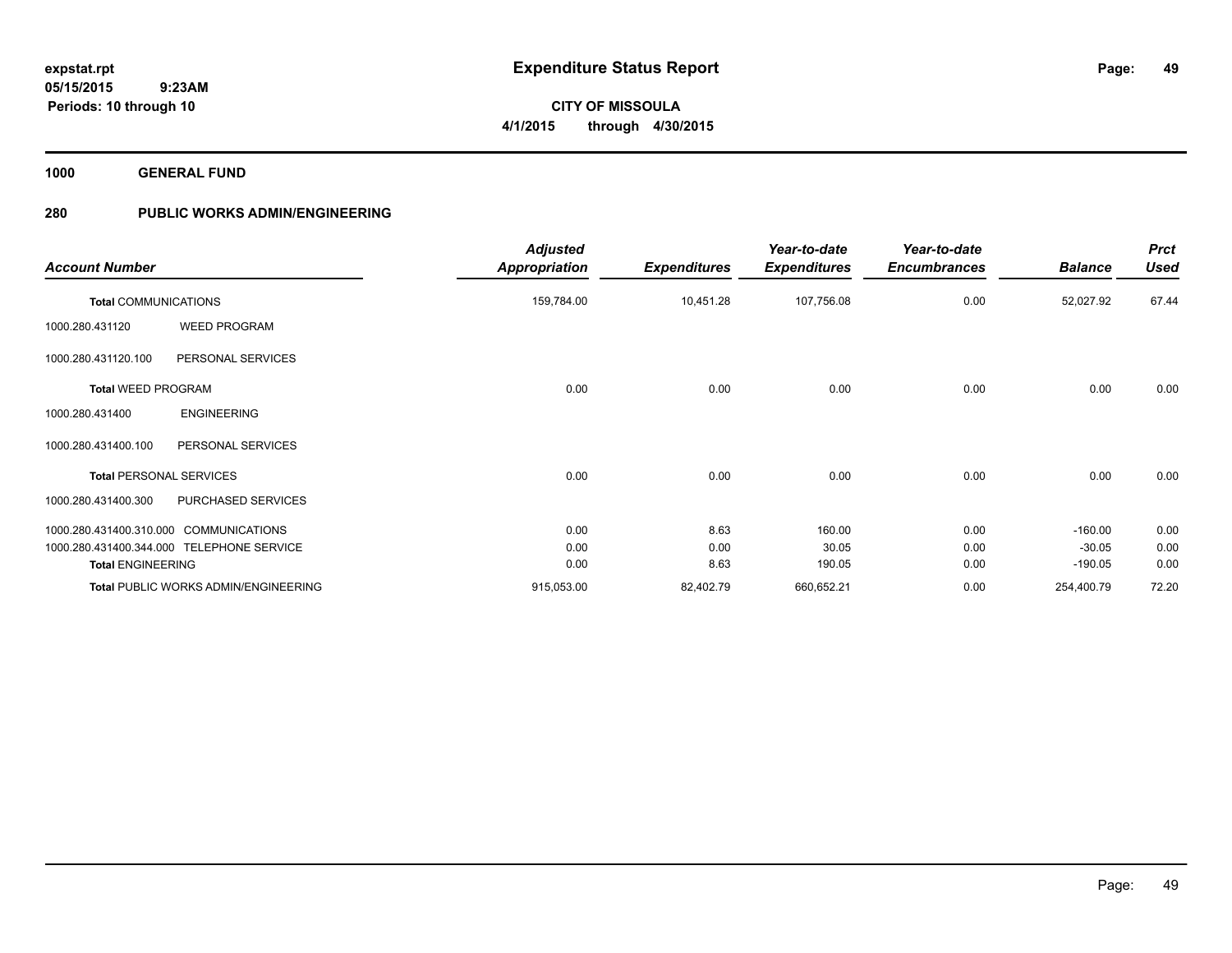# Expenditure Status Report

**expstat.rpt**
**05/15/2015 9:23AM**
**Periods: 10 through 10**

**CITY OF MISSOULA**
**4/1/2015 through 4/30/2015**

**1000 GENERAL FUND**

**280 PUBLIC WORKS ADMIN/ENGINEERING**

| Account Number | | Adjusted Appropriation | Expenditures | Year-to-date Expenditures | Year-to-date Encumbrances | Balance | Prct Used |
|---|---|---|---|---|---|---|---|
| **Total** COMMUNICATIONS | | 159,784.00 | 10,451.28 | 107,756.08 | 0.00 | 52,027.92 | 67.44 |
| 1000.280.431120 | WEED PROGRAM | | | | | | |
| 1000.280.431120.100 | PERSONAL SERVICES | | | | | | |
| **Total** WEED PROGRAM | | 0.00 | 0.00 | 0.00 | 0.00 | 0.00 | 0.00 |
| 1000.280.431400 | ENGINEERING | | | | | | |
| 1000.280.431400.100 | PERSONAL SERVICES | | | | | | |
| **Total** PERSONAL SERVICES | | 0.00 | 0.00 | 0.00 | 0.00 | 0.00 | 0.00 |
| 1000.280.431400.300 | PURCHASED SERVICES | | | | | | |
| 1000.280.431400.310.000 | COMMUNICATIONS | 0.00 | 8.63 | 160.00 | 0.00 | -160.00 | 0.00 |
| 1000.280.431400.344.000 | TELEPHONE SERVICE | 0.00 | 0.00 | 30.05 | 0.00 | -30.05 | 0.00 |
| **Total** ENGINEERING | | 0.00 | 8.63 | 190.05 | 0.00 | -190.05 | 0.00 |
| **Total** PUBLIC WORKS ADMIN/ENGINEERING | | 915,053.00 | 82,402.79 | 660,652.21 | 0.00 | 254,400.79 | 72.20 |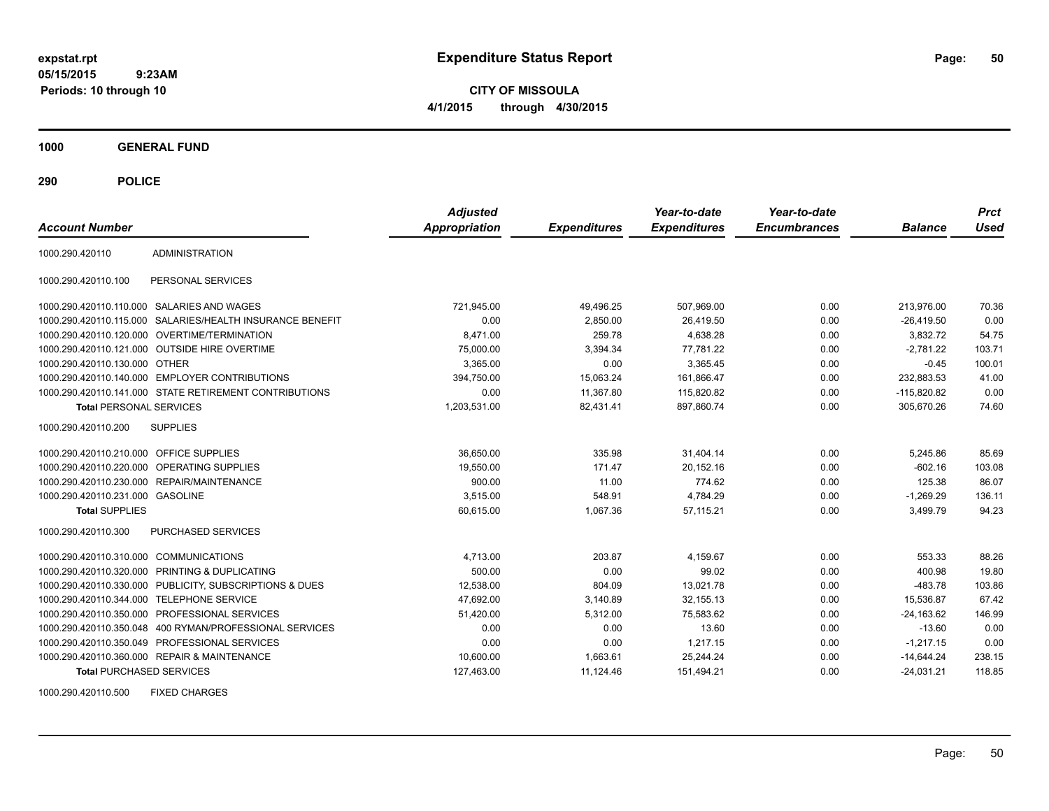# Expenditure Status Report

**CITY OF MISSOULA**

**4/1/2015 through 4/30/2015**

expstat.rpt
05/15/2015 9:23AM
Periods: 10 through 10

**1000 GENERAL FUND**

**290 POLICE**

| Account Number | | Adjusted Appropriation | Expenditures | Year-to-date Expenditures | Year-to-date Encumbrances | Balance | Prct Used |
|---|---|---|---|---|---|---|---|
| 1000.290.420110 | ADMINISTRATION | | | | | | |
| 1000.290.420110.100 | PERSONAL SERVICES | | | | | | |
| 1000.290.420110.110.000 | SALARIES AND WAGES | 721,945.00 | 49,496.25 | 507,969.00 | 0.00 | 213,976.00 | 70.36 |
| 1000.290.420110.115.000 | SALARIES/HEALTH INSURANCE BENEFIT | 0.00 | 2,850.00 | 26,419.50 | 0.00 | -26,419.50 | 0.00 |
| 1000.290.420110.120.000 | OVERTIME/TERMINATION | 8,471.00 | 259.78 | 4,638.28 | 0.00 | 3,832.72 | 54.75 |
| 1000.290.420110.121.000 | OUTSIDE HIRE OVERTIME | 75,000.00 | 3,394.34 | 77,781.22 | 0.00 | -2,781.22 | 103.71 |
| 1000.290.420110.130.000 | OTHER | 3,365.00 | 0.00 | 3,365.45 | 0.00 | -0.45 | 100.01 |
| 1000.290.420110.140.000 | EMPLOYER CONTRIBUTIONS | 394,750.00 | 15,063.24 | 161,866.47 | 0.00 | 232,883.53 | 41.00 |
| 1000.290.420110.141.000 | STATE RETIREMENT CONTRIBUTIONS | 0.00 | 11,367.80 | 115,820.82 | 0.00 | -115,820.82 | 0.00 |
| **Total** PERSONAL SERVICES | | 1,203,531.00 | 82,431.41 | 897,860.74 | 0.00 | 305,670.26 | 74.60 |
| 1000.290.420110.200 | SUPPLIES | | | | | | |
| 1000.290.420110.210.000 | OFFICE SUPPLIES | 36,650.00 | 335.98 | 31,404.14 | 0.00 | 5,245.86 | 85.69 |
| 1000.290.420110.220.000 | OPERATING SUPPLIES | 19,550.00 | 171.47 | 20,152.16 | 0.00 | -602.16 | 103.08 |
| 1000.290.420110.230.000 | REPAIR/MAINTENANCE | 900.00 | 11.00 | 774.62 | 0.00 | 125.38 | 86.07 |
| 1000.290.420110.231.000 | GASOLINE | 3,515.00 | 548.91 | 4,784.29 | 0.00 | -1,269.29 | 136.11 |
| **Total** SUPPLIES | | 60,615.00 | 1,067.36 | 57,115.21 | 0.00 | 3,499.79 | 94.23 |
| 1000.290.420110.300 | PURCHASED SERVICES | | | | | | |
| 1000.290.420110.310.000 | COMMUNICATIONS | 4,713.00 | 203.87 | 4,159.67 | 0.00 | 553.33 | 88.26 |
| 1000.290.420110.320.000 | PRINTING & DUPLICATING | 500.00 | 0.00 | 99.02 | 0.00 | 400.98 | 19.80 |
| 1000.290.420110.330.000 | PUBLICITY, SUBSCRIPTIONS & DUES | 12,538.00 | 804.09 | 13,021.78 | 0.00 | -483.78 | 103.86 |
| 1000.290.420110.344.000 | TELEPHONE SERVICE | 47,692.00 | 3,140.89 | 32,155.13 | 0.00 | 15,536.87 | 67.42 |
| 1000.290.420110.350.000 | PROFESSIONAL SERVICES | 51,420.00 | 5,312.00 | 75,583.62 | 0.00 | -24,163.62 | 146.99 |
| 1000.290.420110.350.048 | 400 RYMAN/PROFESSIONAL SERVICES | 0.00 | 0.00 | 13.60 | 0.00 | -13.60 | 0.00 |
| 1000.290.420110.350.049 | PROFESSIONAL SERVICES | 0.00 | 0.00 | 1,217.15 | 0.00 | -1,217.15 | 0.00 |
| 1000.290.420110.360.000 | REPAIR & MAINTENANCE | 10,600.00 | 1,663.61 | 25,244.24 | 0.00 | -14,644.24 | 238.15 |
| **Total** PURCHASED SERVICES | | 127,463.00 | 11,124.46 | 151,494.21 | 0.00 | -24,031.21 | 118.85 |
| 1000.290.420110.500 | FIXED CHARGES | | | | | | |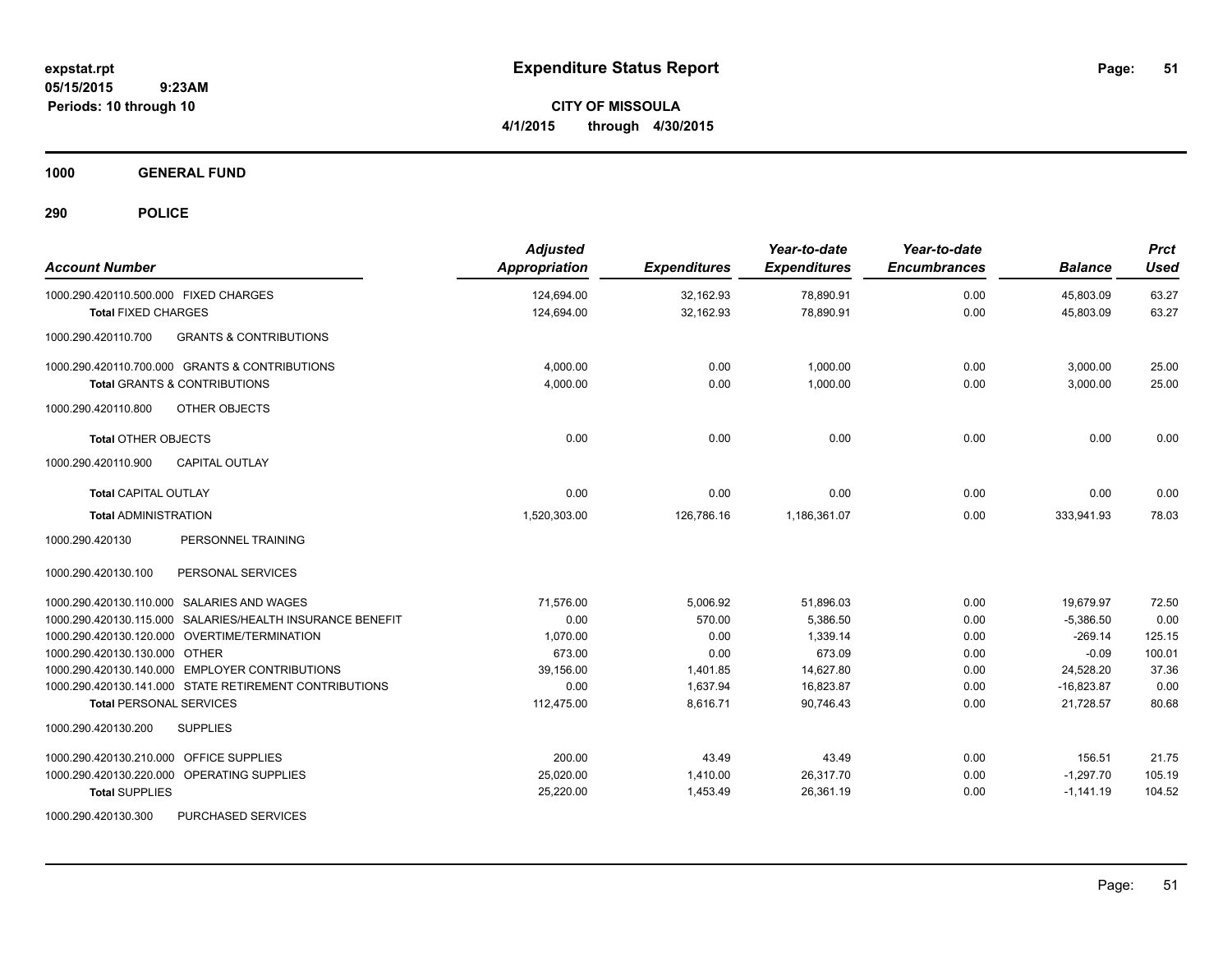**Expenditure Status Report**

**CITY OF MISSOULA**
**4/1/2015 through 4/30/2015**

expstat.rpt
05/15/2015 9:23AM
Periods: 10 through 10

**1000 GENERAL FUND**

**290 POLICE**

| Account Number | | Adjusted Appropriation | Expenditures | Year-to-date Expenditures | Year-to-date Encumbrances | Balance | Prct Used |
|---|---|---|---|---|---|---|---|
| 1000.290.420110.500.000 | FIXED CHARGES | 124,694.00 | 32,162.93 | 78,890.91 | 0.00 | 45,803.09 | 63.27 |
| **Total** FIXED CHARGES | | 124,694.00 | 32,162.93 | 78,890.91 | 0.00 | 45,803.09 | 63.27 |
| 1000.290.420110.700 | GRANTS & CONTRIBUTIONS | | | | | | |
| 1000.290.420110.700.000 | GRANTS & CONTRIBUTIONS | 4,000.00 | 0.00 | 1,000.00 | 0.00 | 3,000.00 | 25.00 |
| **Total** GRANTS & CONTRIBUTIONS | | 4,000.00 | 0.00 | 1,000.00 | 0.00 | 3,000.00 | 25.00 |
| 1000.290.420110.800 | OTHER OBJECTS | | | | | | |
| **Total** OTHER OBJECTS | | 0.00 | 0.00 | 0.00 | 0.00 | 0.00 | 0.00 |
| 1000.290.420110.900 | CAPITAL OUTLAY | | | | | | |
| **Total** CAPITAL OUTLAY | | 0.00 | 0.00 | 0.00 | 0.00 | 0.00 | 0.00 |
| **Total** ADMINISTRATION | | 1,520,303.00 | 126,786.16 | 1,186,361.07 | 0.00 | 333,941.93 | 78.03 |
| 1000.290.420130 | PERSONNEL TRAINING | | | | | | |
| 1000.290.420130.100 | PERSONAL SERVICES | | | | | | |
| 1000.290.420130.110.000 | SALARIES AND WAGES | 71,576.00 | 5,006.92 | 51,896.03 | 0.00 | 19,679.97 | 72.50 |
| 1000.290.420130.115.000 | SALARIES/HEALTH INSURANCE BENEFIT | 0.00 | 570.00 | 5,386.50 | 0.00 | -5,386.50 | 0.00 |
| 1000.290.420130.120.000 | OVERTIME/TERMINATION | 1,070.00 | 0.00 | 1,339.14 | 0.00 | -269.14 | 125.15 |
| 1000.290.420130.130.000 | OTHER | 673.00 | 0.00 | 673.09 | 0.00 | -0.09 | 100.01 |
| 1000.290.420130.140.000 | EMPLOYER CONTRIBUTIONS | 39,156.00 | 1,401.85 | 14,627.80 | 0.00 | 24,528.20 | 37.36 |
| 1000.290.420130.141.000 | STATE RETIREMENT CONTRIBUTIONS | 0.00 | 1,637.94 | 16,823.87 | 0.00 | -16,823.87 | 0.00 |
| **Total** PERSONAL SERVICES | | 112,475.00 | 8,616.71 | 90,746.43 | 0.00 | 21,728.57 | 80.68 |
| 1000.290.420130.200 | SUPPLIES | | | | | | |
| 1000.290.420130.210.000 | OFFICE SUPPLIES | 200.00 | 43.49 | 43.49 | 0.00 | 156.51 | 21.75 |
| 1000.290.420130.220.000 | OPERATING SUPPLIES | 25,020.00 | 1,410.00 | 26,317.70 | 0.00 | -1,297.70 | 105.19 |
| **Total** SUPPLIES | | 25,220.00 | 1,453.49 | 26,361.19 | 0.00 | -1,141.19 | 104.52 |
| 1000.290.420130.300 | PURCHASED SERVICES | | | | | | |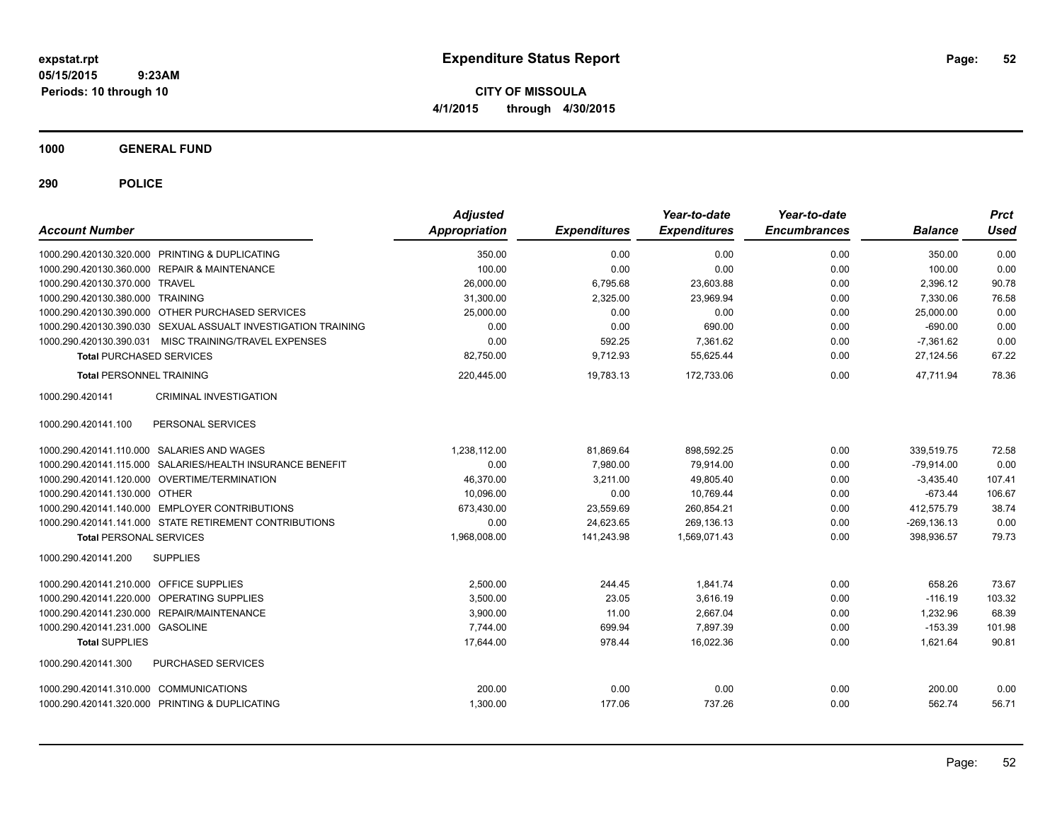**expstat.rpt**
**05/15/2015 9:23AM**
**Periods: 10 through 10**

# Expenditure Status Report

**CITY OF MISSOULA**
**4/1/2015 through 4/30/2015**

## 1000 GENERAL FUND

## 290 POLICE

| Account Number | | Adjusted Appropriation | Expenditures | Year-to-date Expenditures | Year-to-date Encumbrances | Balance | Prct Used |
|---|---|---|---|---|---|---|---|
| 1000.290.420130.320.000 | PRINTING & DUPLICATING | 350.00 | 0.00 | 0.00 | 0.00 | 350.00 | 0.00 |
| 1000.290.420130.360.000 | REPAIR & MAINTENANCE | 100.00 | 0.00 | 0.00 | 0.00 | 100.00 | 0.00 |
| 1000.290.420130.370.000 | TRAVEL | 26,000.00 | 6,795.68 | 23,603.88 | 0.00 | 2,396.12 | 90.78 |
| 1000.290.420130.380.000 | TRAINING | 31,300.00 | 2,325.00 | 23,969.94 | 0.00 | 7,330.06 | 76.58 |
| 1000.290.420130.390.000 | OTHER PURCHASED SERVICES | 25,000.00 | 0.00 | 0.00 | 0.00 | 25,000.00 | 0.00 |
| 1000.290.420130.390.030 | SEXUAL ASSAULT INVESTIGATION TRAINING | 0.00 | 0.00 | 690.00 | 0.00 | -690.00 | 0.00 |
| 1000.290.420130.390.031 | MISC TRAINING/TRAVEL EXPENSES | 0.00 | 592.25 | 7,361.62 | 0.00 | -7,361.62 | 0.00 |
| **Total** PURCHASED SERVICES | | 82,750.00 | 9,712.93 | 55,625.44 | 0.00 | 27,124.56 | 67.22 |
| **Total** PERSONNEL TRAINING | | 220,445.00 | 19,783.13 | 172,733.06 | 0.00 | 47,711.94 | 78.36 |
| 1000.290.420141 | CRIMINAL INVESTIGATION | | | | | | |
| 1000.290.420141.100 | PERSONAL SERVICES | | | | | | |
| 1000.290.420141.110.000 | SALARIES AND WAGES | 1,238,112.00 | 81,869.64 | 898,592.25 | 0.00 | 339,519.75 | 72.58 |
| 1000.290.420141.115.000 | SALARIES/HEALTH INSURANCE BENEFIT | 0.00 | 7,980.00 | 79,914.00 | 0.00 | -79,914.00 | 0.00 |
| 1000.290.420141.120.000 | OVERTIME/TERMINATION | 46,370.00 | 3,211.00 | 49,805.40 | 0.00 | -3,435.40 | 107.41 |
| 1000.290.420141.130.000 | OTHER | 10,096.00 | 0.00 | 10,769.44 | 0.00 | -673.44 | 106.67 |
| 1000.290.420141.140.000 | EMPLOYER CONTRIBUTIONS | 673,430.00 | 23,559.69 | 260,854.21 | 0.00 | 412,575.79 | 38.74 |
| 1000.290.420141.141.000 | STATE RETIREMENT CONTRIBUTIONS | 0.00 | 24,623.65 | 269,136.13 | 0.00 | -269,136.13 | 0.00 |
| **Total** PERSONAL SERVICES | | 1,968,008.00 | 141,243.98 | 1,569,071.43 | 0.00 | 398,936.57 | 79.73 |
| 1000.290.420141.200 | SUPPLIES | | | | | | |
| 1000.290.420141.210.000 | OFFICE SUPPLIES | 2,500.00 | 244.45 | 1,841.74 | 0.00 | 658.26 | 73.67 |
| 1000.290.420141.220.000 | OPERATING SUPPLIES | 3,500.00 | 23.05 | 3,616.19 | 0.00 | -116.19 | 103.32 |
| 1000.290.420141.230.000 | REPAIR/MAINTENANCE | 3,900.00 | 11.00 | 2,667.04 | 0.00 | 1,232.96 | 68.39 |
| 1000.290.420141.231.000 | GASOLINE | 7,744.00 | 699.94 | 7,897.39 | 0.00 | -153.39 | 101.98 |
| **Total** SUPPLIES | | 17,644.00 | 978.44 | 16,022.36 | 0.00 | 1,621.64 | 90.81 |
| 1000.290.420141.300 | PURCHASED SERVICES | | | | | | |
| 1000.290.420141.310.000 | COMMUNICATIONS | 200.00 | 0.00 | 0.00 | 0.00 | 200.00 | 0.00 |
| 1000.290.420141.320.000 | PRINTING & DUPLICATING | 1,300.00 | 177.06 | 737.26 | 0.00 | 562.74 | 56.71 |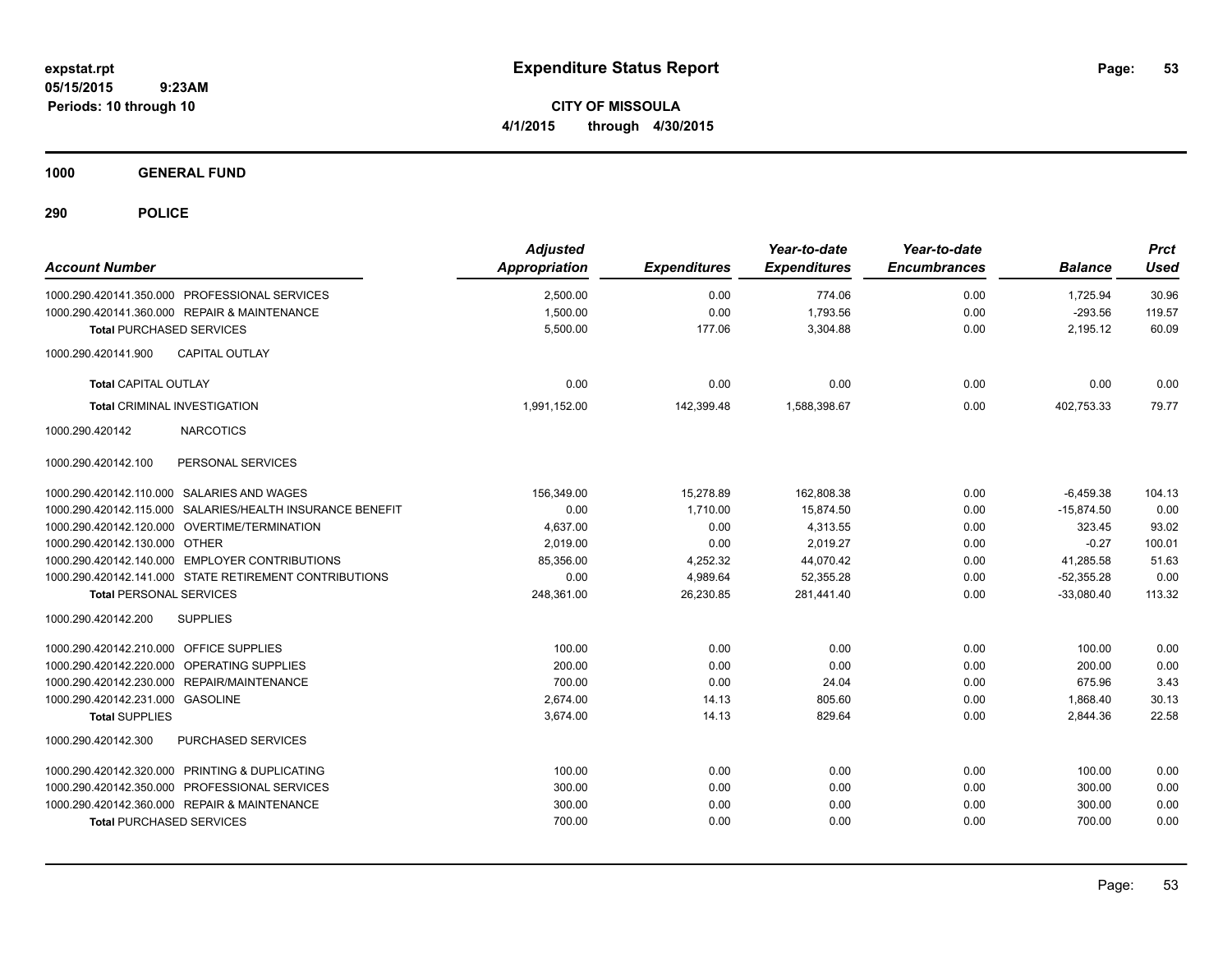# Expenditure Status Report

**CITY OF MISSOULA**
**4/1/2015 through 4/30/2015**

expstat.rpt
05/15/2015 9:23AM
Periods: 10 through 10

## 1000 GENERAL FUND

## 290 POLICE

| Account Number | Adjusted Appropriation | Expenditures | Year-to-date Expenditures | Year-to-date Encumbrances | Balance | Prct Used |
|---|---|---|---|---|---|---|
| 1000.290.420141.350.000 PROFESSIONAL SERVICES | 2,500.00 | 0.00 | 774.06 | 0.00 | 1,725.94 | 30.96 |
| 1000.290.420141.360.000 REPAIR & MAINTENANCE | 1,500.00 | 0.00 | 1,793.56 | 0.00 | -293.56 | 119.57 |
| **Total** PURCHASED SERVICES | 5,500.00 | 177.06 | 3,304.88 | 0.00 | 2,195.12 | 60.09 |
| 1000.290.420141.900 CAPITAL OUTLAY | | | | | | |
| **Total** CAPITAL OUTLAY | 0.00 | 0.00 | 0.00 | 0.00 | 0.00 | 0.00 |
| **Total** CRIMINAL INVESTIGATION | 1,991,152.00 | 142,399.48 | 1,588,398.67 | 0.00 | 402,753.33 | 79.77 |
| 1000.290.420142 NARCOTICS | | | | | | |
| 1000.290.420142.100 PERSONAL SERVICES | | | | | | |
| 1000.290.420142.110.000 SALARIES AND WAGES | 156,349.00 | 15,278.89 | 162,808.38 | 0.00 | -6,459.38 | 104.13 |
| 1000.290.420142.115.000 SALARIES/HEALTH INSURANCE BENEFIT | 0.00 | 1,710.00 | 15,874.50 | 0.00 | -15,874.50 | 0.00 |
| 1000.290.420142.120.000 OVERTIME/TERMINATION | 4,637.00 | 0.00 | 4,313.55 | 0.00 | 323.45 | 93.02 |
| 1000.290.420142.130.000 OTHER | 2,019.00 | 0.00 | 2,019.27 | 0.00 | -0.27 | 100.01 |
| 1000.290.420142.140.000 EMPLOYER CONTRIBUTIONS | 85,356.00 | 4,252.32 | 44,070.42 | 0.00 | 41,285.58 | 51.63 |
| 1000.290.420142.141.000 STATE RETIREMENT CONTRIBUTIONS | 0.00 | 4,989.64 | 52,355.28 | 0.00 | -52,355.28 | 0.00 |
| **Total** PERSONAL SERVICES | 248,361.00 | 26,230.85 | 281,441.40 | 0.00 | -33,080.40 | 113.32 |
| 1000.290.420142.200 SUPPLIES | | | | | | |
| 1000.290.420142.210.000 OFFICE SUPPLIES | 100.00 | 0.00 | 0.00 | 0.00 | 100.00 | 0.00 |
| 1000.290.420142.220.000 OPERATING SUPPLIES | 200.00 | 0.00 | 0.00 | 0.00 | 200.00 | 0.00 |
| 1000.290.420142.230.000 REPAIR/MAINTENANCE | 700.00 | 0.00 | 24.04 | 0.00 | 675.96 | 3.43 |
| 1000.290.420142.231.000 GASOLINE | 2,674.00 | 14.13 | 805.60 | 0.00 | 1,868.40 | 30.13 |
| **Total** SUPPLIES | 3,674.00 | 14.13 | 829.64 | 0.00 | 2,844.36 | 22.58 |
| 1000.290.420142.300 PURCHASED SERVICES | | | | | | |
| 1000.290.420142.320.000 PRINTING & DUPLICATING | 100.00 | 0.00 | 0.00 | 0.00 | 100.00 | 0.00 |
| 1000.290.420142.350.000 PROFESSIONAL SERVICES | 300.00 | 0.00 | 0.00 | 0.00 | 300.00 | 0.00 |
| 1000.290.420142.360.000 REPAIR & MAINTENANCE | 300.00 | 0.00 | 0.00 | 0.00 | 300.00 | 0.00 |
| **Total** PURCHASED SERVICES | 700.00 | 0.00 | 0.00 | 0.00 | 700.00 | 0.00 |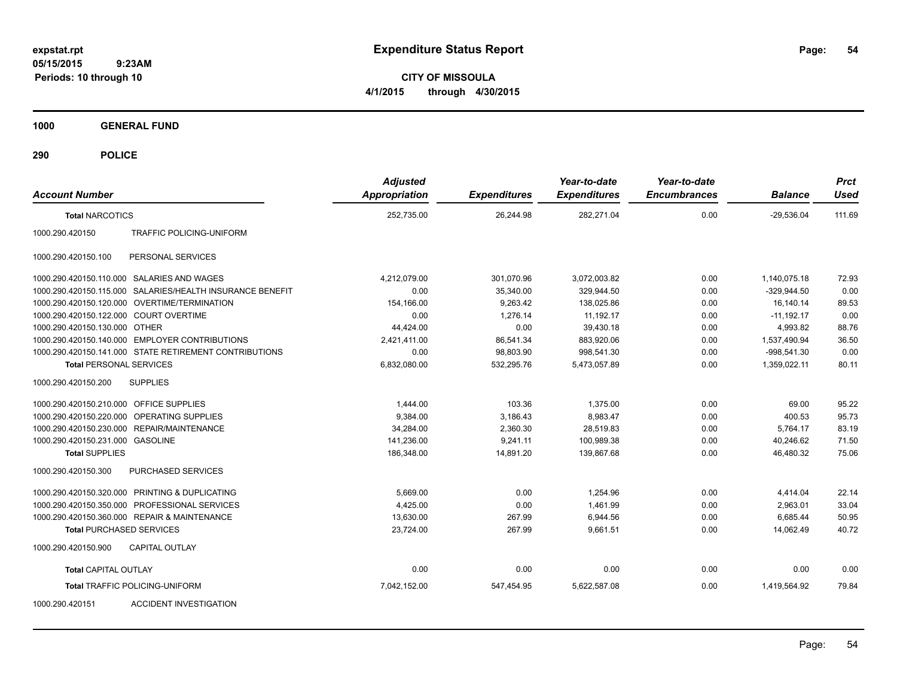**expstat.rpt**
**05/15/2015 9:23AM**
**Periods: 10 through 10**

# Expenditure Status Report

**CITY OF MISSOULA**
**4/1/2015 through 4/30/2015**

## 1000 GENERAL FUND

### 290 POLICE

| Account Number | | Adjusted Appropriation | Expenditures | Year-to-date Expenditures | Year-to-date Encumbrances | Balance | Prct Used |
|---|---|---|---|---|---|---|---|
| **Total NARCOTICS** | | 252,735.00 | 26,244.98 | 282,271.04 | 0.00 | -29,536.04 | 111.69 |
| 1000.290.420150 | TRAFFIC POLICING-UNIFORM | | | | | | |
| 1000.290.420150.100 | PERSONAL SERVICES | | | | | | |
| 1000.290.420150.110.000 | SALARIES AND WAGES | 4,212,079.00 | 301,070.96 | 3,072,003.82 | 0.00 | 1,140,075.18 | 72.93 |
| 1000.290.420150.115.000 | SALARIES/HEALTH INSURANCE BENEFIT | 0.00 | 35,340.00 | 329,944.50 | 0.00 | -329,944.50 | 0.00 |
| 1000.290.420150.120.000 | OVERTIME/TERMINATION | 154,166.00 | 9,263.42 | 138,025.86 | 0.00 | 16,140.14 | 89.53 |
| 1000.290.420150.122.000 | COURT OVERTIME | 0.00 | 1,276.14 | 11,192.17 | 0.00 | -11,192.17 | 0.00 |
| 1000.290.420150.130.000 | OTHER | 44,424.00 | 0.00 | 39,430.18 | 0.00 | 4,993.82 | 88.76 |
| 1000.290.420150.140.000 | EMPLOYER CONTRIBUTIONS | 2,421,411.00 | 86,541.34 | 883,920.06 | 0.00 | 1,537,490.94 | 36.50 |
| 1000.290.420150.141.000 | STATE RETIREMENT CONTRIBUTIONS | 0.00 | 98,803.90 | 998,541.30 | 0.00 | -998,541.30 | 0.00 |
| **Total PERSONAL SERVICES** | | 6,832,080.00 | 532,295.76 | 5,473,057.89 | 0.00 | 1,359,022.11 | 80.11 |
| 1000.290.420150.200 | SUPPLIES | | | | | | |
| 1000.290.420150.210.000 | OFFICE SUPPLIES | 1,444.00 | 103.36 | 1,375.00 | 0.00 | 69.00 | 95.22 |
| 1000.290.420150.220.000 | OPERATING SUPPLIES | 9,384.00 | 3,186.43 | 8,983.47 | 0.00 | 400.53 | 95.73 |
| 1000.290.420150.230.000 | REPAIR/MAINTENANCE | 34,284.00 | 2,360.30 | 28,519.83 | 0.00 | 5,764.17 | 83.19 |
| 1000.290.420150.231.000 | GASOLINE | 141,236.00 | 9,241.11 | 100,989.38 | 0.00 | 40,246.62 | 71.50 |
| **Total SUPPLIES** | | 186,348.00 | 14,891.20 | 139,867.68 | 0.00 | 46,480.32 | 75.06 |
| 1000.290.420150.300 | PURCHASED SERVICES | | | | | | |
| 1000.290.420150.320.000 | PRINTING & DUPLICATING | 5,669.00 | 0.00 | 1,254.96 | 0.00 | 4,414.04 | 22.14 |
| 1000.290.420150.350.000 | PROFESSIONAL SERVICES | 4,425.00 | 0.00 | 1,461.99 | 0.00 | 2,963.01 | 33.04 |
| 1000.290.420150.360.000 | REPAIR & MAINTENANCE | 13,630.00 | 267.99 | 6,944.56 | 0.00 | 6,685.44 | 50.95 |
| **Total PURCHASED SERVICES** | | 23,724.00 | 267.99 | 9,661.51 | 0.00 | 14,062.49 | 40.72 |
| 1000.290.420150.900 | CAPITAL OUTLAY | | | | | | |
| **Total CAPITAL OUTLAY** | | 0.00 | 0.00 | 0.00 | 0.00 | 0.00 | 0.00 |
| **Total TRAFFIC POLICING-UNIFORM** | | 7,042,152.00 | 547,454.95 | 5,622,587.08 | 0.00 | 1,419,564.92 | 79.84 |
| 1000.290.420151 | ACCIDENT INVESTIGATION | | | | | | |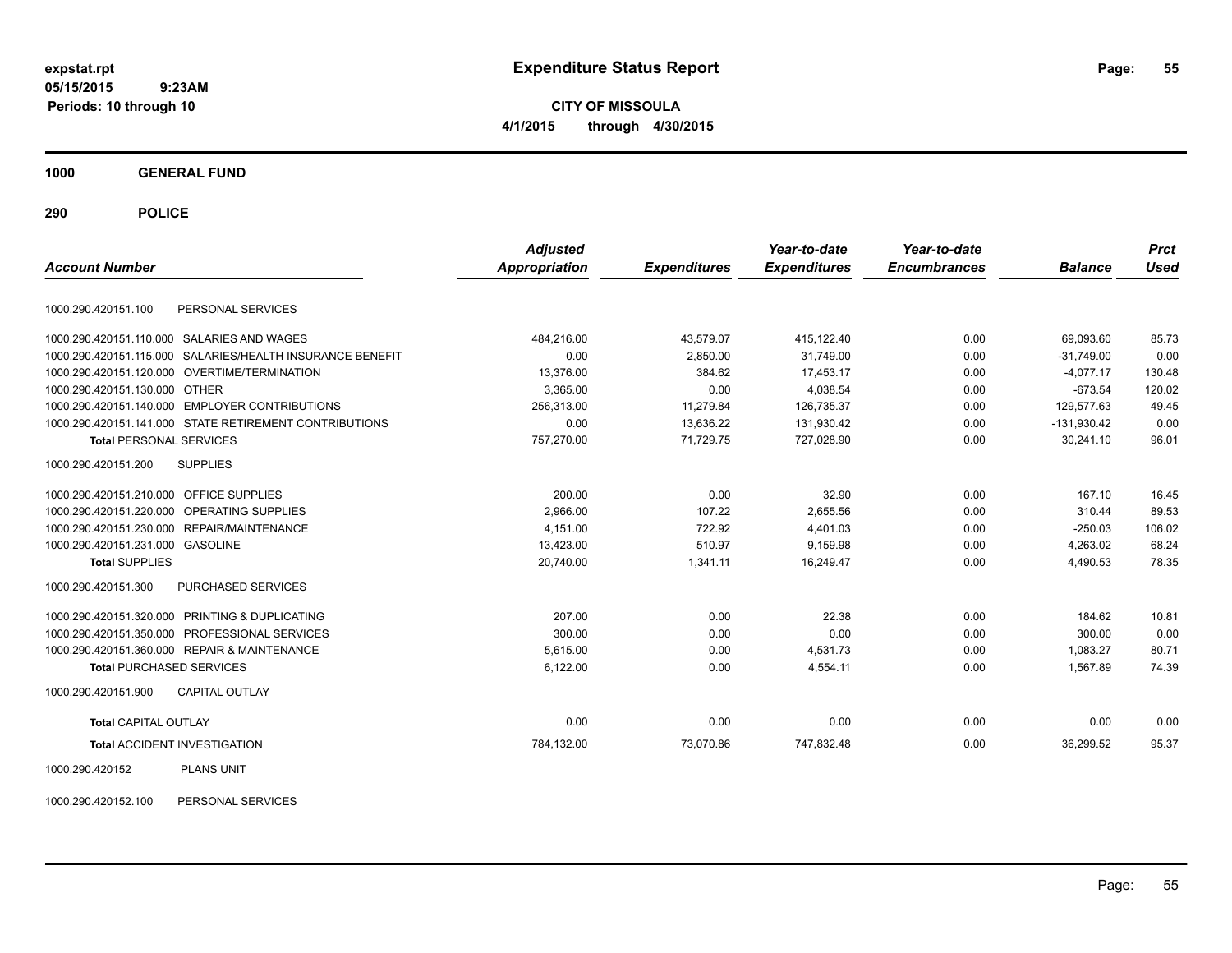# Expenditure Status Report

expstat.rpt
05/15/2015 9:23AM
Periods: 10 through 10

**CITY OF MISSOULA**
**4/1/2015 through 4/30/2015**

## 1000 GENERAL FUND

## 290 POLICE

| Account Number | | Adjusted Appropriation | Expenditures | Year-to-date Expenditures | Year-to-date Encumbrances | Balance | Prct Used |
|---|---|---|---|---|---|---|---|
| 1000.290.420151.100 | PERSONAL SERVICES | | | | | | |
| 1000.290.420151.110.000 | SALARIES AND WAGES | 484,216.00 | 43,579.07 | 415,122.40 | 0.00 | 69,093.60 | 85.73 |
| 1000.290.420151.115.000 | SALARIES/HEALTH INSURANCE BENEFIT | 0.00 | 2,850.00 | 31,749.00 | 0.00 | -31,749.00 | 0.00 |
| 1000.290.420151.120.000 | OVERTIME/TERMINATION | 13,376.00 | 384.62 | 17,453.17 | 0.00 | -4,077.17 | 130.48 |
| 1000.290.420151.130.000 | OTHER | 3,365.00 | 0.00 | 4,038.54 | 0.00 | -673.54 | 120.02 |
| 1000.290.420151.140.000 | EMPLOYER CONTRIBUTIONS | 256,313.00 | 11,279.84 | 126,735.37 | 0.00 | 129,577.63 | 49.45 |
| 1000.290.420151.141.000 | STATE RETIREMENT CONTRIBUTIONS | 0.00 | 13,636.22 | 131,930.42 | 0.00 | -131,930.42 | 0.00 |
| **Total** PERSONAL SERVICES | | 757,270.00 | 71,729.75 | 727,028.90 | 0.00 | 30,241.10 | 96.01 |
| 1000.290.420151.200 | SUPPLIES | | | | | | |
| 1000.290.420151.210.000 | OFFICE SUPPLIES | 200.00 | 0.00 | 32.90 | 0.00 | 167.10 | 16.45 |
| 1000.290.420151.220.000 | OPERATING SUPPLIES | 2,966.00 | 107.22 | 2,655.56 | 0.00 | 310.44 | 89.53 |
| 1000.290.420151.230.000 | REPAIR/MAINTENANCE | 4,151.00 | 722.92 | 4,401.03 | 0.00 | -250.03 | 106.02 |
| 1000.290.420151.231.000 | GASOLINE | 13,423.00 | 510.97 | 9,159.98 | 0.00 | 4,263.02 | 68.24 |
| **Total** SUPPLIES | | 20,740.00 | 1,341.11 | 16,249.47 | 0.00 | 4,490.53 | 78.35 |
| 1000.290.420151.300 | PURCHASED SERVICES | | | | | | |
| 1000.290.420151.320.000 | PRINTING & DUPLICATING | 207.00 | 0.00 | 22.38 | 0.00 | 184.62 | 10.81 |
| 1000.290.420151.350.000 | PROFESSIONAL SERVICES | 300.00 | 0.00 | 0.00 | 0.00 | 300.00 | 0.00 |
| 1000.290.420151.360.000 | REPAIR & MAINTENANCE | 5,615.00 | 0.00 | 4,531.73 | 0.00 | 1,083.27 | 80.71 |
| **Total** PURCHASED SERVICES | | 6,122.00 | 0.00 | 4,554.11 | 0.00 | 1,567.89 | 74.39 |
| 1000.290.420151.900 | CAPITAL OUTLAY | | | | | | |
| **Total** CAPITAL OUTLAY | | 0.00 | 0.00 | 0.00 | 0.00 | 0.00 | 0.00 |
| **Total** ACCIDENT INVESTIGATION | | 784,132.00 | 73,070.86 | 747,832.48 | 0.00 | 36,299.52 | 95.37 |
| 1000.290.420152 | PLANS UNIT | | | | | | |
| 1000.290.420152.100 | PERSONAL SERVICES | | | | | | |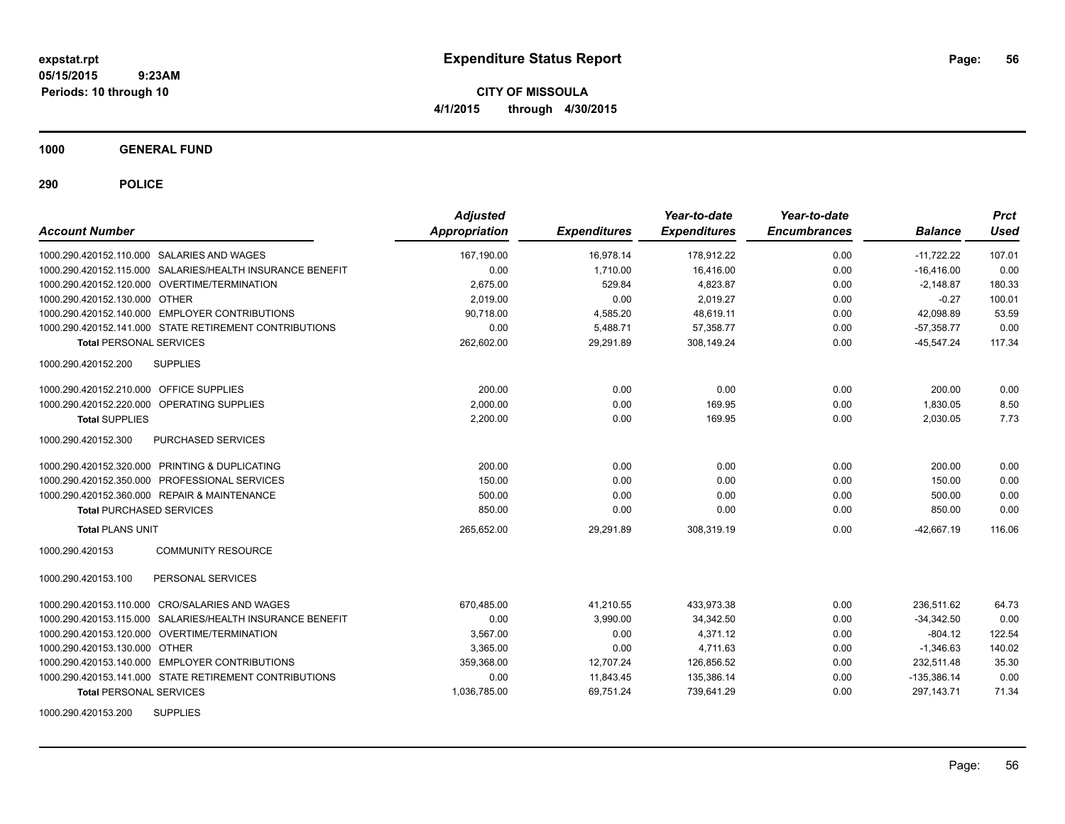**expstat.rpt**
**05/15/2015 9:23AM**
**Periods: 10 through 10**

# Expenditure Status Report

**CITY OF MISSOULA**
**4/1/2015 through 4/30/2015**

## 1000 GENERAL FUND

## 290 POLICE

| Account Number | Adjusted Appropriation | Expenditures | Year-to-date Expenditures | Year-to-date Encumbrances | Balance | Prct Used |
|---|---|---|---|---|---|---|
| 1000.290.420152.110.000 SALARIES AND WAGES | 167,190.00 | 16,978.14 | 178,912.22 | 0.00 | -11,722.22 | 107.01 |
| 1000.290.420152.115.000 SALARIES/HEALTH INSURANCE BENEFIT | 0.00 | 1,710.00 | 16,416.00 | 0.00 | -16,416.00 | 0.00 |
| 1000.290.420152.120.000 OVERTIME/TERMINATION | 2,675.00 | 529.84 | 4,823.87 | 0.00 | -2,148.87 | 180.33 |
| 1000.290.420152.130.000 OTHER | 2,019.00 | 0.00 | 2,019.27 | 0.00 | -0.27 | 100.01 |
| 1000.290.420152.140.000 EMPLOYER CONTRIBUTIONS | 90,718.00 | 4,585.20 | 48,619.11 | 0.00 | 42,098.89 | 53.59 |
| 1000.290.420152.141.000 STATE RETIREMENT CONTRIBUTIONS | 0.00 | 5,488.71 | 57,358.77 | 0.00 | -57,358.77 | 0.00 |
| **Total** PERSONAL SERVICES | 262,602.00 | 29,291.89 | 308,149.24 | 0.00 | -45,547.24 | 117.34 |
| 1000.290.420152.200 SUPPLIES | | | | | | |
| 1000.290.420152.210.000 OFFICE SUPPLIES | 200.00 | 0.00 | 0.00 | 0.00 | 200.00 | 0.00 |
| 1000.290.420152.220.000 OPERATING SUPPLIES | 2,000.00 | 0.00 | 169.95 | 0.00 | 1,830.05 | 8.50 |
| **Total** SUPPLIES | 2,200.00 | 0.00 | 169.95 | 0.00 | 2,030.05 | 7.73 |
| 1000.290.420152.300 PURCHASED SERVICES | | | | | | |
| 1000.290.420152.320.000 PRINTING & DUPLICATING | 200.00 | 0.00 | 0.00 | 0.00 | 200.00 | 0.00 |
| 1000.290.420152.350.000 PROFESSIONAL SERVICES | 150.00 | 0.00 | 0.00 | 0.00 | 150.00 | 0.00 |
| 1000.290.420152.360.000 REPAIR & MAINTENANCE | 500.00 | 0.00 | 0.00 | 0.00 | 500.00 | 0.00 |
| **Total** PURCHASED SERVICES | 850.00 | 0.00 | 0.00 | 0.00 | 850.00 | 0.00 |
| **Total** PLANS UNIT | 265,652.00 | 29,291.89 | 308,319.19 | 0.00 | -42,667.19 | 116.06 |
| 1000.290.420153 COMMUNITY RESOURCE | | | | | | |
| 1000.290.420153.100 PERSONAL SERVICES | | | | | | |
| 1000.290.420153.110.000 CRO/SALARIES AND WAGES | 670,485.00 | 41,210.55 | 433,973.38 | 0.00 | 236,511.62 | 64.73 |
| 1000.290.420153.115.000 SALARIES/HEALTH INSURANCE BENEFIT | 0.00 | 3,990.00 | 34,342.50 | 0.00 | -34,342.50 | 0.00 |
| 1000.290.420153.120.000 OVERTIME/TERMINATION | 3,567.00 | 0.00 | 4,371.12 | 0.00 | -804.12 | 122.54 |
| 1000.290.420153.130.000 OTHER | 3,365.00 | 0.00 | 4,711.63 | 0.00 | -1,346.63 | 140.02 |
| 1000.290.420153.140.000 EMPLOYER CONTRIBUTIONS | 359,368.00 | 12,707.24 | 126,856.52 | 0.00 | 232,511.48 | 35.30 |
| 1000.290.420153.141.000 STATE RETIREMENT CONTRIBUTIONS | 0.00 | 11,843.45 | 135,386.14 | 0.00 | -135,386.14 | 0.00 |
| **Total** PERSONAL SERVICES | 1,036,785.00 | 69,751.24 | 739,641.29 | 0.00 | 297,143.71 | 71.34 |
| 1000.290.420153.200 SUPPLIES | | | | | | |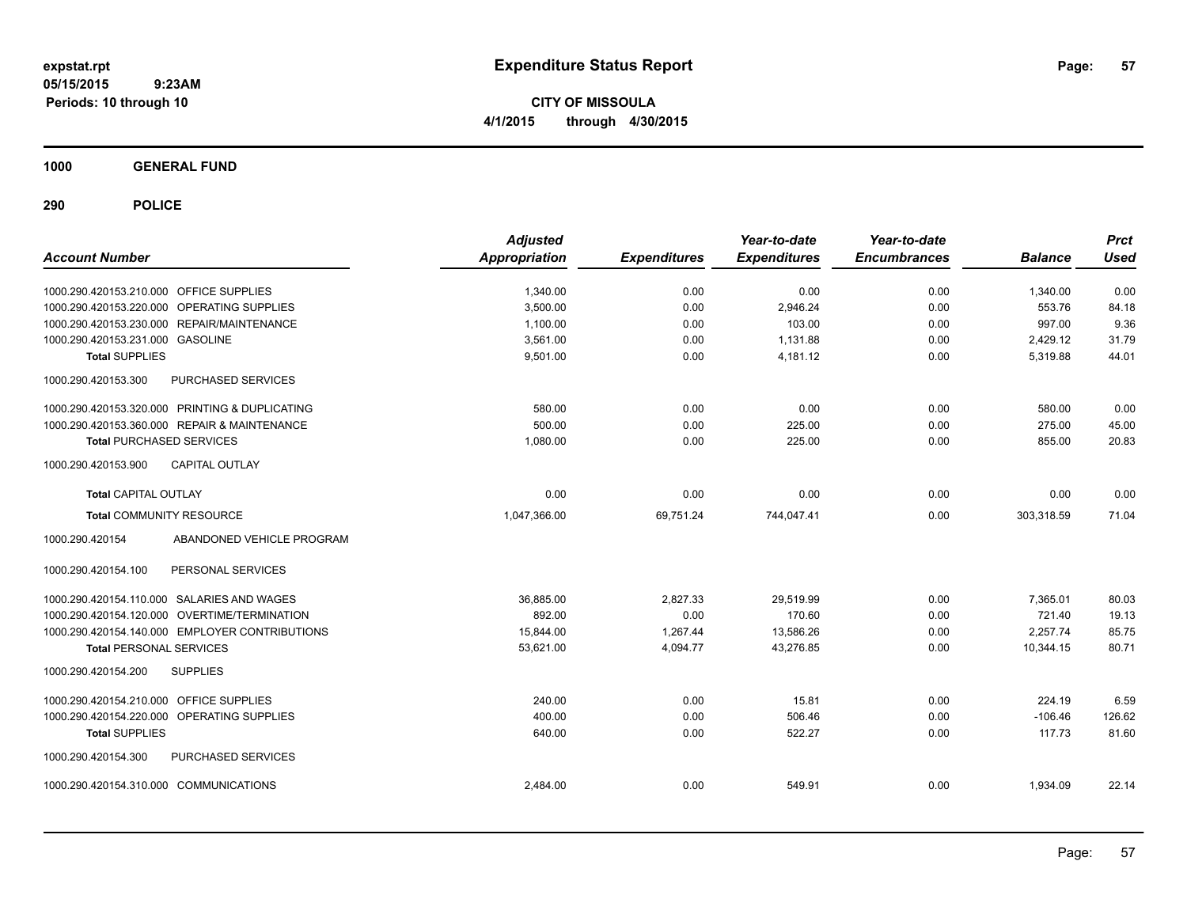**expstat.rpt**
**05/15/2015 9:23AM**
**Periods: 10 through 10**

# Expenditure Status Report

**CITY OF MISSOULA**
**4/1/2015 through 4/30/2015**

## 1000 GENERAL FUND

## 290 POLICE

| Account Number | | Adjusted Appropriation | Expenditures | Year-to-date Expenditures | Year-to-date Encumbrances | Balance | Prct Used |
|---|---|---|---|---|---|---|---|
| 1000.290.420153.210.000 | OFFICE SUPPLIES | 1,340.00 | 0.00 | 0.00 | 0.00 | 1,340.00 | 0.00 |
| 1000.290.420153.220.000 | OPERATING SUPPLIES | 3,500.00 | 0.00 | 2,946.24 | 0.00 | 553.76 | 84.18 |
| 1000.290.420153.230.000 | REPAIR/MAINTENANCE | 1,100.00 | 0.00 | 103.00 | 0.00 | 997.00 | 9.36 |
| 1000.290.420153.231.000 | GASOLINE | 3,561.00 | 0.00 | 1,131.88 | 0.00 | 2,429.12 | 31.79 |
| **Total SUPPLIES** | | 9,501.00 | 0.00 | 4,181.12 | 0.00 | 5,319.88 | 44.01 |
| 1000.290.420153.300 | PURCHASED SERVICES | | | | | | |
| 1000.290.420153.320.000 | PRINTING & DUPLICATING | 580.00 | 0.00 | 0.00 | 0.00 | 580.00 | 0.00 |
| 1000.290.420153.360.000 | REPAIR & MAINTENANCE | 500.00 | 0.00 | 225.00 | 0.00 | 275.00 | 45.00 |
| **Total PURCHASED SERVICES** | | 1,080.00 | 0.00 | 225.00 | 0.00 | 855.00 | 20.83 |
| 1000.290.420153.900 | CAPITAL OUTLAY | | | | | | |
| **Total CAPITAL OUTLAY** | | 0.00 | 0.00 | 0.00 | 0.00 | 0.00 | 0.00 |
| **Total COMMUNITY RESOURCE** | | 1,047,366.00 | 69,751.24 | 744,047.41 | 0.00 | 303,318.59 | 71.04 |
| 1000.290.420154 | ABANDONED VEHICLE PROGRAM | | | | | | |
| 1000.290.420154.100 | PERSONAL SERVICES | | | | | | |
| 1000.290.420154.110.000 | SALARIES AND WAGES | 36,885.00 | 2,827.33 | 29,519.99 | 0.00 | 7,365.01 | 80.03 |
| 1000.290.420154.120.000 | OVERTIME/TERMINATION | 892.00 | 0.00 | 170.60 | 0.00 | 721.40 | 19.13 |
| 1000.290.420154.140.000 | EMPLOYER CONTRIBUTIONS | 15,844.00 | 1,267.44 | 13,586.26 | 0.00 | 2,257.74 | 85.75 |
| **Total PERSONAL SERVICES** | | 53,621.00 | 4,094.77 | 43,276.85 | 0.00 | 10,344.15 | 80.71 |
| 1000.290.420154.200 | SUPPLIES | | | | | | |
| 1000.290.420154.210.000 | OFFICE SUPPLIES | 240.00 | 0.00 | 15.81 | 0.00 | 224.19 | 6.59 |
| 1000.290.420154.220.000 | OPERATING SUPPLIES | 400.00 | 0.00 | 506.46 | 0.00 | -106.46 | 126.62 |
| **Total SUPPLIES** | | 640.00 | 0.00 | 522.27 | 0.00 | 117.73 | 81.60 |
| 1000.290.420154.300 | PURCHASED SERVICES | | | | | | |
| 1000.290.420154.310.000 | COMMUNICATIONS | 2,484.00 | 0.00 | 549.91 | 0.00 | 1,934.09 | 22.14 |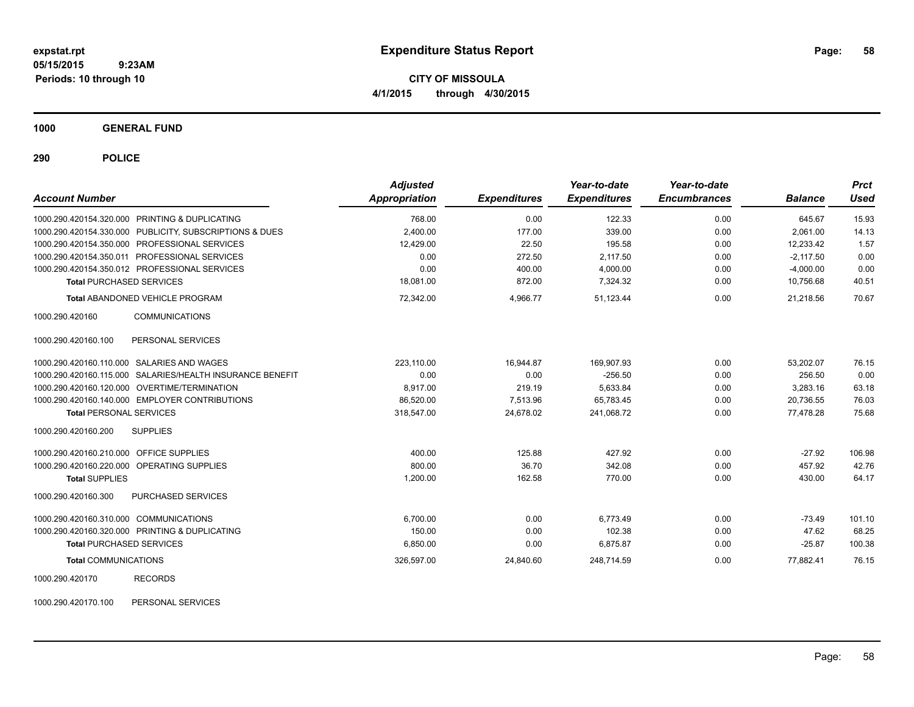# Expenditure Status Report

**CITY OF MISSOULA**

**4/1/2015 through 4/30/2015**

expstat.rpt
05/15/2015 9:23AM
Periods: 10 through 10

## 1000 GENERAL FUND

## 290 POLICE

| Account Number | Adjusted Appropriation | Expenditures | Year-to-date Expenditures | Year-to-date Encumbrances | Balance | Prct Used |
|---|---|---|---|---|---|---|
| 1000.290.420154.320.000 PRINTING & DUPLICATING | 768.00 | 0.00 | 122.33 | 0.00 | 645.67 | 15.93 |
| 1000.290.420154.330.000 PUBLICITY, SUBSCRIPTIONS & DUES | 2,400.00 | 177.00 | 339.00 | 0.00 | 2,061.00 | 14.13 |
| 1000.290.420154.350.000 PROFESSIONAL SERVICES | 12,429.00 | 22.50 | 195.58 | 0.00 | 12,233.42 | 1.57 |
| 1000.290.420154.350.011 PROFESSIONAL SERVICES | 0.00 | 272.50 | 2,117.50 | 0.00 | -2,117.50 | 0.00 |
| 1000.290.420154.350.012 PROFESSIONAL SERVICES | 0.00 | 400.00 | 4,000.00 | 0.00 | -4,000.00 | 0.00 |
| **Total** PURCHASED SERVICES | 18,081.00 | 872.00 | 7,324.32 | 0.00 | 10,756.68 | 40.51 |
| **Total** ABANDONED VEHICLE PROGRAM | 72,342.00 | 4,966.77 | 51,123.44 | 0.00 | 21,218.56 | 70.67 |
| 1000.290.420160 COMMUNICATIONS | | | | | | |
| 1000.290.420160.100 PERSONAL SERVICES | | | | | | |
| 1000.290.420160.110.000 SALARIES AND WAGES | 223,110.00 | 16,944.87 | 169,907.93 | 0.00 | 53,202.07 | 76.15 |
| 1000.290.420160.115.000 SALARIES/HEALTH INSURANCE BENEFIT | 0.00 | 0.00 | -256.50 | 0.00 | 256.50 | 0.00 |
| 1000.290.420160.120.000 OVERTIME/TERMINATION | 8,917.00 | 219.19 | 5,633.84 | 0.00 | 3,283.16 | 63.18 |
| 1000.290.420160.140.000 EMPLOYER CONTRIBUTIONS | 86,520.00 | 7,513.96 | 65,783.45 | 0.00 | 20,736.55 | 76.03 |
| **Total** PERSONAL SERVICES | 318,547.00 | 24,678.02 | 241,068.72 | 0.00 | 77,478.28 | 75.68 |
| 1000.290.420160.200 SUPPLIES | | | | | | |
| 1000.290.420160.210.000 OFFICE SUPPLIES | 400.00 | 125.88 | 427.92 | 0.00 | -27.92 | 106.98 |
| 1000.290.420160.220.000 OPERATING SUPPLIES | 800.00 | 36.70 | 342.08 | 0.00 | 457.92 | 42.76 |
| **Total** SUPPLIES | 1,200.00 | 162.58 | 770.00 | 0.00 | 430.00 | 64.17 |
| 1000.290.420160.300 PURCHASED SERVICES | | | | | | |
| 1000.290.420160.310.000 COMMUNICATIONS | 6,700.00 | 0.00 | 6,773.49 | 0.00 | -73.49 | 101.10 |
| 1000.290.420160.320.000 PRINTING & DUPLICATING | 150.00 | 0.00 | 102.38 | 0.00 | 47.62 | 68.25 |
| **Total** PURCHASED SERVICES | 6,850.00 | 0.00 | 6,875.87 | 0.00 | -25.87 | 100.38 |
| **Total** COMMUNICATIONS | 326,597.00 | 24,840.60 | 248,714.59 | 0.00 | 77,882.41 | 76.15 |
| 1000.290.420170 RECORDS | | | | | | |
| 1000.290.420170.100 PERSONAL SERVICES | | | | | | |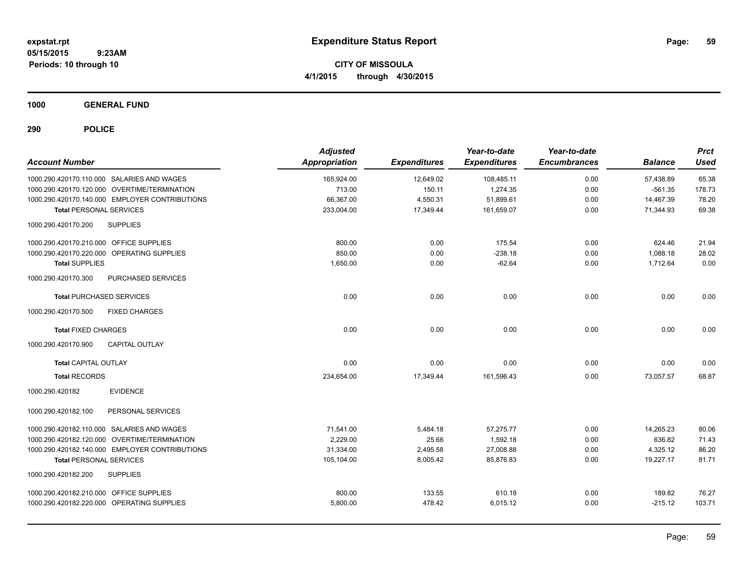**expstat.rpt**
**05/15/2015 9:23AM**
**Periods: 10 through 10**

# Expenditure Status Report

**CITY OF MISSOULA**
**4/1/2015 through 4/30/2015**

## 1000 GENERAL FUND

### 290 POLICE

| Account Number | Adjusted Appropriation | Expenditures | Year-to-date Expenditures | Year-to-date Encumbrances | Balance | Prct Used |
|---|---|---|---|---|---|---|
| 1000.290.420170.110.000 SALARIES AND WAGES | 165,924.00 | 12,649.02 | 108,485.11 | 0.00 | 57,438.89 | 65.38 |
| 1000.290.420170.120.000 OVERTIME/TERMINATION | 713.00 | 150.11 | 1,274.35 | 0.00 | -561.35 | 178.73 |
| 1000.290.420170.140.000 EMPLOYER CONTRIBUTIONS | 66,367.00 | 4,550.31 | 51,899.61 | 0.00 | 14,467.39 | 78.20 |
| **Total** PERSONAL SERVICES | 233,004.00 | 17,349.44 | 161,659.07 | 0.00 | 71,344.93 | 69.38 |
| 1000.290.420170.200 SUPPLIES | | | | | | |
| 1000.290.420170.210.000 OFFICE SUPPLIES | 800.00 | 0.00 | 175.54 | 0.00 | 624.46 | 21.94 |
| 1000.290.420170.220.000 OPERATING SUPPLIES | 850.00 | 0.00 | -238.18 | 0.00 | 1,088.18 | 28.02 |
| **Total** SUPPLIES | 1,650.00 | 0.00 | -62.64 | 0.00 | 1,712.64 | 0.00 |
| 1000.290.420170.300 PURCHASED SERVICES | | | | | | |
| **Total** PURCHASED SERVICES | 0.00 | 0.00 | 0.00 | 0.00 | 0.00 | 0.00 |
| 1000.290.420170.500 FIXED CHARGES | | | | | | |
| **Total** FIXED CHARGES | 0.00 | 0.00 | 0.00 | 0.00 | 0.00 | 0.00 |
| 1000.290.420170.900 CAPITAL OUTLAY | | | | | | |
| **Total** CAPITAL OUTLAY | 0.00 | 0.00 | 0.00 | 0.00 | 0.00 | 0.00 |
| **Total** RECORDS | 234,654.00 | 17,349.44 | 161,596.43 | 0.00 | 73,057.57 | 68.87 |
| 1000.290.420182 EVIDENCE | | | | | | |
| 1000.290.420182.100 PERSONAL SERVICES | | | | | | |
| 1000.290.420182.110.000 SALARIES AND WAGES | 71,541.00 | 5,484.18 | 57,275.77 | 0.00 | 14,265.23 | 80.06 |
| 1000.290.420182.120.000 OVERTIME/TERMINATION | 2,229.00 | 25.66 | 1,592.18 | 0.00 | 636.82 | 71.43 |
| 1000.290.420182.140.000 EMPLOYER CONTRIBUTIONS | 31,334.00 | 2,495.58 | 27,008.88 | 0.00 | 4,325.12 | 86.20 |
| **Total** PERSONAL SERVICES | 105,104.00 | 8,005.42 | 85,876.83 | 0.00 | 19,227.17 | 81.71 |
| 1000.290.420182.200 SUPPLIES | | | | | | |
| 1000.290.420182.210.000 OFFICE SUPPLIES | 800.00 | 133.55 | 610.18 | 0.00 | 189.82 | 76.27 |
| 1000.290.420182.220.000 OPERATING SUPPLIES | 5,800.00 | 478.42 | 6,015.12 | 0.00 | -215.12 | 103.71 |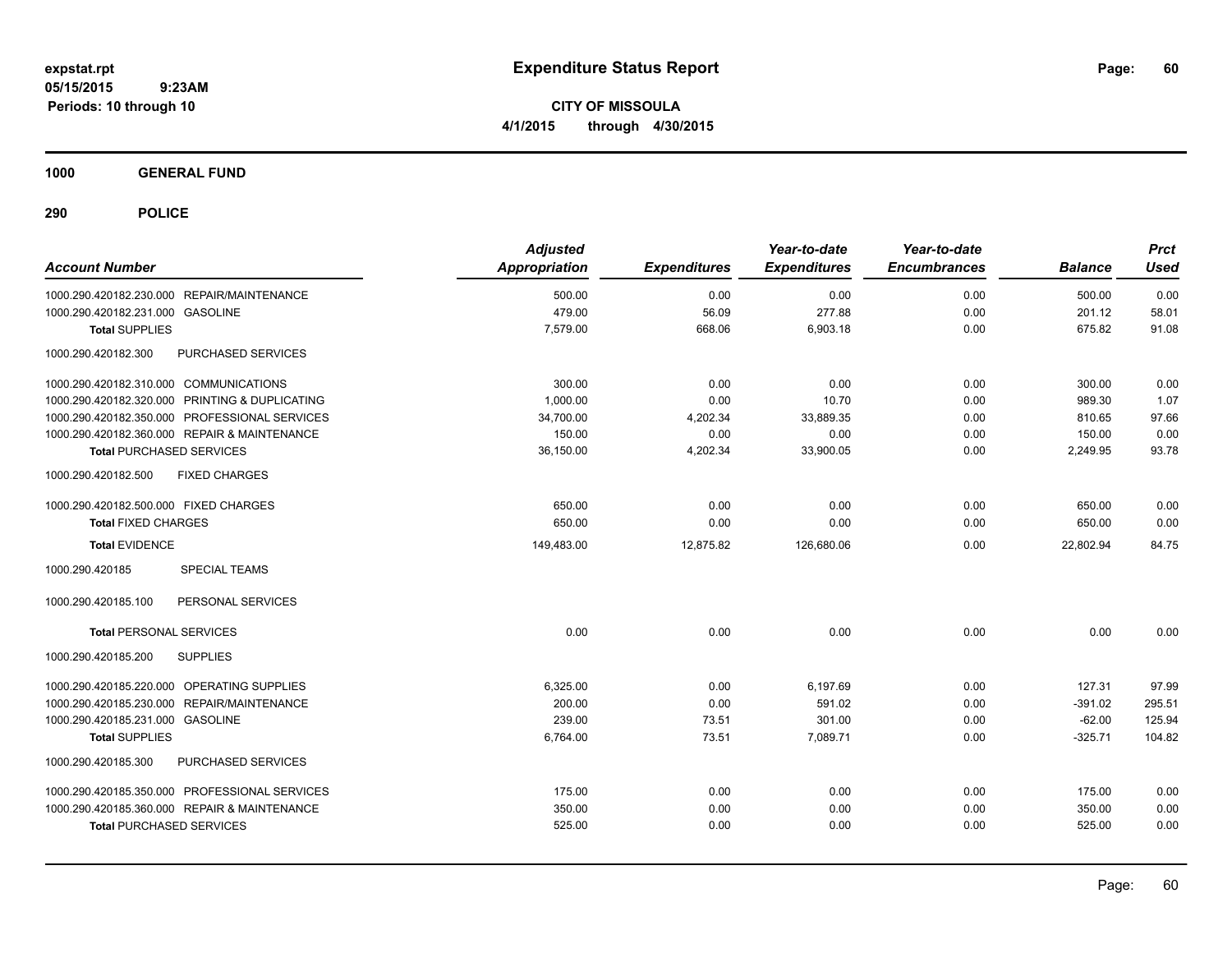# Expenditure Status Report

expstat.rpt
05/15/2015 9:23AM
Periods: 10 through 10

**CITY OF MISSOULA**
**4/1/2015 through 4/30/2015**

**1000 GENERAL FUND**

**290 POLICE**

| Account Number | Adjusted Appropriation | Expenditures | Year-to-date Expenditures | Year-to-date Encumbrances | Balance | Prct Used |
|---|---|---|---|---|---|---|
| 1000.290.420182.230.000 REPAIR/MAINTENANCE | 500.00 | 0.00 | 0.00 | 0.00 | 500.00 | 0.00 |
| 1000.290.420182.231.000 GASOLINE | 479.00 | 56.09 | 277.88 | 0.00 | 201.12 | 58.01 |
| **Total** SUPPLIES | 7,579.00 | 668.06 | 6,903.18 | 0.00 | 675.82 | 91.08 |
| 1000.290.420182.300 PURCHASED SERVICES | | | | | | |
| 1000.290.420182.310.000 COMMUNICATIONS | 300.00 | 0.00 | 0.00 | 0.00 | 300.00 | 0.00 |
| 1000.290.420182.320.000 PRINTING & DUPLICATING | 1,000.00 | 0.00 | 10.70 | 0.00 | 989.30 | 1.07 |
| 1000.290.420182.350.000 PROFESSIONAL SERVICES | 34,700.00 | 4,202.34 | 33,889.35 | 0.00 | 810.65 | 97.66 |
| 1000.290.420182.360.000 REPAIR & MAINTENANCE | 150.00 | 0.00 | 0.00 | 0.00 | 150.00 | 0.00 |
| **Total** PURCHASED SERVICES | 36,150.00 | 4,202.34 | 33,900.05 | 0.00 | 2,249.95 | 93.78 |
| 1000.290.420182.500 FIXED CHARGES | | | | | | |
| 1000.290.420182.500.000 FIXED CHARGES | 650.00 | 0.00 | 0.00 | 0.00 | 650.00 | 0.00 |
| **Total** FIXED CHARGES | 650.00 | 0.00 | 0.00 | 0.00 | 650.00 | 0.00 |
| **Total** EVIDENCE | 149,483.00 | 12,875.82 | 126,680.06 | 0.00 | 22,802.94 | 84.75 |
| 1000.290.420185 SPECIAL TEAMS | | | | | | |
| 1000.290.420185.100 PERSONAL SERVICES | | | | | | |
| **Total** PERSONAL SERVICES | 0.00 | 0.00 | 0.00 | 0.00 | 0.00 | 0.00 |
| 1000.290.420185.200 SUPPLIES | | | | | | |
| 1000.290.420185.220.000 OPERATING SUPPLIES | 6,325.00 | 0.00 | 6,197.69 | 0.00 | 127.31 | 97.99 |
| 1000.290.420185.230.000 REPAIR/MAINTENANCE | 200.00 | 0.00 | 591.02 | 0.00 | -391.02 | 295.51 |
| 1000.290.420185.231.000 GASOLINE | 239.00 | 73.51 | 301.00 | 0.00 | -62.00 | 125.94 |
| **Total** SUPPLIES | 6,764.00 | 73.51 | 7,089.71 | 0.00 | -325.71 | 104.82 |
| 1000.290.420185.300 PURCHASED SERVICES | | | | | | |
| 1000.290.420185.350.000 PROFESSIONAL SERVICES | 175.00 | 0.00 | 0.00 | 0.00 | 175.00 | 0.00 |
| 1000.290.420185.360.000 REPAIR & MAINTENANCE | 350.00 | 0.00 | 0.00 | 0.00 | 350.00 | 0.00 |
| **Total** PURCHASED SERVICES | 525.00 | 0.00 | 0.00 | 0.00 | 525.00 | 0.00 |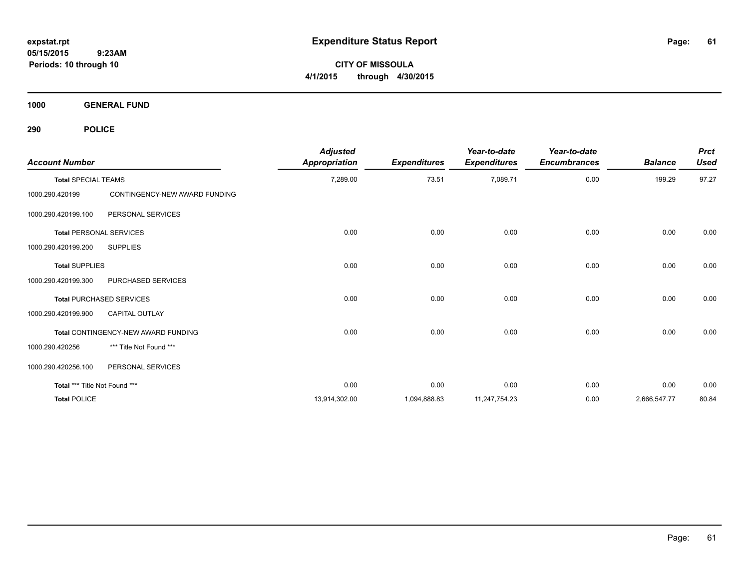**expstat.rpt**
**05/15/2015 9:23AM**
**Periods: 10 through 10**

# Expenditure Status Report

**CITY OF MISSOULA**
**4/1/2015 through 4/30/2015**

## 1000 GENERAL FUND

### 290 POLICE

| Account Number | | Adjusted Appropriation | Expenditures | Year-to-date Expenditures | Year-to-date Encumbrances | Balance | Prct Used |
|---|---|---|---|---|---|---|---|
| **Total** SPECIAL TEAMS | | 7,289.00 | 73.51 | 7,089.71 | 0.00 | 199.29 | 97.27 |
| 1000.290.420199 | CONTINGENCY-NEW AWARD FUNDING | | | | | | |
| 1000.290.420199.100 | PERSONAL SERVICES | | | | | | |
| **Total** PERSONAL SERVICES | | 0.00 | 0.00 | 0.00 | 0.00 | 0.00 | 0.00 |
| 1000.290.420199.200 | SUPPLIES | | | | | | |
| **Total** SUPPLIES | | 0.00 | 0.00 | 0.00 | 0.00 | 0.00 | 0.00 |
| 1000.290.420199.300 | PURCHASED SERVICES | | | | | | |
| **Total** PURCHASED SERVICES | | 0.00 | 0.00 | 0.00 | 0.00 | 0.00 | 0.00 |
| 1000.290.420199.900 | CAPITAL OUTLAY | | | | | | |
| **Total** CONTINGENCY-NEW AWARD FUNDING | | 0.00 | 0.00 | 0.00 | 0.00 | 0.00 | 0.00 |
| 1000.290.420256 | *** Title Not Found *** | | | | | | |
| 1000.290.420256.100 | PERSONAL SERVICES | | | | | | |
| **Total** *** Title Not Found *** | | 0.00 | 0.00 | 0.00 | 0.00 | 0.00 | 0.00 |
| **Total** POLICE | | 13,914,302.00 | 1,094,888.83 | 11,247,754.23 | 0.00 | 2,666,547.77 | 80.84 |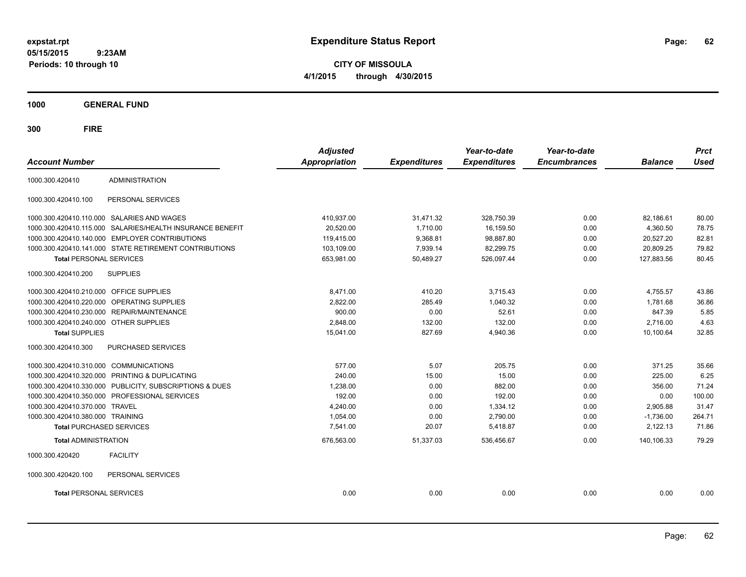# Expenditure Status Report

**CITY OF MISSOULA**

**4/1/2015 through 4/30/2015**

expstat.rpt
05/15/2015 9:23AM
Periods: 10 through 10

**1000 GENERAL FUND**

**300 FIRE**

| Account Number | | Adjusted Appropriation | Expenditures | Year-to-date Expenditures | Year-to-date Encumbrances | Balance | Prct Used |
|---|---|---|---|---|---|---|---|
| 1000.300.420410 | ADMINISTRATION | | | | | | |
| 1000.300.420410.100 | PERSONAL SERVICES | | | | | | |
| 1000.300.420410.110.000 | SALARIES AND WAGES | 410,937.00 | 31,471.32 | 328,750.39 | 0.00 | 82,186.61 | 80.00 |
| 1000.300.420410.115.000 | SALARIES/HEALTH INSURANCE BENEFIT | 20,520.00 | 1,710.00 | 16,159.50 | 0.00 | 4,360.50 | 78.75 |
| 1000.300.420410.140.000 | EMPLOYER CONTRIBUTIONS | 119,415.00 | 9,368.81 | 98,887.80 | 0.00 | 20,527.20 | 82.81 |
| 1000.300.420410.141.000 | STATE RETIREMENT CONTRIBUTIONS | 103,109.00 | 7,939.14 | 82,299.75 | 0.00 | 20,809.25 | 79.82 |
| **Total** PERSONAL SERVICES | | 653,981.00 | 50,489.27 | 526,097.44 | 0.00 | 127,883.56 | 80.45 |
| 1000.300.420410.200 | SUPPLIES | | | | | | |
| 1000.300.420410.210.000 | OFFICE SUPPLIES | 8,471.00 | 410.20 | 3,715.43 | 0.00 | 4,755.57 | 43.86 |
| 1000.300.420410.220.000 | OPERATING SUPPLIES | 2,822.00 | 285.49 | 1,040.32 | 0.00 | 1,781.68 | 36.86 |
| 1000.300.420410.230.000 | REPAIR/MAINTENANCE | 900.00 | 0.00 | 52.61 | 0.00 | 847.39 | 5.85 |
| 1000.300.420410.240.000 | OTHER SUPPLIES | 2,848.00 | 132.00 | 132.00 | 0.00 | 2,716.00 | 4.63 |
| **Total** SUPPLIES | | 15,041.00 | 827.69 | 4,940.36 | 0.00 | 10,100.64 | 32.85 |
| 1000.300.420410.300 | PURCHASED SERVICES | | | | | | |
| 1000.300.420410.310.000 | COMMUNICATIONS | 577.00 | 5.07 | 205.75 | 0.00 | 371.25 | 35.66 |
| 1000.300.420410.320.000 | PRINTING & DUPLICATING | 240.00 | 15.00 | 15.00 | 0.00 | 225.00 | 6.25 |
| 1000.300.420410.330.000 | PUBLICITY, SUBSCRIPTIONS & DUES | 1,238.00 | 0.00 | 882.00 | 0.00 | 356.00 | 71.24 |
| 1000.300.420410.350.000 | PROFESSIONAL SERVICES | 192.00 | 0.00 | 192.00 | 0.00 | 0.00 | 100.00 |
| 1000.300.420410.370.000 | TRAVEL | 4,240.00 | 0.00 | 1,334.12 | 0.00 | 2,905.88 | 31.47 |
| 1000.300.420410.380.000 | TRAINING | 1,054.00 | 0.00 | 2,790.00 | 0.00 | -1,736.00 | 264.71 |
| **Total** PURCHASED SERVICES | | 7,541.00 | 20.07 | 5,418.87 | 0.00 | 2,122.13 | 71.86 |
| **Total** ADMINISTRATION | | 676,563.00 | 51,337.03 | 536,456.67 | 0.00 | 140,106.33 | 79.29 |
| 1000.300.420420 | FACILITY | | | | | | |
| 1000.300.420420.100 | PERSONAL SERVICES | | | | | | |
| **Total** PERSONAL SERVICES | | 0.00 | 0.00 | 0.00 | 0.00 | 0.00 | 0.00 |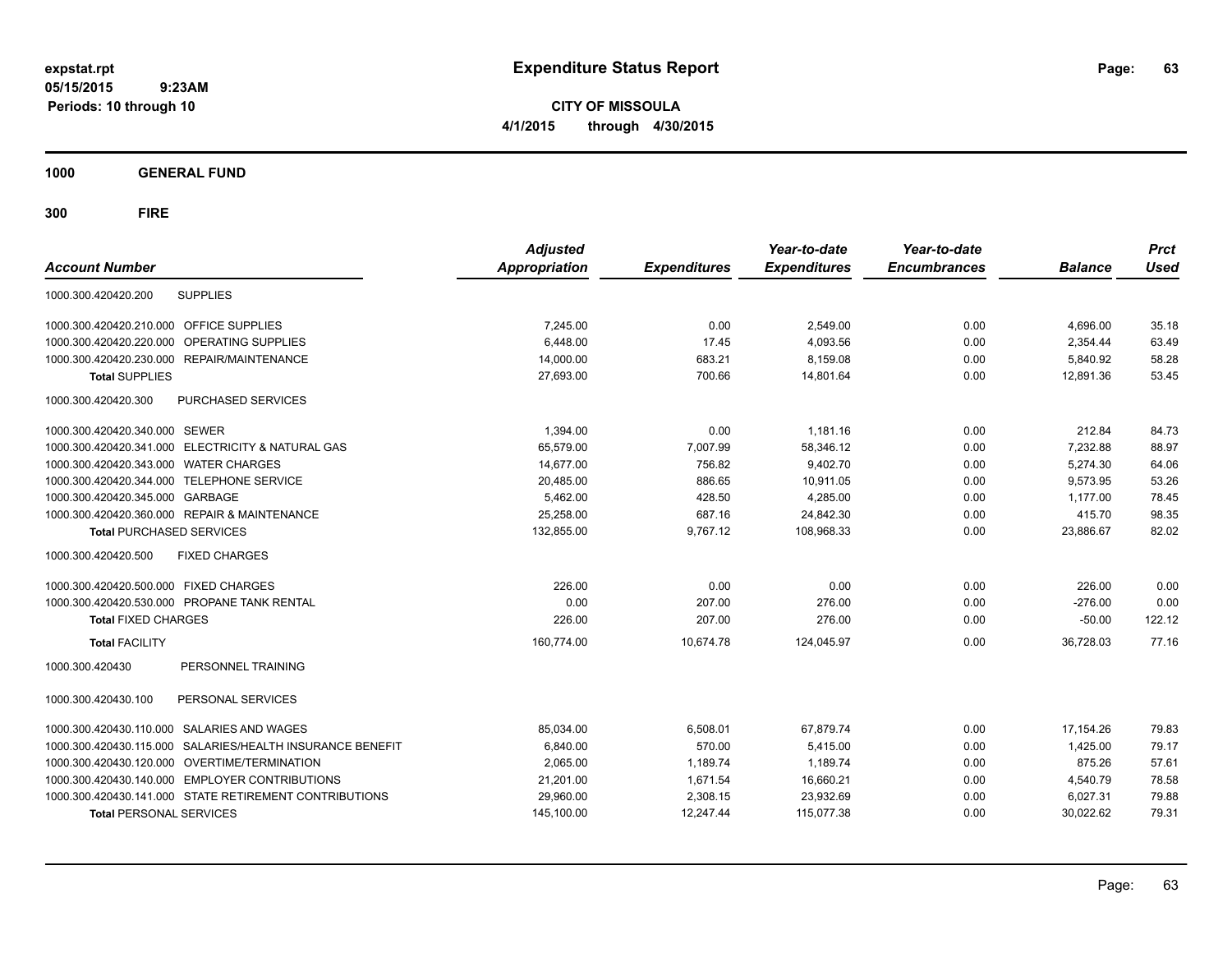**expstat.rpt**
**05/15/2015 9:23AM**
**Periods: 10 through 10**

# Expenditure Status Report

**CITY OF MISSOULA**
**4/1/2015 through 4/30/2015**

## 1000 GENERAL FUND

## 300 FIRE

| Account Number | | Adjusted Appropriation | Expenditures | Year-to-date Expenditures | Year-to-date Encumbrances | Balance | Prct Used |
|---|---|---|---|---|---|---|---|
| 1000.300.420420.200 | SUPPLIES | | | | | | |
| 1000.300.420420.210.000 | OFFICE SUPPLIES | 7,245.00 | 0.00 | 2,549.00 | 0.00 | 4,696.00 | 35.18 |
| 1000.300.420420.220.000 | OPERATING SUPPLIES | 6,448.00 | 17.45 | 4,093.56 | 0.00 | 2,354.44 | 63.49 |
| 1000.300.420420.230.000 | REPAIR/MAINTENANCE | 14,000.00 | 683.21 | 8,159.08 | 0.00 | 5,840.92 | 58.28 |
| **Total** SUPPLIES | | 27,693.00 | 700.66 | 14,801.64 | 0.00 | 12,891.36 | 53.45 |
| 1000.300.420420.300 | PURCHASED SERVICES | | | | | | |
| 1000.300.420420.340.000 | SEWER | 1,394.00 | 0.00 | 1,181.16 | 0.00 | 212.84 | 84.73 |
| 1000.300.420420.341.000 | ELECTRICITY & NATURAL GAS | 65,579.00 | 7,007.99 | 58,346.12 | 0.00 | 7,232.88 | 88.97 |
| 1000.300.420420.343.000 | WATER CHARGES | 14,677.00 | 756.82 | 9,402.70 | 0.00 | 5,274.30 | 64.06 |
| 1000.300.420420.344.000 | TELEPHONE SERVICE | 20,485.00 | 886.65 | 10,911.05 | 0.00 | 9,573.95 | 53.26 |
| 1000.300.420420.345.000 | GARBAGE | 5,462.00 | 428.50 | 4,285.00 | 0.00 | 1,177.00 | 78.45 |
| 1000.300.420420.360.000 | REPAIR & MAINTENANCE | 25,258.00 | 687.16 | 24,842.30 | 0.00 | 415.70 | 98.35 |
| **Total** PURCHASED SERVICES | | 132,855.00 | 9,767.12 | 108,968.33 | 0.00 | 23,886.67 | 82.02 |
| 1000.300.420420.500 | FIXED CHARGES | | | | | | |
| 1000.300.420420.500.000 | FIXED CHARGES | 226.00 | 0.00 | 0.00 | 0.00 | 226.00 | 0.00 |
| 1000.300.420420.530.000 | PROPANE TANK RENTAL | 0.00 | 207.00 | 276.00 | 0.00 | -276.00 | 0.00 |
| **Total** FIXED CHARGES | | 226.00 | 207.00 | 276.00 | 0.00 | -50.00 | 122.12 |
| **Total** FACILITY | | 160,774.00 | 10,674.78 | 124,045.97 | 0.00 | 36,728.03 | 77.16 |
| 1000.300.420430 | PERSONNEL TRAINING | | | | | | |
| 1000.300.420430.100 | PERSONAL SERVICES | | | | | | |
| 1000.300.420430.110.000 | SALARIES AND WAGES | 85,034.00 | 6,508.01 | 67,879.74 | 0.00 | 17,154.26 | 79.83 |
| 1000.300.420430.115.000 | SALARIES/HEALTH INSURANCE BENEFIT | 6,840.00 | 570.00 | 5,415.00 | 0.00 | 1,425.00 | 79.17 |
| 1000.300.420430.120.000 | OVERTIME/TERMINATION | 2,065.00 | 1,189.74 | 1,189.74 | 0.00 | 875.26 | 57.61 |
| 1000.300.420430.140.000 | EMPLOYER CONTRIBUTIONS | 21,201.00 | 1,671.54 | 16,660.21 | 0.00 | 4,540.79 | 78.58 |
| 1000.300.420430.141.000 | STATE RETIREMENT CONTRIBUTIONS | 29,960.00 | 2,308.15 | 23,932.69 | 0.00 | 6,027.31 | 79.88 |
| **Total** PERSONAL SERVICES | | 145,100.00 | 12,247.44 | 115,077.38 | 0.00 | 30,022.62 | 79.31 |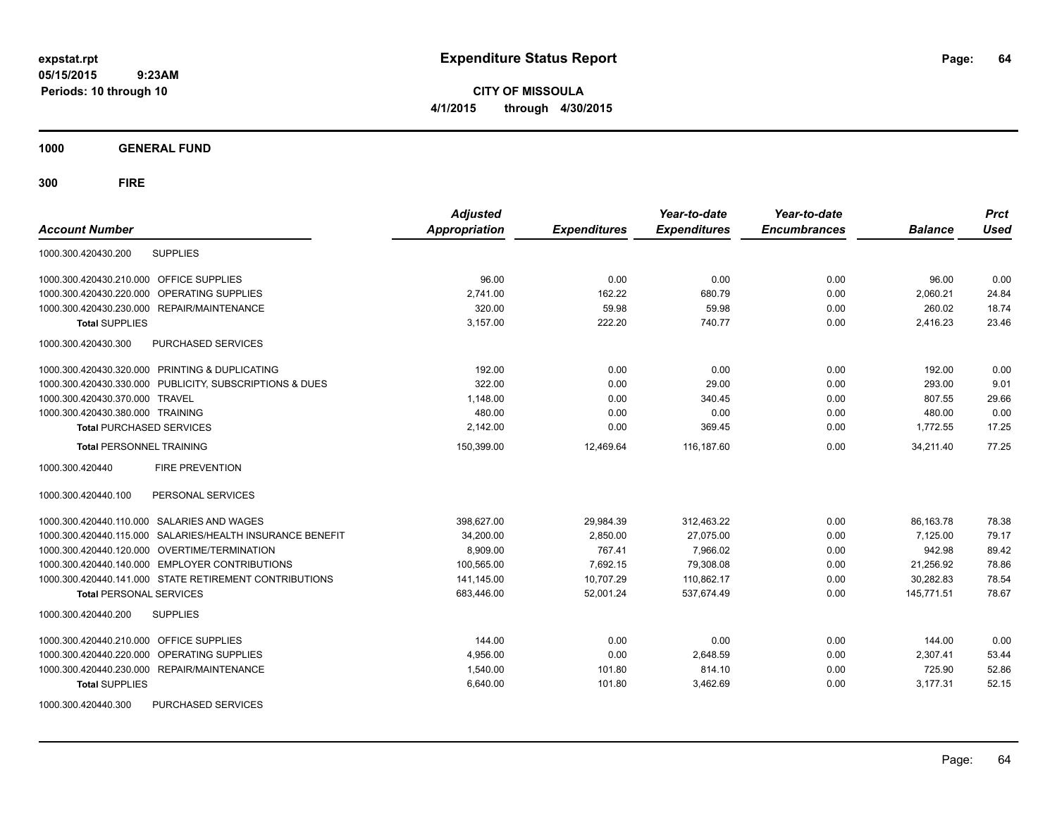# Expenditure Status Report

**CITY OF MISSOULA**

**4/1/2015 through 4/30/2015**

expstat.rpt
05/15/2015 9:23AM
Periods: 10 through 10

**1000 GENERAL FUND**

**300 FIRE**

| Account Number | | Adjusted Appropriation | Expenditures | Year-to-date Expenditures | Year-to-date Encumbrances | Balance | Prct Used |
|---|---|---|---|---|---|---|---|
| 1000.300.420430.200 | SUPPLIES | | | | | | |
| 1000.300.420430.210.000 | OFFICE SUPPLIES | 96.00 | 0.00 | 0.00 | 0.00 | 96.00 | 0.00 |
| 1000.300.420430.220.000 | OPERATING SUPPLIES | 2,741.00 | 162.22 | 680.79 | 0.00 | 2,060.21 | 24.84 |
| 1000.300.420430.230.000 | REPAIR/MAINTENANCE | 320.00 | 59.98 | 59.98 | 0.00 | 260.02 | 18.74 |
| **Total** SUPPLIES | | 3,157.00 | 222.20 | 740.77 | 0.00 | 2,416.23 | 23.46 |
| 1000.300.420430.300 | PURCHASED SERVICES | | | | | | |
| 1000.300.420430.320.000 | PRINTING & DUPLICATING | 192.00 | 0.00 | 0.00 | 0.00 | 192.00 | 0.00 |
| 1000.300.420430.330.000 | PUBLICITY, SUBSCRIPTIONS & DUES | 322.00 | 0.00 | 29.00 | 0.00 | 293.00 | 9.01 |
| 1000.300.420430.370.000 | TRAVEL | 1,148.00 | 0.00 | 340.45 | 0.00 | 807.55 | 29.66 |
| 1000.300.420430.380.000 | TRAINING | 480.00 | 0.00 | 0.00 | 0.00 | 480.00 | 0.00 |
| **Total** PURCHASED SERVICES | | 2,142.00 | 0.00 | 369.45 | 0.00 | 1,772.55 | 17.25 |
| **Total** PERSONNEL TRAINING | | 150,399.00 | 12,469.64 | 116,187.60 | 0.00 | 34,211.40 | 77.25 |
| 1000.300.420440 | FIRE PREVENTION | | | | | | |
| 1000.300.420440.100 | PERSONAL SERVICES | | | | | | |
| 1000.300.420440.110.000 | SALARIES AND WAGES | 398,627.00 | 29,984.39 | 312,463.22 | 0.00 | 86,163.78 | 78.38 |
| 1000.300.420440.115.000 | SALARIES/HEALTH INSURANCE BENEFIT | 34,200.00 | 2,850.00 | 27,075.00 | 0.00 | 7,125.00 | 79.17 |
| 1000.300.420440.120.000 | OVERTIME/TERMINATION | 8,909.00 | 767.41 | 7,966.02 | 0.00 | 942.98 | 89.42 |
| 1000.300.420440.140.000 | EMPLOYER CONTRIBUTIONS | 100,565.00 | 7,692.15 | 79,308.08 | 0.00 | 21,256.92 | 78.86 |
| 1000.300.420440.141.000 | STATE RETIREMENT CONTRIBUTIONS | 141,145.00 | 10,707.29 | 110,862.17 | 0.00 | 30,282.83 | 78.54 |
| **Total** PERSONAL SERVICES | | 683,446.00 | 52,001.24 | 537,674.49 | 0.00 | 145,771.51 | 78.67 |
| 1000.300.420440.200 | SUPPLIES | | | | | | |
| 1000.300.420440.210.000 | OFFICE SUPPLIES | 144.00 | 0.00 | 0.00 | 0.00 | 144.00 | 0.00 |
| 1000.300.420440.220.000 | OPERATING SUPPLIES | 4,956.00 | 0.00 | 2,648.59 | 0.00 | 2,307.41 | 53.44 |
| 1000.300.420440.230.000 | REPAIR/MAINTENANCE | 1,540.00 | 101.80 | 814.10 | 0.00 | 725.90 | 52.86 |
| **Total** SUPPLIES | | 6,640.00 | 101.80 | 3,462.69 | 0.00 | 3,177.31 | 52.15 |
| 1000.300.420440.300 | PURCHASED SERVICES | | | | | | |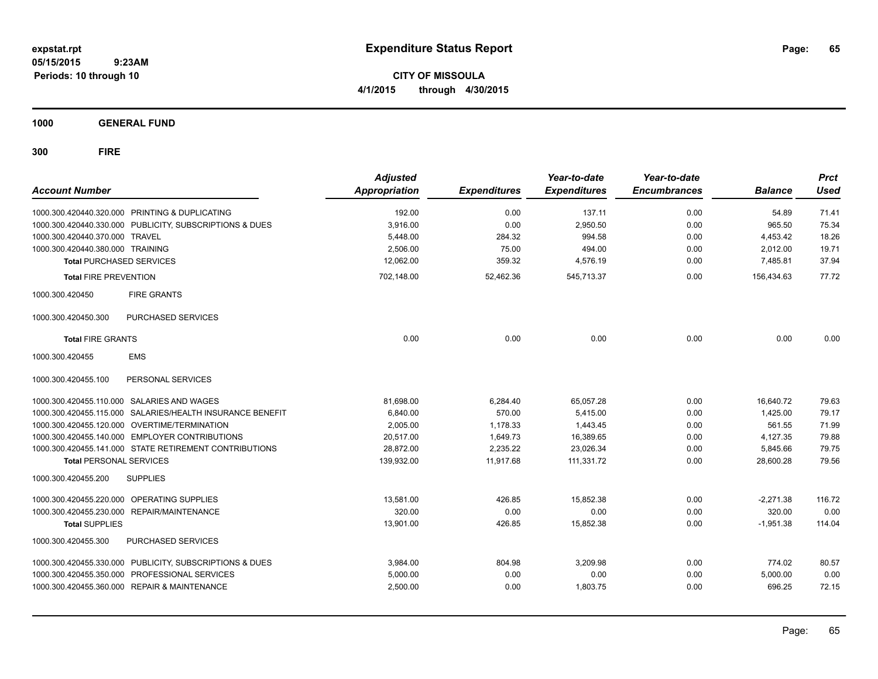**expstat.rpt**
**05/15/2015 9:23AM**
**Periods: 10 through 10**

# Expenditure Status Report

**CITY OF MISSOULA**
**4/1/2015 through 4/30/2015**

## 1000 GENERAL FUND

## 300 FIRE

| Account Number | Adjusted Appropriation | Expenditures | Year-to-date Expenditures | Year-to-date Encumbrances | Balance | Prct Used |
|---|---|---|---|---|---|---|
| 1000.300.420440.320.000 PRINTING & DUPLICATING | 192.00 | 0.00 | 137.11 | 0.00 | 54.89 | 71.41 |
| 1000.300.420440.330.000 PUBLICITY, SUBSCRIPTIONS & DUES | 3,916.00 | 0.00 | 2,950.50 | 0.00 | 965.50 | 75.34 |
| 1000.300.420440.370.000 TRAVEL | 5,448.00 | 284.32 | 994.58 | 0.00 | 4,453.42 | 18.26 |
| 1000.300.420440.380.000 TRAINING | 2,506.00 | 75.00 | 494.00 | 0.00 | 2,012.00 | 19.71 |
| **Total** PURCHASED SERVICES | 12,062.00 | 359.32 | 4,576.19 | 0.00 | 7,485.81 | 37.94 |
| **Total** FIRE PREVENTION | 702,148.00 | 52,462.36 | 545,713.37 | 0.00 | 156,434.63 | 77.72 |
| 1000.300.420450 FIRE GRANTS | | | | | | |
| 1000.300.420450.300 PURCHASED SERVICES | | | | | | |
| **Total** FIRE GRANTS | 0.00 | 0.00 | 0.00 | 0.00 | 0.00 | 0.00 |
| 1000.300.420455 EMS | | | | | | |
| 1000.300.420455.100 PERSONAL SERVICES | | | | | | |
| 1000.300.420455.110.000 SALARIES AND WAGES | 81,698.00 | 6,284.40 | 65,057.28 | 0.00 | 16,640.72 | 79.63 |
| 1000.300.420455.115.000 SALARIES/HEALTH INSURANCE BENEFIT | 6,840.00 | 570.00 | 5,415.00 | 0.00 | 1,425.00 | 79.17 |
| 1000.300.420455.120.000 OVERTIME/TERMINATION | 2,005.00 | 1,178.33 | 1,443.45 | 0.00 | 561.55 | 71.99 |
| 1000.300.420455.140.000 EMPLOYER CONTRIBUTIONS | 20,517.00 | 1,649.73 | 16,389.65 | 0.00 | 4,127.35 | 79.88 |
| 1000.300.420455.141.000 STATE RETIREMENT CONTRIBUTIONS | 28,872.00 | 2,235.22 | 23,026.34 | 0.00 | 5,845.66 | 79.75 |
| **Total** PERSONAL SERVICES | 139,932.00 | 11,917.68 | 111,331.72 | 0.00 | 28,600.28 | 79.56 |
| 1000.300.420455.200 SUPPLIES | | | | | | |
| 1000.300.420455.220.000 OPERATING SUPPLIES | 13,581.00 | 426.85 | 15,852.38 | 0.00 | -2,271.38 | 116.72 |
| 1000.300.420455.230.000 REPAIR/MAINTENANCE | 320.00 | 0.00 | 0.00 | 0.00 | 320.00 | 0.00 |
| **Total** SUPPLIES | 13,901.00 | 426.85 | 15,852.38 | 0.00 | -1,951.38 | 114.04 |
| 1000.300.420455.300 PURCHASED SERVICES | | | | | | |
| 1000.300.420455.330.000 PUBLICITY, SUBSCRIPTIONS & DUES | 3,984.00 | 804.98 | 3,209.98 | 0.00 | 774.02 | 80.57 |
| 1000.300.420455.350.000 PROFESSIONAL SERVICES | 5,000.00 | 0.00 | 0.00 | 0.00 | 5,000.00 | 0.00 |
| 1000.300.420455.360.000 REPAIR & MAINTENANCE | 2,500.00 | 0.00 | 1,803.75 | 0.00 | 696.25 | 72.15 |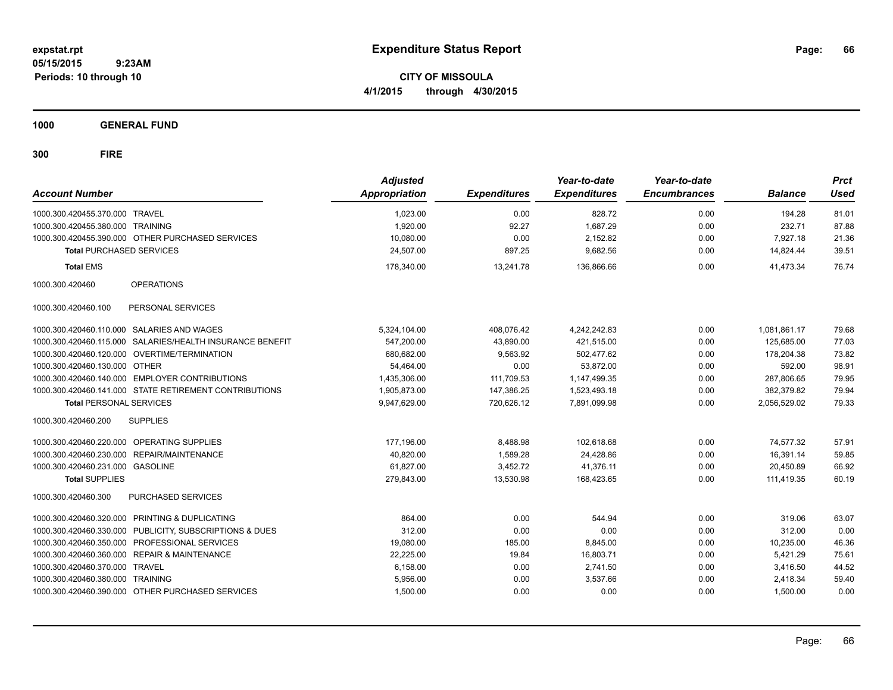# Expenditure Status Report

**expstat.rpt**
**05/15/2015 9:23AM**
**Periods: 10 through 10**

**CITY OF MISSOULA**
**4/1/2015 through 4/30/2015**

**1000 GENERAL FUND**

**300 FIRE**

| Account Number | Adjusted Appropriation | Expenditures | Year-to-date Expenditures | Year-to-date Encumbrances | Balance | Prct Used |
|---|---|---|---|---|---|---|
| 1000.300.420455.370.000 TRAVEL | 1,023.00 | 0.00 | 828.72 | 0.00 | 194.28 | 81.01 |
| 1000.300.420455.380.000 TRAINING | 1,920.00 | 92.27 | 1,687.29 | 0.00 | 232.71 | 87.88 |
| 1000.300.420455.390.000 OTHER PURCHASED SERVICES | 10,080.00 | 0.00 | 2,152.82 | 0.00 | 7,927.18 | 21.36 |
| **Total** PURCHASED SERVICES | 24,507.00 | 897.25 | 9,682.56 | 0.00 | 14,824.44 | 39.51 |
| **Total** EMS | 178,340.00 | 13,241.78 | 136,866.66 | 0.00 | 41,473.34 | 76.74 |
| 1000.300.420460 OPERATIONS | | | | | | |
| 1000.300.420460.100 PERSONAL SERVICES | | | | | | |
| 1000.300.420460.110.000 SALARIES AND WAGES | 5,324,104.00 | 408,076.42 | 4,242,242.83 | 0.00 | 1,081,861.17 | 79.68 |
| 1000.300.420460.115.000 SALARIES/HEALTH INSURANCE BENEFIT | 547,200.00 | 43,890.00 | 421,515.00 | 0.00 | 125,685.00 | 77.03 |
| 1000.300.420460.120.000 OVERTIME/TERMINATION | 680,682.00 | 9,563.92 | 502,477.62 | 0.00 | 178,204.38 | 73.82 |
| 1000.300.420460.130.000 OTHER | 54,464.00 | 0.00 | 53,872.00 | 0.00 | 592.00 | 98.91 |
| 1000.300.420460.140.000 EMPLOYER CONTRIBUTIONS | 1,435,306.00 | 111,709.53 | 1,147,499.35 | 0.00 | 287,806.65 | 79.95 |
| 1000.300.420460.141.000 STATE RETIREMENT CONTRIBUTIONS | 1,905,873.00 | 147,386.25 | 1,523,493.18 | 0.00 | 382,379.82 | 79.94 |
| **Total** PERSONAL SERVICES | 9,947,629.00 | 720,626.12 | 7,891,099.98 | 0.00 | 2,056,529.02 | 79.33 |
| 1000.300.420460.200 SUPPLIES | | | | | | |
| 1000.300.420460.220.000 OPERATING SUPPLIES | 177,196.00 | 8,488.98 | 102,618.68 | 0.00 | 74,577.32 | 57.91 |
| 1000.300.420460.230.000 REPAIR/MAINTENANCE | 40,820.00 | 1,589.28 | 24,428.86 | 0.00 | 16,391.14 | 59.85 |
| 1000.300.420460.231.000 GASOLINE | 61,827.00 | 3,452.72 | 41,376.11 | 0.00 | 20,450.89 | 66.92 |
| **Total** SUPPLIES | 279,843.00 | 13,530.98 | 168,423.65 | 0.00 | 111,419.35 | 60.19 |
| 1000.300.420460.300 PURCHASED SERVICES | | | | | | |
| 1000.300.420460.320.000 PRINTING & DUPLICATING | 864.00 | 0.00 | 544.94 | 0.00 | 319.06 | 63.07 |
| 1000.300.420460.330.000 PUBLICITY, SUBSCRIPTIONS & DUES | 312.00 | 0.00 | 0.00 | 0.00 | 312.00 | 0.00 |
| 1000.300.420460.350.000 PROFESSIONAL SERVICES | 19,080.00 | 185.00 | 8,845.00 | 0.00 | 10,235.00 | 46.36 |
| 1000.300.420460.360.000 REPAIR & MAINTENANCE | 22,225.00 | 19.84 | 16,803.71 | 0.00 | 5,421.29 | 75.61 |
| 1000.300.420460.370.000 TRAVEL | 6,158.00 | 0.00 | 2,741.50 | 0.00 | 3,416.50 | 44.52 |
| 1000.300.420460.380.000 TRAINING | 5,956.00 | 0.00 | 3,537.66 | 0.00 | 2,418.34 | 59.40 |
| 1000.300.420460.390.000 OTHER PURCHASED SERVICES | 1,500.00 | 0.00 | 0.00 | 0.00 | 1,500.00 | 0.00 |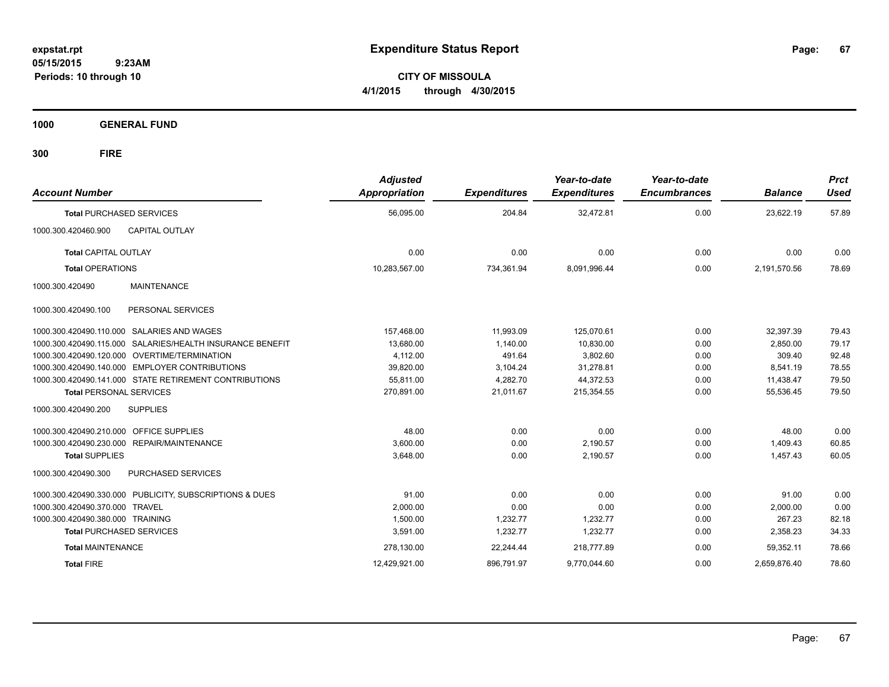# Expenditure Status Report

**CITY OF MISSOULA**

**4/1/2015 through 4/30/2015**

expstat.rpt
05/15/2015 9:23AM
Periods: 10 through 10

**1000 GENERAL FUND**

**300 FIRE**

| Account Number | | Adjusted Appropriation | Expenditures | Year-to-date Expenditures | Year-to-date Encumbrances | Balance | Prct Used |
|---|---|---|---|---|---|---|---|
| **Total** PURCHASED SERVICES | | 56,095.00 | 204.84 | 32,472.81 | 0.00 | 23,622.19 | 57.89 |
| 1000.300.420460.900 | CAPITAL OUTLAY | | | | | | |
| **Total** CAPITAL OUTLAY | | 0.00 | 0.00 | 0.00 | 0.00 | 0.00 | 0.00 |
| **Total** OPERATIONS | | 10,283,567.00 | 734,361.94 | 8,091,996.44 | 0.00 | 2,191,570.56 | 78.69 |
| 1000.300.420490 | MAINTENANCE | | | | | | |
| 1000.300.420490.100 | PERSONAL SERVICES | | | | | | |
| 1000.300.420490.110.000 | SALARIES AND WAGES | 157,468.00 | 11,993.09 | 125,070.61 | 0.00 | 32,397.39 | 79.43 |
| 1000.300.420490.115.000 | SALARIES/HEALTH INSURANCE BENEFIT | 13,680.00 | 1,140.00 | 10,830.00 | 0.00 | 2,850.00 | 79.17 |
| 1000.300.420490.120.000 | OVERTIME/TERMINATION | 4,112.00 | 491.64 | 3,802.60 | 0.00 | 309.40 | 92.48 |
| 1000.300.420490.140.000 | EMPLOYER CONTRIBUTIONS | 39,820.00 | 3,104.24 | 31,278.81 | 0.00 | 8,541.19 | 78.55 |
| 1000.300.420490.141.000 | STATE RETIREMENT CONTRIBUTIONS | 55,811.00 | 4,282.70 | 44,372.53 | 0.00 | 11,438.47 | 79.50 |
| **Total** PERSONAL SERVICES | | 270,891.00 | 21,011.67 | 215,354.55 | 0.00 | 55,536.45 | 79.50 |
| 1000.300.420490.200 | SUPPLIES | | | | | | |
| 1000.300.420490.210.000 | OFFICE SUPPLIES | 48.00 | 0.00 | 0.00 | 0.00 | 48.00 | 0.00 |
| 1000.300.420490.230.000 | REPAIR/MAINTENANCE | 3,600.00 | 0.00 | 2,190.57 | 0.00 | 1,409.43 | 60.85 |
| **Total** SUPPLIES | | 3,648.00 | 0.00 | 2,190.57 | 0.00 | 1,457.43 | 60.05 |
| 1000.300.420490.300 | PURCHASED SERVICES | | | | | | |
| 1000.300.420490.330.000 | PUBLICITY, SUBSCRIPTIONS & DUES | 91.00 | 0.00 | 0.00 | 0.00 | 91.00 | 0.00 |
| 1000.300.420490.370.000 | TRAVEL | 2,000.00 | 0.00 | 0.00 | 0.00 | 2,000.00 | 0.00 |
| 1000.300.420490.380.000 | TRAINING | 1,500.00 | 1,232.77 | 1,232.77 | 0.00 | 267.23 | 82.18 |
| **Total** PURCHASED SERVICES | | 3,591.00 | 1,232.77 | 1,232.77 | 0.00 | 2,358.23 | 34.33 |
| **Total** MAINTENANCE | | 278,130.00 | 22,244.44 | 218,777.89 | 0.00 | 59,352.11 | 78.66 |
| **Total** FIRE | | 12,429,921.00 | 896,791.97 | 9,770,044.60 | 0.00 | 2,659,876.40 | 78.60 |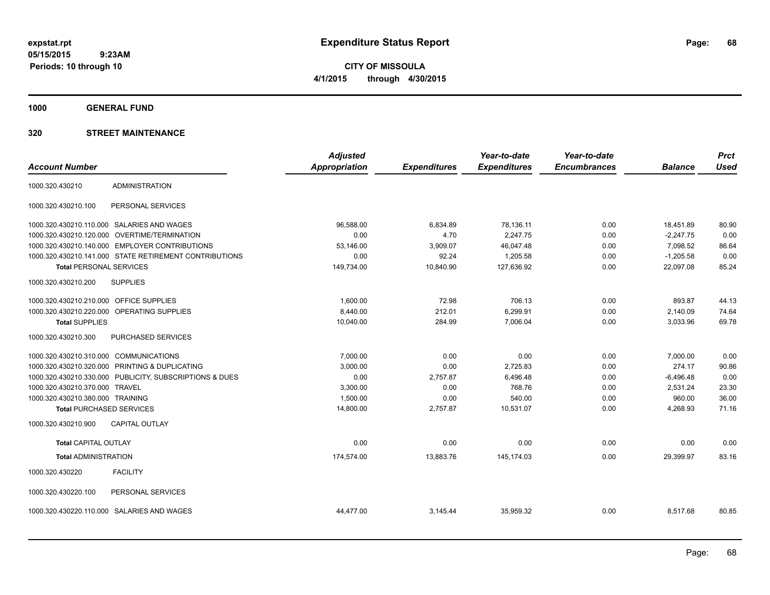**Expenditure Status Report**

**CITY OF MISSOULA**
**4/1/2015 through 4/30/2015**

expstat.rpt
05/15/2015 9:23AM
Periods: 10 through 10

**1000 GENERAL FUND**

**320 STREET MAINTENANCE**

| Account Number | | Adjusted Appropriation | Expenditures | Year-to-date Expenditures | Year-to-date Encumbrances | Balance | Prct Used |
|---|---|---|---|---|---|---|---|
| 1000.320.430210 | ADMINISTRATION | | | | | | |
| 1000.320.430210.100 | PERSONAL SERVICES | | | | | | |
| 1000.320.430210.110.000 | SALARIES AND WAGES | 96,588.00 | 6,834.89 | 78,136.11 | 0.00 | 18,451.89 | 80.90 |
| 1000.320.430210.120.000 | OVERTIME/TERMINATION | 0.00 | 4.70 | 2,247.75 | 0.00 | -2,247.75 | 0.00 |
| 1000.320.430210.140.000 | EMPLOYER CONTRIBUTIONS | 53,146.00 | 3,909.07 | 46,047.48 | 0.00 | 7,098.52 | 86.64 |
| 1000.320.430210.141.000 | STATE RETIREMENT CONTRIBUTIONS | 0.00 | 92.24 | 1,205.58 | 0.00 | -1,205.58 | 0.00 |
| **Total** PERSONAL SERVICES | | 149,734.00 | 10,840.90 | 127,636.92 | 0.00 | 22,097.08 | 85.24 |
| 1000.320.430210.200 | SUPPLIES | | | | | | |
| 1000.320.430210.210.000 | OFFICE SUPPLIES | 1,600.00 | 72.98 | 706.13 | 0.00 | 893.87 | 44.13 |
| 1000.320.430210.220.000 | OPERATING SUPPLIES | 8,440.00 | 212.01 | 6,299.91 | 0.00 | 2,140.09 | 74.64 |
| **Total** SUPPLIES | | 10,040.00 | 284.99 | 7,006.04 | 0.00 | 3,033.96 | 69.78 |
| 1000.320.430210.300 | PURCHASED SERVICES | | | | | | |
| 1000.320.430210.310.000 | COMMUNICATIONS | 7,000.00 | 0.00 | 0.00 | 0.00 | 7,000.00 | 0.00 |
| 1000.320.430210.320.000 | PRINTING & DUPLICATING | 3,000.00 | 0.00 | 2,725.83 | 0.00 | 274.17 | 90.86 |
| 1000.320.430210.330.000 | PUBLICITY, SUBSCRIPTIONS & DUES | 0.00 | 2,757.87 | 6,496.48 | 0.00 | -6,496.48 | 0.00 |
| 1000.320.430210.370.000 | TRAVEL | 3,300.00 | 0.00 | 768.76 | 0.00 | 2,531.24 | 23.30 |
| 1000.320.430210.380.000 | TRAINING | 1,500.00 | 0.00 | 540.00 | 0.00 | 960.00 | 36.00 |
| **Total** PURCHASED SERVICES | | 14,800.00 | 2,757.87 | 10,531.07 | 0.00 | 4,268.93 | 71.16 |
| 1000.320.430210.900 | CAPITAL OUTLAY | | | | | | |
| **Total** CAPITAL OUTLAY | | 0.00 | 0.00 | 0.00 | 0.00 | 0.00 | 0.00 |
| **Total** ADMINISTRATION | | 174,574.00 | 13,883.76 | 145,174.03 | 0.00 | 29,399.97 | 83.16 |
| 1000.320.430220 | FACILITY | | | | | | |
| 1000.320.430220.100 | PERSONAL SERVICES | | | | | | |
| 1000.320.430220.110.000 | SALARIES AND WAGES | 44,477.00 | 3,145.44 | 35,959.32 | 0.00 | 8,517.68 | 80.85 |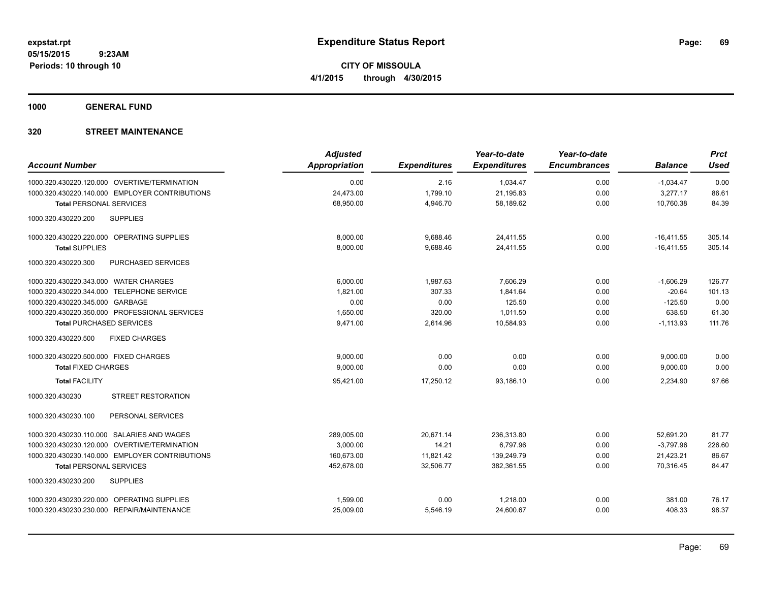# Expenditure Status Report

**CITY OF MISSOULA**

**4/1/2015 through 4/30/2015**

expstat.rpt
05/15/2015 9:23AM
Periods: 10 through 10

## 1000 GENERAL FUND

## 320 STREET MAINTENANCE

| Account Number | Adjusted Appropriation | Expenditures | Year-to-date Expenditures | Year-to-date Encumbrances | Balance | Prct Used |
|---|---|---|---|---|---|---|
| 1000.320.430220.120.000 OVERTIME/TERMINATION | 0.00 | 2.16 | 1,034.47 | 0.00 | -1,034.47 | 0.00 |
| 1000.320.430220.140.000 EMPLOYER CONTRIBUTIONS | 24,473.00 | 1,799.10 | 21,195.83 | 0.00 | 3,277.17 | 86.61 |
| **Total** PERSONAL SERVICES | 68,950.00 | 4,946.70 | 58,189.62 | 0.00 | 10,760.38 | 84.39 |
| 1000.320.430220.200 SUPPLIES | | | | | | |
| 1000.320.430220.220.000 OPERATING SUPPLIES | 8,000.00 | 9,688.46 | 24,411.55 | 0.00 | -16,411.55 | 305.14 |
| **Total** SUPPLIES | 8,000.00 | 9,688.46 | 24,411.55 | 0.00 | -16,411.55 | 305.14 |
| 1000.320.430220.300 PURCHASED SERVICES | | | | | | |
| 1000.320.430220.343.000 WATER CHARGES | 6,000.00 | 1,987.63 | 7,606.29 | 0.00 | -1,606.29 | 126.77 |
| 1000.320.430220.344.000 TELEPHONE SERVICE | 1,821.00 | 307.33 | 1,841.64 | 0.00 | -20.64 | 101.13 |
| 1000.320.430220.345.000 GARBAGE | 0.00 | 0.00 | 125.50 | 0.00 | -125.50 | 0.00 |
| 1000.320.430220.350.000 PROFESSIONAL SERVICES | 1,650.00 | 320.00 | 1,011.50 | 0.00 | 638.50 | 61.30 |
| **Total** PURCHASED SERVICES | 9,471.00 | 2,614.96 | 10,584.93 | 0.00 | -1,113.93 | 111.76 |
| 1000.320.430220.500 FIXED CHARGES | | | | | | |
| 1000.320.430220.500.000 FIXED CHARGES | 9,000.00 | 0.00 | 0.00 | 0.00 | 9,000.00 | 0.00 |
| **Total** FIXED CHARGES | 9,000.00 | 0.00 | 0.00 | 0.00 | 9,000.00 | 0.00 |
| **Total** FACILITY | 95,421.00 | 17,250.12 | 93,186.10 | 0.00 | 2,234.90 | 97.66 |
| 1000.320.430230 STREET RESTORATION | | | | | | |
| 1000.320.430230.100 PERSONAL SERVICES | | | | | | |
| 1000.320.430230.110.000 SALARIES AND WAGES | 289,005.00 | 20,671.14 | 236,313.80 | 0.00 | 52,691.20 | 81.77 |
| 1000.320.430230.120.000 OVERTIME/TERMINATION | 3,000.00 | 14.21 | 6,797.96 | 0.00 | -3,797.96 | 226.60 |
| 1000.320.430230.140.000 EMPLOYER CONTRIBUTIONS | 160,673.00 | 11,821.42 | 139,249.79 | 0.00 | 21,423.21 | 86.67 |
| **Total** PERSONAL SERVICES | 452,678.00 | 32,506.77 | 382,361.55 | 0.00 | 70,316.45 | 84.47 |
| 1000.320.430230.200 SUPPLIES | | | | | | |
| 1000.320.430230.220.000 OPERATING SUPPLIES | 1,599.00 | 0.00 | 1,218.00 | 0.00 | 381.00 | 76.17 |
| 1000.320.430230.230.000 REPAIR/MAINTENANCE | 25,009.00 | 5,546.19 | 24,600.67 | 0.00 | 408.33 | 98.37 |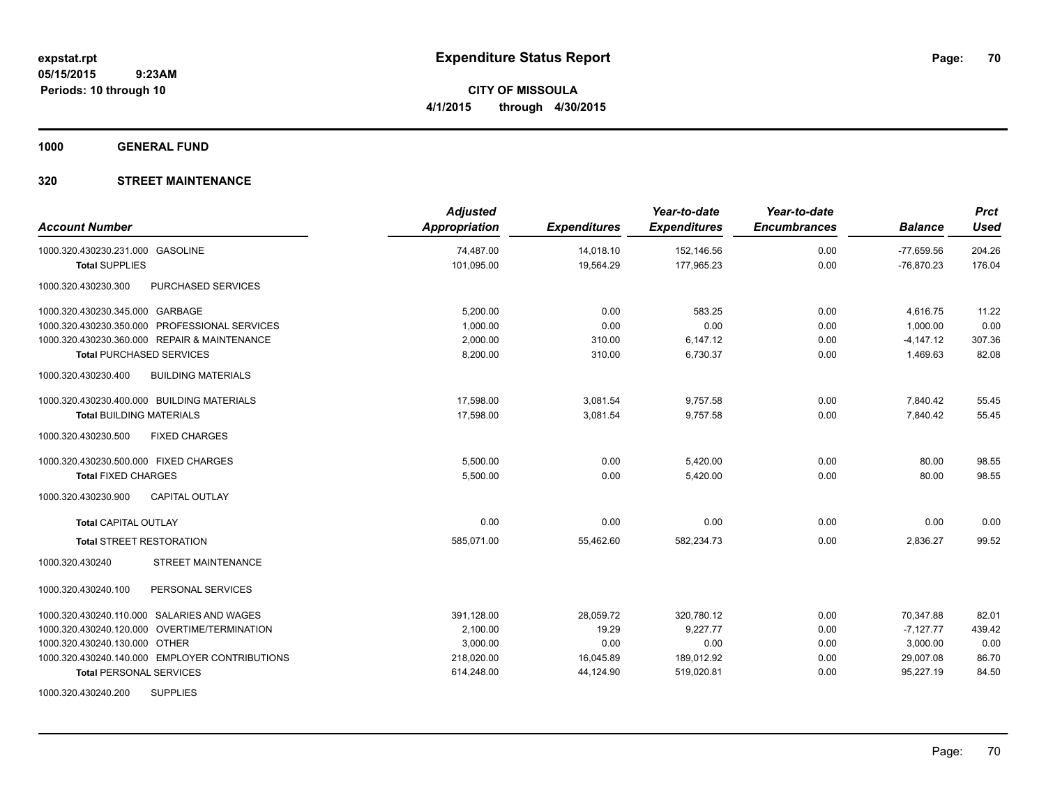**Expenditure Status Report**

expstat.rpt
05/15/2015 9:23AM
Periods: 10 through 10

**CITY OF MISSOULA**
**4/1/2015 through 4/30/2015**

## 1000 GENERAL FUND

### 320 STREET MAINTENANCE

| Account Number | Adjusted Appropriation | Expenditures | Year-to-date Expenditures | Year-to-date Encumbrances | Balance | Prct Used |
|---|---|---|---|---|---|---|
| 1000.320.430230.231.000 GASOLINE | 74,487.00 | 14,018.10 | 152,146.56 | 0.00 | -77,659.56 | 204.26 |
| **Total SUPPLIES** | 101,095.00 | 19,564.29 | 177,965.23 | 0.00 | -76,870.23 | 176.04 |
| 1000.320.430230.300 PURCHASED SERVICES | | | | | | |
| 1000.320.430230.345.000 GARBAGE | 5,200.00 | 0.00 | 583.25 | 0.00 | 4,616.75 | 11.22 |
| 1000.320.430230.350.000 PROFESSIONAL SERVICES | 1,000.00 | 0.00 | 0.00 | 0.00 | 1,000.00 | 0.00 |
| 1000.320.430230.360.000 REPAIR & MAINTENANCE | 2,000.00 | 310.00 | 6,147.12 | 0.00 | -4,147.12 | 307.36 |
| **Total PURCHASED SERVICES** | 8,200.00 | 310.00 | 6,730.37 | 0.00 | 1,469.63 | 82.08 |
| 1000.320.430230.400 BUILDING MATERIALS | | | | | | |
| 1000.320.430230.400.000 BUILDING MATERIALS | 17,598.00 | 3,081.54 | 9,757.58 | 0.00 | 7,840.42 | 55.45 |
| **Total BUILDING MATERIALS** | 17,598.00 | 3,081.54 | 9,757.58 | 0.00 | 7,840.42 | 55.45 |
| 1000.320.430230.500 FIXED CHARGES | | | | | | |
| 1000.320.430230.500.000 FIXED CHARGES | 5,500.00 | 0.00 | 5,420.00 | 0.00 | 80.00 | 98.55 |
| **Total FIXED CHARGES** | 5,500.00 | 0.00 | 5,420.00 | 0.00 | 80.00 | 98.55 |
| 1000.320.430230.900 CAPITAL OUTLAY | | | | | | |
| **Total CAPITAL OUTLAY** | 0.00 | 0.00 | 0.00 | 0.00 | 0.00 | 0.00 |
| **Total STREET RESTORATION** | 585,071.00 | 55,462.60 | 582,234.73 | 0.00 | 2,836.27 | 99.52 |
| 1000.320.430240 STREET MAINTENANCE | | | | | | |
| 1000.320.430240.100 PERSONAL SERVICES | | | | | | |
| 1000.320.430240.110.000 SALARIES AND WAGES | 391,128.00 | 28,059.72 | 320,780.12 | 0.00 | 70,347.88 | 82.01 |
| 1000.320.430240.120.000 OVERTIME/TERMINATION | 2,100.00 | 19.29 | 9,227.77 | 0.00 | -7,127.77 | 439.42 |
| 1000.320.430240.130.000 OTHER | 3,000.00 | 0.00 | 0.00 | 0.00 | 3,000.00 | 0.00 |
| 1000.320.430240.140.000 EMPLOYER CONTRIBUTIONS | 218,020.00 | 16,045.89 | 189,012.92 | 0.00 | 29,007.08 | 86.70 |
| **Total PERSONAL SERVICES** | 614,248.00 | 44,124.90 | 519,020.81 | 0.00 | 95,227.19 | 84.50 |
| 1000.320.430240.200 SUPPLIES | | | | | | |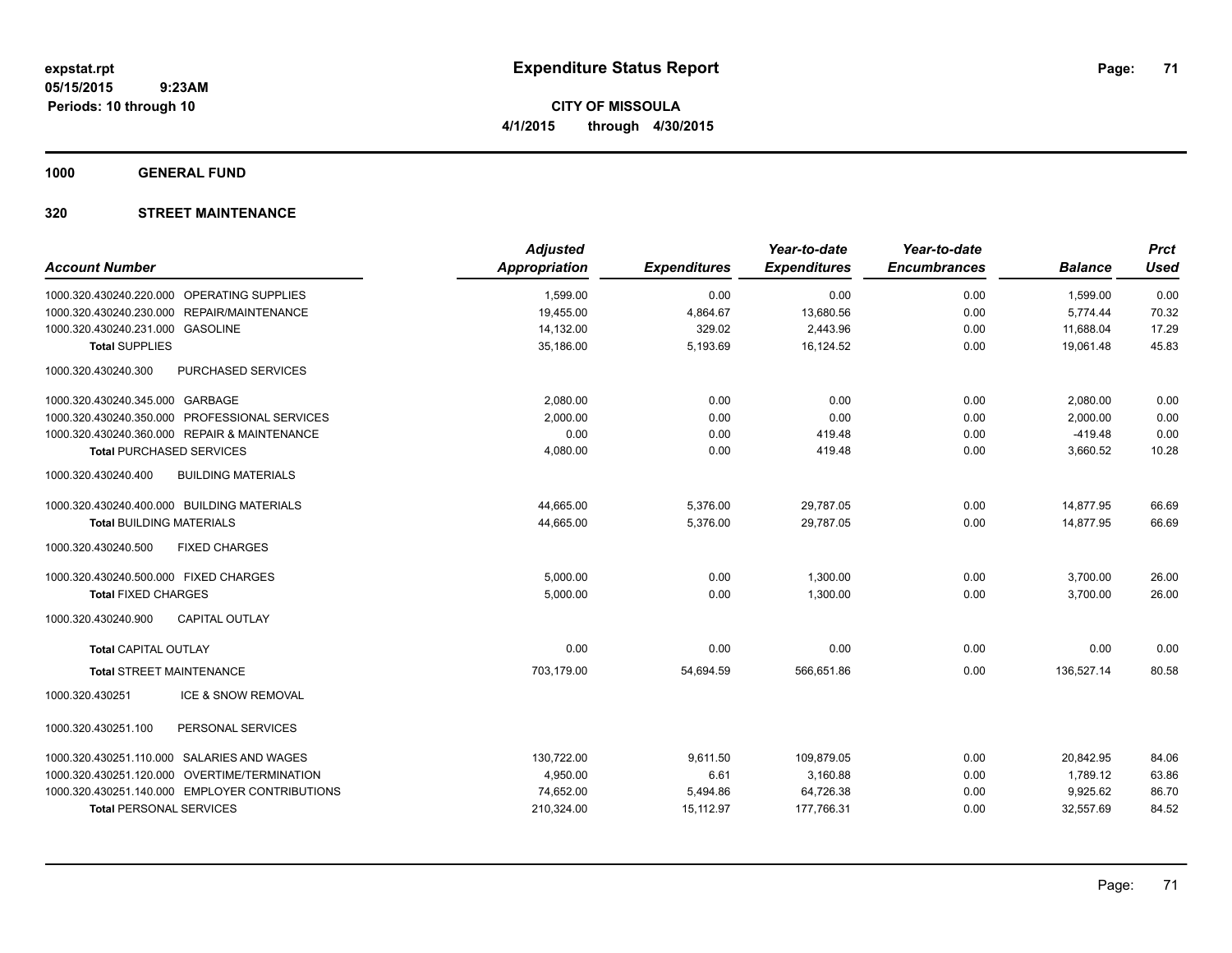# Expenditure Status Report

expstat.rpt
05/15/2015 9:23AM
Periods: 10 through 10

**CITY OF MISSOULA**
**4/1/2015 through 4/30/2015**

**1000 GENERAL FUND**

**320 STREET MAINTENANCE**

| Account Number | Adjusted Appropriation | Expenditures | Year-to-date Expenditures | Year-to-date Encumbrances | Balance | Prct Used |
|---|---|---|---|---|---|---|
| 1000.320.430240.220.000 OPERATING SUPPLIES | 1,599.00 | 0.00 | 0.00 | 0.00 | 1,599.00 | 0.00 |
| 1000.320.430240.230.000 REPAIR/MAINTENANCE | 19,455.00 | 4,864.67 | 13,680.56 | 0.00 | 5,774.44 | 70.32 |
| 1000.320.430240.231.000 GASOLINE | 14,132.00 | 329.02 | 2,443.96 | 0.00 | 11,688.04 | 17.29 |
| **Total** SUPPLIES | 35,186.00 | 5,193.69 | 16,124.52 | 0.00 | 19,061.48 | 45.83 |
| 1000.320.430240.300 PURCHASED SERVICES | | | | | | |
| 1000.320.430240.345.000 GARBAGE | 2,080.00 | 0.00 | 0.00 | 0.00 | 2,080.00 | 0.00 |
| 1000.320.430240.350.000 PROFESSIONAL SERVICES | 2,000.00 | 0.00 | 0.00 | 0.00 | 2,000.00 | 0.00 |
| 1000.320.430240.360.000 REPAIR & MAINTENANCE | 0.00 | 0.00 | 419.48 | 0.00 | -419.48 | 0.00 |
| **Total** PURCHASED SERVICES | 4,080.00 | 0.00 | 419.48 | 0.00 | 3,660.52 | 10.28 |
| 1000.320.430240.400 BUILDING MATERIALS | | | | | | |
| 1000.320.430240.400.000 BUILDING MATERIALS | 44,665.00 | 5,376.00 | 29,787.05 | 0.00 | 14,877.95 | 66.69 |
| **Total** BUILDING MATERIALS | 44,665.00 | 5,376.00 | 29,787.05 | 0.00 | 14,877.95 | 66.69 |
| 1000.320.430240.500 FIXED CHARGES | | | | | | |
| 1000.320.430240.500.000 FIXED CHARGES | 5,000.00 | 0.00 | 1,300.00 | 0.00 | 3,700.00 | 26.00 |
| **Total** FIXED CHARGES | 5,000.00 | 0.00 | 1,300.00 | 0.00 | 3,700.00 | 26.00 |
| 1000.320.430240.900 CAPITAL OUTLAY | | | | | | |
| **Total** CAPITAL OUTLAY | 0.00 | 0.00 | 0.00 | 0.00 | 0.00 | 0.00 |
| **Total** STREET MAINTENANCE | 703,179.00 | 54,694.59 | 566,651.86 | 0.00 | 136,527.14 | 80.58 |
| 1000.320.430251 ICE & SNOW REMOVAL | | | | | | |
| 1000.320.430251.100 PERSONAL SERVICES | | | | | | |
| 1000.320.430251.110.000 SALARIES AND WAGES | 130,722.00 | 9,611.50 | 109,879.05 | 0.00 | 20,842.95 | 84.06 |
| 1000.320.430251.120.000 OVERTIME/TERMINATION | 4,950.00 | 6.61 | 3,160.88 | 0.00 | 1,789.12 | 63.86 |
| 1000.320.430251.140.000 EMPLOYER CONTRIBUTIONS | 74,652.00 | 5,494.86 | 64,726.38 | 0.00 | 9,925.62 | 86.70 |
| **Total** PERSONAL SERVICES | 210,324.00 | 15,112.97 | 177,766.31 | 0.00 | 32,557.69 | 84.52 |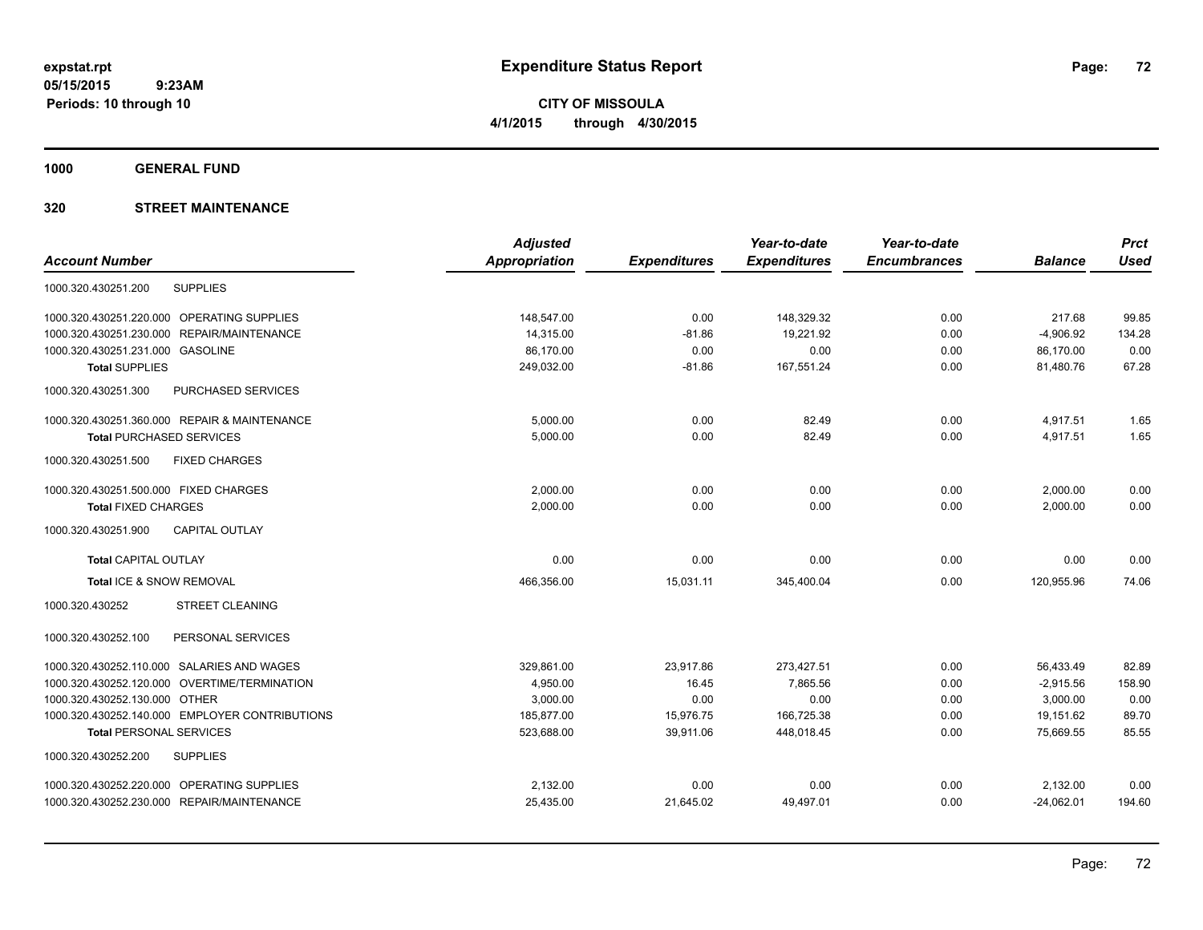# Expenditure Status Report

**CITY OF MISSOULA**

**4/1/2015 through 4/30/2015**

expstat.rpt
05/15/2015 9:23AM
Periods: 10 through 10

**1000 GENERAL FUND**

**320 STREET MAINTENANCE**

| Account Number | | Adjusted Appropriation | Expenditures | Year-to-date Expenditures | Year-to-date Encumbrances | Balance | Prct Used |
|---|---|---|---|---|---|---|---|
| 1000.320.430251.200 | SUPPLIES | | | | | | |
| 1000.320.430251.220.000 | OPERATING SUPPLIES | 148,547.00 | 0.00 | 148,329.32 | 0.00 | 217.68 | 99.85 |
| 1000.320.430251.230.000 | REPAIR/MAINTENANCE | 14,315.00 | -81.86 | 19,221.92 | 0.00 | -4,906.92 | 134.28 |
| 1000.320.430251.231.000 | GASOLINE | 86,170.00 | 0.00 | 0.00 | 0.00 | 86,170.00 | 0.00 |
| **Total** SUPPLIES | | 249,032.00 | -81.86 | 167,551.24 | 0.00 | 81,480.76 | 67.28 |
| 1000.320.430251.300 | PURCHASED SERVICES | | | | | | |
| 1000.320.430251.360.000 | REPAIR & MAINTENANCE | 5,000.00 | 0.00 | 82.49 | 0.00 | 4,917.51 | 1.65 |
| **Total** PURCHASED SERVICES | | 5,000.00 | 0.00 | 82.49 | 0.00 | 4,917.51 | 1.65 |
| 1000.320.430251.500 | FIXED CHARGES | | | | | | |
| 1000.320.430251.500.000 | FIXED CHARGES | 2,000.00 | 0.00 | 0.00 | 0.00 | 2,000.00 | 0.00 |
| **Total** FIXED CHARGES | | 2,000.00 | 0.00 | 0.00 | 0.00 | 2,000.00 | 0.00 |
| 1000.320.430251.900 | CAPITAL OUTLAY | | | | | | |
| **Total** CAPITAL OUTLAY | | 0.00 | 0.00 | 0.00 | 0.00 | 0.00 | 0.00 |
| **Total** ICE & SNOW REMOVAL | | 466,356.00 | 15,031.11 | 345,400.04 | 0.00 | 120,955.96 | 74.06 |
| 1000.320.430252 | STREET CLEANING | | | | | | |
| 1000.320.430252.100 | PERSONAL SERVICES | | | | | | |
| 1000.320.430252.110.000 | SALARIES AND WAGES | 329,861.00 | 23,917.86 | 273,427.51 | 0.00 | 56,433.49 | 82.89 |
| 1000.320.430252.120.000 | OVERTIME/TERMINATION | 4,950.00 | 16.45 | 7,865.56 | 0.00 | -2,915.56 | 158.90 |
| 1000.320.430252.130.000 | OTHER | 3,000.00 | 0.00 | 0.00 | 0.00 | 3,000.00 | 0.00 |
| 1000.320.430252.140.000 | EMPLOYER CONTRIBUTIONS | 185,877.00 | 15,976.75 | 166,725.38 | 0.00 | 19,151.62 | 89.70 |
| **Total** PERSONAL SERVICES | | 523,688.00 | 39,911.06 | 448,018.45 | 0.00 | 75,669.55 | 85.55 |
| 1000.320.430252.200 | SUPPLIES | | | | | | |
| 1000.320.430252.220.000 | OPERATING SUPPLIES | 2,132.00 | 0.00 | 0.00 | 0.00 | 2,132.00 | 0.00 |
| 1000.320.430252.230.000 | REPAIR/MAINTENANCE | 25,435.00 | 21,645.02 | 49,497.01 | 0.00 | -24,062.01 | 194.60 |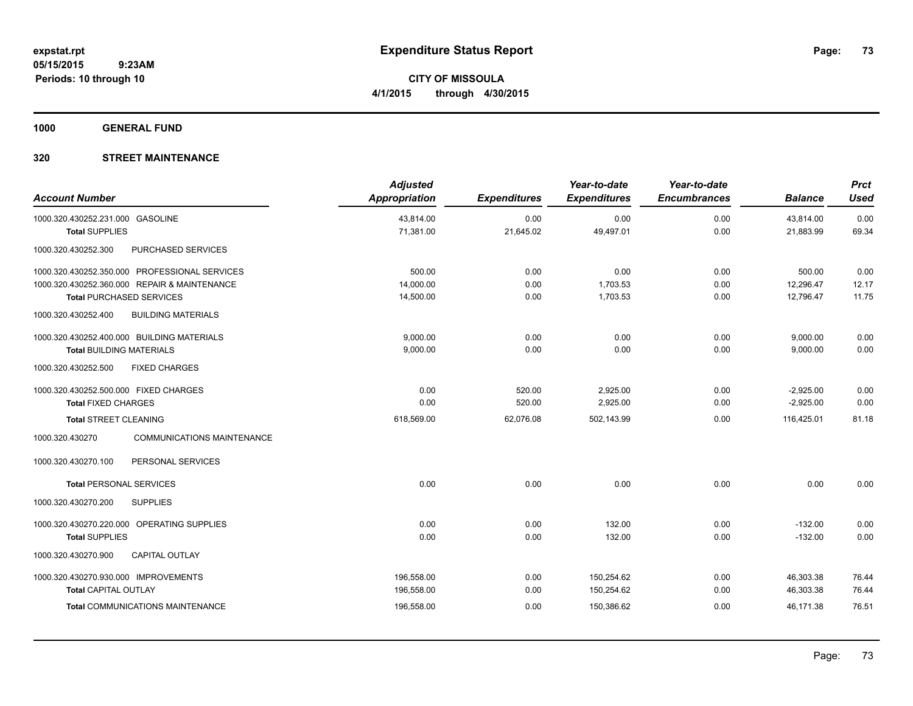# Expenditure Status Report

**CITY OF MISSOULA**

**4/1/2015 through 4/30/2015**

expstat.rpt
05/15/2015 9:23AM
Periods: 10 through 10

**1000 GENERAL FUND**

**320 STREET MAINTENANCE**

| Account Number | Adjusted Appropriation | Expenditures | Year-to-date Expenditures | Year-to-date Encumbrances | Balance | Prct Used |
|---|---|---|---|---|---|---|
| 1000.320.430252.231.000 GASOLINE | 43,814.00 | 0.00 | 0.00 | 0.00 | 43,814.00 | 0.00 |
| **Total** SUPPLIES | 71,381.00 | 21,645.02 | 49,497.01 | 0.00 | 21,883.99 | 69.34 |
| 1000.320.430252.300 PURCHASED SERVICES | | | | | | |
| 1000.320.430252.350.000 PROFESSIONAL SERVICES | 500.00 | 0.00 | 0.00 | 0.00 | 500.00 | 0.00 |
| 1000.320.430252.360.000 REPAIR & MAINTENANCE | 14,000.00 | 0.00 | 1,703.53 | 0.00 | 12,296.47 | 12.17 |
| **Total** PURCHASED SERVICES | 14,500.00 | 0.00 | 1,703.53 | 0.00 | 12,796.47 | 11.75 |
| 1000.320.430252.400 BUILDING MATERIALS | | | | | | |
| 1000.320.430252.400.000 BUILDING MATERIALS | 9,000.00 | 0.00 | 0.00 | 0.00 | 9,000.00 | 0.00 |
| **Total** BUILDING MATERIALS | 9,000.00 | 0.00 | 0.00 | 0.00 | 9,000.00 | 0.00 |
| 1000.320.430252.500 FIXED CHARGES | | | | | | |
| 1000.320.430252.500.000 FIXED CHARGES | 0.00 | 520.00 | 2,925.00 | 0.00 | -2,925.00 | 0.00 |
| **Total** FIXED CHARGES | 0.00 | 520.00 | 2,925.00 | 0.00 | -2,925.00 | 0.00 |
| **Total** STREET CLEANING | 618,569.00 | 62,076.08 | 502,143.99 | 0.00 | 116,425.01 | 81.18 |
| 1000.320.430270 COMMUNICATIONS MAINTENANCE | | | | | | |
| 1000.320.430270.100 PERSONAL SERVICES | | | | | | |
| **Total** PERSONAL SERVICES | 0.00 | 0.00 | 0.00 | 0.00 | 0.00 | 0.00 |
| 1000.320.430270.200 SUPPLIES | | | | | | |
| 1000.320.430270.220.000 OPERATING SUPPLIES | 0.00 | 0.00 | 132.00 | 0.00 | -132.00 | 0.00 |
| **Total** SUPPLIES | 0.00 | 0.00 | 132.00 | 0.00 | -132.00 | 0.00 |
| 1000.320.430270.900 CAPITAL OUTLAY | | | | | | |
| 1000.320.430270.930.000 IMPROVEMENTS | 196,558.00 | 0.00 | 150,254.62 | 0.00 | 46,303.38 | 76.44 |
| **Total** CAPITAL OUTLAY | 196,558.00 | 0.00 | 150,254.62 | 0.00 | 46,303.38 | 76.44 |
| **Total** COMMUNICATIONS MAINTENANCE | 196,558.00 | 0.00 | 150,386.62 | 0.00 | 46,171.38 | 76.51 |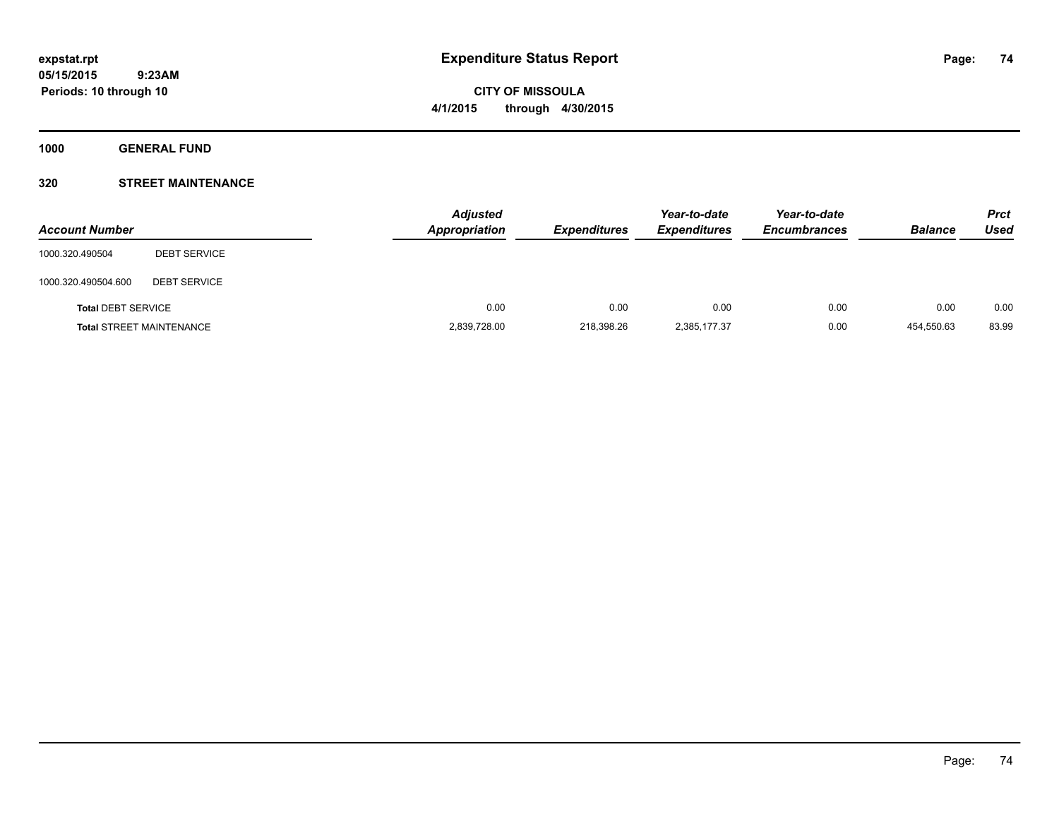expstat.rpt
05/15/2015 9:23AM
Periods: 10 through 10

# Expenditure Status Report

CITY OF MISSOULA
4/1/2015 through 4/30/2015

## 1000 GENERAL FUND

### 320 STREET MAINTENANCE

| Account Number | | Adjusted Appropriation | Expenditures | Year-to-date Expenditures | Year-to-date Encumbrances | Balance | Prct Used |
|---|---|---|---|---|---|---|---|
| 1000.320.490504 | DEBT SERVICE | | | | | | |
| 1000.320.490504.600 | DEBT SERVICE | | | | | | |
| **Total** DEBT SERVICE | | 0.00 | 0.00 | 0.00 | 0.00 | 0.00 | 0.00 |
| **Total** STREET MAINTENANCE | | 2,839,728.00 | 218,398.26 | 2,385,177.37 | 0.00 | 454,550.63 | 83.99 |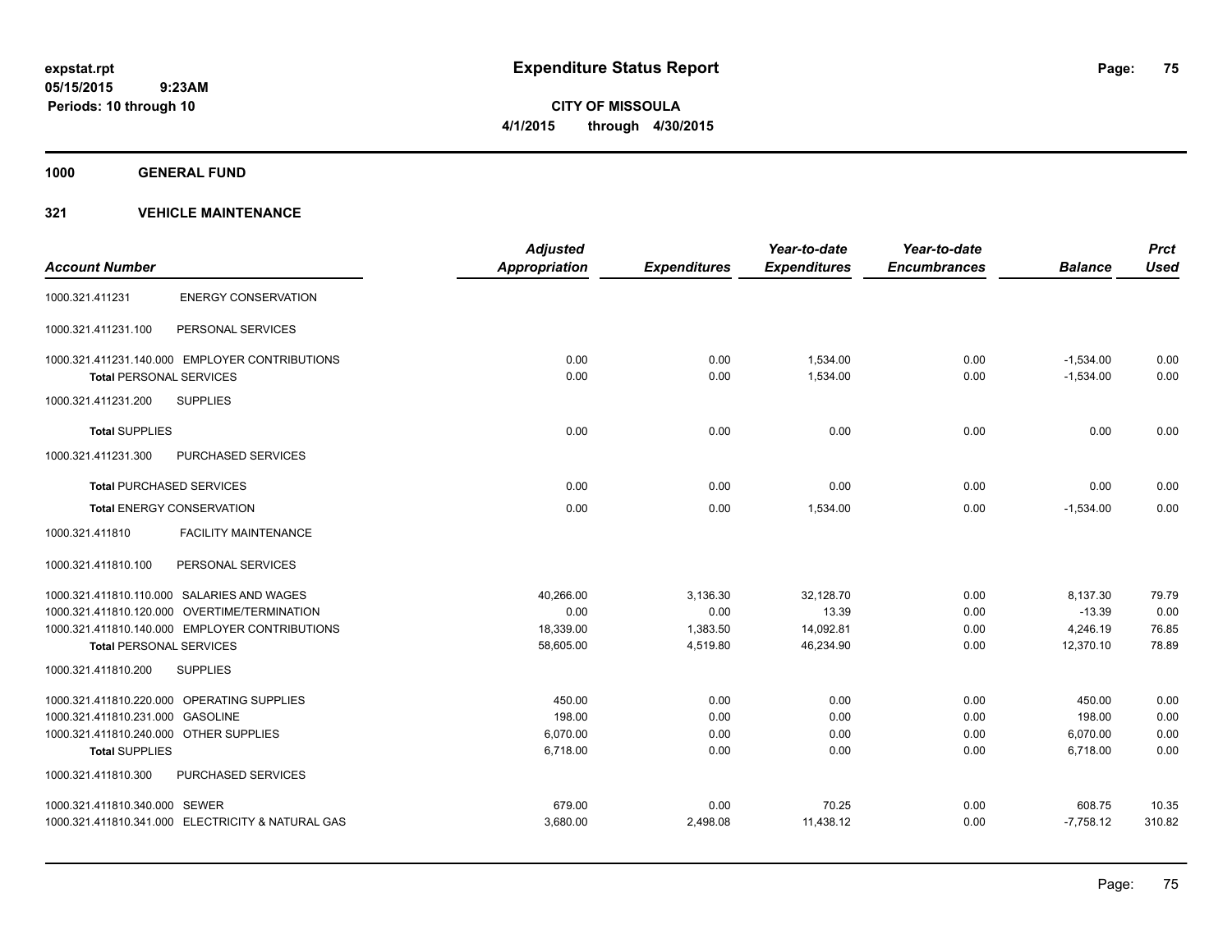# Expenditure Status Report

expstat.rpt
05/15/2015 9:23AM
Periods: 10 through 10

**CITY OF MISSOULA**
**4/1/2015 through 4/30/2015**

## 1000 GENERAL FUND

### 321 VEHICLE MAINTENANCE

| Account Number | | Adjusted Appropriation | Expenditures | Year-to-date Expenditures | Year-to-date Encumbrances | Balance | Prct Used |
|---|---|---|---|---|---|---|---|
| 1000.321.411231 | ENERGY CONSERVATION | | | | | | |
| 1000.321.411231.100 | PERSONAL SERVICES | | | | | | |
| 1000.321.411231.140.000 | EMPLOYER CONTRIBUTIONS | 0.00 | 0.00 | 1,534.00 | 0.00 | -1,534.00 | 0.00 |
| **Total** PERSONAL SERVICES | | 0.00 | 0.00 | 1,534.00 | 0.00 | -1,534.00 | 0.00 |
| 1000.321.411231.200 | SUPPLIES | | | | | | |
| **Total** SUPPLIES | | 0.00 | 0.00 | 0.00 | 0.00 | 0.00 | 0.00 |
| 1000.321.411231.300 | PURCHASED SERVICES | | | | | | |
| **Total** PURCHASED SERVICES | | 0.00 | 0.00 | 0.00 | 0.00 | 0.00 | 0.00 |
| **Total** ENERGY CONSERVATION | | 0.00 | 0.00 | 1,534.00 | 0.00 | -1,534.00 | 0.00 |
| 1000.321.411810 | FACILITY MAINTENANCE | | | | | | |
| 1000.321.411810.100 | PERSONAL SERVICES | | | | | | |
| 1000.321.411810.110.000 | SALARIES AND WAGES | 40,266.00 | 3,136.30 | 32,128.70 | 0.00 | 8,137.30 | 79.79 |
| 1000.321.411810.120.000 | OVERTIME/TERMINATION | 0.00 | 0.00 | 13.39 | 0.00 | -13.39 | 0.00 |
| 1000.321.411810.140.000 | EMPLOYER CONTRIBUTIONS | 18,339.00 | 1,383.50 | 14,092.81 | 0.00 | 4,246.19 | 76.85 |
| **Total** PERSONAL SERVICES | | 58,605.00 | 4,519.80 | 46,234.90 | 0.00 | 12,370.10 | 78.89 |
| 1000.321.411810.200 | SUPPLIES | | | | | | |
| 1000.321.411810.220.000 | OPERATING SUPPLIES | 450.00 | 0.00 | 0.00 | 0.00 | 450.00 | 0.00 |
| 1000.321.411810.231.000 | GASOLINE | 198.00 | 0.00 | 0.00 | 0.00 | 198.00 | 0.00 |
| 1000.321.411810.240.000 | OTHER SUPPLIES | 6,070.00 | 0.00 | 0.00 | 0.00 | 6,070.00 | 0.00 |
| **Total** SUPPLIES | | 6,718.00 | 0.00 | 0.00 | 0.00 | 6,718.00 | 0.00 |
| 1000.321.411810.300 | PURCHASED SERVICES | | | | | | |
| 1000.321.411810.340.000 | SEWER | 679.00 | 0.00 | 70.25 | 0.00 | 608.75 | 10.35 |
| 1000.321.411810.341.000 | ELECTRICITY & NATURAL GAS | 3,680.00 | 2,498.08 | 11,438.12 | 0.00 | -7,758.12 | 310.82 |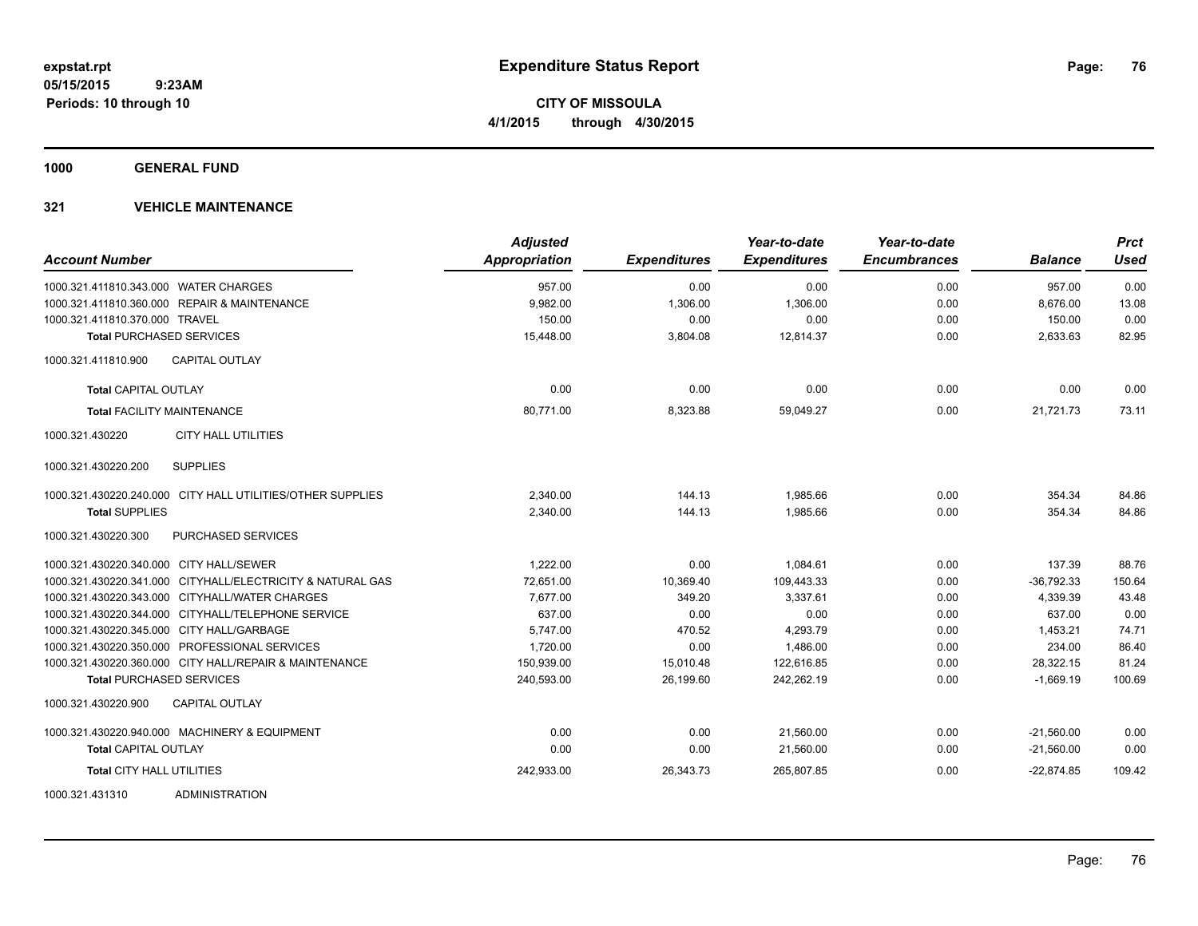**Expenditure Status Report**

**CITY OF MISSOULA**

**4/1/2015 through 4/30/2015**

expstat.rpt
05/15/2015 9:23AM
Periods: 10 through 10

## 1000 GENERAL FUND

### 321 VEHICLE MAINTENANCE

| Account Number | Adjusted Appropriation | Expenditures | Year-to-date Expenditures | Year-to-date Encumbrances | Balance | Prct Used |
|---|---|---|---|---|---|---|
| 1000.321.411810.343.000 WATER CHARGES | 957.00 | 0.00 | 0.00 | 0.00 | 957.00 | 0.00 |
| 1000.321.411810.360.000 REPAIR & MAINTENANCE | 9,982.00 | 1,306.00 | 1,306.00 | 0.00 | 8,676.00 | 13.08 |
| 1000.321.411810.370.000 TRAVEL | 150.00 | 0.00 | 0.00 | 0.00 | 150.00 | 0.00 |
| **Total** PURCHASED SERVICES | 15,448.00 | 3,804.08 | 12,814.37 | 0.00 | 2,633.63 | 82.95 |
| 1000.321.411810.900 CAPITAL OUTLAY | | | | | | |
| **Total** CAPITAL OUTLAY | 0.00 | 0.00 | 0.00 | 0.00 | 0.00 | 0.00 |
| **Total** FACILITY MAINTENANCE | 80,771.00 | 8,323.88 | 59,049.27 | 0.00 | 21,721.73 | 73.11 |
| 1000.321.430220 CITY HALL UTILITIES | | | | | | |
| 1000.321.430220.200 SUPPLIES | | | | | | |
| 1000.321.430220.240.000 CITY HALL UTILITIES/OTHER SUPPLIES | 2,340.00 | 144.13 | 1,985.66 | 0.00 | 354.34 | 84.86 |
| **Total** SUPPLIES | 2,340.00 | 144.13 | 1,985.66 | 0.00 | 354.34 | 84.86 |
| 1000.321.430220.300 PURCHASED SERVICES | | | | | | |
| 1000.321.430220.340.000 CITY HALL/SEWER | 1,222.00 | 0.00 | 1,084.61 | 0.00 | 137.39 | 88.76 |
| 1000.321.430220.341.000 CITYHALL/ELECTRICITY & NATURAL GAS | 72,651.00 | 10,369.40 | 109,443.33 | 0.00 | -36,792.33 | 150.64 |
| 1000.321.430220.343.000 CITYHALL/WATER CHARGES | 7,677.00 | 349.20 | 3,337.61 | 0.00 | 4,339.39 | 43.48 |
| 1000.321.430220.344.000 CITYHALL/TELEPHONE SERVICE | 637.00 | 0.00 | 0.00 | 0.00 | 637.00 | 0.00 |
| 1000.321.430220.345.000 CITY HALL/GARBAGE | 5,747.00 | 470.52 | 4,293.79 | 0.00 | 1,453.21 | 74.71 |
| 1000.321.430220.350.000 PROFESSIONAL SERVICES | 1,720.00 | 0.00 | 1,486.00 | 0.00 | 234.00 | 86.40 |
| 1000.321.430220.360.000 CITY HALL/REPAIR & MAINTENANCE | 150,939.00 | 15,010.48 | 122,616.85 | 0.00 | 28,322.15 | 81.24 |
| **Total** PURCHASED SERVICES | 240,593.00 | 26,199.60 | 242,262.19 | 0.00 | -1,669.19 | 100.69 |
| 1000.321.430220.900 CAPITAL OUTLAY | | | | | | |
| 1000.321.430220.940.000 MACHINERY & EQUIPMENT | 0.00 | 0.00 | 21,560.00 | 0.00 | -21,560.00 | 0.00 |
| **Total** CAPITAL OUTLAY | 0.00 | 0.00 | 21,560.00 | 0.00 | -21,560.00 | 0.00 |
| **Total** CITY HALL UTILITIES | 242,933.00 | 26,343.73 | 265,807.85 | 0.00 | -22,874.85 | 109.42 |
| 1000.321.431310 ADMINISTRATION | | | | | | |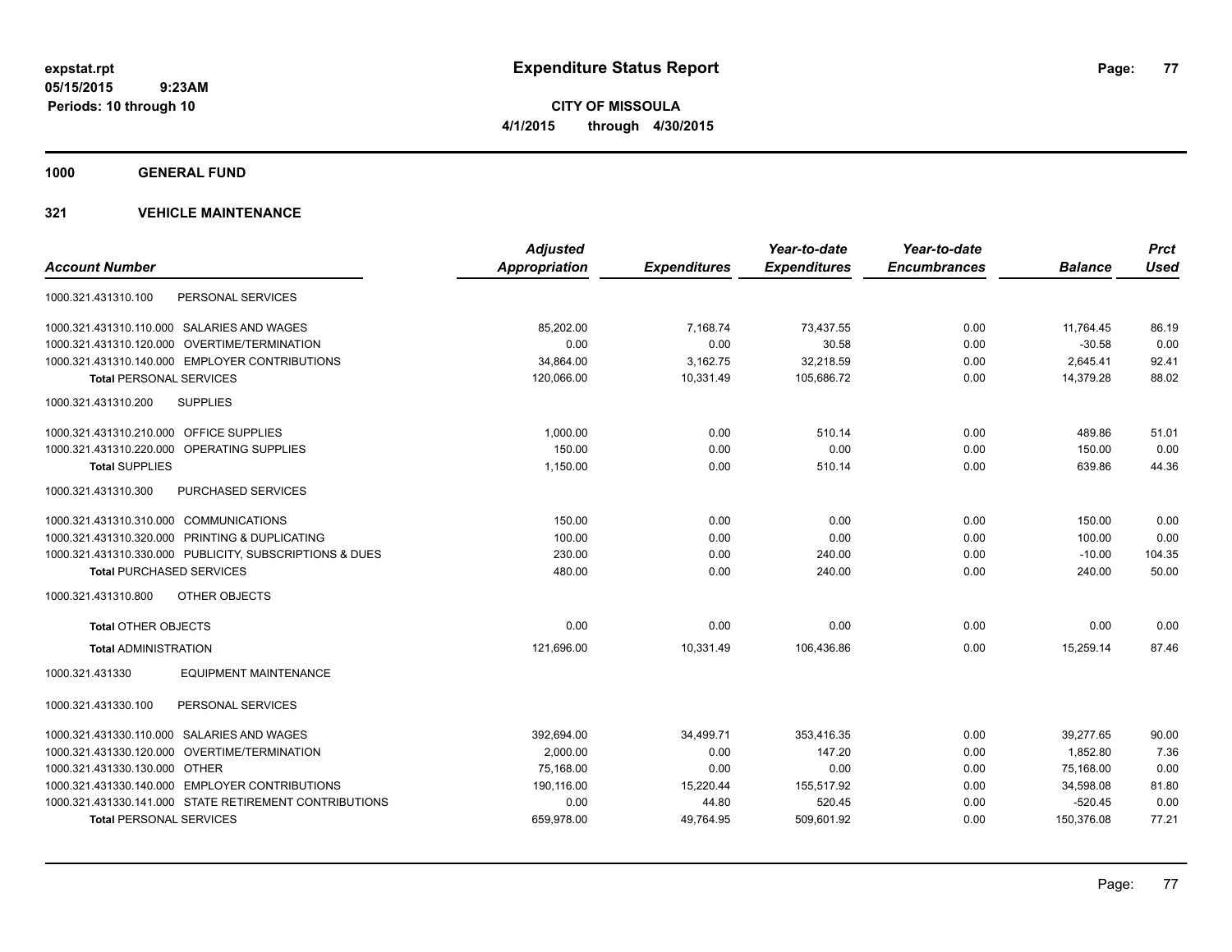**expstat.rpt**
**05/15/2015 9:23AM**
**Periods: 10 through 10**

# Expenditure Status Report

**CITY OF MISSOULA**
**4/1/2015 through 4/30/2015**

## 1000 GENERAL FUND

### 321 VEHICLE MAINTENANCE

| Account Number | Adjusted Appropriation | Expenditures | Year-to-date Expenditures | Year-to-date Encumbrances | Balance | Prct Used |
|---|---|---|---|---|---|---|
| 1000.321.431310.100 PERSONAL SERVICES | | | | | | |
| 1000.321.431310.110.000 SALARIES AND WAGES | 85,202.00 | 7,168.74 | 73,437.55 | 0.00 | 11,764.45 | 86.19 |
| 1000.321.431310.120.000 OVERTIME/TERMINATION | 0.00 | 0.00 | 30.58 | 0.00 | -30.58 | 0.00 |
| 1000.321.431310.140.000 EMPLOYER CONTRIBUTIONS | 34,864.00 | 3,162.75 | 32,218.59 | 0.00 | 2,645.41 | 92.41 |
| **Total** PERSONAL SERVICES | 120,066.00 | 10,331.49 | 105,686.72 | 0.00 | 14,379.28 | 88.02 |
| 1000.321.431310.200 SUPPLIES | | | | | | |
| 1000.321.431310.210.000 OFFICE SUPPLIES | 1,000.00 | 0.00 | 510.14 | 0.00 | 489.86 | 51.01 |
| 1000.321.431310.220.000 OPERATING SUPPLIES | 150.00 | 0.00 | 0.00 | 0.00 | 150.00 | 0.00 |
| **Total** SUPPLIES | 1,150.00 | 0.00 | 510.14 | 0.00 | 639.86 | 44.36 |
| 1000.321.431310.300 PURCHASED SERVICES | | | | | | |
| 1000.321.431310.310.000 COMMUNICATIONS | 150.00 | 0.00 | 0.00 | 0.00 | 150.00 | 0.00 |
| 1000.321.431310.320.000 PRINTING & DUPLICATING | 100.00 | 0.00 | 0.00 | 0.00 | 100.00 | 0.00 |
| 1000.321.431310.330.000 PUBLICITY, SUBSCRIPTIONS & DUES | 230.00 | 0.00 | 240.00 | 0.00 | -10.00 | 104.35 |
| **Total** PURCHASED SERVICES | 480.00 | 0.00 | 240.00 | 0.00 | 240.00 | 50.00 |
| 1000.321.431310.800 OTHER OBJECTS | | | | | | |
| **Total** OTHER OBJECTS | 0.00 | 0.00 | 0.00 | 0.00 | 0.00 | 0.00 |
| **Total** ADMINISTRATION | 121,696.00 | 10,331.49 | 106,436.86 | 0.00 | 15,259.14 | 87.46 |
| 1000.321.431330 EQUIPMENT MAINTENANCE | | | | | | |
| 1000.321.431330.100 PERSONAL SERVICES | | | | | | |
| 1000.321.431330.110.000 SALARIES AND WAGES | 392,694.00 | 34,499.71 | 353,416.35 | 0.00 | 39,277.65 | 90.00 |
| 1000.321.431330.120.000 OVERTIME/TERMINATION | 2,000.00 | 0.00 | 147.20 | 0.00 | 1,852.80 | 7.36 |
| 1000.321.431330.130.000 OTHER | 75,168.00 | 0.00 | 0.00 | 0.00 | 75,168.00 | 0.00 |
| 1000.321.431330.140.000 EMPLOYER CONTRIBUTIONS | 190,116.00 | 15,220.44 | 155,517.92 | 0.00 | 34,598.08 | 81.80 |
| 1000.321.431330.141.000 STATE RETIREMENT CONTRIBUTIONS | 0.00 | 44.80 | 520.45 | 0.00 | -520.45 | 0.00 |
| **Total** PERSONAL SERVICES | 659,978.00 | 49,764.95 | 509,601.92 | 0.00 | 150,376.08 | 77.21 |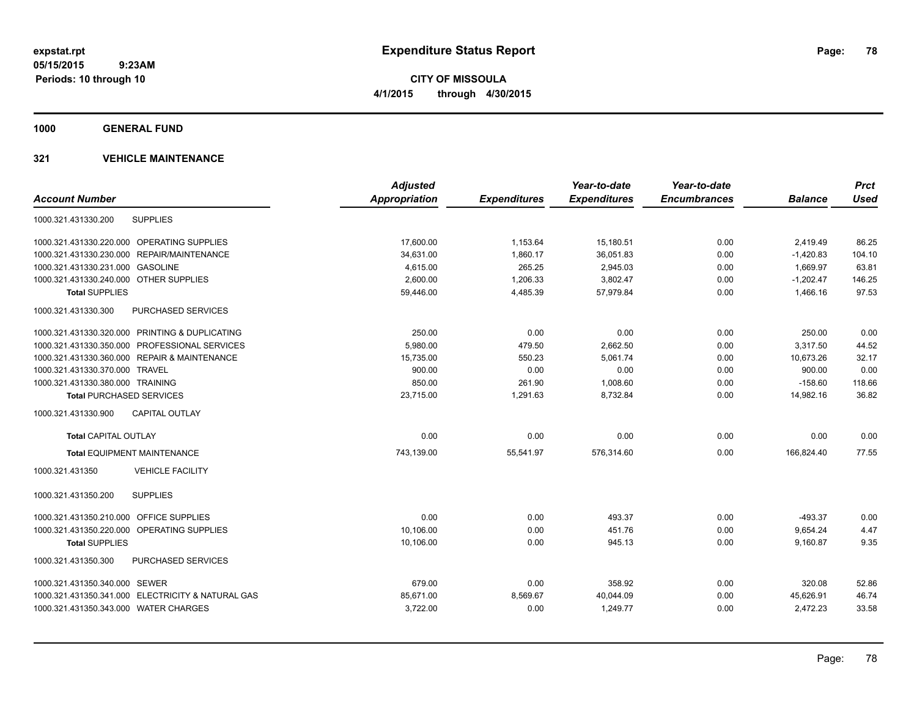**expstat.rpt**
**05/15/2015 9:23AM**
**Periods: 10 through 10**

# Expenditure Status Report

**CITY OF MISSOULA**
**4/1/2015 through 4/30/2015**

## 1000 GENERAL FUND

### 321 VEHICLE MAINTENANCE

| Account Number | Adjusted Appropriation | Expenditures | Year-to-date Expenditures | Year-to-date Encumbrances | Balance | Prct Used |
|---|---|---|---|---|---|---|
| 1000.321.431330.200 SUPPLIES | | | | | | |
| 1000.321.431330.220.000 OPERATING SUPPLIES | 17,600.00 | 1,153.64 | 15,180.51 | 0.00 | 2,419.49 | 86.25 |
| 1000.321.431330.230.000 REPAIR/MAINTENANCE | 34,631.00 | 1,860.17 | 36,051.83 | 0.00 | -1,420.83 | 104.10 |
| 1000.321.431330.231.000 GASOLINE | 4,615.00 | 265.25 | 2,945.03 | 0.00 | 1,669.97 | 63.81 |
| 1000.321.431330.240.000 OTHER SUPPLIES | 2,600.00 | 1,206.33 | 3,802.47 | 0.00 | -1,202.47 | 146.25 |
| **Total SUPPLIES** | 59,446.00 | 4,485.39 | 57,979.84 | 0.00 | 1,466.16 | 97.53 |
| 1000.321.431330.300 PURCHASED SERVICES | | | | | | |
| 1000.321.431330.320.000 PRINTING & DUPLICATING | 250.00 | 0.00 | 0.00 | 0.00 | 250.00 | 0.00 |
| 1000.321.431330.350.000 PROFESSIONAL SERVICES | 5,980.00 | 479.50 | 2,662.50 | 0.00 | 3,317.50 | 44.52 |
| 1000.321.431330.360.000 REPAIR & MAINTENANCE | 15,735.00 | 550.23 | 5,061.74 | 0.00 | 10,673.26 | 32.17 |
| 1000.321.431330.370.000 TRAVEL | 900.00 | 0.00 | 0.00 | 0.00 | 900.00 | 0.00 |
| 1000.321.431330.380.000 TRAINING | 850.00 | 261.90 | 1,008.60 | 0.00 | -158.60 | 118.66 |
| **Total PURCHASED SERVICES** | 23,715.00 | 1,291.63 | 8,732.84 | 0.00 | 14,982.16 | 36.82 |
| 1000.321.431330.900 CAPITAL OUTLAY | | | | | | |
| **Total CAPITAL OUTLAY** | 0.00 | 0.00 | 0.00 | 0.00 | 0.00 | 0.00 |
| **Total EQUIPMENT MAINTENANCE** | 743,139.00 | 55,541.97 | 576,314.60 | 0.00 | 166,824.40 | 77.55 |
| 1000.321.431350 VEHICLE FACILITY | | | | | | |
| 1000.321.431350.200 SUPPLIES | | | | | | |
| 1000.321.431350.210.000 OFFICE SUPPLIES | 0.00 | 0.00 | 493.37 | 0.00 | -493.37 | 0.00 |
| 1000.321.431350.220.000 OPERATING SUPPLIES | 10,106.00 | 0.00 | 451.76 | 0.00 | 9,654.24 | 4.47 |
| **Total SUPPLIES** | 10,106.00 | 0.00 | 945.13 | 0.00 | 9,160.87 | 9.35 |
| 1000.321.431350.300 PURCHASED SERVICES | | | | | | |
| 1000.321.431350.340.000 SEWER | 679.00 | 0.00 | 358.92 | 0.00 | 320.08 | 52.86 |
| 1000.321.431350.341.000 ELECTRICITY & NATURAL GAS | 85,671.00 | 8,569.67 | 40,044.09 | 0.00 | 45,626.91 | 46.74 |
| 1000.321.431350.343.000 WATER CHARGES | 3,722.00 | 0.00 | 1,249.77 | 0.00 | 2,472.23 | 33.58 |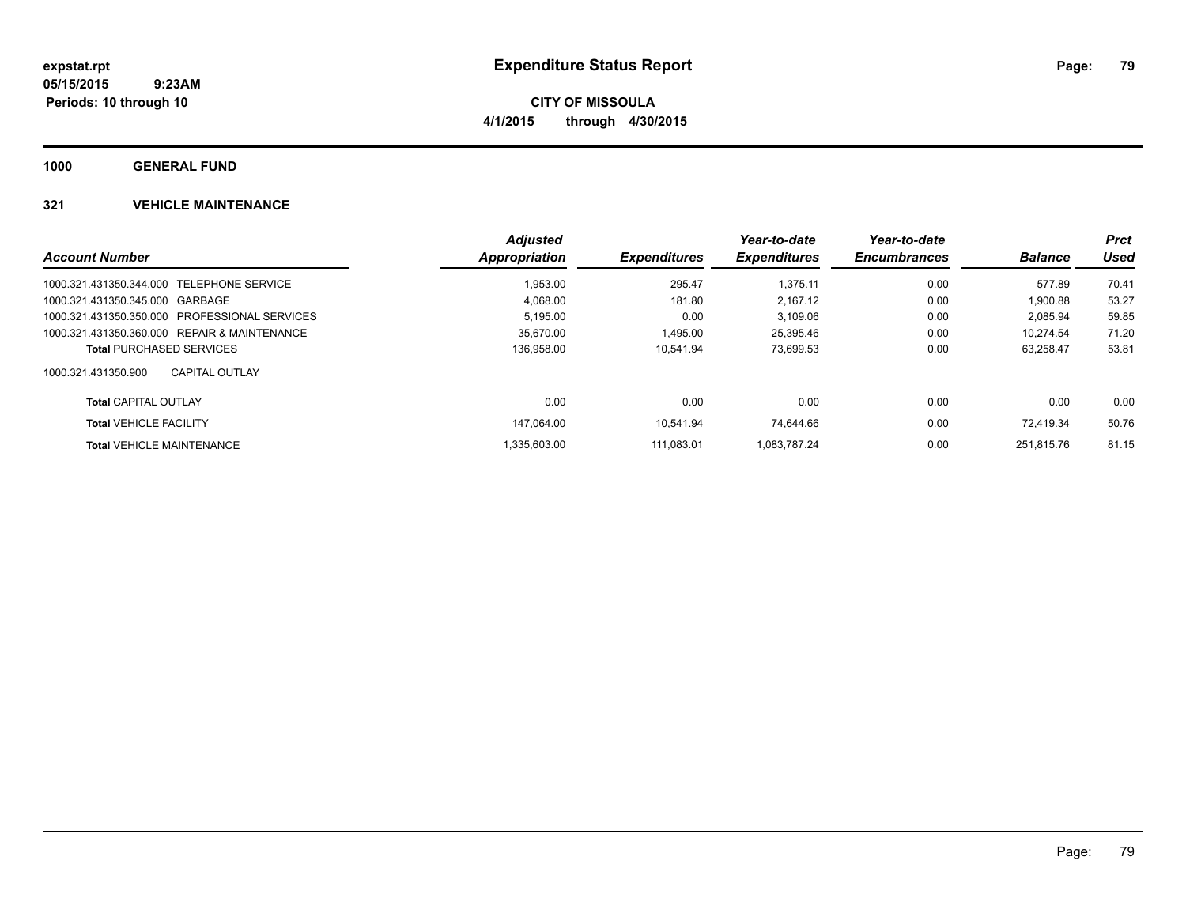**expstat.rpt**
**05/15/2015 9:23AM**
**Periods: 10 through 10**

# Expenditure Status Report

**CITY OF MISSOULA**
**4/1/2015 through 4/30/2015**

## 1000 GENERAL FUND

### 321 VEHICLE MAINTENANCE

| Account Number | Adjusted Appropriation | Expenditures | Year-to-date Expenditures | Year-to-date Encumbrances | Balance | Prct Used |
|---|---|---|---|---|---|---|
| 1000.321.431350.344.000 TELEPHONE SERVICE | 1,953.00 | 295.47 | 1,375.11 | 0.00 | 577.89 | 70.41 |
| 1000.321.431350.345.000 GARBAGE | 4,068.00 | 181.80 | 2,167.12 | 0.00 | 1,900.88 | 53.27 |
| 1000.321.431350.350.000 PROFESSIONAL SERVICES | 5,195.00 | 0.00 | 3,109.06 | 0.00 | 2,085.94 | 59.85 |
| 1000.321.431350.360.000 REPAIR & MAINTENANCE | 35,670.00 | 1,495.00 | 25,395.46 | 0.00 | 10,274.54 | 71.20 |
| **Total** PURCHASED SERVICES | 136,958.00 | 10,541.94 | 73,699.53 | 0.00 | 63,258.47 | 53.81 |
| 1000.321.431350.900 CAPITAL OUTLAY | | | | | | |
| **Total** CAPITAL OUTLAY | 0.00 | 0.00 | 0.00 | 0.00 | 0.00 | 0.00 |
| **Total** VEHICLE FACILITY | 147,064.00 | 10,541.94 | 74,644.66 | 0.00 | 72,419.34 | 50.76 |
| **Total** VEHICLE MAINTENANCE | 1,335,603.00 | 111,083.01 | 1,083,787.24 | 0.00 | 251,815.76 | 81.15 |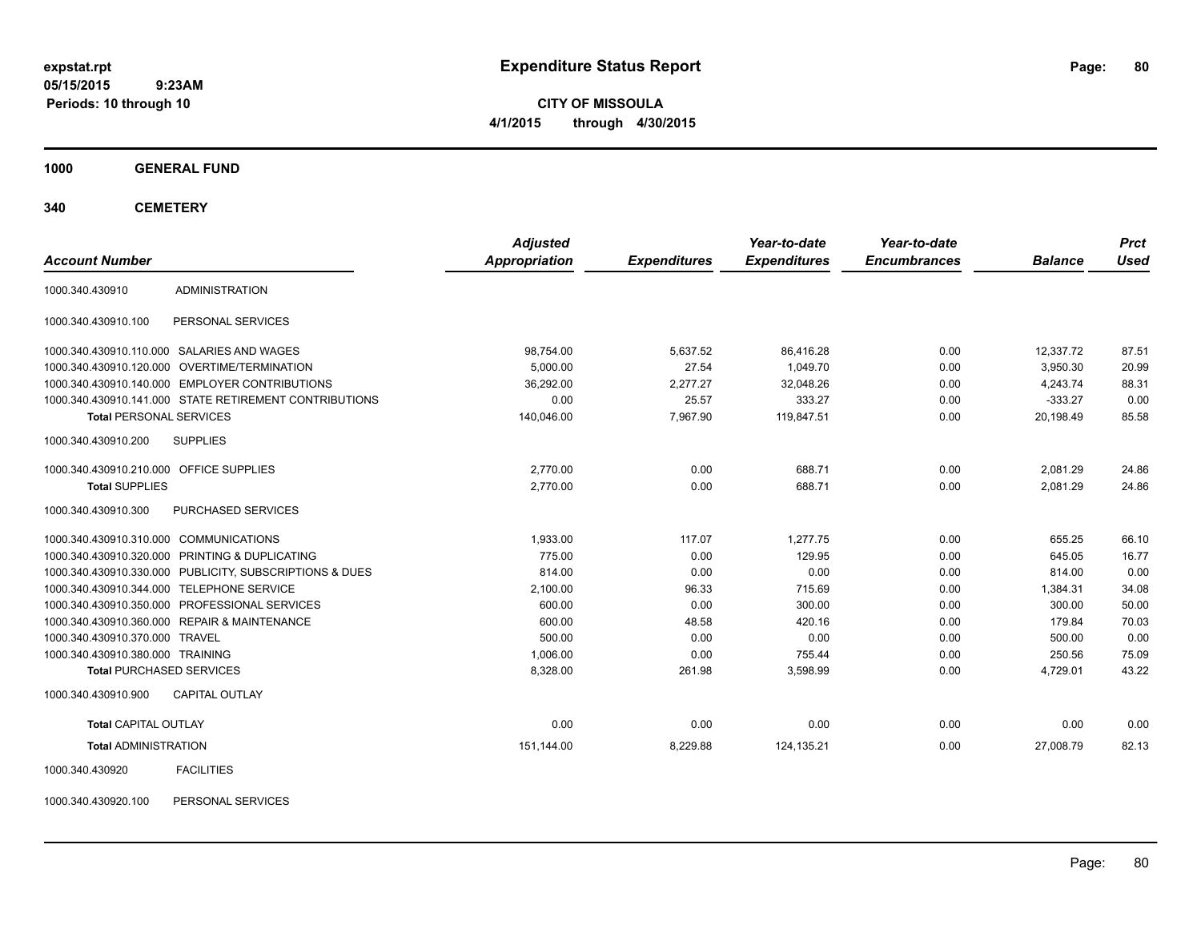**Expenditure Status Report**

**CITY OF MISSOULA**

**4/1/2015 through 4/30/2015**

expstat.rpt
05/15/2015 9:23AM
Periods: 10 through 10

## 1000 GENERAL FUND

## 340 CEMETERY

| Account Number | | Adjusted Appropriation | Expenditures | Year-to-date Expenditures | Year-to-date Encumbrances | Balance | Prct Used |
|---|---|---|---|---|---|---|---|
| 1000.340.430910 | ADMINISTRATION | | | | | | |
| 1000.340.430910.100 | PERSONAL SERVICES | | | | | | |
| 1000.340.430910.110.000 | SALARIES AND WAGES | 98,754.00 | 5,637.52 | 86,416.28 | 0.00 | 12,337.72 | 87.51 |
| 1000.340.430910.120.000 | OVERTIME/TERMINATION | 5,000.00 | 27.54 | 1,049.70 | 0.00 | 3,950.30 | 20.99 |
| 1000.340.430910.140.000 | EMPLOYER CONTRIBUTIONS | 36,292.00 | 2,277.27 | 32,048.26 | 0.00 | 4,243.74 | 88.31 |
| 1000.340.430910.141.000 | STATE RETIREMENT CONTRIBUTIONS | 0.00 | 25.57 | 333.27 | 0.00 | -333.27 | 0.00 |
| **Total** PERSONAL SERVICES | | 140,046.00 | 7,967.90 | 119,847.51 | 0.00 | 20,198.49 | 85.58 |
| 1000.340.430910.200 | SUPPLIES | | | | | | |
| 1000.340.430910.210.000 | OFFICE SUPPLIES | 2,770.00 | 0.00 | 688.71 | 0.00 | 2,081.29 | 24.86 |
| **Total** SUPPLIES | | 2,770.00 | 0.00 | 688.71 | 0.00 | 2,081.29 | 24.86 |
| 1000.340.430910.300 | PURCHASED SERVICES | | | | | | |
| 1000.340.430910.310.000 | COMMUNICATIONS | 1,933.00 | 117.07 | 1,277.75 | 0.00 | 655.25 | 66.10 |
| 1000.340.430910.320.000 | PRINTING & DUPLICATING | 775.00 | 0.00 | 129.95 | 0.00 | 645.05 | 16.77 |
| 1000.340.430910.330.000 | PUBLICITY, SUBSCRIPTIONS & DUES | 814.00 | 0.00 | 0.00 | 0.00 | 814.00 | 0.00 |
| 1000.340.430910.344.000 | TELEPHONE SERVICE | 2,100.00 | 96.33 | 715.69 | 0.00 | 1,384.31 | 34.08 |
| 1000.340.430910.350.000 | PROFESSIONAL SERVICES | 600.00 | 0.00 | 300.00 | 0.00 | 300.00 | 50.00 |
| 1000.340.430910.360.000 | REPAIR & MAINTENANCE | 600.00 | 48.58 | 420.16 | 0.00 | 179.84 | 70.03 |
| 1000.340.430910.370.000 | TRAVEL | 500.00 | 0.00 | 0.00 | 0.00 | 500.00 | 0.00 |
| 1000.340.430910.380.000 | TRAINING | 1,006.00 | 0.00 | 755.44 | 0.00 | 250.56 | 75.09 |
| **Total** PURCHASED SERVICES | | 8,328.00 | 261.98 | 3,598.99 | 0.00 | 4,729.01 | 43.22 |
| 1000.340.430910.900 | CAPITAL OUTLAY | | | | | | |
| **Total** CAPITAL OUTLAY | | 0.00 | 0.00 | 0.00 | 0.00 | 0.00 | 0.00 |
| **Total** ADMINISTRATION | | 151,144.00 | 8,229.88 | 124,135.21 | 0.00 | 27,008.79 | 82.13 |
| 1000.340.430920 | FACILITIES | | | | | | |
| 1000.340.430920.100 | PERSONAL SERVICES | | | | | | |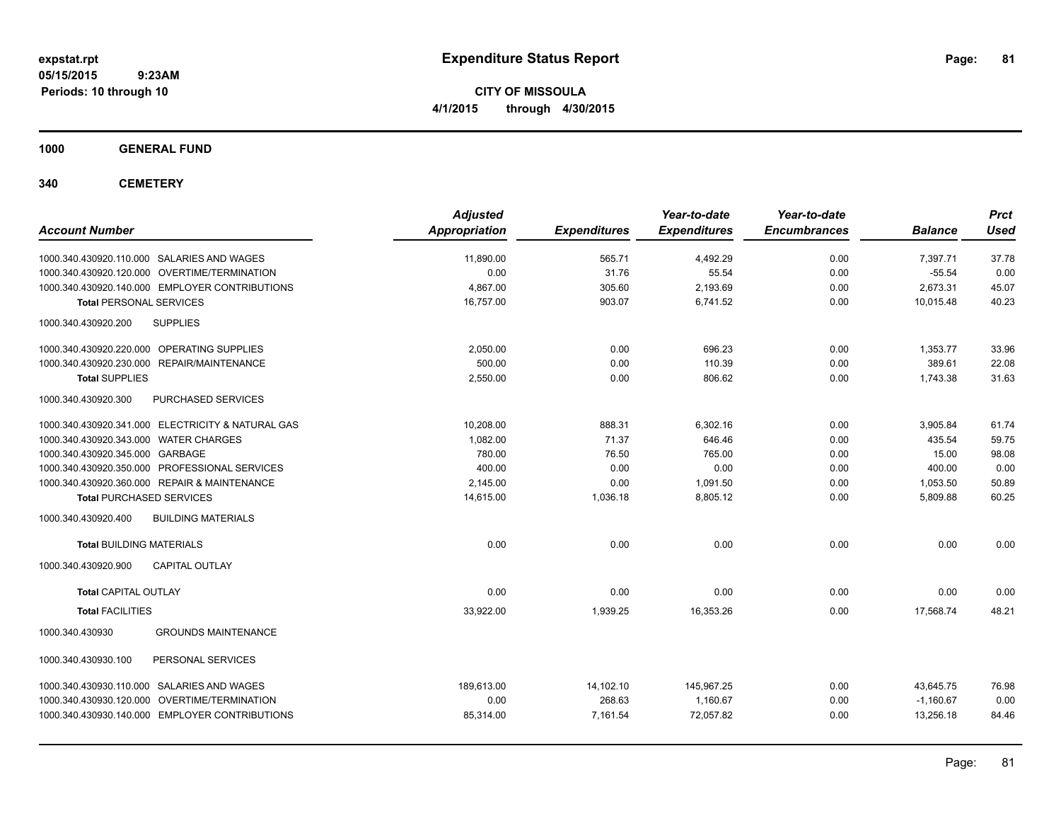**expstat.rpt**
**05/15/2015 9:23AM**
**Periods: 10 through 10**

# Expenditure Status Report

**CITY OF MISSOULA**
**4/1/2015 through 4/30/2015**

## 1000 GENERAL FUND

## 340 CEMETERY

| Account Number | Adjusted Appropriation | Expenditures | Year-to-date Expenditures | Year-to-date Encumbrances | Balance | Prct Used |
|---|---|---|---|---|---|---|
| 1000.340.430920.110.000 SALARIES AND WAGES | 11,890.00 | 565.71 | 4,492.29 | 0.00 | 7,397.71 | 37.78 |
| 1000.340.430920.120.000 OVERTIME/TERMINATION | 0.00 | 31.76 | 55.54 | 0.00 | -55.54 | 0.00 |
| 1000.340.430920.140.000 EMPLOYER CONTRIBUTIONS | 4,867.00 | 305.60 | 2,193.69 | 0.00 | 2,673.31 | 45.07 |
| **Total** PERSONAL SERVICES | 16,757.00 | 903.07 | 6,741.52 | 0.00 | 10,015.48 | 40.23 |
| 1000.340.430920.200 SUPPLIES | | | | | | |
| 1000.340.430920.220.000 OPERATING SUPPLIES | 2,050.00 | 0.00 | 696.23 | 0.00 | 1,353.77 | 33.96 |
| 1000.340.430920.230.000 REPAIR/MAINTENANCE | 500.00 | 0.00 | 110.39 | 0.00 | 389.61 | 22.08 |
| **Total** SUPPLIES | 2,550.00 | 0.00 | 806.62 | 0.00 | 1,743.38 | 31.63 |
| 1000.340.430920.300 PURCHASED SERVICES | | | | | | |
| 1000.340.430920.341.000 ELECTRICITY & NATURAL GAS | 10,208.00 | 888.31 | 6,302.16 | 0.00 | 3,905.84 | 61.74 |
| 1000.340.430920.343.000 WATER CHARGES | 1,082.00 | 71.37 | 646.46 | 0.00 | 435.54 | 59.75 |
| 1000.340.430920.345.000 GARBAGE | 780.00 | 76.50 | 765.00 | 0.00 | 15.00 | 98.08 |
| 1000.340.430920.350.000 PROFESSIONAL SERVICES | 400.00 | 0.00 | 0.00 | 0.00 | 400.00 | 0.00 |
| 1000.340.430920.360.000 REPAIR & MAINTENANCE | 2,145.00 | 0.00 | 1,091.50 | 0.00 | 1,053.50 | 50.89 |
| **Total** PURCHASED SERVICES | 14,615.00 | 1,036.18 | 8,805.12 | 0.00 | 5,809.88 | 60.25 |
| 1000.340.430920.400 BUILDING MATERIALS | | | | | | |
| **Total** BUILDING MATERIALS | 0.00 | 0.00 | 0.00 | 0.00 | 0.00 | 0.00 |
| 1000.340.430920.900 CAPITAL OUTLAY | | | | | | |
| **Total** CAPITAL OUTLAY | 0.00 | 0.00 | 0.00 | 0.00 | 0.00 | 0.00 |
| **Total** FACILITIES | 33,922.00 | 1,939.25 | 16,353.26 | 0.00 | 17,568.74 | 48.21 |
| 1000.340.430930 GROUNDS MAINTENANCE | | | | | | |
| 1000.340.430930.100 PERSONAL SERVICES | | | | | | |
| 1000.340.430930.110.000 SALARIES AND WAGES | 189,613.00 | 14,102.10 | 145,967.25 | 0.00 | 43,645.75 | 76.98 |
| 1000.340.430930.120.000 OVERTIME/TERMINATION | 0.00 | 268.63 | 1,160.67 | 0.00 | -1,160.67 | 0.00 |
| 1000.340.430930.140.000 EMPLOYER CONTRIBUTIONS | 85,314.00 | 7,161.54 | 72,057.82 | 0.00 | 13,256.18 | 84.46 |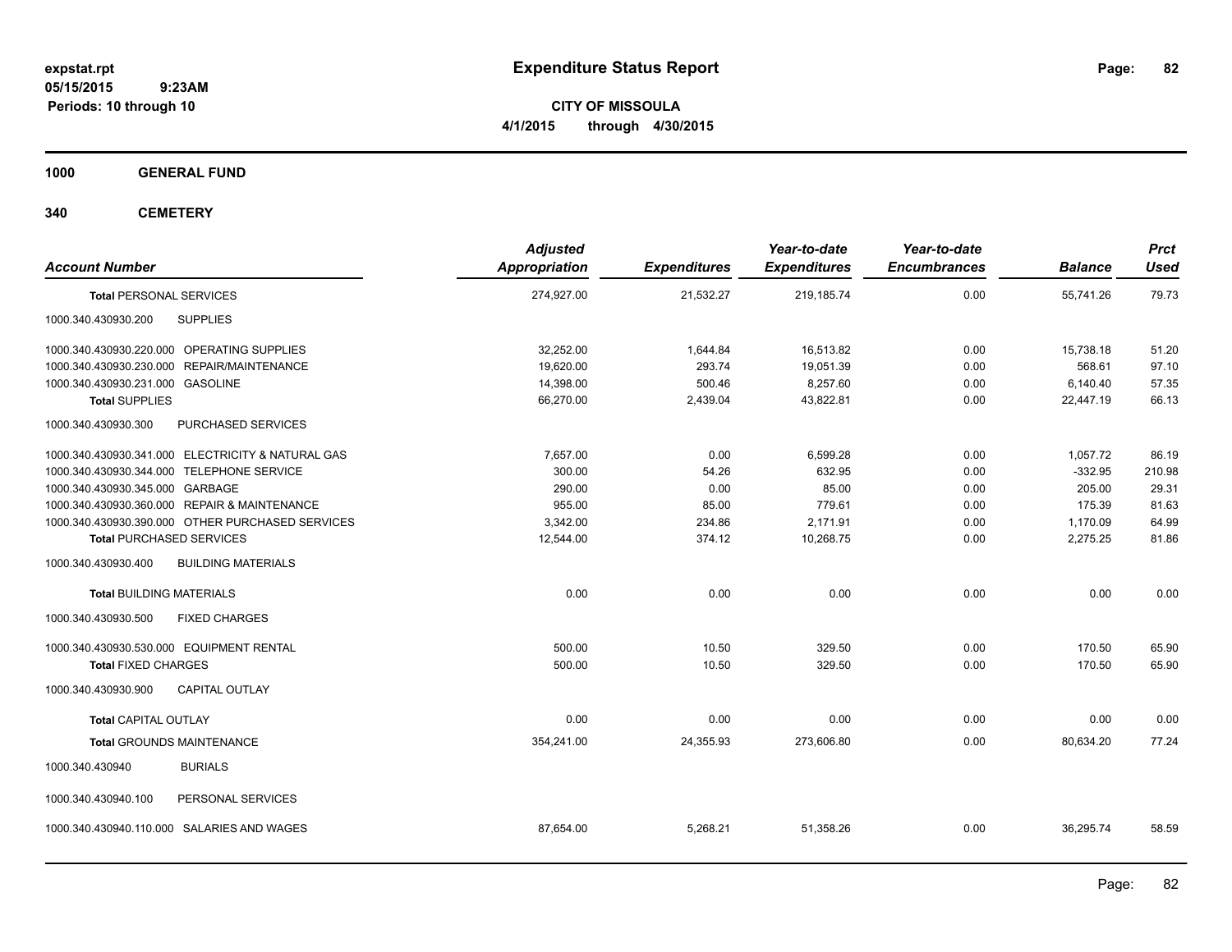expstat.rpt
05/15/2015 9:23AM
Periods: 10 through 10

# Expenditure Status Report

**CITY OF MISSOULA**
**4/1/2015 through 4/30/2015**

## 1000 GENERAL FUND

## 340 CEMETERY

| Account Number | Adjusted Appropriation | Expenditures | Year-to-date Expenditures | Year-to-date Encumbrances | Balance | Prct Used |
|---|---|---|---|---|---|---|
| **Total** PERSONAL SERVICES | 274,927.00 | 21,532.27 | 219,185.74 | 0.00 | 55,741.26 | 79.73 |
| 1000.340.430930.200 SUPPLIES | | | | | | |
| 1000.340.430930.220.000 OPERATING SUPPLIES | 32,252.00 | 1,644.84 | 16,513.82 | 0.00 | 15,738.18 | 51.20 |
| 1000.340.430930.230.000 REPAIR/MAINTENANCE | 19,620.00 | 293.74 | 19,051.39 | 0.00 | 568.61 | 97.10 |
| 1000.340.430930.231.000 GASOLINE | 14,398.00 | 500.46 | 8,257.60 | 0.00 | 6,140.40 | 57.35 |
| **Total** SUPPLIES | 66,270.00 | 2,439.04 | 43,822.81 | 0.00 | 22,447.19 | 66.13 |
| 1000.340.430930.300 PURCHASED SERVICES | | | | | | |
| 1000.340.430930.341.000 ELECTRICITY & NATURAL GAS | 7,657.00 | 0.00 | 6,599.28 | 0.00 | 1,057.72 | 86.19 |
| 1000.340.430930.344.000 TELEPHONE SERVICE | 300.00 | 54.26 | 632.95 | 0.00 | -332.95 | 210.98 |
| 1000.340.430930.345.000 GARBAGE | 290.00 | 0.00 | 85.00 | 0.00 | 205.00 | 29.31 |
| 1000.340.430930.360.000 REPAIR & MAINTENANCE | 955.00 | 85.00 | 779.61 | 0.00 | 175.39 | 81.63 |
| 1000.340.430930.390.000 OTHER PURCHASED SERVICES | 3,342.00 | 234.86 | 2,171.91 | 0.00 | 1,170.09 | 64.99 |
| **Total** PURCHASED SERVICES | 12,544.00 | 374.12 | 10,268.75 | 0.00 | 2,275.25 | 81.86 |
| 1000.340.430930.400 BUILDING MATERIALS | | | | | | |
| **Total** BUILDING MATERIALS | 0.00 | 0.00 | 0.00 | 0.00 | 0.00 | 0.00 |
| 1000.340.430930.500 FIXED CHARGES | | | | | | |
| 1000.340.430930.530.000 EQUIPMENT RENTAL | 500.00 | 10.50 | 329.50 | 0.00 | 170.50 | 65.90 |
| **Total** FIXED CHARGES | 500.00 | 10.50 | 329.50 | 0.00 | 170.50 | 65.90 |
| 1000.340.430930.900 CAPITAL OUTLAY | | | | | | |
| **Total** CAPITAL OUTLAY | 0.00 | 0.00 | 0.00 | 0.00 | 0.00 | 0.00 |
| **Total** GROUNDS MAINTENANCE | 354,241.00 | 24,355.93 | 273,606.80 | 0.00 | 80,634.20 | 77.24 |
| 1000.340.430940 BURIALS | | | | | | |
| 1000.340.430940.100 PERSONAL SERVICES | | | | | | |
| 1000.340.430940.110.000 SALARIES AND WAGES | 87,654.00 | 5,268.21 | 51,358.26 | 0.00 | 36,295.74 | 58.59 |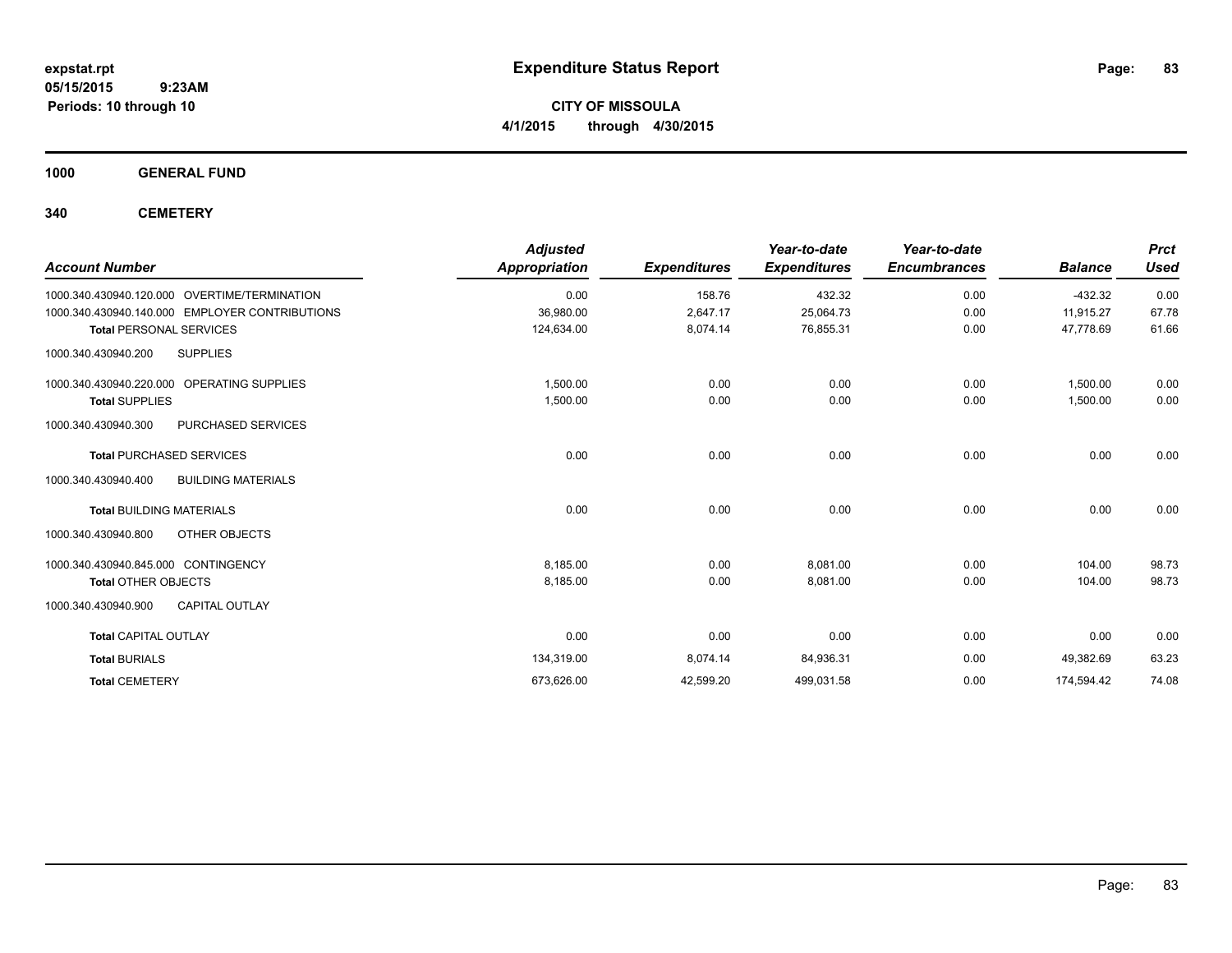# Expenditure Status Report

**CITY OF MISSOULA**

**4/1/2015 through 4/30/2015**

expstat.rpt
05/15/2015 9:23AM
Periods: 10 through 10

**1000 GENERAL FUND**

**340 CEMETERY**

| Account Number | Adjusted Appropriation | Expenditures | Year-to-date Expenditures | Year-to-date Encumbrances | Balance | Prct Used |
|---|---|---|---|---|---|---|
| 1000.340.430940.120.000 OVERTIME/TERMINATION | 0.00 | 158.76 | 432.32 | 0.00 | -432.32 | 0.00 |
| 1000.340.430940.140.000 EMPLOYER CONTRIBUTIONS | 36,980.00 | 2,647.17 | 25,064.73 | 0.00 | 11,915.27 | 67.78 |
| **Total** PERSONAL SERVICES | 124,634.00 | 8,074.14 | 76,855.31 | 0.00 | 47,778.69 | 61.66 |
| 1000.340.430940.200 SUPPLIES | | | | | | |
| 1000.340.430940.220.000 OPERATING SUPPLIES | 1,500.00 | 0.00 | 0.00 | 0.00 | 1,500.00 | 0.00 |
| **Total** SUPPLIES | 1,500.00 | 0.00 | 0.00 | 0.00 | 1,500.00 | 0.00 |
| 1000.340.430940.300 PURCHASED SERVICES | | | | | | |
| **Total** PURCHASED SERVICES | 0.00 | 0.00 | 0.00 | 0.00 | 0.00 | 0.00 |
| 1000.340.430940.400 BUILDING MATERIALS | | | | | | |
| **Total** BUILDING MATERIALS | 0.00 | 0.00 | 0.00 | 0.00 | 0.00 | 0.00 |
| 1000.340.430940.800 OTHER OBJECTS | | | | | | |
| 1000.340.430940.845.000 CONTINGENCY | 8,185.00 | 0.00 | 8,081.00 | 0.00 | 104.00 | 98.73 |
| **Total** OTHER OBJECTS | 8,185.00 | 0.00 | 8,081.00 | 0.00 | 104.00 | 98.73 |
| 1000.340.430940.900 CAPITAL OUTLAY | | | | | | |
| **Total** CAPITAL OUTLAY | 0.00 | 0.00 | 0.00 | 0.00 | 0.00 | 0.00 |
| **Total** BURIALS | 134,319.00 | 8,074.14 | 84,936.31 | 0.00 | 49,382.69 | 63.23 |
| **Total** CEMETERY | 673,626.00 | 42,599.20 | 499,031.58 | 0.00 | 174,594.42 | 74.08 |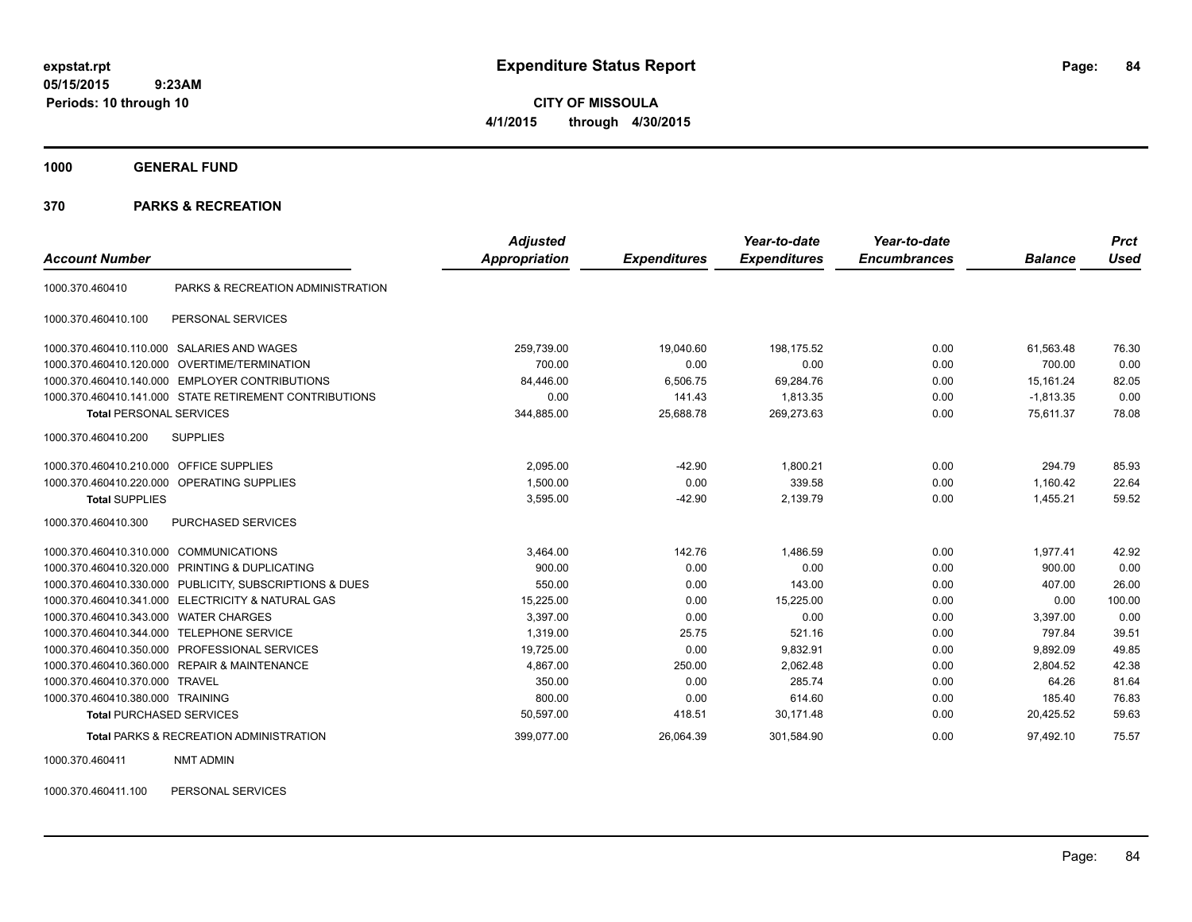# Expenditure Status Report

**CITY OF MISSOULA**

**4/1/2015 through 4/30/2015**

expstat.rpt
05/15/2015 9:23AM
Periods: 10 through 10

## 1000 GENERAL FUND

## 370 PARKS & RECREATION

| Account Number | | Adjusted Appropriation | Expenditures | Year-to-date Expenditures | Year-to-date Encumbrances | Balance | Prct Used |
|---|---|---|---|---|---|---|---|
| 1000.370.460410 | PARKS & RECREATION ADMINISTRATION | | | | | | |
| 1000.370.460410.100 | PERSONAL SERVICES | | | | | | |
| 1000.370.460410.110.000 | SALARIES AND WAGES | 259,739.00 | 19,040.60 | 198,175.52 | 0.00 | 61,563.48 | 76.30 |
| 1000.370.460410.120.000 | OVERTIME/TERMINATION | 700.00 | 0.00 | 0.00 | 0.00 | 700.00 | 0.00 |
| 1000.370.460410.140.000 | EMPLOYER CONTRIBUTIONS | 84,446.00 | 6,506.75 | 69,284.76 | 0.00 | 15,161.24 | 82.05 |
| 1000.370.460410.141.000 | STATE RETIREMENT CONTRIBUTIONS | 0.00 | 141.43 | 1,813.35 | 0.00 | -1,813.35 | 0.00 |
| **Total** PERSONAL SERVICES | | 344,885.00 | 25,688.78 | 269,273.63 | 0.00 | 75,611.37 | 78.08 |
| 1000.370.460410.200 | SUPPLIES | | | | | | |
| 1000.370.460410.210.000 | OFFICE SUPPLIES | 2,095.00 | -42.90 | 1,800.21 | 0.00 | 294.79 | 85.93 |
| 1000.370.460410.220.000 | OPERATING SUPPLIES | 1,500.00 | 0.00 | 339.58 | 0.00 | 1,160.42 | 22.64 |
| **Total** SUPPLIES | | 3,595.00 | -42.90 | 2,139.79 | 0.00 | 1,455.21 | 59.52 |
| 1000.370.460410.300 | PURCHASED SERVICES | | | | | | |
| 1000.370.460410.310.000 | COMMUNICATIONS | 3,464.00 | 142.76 | 1,486.59 | 0.00 | 1,977.41 | 42.92 |
| 1000.370.460410.320.000 | PRINTING & DUPLICATING | 900.00 | 0.00 | 0.00 | 0.00 | 900.00 | 0.00 |
| 1000.370.460410.330.000 | PUBLICITY, SUBSCRIPTIONS & DUES | 550.00 | 0.00 | 143.00 | 0.00 | 407.00 | 26.00 |
| 1000.370.460410.341.000 | ELECTRICITY & NATURAL GAS | 15,225.00 | 0.00 | 15,225.00 | 0.00 | 0.00 | 100.00 |
| 1000.370.460410.343.000 | WATER CHARGES | 3,397.00 | 0.00 | 0.00 | 0.00 | 3,397.00 | 0.00 |
| 1000.370.460410.344.000 | TELEPHONE SERVICE | 1,319.00 | 25.75 | 521.16 | 0.00 | 797.84 | 39.51 |
| 1000.370.460410.350.000 | PROFESSIONAL SERVICES | 19,725.00 | 0.00 | 9,832.91 | 0.00 | 9,892.09 | 49.85 |
| 1000.370.460410.360.000 | REPAIR & MAINTENANCE | 4,867.00 | 250.00 | 2,062.48 | 0.00 | 2,804.52 | 42.38 |
| 1000.370.460410.370.000 | TRAVEL | 350.00 | 0.00 | 285.74 | 0.00 | 64.26 | 81.64 |
| 1000.370.460410.380.000 | TRAINING | 800.00 | 0.00 | 614.60 | 0.00 | 185.40 | 76.83 |
| **Total** PURCHASED SERVICES | | 50,597.00 | 418.51 | 30,171.48 | 0.00 | 20,425.52 | 59.63 |
| **Total** PARKS & RECREATION ADMINISTRATION | | 399,077.00 | 26,064.39 | 301,584.90 | 0.00 | 97,492.10 | 75.57 |
| 1000.370.460411 | NMT ADMIN | | | | | | |
| 1000.370.460411.100 | PERSONAL SERVICES | | | | | | |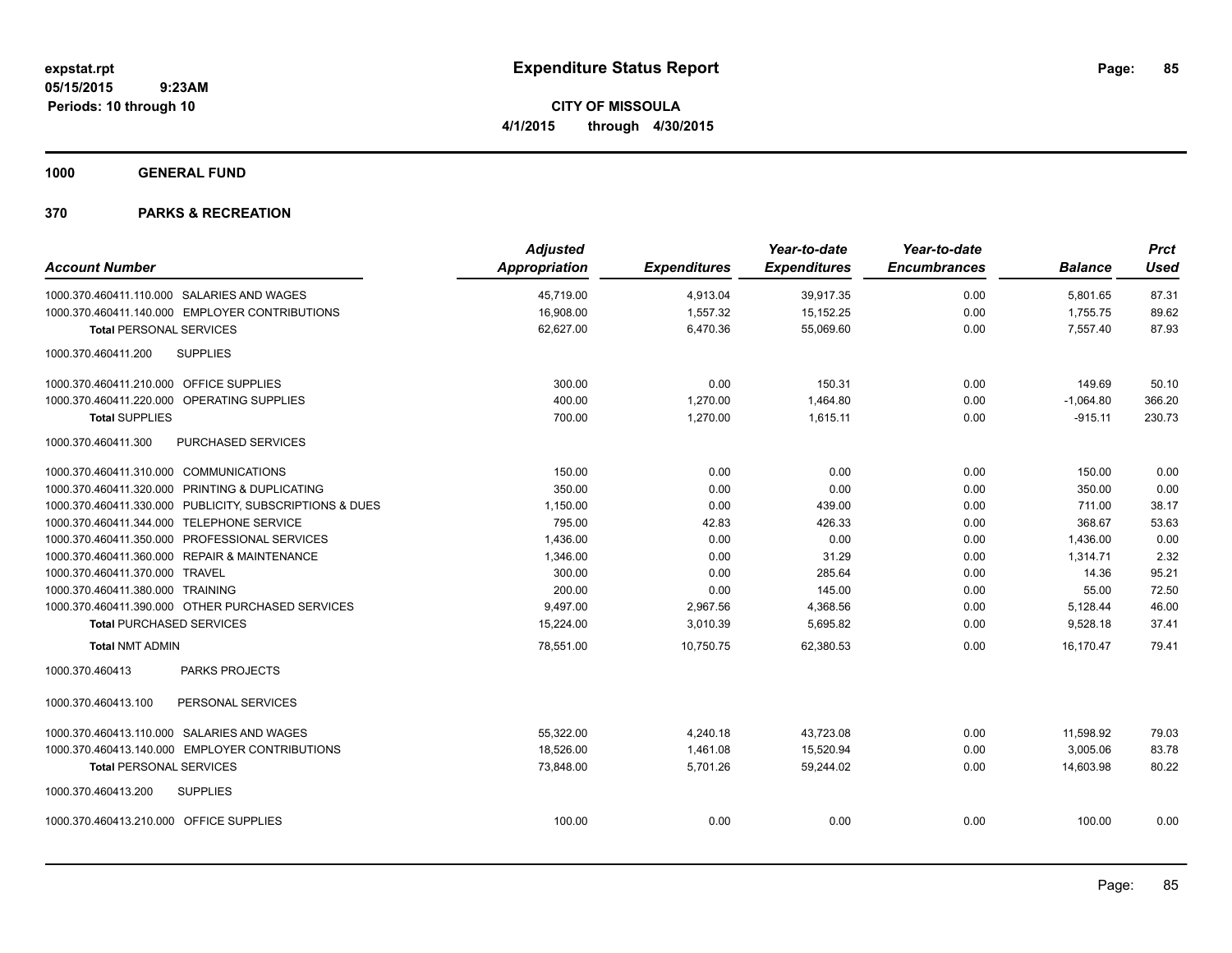# Expenditure Status Report

**CITY OF MISSOULA**
**4/1/2015 through 4/30/2015**

expstat.rpt
05/15/2015 9:23AM
Periods: 10 through 10

## 1000 GENERAL FUND

## 370 PARKS & RECREATION

| Account Number | Adjusted Appropriation | Expenditures | Year-to-date Expenditures | Year-to-date Encumbrances | Balance | Prct Used |
|---|---|---|---|---|---|---|
| 1000.370.460411.110.000 SALARIES AND WAGES | 45,719.00 | 4,913.04 | 39,917.35 | 0.00 | 5,801.65 | 87.31 |
| 1000.370.460411.140.000 EMPLOYER CONTRIBUTIONS | 16,908.00 | 1,557.32 | 15,152.25 | 0.00 | 1,755.75 | 89.62 |
| **Total** PERSONAL SERVICES | 62,627.00 | 6,470.36 | 55,069.60 | 0.00 | 7,557.40 | 87.93 |
| 1000.370.460411.200 SUPPLIES | | | | | | |
| 1000.370.460411.210.000 OFFICE SUPPLIES | 300.00 | 0.00 | 150.31 | 0.00 | 149.69 | 50.10 |
| 1000.370.460411.220.000 OPERATING SUPPLIES | 400.00 | 1,270.00 | 1,464.80 | 0.00 | -1,064.80 | 366.20 |
| **Total SUPPLIES** | 700.00 | 1,270.00 | 1,615.11 | 0.00 | -915.11 | 230.73 |
| 1000.370.460411.300 PURCHASED SERVICES | | | | | | |
| 1000.370.460411.310.000 COMMUNICATIONS | 150.00 | 0.00 | 0.00 | 0.00 | 150.00 | 0.00 |
| 1000.370.460411.320.000 PRINTING & DUPLICATING | 350.00 | 0.00 | 0.00 | 0.00 | 350.00 | 0.00 |
| 1000.370.460411.330.000 PUBLICITY, SUBSCRIPTIONS & DUES | 1,150.00 | 0.00 | 439.00 | 0.00 | 711.00 | 38.17 |
| 1000.370.460411.344.000 TELEPHONE SERVICE | 795.00 | 42.83 | 426.33 | 0.00 | 368.67 | 53.63 |
| 1000.370.460411.350.000 PROFESSIONAL SERVICES | 1,436.00 | 0.00 | 0.00 | 0.00 | 1,436.00 | 0.00 |
| 1000.370.460411.360.000 REPAIR & MAINTENANCE | 1,346.00 | 0.00 | 31.29 | 0.00 | 1,314.71 | 2.32 |
| 1000.370.460411.370.000 TRAVEL | 300.00 | 0.00 | 285.64 | 0.00 | 14.36 | 95.21 |
| 1000.370.460411.380.000 TRAINING | 200.00 | 0.00 | 145.00 | 0.00 | 55.00 | 72.50 |
| 1000.370.460411.390.000 OTHER PURCHASED SERVICES | 9,497.00 | 2,967.56 | 4,368.56 | 0.00 | 5,128.44 | 46.00 |
| **Total** PURCHASED SERVICES | 15,224.00 | 3,010.39 | 5,695.82 | 0.00 | 9,528.18 | 37.41 |
| **Total** NMT ADMIN | 78,551.00 | 10,750.75 | 62,380.53 | 0.00 | 16,170.47 | 79.41 |
| 1000.370.460413 PARKS PROJECTS | | | | | | |
| 1000.370.460413.100 PERSONAL SERVICES | | | | | | |
| 1000.370.460413.110.000 SALARIES AND WAGES | 55,322.00 | 4,240.18 | 43,723.08 | 0.00 | 11,598.92 | 79.03 |
| 1000.370.460413.140.000 EMPLOYER CONTRIBUTIONS | 18,526.00 | 1,461.08 | 15,520.94 | 0.00 | 3,005.06 | 83.78 |
| **Total** PERSONAL SERVICES | 73,848.00 | 5,701.26 | 59,244.02 | 0.00 | 14,603.98 | 80.22 |
| 1000.370.460413.200 SUPPLIES | | | | | | |
| 1000.370.460413.210.000 OFFICE SUPPLIES | 100.00 | 0.00 | 0.00 | 0.00 | 100.00 | 0.00 |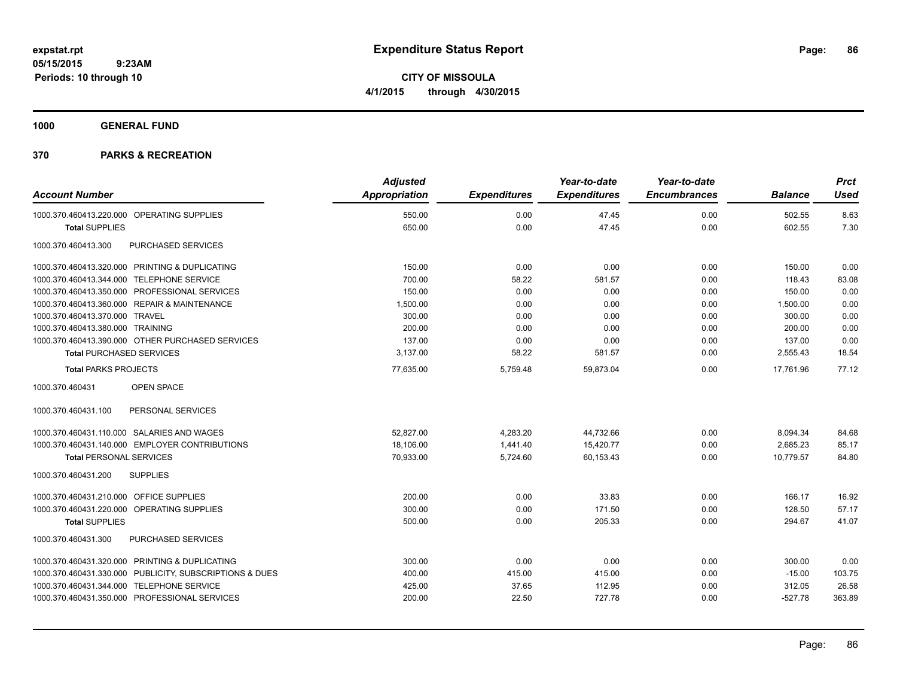expstat.rpt
05/15/2015 9:23AM
Periods: 10 through 10

# Expenditure Status Report

**CITY OF MISSOULA**
**4/1/2015 through 4/30/2015**

**1000 GENERAL FUND**

**370 PARKS & RECREATION**

| Account Number | Adjusted Appropriation | Expenditures | Year-to-date Expenditures | Year-to-date Encumbrances | Balance | Prct Used |
|---|---|---|---|---|---|---|
| 1000.370.460413.220.000 OPERATING SUPPLIES | 550.00 | 0.00 | 47.45 | 0.00 | 502.55 | 8.63 |
| **Total** SUPPLIES | 650.00 | 0.00 | 47.45 | 0.00 | 602.55 | 7.30 |
| 1000.370.460413.300 PURCHASED SERVICES | | | | | | |
| 1000.370.460413.320.000 PRINTING & DUPLICATING | 150.00 | 0.00 | 0.00 | 0.00 | 150.00 | 0.00 |
| 1000.370.460413.344.000 TELEPHONE SERVICE | 700.00 | 58.22 | 581.57 | 0.00 | 118.43 | 83.08 |
| 1000.370.460413.350.000 PROFESSIONAL SERVICES | 150.00 | 0.00 | 0.00 | 0.00 | 150.00 | 0.00 |
| 1000.370.460413.360.000 REPAIR & MAINTENANCE | 1,500.00 | 0.00 | 0.00 | 0.00 | 1,500.00 | 0.00 |
| 1000.370.460413.370.000 TRAVEL | 300.00 | 0.00 | 0.00 | 0.00 | 300.00 | 0.00 |
| 1000.370.460413.380.000 TRAINING | 200.00 | 0.00 | 0.00 | 0.00 | 200.00 | 0.00 |
| 1000.370.460413.390.000 OTHER PURCHASED SERVICES | 137.00 | 0.00 | 0.00 | 0.00 | 137.00 | 0.00 |
| **Total** PURCHASED SERVICES | 3,137.00 | 58.22 | 581.57 | 0.00 | 2,555.43 | 18.54 |
| **Total** PARKS PROJECTS | 77,635.00 | 5,759.48 | 59,873.04 | 0.00 | 17,761.96 | 77.12 |
| 1000.370.460431 OPEN SPACE | | | | | | |
| 1000.370.460431.100 PERSONAL SERVICES | | | | | | |
| 1000.370.460431.110.000 SALARIES AND WAGES | 52,827.00 | 4,283.20 | 44,732.66 | 0.00 | 8,094.34 | 84.68 |
| 1000.370.460431.140.000 EMPLOYER CONTRIBUTIONS | 18,106.00 | 1,441.40 | 15,420.77 | 0.00 | 2,685.23 | 85.17 |
| **Total** PERSONAL SERVICES | 70,933.00 | 5,724.60 | 60,153.43 | 0.00 | 10,779.57 | 84.80 |
| 1000.370.460431.200 SUPPLIES | | | | | | |
| 1000.370.460431.210.000 OFFICE SUPPLIES | 200.00 | 0.00 | 33.83 | 0.00 | 166.17 | 16.92 |
| 1000.370.460431.220.000 OPERATING SUPPLIES | 300.00 | 0.00 | 171.50 | 0.00 | 128.50 | 57.17 |
| **Total** SUPPLIES | 500.00 | 0.00 | 205.33 | 0.00 | 294.67 | 41.07 |
| 1000.370.460431.300 PURCHASED SERVICES | | | | | | |
| 1000.370.460431.320.000 PRINTING & DUPLICATING | 300.00 | 0.00 | 0.00 | 0.00 | 300.00 | 0.00 |
| 1000.370.460431.330.000 PUBLICITY, SUBSCRIPTIONS & DUES | 400.00 | 415.00 | 415.00 | 0.00 | -15.00 | 103.75 |
| 1000.370.460431.344.000 TELEPHONE SERVICE | 425.00 | 37.65 | 112.95 | 0.00 | 312.05 | 26.58 |
| 1000.370.460431.350.000 PROFESSIONAL SERVICES | 200.00 | 22.50 | 727.78 | 0.00 | -527.78 | 363.89 |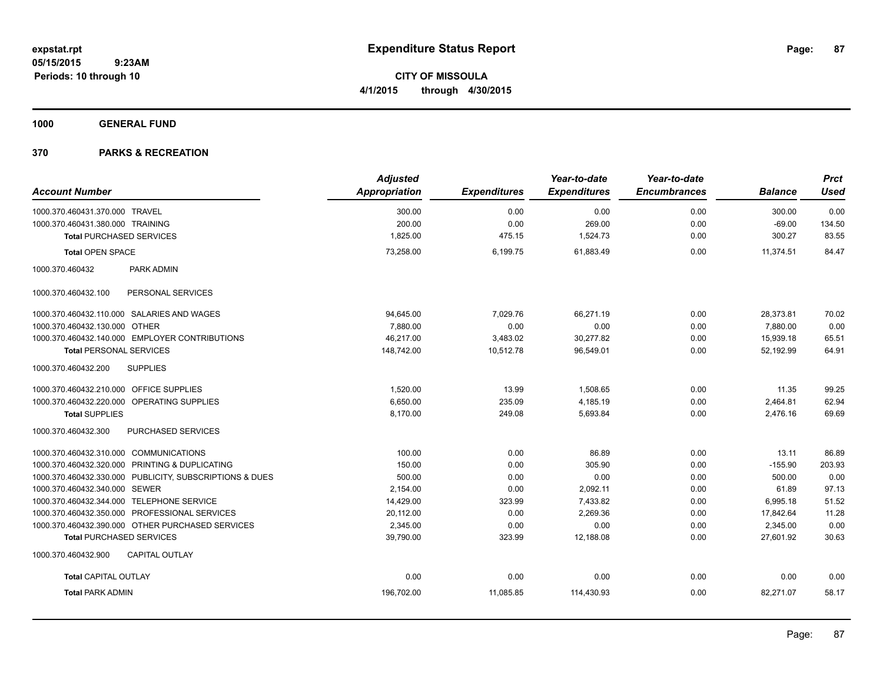# Expenditure Status Report

**CITY OF MISSOULA**

**4/1/2015 through 4/30/2015**

expstat.rpt
05/15/2015 9:23AM
Periods: 10 through 10

**1000 GENERAL FUND**

**370 PARKS & RECREATION**

| Account Number | Adjusted Appropriation | Expenditures | Year-to-date Expenditures | Year-to-date Encumbrances | Balance | Prct Used |
|---|---|---|---|---|---|---|
| 1000.370.460431.370.000 TRAVEL | 300.00 | 0.00 | 0.00 | 0.00 | 300.00 | 0.00 |
| 1000.370.460431.380.000 TRAINING | 200.00 | 0.00 | 269.00 | 0.00 | -69.00 | 134.50 |
| **Total** PURCHASED SERVICES | 1,825.00 | 475.15 | 1,524.73 | 0.00 | 300.27 | 83.55 |
| **Total** OPEN SPACE | 73,258.00 | 6,199.75 | 61,883.49 | 0.00 | 11,374.51 | 84.47 |
| 1000.370.460432 PARK ADMIN | | | | | | |
| 1000.370.460432.100 PERSONAL SERVICES | | | | | | |
| 1000.370.460432.110.000 SALARIES AND WAGES | 94,645.00 | 7,029.76 | 66,271.19 | 0.00 | 28,373.81 | 70.02 |
| 1000.370.460432.130.000 OTHER | 7,880.00 | 0.00 | 0.00 | 0.00 | 7,880.00 | 0.00 |
| 1000.370.460432.140.000 EMPLOYER CONTRIBUTIONS | 46,217.00 | 3,483.02 | 30,277.82 | 0.00 | 15,939.18 | 65.51 |
| **Total** PERSONAL SERVICES | 148,742.00 | 10,512.78 | 96,549.01 | 0.00 | 52,192.99 | 64.91 |
| 1000.370.460432.200 SUPPLIES | | | | | | |
| 1000.370.460432.210.000 OFFICE SUPPLIES | 1,520.00 | 13.99 | 1,508.65 | 0.00 | 11.35 | 99.25 |
| 1000.370.460432.220.000 OPERATING SUPPLIES | 6,650.00 | 235.09 | 4,185.19 | 0.00 | 2,464.81 | 62.94 |
| **Total** SUPPLIES | 8,170.00 | 249.08 | 5,693.84 | 0.00 | 2,476.16 | 69.69 |
| 1000.370.460432.300 PURCHASED SERVICES | | | | | | |
| 1000.370.460432.310.000 COMMUNICATIONS | 100.00 | 0.00 | 86.89 | 0.00 | 13.11 | 86.89 |
| 1000.370.460432.320.000 PRINTING & DUPLICATING | 150.00 | 0.00 | 305.90 | 0.00 | -155.90 | 203.93 |
| 1000.370.460432.330.000 PUBLICITY, SUBSCRIPTIONS & DUES | 500.00 | 0.00 | 0.00 | 0.00 | 500.00 | 0.00 |
| 1000.370.460432.340.000 SEWER | 2,154.00 | 0.00 | 2,092.11 | 0.00 | 61.89 | 97.13 |
| 1000.370.460432.344.000 TELEPHONE SERVICE | 14,429.00 | 323.99 | 7,433.82 | 0.00 | 6,995.18 | 51.52 |
| 1000.370.460432.350.000 PROFESSIONAL SERVICES | 20,112.00 | 0.00 | 2,269.36 | 0.00 | 17,842.64 | 11.28 |
| 1000.370.460432.390.000 OTHER PURCHASED SERVICES | 2,345.00 | 0.00 | 0.00 | 0.00 | 2,345.00 | 0.00 |
| **Total** PURCHASED SERVICES | 39,790.00 | 323.99 | 12,188.08 | 0.00 | 27,601.92 | 30.63 |
| 1000.370.460432.900 CAPITAL OUTLAY | | | | | | |
| **Total** CAPITAL OUTLAY | 0.00 | 0.00 | 0.00 | 0.00 | 0.00 | 0.00 |
| **Total** PARK ADMIN | 196,702.00 | 11,085.85 | 114,430.93 | 0.00 | 82,271.07 | 58.17 |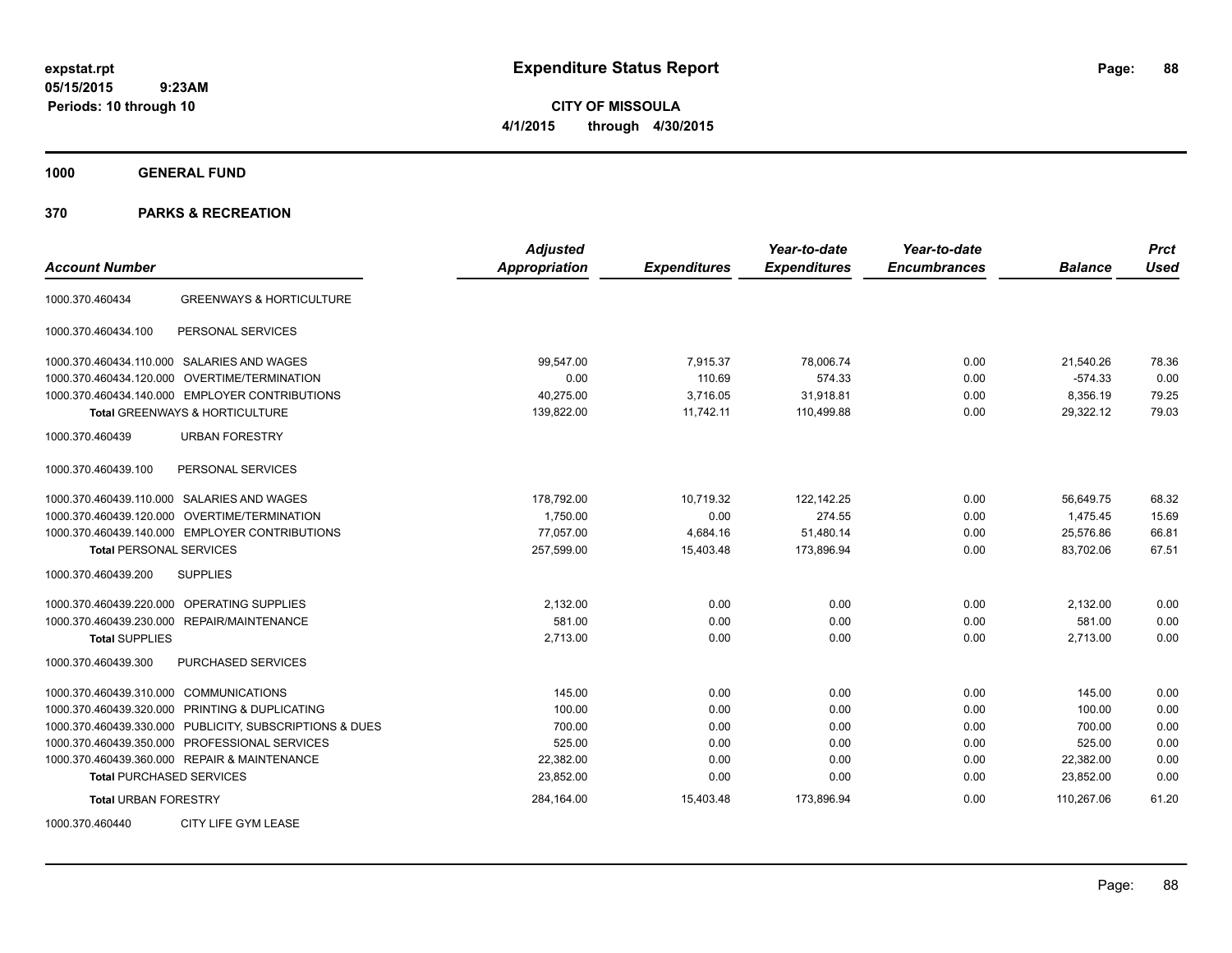**expstat.rpt**
**05/15/2015 9:23AM**
**Periods: 10 through 10**

# Expenditure Status Report

**CITY OF MISSOULA**
**4/1/2015 through 4/30/2015**

## 1000 GENERAL FUND

## 370 PARKS & RECREATION

| Account Number | | Adjusted Appropriation | Expenditures | Year-to-date Expenditures | Year-to-date Encumbrances | Balance | Prct Used |
|---|---|---|---|---|---|---|---|
| 1000.370.460434 | GREENWAYS & HORTICULTURE | | | | | | |
| 1000.370.460434.100 | PERSONAL SERVICES | | | | | | |
| 1000.370.460434.110.000 | SALARIES AND WAGES | 99,547.00 | 7,915.37 | 78,006.74 | 0.00 | 21,540.26 | 78.36 |
| 1000.370.460434.120.000 | OVERTIME/TERMINATION | 0.00 | 110.69 | 574.33 | 0.00 | -574.33 | 0.00 |
| 1000.370.460434.140.000 | EMPLOYER CONTRIBUTIONS | 40,275.00 | 3,716.05 | 31,918.81 | 0.00 | 8,356.19 | 79.25 |
| **Total** GREENWAYS & HORTICULTURE | | 139,822.00 | 11,742.11 | 110,499.88 | 0.00 | 29,322.12 | 79.03 |
| 1000.370.460439 | URBAN FORESTRY | | | | | | |
| 1000.370.460439.100 | PERSONAL SERVICES | | | | | | |
| 1000.370.460439.110.000 | SALARIES AND WAGES | 178,792.00 | 10,719.32 | 122,142.25 | 0.00 | 56,649.75 | 68.32 |
| 1000.370.460439.120.000 | OVERTIME/TERMINATION | 1,750.00 | 0.00 | 274.55 | 0.00 | 1,475.45 | 15.69 |
| 1000.370.460439.140.000 | EMPLOYER CONTRIBUTIONS | 77,057.00 | 4,684.16 | 51,480.14 | 0.00 | 25,576.86 | 66.81 |
| **Total** PERSONAL SERVICES | | 257,599.00 | 15,403.48 | 173,896.94 | 0.00 | 83,702.06 | 67.51 |
| 1000.370.460439.200 | SUPPLIES | | | | | | |
| 1000.370.460439.220.000 | OPERATING SUPPLIES | 2,132.00 | 0.00 | 0.00 | 0.00 | 2,132.00 | 0.00 |
| 1000.370.460439.230.000 | REPAIR/MAINTENANCE | 581.00 | 0.00 | 0.00 | 0.00 | 581.00 | 0.00 |
| **Total** SUPPLIES | | 2,713.00 | 0.00 | 0.00 | 0.00 | 2,713.00 | 0.00 |
| 1000.370.460439.300 | PURCHASED SERVICES | | | | | | |
| 1000.370.460439.310.000 | COMMUNICATIONS | 145.00 | 0.00 | 0.00 | 0.00 | 145.00 | 0.00 |
| 1000.370.460439.320.000 | PRINTING & DUPLICATING | 100.00 | 0.00 | 0.00 | 0.00 | 100.00 | 0.00 |
| 1000.370.460439.330.000 | PUBLICITY, SUBSCRIPTIONS & DUES | 700.00 | 0.00 | 0.00 | 0.00 | 700.00 | 0.00 |
| 1000.370.460439.350.000 | PROFESSIONAL SERVICES | 525.00 | 0.00 | 0.00 | 0.00 | 525.00 | 0.00 |
| 1000.370.460439.360.000 | REPAIR & MAINTENANCE | 22,382.00 | 0.00 | 0.00 | 0.00 | 22,382.00 | 0.00 |
| **Total** PURCHASED SERVICES | | 23,852.00 | 0.00 | 0.00 | 0.00 | 23,852.00 | 0.00 |
| **Total** URBAN FORESTRY | | 284,164.00 | 15,403.48 | 173,896.94 | 0.00 | 110,267.06 | 61.20 |
| 1000.370.460440 | CITY LIFE GYM LEASE | | | | | | |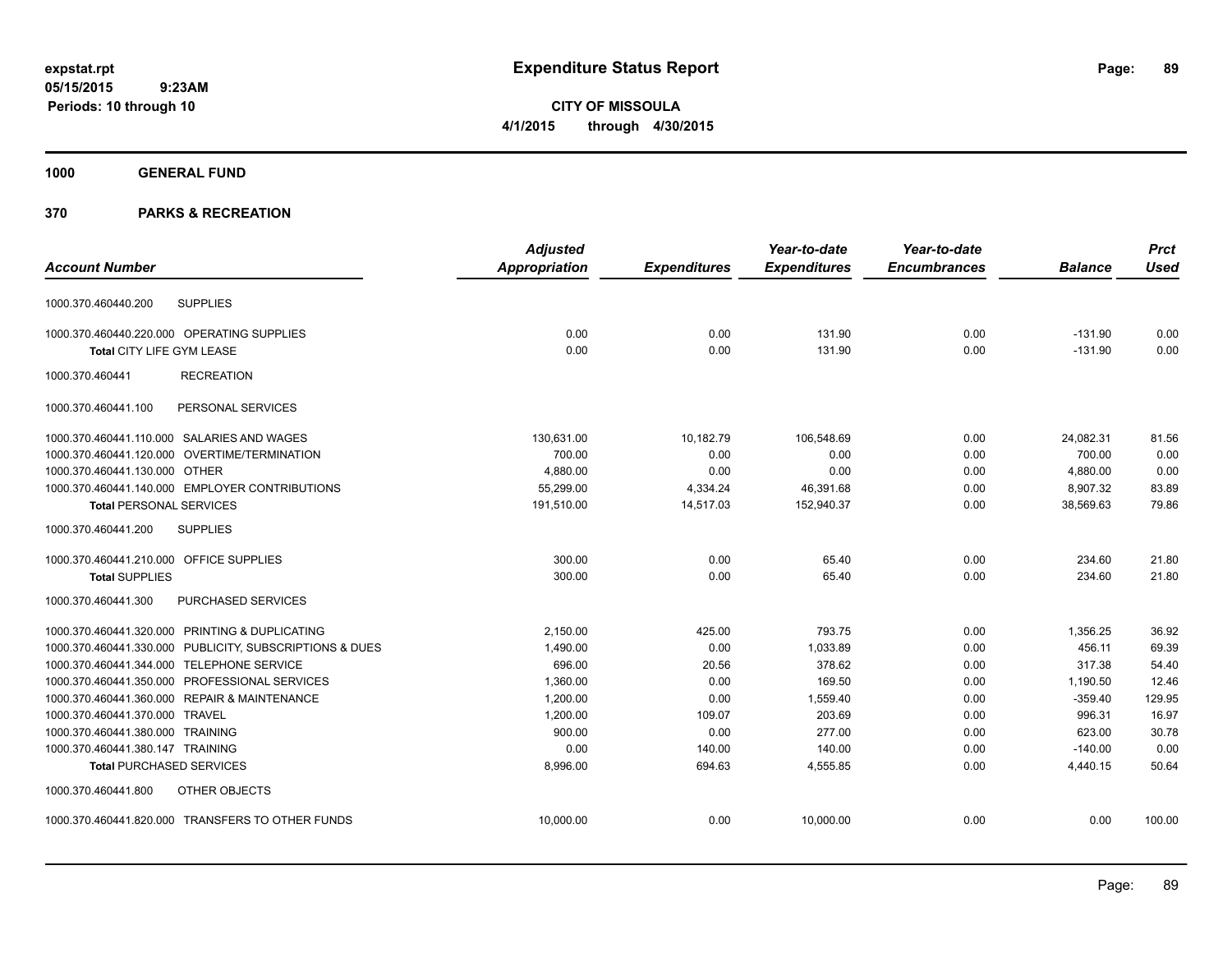**expstat.rpt**
**05/15/2015 9:23AM**
**Periods: 10 through 10**

# Expenditure Status Report

**CITY OF MISSOULA**
**4/1/2015 through 4/30/2015**

## 1000 GENERAL FUND

## 370 PARKS & RECREATION

| Account Number | | Adjusted Appropriation | Expenditures | Year-to-date Expenditures | Year-to-date Encumbrances | Balance | Prct Used |
|---|---|---|---|---|---|---|---|
| 1000.370.460440.200 | SUPPLIES | | | | | | |
| 1000.370.460440.220.000 | OPERATING SUPPLIES | 0.00 | 0.00 | 131.90 | 0.00 | -131.90 | 0.00 |
| **Total** CITY LIFE GYM LEASE | | 0.00 | 0.00 | 131.90 | 0.00 | -131.90 | 0.00 |
| 1000.370.460441 | RECREATION | | | | | | |
| 1000.370.460441.100 | PERSONAL SERVICES | | | | | | |
| 1000.370.460441.110.000 | SALARIES AND WAGES | 130,631.00 | 10,182.79 | 106,548.69 | 0.00 | 24,082.31 | 81.56 |
| 1000.370.460441.120.000 | OVERTIME/TERMINATION | 700.00 | 0.00 | 0.00 | 0.00 | 700.00 | 0.00 |
| 1000.370.460441.130.000 | OTHER | 4,880.00 | 0.00 | 0.00 | 0.00 | 4,880.00 | 0.00 |
| 1000.370.460441.140.000 | EMPLOYER CONTRIBUTIONS | 55,299.00 | 4,334.24 | 46,391.68 | 0.00 | 8,907.32 | 83.89 |
| **Total** PERSONAL SERVICES | | 191,510.00 | 14,517.03 | 152,940.37 | 0.00 | 38,569.63 | 79.86 |
| 1000.370.460441.200 | SUPPLIES | | | | | | |
| 1000.370.460441.210.000 | OFFICE SUPPLIES | 300.00 | 0.00 | 65.40 | 0.00 | 234.60 | 21.80 |
| **Total** SUPPLIES | | 300.00 | 0.00 | 65.40 | 0.00 | 234.60 | 21.80 |
| 1000.370.460441.300 | PURCHASED SERVICES | | | | | | |
| 1000.370.460441.320.000 | PRINTING & DUPLICATING | 2,150.00 | 425.00 | 793.75 | 0.00 | 1,356.25 | 36.92 |
| 1000.370.460441.330.000 | PUBLICITY, SUBSCRIPTIONS & DUES | 1,490.00 | 0.00 | 1,033.89 | 0.00 | 456.11 | 69.39 |
| 1000.370.460441.344.000 | TELEPHONE SERVICE | 696.00 | 20.56 | 378.62 | 0.00 | 317.38 | 54.40 |
| 1000.370.460441.350.000 | PROFESSIONAL SERVICES | 1,360.00 | 0.00 | 169.50 | 0.00 | 1,190.50 | 12.46 |
| 1000.370.460441.360.000 | REPAIR & MAINTENANCE | 1,200.00 | 0.00 | 1,559.40 | 0.00 | -359.40 | 129.95 |
| 1000.370.460441.370.000 | TRAVEL | 1,200.00 | 109.07 | 203.69 | 0.00 | 996.31 | 16.97 |
| 1000.370.460441.380.000 | TRAINING | 900.00 | 0.00 | 277.00 | 0.00 | 623.00 | 30.78 |
| 1000.370.460441.380.147 | TRAINING | 0.00 | 140.00 | 140.00 | 0.00 | -140.00 | 0.00 |
| **Total** PURCHASED SERVICES | | 8,996.00 | 694.63 | 4,555.85 | 0.00 | 4,440.15 | 50.64 |
| 1000.370.460441.800 | OTHER OBJECTS | | | | | | |
| 1000.370.460441.820.000 | TRANSFERS TO OTHER FUNDS | 10,000.00 | 0.00 | 10,000.00 | 0.00 | 0.00 | 100.00 |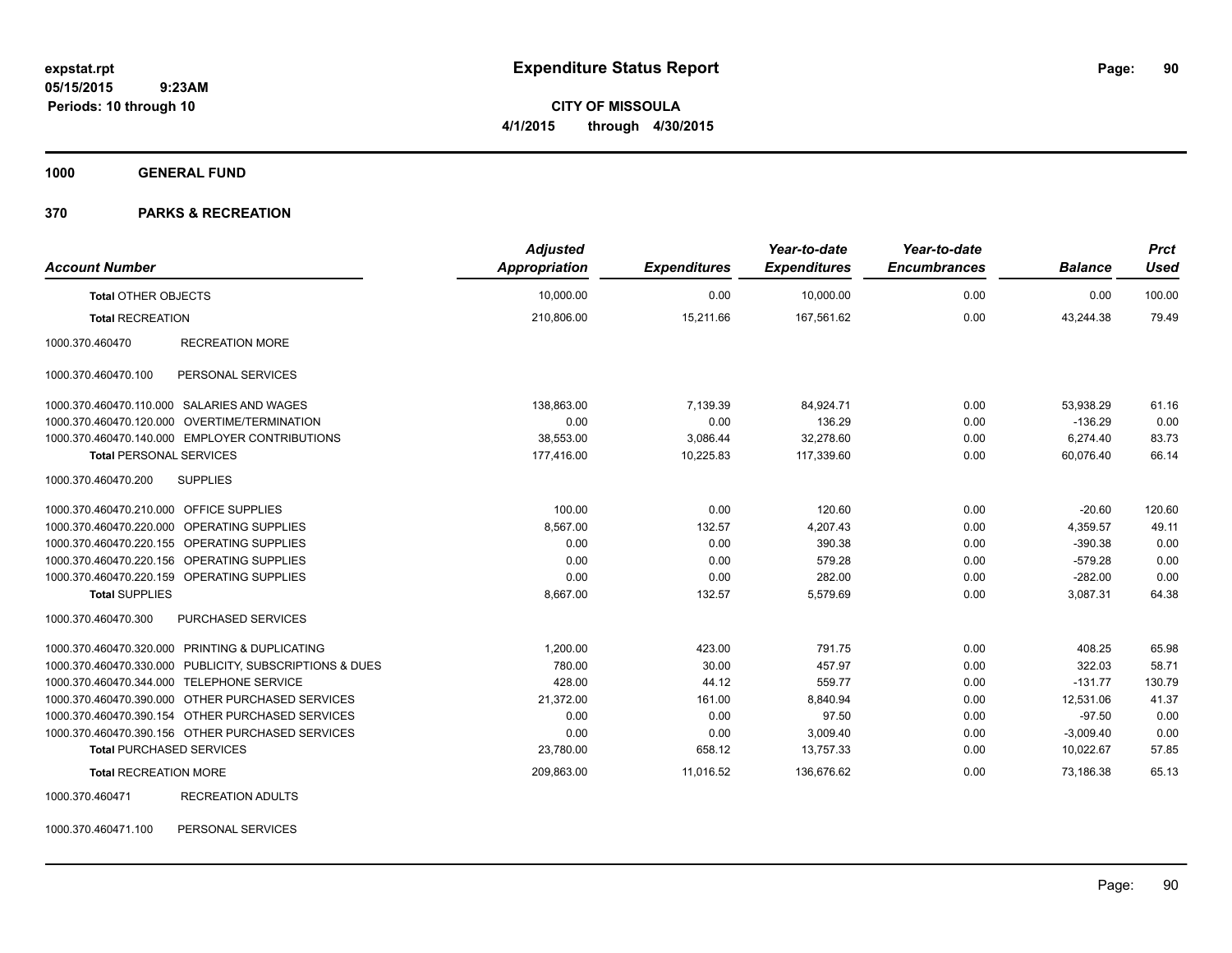# Expenditure Status Report

**CITY OF MISSOULA**

**4/1/2015 through 4/30/2015**

expstat.rpt
05/15/2015 9:23AM
Periods: 10 through 10

**1000 GENERAL FUND**

**370 PARKS & RECREATION**

| Account Number | | Adjusted Appropriation | Expenditures | Year-to-date Expenditures | Year-to-date Encumbrances | Balance | Prct Used |
|---|---|---|---|---|---|---|---|
| **Total** OTHER OBJECTS | | 10,000.00 | 0.00 | 10,000.00 | 0.00 | 0.00 | 100.00 |
| **Total** RECREATION | | 210,806.00 | 15,211.66 | 167,561.62 | 0.00 | 43,244.38 | 79.49 |
| 1000.370.460470 | RECREATION MORE | | | | | | |
| 1000.370.460470.100 | PERSONAL SERVICES | | | | | | |
| 1000.370.460470.110.000 | SALARIES AND WAGES | 138,863.00 | 7,139.39 | 84,924.71 | 0.00 | 53,938.29 | 61.16 |
| 1000.370.460470.120.000 | OVERTIME/TERMINATION | 0.00 | 0.00 | 136.29 | 0.00 | -136.29 | 0.00 |
| 1000.370.460470.140.000 | EMPLOYER CONTRIBUTIONS | 38,553.00 | 3,086.44 | 32,278.60 | 0.00 | 6,274.40 | 83.73 |
| **Total** PERSONAL SERVICES | | 177,416.00 | 10,225.83 | 117,339.60 | 0.00 | 60,076.40 | 66.14 |
| 1000.370.460470.200 | SUPPLIES | | | | | | |
| 1000.370.460470.210.000 | OFFICE SUPPLIES | 100.00 | 0.00 | 120.60 | 0.00 | -20.60 | 120.60 |
| 1000.370.460470.220.000 | OPERATING SUPPLIES | 8,567.00 | 132.57 | 4,207.43 | 0.00 | 4,359.57 | 49.11 |
| 1000.370.460470.220.155 | OPERATING SUPPLIES | 0.00 | 0.00 | 390.38 | 0.00 | -390.38 | 0.00 |
| 1000.370.460470.220.156 | OPERATING SUPPLIES | 0.00 | 0.00 | 579.28 | 0.00 | -579.28 | 0.00 |
| 1000.370.460470.220.159 | OPERATING SUPPLIES | 0.00 | 0.00 | 282.00 | 0.00 | -282.00 | 0.00 |
| **Total** SUPPLIES | | 8,667.00 | 132.57 | 5,579.69 | 0.00 | 3,087.31 | 64.38 |
| 1000.370.460470.300 | PURCHASED SERVICES | | | | | | |
| 1000.370.460470.320.000 | PRINTING & DUPLICATING | 1,200.00 | 423.00 | 791.75 | 0.00 | 408.25 | 65.98 |
| 1000.370.460470.330.000 | PUBLICITY, SUBSCRIPTIONS & DUES | 780.00 | 30.00 | 457.97 | 0.00 | 322.03 | 58.71 |
| 1000.370.460470.344.000 | TELEPHONE SERVICE | 428.00 | 44.12 | 559.77 | 0.00 | -131.77 | 130.79 |
| 1000.370.460470.390.000 | OTHER PURCHASED SERVICES | 21,372.00 | 161.00 | 8,840.94 | 0.00 | 12,531.06 | 41.37 |
| 1000.370.460470.390.154 | OTHER PURCHASED SERVICES | 0.00 | 0.00 | 97.50 | 0.00 | -97.50 | 0.00 |
| 1000.370.460470.390.156 | OTHER PURCHASED SERVICES | 0.00 | 0.00 | 3,009.40 | 0.00 | -3,009.40 | 0.00 |
| **Total** PURCHASED SERVICES | | 23,780.00 | 658.12 | 13,757.33 | 0.00 | 10,022.67 | 57.85 |
| **Total** RECREATION MORE | | 209,863.00 | 11,016.52 | 136,676.62 | 0.00 | 73,186.38 | 65.13 |
| 1000.370.460471 | RECREATION ADULTS | | | | | | |
| 1000.370.460471.100 | PERSONAL SERVICES | | | | | | |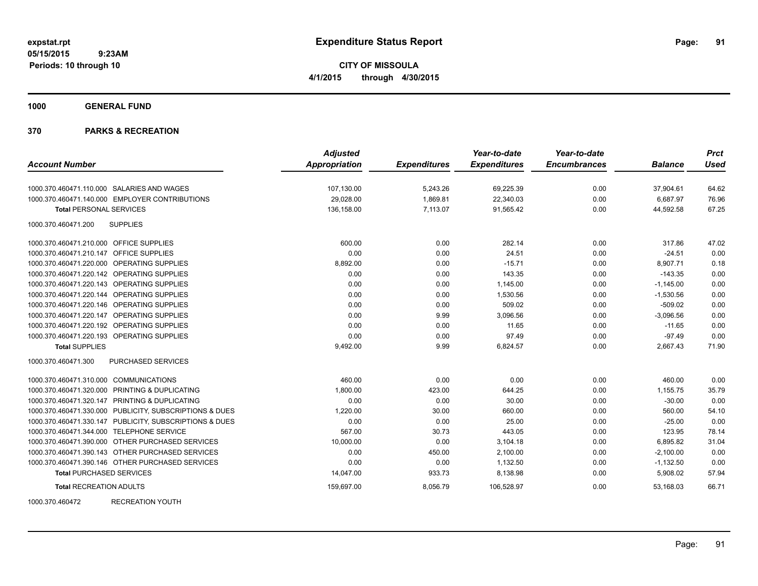**expstat.rpt**
**05/15/2015 9:23AM**
**Periods: 10 through 10**

# Expenditure Status Report

**CITY OF MISSOULA**
**4/1/2015 through 4/30/2015**

## 1000 GENERAL FUND

## 370 PARKS & RECREATION

| Account Number | Adjusted Appropriation | Expenditures | Year-to-date Expenditures | Year-to-date Encumbrances | Balance | Prct Used |
|---|---|---|---|---|---|---|
| 1000.370.460471.110.000 SALARIES AND WAGES | 107,130.00 | 5,243.26 | 69,225.39 | 0.00 | 37,904.61 | 64.62 |
| 1000.370.460471.140.000 EMPLOYER CONTRIBUTIONS | 29,028.00 | 1,869.81 | 22,340.03 | 0.00 | 6,687.97 | 76.96 |
| **Total** PERSONAL SERVICES | 136,158.00 | 7,113.07 | 91,565.42 | 0.00 | 44,592.58 | 67.25 |
| 1000.370.460471.200 SUPPLIES | | | | | | |
| 1000.370.460471.210.000 OFFICE SUPPLIES | 600.00 | 0.00 | 282.14 | 0.00 | 317.86 | 47.02 |
| 1000.370.460471.210.147 OFFICE SUPPLIES | 0.00 | 0.00 | 24.51 | 0.00 | -24.51 | 0.00 |
| 1000.370.460471.220.000 OPERATING SUPPLIES | 8,892.00 | 0.00 | -15.71 | 0.00 | 8,907.71 | 0.18 |
| 1000.370.460471.220.142 OPERATING SUPPLIES | 0.00 | 0.00 | 143.35 | 0.00 | -143.35 | 0.00 |
| 1000.370.460471.220.143 OPERATING SUPPLIES | 0.00 | 0.00 | 1,145.00 | 0.00 | -1,145.00 | 0.00 |
| 1000.370.460471.220.144 OPERATING SUPPLIES | 0.00 | 0.00 | 1,530.56 | 0.00 | -1,530.56 | 0.00 |
| 1000.370.460471.220.146 OPERATING SUPPLIES | 0.00 | 0.00 | 509.02 | 0.00 | -509.02 | 0.00 |
| 1000.370.460471.220.147 OPERATING SUPPLIES | 0.00 | 9.99 | 3,096.56 | 0.00 | -3,096.56 | 0.00 |
| 1000.370.460471.220.192 OPERATING SUPPLIES | 0.00 | 0.00 | 11.65 | 0.00 | -11.65 | 0.00 |
| 1000.370.460471.220.193 OPERATING SUPPLIES | 0.00 | 0.00 | 97.49 | 0.00 | -97.49 | 0.00 |
| **Total** SUPPLIES | 9,492.00 | 9.99 | 6,824.57 | 0.00 | 2,667.43 | 71.90 |
| 1000.370.460471.300 PURCHASED SERVICES | | | | | | |
| 1000.370.460471.310.000 COMMUNICATIONS | 460.00 | 0.00 | 0.00 | 0.00 | 460.00 | 0.00 |
| 1000.370.460471.320.000 PRINTING & DUPLICATING | 1,800.00 | 423.00 | 644.25 | 0.00 | 1,155.75 | 35.79 |
| 1000.370.460471.320.147 PRINTING & DUPLICATING | 0.00 | 0.00 | 30.00 | 0.00 | -30.00 | 0.00 |
| 1000.370.460471.330.000 PUBLICITY, SUBSCRIPTIONS & DUES | 1,220.00 | 30.00 | 660.00 | 0.00 | 560.00 | 54.10 |
| 1000.370.460471.330.147 PUBLICITY, SUBSCRIPTIONS & DUES | 0.00 | 0.00 | 25.00 | 0.00 | -25.00 | 0.00 |
| 1000.370.460471.344.000 TELEPHONE SERVICE | 567.00 | 30.73 | 443.05 | 0.00 | 123.95 | 78.14 |
| 1000.370.460471.390.000 OTHER PURCHASED SERVICES | 10,000.00 | 0.00 | 3,104.18 | 0.00 | 6,895.82 | 31.04 |
| 1000.370.460471.390.143 OTHER PURCHASED SERVICES | 0.00 | 450.00 | 2,100.00 | 0.00 | -2,100.00 | 0.00 |
| 1000.370.460471.390.146 OTHER PURCHASED SERVICES | 0.00 | 0.00 | 1,132.50 | 0.00 | -1,132.50 | 0.00 |
| **Total** PURCHASED SERVICES | 14,047.00 | 933.73 | 8,138.98 | 0.00 | 5,908.02 | 57.94 |
| **Total** RECREATION ADULTS | 159,697.00 | 8,056.79 | 106,528.97 | 0.00 | 53,168.03 | 66.71 |

1000.370.460472 RECREATION YOUTH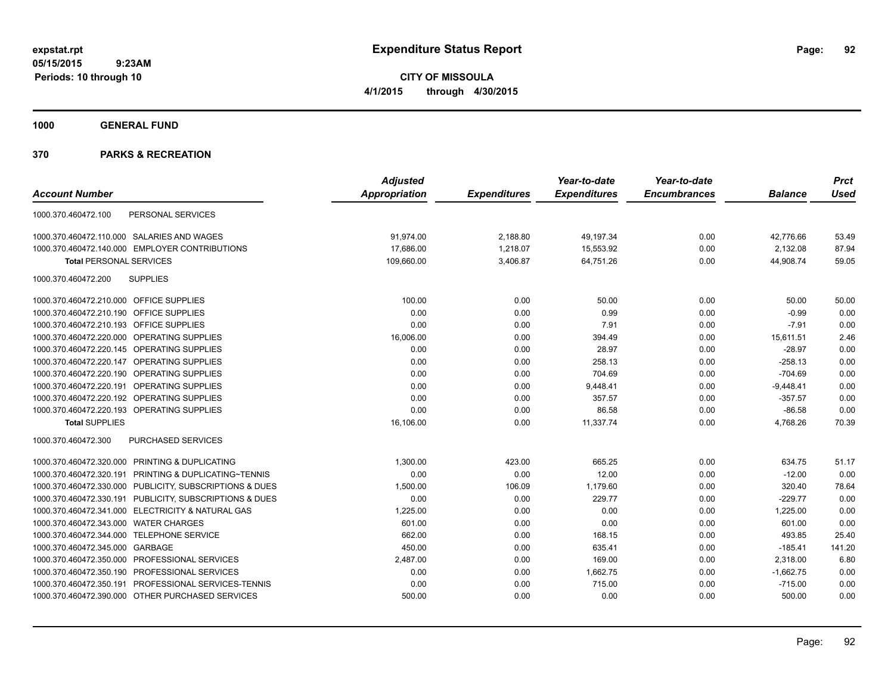**expstat.rpt**
**05/15/2015 9:23AM**
**Periods: 10 through 10**

# Expenditure Status Report

**CITY OF MISSOULA**
**4/1/2015 through 4/30/2015**

## 1000 GENERAL FUND

## 370 PARKS & RECREATION

| Account Number | | Adjusted Appropriation | Expenditures | Year-to-date Expenditures | Year-to-date Encumbrances | Balance | Prct Used |
|---|---|---|---|---|---|---|---|
| 1000.370.460472.100 | PERSONAL SERVICES | | | | | | |
| 1000.370.460472.110.000 | SALARIES AND WAGES | 91,974.00 | 2,188.80 | 49,197.34 | 0.00 | 42,776.66 | 53.49 |
| 1000.370.460472.140.000 | EMPLOYER CONTRIBUTIONS | 17,686.00 | 1,218.07 | 15,553.92 | 0.00 | 2,132.08 | 87.94 |
| **Total** PERSONAL SERVICES | | 109,660.00 | 3,406.87 | 64,751.26 | 0.00 | 44,908.74 | 59.05 |
| 1000.370.460472.200 | SUPPLIES | | | | | | |
| 1000.370.460472.210.000 | OFFICE SUPPLIES | 100.00 | 0.00 | 50.00 | 0.00 | 50.00 | 50.00 |
| 1000.370.460472.210.190 | OFFICE SUPPLIES | 0.00 | 0.00 | 0.99 | 0.00 | -0.99 | 0.00 |
| 1000.370.460472.210.193 | OFFICE SUPPLIES | 0.00 | 0.00 | 7.91 | 0.00 | -7.91 | 0.00 |
| 1000.370.460472.220.000 | OPERATING SUPPLIES | 16,006.00 | 0.00 | 394.49 | 0.00 | 15,611.51 | 2.46 |
| 1000.370.460472.220.145 | OPERATING SUPPLIES | 0.00 | 0.00 | 28.97 | 0.00 | -28.97 | 0.00 |
| 1000.370.460472.220.147 | OPERATING SUPPLIES | 0.00 | 0.00 | 258.13 | 0.00 | -258.13 | 0.00 |
| 1000.370.460472.220.190 | OPERATING SUPPLIES | 0.00 | 0.00 | 704.69 | 0.00 | -704.69 | 0.00 |
| 1000.370.460472.220.191 | OPERATING SUPPLIES | 0.00 | 0.00 | 9,448.41 | 0.00 | -9,448.41 | 0.00 |
| 1000.370.460472.220.192 | OPERATING SUPPLIES | 0.00 | 0.00 | 357.57 | 0.00 | -357.57 | 0.00 |
| 1000.370.460472.220.193 | OPERATING SUPPLIES | 0.00 | 0.00 | 86.58 | 0.00 | -86.58 | 0.00 |
| **Total** SUPPLIES | | 16,106.00 | 0.00 | 11,337.74 | 0.00 | 4,768.26 | 70.39 |
| 1000.370.460472.300 | PURCHASED SERVICES | | | | | | |
| 1000.370.460472.320.000 | PRINTING & DUPLICATING | 1,300.00 | 423.00 | 665.25 | 0.00 | 634.75 | 51.17 |
| 1000.370.460472.320.191 | PRINTING & DUPLICATING~TENNIS | 0.00 | 0.00 | 12.00 | 0.00 | -12.00 | 0.00 |
| 1000.370.460472.330.000 | PUBLICITY, SUBSCRIPTIONS & DUES | 1,500.00 | 106.09 | 1,179.60 | 0.00 | 320.40 | 78.64 |
| 1000.370.460472.330.191 | PUBLICITY, SUBSCRIPTIONS & DUES | 0.00 | 0.00 | 229.77 | 0.00 | -229.77 | 0.00 |
| 1000.370.460472.341.000 | ELECTRICITY & NATURAL GAS | 1,225.00 | 0.00 | 0.00 | 0.00 | 1,225.00 | 0.00 |
| 1000.370.460472.343.000 | WATER CHARGES | 601.00 | 0.00 | 0.00 | 0.00 | 601.00 | 0.00 |
| 1000.370.460472.344.000 | TELEPHONE SERVICE | 662.00 | 0.00 | 168.15 | 0.00 | 493.85 | 25.40 |
| 1000.370.460472.345.000 | GARBAGE | 450.00 | 0.00 | 635.41 | 0.00 | -185.41 | 141.20 |
| 1000.370.460472.350.000 | PROFESSIONAL SERVICES | 2,487.00 | 0.00 | 169.00 | 0.00 | 2,318.00 | 6.80 |
| 1000.370.460472.350.190 | PROFESSIONAL SERVICES | 0.00 | 0.00 | 1,662.75 | 0.00 | -1,662.75 | 0.00 |
| 1000.370.460472.350.191 | PROFESSIONAL SERVICES-TENNIS | 0.00 | 0.00 | 715.00 | 0.00 | -715.00 | 0.00 |
| 1000.370.460472.390.000 | OTHER PURCHASED SERVICES | 500.00 | 0.00 | 0.00 | 0.00 | 500.00 | 0.00 |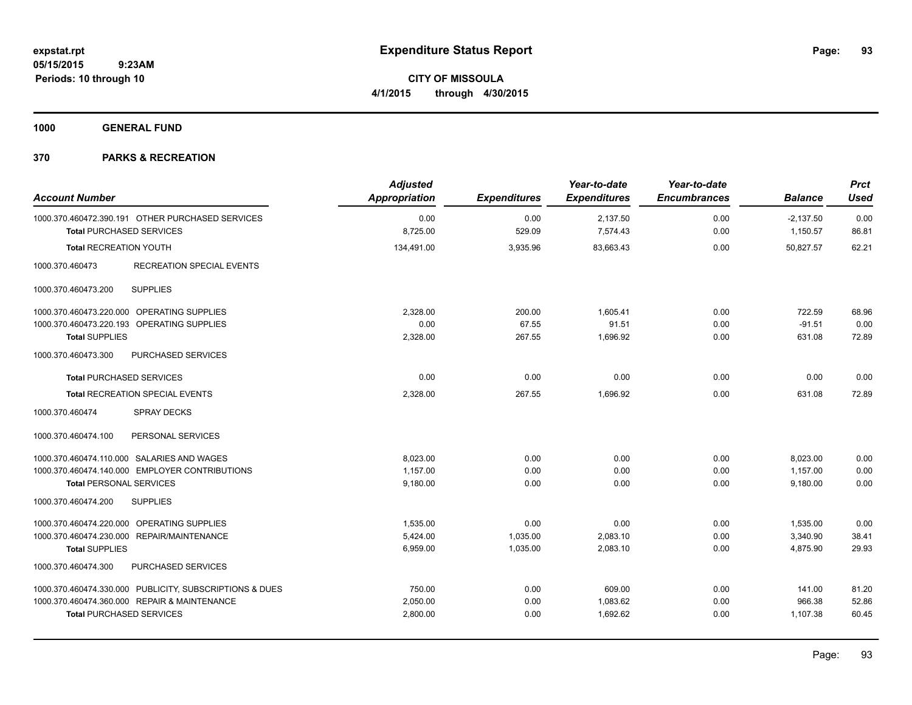**expstat.rpt**
**05/15/2015 9:23AM**
**Periods: 10 through 10**

# Expenditure Status Report

**CITY OF MISSOULA**
**4/1/2015 through 4/30/2015**

## 1000 GENERAL FUND

## 370 PARKS & RECREATION

| Account Number | Adjusted Appropriation | Expenditures | Year-to-date Expenditures | Year-to-date Encumbrances | Balance | Prct Used |
|---|---|---|---|---|---|---|
| 1000.370.460472.390.191 OTHER PURCHASED SERVICES | 0.00 | 0.00 | 2,137.50 | 0.00 | -2,137.50 | 0.00 |
| **Total** PURCHASED SERVICES | 8,725.00 | 529.09 | 7,574.43 | 0.00 | 1,150.57 | 86.81 |
| **Total** RECREATION YOUTH | 134,491.00 | 3,935.96 | 83,663.43 | 0.00 | 50,827.57 | 62.21 |
| 1000.370.460473 RECREATION SPECIAL EVENTS | | | | | | |
| 1000.370.460473.200 SUPPLIES | | | | | | |
| 1000.370.460473.220.000 OPERATING SUPPLIES | 2,328.00 | 200.00 | 1,605.41 | 0.00 | 722.59 | 68.96 |
| 1000.370.460473.220.193 OPERATING SUPPLIES | 0.00 | 67.55 | 91.51 | 0.00 | -91.51 | 0.00 |
| **Total** SUPPLIES | 2,328.00 | 267.55 | 1,696.92 | 0.00 | 631.08 | 72.89 |
| 1000.370.460473.300 PURCHASED SERVICES | | | | | | |
| **Total** PURCHASED SERVICES | 0.00 | 0.00 | 0.00 | 0.00 | 0.00 | 0.00 |
| **Total** RECREATION SPECIAL EVENTS | 2,328.00 | 267.55 | 1,696.92 | 0.00 | 631.08 | 72.89 |
| 1000.370.460474 SPRAY DECKS | | | | | | |
| 1000.370.460474.100 PERSONAL SERVICES | | | | | | |
| 1000.370.460474.110.000 SALARIES AND WAGES | 8,023.00 | 0.00 | 0.00 | 0.00 | 8,023.00 | 0.00 |
| 1000.370.460474.140.000 EMPLOYER CONTRIBUTIONS | 1,157.00 | 0.00 | 0.00 | 0.00 | 1,157.00 | 0.00 |
| **Total** PERSONAL SERVICES | 9,180.00 | 0.00 | 0.00 | 0.00 | 9,180.00 | 0.00 |
| 1000.370.460474.200 SUPPLIES | | | | | | |
| 1000.370.460474.220.000 OPERATING SUPPLIES | 1,535.00 | 0.00 | 0.00 | 0.00 | 1,535.00 | 0.00 |
| 1000.370.460474.230.000 REPAIR/MAINTENANCE | 5,424.00 | 1,035.00 | 2,083.10 | 0.00 | 3,340.90 | 38.41 |
| **Total** SUPPLIES | 6,959.00 | 1,035.00 | 2,083.10 | 0.00 | 4,875.90 | 29.93 |
| 1000.370.460474.300 PURCHASED SERVICES | | | | | | |
| 1000.370.460474.330.000 PUBLICITY, SUBSCRIPTIONS & DUES | 750.00 | 0.00 | 609.00 | 0.00 | 141.00 | 81.20 |
| 1000.370.460474.360.000 REPAIR & MAINTENANCE | 2,050.00 | 0.00 | 1,083.62 | 0.00 | 966.38 | 52.86 |
| **Total** PURCHASED SERVICES | 2,800.00 | 0.00 | 1,692.62 | 0.00 | 1,107.38 | 60.45 |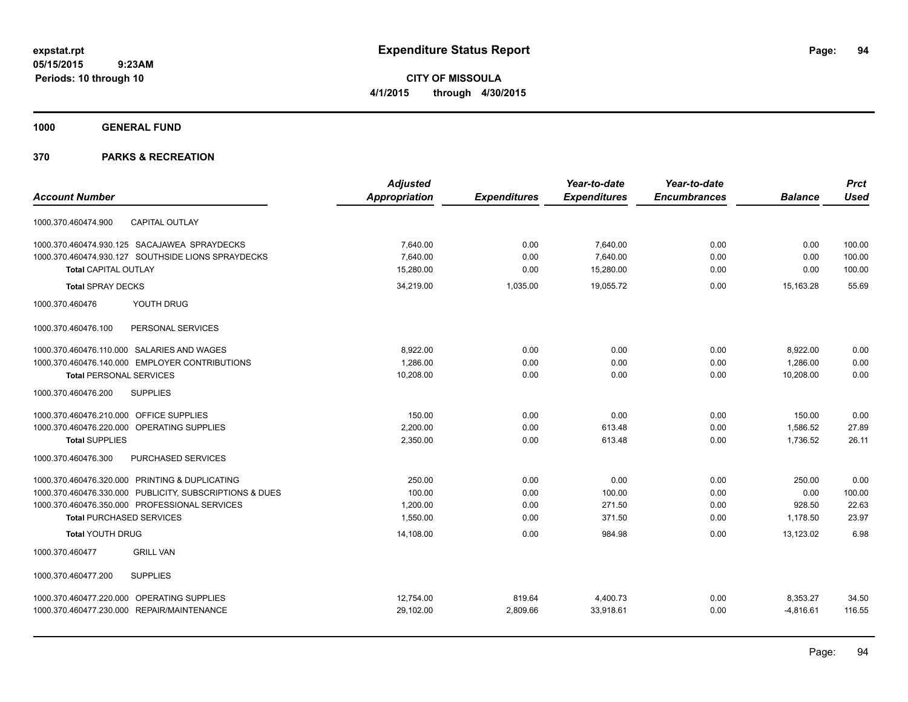**expstat.rpt**
**05/15/2015 9:23AM**
**Periods: 10 through 10**

# Expenditure Status Report

**CITY OF MISSOULA**
**4/1/2015 through 4/30/2015**

## 1000 GENERAL FUND

## 370 PARKS & RECREATION

| Account Number | Adjusted Appropriation | Expenditures | Year-to-date Expenditures | Year-to-date Encumbrances | Balance | Prct Used |
|---|---|---|---|---|---|---|
| 1000.370.460474.900 CAPITAL OUTLAY | | | | | | |
| 1000.370.460474.930.125 SACAJAWEA SPRAYDECKS | 7,640.00 | 0.00 | 7,640.00 | 0.00 | 0.00 | 100.00 |
| 1000.370.460474.930.127 SOUTHSIDE LIONS SPRAYDECKS | 7,640.00 | 0.00 | 7,640.00 | 0.00 | 0.00 | 100.00 |
| **Total** CAPITAL OUTLAY | 15,280.00 | 0.00 | 15,280.00 | 0.00 | 0.00 | 100.00 |
| **Total** SPRAY DECKS | 34,219.00 | 1,035.00 | 19,055.72 | 0.00 | 15,163.28 | 55.69 |
| 1000.370.460476 YOUTH DRUG | | | | | | |
| 1000.370.460476.100 PERSONAL SERVICES | | | | | | |
| 1000.370.460476.110.000 SALARIES AND WAGES | 8,922.00 | 0.00 | 0.00 | 0.00 | 8,922.00 | 0.00 |
| 1000.370.460476.140.000 EMPLOYER CONTRIBUTIONS | 1,286.00 | 0.00 | 0.00 | 0.00 | 1,286.00 | 0.00 |
| **Total** PERSONAL SERVICES | 10,208.00 | 0.00 | 0.00 | 0.00 | 10,208.00 | 0.00 |
| 1000.370.460476.200 SUPPLIES | | | | | | |
| 1000.370.460476.210.000 OFFICE SUPPLIES | 150.00 | 0.00 | 0.00 | 0.00 | 150.00 | 0.00 |
| 1000.370.460476.220.000 OPERATING SUPPLIES | 2,200.00 | 0.00 | 613.48 | 0.00 | 1,586.52 | 27.89 |
| **Total** SUPPLIES | 2,350.00 | 0.00 | 613.48 | 0.00 | 1,736.52 | 26.11 |
| 1000.370.460476.300 PURCHASED SERVICES | | | | | | |
| 1000.370.460476.320.000 PRINTING & DUPLICATING | 250.00 | 0.00 | 0.00 | 0.00 | 250.00 | 0.00 |
| 1000.370.460476.330.000 PUBLICITY, SUBSCRIPTIONS & DUES | 100.00 | 0.00 | 100.00 | 0.00 | 0.00 | 100.00 |
| 1000.370.460476.350.000 PROFESSIONAL SERVICES | 1,200.00 | 0.00 | 271.50 | 0.00 | 928.50 | 22.63 |
| **Total** PURCHASED SERVICES | 1,550.00 | 0.00 | 371.50 | 0.00 | 1,178.50 | 23.97 |
| **Total** YOUTH DRUG | 14,108.00 | 0.00 | 984.98 | 0.00 | 13,123.02 | 6.98 |
| 1000.370.460477 GRILL VAN | | | | | | |
| 1000.370.460477.200 SUPPLIES | | | | | | |
| 1000.370.460477.220.000 OPERATING SUPPLIES | 12,754.00 | 819.64 | 4,400.73 | 0.00 | 8,353.27 | 34.50 |
| 1000.370.460477.230.000 REPAIR/MAINTENANCE | 29,102.00 | 2,809.66 | 33,918.61 | 0.00 | -4,816.61 | 116.55 |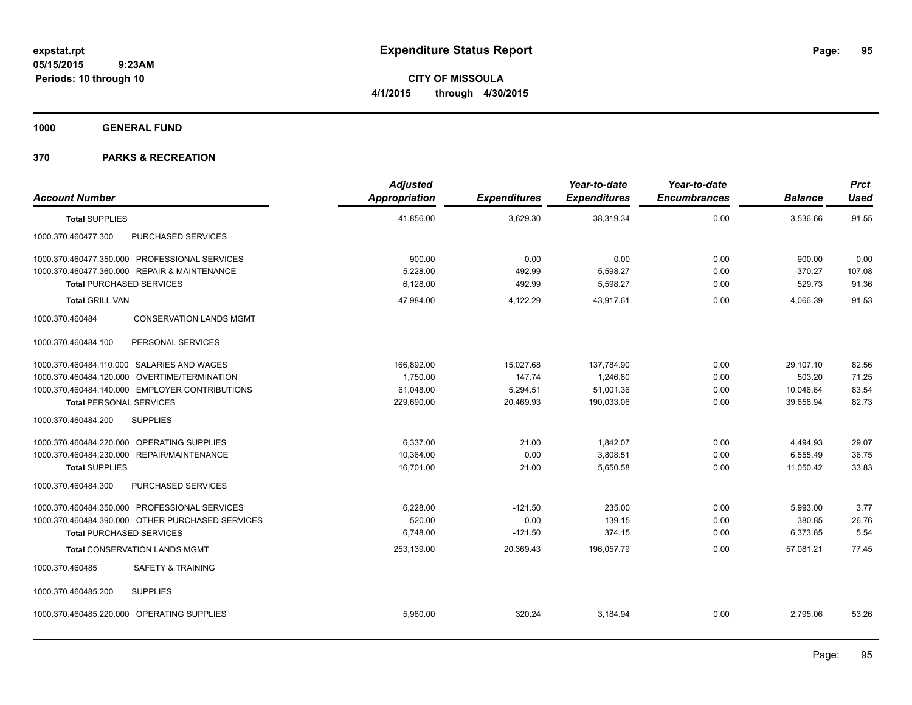**expstat.rpt**
**05/15/2015 9:23AM**
**Periods: 10 through 10**

# Expenditure Status Report

**CITY OF MISSOULA**
**4/1/2015 through 4/30/2015**

## 1000 GENERAL FUND

## 370 PARKS & RECREATION

| Account Number | Adjusted Appropriation | Expenditures | Year-to-date Expenditures | Year-to-date Encumbrances | Balance | Prct Used |
|---|---|---|---|---|---|---|
| **Total** SUPPLIES | 41,856.00 | 3,629.30 | 38,319.34 | 0.00 | 3,536.66 | 91.55 |
| 1000.370.460477.300 PURCHASED SERVICES | | | | | | |
| 1000.370.460477.350.000 PROFESSIONAL SERVICES | 900.00 | 0.00 | 0.00 | 0.00 | 900.00 | 0.00 |
| 1000.370.460477.360.000 REPAIR & MAINTENANCE | 5,228.00 | 492.99 | 5,598.27 | 0.00 | -370.27 | 107.08 |
| **Total** PURCHASED SERVICES | 6,128.00 | 492.99 | 5,598.27 | 0.00 | 529.73 | 91.36 |
| **Total** GRILL VAN | 47,984.00 | 4,122.29 | 43,917.61 | 0.00 | 4,066.39 | 91.53 |
| 1000.370.460484 CONSERVATION LANDS MGMT | | | | | | |
| 1000.370.460484.100 PERSONAL SERVICES | | | | | | |
| 1000.370.460484.110.000 SALARIES AND WAGES | 166,892.00 | 15,027.68 | 137,784.90 | 0.00 | 29,107.10 | 82.56 |
| 1000.370.460484.120.000 OVERTIME/TERMINATION | 1,750.00 | 147.74 | 1,246.80 | 0.00 | 503.20 | 71.25 |
| 1000.370.460484.140.000 EMPLOYER CONTRIBUTIONS | 61,048.00 | 5,294.51 | 51,001.36 | 0.00 | 10,046.64 | 83.54 |
| **Total** PERSONAL SERVICES | 229,690.00 | 20,469.93 | 190,033.06 | 0.00 | 39,656.94 | 82.73 |
| 1000.370.460484.200 SUPPLIES | | | | | | |
| 1000.370.460484.220.000 OPERATING SUPPLIES | 6,337.00 | 21.00 | 1,842.07 | 0.00 | 4,494.93 | 29.07 |
| 1000.370.460484.230.000 REPAIR/MAINTENANCE | 10,364.00 | 0.00 | 3,808.51 | 0.00 | 6,555.49 | 36.75 |
| **Total** SUPPLIES | 16,701.00 | 21.00 | 5,650.58 | 0.00 | 11,050.42 | 33.83 |
| 1000.370.460484.300 PURCHASED SERVICES | | | | | | |
| 1000.370.460484.350.000 PROFESSIONAL SERVICES | 6,228.00 | -121.50 | 235.00 | 0.00 | 5,993.00 | 3.77 |
| 1000.370.460484.390.000 OTHER PURCHASED SERVICES | 520.00 | 0.00 | 139.15 | 0.00 | 380.85 | 26.76 |
| **Total** PURCHASED SERVICES | 6,748.00 | -121.50 | 374.15 | 0.00 | 6,373.85 | 5.54 |
| **Total** CONSERVATION LANDS MGMT | 253,139.00 | 20,369.43 | 196,057.79 | 0.00 | 57,081.21 | 77.45 |
| 1000.370.460485 SAFETY & TRAINING | | | | | | |
| 1000.370.460485.200 SUPPLIES | | | | | | |
| 1000.370.460485.220.000 OPERATING SUPPLIES | 5,980.00 | 320.24 | 3,184.94 | 0.00 | 2,795.06 | 53.26 |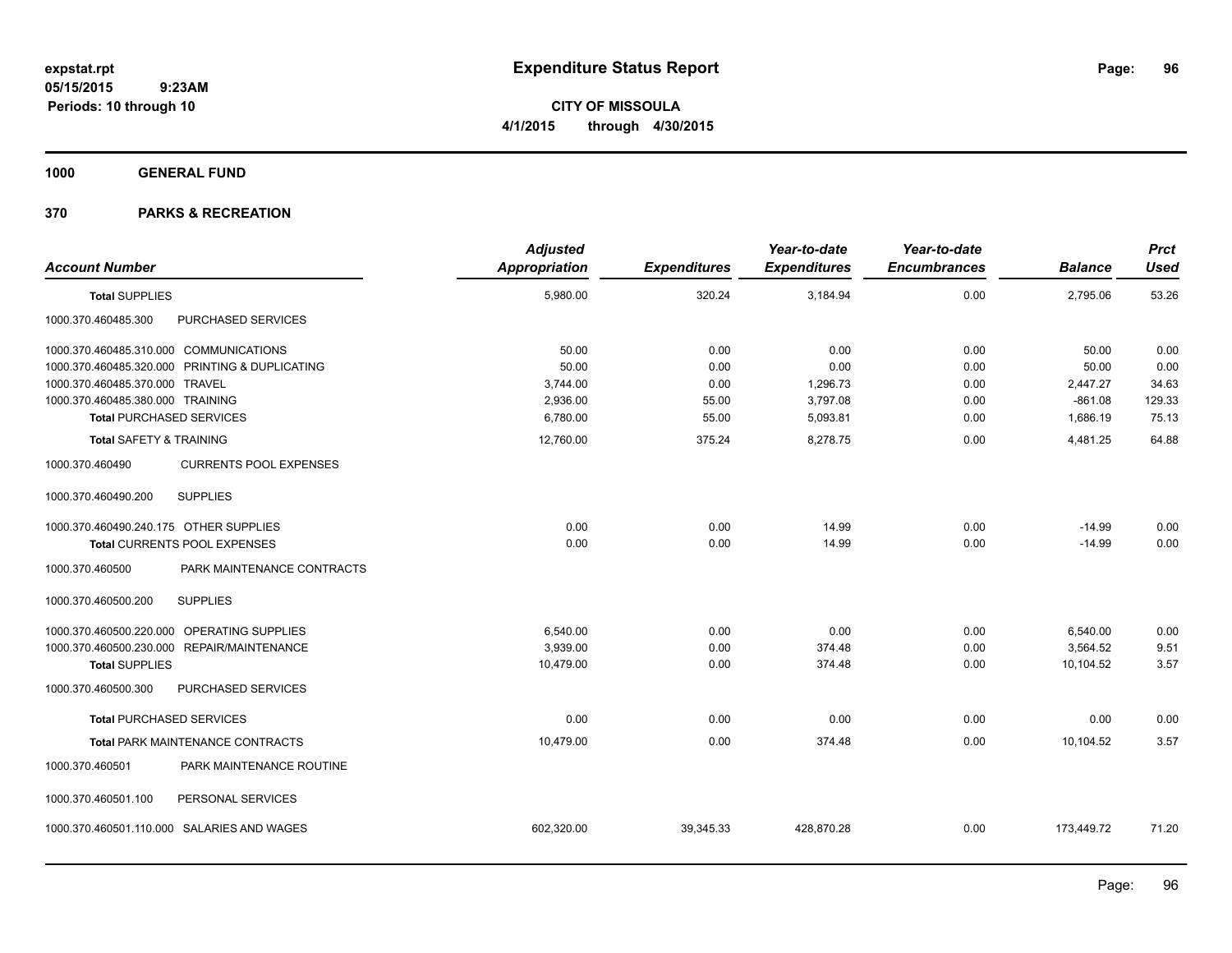**expstat.rpt**
**05/15/2015 9:23AM**
**Periods: 10 through 10**

# Expenditure Status Report

**CITY OF MISSOULA**
**4/1/2015 through 4/30/2015**

## 1000 GENERAL FUND

## 370 PARKS & RECREATION

| Account Number | Adjusted Appropriation | Expenditures | Year-to-date Expenditures | Year-to-date Encumbrances | Balance | Prct Used |
|---|---|---|---|---|---|---|
| **Total SUPPLIES** | 5,980.00 | 320.24 | 3,184.94 | 0.00 | 2,795.06 | 53.26 |
| 1000.370.460485.300 PURCHASED SERVICES | | | | | | |
| 1000.370.460485.310.000 COMMUNICATIONS | 50.00 | 0.00 | 0.00 | 0.00 | 50.00 | 0.00 |
| 1000.370.460485.320.000 PRINTING & DUPLICATING | 50.00 | 0.00 | 0.00 | 0.00 | 50.00 | 0.00 |
| 1000.370.460485.370.000 TRAVEL | 3,744.00 | 0.00 | 1,296.73 | 0.00 | 2,447.27 | 34.63 |
| 1000.370.460485.380.000 TRAINING | 2,936.00 | 55.00 | 3,797.08 | 0.00 | -861.08 | 129.33 |
| **Total PURCHASED SERVICES** | 6,780.00 | 55.00 | 5,093.81 | 0.00 | 1,686.19 | 75.13 |
| **Total SAFETY & TRAINING** | 12,760.00 | 375.24 | 8,278.75 | 0.00 | 4,481.25 | 64.88 |
| 1000.370.460490 CURRENTS POOL EXPENSES | | | | | | |
| 1000.370.460490.200 SUPPLIES | | | | | | |
| 1000.370.460490.240.175 OTHER SUPPLIES | 0.00 | 0.00 | 14.99 | 0.00 | -14.99 | 0.00 |
| **Total CURRENTS POOL EXPENSES** | 0.00 | 0.00 | 14.99 | 0.00 | -14.99 | 0.00 |
| 1000.370.460500 PARK MAINTENANCE CONTRACTS | | | | | | |
| 1000.370.460500.200 SUPPLIES | | | | | | |
| 1000.370.460500.220.000 OPERATING SUPPLIES | 6,540.00 | 0.00 | 0.00 | 0.00 | 6,540.00 | 0.00 |
| 1000.370.460500.230.000 REPAIR/MAINTENANCE | 3,939.00 | 0.00 | 374.48 | 0.00 | 3,564.52 | 9.51 |
| **Total SUPPLIES** | 10,479.00 | 0.00 | 374.48 | 0.00 | 10,104.52 | 3.57 |
| 1000.370.460500.300 PURCHASED SERVICES | | | | | | |
| **Total PURCHASED SERVICES** | 0.00 | 0.00 | 0.00 | 0.00 | 0.00 | 0.00 |
| **Total PARK MAINTENANCE CONTRACTS** | 10,479.00 | 0.00 | 374.48 | 0.00 | 10,104.52 | 3.57 |
| 1000.370.460501 PARK MAINTENANCE ROUTINE | | | | | | |
| 1000.370.460501.100 PERSONAL SERVICES | | | | | | |
| 1000.370.460501.110.000 SALARIES AND WAGES | 602,320.00 | 39,345.33 | 428,870.28 | 0.00 | 173,449.72 | 71.20 |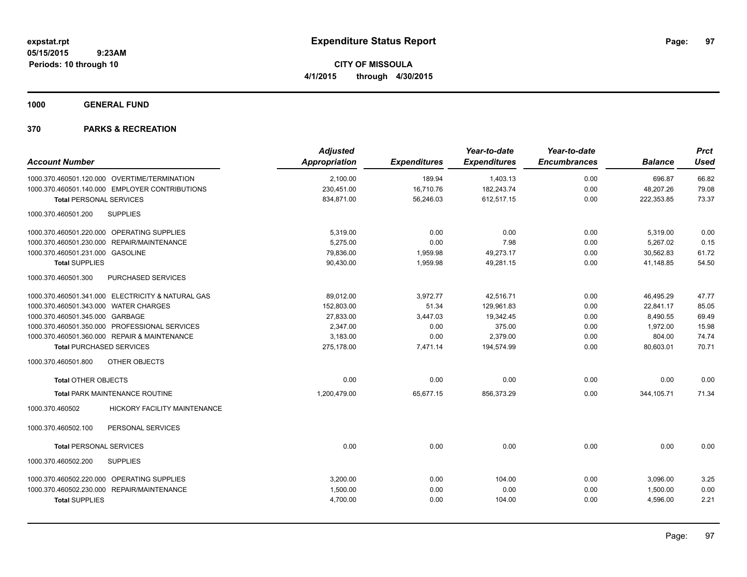expstat.rpt
05/15/2015 9:23AM
Periods: 10 through 10

# Expenditure Status Report

**CITY OF MISSOULA**
**4/1/2015 through 4/30/2015**

## 1000 GENERAL FUND

## 370 PARKS & RECREATION

| Account Number | Adjusted Appropriation | Expenditures | Year-to-date Expenditures | Year-to-date Encumbrances | Balance | Prct Used |
|---|---|---|---|---|---|---|
| 1000.370.460501.120.000 OVERTIME/TERMINATION | 2,100.00 | 189.94 | 1,403.13 | 0.00 | 696.87 | 66.82 |
| 1000.370.460501.140.000 EMPLOYER CONTRIBUTIONS | 230,451.00 | 16,710.76 | 182,243.74 | 0.00 | 48,207.26 | 79.08 |
| **Total** PERSONAL SERVICES | 834,871.00 | 56,246.03 | 612,517.15 | 0.00 | 222,353.85 | 73.37 |
| 1000.370.460501.200 SUPPLIES | | | | | | |
| 1000.370.460501.220.000 OPERATING SUPPLIES | 5,319.00 | 0.00 | 0.00 | 0.00 | 5,319.00 | 0.00 |
| 1000.370.460501.230.000 REPAIR/MAINTENANCE | 5,275.00 | 0.00 | 7.98 | 0.00 | 5,267.02 | 0.15 |
| 1000.370.460501.231.000 GASOLINE | 79,836.00 | 1,959.98 | 49,273.17 | 0.00 | 30,562.83 | 61.72 |
| **Total** SUPPLIES | 90,430.00 | 1,959.98 | 49,281.15 | 0.00 | 41,148.85 | 54.50 |
| 1000.370.460501.300 PURCHASED SERVICES | | | | | | |
| 1000.370.460501.341.000 ELECTRICITY & NATURAL GAS | 89,012.00 | 3,972.77 | 42,516.71 | 0.00 | 46,495.29 | 47.77 |
| 1000.370.460501.343.000 WATER CHARGES | 152,803.00 | 51.34 | 129,961.83 | 0.00 | 22,841.17 | 85.05 |
| 1000.370.460501.345.000 GARBAGE | 27,833.00 | 3,447.03 | 19,342.45 | 0.00 | 8,490.55 | 69.49 |
| 1000.370.460501.350.000 PROFESSIONAL SERVICES | 2,347.00 | 0.00 | 375.00 | 0.00 | 1,972.00 | 15.98 |
| 1000.370.460501.360.000 REPAIR & MAINTENANCE | 3,183.00 | 0.00 | 2,379.00 | 0.00 | 804.00 | 74.74 |
| **Total** PURCHASED SERVICES | 275,178.00 | 7,471.14 | 194,574.99 | 0.00 | 80,603.01 | 70.71 |
| 1000.370.460501.800 OTHER OBJECTS | | | | | | |
| **Total** OTHER OBJECTS | 0.00 | 0.00 | 0.00 | 0.00 | 0.00 | 0.00 |
| **Total** PARK MAINTENANCE ROUTINE | 1,200,479.00 | 65,677.15 | 856,373.29 | 0.00 | 344,105.71 | 71.34 |
| 1000.370.460502 HICKORY FACILITY MAINTENANCE | | | | | | |
| 1000.370.460502.100 PERSONAL SERVICES | | | | | | |
| **Total** PERSONAL SERVICES | 0.00 | 0.00 | 0.00 | 0.00 | 0.00 | 0.00 |
| 1000.370.460502.200 SUPPLIES | | | | | | |
| 1000.370.460502.220.000 OPERATING SUPPLIES | 3,200.00 | 0.00 | 104.00 | 0.00 | 3,096.00 | 3.25 |
| 1000.370.460502.230.000 REPAIR/MAINTENANCE | 1,500.00 | 0.00 | 0.00 | 0.00 | 1,500.00 | 0.00 |
| **Total** SUPPLIES | 4,700.00 | 0.00 | 104.00 | 0.00 | 4,596.00 | 2.21 |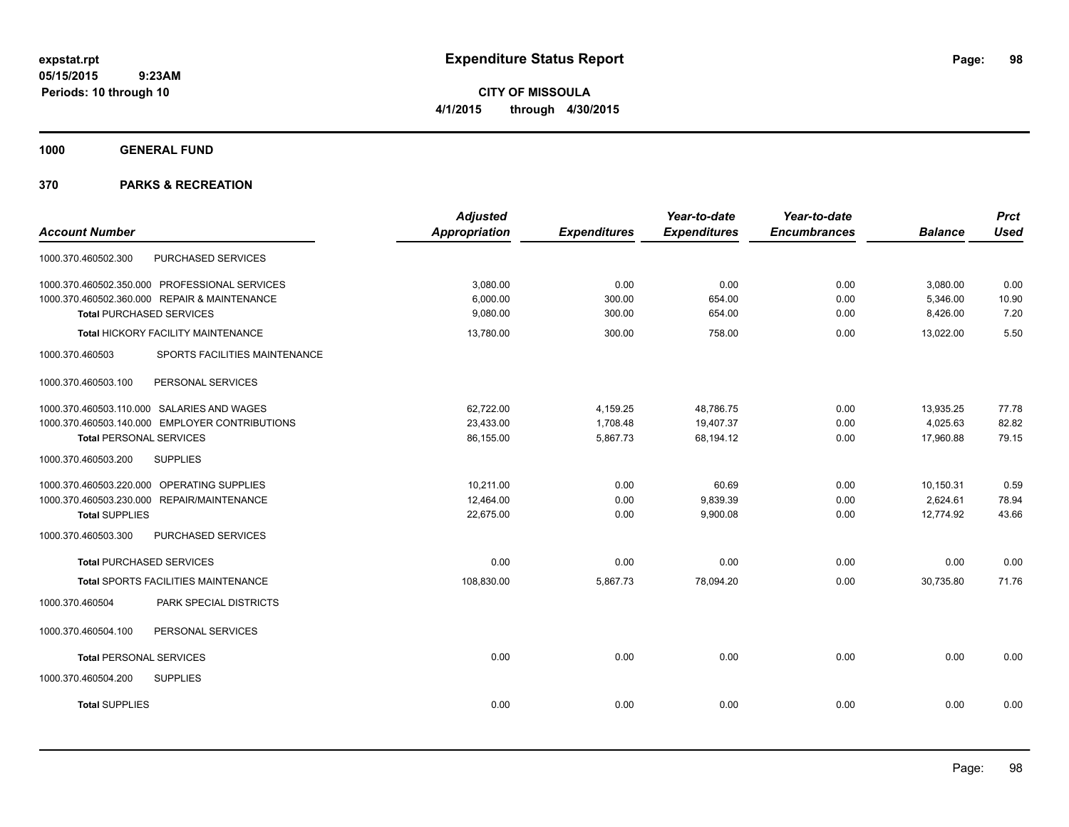# Expenditure Status Report

expstat.rpt
05/15/2015 9:23AM
Periods: 10 through 10

**CITY OF MISSOULA**
**4/1/2015 through 4/30/2015**

**1000 GENERAL FUND**

**370 PARKS & RECREATION**

| Account Number | | Adjusted Appropriation | Expenditures | Year-to-date Expenditures | Year-to-date Encumbrances | Balance | Prct Used |
|---|---|---|---|---|---|---|---|
| 1000.370.460502.300 | PURCHASED SERVICES | | | | | | |
| 1000.370.460502.350.000 | PROFESSIONAL SERVICES | 3,080.00 | 0.00 | 0.00 | 0.00 | 3,080.00 | 0.00 |
| 1000.370.460502.360.000 | REPAIR & MAINTENANCE | 6,000.00 | 300.00 | 654.00 | 0.00 | 5,346.00 | 10.90 |
| **Total** PURCHASED SERVICES | | 9,080.00 | 300.00 | 654.00 | 0.00 | 8,426.00 | 7.20 |
| **Total** HICKORY FACILITY MAINTENANCE | | 13,780.00 | 300.00 | 758.00 | 0.00 | 13,022.00 | 5.50 |
| 1000.370.460503 | SPORTS FACILITIES MAINTENANCE | | | | | | |
| 1000.370.460503.100 | PERSONAL SERVICES | | | | | | |
| 1000.370.460503.110.000 | SALARIES AND WAGES | 62,722.00 | 4,159.25 | 48,786.75 | 0.00 | 13,935.25 | 77.78 |
| 1000.370.460503.140.000 | EMPLOYER CONTRIBUTIONS | 23,433.00 | 1,708.48 | 19,407.37 | 0.00 | 4,025.63 | 82.82 |
| **Total** PERSONAL SERVICES | | 86,155.00 | 5,867.73 | 68,194.12 | 0.00 | 17,960.88 | 79.15 |
| 1000.370.460503.200 | SUPPLIES | | | | | | |
| 1000.370.460503.220.000 | OPERATING SUPPLIES | 10,211.00 | 0.00 | 60.69 | 0.00 | 10,150.31 | 0.59 |
| 1000.370.460503.230.000 | REPAIR/MAINTENANCE | 12,464.00 | 0.00 | 9,839.39 | 0.00 | 2,624.61 | 78.94 |
| **Total** SUPPLIES | | 22,675.00 | 0.00 | 9,900.08 | 0.00 | 12,774.92 | 43.66 |
| 1000.370.460503.300 | PURCHASED SERVICES | | | | | | |
| **Total** PURCHASED SERVICES | | 0.00 | 0.00 | 0.00 | 0.00 | 0.00 | 0.00 |
| **Total** SPORTS FACILITIES MAINTENANCE | | 108,830.00 | 5,867.73 | 78,094.20 | 0.00 | 30,735.80 | 71.76 |
| 1000.370.460504 | PARK SPECIAL DISTRICTS | | | | | | |
| 1000.370.460504.100 | PERSONAL SERVICES | | | | | | |
| **Total** PERSONAL SERVICES | | 0.00 | 0.00 | 0.00 | 0.00 | 0.00 | 0.00 |
| 1000.370.460504.200 | SUPPLIES | | | | | | |
| **Total** SUPPLIES | | 0.00 | 0.00 | 0.00 | 0.00 | 0.00 | 0.00 |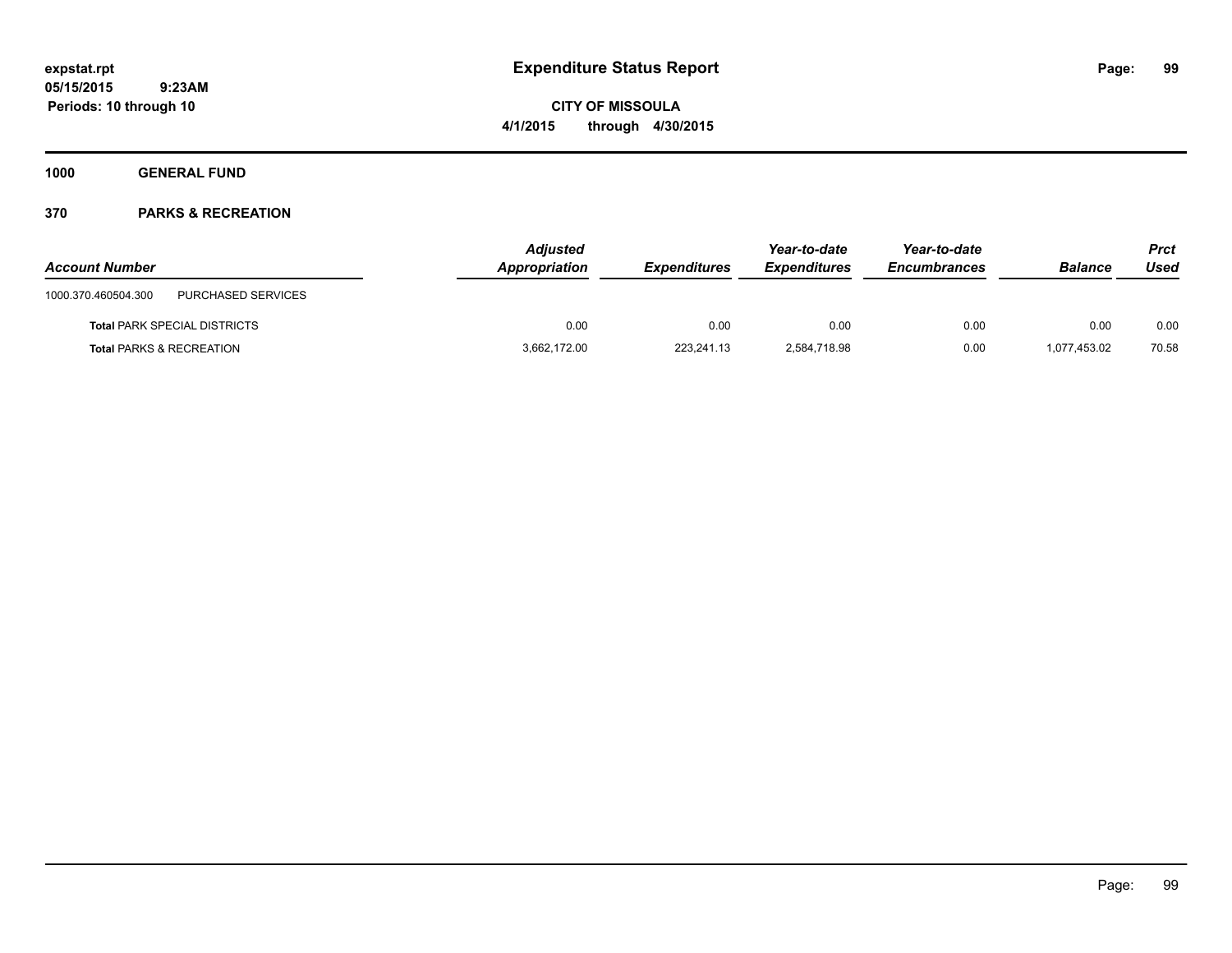# Expenditure Status Report

expstat.rpt
05/15/2015 9:23AM
Periods: 10 through 10

**CITY OF MISSOULA**
**4/1/2015 through 4/30/2015**

**1000 GENERAL FUND**

**370 PARKS & RECREATION**

| Account Number | | Adjusted Appropriation | Expenditures | Year-to-date Expenditures | Year-to-date Encumbrances | Balance | Prct Used |
|---|---|---|---|---|---|---|---|
| 1000.370.460504.300 | PURCHASED SERVICES | | | | | | |
| **Total** PARK SPECIAL DISTRICTS | | 0.00 | 0.00 | 0.00 | 0.00 | 0.00 | 0.00 |
| **Total** PARKS & RECREATION | | 3,662,172.00 | 223,241.13 | 2,584,718.98 | 0.00 | 1,077,453.02 | 70.58 |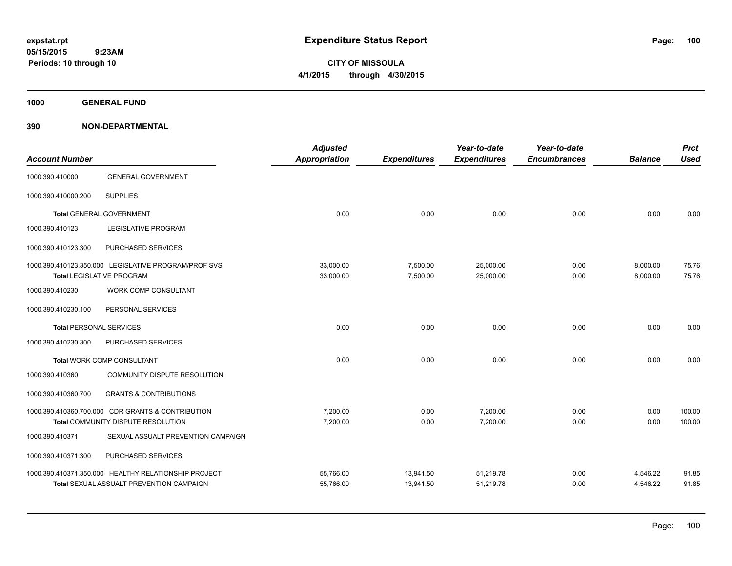**Expenditure Status Report**

**CITY OF MISSOULA**

**4/1/2015 through 4/30/2015**

expstat.rpt
05/15/2015 9:23AM
Periods: 10 through 10

## 1000 GENERAL FUND

## 390 NON-DEPARTMENTAL

| Account Number | | Adjusted Appropriation | Expenditures | Year-to-date Expenditures | Year-to-date Encumbrances | Balance | Prct Used |
|---|---|---|---|---|---|---|---|
| 1000.390.410000 | GENERAL GOVERNMENT | | | | | | |
| 1000.390.410000.200 | SUPPLIES | | | | | | |
| **Total** GENERAL GOVERNMENT | | 0.00 | 0.00 | 0.00 | 0.00 | 0.00 | 0.00 |
| 1000.390.410123 | LEGISLATIVE PROGRAM | | | | | | |
| 1000.390.410123.300 | PURCHASED SERVICES | | | | | | |
| 1000.390.410123.350.000 | LEGISLATIVE PROGRAM/PROF SVS | 33,000.00 | 7,500.00 | 25,000.00 | 0.00 | 8,000.00 | 75.76 |
| **Total** LEGISLATIVE PROGRAM | | 33,000.00 | 7,500.00 | 25,000.00 | 0.00 | 8,000.00 | 75.76 |
| 1000.390.410230 | WORK COMP CONSULTANT | | | | | | |
| 1000.390.410230.100 | PERSONAL SERVICES | | | | | | |
| **Total** PERSONAL SERVICES | | 0.00 | 0.00 | 0.00 | 0.00 | 0.00 | 0.00 |
| 1000.390.410230.300 | PURCHASED SERVICES | | | | | | |
| **Total** WORK COMP CONSULTANT | | 0.00 | 0.00 | 0.00 | 0.00 | 0.00 | 0.00 |
| 1000.390.410360 | COMMUNITY DISPUTE RESOLUTION | | | | | | |
| 1000.390.410360.700 | GRANTS & CONTRIBUTIONS | | | | | | |
| 1000.390.410360.700.000 | CDR GRANTS & CONTRIBUTION | 7,200.00 | 0.00 | 7,200.00 | 0.00 | 0.00 | 100.00 |
| **Total** COMMUNITY DISPUTE RESOLUTION | | 7,200.00 | 0.00 | 7,200.00 | 0.00 | 0.00 | 100.00 |
| 1000.390.410371 | SEXUAL ASSUALT PREVENTION CAMPAIGN | | | | | | |
| 1000.390.410371.300 | PURCHASED SERVICES | | | | | | |
| 1000.390.410371.350.000 | HEALTHY RELATIONSHIP PROJECT | 55,766.00 | 13,941.50 | 51,219.78 | 0.00 | 4,546.22 | 91.85 |
| **Total** SEXUAL ASSUALT PREVENTION CAMPAIGN | | 55,766.00 | 13,941.50 | 51,219.78 | 0.00 | 4,546.22 | 91.85 |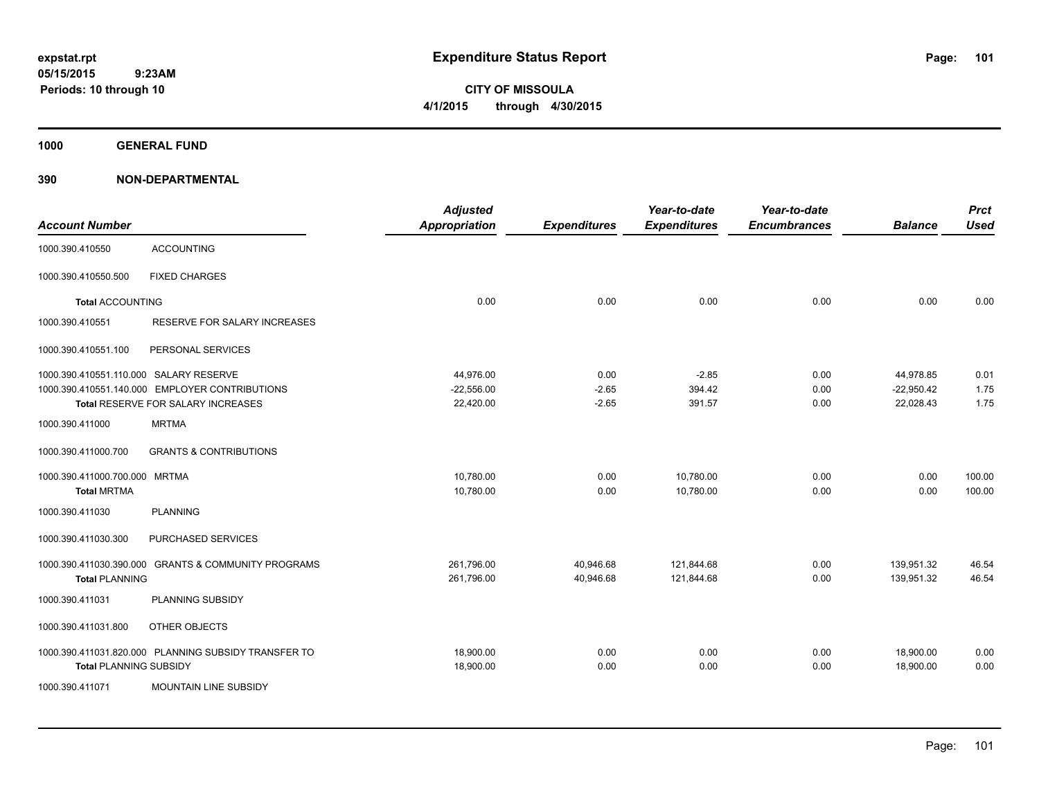# Expenditure Status Report

**CITY OF MISSOULA**

**4/1/2015 through 4/30/2015**

expstat.rpt
05/15/2015 9:23AM
Periods: 10 through 10

**1000 GENERAL FUND**

**390 NON-DEPARTMENTAL**

| Account Number | | Adjusted Appropriation | Expenditures | Year-to-date Expenditures | Year-to-date Encumbrances | Balance | Prct Used |
|---|---|---|---|---|---|---|---|
| 1000.390.410550 | ACCOUNTING | | | | | | |
| 1000.390.410550.500 | FIXED CHARGES | | | | | | |
| **Total** ACCOUNTING | | 0.00 | 0.00 | 0.00 | 0.00 | 0.00 | 0.00 |
| 1000.390.410551 | RESERVE FOR SALARY INCREASES | | | | | | |
| 1000.390.410551.100 | PERSONAL SERVICES | | | | | | |
| 1000.390.410551.110.000 | SALARY RESERVE | 44,976.00 | 0.00 | -2.85 | 0.00 | 44,978.85 | 0.01 |
| 1000.390.410551.140.000 | EMPLOYER CONTRIBUTIONS | -22,556.00 | -2.65 | 394.42 | 0.00 | -22,950.42 | 1.75 |
| **Total** RESERVE FOR SALARY INCREASES | | 22,420.00 | -2.65 | 391.57 | 0.00 | 22,028.43 | 1.75 |
| 1000.390.411000 | MRTMA | | | | | | |
| 1000.390.411000.700 | GRANTS & CONTRIBUTIONS | | | | | | |
| 1000.390.411000.700.000 | MRTMA | 10,780.00 | 0.00 | 10,780.00 | 0.00 | 0.00 | 100.00 |
| **Total** MRTMA | | 10,780.00 | 0.00 | 10,780.00 | 0.00 | 0.00 | 100.00 |
| 1000.390.411030 | PLANNING | | | | | | |
| 1000.390.411030.300 | PURCHASED SERVICES | | | | | | |
| 1000.390.411030.390.000 | GRANTS & COMMUNITY PROGRAMS | 261,796.00 | 40,946.68 | 121,844.68 | 0.00 | 139,951.32 | 46.54 |
| **Total** PLANNING | | 261,796.00 | 40,946.68 | 121,844.68 | 0.00 | 139,951.32 | 46.54 |
| 1000.390.411031 | PLANNING SUBSIDY | | | | | | |
| 1000.390.411031.800 | OTHER OBJECTS | | | | | | |
| 1000.390.411031.820.000 | PLANNING SUBSIDY TRANSFER TO | 18,900.00 | 0.00 | 0.00 | 0.00 | 18,900.00 | 0.00 |
| **Total** PLANNING SUBSIDY | | 18,900.00 | 0.00 | 0.00 | 0.00 | 18,900.00 | 0.00 |
| 1000.390.411071 | MOUNTAIN LINE SUBSIDY | | | | | | |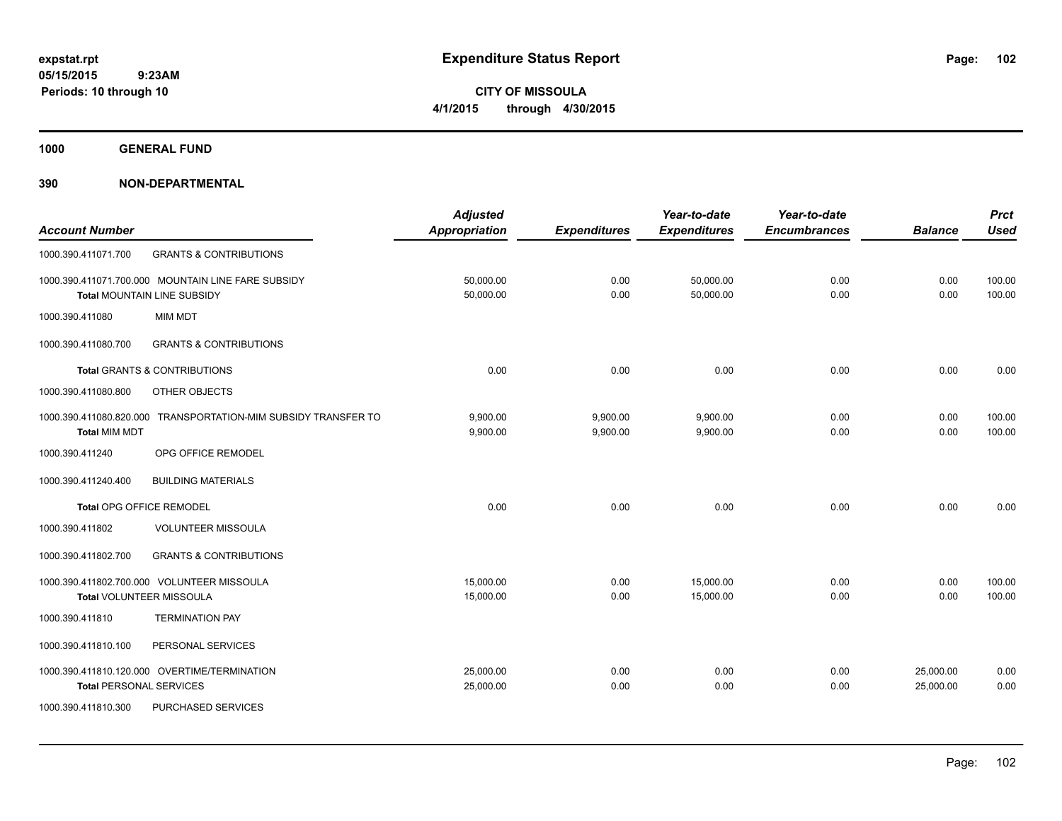**expstat.rpt**
**05/15/2015 9:23AM**
**Periods: 10 through 10**

# Expenditure Status Report

**CITY OF MISSOULA**
**4/1/2015 through 4/30/2015**

## 1000 GENERAL FUND

## 390 NON-DEPARTMENTAL

| Account Number | | Adjusted Appropriation | Expenditures | Year-to-date Expenditures | Year-to-date Encumbrances | Balance | Prct Used |
|---|---|---|---|---|---|---|---|
| 1000.390.411071.700 | GRANTS & CONTRIBUTIONS | | | | | | |
| 1000.390.411071.700.000 | MOUNTAIN LINE FARE SUBSIDY | 50,000.00 | 0.00 | 50,000.00 | 0.00 | 0.00 | 100.00 |
| **Total** MOUNTAIN LINE SUBSIDY | | 50,000.00 | 0.00 | 50,000.00 | 0.00 | 0.00 | 100.00 |
| 1000.390.411080 | MIM MDT | | | | | | |
| 1000.390.411080.700 | GRANTS & CONTRIBUTIONS | | | | | | |
| **Total** GRANTS & CONTRIBUTIONS | | 0.00 | 0.00 | 0.00 | 0.00 | 0.00 | 0.00 |
| 1000.390.411080.800 | OTHER OBJECTS | | | | | | |
| 1000.390.411080.820.000 | TRANSPORTATION-MIM SUBSIDY TRANSFER TO | 9,900.00 | 9,900.00 | 9,900.00 | 0.00 | 0.00 | 100.00 |
| **Total** MIM MDT | | 9,900.00 | 9,900.00 | 9,900.00 | 0.00 | 0.00 | 100.00 |
| 1000.390.411240 | OPG OFFICE REMODEL | | | | | | |
| 1000.390.411240.400 | BUILDING MATERIALS | | | | | | |
| **Total** OPG OFFICE REMODEL | | 0.00 | 0.00 | 0.00 | 0.00 | 0.00 | 0.00 |
| 1000.390.411802 | VOLUNTEER MISSOULA | | | | | | |
| 1000.390.411802.700 | GRANTS & CONTRIBUTIONS | | | | | | |
| 1000.390.411802.700.000 | VOLUNTEER MISSOULA | 15,000.00 | 0.00 | 15,000.00 | 0.00 | 0.00 | 100.00 |
| **Total** VOLUNTEER MISSOULA | | 15,000.00 | 0.00 | 15,000.00 | 0.00 | 0.00 | 100.00 |
| 1000.390.411810 | TERMINATION PAY | | | | | | |
| 1000.390.411810.100 | PERSONAL SERVICES | | | | | | |
| 1000.390.411810.120.000 | OVERTIME/TERMINATION | 25,000.00 | 0.00 | 0.00 | 0.00 | 25,000.00 | 0.00 |
| **Total** PERSONAL SERVICES | | 25,000.00 | 0.00 | 0.00 | 0.00 | 25,000.00 | 0.00 |
| 1000.390.411810.300 | PURCHASED SERVICES | | | | | | |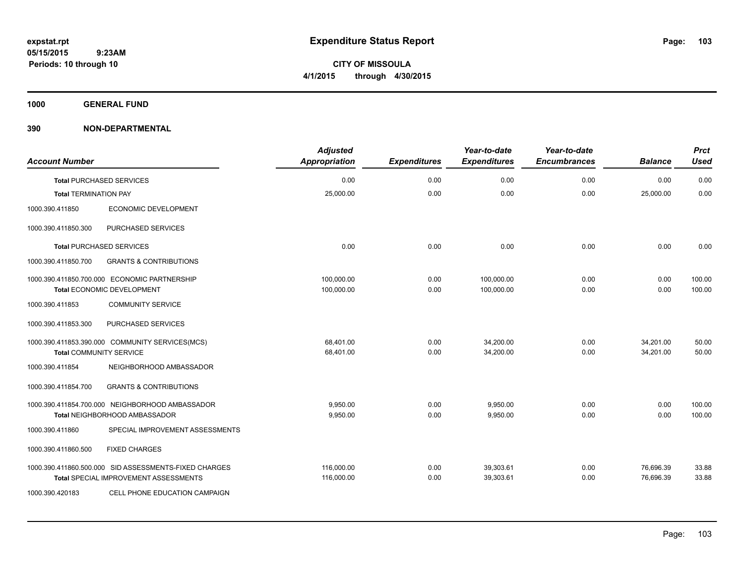**Expenditure Status Report**

**CITY OF MISSOULA**

**4/1/2015 through 4/30/2015**

expstat.rpt
05/15/2015 9:23AM
Periods: 10 through 10

## 1000 GENERAL FUND

## 390 NON-DEPARTMENTAL

| Account Number | | Adjusted Appropriation | Expenditures | Year-to-date Expenditures | Year-to-date Encumbrances | Balance | Prct Used |
|---|---|---|---|---|---|---|---|
| **Total** PURCHASED SERVICES | | 0.00 | 0.00 | 0.00 | 0.00 | 0.00 | 0.00 |
| **Total** TERMINATION PAY | | 25,000.00 | 0.00 | 0.00 | 0.00 | 25,000.00 | 0.00 |
| 1000.390.411850 | ECONOMIC DEVELOPMENT | | | | | | |
| 1000.390.411850.300 | PURCHASED SERVICES | | | | | | |
| **Total** PURCHASED SERVICES | | 0.00 | 0.00 | 0.00 | 0.00 | 0.00 | 0.00 |
| 1000.390.411850.700 | GRANTS & CONTRIBUTIONS | | | | | | |
| 1000.390.411850.700.000 | ECONOMIC PARTNERSHIP | 100,000.00 | 0.00 | 100,000.00 | 0.00 | 0.00 | 100.00 |
| **Total** ECONOMIC DEVELOPMENT | | 100,000.00 | 0.00 | 100,000.00 | 0.00 | 0.00 | 100.00 |
| 1000.390.411853 | COMMUNITY SERVICE | | | | | | |
| 1000.390.411853.300 | PURCHASED SERVICES | | | | | | |
| 1000.390.411853.390.000 | COMMUNITY SERVICES(MCS) | 68,401.00 | 0.00 | 34,200.00 | 0.00 | 34,201.00 | 50.00 |
| **Total** COMMUNITY SERVICE | | 68,401.00 | 0.00 | 34,200.00 | 0.00 | 34,201.00 | 50.00 |
| 1000.390.411854 | NEIGHBORHOOD AMBASSADOR | | | | | | |
| 1000.390.411854.700 | GRANTS & CONTRIBUTIONS | | | | | | |
| 1000.390.411854.700.000 | NEIGHBORHOOD AMBASSADOR | 9,950.00 | 0.00 | 9,950.00 | 0.00 | 0.00 | 100.00 |
| **Total** NEIGHBORHOOD AMBASSADOR | | 9,950.00 | 0.00 | 9,950.00 | 0.00 | 0.00 | 100.00 |
| 1000.390.411860 | SPECIAL IMPROVEMENT ASSESSMENTS | | | | | | |
| 1000.390.411860.500 | FIXED CHARGES | | | | | | |
| 1000.390.411860.500.000 | SID ASSESSMENTS-FIXED CHARGES | 116,000.00 | 0.00 | 39,303.61 | 0.00 | 76,696.39 | 33.88 |
| **Total** SPECIAL IMPROVEMENT ASSESSMENTS | | 116,000.00 | 0.00 | 39,303.61 | 0.00 | 76,696.39 | 33.88 |
| 1000.390.420183 | CELL PHONE EDUCATION CAMPAIGN | | | | | | |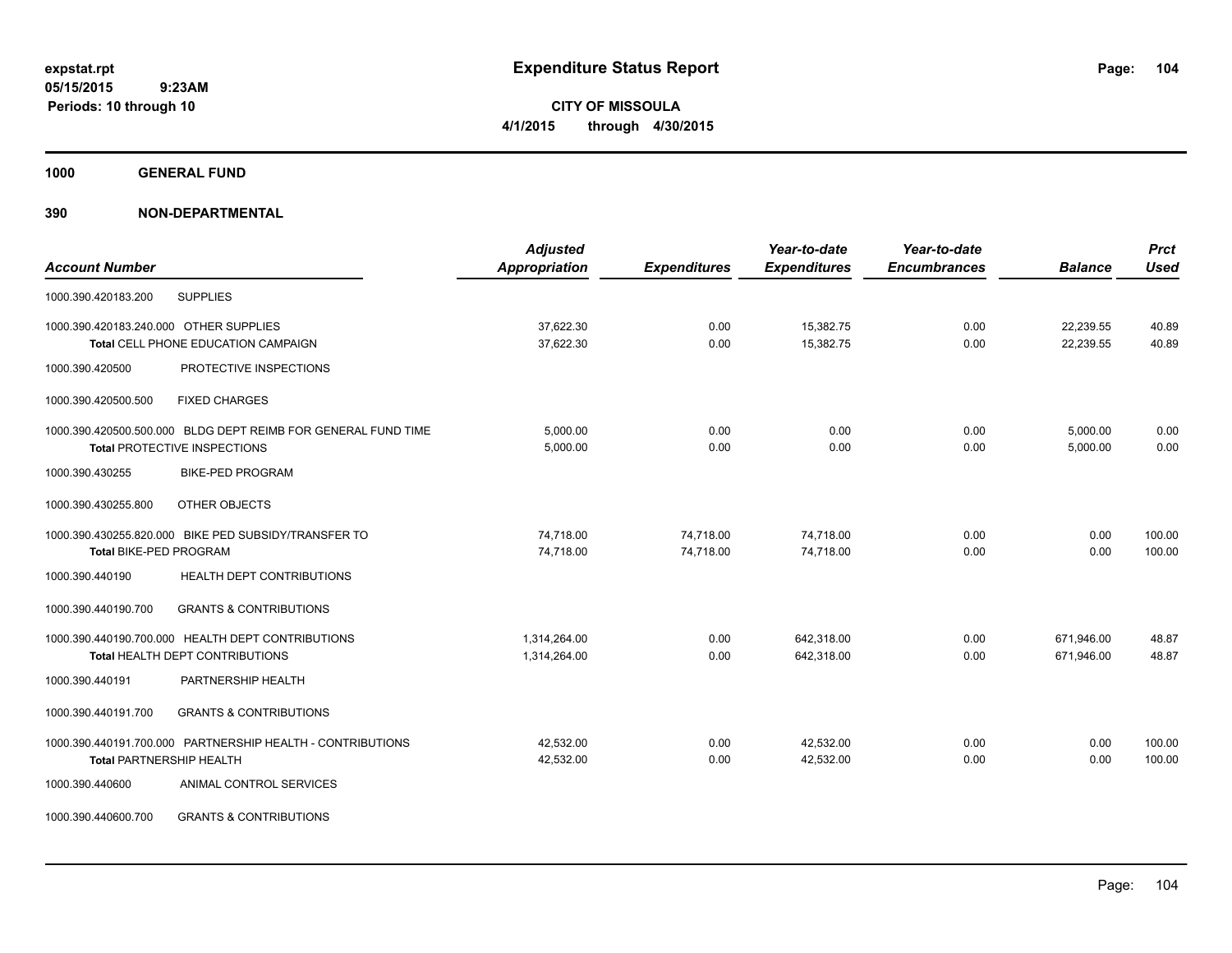**Expenditure Status Report**

expstat.rpt
05/15/2015 9:23AM
Periods: 10 through 10

**CITY OF MISSOULA**
4/1/2015 through 4/30/2015

**1000 GENERAL FUND**

**390 NON-DEPARTMENTAL**

| Account Number | | Adjusted Appropriation | Expenditures | Year-to-date Expenditures | Year-to-date Encumbrances | Balance | Prct Used |
|---|---|---|---|---|---|---|---|
| 1000.390.420183.200 | SUPPLIES | | | | | | |
| 1000.390.420183.240.000 | OTHER SUPPLIES | 37,622.30 | 0.00 | 15,382.75 | 0.00 | 22,239.55 | 40.89 |
| | Total CELL PHONE EDUCATION CAMPAIGN | 37,622.30 | 0.00 | 15,382.75 | 0.00 | 22,239.55 | 40.89 |
| 1000.390.420500 | PROTECTIVE INSPECTIONS | | | | | | |
| 1000.390.420500.500 | FIXED CHARGES | | | | | | |
| 1000.390.420500.500.000 | BLDG DEPT REIMB FOR GENERAL FUND TIME | 5,000.00 | 0.00 | 0.00 | 0.00 | 5,000.00 | 0.00 |
| | Total PROTECTIVE INSPECTIONS | 5,000.00 | 0.00 | 0.00 | 0.00 | 5,000.00 | 0.00 |
| 1000.390.430255 | BIKE-PED PROGRAM | | | | | | |
| 1000.390.430255.800 | OTHER OBJECTS | | | | | | |
| 1000.390.430255.820.000 | BIKE PED SUBSIDY/TRANSFER TO | 74,718.00 | 74,718.00 | 74,718.00 | 0.00 | 0.00 | 100.00 |
| | Total BIKE-PED PROGRAM | 74,718.00 | 74,718.00 | 74,718.00 | 0.00 | 0.00 | 100.00 |
| 1000.390.440190 | HEALTH DEPT CONTRIBUTIONS | | | | | | |
| 1000.390.440190.700 | GRANTS & CONTRIBUTIONS | | | | | | |
| 1000.390.440190.700.000 | HEALTH DEPT CONTRIBUTIONS | 1,314,264.00 | 0.00 | 642,318.00 | 0.00 | 671,946.00 | 48.87 |
| | Total HEALTH DEPT CONTRIBUTIONS | 1,314,264.00 | 0.00 | 642,318.00 | 0.00 | 671,946.00 | 48.87 |
| 1000.390.440191 | PARTNERSHIP HEALTH | | | | | | |
| 1000.390.440191.700 | GRANTS & CONTRIBUTIONS | | | | | | |
| 1000.390.440191.700.000 | PARTNERSHIP HEALTH - CONTRIBUTIONS | 42,532.00 | 0.00 | 42,532.00 | 0.00 | 0.00 | 100.00 |
| | Total PARTNERSHIP HEALTH | 42,532.00 | 0.00 | 42,532.00 | 0.00 | 0.00 | 100.00 |
| 1000.390.440600 | ANIMAL CONTROL SERVICES | | | | | | |
| 1000.390.440600.700 | GRANTS & CONTRIBUTIONS | | | | | | |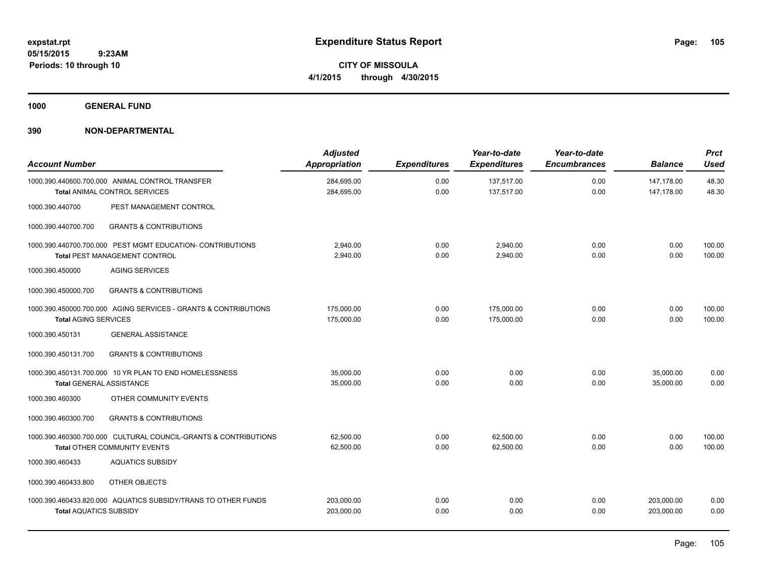**expstat.rpt**
**05/15/2015 9:23AM**
**Periods: 10 through 10**

# Expenditure Status Report

**CITY OF MISSOULA**
**4/1/2015 through 4/30/2015**

## 1000 GENERAL FUND

## 390 NON-DEPARTMENTAL

| Account Number | Adjusted Appropriation | Expenditures | Year-to-date Expenditures | Year-to-date Encumbrances | Balance | Prct Used |
|---|---|---|---|---|---|---|
| 1000.390.440600.700.000 ANIMAL CONTROL TRANSFER | 284,695.00 | 0.00 | 137,517.00 | 0.00 | 147,178.00 | 48.30 |
| **Total** ANIMAL CONTROL SERVICES | 284,695.00 | 0.00 | 137,517.00 | 0.00 | 147,178.00 | 48.30 |
| 1000.390.440700 PEST MANAGEMENT CONTROL | | | | | | |
| 1000.390.440700.700 GRANTS & CONTRIBUTIONS | | | | | | |
| 1000.390.440700.700.000 PEST MGMT EDUCATION- CONTRIBUTIONS | 2,940.00 | 0.00 | 2,940.00 | 0.00 | 0.00 | 100.00 |
| **Total** PEST MANAGEMENT CONTROL | 2,940.00 | 0.00 | 2,940.00 | 0.00 | 0.00 | 100.00 |
| 1000.390.450000 AGING SERVICES | | | | | | |
| 1000.390.450000.700 GRANTS & CONTRIBUTIONS | | | | | | |
| 1000.390.450000.700.000 AGING SERVICES - GRANTS & CONTRIBUTIONS | 175,000.00 | 0.00 | 175,000.00 | 0.00 | 0.00 | 100.00 |
| **Total** AGING SERVICES | 175,000.00 | 0.00 | 175,000.00 | 0.00 | 0.00 | 100.00 |
| 1000.390.450131 GENERAL ASSISTANCE | | | | | | |
| 1000.390.450131.700 GRANTS & CONTRIBUTIONS | | | | | | |
| 1000.390.450131.700.000 10 YR PLAN TO END HOMELESSNESS | 35,000.00 | 0.00 | 0.00 | 0.00 | 35,000.00 | 0.00 |
| **Total** GENERAL ASSISTANCE | 35,000.00 | 0.00 | 0.00 | 0.00 | 35,000.00 | 0.00 |
| 1000.390.460300 OTHER COMMUNITY EVENTS | | | | | | |
| 1000.390.460300.700 GRANTS & CONTRIBUTIONS | | | | | | |
| 1000.390.460300.700.000 CULTURAL COUNCIL-GRANTS & CONTRIBUTIONS | 62,500.00 | 0.00 | 62,500.00 | 0.00 | 0.00 | 100.00 |
| **Total** OTHER COMMUNITY EVENTS | 62,500.00 | 0.00 | 62,500.00 | 0.00 | 0.00 | 100.00 |
| 1000.390.460433 AQUATICS SUBSIDY | | | | | | |
| 1000.390.460433.800 OTHER OBJECTS | | | | | | |
| 1000.390.460433.820.000 AQUATICS SUBSIDY/TRANS TO OTHER FUNDS | 203,000.00 | 0.00 | 0.00 | 0.00 | 203,000.00 | 0.00 |
| **Total** AQUATICS SUBSIDY | 203,000.00 | 0.00 | 0.00 | 0.00 | 203,000.00 | 0.00 |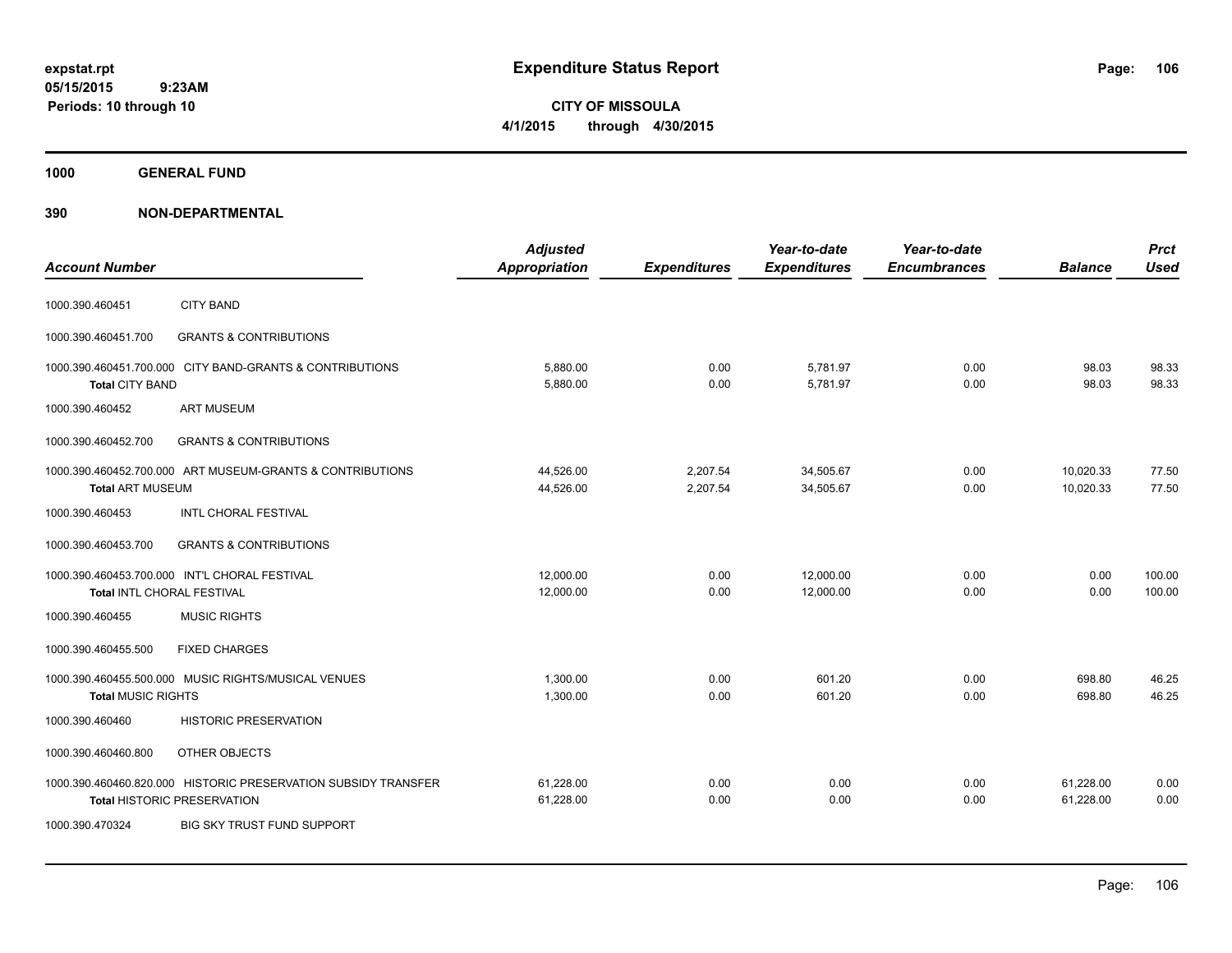**expstat.rpt**
**05/15/2015 9:23AM**
**Periods: 10 through 10**

# Expenditure Status Report

**CITY OF MISSOULA**
**4/1/2015 through 4/30/2015**

## 1000 GENERAL FUND

### 390 NON-DEPARTMENTAL

| Account Number | | Adjusted Appropriation | Expenditures | Year-to-date Expenditures | Year-to-date Encumbrances | Balance | Prct Used |
|---|---|---|---|---|---|---|---|
| 1000.390.460451 | CITY BAND | | | | | | |
| 1000.390.460451.700 | GRANTS & CONTRIBUTIONS | | | | | | |
| 1000.390.460451.700.000 | CITY BAND-GRANTS & CONTRIBUTIONS | 5,880.00 | 0.00 | 5,781.97 | 0.00 | 98.03 | 98.33 |
| **Total** CITY BAND | | 5,880.00 | 0.00 | 5,781.97 | 0.00 | 98.03 | 98.33 |
| 1000.390.460452 | ART MUSEUM | | | | | | |
| 1000.390.460452.700 | GRANTS & CONTRIBUTIONS | | | | | | |
| 1000.390.460452.700.000 | ART MUSEUM-GRANTS & CONTRIBUTIONS | 44,526.00 | 2,207.54 | 34,505.67 | 0.00 | 10,020.33 | 77.50 |
| **Total** ART MUSEUM | | 44,526.00 | 2,207.54 | 34,505.67 | 0.00 | 10,020.33 | 77.50 |
| 1000.390.460453 | INTL CHORAL FESTIVAL | | | | | | |
| 1000.390.460453.700 | GRANTS & CONTRIBUTIONS | | | | | | |
| 1000.390.460453.700.000 | INT'L CHORAL FESTIVAL | 12,000.00 | 0.00 | 12,000.00 | 0.00 | 0.00 | 100.00 |
| **Total** INTL CHORAL FESTIVAL | | 12,000.00 | 0.00 | 12,000.00 | 0.00 | 0.00 | 100.00 |
| 1000.390.460455 | MUSIC RIGHTS | | | | | | |
| 1000.390.460455.500 | FIXED CHARGES | | | | | | |
| 1000.390.460455.500.000 | MUSIC RIGHTS/MUSICAL VENUES | 1,300.00 | 0.00 | 601.20 | 0.00 | 698.80 | 46.25 |
| **Total** MUSIC RIGHTS | | 1,300.00 | 0.00 | 601.20 | 0.00 | 698.80 | 46.25 |
| 1000.390.460460 | HISTORIC PRESERVATION | | | | | | |
| 1000.390.460460.800 | OTHER OBJECTS | | | | | | |
| 1000.390.460460.820.000 | HISTORIC PRESERVATION SUBSIDY TRANSFER | 61,228.00 | 0.00 | 0.00 | 0.00 | 61,228.00 | 0.00 |
| **Total** HISTORIC PRESERVATION | | 61,228.00 | 0.00 | 0.00 | 0.00 | 61,228.00 | 0.00 |
| 1000.390.470324 | BIG SKY TRUST FUND SUPPORT | | | | | | |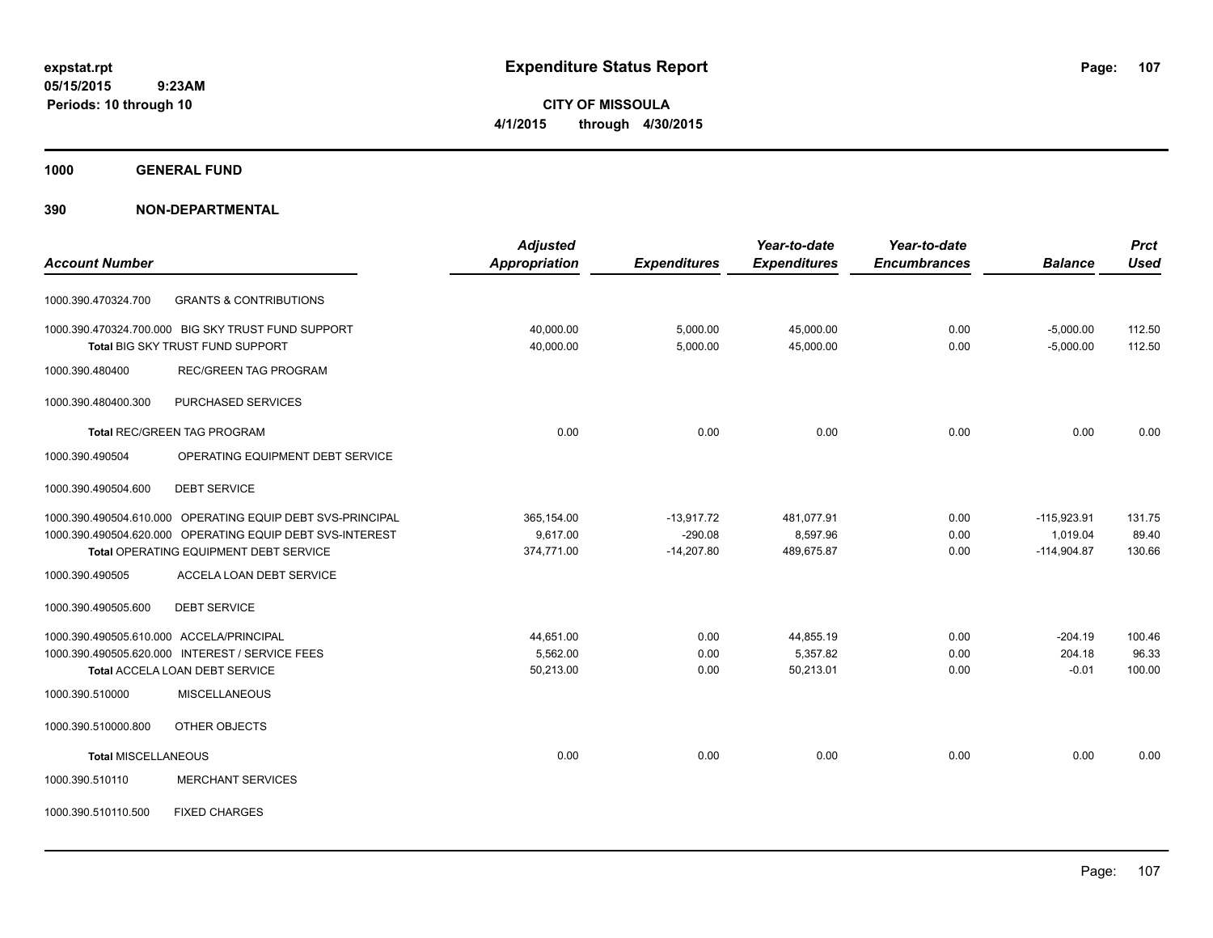**expstat.rpt**
**05/15/2015 9:23AM**
**Periods: 10 through 10**

# Expenditure Status Report

**CITY OF MISSOULA**
**4/1/2015 through 4/30/2015**

## 1000 GENERAL FUND

## 390 NON-DEPARTMENTAL

| Account Number | | Adjusted Appropriation | Expenditures | Year-to-date Expenditures | Year-to-date Encumbrances | Balance | Prct Used |
|---|---|---|---|---|---|---|---|
| 1000.390.470324.700 | GRANTS & CONTRIBUTIONS | | | | | | |
| 1000.390.470324.700.000 | BIG SKY TRUST FUND SUPPORT | 40,000.00 | 5,000.00 | 45,000.00 | 0.00 | -5,000.00 | 112.50 |
| | **Total** BIG SKY TRUST FUND SUPPORT | 40,000.00 | 5,000.00 | 45,000.00 | 0.00 | -5,000.00 | 112.50 |
| 1000.390.480400 | REC/GREEN TAG PROGRAM | | | | | | |
| 1000.390.480400.300 | PURCHASED SERVICES | | | | | | |
| | **Total** REC/GREEN TAG PROGRAM | 0.00 | 0.00 | 0.00 | 0.00 | 0.00 | 0.00 |
| 1000.390.490504 | OPERATING EQUIPMENT DEBT SERVICE | | | | | | |
| 1000.390.490504.600 | DEBT SERVICE | | | | | | |
| 1000.390.490504.610.000 | OPERATING EQUIP DEBT SVS-PRINCIPAL | 365,154.00 | -13,917.72 | 481,077.91 | 0.00 | -115,923.91 | 131.75 |
| 1000.390.490504.620.000 | OPERATING EQUIP DEBT SVS-INTEREST | 9,617.00 | -290.08 | 8,597.96 | 0.00 | 1,019.04 | 89.40 |
| | **Total** OPERATING EQUIPMENT DEBT SERVICE | 374,771.00 | -14,207.80 | 489,675.87 | 0.00 | -114,904.87 | 130.66 |
| 1000.390.490505 | ACCELA LOAN DEBT SERVICE | | | | | | |
| 1000.390.490505.600 | DEBT SERVICE | | | | | | |
| 1000.390.490505.610.000 | ACCELA/PRINCIPAL | 44,651.00 | 0.00 | 44,855.19 | 0.00 | -204.19 | 100.46 |
| 1000.390.490505.620.000 | INTEREST / SERVICE FEES | 5,562.00 | 0.00 | 5,357.82 | 0.00 | 204.18 | 96.33 |
| | **Total** ACCELA LOAN DEBT SERVICE | 50,213.00 | 0.00 | 50,213.01 | 0.00 | -0.01 | 100.00 |
| 1000.390.510000 | MISCELLANEOUS | | | | | | |
| 1000.390.510000.800 | OTHER OBJECTS | | | | | | |
| | **Total** MISCELLANEOUS | 0.00 | 0.00 | 0.00 | 0.00 | 0.00 | 0.00 |
| 1000.390.510110 | MERCHANT SERVICES | | | | | | |
| 1000.390.510110.500 | FIXED CHARGES | | | | | | |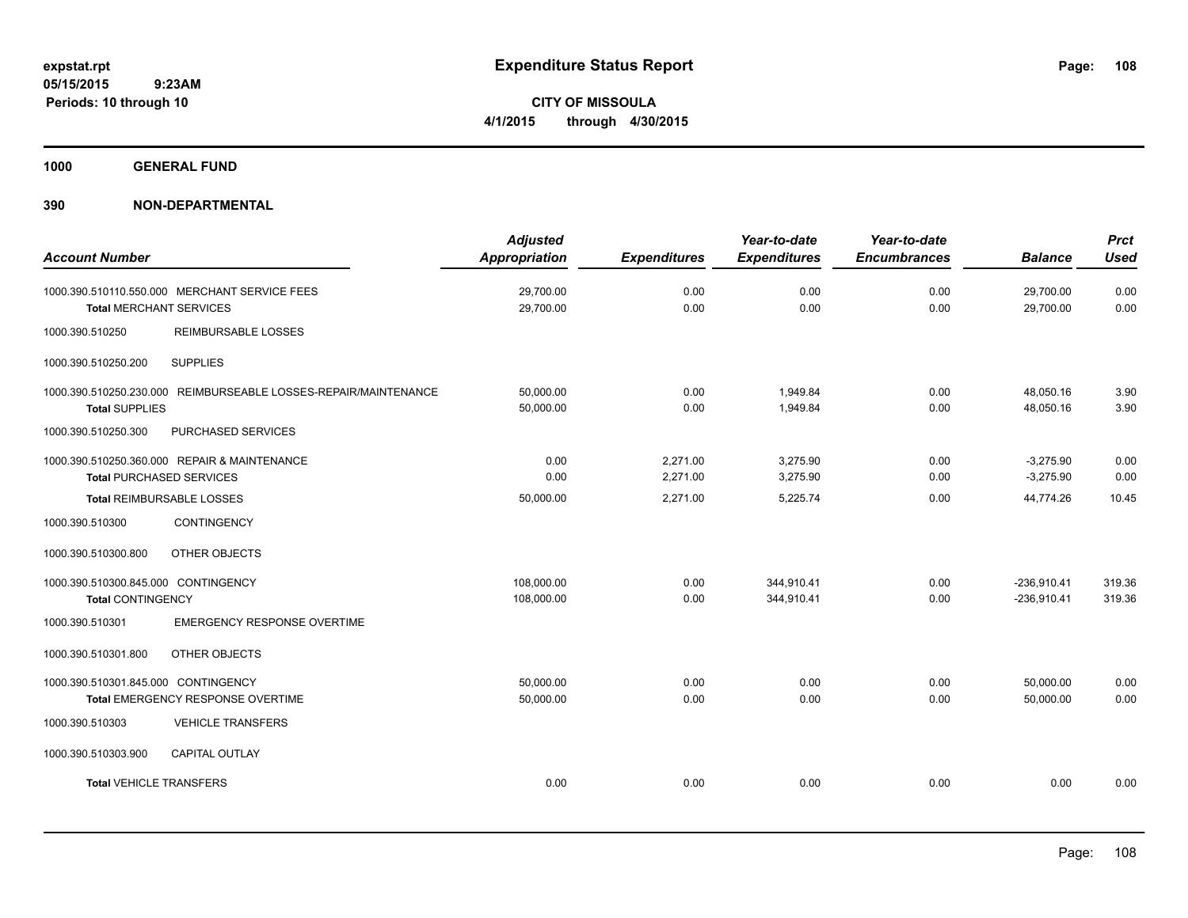**expstat.rpt**
**05/15/2015 9:23AM**
**Periods: 10 through 10**

# Expenditure Status Report

**CITY OF MISSOULA**
**4/1/2015 through 4/30/2015**

## 1000 GENERAL FUND

## 390 NON-DEPARTMENTAL

| Account Number | Adjusted Appropriation | Expenditures | Year-to-date Expenditures | Year-to-date Encumbrances | Balance | Prct Used |
|---|---|---|---|---|---|---|
| 1000.390.510110.550.000 MERCHANT SERVICE FEES | 29,700.00 | 0.00 | 0.00 | 0.00 | 29,700.00 | 0.00 |
| **Total** MERCHANT SERVICES | 29,700.00 | 0.00 | 0.00 | 0.00 | 29,700.00 | 0.00 |
| 1000.390.510250 REIMBURSABLE LOSSES | | | | | | |
| 1000.390.510250.200 SUPPLIES | | | | | | |
| 1000.390.510250.230.000 REIMBURSEABLE LOSSES-REPAIR/MAINTENANCE | 50,000.00 | 0.00 | 1,949.84 | 0.00 | 48,050.16 | 3.90 |
| **Total** SUPPLIES | 50,000.00 | 0.00 | 1,949.84 | 0.00 | 48,050.16 | 3.90 |
| 1000.390.510250.300 PURCHASED SERVICES | | | | | | |
| 1000.390.510250.360.000 REPAIR & MAINTENANCE | 0.00 | 2,271.00 | 3,275.90 | 0.00 | -3,275.90 | 0.00 |
| **Total** PURCHASED SERVICES | 0.00 | 2,271.00 | 3,275.90 | 0.00 | -3,275.90 | 0.00 |
| **Total** REIMBURSABLE LOSSES | 50,000.00 | 2,271.00 | 5,225.74 | 0.00 | 44,774.26 | 10.45 |
| 1000.390.510300 CONTINGENCY | | | | | | |
| 1000.390.510300.800 OTHER OBJECTS | | | | | | |
| 1000.390.510300.845.000 CONTINGENCY | 108,000.00 | 0.00 | 344,910.41 | 0.00 | -236,910.41 | 319.36 |
| **Total** CONTINGENCY | 108,000.00 | 0.00 | 344,910.41 | 0.00 | -236,910.41 | 319.36 |
| 1000.390.510301 EMERGENCY RESPONSE OVERTIME | | | | | | |
| 1000.390.510301.800 OTHER OBJECTS | | | | | | |
| 1000.390.510301.845.000 CONTINGENCY | 50,000.00 | 0.00 | 0.00 | 0.00 | 50,000.00 | 0.00 |
| **Total** EMERGENCY RESPONSE OVERTIME | 50,000.00 | 0.00 | 0.00 | 0.00 | 50,000.00 | 0.00 |
| 1000.390.510303 VEHICLE TRANSFERS | | | | | | |
| 1000.390.510303.900 CAPITAL OUTLAY | | | | | | |
| **Total** VEHICLE TRANSFERS | 0.00 | 0.00 | 0.00 | 0.00 | 0.00 | 0.00 |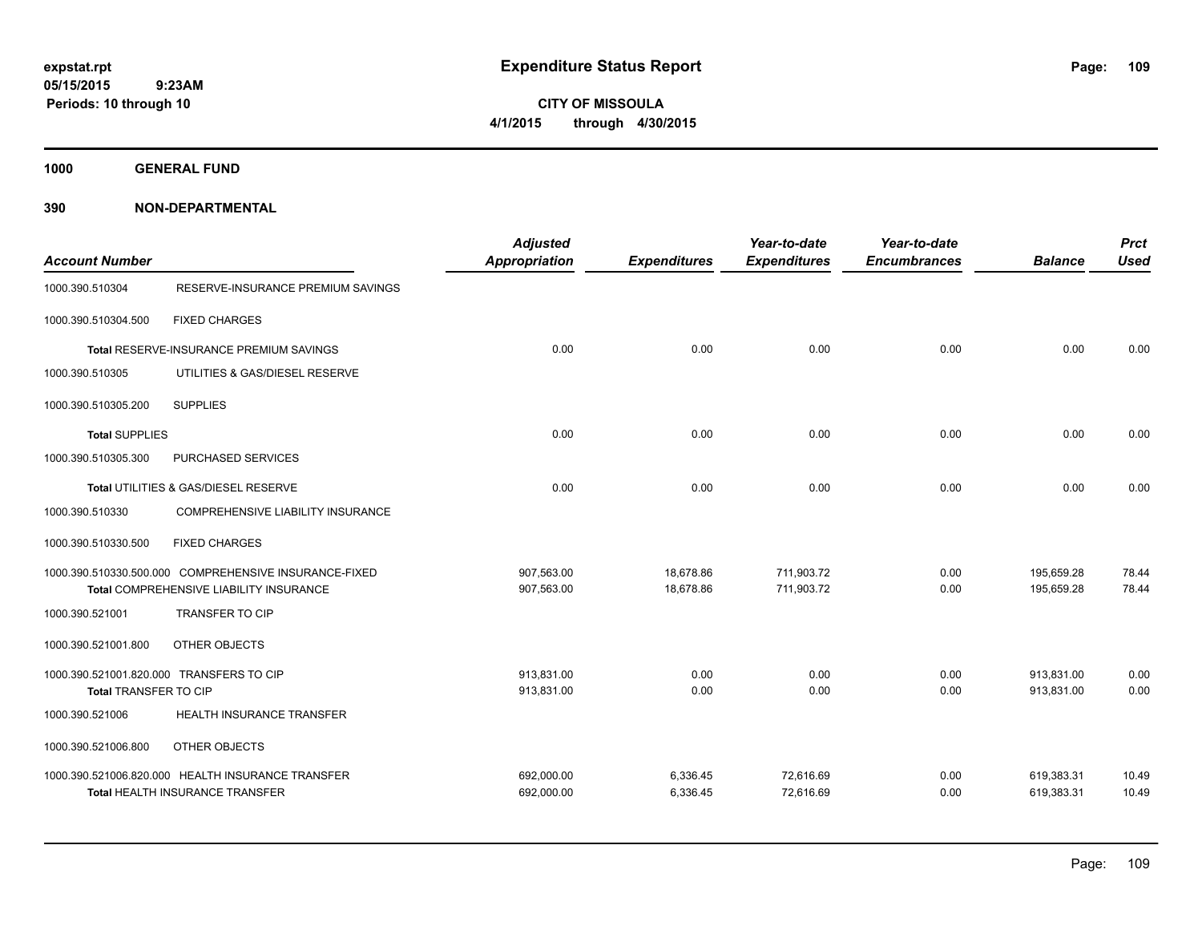**expstat.rpt**
**05/15/2015 9:23AM**
**Periods: 10 through 10**

# Expenditure Status Report

**CITY OF MISSOULA**
**4/1/2015 through 4/30/2015**

## 1000 GENERAL FUND

## 390 NON-DEPARTMENTAL

| Account Number | | Adjusted Appropriation | Expenditures | Year-to-date Expenditures | Year-to-date Encumbrances | Balance | Prct Used |
|---|---|---|---|---|---|---|---|
| 1000.390.510304 | RESERVE-INSURANCE PREMIUM SAVINGS | | | | | | |
| 1000.390.510304.500 | FIXED CHARGES | | | | | | |
| **Total** RESERVE-INSURANCE PREMIUM SAVINGS | | 0.00 | 0.00 | 0.00 | 0.00 | 0.00 | 0.00 |
| 1000.390.510305 | UTILITIES & GAS/DIESEL RESERVE | | | | | | |
| 1000.390.510305.200 | SUPPLIES | | | | | | |
| **Total SUPPLIES** | | 0.00 | 0.00 | 0.00 | 0.00 | 0.00 | 0.00 |
| 1000.390.510305.300 | PURCHASED SERVICES | | | | | | |
| **Total** UTILITIES & GAS/DIESEL RESERVE | | 0.00 | 0.00 | 0.00 | 0.00 | 0.00 | 0.00 |
| 1000.390.510330 | COMPREHENSIVE LIABILITY INSURANCE | | | | | | |
| 1000.390.510330.500 | FIXED CHARGES | | | | | | |
| 1000.390.510330.500.000 | COMPREHENSIVE INSURANCE-FIXED | 907,563.00 | 18,678.86 | 711,903.72 | 0.00 | 195,659.28 | 78.44 |
| **Total** COMPREHENSIVE LIABILITY INSURANCE | | 907,563.00 | 18,678.86 | 711,903.72 | 0.00 | 195,659.28 | 78.44 |
| 1000.390.521001 | TRANSFER TO CIP | | | | | | |
| 1000.390.521001.800 | OTHER OBJECTS | | | | | | |
| 1000.390.521001.820.000 | TRANSFERS TO CIP | 913,831.00 | 0.00 | 0.00 | 0.00 | 913,831.00 | 0.00 |
| **Total** TRANSFER TO CIP | | 913,831.00 | 0.00 | 0.00 | 0.00 | 913,831.00 | 0.00 |
| 1000.390.521006 | HEALTH INSURANCE TRANSFER | | | | | | |
| 1000.390.521006.800 | OTHER OBJECTS | | | | | | |
| 1000.390.521006.820.000 | HEALTH INSURANCE TRANSFER | 692,000.00 | 6,336.45 | 72,616.69 | 0.00 | 619,383.31 | 10.49 |
| **Total** HEALTH INSURANCE TRANSFER | | 692,000.00 | 6,336.45 | 72,616.69 | 0.00 | 619,383.31 | 10.49 |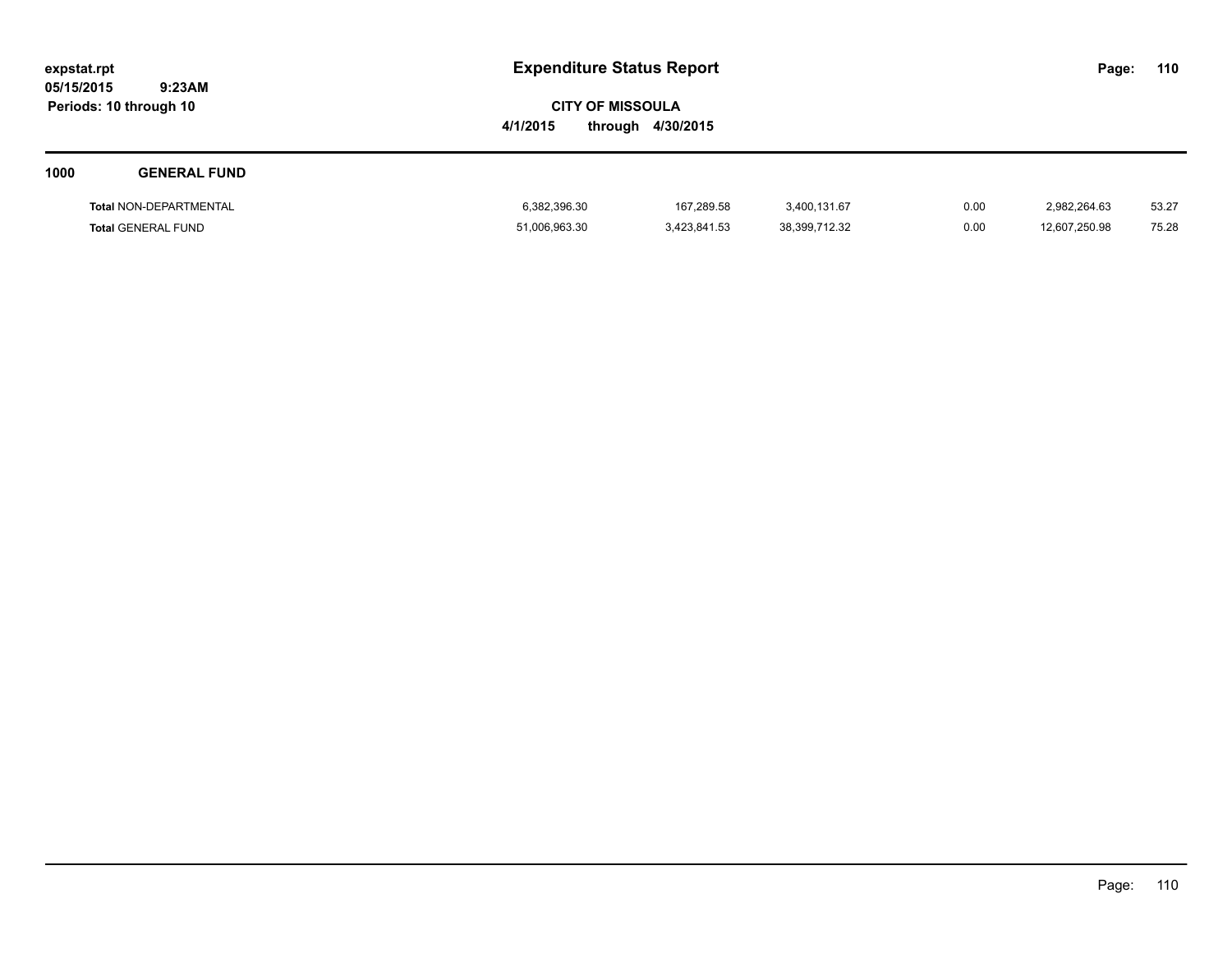# Expenditure Status Report

expstat.rpt
05/15/2015 9:23AM
Periods: 10 through 10

**CITY OF MISSOULA**
**4/1/2015 through 4/30/2015**

## 1000 GENERAL FUND

| | | | | | | |
|---|---|---|---|---|---|---|
| **Total** NON-DEPARTMENTAL | 6,382,396.30 | 167,289.58 | 3,400,131.67 | 0.00 | 2,982,264.63 | 53.27 |
| **Total** GENERAL FUND | 51,006,963.30 | 3,423,841.53 | 38,399,712.32 | 0.00 | 12,607,250.98 | 75.28 |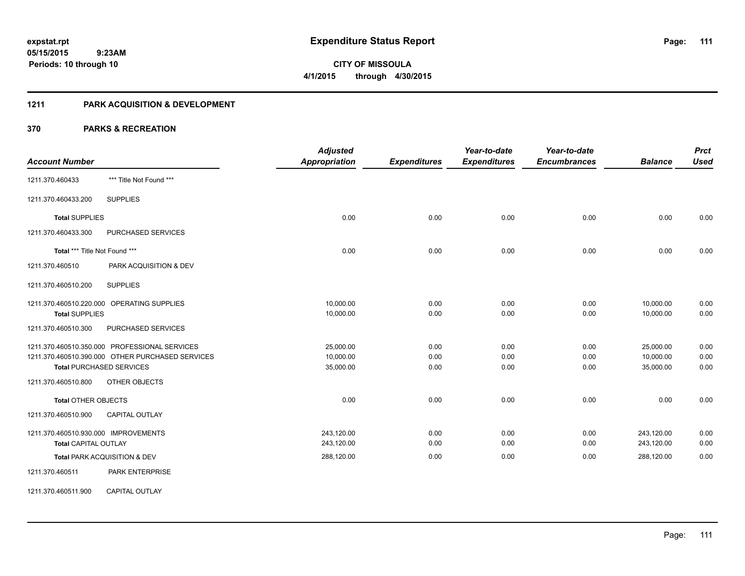**expstat.rpt**
**05/15/2015 9:23AM**
**Periods: 10 through 10**

# Expenditure Status Report

**CITY OF MISSOULA**
**4/1/2015 through 4/30/2015**

## 1211 PARK ACQUISITION & DEVELOPMENT

## 370 PARKS & RECREATION

| Account Number | | Adjusted Appropriation | Expenditures | Year-to-date Expenditures | Year-to-date Encumbrances | Balance | Prct Used |
|---|---|---|---|---|---|---|---|
| 1211.370.460433 | *** Title Not Found *** | | | | | | |
| 1211.370.460433.200 | SUPPLIES | | | | | | |
| **Total** SUPPLIES | | 0.00 | 0.00 | 0.00 | 0.00 | 0.00 | 0.00 |
| 1211.370.460433.300 | PURCHASED SERVICES | | | | | | |
| **Total** *** Title Not Found *** | | 0.00 | 0.00 | 0.00 | 0.00 | 0.00 | 0.00 |
| 1211.370.460510 | PARK ACQUISITION & DEV | | | | | | |
| 1211.370.460510.200 | SUPPLIES | | | | | | |
| 1211.370.460510.220.000 | OPERATING SUPPLIES | 10,000.00 | 0.00 | 0.00 | 0.00 | 10,000.00 | 0.00 |
| **Total** SUPPLIES | | 10,000.00 | 0.00 | 0.00 | 0.00 | 10,000.00 | 0.00 |
| 1211.370.460510.300 | PURCHASED SERVICES | | | | | | |
| 1211.370.460510.350.000 | PROFESSIONAL SERVICES | 25,000.00 | 0.00 | 0.00 | 0.00 | 25,000.00 | 0.00 |
| 1211.370.460510.390.000 | OTHER PURCHASED SERVICES | 10,000.00 | 0.00 | 0.00 | 0.00 | 10,000.00 | 0.00 |
| **Total** PURCHASED SERVICES | | 35,000.00 | 0.00 | 0.00 | 0.00 | 35,000.00 | 0.00 |
| 1211.370.460510.800 | OTHER OBJECTS | | | | | | |
| **Total** OTHER OBJECTS | | 0.00 | 0.00 | 0.00 | 0.00 | 0.00 | 0.00 |
| 1211.370.460510.900 | CAPITAL OUTLAY | | | | | | |
| 1211.370.460510.930.000 | IMPROVEMENTS | 243,120.00 | 0.00 | 0.00 | 0.00 | 243,120.00 | 0.00 |
| **Total** CAPITAL OUTLAY | | 243,120.00 | 0.00 | 0.00 | 0.00 | 243,120.00 | 0.00 |
| **Total** PARK ACQUISITION & DEV | | 288,120.00 | 0.00 | 0.00 | 0.00 | 288,120.00 | 0.00 |
| 1211.370.460511 | PARK ENTERPRISE | | | | | | |
| 1211.370.460511.900 | CAPITAL OUTLAY | | | | | | |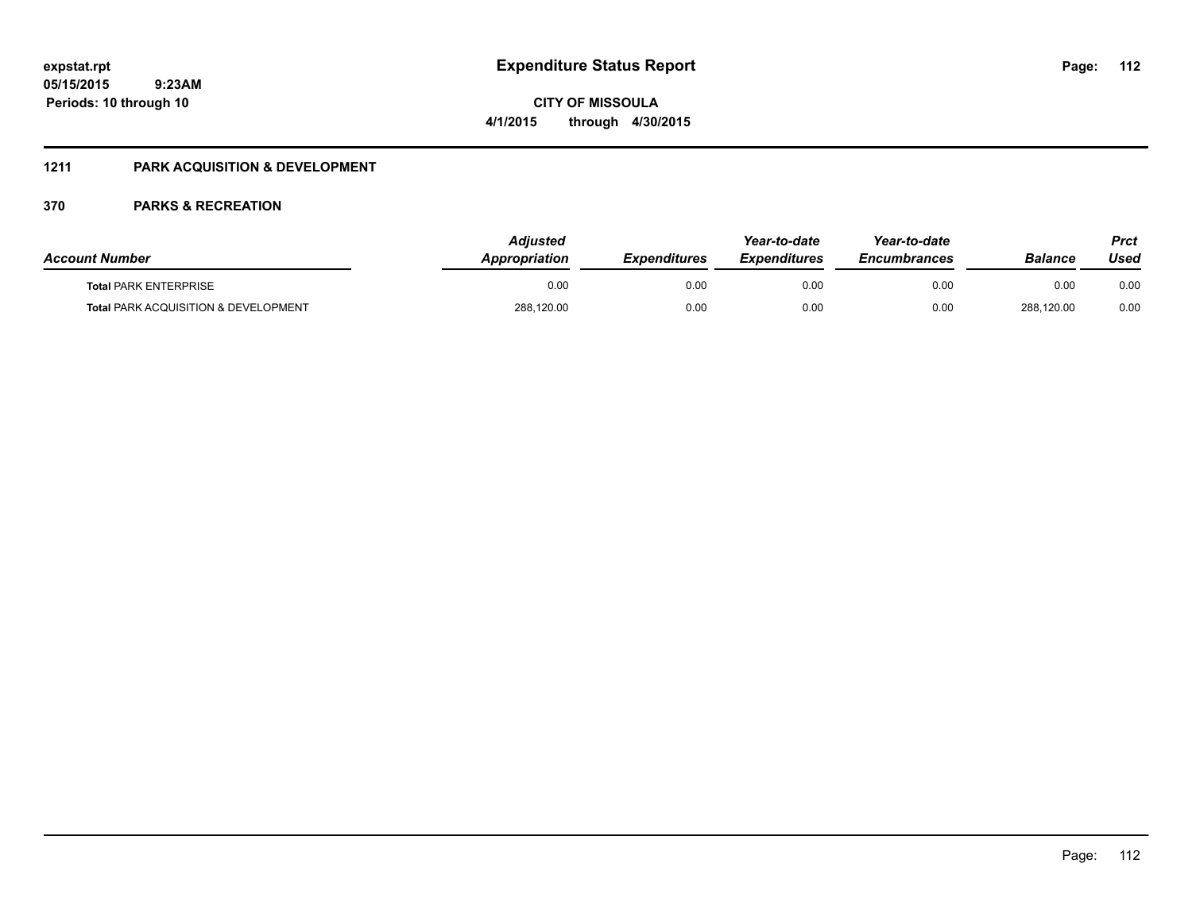# Expenditure Status Report

**CITY OF MISSOULA**

**4/1/2015 through 4/30/2015**

expstat.rpt
05/15/2015 9:23AM
Periods: 10 through 10

## 1211 PARK ACQUISITION & DEVELOPMENT

### 370 PARKS & RECREATION

| Account Number | Adjusted Appropriation | Expenditures | Year-to-date Expenditures | Year-to-date Encumbrances | Balance | Prct Used |
|---|---|---|---|---|---|---|
| **Total** PARK ENTERPRISE | 0.00 | 0.00 | 0.00 | 0.00 | 0.00 | 0.00 |
| **Total** PARK ACQUISITION & DEVELOPMENT | 288,120.00 | 0.00 | 0.00 | 0.00 | 288,120.00 | 0.00 |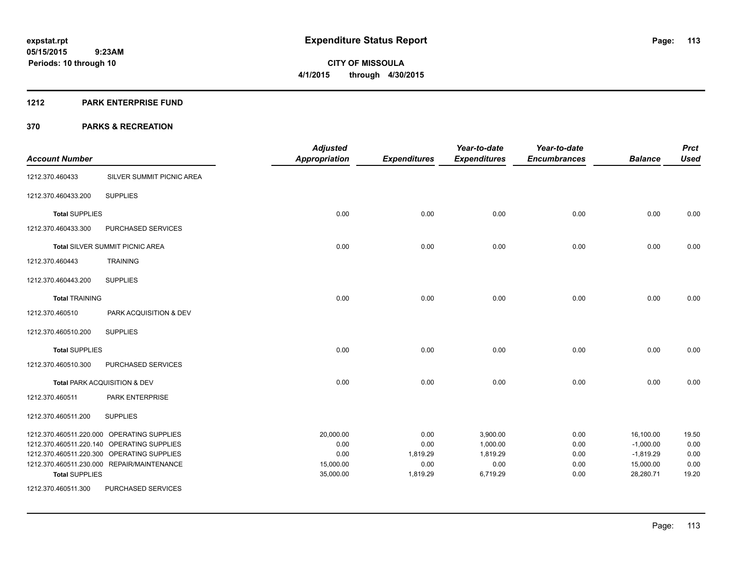# Expenditure Status Report

expstat.rpt
05/15/2015 9:23AM
Periods: 10 through 10

CITY OF MISSOULA
4/1/2015 through 4/30/2015

## 1212 PARK ENTERPRISE FUND

## 370 PARKS & RECREATION

| Account Number | | Adjusted Appropriation | Expenditures | Year-to-date Expenditures | Year-to-date Encumbrances | Balance | Prct Used |
|---|---|---|---|---|---|---|---|
| 1212.370.460433 | SILVER SUMMIT PICNIC AREA | | | | | | |
| 1212.370.460433.200 | SUPPLIES | | | | | | |
| **Total** SUPPLIES | | 0.00 | 0.00 | 0.00 | 0.00 | 0.00 | 0.00 |
| 1212.370.460433.300 | PURCHASED SERVICES | | | | | | |
| **Total** SILVER SUMMIT PICNIC AREA | | 0.00 | 0.00 | 0.00 | 0.00 | 0.00 | 0.00 |
| 1212.370.460443 | TRAINING | | | | | | |
| 1212.370.460443.200 | SUPPLIES | | | | | | |
| **Total** TRAINING | | 0.00 | 0.00 | 0.00 | 0.00 | 0.00 | 0.00 |
| 1212.370.460510 | PARK ACQUISITION & DEV | | | | | | |
| 1212.370.460510.200 | SUPPLIES | | | | | | |
| **Total** SUPPLIES | | 0.00 | 0.00 | 0.00 | 0.00 | 0.00 | 0.00 |
| 1212.370.460510.300 | PURCHASED SERVICES | | | | | | |
| **Total** PARK ACQUISITION & DEV | | 0.00 | 0.00 | 0.00 | 0.00 | 0.00 | 0.00 |
| 1212.370.460511 | PARK ENTERPRISE | | | | | | |
| 1212.370.460511.200 | SUPPLIES | | | | | | |
| 1212.370.460511.220.000 | OPERATING SUPPLIES | 20,000.00 | 0.00 | 3,900.00 | 0.00 | 16,100.00 | 19.50 |
| 1212.370.460511.220.140 | OPERATING SUPPLIES | 0.00 | 0.00 | 1,000.00 | 0.00 | -1,000.00 | 0.00 |
| 1212.370.460511.220.300 | OPERATING SUPPLIES | 0.00 | 1,819.29 | 1,819.29 | 0.00 | -1,819.29 | 0.00 |
| 1212.370.460511.230.000 | REPAIR/MAINTENANCE | 15,000.00 | 0.00 | 0.00 | 0.00 | 15,000.00 | 0.00 |
| **Total** SUPPLIES | | 35,000.00 | 1,819.29 | 6,719.29 | 0.00 | 28,280.71 | 19.20 |
| 1212.370.460511.300 | PURCHASED SERVICES | | | | | | |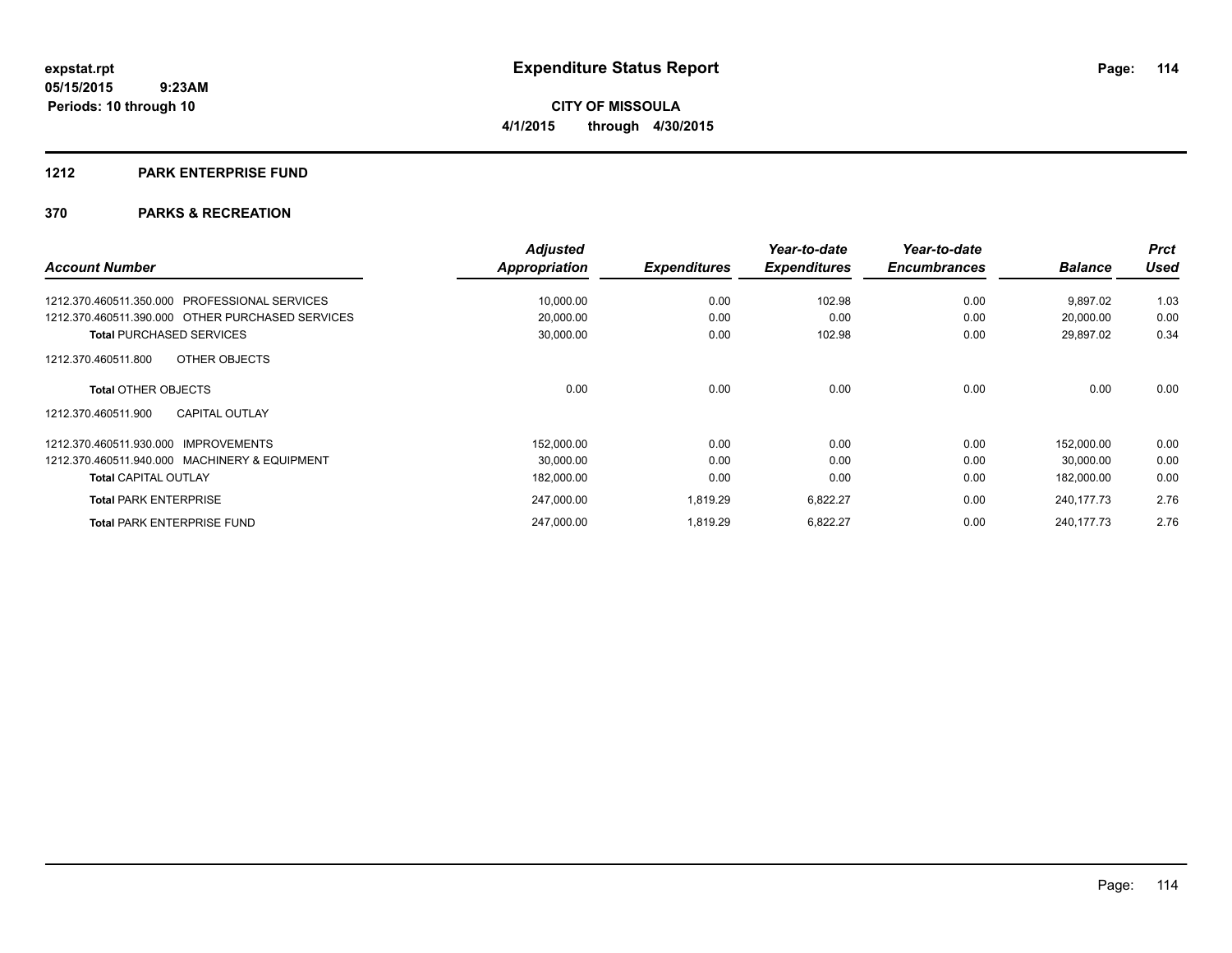# Expenditure Status Report

**CITY OF MISSOULA**

**4/1/2015 through 4/30/2015**

expstat.rpt
05/15/2015 9:23AM
Periods: 10 through 10

## 1212 PARK ENTERPRISE FUND

## 370 PARKS & RECREATION

| Account Number | Adjusted Appropriation | Expenditures | Year-to-date Expenditures | Year-to-date Encumbrances | Balance | Prct Used |
|---|---|---|---|---|---|---|
| 1212.370.460511.350.000 PROFESSIONAL SERVICES | 10,000.00 | 0.00 | 102.98 | 0.00 | 9,897.02 | 1.03 |
| 1212.370.460511.390.000 OTHER PURCHASED SERVICES | 20,000.00 | 0.00 | 0.00 | 0.00 | 20,000.00 | 0.00 |
| **Total** PURCHASED SERVICES | 30,000.00 | 0.00 | 102.98 | 0.00 | 29,897.02 | 0.34 |
| 1212.370.460511.800 OTHER OBJECTS | | | | | | |
| **Total** OTHER OBJECTS | 0.00 | 0.00 | 0.00 | 0.00 | 0.00 | 0.00 |
| 1212.370.460511.900 CAPITAL OUTLAY | | | | | | |
| 1212.370.460511.930.000 IMPROVEMENTS | 152,000.00 | 0.00 | 0.00 | 0.00 | 152,000.00 | 0.00 |
| 1212.370.460511.940.000 MACHINERY & EQUIPMENT | 30,000.00 | 0.00 | 0.00 | 0.00 | 30,000.00 | 0.00 |
| **Total** CAPITAL OUTLAY | 182,000.00 | 0.00 | 0.00 | 0.00 | 182,000.00 | 0.00 |
| **Total** PARK ENTERPRISE | 247,000.00 | 1,819.29 | 6,822.27 | 0.00 | 240,177.73 | 2.76 |
| **Total** PARK ENTERPRISE FUND | 247,000.00 | 1,819.29 | 6,822.27 | 0.00 | 240,177.73 | 2.76 |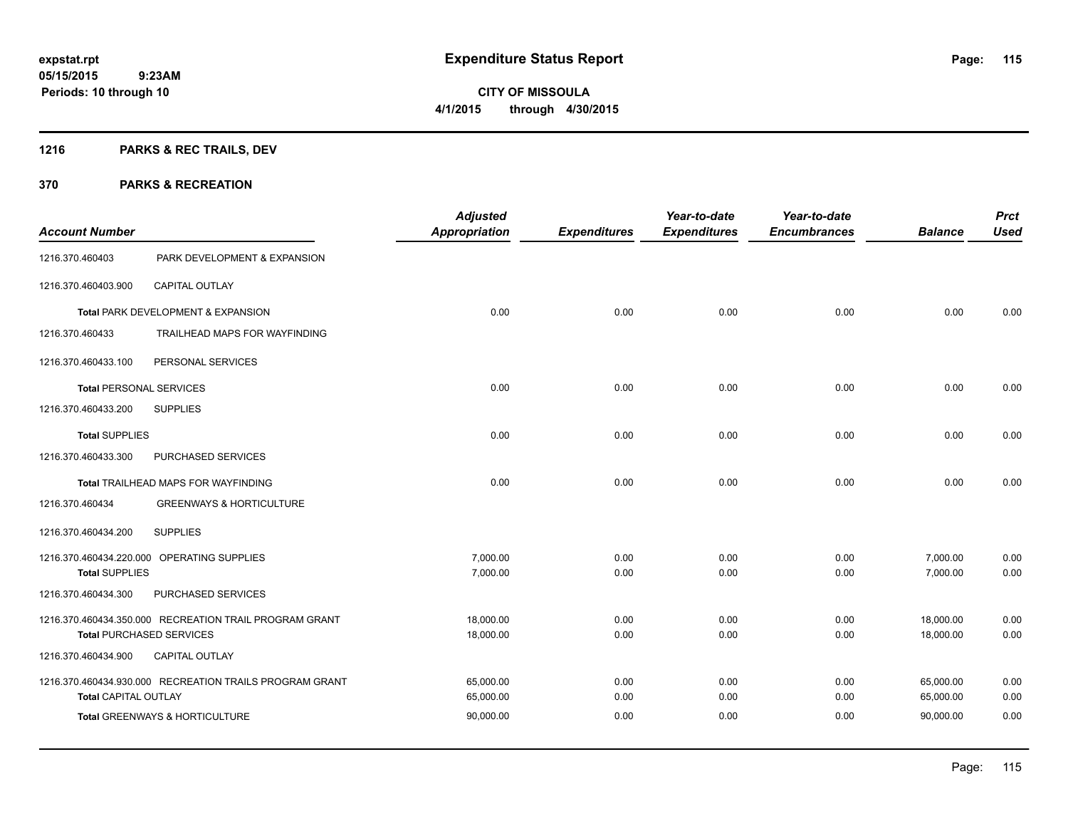**expstat.rpt**
**05/15/2015 9:23AM**
**Periods: 10 through 10**

# Expenditure Status Report

**CITY OF MISSOULA**
**4/1/2015 through 4/30/2015**

## 1216 PARKS & REC TRAILS, DEV

## 370 PARKS & RECREATION

| Account Number | | Adjusted Appropriation | Expenditures | Year-to-date Expenditures | Year-to-date Encumbrances | Balance | Prct Used |
|---|---|---|---|---|---|---|---|
| 1216.370.460403 | PARK DEVELOPMENT & EXPANSION | | | | | | |
| 1216.370.460403.900 | CAPITAL OUTLAY | | | | | | |
| **Total** PARK DEVELOPMENT & EXPANSION | | 0.00 | 0.00 | 0.00 | 0.00 | 0.00 | 0.00 |
| 1216.370.460433 | TRAILHEAD MAPS FOR WAYFINDING | | | | | | |
| 1216.370.460433.100 | PERSONAL SERVICES | | | | | | |
| **Total** PERSONAL SERVICES | | 0.00 | 0.00 | 0.00 | 0.00 | 0.00 | 0.00 |
| 1216.370.460433.200 | SUPPLIES | | | | | | |
| **Total** SUPPLIES | | 0.00 | 0.00 | 0.00 | 0.00 | 0.00 | 0.00 |
| 1216.370.460433.300 | PURCHASED SERVICES | | | | | | |
| **Total** TRAILHEAD MAPS FOR WAYFINDING | | 0.00 | 0.00 | 0.00 | 0.00 | 0.00 | 0.00 |
| 1216.370.460434 | GREENWAYS & HORTICULTURE | | | | | | |
| 1216.370.460434.200 | SUPPLIES | | | | | | |
| 1216.370.460434.220.000 | OPERATING SUPPLIES | 7,000.00 | 0.00 | 0.00 | 0.00 | 7,000.00 | 0.00 |
| **Total** SUPPLIES | | 7,000.00 | 0.00 | 0.00 | 0.00 | 7,000.00 | 0.00 |
| 1216.370.460434.300 | PURCHASED SERVICES | | | | | | |
| 1216.370.460434.350.000 | RECREATION TRAIL PROGRAM GRANT | 18,000.00 | 0.00 | 0.00 | 0.00 | 18,000.00 | 0.00 |
| **Total** PURCHASED SERVICES | | 18,000.00 | 0.00 | 0.00 | 0.00 | 18,000.00 | 0.00 |
| 1216.370.460434.900 | CAPITAL OUTLAY | | | | | | |
| 1216.370.460434.930.000 | RECREATION TRAILS PROGRAM GRANT | 65,000.00 | 0.00 | 0.00 | 0.00 | 65,000.00 | 0.00 |
| **Total** CAPITAL OUTLAY | | 65,000.00 | 0.00 | 0.00 | 0.00 | 65,000.00 | 0.00 |
| **Total** GREENWAYS & HORTICULTURE | | 90,000.00 | 0.00 | 0.00 | 0.00 | 90,000.00 | 0.00 |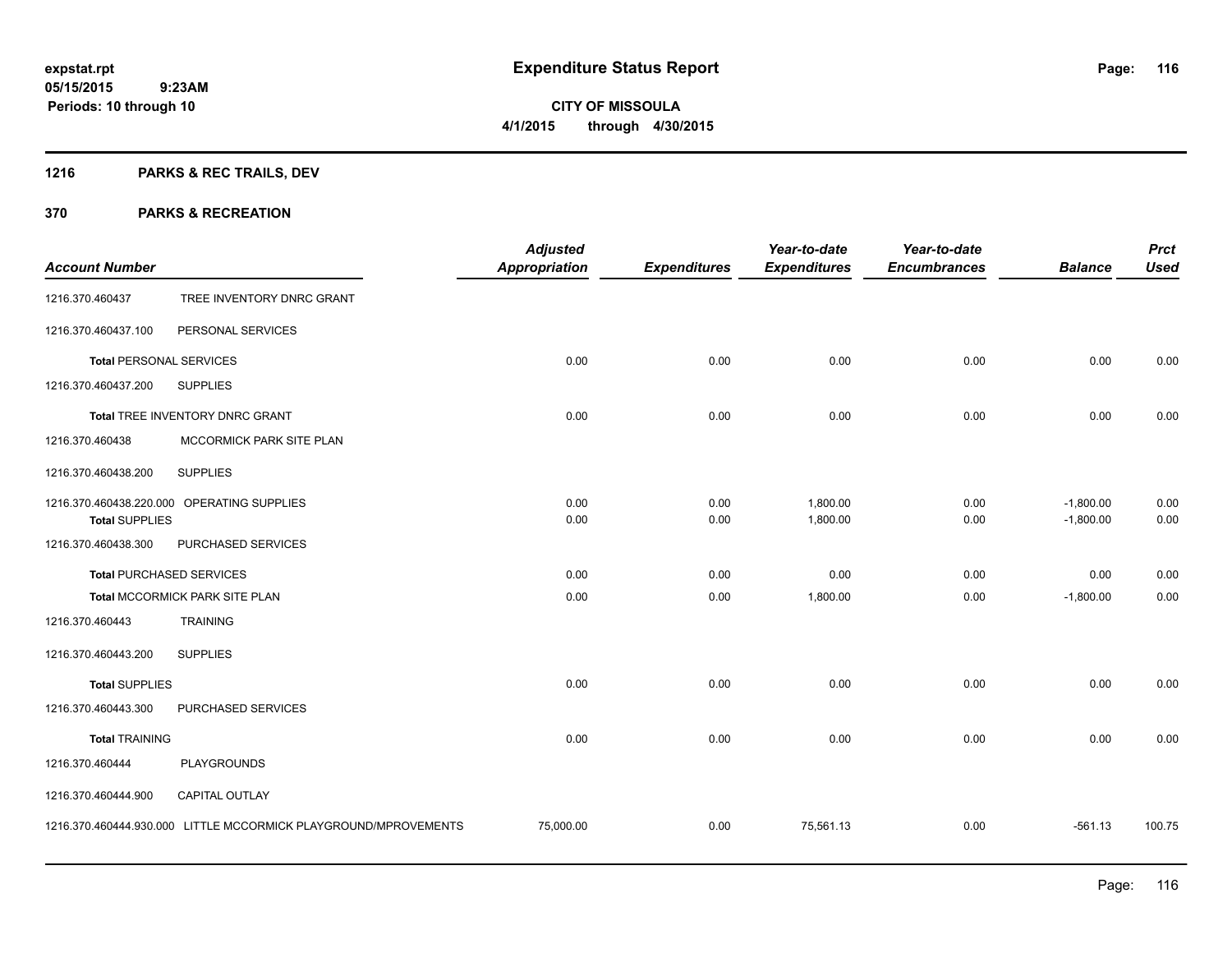# Expenditure Status Report

**CITY OF MISSOULA**

**4/1/2015 through 4/30/2015**

expstat.rpt
05/15/2015 9:23AM
Periods: 10 through 10

## 1216 PARKS & REC TRAILS, DEV

## 370 PARKS & RECREATION

| Account Number | | Adjusted Appropriation | Expenditures | Year-to-date Expenditures | Year-to-date Encumbrances | Balance | Prct Used |
|---|---|---|---|---|---|---|---|
| 1216.370.460437 | TREE INVENTORY DNRC GRANT | | | | | | |
| 1216.370.460437.100 | PERSONAL SERVICES | | | | | | |
| **Total** PERSONAL SERVICES | | 0.00 | 0.00 | 0.00 | 0.00 | 0.00 | 0.00 |
| 1216.370.460437.200 | SUPPLIES | | | | | | |
| **Total** TREE INVENTORY DNRC GRANT | | 0.00 | 0.00 | 0.00 | 0.00 | 0.00 | 0.00 |
| 1216.370.460438 | MCCORMICK PARK SITE PLAN | | | | | | |
| 1216.370.460438.200 | SUPPLIES | | | | | | |
| 1216.370.460438.220.000 | OPERATING SUPPLIES | 0.00 | 0.00 | 1,800.00 | 0.00 | -1,800.00 | 0.00 |
| **Total** SUPPLIES | | 0.00 | 0.00 | 1,800.00 | 0.00 | -1,800.00 | 0.00 |
| 1216.370.460438.300 | PURCHASED SERVICES | | | | | | |
| **Total** PURCHASED SERVICES | | 0.00 | 0.00 | 0.00 | 0.00 | 0.00 | 0.00 |
| **Total** MCCORMICK PARK SITE PLAN | | 0.00 | 0.00 | 1,800.00 | 0.00 | -1,800.00 | 0.00 |
| 1216.370.460443 | TRAINING | | | | | | |
| 1216.370.460443.200 | SUPPLIES | | | | | | |
| **Total** SUPPLIES | | 0.00 | 0.00 | 0.00 | 0.00 | 0.00 | 0.00 |
| 1216.370.460443.300 | PURCHASED SERVICES | | | | | | |
| **Total** TRAINING | | 0.00 | 0.00 | 0.00 | 0.00 | 0.00 | 0.00 |
| 1216.370.460444 | PLAYGROUNDS | | | | | | |
| 1216.370.460444.900 | CAPITAL OUTLAY | | | | | | |
| 1216.370.460444.930.000 | LITTLE MCCORMICK PLAYGROUND/MPROVEMENTS | 75,000.00 | 0.00 | 75,561.13 | 0.00 | -561.13 | 100.75 |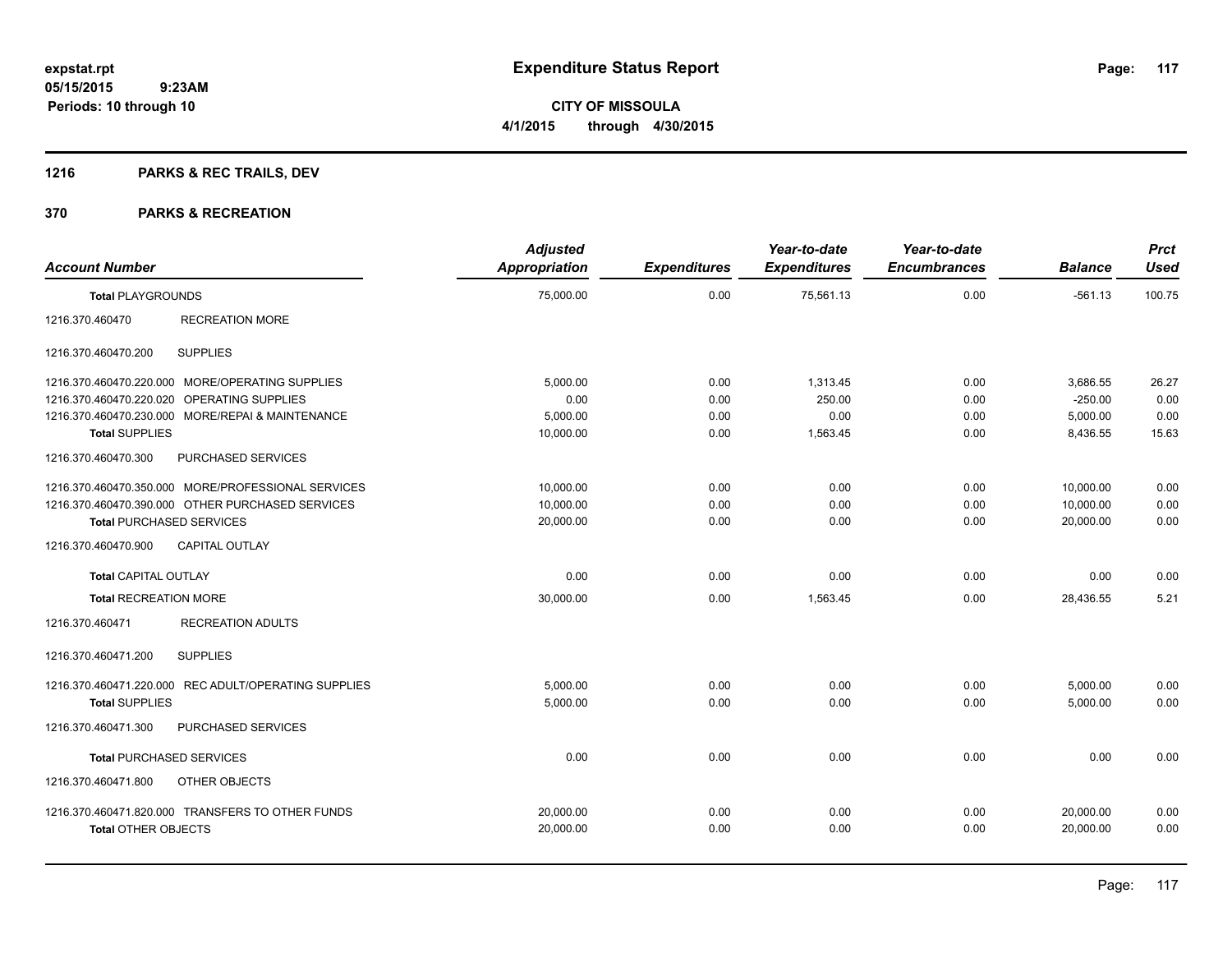# Expenditure Status Report

expstat.rpt
05/15/2015 9:23AM
Periods: 10 through 10

**CITY OF MISSOULA**
**4/1/2015 through 4/30/2015**

## 1216 PARKS & REC TRAILS, DEV

## 370 PARKS & RECREATION

| Account Number | Adjusted Appropriation | Expenditures | Year-to-date Expenditures | Year-to-date Encumbrances | Balance | Prct Used |
|---|---|---|---|---|---|---|
| **Total PLAYGROUNDS** | 75,000.00 | 0.00 | 75,561.13 | 0.00 | -561.13 | 100.75 |
| 1216.370.460470 RECREATION MORE | | | | | | |
| 1216.370.460470.200 SUPPLIES | | | | | | |
| 1216.370.460470.220.000 MORE/OPERATING SUPPLIES | 5,000.00 | 0.00 | 1,313.45 | 0.00 | 3,686.55 | 26.27 |
| 1216.370.460470.220.020 OPERATING SUPPLIES | 0.00 | 0.00 | 250.00 | 0.00 | -250.00 | 0.00 |
| 1216.370.460470.230.000 MORE/REPAI & MAINTENANCE | 5,000.00 | 0.00 | 0.00 | 0.00 | 5,000.00 | 0.00 |
| **Total SUPPLIES** | 10,000.00 | 0.00 | 1,563.45 | 0.00 | 8,436.55 | 15.63 |
| 1216.370.460470.300 PURCHASED SERVICES | | | | | | |
| 1216.370.460470.350.000 MORE/PROFESSIONAL SERVICES | 10,000.00 | 0.00 | 0.00 | 0.00 | 10,000.00 | 0.00 |
| 1216.370.460470.390.000 OTHER PURCHASED SERVICES | 10,000.00 | 0.00 | 0.00 | 0.00 | 10,000.00 | 0.00 |
| **Total PURCHASED SERVICES** | 20,000.00 | 0.00 | 0.00 | 0.00 | 20,000.00 | 0.00 |
| 1216.370.460470.900 CAPITAL OUTLAY | | | | | | |
| **Total CAPITAL OUTLAY** | 0.00 | 0.00 | 0.00 | 0.00 | 0.00 | 0.00 |
| **Total RECREATION MORE** | 30,000.00 | 0.00 | 1,563.45 | 0.00 | 28,436.55 | 5.21 |
| 1216.370.460471 RECREATION ADULTS | | | | | | |
| 1216.370.460471.200 SUPPLIES | | | | | | |
| 1216.370.460471.220.000 REC ADULT/OPERATING SUPPLIES | 5,000.00 | 0.00 | 0.00 | 0.00 | 5,000.00 | 0.00 |
| **Total SUPPLIES** | 5,000.00 | 0.00 | 0.00 | 0.00 | 5,000.00 | 0.00 |
| 1216.370.460471.300 PURCHASED SERVICES | | | | | | |
| **Total PURCHASED SERVICES** | 0.00 | 0.00 | 0.00 | 0.00 | 0.00 | 0.00 |
| 1216.370.460471.800 OTHER OBJECTS | | | | | | |
| 1216.370.460471.820.000 TRANSFERS TO OTHER FUNDS | 20,000.00 | 0.00 | 0.00 | 0.00 | 20,000.00 | 0.00 |
| **Total OTHER OBJECTS** | 20,000.00 | 0.00 | 0.00 | 0.00 | 20,000.00 | 0.00 |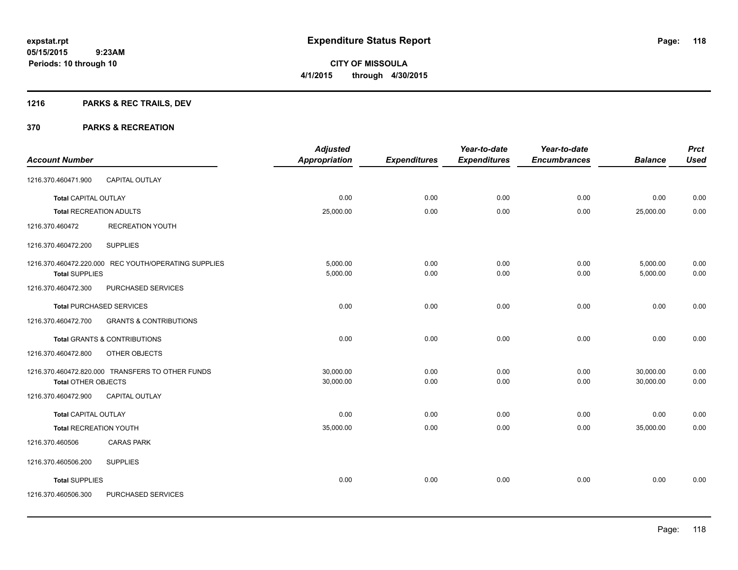# Expenditure Status Report

**CITY OF MISSOULA**

**4/1/2015 through 4/30/2015**

expstat.rpt
05/15/2015 9:23AM
Periods: 10 through 10

## 1216 PARKS & REC TRAILS, DEV

## 370 PARKS & RECREATION

| Account Number | | Adjusted Appropriation | Expenditures | Year-to-date Expenditures | Year-to-date Encumbrances | Balance | Prct Used |
|---|---|---|---|---|---|---|---|
| 1216.370.460471.900 | CAPITAL OUTLAY | | | | | | |
| **Total** CAPITAL OUTLAY | | 0.00 | 0.00 | 0.00 | 0.00 | 0.00 | 0.00 |
| **Total** RECREATION ADULTS | | 25,000.00 | 0.00 | 0.00 | 0.00 | 25,000.00 | 0.00 |
| 1216.370.460472 | RECREATION YOUTH | | | | | | |
| 1216.370.460472.200 | SUPPLIES | | | | | | |
| 1216.370.460472.220.000 | REC YOUTH/OPERATING SUPPLIES | 5,000.00 | 0.00 | 0.00 | 0.00 | 5,000.00 | 0.00 |
| **Total** SUPPLIES | | 5,000.00 | 0.00 | 0.00 | 0.00 | 5,000.00 | 0.00 |
| 1216.370.460472.300 | PURCHASED SERVICES | | | | | | |
| **Total** PURCHASED SERVICES | | 0.00 | 0.00 | 0.00 | 0.00 | 0.00 | 0.00 |
| 1216.370.460472.700 | GRANTS & CONTRIBUTIONS | | | | | | |
| **Total** GRANTS & CONTRIBUTIONS | | 0.00 | 0.00 | 0.00 | 0.00 | 0.00 | 0.00 |
| 1216.370.460472.800 | OTHER OBJECTS | | | | | | |
| 1216.370.460472.820.000 | TRANSFERS TO OTHER FUNDS | 30,000.00 | 0.00 | 0.00 | 0.00 | 30,000.00 | 0.00 |
| **Total** OTHER OBJECTS | | 30,000.00 | 0.00 | 0.00 | 0.00 | 30,000.00 | 0.00 |
| 1216.370.460472.900 | CAPITAL OUTLAY | | | | | | |
| **Total** CAPITAL OUTLAY | | 0.00 | 0.00 | 0.00 | 0.00 | 0.00 | 0.00 |
| **Total** RECREATION YOUTH | | 35,000.00 | 0.00 | 0.00 | 0.00 | 35,000.00 | 0.00 |
| 1216.370.460506 | CARAS PARK | | | | | | |
| 1216.370.460506.200 | SUPPLIES | | | | | | |
| **Total** SUPPLIES | | 0.00 | 0.00 | 0.00 | 0.00 | 0.00 | 0.00 |
| 1216.370.460506.300 | PURCHASED SERVICES | | | | | | |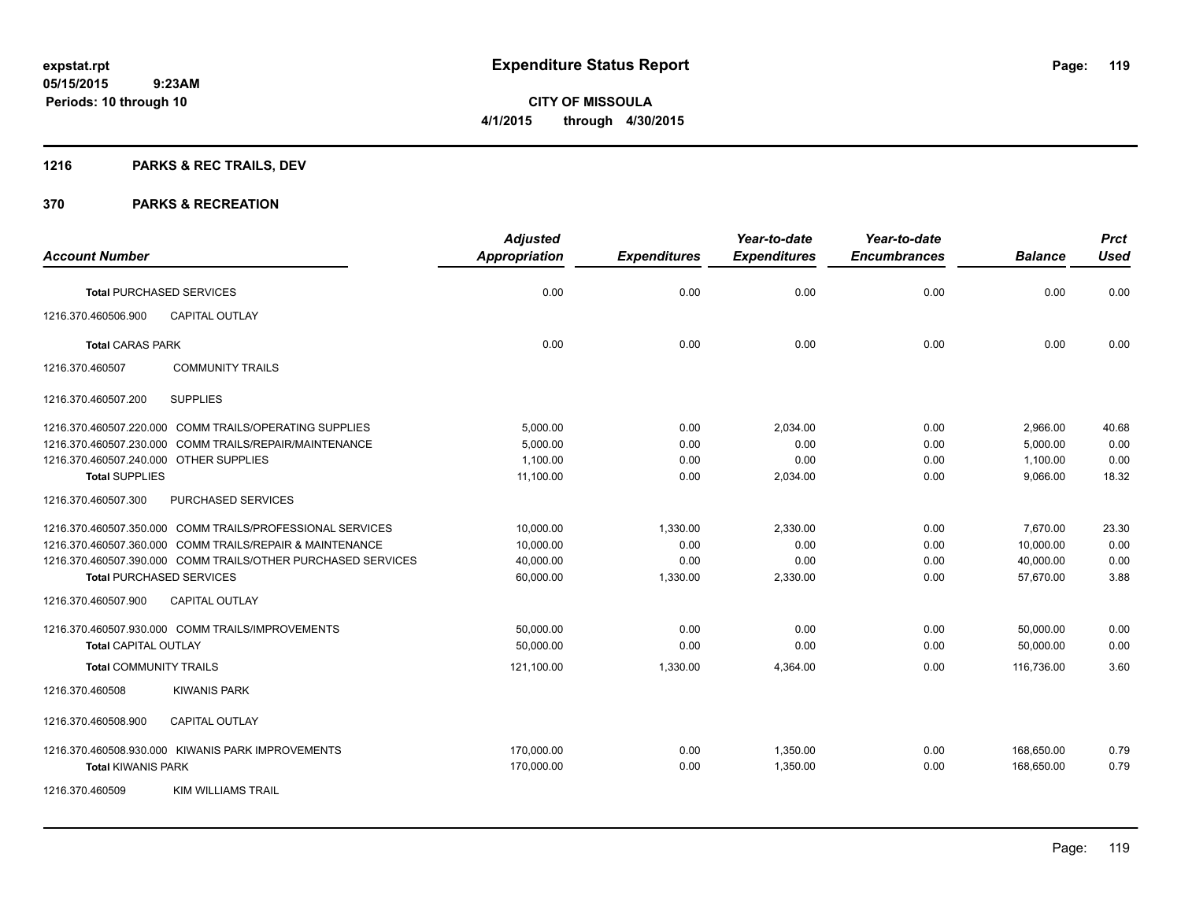**expstat.rpt**
**05/15/2015 9:23AM**
**Periods: 10 through 10**

# Expenditure Status Report

**CITY OF MISSOULA**
**4/1/2015 through 4/30/2015**

## 1216 PARKS & REC TRAILS, DEV

## 370 PARKS & RECREATION

| Account Number | | Adjusted Appropriation | Expenditures | Year-to-date Expenditures | Year-to-date Encumbrances | Balance | Prct Used |
|---|---|---|---|---|---|---|---|
| **Total** PURCHASED SERVICES | | 0.00 | 0.00 | 0.00 | 0.00 | 0.00 | 0.00 |
| 1216.370.460506.900 | CAPITAL OUTLAY | | | | | | |
| **Total** CARAS PARK | | 0.00 | 0.00 | 0.00 | 0.00 | 0.00 | 0.00 |
| 1216.370.460507 | COMMUNITY TRAILS | | | | | | |
| 1216.370.460507.200 | SUPPLIES | | | | | | |
| 1216.370.460507.220.000 | COMM TRAILS/OPERATING SUPPLIES | 5,000.00 | 0.00 | 2,034.00 | 0.00 | 2,966.00 | 40.68 |
| 1216.370.460507.230.000 | COMM TRAILS/REPAIR/MAINTENANCE | 5,000.00 | 0.00 | 0.00 | 0.00 | 5,000.00 | 0.00 |
| 1216.370.460507.240.000 | OTHER SUPPLIES | 1,100.00 | 0.00 | 0.00 | 0.00 | 1,100.00 | 0.00 |
| **Total** SUPPLIES | | 11,100.00 | 0.00 | 2,034.00 | 0.00 | 9,066.00 | 18.32 |
| 1216.370.460507.300 | PURCHASED SERVICES | | | | | | |
| 1216.370.460507.350.000 | COMM TRAILS/PROFESSIONAL SERVICES | 10,000.00 | 1,330.00 | 2,330.00 | 0.00 | 7,670.00 | 23.30 |
| 1216.370.460507.360.000 | COMM TRAILS/REPAIR & MAINTENANCE | 10,000.00 | 0.00 | 0.00 | 0.00 | 10,000.00 | 0.00 |
| 1216.370.460507.390.000 | COMM TRAILS/OTHER PURCHASED SERVICES | 40,000.00 | 0.00 | 0.00 | 0.00 | 40,000.00 | 0.00 |
| **Total** PURCHASED SERVICES | | 60,000.00 | 1,330.00 | 2,330.00 | 0.00 | 57,670.00 | 3.88 |
| 1216.370.460507.900 | CAPITAL OUTLAY | | | | | | |
| 1216.370.460507.930.000 | COMM TRAILS/IMPROVEMENTS | 50,000.00 | 0.00 | 0.00 | 0.00 | 50,000.00 | 0.00 |
| **Total** CAPITAL OUTLAY | | 50,000.00 | 0.00 | 0.00 | 0.00 | 50,000.00 | 0.00 |
| **Total** COMMUNITY TRAILS | | 121,100.00 | 1,330.00 | 4,364.00 | 0.00 | 116,736.00 | 3.60 |
| 1216.370.460508 | KIWANIS PARK | | | | | | |
| 1216.370.460508.900 | CAPITAL OUTLAY | | | | | | |
| 1216.370.460508.930.000 | KIWANIS PARK IMPROVEMENTS | 170,000.00 | 0.00 | 1,350.00 | 0.00 | 168,650.00 | 0.79 |
| **Total** KIWANIS PARK | | 170,000.00 | 0.00 | 1,350.00 | 0.00 | 168,650.00 | 0.79 |
| 1216.370.460509 | KIM WILLIAMS TRAIL | | | | | | |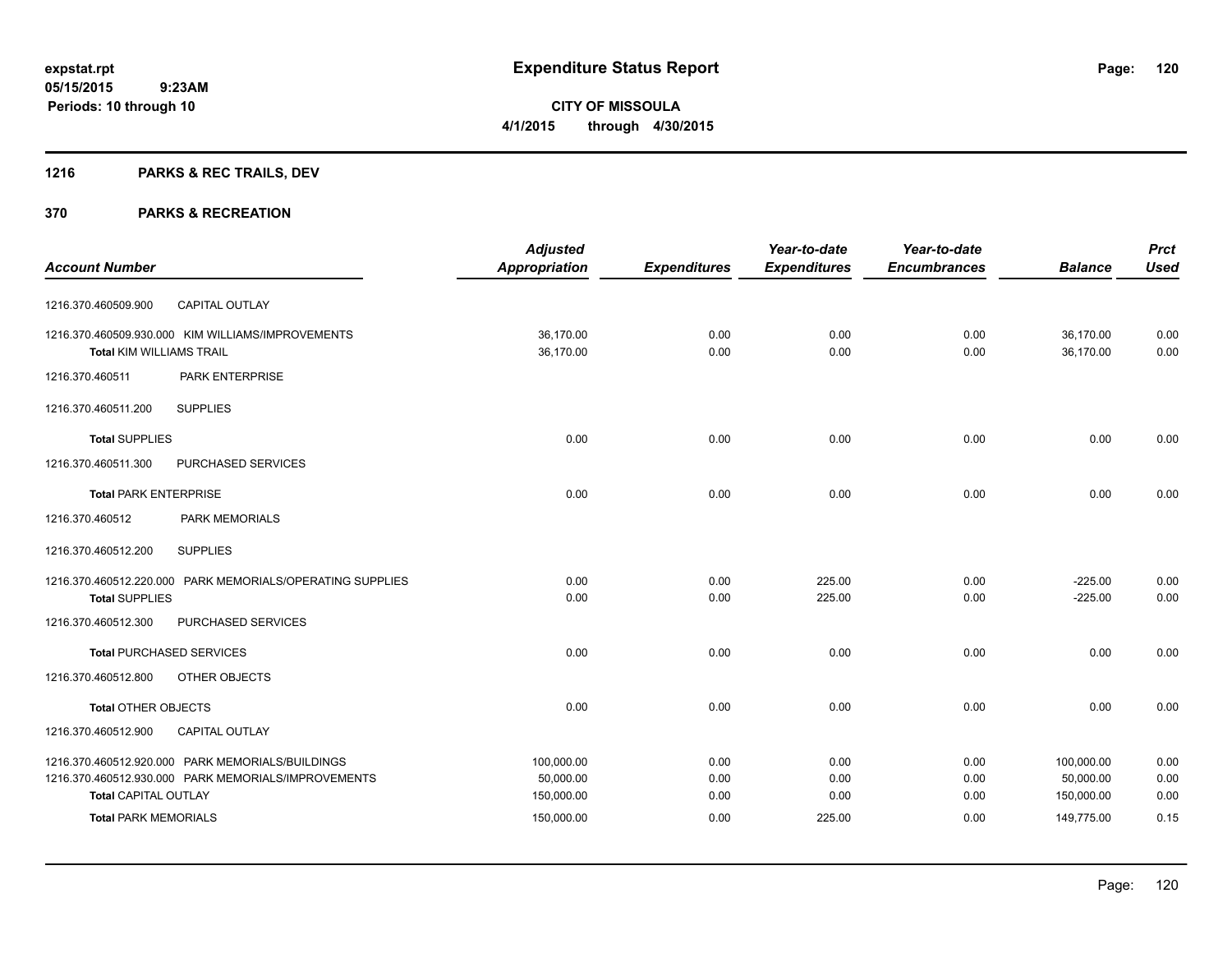**expstat.rpt**
**05/15/2015 9:23AM**
**Periods: 10 through 10**

# Expenditure Status Report

**CITY OF MISSOULA**
**4/1/2015 through 4/30/2015**

## 1216 PARKS & REC TRAILS, DEV

## 370 PARKS & RECREATION

| Account Number | | Adjusted Appropriation | Expenditures | Year-to-date Expenditures | Year-to-date Encumbrances | Balance | Prct Used |
|---|---|---|---|---|---|---|---|
| 1216.370.460509.900 | CAPITAL OUTLAY | | | | | | |
| 1216.370.460509.930.000 | KIM WILLIAMS/IMPROVEMENTS | 36,170.00 | 0.00 | 0.00 | 0.00 | 36,170.00 | 0.00 |
| **Total** KIM WILLIAMS TRAIL | | 36,170.00 | 0.00 | 0.00 | 0.00 | 36,170.00 | 0.00 |
| 1216.370.460511 | PARK ENTERPRISE | | | | | | |
| 1216.370.460511.200 | SUPPLIES | | | | | | |
| **Total** SUPPLIES | | 0.00 | 0.00 | 0.00 | 0.00 | 0.00 | 0.00 |
| 1216.370.460511.300 | PURCHASED SERVICES | | | | | | |
| **Total** PARK ENTERPRISE | | 0.00 | 0.00 | 0.00 | 0.00 | 0.00 | 0.00 |
| 1216.370.460512 | PARK MEMORIALS | | | | | | |
| 1216.370.460512.200 | SUPPLIES | | | | | | |
| 1216.370.460512.220.000 | PARK MEMORIALS/OPERATING SUPPLIES | 0.00 | 0.00 | 225.00 | 0.00 | -225.00 | 0.00 |
| **Total** SUPPLIES | | 0.00 | 0.00 | 225.00 | 0.00 | -225.00 | 0.00 |
| 1216.370.460512.300 | PURCHASED SERVICES | | | | | | |
| **Total** PURCHASED SERVICES | | 0.00 | 0.00 | 0.00 | 0.00 | 0.00 | 0.00 |
| 1216.370.460512.800 | OTHER OBJECTS | | | | | | |
| **Total** OTHER OBJECTS | | 0.00 | 0.00 | 0.00 | 0.00 | 0.00 | 0.00 |
| 1216.370.460512.900 | CAPITAL OUTLAY | | | | | | |
| 1216.370.460512.920.000 | PARK MEMORIALS/BUILDINGS | 100,000.00 | 0.00 | 0.00 | 0.00 | 100,000.00 | 0.00 |
| 1216.370.460512.930.000 | PARK MEMORIALS/IMPROVEMENTS | 50,000.00 | 0.00 | 0.00 | 0.00 | 50,000.00 | 0.00 |
| **Total** CAPITAL OUTLAY | | 150,000.00 | 0.00 | 0.00 | 0.00 | 150,000.00 | 0.00 |
| **Total** PARK MEMORIALS | | 150,000.00 | 0.00 | 225.00 | 0.00 | 149,775.00 | 0.15 |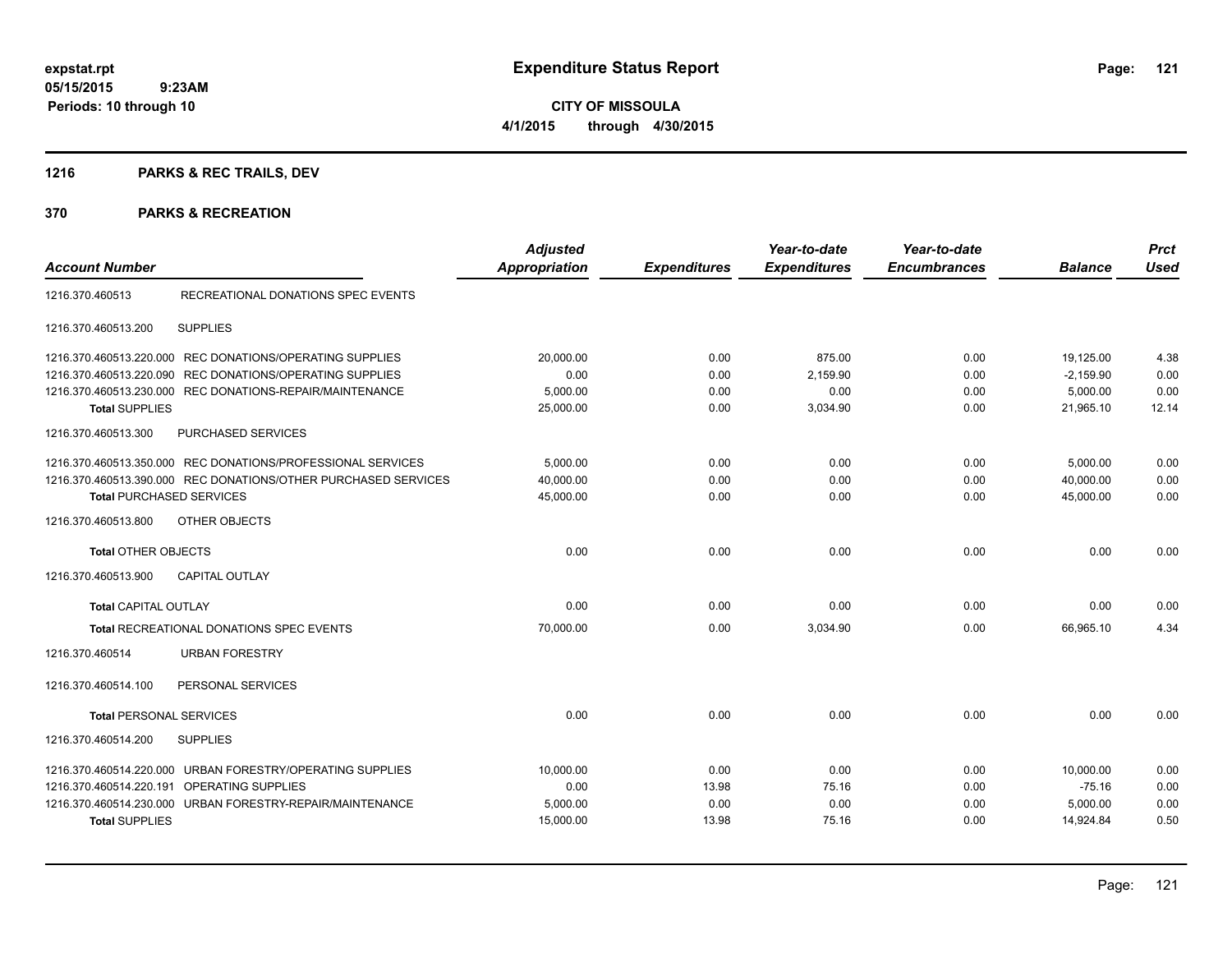**expstat.rpt**
**05/15/2015 9:23AM**
**Periods: 10 through 10**

# Expenditure Status Report

**CITY OF MISSOULA**
**4/1/2015 through 4/30/2015**

## 1216 PARKS & REC TRAILS, DEV

## 370 PARKS & RECREATION

| Account Number | | Adjusted Appropriation | Expenditures | Year-to-date Expenditures | Year-to-date Encumbrances | Balance | Prct Used |
|---|---|---|---|---|---|---|---|
| 1216.370.460513 | RECREATIONAL DONATIONS SPEC EVENTS | | | | | | |
| 1216.370.460513.200 | SUPPLIES | | | | | | |
| 1216.370.460513.220.000 | REC DONATIONS/OPERATING SUPPLIES | 20,000.00 | 0.00 | 875.00 | 0.00 | 19,125.00 | 4.38 |
| 1216.370.460513.220.090 | REC DONATIONS/OPERATING SUPPLIES | 0.00 | 0.00 | 2,159.90 | 0.00 | -2,159.90 | 0.00 |
| 1216.370.460513.230.000 | REC DONATIONS-REPAIR/MAINTENANCE | 5,000.00 | 0.00 | 0.00 | 0.00 | 5,000.00 | 0.00 |
| **Total** SUPPLIES | | 25,000.00 | 0.00 | 3,034.90 | 0.00 | 21,965.10 | 12.14 |
| 1216.370.460513.300 | PURCHASED SERVICES | | | | | | |
| 1216.370.460513.350.000 | REC DONATIONS/PROFESSIONAL SERVICES | 5,000.00 | 0.00 | 0.00 | 0.00 | 5,000.00 | 0.00 |
| 1216.370.460513.390.000 | REC DONATIONS/OTHER PURCHASED SERVICES | 40,000.00 | 0.00 | 0.00 | 0.00 | 40,000.00 | 0.00 |
| **Total** PURCHASED SERVICES | | 45,000.00 | 0.00 | 0.00 | 0.00 | 45,000.00 | 0.00 |
| 1216.370.460513.800 | OTHER OBJECTS | | | | | | |
| **Total** OTHER OBJECTS | | 0.00 | 0.00 | 0.00 | 0.00 | 0.00 | 0.00 |
| 1216.370.460513.900 | CAPITAL OUTLAY | | | | | | |
| **Total** CAPITAL OUTLAY | | 0.00 | 0.00 | 0.00 | 0.00 | 0.00 | 0.00 |
| **Total** RECREATIONAL DONATIONS SPEC EVENTS | | 70,000.00 | 0.00 | 3,034.90 | 0.00 | 66,965.10 | 4.34 |
| 1216.370.460514 | URBAN FORESTRY | | | | | | |
| 1216.370.460514.100 | PERSONAL SERVICES | | | | | | |
| **Total** PERSONAL SERVICES | | 0.00 | 0.00 | 0.00 | 0.00 | 0.00 | 0.00 |
| 1216.370.460514.200 | SUPPLIES | | | | | | |
| 1216.370.460514.220.000 | URBAN FORESTRY/OPERATING SUPPLIES | 10,000.00 | 0.00 | 0.00 | 0.00 | 10,000.00 | 0.00 |
| 1216.370.460514.220.191 | OPERATING SUPPLIES | 0.00 | 13.98 | 75.16 | 0.00 | -75.16 | 0.00 |
| 1216.370.460514.230.000 | URBAN FORESTRY-REPAIR/MAINTENANCE | 5,000.00 | 0.00 | 0.00 | 0.00 | 5,000.00 | 0.00 |
| **Total** SUPPLIES | | 15,000.00 | 13.98 | 75.16 | 0.00 | 14,924.84 | 0.50 |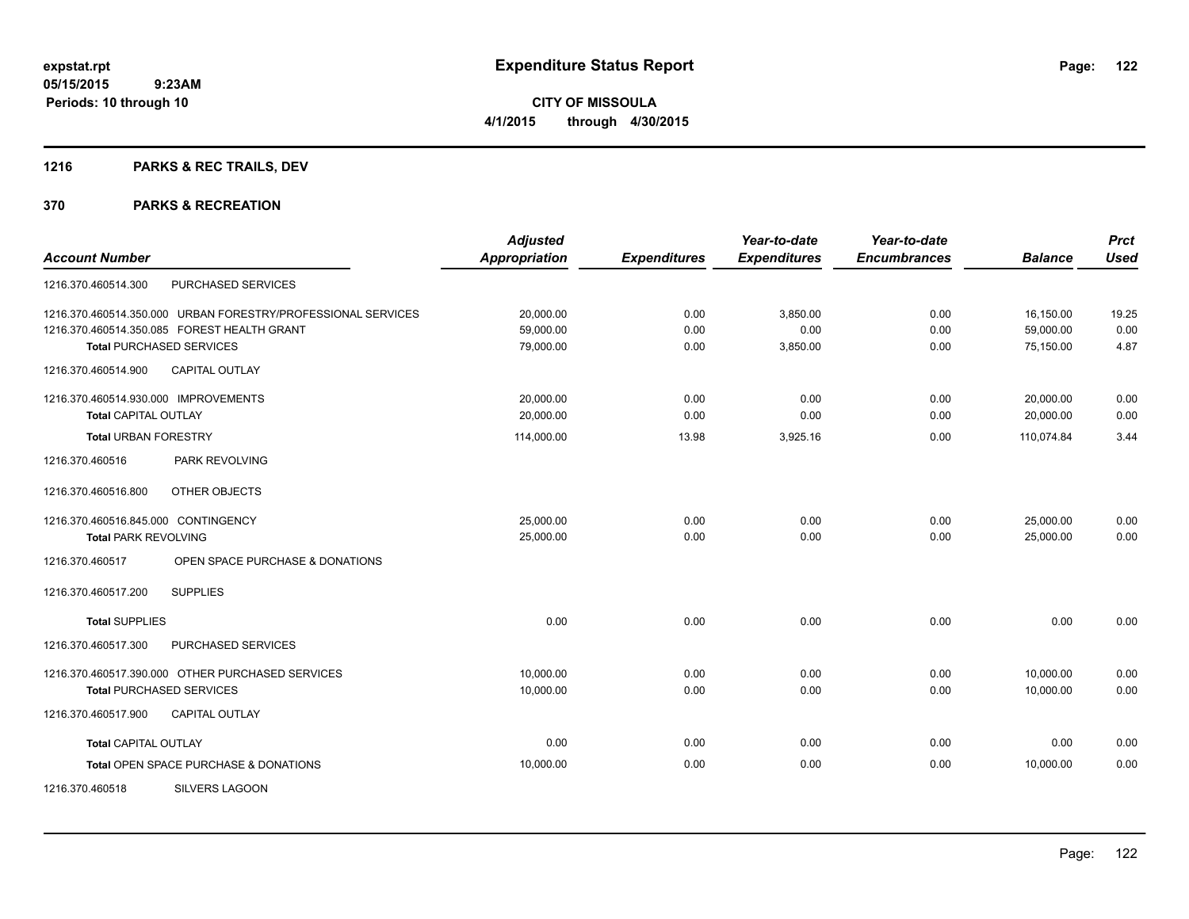**expstat.rpt**
**05/15/2015 9:23AM**
**Periods: 10 through 10**

# Expenditure Status Report

**CITY OF MISSOULA**
**4/1/2015 through 4/30/2015**

## 1216 PARKS & REC TRAILS, DEV

## 370 PARKS & RECREATION

| Account Number | Adjusted Appropriation | Expenditures | Year-to-date Expenditures | Year-to-date Encumbrances | Balance | Prct Used |
|---|---|---|---|---|---|---|
| 1216.370.460514.300 PURCHASED SERVICES | | | | | | |
| 1216.370.460514.350.000 URBAN FORESTRY/PROFESSIONAL SERVICES | 20,000.00 | 0.00 | 3,850.00 | 0.00 | 16,150.00 | 19.25 |
| 1216.370.460514.350.085 FOREST HEALTH GRANT | 59,000.00 | 0.00 | 0.00 | 0.00 | 59,000.00 | 0.00 |
| **Total** PURCHASED SERVICES | 79,000.00 | 0.00 | 3,850.00 | 0.00 | 75,150.00 | 4.87 |
| 1216.370.460514.900 CAPITAL OUTLAY | | | | | | |
| 1216.370.460514.930.000 IMPROVEMENTS | 20,000.00 | 0.00 | 0.00 | 0.00 | 20,000.00 | 0.00 |
| **Total** CAPITAL OUTLAY | 20,000.00 | 0.00 | 0.00 | 0.00 | 20,000.00 | 0.00 |
| **Total** URBAN FORESTRY | 114,000.00 | 13.98 | 3,925.16 | 0.00 | 110,074.84 | 3.44 |
| 1216.370.460516 PARK REVOLVING | | | | | | |
| 1216.370.460516.800 OTHER OBJECTS | | | | | | |
| 1216.370.460516.845.000 CONTINGENCY | 25,000.00 | 0.00 | 0.00 | 0.00 | 25,000.00 | 0.00 |
| **Total** PARK REVOLVING | 25,000.00 | 0.00 | 0.00 | 0.00 | 25,000.00 | 0.00 |
| 1216.370.460517 OPEN SPACE PURCHASE & DONATIONS | | | | | | |
| 1216.370.460517.200 SUPPLIES | | | | | | |
| **Total** SUPPLIES | 0.00 | 0.00 | 0.00 | 0.00 | 0.00 | 0.00 |
| 1216.370.460517.300 PURCHASED SERVICES | | | | | | |
| 1216.370.460517.390.000 OTHER PURCHASED SERVICES | 10,000.00 | 0.00 | 0.00 | 0.00 | 10,000.00 | 0.00 |
| **Total** PURCHASED SERVICES | 10,000.00 | 0.00 | 0.00 | 0.00 | 10,000.00 | 0.00 |
| 1216.370.460517.900 CAPITAL OUTLAY | | | | | | |
| **Total** CAPITAL OUTLAY | 0.00 | 0.00 | 0.00 | 0.00 | 0.00 | 0.00 |
| **Total** OPEN SPACE PURCHASE & DONATIONS | 10,000.00 | 0.00 | 0.00 | 0.00 | 10,000.00 | 0.00 |
| 1216.370.460518 SILVERS LAGOON | | | | | | |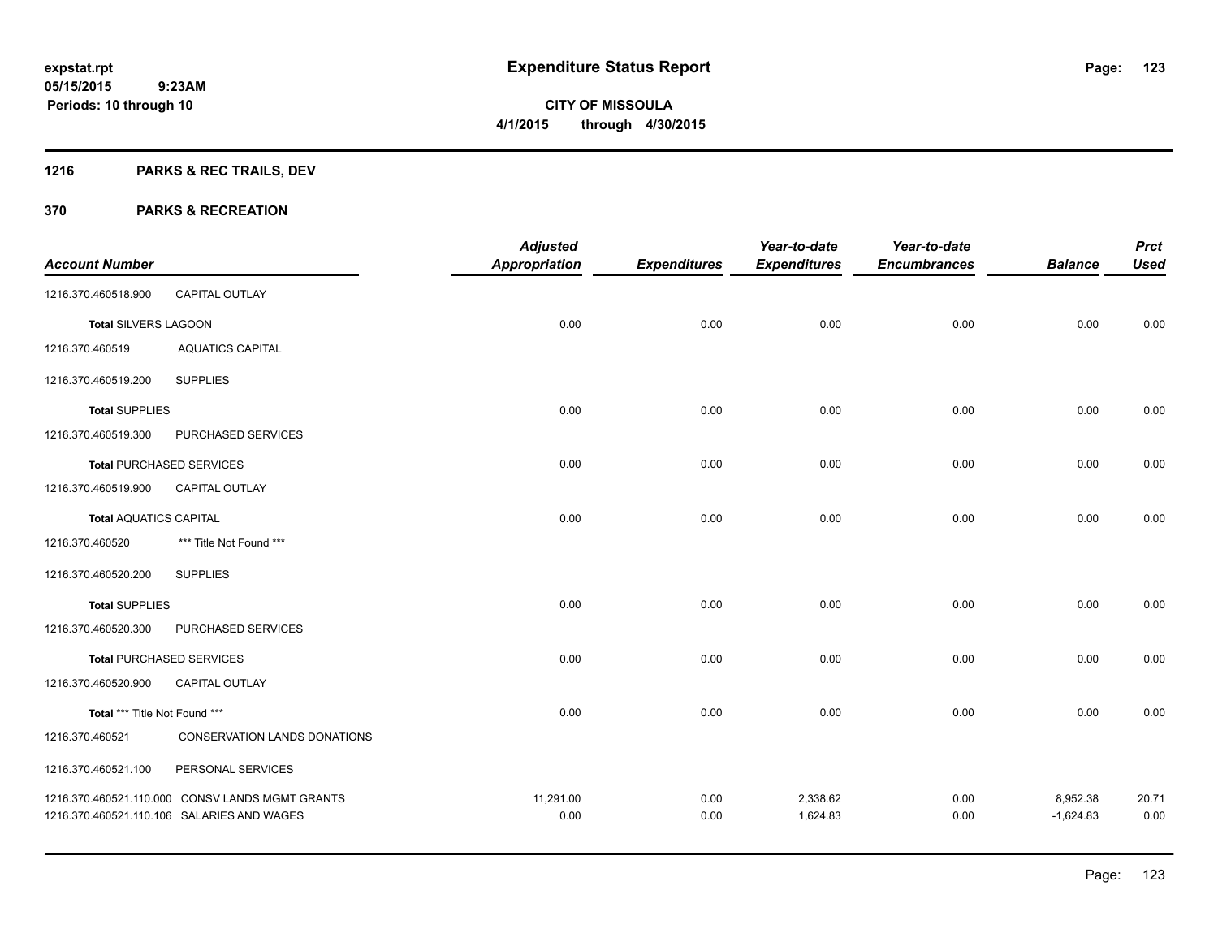**expstat.rpt**
**05/15/2015 9:23AM**
**Periods: 10 through 10**

# Expenditure Status Report

**CITY OF MISSOULA**
**4/1/2015 through 4/30/2015**

## 1216 PARKS & REC TRAILS, DEV

## 370 PARKS & RECREATION

| Account Number | | Adjusted Appropriation | Expenditures | Year-to-date Expenditures | Year-to-date Encumbrances | Balance | Prct Used |
|---|---|---|---|---|---|---|---|
| 1216.370.460518.900 | CAPITAL OUTLAY | | | | | | |
| **Total** SILVERS LAGOON | | 0.00 | 0.00 | 0.00 | 0.00 | 0.00 | 0.00 |
| 1216.370.460519 | AQUATICS CAPITAL | | | | | | |
| 1216.370.460519.200 | SUPPLIES | | | | | | |
| **Total** SUPPLIES | | 0.00 | 0.00 | 0.00 | 0.00 | 0.00 | 0.00 |
| 1216.370.460519.300 | PURCHASED SERVICES | | | | | | |
| **Total** PURCHASED SERVICES | | 0.00 | 0.00 | 0.00 | 0.00 | 0.00 | 0.00 |
| 1216.370.460519.900 | CAPITAL OUTLAY | | | | | | |
| **Total** AQUATICS CAPITAL | | 0.00 | 0.00 | 0.00 | 0.00 | 0.00 | 0.00 |
| 1216.370.460520 | *** Title Not Found *** | | | | | | |
| 1216.370.460520.200 | SUPPLIES | | | | | | |
| **Total** SUPPLIES | | 0.00 | 0.00 | 0.00 | 0.00 | 0.00 | 0.00 |
| 1216.370.460520.300 | PURCHASED SERVICES | | | | | | |
| **Total** PURCHASED SERVICES | | 0.00 | 0.00 | 0.00 | 0.00 | 0.00 | 0.00 |
| 1216.370.460520.900 | CAPITAL OUTLAY | | | | | | |
| **Total** *** Title Not Found *** | | 0.00 | 0.00 | 0.00 | 0.00 | 0.00 | 0.00 |
| 1216.370.460521 | CONSERVATION LANDS DONATIONS | | | | | | |
| 1216.370.460521.100 | PERSONAL SERVICES | | | | | | |
| 1216.370.460521.110.000 | CONSV LANDS MGMT GRANTS | 11,291.00 | 0.00 | 2,338.62 | 0.00 | 8,952.38 | 20.71 |
| 1216.370.460521.110.106 | SALARIES AND WAGES | 0.00 | 0.00 | 1,624.83 | 0.00 | -1,624.83 | 0.00 |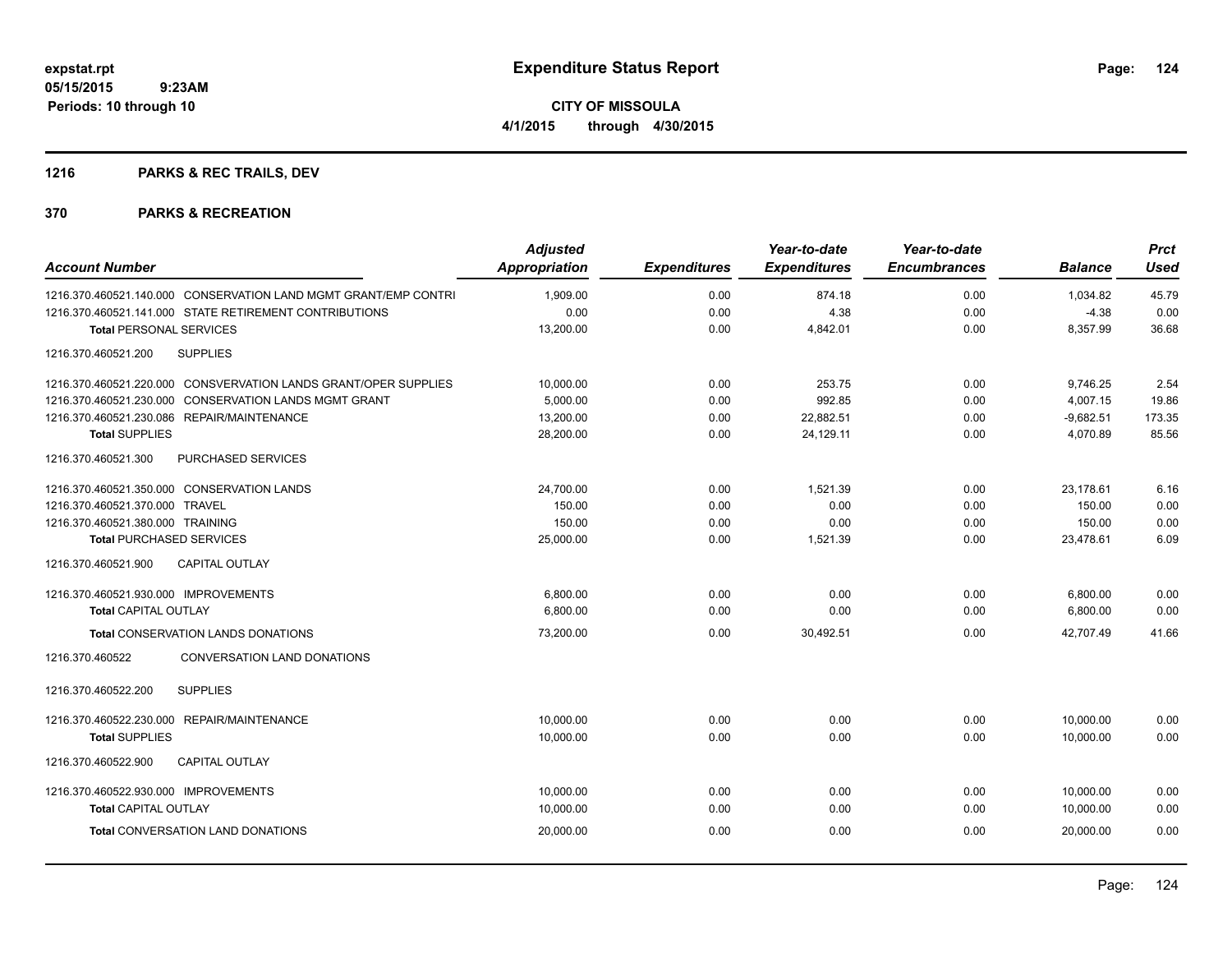# Expenditure Status Report

**CITY OF MISSOULA**

**4/1/2015 through 4/30/2015**

expstat.rpt
05/15/2015 9:23AM
Periods: 10 through 10

## 1216 PARKS & REC TRAILS, DEV

## 370 PARKS & RECREATION

| Account Number | Adjusted Appropriation | Expenditures | Year-to-date Expenditures | Year-to-date Encumbrances | Balance | Prct Used |
|---|---|---|---|---|---|---|
| 1216.370.460521.140.000 CONSERVATION LAND MGMT GRANT/EMP CONTRI | 1,909.00 | 0.00 | 874.18 | 0.00 | 1,034.82 | 45.79 |
| 1216.370.460521.141.000 STATE RETIREMENT CONTRIBUTIONS | 0.00 | 0.00 | 4.38 | 0.00 | -4.38 | 0.00 |
| **Total** PERSONAL SERVICES | 13,200.00 | 0.00 | 4,842.01 | 0.00 | 8,357.99 | 36.68 |
| 1216.370.460521.200 SUPPLIES | | | | | | |
| 1216.370.460521.220.000 CONSVERVATION LANDS GRANT/OPER SUPPLIES | 10,000.00 | 0.00 | 253.75 | 0.00 | 9,746.25 | 2.54 |
| 1216.370.460521.230.000 CONSERVATION LANDS MGMT GRANT | 5,000.00 | 0.00 | 992.85 | 0.00 | 4,007.15 | 19.86 |
| 1216.370.460521.230.086 REPAIR/MAINTENANCE | 13,200.00 | 0.00 | 22,882.51 | 0.00 | -9,682.51 | 173.35 |
| **Total** SUPPLIES | 28,200.00 | 0.00 | 24,129.11 | 0.00 | 4,070.89 | 85.56 |
| 1216.370.460521.300 PURCHASED SERVICES | | | | | | |
| 1216.370.460521.350.000 CONSERVATION LANDS | 24,700.00 | 0.00 | 1,521.39 | 0.00 | 23,178.61 | 6.16 |
| 1216.370.460521.370.000 TRAVEL | 150.00 | 0.00 | 0.00 | 0.00 | 150.00 | 0.00 |
| 1216.370.460521.380.000 TRAINING | 150.00 | 0.00 | 0.00 | 0.00 | 150.00 | 0.00 |
| **Total** PURCHASED SERVICES | 25,000.00 | 0.00 | 1,521.39 | 0.00 | 23,478.61 | 6.09 |
| 1216.370.460521.900 CAPITAL OUTLAY | | | | | | |
| 1216.370.460521.930.000 IMPROVEMENTS | 6,800.00 | 0.00 | 0.00 | 0.00 | 6,800.00 | 0.00 |
| **Total** CAPITAL OUTLAY | 6,800.00 | 0.00 | 0.00 | 0.00 | 6,800.00 | 0.00 |
| **Total** CONSERVATION LANDS DONATIONS | 73,200.00 | 0.00 | 30,492.51 | 0.00 | 42,707.49 | 41.66 |
| 1216.370.460522 CONVERSATION LAND DONATIONS | | | | | | |
| 1216.370.460522.200 SUPPLIES | | | | | | |
| 1216.370.460522.230.000 REPAIR/MAINTENANCE | 10,000.00 | 0.00 | 0.00 | 0.00 | 10,000.00 | 0.00 |
| **Total** SUPPLIES | 10,000.00 | 0.00 | 0.00 | 0.00 | 10,000.00 | 0.00 |
| 1216.370.460522.900 CAPITAL OUTLAY | | | | | | |
| 1216.370.460522.930.000 IMPROVEMENTS | 10,000.00 | 0.00 | 0.00 | 0.00 | 10,000.00 | 0.00 |
| **Total** CAPITAL OUTLAY | 10,000.00 | 0.00 | 0.00 | 0.00 | 10,000.00 | 0.00 |
| **Total** CONVERSATION LAND DONATIONS | 20,000.00 | 0.00 | 0.00 | 0.00 | 20,000.00 | 0.00 |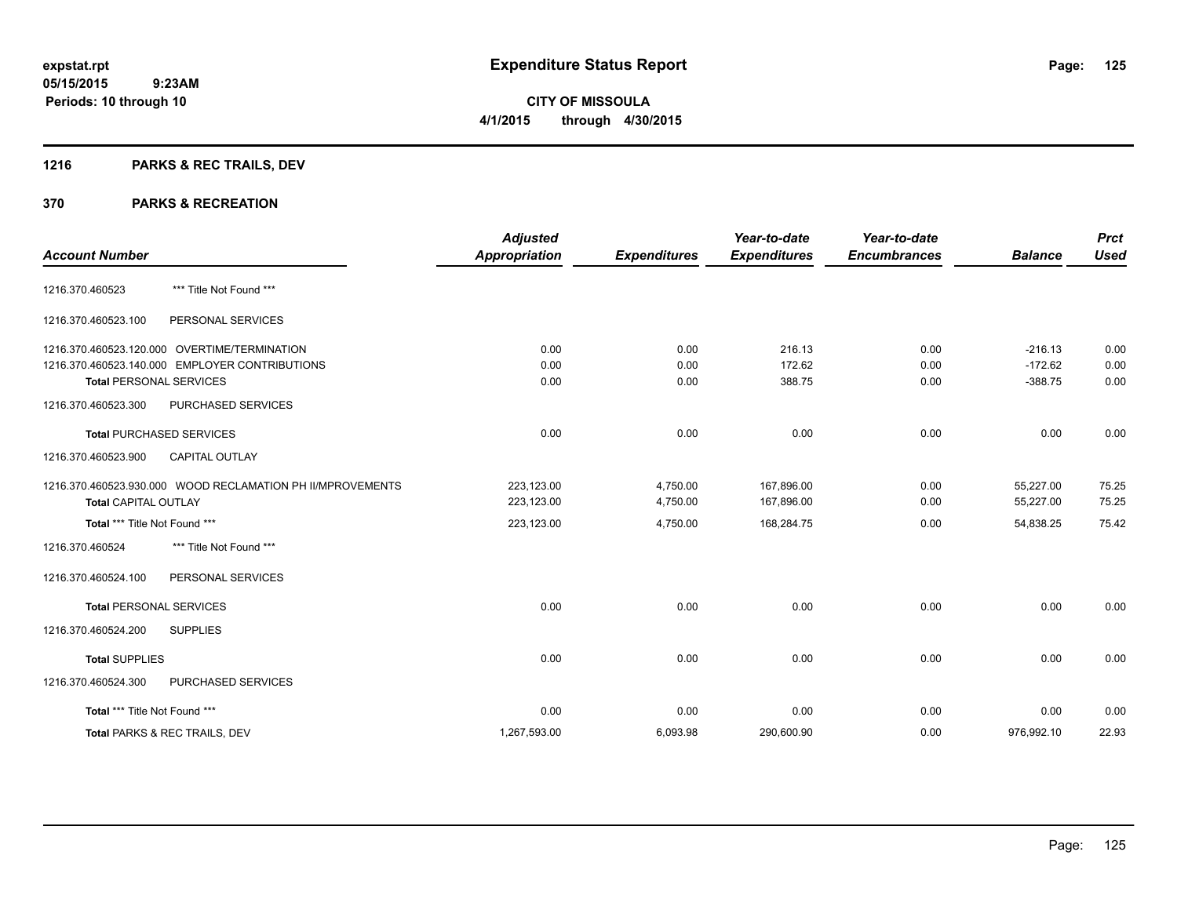expstat.rpt
05/15/2015 9:23AM
Periods: 10 through 10

# Expenditure Status Report

**CITY OF MISSOULA**
**4/1/2015 through 4/30/2015**

## 1216 PARKS & REC TRAILS, DEV

## 370 PARKS & RECREATION

| Account Number | | Adjusted Appropriation | Expenditures | Year-to-date Expenditures | Year-to-date Encumbrances | Balance | Prct Used |
|---|---|---|---|---|---|---|---|
| 1216.370.460523 | *** Title Not Found *** | | | | | | |
| 1216.370.460523.100 | PERSONAL SERVICES | | | | | | |
| 1216.370.460523.120.000 | OVERTIME/TERMINATION | 0.00 | 0.00 | 216.13 | 0.00 | -216.13 | 0.00 |
| 1216.370.460523.140.000 | EMPLOYER CONTRIBUTIONS | 0.00 | 0.00 | 172.62 | 0.00 | -172.62 | 0.00 |
| **Total** PERSONAL SERVICES | | 0.00 | 0.00 | 388.75 | 0.00 | -388.75 | 0.00 |
| 1216.370.460523.300 | PURCHASED SERVICES | | | | | | |
| **Total** PURCHASED SERVICES | | 0.00 | 0.00 | 0.00 | 0.00 | 0.00 | 0.00 |
| 1216.370.460523.900 | CAPITAL OUTLAY | | | | | | |
| 1216.370.460523.930.000 | WOOD RECLAMATION PH II/MPROVEMENTS | 223,123.00 | 4,750.00 | 167,896.00 | 0.00 | 55,227.00 | 75.25 |
| **Total** CAPITAL OUTLAY | | 223,123.00 | 4,750.00 | 167,896.00 | 0.00 | 55,227.00 | 75.25 |
| **Total** *** Title Not Found *** | | 223,123.00 | 4,750.00 | 168,284.75 | 0.00 | 54,838.25 | 75.42 |
| 1216.370.460524 | *** Title Not Found *** | | | | | | |
| 1216.370.460524.100 | PERSONAL SERVICES | | | | | | |
| **Total** PERSONAL SERVICES | | 0.00 | 0.00 | 0.00 | 0.00 | 0.00 | 0.00 |
| 1216.370.460524.200 | SUPPLIES | | | | | | |
| **Total** SUPPLIES | | 0.00 | 0.00 | 0.00 | 0.00 | 0.00 | 0.00 |
| 1216.370.460524.300 | PURCHASED SERVICES | | | | | | |
| **Total** *** Title Not Found *** | | 0.00 | 0.00 | 0.00 | 0.00 | 0.00 | 0.00 |
| **Total** PARKS & REC TRAILS, DEV | | 1,267,593.00 | 6,093.98 | 290,600.90 | 0.00 | 976,992.10 | 22.93 |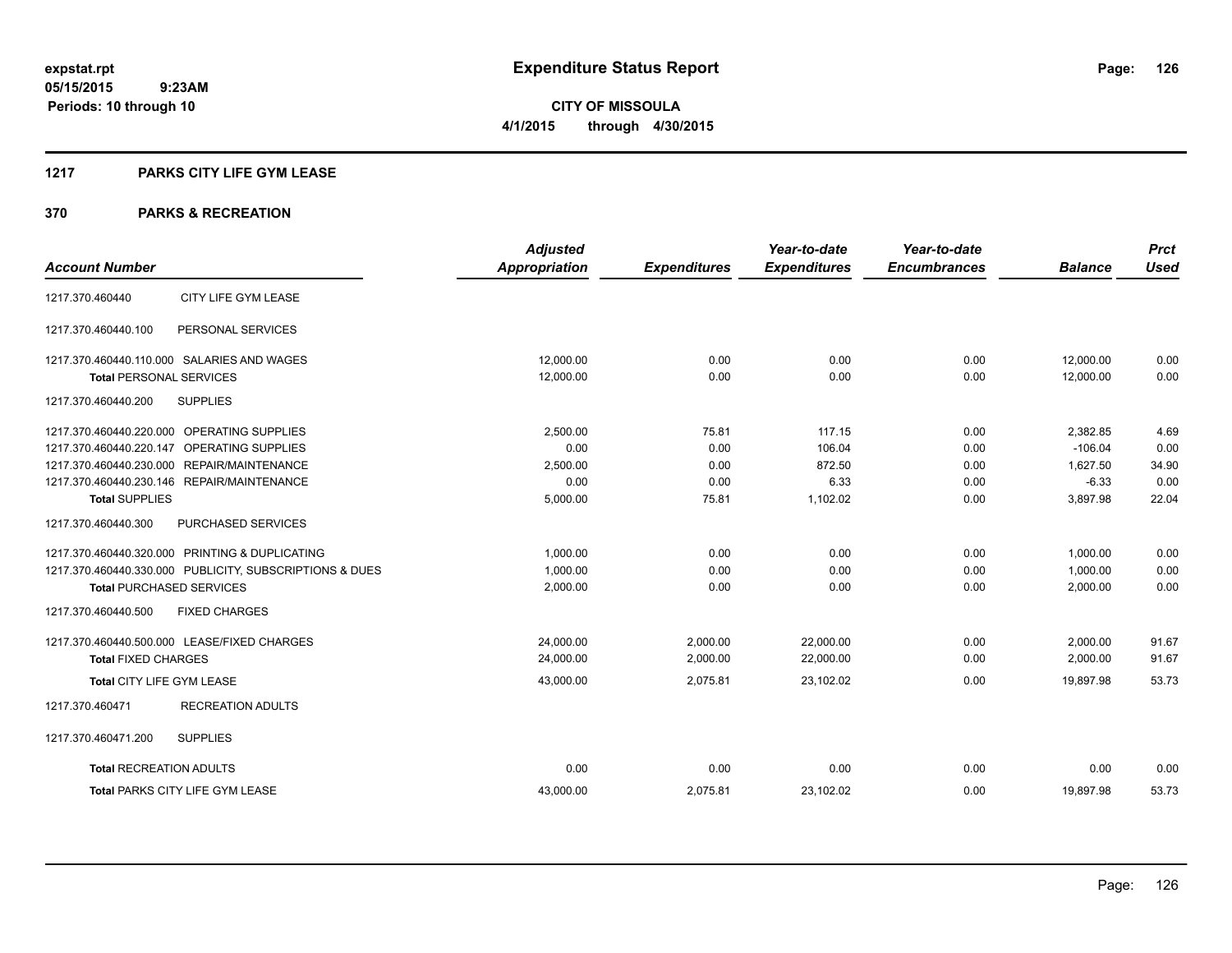**expstat.rpt**
**05/15/2015 9:23AM**
**Periods: 10 through 10**

# Expenditure Status Report

**CITY OF MISSOULA**
**4/1/2015 through 4/30/2015**

## 1217 PARKS CITY LIFE GYM LEASE

## 370 PARKS & RECREATION

| Account Number | | Adjusted Appropriation | Expenditures | Year-to-date Expenditures | Year-to-date Encumbrances | Balance | Prct Used |
|---|---|---|---|---|---|---|---|
| 1217.370.460440 | CITY LIFE GYM LEASE | | | | | | |
| 1217.370.460440.100 | PERSONAL SERVICES | | | | | | |
| 1217.370.460440.110.000 | SALARIES AND WAGES | 12,000.00 | 0.00 | 0.00 | 0.00 | 12,000.00 | 0.00 |
| **Total** PERSONAL SERVICES | | 12,000.00 | 0.00 | 0.00 | 0.00 | 12,000.00 | 0.00 |
| 1217.370.460440.200 | SUPPLIES | | | | | | |
| 1217.370.460440.220.000 | OPERATING SUPPLIES | 2,500.00 | 75.81 | 117.15 | 0.00 | 2,382.85 | 4.69 |
| 1217.370.460440.220.147 | OPERATING SUPPLIES | 0.00 | 0.00 | 106.04 | 0.00 | -106.04 | 0.00 |
| 1217.370.460440.230.000 | REPAIR/MAINTENANCE | 2,500.00 | 0.00 | 872.50 | 0.00 | 1,627.50 | 34.90 |
| 1217.370.460440.230.146 | REPAIR/MAINTENANCE | 0.00 | 0.00 | 6.33 | 0.00 | -6.33 | 0.00 |
| **Total** SUPPLIES | | 5,000.00 | 75.81 | 1,102.02 | 0.00 | 3,897.98 | 22.04 |
| 1217.370.460440.300 | PURCHASED SERVICES | | | | | | |
| 1217.370.460440.320.000 | PRINTING & DUPLICATING | 1,000.00 | 0.00 | 0.00 | 0.00 | 1,000.00 | 0.00 |
| 1217.370.460440.330.000 | PUBLICITY, SUBSCRIPTIONS & DUES | 1,000.00 | 0.00 | 0.00 | 0.00 | 1,000.00 | 0.00 |
| **Total** PURCHASED SERVICES | | 2,000.00 | 0.00 | 0.00 | 0.00 | 2,000.00 | 0.00 |
| 1217.370.460440.500 | FIXED CHARGES | | | | | | |
| 1217.370.460440.500.000 | LEASE/FIXED CHARGES | 24,000.00 | 2,000.00 | 22,000.00 | 0.00 | 2,000.00 | 91.67 |
| **Total** FIXED CHARGES | | 24,000.00 | 2,000.00 | 22,000.00 | 0.00 | 2,000.00 | 91.67 |
| **Total** CITY LIFE GYM LEASE | | 43,000.00 | 2,075.81 | 23,102.02 | 0.00 | 19,897.98 | 53.73 |
| 1217.370.460471 | RECREATION ADULTS | | | | | | |
| 1217.370.460471.200 | SUPPLIES | | | | | | |
| **Total** RECREATION ADULTS | | 0.00 | 0.00 | 0.00 | 0.00 | 0.00 | 0.00 |
| **Total** PARKS CITY LIFE GYM LEASE | | 43,000.00 | 2,075.81 | 23,102.02 | 0.00 | 19,897.98 | 53.73 |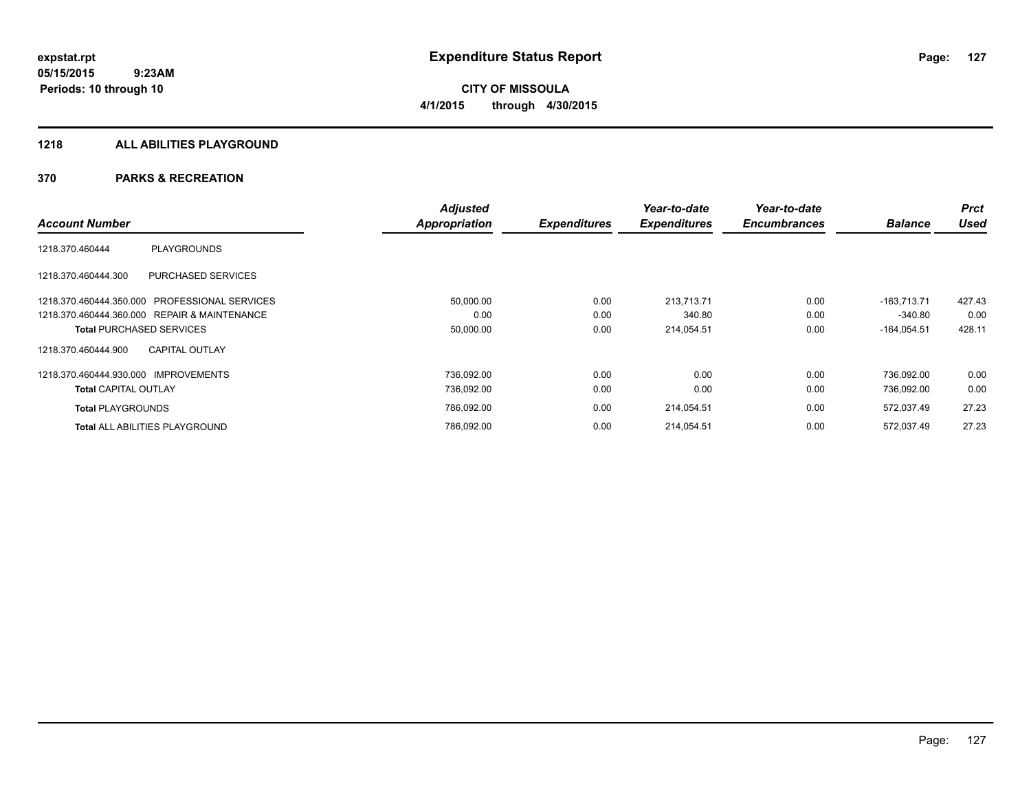# Expenditure Status Report

expstat.rpt
05/15/2015 9:23AM
Periods: 10 through 10

**CITY OF MISSOULA**
**4/1/2015 through 4/30/2015**

## 1218 ALL ABILITIES PLAYGROUND

### 370 PARKS & RECREATION

| Account Number | | Adjusted Appropriation | Expenditures | Year-to-date Expenditures | Year-to-date Encumbrances | Balance | Prct Used |
|---|---|---|---|---|---|---|---|
| 1218.370.460444 | PLAYGROUNDS | | | | | | |
| 1218.370.460444.300 | PURCHASED SERVICES | | | | | | |
| 1218.370.460444.350.000 | PROFESSIONAL SERVICES | 50,000.00 | 0.00 | 213,713.71 | 0.00 | -163,713.71 | 427.43 |
| 1218.370.460444.360.000 | REPAIR & MAINTENANCE | 0.00 | 0.00 | 340.80 | 0.00 | -340.80 | 0.00 |
| **Total** PURCHASED SERVICES | | 50,000.00 | 0.00 | 214,054.51 | 0.00 | -164,054.51 | 428.11 |
| 1218.370.460444.900 | CAPITAL OUTLAY | | | | | | |
| 1218.370.460444.930.000 | IMPROVEMENTS | 736,092.00 | 0.00 | 0.00 | 0.00 | 736,092.00 | 0.00 |
| **Total** CAPITAL OUTLAY | | 736,092.00 | 0.00 | 0.00 | 0.00 | 736,092.00 | 0.00 |
| **Total** PLAYGROUNDS | | 786,092.00 | 0.00 | 214,054.51 | 0.00 | 572,037.49 | 27.23 |
| **Total** ALL ABILITIES PLAYGROUND | | 786,092.00 | 0.00 | 214,054.51 | 0.00 | 572,037.49 | 27.23 |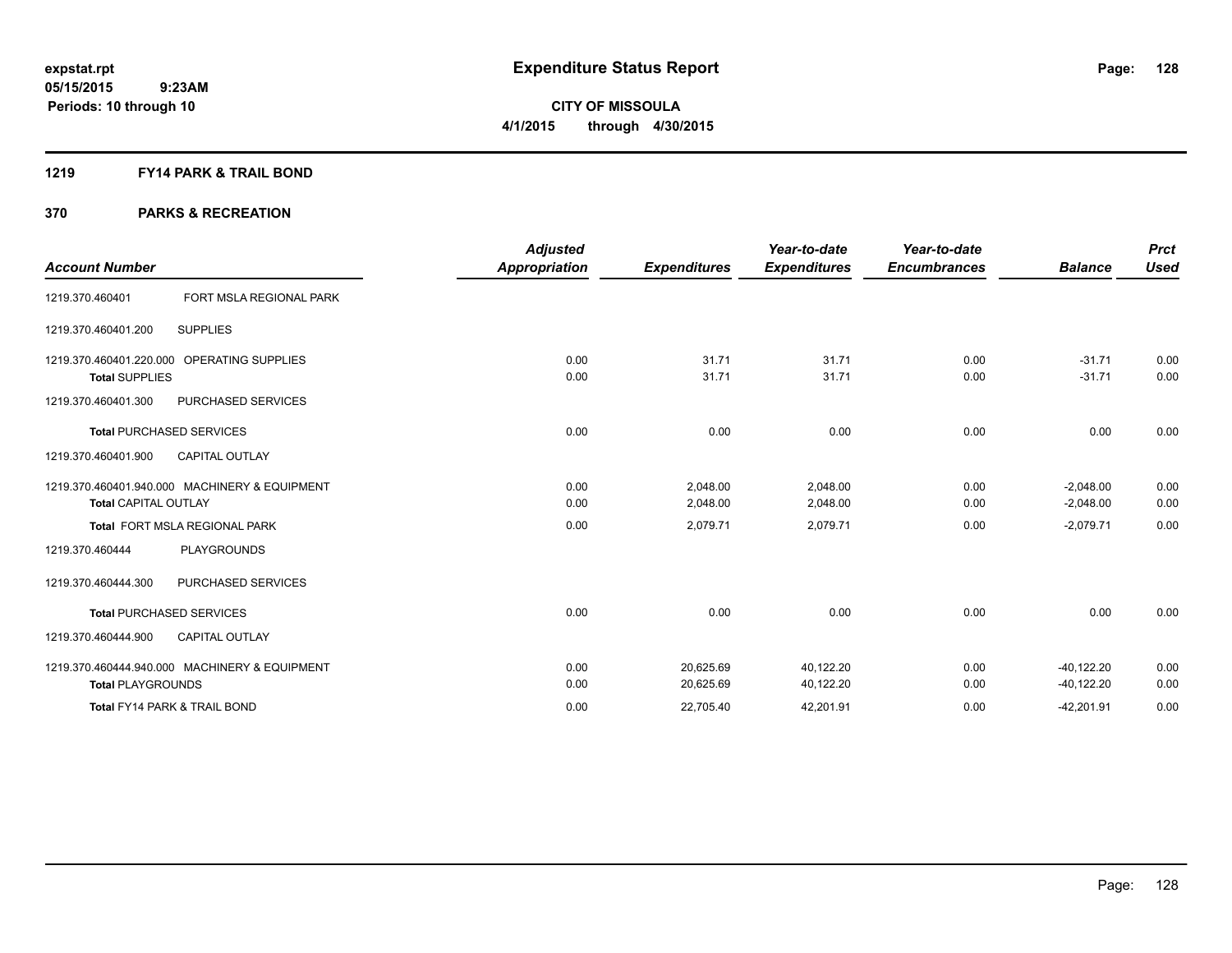expstat.rpt
05/15/2015 9:23AM
Periods: 10 through 10

# Expenditure Status Report

**CITY OF MISSOULA**
**4/1/2015 through 4/30/2015**

## 1219 FY14 PARK & TRAIL BOND

## 370 PARKS & RECREATION

| Account Number | | Adjusted Appropriation | Expenditures | Year-to-date Expenditures | Year-to-date Encumbrances | Balance | Prct Used |
|---|---|---|---|---|---|---|---|
| 1219.370.460401 | FORT MSLA REGIONAL PARK | | | | | | |
| 1219.370.460401.200 | SUPPLIES | | | | | | |
| 1219.370.460401.220.000 | OPERATING SUPPLIES | 0.00 | 31.71 | 31.71 | 0.00 | -31.71 | 0.00 |
| **Total SUPPLIES** | | 0.00 | 31.71 | 31.71 | 0.00 | -31.71 | 0.00 |
| 1219.370.460401.300 | PURCHASED SERVICES | | | | | | |
| **Total PURCHASED SERVICES** | | 0.00 | 0.00 | 0.00 | 0.00 | 0.00 | 0.00 |
| 1219.370.460401.900 | CAPITAL OUTLAY | | | | | | |
| 1219.370.460401.940.000 | MACHINERY & EQUIPMENT | 0.00 | 2,048.00 | 2,048.00 | 0.00 | -2,048.00 | 0.00 |
| **Total CAPITAL OUTLAY** | | 0.00 | 2,048.00 | 2,048.00 | 0.00 | -2,048.00 | 0.00 |
| **Total FORT MSLA REGIONAL PARK** | | 0.00 | 2,079.71 | 2,079.71 | 0.00 | -2,079.71 | 0.00 |
| 1219.370.460444 | PLAYGROUNDS | | | | | | |
| 1219.370.460444.300 | PURCHASED SERVICES | | | | | | |
| **Total PURCHASED SERVICES** | | 0.00 | 0.00 | 0.00 | 0.00 | 0.00 | 0.00 |
| 1219.370.460444.900 | CAPITAL OUTLAY | | | | | | |
| 1219.370.460444.940.000 | MACHINERY & EQUIPMENT | 0.00 | 20,625.69 | 40,122.20 | 0.00 | -40,122.20 | 0.00 |
| **Total PLAYGROUNDS** | | 0.00 | 20,625.69 | 40,122.20 | 0.00 | -40,122.20 | 0.00 |
| **Total FY14 PARK & TRAIL BOND** | | 0.00 | 22,705.40 | 42,201.91 | 0.00 | -42,201.91 | 0.00 |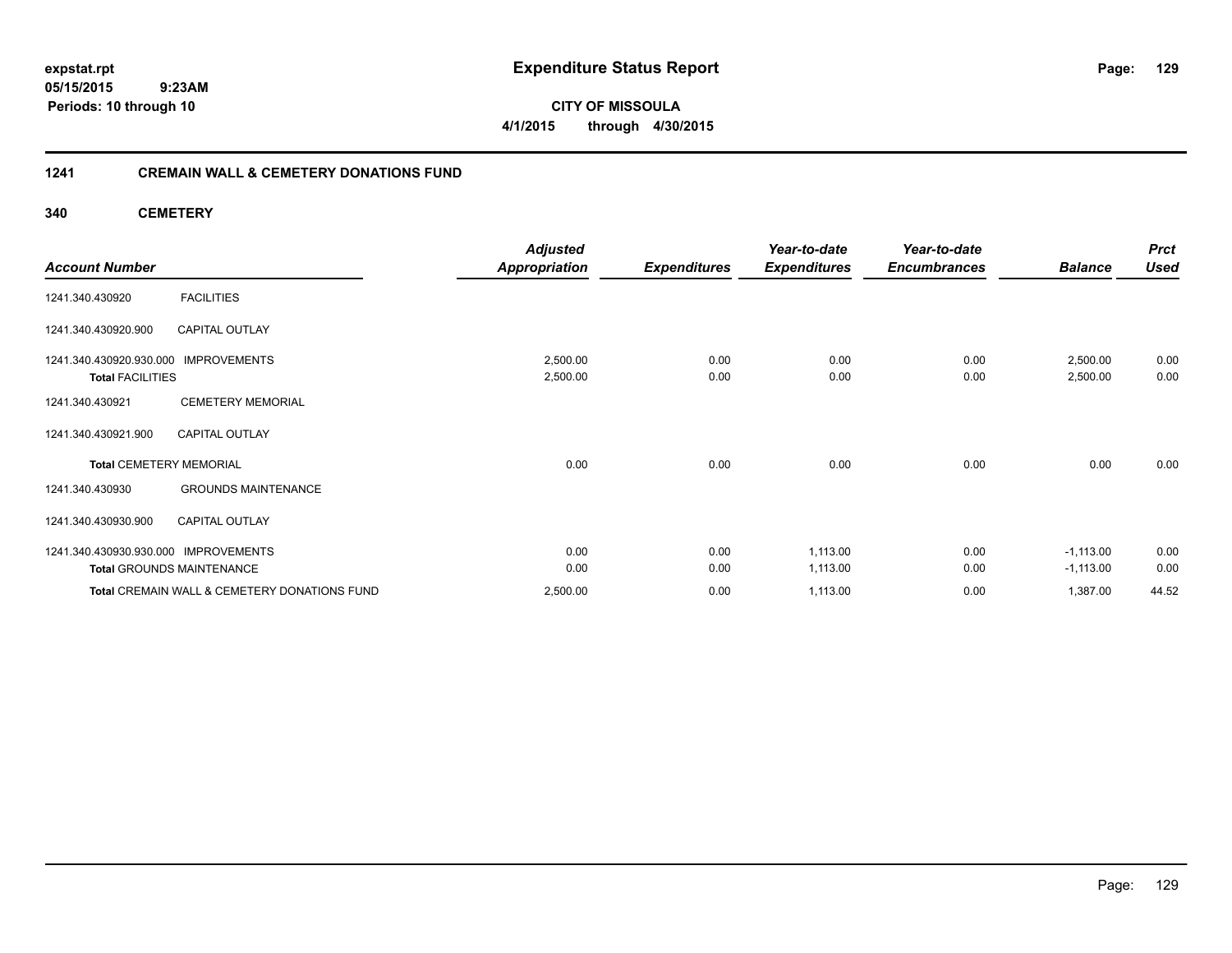# Expenditure Status Report

expstat.rpt
05/15/2015 9:23AM
Periods: 10 through 10

**CITY OF MISSOULA**
**4/1/2015 through 4/30/2015**

## 1241 CREMAIN WALL & CEMETERY DONATIONS FUND

### 340 CEMETERY

| Account Number | | Adjusted Appropriation | Expenditures | Year-to-date Expenditures | Year-to-date Encumbrances | Balance | Prct Used |
|---|---|---|---|---|---|---|---|
| 1241.340.430920 | FACILITIES | | | | | | |
| 1241.340.430920.900 | CAPITAL OUTLAY | | | | | | |
| 1241.340.430920.930.000 | IMPROVEMENTS | 2,500.00 | 0.00 | 0.00 | 0.00 | 2,500.00 | 0.00 |
| **Total** FACILITIES | | 2,500.00 | 0.00 | 0.00 | 0.00 | 2,500.00 | 0.00 |
| 1241.340.430921 | CEMETERY MEMORIAL | | | | | | |
| 1241.340.430921.900 | CAPITAL OUTLAY | | | | | | |
| **Total** CEMETERY MEMORIAL | | 0.00 | 0.00 | 0.00 | 0.00 | 0.00 | 0.00 |
| 1241.340.430930 | GROUNDS MAINTENANCE | | | | | | |
| 1241.340.430930.900 | CAPITAL OUTLAY | | | | | | |
| 1241.340.430930.930.000 | IMPROVEMENTS | 0.00 | 0.00 | 1,113.00 | 0.00 | -1,113.00 | 0.00 |
| **Total** GROUNDS MAINTENANCE | | 0.00 | 0.00 | 1,113.00 | 0.00 | -1,113.00 | 0.00 |
| **Total** CREMAIN WALL & CEMETERY DONATIONS FUND | | 2,500.00 | 0.00 | 1,113.00 | 0.00 | 1,387.00 | 44.52 |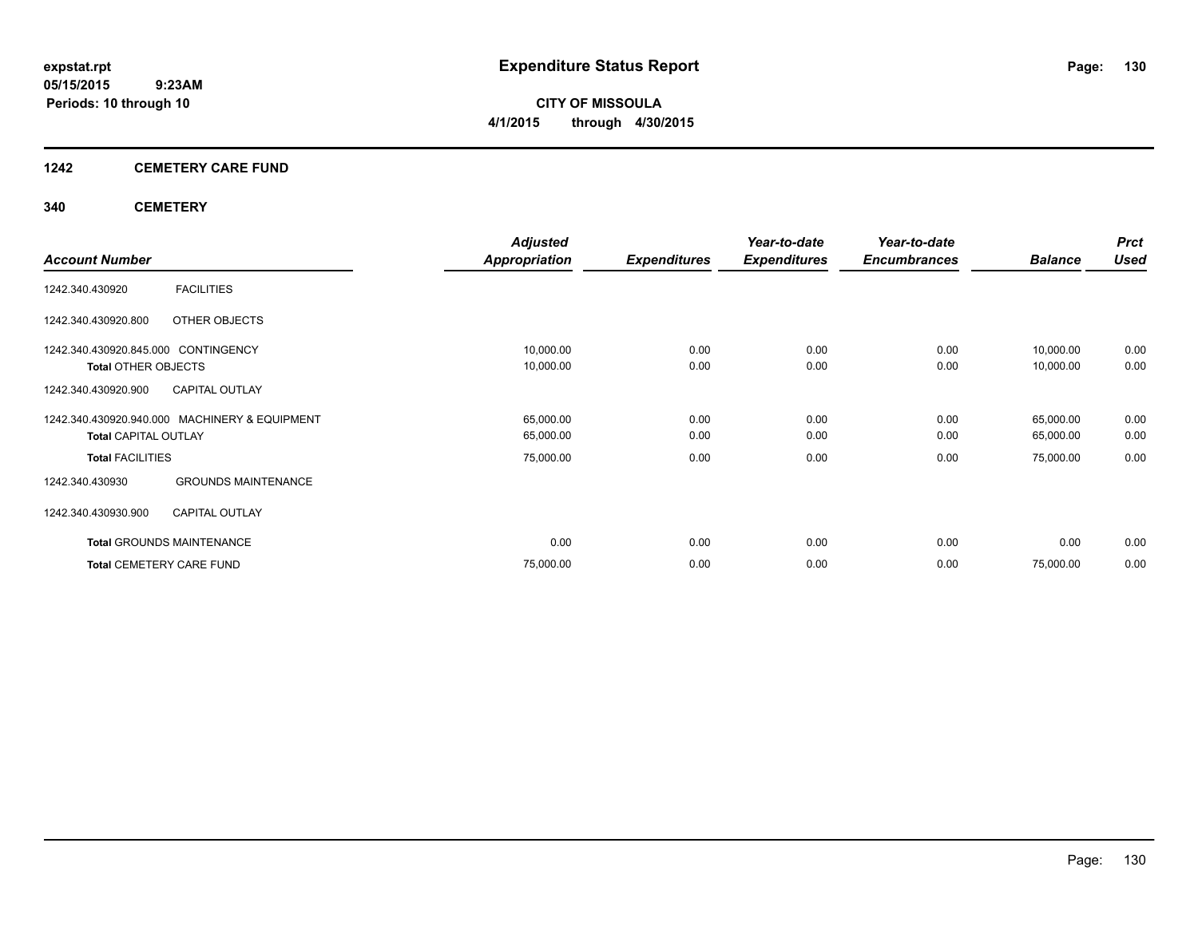**expstat.rpt**
**05/15/2015 9:23AM**
**Periods: 10 through 10**

# Expenditure Status Report

**CITY OF MISSOULA**
**4/1/2015 through 4/30/2015**

## 1242 CEMETERY CARE FUND

## 340 CEMETERY

| Account Number | | Adjusted Appropriation | Expenditures | Year-to-date Expenditures | Year-to-date Encumbrances | Balance | Prct Used |
|---|---|---|---|---|---|---|---|
| 1242.340.430920 | FACILITIES | | | | | | |
| 1242.340.430920.800 | OTHER OBJECTS | | | | | | |
| 1242.340.430920.845.000 | CONTINGENCY | 10,000.00 | 0.00 | 0.00 | 0.00 | 10,000.00 | 0.00 |
| **Total** OTHER OBJECTS | | 10,000.00 | 0.00 | 0.00 | 0.00 | 10,000.00 | 0.00 |
| 1242.340.430920.900 | CAPITAL OUTLAY | | | | | | |
| 1242.340.430920.940.000 | MACHINERY & EQUIPMENT | 65,000.00 | 0.00 | 0.00 | 0.00 | 65,000.00 | 0.00 |
| **Total** CAPITAL OUTLAY | | 65,000.00 | 0.00 | 0.00 | 0.00 | 65,000.00 | 0.00 |
| **Total** FACILITIES | | 75,000.00 | 0.00 | 0.00 | 0.00 | 75,000.00 | 0.00 |
| 1242.340.430930 | GROUNDS MAINTENANCE | | | | | | |
| 1242.340.430930.900 | CAPITAL OUTLAY | | | | | | |
| **Total** GROUNDS MAINTENANCE | | 0.00 | 0.00 | 0.00 | 0.00 | 0.00 | 0.00 |
| **Total** CEMETERY CARE FUND | | 75,000.00 | 0.00 | 0.00 | 0.00 | 75,000.00 | 0.00 |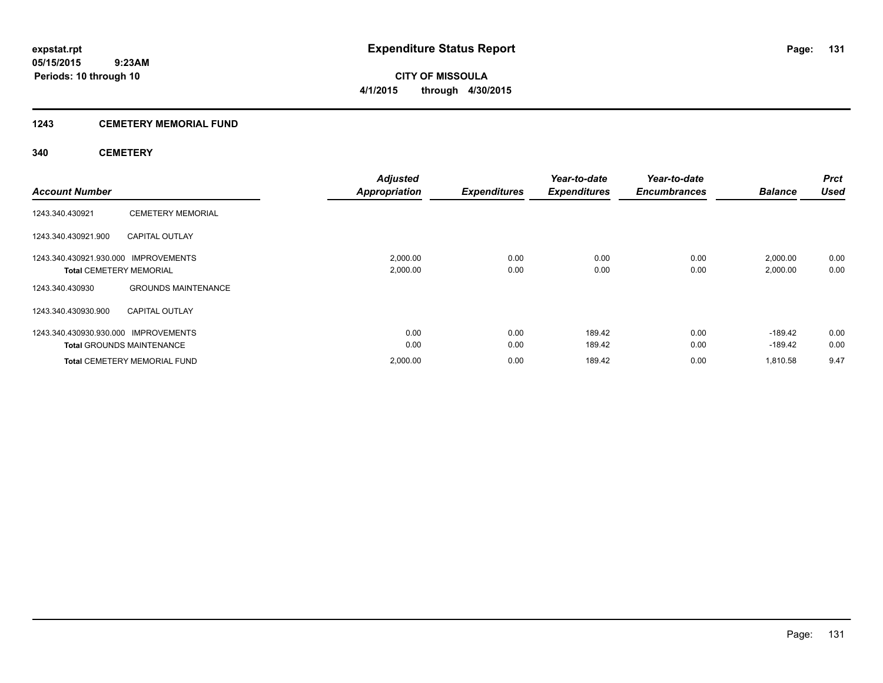# Expenditure Status Report

expstat.rpt
05/15/2015 9:23AM
Periods: 10 through 10

CITY OF MISSOULA
4/1/2015 through 4/30/2015

## 1243 CEMETERY MEMORIAL FUND

### 340 CEMETERY

| Account Number | | Adjusted Appropriation | Expenditures | Year-to-date Expenditures | Year-to-date Encumbrances | Balance | Prct Used |
|---|---|---|---|---|---|---|---|
| 1243.340.430921 | CEMETERY MEMORIAL | | | | | | |
| 1243.340.430921.900 | CAPITAL OUTLAY | | | | | | |
| 1243.340.430921.930.000 | IMPROVEMENTS | 2,000.00 | 0.00 | 0.00 | 0.00 | 2,000.00 | 0.00 |
| **Total** CEMETERY MEMORIAL | | 2,000.00 | 0.00 | 0.00 | 0.00 | 2,000.00 | 0.00 |
| 1243.340.430930 | GROUNDS MAINTENANCE | | | | | | |
| 1243.340.430930.900 | CAPITAL OUTLAY | | | | | | |
| 1243.340.430930.930.000 | IMPROVEMENTS | 0.00 | 0.00 | 189.42 | 0.00 | -189.42 | 0.00 |
| **Total** GROUNDS MAINTENANCE | | 0.00 | 0.00 | 189.42 | 0.00 | -189.42 | 0.00 |
| **Total** CEMETERY MEMORIAL FUND | | 2,000.00 | 0.00 | 189.42 | 0.00 | 1,810.58 | 9.47 |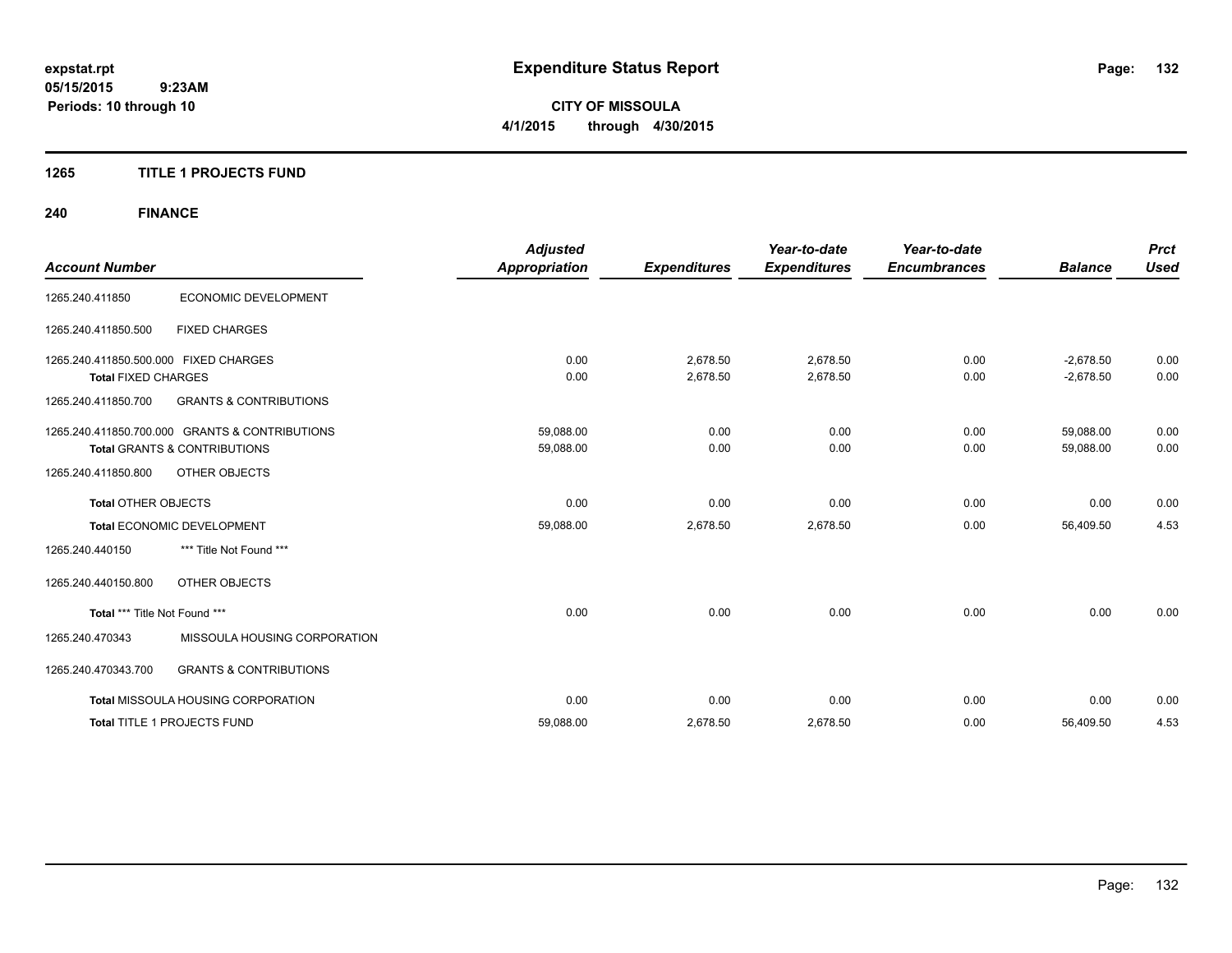**expstat.rpt**
**05/15/2015 9:23AM**
**Periods: 10 through 10**

# Expenditure Status Report

**CITY OF MISSOULA**
**4/1/2015 through 4/30/2015**

## 1265 TITLE 1 PROJECTS FUND

### 240 FINANCE

| Account Number | | Adjusted Appropriation | Expenditures | Year-to-date Expenditures | Year-to-date Encumbrances | Balance | Prct Used |
|---|---|---|---|---|---|---|---|
| 1265.240.411850 | ECONOMIC DEVELOPMENT | | | | | | |
| 1265.240.411850.500 | FIXED CHARGES | | | | | | |
| 1265.240.411850.500.000 FIXED CHARGES | | 0.00 | 2,678.50 | 2,678.50 | 0.00 | -2,678.50 | 0.00 |
| **Total** FIXED CHARGES | | 0.00 | 2,678.50 | 2,678.50 | 0.00 | -2,678.50 | 0.00 |
| 1265.240.411850.700 | GRANTS & CONTRIBUTIONS | | | | | | |
| 1265.240.411850.700.000 GRANTS & CONTRIBUTIONS | | 59,088.00 | 0.00 | 0.00 | 0.00 | 59,088.00 | 0.00 |
| **Total** GRANTS & CONTRIBUTIONS | | 59,088.00 | 0.00 | 0.00 | 0.00 | 59,088.00 | 0.00 |
| 1265.240.411850.800 | OTHER OBJECTS | | | | | | |
| **Total** OTHER OBJECTS | | 0.00 | 0.00 | 0.00 | 0.00 | 0.00 | 0.00 |
| **Total** ECONOMIC DEVELOPMENT | | 59,088.00 | 2,678.50 | 2,678.50 | 0.00 | 56,409.50 | 4.53 |
| 1265.240.440150 | *** Title Not Found *** | | | | | | |
| 1265.240.440150.800 | OTHER OBJECTS | | | | | | |
| **Total** *** Title Not Found *** | | 0.00 | 0.00 | 0.00 | 0.00 | 0.00 | 0.00 |
| 1265.240.470343 | MISSOULA HOUSING CORPORATION | | | | | | |
| 1265.240.470343.700 | GRANTS & CONTRIBUTIONS | | | | | | |
| **Total** MISSOULA HOUSING CORPORATION | | 0.00 | 0.00 | 0.00 | 0.00 | 0.00 | 0.00 |
| **Total** TITLE 1 PROJECTS FUND | | 59,088.00 | 2,678.50 | 2,678.50 | 0.00 | 56,409.50 | 4.53 |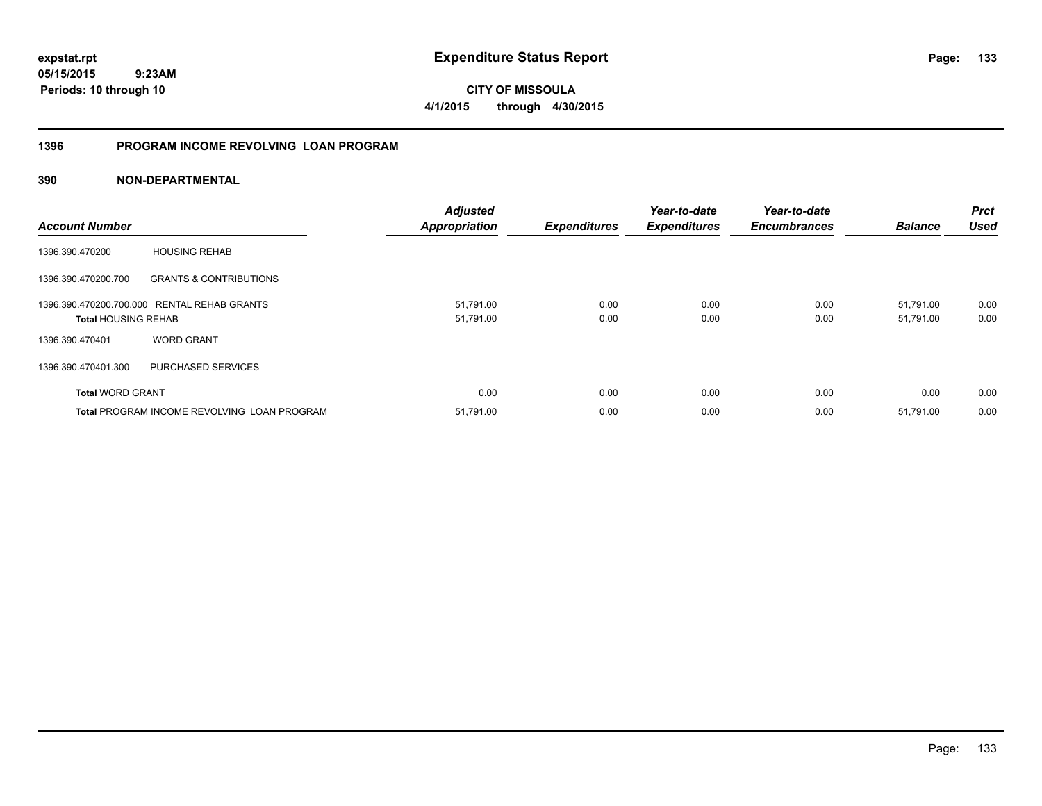**expstat.rpt**
**05/15/2015 9:23AM**
**Periods: 10 through 10**

# Expenditure Status Report

**CITY OF MISSOULA**
**4/1/2015 through 4/30/2015**

## 1396 PROGRAM INCOME REVOLVING LOAN PROGRAM

### 390 NON-DEPARTMENTAL

| Account Number | | Adjusted Appropriation | Expenditures | Year-to-date Expenditures | Year-to-date Encumbrances | Balance | Prct Used |
|---|---|---|---|---|---|---|---|
| 1396.390.470200 | HOUSING REHAB | | | | | | |
| 1396.390.470200.700 | GRANTS & CONTRIBUTIONS | | | | | | |
| 1396.390.470200.700.000 | RENTAL REHAB GRANTS | 51,791.00 | 0.00 | 0.00 | 0.00 | 51,791.00 | 0.00 |
| **Total HOUSING REHAB** | | 51,791.00 | 0.00 | 0.00 | 0.00 | 51,791.00 | 0.00 |
| 1396.390.470401 | WORD GRANT | | | | | | |
| 1396.390.470401.300 | PURCHASED SERVICES | | | | | | |
| **Total WORD GRANT** | | 0.00 | 0.00 | 0.00 | 0.00 | 0.00 | 0.00 |
| **Total PROGRAM INCOME REVOLVING LOAN PROGRAM** | | 51,791.00 | 0.00 | 0.00 | 0.00 | 51,791.00 | 0.00 |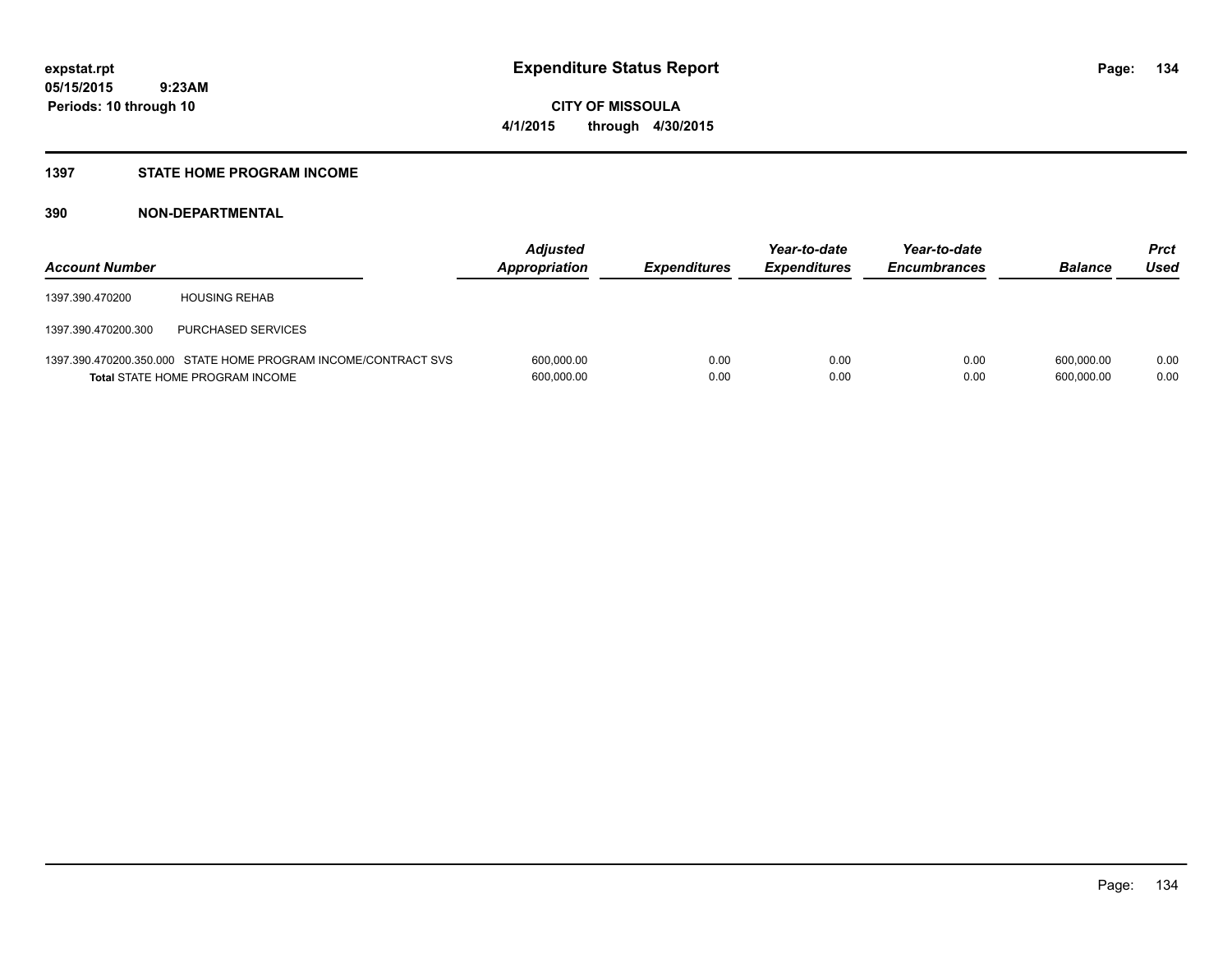# Expenditure Status Report

**CITY OF MISSOULA**

**4/1/2015 through 4/30/2015**

expstat.rpt
05/15/2015 9:23AM
Periods: 10 through 10

## 1397 STATE HOME PROGRAM INCOME

### 390 NON-DEPARTMENTAL

| Account Number | | Adjusted Appropriation | Expenditures | Year-to-date Expenditures | Year-to-date Encumbrances | Balance | Prct Used |
|---|---|---|---|---|---|---|---|
| 1397.390.470200 | HOUSING REHAB | | | | | | |
| 1397.390.470200.300 | PURCHASED SERVICES | | | | | | |
| 1397.390.470200.350.000 | STATE HOME PROGRAM INCOME/CONTRACT SVS | 600,000.00 | 0.00 | 0.00 | 0.00 | 600,000.00 | 0.00 |
| **Total** STATE HOME PROGRAM INCOME | | 600,000.00 | 0.00 | 0.00 | 0.00 | 600,000.00 | 0.00 |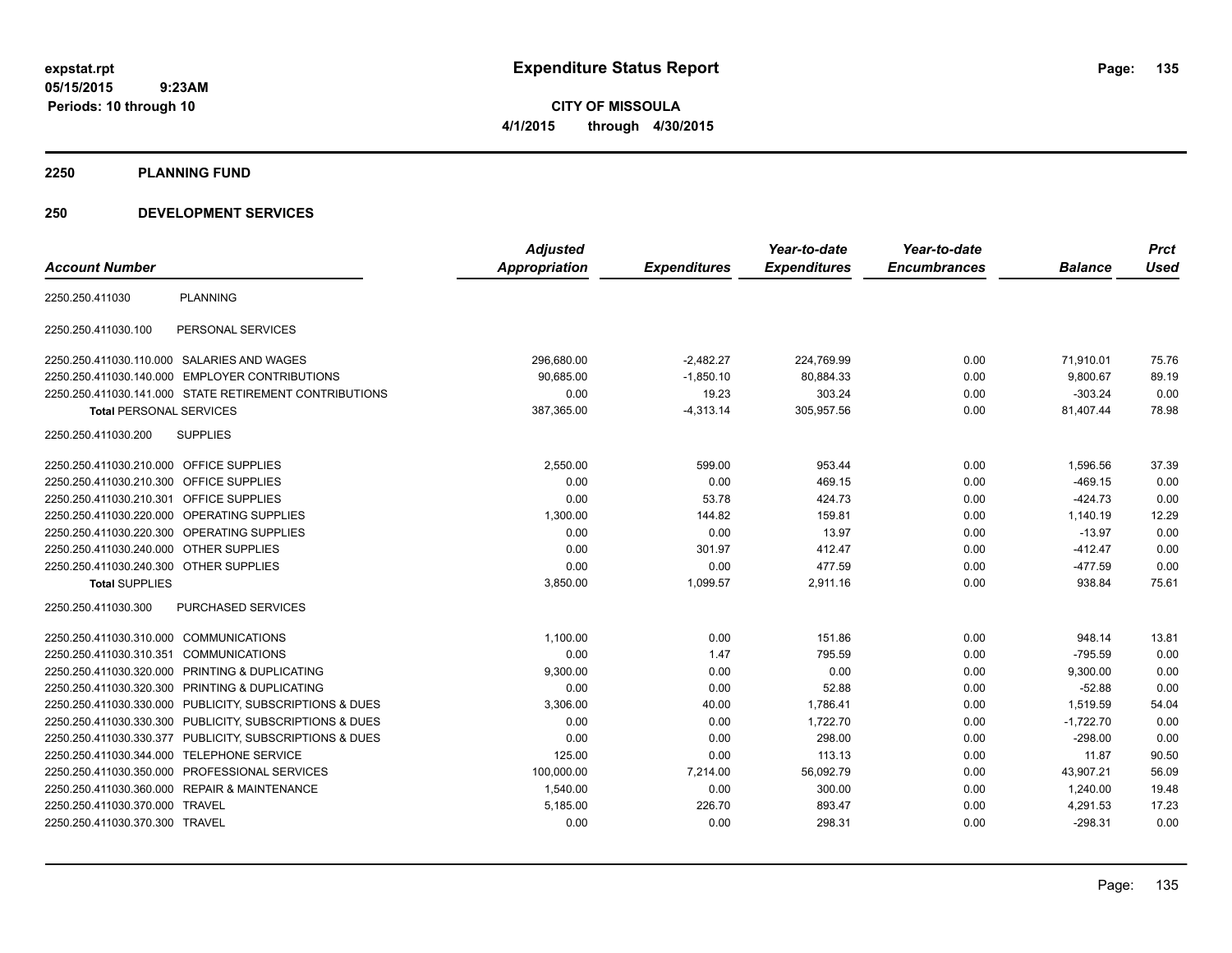# Expenditure Status Report

**CITY OF MISSOULA**
**4/1/2015 through 4/30/2015**

expstat.rpt
05/15/2015 9:23AM
Periods: 10 through 10

## 2250 PLANNING FUND

## 250 DEVELOPMENT SERVICES

| Account Number | | Adjusted Appropriation | Expenditures | Year-to-date Expenditures | Year-to-date Encumbrances | Balance | Prct Used |
|---|---|---|---|---|---|---|---|
| 2250.250.411030 | PLANNING | | | | | | |
| 2250.250.411030.100 | PERSONAL SERVICES | | | | | | |
| 2250.250.411030.110.000 | SALARIES AND WAGES | 296,680.00 | -2,482.27 | 224,769.99 | 0.00 | 71,910.01 | 75.76 |
| 2250.250.411030.140.000 | EMPLOYER CONTRIBUTIONS | 90,685.00 | -1,850.10 | 80,884.33 | 0.00 | 9,800.67 | 89.19 |
| 2250.250.411030.141.000 | STATE RETIREMENT CONTRIBUTIONS | 0.00 | 19.23 | 303.24 | 0.00 | -303.24 | 0.00 |
| **Total** PERSONAL SERVICES | | 387,365.00 | -4,313.14 | 305,957.56 | 0.00 | 81,407.44 | 78.98 |
| 2250.250.411030.200 | SUPPLIES | | | | | | |
| 2250.250.411030.210.000 | OFFICE SUPPLIES | 2,550.00 | 599.00 | 953.44 | 0.00 | 1,596.56 | 37.39 |
| 2250.250.411030.210.300 | OFFICE SUPPLIES | 0.00 | 0.00 | 469.15 | 0.00 | -469.15 | 0.00 |
| 2250.250.411030.210.301 | OFFICE SUPPLIES | 0.00 | 53.78 | 424.73 | 0.00 | -424.73 | 0.00 |
| 2250.250.411030.220.000 | OPERATING SUPPLIES | 1,300.00 | 144.82 | 159.81 | 0.00 | 1,140.19 | 12.29 |
| 2250.250.411030.220.300 | OPERATING SUPPLIES | 0.00 | 0.00 | 13.97 | 0.00 | -13.97 | 0.00 |
| 2250.250.411030.240.000 | OTHER SUPPLIES | 0.00 | 301.97 | 412.47 | 0.00 | -412.47 | 0.00 |
| 2250.250.411030.240.300 | OTHER SUPPLIES | 0.00 | 0.00 | 477.59 | 0.00 | -477.59 | 0.00 |
| **Total** SUPPLIES | | 3,850.00 | 1,099.57 | 2,911.16 | 0.00 | 938.84 | 75.61 |
| 2250.250.411030.300 | PURCHASED SERVICES | | | | | | |
| 2250.250.411030.310.000 | COMMUNICATIONS | 1,100.00 | 0.00 | 151.86 | 0.00 | 948.14 | 13.81 |
| 2250.250.411030.310.351 | COMMUNICATIONS | 0.00 | 1.47 | 795.59 | 0.00 | -795.59 | 0.00 |
| 2250.250.411030.320.000 | PRINTING & DUPLICATING | 9,300.00 | 0.00 | 0.00 | 0.00 | 9,300.00 | 0.00 |
| 2250.250.411030.320.300 | PRINTING & DUPLICATING | 0.00 | 0.00 | 52.88 | 0.00 | -52.88 | 0.00 |
| 2250.250.411030.330.000 | PUBLICITY, SUBSCRIPTIONS & DUES | 3,306.00 | 40.00 | 1,786.41 | 0.00 | 1,519.59 | 54.04 |
| 2250.250.411030.330.300 | PUBLICITY, SUBSCRIPTIONS & DUES | 0.00 | 0.00 | 1,722.70 | 0.00 | -1,722.70 | 0.00 |
| 2250.250.411030.330.377 | PUBLICITY, SUBSCRIPTIONS & DUES | 0.00 | 0.00 | 298.00 | 0.00 | -298.00 | 0.00 |
| 2250.250.411030.344.000 | TELEPHONE SERVICE | 125.00 | 0.00 | 113.13 | 0.00 | 11.87 | 90.50 |
| 2250.250.411030.350.000 | PROFESSIONAL SERVICES | 100,000.00 | 7,214.00 | 56,092.79 | 0.00 | 43,907.21 | 56.09 |
| 2250.250.411030.360.000 | REPAIR & MAINTENANCE | 1,540.00 | 0.00 | 300.00 | 0.00 | 1,240.00 | 19.48 |
| 2250.250.411030.370.000 | TRAVEL | 5,185.00 | 226.70 | 893.47 | 0.00 | 4,291.53 | 17.23 |
| 2250.250.411030.370.300 | TRAVEL | 0.00 | 0.00 | 298.31 | 0.00 | -298.31 | 0.00 |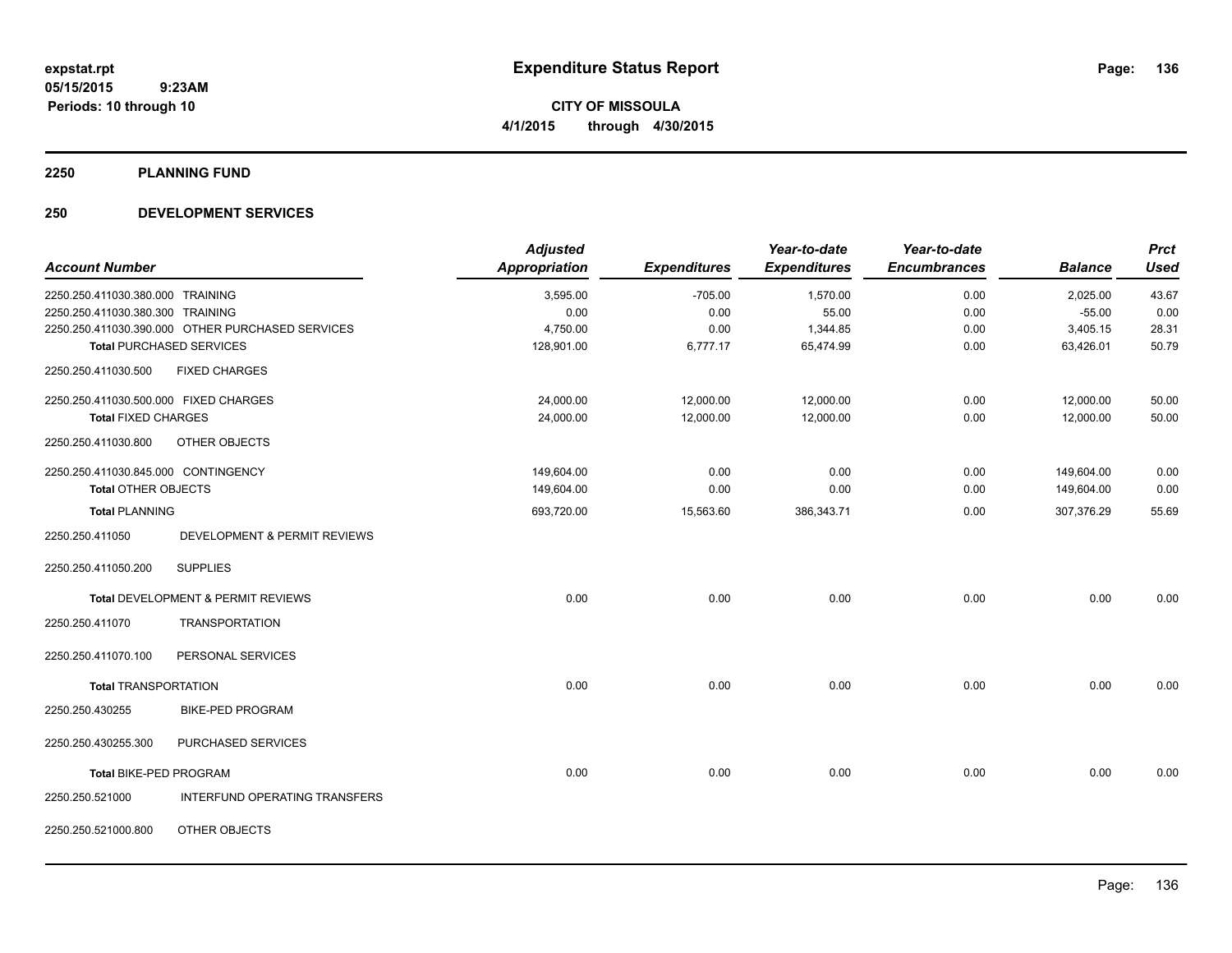# Expenditure Status Report

**CITY OF MISSOULA**

**4/1/2015 through 4/30/2015**

expstat.rpt
05/15/2015 9:23AM
Periods: 10 through 10

## 2250 PLANNING FUND

## 250 DEVELOPMENT SERVICES

| Account Number | | Adjusted Appropriation | Expenditures | Year-to-date Expenditures | Year-to-date Encumbrances | Balance | Prct Used |
|---|---|---|---|---|---|---|---|
| 2250.250.411030.380.000 | TRAINING | 3,595.00 | -705.00 | 1,570.00 | 0.00 | 2,025.00 | 43.67 |
| 2250.250.411030.380.300 | TRAINING | 0.00 | 0.00 | 55.00 | 0.00 | -55.00 | 0.00 |
| 2250.250.411030.390.000 | OTHER PURCHASED SERVICES | 4,750.00 | 0.00 | 1,344.85 | 0.00 | 3,405.15 | 28.31 |
| **Total** PURCHASED SERVICES | | 128,901.00 | 6,777.17 | 65,474.99 | 0.00 | 63,426.01 | 50.79 |
| 2250.250.411030.500 | FIXED CHARGES | | | | | | |
| 2250.250.411030.500.000 | FIXED CHARGES | 24,000.00 | 12,000.00 | 12,000.00 | 0.00 | 12,000.00 | 50.00 |
| **Total** FIXED CHARGES | | 24,000.00 | 12,000.00 | 12,000.00 | 0.00 | 12,000.00 | 50.00 |
| 2250.250.411030.800 | OTHER OBJECTS | | | | | | |
| 2250.250.411030.845.000 | CONTINGENCY | 149,604.00 | 0.00 | 0.00 | 0.00 | 149,604.00 | 0.00 |
| **Total** OTHER OBJECTS | | 149,604.00 | 0.00 | 0.00 | 0.00 | 149,604.00 | 0.00 |
| **Total** PLANNING | | 693,720.00 | 15,563.60 | 386,343.71 | 0.00 | 307,376.29 | 55.69 |
| 2250.250.411050 | DEVELOPMENT & PERMIT REVIEWS | | | | | | |
| 2250.250.411050.200 | SUPPLIES | | | | | | |
| **Total** DEVELOPMENT & PERMIT REVIEWS | | 0.00 | 0.00 | 0.00 | 0.00 | 0.00 | 0.00 |
| 2250.250.411070 | TRANSPORTATION | | | | | | |
| 2250.250.411070.100 | PERSONAL SERVICES | | | | | | |
| **Total** TRANSPORTATION | | 0.00 | 0.00 | 0.00 | 0.00 | 0.00 | 0.00 |
| 2250.250.430255 | BIKE-PED PROGRAM | | | | | | |
| 2250.250.430255.300 | PURCHASED SERVICES | | | | | | |
| **Total** BIKE-PED PROGRAM | | 0.00 | 0.00 | 0.00 | 0.00 | 0.00 | 0.00 |
| 2250.250.521000 | INTERFUND OPERATING TRANSFERS | | | | | | |
| 2250.250.521000.800 | OTHER OBJECTS | | | | | | |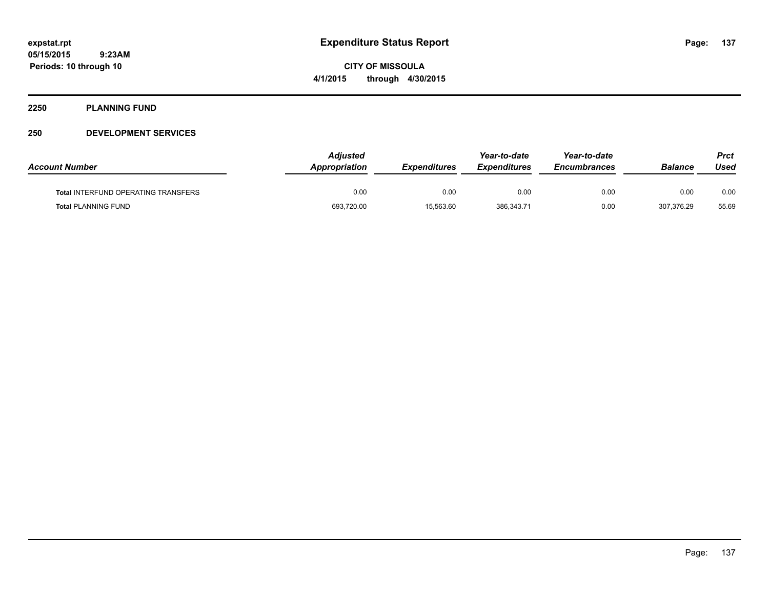**expstat.rpt**
**05/15/2015 9:23AM**
**Periods: 10 through 10**

# Expenditure Status Report

**CITY OF MISSOULA**
**4/1/2015 through 4/30/2015**

## 2250 PLANNING FUND

## 250 DEVELOPMENT SERVICES

| Account Number | Adjusted Appropriation | Expenditures | Year-to-date Expenditures | Year-to-date Encumbrances | Balance | Prct Used |
|---|---|---|---|---|---|---|
| **Total** INTERFUND OPERATING TRANSFERS | 0.00 | 0.00 | 0.00 | 0.00 | 0.00 | 0.00 |
| **Total** PLANNING FUND | 693,720.00 | 15,563.60 | 386,343.71 | 0.00 | 307,376.29 | 55.69 |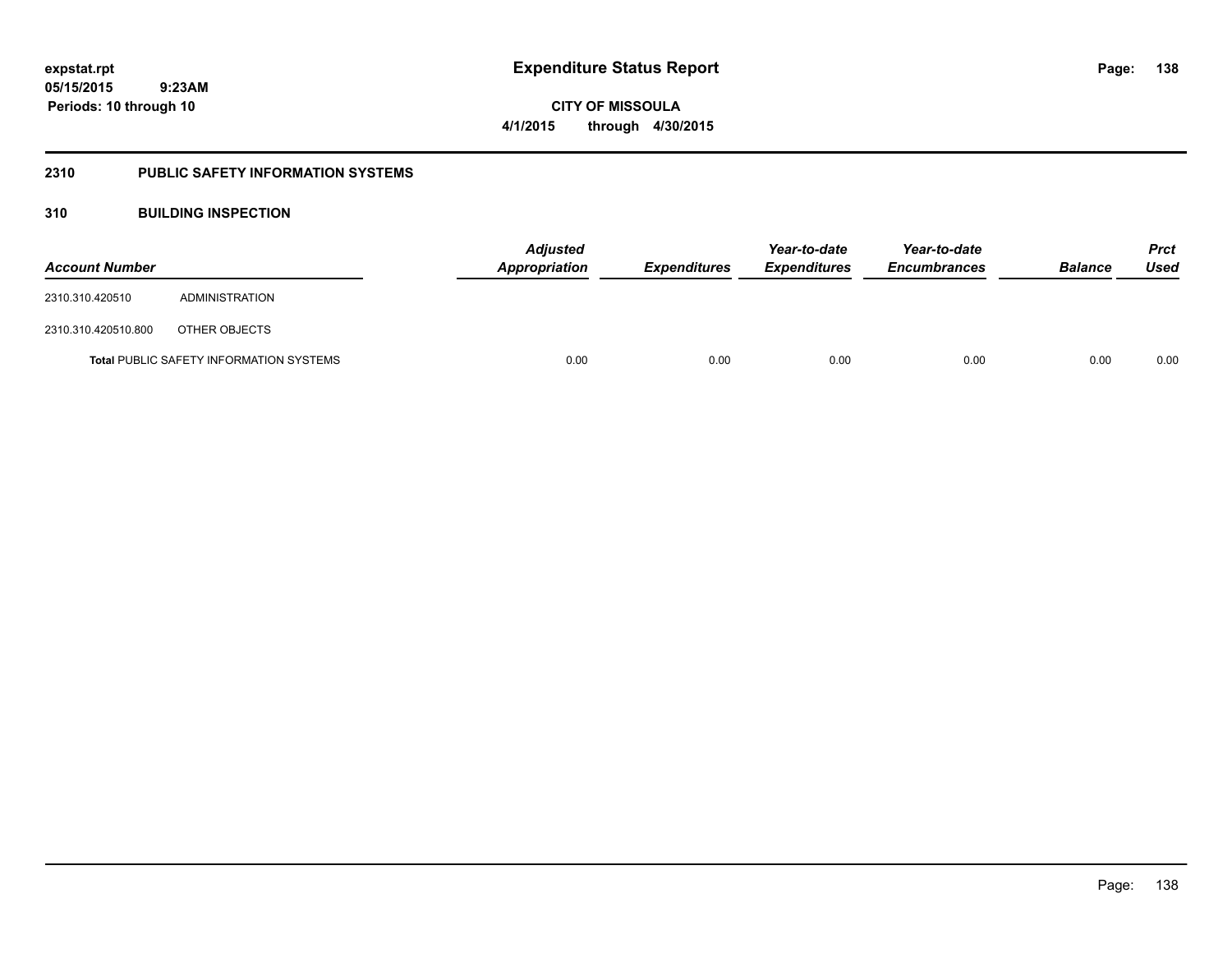# Expenditure Status Report

**expstat.rpt**
**05/15/2015 9:23AM**
**Periods: 10 through 10**

**CITY OF MISSOULA**
**4/1/2015 through 4/30/2015**

## 2310 PUBLIC SAFETY INFORMATION SYSTEMS

### 310 BUILDING INSPECTION

| Account Number | | Adjusted Appropriation | Expenditures | Year-to-date Expenditures | Year-to-date Encumbrances | Balance | Prct Used |
|---|---|---|---|---|---|---|---|
| 2310.310.420510 | ADMINISTRATION | | | | | | |
| 2310.310.420510.800 | OTHER OBJECTS | | | | | | |
| **Total** PUBLIC SAFETY INFORMATION SYSTEMS | | 0.00 | 0.00 | 0.00 | 0.00 | 0.00 | 0.00 |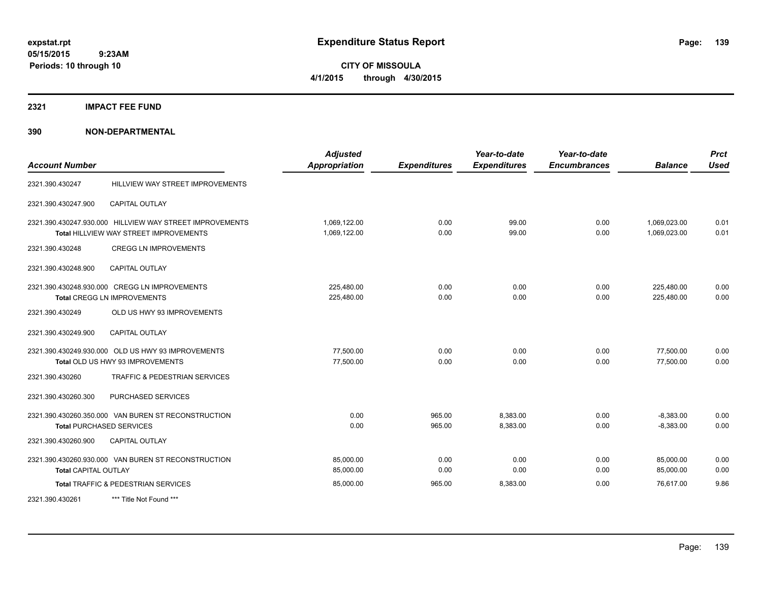**expstat.rpt**
**05/15/2015 9:23AM**
**Periods: 10 through 10**

# Expenditure Status Report

**CITY OF MISSOULA**
**4/1/2015 through 4/30/2015**

## 2321 IMPACT FEE FUND

## 390 NON-DEPARTMENTAL

| Account Number | | Adjusted Appropriation | Expenditures | Year-to-date Expenditures | Year-to-date Encumbrances | Balance | Prct Used |
|---|---|---|---|---|---|---|---|
| 2321.390.430247 | HILLVIEW WAY STREET IMPROVEMENTS | | | | | | |
| 2321.390.430247.900 | CAPITAL OUTLAY | | | | | | |
| 2321.390.430247.930.000 | HILLVIEW WAY STREET IMPROVEMENTS | 1,069,122.00 | 0.00 | 99.00 | 0.00 | 1,069,023.00 | 0.01 |
| | **Total** HILLVIEW WAY STREET IMPROVEMENTS | 1,069,122.00 | 0.00 | 99.00 | 0.00 | 1,069,023.00 | 0.01 |
| 2321.390.430248 | CREGG LN IMPROVEMENTS | | | | | | |
| 2321.390.430248.900 | CAPITAL OUTLAY | | | | | | |
| 2321.390.430248.930.000 | CREGG LN IMPROVEMENTS | 225,480.00 | 0.00 | 0.00 | 0.00 | 225,480.00 | 0.00 |
| | **Total** CREGG LN IMPROVEMENTS | 225,480.00 | 0.00 | 0.00 | 0.00 | 225,480.00 | 0.00 |
| 2321.390.430249 | OLD US HWY 93 IMPROVEMENTS | | | | | | |
| 2321.390.430249.900 | CAPITAL OUTLAY | | | | | | |
| 2321.390.430249.930.000 | OLD US HWY 93 IMPROVEMENTS | 77,500.00 | 0.00 | 0.00 | 0.00 | 77,500.00 | 0.00 |
| | **Total** OLD US HWY 93 IMPROVEMENTS | 77,500.00 | 0.00 | 0.00 | 0.00 | 77,500.00 | 0.00 |
| 2321.390.430260 | TRAFFIC & PEDESTRIAN SERVICES | | | | | | |
| 2321.390.430260.300 | PURCHASED SERVICES | | | | | | |
| 2321.390.430260.350.000 | VAN BUREN ST RECONSTRUCTION | 0.00 | 965.00 | 8,383.00 | 0.00 | -8,383.00 | 0.00 |
| | **Total** PURCHASED SERVICES | 0.00 | 965.00 | 8,383.00 | 0.00 | -8,383.00 | 0.00 |
| 2321.390.430260.900 | CAPITAL OUTLAY | | | | | | |
| 2321.390.430260.930.000 | VAN BUREN ST RECONSTRUCTION | 85,000.00 | 0.00 | 0.00 | 0.00 | 85,000.00 | 0.00 |
| | **Total** CAPITAL OUTLAY | 85,000.00 | 0.00 | 0.00 | 0.00 | 85,000.00 | 0.00 |
| | **Total** TRAFFIC & PEDESTRIAN SERVICES | 85,000.00 | 965.00 | 8,383.00 | 0.00 | 76,617.00 | 9.86 |
| 2321.390.430261 | *** Title Not Found *** | | | | | | |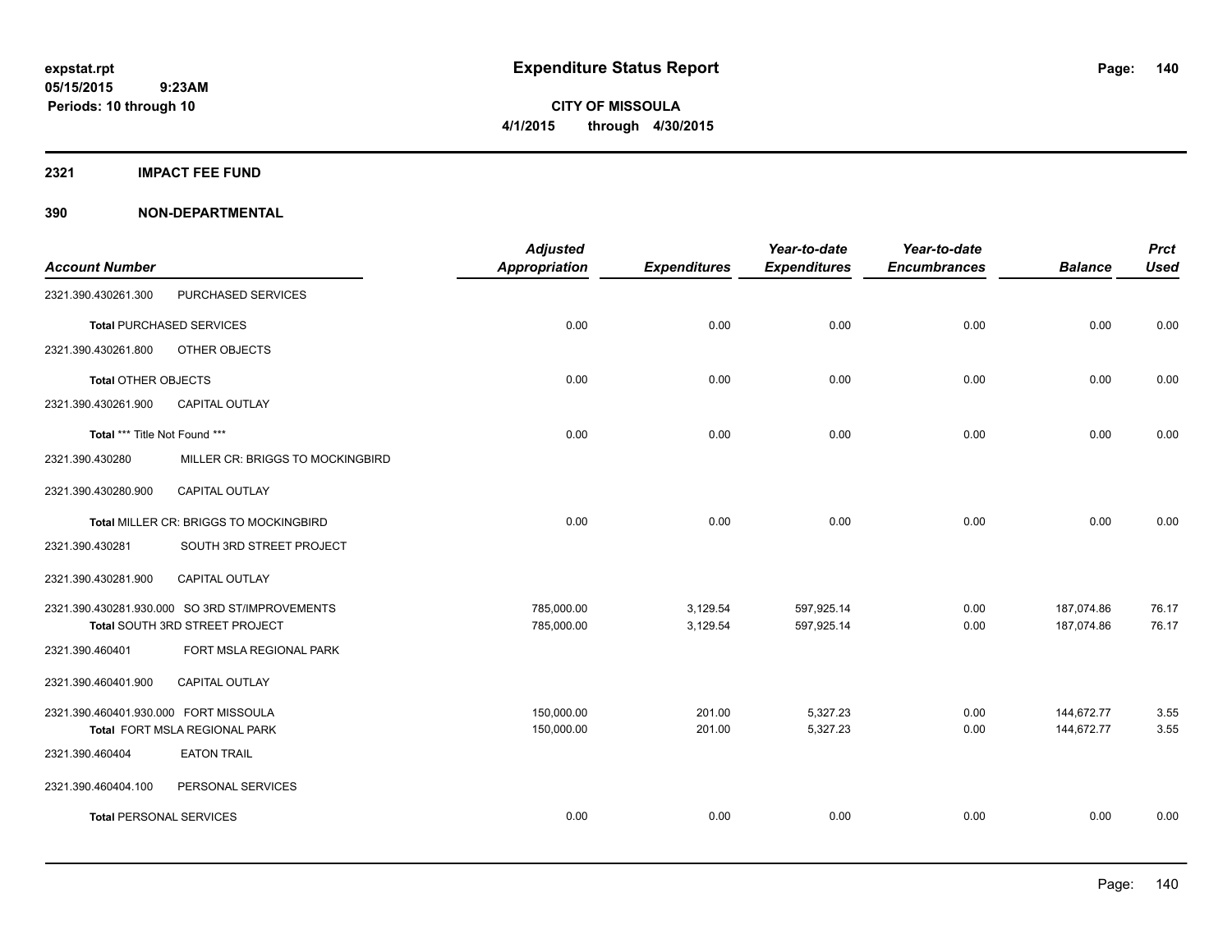**expstat.rpt**
**05/15/2015 9:23AM**
**Periods: 10 through 10**

# Expenditure Status Report

**CITY OF MISSOULA**
**4/1/2015 through 4/30/2015**

## 2321 IMPACT FEE FUND

## 390 NON-DEPARTMENTAL

| Account Number | | Adjusted Appropriation | Expenditures | Year-to-date Expenditures | Year-to-date Encumbrances | Balance | Prct Used |
|---|---|---|---|---|---|---|---|
| 2321.390.430261.300 | PURCHASED SERVICES | | | | | | |
| **Total** PURCHASED SERVICES | | 0.00 | 0.00 | 0.00 | 0.00 | 0.00 | 0.00 |
| 2321.390.430261.800 | OTHER OBJECTS | | | | | | |
| **Total** OTHER OBJECTS | | 0.00 | 0.00 | 0.00 | 0.00 | 0.00 | 0.00 |
| 2321.390.430261.900 | CAPITAL OUTLAY | | | | | | |
| **Total** *** Title Not Found *** | | 0.00 | 0.00 | 0.00 | 0.00 | 0.00 | 0.00 |
| 2321.390.430280 | MILLER CR: BRIGGS TO MOCKINGBIRD | | | | | | |
| 2321.390.430280.900 | CAPITAL OUTLAY | | | | | | |
| **Total** MILLER CR: BRIGGS TO MOCKINGBIRD | | 0.00 | 0.00 | 0.00 | 0.00 | 0.00 | 0.00 |
| 2321.390.430281 | SOUTH 3RD STREET PROJECT | | | | | | |
| 2321.390.430281.900 | CAPITAL OUTLAY | | | | | | |
| 2321.390.430281.930.000 | SO 3RD ST/IMPROVEMENTS | 785,000.00 | 3,129.54 | 597,925.14 | 0.00 | 187,074.86 | 76.17 |
| **Total** SOUTH 3RD STREET PROJECT | | 785,000.00 | 3,129.54 | 597,925.14 | 0.00 | 187,074.86 | 76.17 |
| 2321.390.460401 | FORT MSLA REGIONAL PARK | | | | | | |
| 2321.390.460401.900 | CAPITAL OUTLAY | | | | | | |
| 2321.390.460401.930.000 | FORT MISSOULA | 150,000.00 | 201.00 | 5,327.23 | 0.00 | 144,672.77 | 3.55 |
| **Total** FORT MSLA REGIONAL PARK | | 150,000.00 | 201.00 | 5,327.23 | 0.00 | 144,672.77 | 3.55 |
| 2321.390.460404 | EATON TRAIL | | | | | | |
| 2321.390.460404.100 | PERSONAL SERVICES | | | | | | |
| **Total** PERSONAL SERVICES | | 0.00 | 0.00 | 0.00 | 0.00 | 0.00 | 0.00 |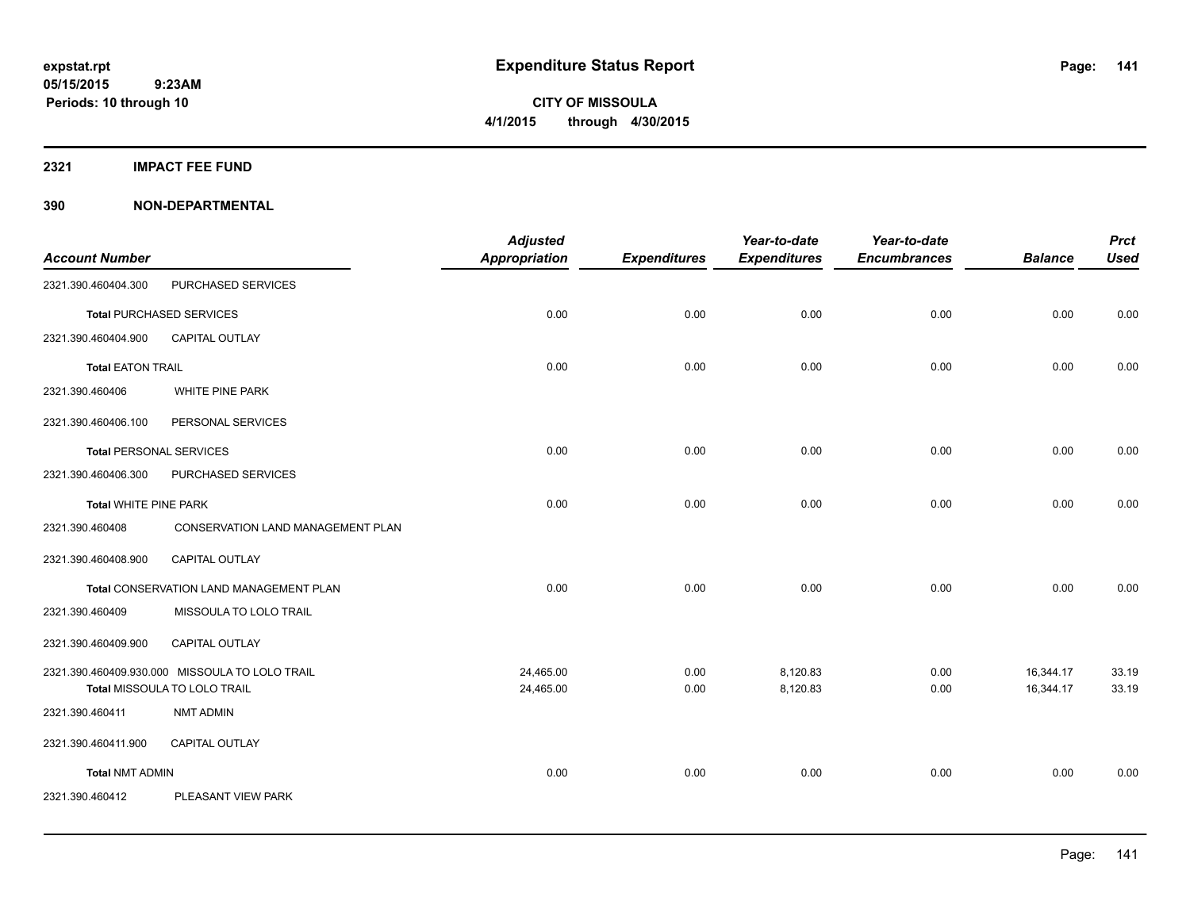**expstat.rpt**
**05/15/2015 9:23AM**
**Periods: 10 through 10**

# Expenditure Status Report

**CITY OF MISSOULA**
**4/1/2015 through 4/30/2015**

## 2321 IMPACT FEE FUND

## 390 NON-DEPARTMENTAL

| Account Number | | Adjusted Appropriation | Expenditures | Year-to-date Expenditures | Year-to-date Encumbrances | Balance | Prct Used |
|---|---|---|---|---|---|---|---|
| 2321.390.460404.300 | PURCHASED SERVICES | | | | | | |
| **Total** PURCHASED SERVICES | | 0.00 | 0.00 | 0.00 | 0.00 | 0.00 | 0.00 |
| 2321.390.460404.900 | CAPITAL OUTLAY | | | | | | |
| **Total** EATON TRAIL | | 0.00 | 0.00 | 0.00 | 0.00 | 0.00 | 0.00 |
| 2321.390.460406 | WHITE PINE PARK | | | | | | |
| 2321.390.460406.100 | PERSONAL SERVICES | | | | | | |
| **Total** PERSONAL SERVICES | | 0.00 | 0.00 | 0.00 | 0.00 | 0.00 | 0.00 |
| 2321.390.460406.300 | PURCHASED SERVICES | | | | | | |
| **Total** WHITE PINE PARK | | 0.00 | 0.00 | 0.00 | 0.00 | 0.00 | 0.00 |
| 2321.390.460408 | CONSERVATION LAND MANAGEMENT PLAN | | | | | | |
| 2321.390.460408.900 | CAPITAL OUTLAY | | | | | | |
| **Total** CONSERVATION LAND MANAGEMENT PLAN | | 0.00 | 0.00 | 0.00 | 0.00 | 0.00 | 0.00 |
| 2321.390.460409 | MISSOULA TO LOLO TRAIL | | | | | | |
| 2321.390.460409.900 | CAPITAL OUTLAY | | | | | | |
| 2321.390.460409.930.000 | MISSOULA TO LOLO TRAIL | 24,465.00 | 0.00 | 8,120.83 | 0.00 | 16,344.17 | 33.19 |
| **Total** MISSOULA TO LOLO TRAIL | | 24,465.00 | 0.00 | 8,120.83 | 0.00 | 16,344.17 | 33.19 |
| 2321.390.460411 | NMT ADMIN | | | | | | |
| 2321.390.460411.900 | CAPITAL OUTLAY | | | | | | |
| **Total** NMT ADMIN | | 0.00 | 0.00 | 0.00 | 0.00 | 0.00 | 0.00 |
| 2321.390.460412 | PLEASANT VIEW PARK | | | | | | |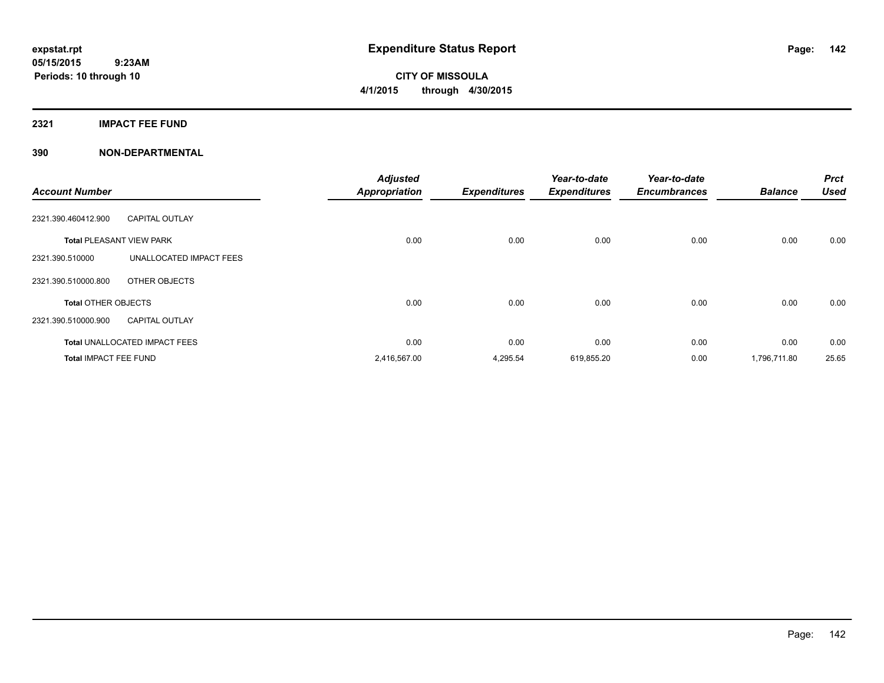expstat.rpt
05/15/2015 9:23AM
Periods: 10 through 10

# Expenditure Status Report

**CITY OF MISSOULA**
**4/1/2015 through 4/30/2015**

## 2321 IMPACT FEE FUND

## 390 NON-DEPARTMENTAL

| Account Number | | Adjusted Appropriation | Expenditures | Year-to-date Expenditures | Year-to-date Encumbrances | Balance | Prct Used |
|---|---|---|---|---|---|---|---|
| 2321.390.460412.900 | CAPITAL OUTLAY | | | | | | |
| **Total** PLEASANT VIEW PARK | | 0.00 | 0.00 | 0.00 | 0.00 | 0.00 | 0.00 |
| 2321.390.510000 | UNALLOCATED IMPACT FEES | | | | | | |
| 2321.390.510000.800 | OTHER OBJECTS | | | | | | |
| **Total** OTHER OBJECTS | | 0.00 | 0.00 | 0.00 | 0.00 | 0.00 | 0.00 |
| 2321.390.510000.900 | CAPITAL OUTLAY | | | | | | |
| **Total** UNALLOCATED IMPACT FEES | | 0.00 | 0.00 | 0.00 | 0.00 | 0.00 | 0.00 |
| **Total** IMPACT FEE FUND | | 2,416,567.00 | 4,295.54 | 619,855.20 | 0.00 | 1,796,711.80 | 25.65 |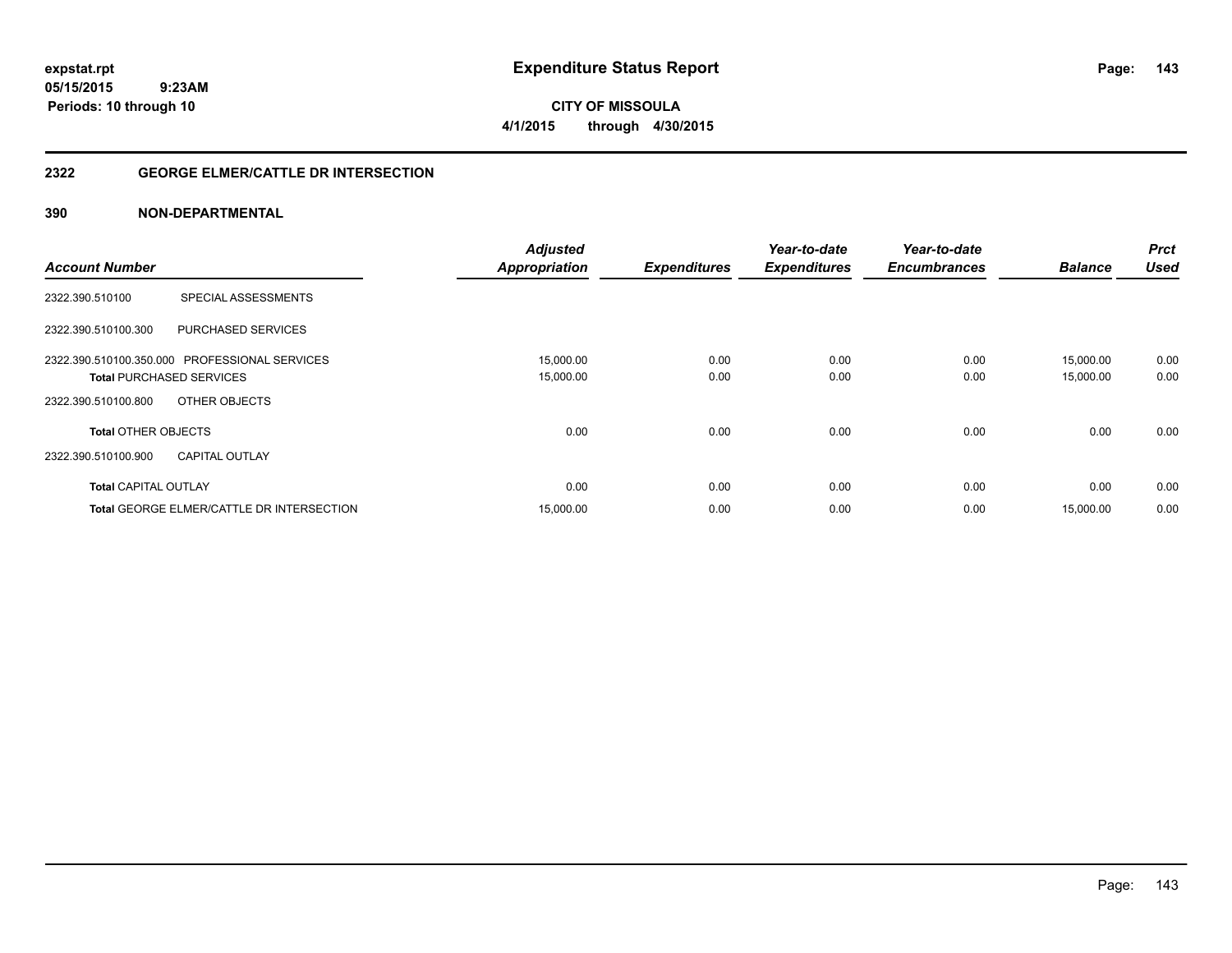# Expenditure Status Report

**expstat.rpt**
**05/15/2015 9:23AM**
**Periods: 10 through 10**

**CITY OF MISSOULA**
**4/1/2015 through 4/30/2015**

## 2322 GEORGE ELMER/CATTLE DR INTERSECTION

### 390 NON-DEPARTMENTAL

| Account Number | | Adjusted Appropriation | Expenditures | Year-to-date Expenditures | Year-to-date Encumbrances | Balance | Prct Used |
|---|---|---|---|---|---|---|---|
| 2322.390.510100 | SPECIAL ASSESSMENTS | | | | | | |
| 2322.390.510100.300 | PURCHASED SERVICES | | | | | | |
| 2322.390.510100.350.000 | PROFESSIONAL SERVICES | 15,000.00 | 0.00 | 0.00 | 0.00 | 15,000.00 | 0.00 |
| **Total** PURCHASED SERVICES | | 15,000.00 | 0.00 | 0.00 | 0.00 | 15,000.00 | 0.00 |
| 2322.390.510100.800 | OTHER OBJECTS | | | | | | |
| **Total** OTHER OBJECTS | | 0.00 | 0.00 | 0.00 | 0.00 | 0.00 | 0.00 |
| 2322.390.510100.900 | CAPITAL OUTLAY | | | | | | |
| **Total** CAPITAL OUTLAY | | 0.00 | 0.00 | 0.00 | 0.00 | 0.00 | 0.00 |
| **Total** GEORGE ELMER/CATTLE DR INTERSECTION | | 15,000.00 | 0.00 | 0.00 | 0.00 | 15,000.00 | 0.00 |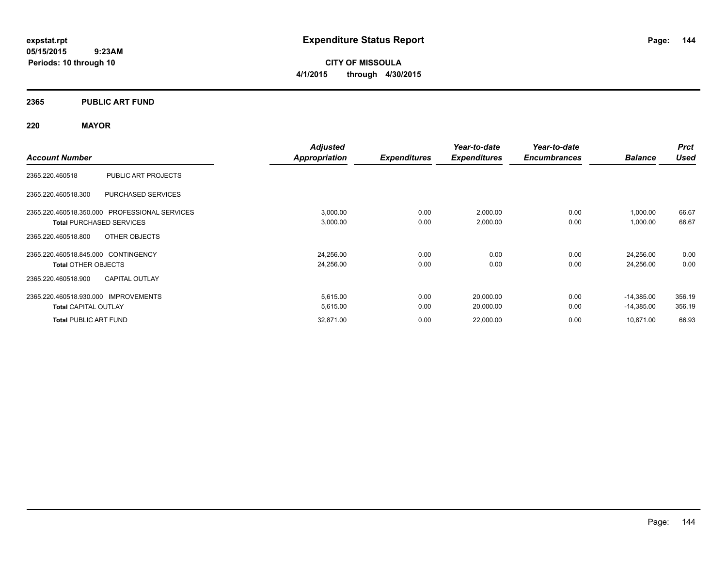**expstat.rpt**
**05/15/2015 9:23AM**
**Periods: 10 through 10**

# Expenditure Status Report

**CITY OF MISSOULA**
**4/1/2015 through 4/30/2015**

## 2365 PUBLIC ART FUND

### 220 MAYOR

| Account Number | | Adjusted Appropriation | Expenditures | Year-to-date Expenditures | Year-to-date Encumbrances | Balance | Prct Used |
|---|---|---|---|---|---|---|---|
| 2365.220.460518 | PUBLIC ART PROJECTS | | | | | | |
| 2365.220.460518.300 | PURCHASED SERVICES | | | | | | |
| 2365.220.460518.350.000 | PROFESSIONAL SERVICES | 3,000.00 | 0.00 | 2,000.00 | 0.00 | 1,000.00 | 66.67 |
| **Total** PURCHASED SERVICES | | 3,000.00 | 0.00 | 2,000.00 | 0.00 | 1,000.00 | 66.67 |
| 2365.220.460518.800 | OTHER OBJECTS | | | | | | |
| 2365.220.460518.845.000 | CONTINGENCY | 24,256.00 | 0.00 | 0.00 | 0.00 | 24,256.00 | 0.00 |
| **Total** OTHER OBJECTS | | 24,256.00 | 0.00 | 0.00 | 0.00 | 24,256.00 | 0.00 |
| 2365.220.460518.900 | CAPITAL OUTLAY | | | | | | |
| 2365.220.460518.930.000 | IMPROVEMENTS | 5,615.00 | 0.00 | 20,000.00 | 0.00 | -14,385.00 | 356.19 |
| **Total** CAPITAL OUTLAY | | 5,615.00 | 0.00 | 20,000.00 | 0.00 | -14,385.00 | 356.19 |
| **Total** PUBLIC ART FUND | | 32,871.00 | 0.00 | 22,000.00 | 0.00 | 10,871.00 | 66.93 |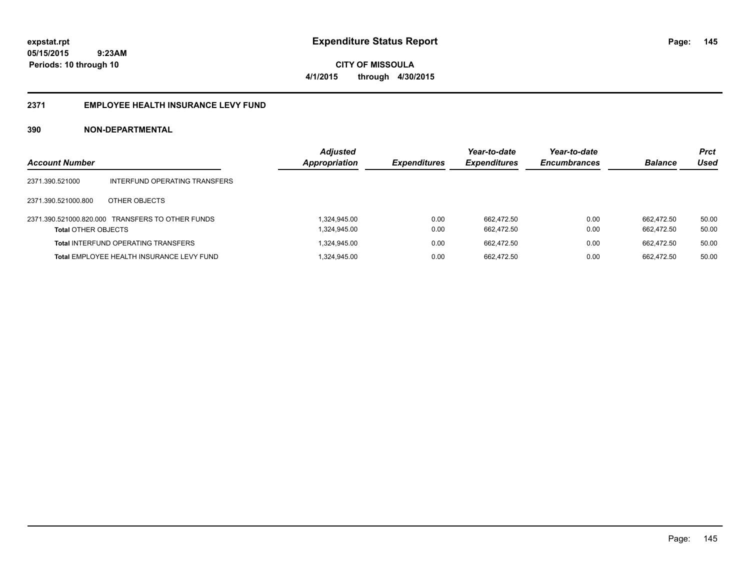# Expenditure Status Report

**CITY OF MISSOULA**

**4/1/2015 through 4/30/2015**

expstat.rpt
05/15/2015 9:23AM
Periods: 10 through 10

## 2371 EMPLOYEE HEALTH INSURANCE LEVY FUND

### 390 NON-DEPARTMENTAL

| Account Number | | Adjusted Appropriation | Expenditures | Year-to-date Expenditures | Year-to-date Encumbrances | Balance | Prct Used |
|---|---|---|---|---|---|---|---|
| 2371.390.521000 | INTERFUND OPERATING TRANSFERS | | | | | | |
| 2371.390.521000.800 | OTHER OBJECTS | | | | | | |
| 2371.390.521000.820.000 | TRANSFERS TO OTHER FUNDS | 1,324,945.00 | 0.00 | 662,472.50 | 0.00 | 662,472.50 | 50.00 |
| **Total** OTHER OBJECTS | | 1,324,945.00 | 0.00 | 662,472.50 | 0.00 | 662,472.50 | 50.00 |
| **Total** INTERFUND OPERATING TRANSFERS | | 1,324,945.00 | 0.00 | 662,472.50 | 0.00 | 662,472.50 | 50.00 |
| **Total** EMPLOYEE HEALTH INSURANCE LEVY FUND | | 1,324,945.00 | 0.00 | 662,472.50 | 0.00 | 662,472.50 | 50.00 |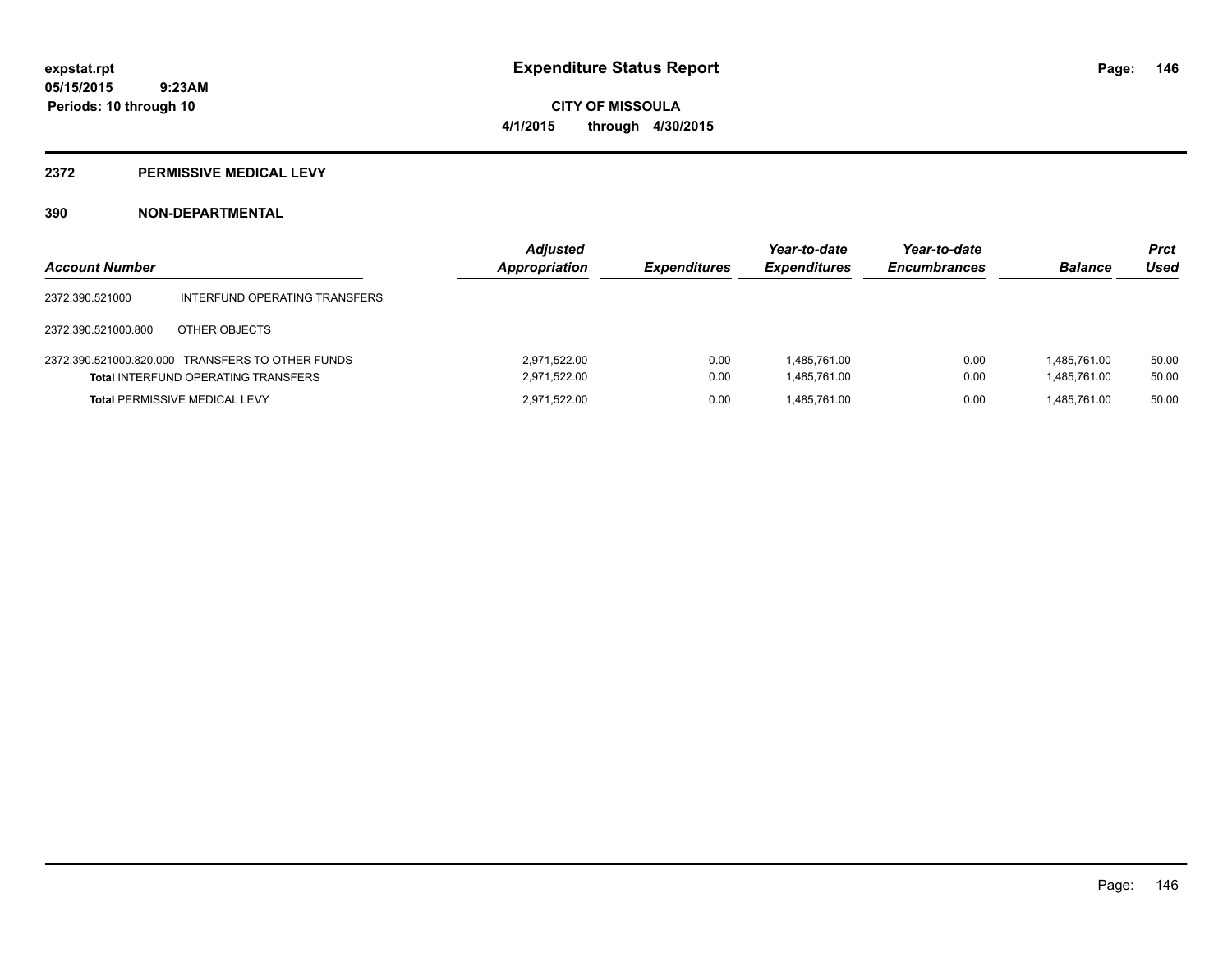**expstat.rpt**
**05/15/2015 9:23AM**
**Periods: 10 through 10**

# Expenditure Status Report

**CITY OF MISSOULA**
**4/1/2015 through 4/30/2015**

## 2372 PERMISSIVE MEDICAL LEVY

### 390 NON-DEPARTMENTAL

| Account Number | | Adjusted Appropriation | Expenditures | Year-to-date Expenditures | Year-to-date Encumbrances | Balance | Prct Used |
|---|---|---|---|---|---|---|---|
| 2372.390.521000 | INTERFUND OPERATING TRANSFERS | | | | | | |
| 2372.390.521000.800 | OTHER OBJECTS | | | | | | |
| 2372.390.521000.820.000 | TRANSFERS TO OTHER FUNDS | 2,971,522.00 | 0.00 | 1,485,761.00 | 0.00 | 1,485,761.00 | 50.00 |
| **Total** INTERFUND OPERATING TRANSFERS | | 2,971,522.00 | 0.00 | 1,485,761.00 | 0.00 | 1,485,761.00 | 50.00 |
| **Total** PERMISSIVE MEDICAL LEVY | | 2,971,522.00 | 0.00 | 1,485,761.00 | 0.00 | 1,485,761.00 | 50.00 |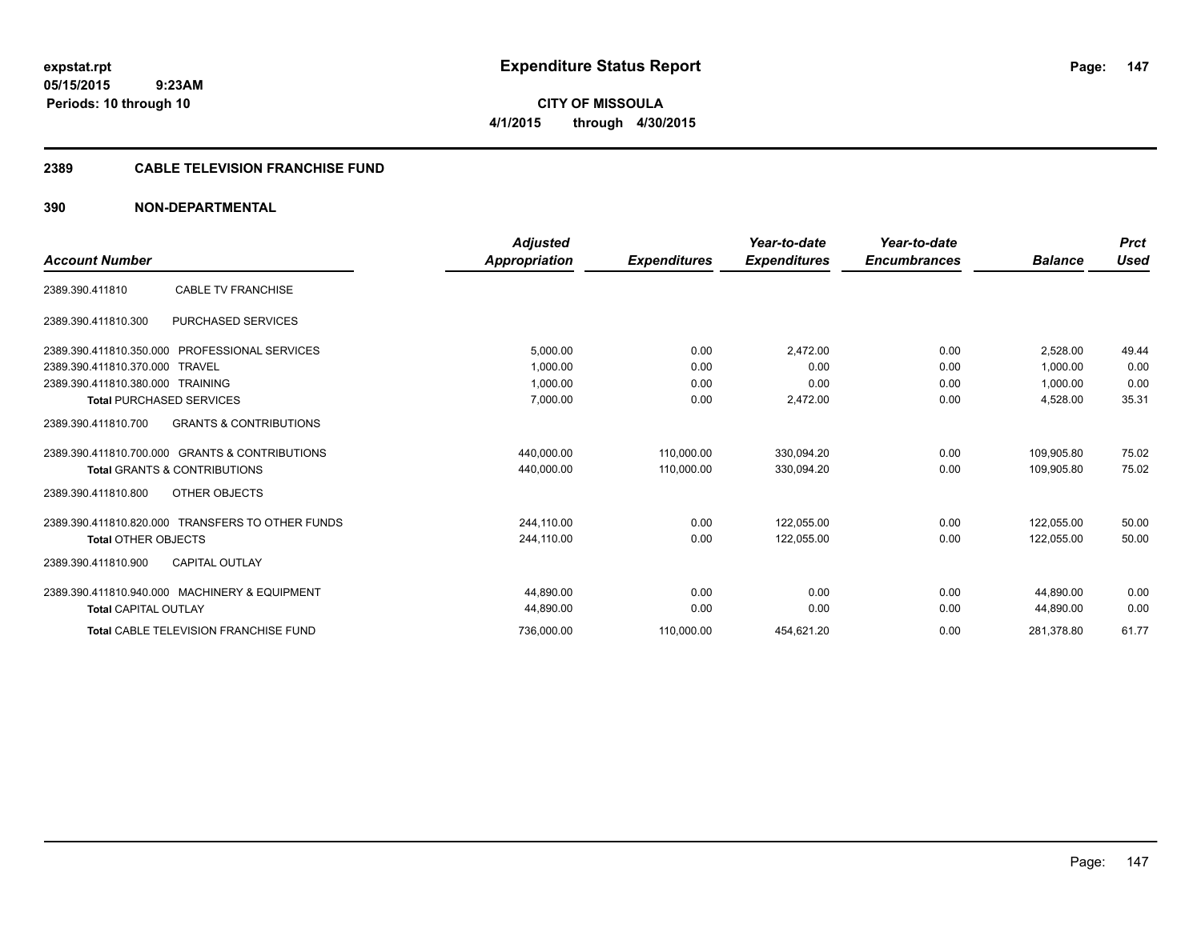**expstat.rpt**
**05/15/2015 9:23AM**
**Periods: 10 through 10**

# Expenditure Status Report

**CITY OF MISSOULA**
**4/1/2015 through 4/30/2015**

## 2389 CABLE TELEVISION FRANCHISE FUND

## 390 NON-DEPARTMENTAL

| Account Number | | Adjusted Appropriation | Expenditures | Year-to-date Expenditures | Year-to-date Encumbrances | Balance | Prct Used |
|---|---|---|---|---|---|---|---|
| 2389.390.411810 | CABLE TV FRANCHISE | | | | | | |
| 2389.390.411810.300 | PURCHASED SERVICES | | | | | | |
| 2389.390.411810.350.000 | PROFESSIONAL SERVICES | 5,000.00 | 0.00 | 2,472.00 | 0.00 | 2,528.00 | 49.44 |
| 2389.390.411810.370.000 | TRAVEL | 1,000.00 | 0.00 | 0.00 | 0.00 | 1,000.00 | 0.00 |
| 2389.390.411810.380.000 | TRAINING | 1,000.00 | 0.00 | 0.00 | 0.00 | 1,000.00 | 0.00 |
| **Total** PURCHASED SERVICES | | 7,000.00 | 0.00 | 2,472.00 | 0.00 | 4,528.00 | 35.31 |
| 2389.390.411810.700 | GRANTS & CONTRIBUTIONS | | | | | | |
| 2389.390.411810.700.000 | GRANTS & CONTRIBUTIONS | 440,000.00 | 110,000.00 | 330,094.20 | 0.00 | 109,905.80 | 75.02 |
| **Total** GRANTS & CONTRIBUTIONS | | 440,000.00 | 110,000.00 | 330,094.20 | 0.00 | 109,905.80 | 75.02 |
| 2389.390.411810.800 | OTHER OBJECTS | | | | | | |
| 2389.390.411810.820.000 | TRANSFERS TO OTHER FUNDS | 244,110.00 | 0.00 | 122,055.00 | 0.00 | 122,055.00 | 50.00 |
| **Total** OTHER OBJECTS | | 244,110.00 | 0.00 | 122,055.00 | 0.00 | 122,055.00 | 50.00 |
| 2389.390.411810.900 | CAPITAL OUTLAY | | | | | | |
| 2389.390.411810.940.000 | MACHINERY & EQUIPMENT | 44,890.00 | 0.00 | 0.00 | 0.00 | 44,890.00 | 0.00 |
| **Total** CAPITAL OUTLAY | | 44,890.00 | 0.00 | 0.00 | 0.00 | 44,890.00 | 0.00 |
| **Total** CABLE TELEVISION FRANCHISE FUND | | 736,000.00 | 110,000.00 | 454,621.20 | 0.00 | 281,378.80 | 61.77 |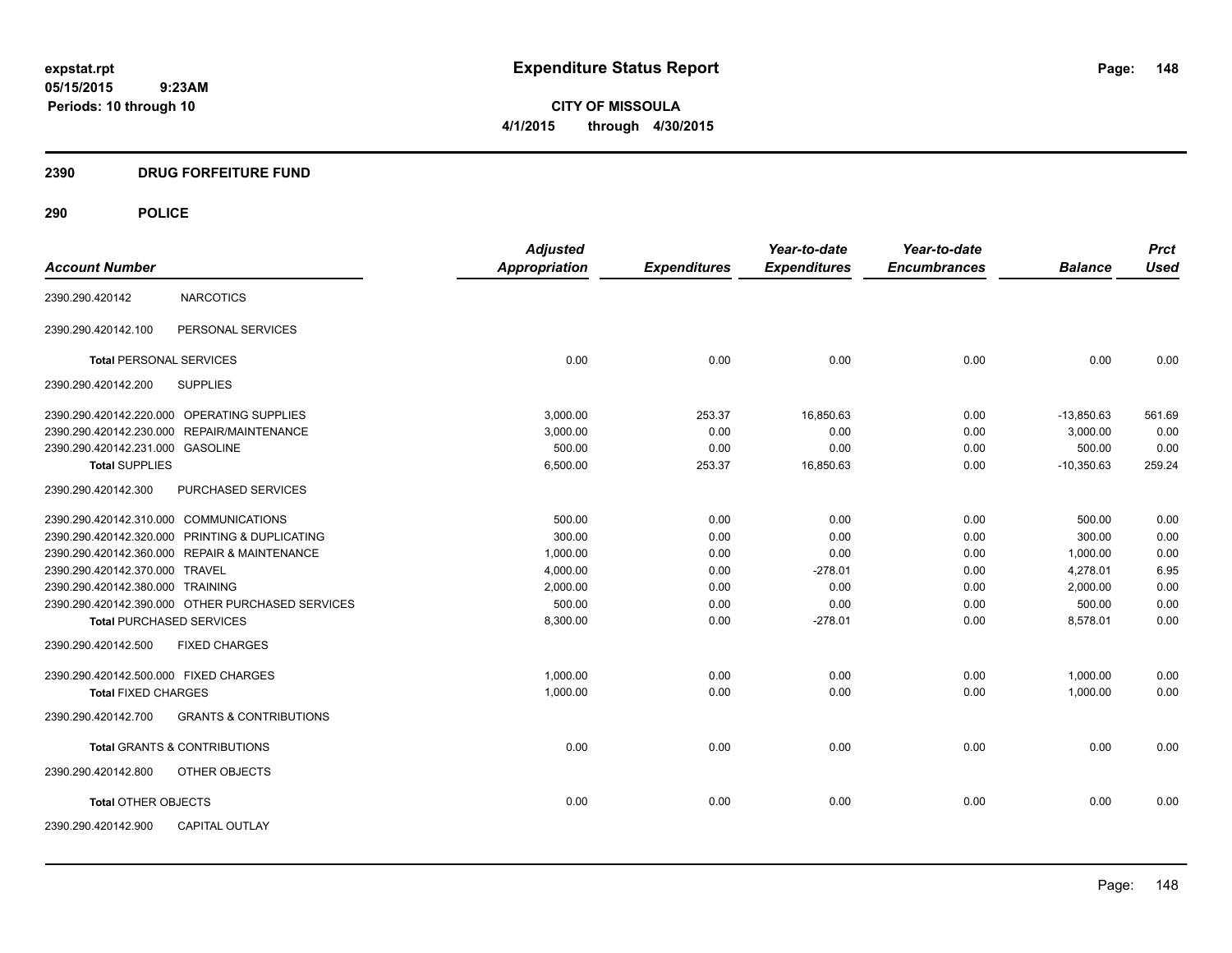# Expenditure Status Report

**CITY OF MISSOULA**

**4/1/2015 through 4/30/2015**

expstat.rpt
05/15/2015 9:23AM
Periods: 10 through 10

## 2390 DRUG FORFEITURE FUND

## 290 POLICE

| Account Number | | Adjusted Appropriation | Expenditures | Year-to-date Expenditures | Year-to-date Encumbrances | Balance | Prct Used |
|---|---|---|---|---|---|---|---|
| 2390.290.420142 | NARCOTICS | | | | | | |
| 2390.290.420142.100 | PERSONAL SERVICES | | | | | | |
| **Total** PERSONAL SERVICES | | 0.00 | 0.00 | 0.00 | 0.00 | 0.00 | 0.00 |
| 2390.290.420142.200 | SUPPLIES | | | | | | |
| 2390.290.420142.220.000 | OPERATING SUPPLIES | 3,000.00 | 253.37 | 16,850.63 | 0.00 | -13,850.63 | 561.69 |
| 2390.290.420142.230.000 | REPAIR/MAINTENANCE | 3,000.00 | 0.00 | 0.00 | 0.00 | 3,000.00 | 0.00 |
| 2390.290.420142.231.000 | GASOLINE | 500.00 | 0.00 | 0.00 | 0.00 | 500.00 | 0.00 |
| **Total SUPPLIES** | | 6,500.00 | 253.37 | 16,850.63 | 0.00 | -10,350.63 | 259.24 |
| 2390.290.420142.300 | PURCHASED SERVICES | | | | | | |
| 2390.290.420142.310.000 | COMMUNICATIONS | 500.00 | 0.00 | 0.00 | 0.00 | 500.00 | 0.00 |
| 2390.290.420142.320.000 | PRINTING & DUPLICATING | 300.00 | 0.00 | 0.00 | 0.00 | 300.00 | 0.00 |
| 2390.290.420142.360.000 | REPAIR & MAINTENANCE | 1,000.00 | 0.00 | 0.00 | 0.00 | 1,000.00 | 0.00 |
| 2390.290.420142.370.000 | TRAVEL | 4,000.00 | 0.00 | -278.01 | 0.00 | 4,278.01 | 6.95 |
| 2390.290.420142.380.000 | TRAINING | 2,000.00 | 0.00 | 0.00 | 0.00 | 2,000.00 | 0.00 |
| 2390.290.420142.390.000 | OTHER PURCHASED SERVICES | 500.00 | 0.00 | 0.00 | 0.00 | 500.00 | 0.00 |
| **Total PURCHASED SERVICES** | | 8,300.00 | 0.00 | -278.01 | 0.00 | 8,578.01 | 0.00 |
| 2390.290.420142.500 | FIXED CHARGES | | | | | | |
| 2390.290.420142.500.000 | FIXED CHARGES | 1,000.00 | 0.00 | 0.00 | 0.00 | 1,000.00 | 0.00 |
| **Total FIXED CHARGES** | | 1,000.00 | 0.00 | 0.00 | 0.00 | 1,000.00 | 0.00 |
| 2390.290.420142.700 | GRANTS & CONTRIBUTIONS | | | | | | |
| **Total** GRANTS & CONTRIBUTIONS | | 0.00 | 0.00 | 0.00 | 0.00 | 0.00 | 0.00 |
| 2390.290.420142.800 | OTHER OBJECTS | | | | | | |
| **Total** OTHER OBJECTS | | 0.00 | 0.00 | 0.00 | 0.00 | 0.00 | 0.00 |
| 2390.290.420142.900 | CAPITAL OUTLAY | | | | | | |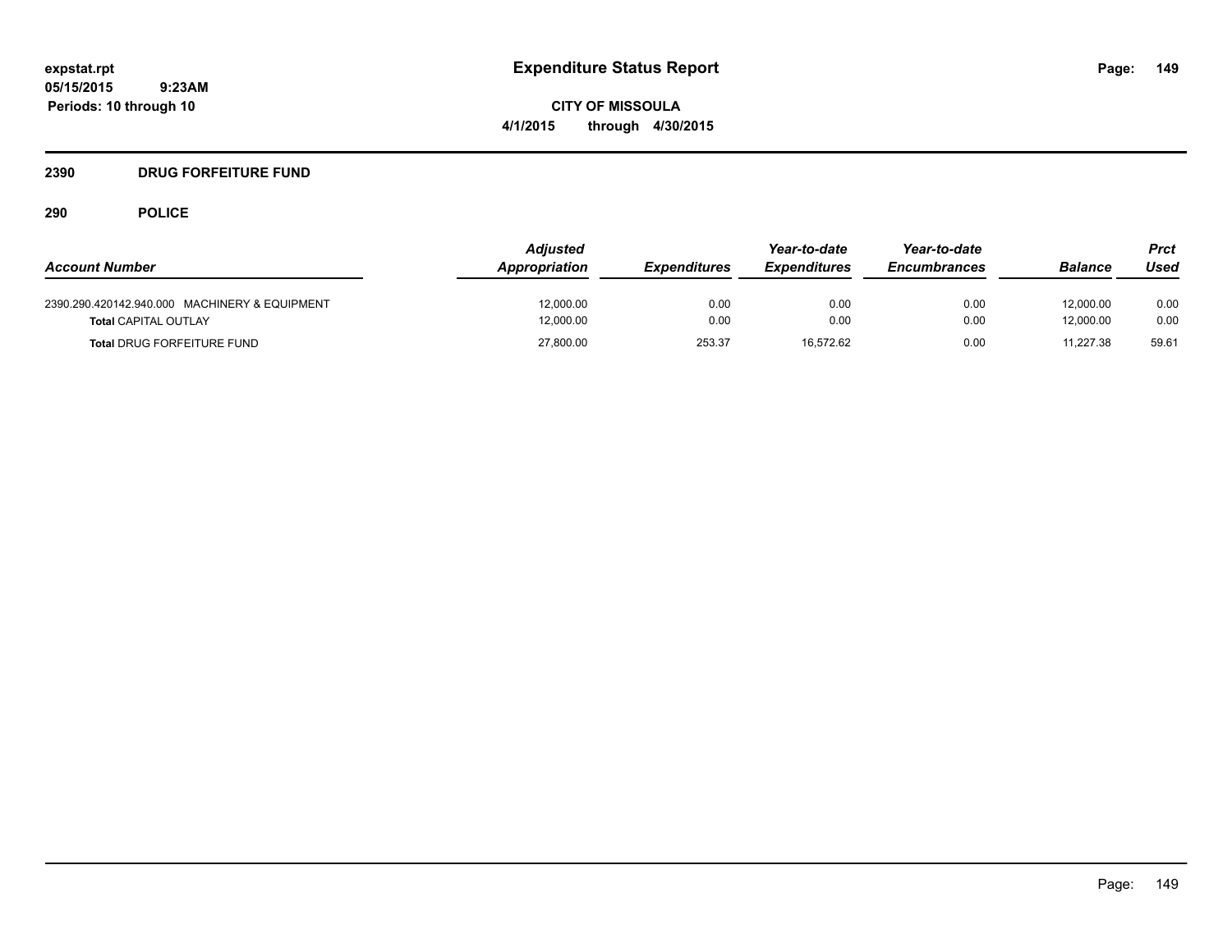**Expenditure Status Report**

**CITY OF MISSOULA**

**4/1/2015 through 4/30/2015**

expstat.rpt
05/15/2015 9:23AM
Periods: 10 through 10

## 2390 DRUG FORFEITURE FUND

### 290 POLICE

| Account Number | Adjusted Appropriation | Expenditures | Year-to-date Expenditures | Year-to-date Encumbrances | Balance | Prct Used |
|---|---|---|---|---|---|---|
| 2390.290.420142.940.000 MACHINERY & EQUIPMENT | 12,000.00 | 0.00 | 0.00 | 0.00 | 12,000.00 | 0.00 |
| **Total** CAPITAL OUTLAY | 12,000.00 | 0.00 | 0.00 | 0.00 | 12,000.00 | 0.00 |
| **Total** DRUG FORFEITURE FUND | 27,800.00 | 253.37 | 16,572.62 | 0.00 | 11,227.38 | 59.61 |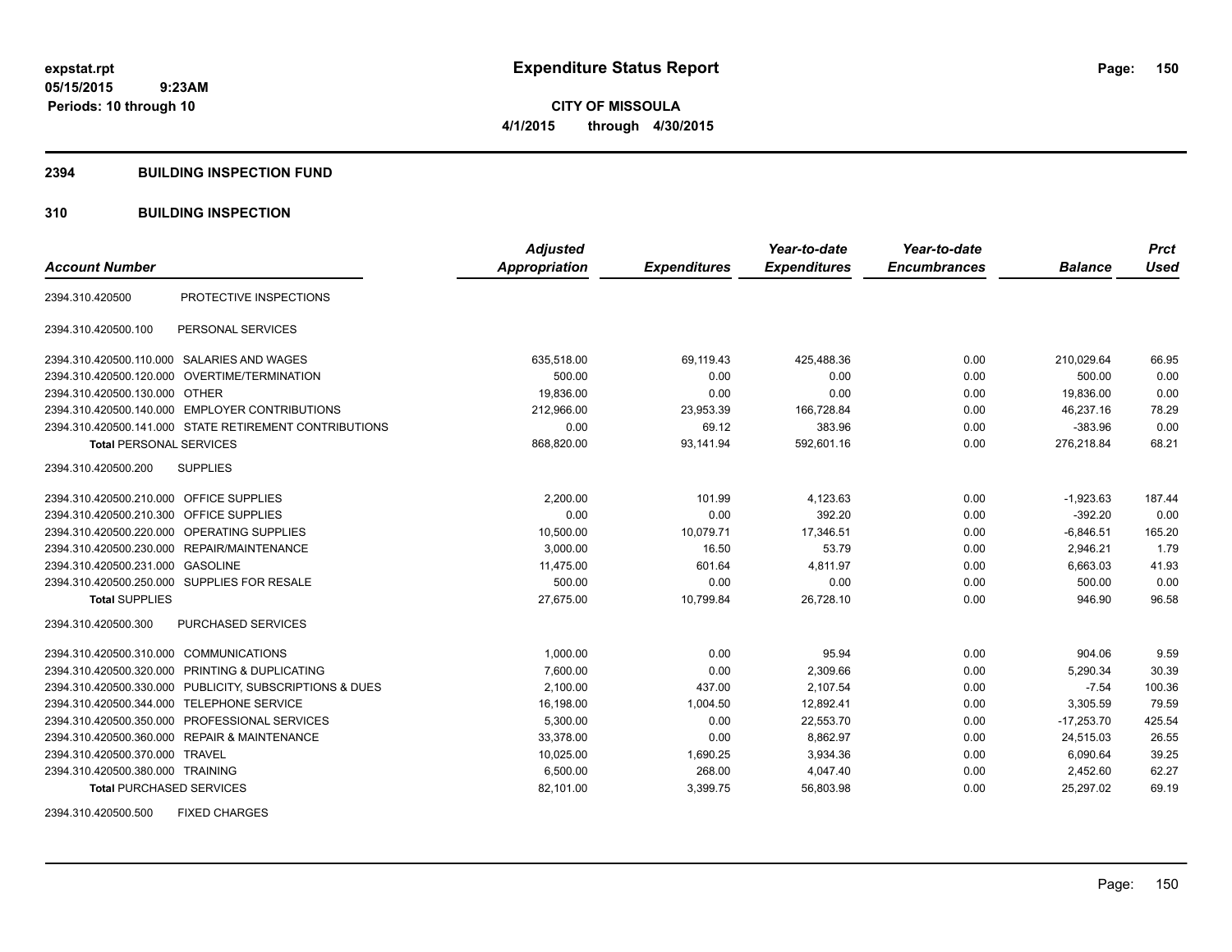# Expenditure Status Report

expstat.rpt
05/15/2015 9:23AM
Periods: 10 through 10

**CITY OF MISSOULA**
**4/1/2015 through 4/30/2015**

## 2394 BUILDING INSPECTION FUND

## 310 BUILDING INSPECTION

| Account Number | | Adjusted Appropriation | Expenditures | Year-to-date Expenditures | Year-to-date Encumbrances | Balance | Prct Used |
|---|---|---|---|---|---|---|---|
| 2394.310.420500 | PROTECTIVE INSPECTIONS | | | | | | |
| 2394.310.420500.100 | PERSONAL SERVICES | | | | | | |
| 2394.310.420500.110.000 | SALARIES AND WAGES | 635,518.00 | 69,119.43 | 425,488.36 | 0.00 | 210,029.64 | 66.95 |
| 2394.310.420500.120.000 | OVERTIME/TERMINATION | 500.00 | 0.00 | 0.00 | 0.00 | 500.00 | 0.00 |
| 2394.310.420500.130.000 | OTHER | 19,836.00 | 0.00 | 0.00 | 0.00 | 19,836.00 | 0.00 |
| 2394.310.420500.140.000 | EMPLOYER CONTRIBUTIONS | 212,966.00 | 23,953.39 | 166,728.84 | 0.00 | 46,237.16 | 78.29 |
| 2394.310.420500.141.000 | STATE RETIREMENT CONTRIBUTIONS | 0.00 | 69.12 | 383.96 | 0.00 | -383.96 | 0.00 |
| **Total** PERSONAL SERVICES | | 868,820.00 | 93,141.94 | 592,601.16 | 0.00 | 276,218.84 | 68.21 |
| 2394.310.420500.200 | SUPPLIES | | | | | | |
| 2394.310.420500.210.000 | OFFICE SUPPLIES | 2,200.00 | 101.99 | 4,123.63 | 0.00 | -1,923.63 | 187.44 |
| 2394.310.420500.210.300 | OFFICE SUPPLIES | 0.00 | 0.00 | 392.20 | 0.00 | -392.20 | 0.00 |
| 2394.310.420500.220.000 | OPERATING SUPPLIES | 10,500.00 | 10,079.71 | 17,346.51 | 0.00 | -6,846.51 | 165.20 |
| 2394.310.420500.230.000 | REPAIR/MAINTENANCE | 3,000.00 | 16.50 | 53.79 | 0.00 | 2,946.21 | 1.79 |
| 2394.310.420500.231.000 | GASOLINE | 11,475.00 | 601.64 | 4,811.97 | 0.00 | 6,663.03 | 41.93 |
| 2394.310.420500.250.000 | SUPPLIES FOR RESALE | 500.00 | 0.00 | 0.00 | 0.00 | 500.00 | 0.00 |
| **Total** SUPPLIES | | 27,675.00 | 10,799.84 | 26,728.10 | 0.00 | 946.90 | 96.58 |
| 2394.310.420500.300 | PURCHASED SERVICES | | | | | | |
| 2394.310.420500.310.000 | COMMUNICATIONS | 1,000.00 | 0.00 | 95.94 | 0.00 | 904.06 | 9.59 |
| 2394.310.420500.320.000 | PRINTING & DUPLICATING | 7,600.00 | 0.00 | 2,309.66 | 0.00 | 5,290.34 | 30.39 |
| 2394.310.420500.330.000 | PUBLICITY, SUBSCRIPTIONS & DUES | 2,100.00 | 437.00 | 2,107.54 | 0.00 | -7.54 | 100.36 |
| 2394.310.420500.344.000 | TELEPHONE SERVICE | 16,198.00 | 1,004.50 | 12,892.41 | 0.00 | 3,305.59 | 79.59 |
| 2394.310.420500.350.000 | PROFESSIONAL SERVICES | 5,300.00 | 0.00 | 22,553.70 | 0.00 | -17,253.70 | 425.54 |
| 2394.310.420500.360.000 | REPAIR & MAINTENANCE | 33,378.00 | 0.00 | 8,862.97 | 0.00 | 24,515.03 | 26.55 |
| 2394.310.420500.370.000 | TRAVEL | 10,025.00 | 1,690.25 | 3,934.36 | 0.00 | 6,090.64 | 39.25 |
| 2394.310.420500.380.000 | TRAINING | 6,500.00 | 268.00 | 4,047.40 | 0.00 | 2,452.60 | 62.27 |
| **Total** PURCHASED SERVICES | | 82,101.00 | 3,399.75 | 56,803.98 | 0.00 | 25,297.02 | 69.19 |
| 2394.310.420500.500 | FIXED CHARGES | | | | | | |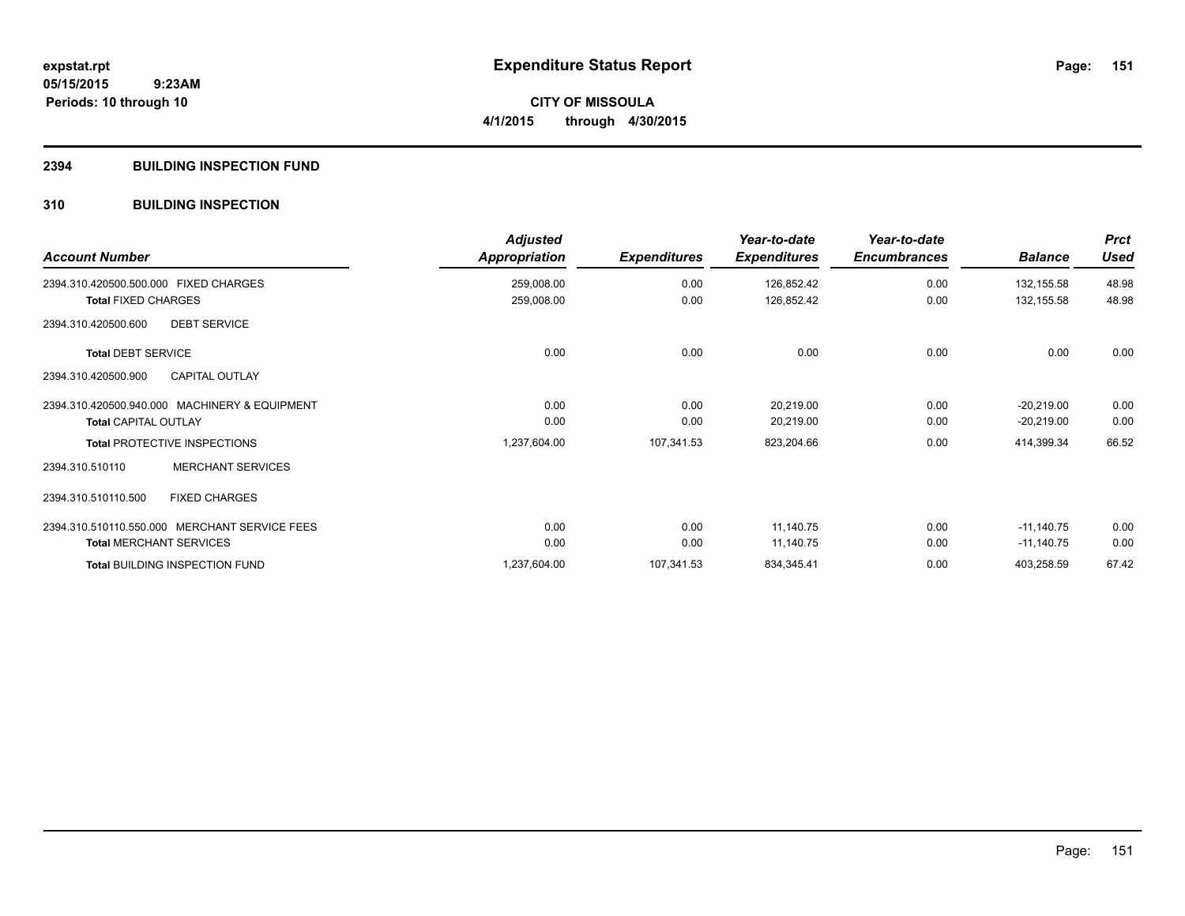expstat.rpt
05/15/2015 9:23AM
Periods: 10 through 10

# Expenditure Status Report

**CITY OF MISSOULA**
**4/1/2015 through 4/30/2015**

## 2394 BUILDING INSPECTION FUND

## 310 BUILDING INSPECTION

| Account Number | Adjusted Appropriation | Expenditures | Year-to-date Expenditures | Year-to-date Encumbrances | Balance | Prct Used |
|---|---|---|---|---|---|---|
| 2394.310.420500.500.000 FIXED CHARGES | 259,008.00 | 0.00 | 126,852.42 | 0.00 | 132,155.58 | 48.98 |
| **Total** FIXED CHARGES | 259,008.00 | 0.00 | 126,852.42 | 0.00 | 132,155.58 | 48.98 |
| 2394.310.420500.600 DEBT SERVICE | | | | | | |
| **Total** DEBT SERVICE | 0.00 | 0.00 | 0.00 | 0.00 | 0.00 | 0.00 |
| 2394.310.420500.900 CAPITAL OUTLAY | | | | | | |
| 2394.310.420500.940.000 MACHINERY & EQUIPMENT | 0.00 | 0.00 | 20,219.00 | 0.00 | -20,219.00 | 0.00 |
| **Total** CAPITAL OUTLAY | 0.00 | 0.00 | 20,219.00 | 0.00 | -20,219.00 | 0.00 |
| **Total** PROTECTIVE INSPECTIONS | 1,237,604.00 | 107,341.53 | 823,204.66 | 0.00 | 414,399.34 | 66.52 |
| 2394.310.510110 MERCHANT SERVICES | | | | | | |
| 2394.310.510110.500 FIXED CHARGES | | | | | | |
| 2394.310.510110.550.000 MERCHANT SERVICE FEES | 0.00 | 0.00 | 11,140.75 | 0.00 | -11,140.75 | 0.00 |
| **Total** MERCHANT SERVICES | 0.00 | 0.00 | 11,140.75 | 0.00 | -11,140.75 | 0.00 |
| **Total** BUILDING INSPECTION FUND | 1,237,604.00 | 107,341.53 | 834,345.41 | 0.00 | 403,258.59 | 67.42 |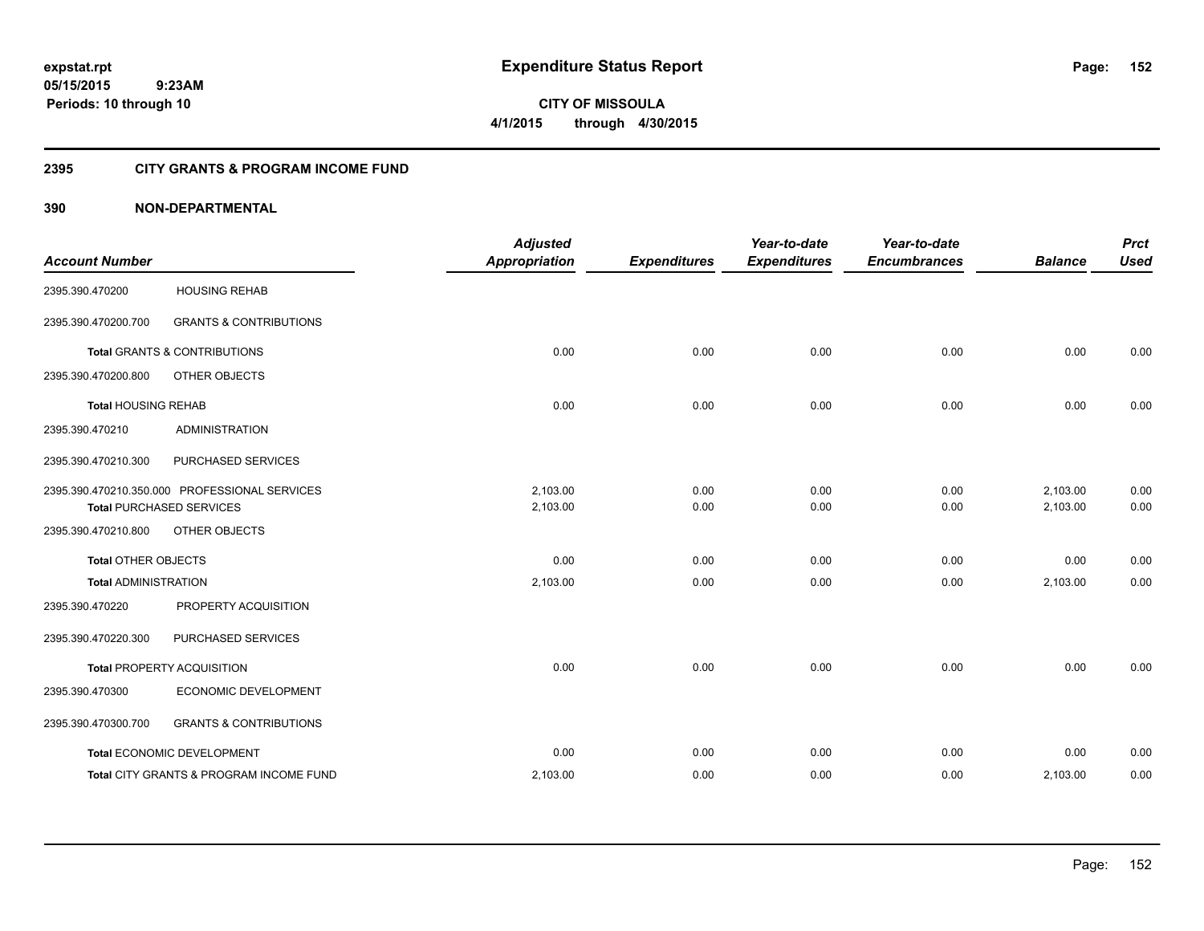**expstat.rpt**
**05/15/2015 9:23AM**
**Periods: 10 through 10**

# Expenditure Status Report

**CITY OF MISSOULA**
**4/1/2015 through 4/30/2015**

## 2395 CITY GRANTS & PROGRAM INCOME FUND

### 390 NON-DEPARTMENTAL

| Account Number | | Adjusted Appropriation | Expenditures | Year-to-date Expenditures | Year-to-date Encumbrances | Balance | Prct Used |
|---|---|---|---|---|---|---|---|
| 2395.390.470200 | HOUSING REHAB | | | | | | |
| 2395.390.470200.700 | GRANTS & CONTRIBUTIONS | | | | | | |
| **Total** GRANTS & CONTRIBUTIONS | | 0.00 | 0.00 | 0.00 | 0.00 | 0.00 | 0.00 |
| 2395.390.470200.800 | OTHER OBJECTS | | | | | | |
| **Total** HOUSING REHAB | | 0.00 | 0.00 | 0.00 | 0.00 | 0.00 | 0.00 |
| 2395.390.470210 | ADMINISTRATION | | | | | | |
| 2395.390.470210.300 | PURCHASED SERVICES | | | | | | |
| 2395.390.470210.350.000 | PROFESSIONAL SERVICES | 2,103.00 | 0.00 | 0.00 | 0.00 | 2,103.00 | 0.00 |
| **Total** PURCHASED SERVICES | | 2,103.00 | 0.00 | 0.00 | 0.00 | 2,103.00 | 0.00 |
| 2395.390.470210.800 | OTHER OBJECTS | | | | | | |
| **Total** OTHER OBJECTS | | 0.00 | 0.00 | 0.00 | 0.00 | 0.00 | 0.00 |
| **Total** ADMINISTRATION | | 2,103.00 | 0.00 | 0.00 | 0.00 | 2,103.00 | 0.00 |
| 2395.390.470220 | PROPERTY ACQUISITION | | | | | | |
| 2395.390.470220.300 | PURCHASED SERVICES | | | | | | |
| **Total** PROPERTY ACQUISITION | | 0.00 | 0.00 | 0.00 | 0.00 | 0.00 | 0.00 |
| 2395.390.470300 | ECONOMIC DEVELOPMENT | | | | | | |
| 2395.390.470300.700 | GRANTS & CONTRIBUTIONS | | | | | | |
| **Total** ECONOMIC DEVELOPMENT | | 0.00 | 0.00 | 0.00 | 0.00 | 0.00 | 0.00 |
| **Total** CITY GRANTS & PROGRAM INCOME FUND | | 2,103.00 | 0.00 | 0.00 | 0.00 | 2,103.00 | 0.00 |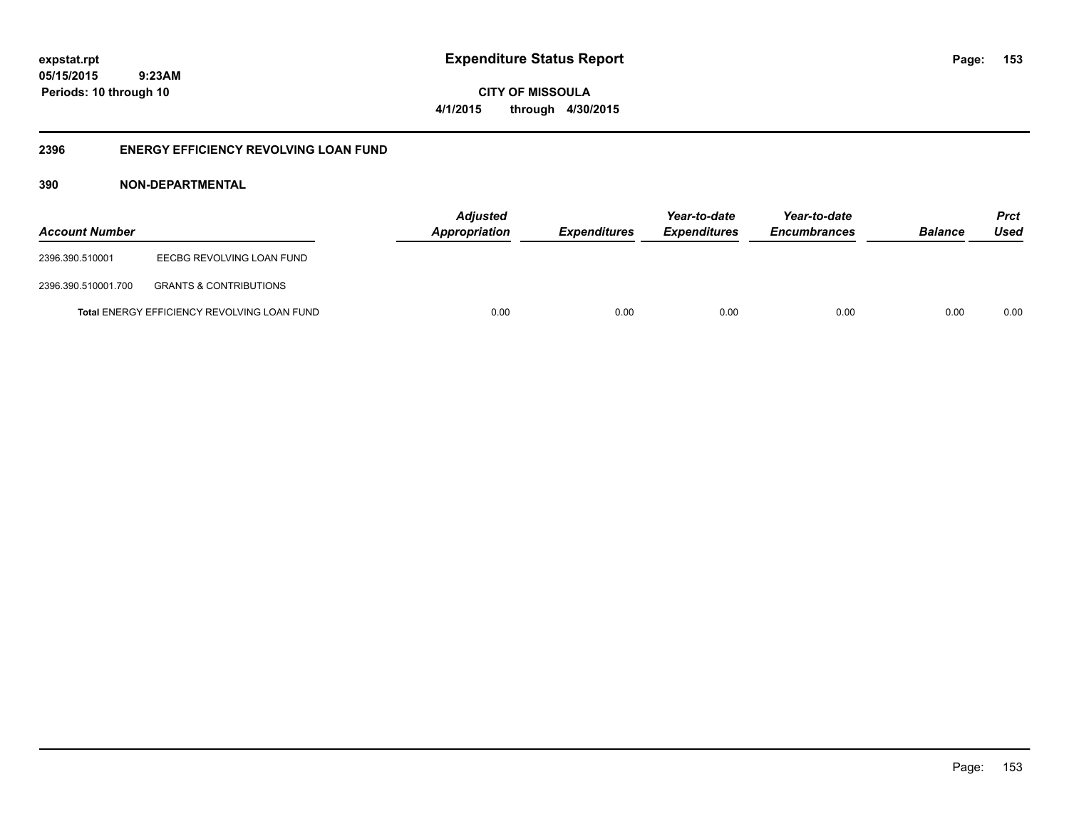expstat.rpt
05/15/2015 9:23AM
Periods: 10 through 10

# Expenditure Status Report

CITY OF MISSOULA
4/1/2015 through 4/30/2015

## 2396 ENERGY EFFICIENCY REVOLVING LOAN FUND

### 390 NON-DEPARTMENTAL

| Account Number | | Adjusted Appropriation | Expenditures | Year-to-date Expenditures | Year-to-date Encumbrances | Balance | Prct Used |
|---|---|---|---|---|---|---|---|
| 2396.390.510001 | EECBG REVOLVING LOAN FUND | | | | | | |
| 2396.390.510001.700 | GRANTS & CONTRIBUTIONS | | | | | | |
| | **Total** ENERGY EFFICIENCY REVOLVING LOAN FUND | 0.00 | 0.00 | 0.00 | 0.00 | 0.00 | 0.00 |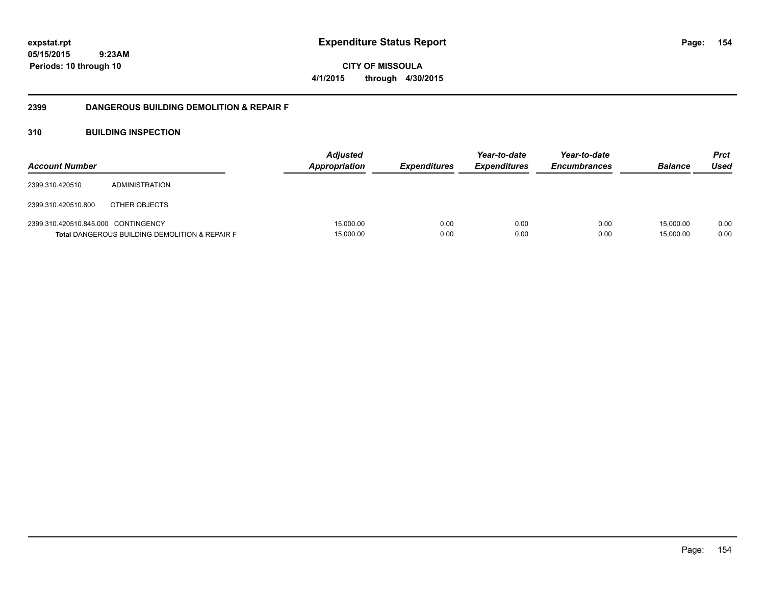**expstat.rpt**
**05/15/2015 9:23AM**
**Periods: 10 through 10**

# Expenditure Status Report

**CITY OF MISSOULA**
**4/1/2015 through 4/30/2015**

## 2399 DANGEROUS BUILDING DEMOLITION & REPAIR F

### 310 BUILDING INSPECTION

| Account Number | | Adjusted Appropriation | Expenditures | Year-to-date Expenditures | Year-to-date Encumbrances | Balance | Prct Used |
|---|---|---|---|---|---|---|---|
| 2399.310.420510 | ADMINISTRATION | | | | | | |
| 2399.310.420510.800 | OTHER OBJECTS | | | | | | |
| 2399.310.420510.845.000 | CONTINGENCY | 15,000.00 | 0.00 | 0.00 | 0.00 | 15,000.00 | 0.00 |
| **Total** DANGEROUS BUILDING DEMOLITION & REPAIR F | | 15,000.00 | 0.00 | 0.00 | 0.00 | 15,000.00 | 0.00 |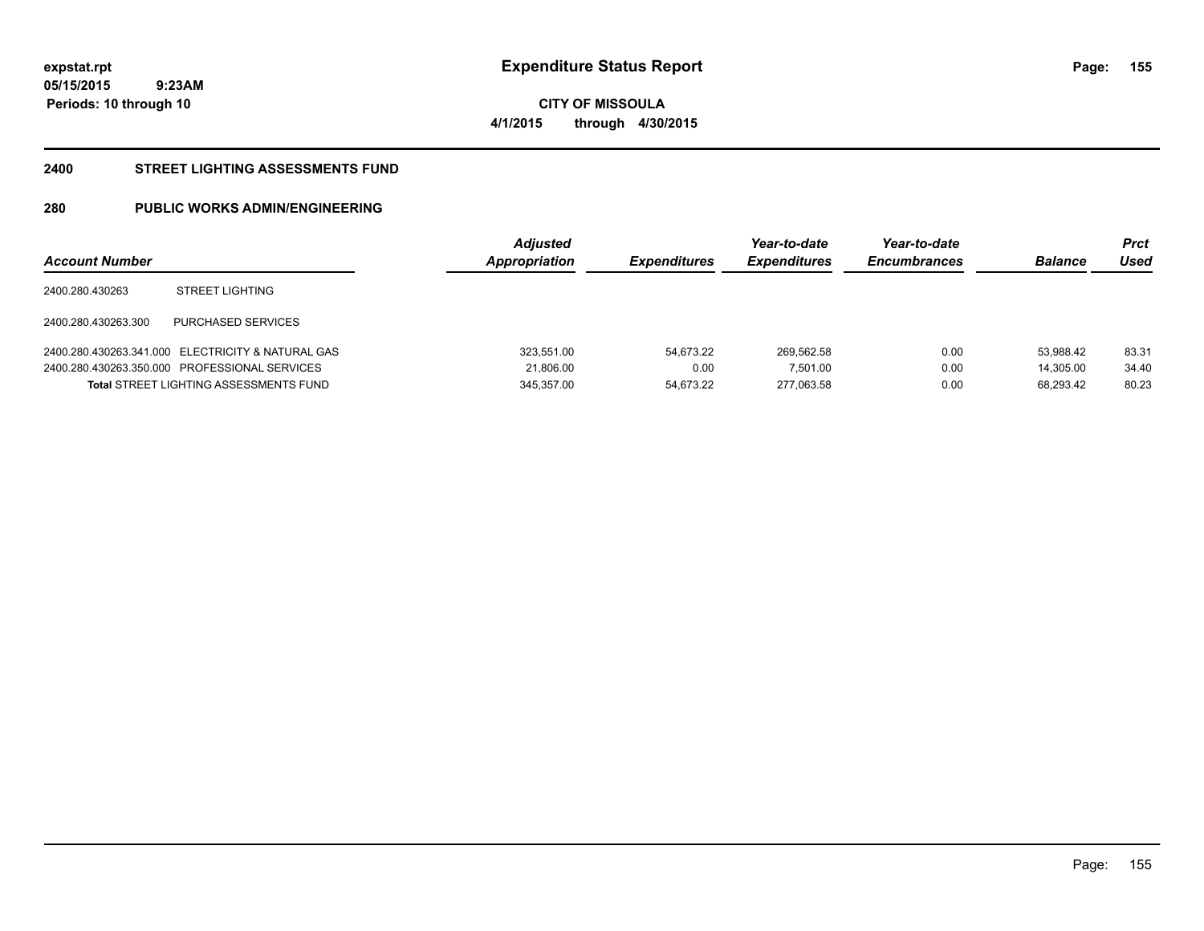expstat.rpt
05/15/2015 9:23AM
Periods: 10 through 10

# Expenditure Status Report

CITY OF MISSOULA
4/1/2015 through 4/30/2015

## 2400 STREET LIGHTING ASSESSMENTS FUND

## 280 PUBLIC WORKS ADMIN/ENGINEERING

| Account Number | | Adjusted Appropriation | Expenditures | Year-to-date Expenditures | Year-to-date Encumbrances | Balance | Prct Used |
|---|---|---|---|---|---|---|---|
| 2400.280.430263 | STREET LIGHTING | | | | | | |
| 2400.280.430263.300 | PURCHASED SERVICES | | | | | | |
| 2400.280.430263.341.000 | ELECTRICITY & NATURAL GAS | 323,551.00 | 54,673.22 | 269,562.58 | 0.00 | 53,988.42 | 83.31 |
| 2400.280.430263.350.000 | PROFESSIONAL SERVICES | 21,806.00 | 0.00 | 7,501.00 | 0.00 | 14,305.00 | 34.40 |
| **Total** STREET LIGHTING ASSESSMENTS FUND | | 345,357.00 | 54,673.22 | 277,063.58 | 0.00 | 68,293.42 | 80.23 |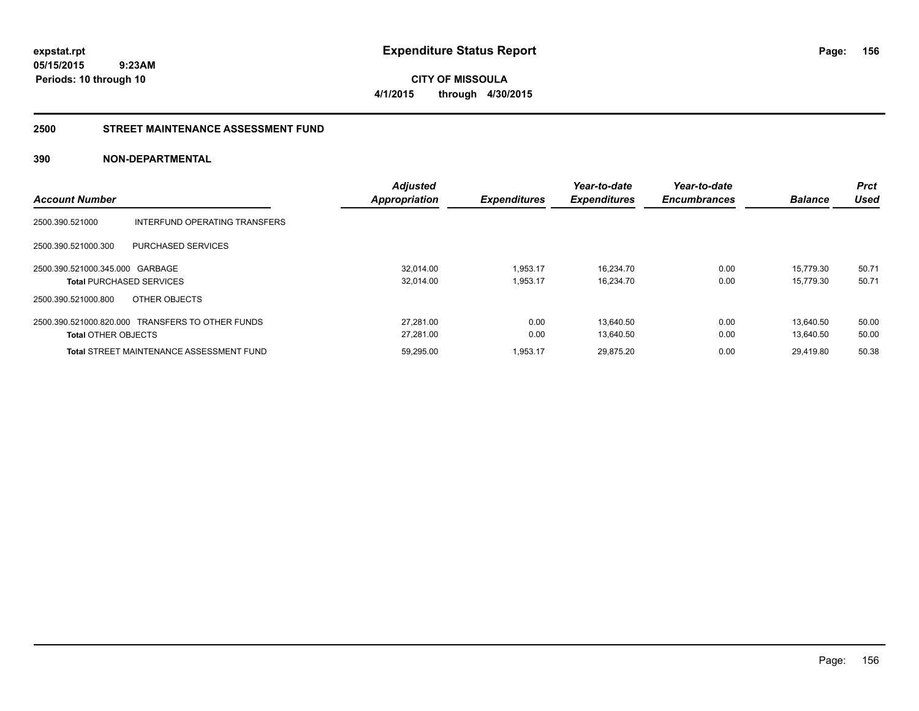# Expenditure Status Report

expstat.rpt
05/15/2015 9:23AM
Periods: 10 through 10

**CITY OF MISSOULA**
**4/1/2015 through 4/30/2015**

## 2500 STREET MAINTENANCE ASSESSMENT FUND

### 390 NON-DEPARTMENTAL

| Account Number | | Adjusted Appropriation | Expenditures | Year-to-date Expenditures | Year-to-date Encumbrances | Balance | Prct Used |
|---|---|---|---|---|---|---|---|
| 2500.390.521000 | INTERFUND OPERATING TRANSFERS | | | | | | |
| 2500.390.521000.300 | PURCHASED SERVICES | | | | | | |
| 2500.390.521000.345.000 | GARBAGE | 32,014.00 | 1,953.17 | 16,234.70 | 0.00 | 15,779.30 | 50.71 |
| **Total** PURCHASED SERVICES | | 32,014.00 | 1,953.17 | 16,234.70 | 0.00 | 15,779.30 | 50.71 |
| 2500.390.521000.800 | OTHER OBJECTS | | | | | | |
| 2500.390.521000.820.000 | TRANSFERS TO OTHER FUNDS | 27,281.00 | 0.00 | 13,640.50 | 0.00 | 13,640.50 | 50.00 |
| **Total** OTHER OBJECTS | | 27,281.00 | 0.00 | 13,640.50 | 0.00 | 13,640.50 | 50.00 |
| **Total** STREET MAINTENANCE ASSESSMENT FUND | | 59,295.00 | 1,953.17 | 29,875.20 | 0.00 | 29,419.80 | 50.38 |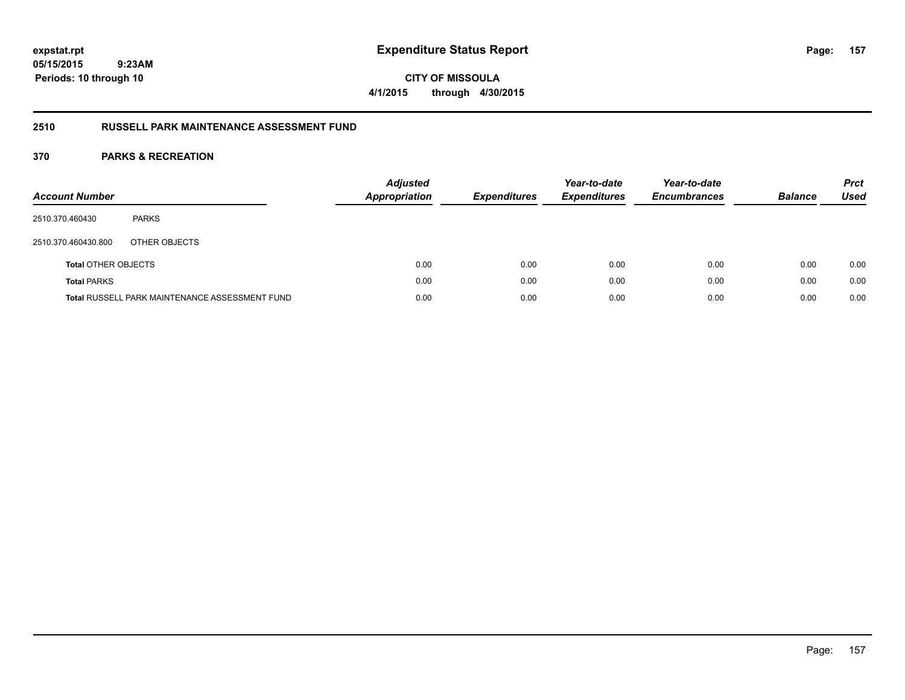**expstat.rpt**
**05/15/2015 9:23AM**
**Periods: 10 through 10**

# Expenditure Status Report

**CITY OF MISSOULA**
**4/1/2015 through 4/30/2015**

## 2510 RUSSELL PARK MAINTENANCE ASSESSMENT FUND

## 370 PARKS & RECREATION

| Account Number | | Adjusted Appropriation | Expenditures | Year-to-date Expenditures | Year-to-date Encumbrances | Balance | Prct Used |
|---|---|---|---|---|---|---|---|
| 2510.370.460430 | PARKS | | | | | | |
| 2510.370.460430.800 | OTHER OBJECTS | | | | | | |
| **Total** OTHER OBJECTS | | 0.00 | 0.00 | 0.00 | 0.00 | 0.00 | 0.00 |
| **Total** PARKS | | 0.00 | 0.00 | 0.00 | 0.00 | 0.00 | 0.00 |
| **Total** RUSSELL PARK MAINTENANCE ASSESSMENT FUND | | 0.00 | 0.00 | 0.00 | 0.00 | 0.00 | 0.00 |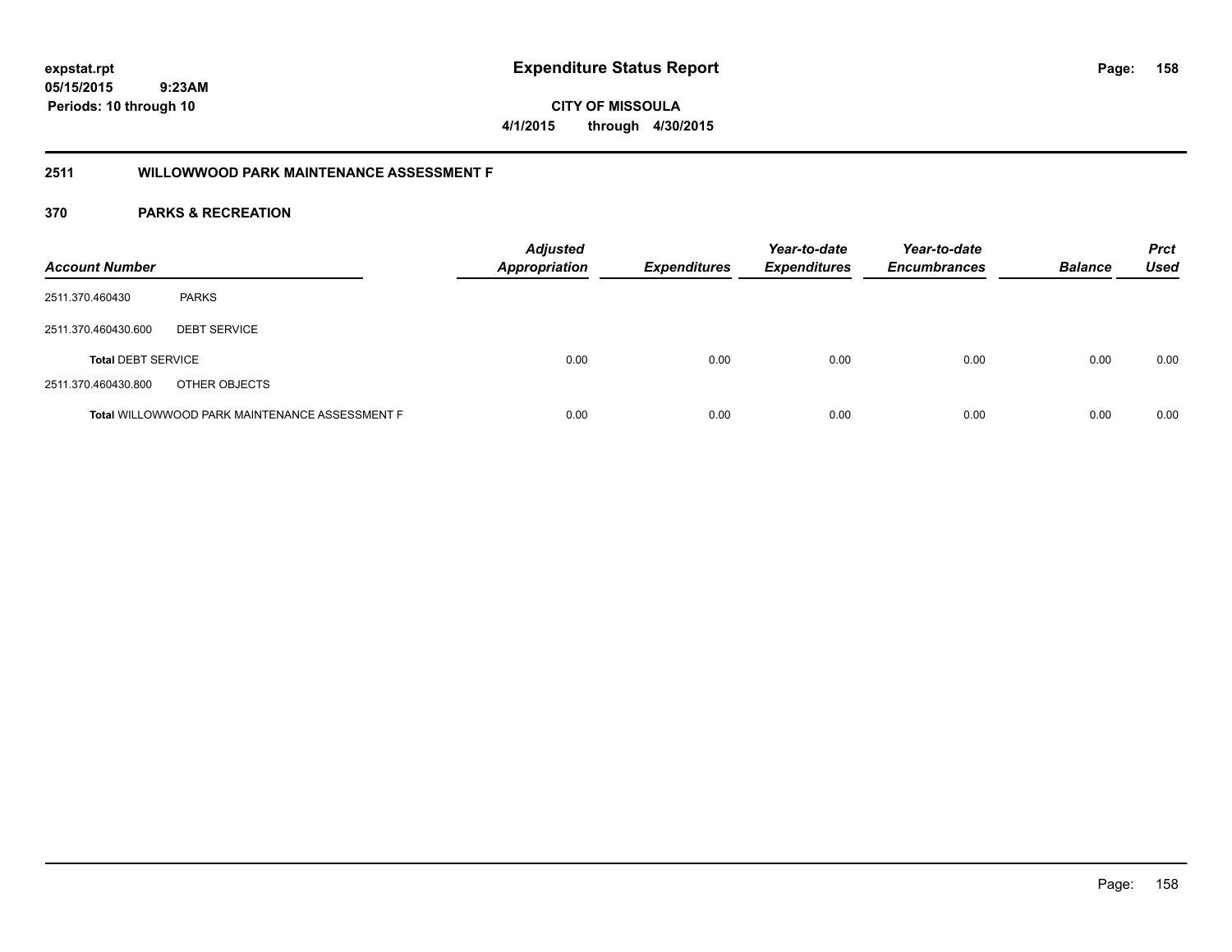expstat.rpt
05/15/2015 9:23AM
Periods: 10 through 10

# Expenditure Status Report

CITY OF MISSOULA
4/1/2015 through 4/30/2015

## 2511 WILLOWWOOD PARK MAINTENANCE ASSESSMENT F

## 370 PARKS & RECREATION

| Account Number | | Adjusted Appropriation | Expenditures | Year-to-date Expenditures | Year-to-date Encumbrances | Balance | Prct Used |
|---|---|---|---|---|---|---|---|
| 2511.370.460430 | PARKS | | | | | | |
| 2511.370.460430.600 | DEBT SERVICE | | | | | | |
| **Total** DEBT SERVICE | | 0.00 | 0.00 | 0.00 | 0.00 | 0.00 | 0.00 |
| 2511.370.460430.800 | OTHER OBJECTS | | | | | | |
| **Total** WILLOWWOOD PARK MAINTENANCE ASSESSMENT F | | 0.00 | 0.00 | 0.00 | 0.00 | 0.00 | 0.00 |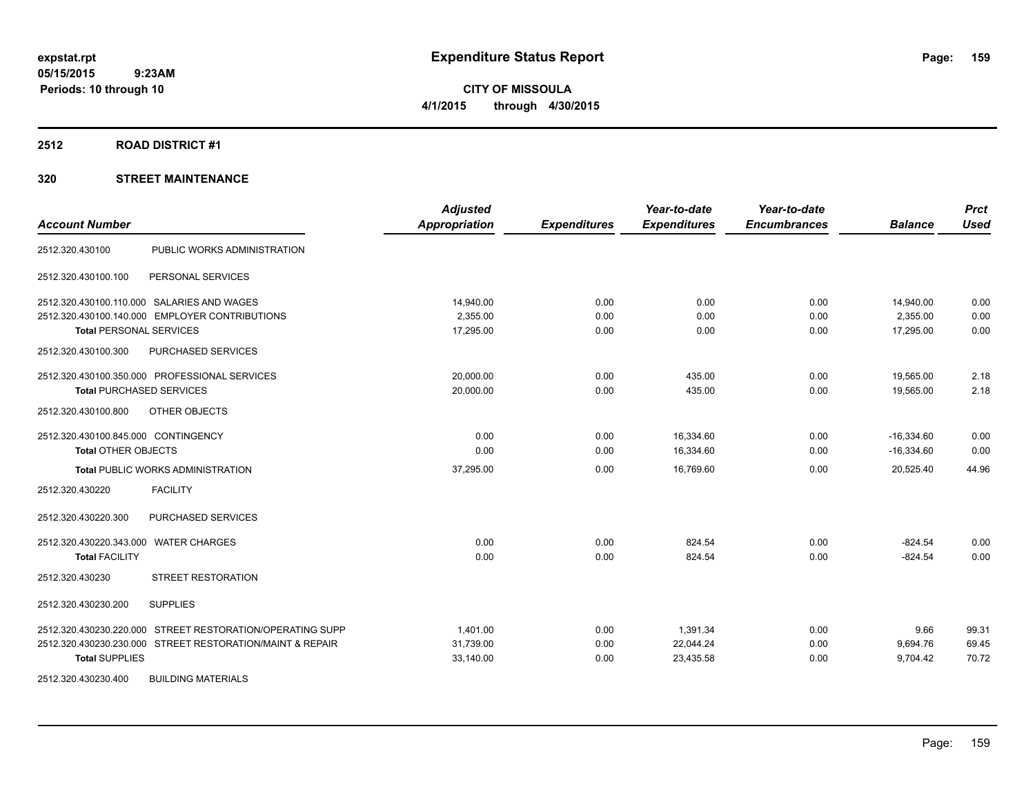**Expenditure Status Report**

**CITY OF MISSOULA**

**4/1/2015 through 4/30/2015**

expstat.rpt
05/15/2015 9:23AM
Periods: 10 through 10

## 2512 ROAD DISTRICT #1

### 320 STREET MAINTENANCE

| Account Number | | Adjusted Appropriation | Expenditures | Year-to-date Expenditures | Year-to-date Encumbrances | Balance | Prct Used |
|---|---|---|---|---|---|---|---|
| 2512.320.430100 | PUBLIC WORKS ADMINISTRATION | | | | | | |
| 2512.320.430100.100 | PERSONAL SERVICES | | | | | | |
| 2512.320.430100.110.000 | SALARIES AND WAGES | 14,940.00 | 0.00 | 0.00 | 0.00 | 14,940.00 | 0.00 |
| 2512.320.430100.140.000 | EMPLOYER CONTRIBUTIONS | 2,355.00 | 0.00 | 0.00 | 0.00 | 2,355.00 | 0.00 |
| **Total** PERSONAL SERVICES | | 17,295.00 | 0.00 | 0.00 | 0.00 | 17,295.00 | 0.00 |
| 2512.320.430100.300 | PURCHASED SERVICES | | | | | | |
| 2512.320.430100.350.000 | PROFESSIONAL SERVICES | 20,000.00 | 0.00 | 435.00 | 0.00 | 19,565.00 | 2.18 |
| **Total** PURCHASED SERVICES | | 20,000.00 | 0.00 | 435.00 | 0.00 | 19,565.00 | 2.18 |
| 2512.320.430100.800 | OTHER OBJECTS | | | | | | |
| 2512.320.430100.845.000 | CONTINGENCY | 0.00 | 0.00 | 16,334.60 | 0.00 | -16,334.60 | 0.00 |
| **Total** OTHER OBJECTS | | 0.00 | 0.00 | 16,334.60 | 0.00 | -16,334.60 | 0.00 |
| **Total** PUBLIC WORKS ADMINISTRATION | | 37,295.00 | 0.00 | 16,769.60 | 0.00 | 20,525.40 | 44.96 |
| 2512.320.430220 | FACILITY | | | | | | |
| 2512.320.430220.300 | PURCHASED SERVICES | | | | | | |
| 2512.320.430220.343.000 | WATER CHARGES | 0.00 | 0.00 | 824.54 | 0.00 | -824.54 | 0.00 |
| **Total** FACILITY | | 0.00 | 0.00 | 824.54 | 0.00 | -824.54 | 0.00 |
| 2512.320.430230 | STREET RESTORATION | | | | | | |
| 2512.320.430230.200 | SUPPLIES | | | | | | |
| 2512.320.430230.220.000 | STREET RESTORATION/OPERATING SUPP | 1,401.00 | 0.00 | 1,391.34 | 0.00 | 9.66 | 99.31 |
| 2512.320.430230.230.000 | STREET RESTORATION/MAINT & REPAIR | 31,739.00 | 0.00 | 22,044.24 | 0.00 | 9,694.76 | 69.45 |
| **Total** SUPPLIES | | 33,140.00 | 0.00 | 23,435.58 | 0.00 | 9,704.42 | 70.72 |
| 2512.320.430230.400 | BUILDING MATERIALS | | | | | | |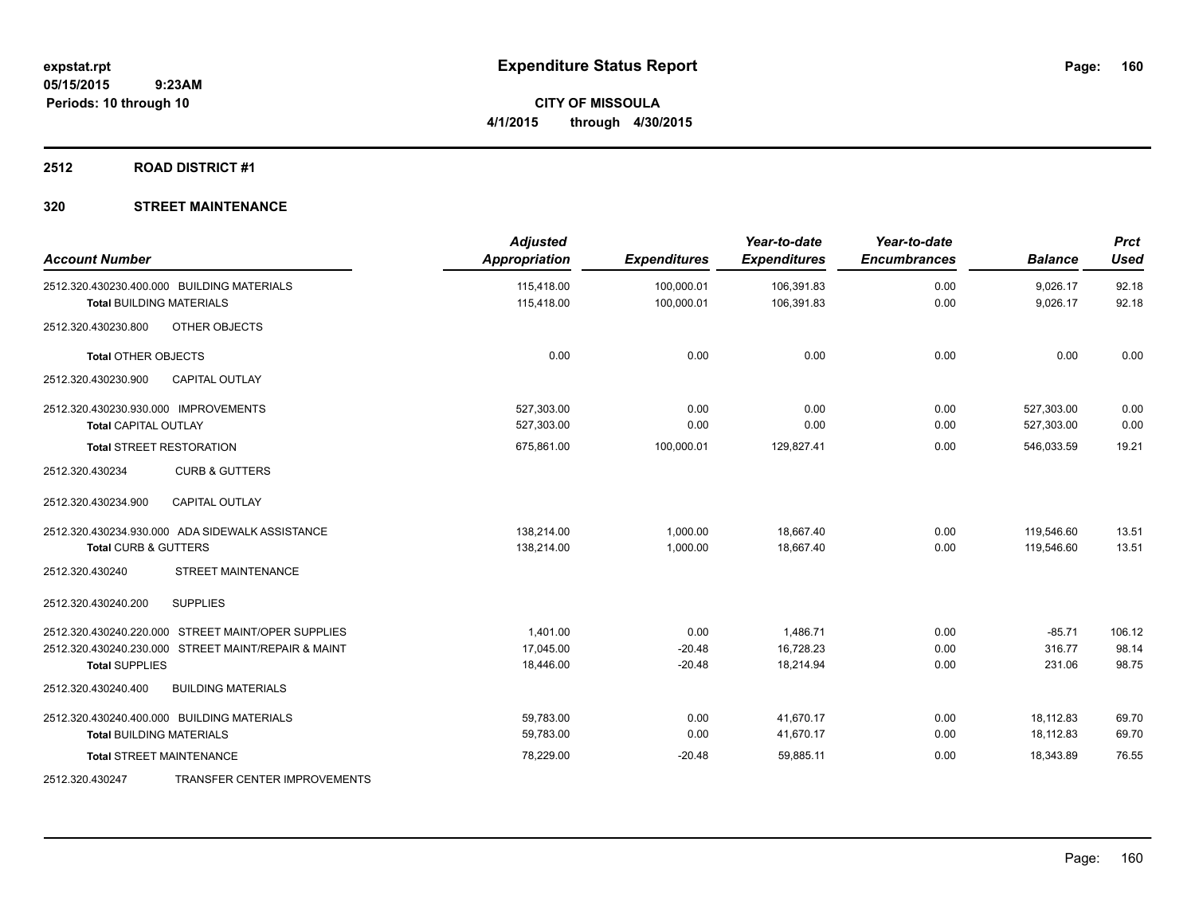**Expenditure Status Report**

**CITY OF MISSOULA**
**4/1/2015 through 4/30/2015**

expstat.rpt
05/15/2015 9:23AM
Periods: 10 through 10

## 2512 ROAD DISTRICT #1

## 320 STREET MAINTENANCE

| Account Number | Adjusted Appropriation | Expenditures | Year-to-date Expenditures | Year-to-date Encumbrances | Balance | Prct Used |
|---|---|---|---|---|---|---|
| 2512.320.430230.400.000 BUILDING MATERIALS | 115,418.00 | 100,000.01 | 106,391.83 | 0.00 | 9,026.17 | 92.18 |
| **Total** BUILDING MATERIALS | 115,418.00 | 100,000.01 | 106,391.83 | 0.00 | 9,026.17 | 92.18 |
| 2512.320.430230.800 OTHER OBJECTS | | | | | | |
| **Total** OTHER OBJECTS | 0.00 | 0.00 | 0.00 | 0.00 | 0.00 | 0.00 |
| 2512.320.430230.900 CAPITAL OUTLAY | | | | | | |
| 2512.320.430230.930.000 IMPROVEMENTS | 527,303.00 | 0.00 | 0.00 | 0.00 | 527,303.00 | 0.00 |
| **Total** CAPITAL OUTLAY | 527,303.00 | 0.00 | 0.00 | 0.00 | 527,303.00 | 0.00 |
| **Total** STREET RESTORATION | 675,861.00 | 100,000.01 | 129,827.41 | 0.00 | 546,033.59 | 19.21 |
| 2512.320.430234 CURB & GUTTERS | | | | | | |
| 2512.320.430234.900 CAPITAL OUTLAY | | | | | | |
| 2512.320.430234.930.000 ADA SIDEWALK ASSISTANCE | 138,214.00 | 1,000.00 | 18,667.40 | 0.00 | 119,546.60 | 13.51 |
| **Total** CURB & GUTTERS | 138,214.00 | 1,000.00 | 18,667.40 | 0.00 | 119,546.60 | 13.51 |
| 2512.320.430240 STREET MAINTENANCE | | | | | | |
| 2512.320.430240.200 SUPPLIES | | | | | | |
| 2512.320.430240.220.000 STREET MAINT/OPER SUPPLIES | 1,401.00 | 0.00 | 1,486.71 | 0.00 | -85.71 | 106.12 |
| 2512.320.430240.230.000 STREET MAINT/REPAIR & MAINT | 17,045.00 | -20.48 | 16,728.23 | 0.00 | 316.77 | 98.14 |
| **Total** SUPPLIES | 18,446.00 | -20.48 | 18,214.94 | 0.00 | 231.06 | 98.75 |
| 2512.320.430240.400 BUILDING MATERIALS | | | | | | |
| 2512.320.430240.400.000 BUILDING MATERIALS | 59,783.00 | 0.00 | 41,670.17 | 0.00 | 18,112.83 | 69.70 |
| **Total** BUILDING MATERIALS | 59,783.00 | 0.00 | 41,670.17 | 0.00 | 18,112.83 | 69.70 |
| **Total** STREET MAINTENANCE | 78,229.00 | -20.48 | 59,885.11 | 0.00 | 18,343.89 | 76.55 |
| 2512.320.430247 TRANSFER CENTER IMPROVEMENTS | | | | | | |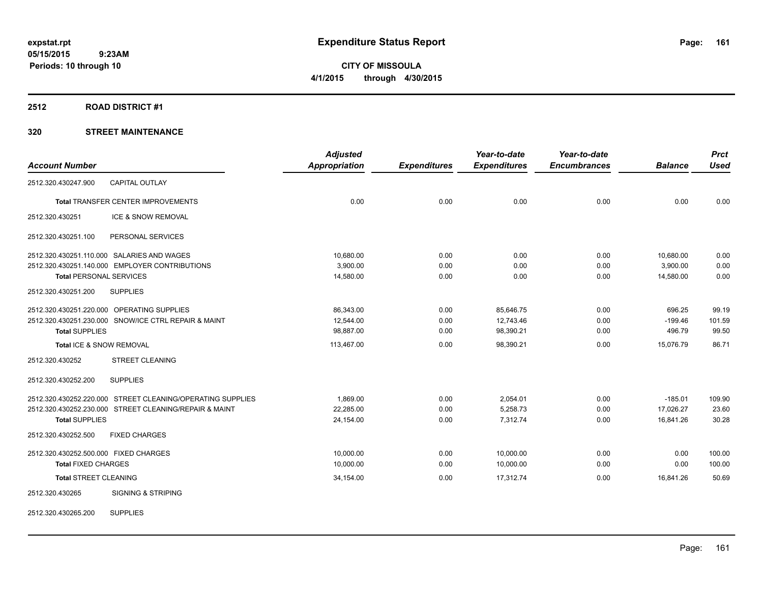expstat.rpt
05/15/2015 9:23AM
Periods: 10 through 10

# Expenditure Status Report

**CITY OF MISSOULA**
**4/1/2015 through 4/30/2015**

## 2512 ROAD DISTRICT #1

## 320 STREET MAINTENANCE

| Account Number | | Adjusted Appropriation | Expenditures | Year-to-date Expenditures | Year-to-date Encumbrances | Balance | Prct Used |
|---|---|---|---|---|---|---|---|
| 2512.320.430247.900 | CAPITAL OUTLAY | | | | | | |
| **Total** TRANSFER CENTER IMPROVEMENTS | | 0.00 | 0.00 | 0.00 | 0.00 | 0.00 | 0.00 |
| 2512.320.430251 | ICE & SNOW REMOVAL | | | | | | |
| 2512.320.430251.100 | PERSONAL SERVICES | | | | | | |
| 2512.320.430251.110.000 | SALARIES AND WAGES | 10,680.00 | 0.00 | 0.00 | 0.00 | 10,680.00 | 0.00 |
| 2512.320.430251.140.000 | EMPLOYER CONTRIBUTIONS | 3,900.00 | 0.00 | 0.00 | 0.00 | 3,900.00 | 0.00 |
| **Total** PERSONAL SERVICES | | 14,580.00 | 0.00 | 0.00 | 0.00 | 14,580.00 | 0.00 |
| 2512.320.430251.200 | SUPPLIES | | | | | | |
| 2512.320.430251.220.000 | OPERATING SUPPLIES | 86,343.00 | 0.00 | 85,646.75 | 0.00 | 696.25 | 99.19 |
| 2512.320.430251.230.000 | SNOW/ICE CTRL REPAIR & MAINT | 12,544.00 | 0.00 | 12,743.46 | 0.00 | -199.46 | 101.59 |
| **Total** SUPPLIES | | 98,887.00 | 0.00 | 98,390.21 | 0.00 | 496.79 | 99.50 |
| **Total** ICE & SNOW REMOVAL | | 113,467.00 | 0.00 | 98,390.21 | 0.00 | 15,076.79 | 86.71 |
| 2512.320.430252 | STREET CLEANING | | | | | | |
| 2512.320.430252.200 | SUPPLIES | | | | | | |
| 2512.320.430252.220.000 | STREET CLEANING/OPERATING SUPPLIES | 1,869.00 | 0.00 | 2,054.01 | 0.00 | -185.01 | 109.90 |
| 2512.320.430252.230.000 | STREET CLEANING/REPAIR & MAINT | 22,285.00 | 0.00 | 5,258.73 | 0.00 | 17,026.27 | 23.60 |
| **Total** SUPPLIES | | 24,154.00 | 0.00 | 7,312.74 | 0.00 | 16,841.26 | 30.28 |
| 2512.320.430252.500 | FIXED CHARGES | | | | | | |
| 2512.320.430252.500.000 | FIXED CHARGES | 10,000.00 | 0.00 | 10,000.00 | 0.00 | 0.00 | 100.00 |
| **Total** FIXED CHARGES | | 10,000.00 | 0.00 | 10,000.00 | 0.00 | 0.00 | 100.00 |
| **Total** STREET CLEANING | | 34,154.00 | 0.00 | 17,312.74 | 0.00 | 16,841.26 | 50.69 |
| 2512.320.430265 | SIGNING & STRIPING | | | | | | |
| 2512.320.430265.200 | SUPPLIES | | | | | | |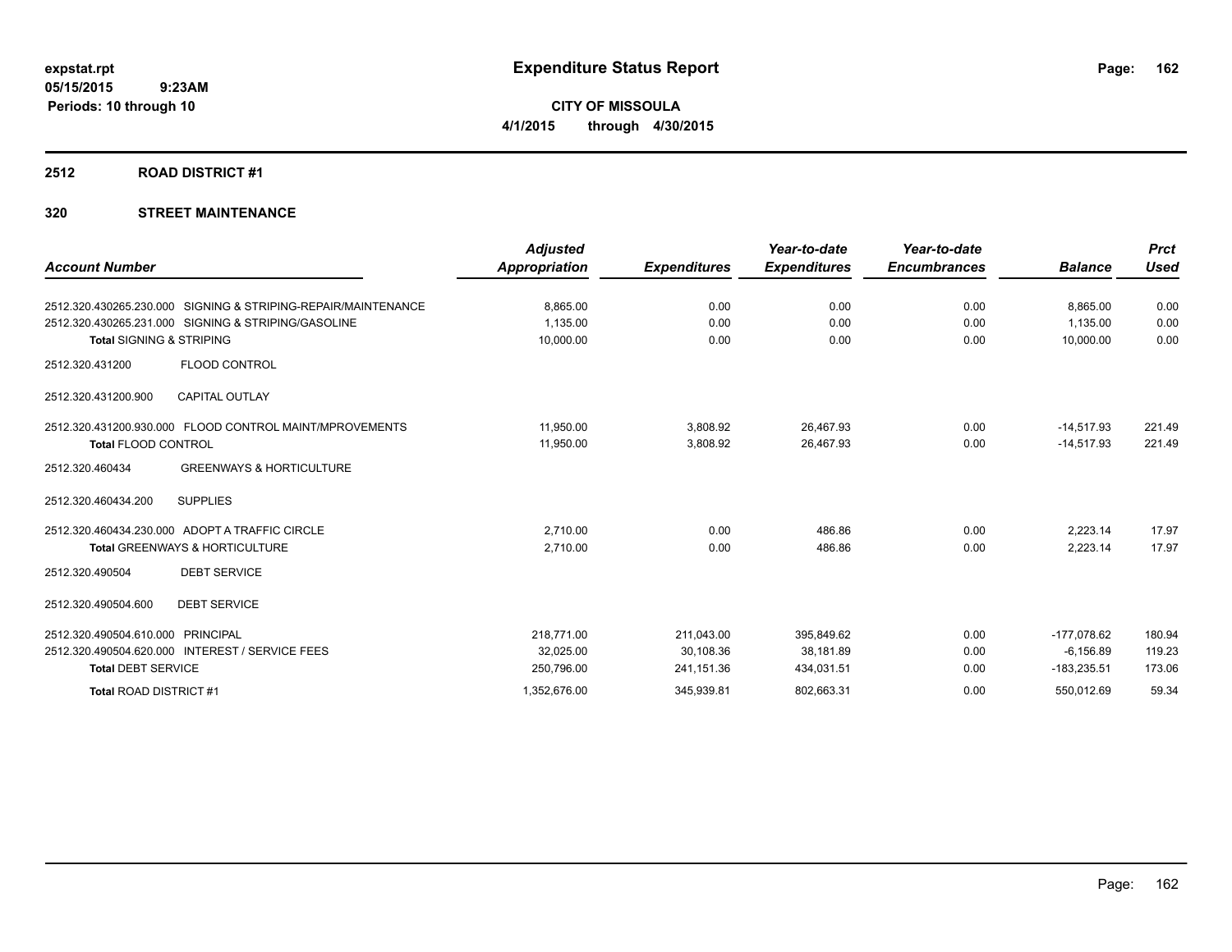**expstat.rpt**
**05/15/2015 9:23AM**
**Periods: 10 through 10**

# Expenditure Status Report

**CITY OF MISSOULA**
**4/1/2015 through 4/30/2015**

## 2512 ROAD DISTRICT #1

### 320 STREET MAINTENANCE

| Account Number | Adjusted Appropriation | Expenditures | Year-to-date Expenditures | Year-to-date Encumbrances | Balance | Prct Used |
|---|---|---|---|---|---|---|
| 2512.320.430265.230.000 SIGNING & STRIPING-REPAIR/MAINTENANCE | 8,865.00 | 0.00 | 0.00 | 0.00 | 8,865.00 | 0.00 |
| 2512.320.430265.231.000 SIGNING & STRIPING/GASOLINE | 1,135.00 | 0.00 | 0.00 | 0.00 | 1,135.00 | 0.00 |
| **Total** SIGNING & STRIPING | 10,000.00 | 0.00 | 0.00 | 0.00 | 10,000.00 | 0.00 |
| 2512.320.431200 FLOOD CONTROL | | | | | | |
| 2512.320.431200.900 CAPITAL OUTLAY | | | | | | |
| 2512.320.431200.930.000 FLOOD CONTROL MAINT/MPROVEMENTS | 11,950.00 | 3,808.92 | 26,467.93 | 0.00 | -14,517.93 | 221.49 |
| **Total** FLOOD CONTROL | 11,950.00 | 3,808.92 | 26,467.93 | 0.00 | -14,517.93 | 221.49 |
| 2512.320.460434 GREENWAYS & HORTICULTURE | | | | | | |
| 2512.320.460434.200 SUPPLIES | | | | | | |
| 2512.320.460434.230.000 ADOPT A TRAFFIC CIRCLE | 2,710.00 | 0.00 | 486.86 | 0.00 | 2,223.14 | 17.97 |
| **Total** GREENWAYS & HORTICULTURE | 2,710.00 | 0.00 | 486.86 | 0.00 | 2,223.14 | 17.97 |
| 2512.320.490504 DEBT SERVICE | | | | | | |
| 2512.320.490504.600 DEBT SERVICE | | | | | | |
| 2512.320.490504.610.000 PRINCIPAL | 218,771.00 | 211,043.00 | 395,849.62 | 0.00 | -177,078.62 | 180.94 |
| 2512.320.490504.620.000 INTEREST / SERVICE FEES | 32,025.00 | 30,108.36 | 38,181.89 | 0.00 | -6,156.89 | 119.23 |
| **Total** DEBT SERVICE | 250,796.00 | 241,151.36 | 434,031.51 | 0.00 | -183,235.51 | 173.06 |
| **Total** ROAD DISTRICT #1 | 1,352,676.00 | 345,939.81 | 802,663.31 | 0.00 | 550,012.69 | 59.34 |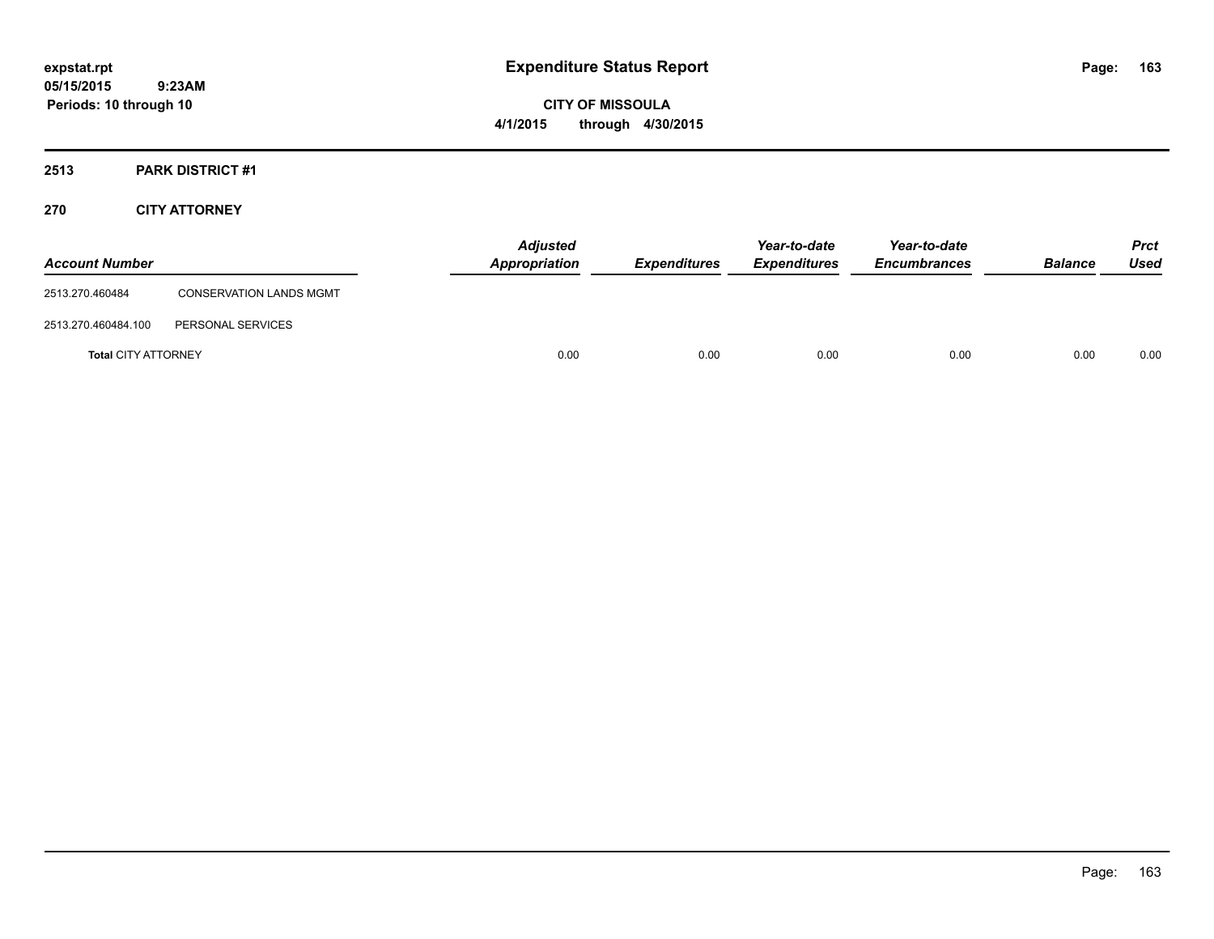# Expenditure Status Report

**CITY OF MISSOULA**

**4/1/2015 through 4/30/2015**

expstat.rpt
05/15/2015 9:23AM
Periods: 10 through 10

## 2513 PARK DISTRICT #1

## 270 CITY ATTORNEY

| Account Number | | Adjusted Appropriation | Expenditures | Year-to-date Expenditures | Year-to-date Encumbrances | Balance | Prct Used |
|---|---|---|---|---|---|---|---|
| 2513.270.460484 | CONSERVATION LANDS MGMT | | | | | | |
| 2513.270.460484.100 | PERSONAL SERVICES | | | | | | |
| **Total** CITY ATTORNEY | | 0.00 | 0.00 | 0.00 | 0.00 | 0.00 | 0.00 |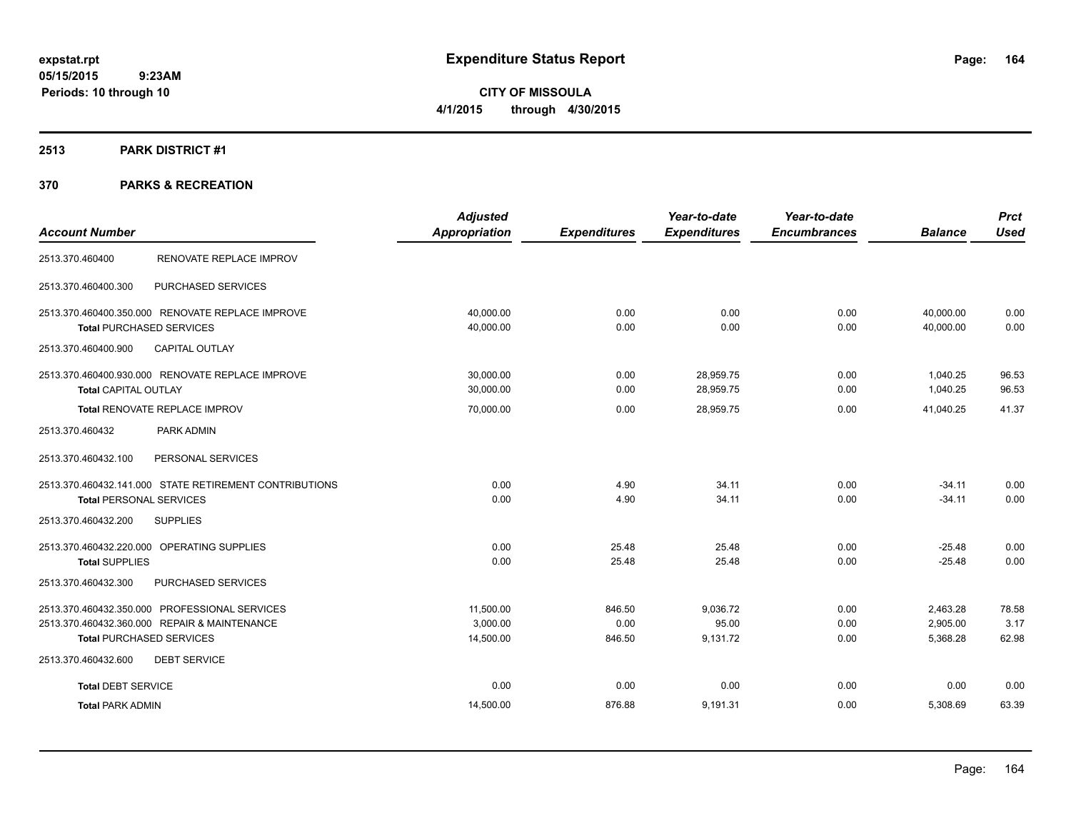**expstat.rpt**
**05/15/2015 9:23AM**
**Periods: 10 through 10**

# Expenditure Status Report

**CITY OF MISSOULA**
**4/1/2015 through 4/30/2015**

## 2513 PARK DISTRICT #1

## 370 PARKS & RECREATION

| Account Number | | Adjusted Appropriation | Expenditures | Year-to-date Expenditures | Year-to-date Encumbrances | Balance | Prct Used |
|---|---|---|---|---|---|---|---|
| 2513.370.460400 | RENOVATE REPLACE IMPROV | | | | | | |
| 2513.370.460400.300 | PURCHASED SERVICES | | | | | | |
| 2513.370.460400.350.000 | RENOVATE REPLACE IMPROVE | 40,000.00 | 0.00 | 0.00 | 0.00 | 40,000.00 | 0.00 |
| **Total** PURCHASED SERVICES | | 40,000.00 | 0.00 | 0.00 | 0.00 | 40,000.00 | 0.00 |
| 2513.370.460400.900 | CAPITAL OUTLAY | | | | | | |
| 2513.370.460400.930.000 | RENOVATE REPLACE IMPROVE | 30,000.00 | 0.00 | 28,959.75 | 0.00 | 1,040.25 | 96.53 |
| **Total** CAPITAL OUTLAY | | 30,000.00 | 0.00 | 28,959.75 | 0.00 | 1,040.25 | 96.53 |
| **Total** RENOVATE REPLACE IMPROV | | 70,000.00 | 0.00 | 28,959.75 | 0.00 | 41,040.25 | 41.37 |
| 2513.370.460432 | PARK ADMIN | | | | | | |
| 2513.370.460432.100 | PERSONAL SERVICES | | | | | | |
| 2513.370.460432.141.000 | STATE RETIREMENT CONTRIBUTIONS | 0.00 | 4.90 | 34.11 | 0.00 | -34.11 | 0.00 |
| **Total** PERSONAL SERVICES | | 0.00 | 4.90 | 34.11 | 0.00 | -34.11 | 0.00 |
| 2513.370.460432.200 | SUPPLIES | | | | | | |
| 2513.370.460432.220.000 | OPERATING SUPPLIES | 0.00 | 25.48 | 25.48 | 0.00 | -25.48 | 0.00 |
| **Total** SUPPLIES | | 0.00 | 25.48 | 25.48 | 0.00 | -25.48 | 0.00 |
| 2513.370.460432.300 | PURCHASED SERVICES | | | | | | |
| 2513.370.460432.350.000 | PROFESSIONAL SERVICES | 11,500.00 | 846.50 | 9,036.72 | 0.00 | 2,463.28 | 78.58 |
| 2513.370.460432.360.000 | REPAIR & MAINTENANCE | 3,000.00 | 0.00 | 95.00 | 0.00 | 2,905.00 | 3.17 |
| **Total** PURCHASED SERVICES | | 14,500.00 | 846.50 | 9,131.72 | 0.00 | 5,368.28 | 62.98 |
| 2513.370.460432.600 | DEBT SERVICE | | | | | | |
| **Total** DEBT SERVICE | | 0.00 | 0.00 | 0.00 | 0.00 | 0.00 | 0.00 |
| **Total** PARK ADMIN | | 14,500.00 | 876.88 | 9,191.31 | 0.00 | 5,308.69 | 63.39 |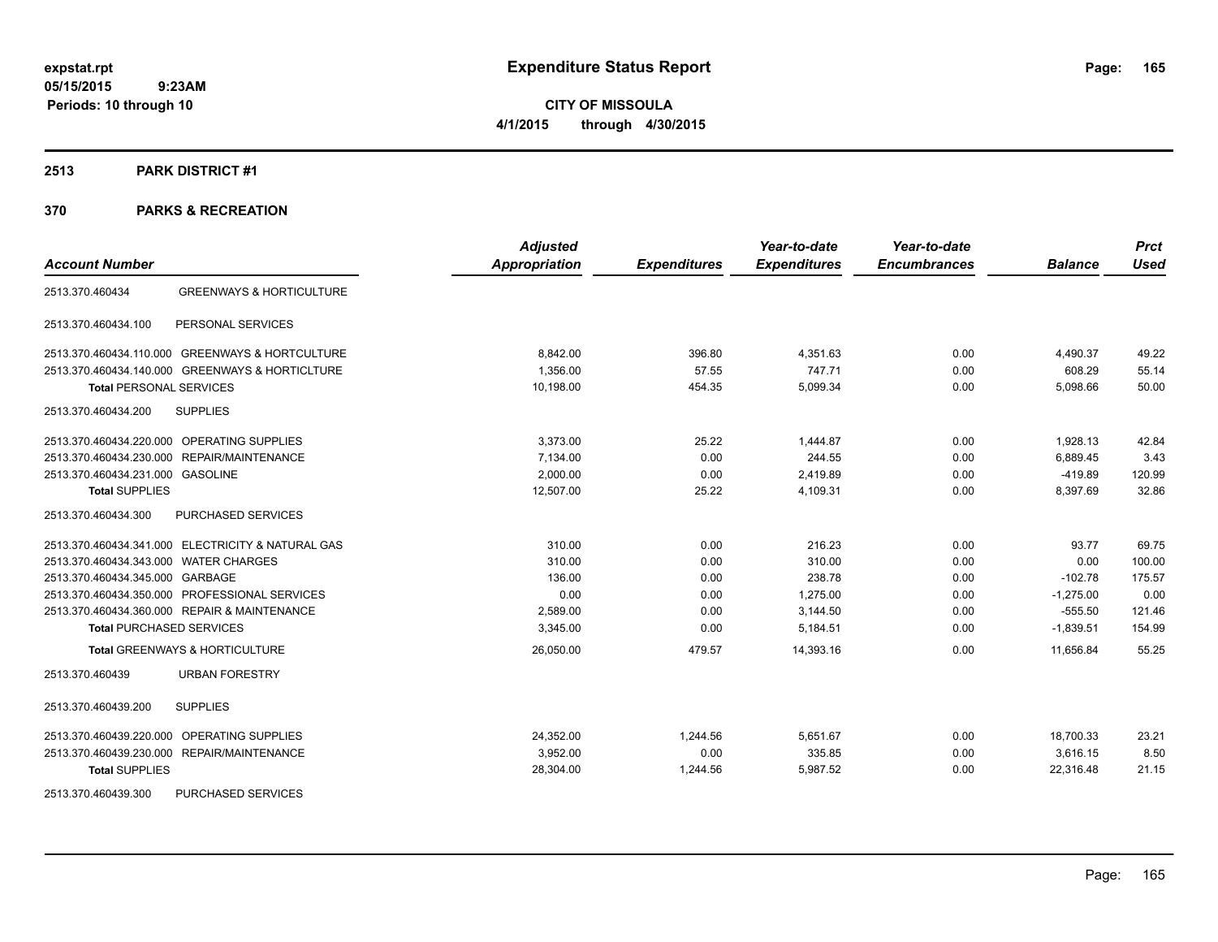# Expenditure Status Report

expstat.rpt
05/15/2015 9:23AM
Periods: 10 through 10

**CITY OF MISSOULA**
**4/1/2015 through 4/30/2015**

## 2513 PARK DISTRICT #1

## 370 PARKS & RECREATION

| Account Number | | Adjusted Appropriation | Expenditures | Year-to-date Expenditures | Year-to-date Encumbrances | Balance | Prct Used |
|---|---|---|---|---|---|---|---|
| 2513.370.460434 | GREENWAYS & HORTICULTURE | | | | | | |
| 2513.370.460434.100 | PERSONAL SERVICES | | | | | | |
| 2513.370.460434.110.000 | GREENWAYS & HORTCULTURE | 8,842.00 | 396.80 | 4,351.63 | 0.00 | 4,490.37 | 49.22 |
| 2513.370.460434.140.000 | GREENWAYS & HORTICLTURE | 1,356.00 | 57.55 | 747.71 | 0.00 | 608.29 | 55.14 |
| **Total** PERSONAL SERVICES | | 10,198.00 | 454.35 | 5,099.34 | 0.00 | 5,098.66 | 50.00 |
| 2513.370.460434.200 | SUPPLIES | | | | | | |
| 2513.370.460434.220.000 | OPERATING SUPPLIES | 3,373.00 | 25.22 | 1,444.87 | 0.00 | 1,928.13 | 42.84 |
| 2513.370.460434.230.000 | REPAIR/MAINTENANCE | 7,134.00 | 0.00 | 244.55 | 0.00 | 6,889.45 | 3.43 |
| 2513.370.460434.231.000 | GASOLINE | 2,000.00 | 0.00 | 2,419.89 | 0.00 | -419.89 | 120.99 |
| **Total** SUPPLIES | | 12,507.00 | 25.22 | 4,109.31 | 0.00 | 8,397.69 | 32.86 |
| 2513.370.460434.300 | PURCHASED SERVICES | | | | | | |
| 2513.370.460434.341.000 | ELECTRICITY & NATURAL GAS | 310.00 | 0.00 | 216.23 | 0.00 | 93.77 | 69.75 |
| 2513.370.460434.343.000 | WATER CHARGES | 310.00 | 0.00 | 310.00 | 0.00 | 0.00 | 100.00 |
| 2513.370.460434.345.000 | GARBAGE | 136.00 | 0.00 | 238.78 | 0.00 | -102.78 | 175.57 |
| 2513.370.460434.350.000 | PROFESSIONAL SERVICES | 0.00 | 0.00 | 1,275.00 | 0.00 | -1,275.00 | 0.00 |
| 2513.370.460434.360.000 | REPAIR & MAINTENANCE | 2,589.00 | 0.00 | 3,144.50 | 0.00 | -555.50 | 121.46 |
| **Total** PURCHASED SERVICES | | 3,345.00 | 0.00 | 5,184.51 | 0.00 | -1,839.51 | 154.99 |
| **Total** GREENWAYS & HORTICULTURE | | 26,050.00 | 479.57 | 14,393.16 | 0.00 | 11,656.84 | 55.25 |
| 2513.370.460439 | URBAN FORESTRY | | | | | | |
| 2513.370.460439.200 | SUPPLIES | | | | | | |
| 2513.370.460439.220.000 | OPERATING SUPPLIES | 24,352.00 | 1,244.56 | 5,651.67 | 0.00 | 18,700.33 | 23.21 |
| 2513.370.460439.230.000 | REPAIR/MAINTENANCE | 3,952.00 | 0.00 | 335.85 | 0.00 | 3,616.15 | 8.50 |
| **Total** SUPPLIES | | 28,304.00 | 1,244.56 | 5,987.52 | 0.00 | 22,316.48 | 21.15 |
| 2513.370.460439.300 | PURCHASED SERVICES | | | | | | |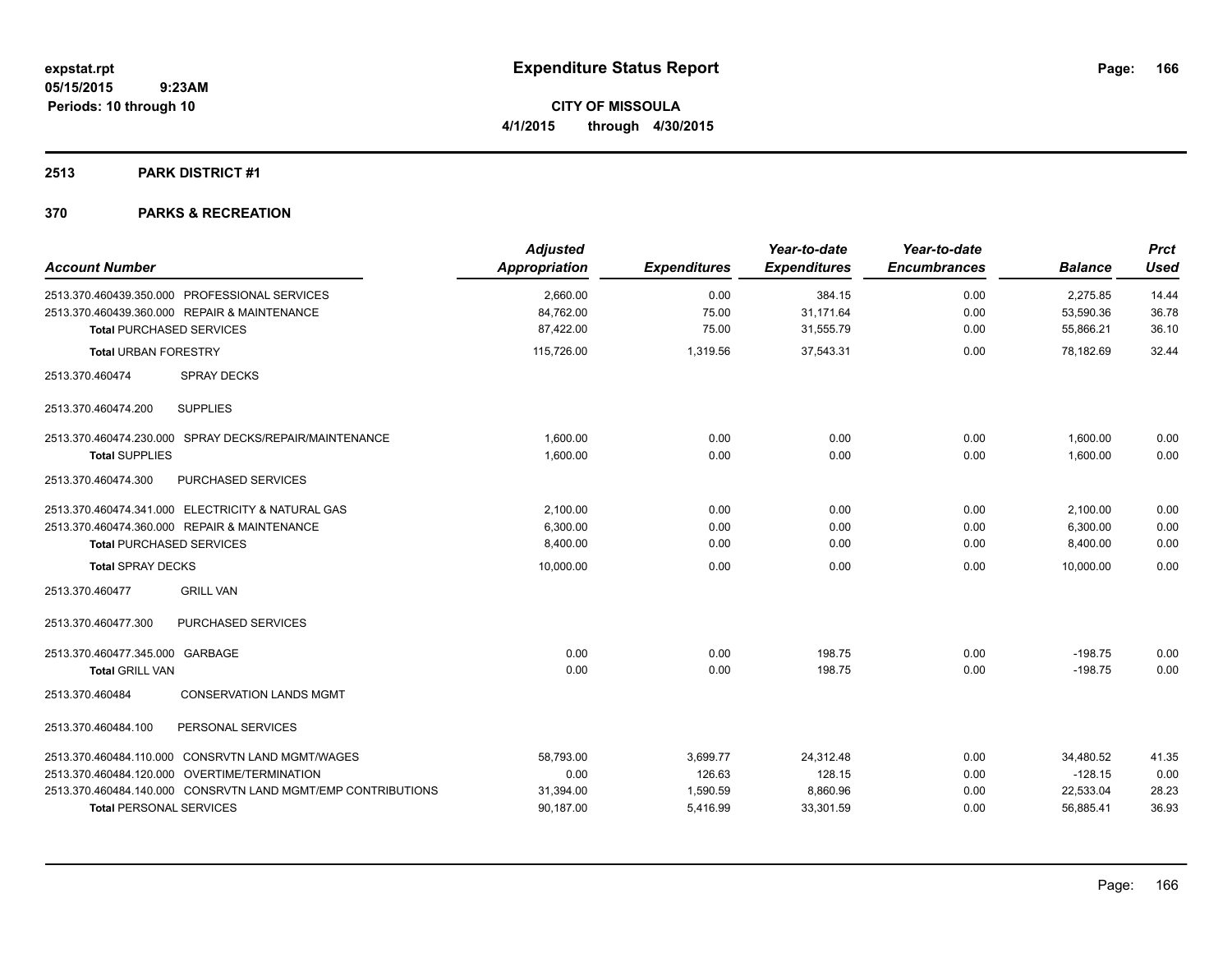**expstat.rpt**
**05/15/2015 9:23AM**
**Periods: 10 through 10**

# Expenditure Status Report

**CITY OF MISSOULA**
**4/1/2015 through 4/30/2015**

## 2513 PARK DISTRICT #1

## 370 PARKS & RECREATION

| Account Number | | Adjusted Appropriation | Expenditures | Year-to-date Expenditures | Year-to-date Encumbrances | Balance | Prct Used |
|---|---|---|---|---|---|---|---|
| 2513.370.460439.350.000 | PROFESSIONAL SERVICES | 2,660.00 | 0.00 | 384.15 | 0.00 | 2,275.85 | 14.44 |
| 2513.370.460439.360.000 | REPAIR & MAINTENANCE | 84,762.00 | 75.00 | 31,171.64 | 0.00 | 53,590.36 | 36.78 |
| **Total** PURCHASED SERVICES | | 87,422.00 | 75.00 | 31,555.79 | 0.00 | 55,866.21 | 36.10 |
| **Total** URBAN FORESTRY | | 115,726.00 | 1,319.56 | 37,543.31 | 0.00 | 78,182.69 | 32.44 |
| 2513.370.460474 | SPRAY DECKS | | | | | | |
| 2513.370.460474.200 | SUPPLIES | | | | | | |
| 2513.370.460474.230.000 | SPRAY DECKS/REPAIR/MAINTENANCE | 1,600.00 | 0.00 | 0.00 | 0.00 | 1,600.00 | 0.00 |
| **Total** SUPPLIES | | 1,600.00 | 0.00 | 0.00 | 0.00 | 1,600.00 | 0.00 |
| 2513.370.460474.300 | PURCHASED SERVICES | | | | | | |
| 2513.370.460474.341.000 | ELECTRICITY & NATURAL GAS | 2,100.00 | 0.00 | 0.00 | 0.00 | 2,100.00 | 0.00 |
| 2513.370.460474.360.000 | REPAIR & MAINTENANCE | 6,300.00 | 0.00 | 0.00 | 0.00 | 6,300.00 | 0.00 |
| **Total** PURCHASED SERVICES | | 8,400.00 | 0.00 | 0.00 | 0.00 | 8,400.00 | 0.00 |
| **Total** SPRAY DECKS | | 10,000.00 | 0.00 | 0.00 | 0.00 | 10,000.00 | 0.00 |
| 2513.370.460477 | GRILL VAN | | | | | | |
| 2513.370.460477.300 | PURCHASED SERVICES | | | | | | |
| 2513.370.460477.345.000 | GARBAGE | 0.00 | 0.00 | 198.75 | 0.00 | -198.75 | 0.00 |
| **Total** GRILL VAN | | 0.00 | 0.00 | 198.75 | 0.00 | -198.75 | 0.00 |
| 2513.370.460484 | CONSERVATION LANDS MGMT | | | | | | |
| 2513.370.460484.100 | PERSONAL SERVICES | | | | | | |
| 2513.370.460484.110.000 | CONSRVTN LAND MGMT/WAGES | 58,793.00 | 3,699.77 | 24,312.48 | 0.00 | 34,480.52 | 41.35 |
| 2513.370.460484.120.000 | OVERTIME/TERMINATION | 0.00 | 126.63 | 128.15 | 0.00 | -128.15 | 0.00 |
| 2513.370.460484.140.000 | CONSRVTN LAND MGMT/EMP CONTRIBUTIONS | 31,394.00 | 1,590.59 | 8,860.96 | 0.00 | 22,533.04 | 28.23 |
| **Total** PERSONAL SERVICES | | 90,187.00 | 5,416.99 | 33,301.59 | 0.00 | 56,885.41 | 36.93 |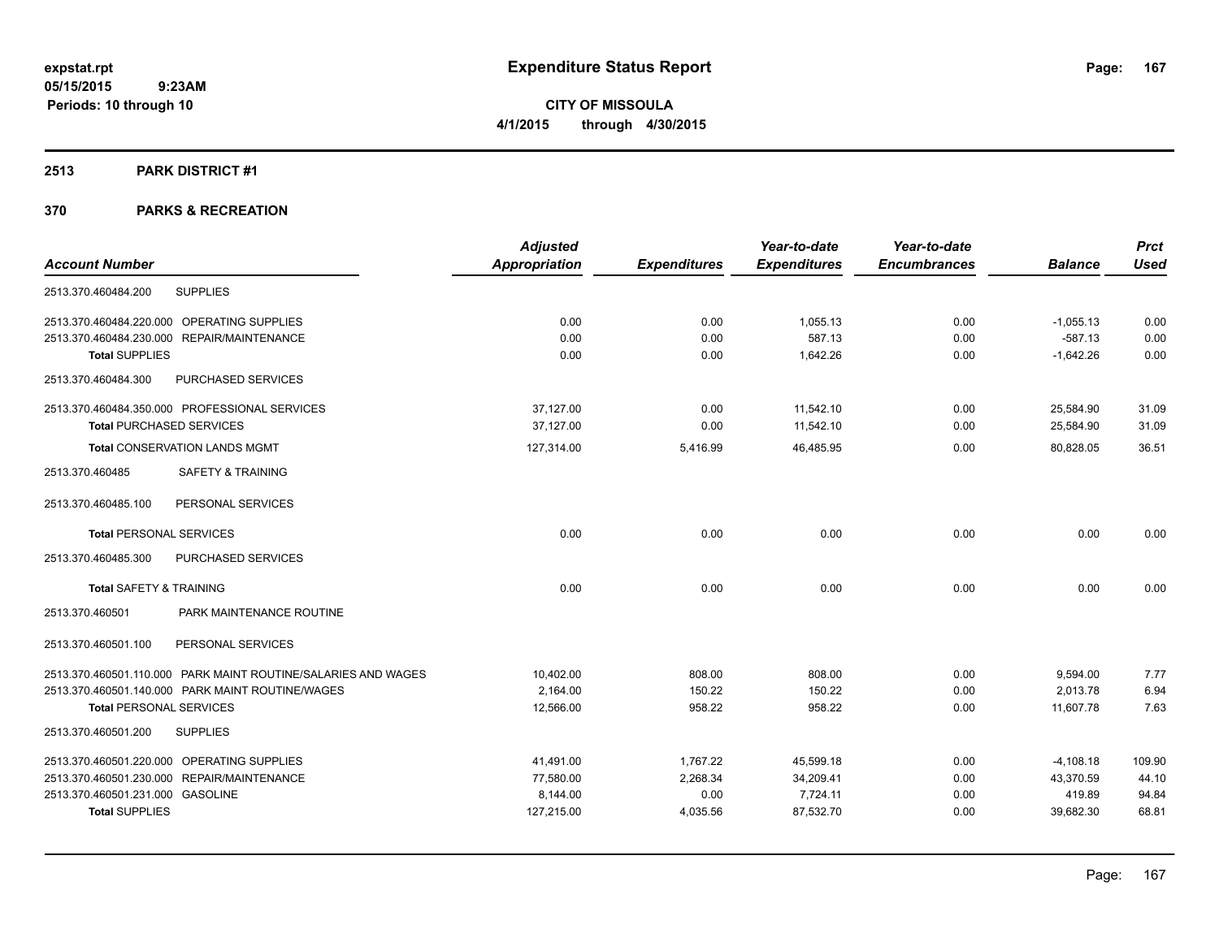# Expenditure Status Report

expstat.rpt
05/15/2015 9:23AM
Periods: 10 through 10

**CITY OF MISSOULA**
**4/1/2015 through 4/30/2015**

## 2513 PARK DISTRICT #1

## 370 PARKS & RECREATION

| Account Number | | Adjusted Appropriation | Expenditures | Year-to-date Expenditures | Year-to-date Encumbrances | Balance | Prct Used |
|---|---|---|---|---|---|---|---|
| 2513.370.460484.200 | SUPPLIES | | | | | | |
| 2513.370.460484.220.000 | OPERATING SUPPLIES | 0.00 | 0.00 | 1,055.13 | 0.00 | -1,055.13 | 0.00 |
| 2513.370.460484.230.000 | REPAIR/MAINTENANCE | 0.00 | 0.00 | 587.13 | 0.00 | -587.13 | 0.00 |
| **Total** SUPPLIES | | 0.00 | 0.00 | 1,642.26 | 0.00 | -1,642.26 | 0.00 |
| 2513.370.460484.300 | PURCHASED SERVICES | | | | | | |
| 2513.370.460484.350.000 | PROFESSIONAL SERVICES | 37,127.00 | 0.00 | 11,542.10 | 0.00 | 25,584.90 | 31.09 |
| **Total** PURCHASED SERVICES | | 37,127.00 | 0.00 | 11,542.10 | 0.00 | 25,584.90 | 31.09 |
| **Total** CONSERVATION LANDS MGMT | | 127,314.00 | 5,416.99 | 46,485.95 | 0.00 | 80,828.05 | 36.51 |
| 2513.370.460485 | SAFETY & TRAINING | | | | | | |
| 2513.370.460485.100 | PERSONAL SERVICES | | | | | | |
| **Total** PERSONAL SERVICES | | 0.00 | 0.00 | 0.00 | 0.00 | 0.00 | 0.00 |
| 2513.370.460485.300 | PURCHASED SERVICES | | | | | | |
| **Total** SAFETY & TRAINING | | 0.00 | 0.00 | 0.00 | 0.00 | 0.00 | 0.00 |
| 2513.370.460501 | PARK MAINTENANCE ROUTINE | | | | | | |
| 2513.370.460501.100 | PERSONAL SERVICES | | | | | | |
| 2513.370.460501.110.000 | PARK MAINT ROUTINE/SALARIES AND WAGES | 10,402.00 | 808.00 | 808.00 | 0.00 | 9,594.00 | 7.77 |
| 2513.370.460501.140.000 | PARK MAINT ROUTINE/WAGES | 2,164.00 | 150.22 | 150.22 | 0.00 | 2,013.78 | 6.94 |
| **Total** PERSONAL SERVICES | | 12,566.00 | 958.22 | 958.22 | 0.00 | 11,607.78 | 7.63 |
| 2513.370.460501.200 | SUPPLIES | | | | | | |
| 2513.370.460501.220.000 | OPERATING SUPPLIES | 41,491.00 | 1,767.22 | 45,599.18 | 0.00 | -4,108.18 | 109.90 |
| 2513.370.460501.230.000 | REPAIR/MAINTENANCE | 77,580.00 | 2,268.34 | 34,209.41 | 0.00 | 43,370.59 | 44.10 |
| 2513.370.460501.231.000 | GASOLINE | 8,144.00 | 0.00 | 7,724.11 | 0.00 | 419.89 | 94.84 |
| **Total** SUPPLIES | | 127,215.00 | 4,035.56 | 87,532.70 | 0.00 | 39,682.30 | 68.81 |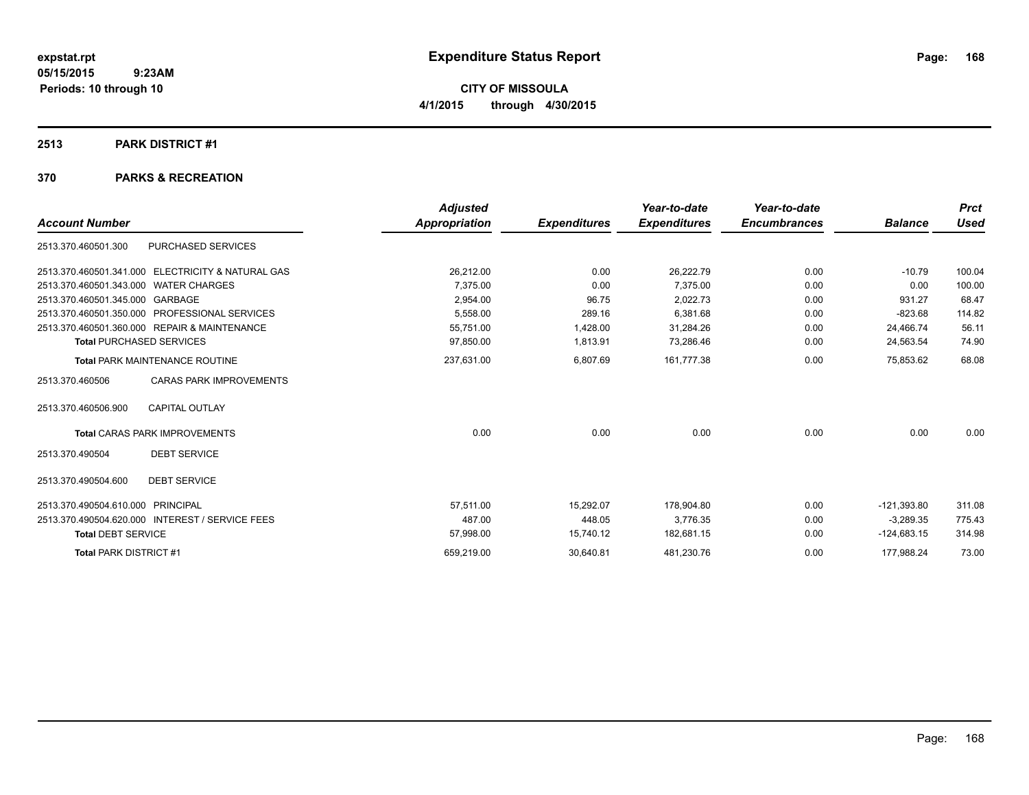**expstat.rpt**
**05/15/2015 9:23AM**
**Periods: 10 through 10**

# Expenditure Status Report

**CITY OF MISSOULA**
**4/1/2015 through 4/30/2015**

## 2513 PARK DISTRICT #1

## 370 PARKS & RECREATION

| Account Number | | Adjusted Appropriation | Expenditures | Year-to-date Expenditures | Year-to-date Encumbrances | Balance | Prct Used |
|---|---|---|---|---|---|---|---|
| 2513.370.460501.300 | PURCHASED SERVICES | | | | | | |
| 2513.370.460501.341.000 | ELECTRICITY & NATURAL GAS | 26,212.00 | 0.00 | 26,222.79 | 0.00 | -10.79 | 100.04 |
| 2513.370.460501.343.000 | WATER CHARGES | 7,375.00 | 0.00 | 7,375.00 | 0.00 | 0.00 | 100.00 |
| 2513.370.460501.345.000 | GARBAGE | 2,954.00 | 96.75 | 2,022.73 | 0.00 | 931.27 | 68.47 |
| 2513.370.460501.350.000 | PROFESSIONAL SERVICES | 5,558.00 | 289.16 | 6,381.68 | 0.00 | -823.68 | 114.82 |
| 2513.370.460501.360.000 | REPAIR & MAINTENANCE | 55,751.00 | 1,428.00 | 31,284.26 | 0.00 | 24,466.74 | 56.11 |
| **Total** PURCHASED SERVICES | | 97,850.00 | 1,813.91 | 73,286.46 | 0.00 | 24,563.54 | 74.90 |
| **Total** PARK MAINTENANCE ROUTINE | | 237,631.00 | 6,807.69 | 161,777.38 | 0.00 | 75,853.62 | 68.08 |
| 2513.370.460506 | CARAS PARK IMPROVEMENTS | | | | | | |
| 2513.370.460506.900 | CAPITAL OUTLAY | | | | | | |
| **Total** CARAS PARK IMPROVEMENTS | | 0.00 | 0.00 | 0.00 | 0.00 | 0.00 | 0.00 |
| 2513.370.490504 | DEBT SERVICE | | | | | | |
| 2513.370.490504.600 | DEBT SERVICE | | | | | | |
| 2513.370.490504.610.000 | PRINCIPAL | 57,511.00 | 15,292.07 | 178,904.80 | 0.00 | -121,393.80 | 311.08 |
| 2513.370.490504.620.000 | INTEREST / SERVICE FEES | 487.00 | 448.05 | 3,776.35 | 0.00 | -3,289.35 | 775.43 |
| **Total** DEBT SERVICE | | 57,998.00 | 15,740.12 | 182,681.15 | 0.00 | -124,683.15 | 314.98 |
| **Total** PARK DISTRICT #1 | | 659,219.00 | 30,640.81 | 481,230.76 | 0.00 | 177,988.24 | 73.00 |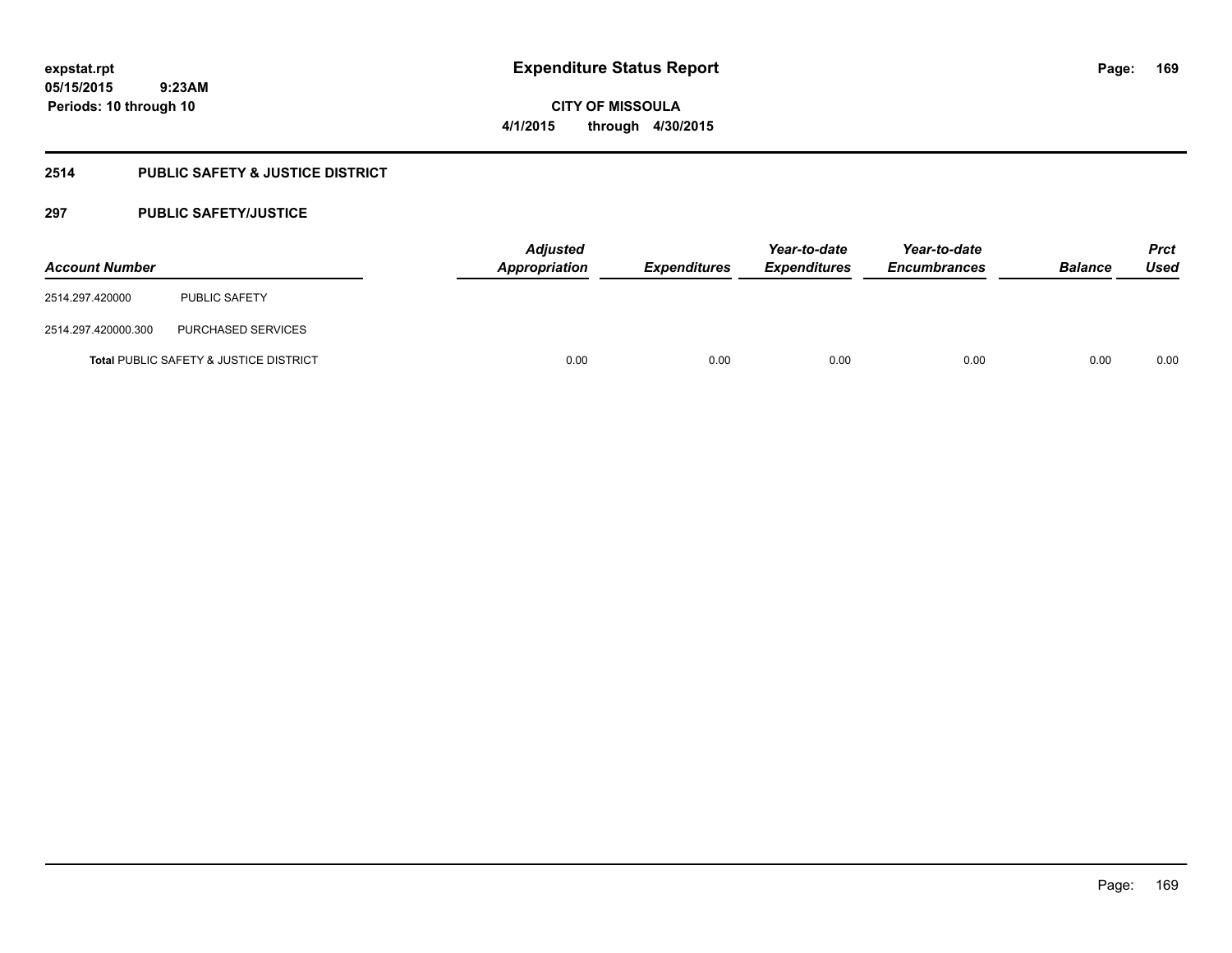# Expenditure Status Report

**CITY OF MISSOULA**

**4/1/2015 through 4/30/2015**

expstat.rpt
05/15/2015 9:23AM
Periods: 10 through 10

## 2514 PUBLIC SAFETY & JUSTICE DISTRICT

### 297 PUBLIC SAFETY/JUSTICE

| Account Number | | Adjusted Appropriation | Expenditures | Year-to-date Expenditures | Year-to-date Encumbrances | Balance | Prct Used |
|---|---|---|---|---|---|---|---|
| 2514.297.420000 | PUBLIC SAFETY | | | | | | |
| 2514.297.420000.300 | PURCHASED SERVICES | | | | | | |
| **Total** PUBLIC SAFETY & JUSTICE DISTRICT | | 0.00 | 0.00 | 0.00 | 0.00 | 0.00 | 0.00 |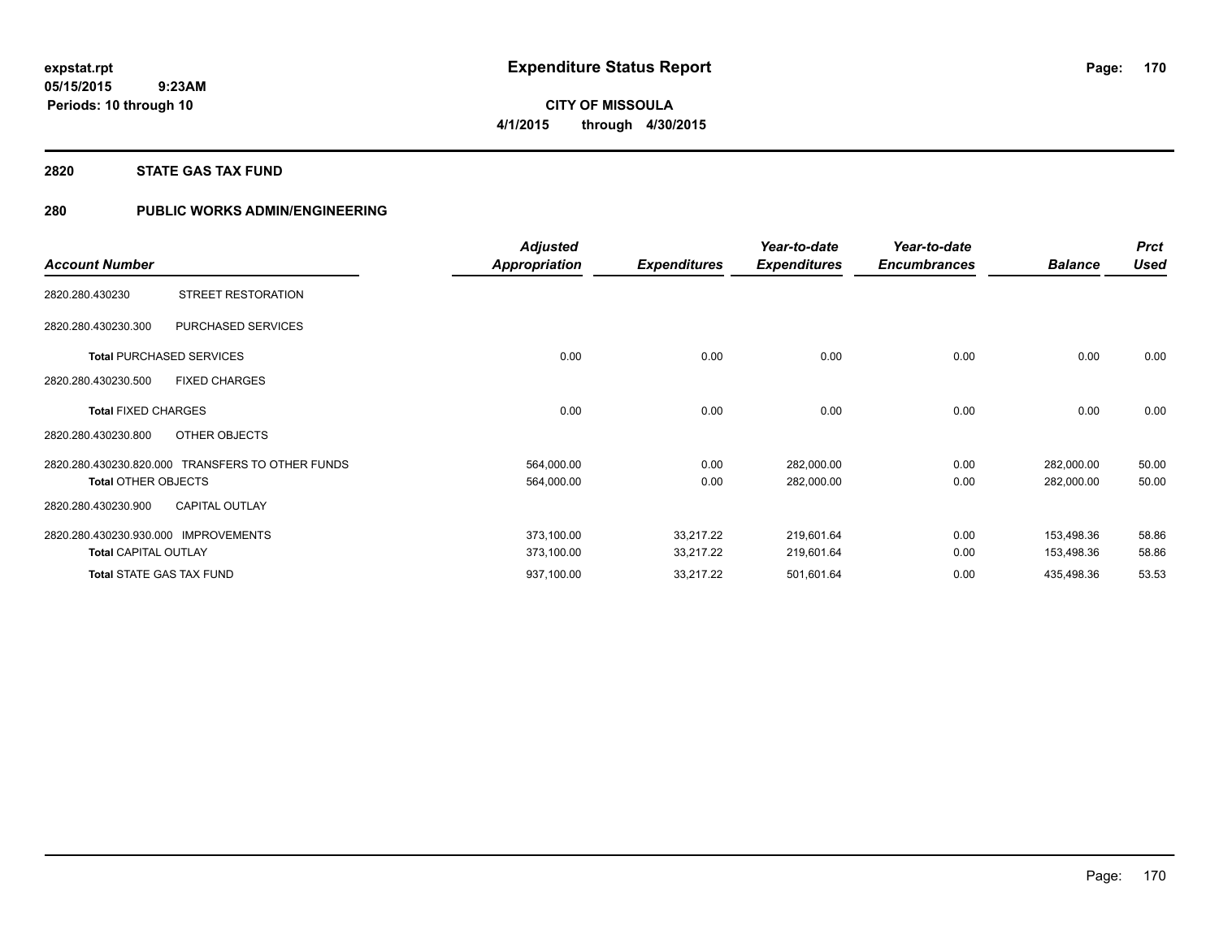expstat.rpt
05/15/2015 9:23AM
Periods: 10 through 10

# Expenditure Status Report

CITY OF MISSOULA
4/1/2015 through 4/30/2015

## 2820 STATE GAS TAX FUND

## 280 PUBLIC WORKS ADMIN/ENGINEERING

| Account Number | | Adjusted Appropriation | Expenditures | Year-to-date Expenditures | Year-to-date Encumbrances | Balance | Prct Used |
|---|---|---|---|---|---|---|---|
| 2820.280.430230 | STREET RESTORATION | | | | | | |
| 2820.280.430230.300 | PURCHASED SERVICES | | | | | | |
| **Total** PURCHASED SERVICES | | 0.00 | 0.00 | 0.00 | 0.00 | 0.00 | 0.00 |
| 2820.280.430230.500 | FIXED CHARGES | | | | | | |
| **Total** FIXED CHARGES | | 0.00 | 0.00 | 0.00 | 0.00 | 0.00 | 0.00 |
| 2820.280.430230.800 | OTHER OBJECTS | | | | | | |
| 2820.280.430230.820.000 | TRANSFERS TO OTHER FUNDS | 564,000.00 | 0.00 | 282,000.00 | 0.00 | 282,000.00 | 50.00 |
| **Total** OTHER OBJECTS | | 564,000.00 | 0.00 | 282,000.00 | 0.00 | 282,000.00 | 50.00 |
| 2820.280.430230.900 | CAPITAL OUTLAY | | | | | | |
| 2820.280.430230.930.000 | IMPROVEMENTS | 373,100.00 | 33,217.22 | 219,601.64 | 0.00 | 153,498.36 | 58.86 |
| **Total** CAPITAL OUTLAY | | 373,100.00 | 33,217.22 | 219,601.64 | 0.00 | 153,498.36 | 58.86 |
| **Total** STATE GAS TAX FUND | | 937,100.00 | 33,217.22 | 501,601.64 | 0.00 | 435,498.36 | 53.53 |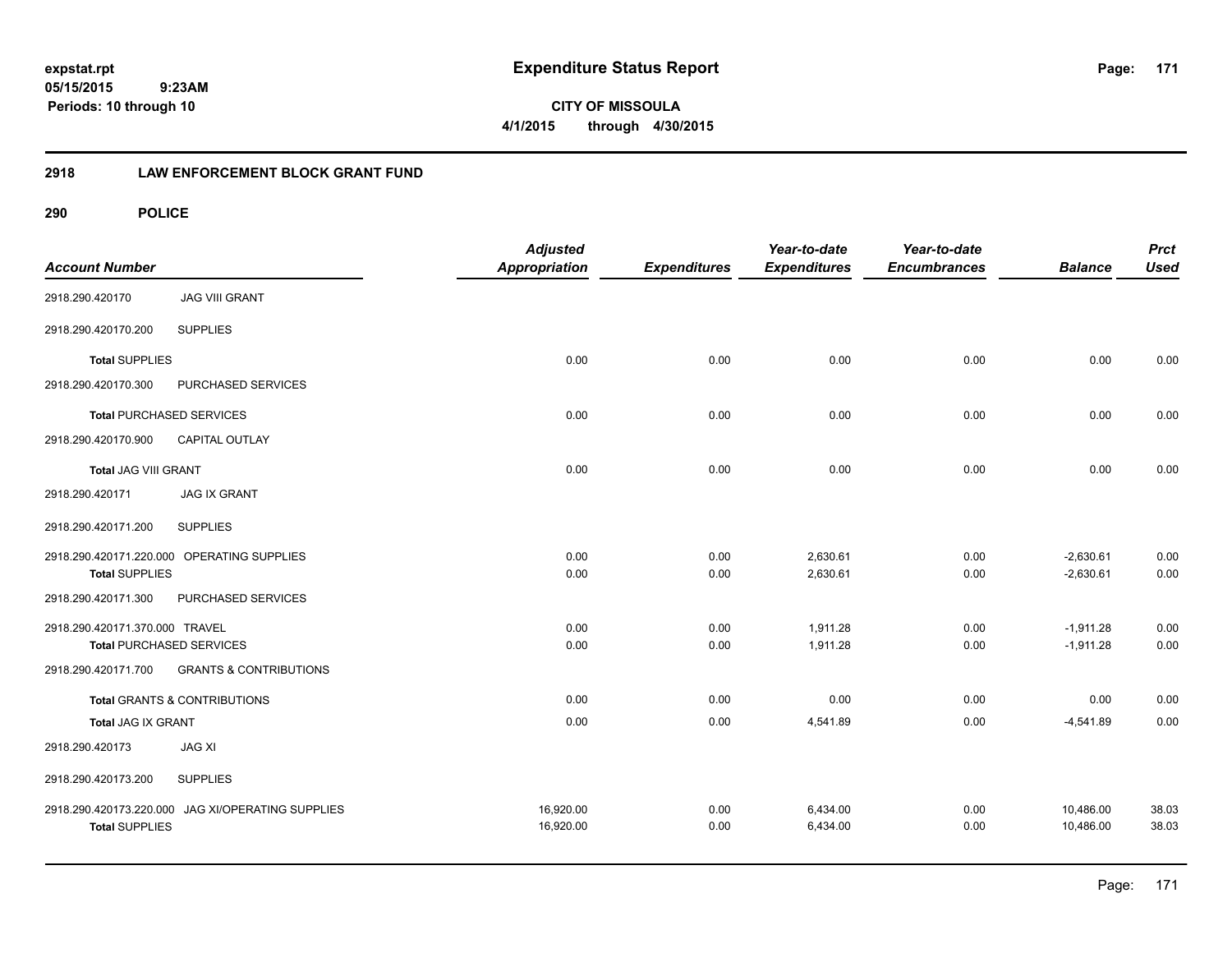**Expenditure Status Report**

**CITY OF MISSOULA**

**4/1/2015 through 4/30/2015**

expstat.rpt
05/15/2015 9:23AM
Periods: 10 through 10

## 2918 LAW ENFORCEMENT BLOCK GRANT FUND

## 290 POLICE

| Account Number | | Adjusted Appropriation | Expenditures | Year-to-date Expenditures | Year-to-date Encumbrances | Balance | Prct Used |
|---|---|---|---|---|---|---|---|
| 2918.290.420170 | JAG VIII GRANT | | | | | | |
| 2918.290.420170.200 | SUPPLIES | | | | | | |
| **Total** SUPPLIES | | 0.00 | 0.00 | 0.00 | 0.00 | 0.00 | 0.00 |
| 2918.290.420170.300 | PURCHASED SERVICES | | | | | | |
| **Total** PURCHASED SERVICES | | 0.00 | 0.00 | 0.00 | 0.00 | 0.00 | 0.00 |
| 2918.290.420170.900 | CAPITAL OUTLAY | | | | | | |
| **Total** JAG VIII GRANT | | 0.00 | 0.00 | 0.00 | 0.00 | 0.00 | 0.00 |
| 2918.290.420171 | JAG IX GRANT | | | | | | |
| 2918.290.420171.200 | SUPPLIES | | | | | | |
| 2918.290.420171.220.000 | OPERATING SUPPLIES | 0.00 | 0.00 | 2,630.61 | 0.00 | -2,630.61 | 0.00 |
| **Total** SUPPLIES | | 0.00 | 0.00 | 2,630.61 | 0.00 | -2,630.61 | 0.00 |
| 2918.290.420171.300 | PURCHASED SERVICES | | | | | | |
| 2918.290.420171.370.000 | TRAVEL | 0.00 | 0.00 | 1,911.28 | 0.00 | -1,911.28 | 0.00 |
| **Total** PURCHASED SERVICES | | 0.00 | 0.00 | 1,911.28 | 0.00 | -1,911.28 | 0.00 |
| 2918.290.420171.700 | GRANTS & CONTRIBUTIONS | | | | | | |
| **Total** GRANTS & CONTRIBUTIONS | | 0.00 | 0.00 | 0.00 | 0.00 | 0.00 | 0.00 |
| **Total** JAG IX GRANT | | 0.00 | 0.00 | 4,541.89 | 0.00 | -4,541.89 | 0.00 |
| 2918.290.420173 | JAG XI | | | | | | |
| 2918.290.420173.200 | SUPPLIES | | | | | | |
| 2918.290.420173.220.000 | JAG XI/OPERATING SUPPLIES | 16,920.00 | 0.00 | 6,434.00 | 0.00 | 10,486.00 | 38.03 |
| **Total** SUPPLIES | | 16,920.00 | 0.00 | 6,434.00 | 0.00 | 10,486.00 | 38.03 |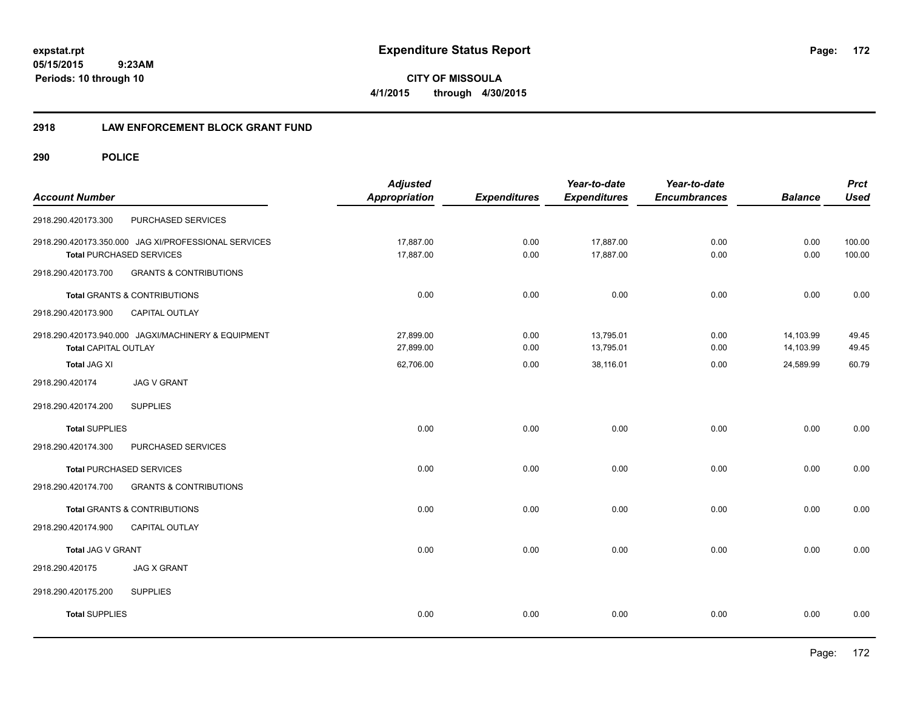# Expenditure Status Report

**CITY OF MISSOULA**

**4/1/2015 through 4/30/2015**

expstat.rpt
05/15/2015 9:23AM
Periods: 10 through 10

## 2918 LAW ENFORCEMENT BLOCK GRANT FUND

### 290 POLICE

| Account Number | Adjusted Appropriation | Expenditures | Year-to-date Expenditures | Year-to-date Encumbrances | Balance | Prct Used |
|---|---|---|---|---|---|---|
| 2918.290.420173.300 PURCHASED SERVICES | | | | | | |
| 2918.290.420173.350.000 JAG XI/PROFESSIONAL SERVICES | 17,887.00 | 0.00 | 17,887.00 | 0.00 | 0.00 | 100.00 |
| **Total** PURCHASED SERVICES | 17,887.00 | 0.00 | 17,887.00 | 0.00 | 0.00 | 100.00 |
| 2918.290.420173.700 GRANTS & CONTRIBUTIONS | | | | | | |
| **Total** GRANTS & CONTRIBUTIONS | 0.00 | 0.00 | 0.00 | 0.00 | 0.00 | 0.00 |
| 2918.290.420173.900 CAPITAL OUTLAY | | | | | | |
| 2918.290.420173.940.000 JAGXI/MACHINERY & EQUIPMENT | 27,899.00 | 0.00 | 13,795.01 | 0.00 | 14,103.99 | 49.45 |
| **Total** CAPITAL OUTLAY | 27,899.00 | 0.00 | 13,795.01 | 0.00 | 14,103.99 | 49.45 |
| **Total** JAG XI | 62,706.00 | 0.00 | 38,116.01 | 0.00 | 24,589.99 | 60.79 |
| 2918.290.420174 JAG V GRANT | | | | | | |
| 2918.290.420174.200 SUPPLIES | | | | | | |
| **Total** SUPPLIES | 0.00 | 0.00 | 0.00 | 0.00 | 0.00 | 0.00 |
| 2918.290.420174.300 PURCHASED SERVICES | | | | | | |
| **Total** PURCHASED SERVICES | 0.00 | 0.00 | 0.00 | 0.00 | 0.00 | 0.00 |
| 2918.290.420174.700 GRANTS & CONTRIBUTIONS | | | | | | |
| **Total** GRANTS & CONTRIBUTIONS | 0.00 | 0.00 | 0.00 | 0.00 | 0.00 | 0.00 |
| 2918.290.420174.900 CAPITAL OUTLAY | | | | | | |
| **Total** JAG V GRANT | 0.00 | 0.00 | 0.00 | 0.00 | 0.00 | 0.00 |
| 2918.290.420175 JAG X GRANT | | | | | | |
| 2918.290.420175.200 SUPPLIES | | | | | | |
| **Total** SUPPLIES | 0.00 | 0.00 | 0.00 | 0.00 | 0.00 | 0.00 |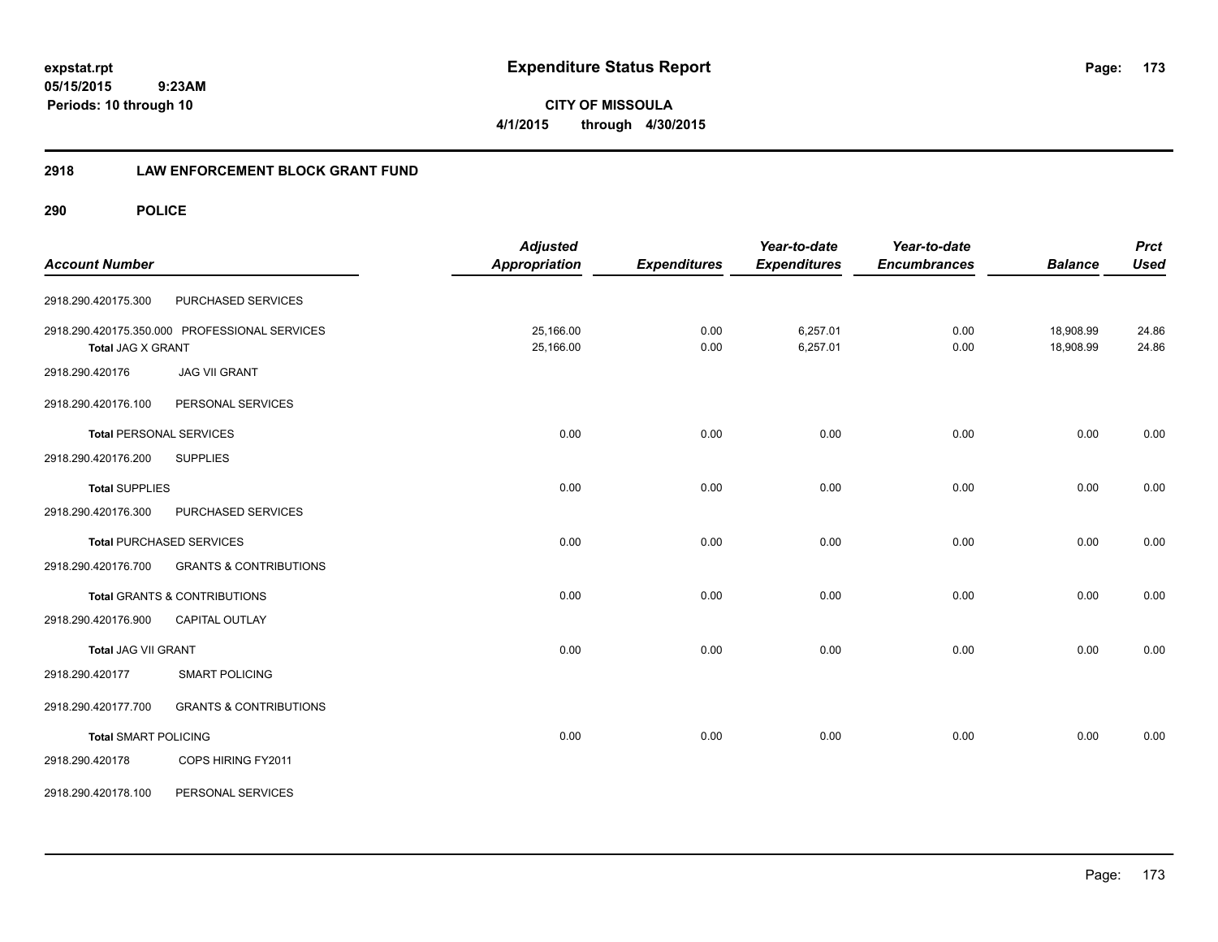**expstat.rpt**
**05/15/2015 9:23AM**
**Periods: 10 through 10**

# Expenditure Status Report

**CITY OF MISSOULA**
**4/1/2015 through 4/30/2015**

## 2918 LAW ENFORCEMENT BLOCK GRANT FUND

### 290 POLICE

| Account Number | | Adjusted Appropriation | Expenditures | Year-to-date Expenditures | Year-to-date Encumbrances | Balance | Prct Used |
|---|---|---|---|---|---|---|---|
| 2918.290.420175.300 | PURCHASED SERVICES | | | | | | |
| 2918.290.420175.350.000 | PROFESSIONAL SERVICES | 25,166.00 | 0.00 | 6,257.01 | 0.00 | 18,908.99 | 24.86 |
| **Total** JAG X GRANT | | 25,166.00 | 0.00 | 6,257.01 | 0.00 | 18,908.99 | 24.86 |
| 2918.290.420176 | JAG VII GRANT | | | | | | |
| 2918.290.420176.100 | PERSONAL SERVICES | | | | | | |
| **Total** PERSONAL SERVICES | | 0.00 | 0.00 | 0.00 | 0.00 | 0.00 | 0.00 |
| 2918.290.420176.200 | SUPPLIES | | | | | | |
| **Total** SUPPLIES | | 0.00 | 0.00 | 0.00 | 0.00 | 0.00 | 0.00 |
| 2918.290.420176.300 | PURCHASED SERVICES | | | | | | |
| **Total** PURCHASED SERVICES | | 0.00 | 0.00 | 0.00 | 0.00 | 0.00 | 0.00 |
| 2918.290.420176.700 | GRANTS & CONTRIBUTIONS | | | | | | |
| **Total** GRANTS & CONTRIBUTIONS | | 0.00 | 0.00 | 0.00 | 0.00 | 0.00 | 0.00 |
| 2918.290.420176.900 | CAPITAL OUTLAY | | | | | | |
| **Total** JAG VII GRANT | | 0.00 | 0.00 | 0.00 | 0.00 | 0.00 | 0.00 |
| 2918.290.420177 | SMART POLICING | | | | | | |
| 2918.290.420177.700 | GRANTS & CONTRIBUTIONS | | | | | | |
| **Total** SMART POLICING | | 0.00 | 0.00 | 0.00 | 0.00 | 0.00 | 0.00 |
| 2918.290.420178 | COPS HIRING FY2011 | | | | | | |
| 2918.290.420178.100 | PERSONAL SERVICES | | | | | | |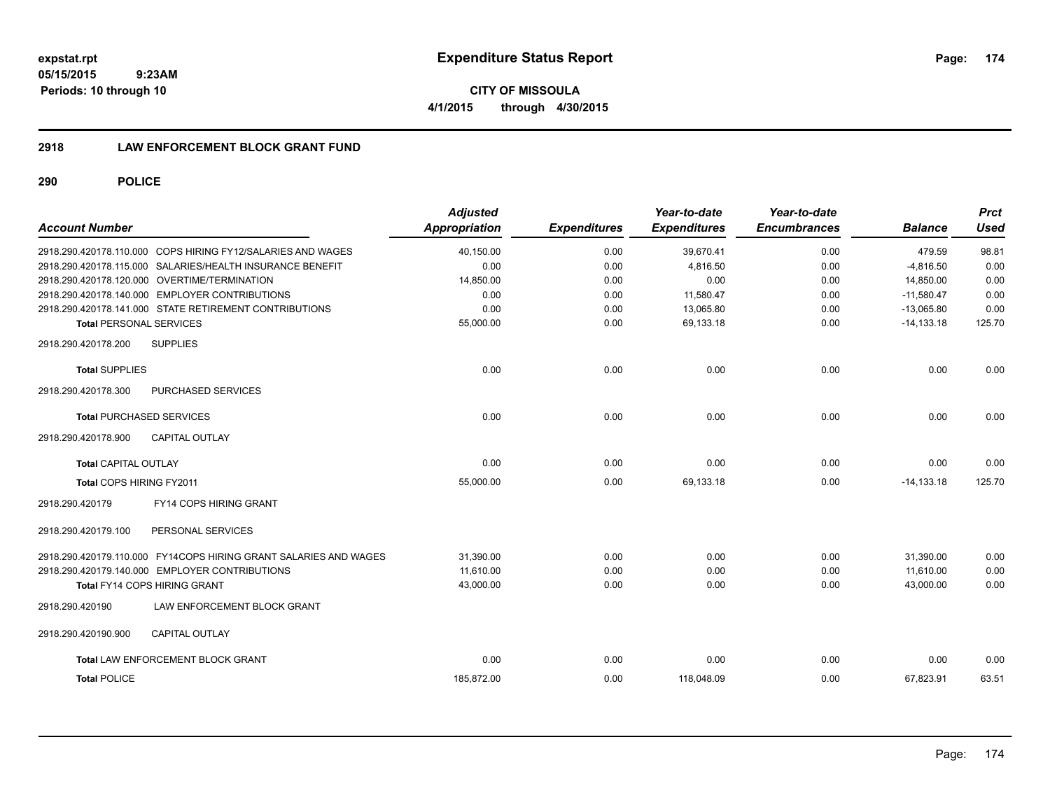**expstat.rpt**
**05/15/2015 9:23AM**
**Periods: 10 through 10**

# Expenditure Status Report

**CITY OF MISSOULA**
**4/1/2015 through 4/30/2015**

## 2918 LAW ENFORCEMENT BLOCK GRANT FUND

### 290 POLICE

| Account Number | Adjusted Appropriation | Expenditures | Year-to-date Expenditures | Year-to-date Encumbrances | Balance | Prct Used |
|---|---|---|---|---|---|---|
| 2918.290.420178.110.000 COPS HIRING FY12/SALARIES AND WAGES | 40,150.00 | 0.00 | 39,670.41 | 0.00 | 479.59 | 98.81 |
| 2918.290.420178.115.000 SALARIES/HEALTH INSURANCE BENEFIT | 0.00 | 0.00 | 4,816.50 | 0.00 | -4,816.50 | 0.00 |
| 2918.290.420178.120.000 OVERTIME/TERMINATION | 14,850.00 | 0.00 | 0.00 | 0.00 | 14,850.00 | 0.00 |
| 2918.290.420178.140.000 EMPLOYER CONTRIBUTIONS | 0.00 | 0.00 | 11,580.47 | 0.00 | -11,580.47 | 0.00 |
| 2918.290.420178.141.000 STATE RETIREMENT CONTRIBUTIONS | 0.00 | 0.00 | 13,065.80 | 0.00 | -13,065.80 | 0.00 |
| **Total** PERSONAL SERVICES | 55,000.00 | 0.00 | 69,133.18 | 0.00 | -14,133.18 | 125.70 |
| 2918.290.420178.200 SUPPLIES | | | | | | |
| **Total** SUPPLIES | 0.00 | 0.00 | 0.00 | 0.00 | 0.00 | 0.00 |
| 2918.290.420178.300 PURCHASED SERVICES | | | | | | |
| **Total** PURCHASED SERVICES | 0.00 | 0.00 | 0.00 | 0.00 | 0.00 | 0.00 |
| 2918.290.420178.900 CAPITAL OUTLAY | | | | | | |
| **Total** CAPITAL OUTLAY | 0.00 | 0.00 | 0.00 | 0.00 | 0.00 | 0.00 |
| **Total** COPS HIRING FY2011 | 55,000.00 | 0.00 | 69,133.18 | 0.00 | -14,133.18 | 125.70 |
| 2918.290.420179 FY14 COPS HIRING GRANT | | | | | | |
| 2918.290.420179.100 PERSONAL SERVICES | | | | | | |
| 2918.290.420179.110.000 FY14COPS HIRING GRANT SALARIES AND WAGES | 31,390.00 | 0.00 | 0.00 | 0.00 | 31,390.00 | 0.00 |
| 2918.290.420179.140.000 EMPLOYER CONTRIBUTIONS | 11,610.00 | 0.00 | 0.00 | 0.00 | 11,610.00 | 0.00 |
| **Total** FY14 COPS HIRING GRANT | 43,000.00 | 0.00 | 0.00 | 0.00 | 43,000.00 | 0.00 |
| 2918.290.420190 LAW ENFORCEMENT BLOCK GRANT | | | | | | |
| 2918.290.420190.900 CAPITAL OUTLAY | | | | | | |
| **Total** LAW ENFORCEMENT BLOCK GRANT | 0.00 | 0.00 | 0.00 | 0.00 | 0.00 | 0.00 |
| **Total** POLICE | 185,872.00 | 0.00 | 118,048.09 | 0.00 | 67,823.91 | 63.51 |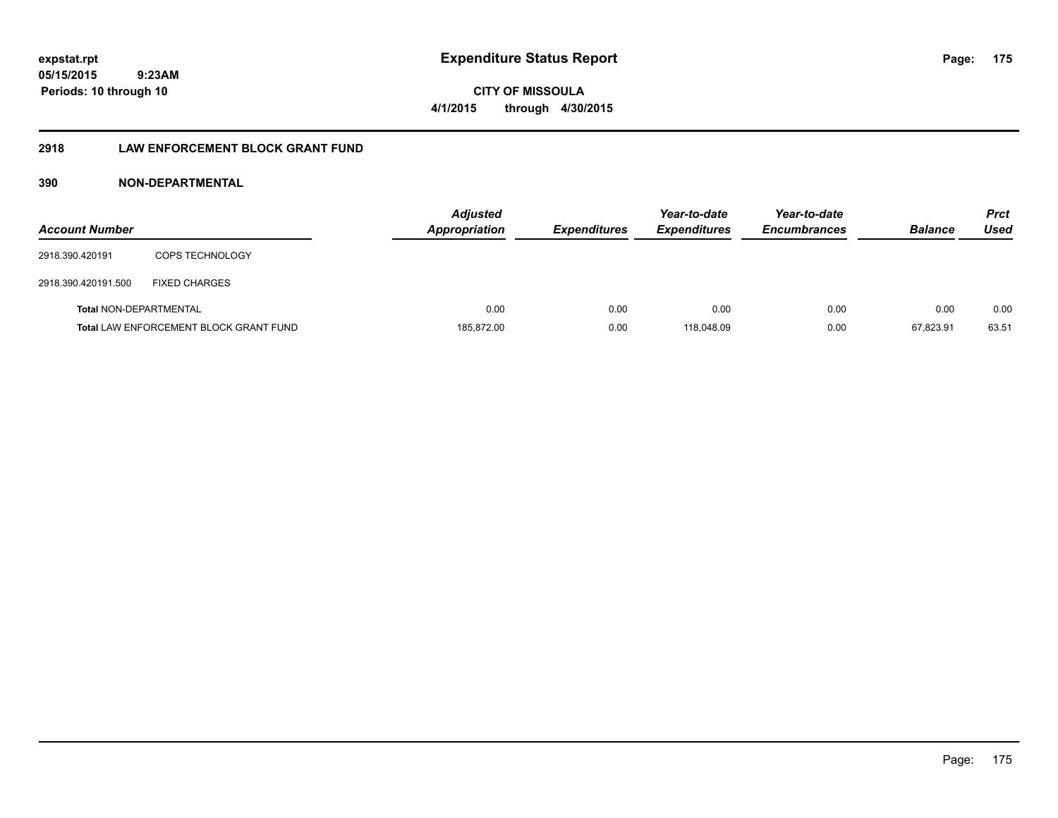**expstat.rpt**
**05/15/2015 9:23AM**
**Periods: 10 through 10**

# Expenditure Status Report

**CITY OF MISSOULA**
**4/1/2015 through 4/30/2015**

## 2918 LAW ENFORCEMENT BLOCK GRANT FUND

### 390 NON-DEPARTMENTAL

| Account Number | | Adjusted Appropriation | Expenditures | Year-to-date Expenditures | Year-to-date Encumbrances | Balance | Prct Used |
|---|---|---|---|---|---|---|---|
| 2918.390.420191 | COPS TECHNOLOGY | | | | | | |
| 2918.390.420191.500 | FIXED CHARGES | | | | | | |
| Total NON-DEPARTMENTAL | | 0.00 | 0.00 | 0.00 | 0.00 | 0.00 | 0.00 |
| Total LAW ENFORCEMENT BLOCK GRANT FUND | | 185,872.00 | 0.00 | 118,048.09 | 0.00 | 67,823.91 | 63.51 |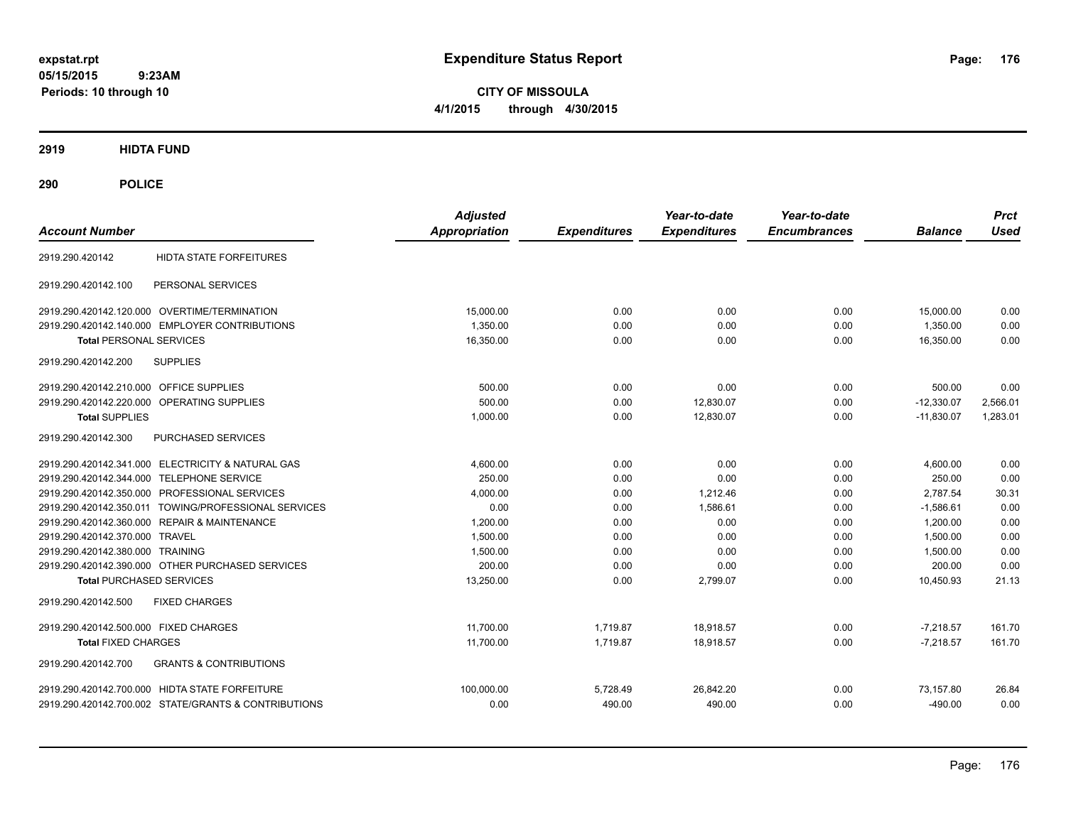**expstat.rpt**
**05/15/2015 9:23AM**
**Periods: 10 through 10**

# Expenditure Status Report

**CITY OF MISSOULA**
**4/1/2015 through 4/30/2015**

## 2919 HIDTA FUND

## 290 POLICE

| Account Number | | Adjusted Appropriation | Expenditures | Year-to-date Expenditures | Year-to-date Encumbrances | Balance | Prct Used |
|---|---|---|---|---|---|---|---|
| 2919.290.420142 | HIDTA STATE FORFEITURES | | | | | | |
| 2919.290.420142.100 | PERSONAL SERVICES | | | | | | |
| 2919.290.420142.120.000 | OVERTIME/TERMINATION | 15,000.00 | 0.00 | 0.00 | 0.00 | 15,000.00 | 0.00 |
| 2919.290.420142.140.000 | EMPLOYER CONTRIBUTIONS | 1,350.00 | 0.00 | 0.00 | 0.00 | 1,350.00 | 0.00 |
| **Total** PERSONAL SERVICES | | 16,350.00 | 0.00 | 0.00 | 0.00 | 16,350.00 | 0.00 |
| 2919.290.420142.200 | SUPPLIES | | | | | | |
| 2919.290.420142.210.000 | OFFICE SUPPLIES | 500.00 | 0.00 | 0.00 | 0.00 | 500.00 | 0.00 |
| 2919.290.420142.220.000 | OPERATING SUPPLIES | 500.00 | 0.00 | 12,830.07 | 0.00 | -12,330.07 | 2,566.01 |
| **Total** SUPPLIES | | 1,000.00 | 0.00 | 12,830.07 | 0.00 | -11,830.07 | 1,283.01 |
| 2919.290.420142.300 | PURCHASED SERVICES | | | | | | |
| 2919.290.420142.341.000 | ELECTRICITY & NATURAL GAS | 4,600.00 | 0.00 | 0.00 | 0.00 | 4,600.00 | 0.00 |
| 2919.290.420142.344.000 | TELEPHONE SERVICE | 250.00 | 0.00 | 0.00 | 0.00 | 250.00 | 0.00 |
| 2919.290.420142.350.000 | PROFESSIONAL SERVICES | 4,000.00 | 0.00 | 1,212.46 | 0.00 | 2,787.54 | 30.31 |
| 2919.290.420142.350.011 | TOWING/PROFESSIONAL SERVICES | 0.00 | 0.00 | 1,586.61 | 0.00 | -1,586.61 | 0.00 |
| 2919.290.420142.360.000 | REPAIR & MAINTENANCE | 1,200.00 | 0.00 | 0.00 | 0.00 | 1,200.00 | 0.00 |
| 2919.290.420142.370.000 | TRAVEL | 1,500.00 | 0.00 | 0.00 | 0.00 | 1,500.00 | 0.00 |
| 2919.290.420142.380.000 | TRAINING | 1,500.00 | 0.00 | 0.00 | 0.00 | 1,500.00 | 0.00 |
| 2919.290.420142.390.000 | OTHER PURCHASED SERVICES | 200.00 | 0.00 | 0.00 | 0.00 | 200.00 | 0.00 |
| **Total** PURCHASED SERVICES | | 13,250.00 | 0.00 | 2,799.07 | 0.00 | 10,450.93 | 21.13 |
| 2919.290.420142.500 | FIXED CHARGES | | | | | | |
| 2919.290.420142.500.000 | FIXED CHARGES | 11,700.00 | 1,719.87 | 18,918.57 | 0.00 | -7,218.57 | 161.70 |
| **Total** FIXED CHARGES | | 11,700.00 | 1,719.87 | 18,918.57 | 0.00 | -7,218.57 | 161.70 |
| 2919.290.420142.700 | GRANTS & CONTRIBUTIONS | | | | | | |
| 2919.290.420142.700.000 | HIDTA STATE FORFEITURE | 100,000.00 | 5,728.49 | 26,842.20 | 0.00 | 73,157.80 | 26.84 |
| 2919.290.420142.700.002 | STATE/GRANTS & CONTRIBUTIONS | 0.00 | 490.00 | 490.00 | 0.00 | -490.00 | 0.00 |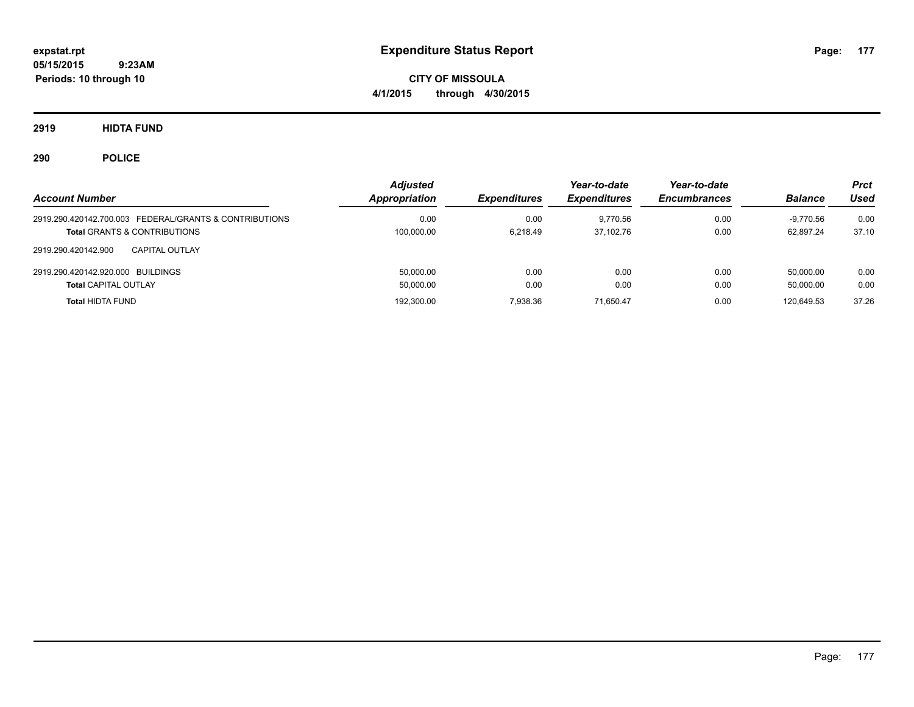**expstat.rpt**
**05/15/2015 9:23AM**
**Periods: 10 through 10**

# Expenditure Status Report

**CITY OF MISSOULA**
**4/1/2015 through 4/30/2015**

## 2919 HIDTA FUND

## 290 POLICE

| Account Number | Adjusted Appropriation | Expenditures | Year-to-date Expenditures | Year-to-date Encumbrances | Balance | Prct Used |
|---|---|---|---|---|---|---|
| 2919.290.420142.700.003 FEDERAL/GRANTS & CONTRIBUTIONS | 0.00 | 0.00 | 9,770.56 | 0.00 | -9,770.56 | 0.00 |
| **Total** GRANTS & CONTRIBUTIONS | 100,000.00 | 6,218.49 | 37,102.76 | 0.00 | 62,897.24 | 37.10 |
| 2919.290.420142.900 CAPITAL OUTLAY | | | | | | |
| 2919.290.420142.920.000 BUILDINGS | 50,000.00 | 0.00 | 0.00 | 0.00 | 50,000.00 | 0.00 |
| **Total** CAPITAL OUTLAY | 50,000.00 | 0.00 | 0.00 | 0.00 | 50,000.00 | 0.00 |
| **Total** HIDTA FUND | 192,300.00 | 7,938.36 | 71,650.47 | 0.00 | 120,649.53 | 37.26 |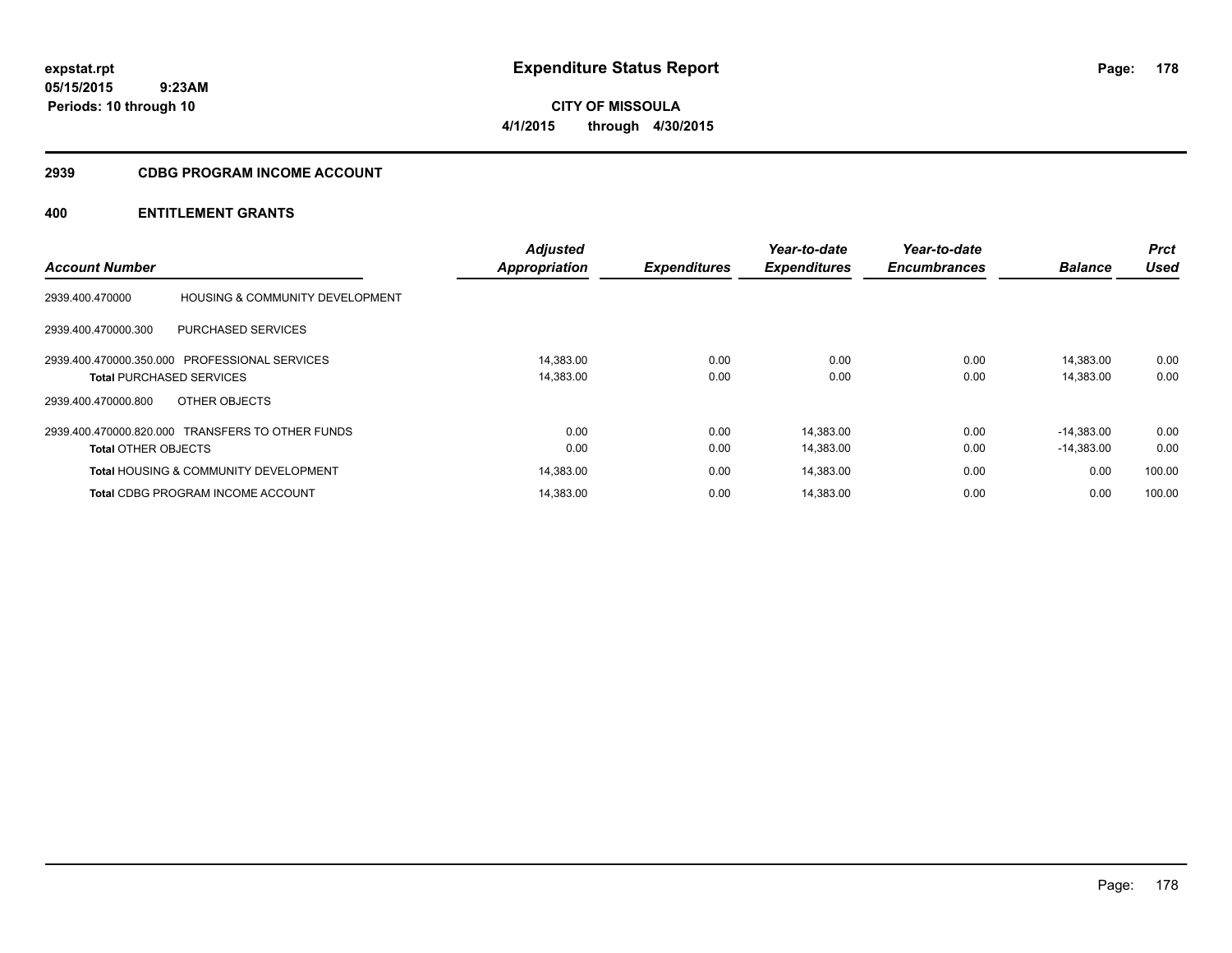# Expenditure Status Report

expstat.rpt
05/15/2015 9:23AM
Periods: 10 through 10

**CITY OF MISSOULA**
**4/1/2015 through 4/30/2015**

## 2939 CDBG PROGRAM INCOME ACCOUNT

## 400 ENTITLEMENT GRANTS

| Account Number | | Adjusted Appropriation | Expenditures | Year-to-date Expenditures | Year-to-date Encumbrances | Balance | Prct Used |
|---|---|---|---|---|---|---|---|
| 2939.400.470000 | HOUSING & COMMUNITY DEVELOPMENT | | | | | | |
| 2939.400.470000.300 | PURCHASED SERVICES | | | | | | |
| 2939.400.470000.350.000 | PROFESSIONAL SERVICES | 14,383.00 | 0.00 | 0.00 | 0.00 | 14,383.00 | 0.00 |
| **Total** PURCHASED SERVICES | | 14,383.00 | 0.00 | 0.00 | 0.00 | 14,383.00 | 0.00 |
| 2939.400.470000.800 | OTHER OBJECTS | | | | | | |
| 2939.400.470000.820.000 | TRANSFERS TO OTHER FUNDS | 0.00 | 0.00 | 14,383.00 | 0.00 | -14,383.00 | 0.00 |
| **Total** OTHER OBJECTS | | 0.00 | 0.00 | 14,383.00 | 0.00 | -14,383.00 | 0.00 |
| **Total** HOUSING & COMMUNITY DEVELOPMENT | | 14,383.00 | 0.00 | 14,383.00 | 0.00 | 0.00 | 100.00 |
| **Total** CDBG PROGRAM INCOME ACCOUNT | | 14,383.00 | 0.00 | 14,383.00 | 0.00 | 0.00 | 100.00 |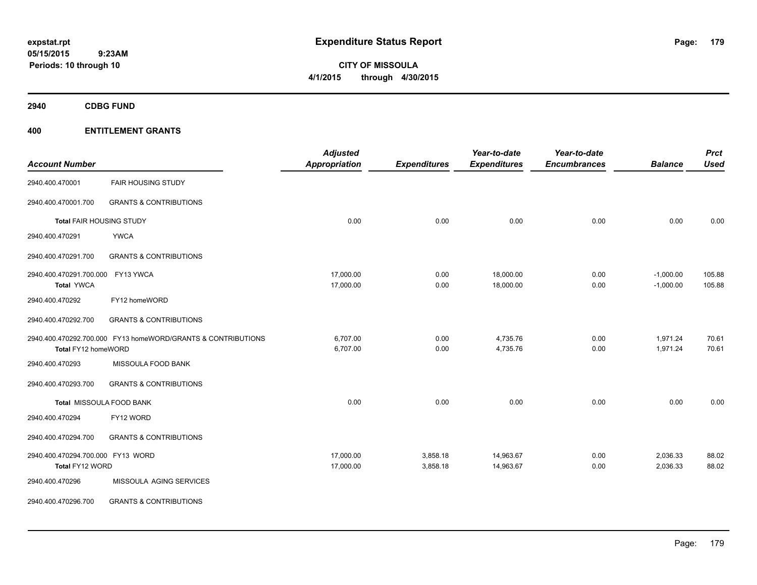# Expenditure Status Report

**CITY OF MISSOULA**

**4/1/2015 through 4/30/2015**

expstat.rpt
05/15/2015 9:23AM
Periods: 10 through 10

## 2940 CDBG FUND

## 400 ENTITLEMENT GRANTS

| Account Number | | Adjusted Appropriation | Expenditures | Year-to-date Expenditures | Year-to-date Encumbrances | Balance | Prct Used |
|---|---|---|---|---|---|---|---|
| 2940.400.470001 | FAIR HOUSING STUDY | | | | | | |
| 2940.400.470001.700 | GRANTS & CONTRIBUTIONS | | | | | | |
| **Total** FAIR HOUSING STUDY | | 0.00 | 0.00 | 0.00 | 0.00 | 0.00 | 0.00 |
| 2940.400.470291 | YWCA | | | | | | |
| 2940.400.470291.700 | GRANTS & CONTRIBUTIONS | | | | | | |
| 2940.400.470291.700.000 | FY13 YWCA | 17,000.00 | 0.00 | 18,000.00 | 0.00 | -1,000.00 | 105.88 |
| **Total** YWCA | | 17,000.00 | 0.00 | 18,000.00 | 0.00 | -1,000.00 | 105.88 |
| 2940.400.470292 | FY12 homeWORD | | | | | | |
| 2940.400.470292.700 | GRANTS & CONTRIBUTIONS | | | | | | |
| 2940.400.470292.700.000 | FY13 homeWORD/GRANTS & CONTRIBUTIONS | 6,707.00 | 0.00 | 4,735.76 | 0.00 | 1,971.24 | 70.61 |
| **Total** FY12 homeWORD | | 6,707.00 | 0.00 | 4,735.76 | 0.00 | 1,971.24 | 70.61 |
| 2940.400.470293 | MISSOULA FOOD BANK | | | | | | |
| 2940.400.470293.700 | GRANTS & CONTRIBUTIONS | | | | | | |
| **Total** MISSOULA FOOD BANK | | 0.00 | 0.00 | 0.00 | 0.00 | 0.00 | 0.00 |
| 2940.400.470294 | FY12 WORD | | | | | | |
| 2940.400.470294.700 | GRANTS & CONTRIBUTIONS | | | | | | |
| 2940.400.470294.700.000 | FY13 WORD | 17,000.00 | 3,858.18 | 14,963.67 | 0.00 | 2,036.33 | 88.02 |
| **Total** FY12 WORD | | 17,000.00 | 3,858.18 | 14,963.67 | 0.00 | 2,036.33 | 88.02 |
| 2940.400.470296 | MISSOULA AGING SERVICES | | | | | | |
| 2940.400.470296.700 | GRANTS & CONTRIBUTIONS | | | | | | |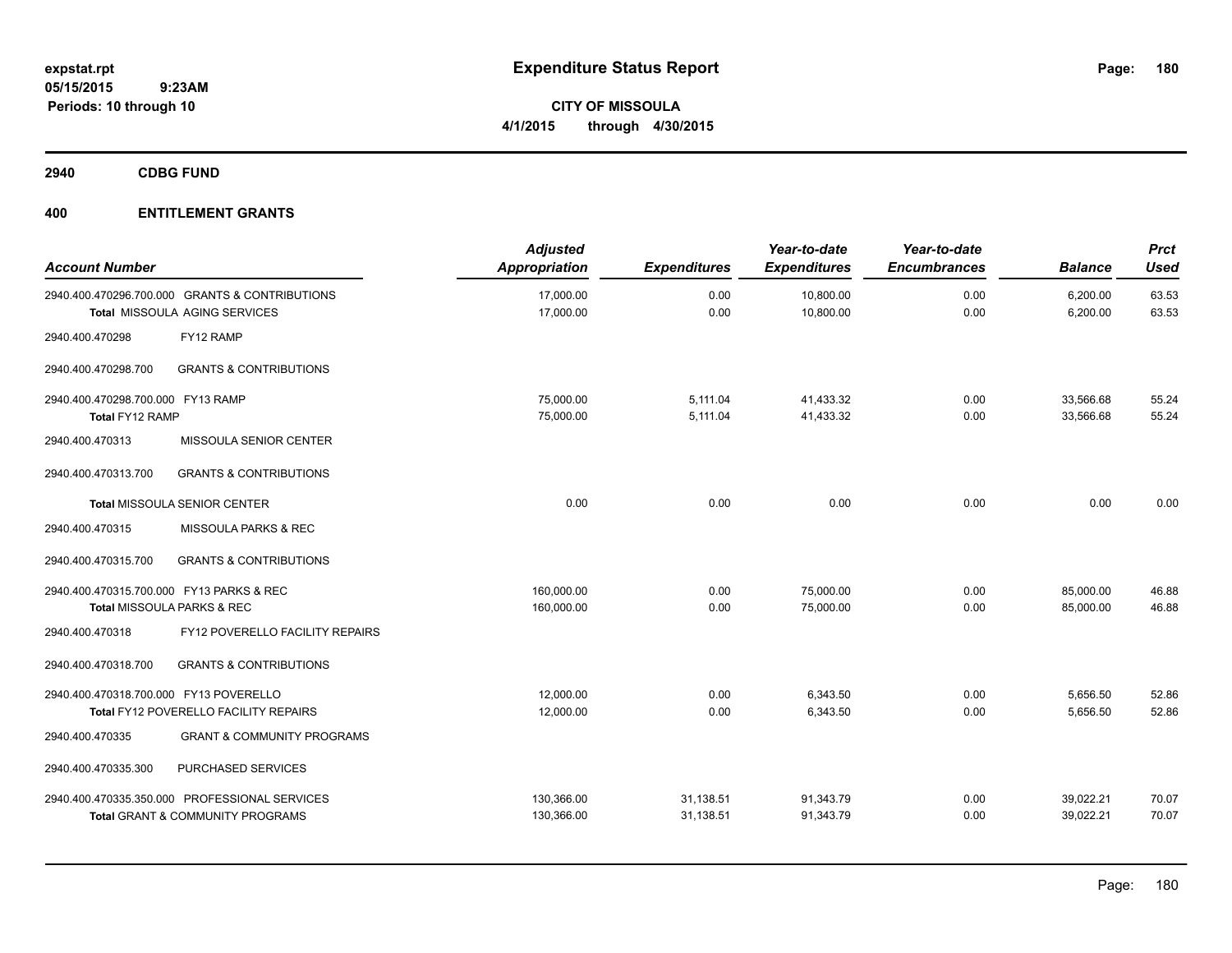# Expenditure Status Report

**CITY OF MISSOULA**
**4/1/2015 through 4/30/2015**

expstat.rpt
05/15/2015 9:23AM
Periods: 10 through 10

## 2940 CDBG FUND

## 400 ENTITLEMENT GRANTS

| Account Number | | Adjusted Appropriation | Expenditures | Year-to-date Expenditures | Year-to-date Encumbrances | Balance | Prct Used |
|---|---|---|---|---|---|---|---|
| 2940.400.470296.700.000 | GRANTS & CONTRIBUTIONS | 17,000.00 | 0.00 | 10,800.00 | 0.00 | 6,200.00 | 63.53 |
| **Total** MISSOULA AGING SERVICES | | 17,000.00 | 0.00 | 10,800.00 | 0.00 | 6,200.00 | 63.53 |
| 2940.400.470298 | FY12 RAMP | | | | | | |
| 2940.400.470298.700 | GRANTS & CONTRIBUTIONS | | | | | | |
| 2940.400.470298.700.000 | FY13 RAMP | 75,000.00 | 5,111.04 | 41,433.32 | 0.00 | 33,566.68 | 55.24 |
| **Total** FY12 RAMP | | 75,000.00 | 5,111.04 | 41,433.32 | 0.00 | 33,566.68 | 55.24 |
| 2940.400.470313 | MISSOULA SENIOR CENTER | | | | | | |
| 2940.400.470313.700 | GRANTS & CONTRIBUTIONS | | | | | | |
| **Total** MISSOULA SENIOR CENTER | | 0.00 | 0.00 | 0.00 | 0.00 | 0.00 | 0.00 |
| 2940.400.470315 | MISSOULA PARKS & REC | | | | | | |
| 2940.400.470315.700 | GRANTS & CONTRIBUTIONS | | | | | | |
| 2940.400.470315.700.000 | FY13 PARKS & REC | 160,000.00 | 0.00 | 75,000.00 | 0.00 | 85,000.00 | 46.88 |
| **Total** MISSOULA PARKS & REC | | 160,000.00 | 0.00 | 75,000.00 | 0.00 | 85,000.00 | 46.88 |
| 2940.400.470318 | FY12 POVERELLO FACILITY REPAIRS | | | | | | |
| 2940.400.470318.700 | GRANTS & CONTRIBUTIONS | | | | | | |
| 2940.400.470318.700.000 | FY13 POVERELLO | 12,000.00 | 0.00 | 6,343.50 | 0.00 | 5,656.50 | 52.86 |
| **Total** FY12 POVERELLO FACILITY REPAIRS | | 12,000.00 | 0.00 | 6,343.50 | 0.00 | 5,656.50 | 52.86 |
| 2940.400.470335 | GRANT & COMMUNITY PROGRAMS | | | | | | |
| 2940.400.470335.300 | PURCHASED SERVICES | | | | | | |
| 2940.400.470335.350.000 | PROFESSIONAL SERVICES | 130,366.00 | 31,138.51 | 91,343.79 | 0.00 | 39,022.21 | 70.07 |
| **Total** GRANT & COMMUNITY PROGRAMS | | 130,366.00 | 31,138.51 | 91,343.79 | 0.00 | 39,022.21 | 70.07 |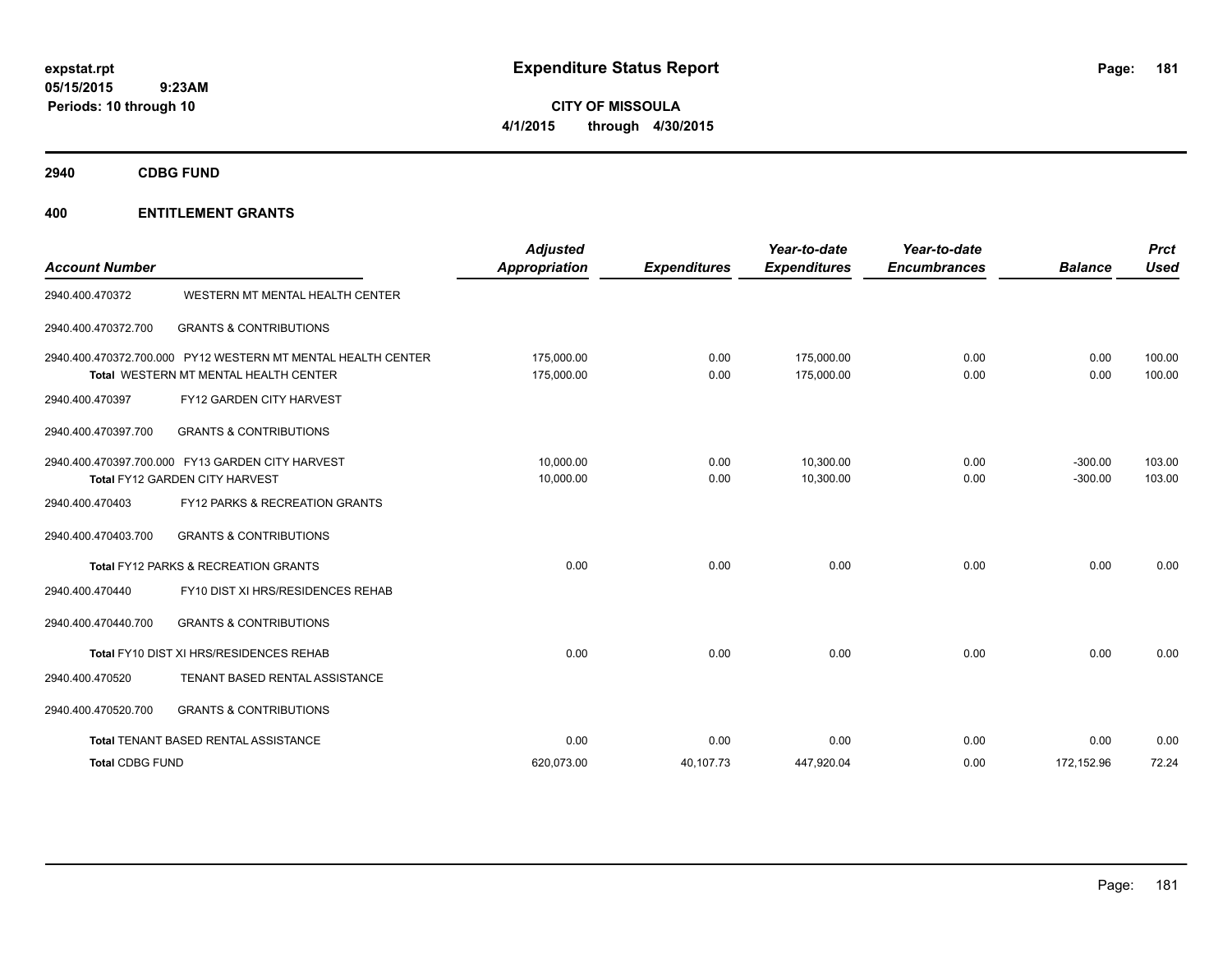**expstat.rpt**
**05/15/2015 9:23AM**
**Periods: 10 through 10**

# Expenditure Status Report

**CITY OF MISSOULA**
**4/1/2015 through 4/30/2015**

## 2940 CDBG FUND

## 400 ENTITLEMENT GRANTS

| Account Number | | Adjusted Appropriation | Expenditures | Year-to-date Expenditures | Year-to-date Encumbrances | Balance | Prct Used |
|---|---|---|---|---|---|---|---|
| 2940.400.470372 | WESTERN MT MENTAL HEALTH CENTER | | | | | | |
| 2940.400.470372.700 | GRANTS & CONTRIBUTIONS | | | | | | |
| 2940.400.470372.700.000 | PY12 WESTERN MT MENTAL HEALTH CENTER | 175,000.00 | 0.00 | 175,000.00 | 0.00 | 0.00 | 100.00 |
| Total | WESTERN MT MENTAL HEALTH CENTER | 175,000.00 | 0.00 | 175,000.00 | 0.00 | 0.00 | 100.00 |
| 2940.400.470397 | FY12 GARDEN CITY HARVEST | | | | | | |
| 2940.400.470397.700 | GRANTS & CONTRIBUTIONS | | | | | | |
| 2940.400.470397.700.000 | FY13 GARDEN CITY HARVEST | 10,000.00 | 0.00 | 10,300.00 | 0.00 | -300.00 | 103.00 |
| Total | FY12 GARDEN CITY HARVEST | 10,000.00 | 0.00 | 10,300.00 | 0.00 | -300.00 | 103.00 |
| 2940.400.470403 | FY12 PARKS & RECREATION GRANTS | | | | | | |
| 2940.400.470403.700 | GRANTS & CONTRIBUTIONS | | | | | | |
| Total | FY12 PARKS & RECREATION GRANTS | 0.00 | 0.00 | 0.00 | 0.00 | 0.00 | 0.00 |
| 2940.400.470440 | FY10 DIST XI HRS/RESIDENCES REHAB | | | | | | |
| 2940.400.470440.700 | GRANTS & CONTRIBUTIONS | | | | | | |
| Total | FY10 DIST XI HRS/RESIDENCES REHAB | 0.00 | 0.00 | 0.00 | 0.00 | 0.00 | 0.00 |
| 2940.400.470520 | TENANT BASED RENTAL ASSISTANCE | | | | | | |
| 2940.400.470520.700 | GRANTS & CONTRIBUTIONS | | | | | | |
| Total | TENANT BASED RENTAL ASSISTANCE | 0.00 | 0.00 | 0.00 | 0.00 | 0.00 | 0.00 |
| Total CDBG FUND | | 620,073.00 | 40,107.73 | 447,920.04 | 0.00 | 172,152.96 | 72.24 |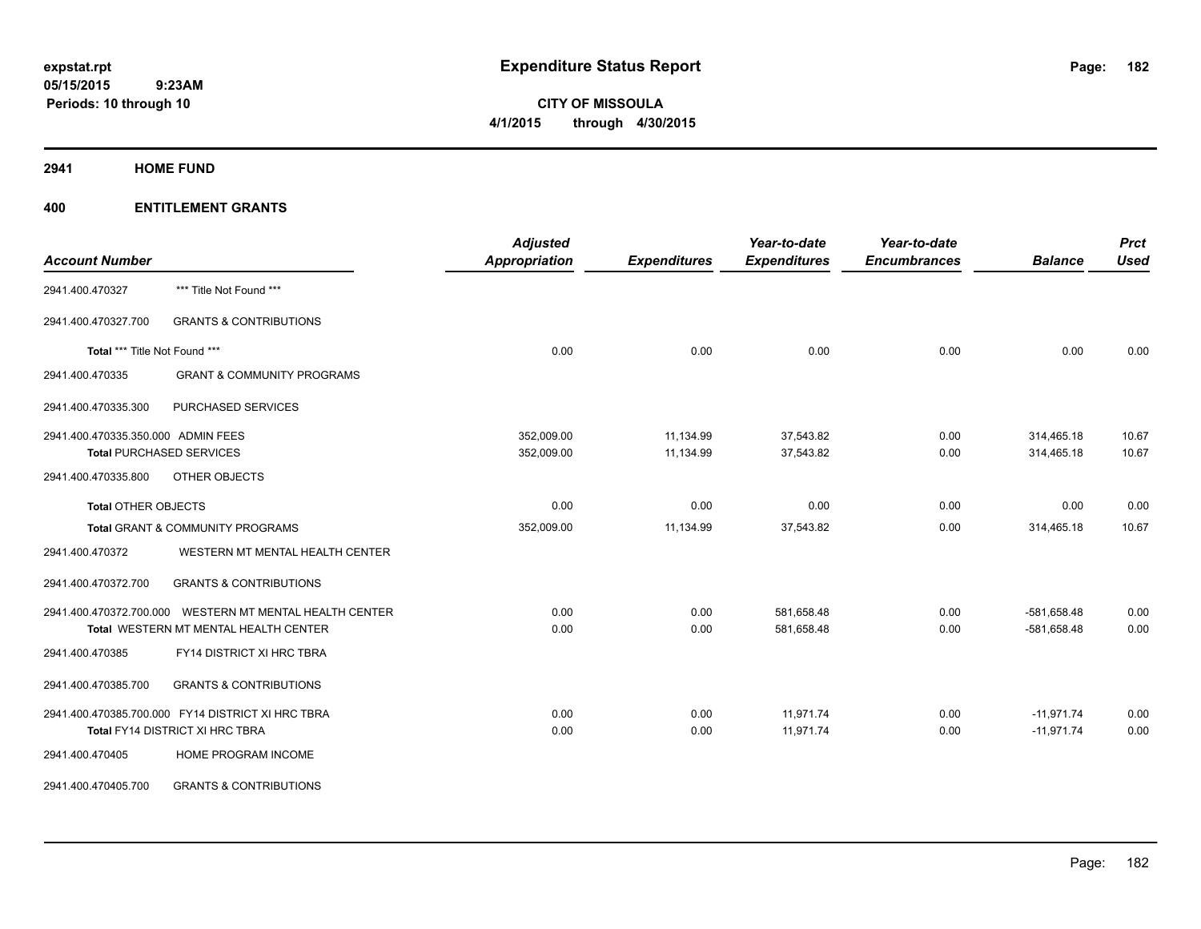**expstat.rpt**
**05/15/2015 9:23AM**
**Periods: 10 through 10**

# Expenditure Status Report

**CITY OF MISSOULA**
**4/1/2015 through 4/30/2015**

## 2941 HOME FUND

## 400 ENTITLEMENT GRANTS

| Account Number | | Adjusted Appropriation | Expenditures | Year-to-date Expenditures | Year-to-date Encumbrances | Balance | Prct Used |
|---|---|---|---|---|---|---|---|
| 2941.400.470327 | *** Title Not Found *** | | | | | | |
| 2941.400.470327.700 | GRANTS & CONTRIBUTIONS | | | | | | |
| **Total** *** Title Not Found *** | | 0.00 | 0.00 | 0.00 | 0.00 | 0.00 | 0.00 |
| 2941.400.470335 | GRANT & COMMUNITY PROGRAMS | | | | | | |
| 2941.400.470335.300 | PURCHASED SERVICES | | | | | | |
| 2941.400.470335.350.000 | ADMIN FEES | 352,009.00 | 11,134.99 | 37,543.82 | 0.00 | 314,465.18 | 10.67 |
| **Total** PURCHASED SERVICES | | 352,009.00 | 11,134.99 | 37,543.82 | 0.00 | 314,465.18 | 10.67 |
| 2941.400.470335.800 | OTHER OBJECTS | | | | | | |
| **Total** OTHER OBJECTS | | 0.00 | 0.00 | 0.00 | 0.00 | 0.00 | 0.00 |
| **Total** GRANT & COMMUNITY PROGRAMS | | 352,009.00 | 11,134.99 | 37,543.82 | 0.00 | 314,465.18 | 10.67 |
| 2941.400.470372 | WESTERN MT MENTAL HEALTH CENTER | | | | | | |
| 2941.400.470372.700 | GRANTS & CONTRIBUTIONS | | | | | | |
| 2941.400.470372.700.000 | WESTERN MT MENTAL HEALTH CENTER | 0.00 | 0.00 | 581,658.48 | 0.00 | -581,658.48 | 0.00 |
| **Total** WESTERN MT MENTAL HEALTH CENTER | | 0.00 | 0.00 | 581,658.48 | 0.00 | -581,658.48 | 0.00 |
| 2941.400.470385 | FY14 DISTRICT XI HRC TBRA | | | | | | |
| 2941.400.470385.700 | GRANTS & CONTRIBUTIONS | | | | | | |
| 2941.400.470385.700.000 | FY14 DISTRICT XI HRC TBRA | 0.00 | 0.00 | 11,971.74 | 0.00 | -11,971.74 | 0.00 |
| **Total** FY14 DISTRICT XI HRC TBRA | | 0.00 | 0.00 | 11,971.74 | 0.00 | -11,971.74 | 0.00 |
| 2941.400.470405 | HOME PROGRAM INCOME | | | | | | |
| 2941.400.470405.700 | GRANTS & CONTRIBUTIONS | | | | | | |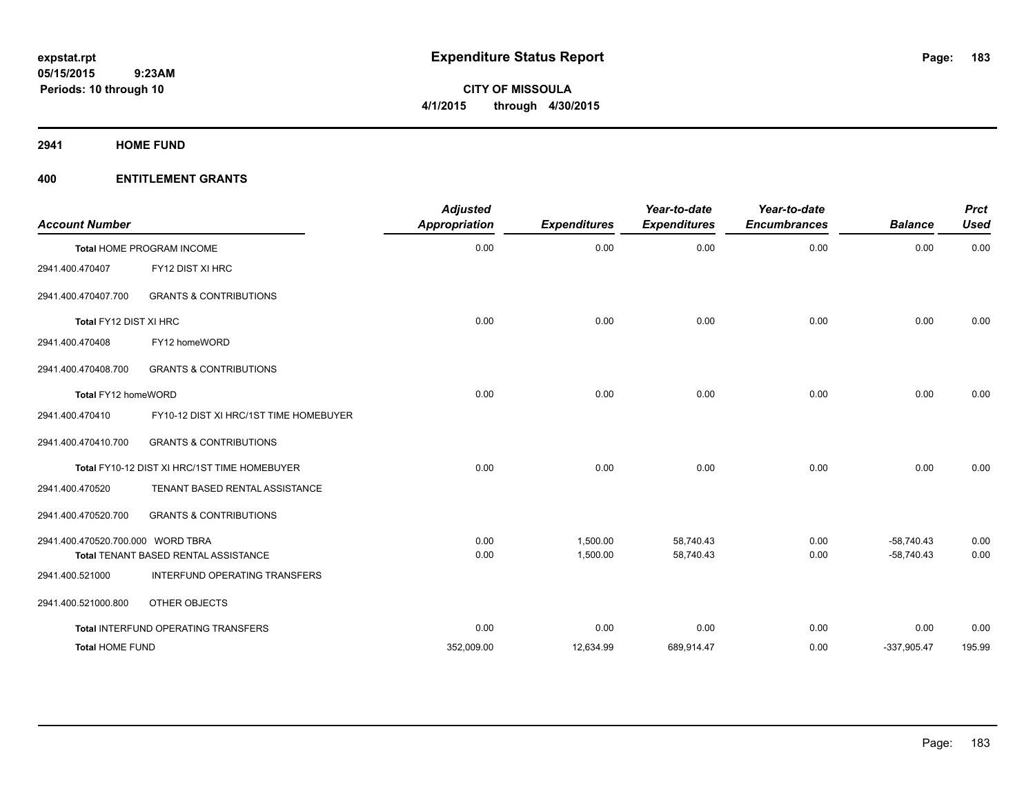**expstat.rpt**
**05/15/2015 9:23AM**
**Periods: 10 through 10**

# Expenditure Status Report

**CITY OF MISSOULA**
**4/1/2015 through 4/30/2015**

## 2941 HOME FUND

### 400 ENTITLEMENT GRANTS

| Account Number | | Adjusted Appropriation | Expenditures | Year-to-date Expenditures | Year-to-date Encumbrances | Balance | Prct Used |
|---|---|---|---|---|---|---|---|
| Total HOME PROGRAM INCOME | | 0.00 | 0.00 | 0.00 | 0.00 | 0.00 | 0.00 |
| 2941.400.470407 | FY12 DIST XI HRC | | | | | | |
| 2941.400.470407.700 | GRANTS & CONTRIBUTIONS | | | | | | |
| Total FY12 DIST XI HRC | | 0.00 | 0.00 | 0.00 | 0.00 | 0.00 | 0.00 |
| 2941.400.470408 | FY12 homeWORD | | | | | | |
| 2941.400.470408.700 | GRANTS & CONTRIBUTIONS | | | | | | |
| Total FY12 homeWORD | | 0.00 | 0.00 | 0.00 | 0.00 | 0.00 | 0.00 |
| 2941.400.470410 | FY10-12 DIST XI HRC/1ST TIME HOMEBUYER | | | | | | |
| 2941.400.470410.700 | GRANTS & CONTRIBUTIONS | | | | | | |
| Total FY10-12 DIST XI HRC/1ST TIME HOMEBUYER | | 0.00 | 0.00 | 0.00 | 0.00 | 0.00 | 0.00 |
| 2941.400.470520 | TENANT BASED RENTAL ASSISTANCE | | | | | | |
| 2941.400.470520.700 | GRANTS & CONTRIBUTIONS | | | | | | |
| 2941.400.470520.700.000 | WORD TBRA | 0.00 | 1,500.00 | 58,740.43 | 0.00 | -58,740.43 | 0.00 |
| Total TENANT BASED RENTAL ASSISTANCE | | 0.00 | 1,500.00 | 58,740.43 | 0.00 | -58,740.43 | 0.00 |
| 2941.400.521000 | INTERFUND OPERATING TRANSFERS | | | | | | |
| 2941.400.521000.800 | OTHER OBJECTS | | | | | | |
| Total INTERFUND OPERATING TRANSFERS | | 0.00 | 0.00 | 0.00 | 0.00 | 0.00 | 0.00 |
| Total HOME FUND | | 352,009.00 | 12,634.99 | 689,914.47 | 0.00 | -337,905.47 | 195.99 |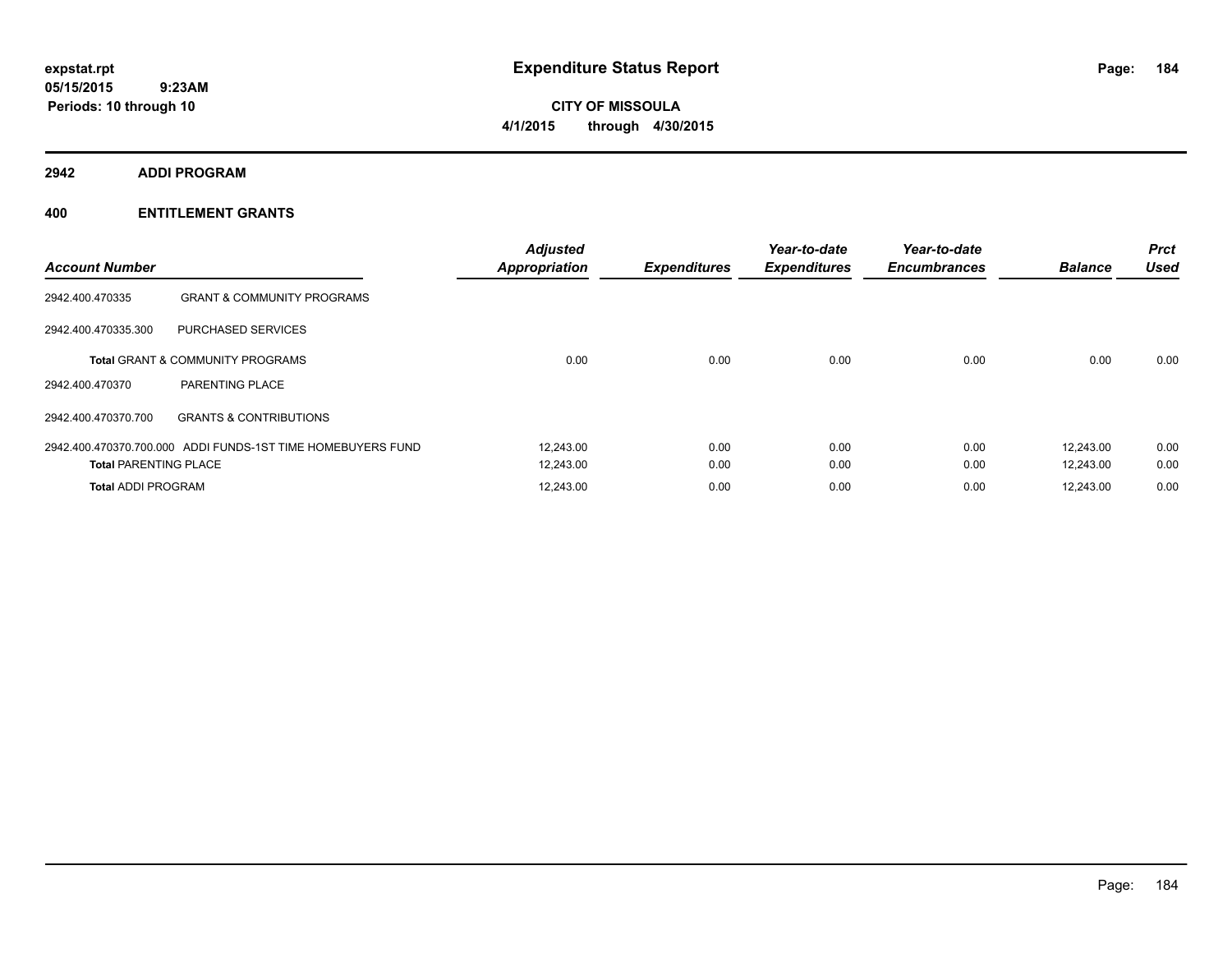# Expenditure Status Report

**CITY OF MISSOULA**

**4/1/2015 through 4/30/2015**

expstat.rpt
05/15/2015 9:23AM
Periods: 10 through 10

## 2942 ADDI PROGRAM

### 400 ENTITLEMENT GRANTS

| Account Number | | Adjusted Appropriation | Expenditures | Year-to-date Expenditures | Year-to-date Encumbrances | Balance | Prct Used |
|---|---|---|---|---|---|---|---|
| 2942.400.470335 | GRANT & COMMUNITY PROGRAMS | | | | | | |
| 2942.400.470335.300 | PURCHASED SERVICES | | | | | | |
| | **Total** GRANT & COMMUNITY PROGRAMS | 0.00 | 0.00 | 0.00 | 0.00 | 0.00 | 0.00 |
| 2942.400.470370 | PARENTING PLACE | | | | | | |
| 2942.400.470370.700 | GRANTS & CONTRIBUTIONS | | | | | | |
| 2942.400.470370.700.000 | ADDI FUNDS-1ST TIME HOMEBUYERS FUND | 12,243.00 | 0.00 | 0.00 | 0.00 | 12,243.00 | 0.00 |
| **Total** PARENTING PLACE | | 12,243.00 | 0.00 | 0.00 | 0.00 | 12,243.00 | 0.00 |
| **Total** ADDI PROGRAM | | 12,243.00 | 0.00 | 0.00 | 0.00 | 12,243.00 | 0.00 |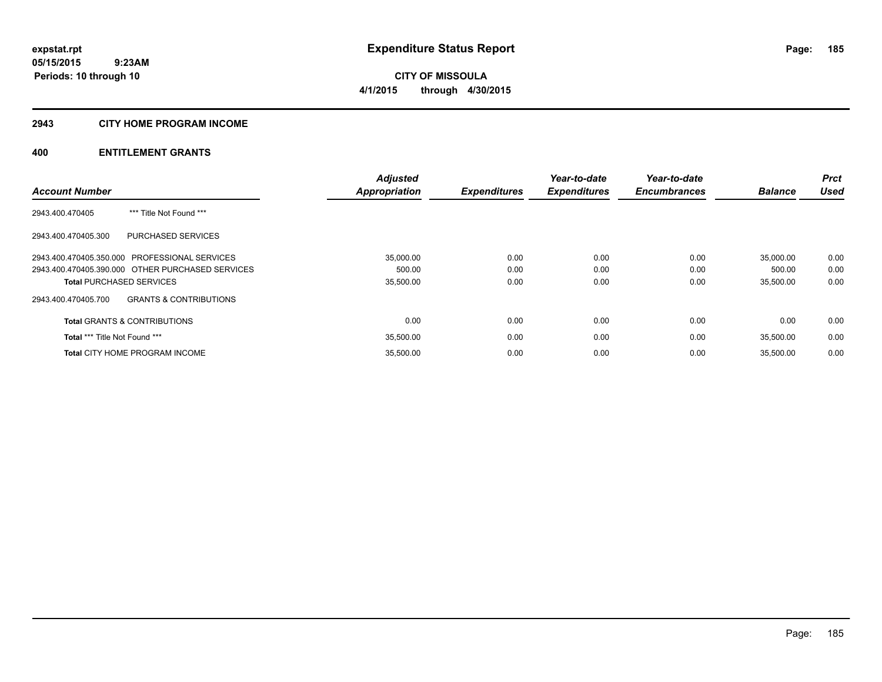**expstat.rpt**
**05/15/2015 9:23AM**
**Periods: 10 through 10**

# Expenditure Status Report

**CITY OF MISSOULA**
**4/1/2015 through 4/30/2015**

## 2943 CITY HOME PROGRAM INCOME

## 400 ENTITLEMENT GRANTS

| Account Number | | Adjusted Appropriation | Expenditures | Year-to-date Expenditures | Year-to-date Encumbrances | Balance | Prct Used |
|---|---|---|---|---|---|---|---|
| 2943.400.470405 | *** Title Not Found *** | | | | | | |
| 2943.400.470405.300 | PURCHASED SERVICES | | | | | | |
| 2943.400.470405.350.000 | PROFESSIONAL SERVICES | 35,000.00 | 0.00 | 0.00 | 0.00 | 35,000.00 | 0.00 |
| 2943.400.470405.390.000 | OTHER PURCHASED SERVICES | 500.00 | 0.00 | 0.00 | 0.00 | 500.00 | 0.00 |
| **Total** PURCHASED SERVICES | | 35,500.00 | 0.00 | 0.00 | 0.00 | 35,500.00 | 0.00 |
| 2943.400.470405.700 | GRANTS & CONTRIBUTIONS | | | | | | |
| **Total** GRANTS & CONTRIBUTIONS | | 0.00 | 0.00 | 0.00 | 0.00 | 0.00 | 0.00 |
| **Total** *** Title Not Found *** | | 35,500.00 | 0.00 | 0.00 | 0.00 | 35,500.00 | 0.00 |
| **Total** CITY HOME PROGRAM INCOME | | 35,500.00 | 0.00 | 0.00 | 0.00 | 35,500.00 | 0.00 |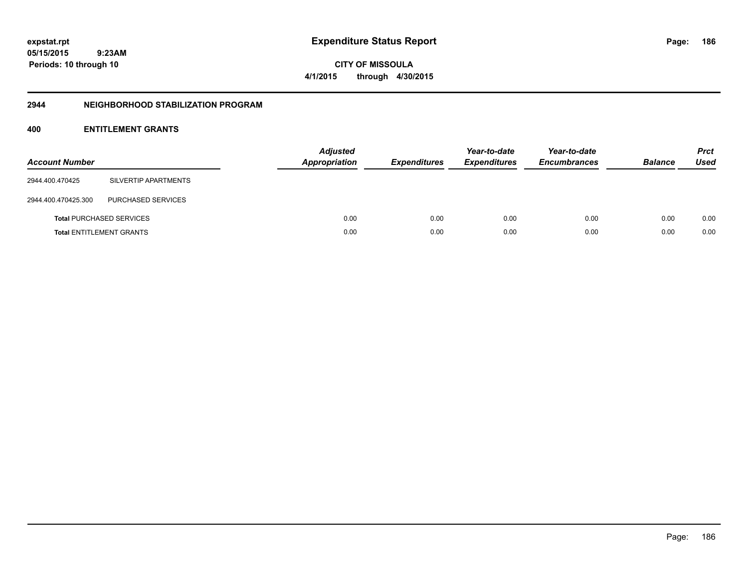**Expenditure Status Report**

**CITY OF MISSOULA**

**4/1/2015 through 4/30/2015**

expstat.rpt
05/15/2015 9:23AM
Periods: 10 through 10

## 2944 NEIGHBORHOOD STABILIZATION PROGRAM

### 400 ENTITLEMENT GRANTS

| Account Number | | Adjusted Appropriation | Expenditures | Year-to-date Expenditures | Year-to-date Encumbrances | Balance | Prct Used |
|---|---|---|---|---|---|---|---|
| 2944.400.470425 | SILVERTIP APARTMENTS | | | | | | |
| 2944.400.470425.300 | PURCHASED SERVICES | | | | | | |
| **Total** PURCHASED SERVICES | | 0.00 | 0.00 | 0.00 | 0.00 | 0.00 | 0.00 |
| **Total** ENTITLEMENT GRANTS | | 0.00 | 0.00 | 0.00 | 0.00 | 0.00 | 0.00 |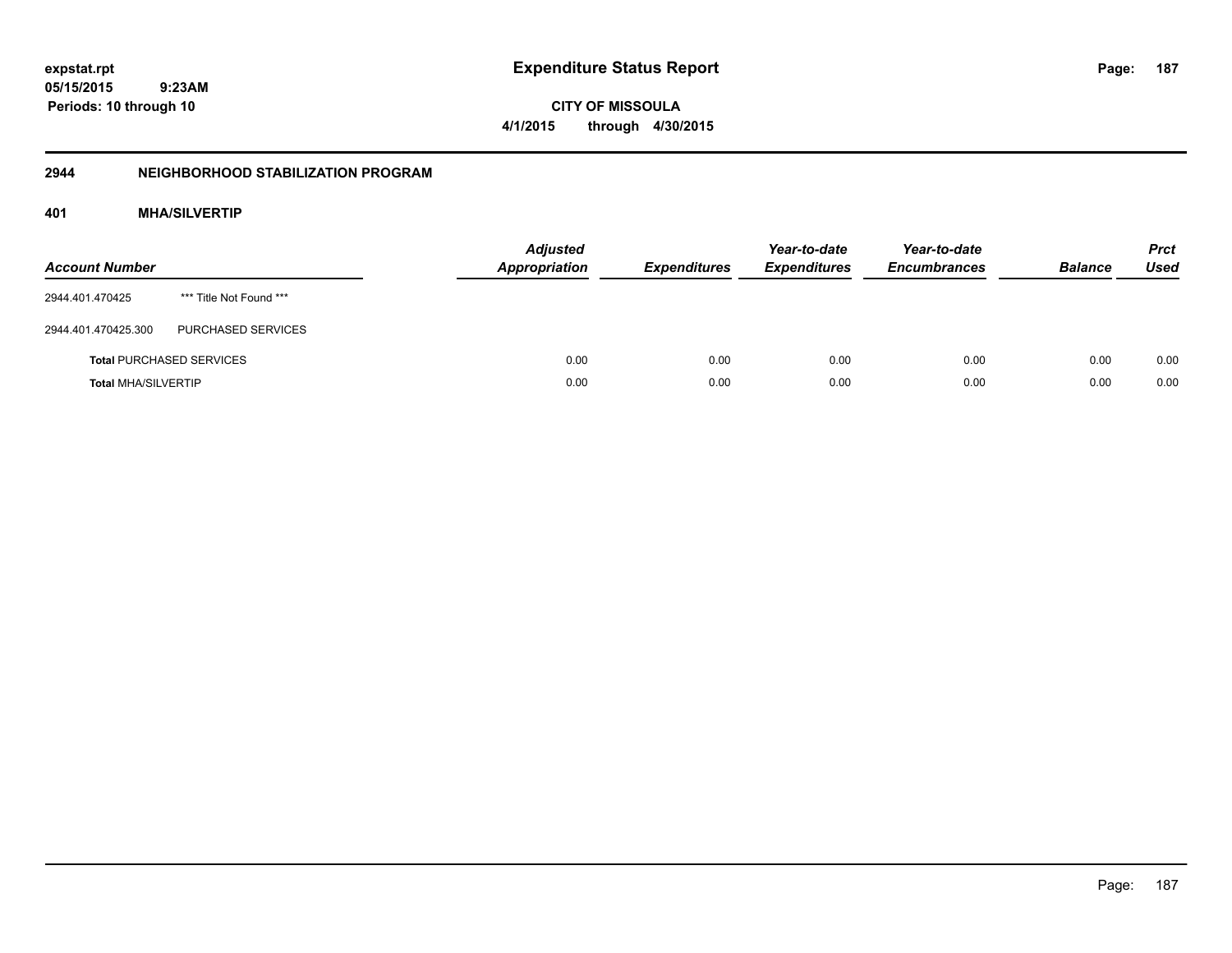**expstat.rpt**
**05/15/2015 9:23AM**
**Periods: 10 through 10**

# Expenditure Status Report

**CITY OF MISSOULA**
**4/1/2015 through 4/30/2015**

## 2944 NEIGHBORHOOD STABILIZATION PROGRAM

### 401 MHA/SILVERTIP

| Account Number | | Adjusted Appropriation | Expenditures | Year-to-date Expenditures | Year-to-date Encumbrances | Balance | Prct Used |
|---|---|---|---|---|---|---|---|
| 2944.401.470425 | *** Title Not Found *** | | | | | | |
| 2944.401.470425.300 | PURCHASED SERVICES | | | | | | |
| **Total** PURCHASED SERVICES | | 0.00 | 0.00 | 0.00 | 0.00 | 0.00 | 0.00 |
| **Total** MHA/SILVERTIP | | 0.00 | 0.00 | 0.00 | 0.00 | 0.00 | 0.00 |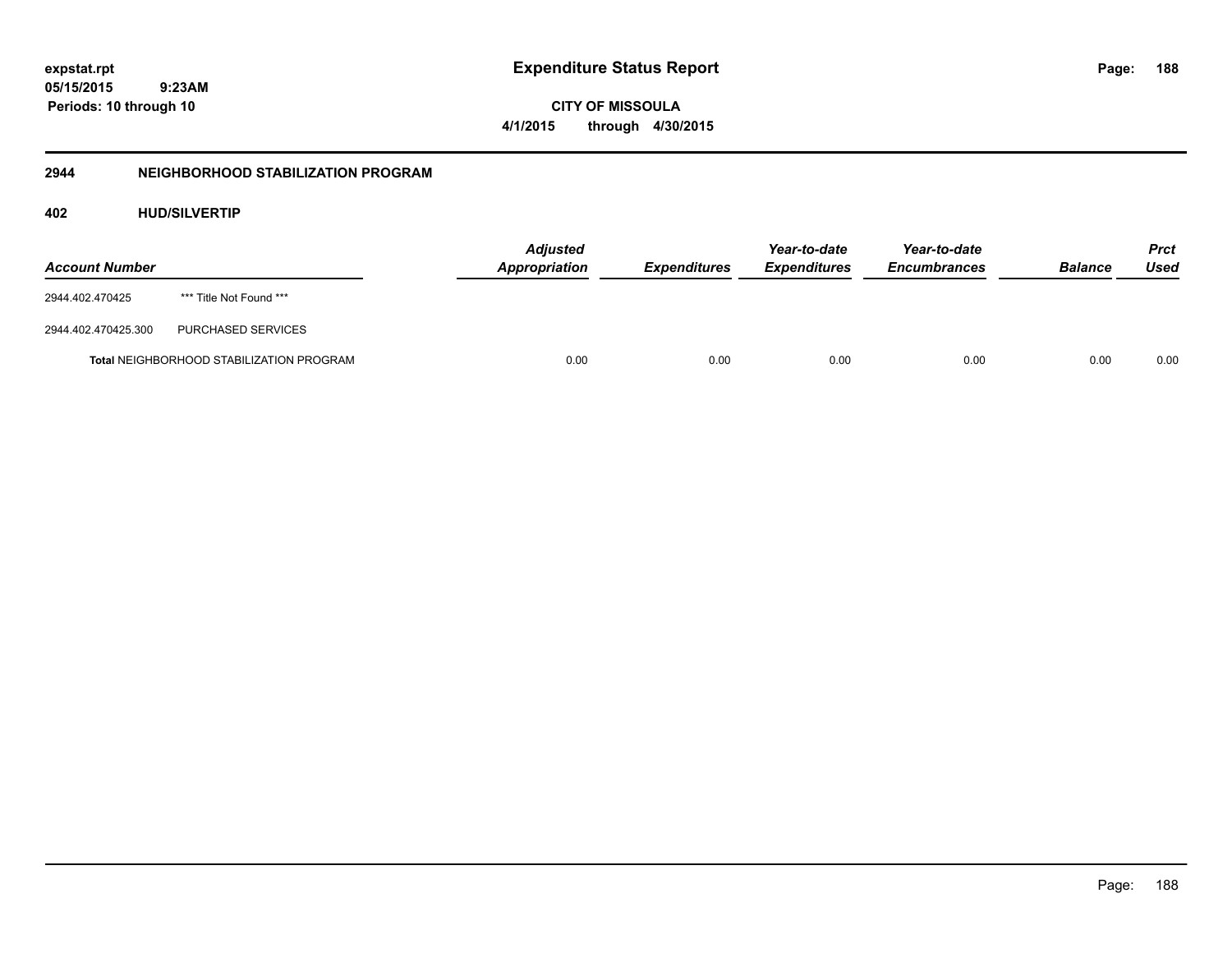expstat.rpt
05/15/2015 9:23AM
Periods: 10 through 10

# Expenditure Status Report

CITY OF MISSOULA
4/1/2015 through 4/30/2015

## 2944 NEIGHBORHOOD STABILIZATION PROGRAM

### 402 HUD/SILVERTIP

| Account Number | | Adjusted Appropriation | Expenditures | Year-to-date Expenditures | Year-to-date Encumbrances | Balance | Prct Used |
|---|---|---|---|---|---|---|---|
| 2944.402.470425 | *** Title Not Found *** | | | | | | |
| 2944.402.470425.300 | PURCHASED SERVICES | | | | | | |
| **Total** NEIGHBORHOOD STABILIZATION PROGRAM | | 0.00 | 0.00 | 0.00 | 0.00 | 0.00 | 0.00 |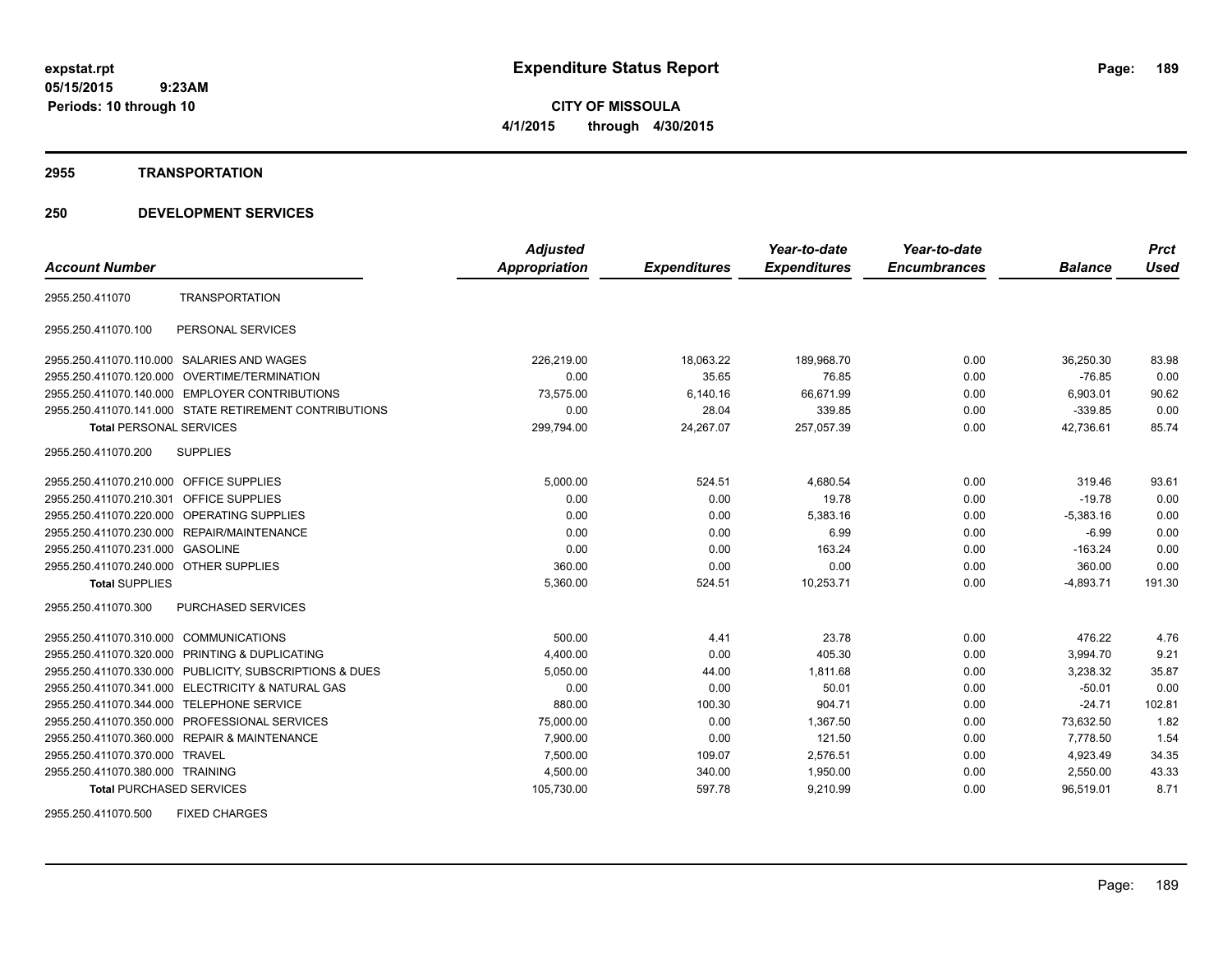# Expenditure Status Report

**CITY OF MISSOULA**
**4/1/2015 through 4/30/2015**

expstat.rpt
05/15/2015 9:23AM
Periods: 10 through 10

## 2955 TRANSPORTATION

## 250 DEVELOPMENT SERVICES

| Account Number | | Adjusted Appropriation | Expenditures | Year-to-date Expenditures | Year-to-date Encumbrances | Balance | Prct Used |
|---|---|---|---|---|---|---|---|
| 2955.250.411070 | TRANSPORTATION | | | | | | |
| 2955.250.411070.100 | PERSONAL SERVICES | | | | | | |
| 2955.250.411070.110.000 | SALARIES AND WAGES | 226,219.00 | 18,063.22 | 189,968.70 | 0.00 | 36,250.30 | 83.98 |
| 2955.250.411070.120.000 | OVERTIME/TERMINATION | 0.00 | 35.65 | 76.85 | 0.00 | -76.85 | 0.00 |
| 2955.250.411070.140.000 | EMPLOYER CONTRIBUTIONS | 73,575.00 | 6,140.16 | 66,671.99 | 0.00 | 6,903.01 | 90.62 |
| 2955.250.411070.141.000 | STATE RETIREMENT CONTRIBUTIONS | 0.00 | 28.04 | 339.85 | 0.00 | -339.85 | 0.00 |
| **Total** PERSONAL SERVICES | | 299,794.00 | 24,267.07 | 257,057.39 | 0.00 | 42,736.61 | 85.74 |
| 2955.250.411070.200 | SUPPLIES | | | | | | |
| 2955.250.411070.210.000 | OFFICE SUPPLIES | 5,000.00 | 524.51 | 4,680.54 | 0.00 | 319.46 | 93.61 |
| 2955.250.411070.210.301 | OFFICE SUPPLIES | 0.00 | 0.00 | 19.78 | 0.00 | -19.78 | 0.00 |
| 2955.250.411070.220.000 | OPERATING SUPPLIES | 0.00 | 0.00 | 5,383.16 | 0.00 | -5,383.16 | 0.00 |
| 2955.250.411070.230.000 | REPAIR/MAINTENANCE | 0.00 | 0.00 | 6.99 | 0.00 | -6.99 | 0.00 |
| 2955.250.411070.231.000 | GASOLINE | 0.00 | 0.00 | 163.24 | 0.00 | -163.24 | 0.00 |
| 2955.250.411070.240.000 | OTHER SUPPLIES | 360.00 | 0.00 | 0.00 | 0.00 | 360.00 | 0.00 |
| **Total** SUPPLIES | | 5,360.00 | 524.51 | 10,253.71 | 0.00 | -4,893.71 | 191.30 |
| 2955.250.411070.300 | PURCHASED SERVICES | | | | | | |
| 2955.250.411070.310.000 | COMMUNICATIONS | 500.00 | 4.41 | 23.78 | 0.00 | 476.22 | 4.76 |
| 2955.250.411070.320.000 | PRINTING & DUPLICATING | 4,400.00 | 0.00 | 405.30 | 0.00 | 3,994.70 | 9.21 |
| 2955.250.411070.330.000 | PUBLICITY, SUBSCRIPTIONS & DUES | 5,050.00 | 44.00 | 1,811.68 | 0.00 | 3,238.32 | 35.87 |
| 2955.250.411070.341.000 | ELECTRICITY & NATURAL GAS | 0.00 | 0.00 | 50.01 | 0.00 | -50.01 | 0.00 |
| 2955.250.411070.344.000 | TELEPHONE SERVICE | 880.00 | 100.30 | 904.71 | 0.00 | -24.71 | 102.81 |
| 2955.250.411070.350.000 | PROFESSIONAL SERVICES | 75,000.00 | 0.00 | 1,367.50 | 0.00 | 73,632.50 | 1.82 |
| 2955.250.411070.360.000 | REPAIR & MAINTENANCE | 7,900.00 | 0.00 | 121.50 | 0.00 | 7,778.50 | 1.54 |
| 2955.250.411070.370.000 | TRAVEL | 7,500.00 | 109.07 | 2,576.51 | 0.00 | 4,923.49 | 34.35 |
| 2955.250.411070.380.000 | TRAINING | 4,500.00 | 340.00 | 1,950.00 | 0.00 | 2,550.00 | 43.33 |
| **Total** PURCHASED SERVICES | | 105,730.00 | 597.78 | 9,210.99 | 0.00 | 96,519.01 | 8.71 |
| 2955.250.411070.500 | FIXED CHARGES | | | | | | |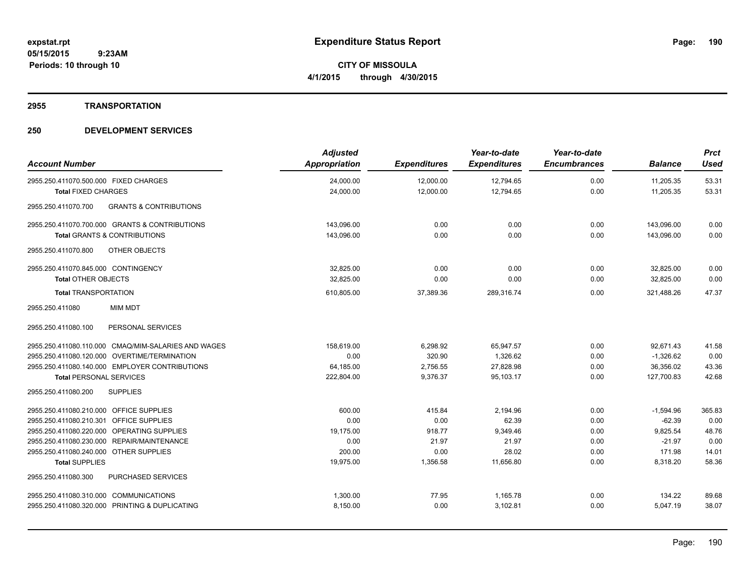**expstat.rpt**
**05/15/2015 9:23AM**
**Periods: 10 through 10**

# Expenditure Status Report

**CITY OF MISSOULA**
**4/1/2015 through 4/30/2015**

## 2955 TRANSPORTATION

## 250 DEVELOPMENT SERVICES

| Account Number | Adjusted Appropriation | Expenditures | Year-to-date Expenditures | Year-to-date Encumbrances | Balance | Prct Used |
|---|---|---|---|---|---|---|
| 2955.250.411070.500.000 FIXED CHARGES | 24,000.00 | 12,000.00 | 12,794.65 | 0.00 | 11,205.35 | 53.31 |
| **Total** FIXED CHARGES | 24,000.00 | 12,000.00 | 12,794.65 | 0.00 | 11,205.35 | 53.31 |
| 2955.250.411070.700 GRANTS & CONTRIBUTIONS | | | | | | |
| 2955.250.411070.700.000 GRANTS & CONTRIBUTIONS | 143,096.00 | 0.00 | 0.00 | 0.00 | 143,096.00 | 0.00 |
| **Total** GRANTS & CONTRIBUTIONS | 143,096.00 | 0.00 | 0.00 | 0.00 | 143,096.00 | 0.00 |
| 2955.250.411070.800 OTHER OBJECTS | | | | | | |
| 2955.250.411070.845.000 CONTINGENCY | 32,825.00 | 0.00 | 0.00 | 0.00 | 32,825.00 | 0.00 |
| **Total** OTHER OBJECTS | 32,825.00 | 0.00 | 0.00 | 0.00 | 32,825.00 | 0.00 |
| **Total** TRANSPORTATION | 610,805.00 | 37,389.36 | 289,316.74 | 0.00 | 321,488.26 | 47.37 |
| 2955.250.411080 MIM MDT | | | | | | |
| 2955.250.411080.100 PERSONAL SERVICES | | | | | | |
| 2955.250.411080.110.000 CMAQ/MIM-SALARIES AND WAGES | 158,619.00 | 6,298.92 | 65,947.57 | 0.00 | 92,671.43 | 41.58 |
| 2955.250.411080.120.000 OVERTIME/TERMINATION | 0.00 | 320.90 | 1,326.62 | 0.00 | -1,326.62 | 0.00 |
| 2955.250.411080.140.000 EMPLOYER CONTRIBUTIONS | 64,185.00 | 2,756.55 | 27,828.98 | 0.00 | 36,356.02 | 43.36 |
| **Total** PERSONAL SERVICES | 222,804.00 | 9,376.37 | 95,103.17 | 0.00 | 127,700.83 | 42.68 |
| 2955.250.411080.200 SUPPLIES | | | | | | |
| 2955.250.411080.210.000 OFFICE SUPPLIES | 600.00 | 415.84 | 2,194.96 | 0.00 | -1,594.96 | 365.83 |
| 2955.250.411080.210.301 OFFICE SUPPLIES | 0.00 | 0.00 | 62.39 | 0.00 | -62.39 | 0.00 |
| 2955.250.411080.220.000 OPERATING SUPPLIES | 19,175.00 | 918.77 | 9,349.46 | 0.00 | 9,825.54 | 48.76 |
| 2955.250.411080.230.000 REPAIR/MAINTENANCE | 0.00 | 21.97 | 21.97 | 0.00 | -21.97 | 0.00 |
| 2955.250.411080.240.000 OTHER SUPPLIES | 200.00 | 0.00 | 28.02 | 0.00 | 171.98 | 14.01 |
| **Total** SUPPLIES | 19,975.00 | 1,356.58 | 11,656.80 | 0.00 | 8,318.20 | 58.36 |
| 2955.250.411080.300 PURCHASED SERVICES | | | | | | |
| 2955.250.411080.310.000 COMMUNICATIONS | 1,300.00 | 77.95 | 1,165.78 | 0.00 | 134.22 | 89.68 |
| 2955.250.411080.320.000 PRINTING & DUPLICATING | 8,150.00 | 0.00 | 3,102.81 | 0.00 | 5,047.19 | 38.07 |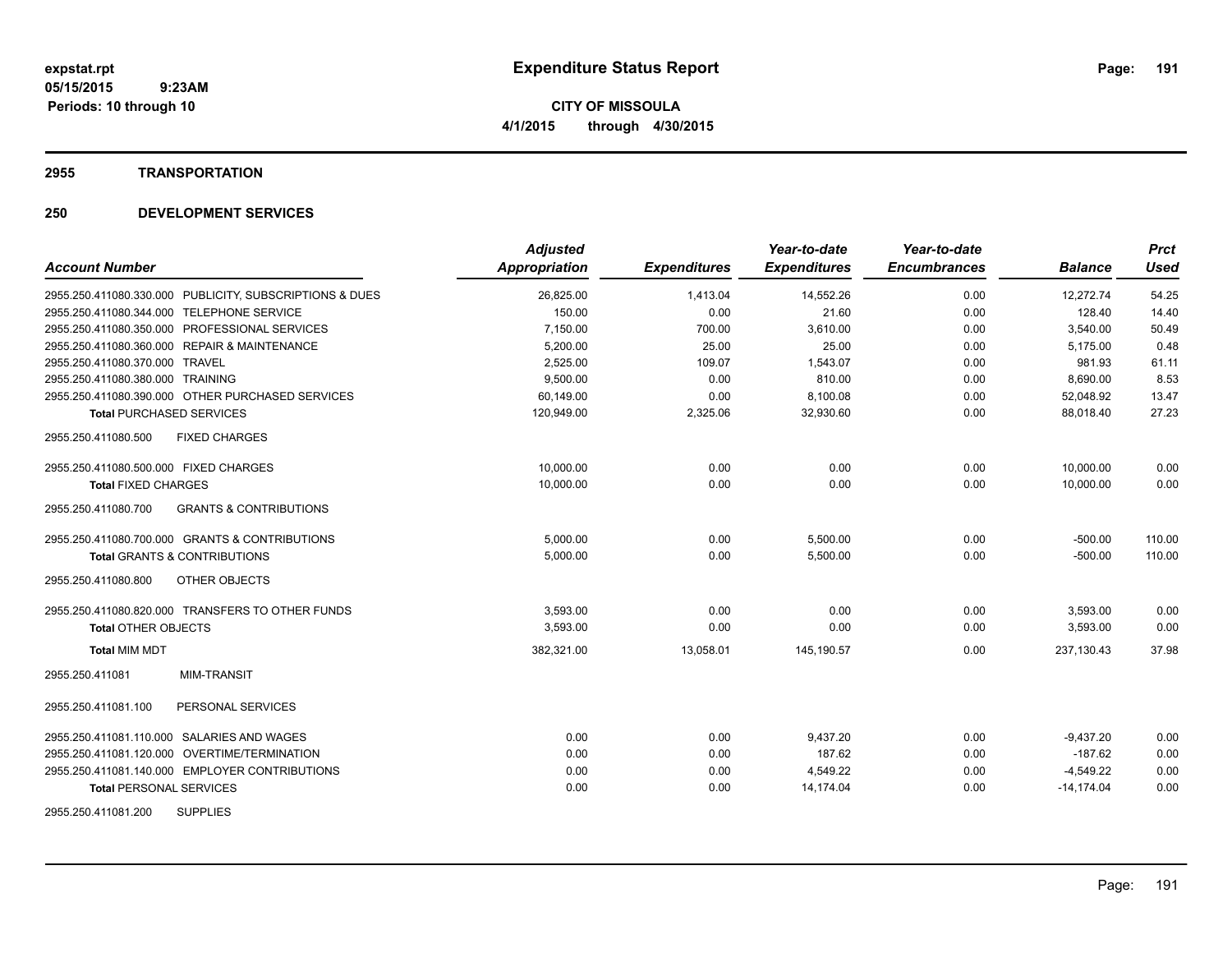**expstat.rpt**
**05/15/2015 9:23AM**
**Periods: 10 through 10**

# Expenditure Status Report

**CITY OF MISSOULA**
**4/1/2015 through 4/30/2015**

## 2955 TRANSPORTATION

## 250 DEVELOPMENT SERVICES

| Account Number | Adjusted Appropriation | Expenditures | Year-to-date Expenditures | Year-to-date Encumbrances | Balance | Prct Used |
|---|---|---|---|---|---|---|
| 2955.250.411080.330.000 PUBLICITY, SUBSCRIPTIONS & DUES | 26,825.00 | 1,413.04 | 14,552.26 | 0.00 | 12,272.74 | 54.25 |
| 2955.250.411080.344.000 TELEPHONE SERVICE | 150.00 | 0.00 | 21.60 | 0.00 | 128.40 | 14.40 |
| 2955.250.411080.350.000 PROFESSIONAL SERVICES | 7,150.00 | 700.00 | 3,610.00 | 0.00 | 3,540.00 | 50.49 |
| 2955.250.411080.360.000 REPAIR & MAINTENANCE | 5,200.00 | 25.00 | 25.00 | 0.00 | 5,175.00 | 0.48 |
| 2955.250.411080.370.000 TRAVEL | 2,525.00 | 109.07 | 1,543.07 | 0.00 | 981.93 | 61.11 |
| 2955.250.411080.380.000 TRAINING | 9,500.00 | 0.00 | 810.00 | 0.00 | 8,690.00 | 8.53 |
| 2955.250.411080.390.000 OTHER PURCHASED SERVICES | 60,149.00 | 0.00 | 8,100.08 | 0.00 | 52,048.92 | 13.47 |
| **Total** PURCHASED SERVICES | 120,949.00 | 2,325.06 | 32,930.60 | 0.00 | 88,018.40 | 27.23 |
| 2955.250.411080.500 FIXED CHARGES | | | | | | |
| 2955.250.411080.500.000 FIXED CHARGES | 10,000.00 | 0.00 | 0.00 | 0.00 | 10,000.00 | 0.00 |
| **Total** FIXED CHARGES | 10,000.00 | 0.00 | 0.00 | 0.00 | 10,000.00 | 0.00 |
| 2955.250.411080.700 GRANTS & CONTRIBUTIONS | | | | | | |
| 2955.250.411080.700.000 GRANTS & CONTRIBUTIONS | 5,000.00 | 0.00 | 5,500.00 | 0.00 | -500.00 | 110.00 |
| **Total** GRANTS & CONTRIBUTIONS | 5,000.00 | 0.00 | 5,500.00 | 0.00 | -500.00 | 110.00 |
| 2955.250.411080.800 OTHER OBJECTS | | | | | | |
| 2955.250.411080.820.000 TRANSFERS TO OTHER FUNDS | 3,593.00 | 0.00 | 0.00 | 0.00 | 3,593.00 | 0.00 |
| **Total** OTHER OBJECTS | 3,593.00 | 0.00 | 0.00 | 0.00 | 3,593.00 | 0.00 |
| **Total** MIM MDT | 382,321.00 | 13,058.01 | 145,190.57 | 0.00 | 237,130.43 | 37.98 |
| 2955.250.411081 MIM-TRANSIT | | | | | | |
| 2955.250.411081.100 PERSONAL SERVICES | | | | | | |
| 2955.250.411081.110.000 SALARIES AND WAGES | 0.00 | 0.00 | 9,437.20 | 0.00 | -9,437.20 | 0.00 |
| 2955.250.411081.120.000 OVERTIME/TERMINATION | 0.00 | 0.00 | 187.62 | 0.00 | -187.62 | 0.00 |
| 2955.250.411081.140.000 EMPLOYER CONTRIBUTIONS | 0.00 | 0.00 | 4,549.22 | 0.00 | -4,549.22 | 0.00 |
| **Total** PERSONAL SERVICES | 0.00 | 0.00 | 14,174.04 | 0.00 | -14,174.04 | 0.00 |
| 2955.250.411081.200 SUPPLIES | | | | | | |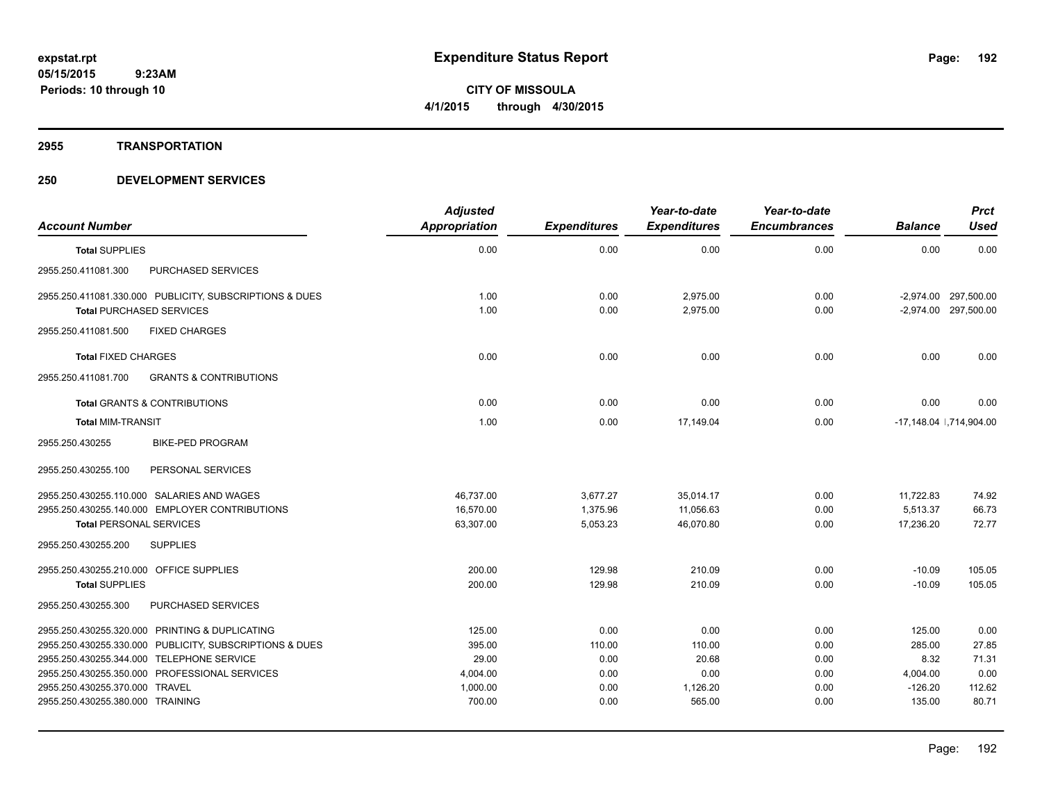**expstat.rpt**
**05/15/2015 9:23AM**
**Periods: 10 through 10**

# Expenditure Status Report

**CITY OF MISSOULA**
**4/1/2015 through 4/30/2015**

## 2955 TRANSPORTATION

## 250 DEVELOPMENT SERVICES

| Account Number | Adjusted Appropriation | Expenditures | Year-to-date Expenditures | Year-to-date Encumbrances | Balance | Prct Used |
|---|---|---|---|---|---|---|
| **Total SUPPLIES** | 0.00 | 0.00 | 0.00 | 0.00 | 0.00 | 0.00 |
| 2955.250.411081.300 PURCHASED SERVICES | | | | | | |
| 2955.250.411081.330.000 PUBLICITY, SUBSCRIPTIONS & DUES | 1.00 | 0.00 | 2,975.00 | 0.00 | -2,974.00 | 297,500.00 |
| **Total PURCHASED SERVICES** | 1.00 | 0.00 | 2,975.00 | 0.00 | -2,974.00 | 297,500.00 |
| 2955.250.411081.500 FIXED CHARGES | | | | | | |
| **Total FIXED CHARGES** | 0.00 | 0.00 | 0.00 | 0.00 | 0.00 | 0.00 |
| 2955.250.411081.700 GRANTS & CONTRIBUTIONS | | | | | | |
| **Total GRANTS & CONTRIBUTIONS** | 0.00 | 0.00 | 0.00 | 0.00 | 0.00 | 0.00 |
| **Total MIM-TRANSIT** | 1.00 | 0.00 | 17,149.04 | 0.00 | -17,148.04 | 1,714,904.00 |
| 2955.250.430255 BIKE-PED PROGRAM | | | | | | |
| 2955.250.430255.100 PERSONAL SERVICES | | | | | | |
| 2955.250.430255.110.000 SALARIES AND WAGES | 46,737.00 | 3,677.27 | 35,014.17 | 0.00 | 11,722.83 | 74.92 |
| 2955.250.430255.140.000 EMPLOYER CONTRIBUTIONS | 16,570.00 | 1,375.96 | 11,056.63 | 0.00 | 5,513.37 | 66.73 |
| **Total PERSONAL SERVICES** | 63,307.00 | 5,053.23 | 46,070.80 | 0.00 | 17,236.20 | 72.77 |
| 2955.250.430255.200 SUPPLIES | | | | | | |
| 2955.250.430255.210.000 OFFICE SUPPLIES | 200.00 | 129.98 | 210.09 | 0.00 | -10.09 | 105.05 |
| **Total SUPPLIES** | 200.00 | 129.98 | 210.09 | 0.00 | -10.09 | 105.05 |
| 2955.250.430255.300 PURCHASED SERVICES | | | | | | |
| 2955.250.430255.320.000 PRINTING & DUPLICATING | 125.00 | 0.00 | 0.00 | 0.00 | 125.00 | 0.00 |
| 2955.250.430255.330.000 PUBLICITY, SUBSCRIPTIONS & DUES | 395.00 | 110.00 | 110.00 | 0.00 | 285.00 | 27.85 |
| 2955.250.430255.344.000 TELEPHONE SERVICE | 29.00 | 0.00 | 20.68 | 0.00 | 8.32 | 71.31 |
| 2955.250.430255.350.000 PROFESSIONAL SERVICES | 4,004.00 | 0.00 | 0.00 | 0.00 | 4,004.00 | 0.00 |
| 2955.250.430255.370.000 TRAVEL | 1,000.00 | 0.00 | 1,126.20 | 0.00 | -126.20 | 112.62 |
| 2955.250.430255.380.000 TRAINING | 700.00 | 0.00 | 565.00 | 0.00 | 135.00 | 80.71 |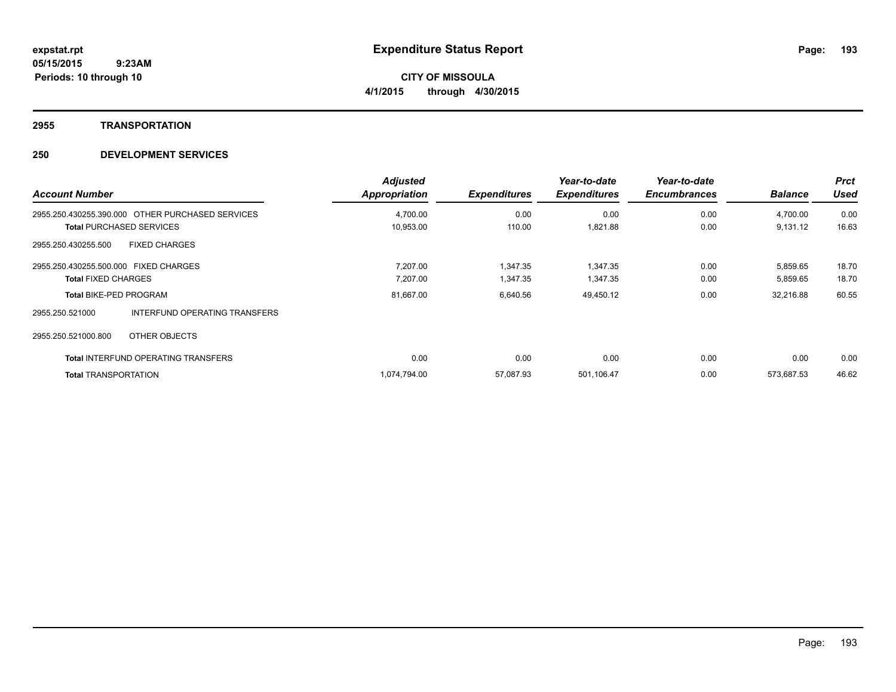**expstat.rpt**
**05/15/2015 9:23AM**
**Periods: 10 through 10**

# Expenditure Status Report

**CITY OF MISSOULA**
**4/1/2015 through 4/30/2015**

## 2955 TRANSPORTATION

## 250 DEVELOPMENT SERVICES

| Account Number | Adjusted Appropriation | Expenditures | Year-to-date Expenditures | Year-to-date Encumbrances | Balance | Prct Used |
|---|---|---|---|---|---|---|
| 2955.250.430255.390.000 OTHER PURCHASED SERVICES | 4,700.00 | 0.00 | 0.00 | 0.00 | 4,700.00 | 0.00 |
| **Total** PURCHASED SERVICES | 10,953.00 | 110.00 | 1,821.88 | 0.00 | 9,131.12 | 16.63 |
| 2955.250.430255.500 FIXED CHARGES | | | | | | |
| 2955.250.430255.500.000 FIXED CHARGES | 7,207.00 | 1,347.35 | 1,347.35 | 0.00 | 5,859.65 | 18.70 |
| **Total** FIXED CHARGES | 7,207.00 | 1,347.35 | 1,347.35 | 0.00 | 5,859.65 | 18.70 |
| **Total** BIKE-PED PROGRAM | 81,667.00 | 6,640.56 | 49,450.12 | 0.00 | 32,216.88 | 60.55 |
| 2955.250.521000 INTERFUND OPERATING TRANSFERS | | | | | | |
| 2955.250.521000.800 OTHER OBJECTS | | | | | | |
| **Total** INTERFUND OPERATING TRANSFERS | 0.00 | 0.00 | 0.00 | 0.00 | 0.00 | 0.00 |
| **Total** TRANSPORTATION | 1,074,794.00 | 57,087.93 | 501,106.47 | 0.00 | 573,687.53 | 46.62 |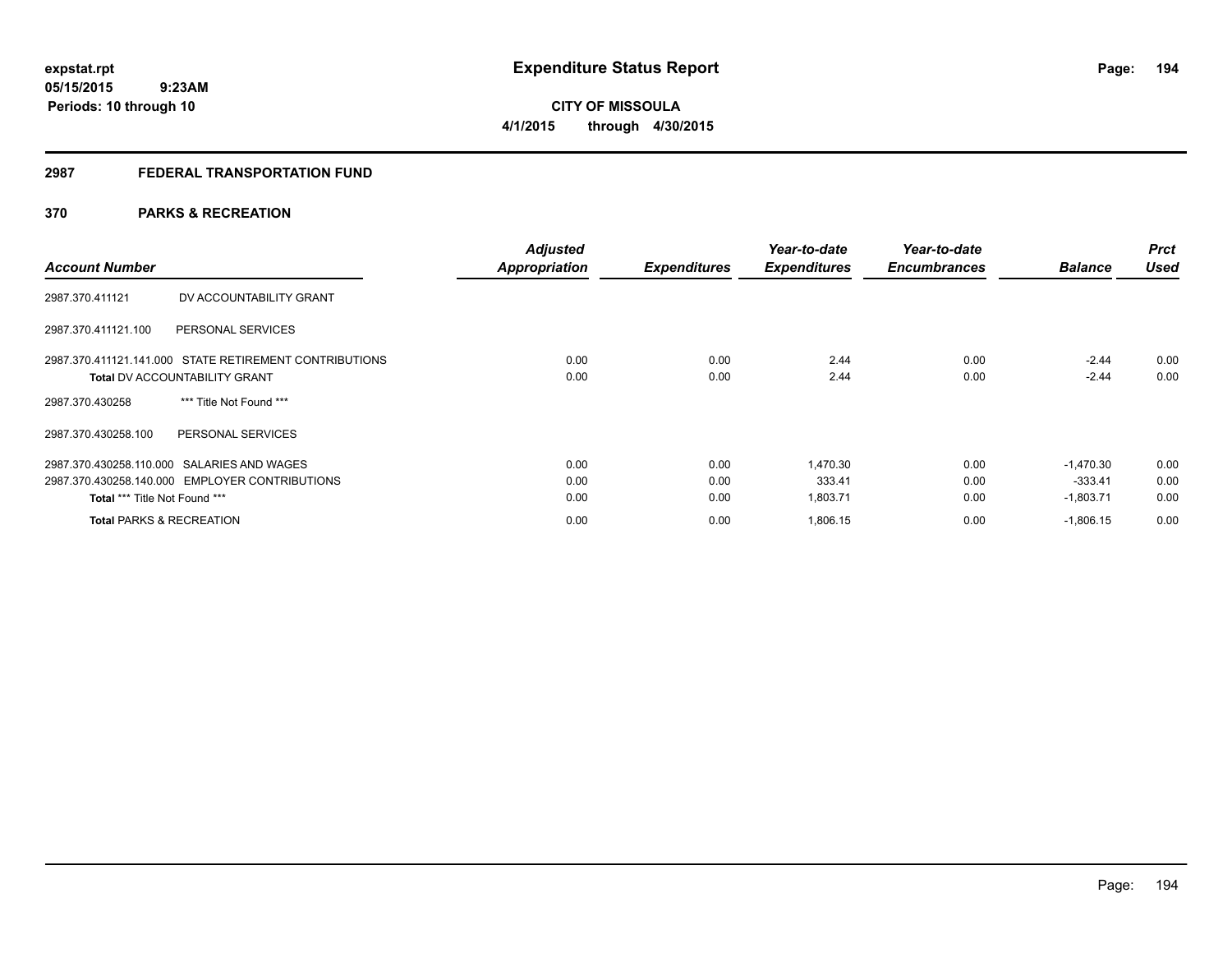**expstat.rpt**
**05/15/2015 9:23AM**
**Periods: 10 through 10**

# Expenditure Status Report

**CITY OF MISSOULA**
**4/1/2015 through 4/30/2015**

## 2987 FEDERAL TRANSPORTATION FUND

### 370 PARKS & RECREATION

| Account Number | | Adjusted Appropriation | Expenditures | Year-to-date Expenditures | Year-to-date Encumbrances | Balance | Prct Used |
|---|---|---|---|---|---|---|---|
| 2987.370.411121 | DV ACCOUNTABILITY GRANT | | | | | | |
| 2987.370.411121.100 | PERSONAL SERVICES | | | | | | |
| 2987.370.411121.141.000 | STATE RETIREMENT CONTRIBUTIONS | 0.00 | 0.00 | 2.44 | 0.00 | -2.44 | 0.00 |
| **Total** DV ACCOUNTABILITY GRANT | | 0.00 | 0.00 | 2.44 | 0.00 | -2.44 | 0.00 |
| 2987.370.430258 | *** Title Not Found *** | | | | | | |
| 2987.370.430258.100 | PERSONAL SERVICES | | | | | | |
| 2987.370.430258.110.000 | SALARIES AND WAGES | 0.00 | 0.00 | 1,470.30 | 0.00 | -1,470.30 | 0.00 |
| 2987.370.430258.140.000 | EMPLOYER CONTRIBUTIONS | 0.00 | 0.00 | 333.41 | 0.00 | -333.41 | 0.00 |
| **Total** *** Title Not Found *** | | 0.00 | 0.00 | 1,803.71 | 0.00 | -1,803.71 | 0.00 |
| **Total** PARKS & RECREATION | | 0.00 | 0.00 | 1,806.15 | 0.00 | -1,806.15 | 0.00 |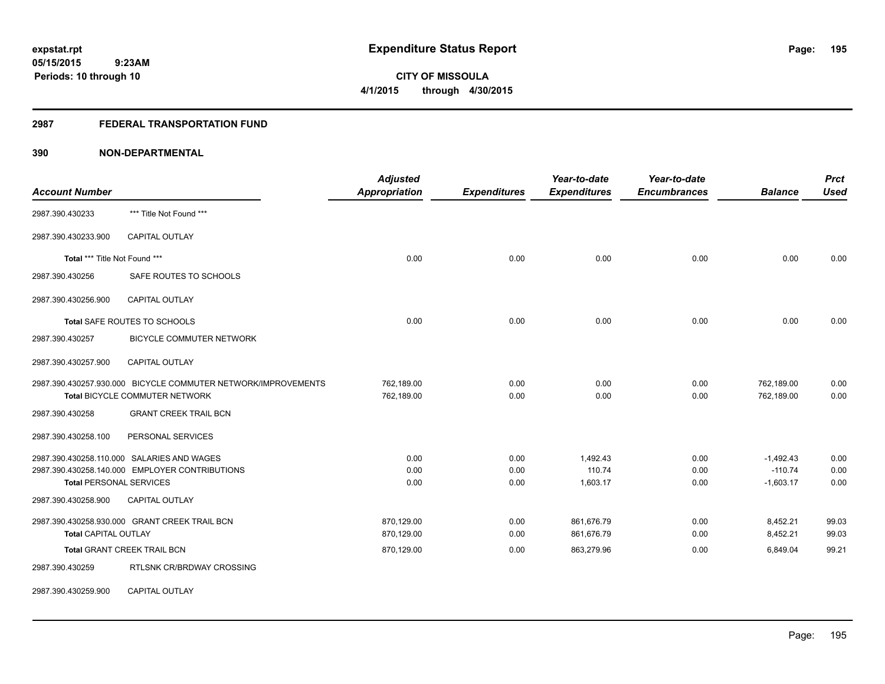# Expenditure Status Report

**CITY OF MISSOULA**

**4/1/2015 through 4/30/2015**

expstat.rpt
05/15/2015 9:23AM
Periods: 10 through 10

## 2987 FEDERAL TRANSPORTATION FUND

## 390 NON-DEPARTMENTAL

| Account Number | | Adjusted Appropriation | Expenditures | Year-to-date Expenditures | Year-to-date Encumbrances | Balance | Prct Used |
|---|---|---|---|---|---|---|---|
| 2987.390.430233 | *** Title Not Found *** | | | | | | |
| 2987.390.430233.900 | CAPITAL OUTLAY | | | | | | |
| Total *** Title Not Found *** | | 0.00 | 0.00 | 0.00 | 0.00 | 0.00 | 0.00 |
| 2987.390.430256 | SAFE ROUTES TO SCHOOLS | | | | | | |
| 2987.390.430256.900 | CAPITAL OUTLAY | | | | | | |
| Total SAFE ROUTES TO SCHOOLS | | 0.00 | 0.00 | 0.00 | 0.00 | 0.00 | 0.00 |
| 2987.390.430257 | BICYCLE COMMUTER NETWORK | | | | | | |
| 2987.390.430257.900 | CAPITAL OUTLAY | | | | | | |
| 2987.390.430257.930.000 | BICYCLE COMMUTER NETWORK/IMPROVEMENTS | 762,189.00 | 0.00 | 0.00 | 0.00 | 762,189.00 | 0.00 |
| Total BICYCLE COMMUTER NETWORK | | 762,189.00 | 0.00 | 0.00 | 0.00 | 762,189.00 | 0.00 |
| 2987.390.430258 | GRANT CREEK TRAIL BCN | | | | | | |
| 2987.390.430258.100 | PERSONAL SERVICES | | | | | | |
| 2987.390.430258.110.000 | SALARIES AND WAGES | 0.00 | 0.00 | 1,492.43 | 0.00 | -1,492.43 | 0.00 |
| 2987.390.430258.140.000 | EMPLOYER CONTRIBUTIONS | 0.00 | 0.00 | 110.74 | 0.00 | -110.74 | 0.00 |
| Total PERSONAL SERVICES | | 0.00 | 0.00 | 1,603.17 | 0.00 | -1,603.17 | 0.00 |
| 2987.390.430258.900 | CAPITAL OUTLAY | | | | | | |
| 2987.390.430258.930.000 | GRANT CREEK TRAIL BCN | 870,129.00 | 0.00 | 861,676.79 | 0.00 | 8,452.21 | 99.03 |
| Total CAPITAL OUTLAY | | 870,129.00 | 0.00 | 861,676.79 | 0.00 | 8,452.21 | 99.03 |
| Total GRANT CREEK TRAIL BCN | | 870,129.00 | 0.00 | 863,279.96 | 0.00 | 6,849.04 | 99.21 |
| 2987.390.430259 | RTLSNK CR/BRDWAY CROSSING | | | | | | |
| 2987.390.430259.900 | CAPITAL OUTLAY | | | | | | |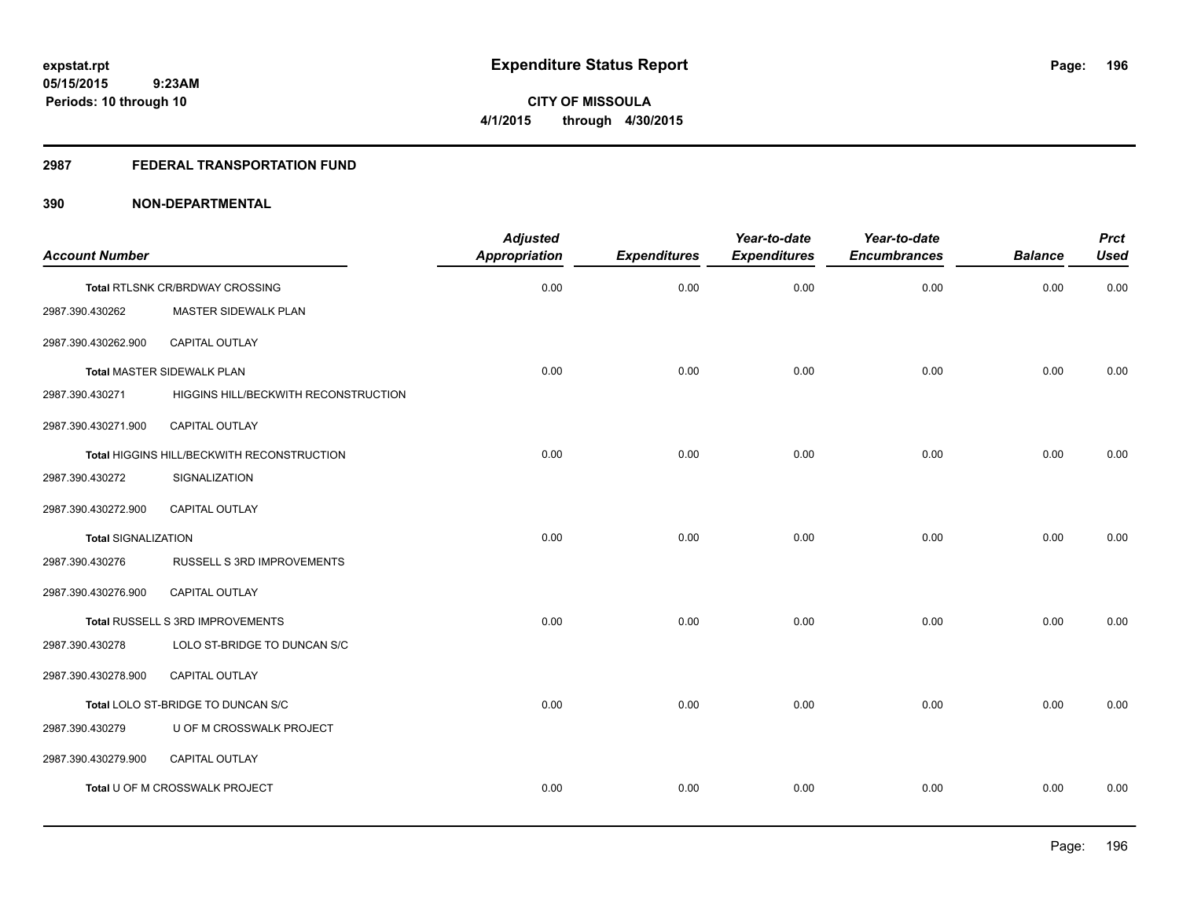**expstat.rpt**
**05/15/2015 9:23AM**
**Periods: 10 through 10**

# Expenditure Status Report

**CITY OF MISSOULA**
**4/1/2015 through 4/30/2015**

## 2987 FEDERAL TRANSPORTATION FUND

## 390 NON-DEPARTMENTAL

| Account Number | | Adjusted Appropriation | Expenditures | Year-to-date Expenditures | Year-to-date Encumbrances | Balance | Prct Used |
|---|---|---|---|---|---|---|---|
| Total RTLSNK CR/BRDWAY CROSSING | | 0.00 | 0.00 | 0.00 | 0.00 | 0.00 | 0.00 |
| 2987.390.430262 | MASTER SIDEWALK PLAN | | | | | | |
| 2987.390.430262.900 | CAPITAL OUTLAY | | | | | | |
| Total MASTER SIDEWALK PLAN | | 0.00 | 0.00 | 0.00 | 0.00 | 0.00 | 0.00 |
| 2987.390.430271 | HIGGINS HILL/BECKWITH RECONSTRUCTION | | | | | | |
| 2987.390.430271.900 | CAPITAL OUTLAY | | | | | | |
| Total HIGGINS HILL/BECKWITH RECONSTRUCTION | | 0.00 | 0.00 | 0.00 | 0.00 | 0.00 | 0.00 |
| 2987.390.430272 | SIGNALIZATION | | | | | | |
| 2987.390.430272.900 | CAPITAL OUTLAY | | | | | | |
| Total SIGNALIZATION | | 0.00 | 0.00 | 0.00 | 0.00 | 0.00 | 0.00 |
| 2987.390.430276 | RUSSELL S 3RD IMPROVEMENTS | | | | | | |
| 2987.390.430276.900 | CAPITAL OUTLAY | | | | | | |
| Total RUSSELL S 3RD IMPROVEMENTS | | 0.00 | 0.00 | 0.00 | 0.00 | 0.00 | 0.00 |
| 2987.390.430278 | LOLO ST-BRIDGE TO DUNCAN S/C | | | | | | |
| 2987.390.430278.900 | CAPITAL OUTLAY | | | | | | |
| Total LOLO ST-BRIDGE TO DUNCAN S/C | | 0.00 | 0.00 | 0.00 | 0.00 | 0.00 | 0.00 |
| 2987.390.430279 | U OF M CROSSWALK PROJECT | | | | | | |
| 2987.390.430279.900 | CAPITAL OUTLAY | | | | | | |
| Total U OF M CROSSWALK PROJECT | | 0.00 | 0.00 | 0.00 | 0.00 | 0.00 | 0.00 |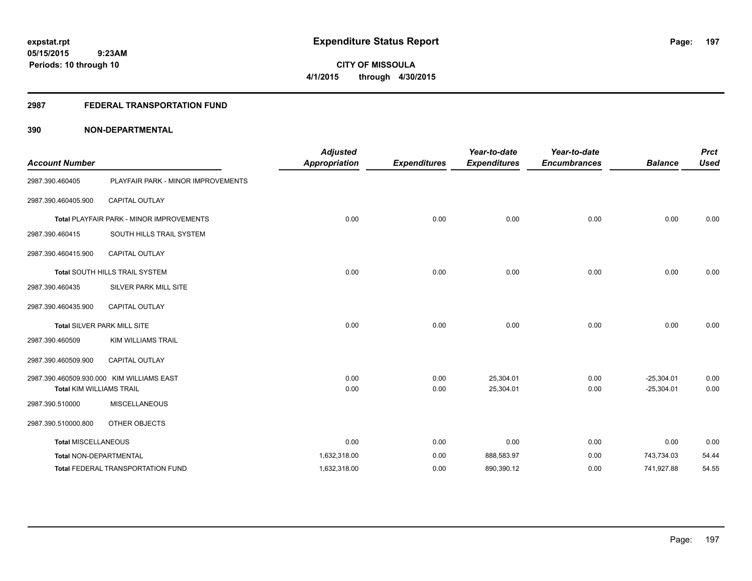**expstat.rpt**
**05/15/2015 9:23AM**
**Periods: 10 through 10**

# Expenditure Status Report

**CITY OF MISSOULA**
**4/1/2015 through 4/30/2015**

## 2987 FEDERAL TRANSPORTATION FUND

### 390 NON-DEPARTMENTAL

| Account Number | | Adjusted Appropriation | Expenditures | Year-to-date Expenditures | Year-to-date Encumbrances | Balance | Prct Used |
|---|---|---|---|---|---|---|---|
| 2987.390.460405 | PLAYFAIR PARK - MINOR IMPROVEMENTS | | | | | | |
| 2987.390.460405.900 | CAPITAL OUTLAY | | | | | | |
| Total PLAYFAIR PARK - MINOR IMPROVEMENTS | | 0.00 | 0.00 | 0.00 | 0.00 | 0.00 | 0.00 |
| 2987.390.460415 | SOUTH HILLS TRAIL SYSTEM | | | | | | |
| 2987.390.460415.900 | CAPITAL OUTLAY | | | | | | |
| Total SOUTH HILLS TRAIL SYSTEM | | 0.00 | 0.00 | 0.00 | 0.00 | 0.00 | 0.00 |
| 2987.390.460435 | SILVER PARK MILL SITE | | | | | | |
| 2987.390.460435.900 | CAPITAL OUTLAY | | | | | | |
| Total SILVER PARK MILL SITE | | 0.00 | 0.00 | 0.00 | 0.00 | 0.00 | 0.00 |
| 2987.390.460509 | KIM WILLIAMS TRAIL | | | | | | |
| 2987.390.460509.900 | CAPITAL OUTLAY | | | | | | |
| 2987.390.460509.930.000 | KIM WILLIAMS EAST | 0.00 | 0.00 | 25,304.01 | 0.00 | -25,304.01 | 0.00 |
| Total KIM WILLIAMS TRAIL | | 0.00 | 0.00 | 25,304.01 | 0.00 | -25,304.01 | 0.00 |
| 2987.390.510000 | MISCELLANEOUS | | | | | | |
| 2987.390.510000.800 | OTHER OBJECTS | | | | | | |
| Total MISCELLANEOUS | | 0.00 | 0.00 | 0.00 | 0.00 | 0.00 | 0.00 |
| Total NON-DEPARTMENTAL | | 1,632,318.00 | 0.00 | 888,583.97 | 0.00 | 743,734.03 | 54.44 |
| Total FEDERAL TRANSPORTATION FUND | | 1,632,318.00 | 0.00 | 890,390.12 | 0.00 | 741,927.88 | 54.55 |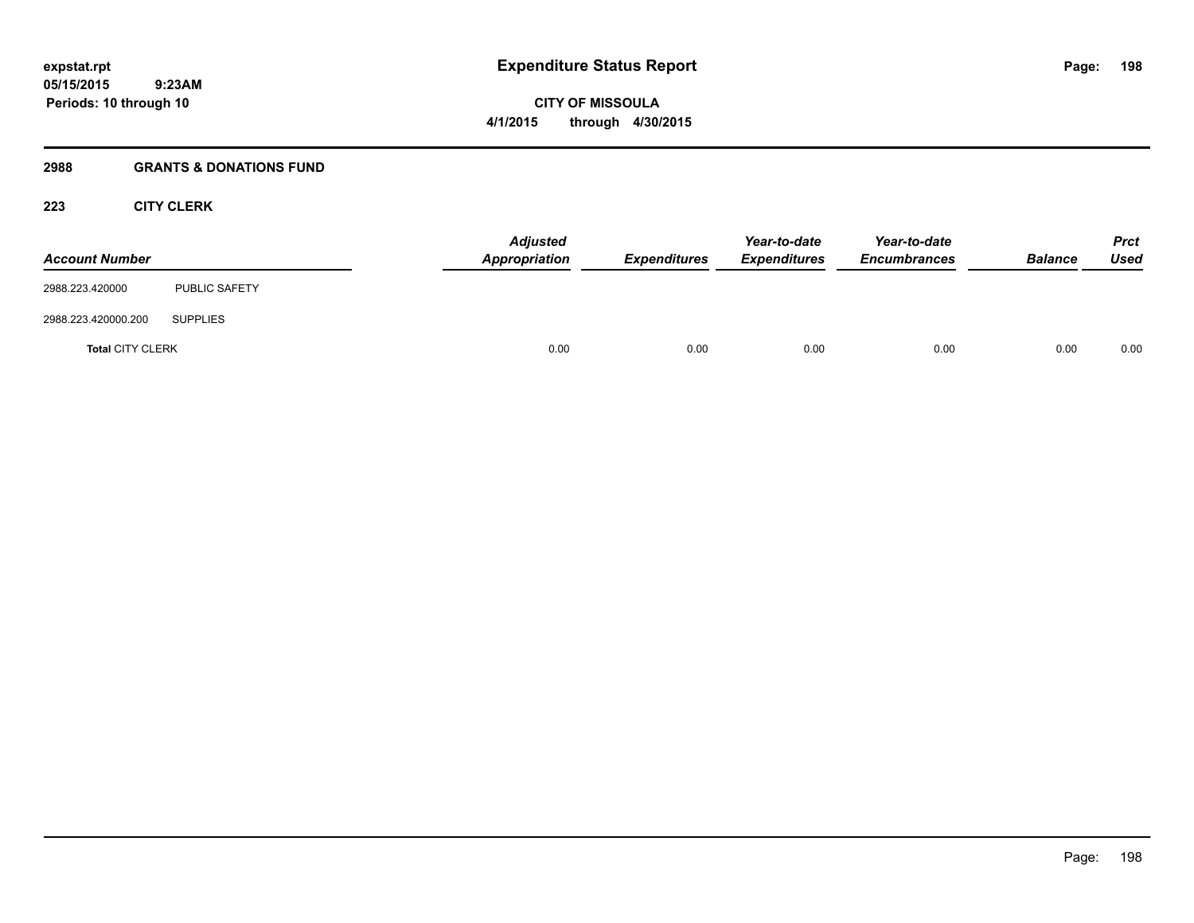# Expenditure Status Report

expstat.rpt
05/15/2015 9:23AM
Periods: 10 through 10

CITY OF MISSOULA
4/1/2015 through 4/30/2015

## 2988 GRANTS & DONATIONS FUND

### 223 CITY CLERK

| Account Number | | Adjusted Appropriation | Expenditures | Year-to-date Expenditures | Year-to-date Encumbrances | Balance | Prct Used |
|---|---|---|---|---|---|---|---|
| 2988.223.420000 | PUBLIC SAFETY | | | | | | |
| 2988.223.420000.200 | SUPPLIES | | | | | | |
| **Total** CITY CLERK | | 0.00 | 0.00 | 0.00 | 0.00 | 0.00 | 0.00 |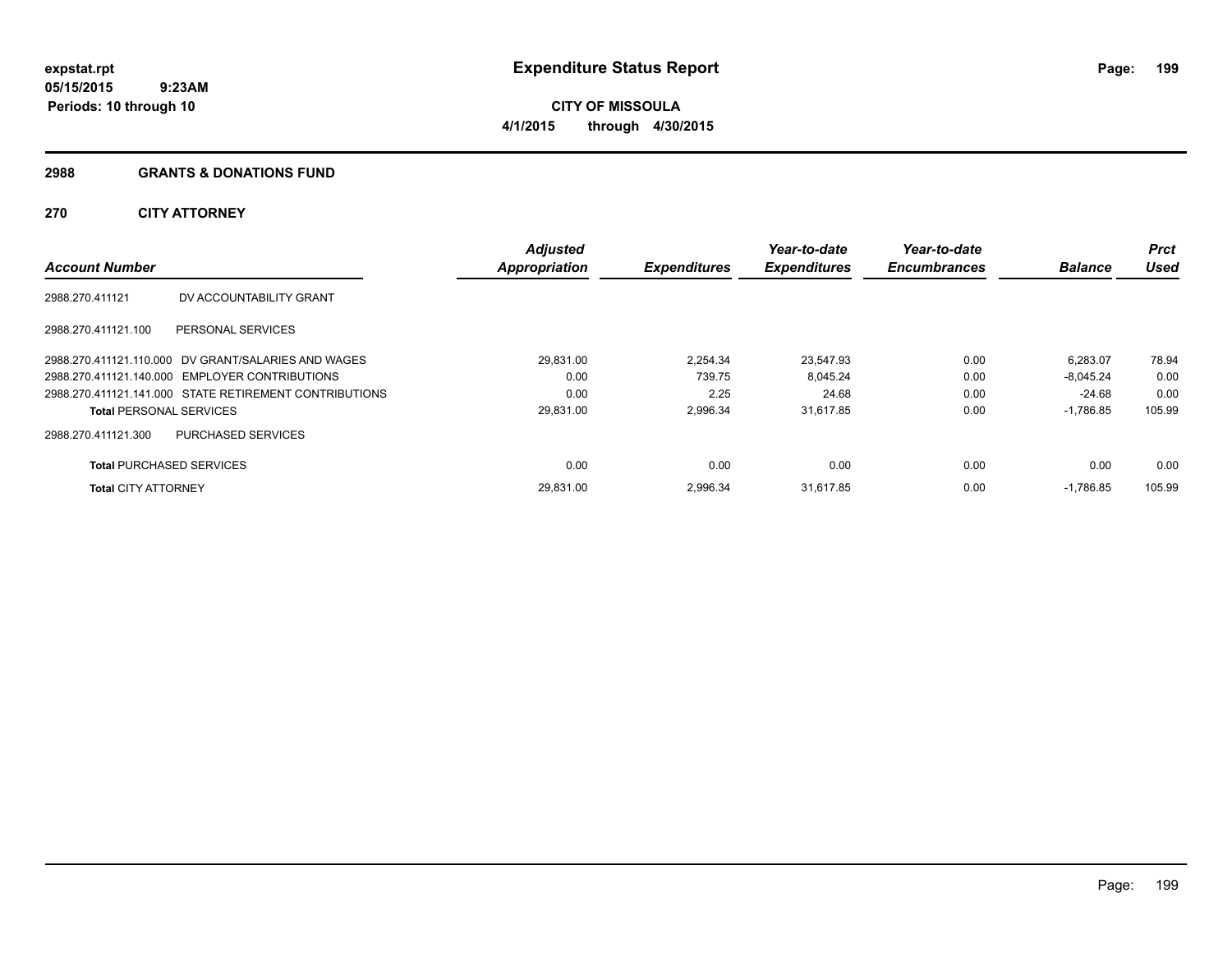expstat.rpt
05/15/2015 9:23AM
Periods: 10 through 10

# Expenditure Status Report

CITY OF MISSOULA
4/1/2015 through 4/30/2015

## 2988 GRANTS & DONATIONS FUND

## 270 CITY ATTORNEY

| Account Number | | Adjusted Appropriation | Expenditures | Year-to-date Expenditures | Year-to-date Encumbrances | Balance | Prct Used |
|---|---|---|---|---|---|---|---|
| 2988.270.411121 | DV ACCOUNTABILITY GRANT | | | | | | |
| 2988.270.411121.100 | PERSONAL SERVICES | | | | | | |
| 2988.270.411121.110.000 | DV GRANT/SALARIES AND WAGES | 29,831.00 | 2,254.34 | 23,547.93 | 0.00 | 6,283.07 | 78.94 |
| 2988.270.411121.140.000 | EMPLOYER CONTRIBUTIONS | 0.00 | 739.75 | 8,045.24 | 0.00 | -8,045.24 | 0.00 |
| 2988.270.411121.141.000 | STATE RETIREMENT CONTRIBUTIONS | 0.00 | 2.25 | 24.68 | 0.00 | -24.68 | 0.00 |
| Total PERSONAL SERVICES | | 29,831.00 | 2,996.34 | 31,617.85 | 0.00 | -1,786.85 | 105.99 |
| 2988.270.411121.300 | PURCHASED SERVICES | | | | | | |
| Total PURCHASED SERVICES | | 0.00 | 0.00 | 0.00 | 0.00 | 0.00 | 0.00 |
| Total CITY ATTORNEY | | 29,831.00 | 2,996.34 | 31,617.85 | 0.00 | -1,786.85 | 105.99 |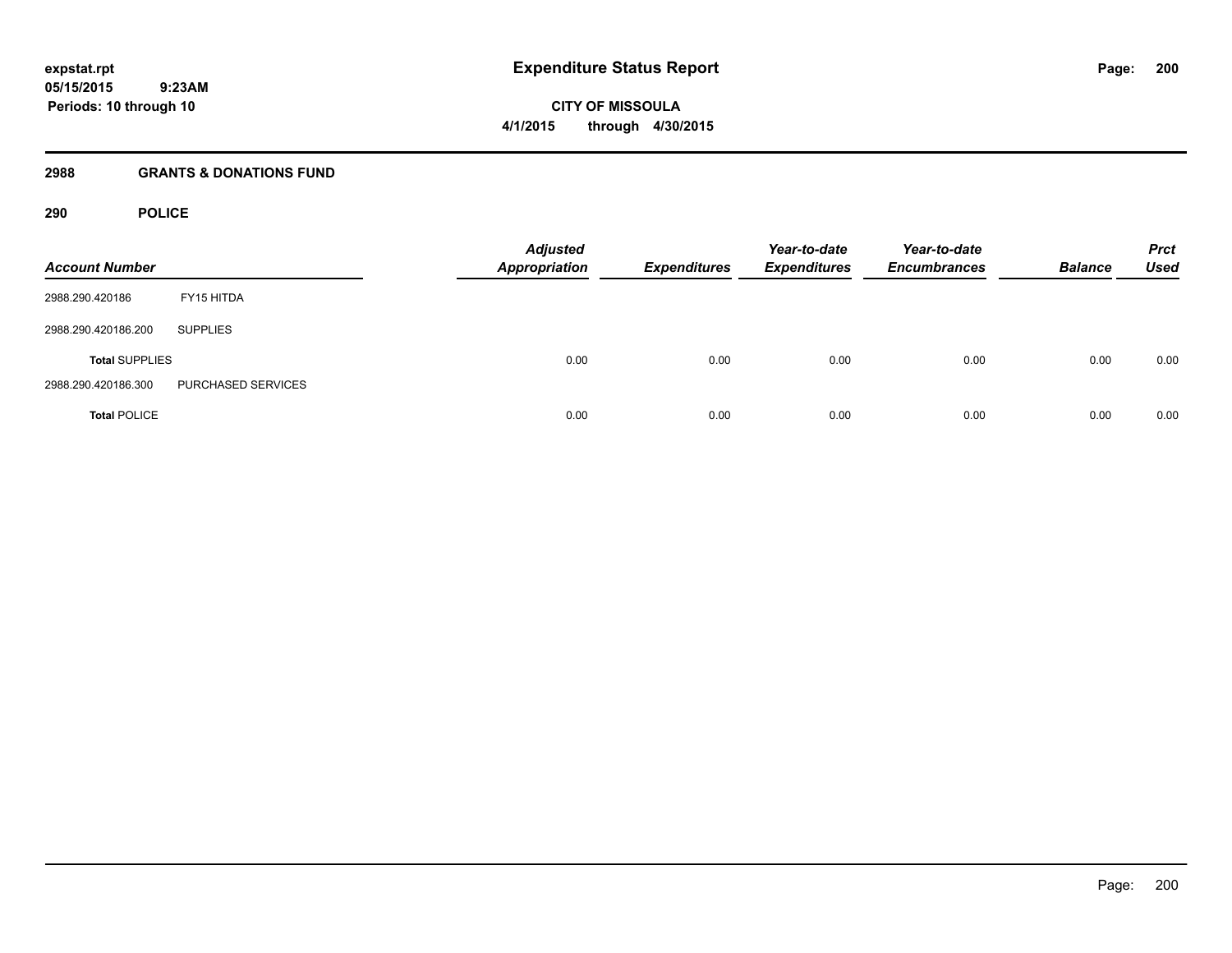# Expenditure Status Report

expstat.rpt
05/15/2015 9:23AM
Periods: 10 through 10

CITY OF MISSOULA
4/1/2015 through 4/30/2015

## 2988 GRANTS & DONATIONS FUND

### 290 POLICE

| Account Number | | Adjusted Appropriation | Expenditures | Year-to-date Expenditures | Year-to-date Encumbrances | Balance | Prct Used |
|---|---|---|---|---|---|---|---|
| 2988.290.420186 | FY15 HITDA | | | | | | |
| 2988.290.420186.200 | SUPPLIES | | | | | | |
| **Total** SUPPLIES | | 0.00 | 0.00 | 0.00 | 0.00 | 0.00 | 0.00 |
| 2988.290.420186.300 | PURCHASED SERVICES | | | | | | |
| **Total** POLICE | | 0.00 | 0.00 | 0.00 | 0.00 | 0.00 | 0.00 |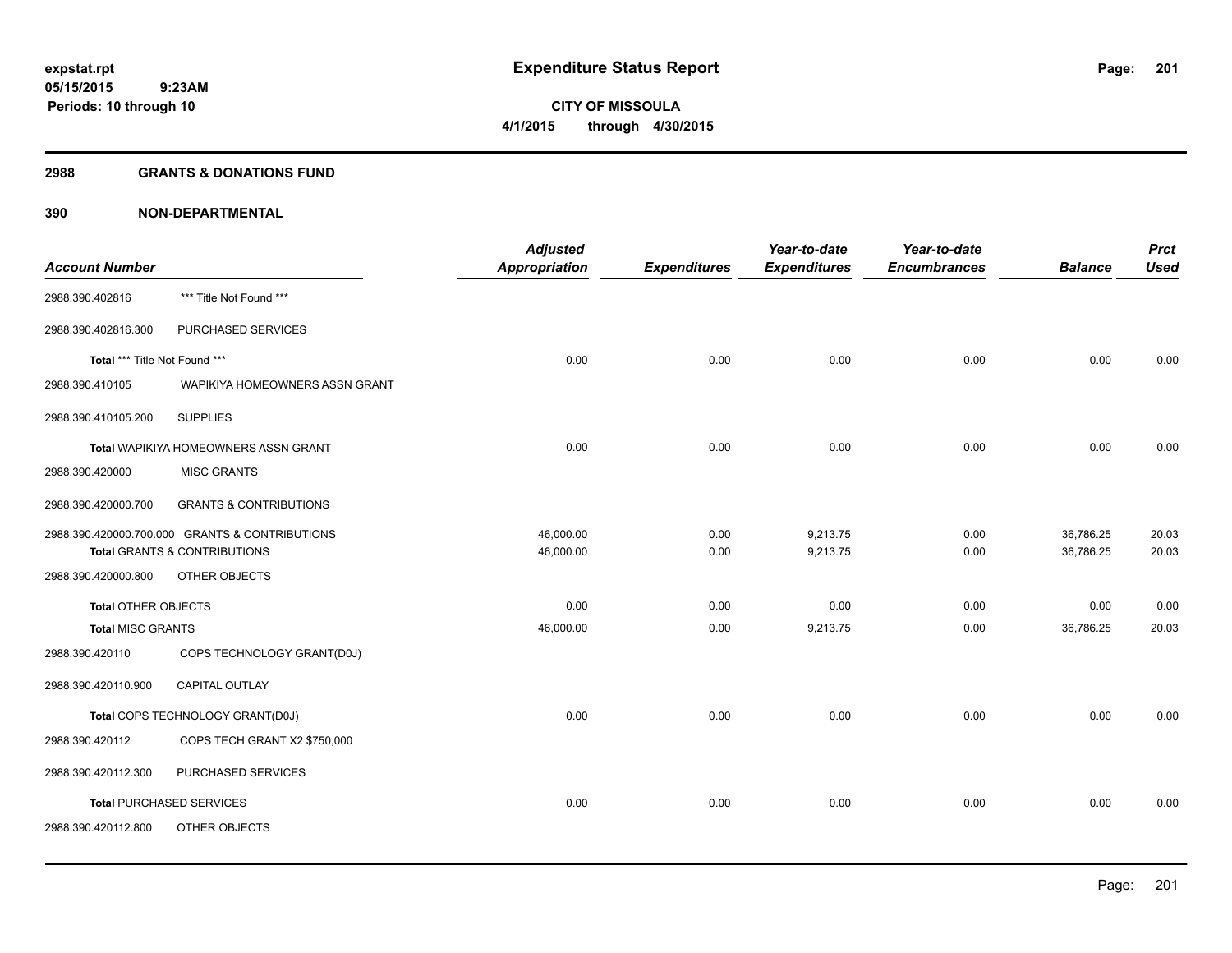**expstat.rpt**
**05/15/2015 9:23AM**
**Periods: 10 through 10**

# Expenditure Status Report

**CITY OF MISSOULA**
**4/1/2015 through 4/30/2015**

## 2988 GRANTS & DONATIONS FUND

### 390 NON-DEPARTMENTAL

| Account Number | | Adjusted Appropriation | Expenditures | Year-to-date Expenditures | Year-to-date Encumbrances | Balance | Prct Used |
|---|---|---|---|---|---|---|---|
| 2988.390.402816 | *** Title Not Found *** | | | | | | |
| 2988.390.402816.300 | PURCHASED SERVICES | | | | | | |
| Total *** Title Not Found *** | | 0.00 | 0.00 | 0.00 | 0.00 | 0.00 | 0.00 |
| 2988.390.410105 | WAPIKIYA HOMEOWNERS ASSN GRANT | | | | | | |
| 2988.390.410105.200 | SUPPLIES | | | | | | |
| Total WAPIKIYA HOMEOWNERS ASSN GRANT | | 0.00 | 0.00 | 0.00 | 0.00 | 0.00 | 0.00 |
| 2988.390.420000 | MISC GRANTS | | | | | | |
| 2988.390.420000.700 | GRANTS & CONTRIBUTIONS | | | | | | |
| 2988.390.420000.700.000 | GRANTS & CONTRIBUTIONS | 46,000.00 | 0.00 | 9,213.75 | 0.00 | 36,786.25 | 20.03 |
| Total GRANTS & CONTRIBUTIONS | | 46,000.00 | 0.00 | 9,213.75 | 0.00 | 36,786.25 | 20.03 |
| 2988.390.420000.800 | OTHER OBJECTS | | | | | | |
| Total OTHER OBJECTS | | 0.00 | 0.00 | 0.00 | 0.00 | 0.00 | 0.00 |
| Total MISC GRANTS | | 46,000.00 | 0.00 | 9,213.75 | 0.00 | 36,786.25 | 20.03 |
| 2988.390.420110 | COPS TECHNOLOGY GRANT(D0J) | | | | | | |
| 2988.390.420110.900 | CAPITAL OUTLAY | | | | | | |
| Total COPS TECHNOLOGY GRANT(D0J) | | 0.00 | 0.00 | 0.00 | 0.00 | 0.00 | 0.00 |
| 2988.390.420112 | COPS TECH GRANT X2 $750,000 | | | | | | |
| 2988.390.420112.300 | PURCHASED SERVICES | | | | | | |
| Total PURCHASED SERVICES | | 0.00 | 0.00 | 0.00 | 0.00 | 0.00 | 0.00 |
| 2988.390.420112.800 | OTHER OBJECTS | | | | | | |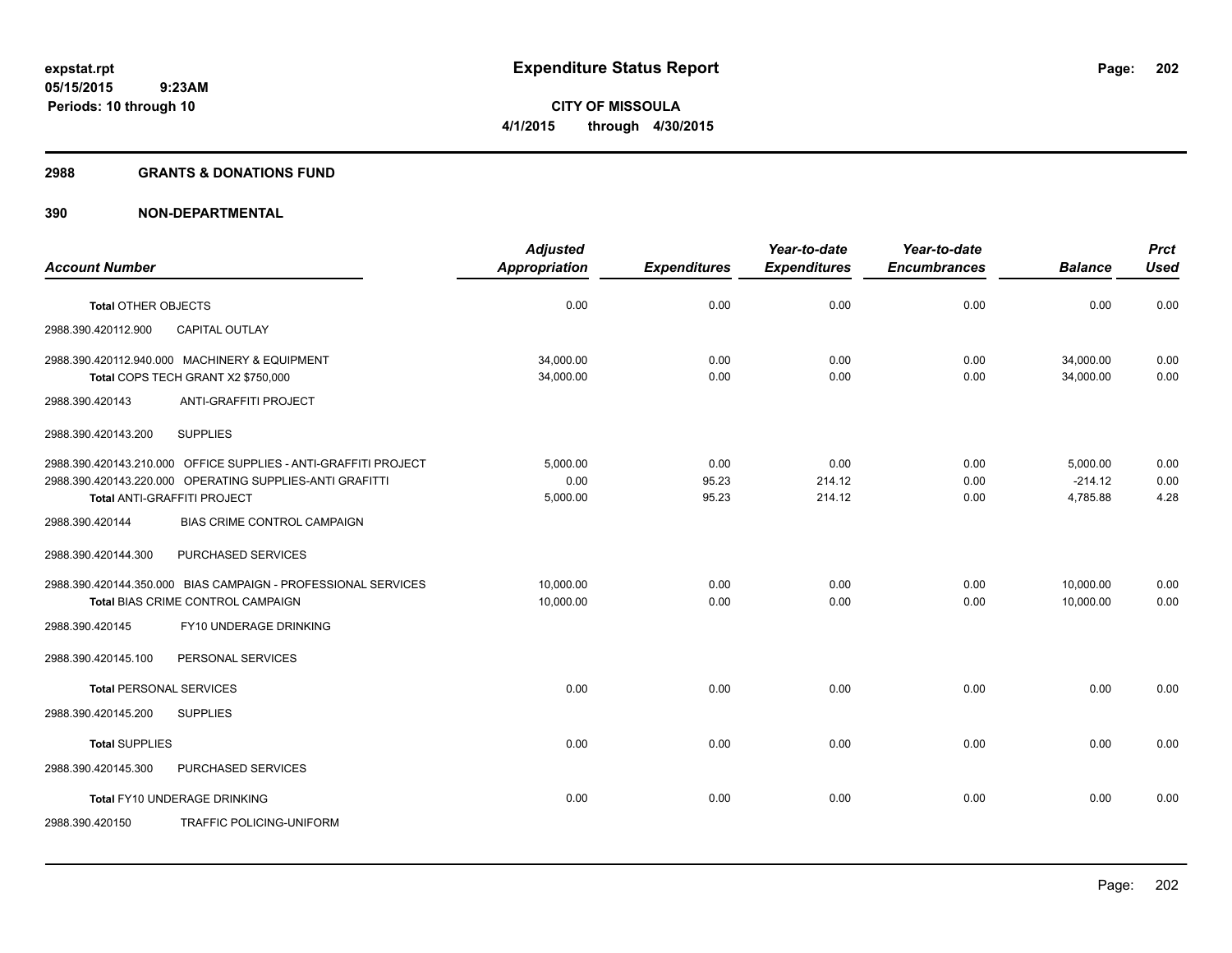**expstat.rpt**
**05/15/2015 9:23AM**
**Periods: 10 through 10**

# Expenditure Status Report

**CITY OF MISSOULA**
**4/1/2015 through 4/30/2015**

## 2988 GRANTS & DONATIONS FUND

## 390 NON-DEPARTMENTAL

| Account Number | Adjusted Appropriation | Expenditures | Year-to-date Expenditures | Year-to-date Encumbrances | Balance | Prct Used |
|---|---|---|---|---|---|---|
| **Total** OTHER OBJECTS | 0.00 | 0.00 | 0.00 | 0.00 | 0.00 | 0.00 |
| 2988.390.420112.900 CAPITAL OUTLAY | | | | | | |
| 2988.390.420112.940.000 MACHINERY & EQUIPMENT | 34,000.00 | 0.00 | 0.00 | 0.00 | 34,000.00 | 0.00 |
| **Total** COPS TECH GRANT X2 $750,000 | 34,000.00 | 0.00 | 0.00 | 0.00 | 34,000.00 | 0.00 |
| 2988.390.420143 ANTI-GRAFFITI PROJECT | | | | | | |
| 2988.390.420143.200 SUPPLIES | | | | | | |
| 2988.390.420143.210.000 OFFICE SUPPLIES - ANTI-GRAFFITI PROJECT | 5,000.00 | 0.00 | 0.00 | 0.00 | 5,000.00 | 0.00 |
| 2988.390.420143.220.000 OPERATING SUPPLIES-ANTI GRAFITTI | 0.00 | 95.23 | 214.12 | 0.00 | -214.12 | 0.00 |
| **Total** ANTI-GRAFFITI PROJECT | 5,000.00 | 95.23 | 214.12 | 0.00 | 4,785.88 | 4.28 |
| 2988.390.420144 BIAS CRIME CONTROL CAMPAIGN | | | | | | |
| 2988.390.420144.300 PURCHASED SERVICES | | | | | | |
| 2988.390.420144.350.000 BIAS CAMPAIGN - PROFESSIONAL SERVICES | 10,000.00 | 0.00 | 0.00 | 0.00 | 10,000.00 | 0.00 |
| **Total** BIAS CRIME CONTROL CAMPAIGN | 10,000.00 | 0.00 | 0.00 | 0.00 | 10,000.00 | 0.00 |
| 2988.390.420145 FY10 UNDERAGE DRINKING | | | | | | |
| 2988.390.420145.100 PERSONAL SERVICES | | | | | | |
| **Total** PERSONAL SERVICES | 0.00 | 0.00 | 0.00 | 0.00 | 0.00 | 0.00 |
| 2988.390.420145.200 SUPPLIES | | | | | | |
| **Total** SUPPLIES | 0.00 | 0.00 | 0.00 | 0.00 | 0.00 | 0.00 |
| 2988.390.420145.300 PURCHASED SERVICES | | | | | | |
| **Total** FY10 UNDERAGE DRINKING | 0.00 | 0.00 | 0.00 | 0.00 | 0.00 | 0.00 |
| 2988.390.420150 TRAFFIC POLICING-UNIFORM | | | | | | |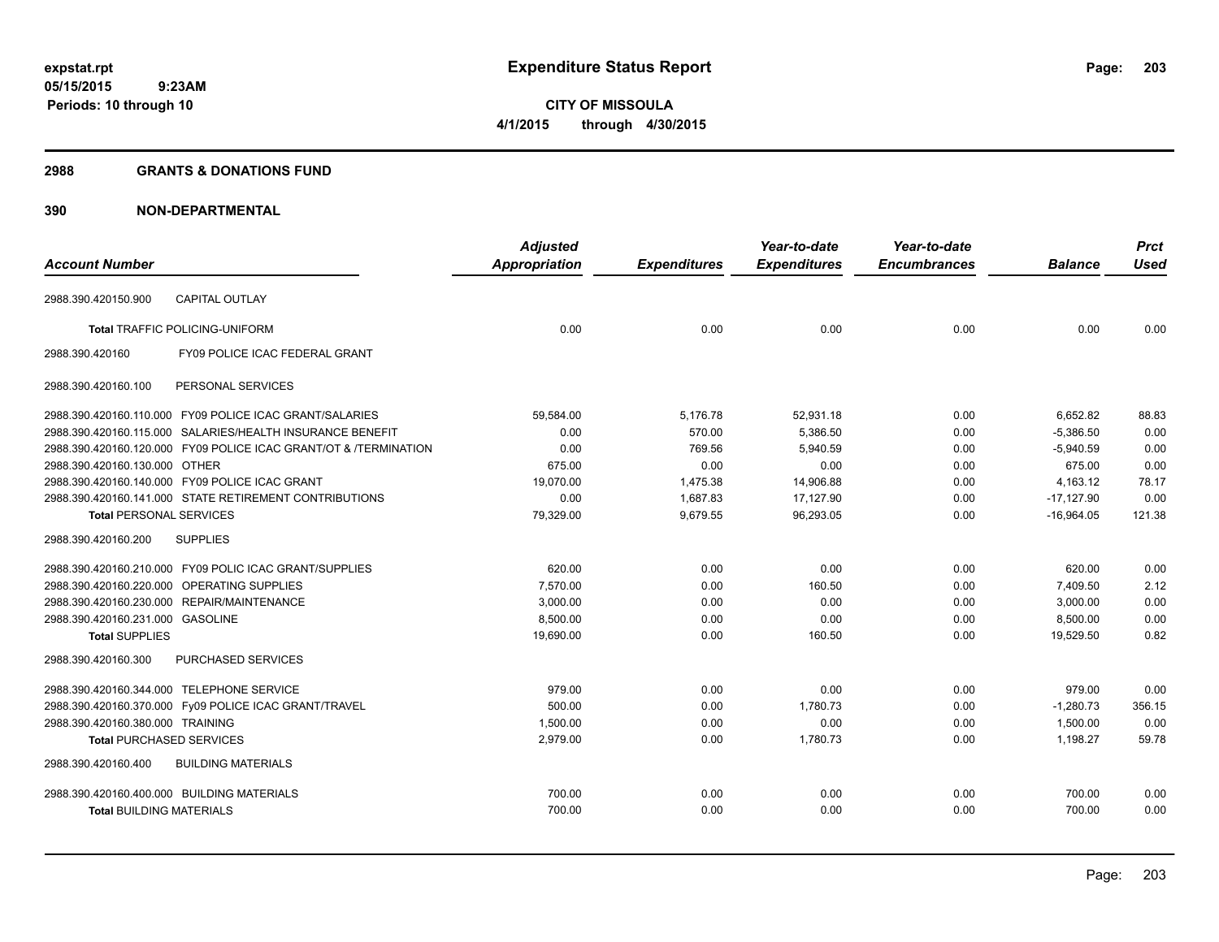**Expenditure Status Report**

**CITY OF MISSOULA**

**4/1/2015 through 4/30/2015**

expstat.rpt
05/15/2015 9:23AM
Periods: 10 through 10

## 2988 GRANTS & DONATIONS FUND

## 390 NON-DEPARTMENTAL

| Account Number | | Adjusted Appropriation | Expenditures | Year-to-date Expenditures | Year-to-date Encumbrances | Balance | Prct Used |
|---|---|---|---|---|---|---|---|
| 2988.390.420150.900 | CAPITAL OUTLAY | | | | | | |
| **Total** TRAFFIC POLICING-UNIFORM | | 0.00 | 0.00 | 0.00 | 0.00 | 0.00 | 0.00 |
| 2988.390.420160 | FY09 POLICE ICAC FEDERAL GRANT | | | | | | |
| 2988.390.420160.100 | PERSONAL SERVICES | | | | | | |
| 2988.390.420160.110.000 | FY09 POLICE ICAC GRANT/SALARIES | 59,584.00 | 5,176.78 | 52,931.18 | 0.00 | 6,652.82 | 88.83 |
| 2988.390.420160.115.000 | SALARIES/HEALTH INSURANCE BENEFIT | 0.00 | 570.00 | 5,386.50 | 0.00 | -5,386.50 | 0.00 |
| 2988.390.420160.120.000 | FY09 POLICE ICAC GRANT/OT & /TERMINATION | 0.00 | 769.56 | 5,940.59 | 0.00 | -5,940.59 | 0.00 |
| 2988.390.420160.130.000 | OTHER | 675.00 | 0.00 | 0.00 | 0.00 | 675.00 | 0.00 |
| 2988.390.420160.140.000 | FY09 POLICE ICAC GRANT | 19,070.00 | 1,475.38 | 14,906.88 | 0.00 | 4,163.12 | 78.17 |
| 2988.390.420160.141.000 | STATE RETIREMENT CONTRIBUTIONS | 0.00 | 1,687.83 | 17,127.90 | 0.00 | -17,127.90 | 0.00 |
| **Total** PERSONAL SERVICES | | 79,329.00 | 9,679.55 | 96,293.05 | 0.00 | -16,964.05 | 121.38 |
| 2988.390.420160.200 | SUPPLIES | | | | | | |
| 2988.390.420160.210.000 | FY09 POLIC ICAC GRANT/SUPPLIES | 620.00 | 0.00 | 0.00 | 0.00 | 620.00 | 0.00 |
| 2988.390.420160.220.000 | OPERATING SUPPLIES | 7,570.00 | 0.00 | 160.50 | 0.00 | 7,409.50 | 2.12 |
| 2988.390.420160.230.000 | REPAIR/MAINTENANCE | 3,000.00 | 0.00 | 0.00 | 0.00 | 3,000.00 | 0.00 |
| 2988.390.420160.231.000 | GASOLINE | 8,500.00 | 0.00 | 0.00 | 0.00 | 8,500.00 | 0.00 |
| **Total** SUPPLIES | | 19,690.00 | 0.00 | 160.50 | 0.00 | 19,529.50 | 0.82 |
| 2988.390.420160.300 | PURCHASED SERVICES | | | | | | |
| 2988.390.420160.344.000 | TELEPHONE SERVICE | 979.00 | 0.00 | 0.00 | 0.00 | 979.00 | 0.00 |
| 2988.390.420160.370.000 | Fy09 POLICE ICAC GRANT/TRAVEL | 500.00 | 0.00 | 1,780.73 | 0.00 | -1,280.73 | 356.15 |
| 2988.390.420160.380.000 | TRAINING | 1,500.00 | 0.00 | 0.00 | 0.00 | 1,500.00 | 0.00 |
| **Total** PURCHASED SERVICES | | 2,979.00 | 0.00 | 1,780.73 | 0.00 | 1,198.27 | 59.78 |
| 2988.390.420160.400 | BUILDING MATERIALS | | | | | | |
| 2988.390.420160.400.000 | BUILDING MATERIALS | 700.00 | 0.00 | 0.00 | 0.00 | 700.00 | 0.00 |
| **Total** BUILDING MATERIALS | | 700.00 | 0.00 | 0.00 | 0.00 | 700.00 | 0.00 |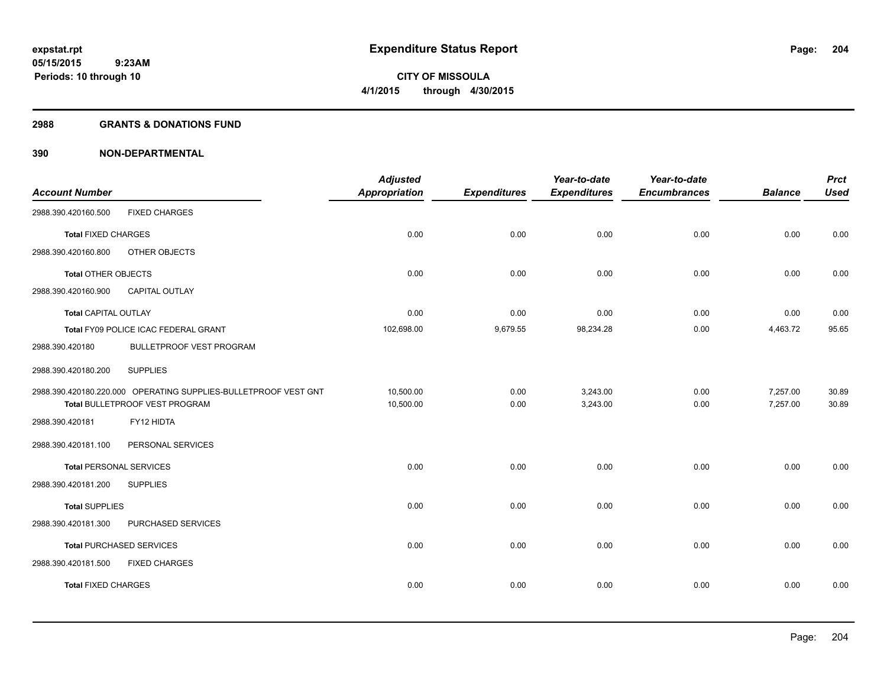**expstat.rpt**
**05/15/2015 9:23AM**
**Periods: 10 through 10**

# Expenditure Status Report

**CITY OF MISSOULA**
**4/1/2015 through 4/30/2015**

## 2988 GRANTS & DONATIONS FUND

## 390 NON-DEPARTMENTAL

| Account Number | | Adjusted Appropriation | Expenditures | Year-to-date Expenditures | Year-to-date Encumbrances | Balance | Prct Used |
|---|---|---|---|---|---|---|---|
| 2988.390.420160.500 | FIXED CHARGES | | | | | | |
| **Total** FIXED CHARGES | | 0.00 | 0.00 | 0.00 | 0.00 | 0.00 | 0.00 |
| 2988.390.420160.800 | OTHER OBJECTS | | | | | | |
| **Total** OTHER OBJECTS | | 0.00 | 0.00 | 0.00 | 0.00 | 0.00 | 0.00 |
| 2988.390.420160.900 | CAPITAL OUTLAY | | | | | | |
| **Total** CAPITAL OUTLAY | | 0.00 | 0.00 | 0.00 | 0.00 | 0.00 | 0.00 |
| **Total** FY09 POLICE ICAC FEDERAL GRANT | | 102,698.00 | 9,679.55 | 98,234.28 | 0.00 | 4,463.72 | 95.65 |
| 2988.390.420180 | BULLETPROOF VEST PROGRAM | | | | | | |
| 2988.390.420180.200 | SUPPLIES | | | | | | |
| 2988.390.420180.220.000 | OPERATING SUPPLIES-BULLETPROOF VEST GNT | 10,500.00 | 0.00 | 3,243.00 | 0.00 | 7,257.00 | 30.89 |
| **Total** BULLETPROOF VEST PROGRAM | | 10,500.00 | 0.00 | 3,243.00 | 0.00 | 7,257.00 | 30.89 |
| 2988.390.420181 | FY12 HIDTA | | | | | | |
| 2988.390.420181.100 | PERSONAL SERVICES | | | | | | |
| **Total** PERSONAL SERVICES | | 0.00 | 0.00 | 0.00 | 0.00 | 0.00 | 0.00 |
| 2988.390.420181.200 | SUPPLIES | | | | | | |
| **Total** SUPPLIES | | 0.00 | 0.00 | 0.00 | 0.00 | 0.00 | 0.00 |
| 2988.390.420181.300 | PURCHASED SERVICES | | | | | | |
| **Total** PURCHASED SERVICES | | 0.00 | 0.00 | 0.00 | 0.00 | 0.00 | 0.00 |
| 2988.390.420181.500 | FIXED CHARGES | | | | | | |
| **Total** FIXED CHARGES | | 0.00 | 0.00 | 0.00 | 0.00 | 0.00 | 0.00 |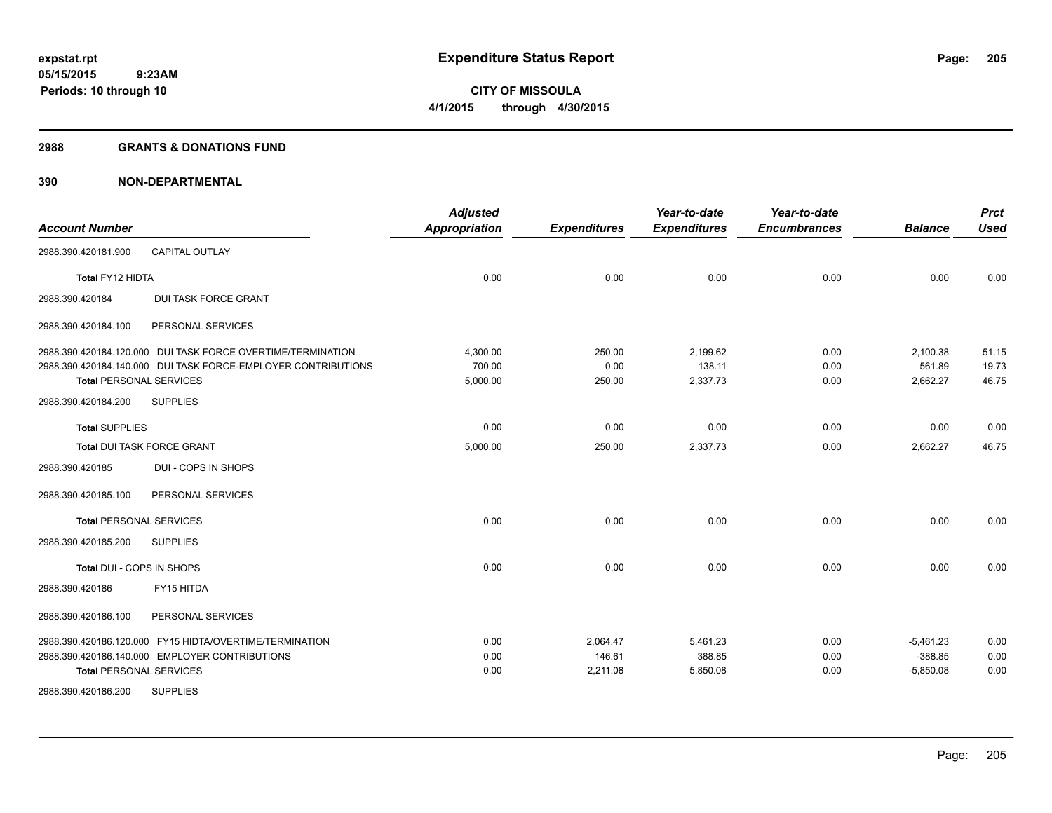# Expenditure Status Report

expstat.rpt
05/15/2015 9:23AM
Periods: 10 through 10

CITY OF MISSOULA
4/1/2015 through 4/30/2015

## 2988 GRANTS & DONATIONS FUND

## 390 NON-DEPARTMENTAL

| Account Number | Adjusted Appropriation | Expenditures | Year-to-date Expenditures | Year-to-date Encumbrances | Balance | Prct Used |
|---|---|---|---|---|---|---|
| 2988.390.420181.900 CAPITAL OUTLAY | | | | | | |
| **Total** FY12 HIDTA | 0.00 | 0.00 | 0.00 | 0.00 | 0.00 | 0.00 |
| 2988.390.420184 DUI TASK FORCE GRANT | | | | | | |
| 2988.390.420184.100 PERSONAL SERVICES | | | | | | |
| 2988.390.420184.120.000 DUI TASK FORCE OVERTIME/TERMINATION | 4,300.00 | 250.00 | 2,199.62 | 0.00 | 2,100.38 | 51.15 |
| 2988.390.420184.140.000 DUI TASK FORCE-EMPLOYER CONTRIBUTIONS | 700.00 | 0.00 | 138.11 | 0.00 | 561.89 | 19.73 |
| **Total** PERSONAL SERVICES | 5,000.00 | 250.00 | 2,337.73 | 0.00 | 2,662.27 | 46.75 |
| 2988.390.420184.200 SUPPLIES | | | | | | |
| **Total** SUPPLIES | 0.00 | 0.00 | 0.00 | 0.00 | 0.00 | 0.00 |
| **Total** DUI TASK FORCE GRANT | 5,000.00 | 250.00 | 2,337.73 | 0.00 | 2,662.27 | 46.75 |
| 2988.390.420185 DUI - COPS IN SHOPS | | | | | | |
| 2988.390.420185.100 PERSONAL SERVICES | | | | | | |
| **Total** PERSONAL SERVICES | 0.00 | 0.00 | 0.00 | 0.00 | 0.00 | 0.00 |
| 2988.390.420185.200 SUPPLIES | | | | | | |
| **Total** DUI - COPS IN SHOPS | 0.00 | 0.00 | 0.00 | 0.00 | 0.00 | 0.00 |
| 2988.390.420186 FY15 HITDA | | | | | | |
| 2988.390.420186.100 PERSONAL SERVICES | | | | | | |
| 2988.390.420186.120.000 FY15 HIDTA/OVERTIME/TERMINATION | 0.00 | 2,064.47 | 5,461.23 | 0.00 | -5,461.23 | 0.00 |
| 2988.390.420186.140.000 EMPLOYER CONTRIBUTIONS | 0.00 | 146.61 | 388.85 | 0.00 | -388.85 | 0.00 |
| **Total** PERSONAL SERVICES | 0.00 | 2,211.08 | 5,850.08 | 0.00 | -5,850.08 | 0.00 |
| 2988.390.420186.200 SUPPLIES | | | | | | |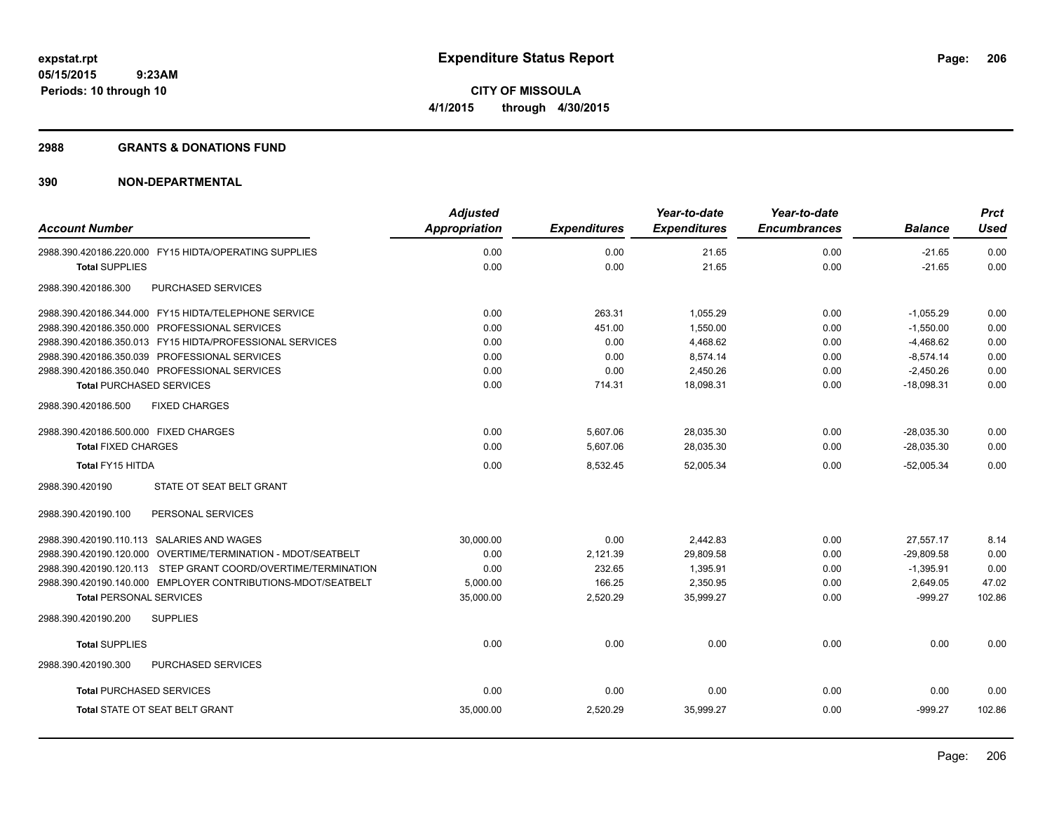# Expenditure Status Report

**CITY OF MISSOULA**

**4/1/2015 through 4/30/2015**

expstat.rpt
05/15/2015 9:23AM
Periods: 10 through 10

## 2988 GRANTS & DONATIONS FUND

## 390 NON-DEPARTMENTAL

| Account Number | Adjusted Appropriation | Expenditures | Year-to-date Expenditures | Year-to-date Encumbrances | Balance | Prct Used |
|---|---|---|---|---|---|---|
| 2988.390.420186.220.000 FY15 HIDTA/OPERATING SUPPLIES | 0.00 | 0.00 | 21.65 | 0.00 | -21.65 | 0.00 |
| **Total** SUPPLIES | 0.00 | 0.00 | 21.65 | 0.00 | -21.65 | 0.00 |
| 2988.390.420186.300 PURCHASED SERVICES | | | | | | |
| 2988.390.420186.344.000 FY15 HIDTA/TELEPHONE SERVICE | 0.00 | 263.31 | 1,055.29 | 0.00 | -1,055.29 | 0.00 |
| 2988.390.420186.350.000 PROFESSIONAL SERVICES | 0.00 | 451.00 | 1,550.00 | 0.00 | -1,550.00 | 0.00 |
| 2988.390.420186.350.013 FY15 HIDTA/PROFESSIONAL SERVICES | 0.00 | 0.00 | 4,468.62 | 0.00 | -4,468.62 | 0.00 |
| 2988.390.420186.350.039 PROFESSIONAL SERVICES | 0.00 | 0.00 | 8,574.14 | 0.00 | -8,574.14 | 0.00 |
| 2988.390.420186.350.040 PROFESSIONAL SERVICES | 0.00 | 0.00 | 2,450.26 | 0.00 | -2,450.26 | 0.00 |
| **Total** PURCHASED SERVICES | 0.00 | 714.31 | 18,098.31 | 0.00 | -18,098.31 | 0.00 |
| 2988.390.420186.500 FIXED CHARGES | | | | | | |
| 2988.390.420186.500.000 FIXED CHARGES | 0.00 | 5,607.06 | 28,035.30 | 0.00 | -28,035.30 | 0.00 |
| **Total** FIXED CHARGES | 0.00 | 5,607.06 | 28,035.30 | 0.00 | -28,035.30 | 0.00 |
| **Total** FY15 HITDA | 0.00 | 8,532.45 | 52,005.34 | 0.00 | -52,005.34 | 0.00 |
| 2988.390.420190 STATE OT SEAT BELT GRANT | | | | | | |
| 2988.390.420190.100 PERSONAL SERVICES | | | | | | |
| 2988.390.420190.110.113 SALARIES AND WAGES | 30,000.00 | 0.00 | 2,442.83 | 0.00 | 27,557.17 | 8.14 |
| 2988.390.420190.120.000 OVERTIME/TERMINATION - MDOT/SEATBELT | 0.00 | 2,121.39 | 29,809.58 | 0.00 | -29,809.58 | 0.00 |
| 2988.390.420190.120.113 STEP GRANT COORD/OVERTIME/TERMINATION | 0.00 | 232.65 | 1,395.91 | 0.00 | -1,395.91 | 0.00 |
| 2988.390.420190.140.000 EMPLOYER CONTRIBUTIONS-MDOT/SEATBELT | 5,000.00 | 166.25 | 2,350.95 | 0.00 | 2,649.05 | 47.02 |
| **Total** PERSONAL SERVICES | 35,000.00 | 2,520.29 | 35,999.27 | 0.00 | -999.27 | 102.86 |
| 2988.390.420190.200 SUPPLIES | | | | | | |
| **Total** SUPPLIES | 0.00 | 0.00 | 0.00 | 0.00 | 0.00 | 0.00 |
| 2988.390.420190.300 PURCHASED SERVICES | | | | | | |
| **Total** PURCHASED SERVICES | 0.00 | 0.00 | 0.00 | 0.00 | 0.00 | 0.00 |
| **Total** STATE OT SEAT BELT GRANT | 35,000.00 | 2,520.29 | 35,999.27 | 0.00 | -999.27 | 102.86 |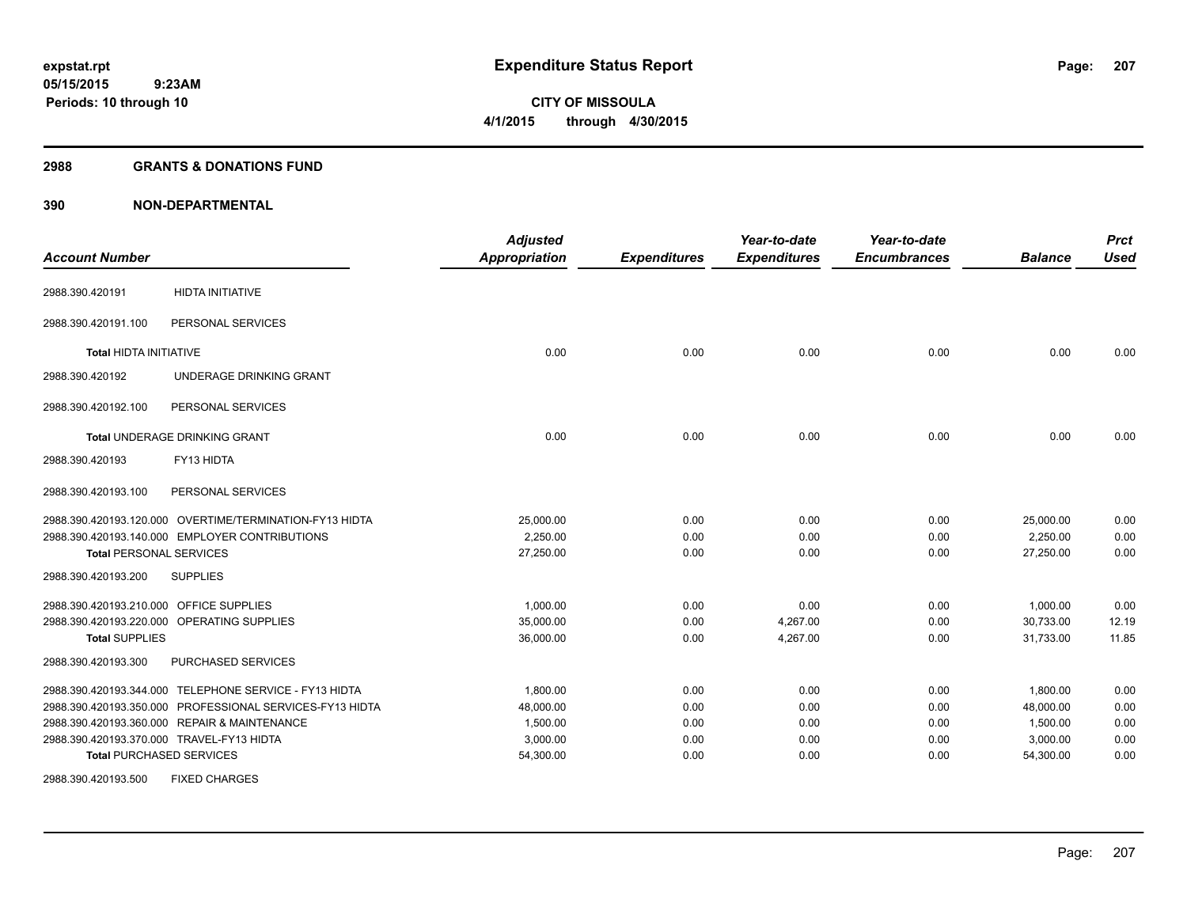**expstat.rpt**
**05/15/2015 9:23AM**
**Periods: 10 through 10**

# Expenditure Status Report

**CITY OF MISSOULA**
**4/1/2015 through 4/30/2015**

## 2988 GRANTS & DONATIONS FUND

## 390 NON-DEPARTMENTAL

| Account Number | | Adjusted Appropriation | Expenditures | Year-to-date Expenditures | Year-to-date Encumbrances | Balance | Prct Used |
|---|---|---|---|---|---|---|---|
| 2988.390.420191 | HIDTA INITIATIVE | | | | | | |
| 2988.390.420191.100 | PERSONAL SERVICES | | | | | | |
| **Total** HIDTA INITIATIVE | | 0.00 | 0.00 | 0.00 | 0.00 | 0.00 | 0.00 |
| 2988.390.420192 | UNDERAGE DRINKING GRANT | | | | | | |
| 2988.390.420192.100 | PERSONAL SERVICES | | | | | | |
| **Total** UNDERAGE DRINKING GRANT | | 0.00 | 0.00 | 0.00 | 0.00 | 0.00 | 0.00 |
| 2988.390.420193 | FY13 HIDTA | | | | | | |
| 2988.390.420193.100 | PERSONAL SERVICES | | | | | | |
| 2988.390.420193.120.000 | OVERTIME/TERMINATION-FY13 HIDTA | 25,000.00 | 0.00 | 0.00 | 0.00 | 25,000.00 | 0.00 |
| 2988.390.420193.140.000 | EMPLOYER CONTRIBUTIONS | 2,250.00 | 0.00 | 0.00 | 0.00 | 2,250.00 | 0.00 |
| **Total** PERSONAL SERVICES | | 27,250.00 | 0.00 | 0.00 | 0.00 | 27,250.00 | 0.00 |
| 2988.390.420193.200 | SUPPLIES | | | | | | |
| 2988.390.420193.210.000 | OFFICE SUPPLIES | 1,000.00 | 0.00 | 0.00 | 0.00 | 1,000.00 | 0.00 |
| 2988.390.420193.220.000 | OPERATING SUPPLIES | 35,000.00 | 0.00 | 4,267.00 | 0.00 | 30,733.00 | 12.19 |
| **Total** SUPPLIES | | 36,000.00 | 0.00 | 4,267.00 | 0.00 | 31,733.00 | 11.85 |
| 2988.390.420193.300 | PURCHASED SERVICES | | | | | | |
| 2988.390.420193.344.000 | TELEPHONE SERVICE - FY13 HIDTA | 1,800.00 | 0.00 | 0.00 | 0.00 | 1,800.00 | 0.00 |
| 2988.390.420193.350.000 | PROFESSIONAL SERVICES-FY13 HIDTA | 48,000.00 | 0.00 | 0.00 | 0.00 | 48,000.00 | 0.00 |
| 2988.390.420193.360.000 | REPAIR & MAINTENANCE | 1,500.00 | 0.00 | 0.00 | 0.00 | 1,500.00 | 0.00 |
| 2988.390.420193.370.000 | TRAVEL-FY13 HIDTA | 3,000.00 | 0.00 | 0.00 | 0.00 | 3,000.00 | 0.00 |
| **Total** PURCHASED SERVICES | | 54,300.00 | 0.00 | 0.00 | 0.00 | 54,300.00 | 0.00 |
| 2988.390.420193.500 | FIXED CHARGES | | | | | | |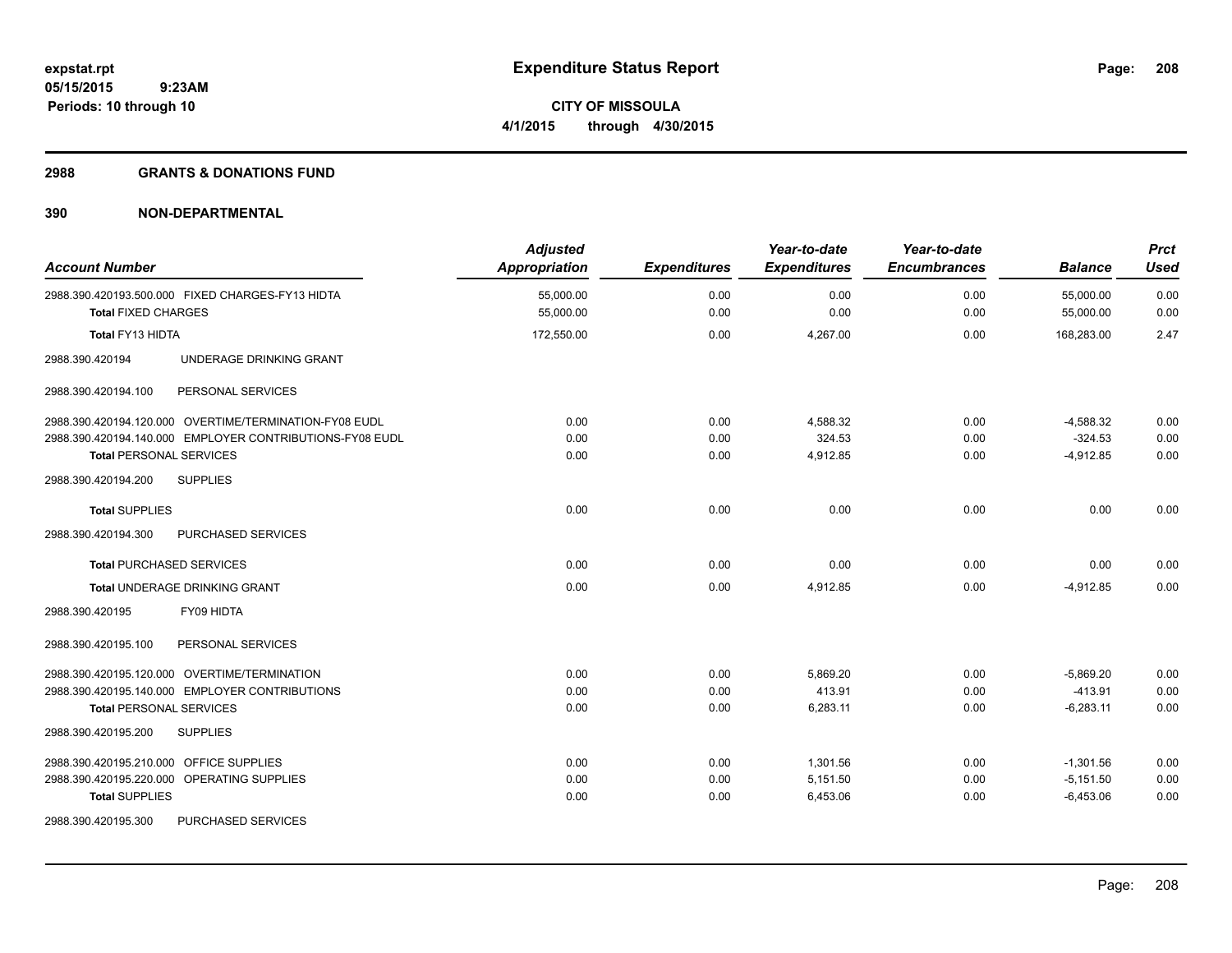# Expenditure Status Report

expstat.rpt
05/15/2015 9:23AM
Periods: 10 through 10

**CITY OF MISSOULA**
**4/1/2015 through 4/30/2015**

## 2988 GRANTS & DONATIONS FUND

## 390 NON-DEPARTMENTAL

| Account Number | Adjusted Appropriation | Expenditures | Year-to-date Expenditures | Year-to-date Encumbrances | Balance | Prct Used |
|---|---|---|---|---|---|---|
| 2988.390.420193.500.000 FIXED CHARGES-FY13 HIDTA | 55,000.00 | 0.00 | 0.00 | 0.00 | 55,000.00 | 0.00 |
| **Total** FIXED CHARGES | 55,000.00 | 0.00 | 0.00 | 0.00 | 55,000.00 | 0.00 |
| **Total** FY13 HIDTA | 172,550.00 | 0.00 | 4,267.00 | 0.00 | 168,283.00 | 2.47 |
| 2988.390.420194 UNDERAGE DRINKING GRANT | | | | | | |
| 2988.390.420194.100 PERSONAL SERVICES | | | | | | |
| 2988.390.420194.120.000 OVERTIME/TERMINATION-FY08 EUDL | 0.00 | 0.00 | 4,588.32 | 0.00 | -4,588.32 | 0.00 |
| 2988.390.420194.140.000 EMPLOYER CONTRIBUTIONS-FY08 EUDL | 0.00 | 0.00 | 324.53 | 0.00 | -324.53 | 0.00 |
| **Total** PERSONAL SERVICES | 0.00 | 0.00 | 4,912.85 | 0.00 | -4,912.85 | 0.00 |
| 2988.390.420194.200 SUPPLIES | | | | | | |
| **Total** SUPPLIES | 0.00 | 0.00 | 0.00 | 0.00 | 0.00 | 0.00 |
| 2988.390.420194.300 PURCHASED SERVICES | | | | | | |
| **Total** PURCHASED SERVICES | 0.00 | 0.00 | 0.00 | 0.00 | 0.00 | 0.00 |
| **Total** UNDERAGE DRINKING GRANT | 0.00 | 0.00 | 4,912.85 | 0.00 | -4,912.85 | 0.00 |
| 2988.390.420195 FY09 HIDTA | | | | | | |
| 2988.390.420195.100 PERSONAL SERVICES | | | | | | |
| 2988.390.420195.120.000 OVERTIME/TERMINATION | 0.00 | 0.00 | 5,869.20 | 0.00 | -5,869.20 | 0.00 |
| 2988.390.420195.140.000 EMPLOYER CONTRIBUTIONS | 0.00 | 0.00 | 413.91 | 0.00 | -413.91 | 0.00 |
| **Total** PERSONAL SERVICES | 0.00 | 0.00 | 6,283.11 | 0.00 | -6,283.11 | 0.00 |
| 2988.390.420195.200 SUPPLIES | | | | | | |
| 2988.390.420195.210.000 OFFICE SUPPLIES | 0.00 | 0.00 | 1,301.56 | 0.00 | -1,301.56 | 0.00 |
| 2988.390.420195.220.000 OPERATING SUPPLIES | 0.00 | 0.00 | 5,151.50 | 0.00 | -5,151.50 | 0.00 |
| **Total** SUPPLIES | 0.00 | 0.00 | 6,453.06 | 0.00 | -6,453.06 | 0.00 |
| 2988.390.420195.300 PURCHASED SERVICES | | | | | | |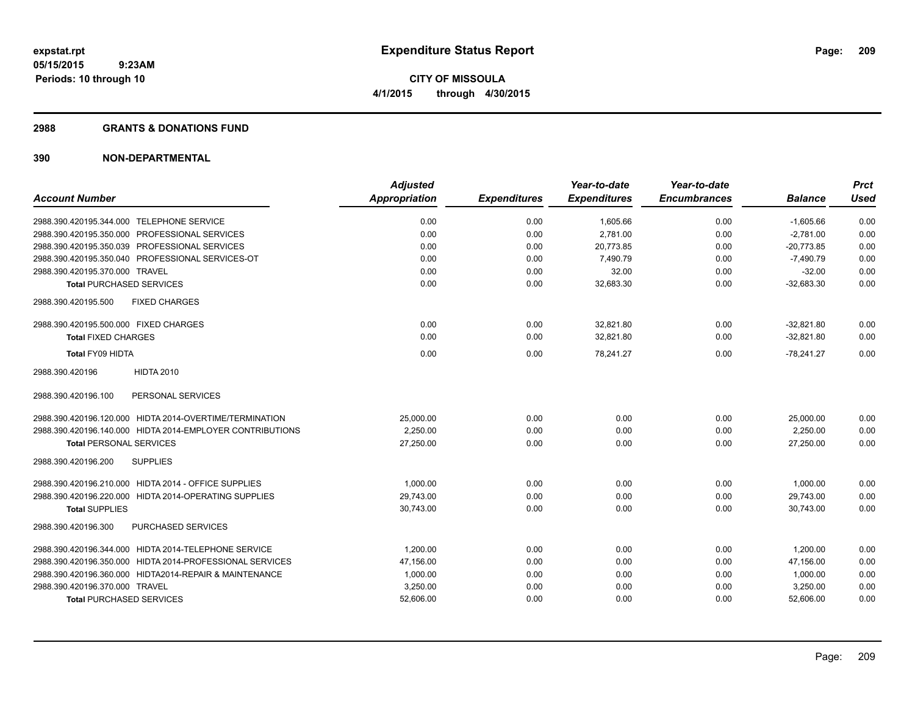**expstat.rpt**
**05/15/2015 9:23AM**
**Periods: 10 through 10**

# Expenditure Status Report

**CITY OF MISSOULA**
**4/1/2015 through 4/30/2015**

## 2988 GRANTS & DONATIONS FUND

## 390 NON-DEPARTMENTAL

| Account Number | Adjusted Appropriation | Expenditures | Year-to-date Expenditures | Year-to-date Encumbrances | Balance | Prct Used |
|---|---|---|---|---|---|---|
| 2988.390.420195.344.000 TELEPHONE SERVICE | 0.00 | 0.00 | 1,605.66 | 0.00 | -1,605.66 | 0.00 |
| 2988.390.420195.350.000 PROFESSIONAL SERVICES | 0.00 | 0.00 | 2,781.00 | 0.00 | -2,781.00 | 0.00 |
| 2988.390.420195.350.039 PROFESSIONAL SERVICES | 0.00 | 0.00 | 20,773.85 | 0.00 | -20,773.85 | 0.00 |
| 2988.390.420195.350.040 PROFESSIONAL SERVICES-OT | 0.00 | 0.00 | 7,490.79 | 0.00 | -7,490.79 | 0.00 |
| 2988.390.420195.370.000 TRAVEL | 0.00 | 0.00 | 32.00 | 0.00 | -32.00 | 0.00 |
| **Total** PURCHASED SERVICES | 0.00 | 0.00 | 32,683.30 | 0.00 | -32,683.30 | 0.00 |
| 2988.390.420195.500 FIXED CHARGES | | | | | | |
| 2988.390.420195.500.000 FIXED CHARGES | 0.00 | 0.00 | 32,821.80 | 0.00 | -32,821.80 | 0.00 |
| **Total** FIXED CHARGES | 0.00 | 0.00 | 32,821.80 | 0.00 | -32,821.80 | 0.00 |
| **Total** FY09 HIDTA | 0.00 | 0.00 | 78,241.27 | 0.00 | -78,241.27 | 0.00 |
| 2988.390.420196 HIDTA 2010 | | | | | | |
| 2988.390.420196.100 PERSONAL SERVICES | | | | | | |
| 2988.390.420196.120.000 HIDTA 2014-OVERTIME/TERMINATION | 25,000.00 | 0.00 | 0.00 | 0.00 | 25,000.00 | 0.00 |
| 2988.390.420196.140.000 HIDTA 2014-EMPLOYER CONTRIBUTIONS | 2,250.00 | 0.00 | 0.00 | 0.00 | 2,250.00 | 0.00 |
| **Total** PERSONAL SERVICES | 27,250.00 | 0.00 | 0.00 | 0.00 | 27,250.00 | 0.00 |
| 2988.390.420196.200 SUPPLIES | | | | | | |
| 2988.390.420196.210.000 HIDTA 2014 - OFFICE SUPPLIES | 1,000.00 | 0.00 | 0.00 | 0.00 | 1,000.00 | 0.00 |
| 2988.390.420196.220.000 HIDTA 2014-OPERATING SUPPLIES | 29,743.00 | 0.00 | 0.00 | 0.00 | 29,743.00 | 0.00 |
| **Total** SUPPLIES | 30,743.00 | 0.00 | 0.00 | 0.00 | 30,743.00 | 0.00 |
| 2988.390.420196.300 PURCHASED SERVICES | | | | | | |
| 2988.390.420196.344.000 HIDTA 2014-TELEPHONE SERVICE | 1,200.00 | 0.00 | 0.00 | 0.00 | 1,200.00 | 0.00 |
| 2988.390.420196.350.000 HIDTA 2014-PROFESSIONAL SERVICES | 47,156.00 | 0.00 | 0.00 | 0.00 | 47,156.00 | 0.00 |
| 2988.390.420196.360.000 HIDTA2014-REPAIR & MAINTENANCE | 1,000.00 | 0.00 | 0.00 | 0.00 | 1,000.00 | 0.00 |
| 2988.390.420196.370.000 TRAVEL | 3,250.00 | 0.00 | 0.00 | 0.00 | 3,250.00 | 0.00 |
| **Total** PURCHASED SERVICES | 52,606.00 | 0.00 | 0.00 | 0.00 | 52,606.00 | 0.00 |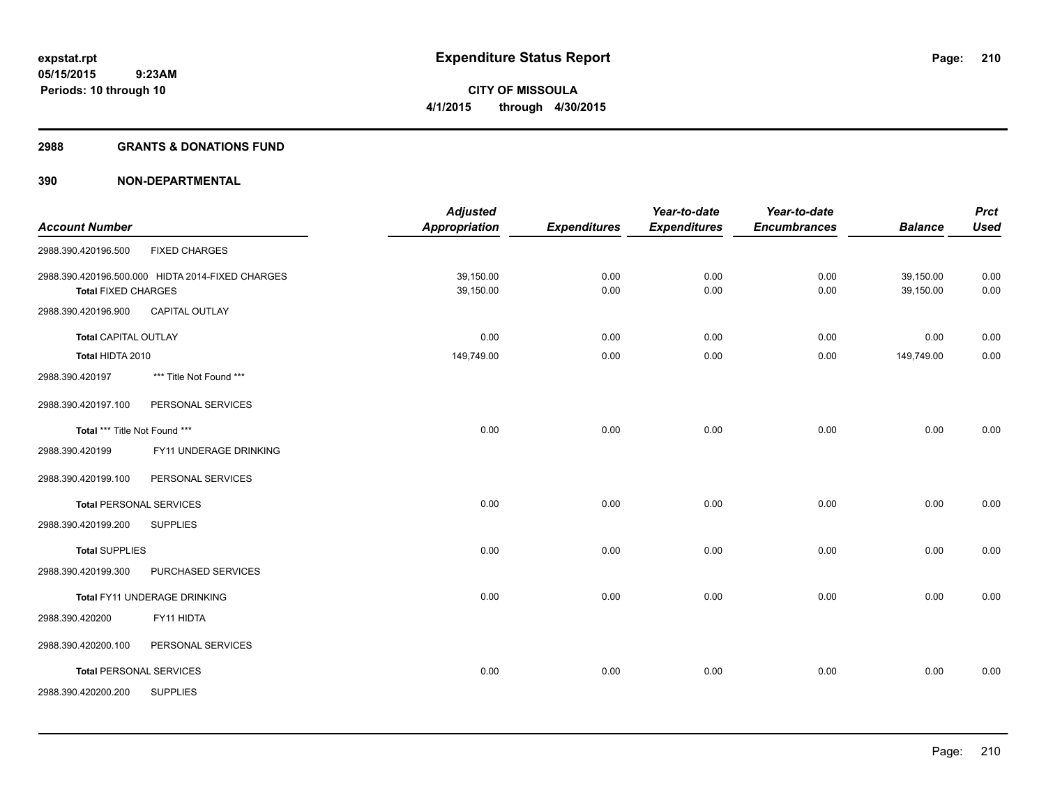expstat.rpt
05/15/2015 9:23AM
Periods: 10 through 10

# Expenditure Status Report

**CITY OF MISSOULA**
**4/1/2015 through 4/30/2015**

## 2988 GRANTS & DONATIONS FUND

## 390 NON-DEPARTMENTAL

| Account Number | | Adjusted Appropriation | Expenditures | Year-to-date Expenditures | Year-to-date Encumbrances | Balance | Prct Used |
|---|---|---|---|---|---|---|---|
| 2988.390.420196.500 | FIXED CHARGES | | | | | | |
| 2988.390.420196.500.000 HIDTA 2014-FIXED CHARGES | | 39,150.00 | 0.00 | 0.00 | 0.00 | 39,150.00 | 0.00 |
| **Total** FIXED CHARGES | | 39,150.00 | 0.00 | 0.00 | 0.00 | 39,150.00 | 0.00 |
| 2988.390.420196.900 | CAPITAL OUTLAY | | | | | | |
| **Total** CAPITAL OUTLAY | | 0.00 | 0.00 | 0.00 | 0.00 | 0.00 | 0.00 |
| **Total** HIDTA 2010 | | 149,749.00 | 0.00 | 0.00 | 0.00 | 149,749.00 | 0.00 |
| 2988.390.420197 | *** Title Not Found *** | | | | | | |
| 2988.390.420197.100 | PERSONAL SERVICES | | | | | | |
| **Total** *** Title Not Found *** | | 0.00 | 0.00 | 0.00 | 0.00 | 0.00 | 0.00 |
| 2988.390.420199 | FY11 UNDERAGE DRINKING | | | | | | |
| 2988.390.420199.100 | PERSONAL SERVICES | | | | | | |
| **Total** PERSONAL SERVICES | | 0.00 | 0.00 | 0.00 | 0.00 | 0.00 | 0.00 |
| 2988.390.420199.200 | SUPPLIES | | | | | | |
| **Total** SUPPLIES | | 0.00 | 0.00 | 0.00 | 0.00 | 0.00 | 0.00 |
| 2988.390.420199.300 | PURCHASED SERVICES | | | | | | |
| **Total** FY11 UNDERAGE DRINKING | | 0.00 | 0.00 | 0.00 | 0.00 | 0.00 | 0.00 |
| 2988.390.420200 | FY11 HIDTA | | | | | | |
| 2988.390.420200.100 | PERSONAL SERVICES | | | | | | |
| **Total** PERSONAL SERVICES | | 0.00 | 0.00 | 0.00 | 0.00 | 0.00 | 0.00 |
| 2988.390.420200.200 | SUPPLIES | | | | | | |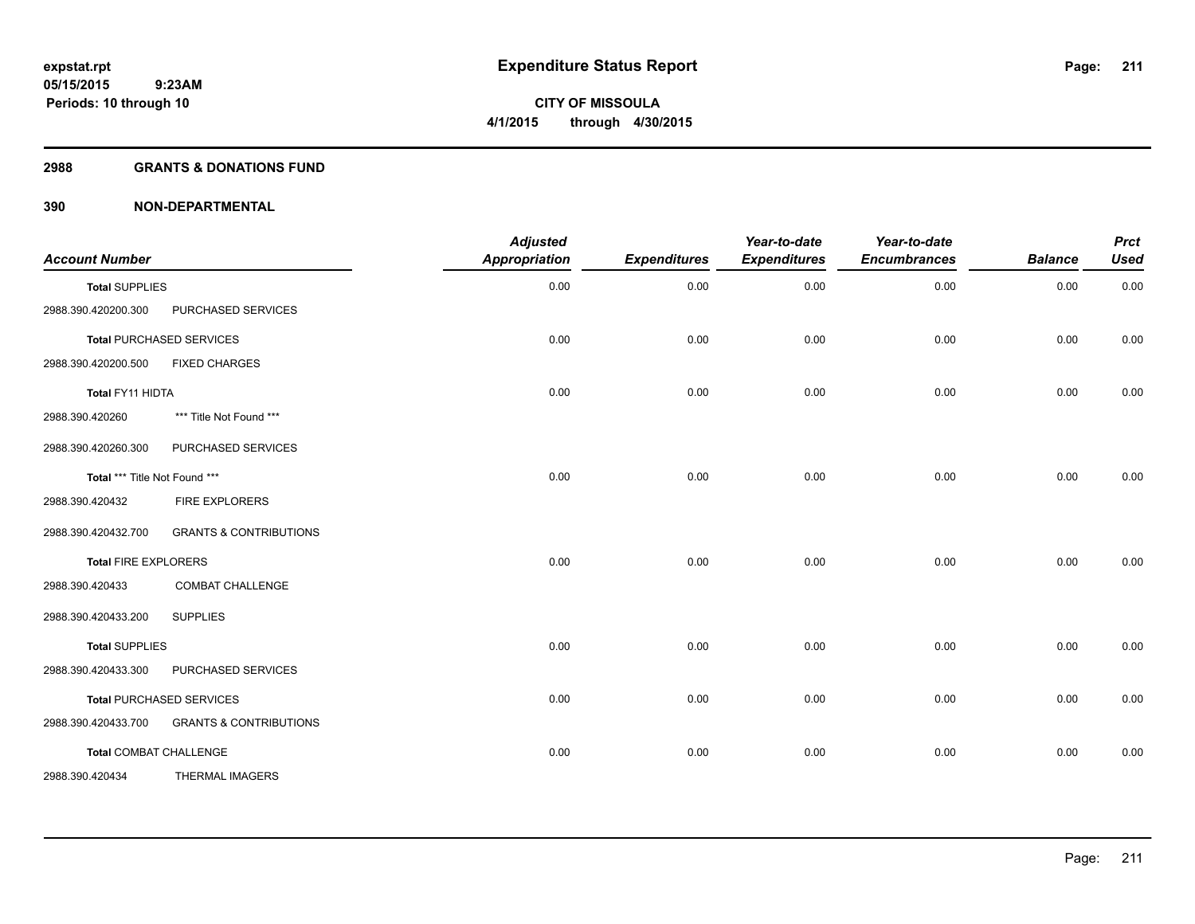# Expenditure Status Report

expstat.rpt
05/15/2015 9:23AM
Periods: 10 through 10

**CITY OF MISSOULA**
**4/1/2015 through 4/30/2015**

## 2988 GRANTS & DONATIONS FUND

## 390 NON-DEPARTMENTAL

| Account Number | | Adjusted Appropriation | Expenditures | Year-to-date Expenditures | Year-to-date Encumbrances | Balance | Prct Used |
|---|---|---|---|---|---|---|---|
| **Total** SUPPLIES | | 0.00 | 0.00 | 0.00 | 0.00 | 0.00 | 0.00 |
| 2988.390.420200.300 | PURCHASED SERVICES | | | | | | |
| **Total** PURCHASED SERVICES | | 0.00 | 0.00 | 0.00 | 0.00 | 0.00 | 0.00 |
| 2988.390.420200.500 | FIXED CHARGES | | | | | | |
| **Total** FY11 HIDTA | | 0.00 | 0.00 | 0.00 | 0.00 | 0.00 | 0.00 |
| 2988.390.420260 | *** Title Not Found *** | | | | | | |
| 2988.390.420260.300 | PURCHASED SERVICES | | | | | | |
| **Total** *** Title Not Found *** | | 0.00 | 0.00 | 0.00 | 0.00 | 0.00 | 0.00 |
| 2988.390.420432 | FIRE EXPLORERS | | | | | | |
| 2988.390.420432.700 | GRANTS & CONTRIBUTIONS | | | | | | |
| **Total** FIRE EXPLORERS | | 0.00 | 0.00 | 0.00 | 0.00 | 0.00 | 0.00 |
| 2988.390.420433 | COMBAT CHALLENGE | | | | | | |
| 2988.390.420433.200 | SUPPLIES | | | | | | |
| **Total** SUPPLIES | | 0.00 | 0.00 | 0.00 | 0.00 | 0.00 | 0.00 |
| 2988.390.420433.300 | PURCHASED SERVICES | | | | | | |
| **Total** PURCHASED SERVICES | | 0.00 | 0.00 | 0.00 | 0.00 | 0.00 | 0.00 |
| 2988.390.420433.700 | GRANTS & CONTRIBUTIONS | | | | | | |
| **Total** COMBAT CHALLENGE | | 0.00 | 0.00 | 0.00 | 0.00 | 0.00 | 0.00 |
| 2988.390.420434 | THERMAL IMAGERS | | | | | | |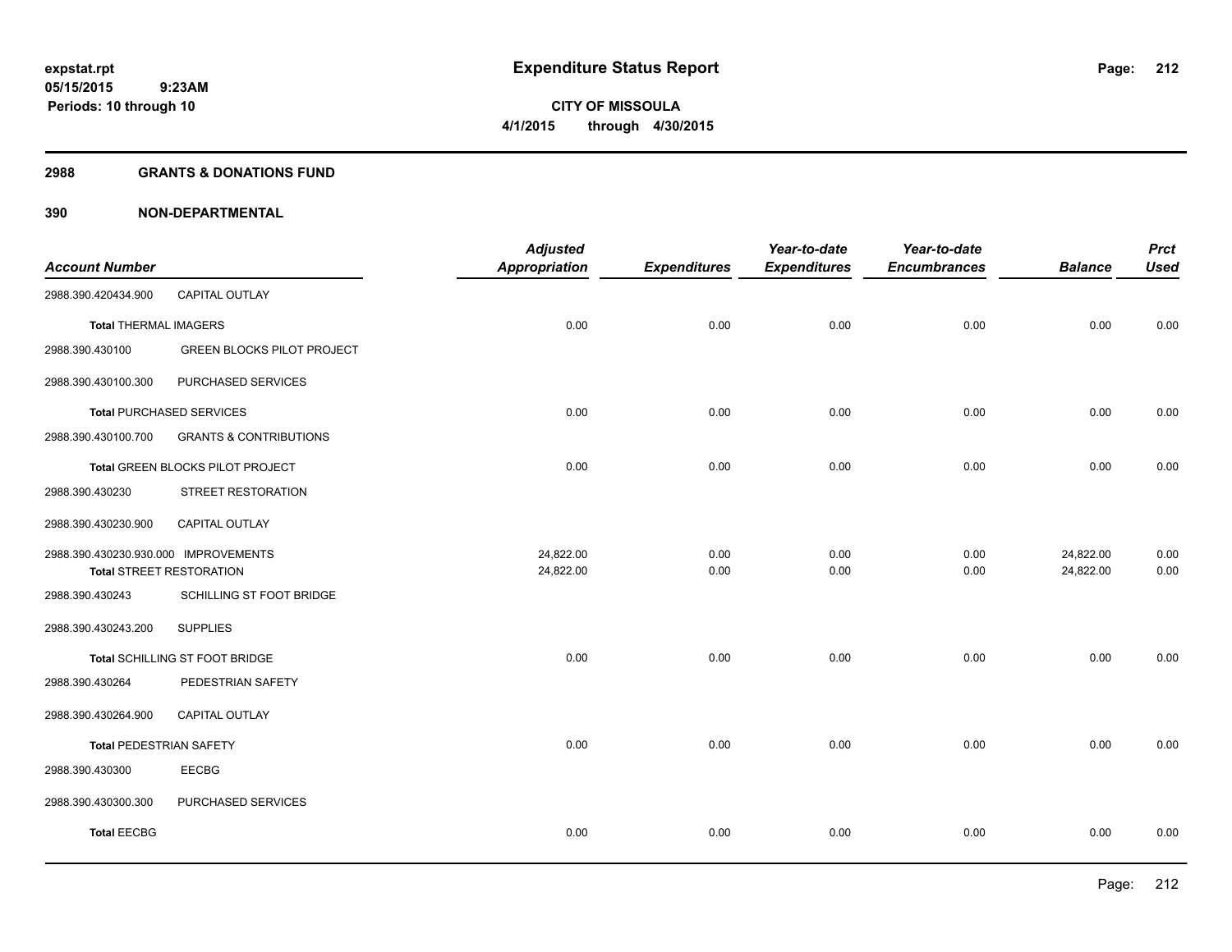# Expenditure Status Report

**CITY OF MISSOULA**

**4/1/2015 through 4/30/2015**

expstat.rpt
05/15/2015 9:23AM
Periods: 10 through 10

## 2988 GRANTS & DONATIONS FUND

## 390 NON-DEPARTMENTAL

| Account Number | | Adjusted Appropriation | Expenditures | Year-to-date Expenditures | Year-to-date Encumbrances | Balance | Prct Used |
|---|---|---|---|---|---|---|---|
| 2988.390.420434.900 | CAPITAL OUTLAY | | | | | | |
| **Total** THERMAL IMAGERS | | 0.00 | 0.00 | 0.00 | 0.00 | 0.00 | 0.00 |
| 2988.390.430100 | GREEN BLOCKS PILOT PROJECT | | | | | | |
| 2988.390.430100.300 | PURCHASED SERVICES | | | | | | |
| **Total** PURCHASED SERVICES | | 0.00 | 0.00 | 0.00 | 0.00 | 0.00 | 0.00 |
| 2988.390.430100.700 | GRANTS & CONTRIBUTIONS | | | | | | |
| **Total** GREEN BLOCKS PILOT PROJECT | | 0.00 | 0.00 | 0.00 | 0.00 | 0.00 | 0.00 |
| 2988.390.430230 | STREET RESTORATION | | | | | | |
| 2988.390.430230.900 | CAPITAL OUTLAY | | | | | | |
| 2988.390.430230.930.000 | IMPROVEMENTS | 24,822.00 | 0.00 | 0.00 | 0.00 | 24,822.00 | 0.00 |
| **Total** STREET RESTORATION | | 24,822.00 | 0.00 | 0.00 | 0.00 | 24,822.00 | 0.00 |
| 2988.390.430243 | SCHILLING ST FOOT BRIDGE | | | | | | |
| 2988.390.430243.200 | SUPPLIES | | | | | | |
| **Total** SCHILLING ST FOOT BRIDGE | | 0.00 | 0.00 | 0.00 | 0.00 | 0.00 | 0.00 |
| 2988.390.430264 | PEDESTRIAN SAFETY | | | | | | |
| 2988.390.430264.900 | CAPITAL OUTLAY | | | | | | |
| **Total** PEDESTRIAN SAFETY | | 0.00 | 0.00 | 0.00 | 0.00 | 0.00 | 0.00 |
| 2988.390.430300 | EECBG | | | | | | |
| 2988.390.430300.300 | PURCHASED SERVICES | | | | | | |
| **Total** EECBG | | 0.00 | 0.00 | 0.00 | 0.00 | 0.00 | 0.00 |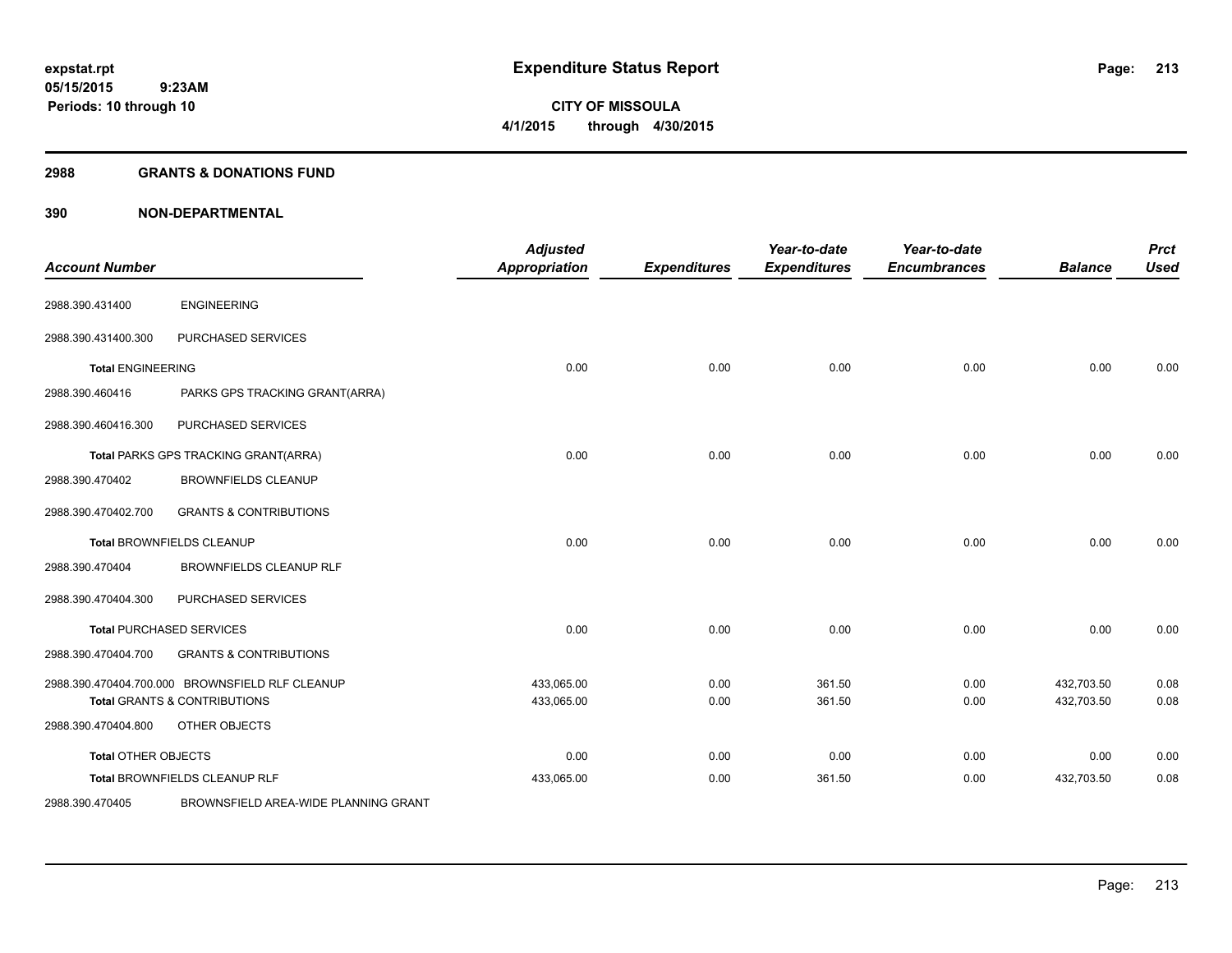# Expenditure Status Report

**CITY OF MISSOULA**

**4/1/2015 through 4/30/2015**

**expstat.rpt**
**05/15/2015 9:23AM**
**Periods: 10 through 10**

## 2988 GRANTS & DONATIONS FUND

## 390 NON-DEPARTMENTAL

| Account Number | | Adjusted Appropriation | Expenditures | Year-to-date Expenditures | Year-to-date Encumbrances | Balance | Prct Used |
|---|---|---|---|---|---|---|---|
| 2988.390.431400 | ENGINEERING | | | | | | |
| 2988.390.431400.300 | PURCHASED SERVICES | | | | | | |
| **Total** ENGINEERING | | 0.00 | 0.00 | 0.00 | 0.00 | 0.00 | 0.00 |
| 2988.390.460416 | PARKS GPS TRACKING GRANT(ARRA) | | | | | | |
| 2988.390.460416.300 | PURCHASED SERVICES | | | | | | |
| **Total** PARKS GPS TRACKING GRANT(ARRA) | | 0.00 | 0.00 | 0.00 | 0.00 | 0.00 | 0.00 |
| 2988.390.470402 | BROWNFIELDS CLEANUP | | | | | | |
| 2988.390.470402.700 | GRANTS & CONTRIBUTIONS | | | | | | |
| **Total** BROWNFIELDS CLEANUP | | 0.00 | 0.00 | 0.00 | 0.00 | 0.00 | 0.00 |
| 2988.390.470404 | BROWNFIELDS CLEANUP RLF | | | | | | |
| 2988.390.470404.300 | PURCHASED SERVICES | | | | | | |
| **Total** PURCHASED SERVICES | | 0.00 | 0.00 | 0.00 | 0.00 | 0.00 | 0.00 |
| 2988.390.470404.700 | GRANTS & CONTRIBUTIONS | | | | | | |
| 2988.390.470404.700.000 | BROWNSFIELD RLF CLEANUP | 433,065.00 | 0.00 | 361.50 | 0.00 | 432,703.50 | 0.08 |
| **Total** GRANTS & CONTRIBUTIONS | | 433,065.00 | 0.00 | 361.50 | 0.00 | 432,703.50 | 0.08 |
| 2988.390.470404.800 | OTHER OBJECTS | | | | | | |
| **Total** OTHER OBJECTS | | 0.00 | 0.00 | 0.00 | 0.00 | 0.00 | 0.00 |
| **Total** BROWNFIELDS CLEANUP RLF | | 433,065.00 | 0.00 | 361.50 | 0.00 | 432,703.50 | 0.08 |
| 2988.390.470405 | BROWNSFIELD AREA-WIDE PLANNING GRANT | | | | | | |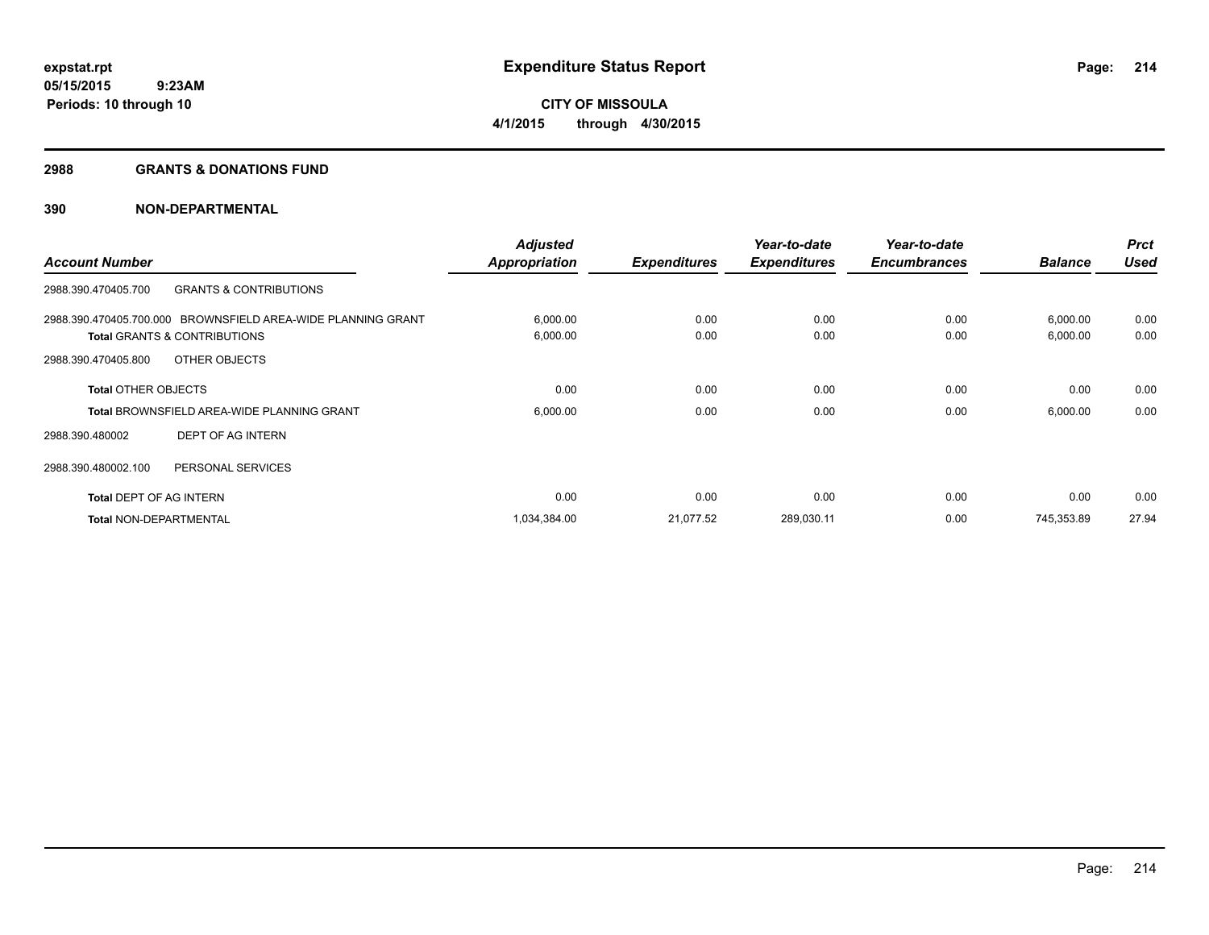**expstat.rpt**
**05/15/2015 9:23AM**
**Periods: 10 through 10**

# Expenditure Status Report

**CITY OF MISSOULA**
**4/1/2015 through 4/30/2015**

## 2988 GRANTS & DONATIONS FUND

## 390 NON-DEPARTMENTAL

| Account Number | Adjusted Appropriation | Expenditures | Year-to-date Expenditures | Year-to-date Encumbrances | Balance | Prct Used |
|---|---|---|---|---|---|---|
| 2988.390.470405.700 GRANTS & CONTRIBUTIONS | | | | | | |
| 2988.390.470405.700.000 BROWNSFIELD AREA-WIDE PLANNING GRANT | 6,000.00 | 0.00 | 0.00 | 0.00 | 6,000.00 | 0.00 |
| **Total** GRANTS & CONTRIBUTIONS | 6,000.00 | 0.00 | 0.00 | 0.00 | 6,000.00 | 0.00 |
| 2988.390.470405.800 OTHER OBJECTS | | | | | | |
| **Total** OTHER OBJECTS | 0.00 | 0.00 | 0.00 | 0.00 | 0.00 | 0.00 |
| **Total** BROWNSFIELD AREA-WIDE PLANNING GRANT | 6,000.00 | 0.00 | 0.00 | 0.00 | 6,000.00 | 0.00 |
| 2988.390.480002 DEPT OF AG INTERN | | | | | | |
| 2988.390.480002.100 PERSONAL SERVICES | | | | | | |
| **Total** DEPT OF AG INTERN | 0.00 | 0.00 | 0.00 | 0.00 | 0.00 | 0.00 |
| **Total** NON-DEPARTMENTAL | 1,034,384.00 | 21,077.52 | 289,030.11 | 0.00 | 745,353.89 | 27.94 |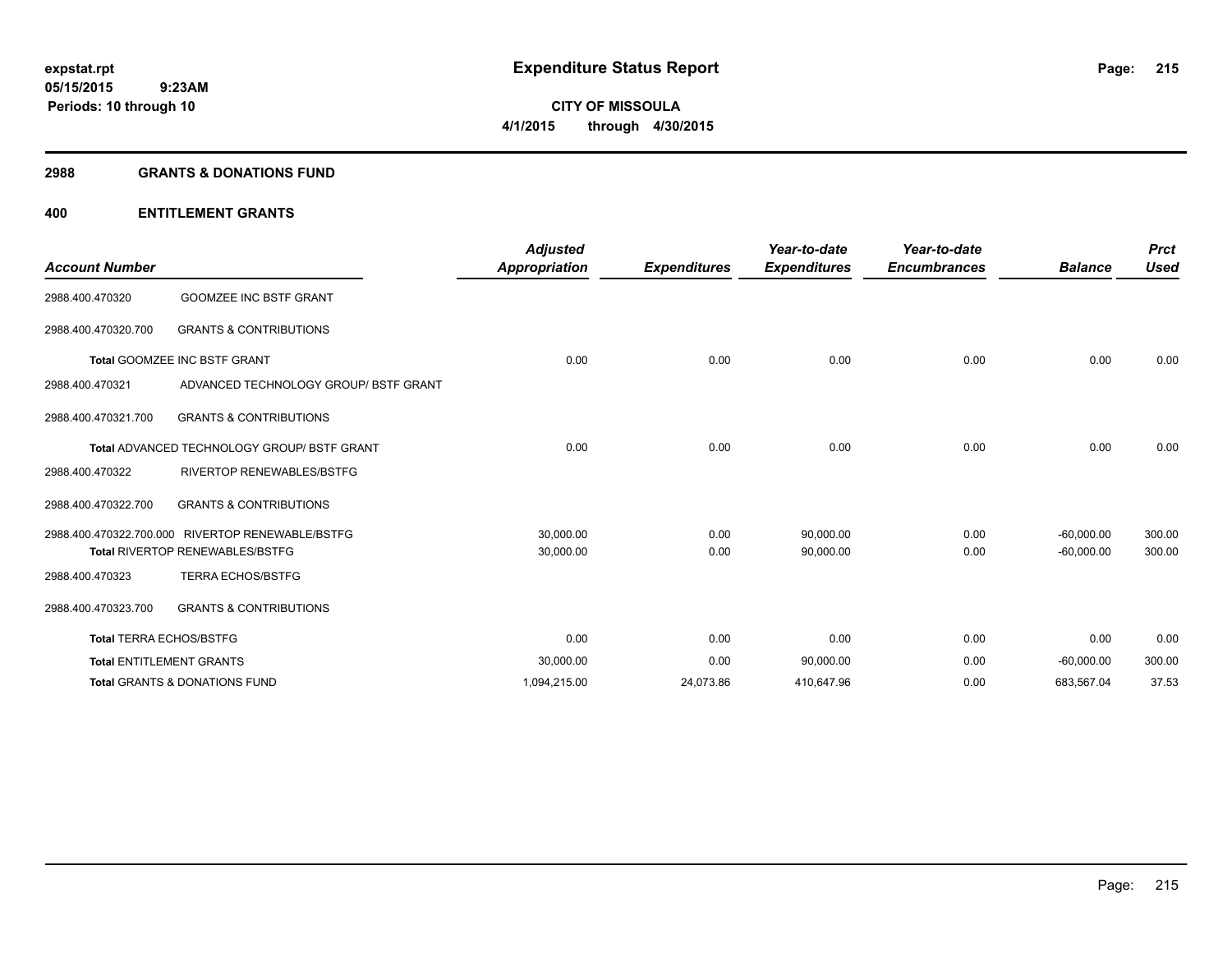expstat.rpt
05/15/2015 9:23AM
Periods: 10 through 10

# Expenditure Status Report

CITY OF MISSOULA
4/1/2015 through 4/30/2015

## 2988 GRANTS & DONATIONS FUND

## 400 ENTITLEMENT GRANTS

| Account Number | | Adjusted Appropriation | Expenditures | Year-to-date Expenditures | Year-to-date Encumbrances | Balance | Prct Used |
|---|---|---|---|---|---|---|---|
| 2988.400.470320 | GOOMZEE INC BSTF GRANT | | | | | | |
| 2988.400.470320.700 | GRANTS & CONTRIBUTIONS | | | | | | |
| **Total** GOOMZEE INC BSTF GRANT | | 0.00 | 0.00 | 0.00 | 0.00 | 0.00 | 0.00 |
| 2988.400.470321 | ADVANCED TECHNOLOGY GROUP/ BSTF GRANT | | | | | | |
| 2988.400.470321.700 | GRANTS & CONTRIBUTIONS | | | | | | |
| **Total** ADVANCED TECHNOLOGY GROUP/ BSTF GRANT | | 0.00 | 0.00 | 0.00 | 0.00 | 0.00 | 0.00 |
| 2988.400.470322 | RIVERTOP RENEWABLES/BSTFG | | | | | | |
| 2988.400.470322.700 | GRANTS & CONTRIBUTIONS | | | | | | |
| 2988.400.470322.700.000 | RIVERTOP RENEWABLE/BSTFG | 30,000.00 | 0.00 | 90,000.00 | 0.00 | -60,000.00 | 300.00 |
| **Total** RIVERTOP RENEWABLES/BSTFG | | 30,000.00 | 0.00 | 90,000.00 | 0.00 | -60,000.00 | 300.00 |
| 2988.400.470323 | TERRA ECHOS/BSTFG | | | | | | |
| 2988.400.470323.700 | GRANTS & CONTRIBUTIONS | | | | | | |
| **Total** TERRA ECHOS/BSTFG | | 0.00 | 0.00 | 0.00 | 0.00 | 0.00 | 0.00 |
| **Total** ENTITLEMENT GRANTS | | 30,000.00 | 0.00 | 90,000.00 | 0.00 | -60,000.00 | 300.00 |
| **Total** GRANTS & DONATIONS FUND | | 1,094,215.00 | 24,073.86 | 410,647.96 | 0.00 | 683,567.04 | 37.53 |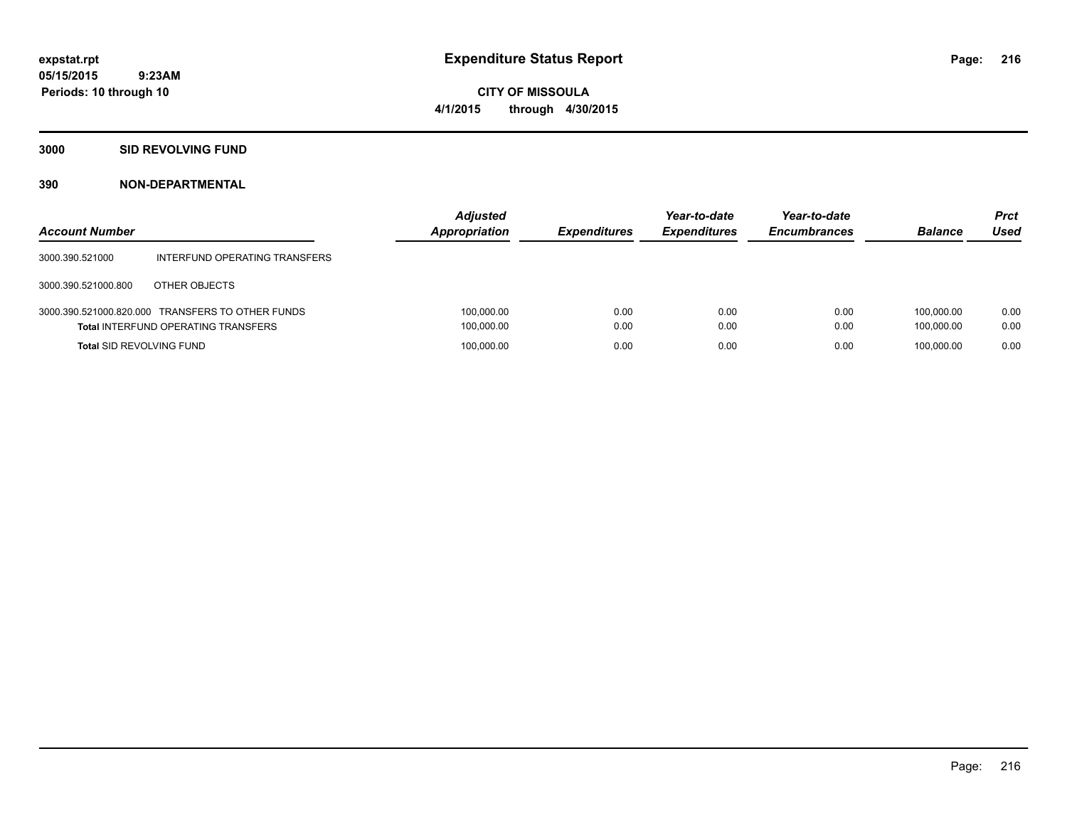**expstat.rpt**
**05/15/2015 9:23AM**
**Periods: 10 through 10**

# Expenditure Status Report

**CITY OF MISSOULA**
**4/1/2015 through 4/30/2015**

## 3000 SID REVOLVING FUND

### 390 NON-DEPARTMENTAL

| Account Number | | Adjusted Appropriation | Expenditures | Year-to-date Expenditures | Year-to-date Encumbrances | Balance | Prct Used |
|---|---|---|---|---|---|---|---|
| 3000.390.521000 | INTERFUND OPERATING TRANSFERS | | | | | | |
| 3000.390.521000.800 | OTHER OBJECTS | | | | | | |
| 3000.390.521000.820.000 | TRANSFERS TO OTHER FUNDS | 100,000.00 | 0.00 | 0.00 | 0.00 | 100,000.00 | 0.00 |
| **Total** INTERFUND OPERATING TRANSFERS | | 100,000.00 | 0.00 | 0.00 | 0.00 | 100,000.00 | 0.00 |
| **Total** SID REVOLVING FUND | | 100,000.00 | 0.00 | 0.00 | 0.00 | 100,000.00 | 0.00 |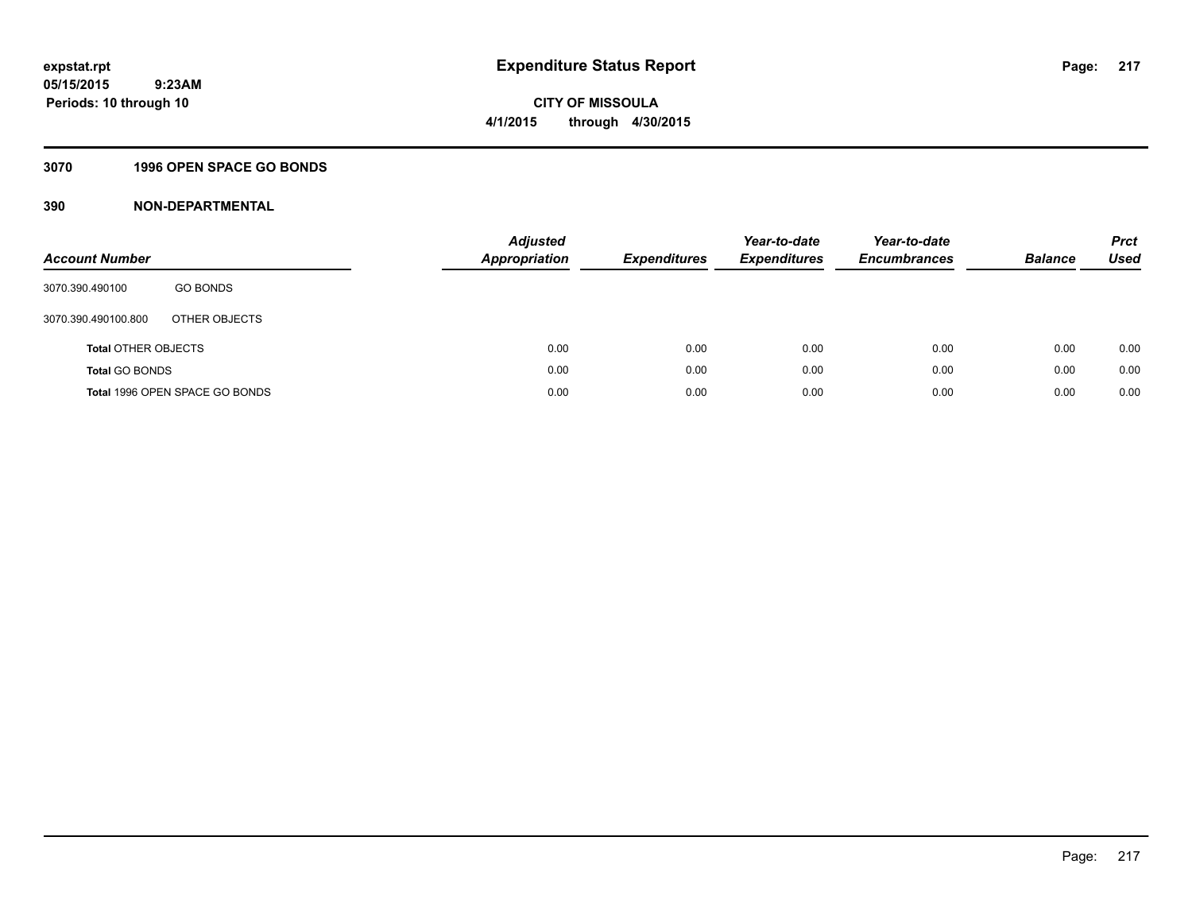**expstat.rpt**
**05/15/2015 9:23AM**
**Periods: 10 through 10**

# Expenditure Status Report

**CITY OF MISSOULA**
**4/1/2015 through 4/30/2015**

## 3070 1996 OPEN SPACE GO BONDS

## 390 NON-DEPARTMENTAL

| Account Number | | Adjusted Appropriation | Expenditures | Year-to-date Expenditures | Year-to-date Encumbrances | Balance | Prct Used |
|---|---|---|---|---|---|---|---|
| 3070.390.490100 | GO BONDS | | | | | | |
| 3070.390.490100.800 | OTHER OBJECTS | | | | | | |
| **Total** OTHER OBJECTS | | 0.00 | 0.00 | 0.00 | 0.00 | 0.00 | 0.00 |
| **Total** GO BONDS | | 0.00 | 0.00 | 0.00 | 0.00 | 0.00 | 0.00 |
| **Total** 1996 OPEN SPACE GO BONDS | | 0.00 | 0.00 | 0.00 | 0.00 | 0.00 | 0.00 |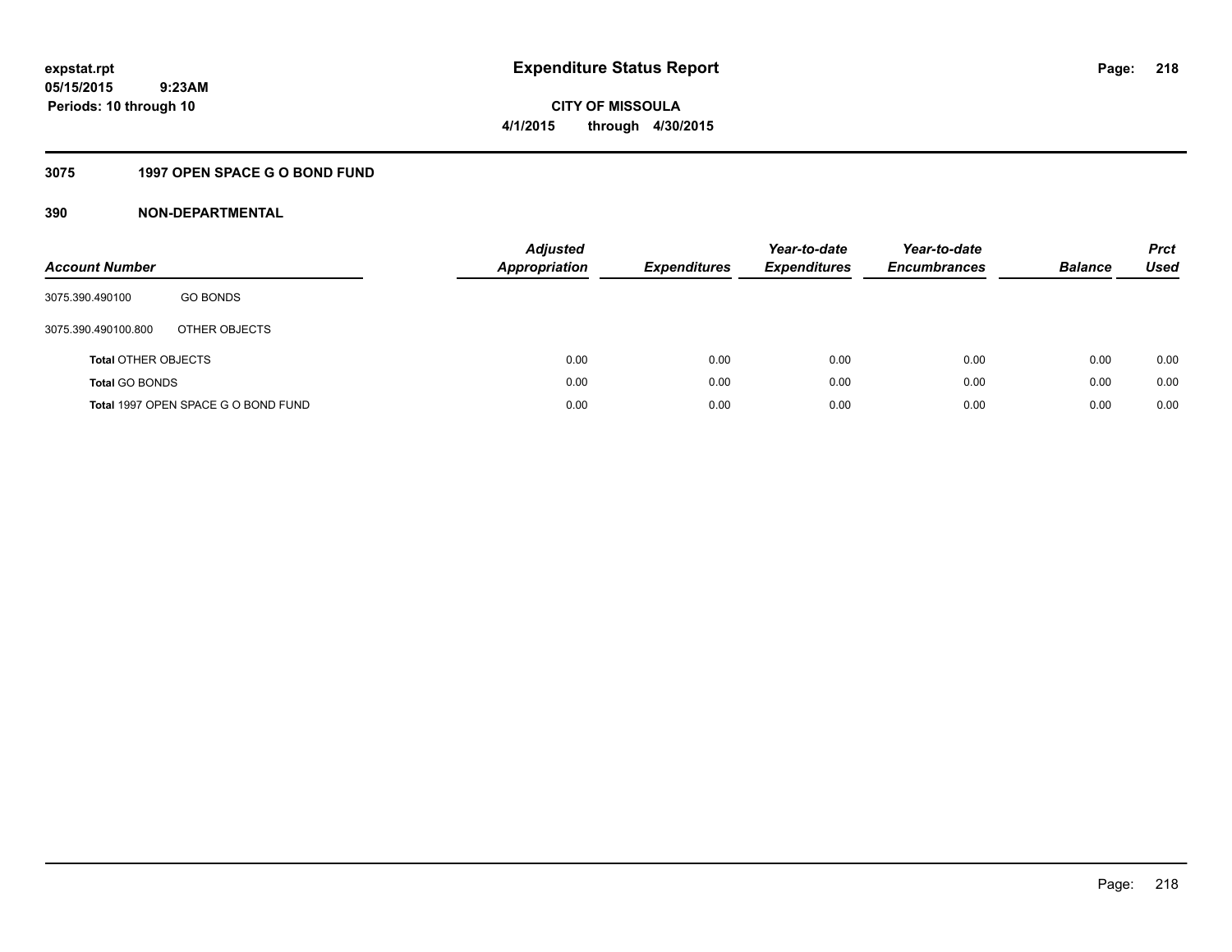**expstat.rpt**
**05/15/2015 9:23AM**
**Periods: 10 through 10**

# Expenditure Status Report

**CITY OF MISSOULA**
**4/1/2015 through 4/30/2015**

## 3075 1997 OPEN SPACE G O BOND FUND

## 390 NON-DEPARTMENTAL

| Account Number | | Adjusted Appropriation | Expenditures | Year-to-date Expenditures | Year-to-date Encumbrances | Balance | Prct Used |
|---|---|---|---|---|---|---|---|
| 3075.390.490100 | GO BONDS | | | | | | |
| 3075.390.490100.800 | OTHER OBJECTS | | | | | | |
| **Total** OTHER OBJECTS | | 0.00 | 0.00 | 0.00 | 0.00 | 0.00 | 0.00 |
| **Total** GO BONDS | | 0.00 | 0.00 | 0.00 | 0.00 | 0.00 | 0.00 |
| **Total** 1997 OPEN SPACE G O BOND FUND | | 0.00 | 0.00 | 0.00 | 0.00 | 0.00 | 0.00 |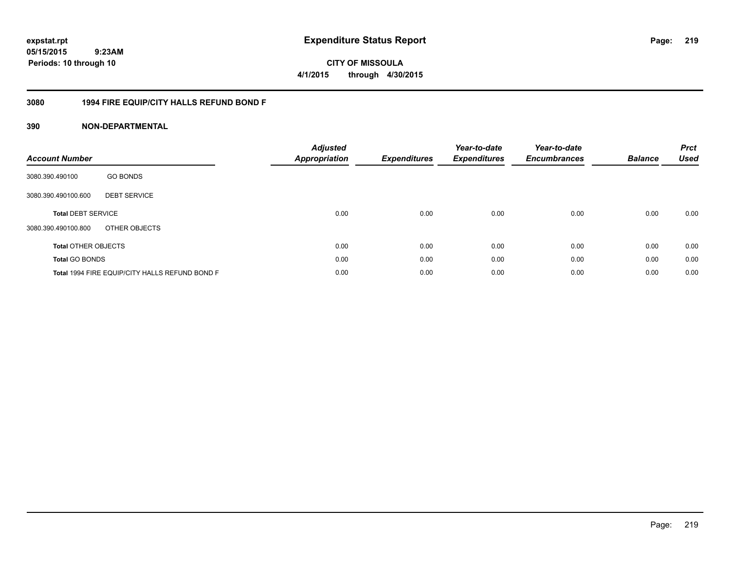# Expenditure Status Report

**CITY OF MISSOULA**

**4/1/2015 through 4/30/2015**

expstat.rpt
05/15/2015 9:23AM
Periods: 10 through 10

## 3080 1994 FIRE EQUIP/CITY HALLS REFUND BOND F

## 390 NON-DEPARTMENTAL

| Account Number | | Adjusted Appropriation | Expenditures | Year-to-date Expenditures | Year-to-date Encumbrances | Balance | Prct Used |
|---|---|---|---|---|---|---|---|
| 3080.390.490100 | GO BONDS | | | | | | |
| 3080.390.490100.600 | DEBT SERVICE | | | | | | |
| **Total** DEBT SERVICE | | 0.00 | 0.00 | 0.00 | 0.00 | 0.00 | 0.00 |
| 3080.390.490100.800 | OTHER OBJECTS | | | | | | |
| **Total** OTHER OBJECTS | | 0.00 | 0.00 | 0.00 | 0.00 | 0.00 | 0.00 |
| **Total** GO BONDS | | 0.00 | 0.00 | 0.00 | 0.00 | 0.00 | 0.00 |
| **Total** 1994 FIRE EQUIP/CITY HALLS REFUND BOND F | | 0.00 | 0.00 | 0.00 | 0.00 | 0.00 | 0.00 |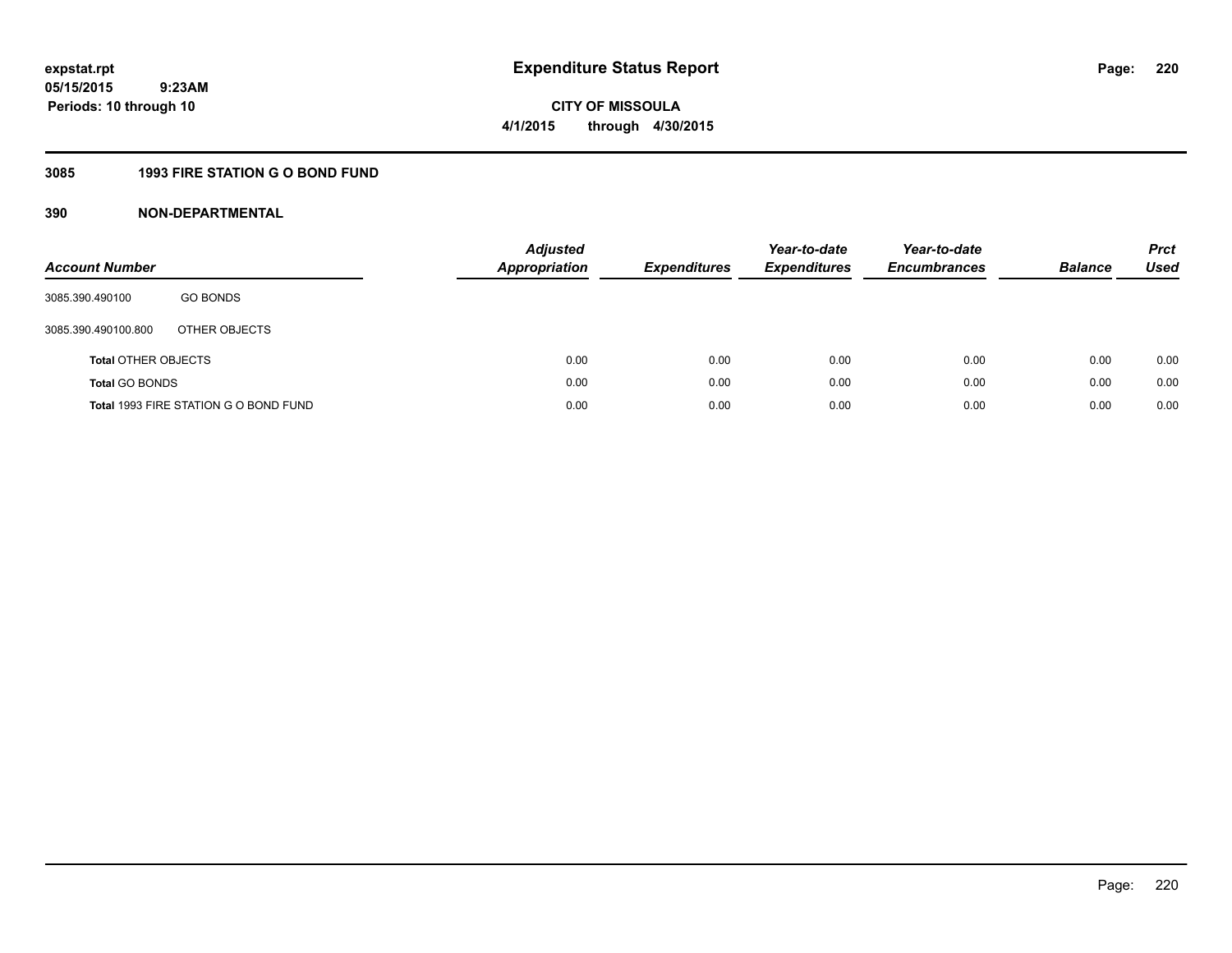# Expenditure Status Report

expstat.rpt
05/15/2015 9:23AM
Periods: 10 through 10

CITY OF MISSOULA
4/1/2015 through 4/30/2015

## 3085 1993 FIRE STATION G O BOND FUND

## 390 NON-DEPARTMENTAL

| Account Number | | Adjusted Appropriation | Expenditures | Year-to-date Expenditures | Year-to-date Encumbrances | Balance | Prct Used |
|---|---|---|---|---|---|---|---|
| 3085.390.490100 | GO BONDS | | | | | | |
| 3085.390.490100.800 | OTHER OBJECTS | | | | | | |
| **Total** OTHER OBJECTS | | 0.00 | 0.00 | 0.00 | 0.00 | 0.00 | 0.00 |
| **Total** GO BONDS | | 0.00 | 0.00 | 0.00 | 0.00 | 0.00 | 0.00 |
| **Total** 1993 FIRE STATION G O BOND FUND | | 0.00 | 0.00 | 0.00 | 0.00 | 0.00 | 0.00 |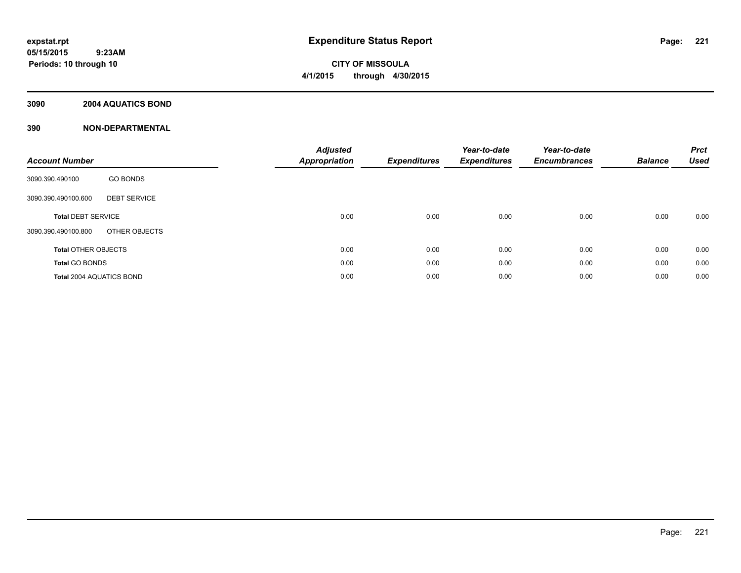**expstat.rpt**
**05/15/2015 9:23AM**
**Periods: 10 through 10**

# Expenditure Status Report

**CITY OF MISSOULA**
**4/1/2015 through 4/30/2015**

## 3090 2004 AQUATICS BOND

## 390 NON-DEPARTMENTAL

| Account Number | | Adjusted Appropriation | Expenditures | Year-to-date Expenditures | Year-to-date Encumbrances | Balance | Prct Used |
|---|---|---|---|---|---|---|---|
| 3090.390.490100 | GO BONDS | | | | | | |
| 3090.390.490100.600 | DEBT SERVICE | | | | | | |
| **Total** DEBT SERVICE | | 0.00 | 0.00 | 0.00 | 0.00 | 0.00 | 0.00 |
| 3090.390.490100.800 | OTHER OBJECTS | | | | | | |
| **Total** OTHER OBJECTS | | 0.00 | 0.00 | 0.00 | 0.00 | 0.00 | 0.00 |
| **Total** GO BONDS | | 0.00 | 0.00 | 0.00 | 0.00 | 0.00 | 0.00 |
| **Total** 2004 AQUATICS BOND | | 0.00 | 0.00 | 0.00 | 0.00 | 0.00 | 0.00 |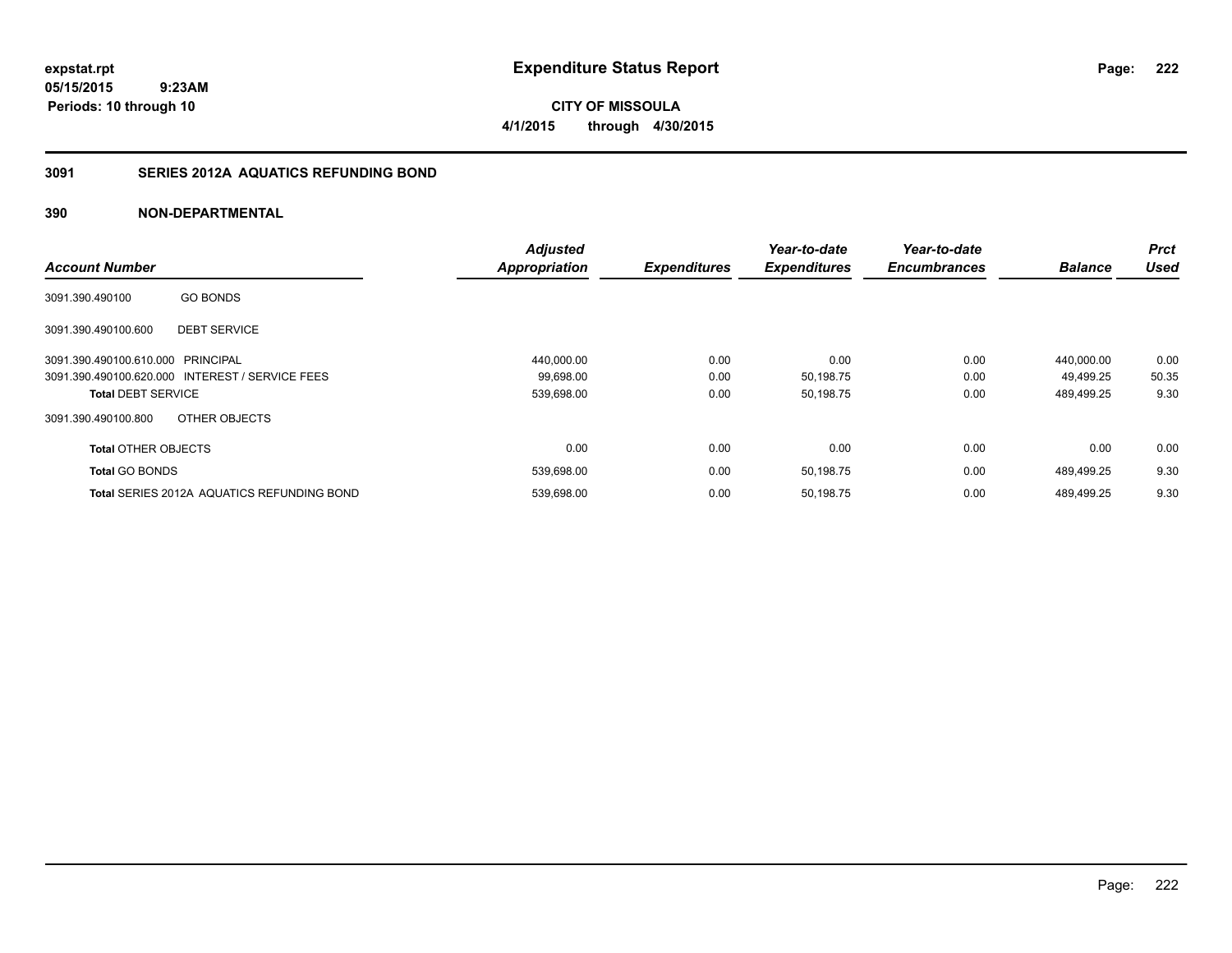expstat.rpt
05/15/2015 9:23AM
Periods: 10 through 10

# Expenditure Status Report

CITY OF MISSOULA
4/1/2015 through 4/30/2015

## 3091 SERIES 2012A AQUATICS REFUNDING BOND

## 390 NON-DEPARTMENTAL

| Account Number | | Adjusted Appropriation | Expenditures | Year-to-date Expenditures | Year-to-date Encumbrances | Balance | Prct Used |
|---|---|---|---|---|---|---|---|
| 3091.390.490100 | GO BONDS | | | | | | |
| 3091.390.490100.600 | DEBT SERVICE | | | | | | |
| 3091.390.490100.610.000 | PRINCIPAL | 440,000.00 | 0.00 | 0.00 | 0.00 | 440,000.00 | 0.00 |
| 3091.390.490100.620.000 | INTEREST / SERVICE FEES | 99,698.00 | 0.00 | 50,198.75 | 0.00 | 49,499.25 | 50.35 |
| **Total** DEBT SERVICE | | 539,698.00 | 0.00 | 50,198.75 | 0.00 | 489,499.25 | 9.30 |
| 3091.390.490100.800 | OTHER OBJECTS | | | | | | |
| **Total** OTHER OBJECTS | | 0.00 | 0.00 | 0.00 | 0.00 | 0.00 | 0.00 |
| **Total** GO BONDS | | 539,698.00 | 0.00 | 50,198.75 | 0.00 | 489,499.25 | 9.30 |
| **Total** SERIES 2012A AQUATICS REFUNDING BOND | | 539,698.00 | 0.00 | 50,198.75 | 0.00 | 489,499.25 | 9.30 |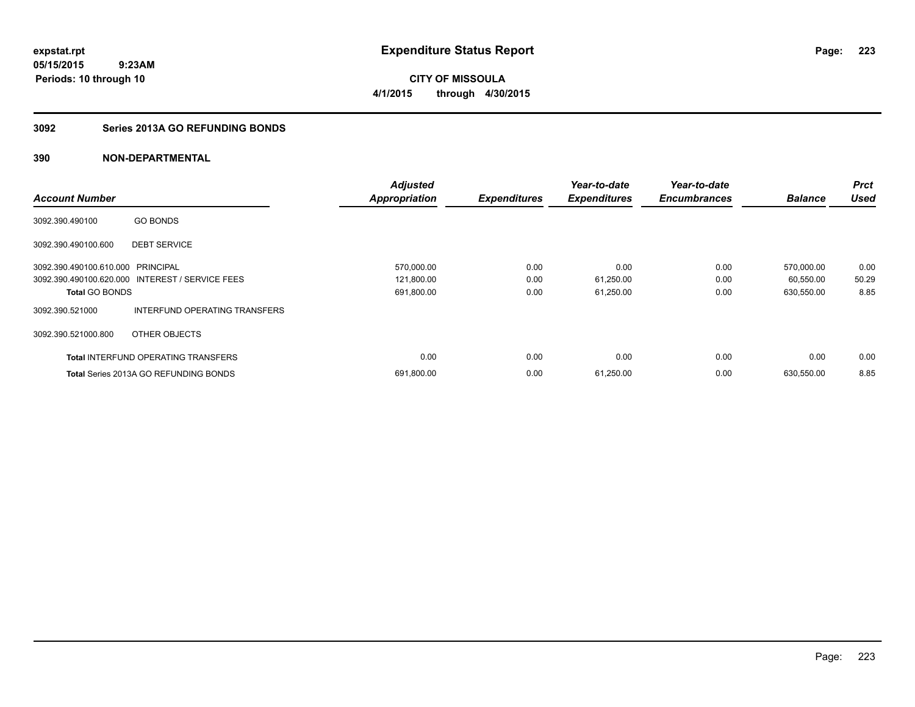**expstat.rpt**
**05/15/2015 9:23AM**
**Periods: 10 through 10**

# Expenditure Status Report

**CITY OF MISSOULA**
**4/1/2015 through 4/30/2015**

## 3092 Series 2013A GO REFUNDING BONDS

## 390 NON-DEPARTMENTAL

| Account Number | | Adjusted Appropriation | Expenditures | Year-to-date Expenditures | Year-to-date Encumbrances | Balance | Prct Used |
|---|---|---|---|---|---|---|---|
| 3092.390.490100 | GO BONDS | | | | | | |
| 3092.390.490100.600 | DEBT SERVICE | | | | | | |
| 3092.390.490100.610.000 | PRINCIPAL | 570,000.00 | 0.00 | 0.00 | 0.00 | 570,000.00 | 0.00 |
| 3092.390.490100.620.000 | INTEREST / SERVICE FEES | 121,800.00 | 0.00 | 61,250.00 | 0.00 | 60,550.00 | 50.29 |
| **Total** GO BONDS | | 691,800.00 | 0.00 | 61,250.00 | 0.00 | 630,550.00 | 8.85 |
| 3092.390.521000 | INTERFUND OPERATING TRANSFERS | | | | | | |
| 3092.390.521000.800 | OTHER OBJECTS | | | | | | |
| **Total** INTERFUND OPERATING TRANSFERS | | 0.00 | 0.00 | 0.00 | 0.00 | 0.00 | 0.00 |
| **Total** Series 2013A GO REFUNDING BONDS | | 691,800.00 | 0.00 | 61,250.00 | 0.00 | 630,550.00 | 8.85 |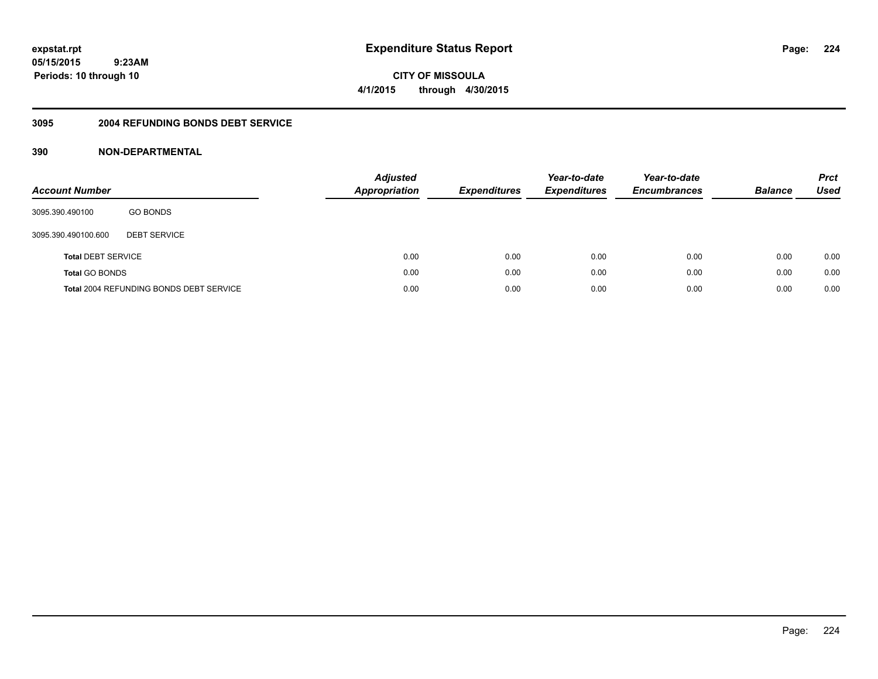**expstat.rpt**
**05/15/2015 9:23AM**
**Periods: 10 through 10**

# Expenditure Status Report

**CITY OF MISSOULA**
**4/1/2015 through 4/30/2015**

## 3095 2004 REFUNDING BONDS DEBT SERVICE

## 390 NON-DEPARTMENTAL

| Account Number | | Adjusted Appropriation | Expenditures | Year-to-date Expenditures | Year-to-date Encumbrances | Balance | Prct Used |
|---|---|---|---|---|---|---|---|
| 3095.390.490100 | GO BONDS | | | | | | |
| 3095.390.490100.600 | DEBT SERVICE | | | | | | |
| **Total** DEBT SERVICE | | 0.00 | 0.00 | 0.00 | 0.00 | 0.00 | 0.00 |
| **Total** GO BONDS | | 0.00 | 0.00 | 0.00 | 0.00 | 0.00 | 0.00 |
| **Total** 2004 REFUNDING BONDS DEBT SERVICE | | 0.00 | 0.00 | 0.00 | 0.00 | 0.00 | 0.00 |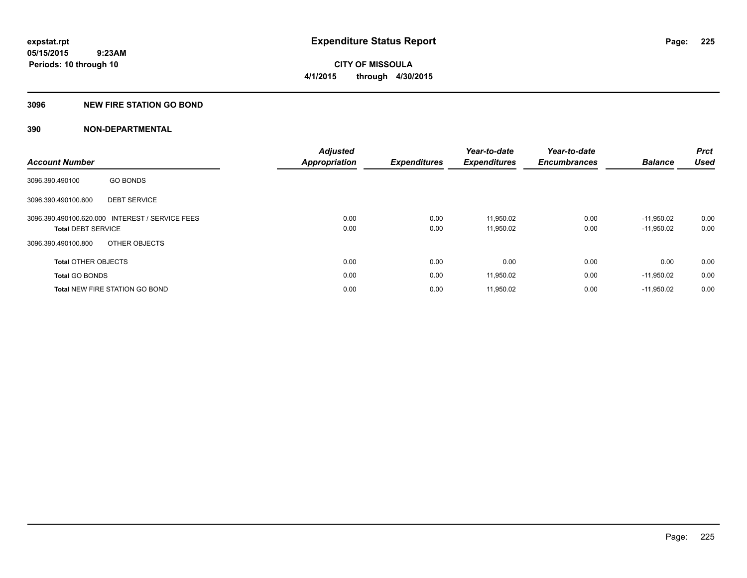**expstat.rpt**
**05/15/2015 9:23AM**
**Periods: 10 through 10**

# Expenditure Status Report

**CITY OF MISSOULA**
**4/1/2015 through 4/30/2015**

## 3096 NEW FIRE STATION GO BOND

## 390 NON-DEPARTMENTAL

| Account Number | | Adjusted Appropriation | Expenditures | Year-to-date Expenditures | Year-to-date Encumbrances | Balance | Prct Used |
|---|---|---|---|---|---|---|---|
| 3096.390.490100 | GO BONDS | | | | | | |
| 3096.390.490100.600 | DEBT SERVICE | | | | | | |
| 3096.390.490100.620.000 | INTEREST / SERVICE FEES | 0.00 | 0.00 | 11,950.02 | 0.00 | -11,950.02 | 0.00 |
| **Total** DEBT SERVICE | | 0.00 | 0.00 | 11,950.02 | 0.00 | -11,950.02 | 0.00 |
| 3096.390.490100.800 | OTHER OBJECTS | | | | | | |
| **Total** OTHER OBJECTS | | 0.00 | 0.00 | 0.00 | 0.00 | 0.00 | 0.00 |
| **Total** GO BONDS | | 0.00 | 0.00 | 11,950.02 | 0.00 | -11,950.02 | 0.00 |
| **Total** NEW FIRE STATION GO BOND | | 0.00 | 0.00 | 11,950.02 | 0.00 | -11,950.02 | 0.00 |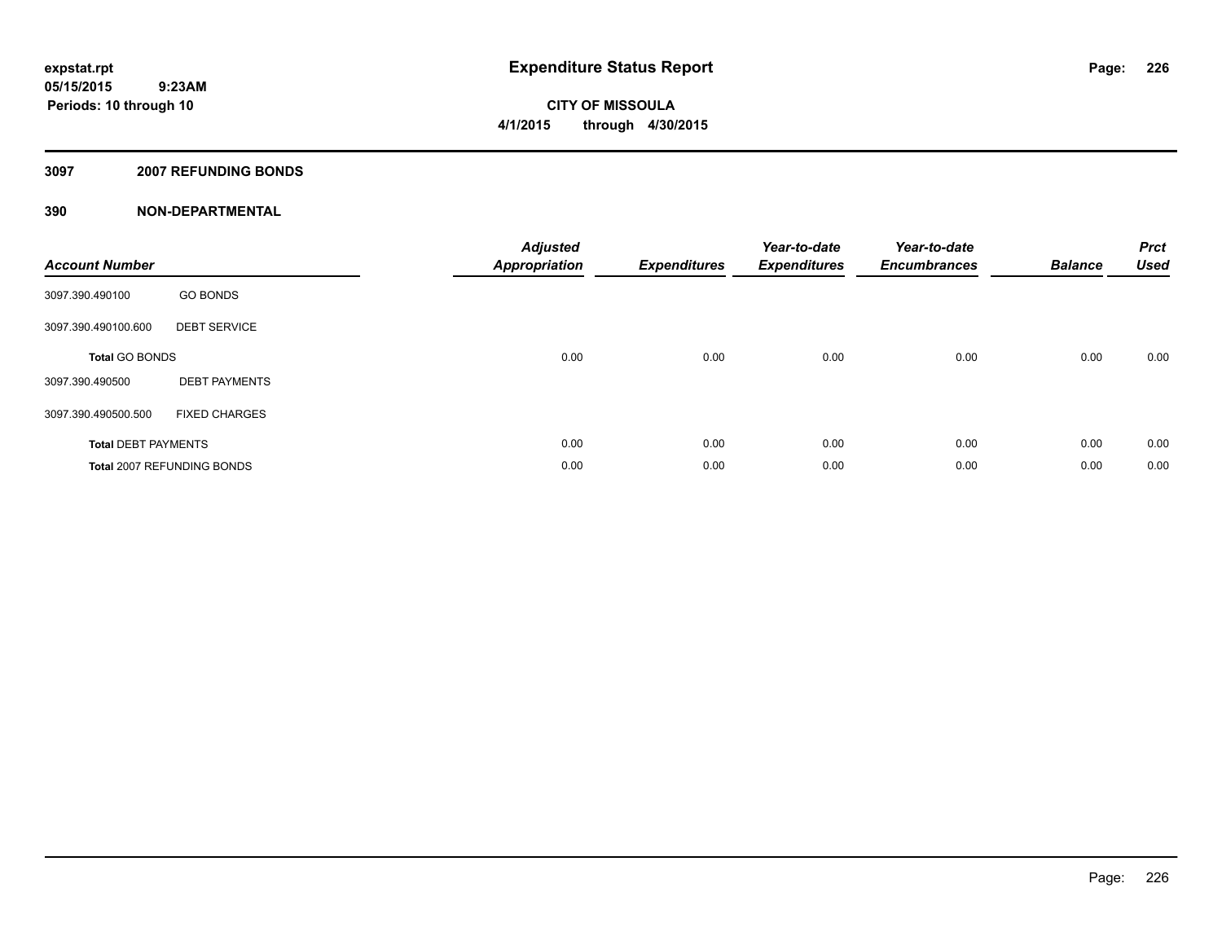# Expenditure Status Report

expstat.rpt
05/15/2015 9:23AM
Periods: 10 through 10

**CITY OF MISSOULA**
**4/1/2015 through 4/30/2015**

## 3097 2007 REFUNDING BONDS

### 390 NON-DEPARTMENTAL

| Account Number | | Adjusted Appropriation | Expenditures | Year-to-date Expenditures | Year-to-date Encumbrances | Balance | Prct Used |
|---|---|---|---|---|---|---|---|
| 3097.390.490100 | GO BONDS | | | | | | |
| 3097.390.490100.600 | DEBT SERVICE | | | | | | |
| **Total** GO BONDS | | 0.00 | 0.00 | 0.00 | 0.00 | 0.00 | 0.00 |
| 3097.390.490500 | DEBT PAYMENTS | | | | | | |
| 3097.390.490500.500 | FIXED CHARGES | | | | | | |
| **Total** DEBT PAYMENTS | | 0.00 | 0.00 | 0.00 | 0.00 | 0.00 | 0.00 |
| **Total** 2007 REFUNDING BONDS | | 0.00 | 0.00 | 0.00 | 0.00 | 0.00 | 0.00 |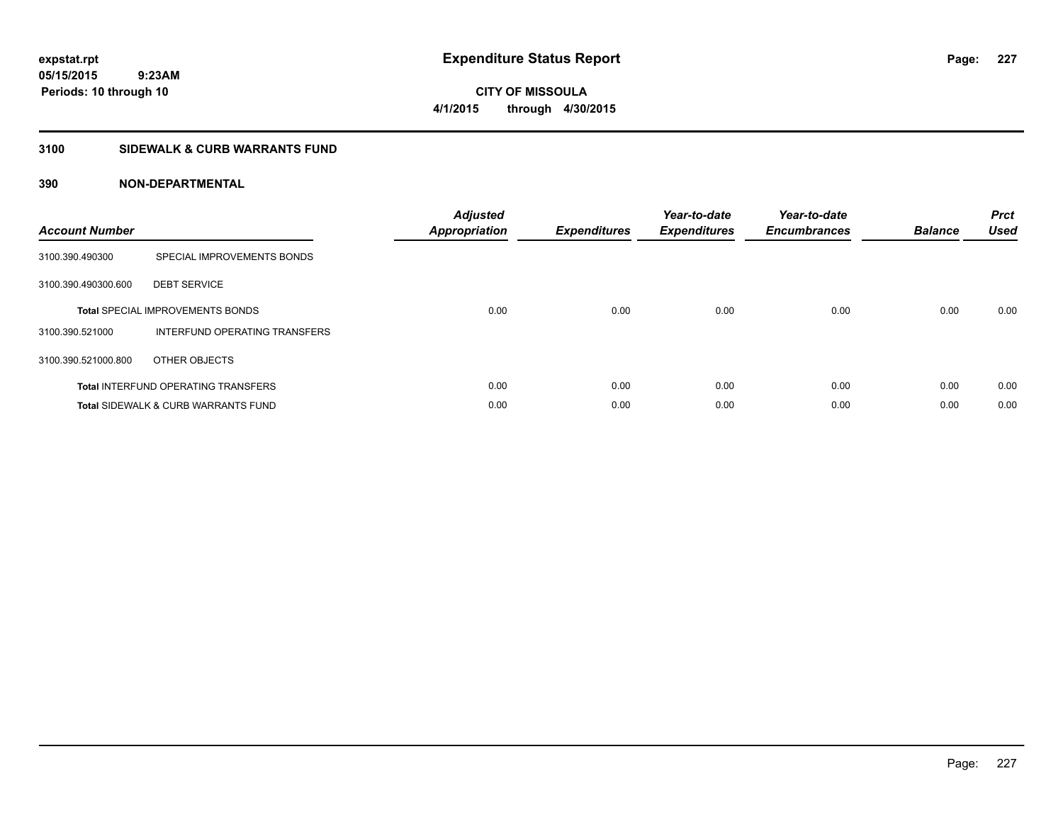**expstat.rpt**
**05/15/2015 9:23AM**
**Periods: 10 through 10**

# Expenditure Status Report

**CITY OF MISSOULA**
**4/1/2015 through 4/30/2015**

## 3100 SIDEWALK & CURB WARRANTS FUND

### 390 NON-DEPARTMENTAL

| Account Number | | Adjusted Appropriation | Expenditures | Year-to-date Expenditures | Year-to-date Encumbrances | Balance | Prct Used |
|---|---|---|---|---|---|---|---|
| 3100.390.490300 | SPECIAL IMPROVEMENTS BONDS | | | | | | |
| 3100.390.490300.600 | DEBT SERVICE | | | | | | |
| | **Total** SPECIAL IMPROVEMENTS BONDS | 0.00 | 0.00 | 0.00 | 0.00 | 0.00 | 0.00 |
| 3100.390.521000 | INTERFUND OPERATING TRANSFERS | | | | | | |
| 3100.390.521000.800 | OTHER OBJECTS | | | | | | |
| | **Total** INTERFUND OPERATING TRANSFERS | 0.00 | 0.00 | 0.00 | 0.00 | 0.00 | 0.00 |
| | **Total** SIDEWALK & CURB WARRANTS FUND | 0.00 | 0.00 | 0.00 | 0.00 | 0.00 | 0.00 |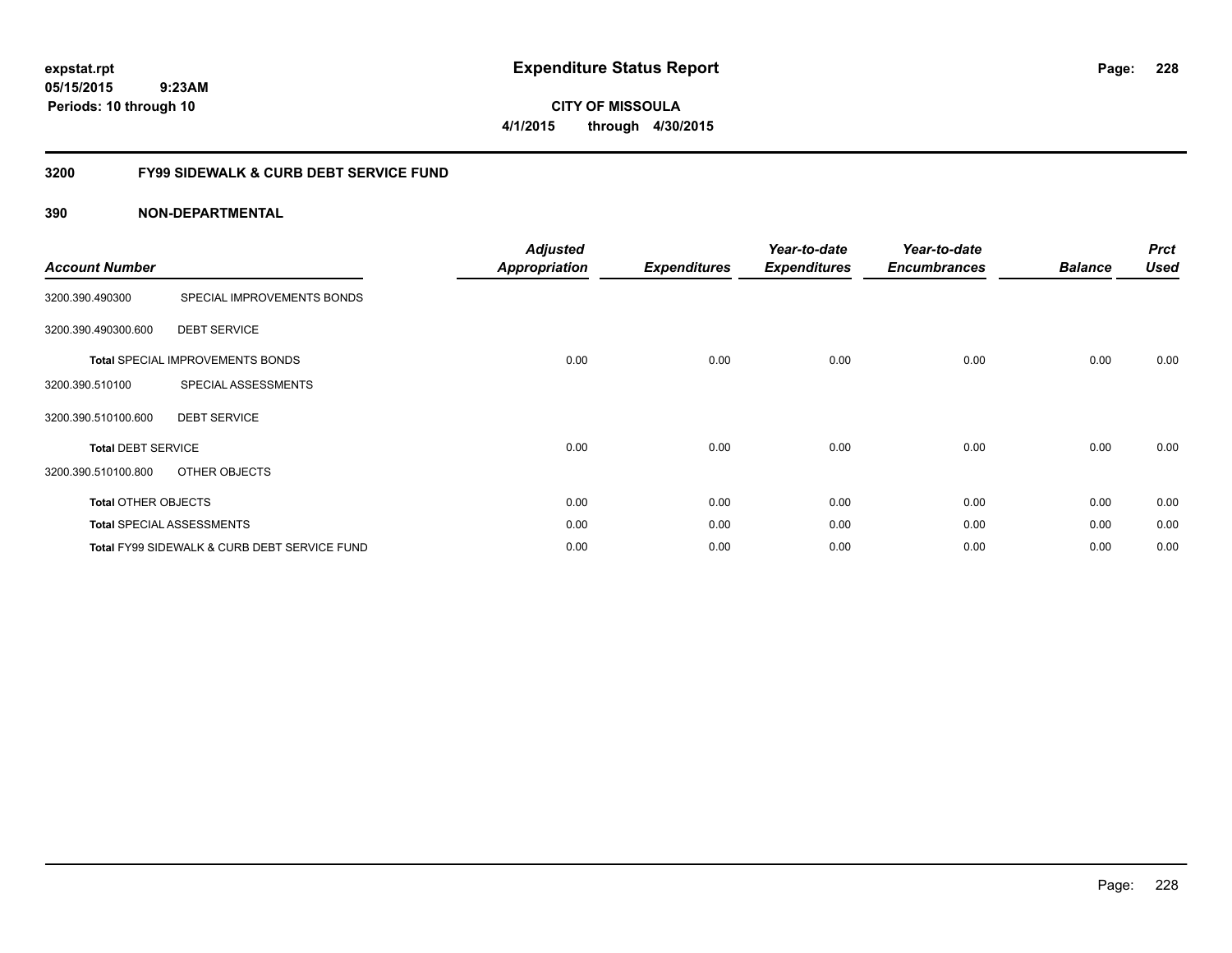expstat.rpt
05/15/2015 9:23AM
Periods: 10 through 10

# Expenditure Status Report

CITY OF MISSOULA
4/1/2015 through 4/30/2015

## 3200 FY99 SIDEWALK & CURB DEBT SERVICE FUND

### 390 NON-DEPARTMENTAL

| Account Number | | Adjusted Appropriation | Expenditures | Year-to-date Expenditures | Year-to-date Encumbrances | Balance | Prct Used |
|---|---|---|---|---|---|---|---|
| 3200.390.490300 | SPECIAL IMPROVEMENTS BONDS | | | | | | |
| 3200.390.490300.600 | DEBT SERVICE | | | | | | |
| **Total** SPECIAL IMPROVEMENTS BONDS | | 0.00 | 0.00 | 0.00 | 0.00 | 0.00 | 0.00 |
| 3200.390.510100 | SPECIAL ASSESSMENTS | | | | | | |
| 3200.390.510100.600 | DEBT SERVICE | | | | | | |
| **Total** DEBT SERVICE | | 0.00 | 0.00 | 0.00 | 0.00 | 0.00 | 0.00 |
| 3200.390.510100.800 | OTHER OBJECTS | | | | | | |
| **Total** OTHER OBJECTS | | 0.00 | 0.00 | 0.00 | 0.00 | 0.00 | 0.00 |
| **Total** SPECIAL ASSESSMENTS | | 0.00 | 0.00 | 0.00 | 0.00 | 0.00 | 0.00 |
| **Total** FY99 SIDEWALK & CURB DEBT SERVICE FUND | | 0.00 | 0.00 | 0.00 | 0.00 | 0.00 | 0.00 |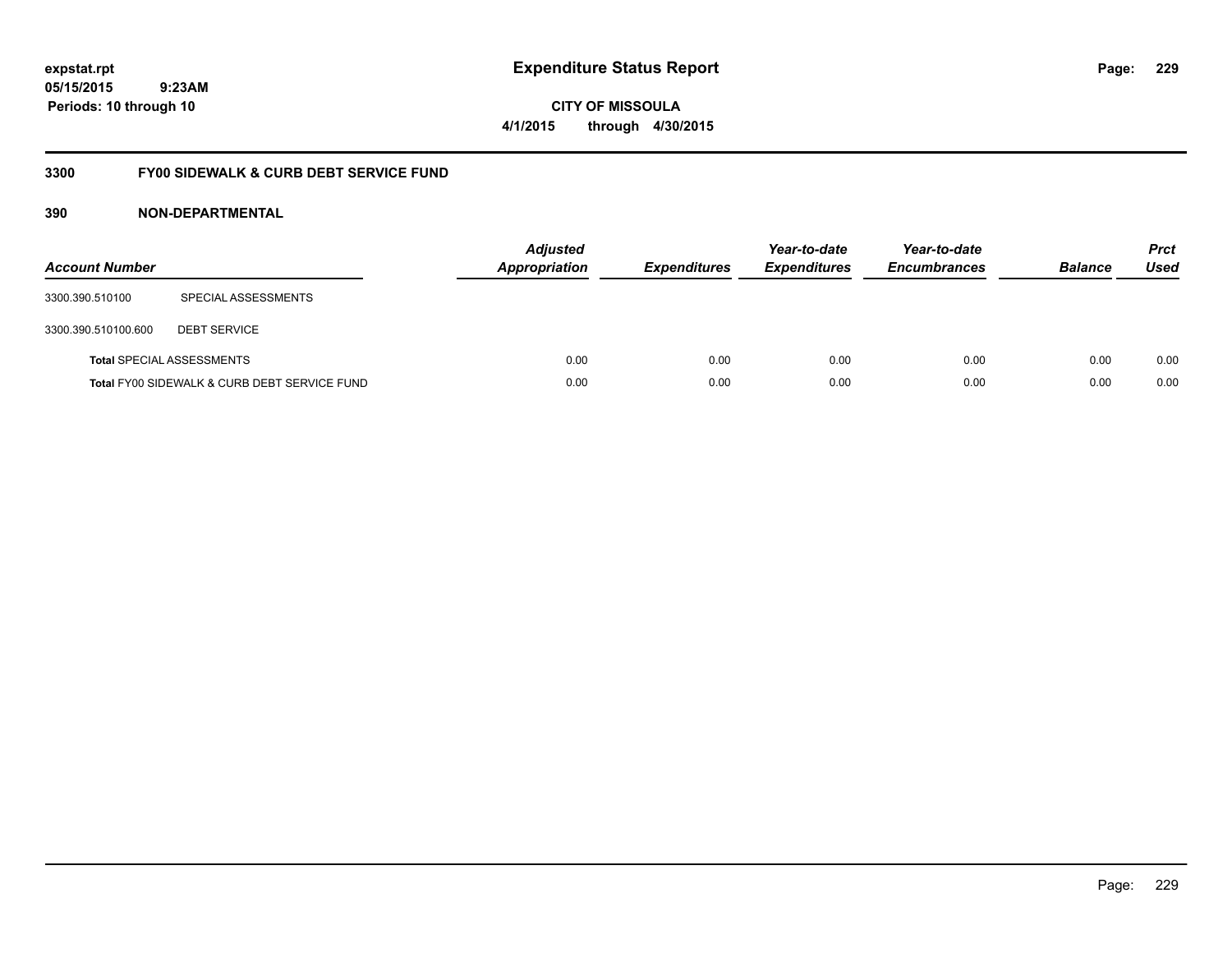# Expenditure Status Report

**CITY OF MISSOULA**
**4/1/2015 through 4/30/2015**

expstat.rpt
05/15/2015 9:23AM
Periods: 10 through 10

## 3300 FY00 SIDEWALK & CURB DEBT SERVICE FUND

### 390 NON-DEPARTMENTAL

| Account Number | | Adjusted Appropriation | Expenditures | Year-to-date Expenditures | Year-to-date Encumbrances | Balance | Prct Used |
|---|---|---|---|---|---|---|---|
| 3300.390.510100 | SPECIAL ASSESSMENTS | | | | | | |
| 3300.390.510100.600 | DEBT SERVICE | | | | | | |
| **Total** SPECIAL ASSESSMENTS | | 0.00 | 0.00 | 0.00 | 0.00 | 0.00 | 0.00 |
| **Total** FY00 SIDEWALK & CURB DEBT SERVICE FUND | | 0.00 | 0.00 | 0.00 | 0.00 | 0.00 | 0.00 |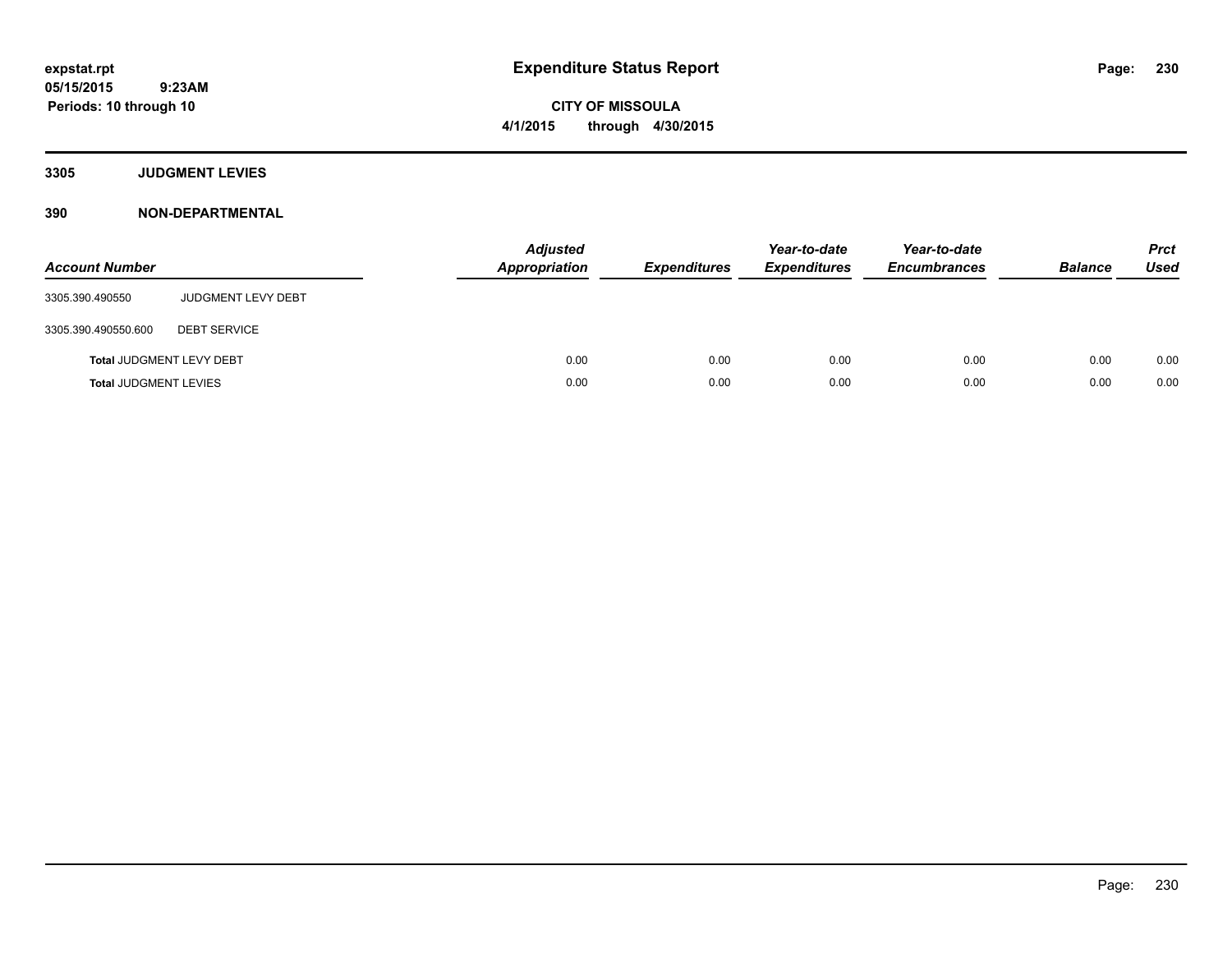**expstat.rpt**
**05/15/2015 9:23AM**
**Periods: 10 through 10**

# Expenditure Status Report

**CITY OF MISSOULA**
**4/1/2015 through 4/30/2015**

## 3305 JUDGMENT LEVIES

## 390 NON-DEPARTMENTAL

| Account Number | | Adjusted Appropriation | Expenditures | Year-to-date Expenditures | Year-to-date Encumbrances | Balance | Prct Used |
|---|---|---|---|---|---|---|---|
| 3305.390.490550 | JUDGMENT LEVY DEBT | | | | | | |
| 3305.390.490550.600 | DEBT SERVICE | | | | | | |
| **Total** JUDGMENT LEVY DEBT | | 0.00 | 0.00 | 0.00 | 0.00 | 0.00 | 0.00 |
| **Total** JUDGMENT LEVIES | | 0.00 | 0.00 | 0.00 | 0.00 | 0.00 | 0.00 |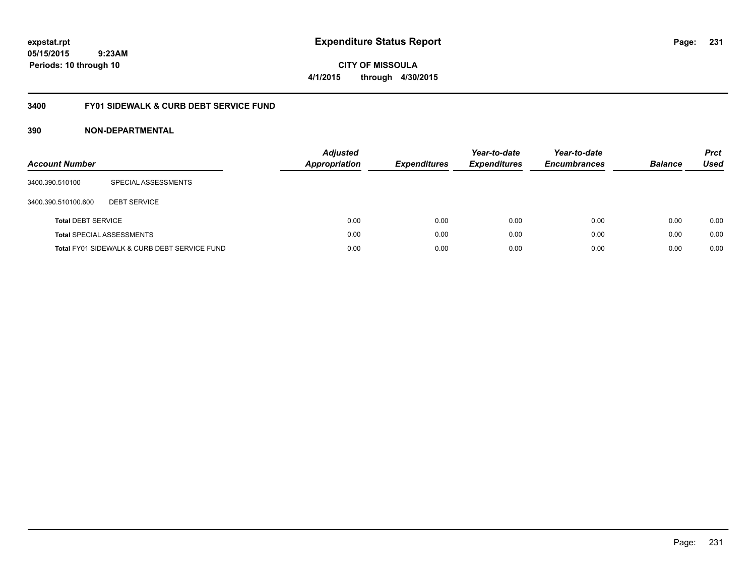expstat.rpt
05/15/2015 9:23AM
Periods: 10 through 10

# Expenditure Status Report

CITY OF MISSOULA
4/1/2015 through 4/30/2015

## 3400 FY01 SIDEWALK & CURB DEBT SERVICE FUND

### 390 NON-DEPARTMENTAL

| Account Number | | Adjusted Appropriation | Expenditures | Year-to-date Expenditures | Year-to-date Encumbrances | Balance | Prct Used |
|---|---|---|---|---|---|---|---|
| 3400.390.510100 | SPECIAL ASSESSMENTS | | | | | | |
| 3400.390.510100.600 | DEBT SERVICE | | | | | | |
| **Total** DEBT SERVICE | | 0.00 | 0.00 | 0.00 | 0.00 | 0.00 | 0.00 |
| **Total** SPECIAL ASSESSMENTS | | 0.00 | 0.00 | 0.00 | 0.00 | 0.00 | 0.00 |
| **Total** FY01 SIDEWALK & CURB DEBT SERVICE FUND | | 0.00 | 0.00 | 0.00 | 0.00 | 0.00 | 0.00 |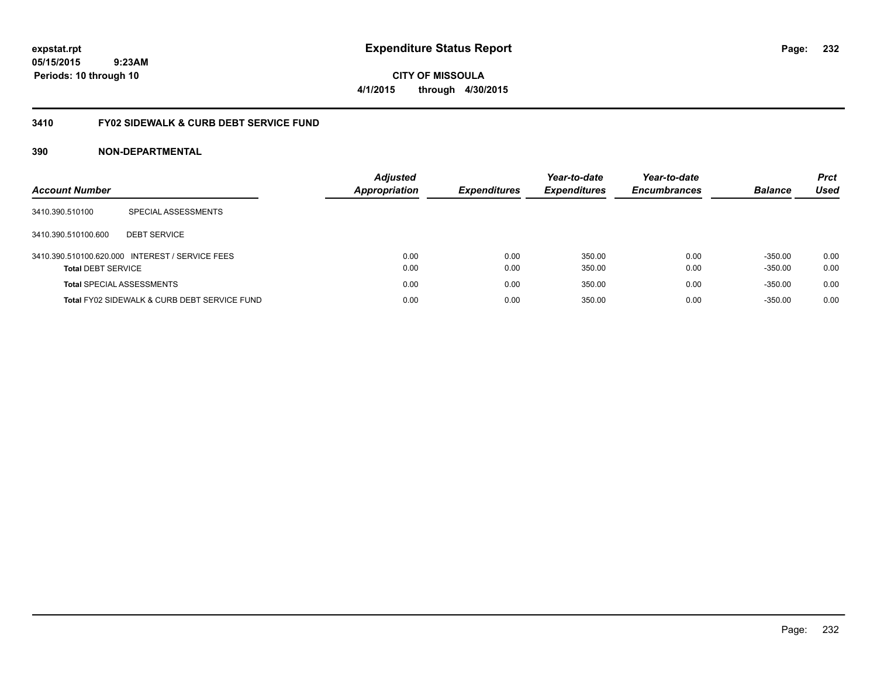**expstat.rpt**
**05/15/2015 9:23AM**
**Periods: 10 through 10**

# Expenditure Status Report

**CITY OF MISSOULA**
**4/1/2015 through 4/30/2015**

## 3410 FY02 SIDEWALK & CURB DEBT SERVICE FUND

### 390 NON-DEPARTMENTAL

| Account Number | | Adjusted Appropriation | Expenditures | Year-to-date Expenditures | Year-to-date Encumbrances | Balance | Prct Used |
|---|---|---|---|---|---|---|---|
| 3410.390.510100 | SPECIAL ASSESSMENTS | | | | | | |
| 3410.390.510100.600 | DEBT SERVICE | | | | | | |
| 3410.390.510100.620.000 | INTEREST / SERVICE FEES | 0.00 | 0.00 | 350.00 | 0.00 | -350.00 | 0.00 |
| **Total** DEBT SERVICE | | 0.00 | 0.00 | 350.00 | 0.00 | -350.00 | 0.00 |
| **Total** SPECIAL ASSESSMENTS | | 0.00 | 0.00 | 350.00 | 0.00 | -350.00 | 0.00 |
| **Total** FY02 SIDEWALK & CURB DEBT SERVICE FUND | | 0.00 | 0.00 | 350.00 | 0.00 | -350.00 | 0.00 |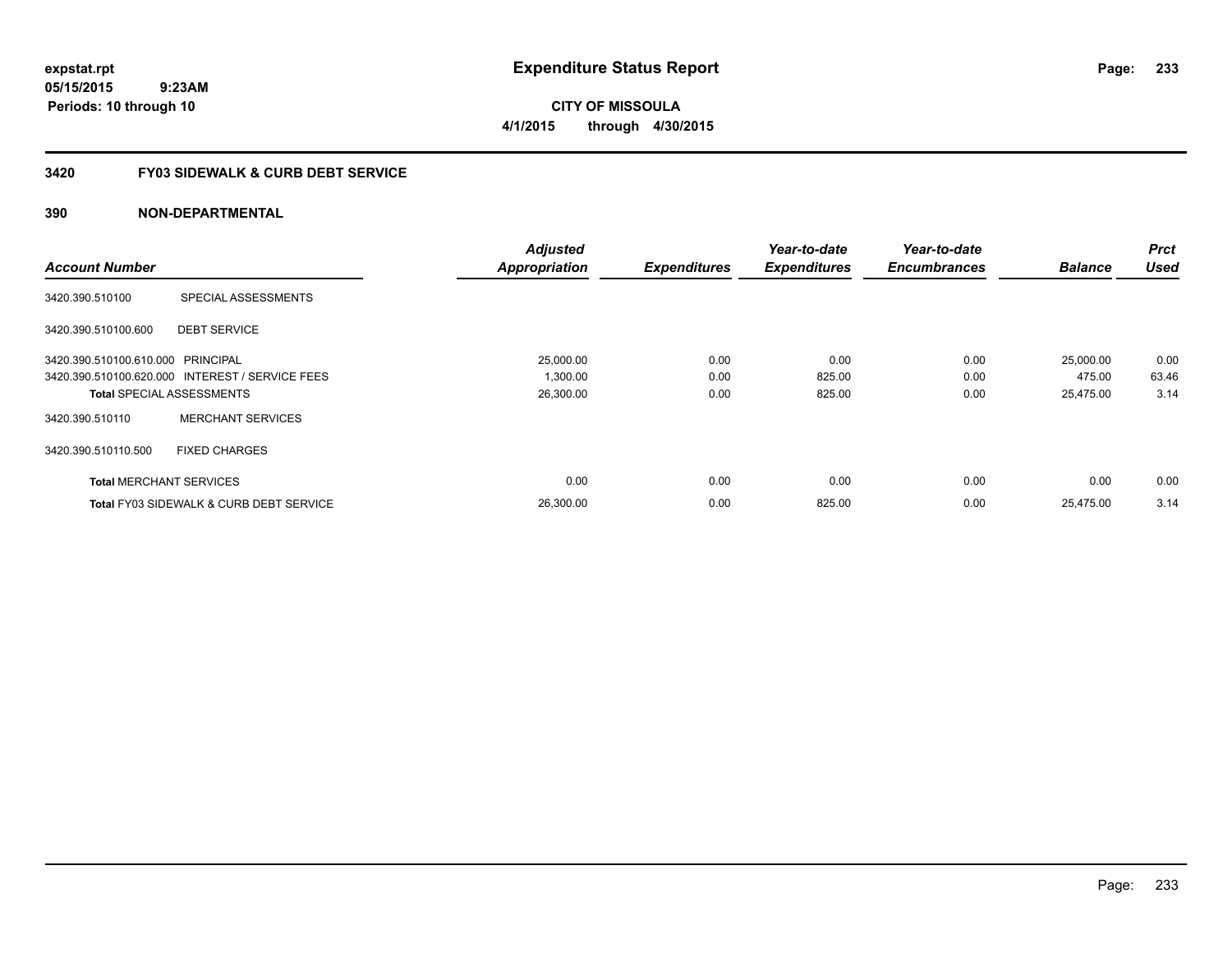**expstat.rpt**
**05/15/2015 9:23AM**
**Periods: 10 through 10**

# Expenditure Status Report

**CITY OF MISSOULA**
**4/1/2015 through 4/30/2015**

## 3420 FY03 SIDEWALK & CURB DEBT SERVICE

### 390 NON-DEPARTMENTAL

| Account Number | | Adjusted Appropriation | Expenditures | Year-to-date Expenditures | Year-to-date Encumbrances | Balance | Prct Used |
|---|---|---|---|---|---|---|---|
| 3420.390.510100 | SPECIAL ASSESSMENTS | | | | | | |
| 3420.390.510100.600 | DEBT SERVICE | | | | | | |
| 3420.390.510100.610.000 | PRINCIPAL | 25,000.00 | 0.00 | 0.00 | 0.00 | 25,000.00 | 0.00 |
| 3420.390.510100.620.000 | INTEREST / SERVICE FEES | 1,300.00 | 0.00 | 825.00 | 0.00 | 475.00 | 63.46 |
| **Total** SPECIAL ASSESSMENTS | | 26,300.00 | 0.00 | 825.00 | 0.00 | 25,475.00 | 3.14 |
| 3420.390.510110 | MERCHANT SERVICES | | | | | | |
| 3420.390.510110.500 | FIXED CHARGES | | | | | | |
| **Total** MERCHANT SERVICES | | 0.00 | 0.00 | 0.00 | 0.00 | 0.00 | 0.00 |
| **Total** FY03 SIDEWALK & CURB DEBT SERVICE | | 26,300.00 | 0.00 | 825.00 | 0.00 | 25,475.00 | 3.14 |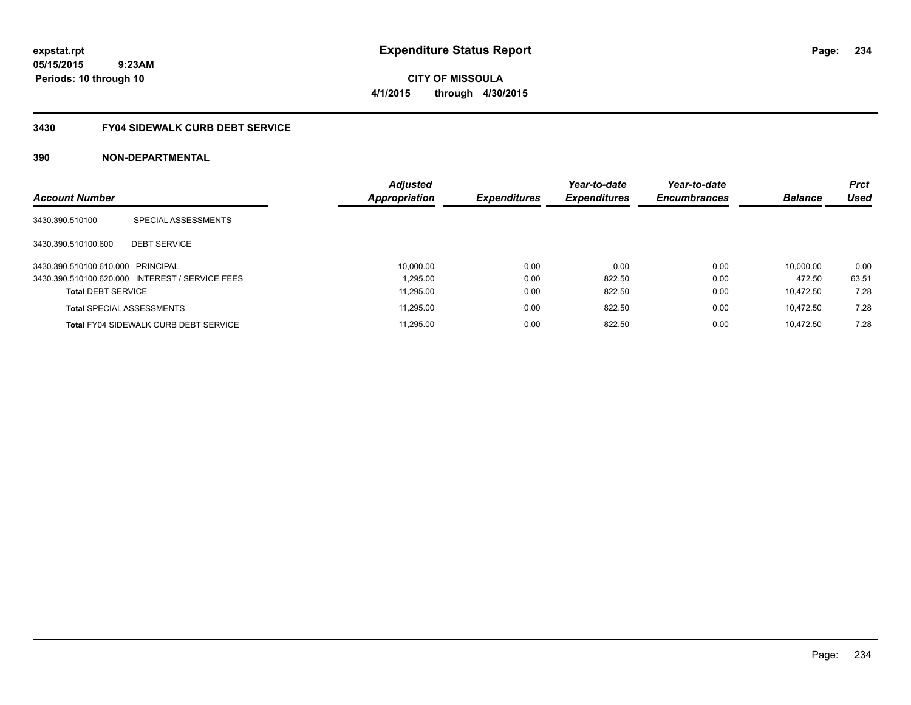# Expenditure Status Report

**CITY OF MISSOULA**

**4/1/2015 through 4/30/2015**

expstat.rpt
05/15/2015 9:23AM
Periods: 10 through 10

## 3430 FY04 SIDEWALK CURB DEBT SERVICE

### 390 NON-DEPARTMENTAL

| Account Number | | Adjusted Appropriation | Expenditures | Year-to-date Expenditures | Year-to-date Encumbrances | Balance | Prct Used |
|---|---|---|---|---|---|---|---|
| 3430.390.510100 | SPECIAL ASSESSMENTS | | | | | | |
| 3430.390.510100.600 | DEBT SERVICE | | | | | | |
| 3430.390.510100.610.000 | PRINCIPAL | 10,000.00 | 0.00 | 0.00 | 0.00 | 10,000.00 | 0.00 |
| 3430.390.510100.620.000 | INTEREST / SERVICE FEES | 1,295.00 | 0.00 | 822.50 | 0.00 | 472.50 | 63.51 |
| **Total** DEBT SERVICE | | 11,295.00 | 0.00 | 822.50 | 0.00 | 10,472.50 | 7.28 |
| **Total** SPECIAL ASSESSMENTS | | 11,295.00 | 0.00 | 822.50 | 0.00 | 10,472.50 | 7.28 |
| **Total** FY04 SIDEWALK CURB DEBT SERVICE | | 11,295.00 | 0.00 | 822.50 | 0.00 | 10,472.50 | 7.28 |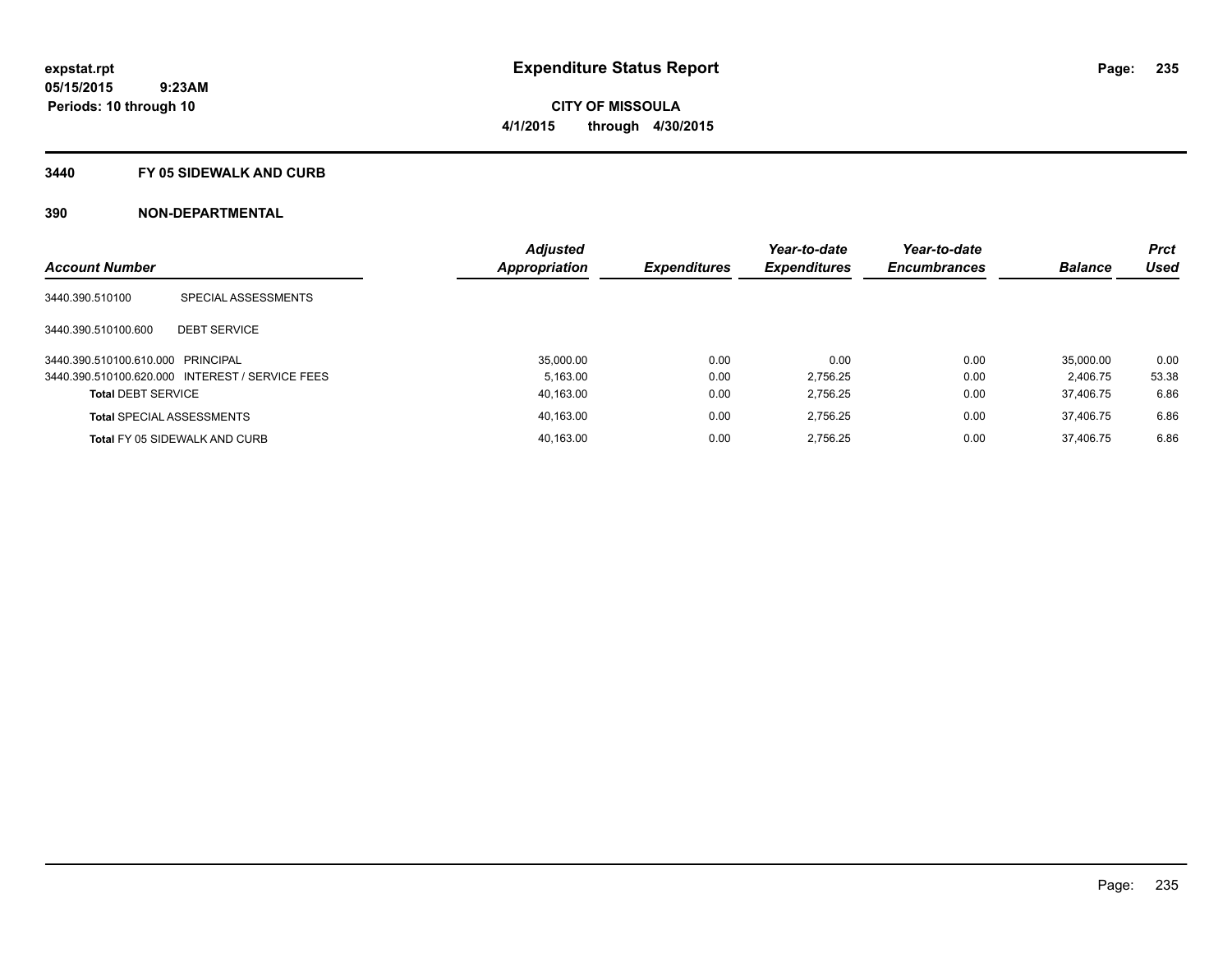expstat.rpt
05/15/2015 9:23AM
Periods: 10 through 10

# Expenditure Status Report

**CITY OF MISSOULA**
**4/1/2015 through 4/30/2015**

## 3440 FY 05 SIDEWALK AND CURB

## 390 NON-DEPARTMENTAL

| Account Number | | Adjusted Appropriation | Expenditures | Year-to-date Expenditures | Year-to-date Encumbrances | Balance | Prct Used |
|---|---|---|---|---|---|---|---|
| 3440.390.510100 | SPECIAL ASSESSMENTS | | | | | | |
| 3440.390.510100.600 | DEBT SERVICE | | | | | | |
| 3440.390.510100.610.000 | PRINCIPAL | 35,000.00 | 0.00 | 0.00 | 0.00 | 35,000.00 | 0.00 |
| 3440.390.510100.620.000 | INTEREST / SERVICE FEES | 5,163.00 | 0.00 | 2,756.25 | 0.00 | 2,406.75 | 53.38 |
| **Total** DEBT SERVICE | | 40,163.00 | 0.00 | 2,756.25 | 0.00 | 37,406.75 | 6.86 |
| **Total** SPECIAL ASSESSMENTS | | 40,163.00 | 0.00 | 2,756.25 | 0.00 | 37,406.75 | 6.86 |
| **Total** FY 05 SIDEWALK AND CURB | | 40,163.00 | 0.00 | 2,756.25 | 0.00 | 37,406.75 | 6.86 |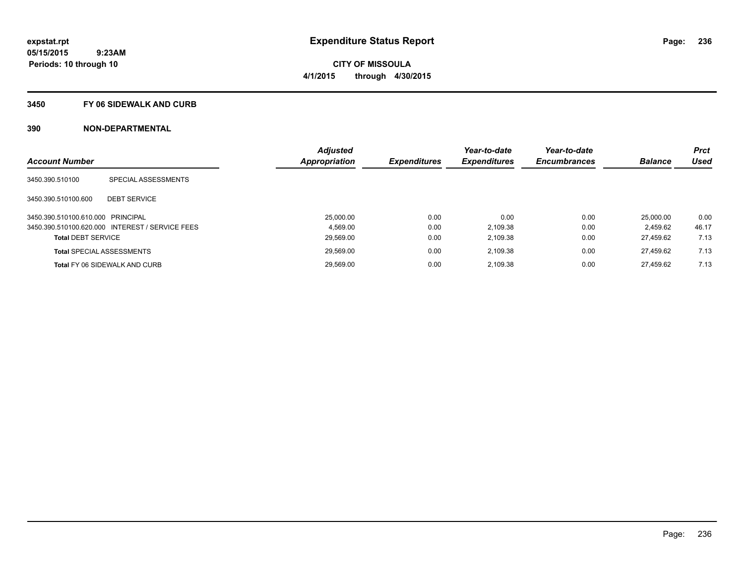expstat.rpt
05/15/2015 9:23AM
Periods: 10 through 10

# Expenditure Status Report

**CITY OF MISSOULA**
**4/1/2015 through 4/30/2015**

## 3450 FY 06 SIDEWALK AND CURB

### 390 NON-DEPARTMENTAL

| Account Number | | Adjusted Appropriation | Expenditures | Year-to-date Expenditures | Year-to-date Encumbrances | Balance | Prct Used |
|---|---|---|---|---|---|---|---|
| 3450.390.510100 | SPECIAL ASSESSMENTS | | | | | | |
| 3450.390.510100.600 | DEBT SERVICE | | | | | | |
| 3450.390.510100.610.000 | PRINCIPAL | 25,000.00 | 0.00 | 0.00 | 0.00 | 25,000.00 | 0.00 |
| 3450.390.510100.620.000 | INTEREST / SERVICE FEES | 4,569.00 | 0.00 | 2,109.38 | 0.00 | 2,459.62 | 46.17 |
| **Total** DEBT SERVICE | | 29,569.00 | 0.00 | 2,109.38 | 0.00 | 27,459.62 | 7.13 |
| **Total** SPECIAL ASSESSMENTS | | 29,569.00 | 0.00 | 2,109.38 | 0.00 | 27,459.62 | 7.13 |
| **Total** FY 06 SIDEWALK AND CURB | | 29,569.00 | 0.00 | 2,109.38 | 0.00 | 27,459.62 | 7.13 |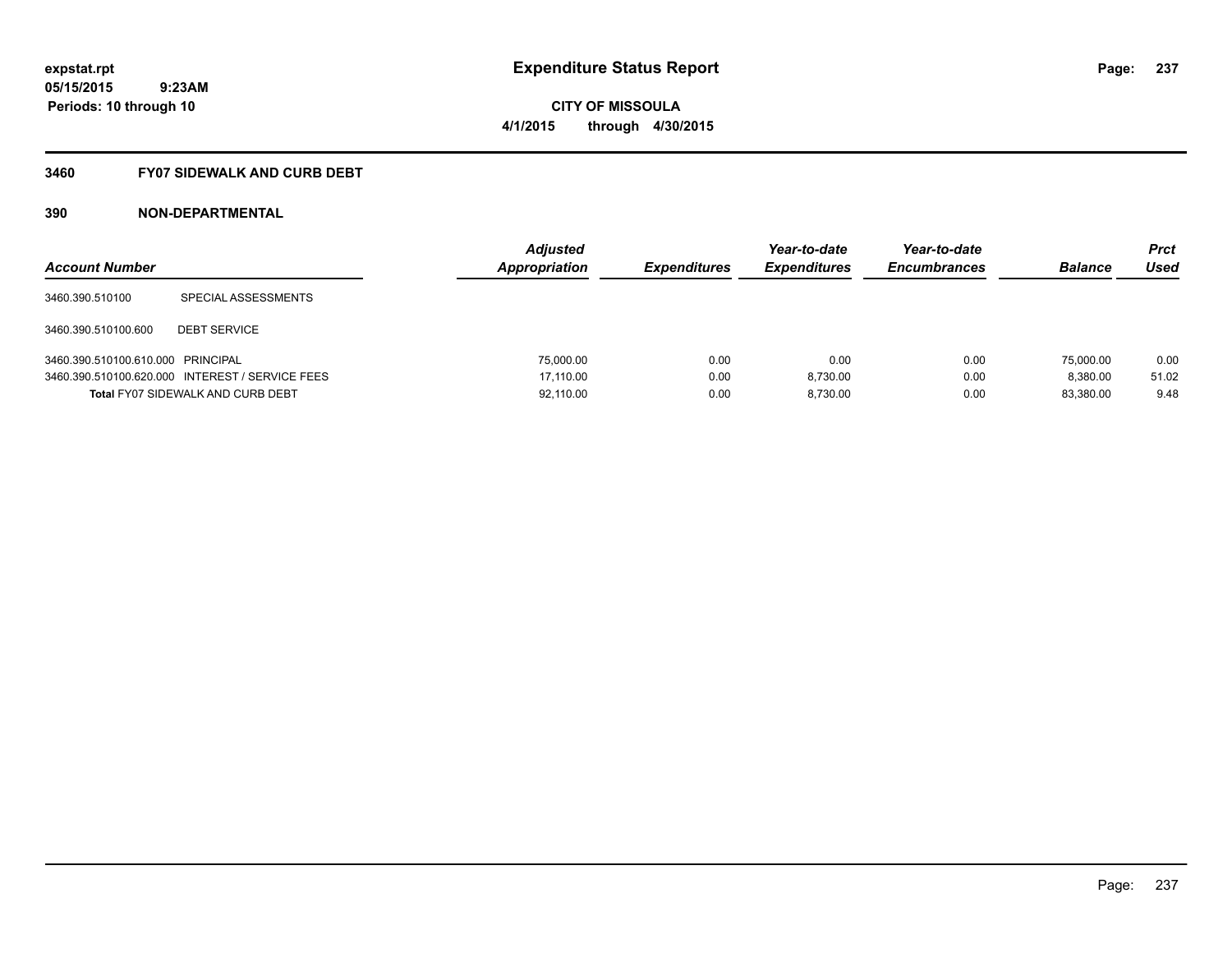expstat.rpt
05/15/2015 9:23AM
Periods: 10 through 10

# Expenditure Status Report

**CITY OF MISSOULA**
**4/1/2015 through 4/30/2015**

### 3460 FY07 SIDEWALK AND CURB DEBT

### 390 NON-DEPARTMENTAL

| Account Number | | Adjusted Appropriation | Expenditures | Year-to-date Expenditures | Year-to-date Encumbrances | Balance | Prct Used |
|---|---|---|---|---|---|---|---|
| 3460.390.510100 | SPECIAL ASSESSMENTS | | | | | | |
| 3460.390.510100.600 | DEBT SERVICE | | | | | | |
| 3460.390.510100.610.000 | PRINCIPAL | 75,000.00 | 0.00 | 0.00 | 0.00 | 75,000.00 | 0.00 |
| 3460.390.510100.620.000 | INTEREST / SERVICE FEES | 17,110.00 | 0.00 | 8,730.00 | 0.00 | 8,380.00 | 51.02 |
| **Total** FY07 SIDEWALK AND CURB DEBT | | 92,110.00 | 0.00 | 8,730.00 | 0.00 | 83,380.00 | 9.48 |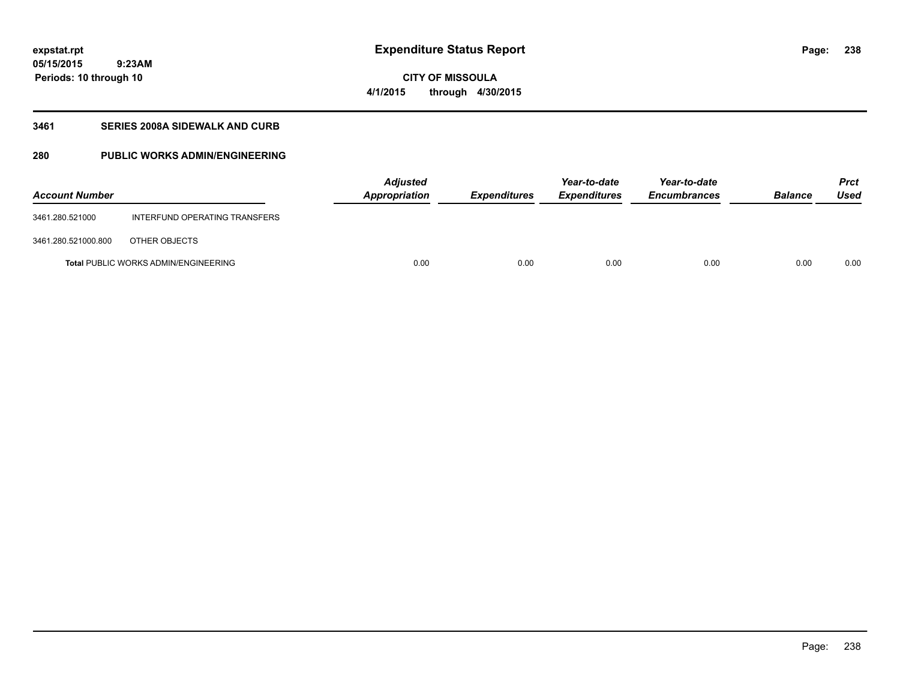expstat.rpt
05/15/2015 9:23AM
Periods: 10 through 10

# Expenditure Status Report

CITY OF MISSOULA
4/1/2015 through 4/30/2015

## 3461 SERIES 2008A SIDEWALK AND CURB

## 280 PUBLIC WORKS ADMIN/ENGINEERING

| Account Number | | *Adjusted Appropriation* | *Expenditures* | *Year-to-date Expenditures* | *Year-to-date Encumbrances* | *Balance* | *Prct Used* |
|---|---|---|---|---|---|---|---|
| 3461.280.521000 | INTERFUND OPERATING TRANSFERS | | | | | | |
| 3461.280.521000.800 | OTHER OBJECTS | | | | | | |
| **Total** PUBLIC WORKS ADMIN/ENGINEERING | | 0.00 | 0.00 | 0.00 | 0.00 | 0.00 | 0.00 |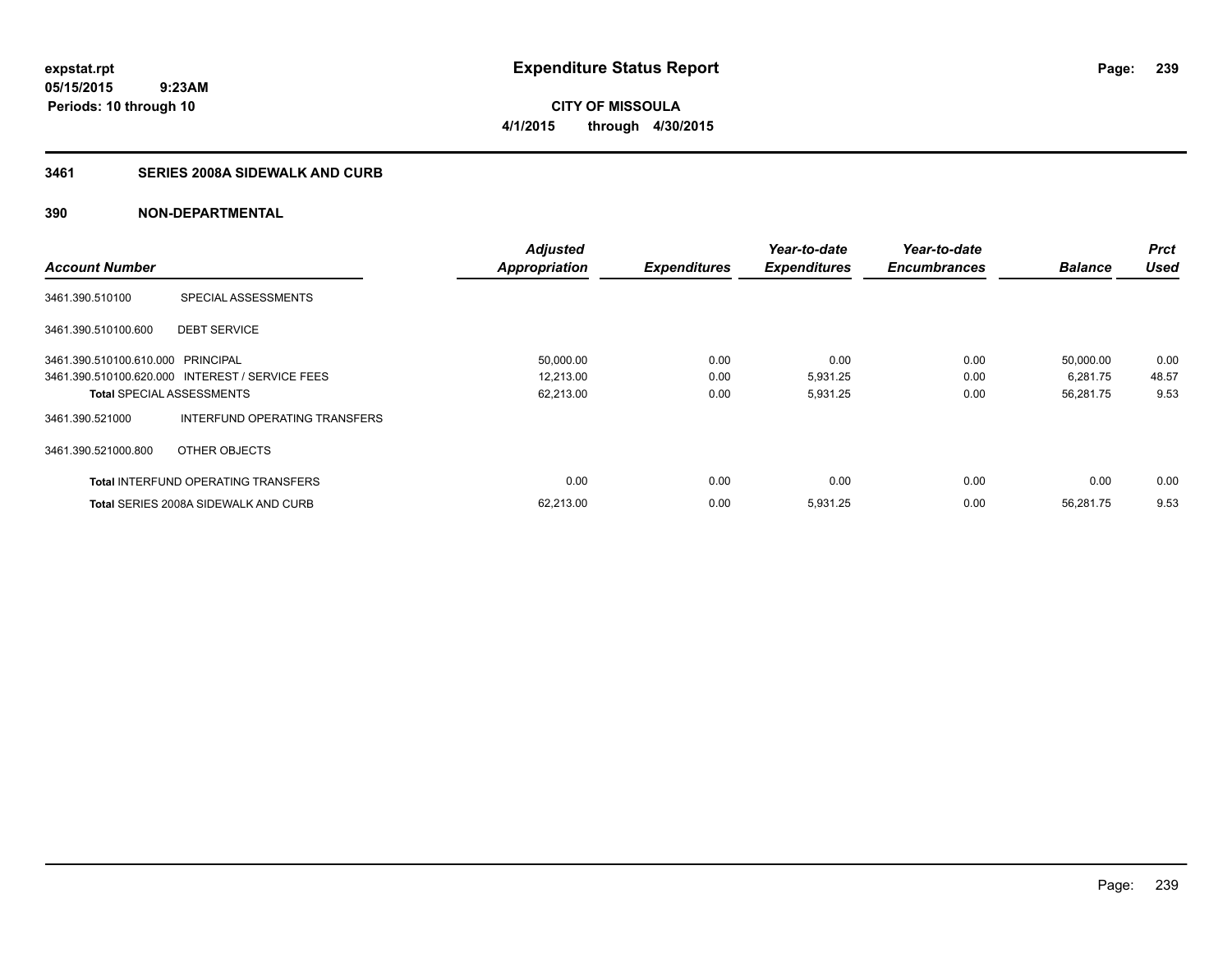**expstat.rpt**
**05/15/2015 9:23AM**
**Periods: 10 through 10**

# Expenditure Status Report

**CITY OF MISSOULA**
**4/1/2015 through 4/30/2015**

## 3461 SERIES 2008A SIDEWALK AND CURB

## 390 NON-DEPARTMENTAL

| Account Number | | Adjusted Appropriation | Expenditures | Year-to-date Expenditures | Year-to-date Encumbrances | Balance | Prct Used |
|---|---|---|---|---|---|---|---|
| 3461.390.510100 | SPECIAL ASSESSMENTS | | | | | | |
| 3461.390.510100.600 | DEBT SERVICE | | | | | | |
| 3461.390.510100.610.000 | PRINCIPAL | 50,000.00 | 0.00 | 0.00 | 0.00 | 50,000.00 | 0.00 |
| 3461.390.510100.620.000 | INTEREST / SERVICE FEES | 12,213.00 | 0.00 | 5,931.25 | 0.00 | 6,281.75 | 48.57 |
| **Total** SPECIAL ASSESSMENTS | | 62,213.00 | 0.00 | 5,931.25 | 0.00 | 56,281.75 | 9.53 |
| 3461.390.521000 | INTERFUND OPERATING TRANSFERS | | | | | | |
| 3461.390.521000.800 | OTHER OBJECTS | | | | | | |
| **Total** INTERFUND OPERATING TRANSFERS | | 0.00 | 0.00 | 0.00 | 0.00 | 0.00 | 0.00 |
| **Total** SERIES 2008A SIDEWALK AND CURB | | 62,213.00 | 0.00 | 5,931.25 | 0.00 | 56,281.75 | 9.53 |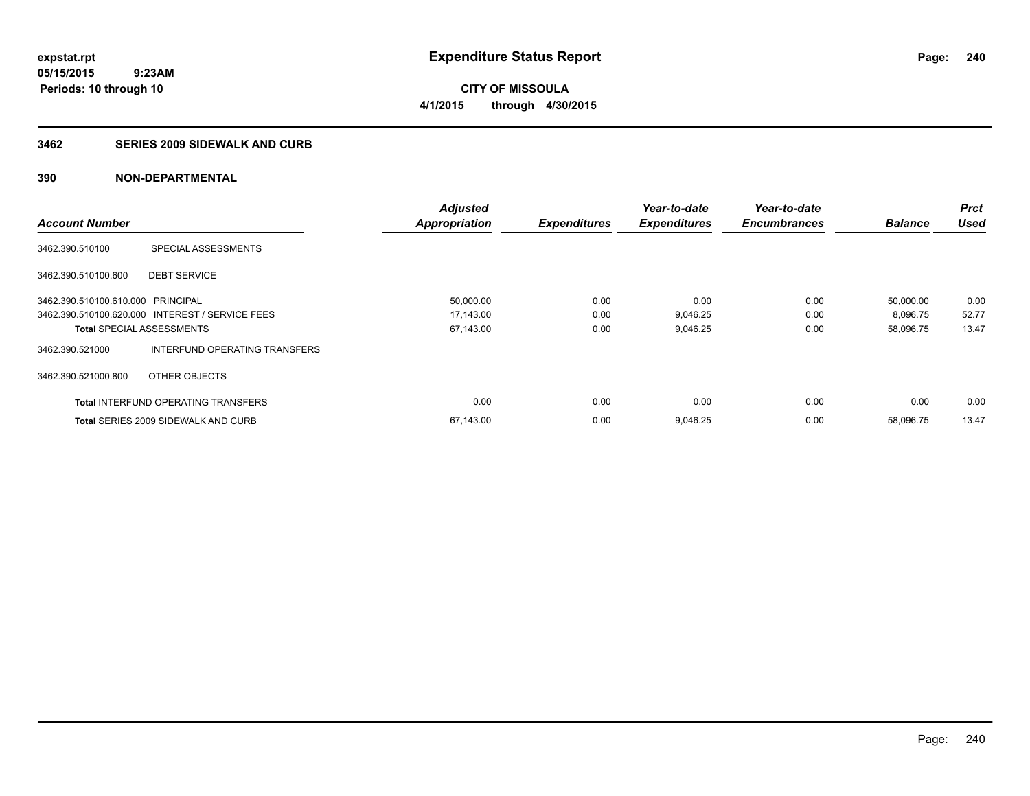# Expenditure Status Report

expstat.rpt
05/15/2015 9:23AM
Periods: 10 through 10

**CITY OF MISSOULA**
**4/1/2015 through 4/30/2015**

## 3462 SERIES 2009 SIDEWALK AND CURB

## 390 NON-DEPARTMENTAL

| Account Number | | Adjusted Appropriation | Expenditures | Year-to-date Expenditures | Year-to-date Encumbrances | Balance | Prct Used |
|---|---|---|---|---|---|---|---|
| 3462.390.510100 | SPECIAL ASSESSMENTS | | | | | | |
| 3462.390.510100.600 | DEBT SERVICE | | | | | | |
| 3462.390.510100.610.000 | PRINCIPAL | 50,000.00 | 0.00 | 0.00 | 0.00 | 50,000.00 | 0.00 |
| 3462.390.510100.620.000 | INTEREST / SERVICE FEES | 17,143.00 | 0.00 | 9,046.25 | 0.00 | 8,096.75 | 52.77 |
| **Total** SPECIAL ASSESSMENTS | | 67,143.00 | 0.00 | 9,046.25 | 0.00 | 58,096.75 | 13.47 |
| 3462.390.521000 | INTERFUND OPERATING TRANSFERS | | | | | | |
| 3462.390.521000.800 | OTHER OBJECTS | | | | | | |
| **Total** INTERFUND OPERATING TRANSFERS | | 0.00 | 0.00 | 0.00 | 0.00 | 0.00 | 0.00 |
| **Total** SERIES 2009 SIDEWALK AND CURB | | 67,143.00 | 0.00 | 9,046.25 | 0.00 | 58,096.75 | 13.47 |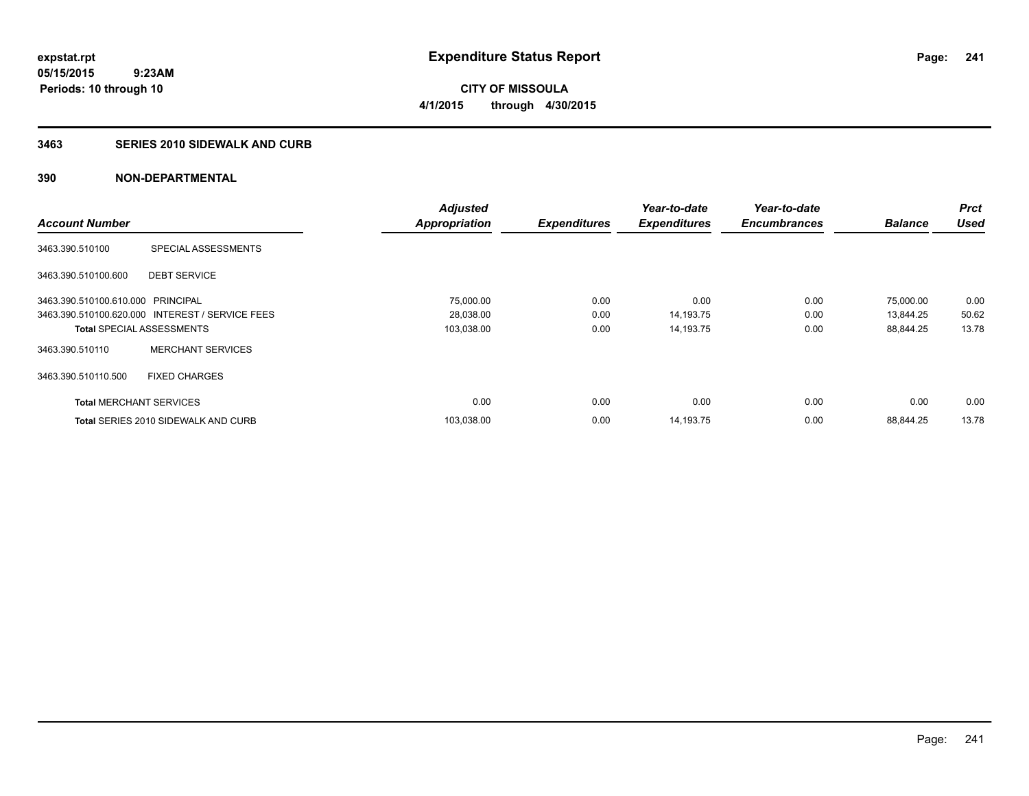expstat.rpt
05/15/2015 9:23AM
Periods: 10 through 10

# Expenditure Status Report

CITY OF MISSOULA
4/1/2015 through 4/30/2015

## 3463 SERIES 2010 SIDEWALK AND CURB

## 390 NON-DEPARTMENTAL

| Account Number | | Adjusted Appropriation | Expenditures | Year-to-date Expenditures | Year-to-date Encumbrances | Balance | Prct Used |
|---|---|---|---|---|---|---|---|
| 3463.390.510100 | SPECIAL ASSESSMENTS | | | | | | |
| 3463.390.510100.600 | DEBT SERVICE | | | | | | |
| 3463.390.510100.610.000 | PRINCIPAL | 75,000.00 | 0.00 | 0.00 | 0.00 | 75,000.00 | 0.00 |
| 3463.390.510100.620.000 | INTEREST / SERVICE FEES | 28,038.00 | 0.00 | 14,193.75 | 0.00 | 13,844.25 | 50.62 |
| **Total** SPECIAL ASSESSMENTS | | 103,038.00 | 0.00 | 14,193.75 | 0.00 | 88,844.25 | 13.78 |
| 3463.390.510110 | MERCHANT SERVICES | | | | | | |
| 3463.390.510110.500 | FIXED CHARGES | | | | | | |
| **Total** MERCHANT SERVICES | | 0.00 | 0.00 | 0.00 | 0.00 | 0.00 | 0.00 |
| **Total** SERIES 2010 SIDEWALK AND CURB | | 103,038.00 | 0.00 | 14,193.75 | 0.00 | 88,844.25 | 13.78 |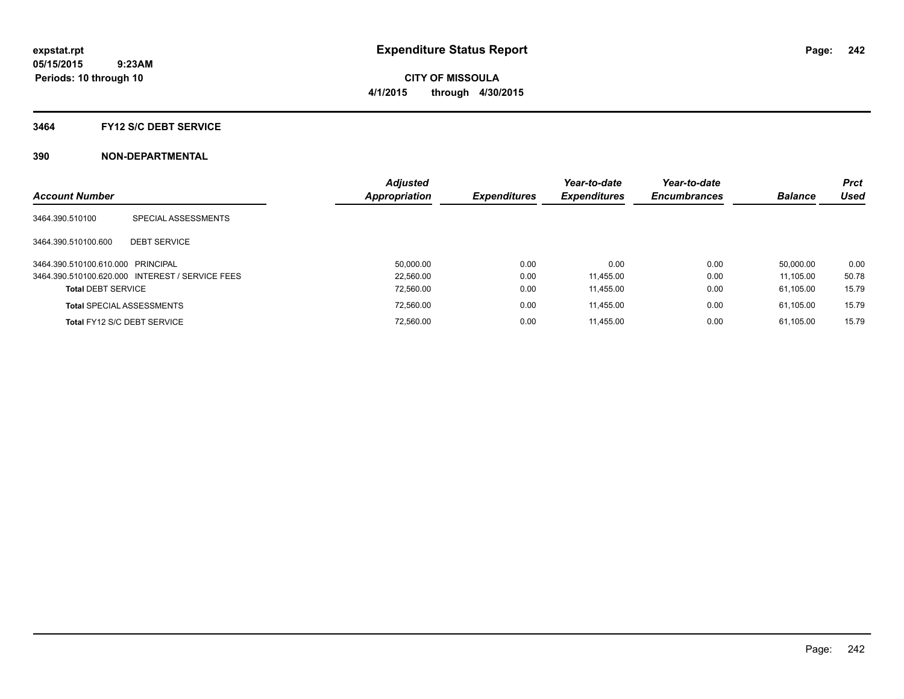expstat.rpt
05/15/2015 9:23AM
Periods: 10 through 10

# Expenditure Status Report

CITY OF MISSOULA
4/1/2015 through 4/30/2015

## 3464 FY12 S/C DEBT SERVICE

### 390 NON-DEPARTMENTAL

| Account Number | | Adjusted Appropriation | Expenditures | Year-to-date Expenditures | Year-to-date Encumbrances | Balance | Prct Used |
|---|---|---|---|---|---|---|---|
| 3464.390.510100 | SPECIAL ASSESSMENTS | | | | | | |
| 3464.390.510100.600 | DEBT SERVICE | | | | | | |
| 3464.390.510100.610.000 | PRINCIPAL | 50,000.00 | 0.00 | 0.00 | 0.00 | 50,000.00 | 0.00 |
| 3464.390.510100.620.000 | INTEREST / SERVICE FEES | 22,560.00 | 0.00 | 11,455.00 | 0.00 | 11,105.00 | 50.78 |
| **Total** DEBT SERVICE | | 72,560.00 | 0.00 | 11,455.00 | 0.00 | 61,105.00 | 15.79 |
| **Total** SPECIAL ASSESSMENTS | | 72,560.00 | 0.00 | 11,455.00 | 0.00 | 61,105.00 | 15.79 |
| **Total** FY12 S/C DEBT SERVICE | | 72,560.00 | 0.00 | 11,455.00 | 0.00 | 61,105.00 | 15.79 |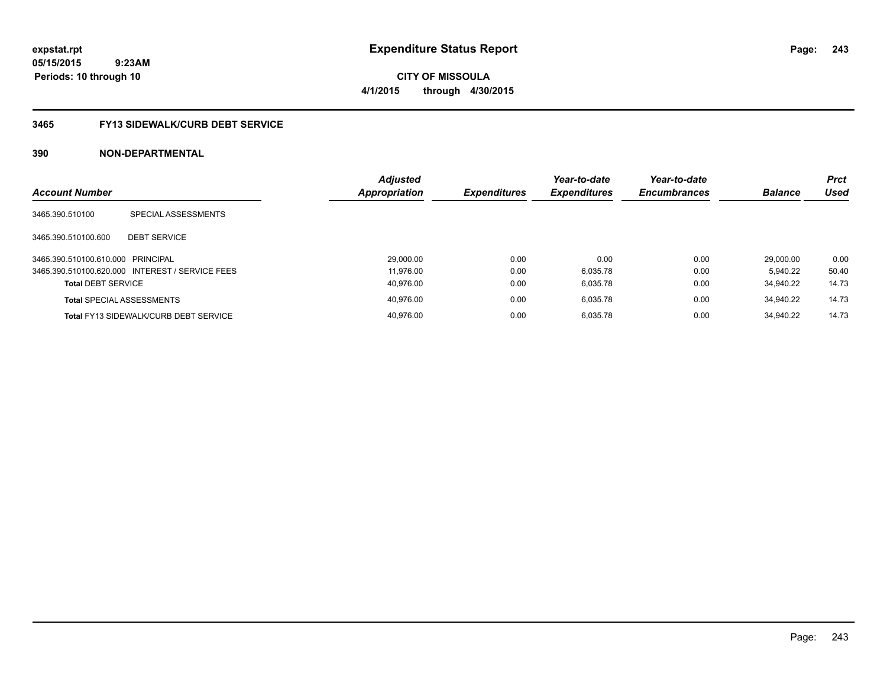**expstat.rpt**
**05/15/2015 9:23AM**
**Periods: 10 through 10**

# Expenditure Status Report

**CITY OF MISSOULA**
**4/1/2015 through 4/30/2015**

## 3465 FY13 SIDEWALK/CURB DEBT SERVICE

## 390 NON-DEPARTMENTAL

| Account Number | | Adjusted Appropriation | Expenditures | Year-to-date Expenditures | Year-to-date Encumbrances | Balance | Prct Used |
|---|---|---|---|---|---|---|---|
| 3465.390.510100 | SPECIAL ASSESSMENTS | | | | | | |
| 3465.390.510100.600 | DEBT SERVICE | | | | | | |
| 3465.390.510100.610.000 | PRINCIPAL | 29,000.00 | 0.00 | 0.00 | 0.00 | 29,000.00 | 0.00 |
| 3465.390.510100.620.000 | INTEREST / SERVICE FEES | 11,976.00 | 0.00 | 6,035.78 | 0.00 | 5,940.22 | 50.40 |
| **Total** DEBT SERVICE | | 40,976.00 | 0.00 | 6,035.78 | 0.00 | 34,940.22 | 14.73 |
| **Total** SPECIAL ASSESSMENTS | | 40,976.00 | 0.00 | 6,035.78 | 0.00 | 34,940.22 | 14.73 |
| **Total** FY13 SIDEWALK/CURB DEBT SERVICE | | 40,976.00 | 0.00 | 6,035.78 | 0.00 | 34,940.22 | 14.73 |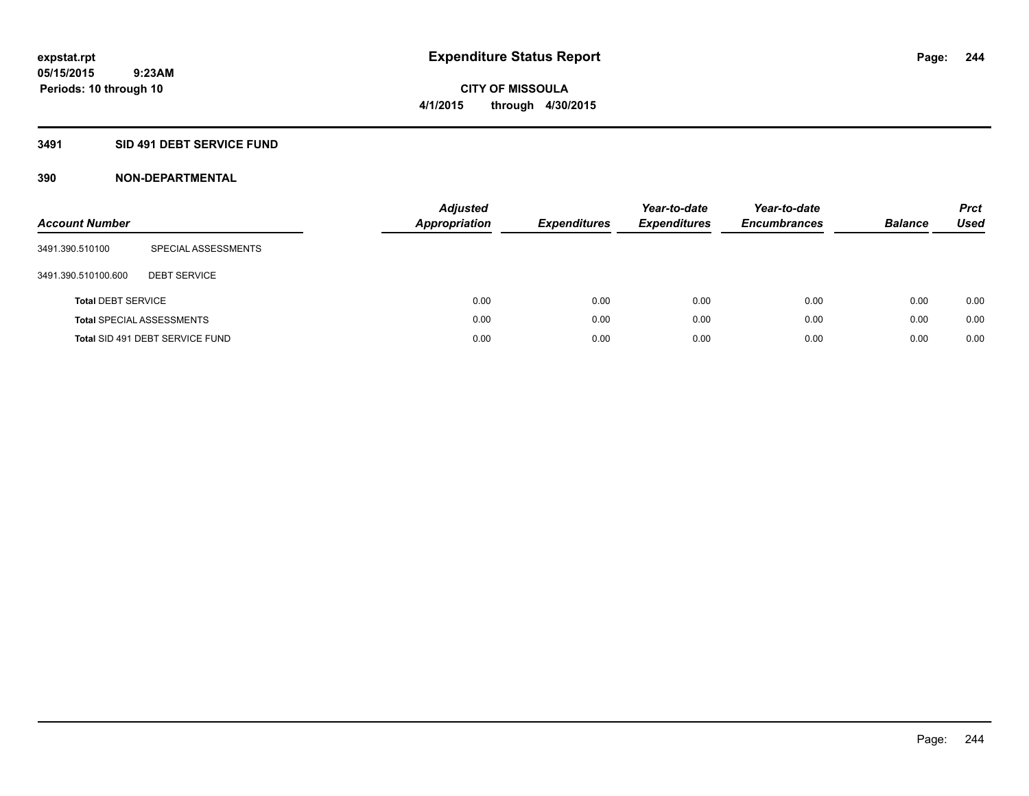# Expenditure Status Report

expstat.rpt
05/15/2015 9:23AM
Periods: 10 through 10

**CITY OF MISSOULA**
**4/1/2015 through 4/30/2015**

## 3491 SID 491 DEBT SERVICE FUND

## 390 NON-DEPARTMENTAL

| Account Number | | Adjusted Appropriation | Expenditures | Year-to-date Expenditures | Year-to-date Encumbrances | Balance | Prct Used |
|---|---|---|---|---|---|---|---|
| 3491.390.510100 | SPECIAL ASSESSMENTS | | | | | | |
| 3491.390.510100.600 | DEBT SERVICE | | | | | | |
| **Total** DEBT SERVICE | | 0.00 | 0.00 | 0.00 | 0.00 | 0.00 | 0.00 |
| **Total** SPECIAL ASSESSMENTS | | 0.00 | 0.00 | 0.00 | 0.00 | 0.00 | 0.00 |
| **Total** SID 491 DEBT SERVICE FUND | | 0.00 | 0.00 | 0.00 | 0.00 | 0.00 | 0.00 |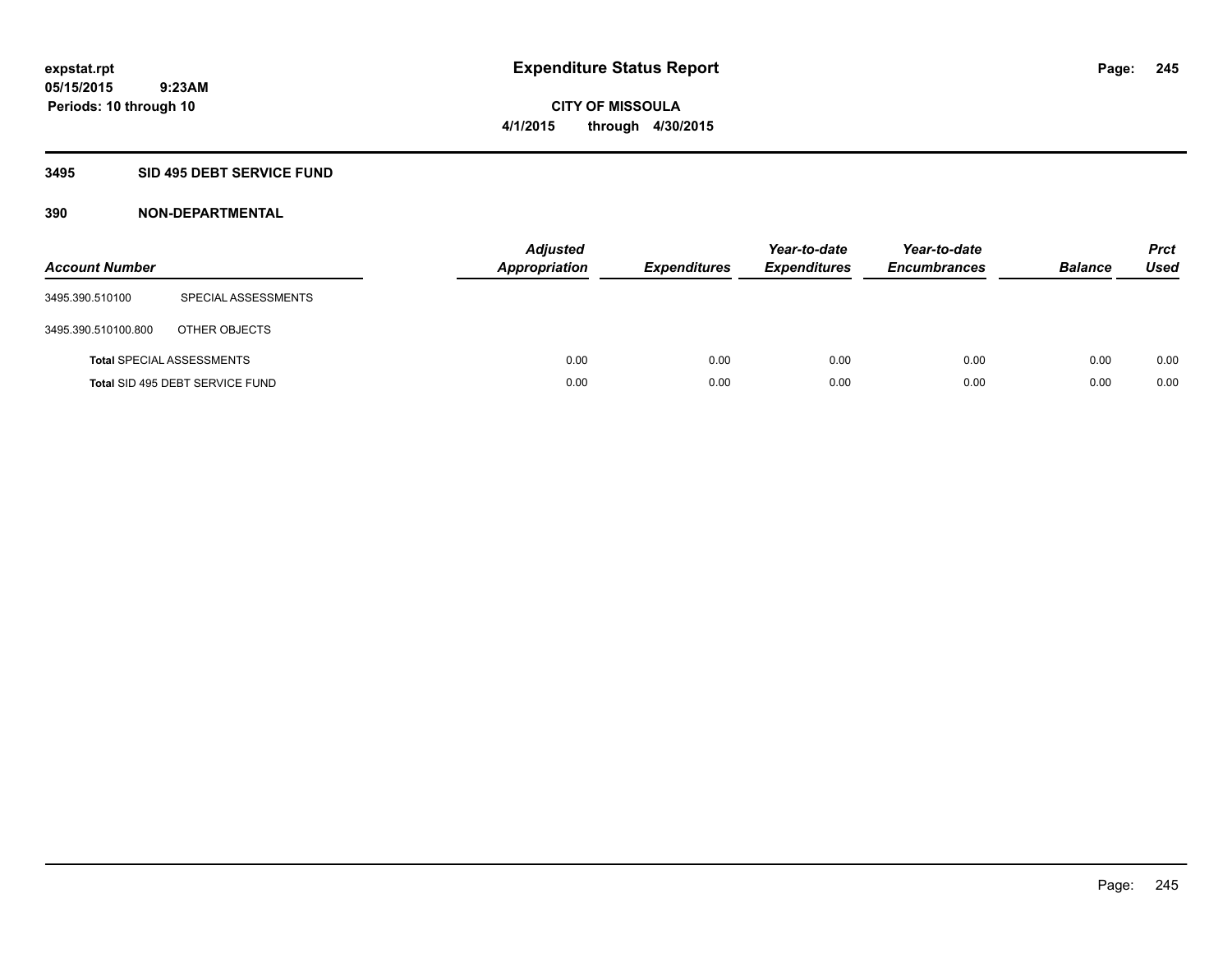expstat.rpt
05/15/2015 9:23AM
Periods: 10 through 10

# Expenditure Status Report

CITY OF MISSOULA
4/1/2015 through 4/30/2015

## 3495 SID 495 DEBT SERVICE FUND

### 390 NON-DEPARTMENTAL

| Account Number | | Adjusted Appropriation | Expenditures | Year-to-date Expenditures | Year-to-date Encumbrances | Balance | Prct Used |
|---|---|---|---|---|---|---|---|
| 3495.390.510100 | SPECIAL ASSESSMENTS | | | | | | |
| 3495.390.510100.800 | OTHER OBJECTS | | | | | | |
| **Total** SPECIAL ASSESSMENTS | | 0.00 | 0.00 | 0.00 | 0.00 | 0.00 | 0.00 |
| **Total** SID 495 DEBT SERVICE FUND | | 0.00 | 0.00 | 0.00 | 0.00 | 0.00 | 0.00 |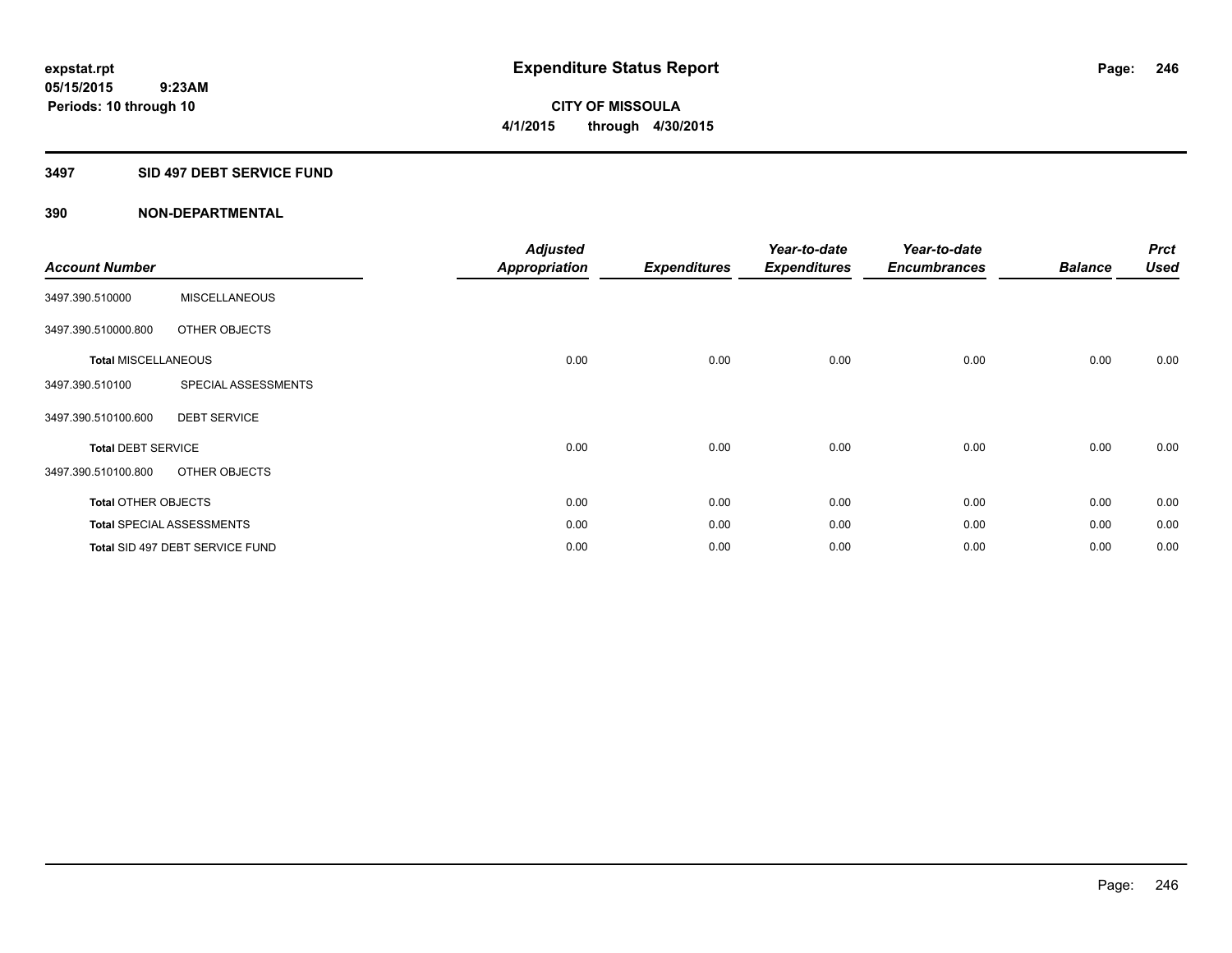# Expenditure Status Report

**CITY OF MISSOULA**

**4/1/2015 through 4/30/2015**

expstat.rpt
05/15/2015 9:23AM
Periods: 10 through 10

## 3497 SID 497 DEBT SERVICE FUND

### 390 NON-DEPARTMENTAL

| Account Number | | Adjusted Appropriation | Expenditures | Year-to-date Expenditures | Year-to-date Encumbrances | Balance | Prct Used |
|---|---|---|---|---|---|---|---|
| 3497.390.510000 | MISCELLANEOUS | | | | | | |
| 3497.390.510000.800 | OTHER OBJECTS | | | | | | |
| **Total** MISCELLANEOUS | | 0.00 | 0.00 | 0.00 | 0.00 | 0.00 | 0.00 |
| 3497.390.510100 | SPECIAL ASSESSMENTS | | | | | | |
| 3497.390.510100.600 | DEBT SERVICE | | | | | | |
| **Total** DEBT SERVICE | | 0.00 | 0.00 | 0.00 | 0.00 | 0.00 | 0.00 |
| 3497.390.510100.800 | OTHER OBJECTS | | | | | | |
| **Total** OTHER OBJECTS | | 0.00 | 0.00 | 0.00 | 0.00 | 0.00 | 0.00 |
| **Total** SPECIAL ASSESSMENTS | | 0.00 | 0.00 | 0.00 | 0.00 | 0.00 | 0.00 |
| **Total** SID 497 DEBT SERVICE FUND | | 0.00 | 0.00 | 0.00 | 0.00 | 0.00 | 0.00 |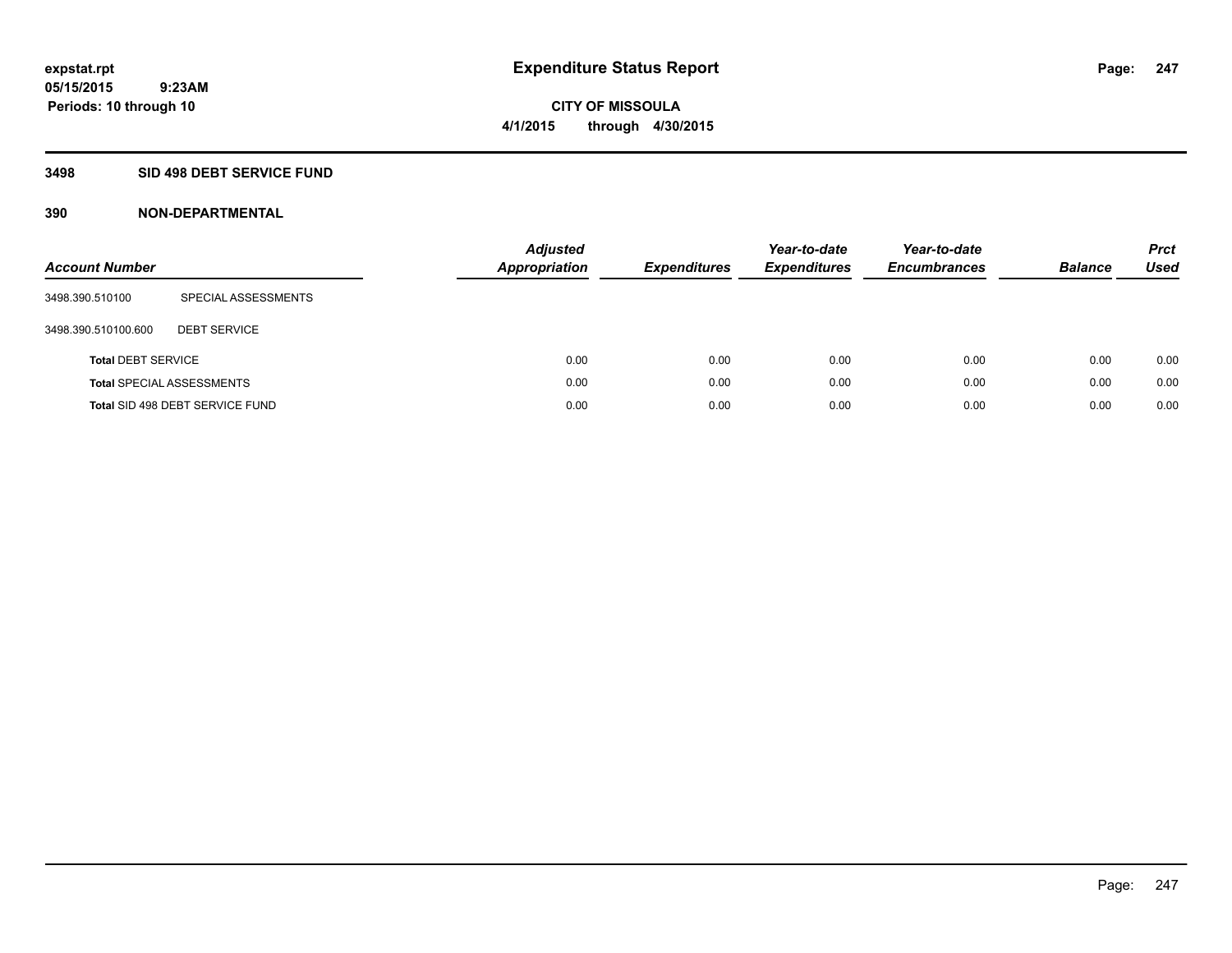**expstat.rpt**
**05/15/2015 9:23AM**
**Periods: 10 through 10**

# Expenditure Status Report

**CITY OF MISSOULA**
**4/1/2015 through 4/30/2015**

## 3498 SID 498 DEBT SERVICE FUND

### 390 NON-DEPARTMENTAL

| Account Number | | Adjusted Appropriation | Expenditures | Year-to-date Expenditures | Year-to-date Encumbrances | Balance | Prct Used |
|---|---|---|---|---|---|---|---|
| 3498.390.510100 | SPECIAL ASSESSMENTS | | | | | | |
| 3498.390.510100.600 | DEBT SERVICE | | | | | | |
| **Total** DEBT SERVICE | | 0.00 | 0.00 | 0.00 | 0.00 | 0.00 | 0.00 |
| **Total** SPECIAL ASSESSMENTS | | 0.00 | 0.00 | 0.00 | 0.00 | 0.00 | 0.00 |
| **Total** SID 498 DEBT SERVICE FUND | | 0.00 | 0.00 | 0.00 | 0.00 | 0.00 | 0.00 |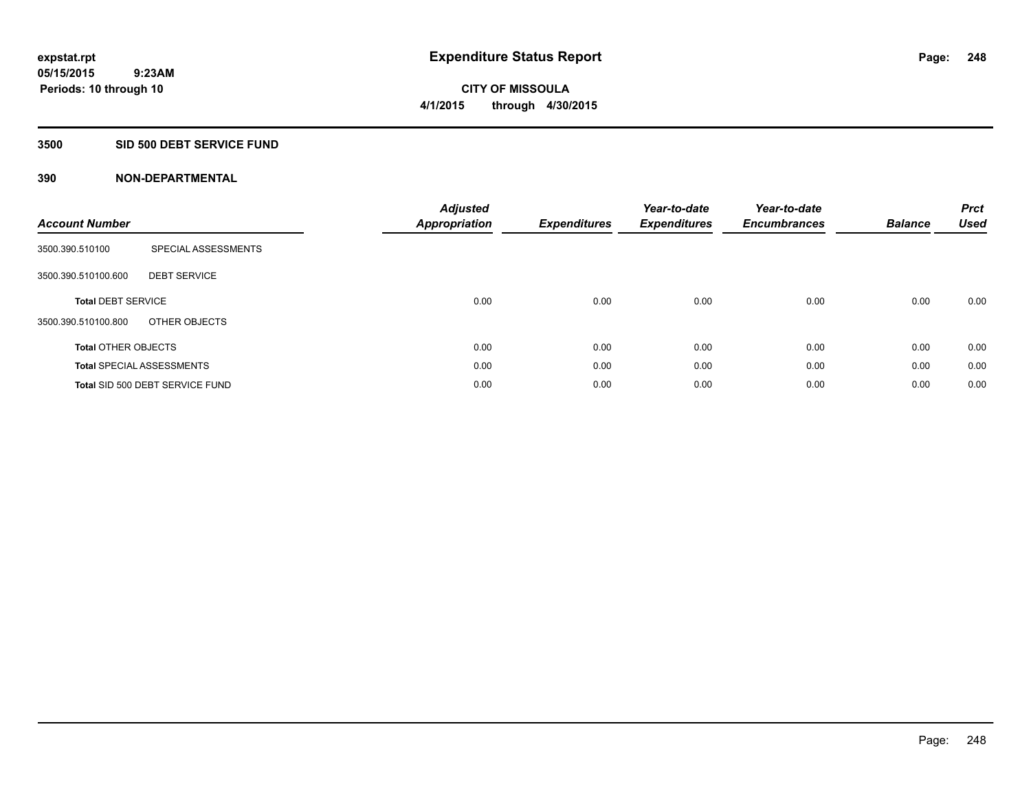expstat.rpt
05/15/2015 9:23AM
Periods: 10 through 10

# Expenditure Status Report

CITY OF MISSOULA
4/1/2015 through 4/30/2015

## 3500 SID 500 DEBT SERVICE FUND

### 390 NON-DEPARTMENTAL

| Account Number | | *Adjusted Appropriation* | *Expenditures* | *Year-to-date Expenditures* | *Year-to-date Encumbrances* | *Balance* | *Prct Used* |
|---|---|---|---|---|---|---|---|
| 3500.390.510100 | SPECIAL ASSESSMENTS | | | | | | |
| 3500.390.510100.600 | DEBT SERVICE | | | | | | |
| **Total** DEBT SERVICE | | 0.00 | 0.00 | 0.00 | 0.00 | 0.00 | 0.00 |
| 3500.390.510100.800 | OTHER OBJECTS | | | | | | |
| **Total** OTHER OBJECTS | | 0.00 | 0.00 | 0.00 | 0.00 | 0.00 | 0.00 |
| **Total** SPECIAL ASSESSMENTS | | 0.00 | 0.00 | 0.00 | 0.00 | 0.00 | 0.00 |
| **Total** SID 500 DEBT SERVICE FUND | | 0.00 | 0.00 | 0.00 | 0.00 | 0.00 | 0.00 |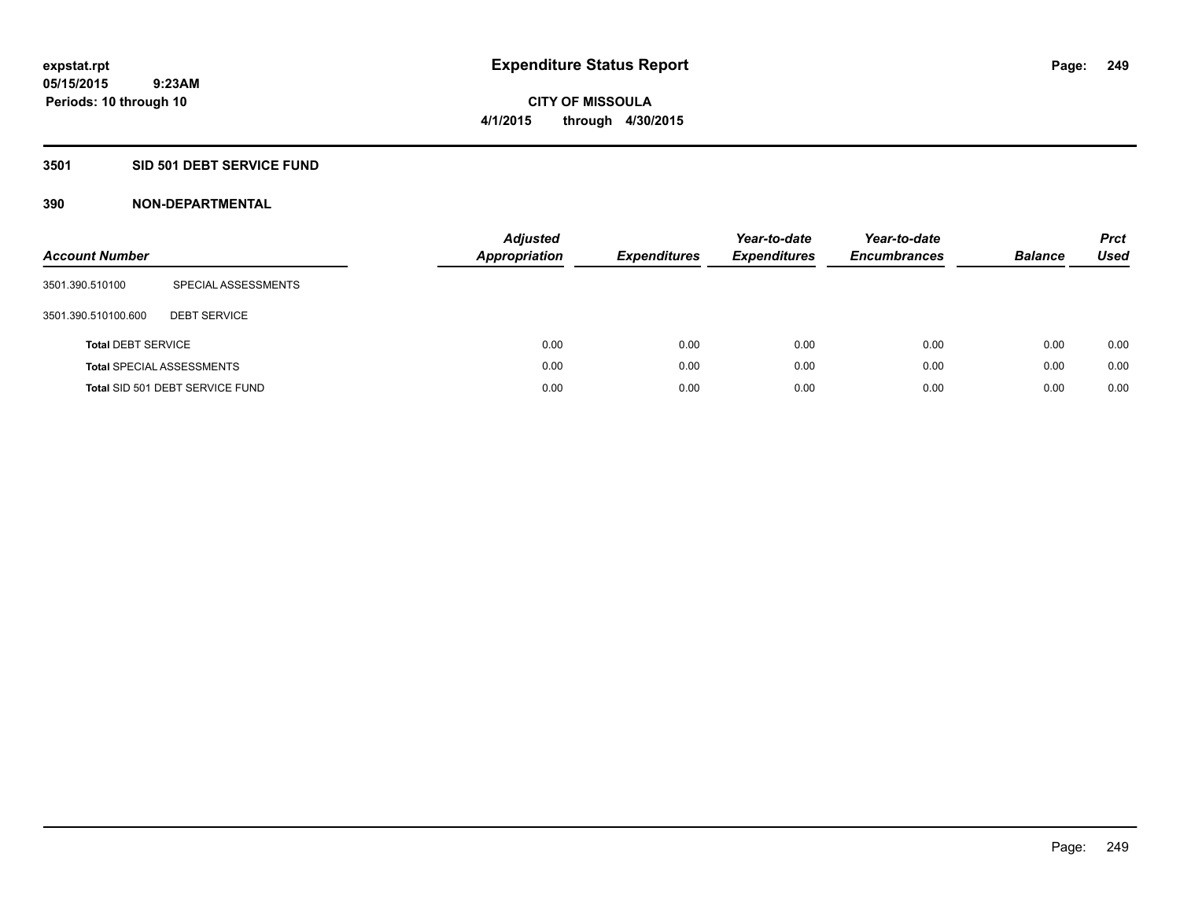# Expenditure Status Report

expstat.rpt
05/15/2015 9:23AM
Periods: 10 through 10

CITY OF MISSOULA
4/1/2015 through 4/30/2015

## 3501 SID 501 DEBT SERVICE FUND

## 390 NON-DEPARTMENTAL

| Account Number | | Adjusted Appropriation | Expenditures | Year-to-date Expenditures | Year-to-date Encumbrances | Balance | Prct Used |
|---|---|---|---|---|---|---|---|
| 3501.390.510100 | SPECIAL ASSESSMENTS | | | | | | |
| 3501.390.510100.600 | DEBT SERVICE | | | | | | |
| **Total** DEBT SERVICE | | 0.00 | 0.00 | 0.00 | 0.00 | 0.00 | 0.00 |
| **Total** SPECIAL ASSESSMENTS | | 0.00 | 0.00 | 0.00 | 0.00 | 0.00 | 0.00 |
| **Total** SID 501 DEBT SERVICE FUND | | 0.00 | 0.00 | 0.00 | 0.00 | 0.00 | 0.00 |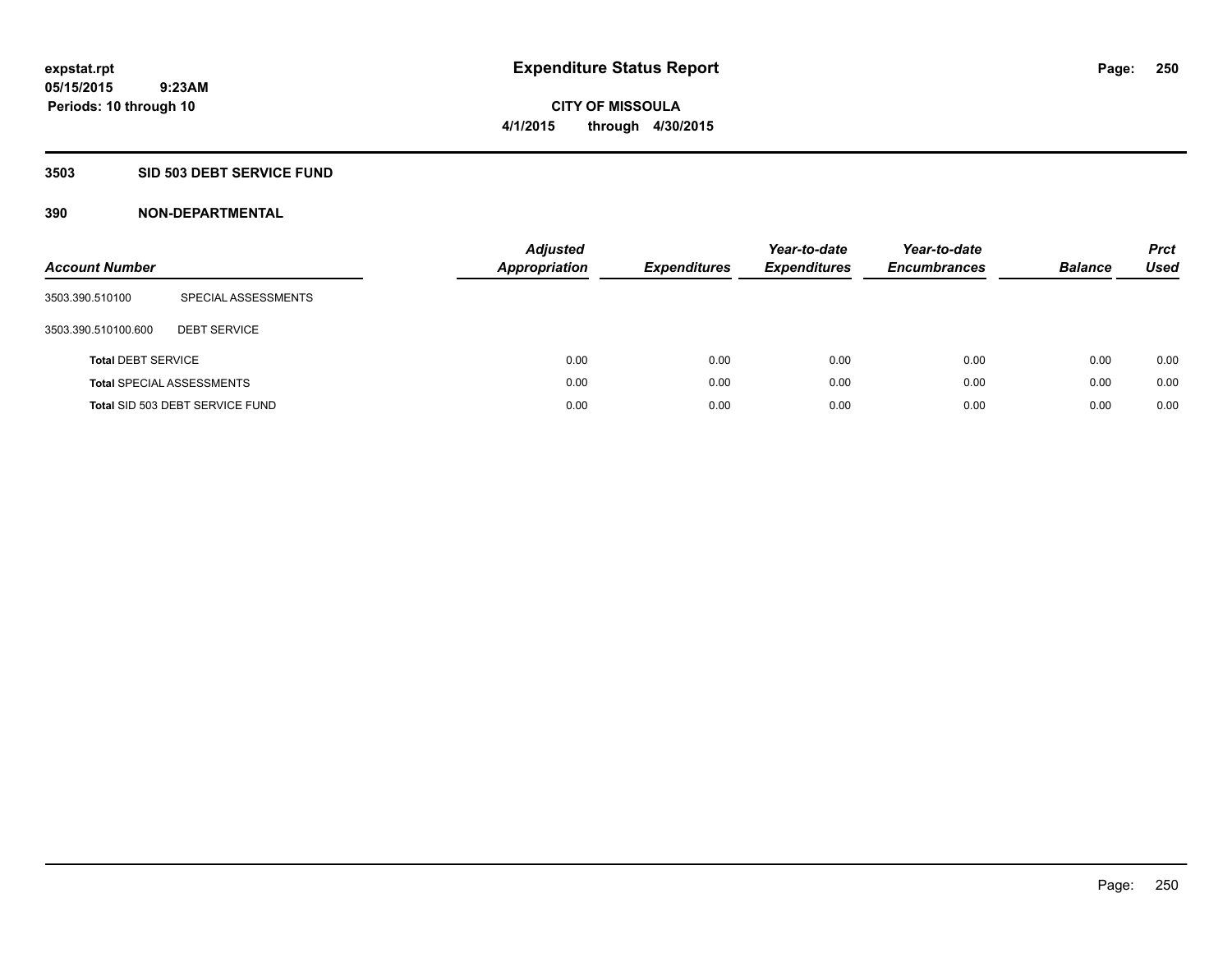expstat.rpt
05/15/2015 9:23AM
Periods: 10 through 10

# Expenditure Status Report

CITY OF MISSOULA
4/1/2015 through 4/30/2015

## 3503 SID 503 DEBT SERVICE FUND

## 390 NON-DEPARTMENTAL

| Account Number | | Adjusted Appropriation | Expenditures | Year-to-date Expenditures | Year-to-date Encumbrances | Balance | Prct Used |
|---|---|---|---|---|---|---|---|
| 3503.390.510100 | SPECIAL ASSESSMENTS | | | | | | |
| 3503.390.510100.600 | DEBT SERVICE | | | | | | |
| **Total** DEBT SERVICE | | 0.00 | 0.00 | 0.00 | 0.00 | 0.00 | 0.00 |
| **Total** SPECIAL ASSESSMENTS | | 0.00 | 0.00 | 0.00 | 0.00 | 0.00 | 0.00 |
| **Total** SID 503 DEBT SERVICE FUND | | 0.00 | 0.00 | 0.00 | 0.00 | 0.00 | 0.00 |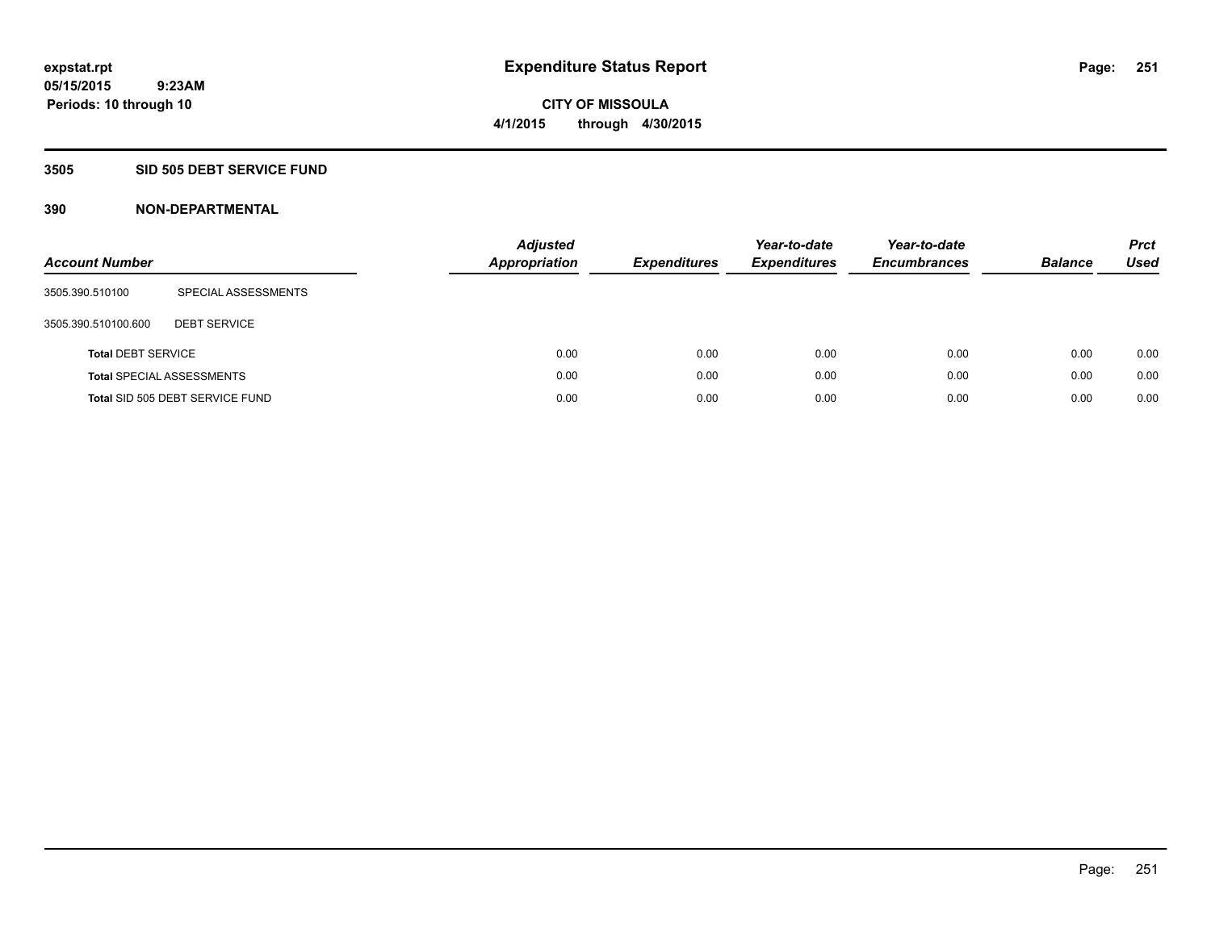expstat.rpt
05/15/2015 9:23AM
Periods: 10 through 10

# Expenditure Status Report

CITY OF MISSOULA
4/1/2015 through 4/30/2015

## 3505 SID 505 DEBT SERVICE FUND

## 390 NON-DEPARTMENTAL

| Account Number | | Adjusted Appropriation | Expenditures | Year-to-date Expenditures | Year-to-date Encumbrances | Balance | Prct Used |
|---|---|---|---|---|---|---|---|
| 3505.390.510100 | SPECIAL ASSESSMENTS | | | | | | |
| 3505.390.510100.600 | DEBT SERVICE | | | | | | |
| **Total** DEBT SERVICE | | 0.00 | 0.00 | 0.00 | 0.00 | 0.00 | 0.00 |
| **Total** SPECIAL ASSESSMENTS | | 0.00 | 0.00 | 0.00 | 0.00 | 0.00 | 0.00 |
| **Total** SID 505 DEBT SERVICE FUND | | 0.00 | 0.00 | 0.00 | 0.00 | 0.00 | 0.00 |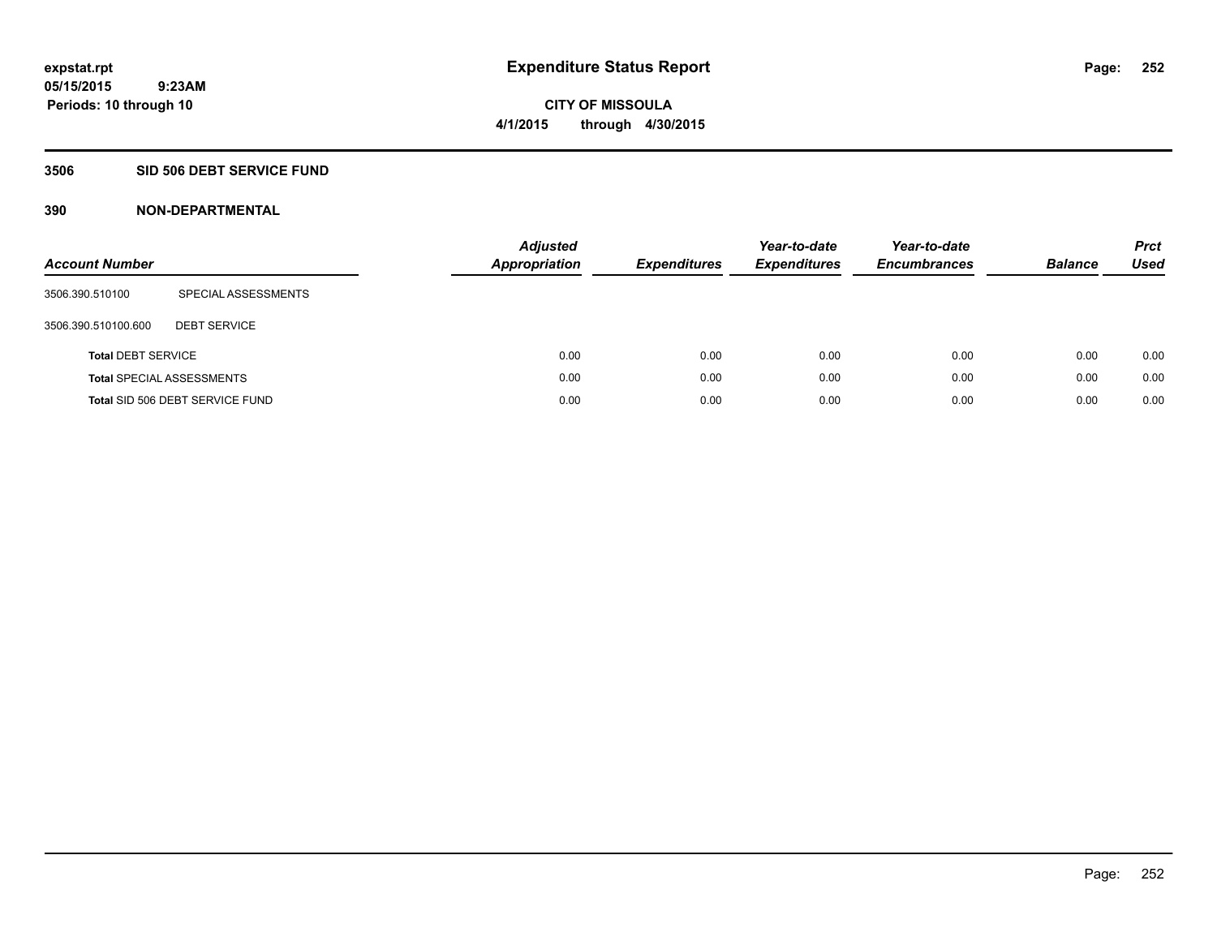# Expenditure Status Report

**CITY OF MISSOULA**
**4/1/2015 through 4/30/2015**

expstat.rpt
05/15/2015 9:23AM
Periods: 10 through 10

## 3506 SID 506 DEBT SERVICE FUND

### 390 NON-DEPARTMENTAL

| Account Number | | Adjusted Appropriation | Expenditures | Year-to-date Expenditures | Year-to-date Encumbrances | Balance | Prct Used |
|---|---|---|---|---|---|---|---|
| 3506.390.510100 | SPECIAL ASSESSMENTS | | | | | | |
| 3506.390.510100.600 | DEBT SERVICE | | | | | | |
| **Total** DEBT SERVICE | | 0.00 | 0.00 | 0.00 | 0.00 | 0.00 | 0.00 |
| **Total** SPECIAL ASSESSMENTS | | 0.00 | 0.00 | 0.00 | 0.00 | 0.00 | 0.00 |
| **Total** SID 506 DEBT SERVICE FUND | | 0.00 | 0.00 | 0.00 | 0.00 | 0.00 | 0.00 |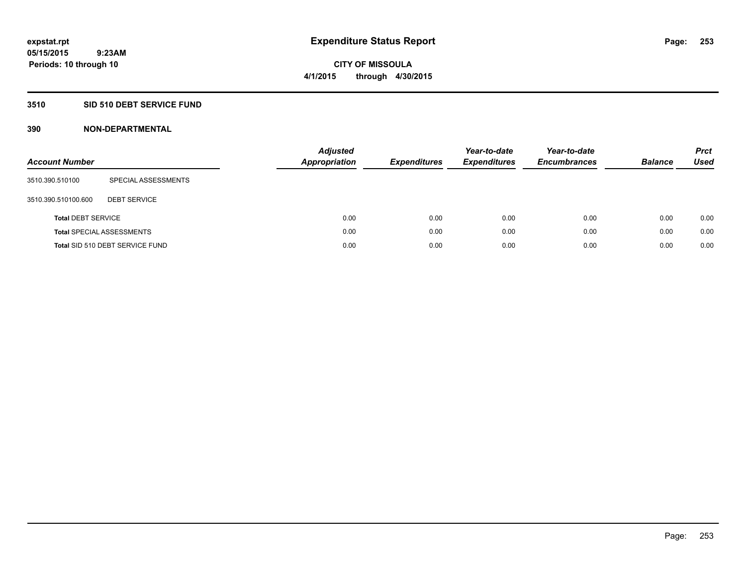expstat.rpt
05/15/2015 9:23AM
Periods: 10 through 10

# Expenditure Status Report

**CITY OF MISSOULA**
**4/1/2015 through 4/30/2015**

## 3510 SID 510 DEBT SERVICE FUND

### 390 NON-DEPARTMENTAL

| Account Number | | Adjusted Appropriation | Expenditures | Year-to-date Expenditures | Year-to-date Encumbrances | Balance | Prct Used |
|---|---|---|---|---|---|---|---|
| 3510.390.510100 | SPECIAL ASSESSMENTS | | | | | | |
| 3510.390.510100.600 | DEBT SERVICE | | | | | | |
| **Total** DEBT SERVICE | | 0.00 | 0.00 | 0.00 | 0.00 | 0.00 | 0.00 |
| **Total** SPECIAL ASSESSMENTS | | 0.00 | 0.00 | 0.00 | 0.00 | 0.00 | 0.00 |
| **Total** SID 510 DEBT SERVICE FUND | | 0.00 | 0.00 | 0.00 | 0.00 | 0.00 | 0.00 |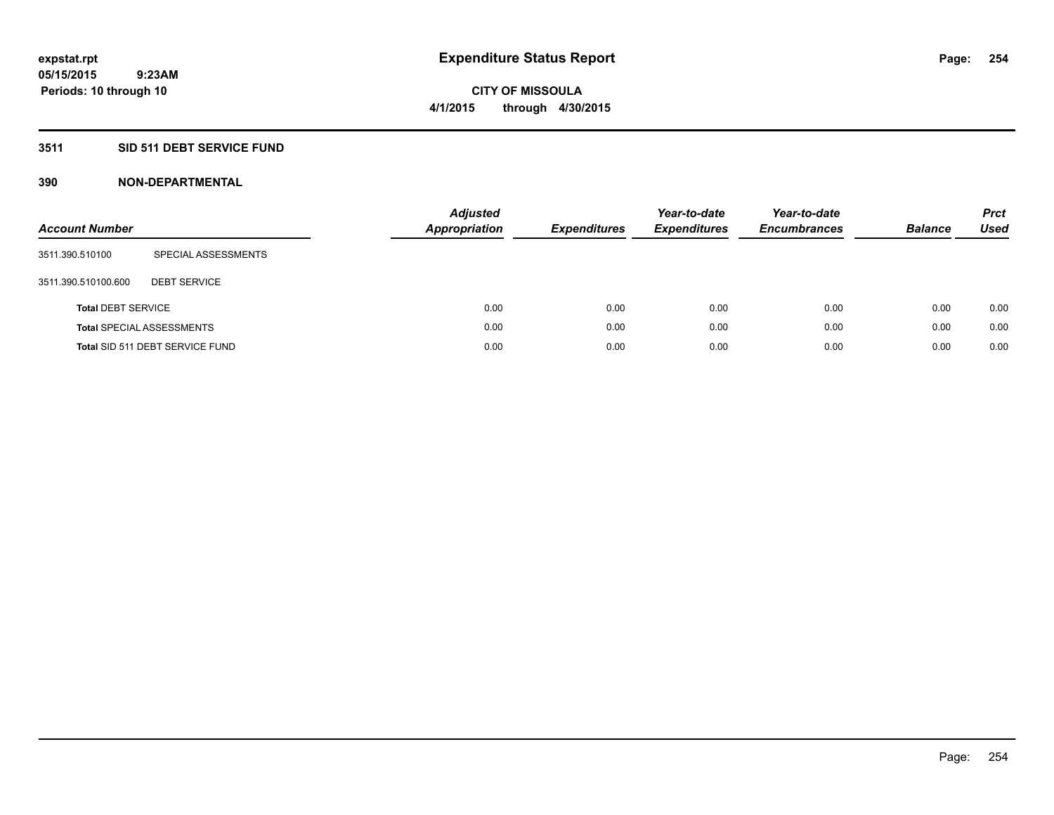expstat.rpt
05/15/2015 9:23AM
Periods: 10 through 10

# Expenditure Status Report

CITY OF MISSOULA
4/1/2015 through 4/30/2015

## 3511 SID 511 DEBT SERVICE FUND

## 390 NON-DEPARTMENTAL

| Account Number | | Adjusted Appropriation | Expenditures | Year-to-date Expenditures | Year-to-date Encumbrances | Balance | Prct Used |
|---|---|---|---|---|---|---|---|
| 3511.390.510100 | SPECIAL ASSESSMENTS | | | | | | |
| 3511.390.510100.600 | DEBT SERVICE | | | | | | |
| **Total** DEBT SERVICE | | 0.00 | 0.00 | 0.00 | 0.00 | 0.00 | 0.00 |
| **Total** SPECIAL ASSESSMENTS | | 0.00 | 0.00 | 0.00 | 0.00 | 0.00 | 0.00 |
| **Total** SID 511 DEBT SERVICE FUND | | 0.00 | 0.00 | 0.00 | 0.00 | 0.00 | 0.00 |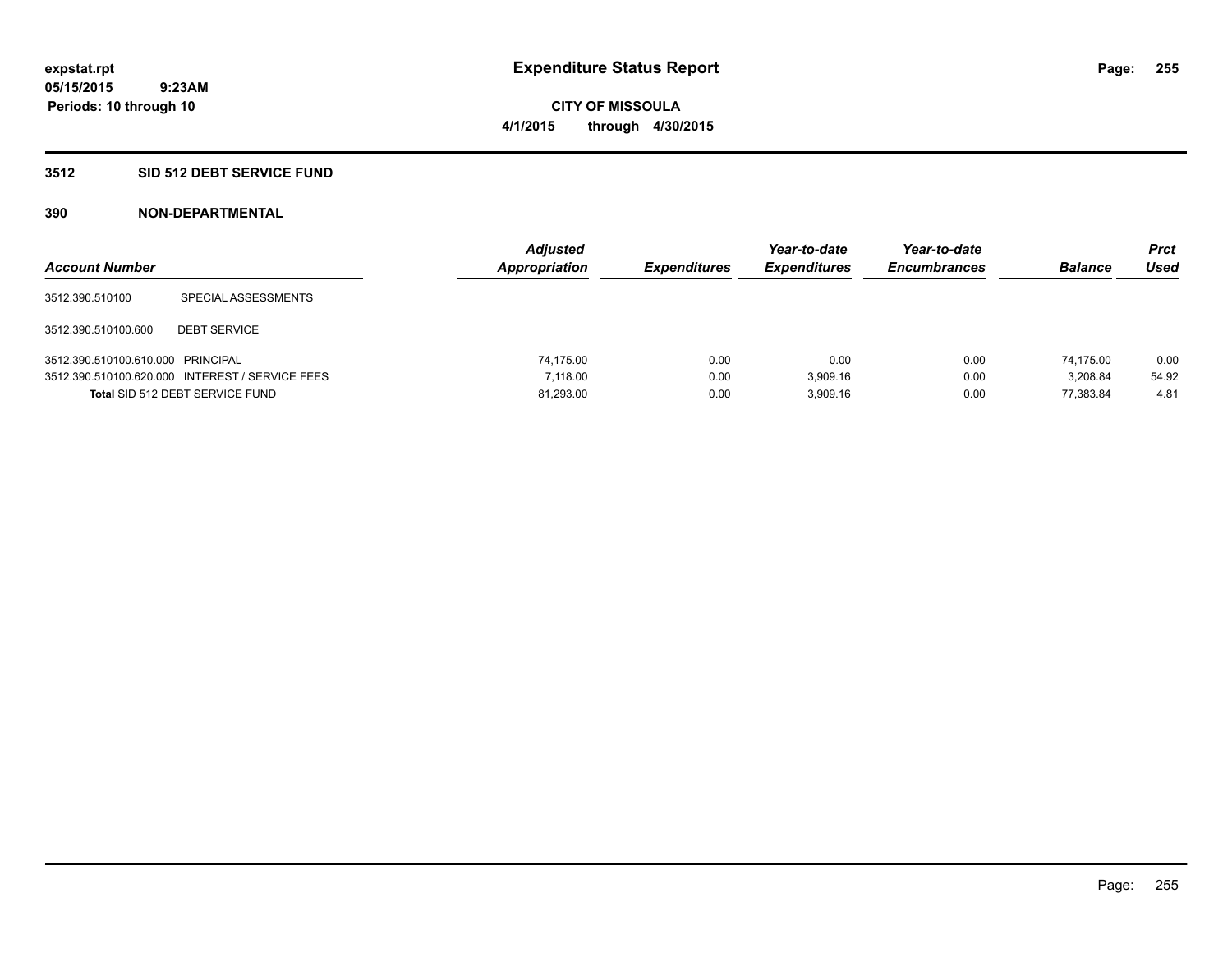# Expenditure Status Report

expstat.rpt
05/15/2015 9:23AM
Periods: 10 through 10

**CITY OF MISSOULA**
**4/1/2015 through 4/30/2015**

## 3512 SID 512 DEBT SERVICE FUND

### 390 NON-DEPARTMENTAL

| Account Number | | Adjusted Appropriation | Expenditures | Year-to-date Expenditures | Year-to-date Encumbrances | Balance | Prct Used |
|---|---|---|---|---|---|---|---|
| 3512.390.510100 | SPECIAL ASSESSMENTS | | | | | | |
| 3512.390.510100.600 | DEBT SERVICE | | | | | | |
| 3512.390.510100.610.000 | PRINCIPAL | 74,175.00 | 0.00 | 0.00 | 0.00 | 74,175.00 | 0.00 |
| 3512.390.510100.620.000 | INTEREST / SERVICE FEES | 7,118.00 | 0.00 | 3,909.16 | 0.00 | 3,208.84 | 54.92 |
| **Total** SID 512 DEBT SERVICE FUND | | 81,293.00 | 0.00 | 3,909.16 | 0.00 | 77,383.84 | 4.81 |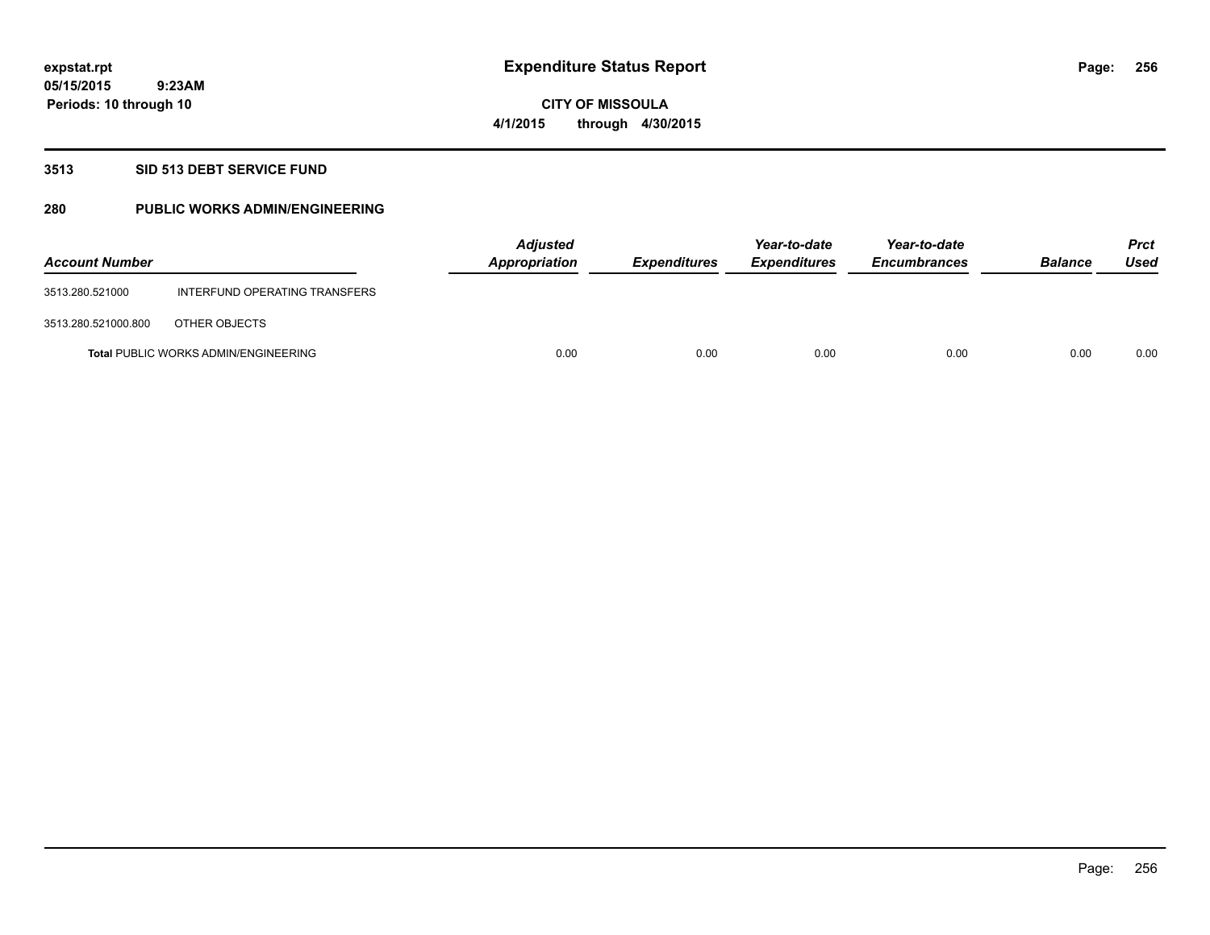# Expenditure Status Report

**CITY OF MISSOULA**

**4/1/2015 through 4/30/2015**

expstat.rpt
05/15/2015 9:23AM
Periods: 10 through 10

## 3513 SID 513 DEBT SERVICE FUND

## 280 PUBLIC WORKS ADMIN/ENGINEERING

| Account Number | | Adjusted Appropriation | Expenditures | Year-to-date Expenditures | Year-to-date Encumbrances | Balance | Prct Used |
|---|---|---|---|---|---|---|---|
| 3513.280.521000 | INTERFUND OPERATING TRANSFERS | | | | | | |
| 3513.280.521000.800 | OTHER OBJECTS | | | | | | |
| **Total** PUBLIC WORKS ADMIN/ENGINEERING | | 0.00 | 0.00 | 0.00 | 0.00 | 0.00 | 0.00 |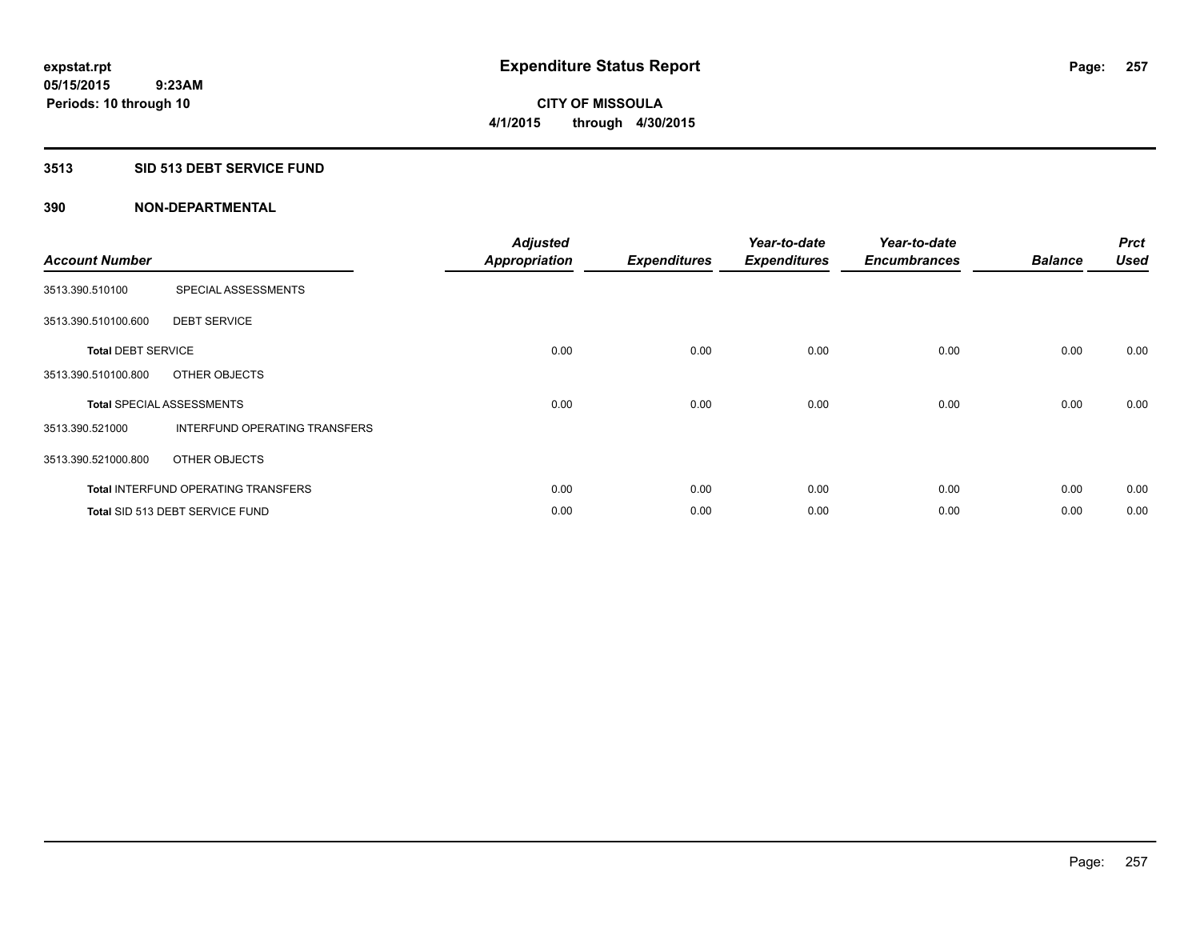expstat.rpt
05/15/2015 9:23AM
Periods: 10 through 10

# Expenditure Status Report

CITY OF MISSOULA
4/1/2015 through 4/30/2015

## 3513 SID 513 DEBT SERVICE FUND

## 390 NON-DEPARTMENTAL

| Account Number | | *Adjusted Appropriation* | *Expenditures* | *Year-to-date Expenditures* | *Year-to-date Encumbrances* | *Balance* | *Prct Used* |
|---|---|---|---|---|---|---|---|
| 3513.390.510100 | SPECIAL ASSESSMENTS | | | | | | |
| 3513.390.510100.600 | DEBT SERVICE | | | | | | |
| **Total** DEBT SERVICE | | 0.00 | 0.00 | 0.00 | 0.00 | 0.00 | 0.00 |
| 3513.390.510100.800 | OTHER OBJECTS | | | | | | |
| **Total** SPECIAL ASSESSMENTS | | 0.00 | 0.00 | 0.00 | 0.00 | 0.00 | 0.00 |
| 3513.390.521000 | INTERFUND OPERATING TRANSFERS | | | | | | |
| 3513.390.521000.800 | OTHER OBJECTS | | | | | | |
| **Total** INTERFUND OPERATING TRANSFERS | | 0.00 | 0.00 | 0.00 | 0.00 | 0.00 | 0.00 |
| **Total** SID 513 DEBT SERVICE FUND | | 0.00 | 0.00 | 0.00 | 0.00 | 0.00 | 0.00 |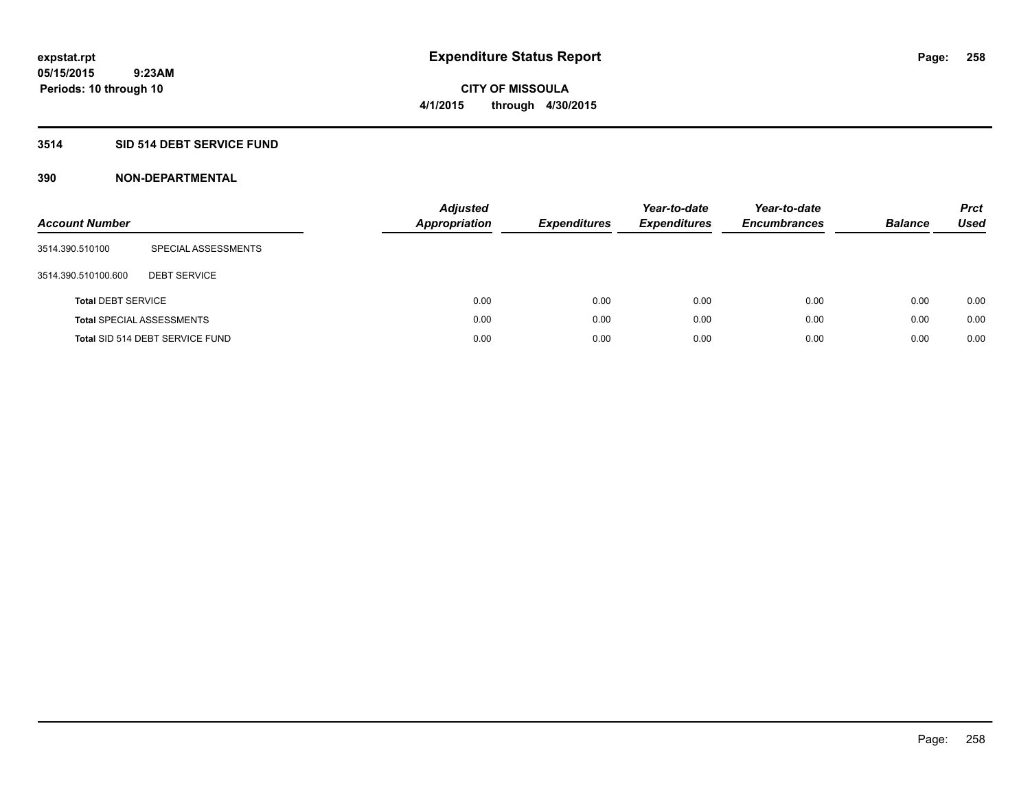**expstat.rpt**
**05/15/2015 9:23AM**
**Periods: 10 through 10**

# Expenditure Status Report

**CITY OF MISSOULA**
**4/1/2015 through 4/30/2015**

## 3514 SID 514 DEBT SERVICE FUND

### 390 NON-DEPARTMENTAL

| Account Number | | Adjusted Appropriation | Expenditures | Year-to-date Expenditures | Year-to-date Encumbrances | Balance | Prct Used |
|---|---|---|---|---|---|---|---|
| 3514.390.510100 | SPECIAL ASSESSMENTS | | | | | | |
| 3514.390.510100.600 | DEBT SERVICE | | | | | | |
| **Total** DEBT SERVICE | | 0.00 | 0.00 | 0.00 | 0.00 | 0.00 | 0.00 |
| **Total** SPECIAL ASSESSMENTS | | 0.00 | 0.00 | 0.00 | 0.00 | 0.00 | 0.00 |
| **Total** SID 514 DEBT SERVICE FUND | | 0.00 | 0.00 | 0.00 | 0.00 | 0.00 | 0.00 |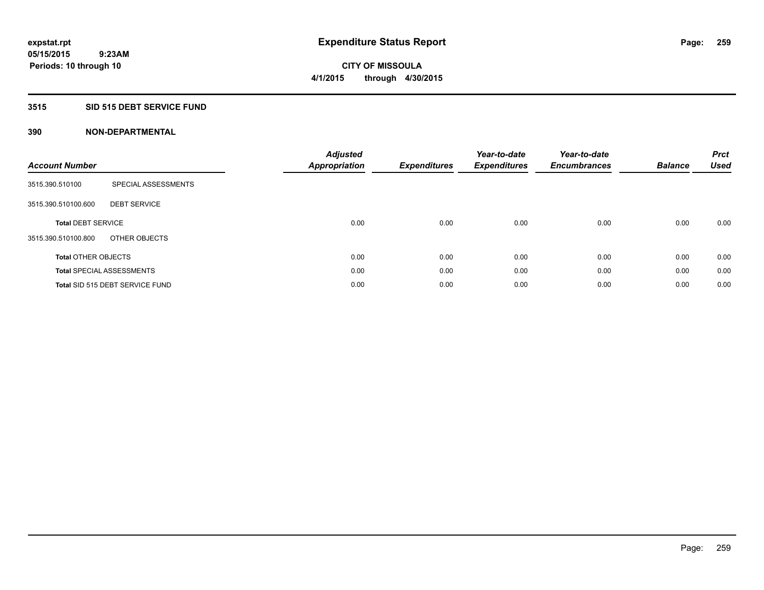expstat.rpt
05/15/2015 9:23AM
Periods: 10 through 10

# Expenditure Status Report

CITY OF MISSOULA
4/1/2015 through 4/30/2015

## 3515 SID 515 DEBT SERVICE FUND

## 390 NON-DEPARTMENTAL

| Account Number | | Adjusted Appropriation | Expenditures | Year-to-date Expenditures | Year-to-date Encumbrances | Balance | Prct Used |
|---|---|---|---|---|---|---|---|
| 3515.390.510100 | SPECIAL ASSESSMENTS | | | | | | |
| 3515.390.510100.600 | DEBT SERVICE | | | | | | |
| **Total** DEBT SERVICE | | 0.00 | 0.00 | 0.00 | 0.00 | 0.00 | 0.00 |
| 3515.390.510100.800 | OTHER OBJECTS | | | | | | |
| **Total** OTHER OBJECTS | | 0.00 | 0.00 | 0.00 | 0.00 | 0.00 | 0.00 |
| **Total** SPECIAL ASSESSMENTS | | 0.00 | 0.00 | 0.00 | 0.00 | 0.00 | 0.00 |
| **Total** SID 515 DEBT SERVICE FUND | | 0.00 | 0.00 | 0.00 | 0.00 | 0.00 | 0.00 |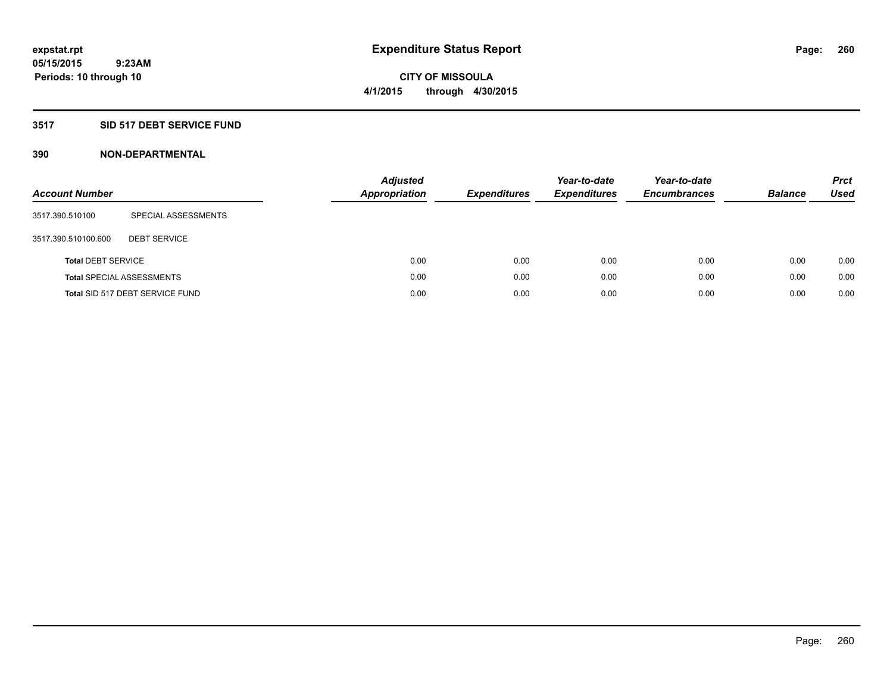expstat.rpt
05/15/2015 9:23AM
Periods: 10 through 10

# Expenditure Status Report

CITY OF MISSOULA
4/1/2015 through 4/30/2015

## 3517 SID 517 DEBT SERVICE FUND

## 390 NON-DEPARTMENTAL

| Account Number | | Adjusted Appropriation | Expenditures | Year-to-date Expenditures | Year-to-date Encumbrances | Balance | Prct Used |
|---|---|---|---|---|---|---|---|
| 3517.390.510100 | SPECIAL ASSESSMENTS | | | | | | |
| 3517.390.510100.600 | DEBT SERVICE | | | | | | |
| **Total** DEBT SERVICE | | 0.00 | 0.00 | 0.00 | 0.00 | 0.00 | 0.00 |
| **Total** SPECIAL ASSESSMENTS | | 0.00 | 0.00 | 0.00 | 0.00 | 0.00 | 0.00 |
| **Total** SID 517 DEBT SERVICE FUND | | 0.00 | 0.00 | 0.00 | 0.00 | 0.00 | 0.00 |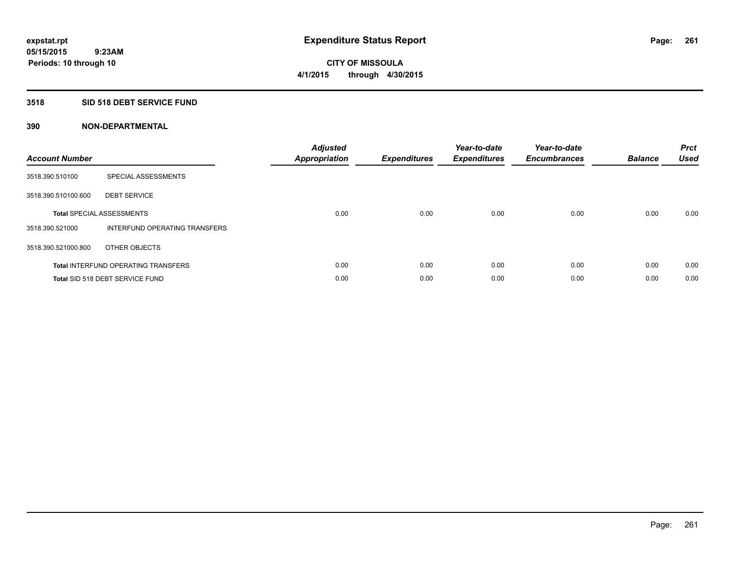expstat.rpt
05/15/2015 9:23AM
Periods: 10 through 10

# Expenditure Status Report

CITY OF MISSOULA
4/1/2015 through 4/30/2015

## 3518 SID 518 DEBT SERVICE FUND

## 390 NON-DEPARTMENTAL

| Account Number | | Adjusted Appropriation | Expenditures | Year-to-date Expenditures | Year-to-date Encumbrances | Balance | Prct Used |
|---|---|---|---|---|---|---|---|
| 3518.390.510100 | SPECIAL ASSESSMENTS | | | | | | |
| 3518.390.510100.600 | DEBT SERVICE | | | | | | |
| **Total** SPECIAL ASSESSMENTS | | 0.00 | 0.00 | 0.00 | 0.00 | 0.00 | 0.00 |
| 3518.390.521000 | INTERFUND OPERATING TRANSFERS | | | | | | |
| 3518.390.521000.800 | OTHER OBJECTS | | | | | | |
| **Total** INTERFUND OPERATING TRANSFERS | | 0.00 | 0.00 | 0.00 | 0.00 | 0.00 | 0.00 |
| **Total** SID 518 DEBT SERVICE FUND | | 0.00 | 0.00 | 0.00 | 0.00 | 0.00 | 0.00 |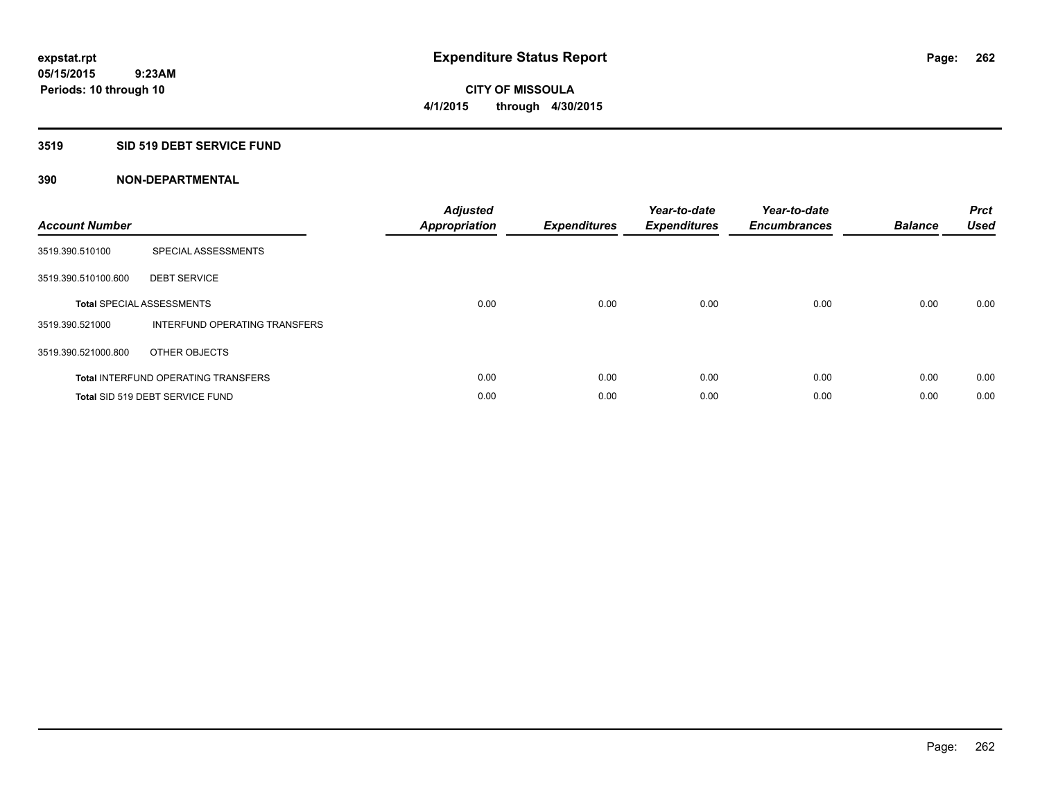expstat.rpt
05/15/2015 9:23AM
Periods: 10 through 10

# Expenditure Status Report

CITY OF MISSOULA
4/1/2015 through 4/30/2015

## 3519 SID 519 DEBT SERVICE FUND

## 390 NON-DEPARTMENTAL

| Account Number | | Adjusted Appropriation | Expenditures | Year-to-date Expenditures | Year-to-date Encumbrances | Balance | Prct Used |
|---|---|---|---|---|---|---|---|
| 3519.390.510100 | SPECIAL ASSESSMENTS | | | | | | |
| 3519.390.510100.600 | DEBT SERVICE | | | | | | |
| **Total** SPECIAL ASSESSMENTS | | 0.00 | 0.00 | 0.00 | 0.00 | 0.00 | 0.00 |
| 3519.390.521000 | INTERFUND OPERATING TRANSFERS | | | | | | |
| 3519.390.521000.800 | OTHER OBJECTS | | | | | | |
| **Total** INTERFUND OPERATING TRANSFERS | | 0.00 | 0.00 | 0.00 | 0.00 | 0.00 | 0.00 |
| **Total** SID 519 DEBT SERVICE FUND | | 0.00 | 0.00 | 0.00 | 0.00 | 0.00 | 0.00 |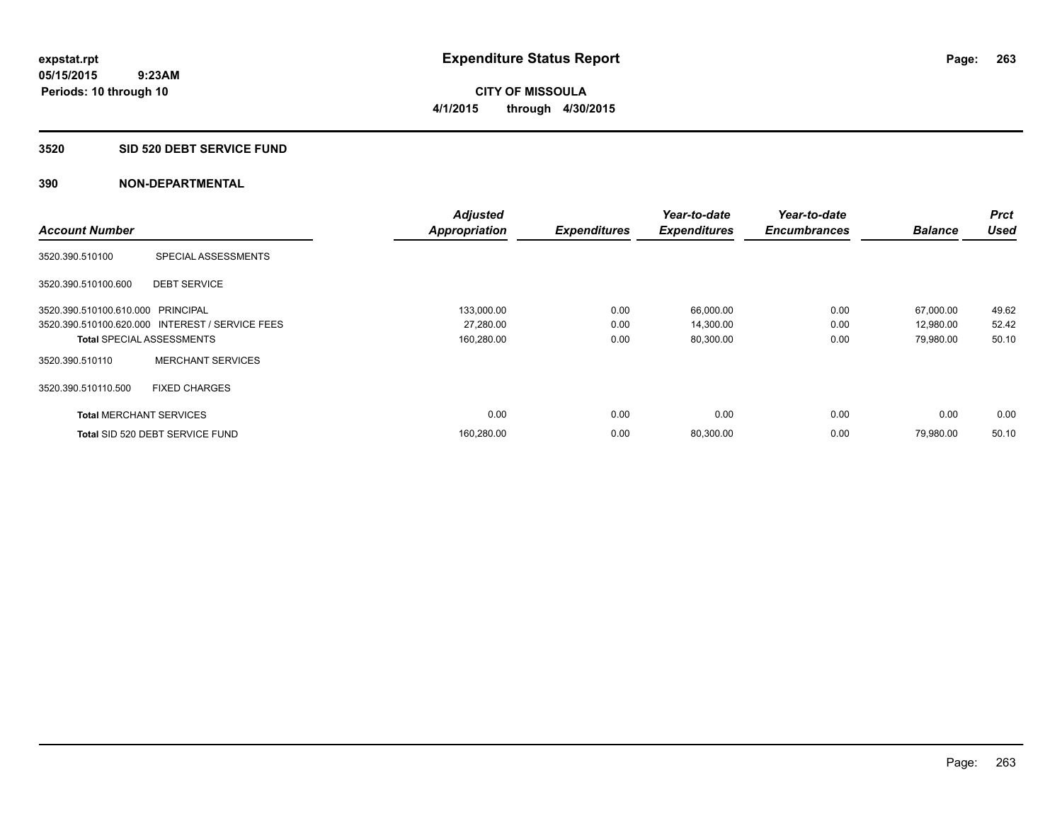**expstat.rpt**
**05/15/2015 9:23AM**
**Periods: 10 through 10**

# Expenditure Status Report

**CITY OF MISSOULA**
**4/1/2015 through 4/30/2015**

## 3520 SID 520 DEBT SERVICE FUND

## 390 NON-DEPARTMENTAL

| Account Number | | Adjusted Appropriation | Expenditures | Year-to-date Expenditures | Year-to-date Encumbrances | Balance | Prct Used |
|---|---|---|---|---|---|---|---|
| 3520.390.510100 | SPECIAL ASSESSMENTS | | | | | | |
| 3520.390.510100.600 | DEBT SERVICE | | | | | | |
| 3520.390.510100.610.000 | PRINCIPAL | 133,000.00 | 0.00 | 66,000.00 | 0.00 | 67,000.00 | 49.62 |
| 3520.390.510100.620.000 | INTEREST / SERVICE FEES | 27,280.00 | 0.00 | 14,300.00 | 0.00 | 12,980.00 | 52.42 |
| **Total** SPECIAL ASSESSMENTS | | 160,280.00 | 0.00 | 80,300.00 | 0.00 | 79,980.00 | 50.10 |
| 3520.390.510110 | MERCHANT SERVICES | | | | | | |
| 3520.390.510110.500 | FIXED CHARGES | | | | | | |
| **Total** MERCHANT SERVICES | | 0.00 | 0.00 | 0.00 | 0.00 | 0.00 | 0.00 |
| **Total** SID 520 DEBT SERVICE FUND | | 160,280.00 | 0.00 | 80,300.00 | 0.00 | 79,980.00 | 50.10 |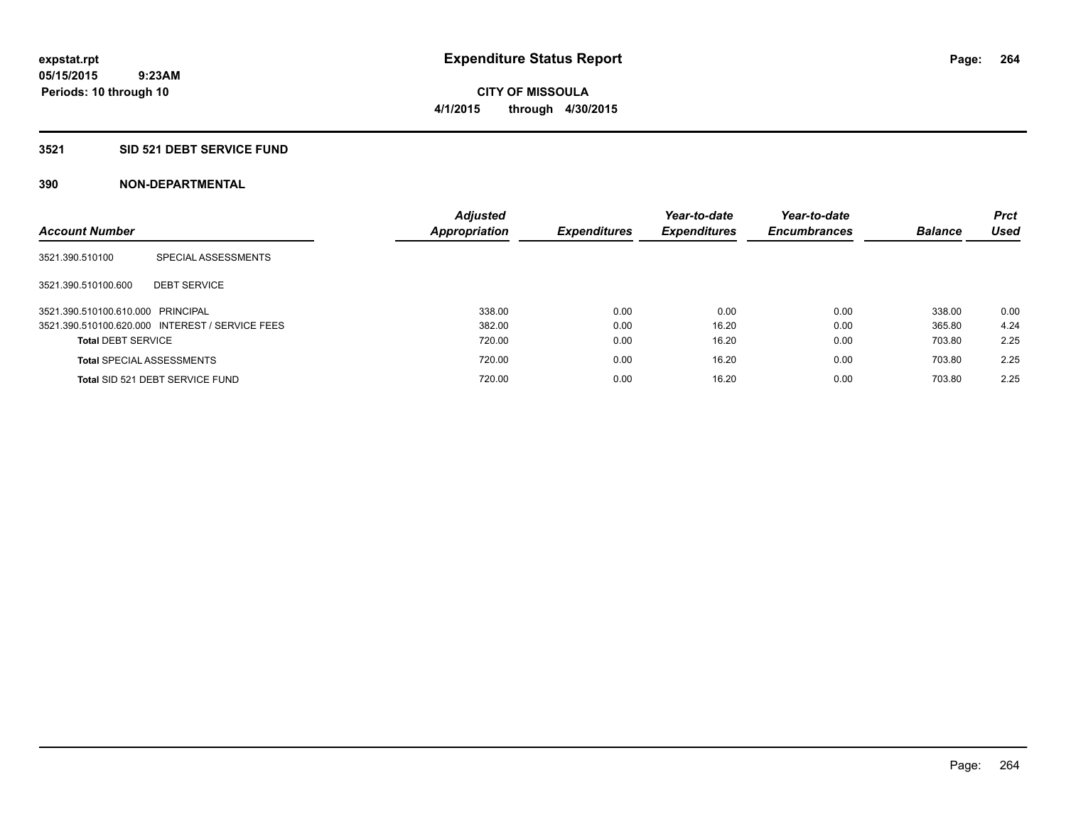# Expenditure Status Report

expstat.rpt
05/15/2015 9:23AM
Periods: 10 through 10

**CITY OF MISSOULA**
**4/1/2015 through 4/30/2015**

## 3521 SID 521 DEBT SERVICE FUND

### 390 NON-DEPARTMENTAL

| Account Number | | Adjusted Appropriation | Expenditures | Year-to-date Expenditures | Year-to-date Encumbrances | Balance | Prct Used |
|---|---|---|---|---|---|---|---|
| 3521.390.510100 | SPECIAL ASSESSMENTS | | | | | | |
| 3521.390.510100.600 | DEBT SERVICE | | | | | | |
| 3521.390.510100.610.000 | PRINCIPAL | 338.00 | 0.00 | 0.00 | 0.00 | 338.00 | 0.00 |
| 3521.390.510100.620.000 | INTEREST / SERVICE FEES | 382.00 | 0.00 | 16.20 | 0.00 | 365.80 | 4.24 |
| **Total** DEBT SERVICE | | 720.00 | 0.00 | 16.20 | 0.00 | 703.80 | 2.25 |
| **Total** SPECIAL ASSESSMENTS | | 720.00 | 0.00 | 16.20 | 0.00 | 703.80 | 2.25 |
| **Total** SID 521 DEBT SERVICE FUND | | 720.00 | 0.00 | 16.20 | 0.00 | 703.80 | 2.25 |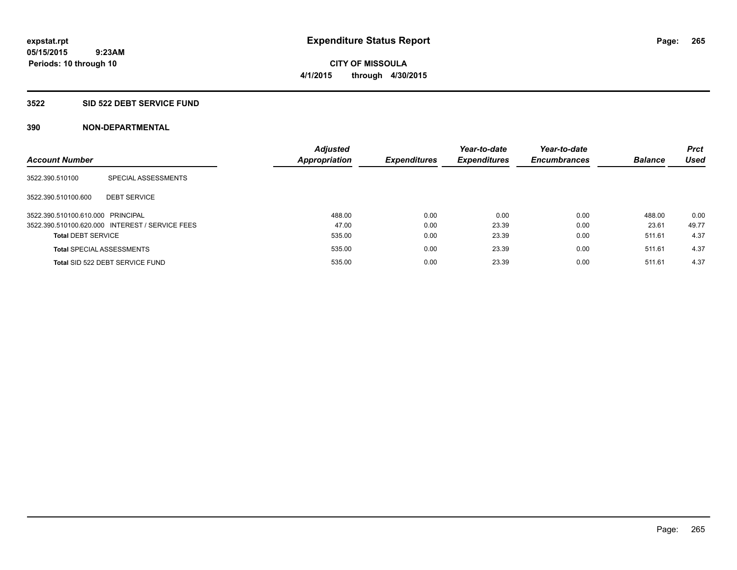**expstat.rpt**
**05/15/2015 9:23AM**
**Periods: 10 through 10**

# Expenditure Status Report

**CITY OF MISSOULA**
**4/1/2015 through 4/30/2015**

## 3522 SID 522 DEBT SERVICE FUND

## 390 NON-DEPARTMENTAL

| Account Number | | Adjusted Appropriation | Expenditures | Year-to-date Expenditures | Year-to-date Encumbrances | Balance | Prct Used |
|---|---|---|---|---|---|---|---|
| 3522.390.510100 | SPECIAL ASSESSMENTS | | | | | | |
| 3522.390.510100.600 | DEBT SERVICE | | | | | | |
| 3522.390.510100.610.000 | PRINCIPAL | 488.00 | 0.00 | 0.00 | 0.00 | 488.00 | 0.00 |
| 3522.390.510100.620.000 | INTEREST / SERVICE FEES | 47.00 | 0.00 | 23.39 | 0.00 | 23.61 | 49.77 |
| **Total** DEBT SERVICE | | 535.00 | 0.00 | 23.39 | 0.00 | 511.61 | 4.37 |
| **Total** SPECIAL ASSESSMENTS | | 535.00 | 0.00 | 23.39 | 0.00 | 511.61 | 4.37 |
| **Total** SID 522 DEBT SERVICE FUND | | 535.00 | 0.00 | 23.39 | 0.00 | 511.61 | 4.37 |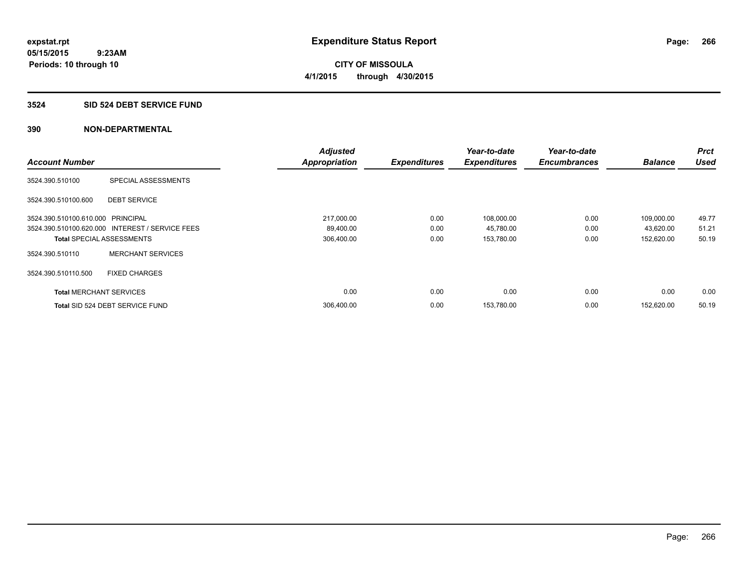expstat.rpt
05/15/2015 9:23AM
Periods: 10 through 10

# Expenditure Status Report

**CITY OF MISSOULA**
**4/1/2015 through 4/30/2015**

## 3524 SID 524 DEBT SERVICE FUND

### 390 NON-DEPARTMENTAL

| Account Number | | Adjusted Appropriation | Expenditures | Year-to-date Expenditures | Year-to-date Encumbrances | Balance | Prct Used |
|---|---|---|---|---|---|---|---|
| 3524.390.510100 | SPECIAL ASSESSMENTS | | | | | | |
| 3524.390.510100.600 | DEBT SERVICE | | | | | | |
| 3524.390.510100.610.000 | PRINCIPAL | 217,000.00 | 0.00 | 108,000.00 | 0.00 | 109,000.00 | 49.77 |
| 3524.390.510100.620.000 | INTEREST / SERVICE FEES | 89,400.00 | 0.00 | 45,780.00 | 0.00 | 43,620.00 | 51.21 |
| **Total** SPECIAL ASSESSMENTS | | 306,400.00 | 0.00 | 153,780.00 | 0.00 | 152,620.00 | 50.19 |
| 3524.390.510110 | MERCHANT SERVICES | | | | | | |
| 3524.390.510110.500 | FIXED CHARGES | | | | | | |
| **Total** MERCHANT SERVICES | | 0.00 | 0.00 | 0.00 | 0.00 | 0.00 | 0.00 |
| **Total** SID 524 DEBT SERVICE FUND | | 306,400.00 | 0.00 | 153,780.00 | 0.00 | 152,620.00 | 50.19 |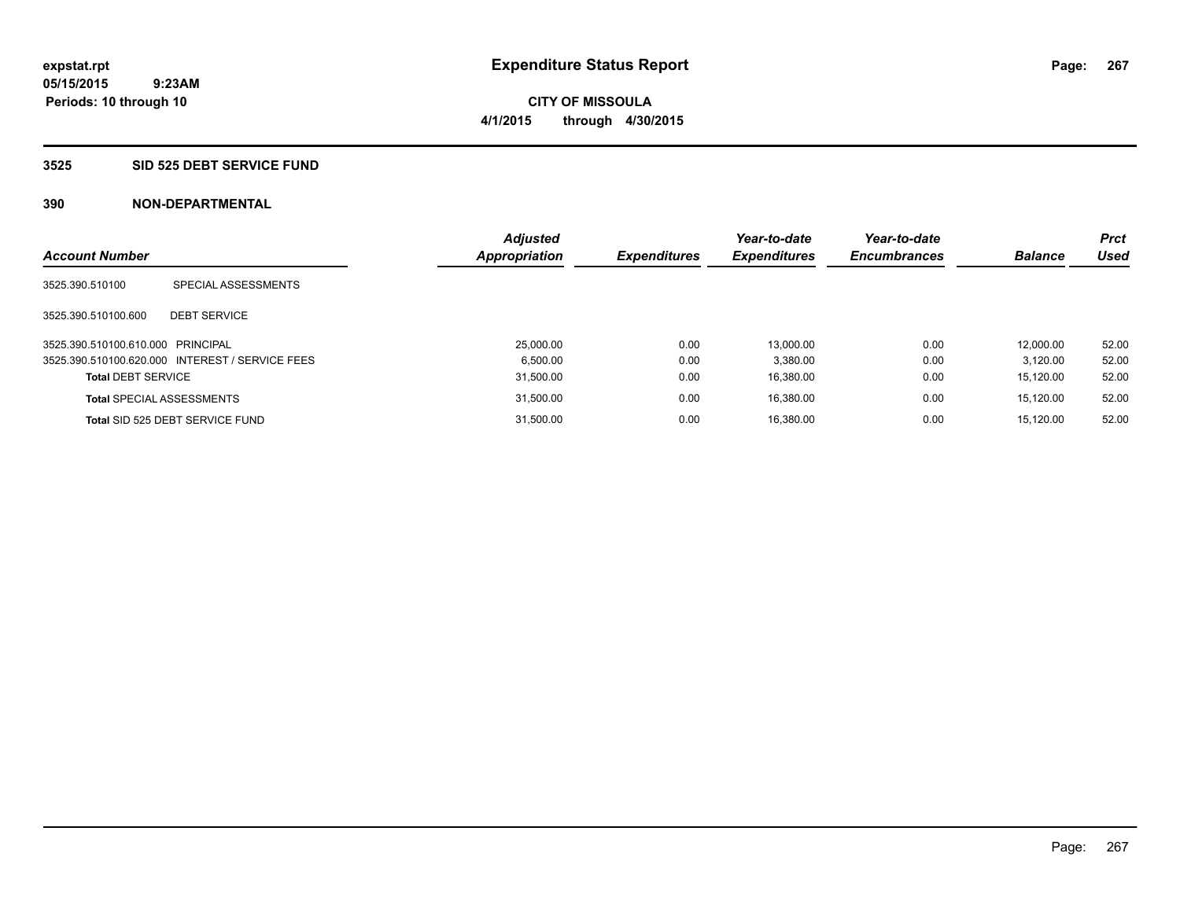expstat.rpt
05/15/2015 9:23AM
Periods: 10 through 10

# Expenditure Status Report

CITY OF MISSOULA
4/1/2015 through 4/30/2015

## 3525 SID 525 DEBT SERVICE FUND

## 390 NON-DEPARTMENTAL

| Account Number | | Adjusted Appropriation | Expenditures | Year-to-date Expenditures | Year-to-date Encumbrances | Balance | Prct Used |
|---|---|---|---|---|---|---|---|
| 3525.390.510100 | SPECIAL ASSESSMENTS | | | | | | |
| 3525.390.510100.600 | DEBT SERVICE | | | | | | |
| 3525.390.510100.610.000 | PRINCIPAL | 25,000.00 | 0.00 | 13,000.00 | 0.00 | 12,000.00 | 52.00 |
| 3525.390.510100.620.000 | INTEREST / SERVICE FEES | 6,500.00 | 0.00 | 3,380.00 | 0.00 | 3,120.00 | 52.00 |
| **Total** DEBT SERVICE | | 31,500.00 | 0.00 | 16,380.00 | 0.00 | 15,120.00 | 52.00 |
| **Total** SPECIAL ASSESSMENTS | | 31,500.00 | 0.00 | 16,380.00 | 0.00 | 15,120.00 | 52.00 |
| **Total** SID 525 DEBT SERVICE FUND | | 31,500.00 | 0.00 | 16,380.00 | 0.00 | 15,120.00 | 52.00 |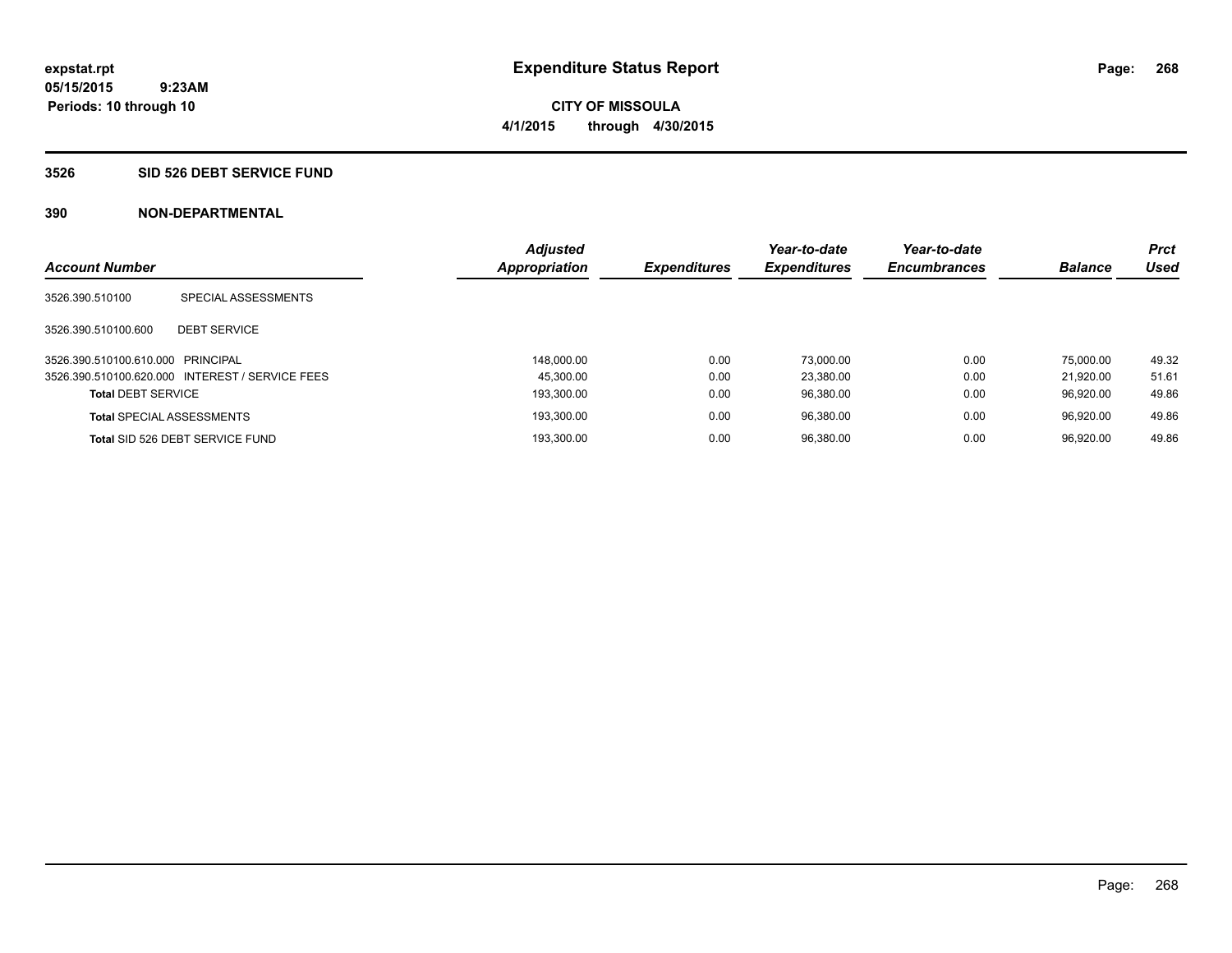# Expenditure Status Report

**expstat.rpt**
**05/15/2015 9:23AM**
**Periods: 10 through 10**

**CITY OF MISSOULA**
**4/1/2015 through 4/30/2015**

## 3526 SID 526 DEBT SERVICE FUND

### 390 NON-DEPARTMENTAL

| Account Number | | Adjusted Appropriation | Expenditures | Year-to-date Expenditures | Year-to-date Encumbrances | Balance | Prct Used |
|---|---|---|---|---|---|---|---|
| 3526.390.510100 | SPECIAL ASSESSMENTS | | | | | | |
| 3526.390.510100.600 | DEBT SERVICE | | | | | | |
| 3526.390.510100.610.000 | PRINCIPAL | 148,000.00 | 0.00 | 73,000.00 | 0.00 | 75,000.00 | 49.32 |
| 3526.390.510100.620.000 | INTEREST / SERVICE FEES | 45,300.00 | 0.00 | 23,380.00 | 0.00 | 21,920.00 | 51.61 |
| **Total** DEBT SERVICE | | 193,300.00 | 0.00 | 96,380.00 | 0.00 | 96,920.00 | 49.86 |
| **Total** SPECIAL ASSESSMENTS | | 193,300.00 | 0.00 | 96,380.00 | 0.00 | 96,920.00 | 49.86 |
| **Total** SID 526 DEBT SERVICE FUND | | 193,300.00 | 0.00 | 96,380.00 | 0.00 | 96,920.00 | 49.86 |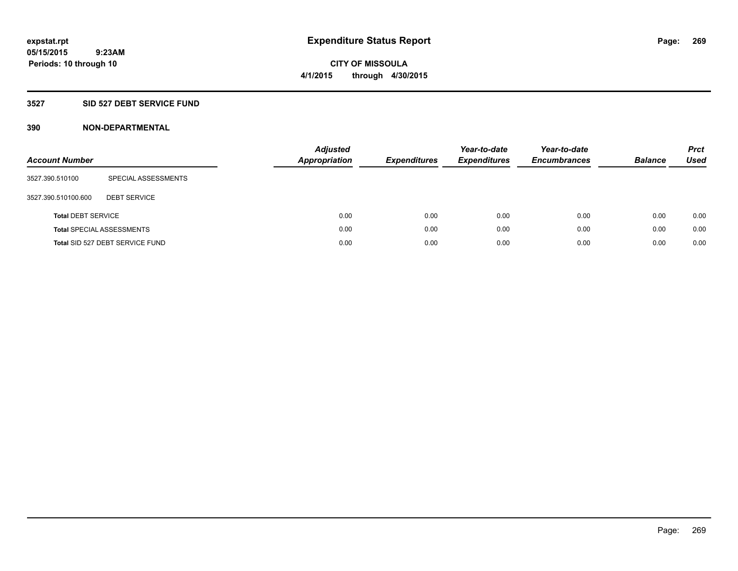**expstat.rpt**
**05/15/2015 9:23AM**
**Periods: 10 through 10**

# Expenditure Status Report

**CITY OF MISSOULA**
**4/1/2015 through 4/30/2015**

## 3527 SID 527 DEBT SERVICE FUND

### 390 NON-DEPARTMENTAL

| Account Number | | Adjusted Appropriation | Expenditures | Year-to-date Expenditures | Year-to-date Encumbrances | Balance | Prct Used |
|---|---|---|---|---|---|---|---|
| 3527.390.510100 | SPECIAL ASSESSMENTS | | | | | | |
| 3527.390.510100.600 | DEBT SERVICE | | | | | | |
| **Total** DEBT SERVICE | | 0.00 | 0.00 | 0.00 | 0.00 | 0.00 | 0.00 |
| **Total** SPECIAL ASSESSMENTS | | 0.00 | 0.00 | 0.00 | 0.00 | 0.00 | 0.00 |
| **Total** SID 527 DEBT SERVICE FUND | | 0.00 | 0.00 | 0.00 | 0.00 | 0.00 | 0.00 |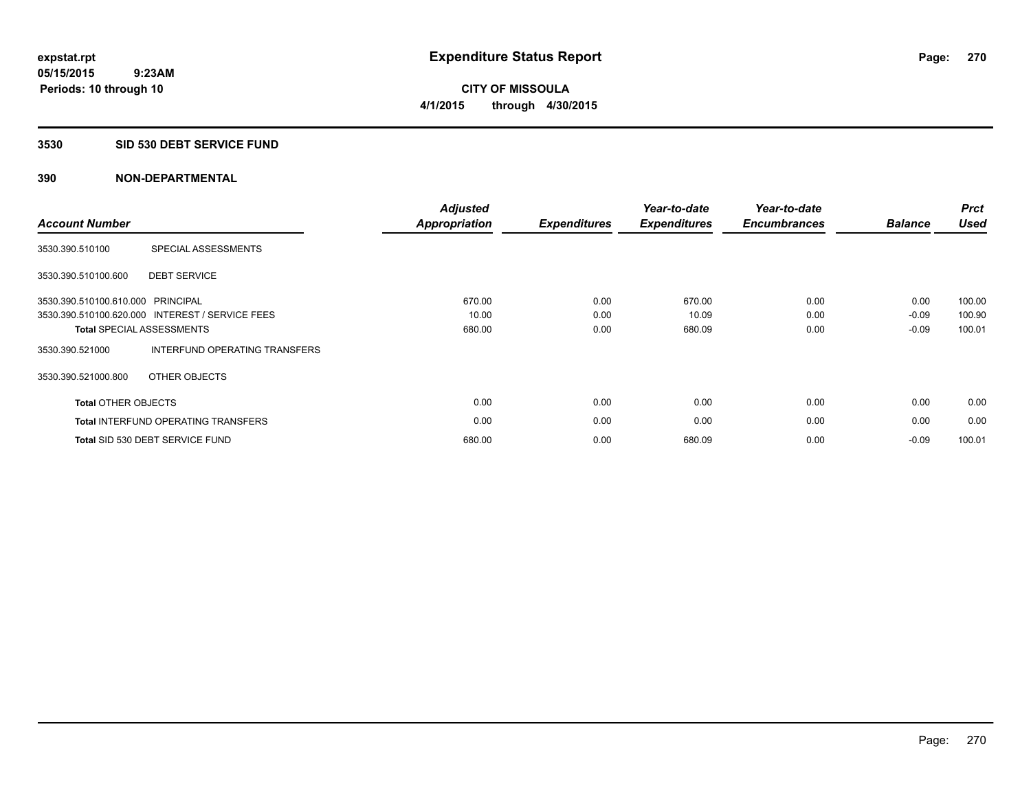expstat.rpt
05/15/2015 9:23AM
Periods: 10 through 10

# Expenditure Status Report

**CITY OF MISSOULA**
**4/1/2015 through 4/30/2015**

## 3530 SID 530 DEBT SERVICE FUND

## 390 NON-DEPARTMENTAL

| Account Number | | Adjusted Appropriation | Expenditures | Year-to-date Expenditures | Year-to-date Encumbrances | Balance | Prct Used |
|---|---|---|---|---|---|---|---|
| 3530.390.510100 | SPECIAL ASSESSMENTS | | | | | | |
| 3530.390.510100.600 | DEBT SERVICE | | | | | | |
| 3530.390.510100.610.000 | PRINCIPAL | 670.00 | 0.00 | 670.00 | 0.00 | 0.00 | 100.00 |
| 3530.390.510100.620.000 | INTEREST / SERVICE FEES | 10.00 | 0.00 | 10.09 | 0.00 | -0.09 | 100.90 |
| Total SPECIAL ASSESSMENTS | | 680.00 | 0.00 | 680.09 | 0.00 | -0.09 | 100.01 |
| 3530.390.521000 | INTERFUND OPERATING TRANSFERS | | | | | | |
| 3530.390.521000.800 | OTHER OBJECTS | | | | | | |
| Total OTHER OBJECTS | | 0.00 | 0.00 | 0.00 | 0.00 | 0.00 | 0.00 |
| Total INTERFUND OPERATING TRANSFERS | | 0.00 | 0.00 | 0.00 | 0.00 | 0.00 | 0.00 |
| Total SID 530 DEBT SERVICE FUND | | 680.00 | 0.00 | 680.09 | 0.00 | -0.09 | 100.01 |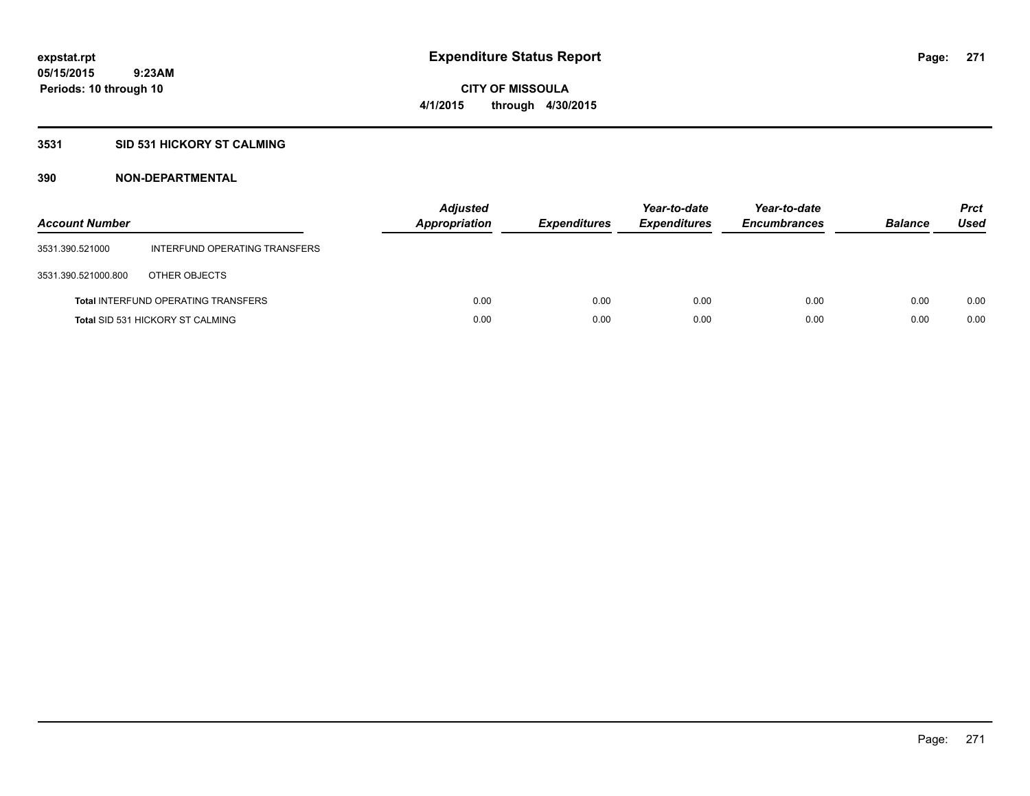**expstat.rpt**
**05/15/2015 9:23AM**
**Periods: 10 through 10**

# Expenditure Status Report

**CITY OF MISSOULA**
**4/1/2015 through 4/30/2015**

## 3531 SID 531 HICKORY ST CALMING

### 390 NON-DEPARTMENTAL

| Account Number | | Adjusted Appropriation | Expenditures | Year-to-date Expenditures | Year-to-date Encumbrances | Balance | Prct Used |
|---|---|---|---|---|---|---|---|
| 3531.390.521000 | INTERFUND OPERATING TRANSFERS | | | | | | |
| 3531.390.521000.800 | OTHER OBJECTS | | | | | | |
| **Total** INTERFUND OPERATING TRANSFERS | | 0.00 | 0.00 | 0.00 | 0.00 | 0.00 | 0.00 |
| **Total** SID 531 HICKORY ST CALMING | | 0.00 | 0.00 | 0.00 | 0.00 | 0.00 | 0.00 |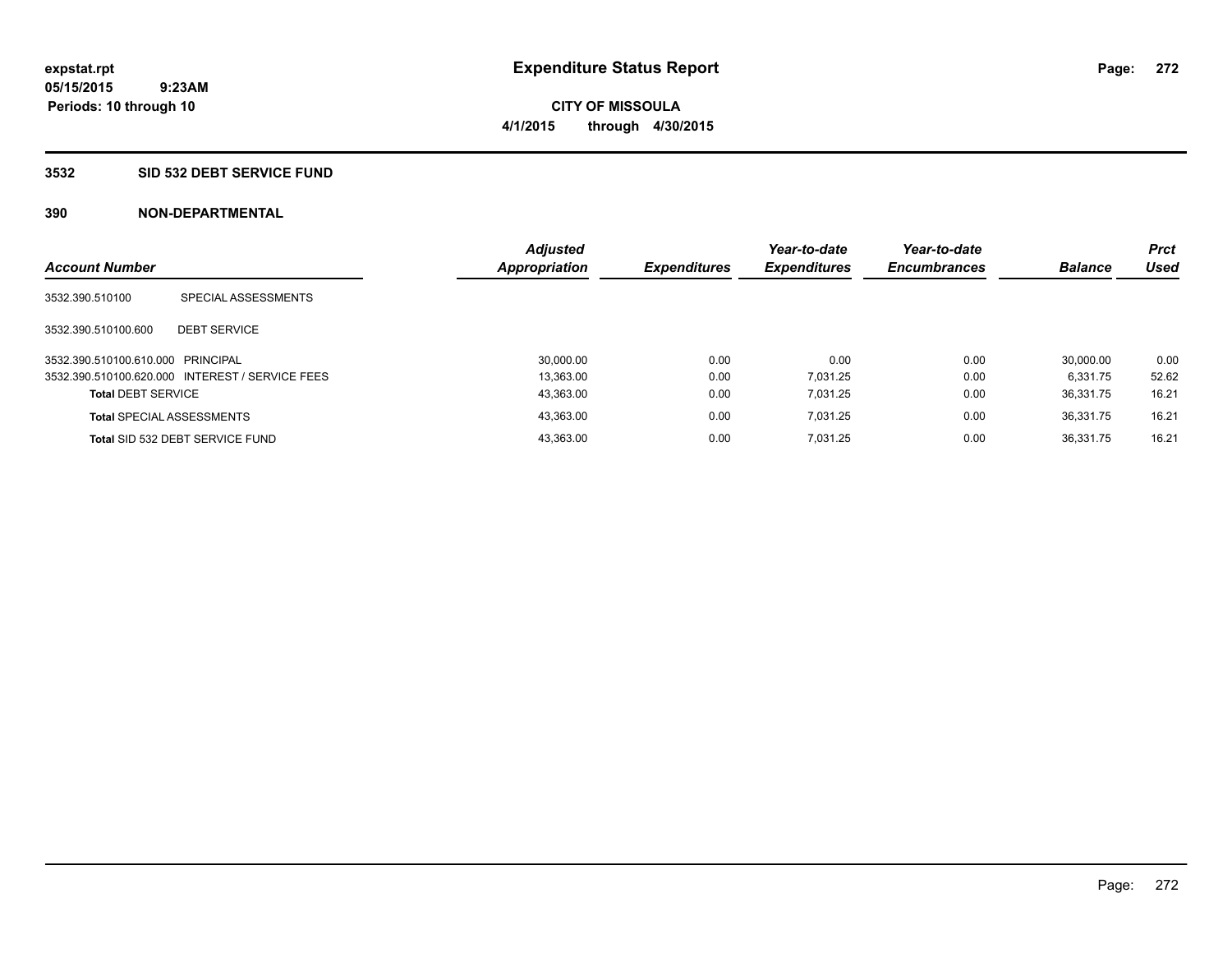**expstat.rpt**
**05/15/2015 9:23AM**
**Periods: 10 through 10**

# Expenditure Status Report

**CITY OF MISSOULA**
**4/1/2015 through 4/30/2015**

## 3532 SID 532 DEBT SERVICE FUND

### 390 NON-DEPARTMENTAL

| Account Number | | Adjusted Appropriation | Expenditures | Year-to-date Expenditures | Year-to-date Encumbrances | Balance | Prct Used |
|---|---|---|---|---|---|---|---|
| 3532.390.510100 | SPECIAL ASSESSMENTS | | | | | | |
| 3532.390.510100.600 | DEBT SERVICE | | | | | | |
| 3532.390.510100.610.000 | PRINCIPAL | 30,000.00 | 0.00 | 0.00 | 0.00 | 30,000.00 | 0.00 |
| 3532.390.510100.620.000 | INTEREST / SERVICE FEES | 13,363.00 | 0.00 | 7,031.25 | 0.00 | 6,331.75 | 52.62 |
| **Total** DEBT SERVICE | | 43,363.00 | 0.00 | 7,031.25 | 0.00 | 36,331.75 | 16.21 |
| **Total** SPECIAL ASSESSMENTS | | 43,363.00 | 0.00 | 7,031.25 | 0.00 | 36,331.75 | 16.21 |
| **Total** SID 532 DEBT SERVICE FUND | | 43,363.00 | 0.00 | 7,031.25 | 0.00 | 36,331.75 | 16.21 |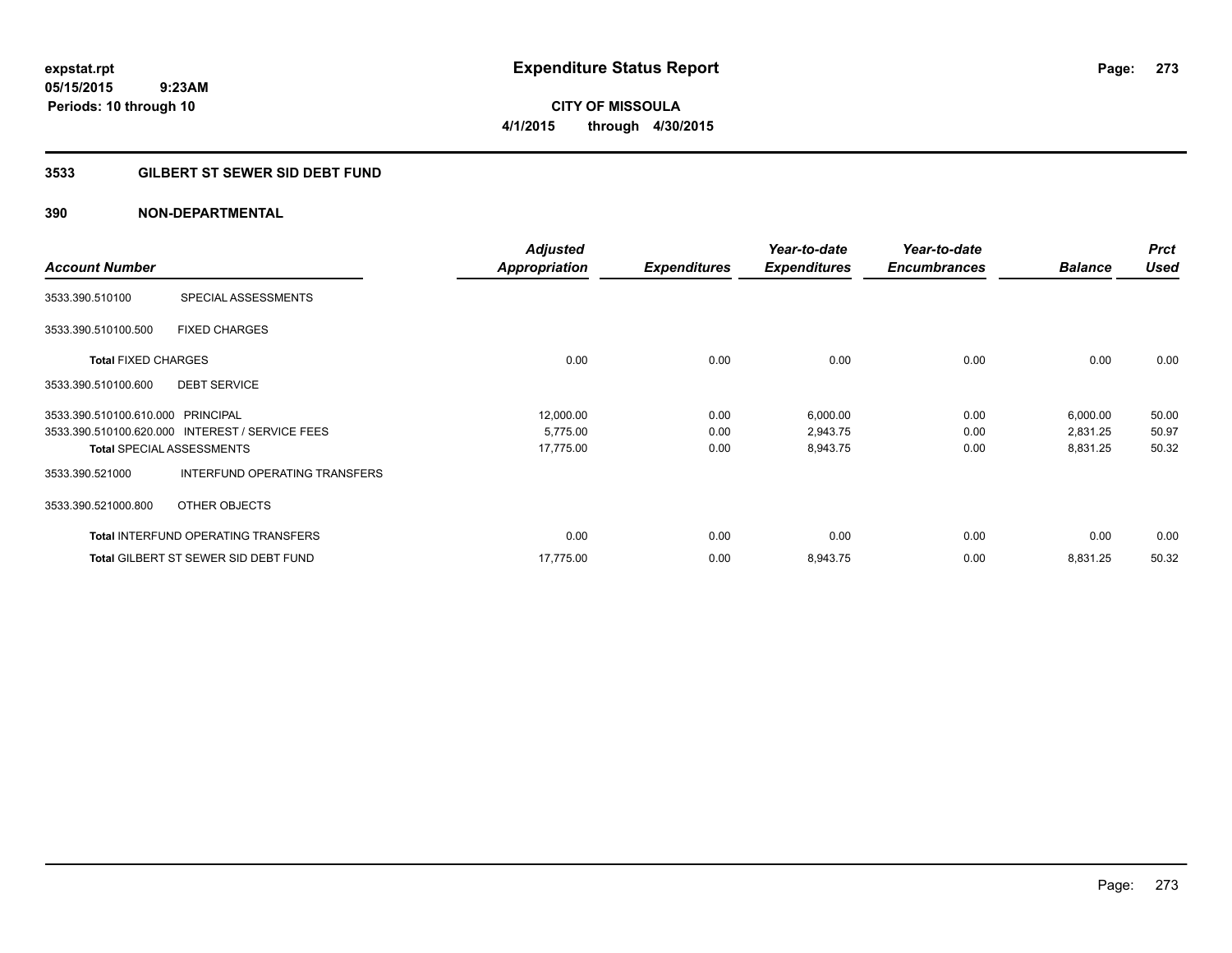**expstat.rpt**
**05/15/2015 9:23AM**
**Periods: 10 through 10**

# Expenditure Status Report

**CITY OF MISSOULA**
**4/1/2015 through 4/30/2015**

## 3533 GILBERT ST SEWER SID DEBT FUND

### 390 NON-DEPARTMENTAL

| Account Number | | Adjusted Appropriation | Expenditures | Year-to-date Expenditures | Year-to-date Encumbrances | Balance | Prct Used |
|---|---|---|---|---|---|---|---|
| 3533.390.510100 | SPECIAL ASSESSMENTS | | | | | | |
| 3533.390.510100.500 | FIXED CHARGES | | | | | | |
| **Total** FIXED CHARGES | | 0.00 | 0.00 | 0.00 | 0.00 | 0.00 | 0.00 |
| 3533.390.510100.600 | DEBT SERVICE | | | | | | |
| 3533.390.510100.610.000 | PRINCIPAL | 12,000.00 | 0.00 | 6,000.00 | 0.00 | 6,000.00 | 50.00 |
| 3533.390.510100.620.000 | INTEREST / SERVICE FEES | 5,775.00 | 0.00 | 2,943.75 | 0.00 | 2,831.25 | 50.97 |
| **Total** SPECIAL ASSESSMENTS | | 17,775.00 | 0.00 | 8,943.75 | 0.00 | 8,831.25 | 50.32 |
| 3533.390.521000 | INTERFUND OPERATING TRANSFERS | | | | | | |
| 3533.390.521000.800 | OTHER OBJECTS | | | | | | |
| **Total** INTERFUND OPERATING TRANSFERS | | 0.00 | 0.00 | 0.00 | 0.00 | 0.00 | 0.00 |
| **Total** GILBERT ST SEWER SID DEBT FUND | | 17,775.00 | 0.00 | 8,943.75 | 0.00 | 8,831.25 | 50.32 |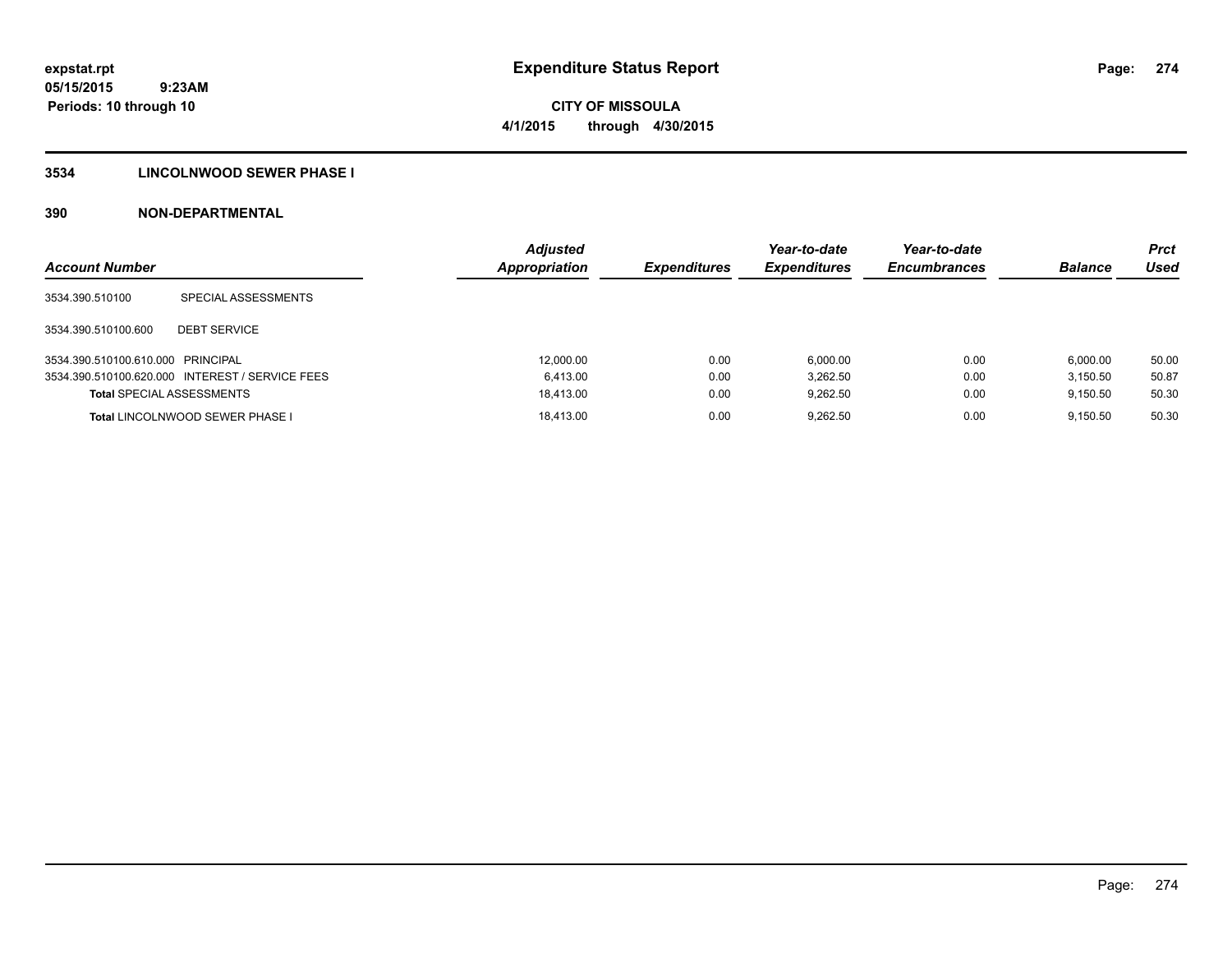**expstat.rpt**
**05/15/2015 9:23AM**
**Periods: 10 through 10**

# Expenditure Status Report

**CITY OF MISSOULA**
**4/1/2015 through 4/30/2015**

## 3534 LINCOLNWOOD SEWER PHASE I

## 390 NON-DEPARTMENTAL

| Account Number | | Adjusted Appropriation | Expenditures | Year-to-date Expenditures | Year-to-date Encumbrances | Balance | Prct Used |
|---|---|---|---|---|---|---|---|
| 3534.390.510100 | SPECIAL ASSESSMENTS | | | | | | |
| 3534.390.510100.600 | DEBT SERVICE | | | | | | |
| 3534.390.510100.610.000 | PRINCIPAL | 12,000.00 | 0.00 | 6,000.00 | 0.00 | 6,000.00 | 50.00 |
| 3534.390.510100.620.000 | INTEREST / SERVICE FEES | 6,413.00 | 0.00 | 3,262.50 | 0.00 | 3,150.50 | 50.87 |
| **Total** SPECIAL ASSESSMENTS | | 18,413.00 | 0.00 | 9,262.50 | 0.00 | 9,150.50 | 50.30 |
| **Total** LINCOLNWOOD SEWER PHASE I | | 18,413.00 | 0.00 | 9,262.50 | 0.00 | 9,150.50 | 50.30 |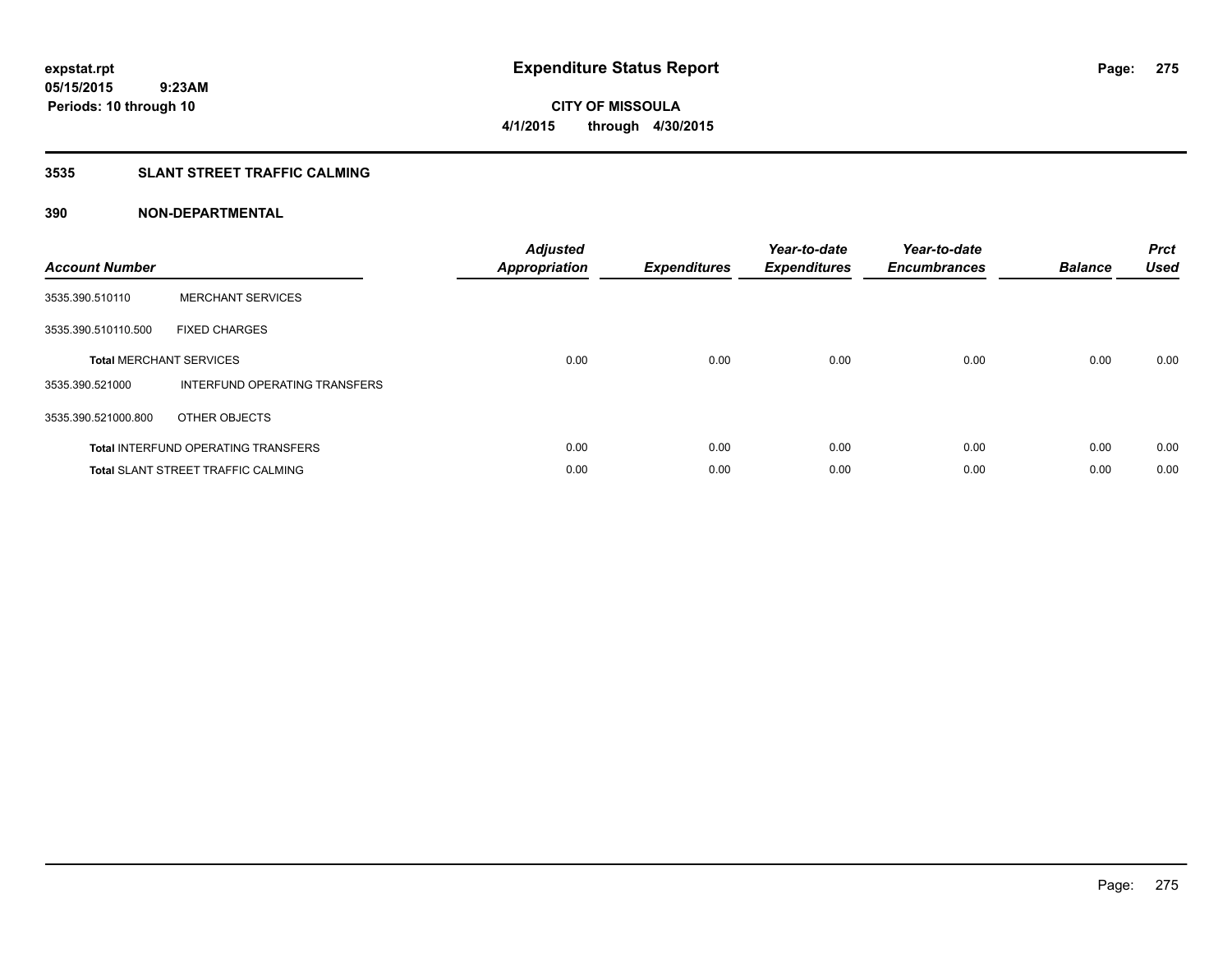expstat.rpt
05/15/2015 9:23AM
Periods: 10 through 10

# Expenditure Status Report

CITY OF MISSOULA
4/1/2015 through 4/30/2015

## 3535 SLANT STREET TRAFFIC CALMING

## 390 NON-DEPARTMENTAL

| Account Number | | Adjusted Appropriation | Expenditures | Year-to-date Expenditures | Year-to-date Encumbrances | Balance | Prct Used |
|---|---|---|---|---|---|---|---|
| 3535.390.510110 | MERCHANT SERVICES | | | | | | |
| 3535.390.510110.500 | FIXED CHARGES | | | | | | |
| **Total** MERCHANT SERVICES | | 0.00 | 0.00 | 0.00 | 0.00 | 0.00 | 0.00 |
| 3535.390.521000 | INTERFUND OPERATING TRANSFERS | | | | | | |
| 3535.390.521000.800 | OTHER OBJECTS | | | | | | |
| **Total** INTERFUND OPERATING TRANSFERS | | 0.00 | 0.00 | 0.00 | 0.00 | 0.00 | 0.00 |
| **Total** SLANT STREET TRAFFIC CALMING | | 0.00 | 0.00 | 0.00 | 0.00 | 0.00 | 0.00 |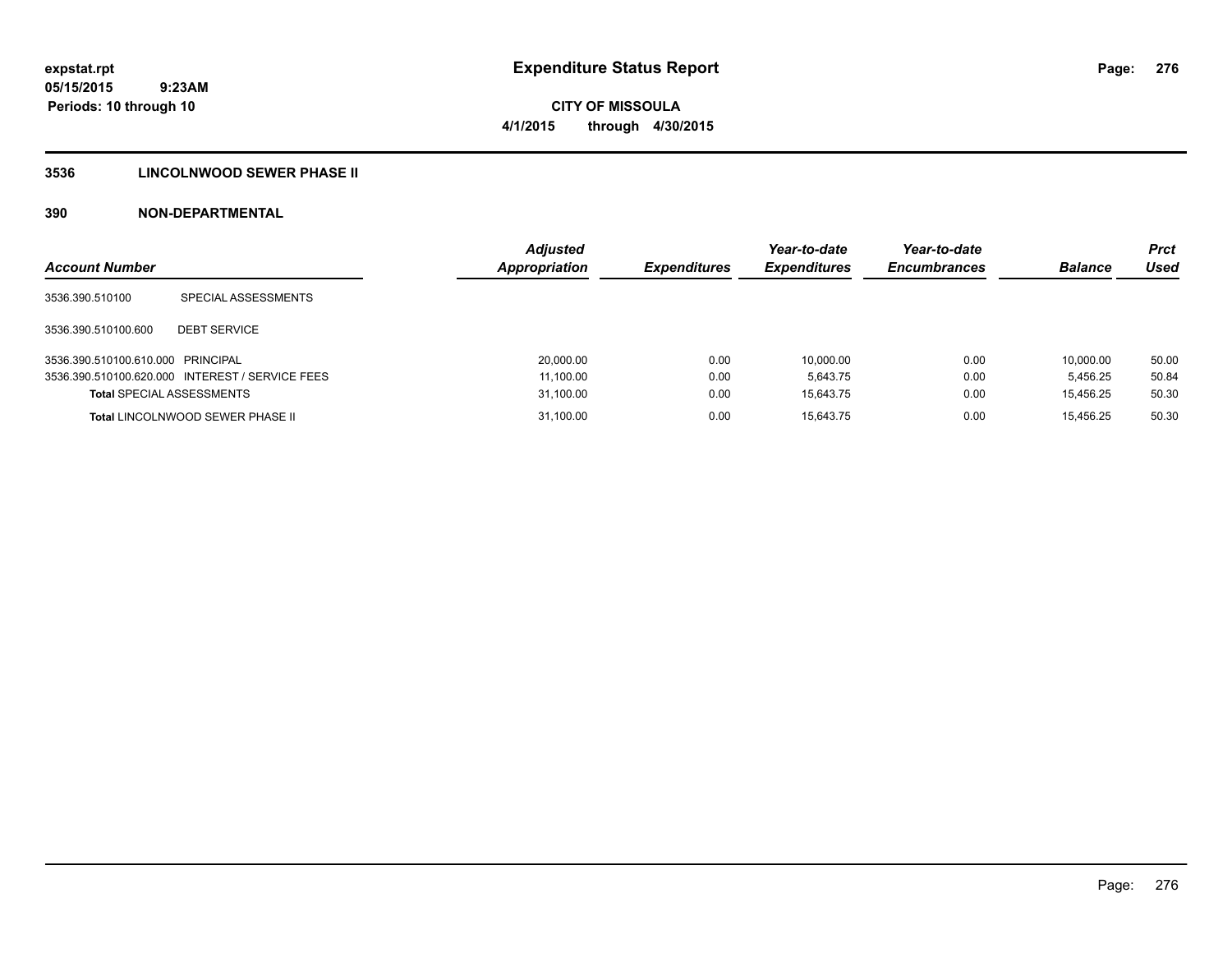**expstat.rpt**
**05/15/2015 9:23AM**
**Periods: 10 through 10**

# Expenditure Status Report

**CITY OF MISSOULA**
**4/1/2015 through 4/30/2015**

## 3536 LINCOLNWOOD SEWER PHASE II

## 390 NON-DEPARTMENTAL

| Account Number | | Adjusted Appropriation | Expenditures | Year-to-date Expenditures | Year-to-date Encumbrances | Balance | Prct Used |
|---|---|---|---|---|---|---|---|
| 3536.390.510100 | SPECIAL ASSESSMENTS | | | | | | |
| 3536.390.510100.600 | DEBT SERVICE | | | | | | |
| 3536.390.510100.610.000 | PRINCIPAL | 20,000.00 | 0.00 | 10,000.00 | 0.00 | 10,000.00 | 50.00 |
| 3536.390.510100.620.000 | INTEREST / SERVICE FEES | 11,100.00 | 0.00 | 5,643.75 | 0.00 | 5,456.25 | 50.84 |
| **Total** SPECIAL ASSESSMENTS | | 31,100.00 | 0.00 | 15,643.75 | 0.00 | 15,456.25 | 50.30 |
| **Total** LINCOLNWOOD SEWER PHASE II | | 31,100.00 | 0.00 | 15,643.75 | 0.00 | 15,456.25 | 50.30 |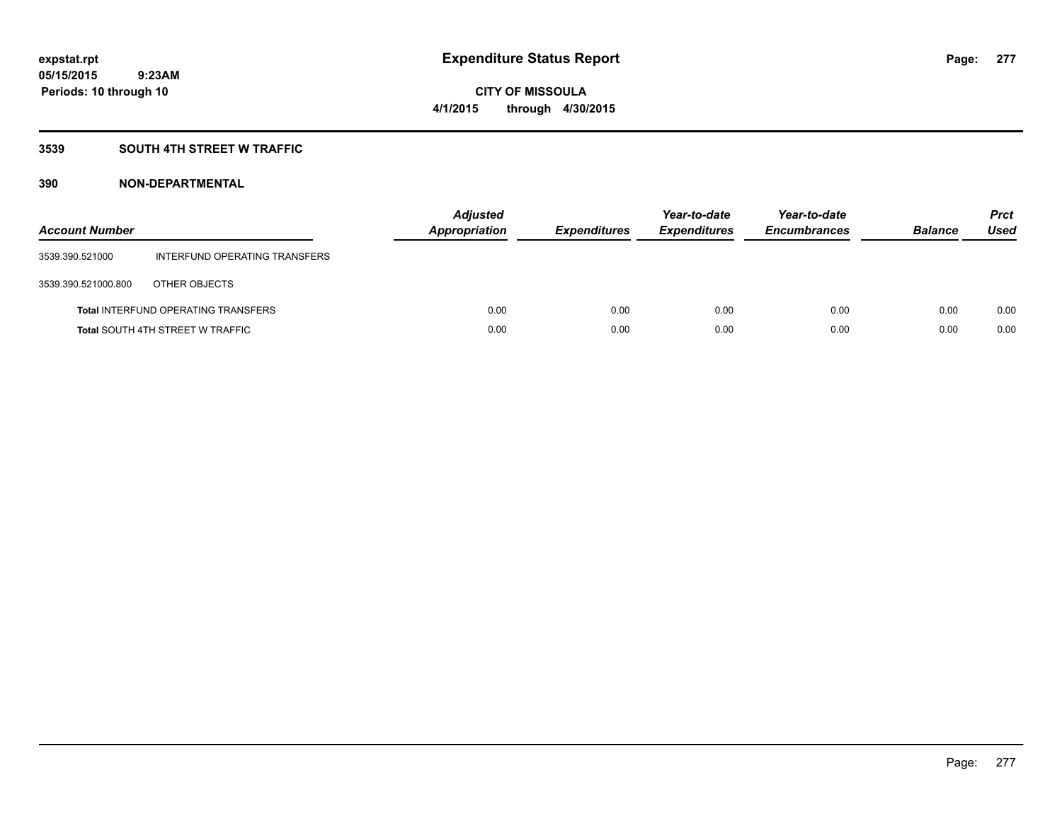**expstat.rpt**
**05/15/2015 9:23AM**
**Periods: 10 through 10**

# Expenditure Status Report

**CITY OF MISSOULA**
**4/1/2015 through 4/30/2015**

## 3539 SOUTH 4TH STREET W TRAFFIC

### 390 NON-DEPARTMENTAL

| Account Number | | Adjusted Appropriation | Expenditures | Year-to-date Expenditures | Year-to-date Encumbrances | Balance | Prct Used |
|---|---|---|---|---|---|---|---|
| 3539.390.521000 | INTERFUND OPERATING TRANSFERS | | | | | | |
| 3539.390.521000.800 | OTHER OBJECTS | | | | | | |
| **Total** INTERFUND OPERATING TRANSFERS | | 0.00 | 0.00 | 0.00 | 0.00 | 0.00 | 0.00 |
| **Total** SOUTH 4TH STREET W TRAFFIC | | 0.00 | 0.00 | 0.00 | 0.00 | 0.00 | 0.00 |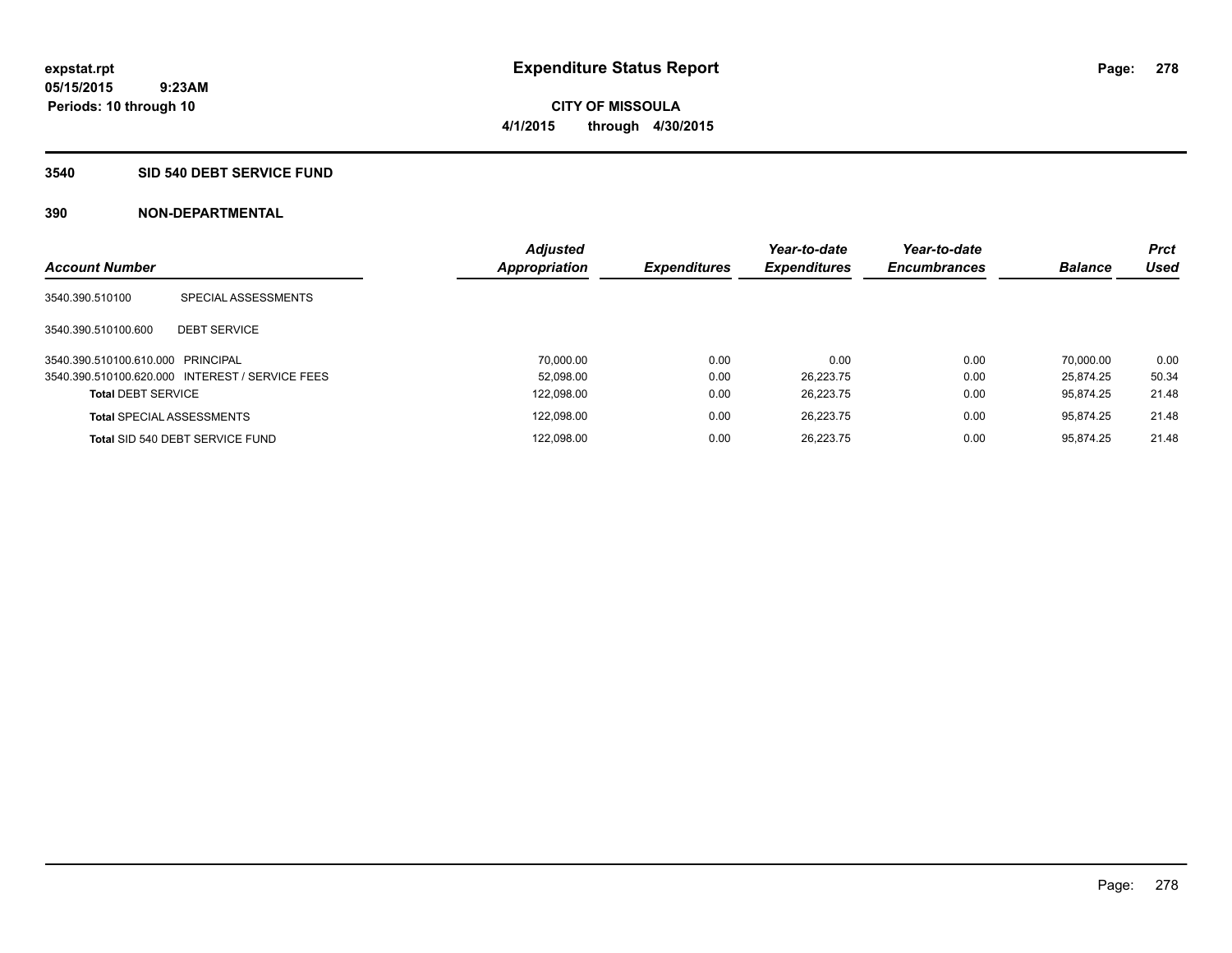**expstat.rpt**
**05/15/2015 9:23AM**
**Periods: 10 through 10**

# Expenditure Status Report

**CITY OF MISSOULA**
**4/1/2015 through 4/30/2015**

## 3540 SID 540 DEBT SERVICE FUND

### 390 NON-DEPARTMENTAL

| Account Number | | Adjusted Appropriation | Expenditures | Year-to-date Expenditures | Year-to-date Encumbrances | Balance | Prct Used |
|---|---|---|---|---|---|---|---|
| 3540.390.510100 | SPECIAL ASSESSMENTS | | | | | | |
| 3540.390.510100.600 | DEBT SERVICE | | | | | | |
| 3540.390.510100.610.000 | PRINCIPAL | 70,000.00 | 0.00 | 0.00 | 0.00 | 70,000.00 | 0.00 |
| 3540.390.510100.620.000 | INTEREST / SERVICE FEES | 52,098.00 | 0.00 | 26,223.75 | 0.00 | 25,874.25 | 50.34 |
| **Total** DEBT SERVICE | | 122,098.00 | 0.00 | 26,223.75 | 0.00 | 95,874.25 | 21.48 |
| **Total** SPECIAL ASSESSMENTS | | 122,098.00 | 0.00 | 26,223.75 | 0.00 | 95,874.25 | 21.48 |
| **Total** SID 540 DEBT SERVICE FUND | | 122,098.00 | 0.00 | 26,223.75 | 0.00 | 95,874.25 | 21.48 |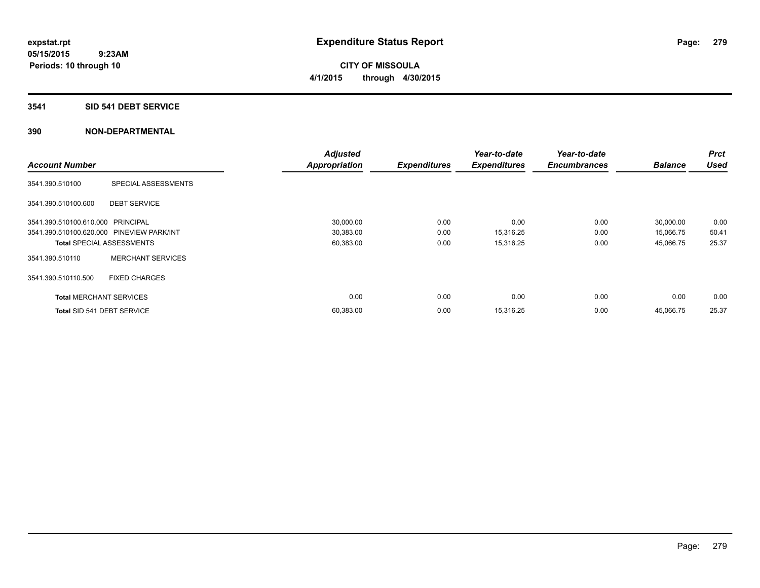**expstat.rpt**
**05/15/2015 9:23AM**
**Periods: 10 through 10**

# Expenditure Status Report

**CITY OF MISSOULA**
**4/1/2015 through 4/30/2015**

## 3541 SID 541 DEBT SERVICE

## 390 NON-DEPARTMENTAL

| Account Number | | Adjusted Appropriation | Expenditures | Year-to-date Expenditures | Year-to-date Encumbrances | Balance | Prct Used |
|---|---|---|---|---|---|---|---|
| 3541.390.510100 | SPECIAL ASSESSMENTS | | | | | | |
| 3541.390.510100.600 | DEBT SERVICE | | | | | | |
| 3541.390.510100.610.000 | PRINCIPAL | 30,000.00 | 0.00 | 0.00 | 0.00 | 30,000.00 | 0.00 |
| 3541.390.510100.620.000 | PINEVIEW PARK/INT | 30,383.00 | 0.00 | 15,316.25 | 0.00 | 15,066.75 | 50.41 |
| Total SPECIAL ASSESSMENTS | | 60,383.00 | 0.00 | 15,316.25 | 0.00 | 45,066.75 | 25.37 |
| 3541.390.510110 | MERCHANT SERVICES | | | | | | |
| 3541.390.510110.500 | FIXED CHARGES | | | | | | |
| Total MERCHANT SERVICES | | 0.00 | 0.00 | 0.00 | 0.00 | 0.00 | 0.00 |
| Total SID 541 DEBT SERVICE | | 60,383.00 | 0.00 | 15,316.25 | 0.00 | 45,066.75 | 25.37 |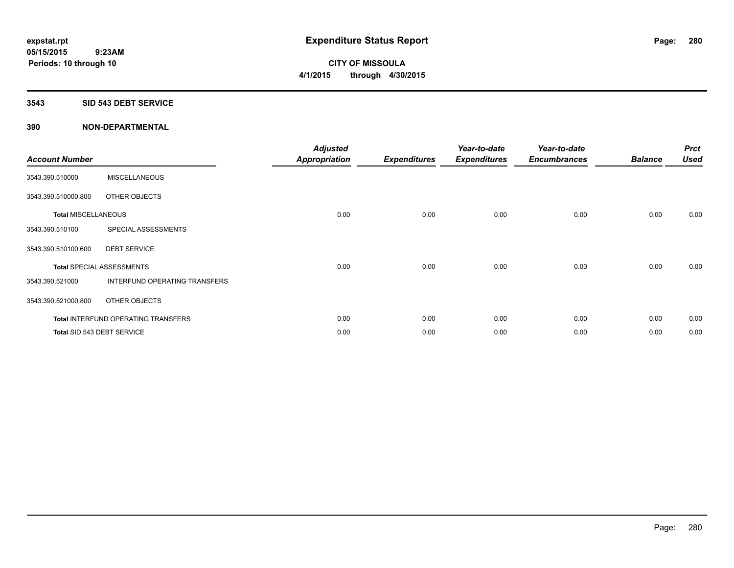**expstat.rpt**
**05/15/2015 9:23AM**
**Periods: 10 through 10**

# Expenditure Status Report

**CITY OF MISSOULA**
**4/1/2015 through 4/30/2015**

## 3543 SID 543 DEBT SERVICE

## 390 NON-DEPARTMENTAL

| Account Number | | Adjusted Appropriation | Expenditures | Year-to-date Expenditures | Year-to-date Encumbrances | Balance | Prct Used |
|---|---|---|---|---|---|---|---|
| 3543.390.510000 | MISCELLANEOUS | | | | | | |
| 3543.390.510000.800 | OTHER OBJECTS | | | | | | |
| **Total MISCELLANEOUS** | | 0.00 | 0.00 | 0.00 | 0.00 | 0.00 | 0.00 |
| 3543.390.510100 | SPECIAL ASSESSMENTS | | | | | | |
| 3543.390.510100.600 | DEBT SERVICE | | | | | | |
| **Total** SPECIAL ASSESSMENTS | | 0.00 | 0.00 | 0.00 | 0.00 | 0.00 | 0.00 |
| 3543.390.521000 | INTERFUND OPERATING TRANSFERS | | | | | | |
| 3543.390.521000.800 | OTHER OBJECTS | | | | | | |
| **Total** INTERFUND OPERATING TRANSFERS | | 0.00 | 0.00 | 0.00 | 0.00 | 0.00 | 0.00 |
| **Total** SID 543 DEBT SERVICE | | 0.00 | 0.00 | 0.00 | 0.00 | 0.00 | 0.00 |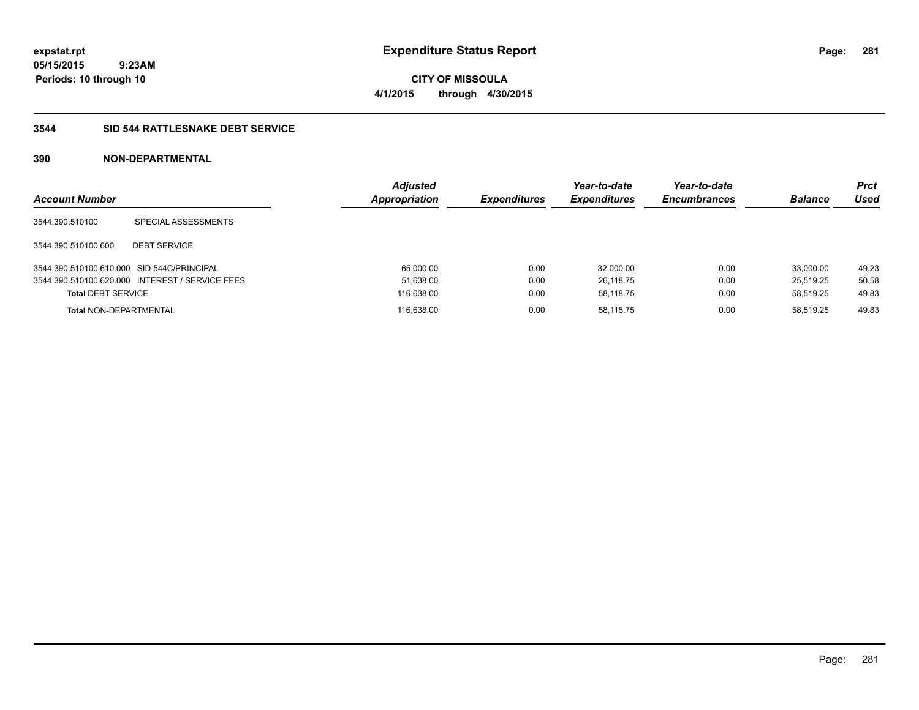**expstat.rpt**
**05/15/2015 9:23AM**
**Periods: 10 through 10**

# Expenditure Status Report

**CITY OF MISSOULA**
**4/1/2015 through 4/30/2015**

## 3544 SID 544 RATTLESNAKE DEBT SERVICE

### 390 NON-DEPARTMENTAL

| Account Number | | Adjusted Appropriation | Expenditures | Year-to-date Expenditures | Year-to-date Encumbrances | Balance | Prct Used |
|---|---|---|---|---|---|---|---|
| 3544.390.510100 | SPECIAL ASSESSMENTS | | | | | | |
| 3544.390.510100.600 | DEBT SERVICE | | | | | | |
| 3544.390.510100.610.000 | SID 544C/PRINCIPAL | 65,000.00 | 0.00 | 32,000.00 | 0.00 | 33,000.00 | 49.23 |
| 3544.390.510100.620.000 | INTEREST / SERVICE FEES | 51,638.00 | 0.00 | 26,118.75 | 0.00 | 25,519.25 | 50.58 |
| **Total** DEBT SERVICE | | 116,638.00 | 0.00 | 58,118.75 | 0.00 | 58,519.25 | 49.83 |
| **Total** NON-DEPARTMENTAL | | 116,638.00 | 0.00 | 58,118.75 | 0.00 | 58,519.25 | 49.83 |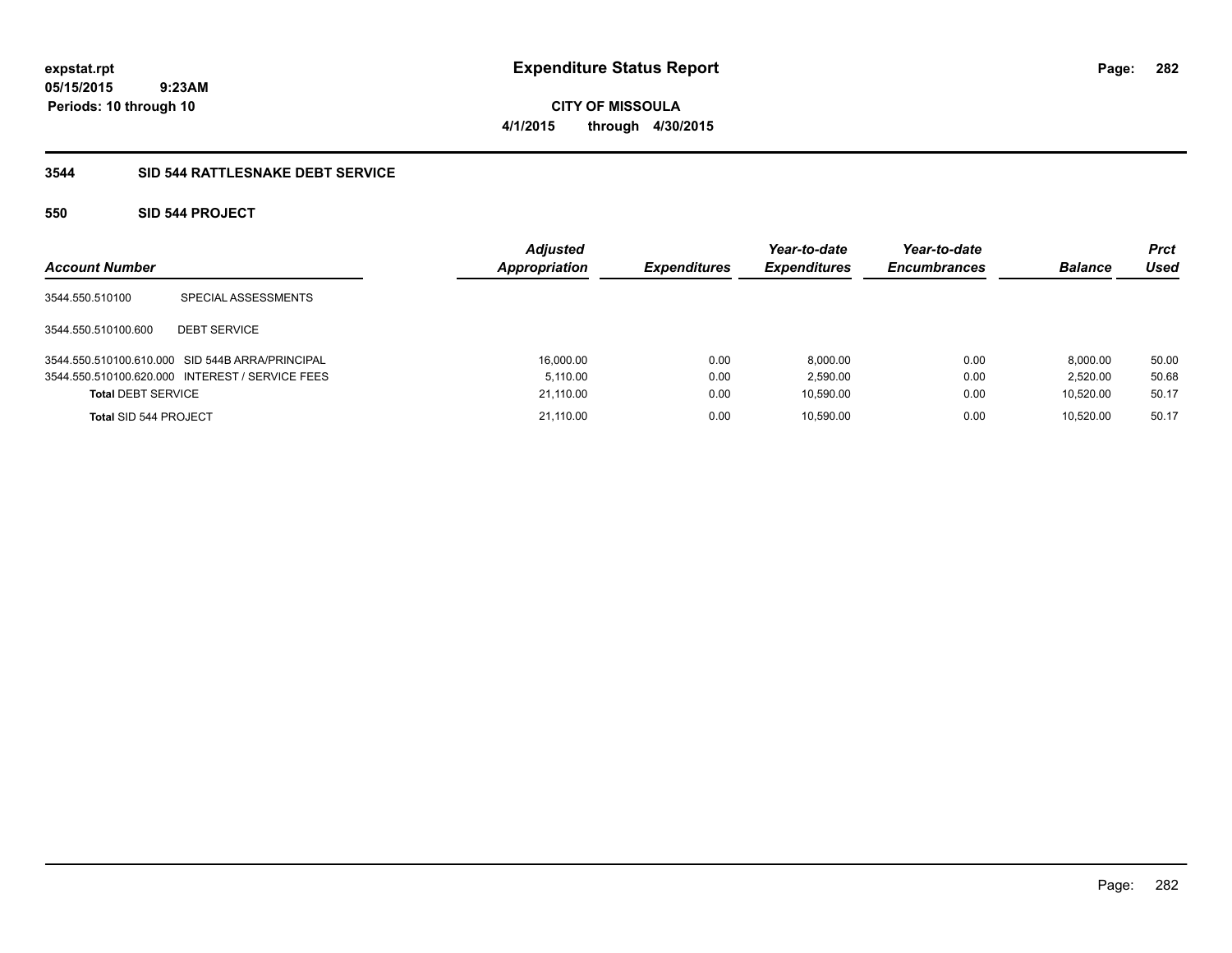**expstat.rpt**
**05/15/2015 9:23AM**
**Periods: 10 through 10**

# Expenditure Status Report

**CITY OF MISSOULA**
**4/1/2015 through 4/30/2015**

## 3544 SID 544 RATTLESNAKE DEBT SERVICE

### 550 SID 544 PROJECT

| Account Number | | Adjusted Appropriation | Expenditures | Year-to-date Expenditures | Year-to-date Encumbrances | Balance | Prct Used |
|---|---|---|---|---|---|---|---|
| 3544.550.510100 | SPECIAL ASSESSMENTS | | | | | | |
| 3544.550.510100.600 | DEBT SERVICE | | | | | | |
| 3544.550.510100.610.000 | SID 544B ARRA/PRINCIPAL | 16,000.00 | 0.00 | 8,000.00 | 0.00 | 8,000.00 | 50.00 |
| 3544.550.510100.620.000 | INTEREST / SERVICE FEES | 5,110.00 | 0.00 | 2,590.00 | 0.00 | 2,520.00 | 50.68 |
| **Total** DEBT SERVICE | | 21,110.00 | 0.00 | 10,590.00 | 0.00 | 10,520.00 | 50.17 |
| **Total** SID 544 PROJECT | | 21,110.00 | 0.00 | 10,590.00 | 0.00 | 10,520.00 | 50.17 |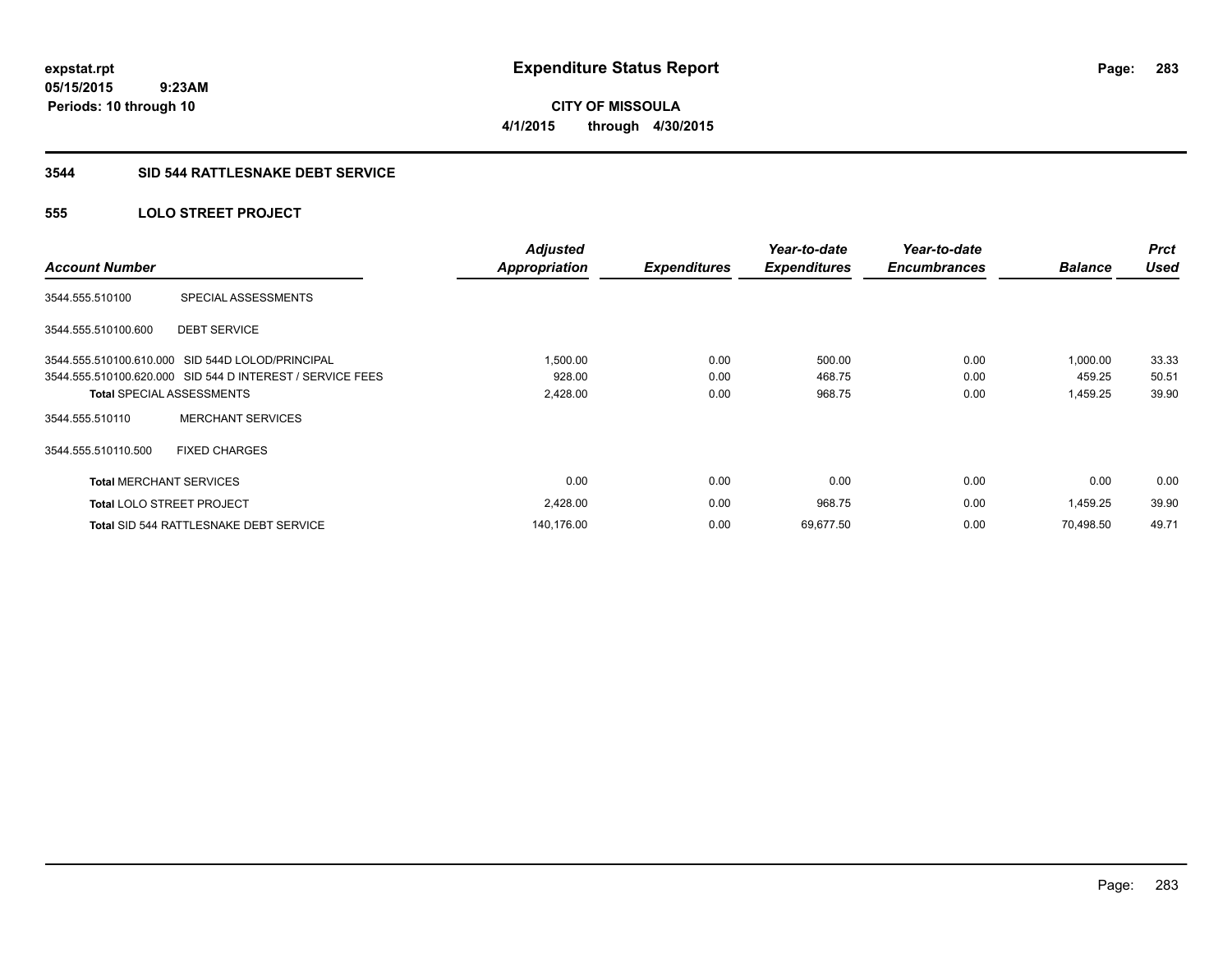**expstat.rpt**
**05/15/2015 9:23AM**
**Periods: 10 through 10**

# Expenditure Status Report

**CITY OF MISSOULA**
**4/1/2015 through 4/30/2015**

## 3544 SID 544 RATTLESNAKE DEBT SERVICE

### 555 LOLO STREET PROJECT

| Account Number | | Adjusted Appropriation | Expenditures | Year-to-date Expenditures | Year-to-date Encumbrances | Balance | Prct Used |
|---|---|---|---|---|---|---|---|
| 3544.555.510100 | SPECIAL ASSESSMENTS | | | | | | |
| 3544.555.510100.600 | DEBT SERVICE | | | | | | |
| 3544.555.510100.610.000 | SID 544D LOLOD/PRINCIPAL | 1,500.00 | 0.00 | 500.00 | 0.00 | 1,000.00 | 33.33 |
| 3544.555.510100.620.000 | SID 544 D INTEREST / SERVICE FEES | 928.00 | 0.00 | 468.75 | 0.00 | 459.25 | 50.51 |
| **Total** SPECIAL ASSESSMENTS | | 2,428.00 | 0.00 | 968.75 | 0.00 | 1,459.25 | 39.90 |
| 3544.555.510110 | MERCHANT SERVICES | | | | | | |
| 3544.555.510110.500 | FIXED CHARGES | | | | | | |
| **Total** MERCHANT SERVICES | | 0.00 | 0.00 | 0.00 | 0.00 | 0.00 | 0.00 |
| **Total** LOLO STREET PROJECT | | 2,428.00 | 0.00 | 968.75 | 0.00 | 1,459.25 | 39.90 |
| **Total** SID 544 RATTLESNAKE DEBT SERVICE | | 140,176.00 | 0.00 | 69,677.50 | 0.00 | 70,498.50 | 49.71 |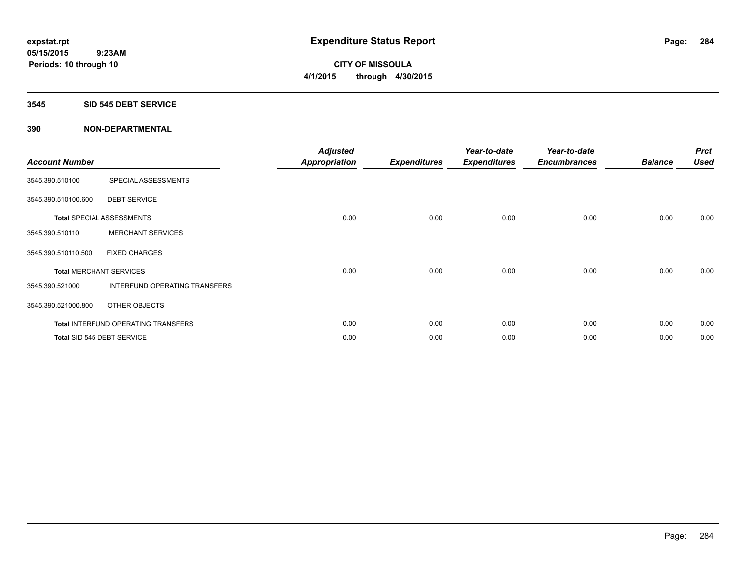# Expenditure Status Report

expstat.rpt
05/15/2015 9:23AM
Periods: 10 through 10

**CITY OF MISSOULA**
**4/1/2015 through 4/30/2015**

## 3545 SID 545 DEBT SERVICE

### 390 NON-DEPARTMENTAL

| Account Number | | Adjusted Appropriation | Expenditures | Year-to-date Expenditures | Year-to-date Encumbrances | Balance | Prct Used |
|---|---|---|---|---|---|---|---|
| 3545.390.510100 | SPECIAL ASSESSMENTS | | | | | | |
| 3545.390.510100.600 | DEBT SERVICE | | | | | | |
| Total SPECIAL ASSESSMENTS | | 0.00 | 0.00 | 0.00 | 0.00 | 0.00 | 0.00 |
| 3545.390.510110 | MERCHANT SERVICES | | | | | | |
| 3545.390.510110.500 | FIXED CHARGES | | | | | | |
| Total MERCHANT SERVICES | | 0.00 | 0.00 | 0.00 | 0.00 | 0.00 | 0.00 |
| 3545.390.521000 | INTERFUND OPERATING TRANSFERS | | | | | | |
| 3545.390.521000.800 | OTHER OBJECTS | | | | | | |
| Total INTERFUND OPERATING TRANSFERS | | 0.00 | 0.00 | 0.00 | 0.00 | 0.00 | 0.00 |
| Total SID 545 DEBT SERVICE | | 0.00 | 0.00 | 0.00 | 0.00 | 0.00 | 0.00 |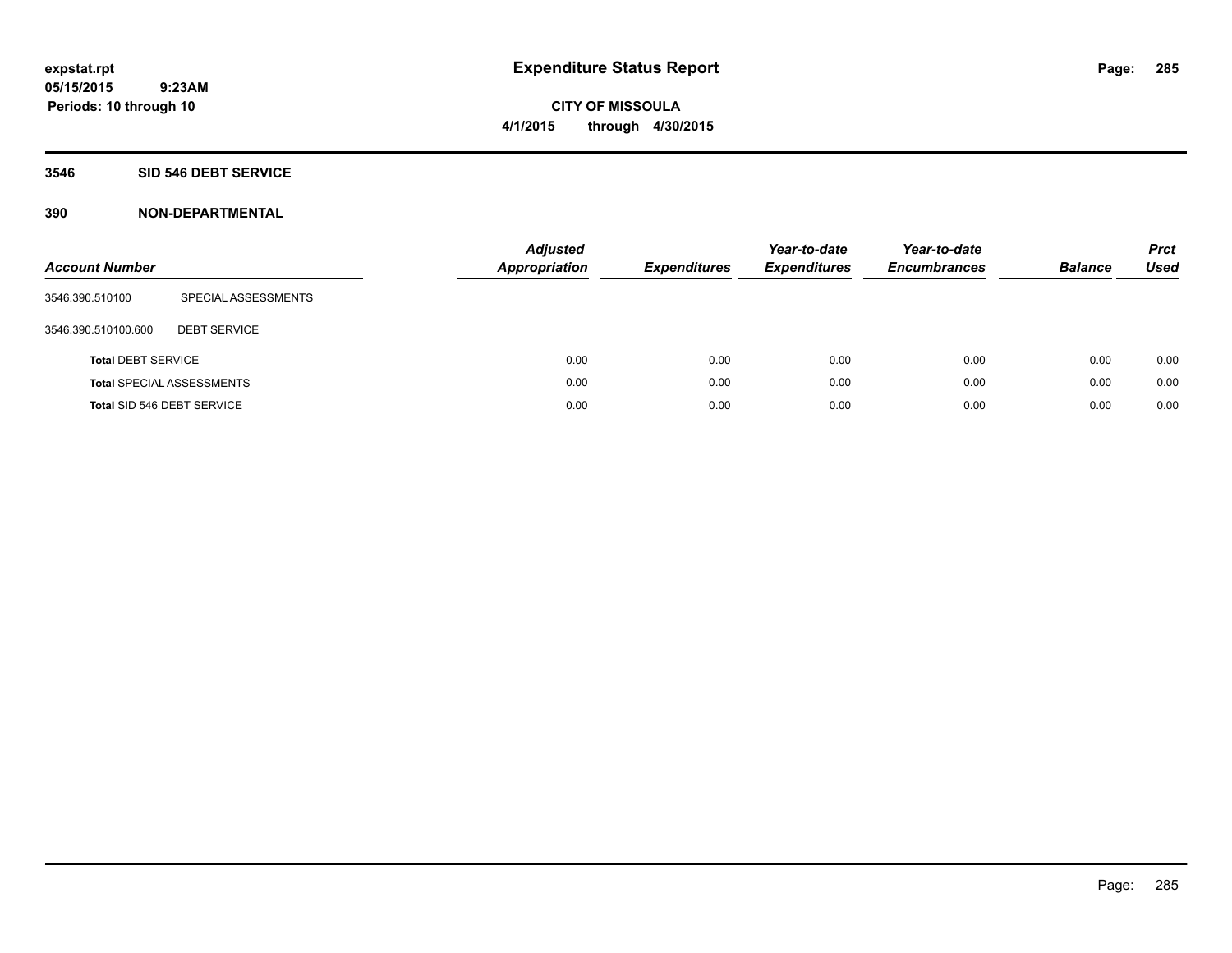**expstat.rpt**
**05/15/2015 9:23AM**
**Periods: 10 through 10**

# Expenditure Status Report

**CITY OF MISSOULA**
**4/1/2015 through 4/30/2015**

## 3546 SID 546 DEBT SERVICE

## 390 NON-DEPARTMENTAL

| Account Number | | Adjusted Appropriation | Expenditures | Year-to-date Expenditures | Year-to-date Encumbrances | Balance | Prct Used |
|---|---|---|---|---|---|---|---|
| 3546.390.510100 | SPECIAL ASSESSMENTS | | | | | | |
| 3546.390.510100.600 | DEBT SERVICE | | | | | | |
| **Total** DEBT SERVICE | | 0.00 | 0.00 | 0.00 | 0.00 | 0.00 | 0.00 |
| **Total** SPECIAL ASSESSMENTS | | 0.00 | 0.00 | 0.00 | 0.00 | 0.00 | 0.00 |
| **Total** SID 546 DEBT SERVICE | | 0.00 | 0.00 | 0.00 | 0.00 | 0.00 | 0.00 |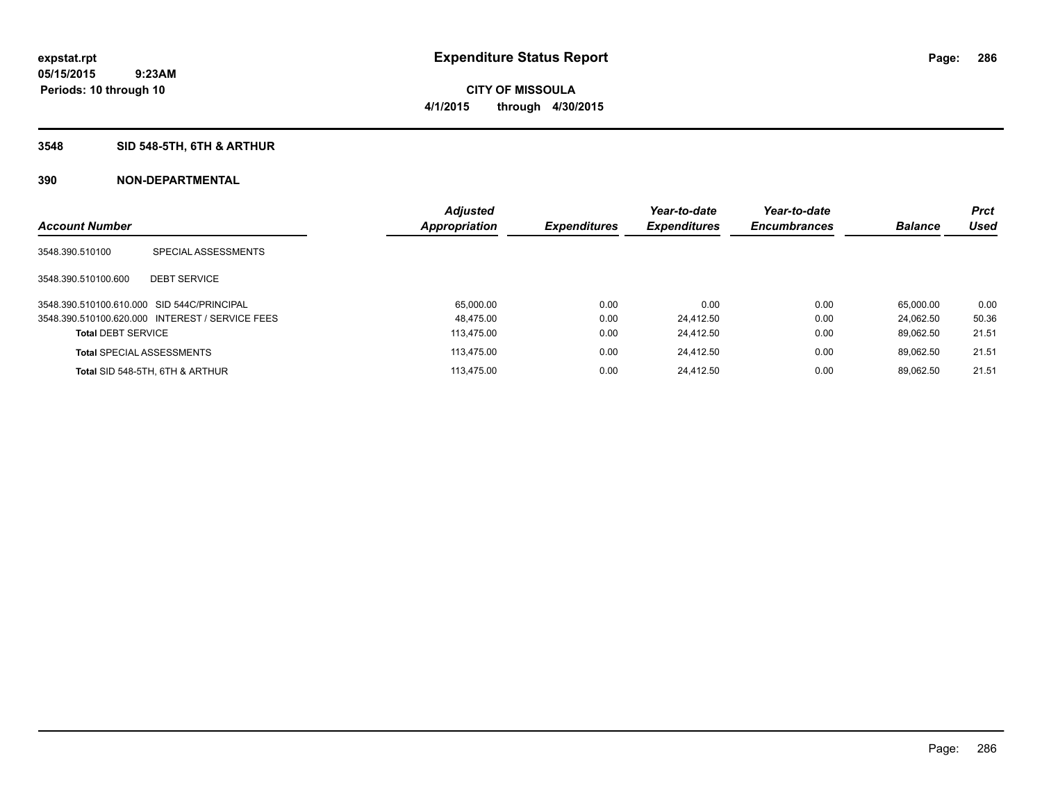expstat.rpt
05/15/2015 9:23AM
Periods: 10 through 10

# Expenditure Status Report

CITY OF MISSOULA
4/1/2015 through 4/30/2015

## 3548 SID 548-5TH, 6TH & ARTHUR

## 390 NON-DEPARTMENTAL

| Account Number | | Adjusted Appropriation | Expenditures | Year-to-date Expenditures | Year-to-date Encumbrances | Balance | Prct Used |
|---|---|---|---|---|---|---|---|
| 3548.390.510100 | SPECIAL ASSESSMENTS | | | | | | |
| 3548.390.510100.600 | DEBT SERVICE | | | | | | |
| 3548.390.510100.610.000 | SID 544C/PRINCIPAL | 65,000.00 | 0.00 | 0.00 | 0.00 | 65,000.00 | 0.00 |
| 3548.390.510100.620.000 | INTEREST / SERVICE FEES | 48,475.00 | 0.00 | 24,412.50 | 0.00 | 24,062.50 | 50.36 |
| **Total** DEBT SERVICE | | 113,475.00 | 0.00 | 24,412.50 | 0.00 | 89,062.50 | 21.51 |
| **Total** SPECIAL ASSESSMENTS | | 113,475.00 | 0.00 | 24,412.50 | 0.00 | 89,062.50 | 21.51 |
| **Total** SID 548-5TH, 6TH & ARTHUR | | 113,475.00 | 0.00 | 24,412.50 | 0.00 | 89,062.50 | 21.51 |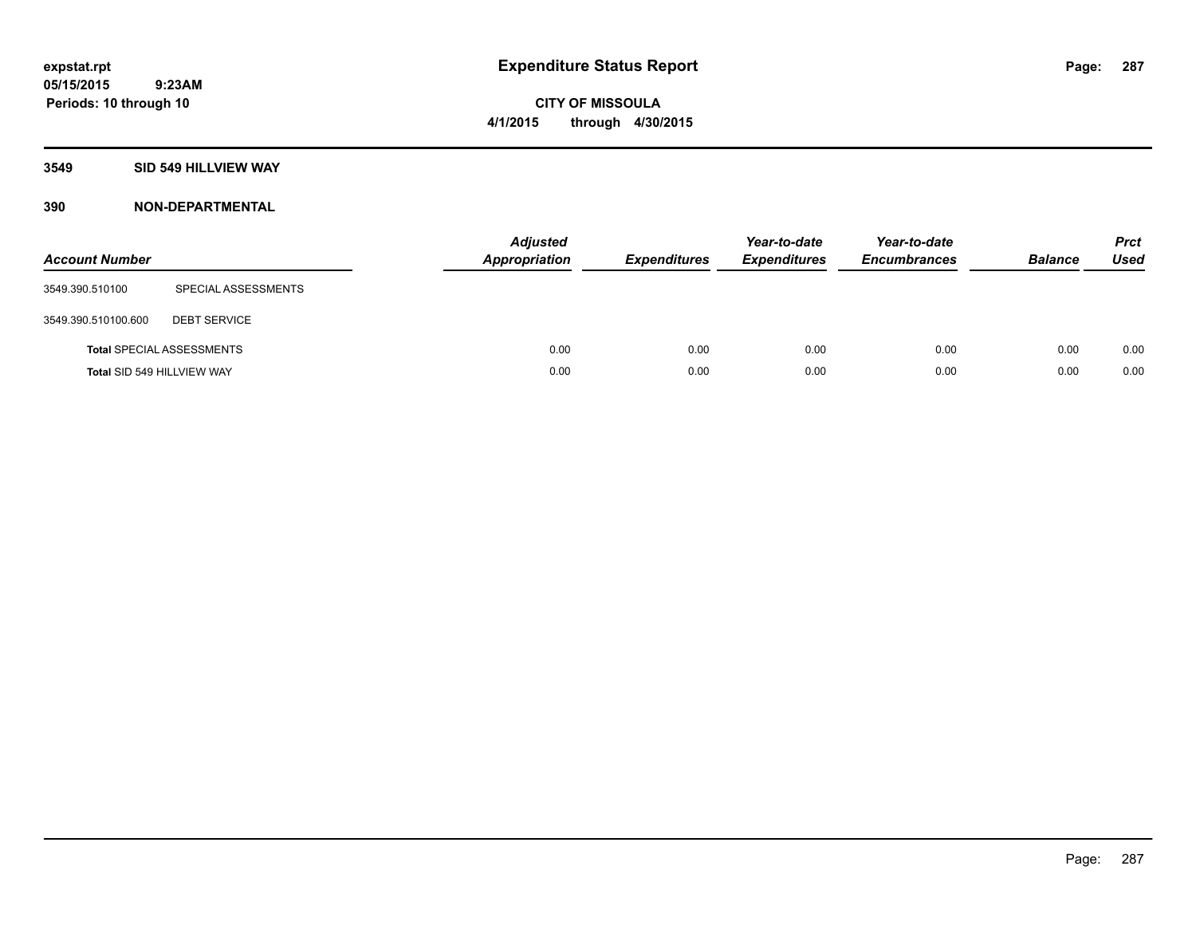**expstat.rpt**
**05/15/2015 9:23AM**
**Periods: 10 through 10**

# Expenditure Status Report

**CITY OF MISSOULA**
**4/1/2015 through 4/30/2015**

## 3549 SID 549 HILLVIEW WAY

## 390 NON-DEPARTMENTAL

| Account Number | | Adjusted Appropriation | Expenditures | Year-to-date Expenditures | Year-to-date Encumbrances | Balance | Prct Used |
|---|---|---|---|---|---|---|---|
| 3549.390.510100 | SPECIAL ASSESSMENTS | | | | | | |
| 3549.390.510100.600 | DEBT SERVICE | | | | | | |
| **Total** SPECIAL ASSESSMENTS | | 0.00 | 0.00 | 0.00 | 0.00 | 0.00 | 0.00 |
| **Total** SID 549 HILLVIEW WAY | | 0.00 | 0.00 | 0.00 | 0.00 | 0.00 | 0.00 |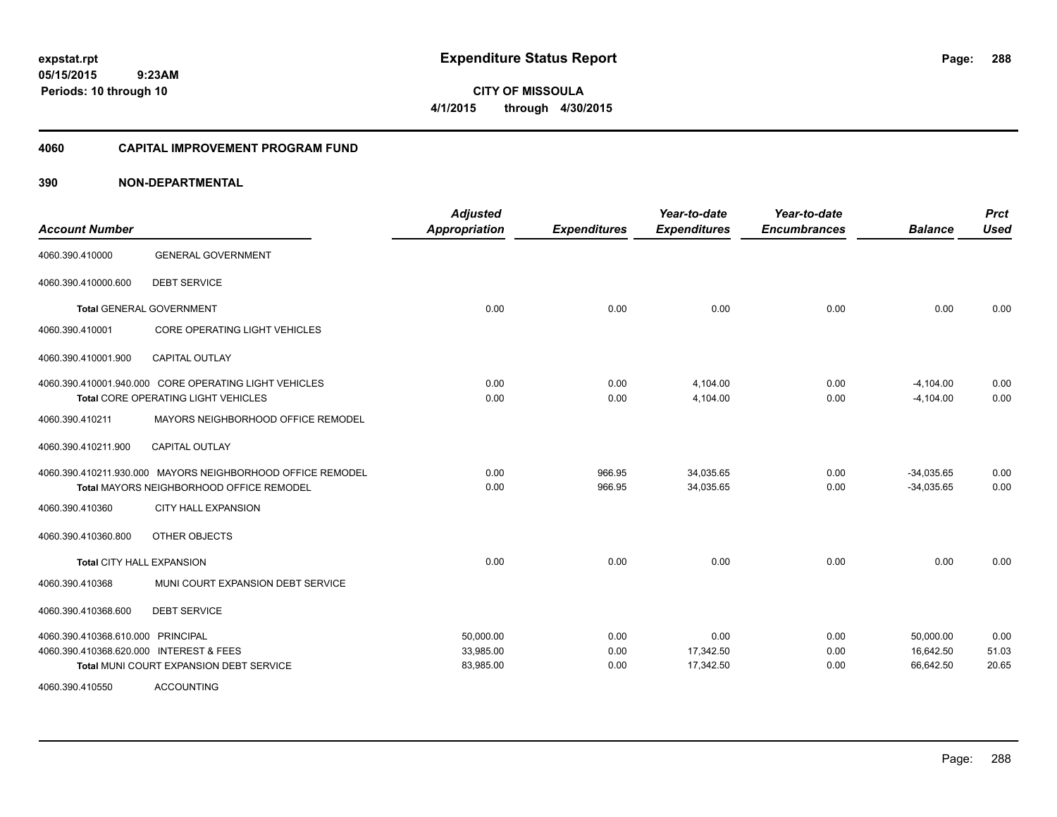**expstat.rpt**
**05/15/2015 9:23AM**
**Periods: 10 through 10**

# Expenditure Status Report

**CITY OF MISSOULA**
**4/1/2015 through 4/30/2015**

## 4060 CAPITAL IMPROVEMENT PROGRAM FUND

### 390 NON-DEPARTMENTAL

| Account Number | | Adjusted Appropriation | Expenditures | Year-to-date Expenditures | Year-to-date Encumbrances | Balance | Prct Used |
|---|---|---|---|---|---|---|---|
| 4060.390.410000 | GENERAL GOVERNMENT | | | | | | |
| 4060.390.410000.600 | DEBT SERVICE | | | | | | |
| **Total** GENERAL GOVERNMENT | | 0.00 | 0.00 | 0.00 | 0.00 | 0.00 | 0.00 |
| 4060.390.410001 | CORE OPERATING LIGHT VEHICLES | | | | | | |
| 4060.390.410001.900 | CAPITAL OUTLAY | | | | | | |
| 4060.390.410001.940.000 | CORE OPERATING LIGHT VEHICLES | 0.00 | 0.00 | 4,104.00 | 0.00 | -4,104.00 | 0.00 |
| **Total** CORE OPERATING LIGHT VEHICLES | | 0.00 | 0.00 | 4,104.00 | 0.00 | -4,104.00 | 0.00 |
| 4060.390.410211 | MAYORS NEIGHBORHOOD OFFICE REMODEL | | | | | | |
| 4060.390.410211.900 | CAPITAL OUTLAY | | | | | | |
| 4060.390.410211.930.000 | MAYORS NEIGHBORHOOD OFFICE REMODEL | 0.00 | 966.95 | 34,035.65 | 0.00 | -34,035.65 | 0.00 |
| **Total** MAYORS NEIGHBORHOOD OFFICE REMODEL | | 0.00 | 966.95 | 34,035.65 | 0.00 | -34,035.65 | 0.00 |
| 4060.390.410360 | CITY HALL EXPANSION | | | | | | |
| 4060.390.410360.800 | OTHER OBJECTS | | | | | | |
| **Total** CITY HALL EXPANSION | | 0.00 | 0.00 | 0.00 | 0.00 | 0.00 | 0.00 |
| 4060.390.410368 | MUNI COURT EXPANSION DEBT SERVICE | | | | | | |
| 4060.390.410368.600 | DEBT SERVICE | | | | | | |
| 4060.390.410368.610.000 | PRINCIPAL | 50,000.00 | 0.00 | 0.00 | 0.00 | 50,000.00 | 0.00 |
| 4060.390.410368.620.000 | INTEREST & FEES | 33,985.00 | 0.00 | 17,342.50 | 0.00 | 16,642.50 | 51.03 |
| **Total** MUNI COURT EXPANSION DEBT SERVICE | | 83,985.00 | 0.00 | 17,342.50 | 0.00 | 66,642.50 | 20.65 |
| 4060.390.410550 | ACCOUNTING | | | | | | |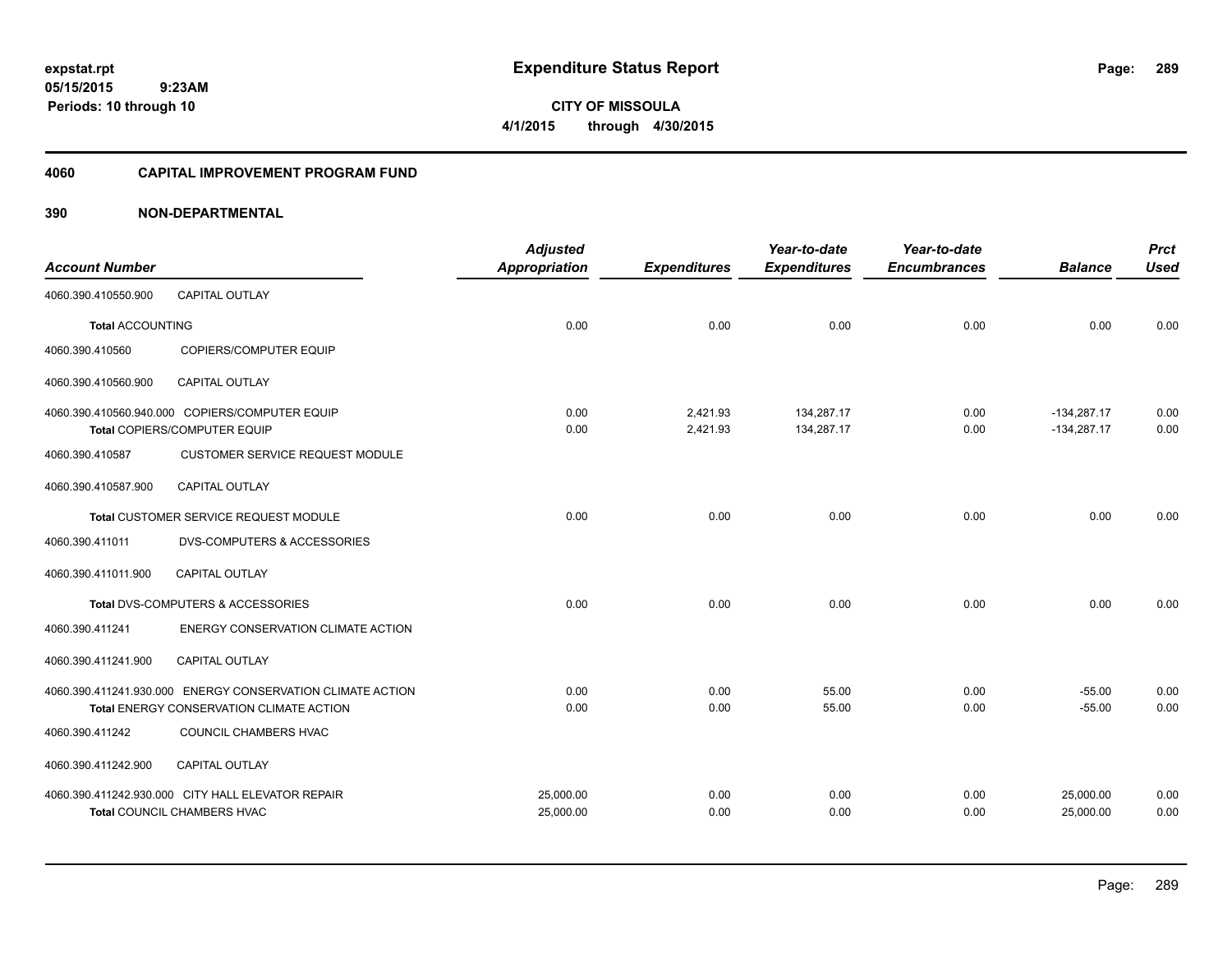# Expenditure Status Report

**CITY OF MISSOULA**

**4/1/2015 through 4/30/2015**

expstat.rpt
05/15/2015 9:23AM
Periods: 10 through 10

## 4060 CAPITAL IMPROVEMENT PROGRAM FUND

## 390 NON-DEPARTMENTAL

| Account Number | | Adjusted Appropriation | Expenditures | Year-to-date Expenditures | Year-to-date Encumbrances | Balance | Prct Used |
|---|---|---|---|---|---|---|---|
| 4060.390.410550.900 | CAPITAL OUTLAY | | | | | | |
| **Total** ACCOUNTING | | 0.00 | 0.00 | 0.00 | 0.00 | 0.00 | 0.00 |
| 4060.390.410560 | COPIERS/COMPUTER EQUIP | | | | | | |
| 4060.390.410560.900 | CAPITAL OUTLAY | | | | | | |
| 4060.390.410560.940.000 | COPIERS/COMPUTER EQUIP | 0.00 | 2,421.93 | 134,287.17 | 0.00 | -134,287.17 | 0.00 |
| **Total** COPIERS/COMPUTER EQUIP | | 0.00 | 2,421.93 | 134,287.17 | 0.00 | -134,287.17 | 0.00 |
| 4060.390.410587 | CUSTOMER SERVICE REQUEST MODULE | | | | | | |
| 4060.390.410587.900 | CAPITAL OUTLAY | | | | | | |
| **Total** CUSTOMER SERVICE REQUEST MODULE | | 0.00 | 0.00 | 0.00 | 0.00 | 0.00 | 0.00 |
| 4060.390.411011 | DVS-COMPUTERS & ACCESSORIES | | | | | | |
| 4060.390.411011.900 | CAPITAL OUTLAY | | | | | | |
| **Total** DVS-COMPUTERS & ACCESSORIES | | 0.00 | 0.00 | 0.00 | 0.00 | 0.00 | 0.00 |
| 4060.390.411241 | ENERGY CONSERVATION CLIMATE ACTION | | | | | | |
| 4060.390.411241.900 | CAPITAL OUTLAY | | | | | | |
| 4060.390.411241.930.000 | ENERGY CONSERVATION CLIMATE ACTION | 0.00 | 0.00 | 55.00 | 0.00 | -55.00 | 0.00 |
| **Total** ENERGY CONSERVATION CLIMATE ACTION | | 0.00 | 0.00 | 55.00 | 0.00 | -55.00 | 0.00 |
| 4060.390.411242 | COUNCIL CHAMBERS HVAC | | | | | | |
| 4060.390.411242.900 | CAPITAL OUTLAY | | | | | | |
| 4060.390.411242.930.000 | CITY HALL ELEVATOR REPAIR | 25,000.00 | 0.00 | 0.00 | 0.00 | 25,000.00 | 0.00 |
| **Total** COUNCIL CHAMBERS HVAC | | 25,000.00 | 0.00 | 0.00 | 0.00 | 25,000.00 | 0.00 |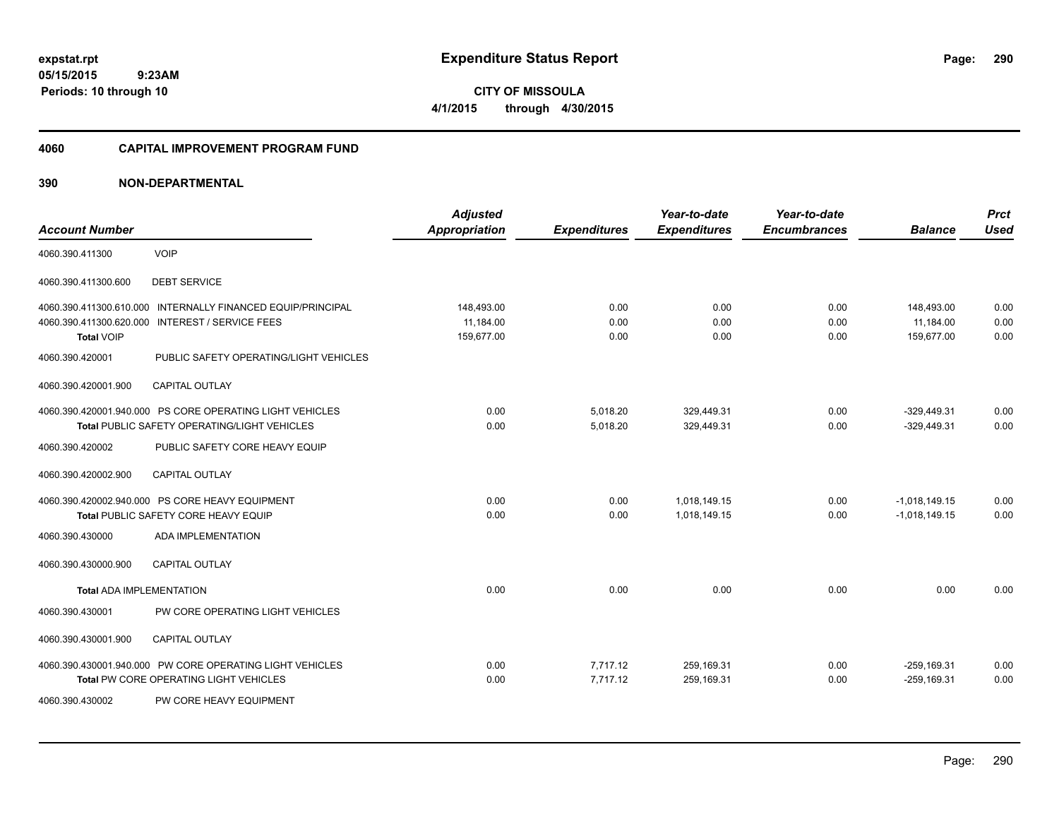**expstat.rpt**
**05/15/2015 9:23AM**
**Periods: 10 through 10**

# Expenditure Status Report

**CITY OF MISSOULA**
**4/1/2015 through 4/30/2015**

## 4060 CAPITAL IMPROVEMENT PROGRAM FUND

### 390 NON-DEPARTMENTAL

| Account Number | | Adjusted Appropriation | Expenditures | Year-to-date Expenditures | Year-to-date Encumbrances | Balance | Prct Used |
|---|---|---|---|---|---|---|---|
| 4060.390.411300 | VOIP | | | | | | |
| 4060.390.411300.600 | DEBT SERVICE | | | | | | |
| 4060.390.411300.610.000 | INTERNALLY FINANCED EQUIP/PRINCIPAL | 148,493.00 | 0.00 | 0.00 | 0.00 | 148,493.00 | 0.00 |
| 4060.390.411300.620.000 | INTEREST / SERVICE FEES | 11,184.00 | 0.00 | 0.00 | 0.00 | 11,184.00 | 0.00 |
| **Total** VOIP | | 159,677.00 | 0.00 | 0.00 | 0.00 | 159,677.00 | 0.00 |
| 4060.390.420001 | PUBLIC SAFETY OPERATING/LIGHT VEHICLES | | | | | | |
| 4060.390.420001.900 | CAPITAL OUTLAY | | | | | | |
| 4060.390.420001.940.000 | PS CORE OPERATING LIGHT VEHICLES | 0.00 | 5,018.20 | 329,449.31 | 0.00 | -329,449.31 | 0.00 |
| **Total** PUBLIC SAFETY OPERATING/LIGHT VEHICLES | | 0.00 | 5,018.20 | 329,449.31 | 0.00 | -329,449.31 | 0.00 |
| 4060.390.420002 | PUBLIC SAFETY CORE HEAVY EQUIP | | | | | | |
| 4060.390.420002.900 | CAPITAL OUTLAY | | | | | | |
| 4060.390.420002.940.000 | PS CORE HEAVY EQUIPMENT | 0.00 | 0.00 | 1,018,149.15 | 0.00 | -1,018,149.15 | 0.00 |
| **Total** PUBLIC SAFETY CORE HEAVY EQUIP | | 0.00 | 0.00 | 1,018,149.15 | 0.00 | -1,018,149.15 | 0.00 |
| 4060.390.430000 | ADA IMPLEMENTATION | | | | | | |
| 4060.390.430000.900 | CAPITAL OUTLAY | | | | | | |
| **Total** ADA IMPLEMENTATION | | 0.00 | 0.00 | 0.00 | 0.00 | 0.00 | 0.00 |
| 4060.390.430001 | PW CORE OPERATING LIGHT VEHICLES | | | | | | |
| 4060.390.430001.900 | CAPITAL OUTLAY | | | | | | |
| 4060.390.430001.940.000 | PW CORE OPERATING LIGHT VEHICLES | 0.00 | 7,717.12 | 259,169.31 | 0.00 | -259,169.31 | 0.00 |
| **Total** PW CORE OPERATING LIGHT VEHICLES | | 0.00 | 7,717.12 | 259,169.31 | 0.00 | -259,169.31 | 0.00 |
| 4060.390.430002 | PW CORE HEAVY EQUIPMENT | | | | | | |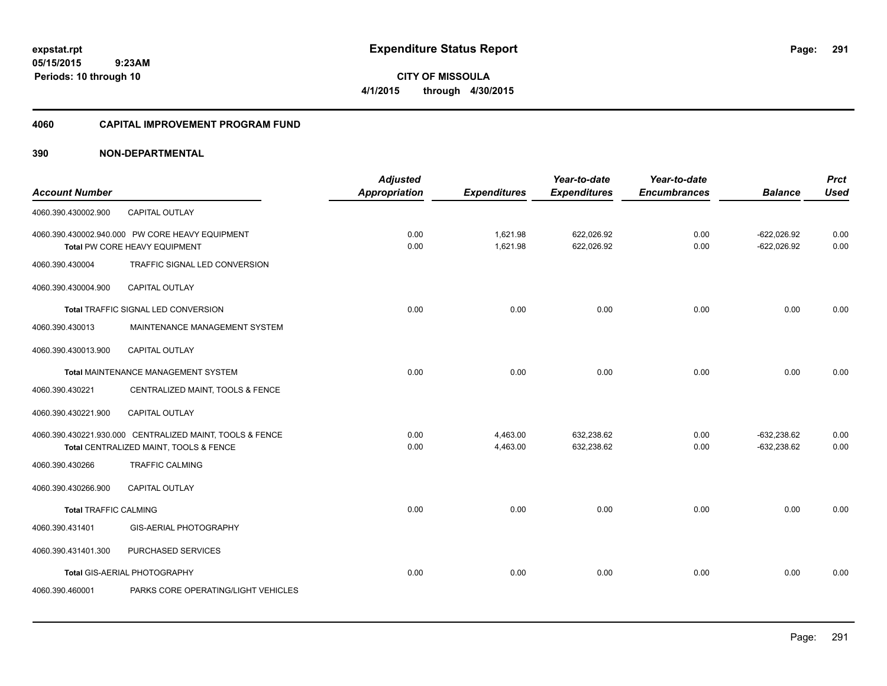# Expenditure Status Report

expstat.rpt
05/15/2015 9:23AM
Periods: 10 through 10

**CITY OF MISSOULA**
**4/1/2015 through 4/30/2015**

## 4060 CAPITAL IMPROVEMENT PROGRAM FUND

### 390 NON-DEPARTMENTAL

| Account Number | | Adjusted Appropriation | Expenditures | Year-to-date Expenditures | Year-to-date Encumbrances | Balance | Prct Used |
|---|---|---|---|---|---|---|---|
| 4060.390.430002.900 | CAPITAL OUTLAY | | | | | | |
| 4060.390.430002.940.000 | PW CORE HEAVY EQUIPMENT | 0.00 | 1,621.98 | 622,026.92 | 0.00 | -622,026.92 | 0.00 |
| **Total** PW CORE HEAVY EQUIPMENT | | 0.00 | 1,621.98 | 622,026.92 | 0.00 | -622,026.92 | 0.00 |
| 4060.390.430004 | TRAFFIC SIGNAL LED CONVERSION | | | | | | |
| 4060.390.430004.900 | CAPITAL OUTLAY | | | | | | |
| **Total** TRAFFIC SIGNAL LED CONVERSION | | 0.00 | 0.00 | 0.00 | 0.00 | 0.00 | 0.00 |
| 4060.390.430013 | MAINTENANCE MANAGEMENT SYSTEM | | | | | | |
| 4060.390.430013.900 | CAPITAL OUTLAY | | | | | | |
| **Total** MAINTENANCE MANAGEMENT SYSTEM | | 0.00 | 0.00 | 0.00 | 0.00 | 0.00 | 0.00 |
| 4060.390.430221 | CENTRALIZED MAINT, TOOLS & FENCE | | | | | | |
| 4060.390.430221.900 | CAPITAL OUTLAY | | | | | | |
| 4060.390.430221.930.000 | CENTRALIZED MAINT, TOOLS & FENCE | 0.00 | 4,463.00 | 632,238.62 | 0.00 | -632,238.62 | 0.00 |
| **Total** CENTRALIZED MAINT, TOOLS & FENCE | | 0.00 | 4,463.00 | 632,238.62 | 0.00 | -632,238.62 | 0.00 |
| 4060.390.430266 | TRAFFIC CALMING | | | | | | |
| 4060.390.430266.900 | CAPITAL OUTLAY | | | | | | |
| **Total** TRAFFIC CALMING | | 0.00 | 0.00 | 0.00 | 0.00 | 0.00 | 0.00 |
| 4060.390.431401 | GIS-AERIAL PHOTOGRAPHY | | | | | | |
| 4060.390.431401.300 | PURCHASED SERVICES | | | | | | |
| **Total** GIS-AERIAL PHOTOGRAPHY | | 0.00 | 0.00 | 0.00 | 0.00 | 0.00 | 0.00 |
| 4060.390.460001 | PARKS CORE OPERATING/LIGHT VEHICLES | | | | | | |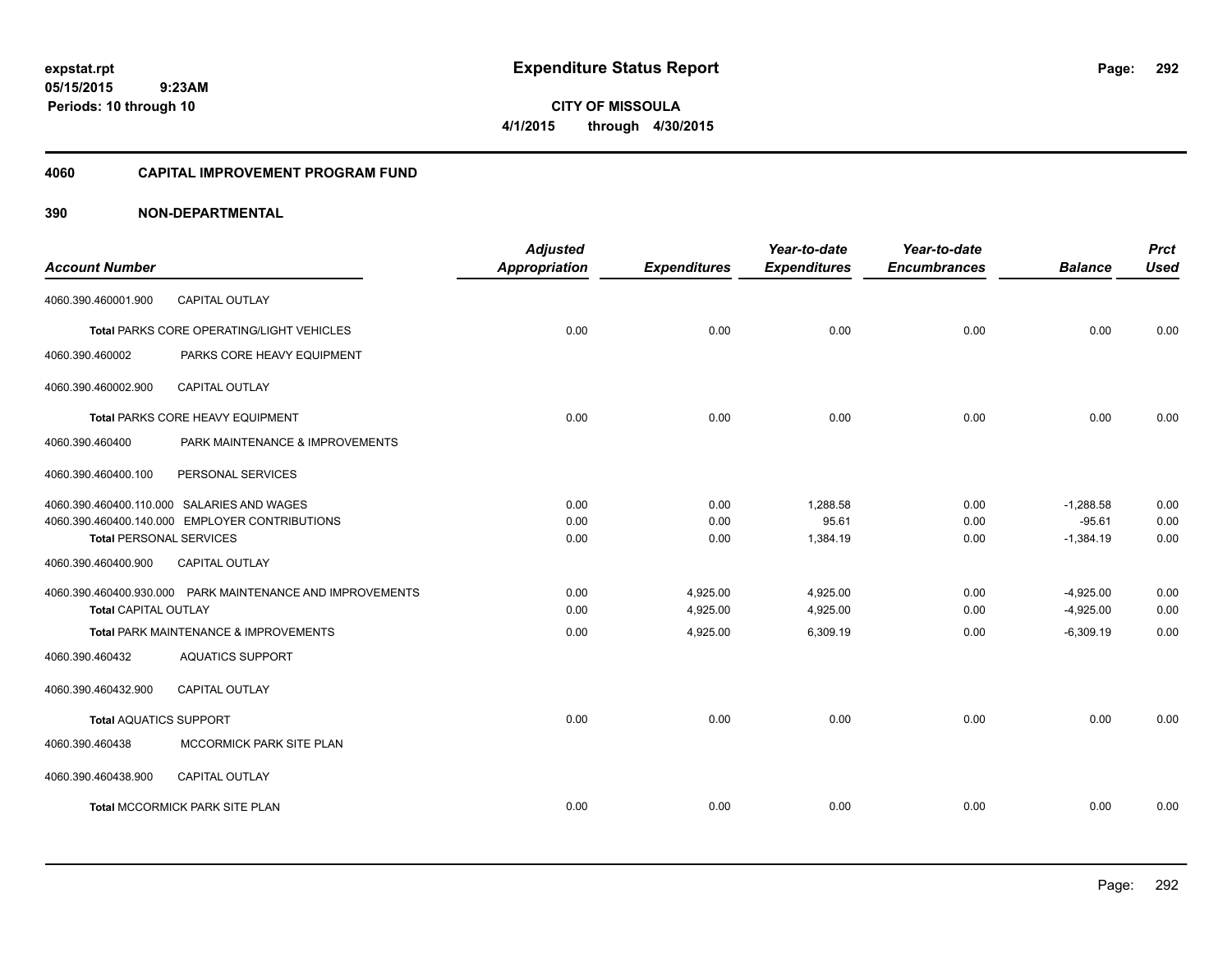**expstat.rpt**
**05/15/2015 9:23AM**
**Periods: 10 through 10**

# Expenditure Status Report

**CITY OF MISSOULA**
**4/1/2015 through 4/30/2015**

## 4060 CAPITAL IMPROVEMENT PROGRAM FUND

## 390 NON-DEPARTMENTAL

| Account Number | | Adjusted Appropriation | Expenditures | Year-to-date Expenditures | Year-to-date Encumbrances | Balance | Prct Used |
|---|---|---|---|---|---|---|---|
| 4060.390.460001.900 | CAPITAL OUTLAY | | | | | | |
| **Total** PARKS CORE OPERATING/LIGHT VEHICLES | | 0.00 | 0.00 | 0.00 | 0.00 | 0.00 | 0.00 |
| 4060.390.460002 | PARKS CORE HEAVY EQUIPMENT | | | | | | |
| 4060.390.460002.900 | CAPITAL OUTLAY | | | | | | |
| **Total** PARKS CORE HEAVY EQUIPMENT | | 0.00 | 0.00 | 0.00 | 0.00 | 0.00 | 0.00 |
| 4060.390.460400 | PARK MAINTENANCE & IMPROVEMENTS | | | | | | |
| 4060.390.460400.100 | PERSONAL SERVICES | | | | | | |
| 4060.390.460400.110.000 | SALARIES AND WAGES | 0.00 | 0.00 | 1,288.58 | 0.00 | -1,288.58 | 0.00 |
| 4060.390.460400.140.000 | EMPLOYER CONTRIBUTIONS | 0.00 | 0.00 | 95.61 | 0.00 | -95.61 | 0.00 |
| **Total** PERSONAL SERVICES | | 0.00 | 0.00 | 1,384.19 | 0.00 | -1,384.19 | 0.00 |
| 4060.390.460400.900 | CAPITAL OUTLAY | | | | | | |
| 4060.390.460400.930.000 | PARK MAINTENANCE AND IMPROVEMENTS | 0.00 | 4,925.00 | 4,925.00 | 0.00 | -4,925.00 | 0.00 |
| **Total** CAPITAL OUTLAY | | 0.00 | 4,925.00 | 4,925.00 | 0.00 | -4,925.00 | 0.00 |
| **Total** PARK MAINTENANCE & IMPROVEMENTS | | 0.00 | 4,925.00 | 6,309.19 | 0.00 | -6,309.19 | 0.00 |
| 4060.390.460432 | AQUATICS SUPPORT | | | | | | |
| 4060.390.460432.900 | CAPITAL OUTLAY | | | | | | |
| **Total** AQUATICS SUPPORT | | 0.00 | 0.00 | 0.00 | 0.00 | 0.00 | 0.00 |
| 4060.390.460438 | MCCORMICK PARK SITE PLAN | | | | | | |
| 4060.390.460438.900 | CAPITAL OUTLAY | | | | | | |
| **Total** MCCORMICK PARK SITE PLAN | | 0.00 | 0.00 | 0.00 | 0.00 | 0.00 | 0.00 |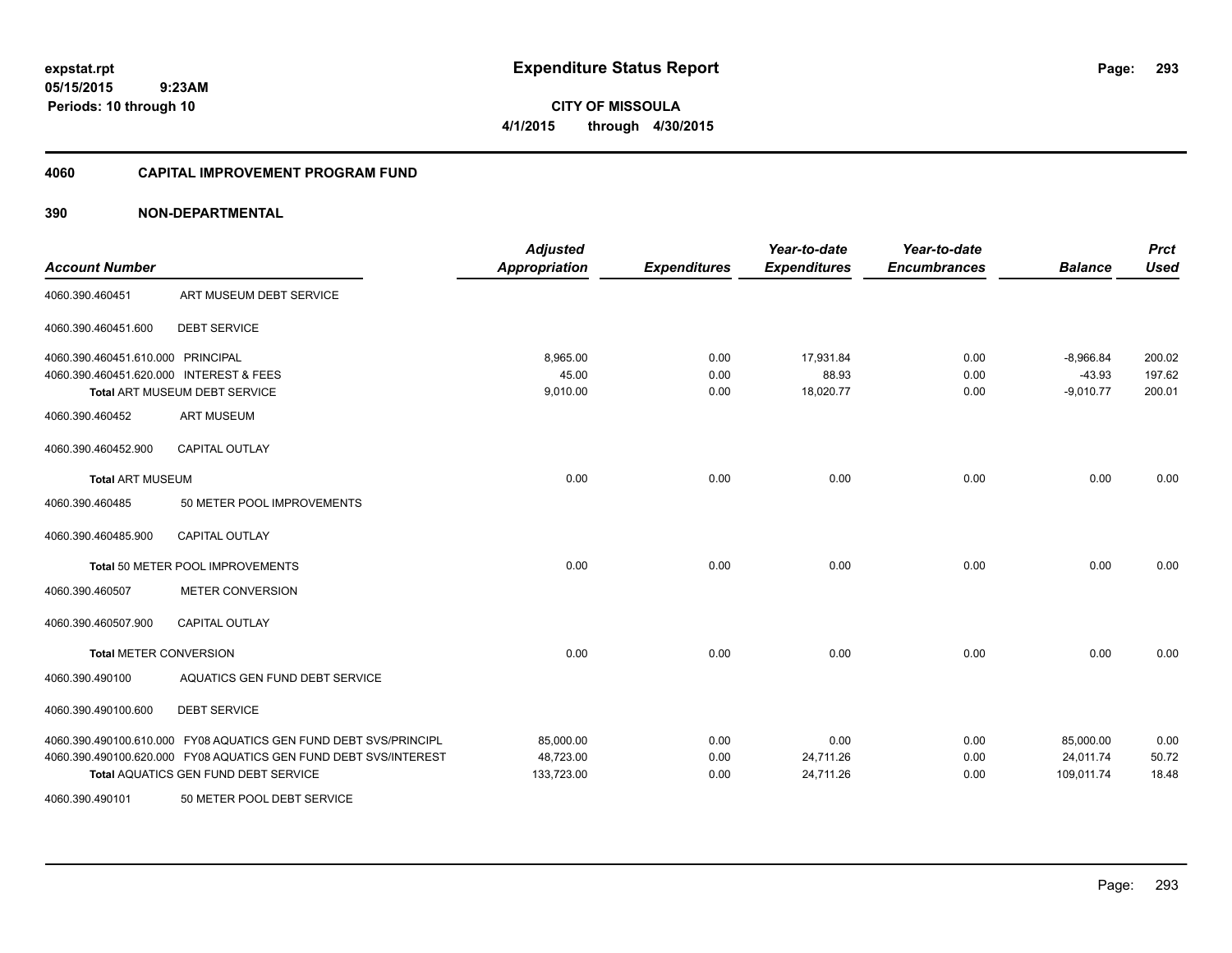# Expenditure Status Report

**CITY OF MISSOULA**

**4/1/2015 through 4/30/2015**

expstat.rpt
05/15/2015 9:23AM
Periods: 10 through 10

## 4060 CAPITAL IMPROVEMENT PROGRAM FUND

### 390 NON-DEPARTMENTAL

| Account Number | | Adjusted Appropriation | Expenditures | Year-to-date Expenditures | Year-to-date Encumbrances | Balance | Prct Used |
|---|---|---|---|---|---|---|---|
| 4060.390.460451 | ART MUSEUM DEBT SERVICE | | | | | | |
| 4060.390.460451.600 | DEBT SERVICE | | | | | | |
| 4060.390.460451.610.000 | PRINCIPAL | 8,965.00 | 0.00 | 17,931.84 | 0.00 | -8,966.84 | 200.02 |
| 4060.390.460451.620.000 | INTEREST & FEES | 45.00 | 0.00 | 88.93 | 0.00 | -43.93 | 197.62 |
| | Total ART MUSEUM DEBT SERVICE | 9,010.00 | 0.00 | 18,020.77 | 0.00 | -9,010.77 | 200.01 |
| 4060.390.460452 | ART MUSEUM | | | | | | |
| 4060.390.460452.900 | CAPITAL OUTLAY | | | | | | |
| Total ART MUSEUM | | 0.00 | 0.00 | 0.00 | 0.00 | 0.00 | 0.00 |
| 4060.390.460485 | 50 METER POOL IMPROVEMENTS | | | | | | |
| 4060.390.460485.900 | CAPITAL OUTLAY | | | | | | |
| | Total 50 METER POOL IMPROVEMENTS | 0.00 | 0.00 | 0.00 | 0.00 | 0.00 | 0.00 |
| 4060.390.460507 | METER CONVERSION | | | | | | |
| 4060.390.460507.900 | CAPITAL OUTLAY | | | | | | |
| Total METER CONVERSION | | 0.00 | 0.00 | 0.00 | 0.00 | 0.00 | 0.00 |
| 4060.390.490100 | AQUATICS GEN FUND DEBT SERVICE | | | | | | |
| 4060.390.490100.600 | DEBT SERVICE | | | | | | |
| 4060.390.490100.610.000 | FY08 AQUATICS GEN FUND DEBT SVS/PRINCIPL | 85,000.00 | 0.00 | 0.00 | 0.00 | 85,000.00 | 0.00 |
| 4060.390.490100.620.000 | FY08 AQUATICS GEN FUND DEBT SVS/INTEREST | 48,723.00 | 0.00 | 24,711.26 | 0.00 | 24,011.74 | 50.72 |
| | Total AQUATICS GEN FUND DEBT SERVICE | 133,723.00 | 0.00 | 24,711.26 | 0.00 | 109,011.74 | 18.48 |
| 4060.390.490101 | 50 METER POOL DEBT SERVICE | | | | | | |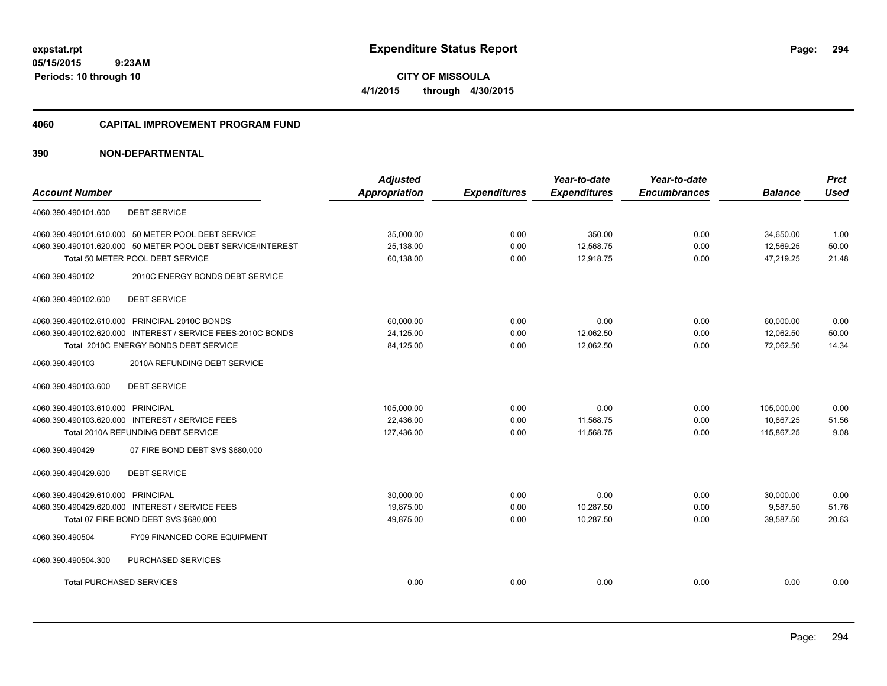**Expenditure Status Report**

**CITY OF MISSOULA**

**4/1/2015 through 4/30/2015**

expstat.rpt
05/15/2015 9:23AM
Periods: 10 through 10

## 4060 CAPITAL IMPROVEMENT PROGRAM FUND

### 390 NON-DEPARTMENTAL

| Account Number | Adjusted Appropriation | Expenditures | Year-to-date Expenditures | Year-to-date Encumbrances | Balance | Prct Used |
|---|---|---|---|---|---|---|
| 4060.390.490101.600 DEBT SERVICE | | | | | | |
| 4060.390.490101.610.000 50 METER POOL DEBT SERVICE | 35,000.00 | 0.00 | 350.00 | 0.00 | 34,650.00 | 1.00 |
| 4060.390.490101.620.000 50 METER POOL DEBT SERVICE/INTEREST | 25,138.00 | 0.00 | 12,568.75 | 0.00 | 12,569.25 | 50.00 |
| Total 50 METER POOL DEBT SERVICE | 60,138.00 | 0.00 | 12,918.75 | 0.00 | 47,219.25 | 21.48 |
| 4060.390.490102 2010C ENERGY BONDS DEBT SERVICE | | | | | | |
| 4060.390.490102.600 DEBT SERVICE | | | | | | |
| 4060.390.490102.610.000 PRINCIPAL-2010C BONDS | 60,000.00 | 0.00 | 0.00 | 0.00 | 60,000.00 | 0.00 |
| 4060.390.490102.620.000 INTEREST / SERVICE FEES-2010C BONDS | 24,125.00 | 0.00 | 12,062.50 | 0.00 | 12,062.50 | 50.00 |
| Total 2010C ENERGY BONDS DEBT SERVICE | 84,125.00 | 0.00 | 12,062.50 | 0.00 | 72,062.50 | 14.34 |
| 4060.390.490103 2010A REFUNDING DEBT SERVICE | | | | | | |
| 4060.390.490103.600 DEBT SERVICE | | | | | | |
| 4060.390.490103.610.000 PRINCIPAL | 105,000.00 | 0.00 | 0.00 | 0.00 | 105,000.00 | 0.00 |
| 4060.390.490103.620.000 INTEREST / SERVICE FEES | 22,436.00 | 0.00 | 11,568.75 | 0.00 | 10,867.25 | 51.56 |
| Total 2010A REFUNDING DEBT SERVICE | 127,436.00 | 0.00 | 11,568.75 | 0.00 | 115,867.25 | 9.08 |
| 4060.390.490429 07 FIRE BOND DEBT SVS $680,000 | | | | | | |
| 4060.390.490429.600 DEBT SERVICE | | | | | | |
| 4060.390.490429.610.000 PRINCIPAL | 30,000.00 | 0.00 | 0.00 | 0.00 | 30,000.00 | 0.00 |
| 4060.390.490429.620.000 INTEREST / SERVICE FEES | 19,875.00 | 0.00 | 10,287.50 | 0.00 | 9,587.50 | 51.76 |
| Total 07 FIRE BOND DEBT SVS $680,000 | 49,875.00 | 0.00 | 10,287.50 | 0.00 | 39,587.50 | 20.63 |
| 4060.390.490504 FY09 FINANCED CORE EQUIPMENT | | | | | | |
| 4060.390.490504.300 PURCHASED SERVICES | | | | | | |
| Total PURCHASED SERVICES | 0.00 | 0.00 | 0.00 | 0.00 | 0.00 | 0.00 |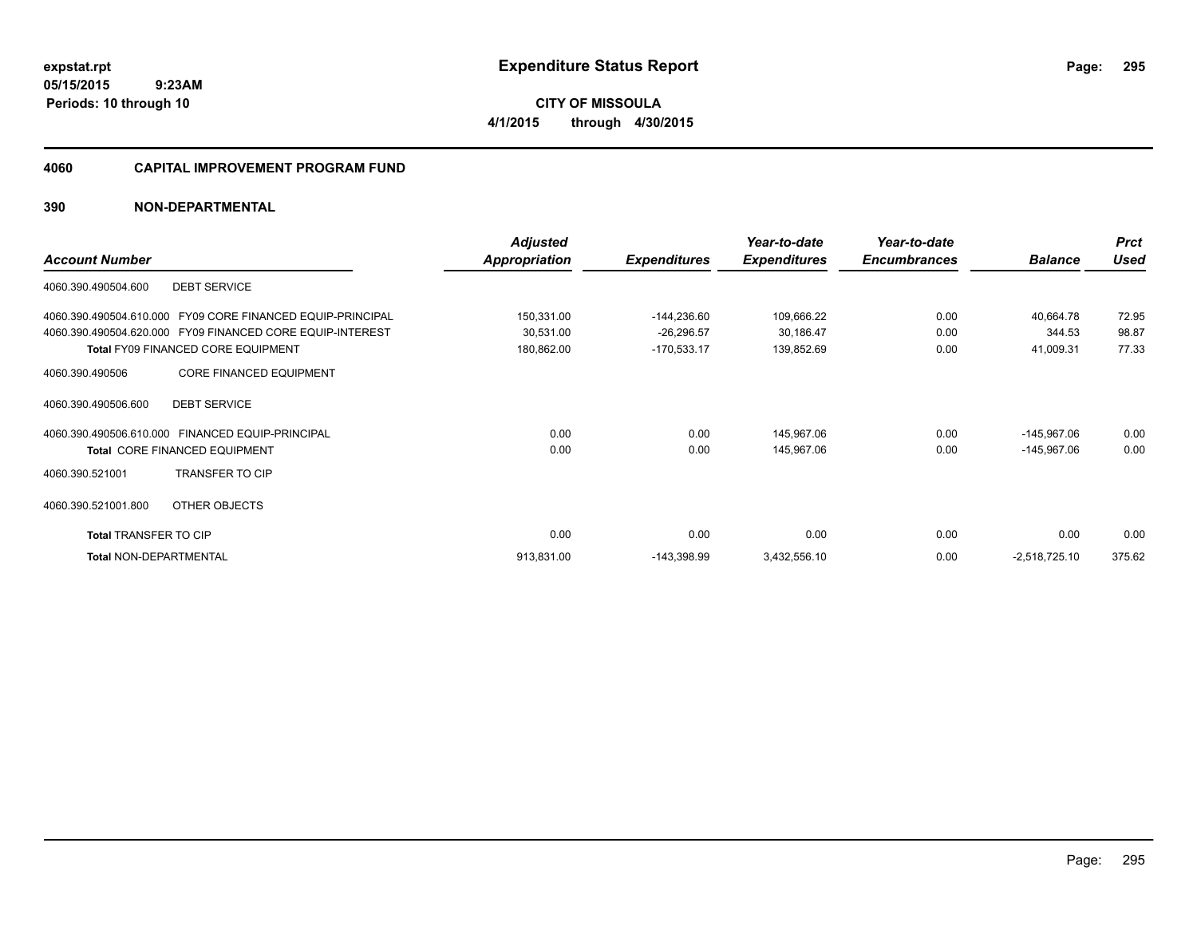# Expenditure Status Report

expstat.rpt
05/15/2015 9:23AM
Periods: 10 through 10

**CITY OF MISSOULA**
**4/1/2015 through 4/30/2015**

## 4060 CAPITAL IMPROVEMENT PROGRAM FUND

### 390 NON-DEPARTMENTAL

| Account Number | Adjusted Appropriation | Expenditures | Year-to-date Expenditures | Year-to-date Encumbrances | Balance | Prct Used |
|---|---|---|---|---|---|---|
| 4060.390.490504.600 DEBT SERVICE | | | | | | |
| 4060.390.490504.610.000 FY09 CORE FINANCED EQUIP-PRINCIPAL | 150,331.00 | -144,236.60 | 109,666.22 | 0.00 | 40,664.78 | 72.95 |
| 4060.390.490504.620.000 FY09 FINANCED CORE EQUIP-INTEREST | 30,531.00 | -26,296.57 | 30,186.47 | 0.00 | 344.53 | 98.87 |
| Total FY09 FINANCED CORE EQUIPMENT | 180,862.00 | -170,533.17 | 139,852.69 | 0.00 | 41,009.31 | 77.33 |
| 4060.390.490506 CORE FINANCED EQUIPMENT | | | | | | |
| 4060.390.490506.600 DEBT SERVICE | | | | | | |
| 4060.390.490506.610.000 FINANCED EQUIP-PRINCIPAL | 0.00 | 0.00 | 145,967.06 | 0.00 | -145,967.06 | 0.00 |
| Total CORE FINANCED EQUIPMENT | 0.00 | 0.00 | 145,967.06 | 0.00 | -145,967.06 | 0.00 |
| 4060.390.521001 TRANSFER TO CIP | | | | | | |
| 4060.390.521001.800 OTHER OBJECTS | | | | | | |
| Total TRANSFER TO CIP | 0.00 | 0.00 | 0.00 | 0.00 | 0.00 | 0.00 |
| Total NON-DEPARTMENTAL | 913,831.00 | -143,398.99 | 3,432,556.10 | 0.00 | -2,518,725.10 | 375.62 |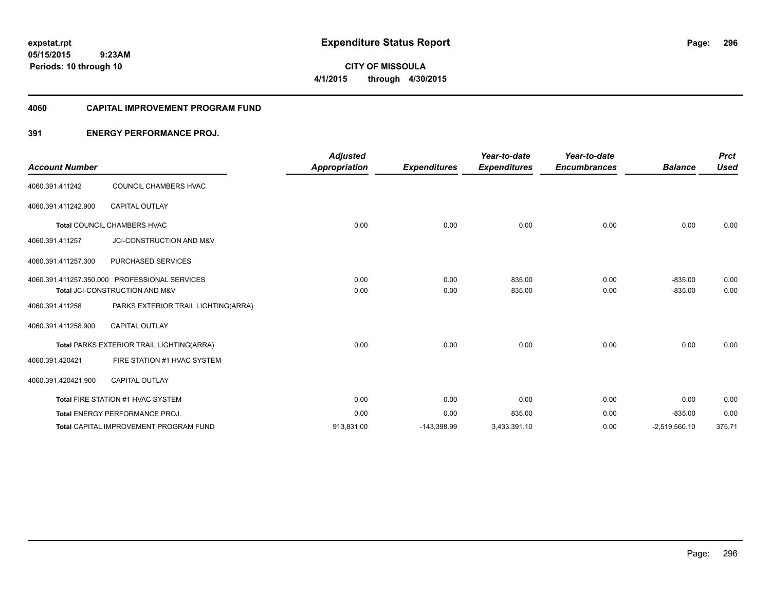expstat.rpt
05/15/2015 9:23AM
Periods: 10 through 10

# Expenditure Status Report

CITY OF MISSOULA
4/1/2015 through 4/30/2015

## 4060 CAPITAL IMPROVEMENT PROGRAM FUND

### 391 ENERGY PERFORMANCE PROJ.

| Account Number | | Adjusted Appropriation | Expenditures | Year-to-date Expenditures | Year-to-date Encumbrances | Balance | Prct Used |
|---|---|---|---|---|---|---|---|
| 4060.391.411242 | COUNCIL CHAMBERS HVAC | | | | | | |
| 4060.391.411242.900 | CAPITAL OUTLAY | | | | | | |
| **Total** COUNCIL CHAMBERS HVAC | | 0.00 | 0.00 | 0.00 | 0.00 | 0.00 | 0.00 |
| 4060.391.411257 | JCI-CONSTRUCTION AND M&V | | | | | | |
| 4060.391.411257.300 | PURCHASED SERVICES | | | | | | |
| 4060.391.411257.350.000 | PROFESSIONAL SERVICES | 0.00 | 0.00 | 835.00 | 0.00 | -835.00 | 0.00 |
| **Total** JCI-CONSTRUCTION AND M&V | | 0.00 | 0.00 | 835.00 | 0.00 | -835.00 | 0.00 |
| 4060.391.411258 | PARKS EXTERIOR TRAIL LIGHTING(ARRA) | | | | | | |
| 4060.391.411258.900 | CAPITAL OUTLAY | | | | | | |
| **Total** PARKS EXTERIOR TRAIL LIGHTING(ARRA) | | 0.00 | 0.00 | 0.00 | 0.00 | 0.00 | 0.00 |
| 4060.391.420421 | FIRE STATION #1 HVAC SYSTEM | | | | | | |
| 4060.391.420421.900 | CAPITAL OUTLAY | | | | | | |
| **Total** FIRE STATION #1 HVAC SYSTEM | | 0.00 | 0.00 | 0.00 | 0.00 | 0.00 | 0.00 |
| **Total** ENERGY PERFORMANCE PROJ. | | 0.00 | 0.00 | 835.00 | 0.00 | -835.00 | 0.00 |
| **Total** CAPITAL IMPROVEMENT PROGRAM FUND | | 913,831.00 | -143,398.99 | 3,433,391.10 | 0.00 | -2,519,560.10 | 375.71 |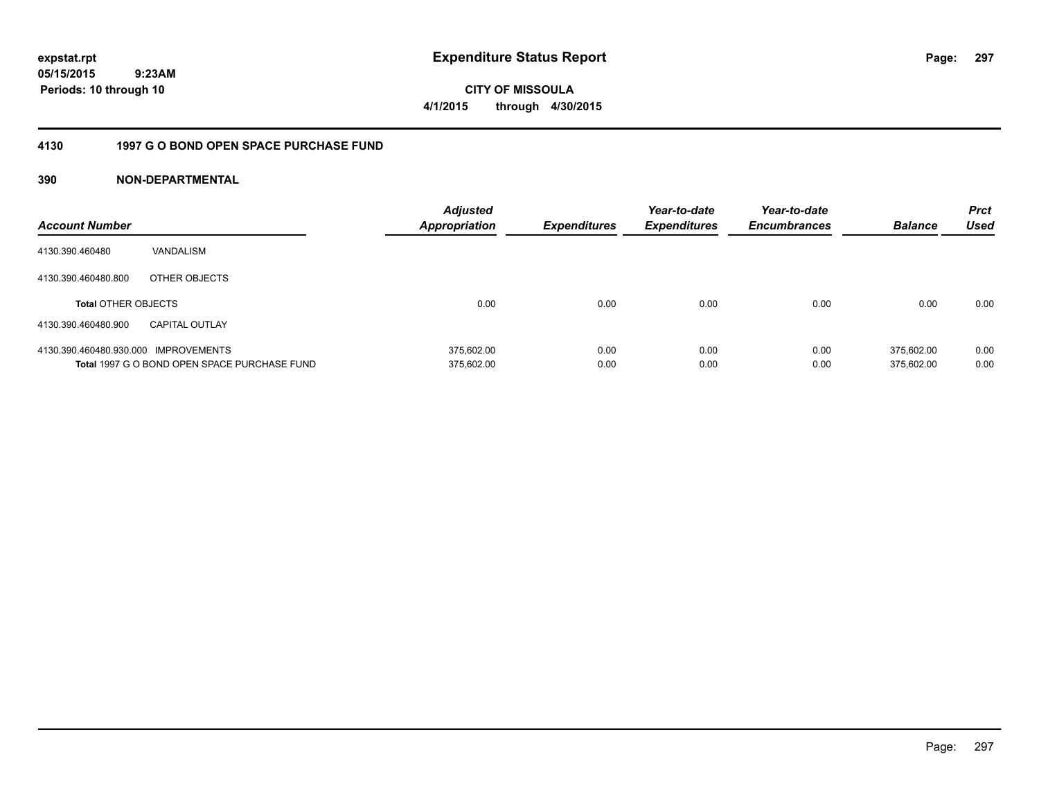**expstat.rpt**
**05/15/2015 9:23AM**
**Periods: 10 through 10**

# Expenditure Status Report

**CITY OF MISSOULA**
**4/1/2015 through 4/30/2015**

## 4130 1997 G O BOND OPEN SPACE PURCHASE FUND

### 390 NON-DEPARTMENTAL

| Account Number | | Adjusted Appropriation | Expenditures | Year-to-date Expenditures | Year-to-date Encumbrances | Balance | Prct Used |
|---|---|---|---|---|---|---|---|
| 4130.390.460480 | VANDALISM | | | | | | |
| 4130.390.460480.800 | OTHER OBJECTS | | | | | | |
| **Total** OTHER OBJECTS | | 0.00 | 0.00 | 0.00 | 0.00 | 0.00 | 0.00 |
| 4130.390.460480.900 | CAPITAL OUTLAY | | | | | | |
| 4130.390.460480.930.000 | IMPROVEMENTS | 375,602.00 | 0.00 | 0.00 | 0.00 | 375,602.00 | 0.00 |
| **Total** 1997 G O BOND OPEN SPACE PURCHASE FUND | | 375,602.00 | 0.00 | 0.00 | 0.00 | 375,602.00 | 0.00 |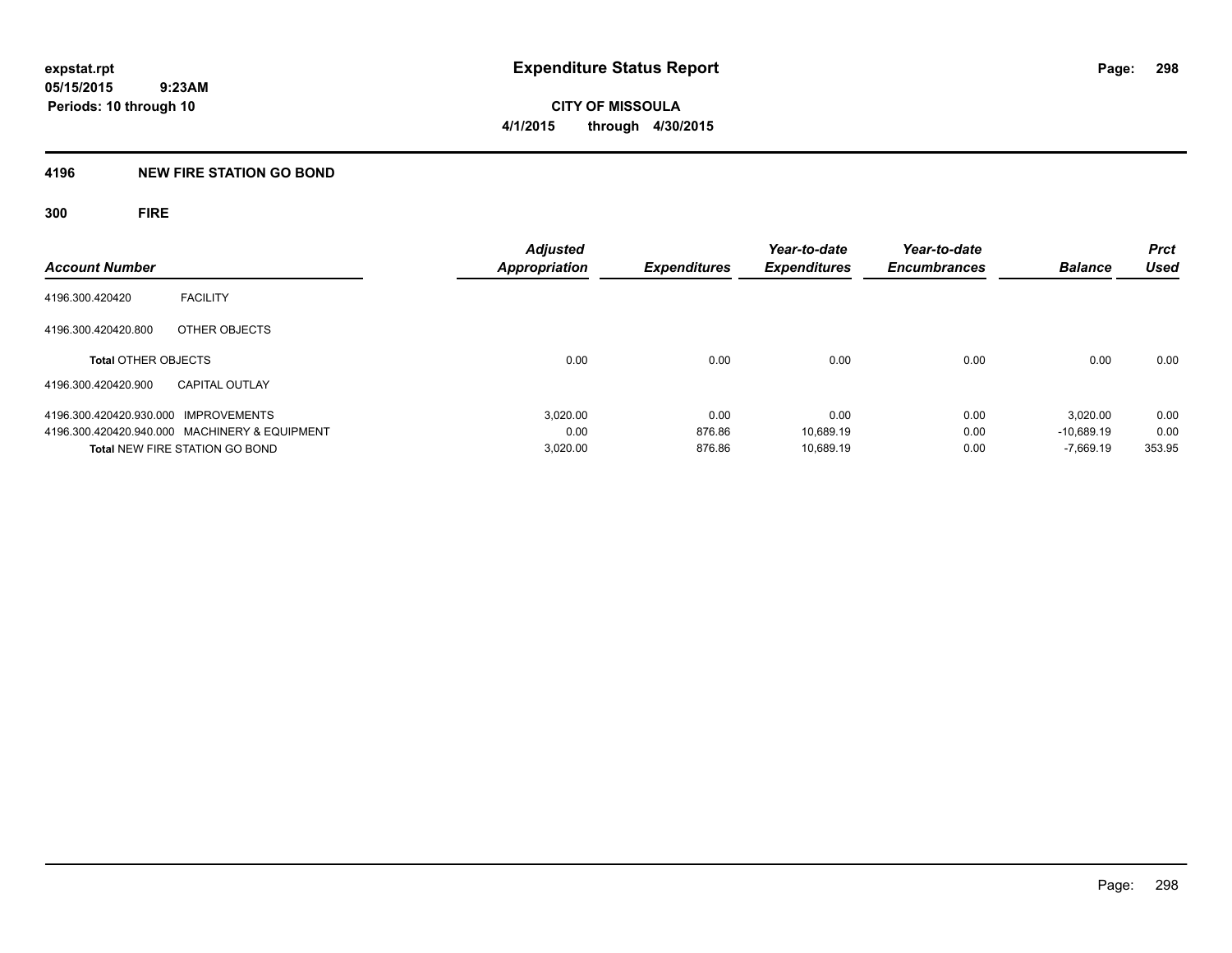**expstat.rpt**
**05/15/2015 9:23AM**
**Periods: 10 through 10**

# Expenditure Status Report

**CITY OF MISSOULA**
**4/1/2015 through 4/30/2015**

## 4196 NEW FIRE STATION GO BOND

### 300 FIRE

| Account Number | | Adjusted Appropriation | Expenditures | Year-to-date Expenditures | Year-to-date Encumbrances | Balance | Prct Used |
|---|---|---|---|---|---|---|---|
| 4196.300.420420 | FACILITY | | | | | | |
| 4196.300.420420.800 | OTHER OBJECTS | | | | | | |
| **Total** OTHER OBJECTS | | 0.00 | 0.00 | 0.00 | 0.00 | 0.00 | 0.00 |
| 4196.300.420420.900 | CAPITAL OUTLAY | | | | | | |
| 4196.300.420420.930.000 | IMPROVEMENTS | 3,020.00 | 0.00 | 0.00 | 0.00 | 3,020.00 | 0.00 |
| 4196.300.420420.940.000 | MACHINERY & EQUIPMENT | 0.00 | 876.86 | 10,689.19 | 0.00 | -10,689.19 | 0.00 |
| **Total** NEW FIRE STATION GO BOND | | 3,020.00 | 876.86 | 10,689.19 | 0.00 | -7,669.19 | 353.95 |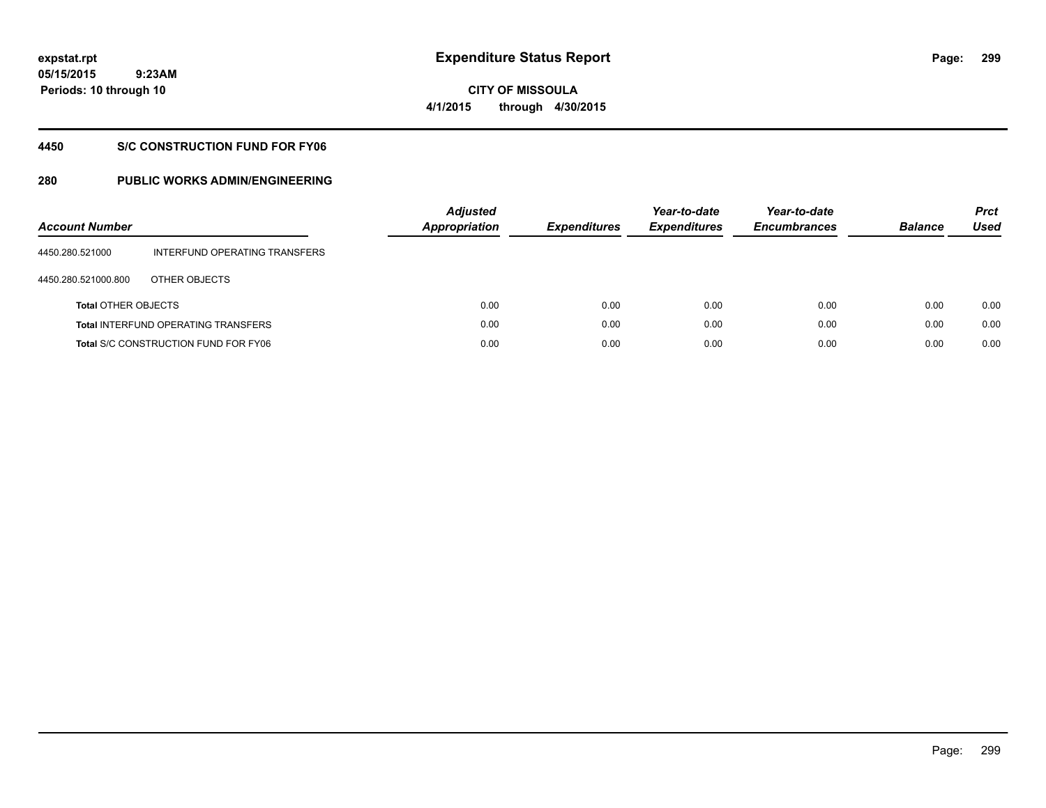expstat.rpt
05/15/2015 9:23AM
Periods: 10 through 10

# Expenditure Status Report

CITY OF MISSOULA
4/1/2015 through 4/30/2015

## 4450 S/C CONSTRUCTION FUND FOR FY06

## 280 PUBLIC WORKS ADMIN/ENGINEERING

| Account Number | | Adjusted Appropriation | Expenditures | Year-to-date Expenditures | Year-to-date Encumbrances | Balance | Prct Used |
|---|---|---|---|---|---|---|---|
| 4450.280.521000 | INTERFUND OPERATING TRANSFERS | | | | | | |
| 4450.280.521000.800 | OTHER OBJECTS | | | | | | |
| **Total** OTHER OBJECTS | | 0.00 | 0.00 | 0.00 | 0.00 | 0.00 | 0.00 |
| **Total** INTERFUND OPERATING TRANSFERS | | 0.00 | 0.00 | 0.00 | 0.00 | 0.00 | 0.00 |
| **Total** S/C CONSTRUCTION FUND FOR FY06 | | 0.00 | 0.00 | 0.00 | 0.00 | 0.00 | 0.00 |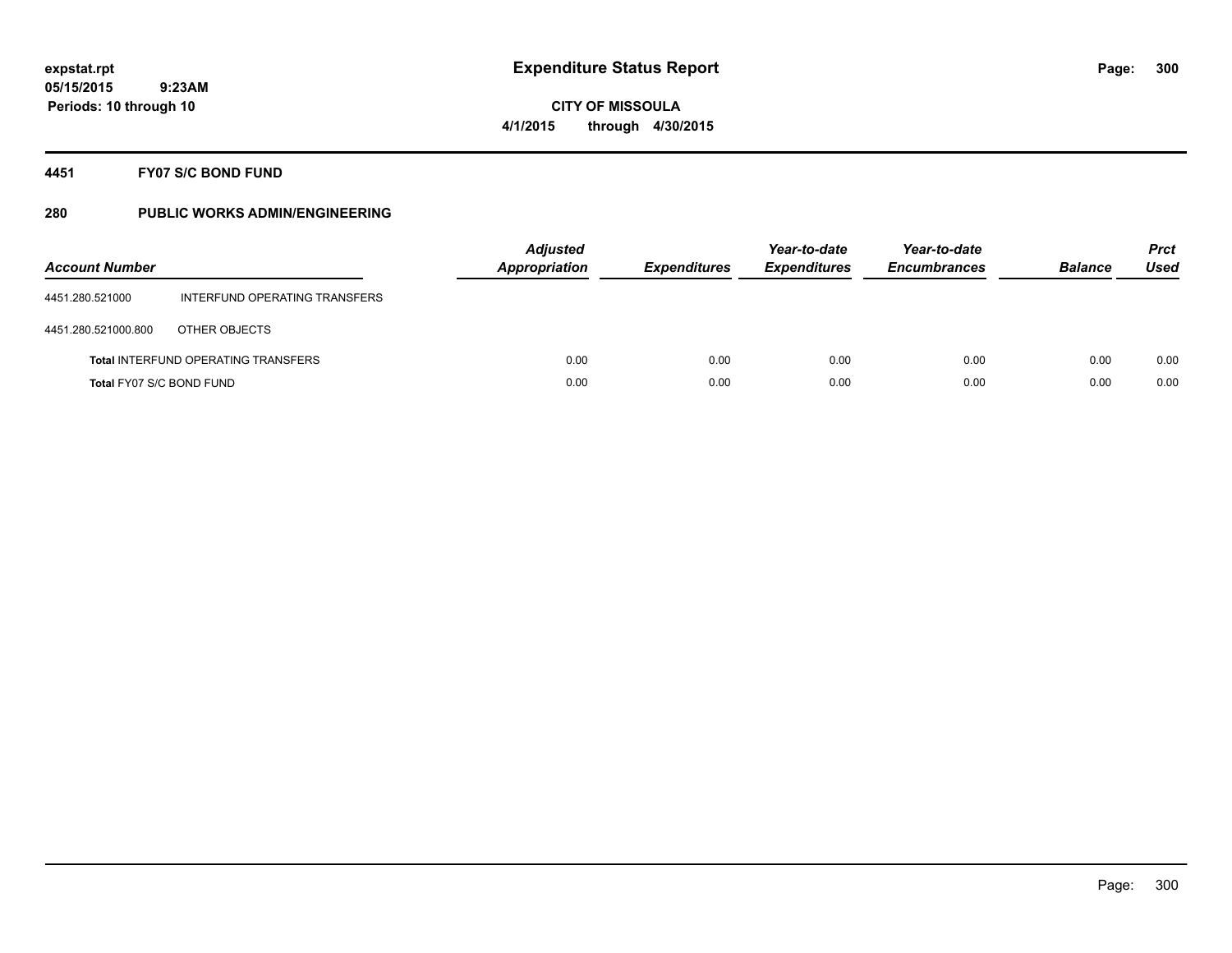# Expenditure Status Report

**CITY OF MISSOULA**

**4/1/2015 through 4/30/2015**

expstat.rpt
05/15/2015 9:23AM
Periods: 10 through 10

## 4451 FY07 S/C BOND FUND

### 280 PUBLIC WORKS ADMIN/ENGINEERING

| Account Number | | Adjusted Appropriation | Expenditures | Year-to-date Expenditures | Year-to-date Encumbrances | Balance | Prct Used |
|---|---|---|---|---|---|---|---|
| 4451.280.521000 | INTERFUND OPERATING TRANSFERS | | | | | | |
| 4451.280.521000.800 | OTHER OBJECTS | | | | | | |
| **Total** INTERFUND OPERATING TRANSFERS | | 0.00 | 0.00 | 0.00 | 0.00 | 0.00 | 0.00 |
| **Total** FY07 S/C BOND FUND | | 0.00 | 0.00 | 0.00 | 0.00 | 0.00 | 0.00 |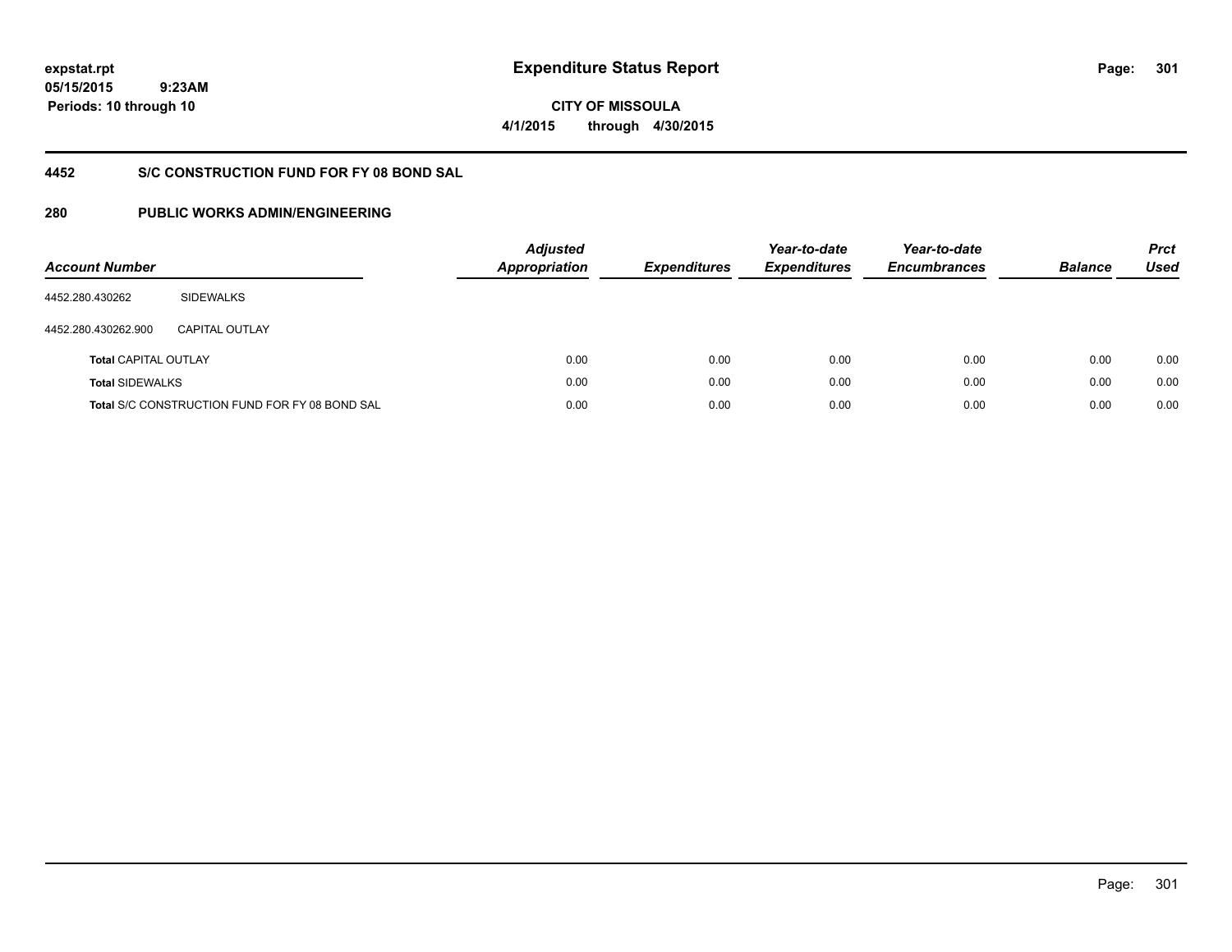**expstat.rpt**
**05/15/2015 9:23AM**
**Periods: 10 through 10**

# Expenditure Status Report

**CITY OF MISSOULA**
**4/1/2015 through 4/30/2015**

## 4452 S/C CONSTRUCTION FUND FOR FY 08 BOND SAL

## 280 PUBLIC WORKS ADMIN/ENGINEERING

| Account Number | | Adjusted Appropriation | Expenditures | Year-to-date Expenditures | Year-to-date Encumbrances | Balance | Prct Used |
|---|---|---|---|---|---|---|---|
| 4452.280.430262 | SIDEWALKS | | | | | | |
| 4452.280.430262.900 | CAPITAL OUTLAY | | | | | | |
| **Total** CAPITAL OUTLAY | | 0.00 | 0.00 | 0.00 | 0.00 | 0.00 | 0.00 |
| **Total** SIDEWALKS | | 0.00 | 0.00 | 0.00 | 0.00 | 0.00 | 0.00 |
| **Total** S/C CONSTRUCTION FUND FOR FY 08 BOND SAL | | 0.00 | 0.00 | 0.00 | 0.00 | 0.00 | 0.00 |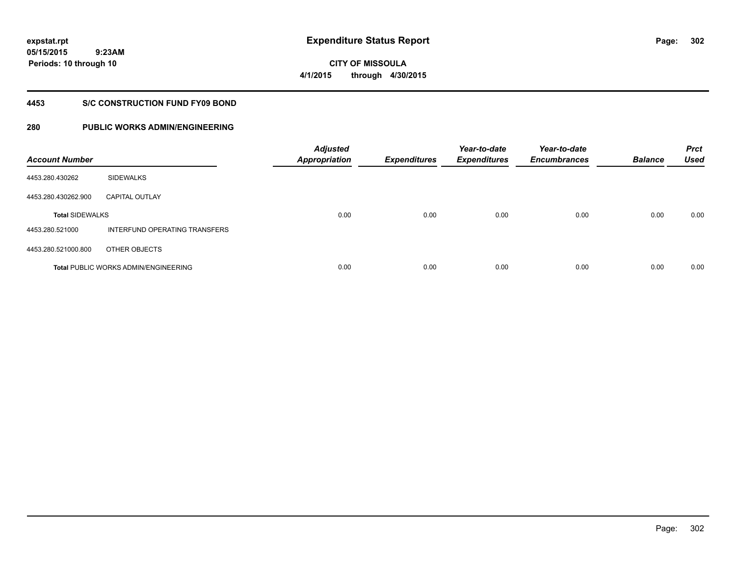# Expenditure Status Report

expstat.rpt
05/15/2015 9:23AM
Periods: 10 through 10

**CITY OF MISSOULA**
**4/1/2015 through 4/30/2015**

## 4453 S/C CONSTRUCTION FUND FY09 BOND

### 280 PUBLIC WORKS ADMIN/ENGINEERING

| Account Number | | Adjusted Appropriation | Expenditures | Year-to-date Expenditures | Year-to-date Encumbrances | Balance | Prct Used |
|---|---|---|---|---|---|---|---|
| 4453.280.430262 | SIDEWALKS | | | | | | |
| 4453.280.430262.900 | CAPITAL OUTLAY | | | | | | |
| **Total** SIDEWALKS | | 0.00 | 0.00 | 0.00 | 0.00 | 0.00 | 0.00 |
| 4453.280.521000 | INTERFUND OPERATING TRANSFERS | | | | | | |
| 4453.280.521000.800 | OTHER OBJECTS | | | | | | |
| **Total** PUBLIC WORKS ADMIN/ENGINEERING | | 0.00 | 0.00 | 0.00 | 0.00 | 0.00 | 0.00 |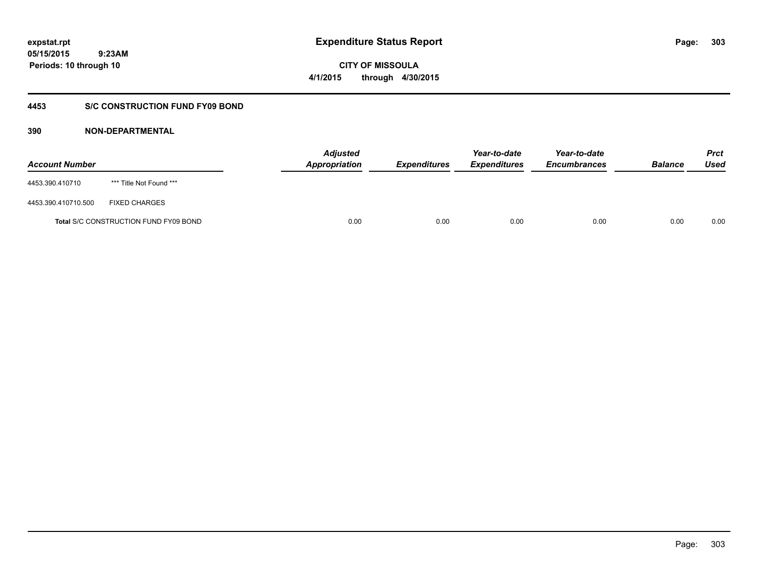# Expenditure Status Report

expstat.rpt
05/15/2015 9:23AM
Periods: 10 through 10

**CITY OF MISSOULA**
**4/1/2015 through 4/30/2015**

## 4453 S/C CONSTRUCTION FUND FY09 BOND

### 390 NON-DEPARTMENTAL

| Account Number | | Adjusted Appropriation | Expenditures | Year-to-date Expenditures | Year-to-date Encumbrances | Balance | Prct Used |
|---|---|---|---|---|---|---|---|
| 4453.390.410710 | *** Title Not Found *** | | | | | | |
| 4453.390.410710.500 | FIXED CHARGES | | | | | | |
| **Total** S/C CONSTRUCTION FUND FY09 BOND | | 0.00 | 0.00 | 0.00 | 0.00 | 0.00 | 0.00 |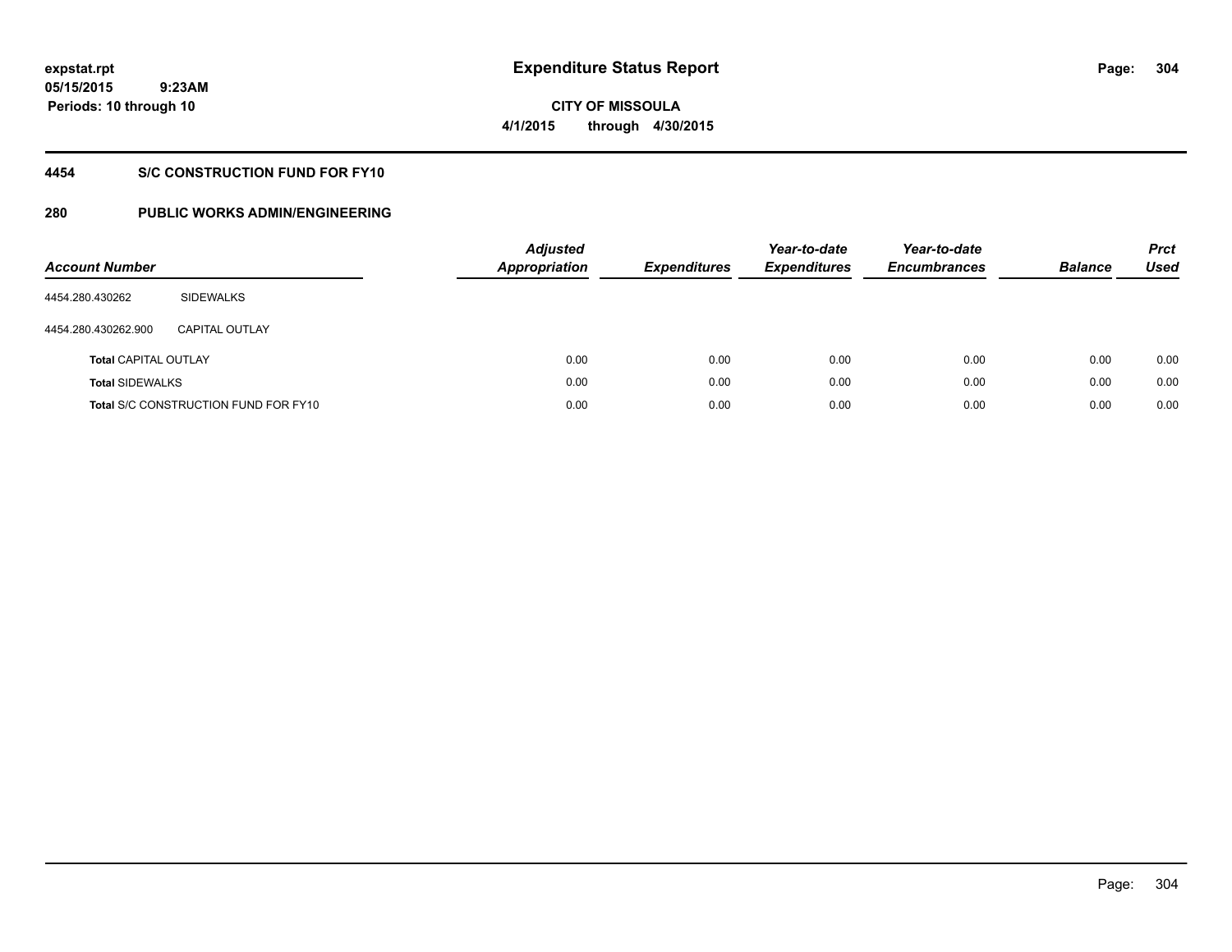**expstat.rpt**
**05/15/2015 9:23AM**
**Periods: 10 through 10**

# Expenditure Status Report

**CITY OF MISSOULA**
**4/1/2015 through 4/30/2015**

## 4454 S/C CONSTRUCTION FUND FOR FY10

## 280 PUBLIC WORKS ADMIN/ENGINEERING

| Account Number | | Adjusted Appropriation | Expenditures | Year-to-date Expenditures | Year-to-date Encumbrances | Balance | Prct Used |
|---|---|---|---|---|---|---|---|
| 4454.280.430262 | SIDEWALKS | | | | | | |
| 4454.280.430262.900 | CAPITAL OUTLAY | | | | | | |
| **Total** CAPITAL OUTLAY | | 0.00 | 0.00 | 0.00 | 0.00 | 0.00 | 0.00 |
| **Total** SIDEWALKS | | 0.00 | 0.00 | 0.00 | 0.00 | 0.00 | 0.00 |
| **Total** S/C CONSTRUCTION FUND FOR FY10 | | 0.00 | 0.00 | 0.00 | 0.00 | 0.00 | 0.00 |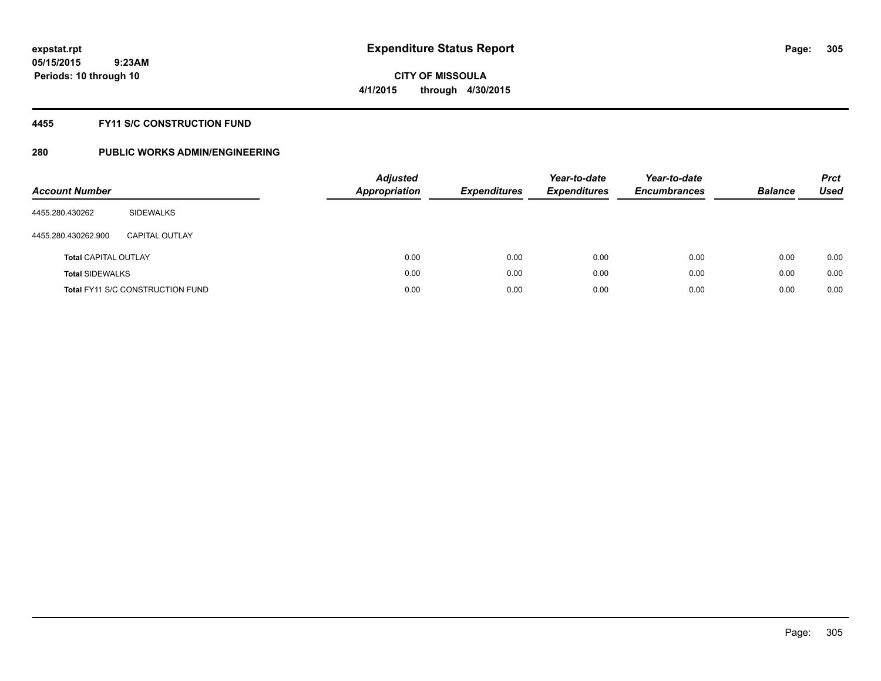expstat.rpt
05/15/2015 9:23AM
Periods: 10 through 10

# Expenditure Status Report

CITY OF MISSOULA
4/1/2015 through 4/30/2015

## 4455 FY11 S/C CONSTRUCTION FUND

## 280 PUBLIC WORKS ADMIN/ENGINEERING

| Account Number | | Adjusted Appropriation | Expenditures | Year-to-date Expenditures | Year-to-date Encumbrances | Balance | Prct Used |
|---|---|---|---|---|---|---|---|
| 4455.280.430262 | SIDEWALKS | | | | | | |
| 4455.280.430262.900 | CAPITAL OUTLAY | | | | | | |
| **Total** CAPITAL OUTLAY | | 0.00 | 0.00 | 0.00 | 0.00 | 0.00 | 0.00 |
| **Total** SIDEWALKS | | 0.00 | 0.00 | 0.00 | 0.00 | 0.00 | 0.00 |
| **Total** FY11 S/C CONSTRUCTION FUND | | 0.00 | 0.00 | 0.00 | 0.00 | 0.00 | 0.00 |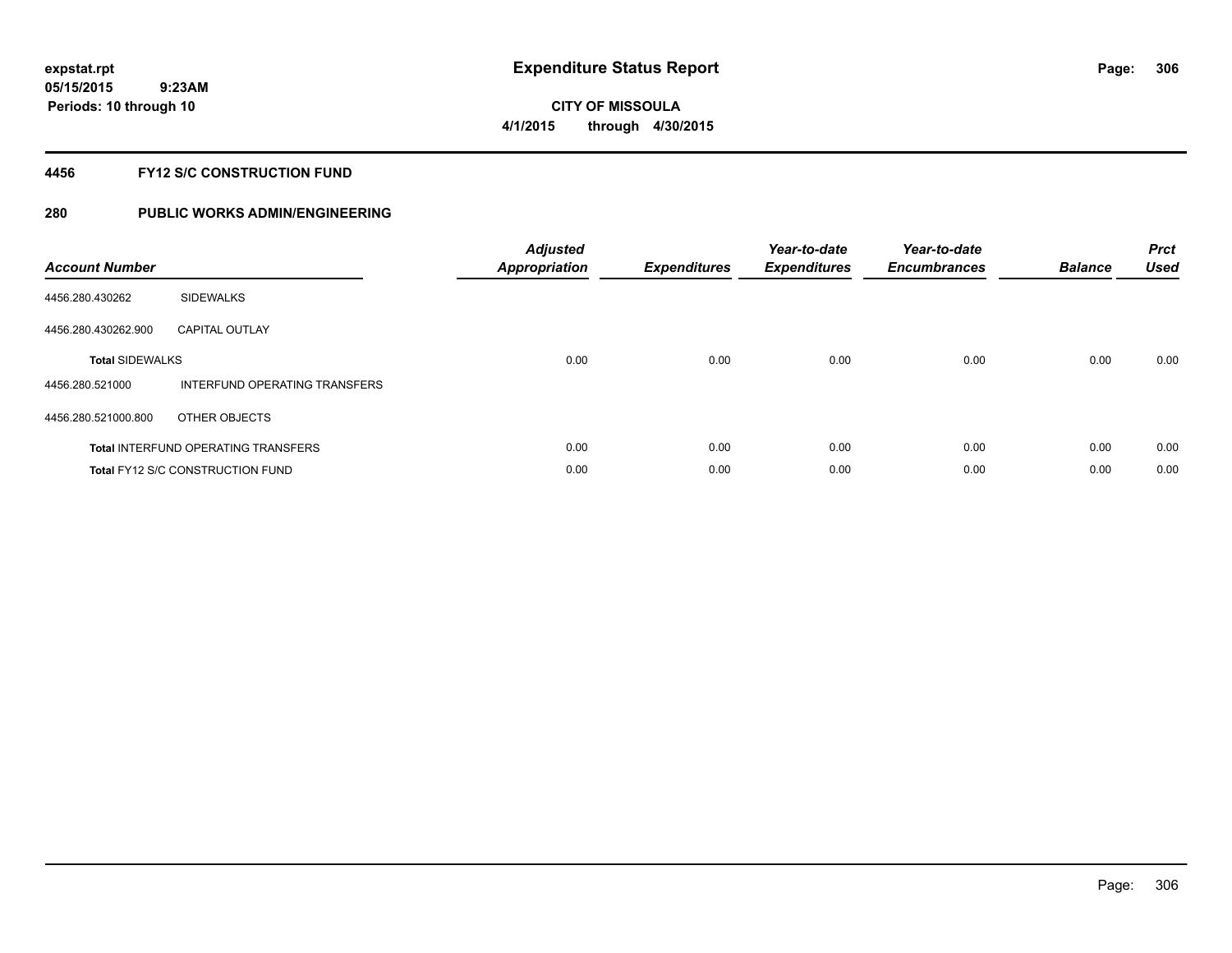expstat.rpt
05/15/2015 9:23AM
Periods: 10 through 10

# Expenditure Status Report

CITY OF MISSOULA
4/1/2015 through 4/30/2015

## 4456 FY12 S/C CONSTRUCTION FUND

## 280 PUBLIC WORKS ADMIN/ENGINEERING

| Account Number | | Adjusted Appropriation | Expenditures | Year-to-date Expenditures | Year-to-date Encumbrances | Balance | Prct Used |
|---|---|---|---|---|---|---|---|
| 4456.280.430262 | SIDEWALKS | | | | | | |
| 4456.280.430262.900 | CAPITAL OUTLAY | | | | | | |
| **Total** SIDEWALKS | | 0.00 | 0.00 | 0.00 | 0.00 | 0.00 | 0.00 |
| 4456.280.521000 | INTERFUND OPERATING TRANSFERS | | | | | | |
| 4456.280.521000.800 | OTHER OBJECTS | | | | | | |
| **Total** INTERFUND OPERATING TRANSFERS | | 0.00 | 0.00 | 0.00 | 0.00 | 0.00 | 0.00 |
| **Total** FY12 S/C CONSTRUCTION FUND | | 0.00 | 0.00 | 0.00 | 0.00 | 0.00 | 0.00 |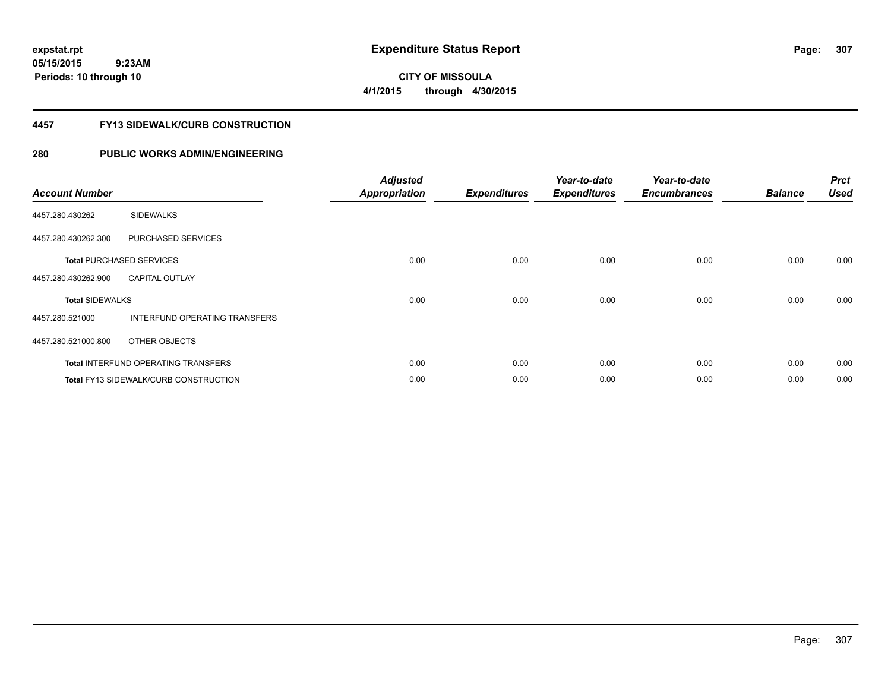expstat.rpt
05/15/2015 9:23AM
Periods: 10 through 10

# Expenditure Status Report

CITY OF MISSOULA
4/1/2015 through 4/30/2015

## 4457 FY13 SIDEWALK/CURB CONSTRUCTION

## 280 PUBLIC WORKS ADMIN/ENGINEERING

| Account Number | | Adjusted Appropriation | Expenditures | Year-to-date Expenditures | Year-to-date Encumbrances | Balance | Prct Used |
|---|---|---|---|---|---|---|---|
| 4457.280.430262 | SIDEWALKS | | | | | | |
| 4457.280.430262.300 | PURCHASED SERVICES | | | | | | |
| **Total** PURCHASED SERVICES | | 0.00 | 0.00 | 0.00 | 0.00 | 0.00 | 0.00 |
| 4457.280.430262.900 | CAPITAL OUTLAY | | | | | | |
| **Total** SIDEWALKS | | 0.00 | 0.00 | 0.00 | 0.00 | 0.00 | 0.00 |
| 4457.280.521000 | INTERFUND OPERATING TRANSFERS | | | | | | |
| 4457.280.521000.800 | OTHER OBJECTS | | | | | | |
| **Total** INTERFUND OPERATING TRANSFERS | | 0.00 | 0.00 | 0.00 | 0.00 | 0.00 | 0.00 |
| **Total** FY13 SIDEWALK/CURB CONSTRUCTION | | 0.00 | 0.00 | 0.00 | 0.00 | 0.00 | 0.00 |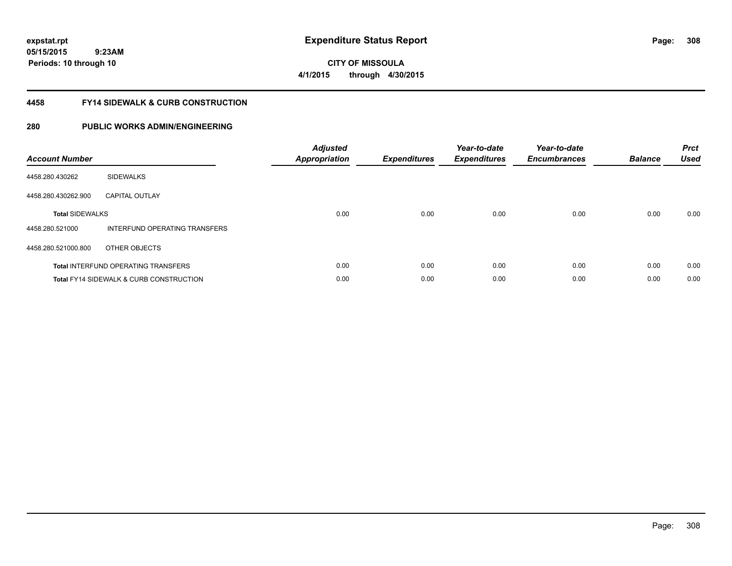# Expenditure Status Report

expstat.rpt
05/15/2015 9:23AM
Periods: 10 through 10

**CITY OF MISSOULA**
**4/1/2015 through 4/30/2015**

## 4458 FY14 SIDEWALK & CURB CONSTRUCTION

## 280 PUBLIC WORKS ADMIN/ENGINEERING

| Account Number | | Adjusted Appropriation | Expenditures | Year-to-date Expenditures | Year-to-date Encumbrances | Balance | Prct Used |
|---|---|---|---|---|---|---|---|
| 4458.280.430262 | SIDEWALKS | | | | | | |
| 4458.280.430262.900 | CAPITAL OUTLAY | | | | | | |
| **Total** SIDEWALKS | | 0.00 | 0.00 | 0.00 | 0.00 | 0.00 | 0.00 |
| 4458.280.521000 | INTERFUND OPERATING TRANSFERS | | | | | | |
| 4458.280.521000.800 | OTHER OBJECTS | | | | | | |
| **Total** INTERFUND OPERATING TRANSFERS | | 0.00 | 0.00 | 0.00 | 0.00 | 0.00 | 0.00 |
| **Total** FY14 SIDEWALK & CURB CONSTRUCTION | | 0.00 | 0.00 | 0.00 | 0.00 | 0.00 | 0.00 |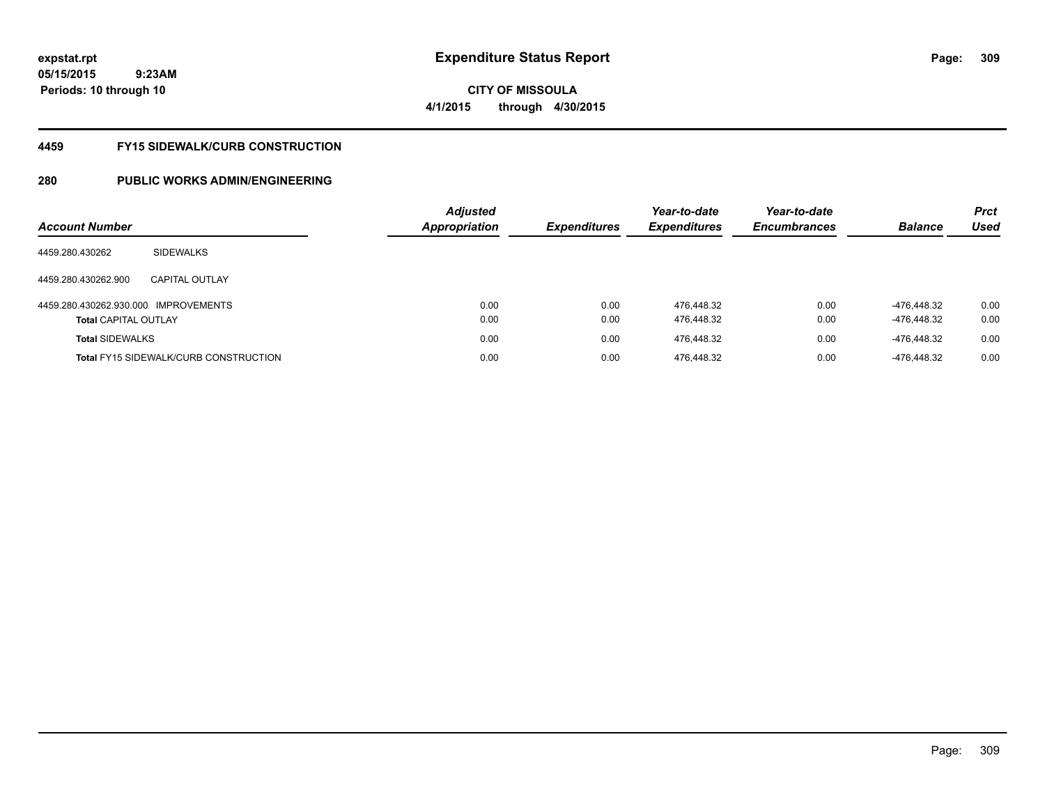expstat.rpt
05/15/2015 9:23AM
Periods: 10 through 10

# Expenditure Status Report

**CITY OF MISSOULA**
**4/1/2015 through 4/30/2015**

## 4459 FY15 SIDEWALK/CURB CONSTRUCTION

## 280 PUBLIC WORKS ADMIN/ENGINEERING

| Account Number | | Adjusted Appropriation | Expenditures | Year-to-date Expenditures | Year-to-date Encumbrances | Balance | Prct Used |
|---|---|---|---|---|---|---|---|
| 4459.280.430262 | SIDEWALKS | | | | | | |
| 4459.280.430262.900 | CAPITAL OUTLAY | | | | | | |
| 4459.280.430262.930.000 | IMPROVEMENTS | 0.00 | 0.00 | 476,448.32 | 0.00 | -476,448.32 | 0.00 |
| **Total** CAPITAL OUTLAY | | 0.00 | 0.00 | 476,448.32 | 0.00 | -476,448.32 | 0.00 |
| **Total** SIDEWALKS | | 0.00 | 0.00 | 476,448.32 | 0.00 | -476,448.32 | 0.00 |
| **Total** FY15 SIDEWALK/CURB CONSTRUCTION | | 0.00 | 0.00 | 476,448.32 | 0.00 | -476,448.32 | 0.00 |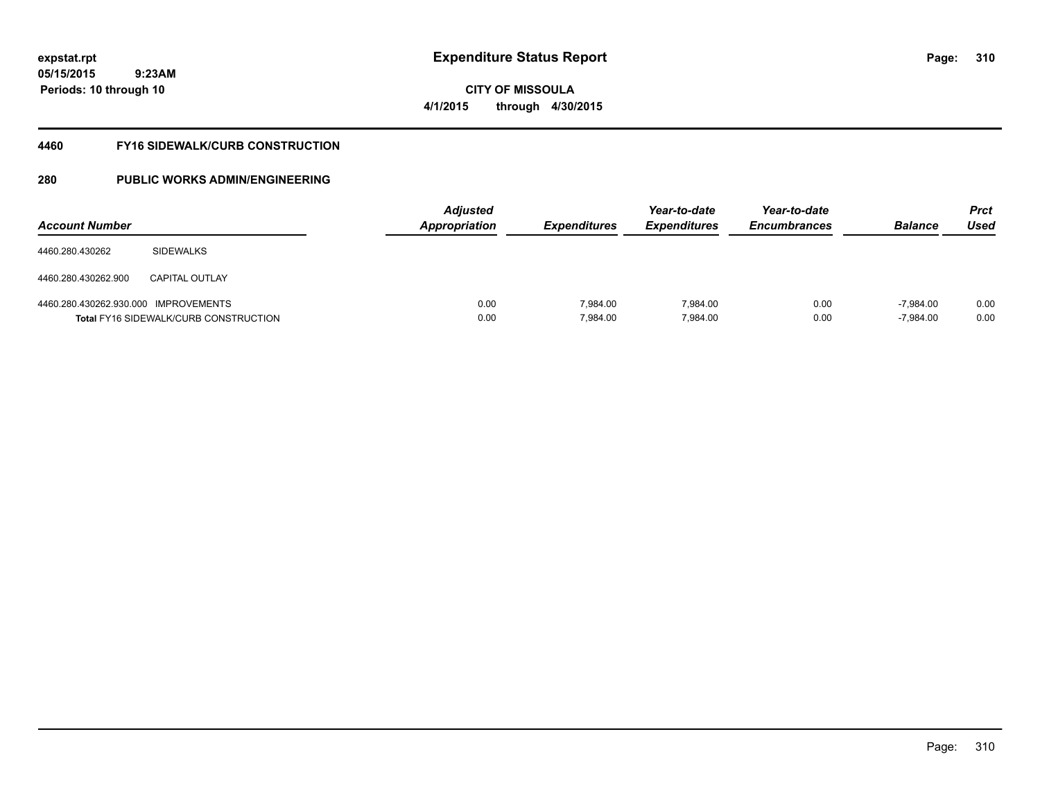expstat.rpt
05/15/2015 9:23AM
Periods: 10 through 10

# Expenditure Status Report

**CITY OF MISSOULA**
**4/1/2015 through 4/30/2015**

## 4460 FY16 SIDEWALK/CURB CONSTRUCTION

### 280 PUBLIC WORKS ADMIN/ENGINEERING

| Account Number | | Adjusted Appropriation | Expenditures | Year-to-date Expenditures | Year-to-date Encumbrances | Balance | Prct Used |
|---|---|---|---|---|---|---|---|
| 4460.280.430262 | SIDEWALKS | | | | | | |
| 4460.280.430262.900 | CAPITAL OUTLAY | | | | | | |
| 4460.280.430262.930.000 | IMPROVEMENTS | 0.00 | 7,984.00 | 7,984.00 | 0.00 | -7,984.00 | 0.00 |
| **Total** FY16 SIDEWALK/CURB CONSTRUCTION | | 0.00 | 7,984.00 | 7,984.00 | 0.00 | -7,984.00 | 0.00 |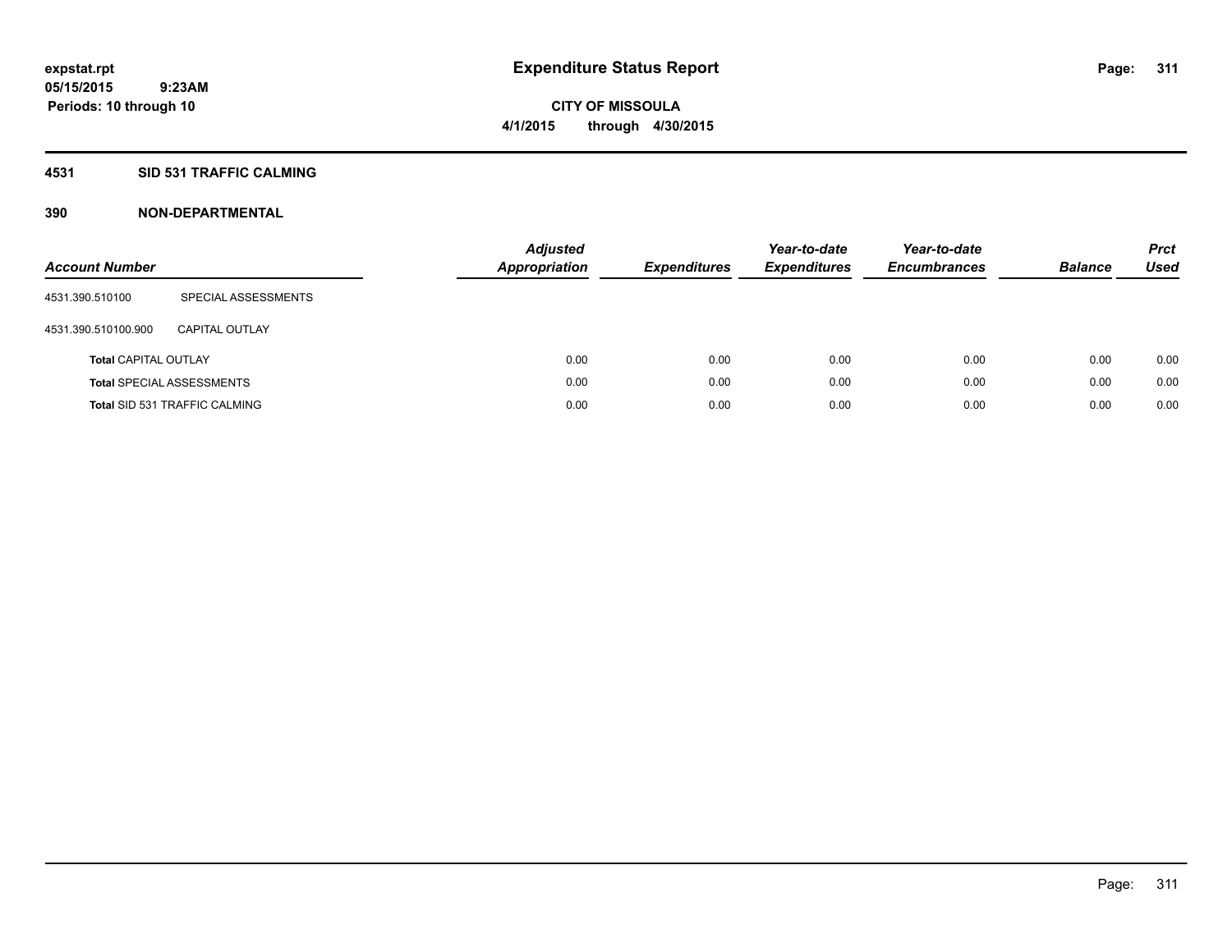expstat.rpt
05/15/2015 9:23AM
Periods: 10 through 10

# Expenditure Status Report

CITY OF MISSOULA
4/1/2015 through 4/30/2015

## 4531 SID 531 TRAFFIC CALMING

## 390 NON-DEPARTMENTAL

| Account Number | | Adjusted Appropriation | Expenditures | Year-to-date Expenditures | Year-to-date Encumbrances | Balance | Prct Used |
|---|---|---|---|---|---|---|---|
| 4531.390.510100 | SPECIAL ASSESSMENTS | | | | | | |
| 4531.390.510100.900 | CAPITAL OUTLAY | | | | | | |
| **Total** CAPITAL OUTLAY | | 0.00 | 0.00 | 0.00 | 0.00 | 0.00 | 0.00 |
| **Total** SPECIAL ASSESSMENTS | | 0.00 | 0.00 | 0.00 | 0.00 | 0.00 | 0.00 |
| **Total** SID 531 TRAFFIC CALMING | | 0.00 | 0.00 | 0.00 | 0.00 | 0.00 | 0.00 |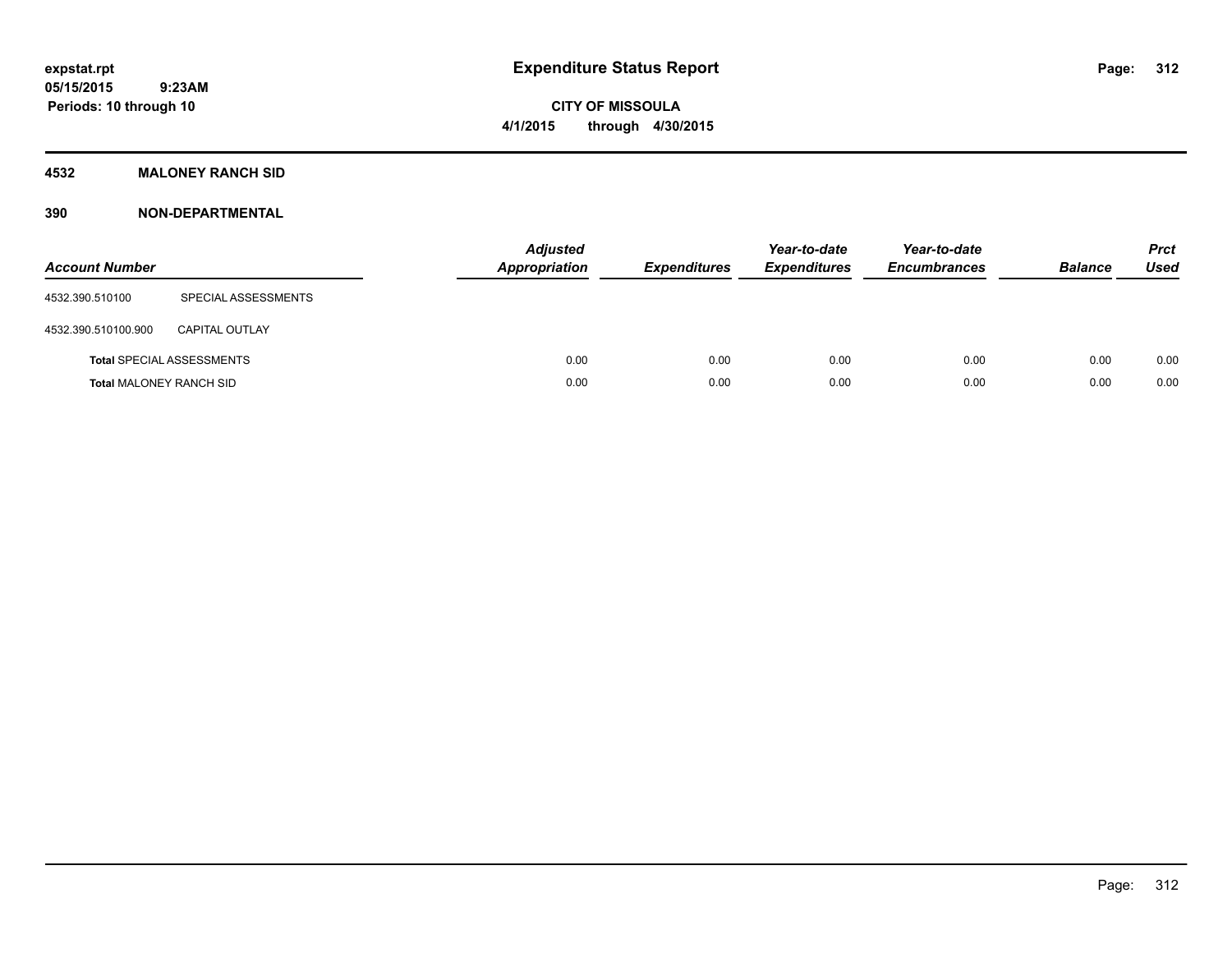# Expenditure Status Report

expstat.rpt
05/15/2015 9:23AM
Periods: 10 through 10

CITY OF MISSOULA
4/1/2015 through 4/30/2015

## 4532 MALONEY RANCH SID

### 390 NON-DEPARTMENTAL

| Account Number | | Adjusted Appropriation | Expenditures | Year-to-date Expenditures | Year-to-date Encumbrances | Balance | Prct Used |
|---|---|---|---|---|---|---|---|
| 4532.390.510100 | SPECIAL ASSESSMENTS | | | | | | |
| 4532.390.510100.900 | CAPITAL OUTLAY | | | | | | |
| **Total** SPECIAL ASSESSMENTS | | 0.00 | 0.00 | 0.00 | 0.00 | 0.00 | 0.00 |
| **Total** MALONEY RANCH SID | | 0.00 | 0.00 | 0.00 | 0.00 | 0.00 | 0.00 |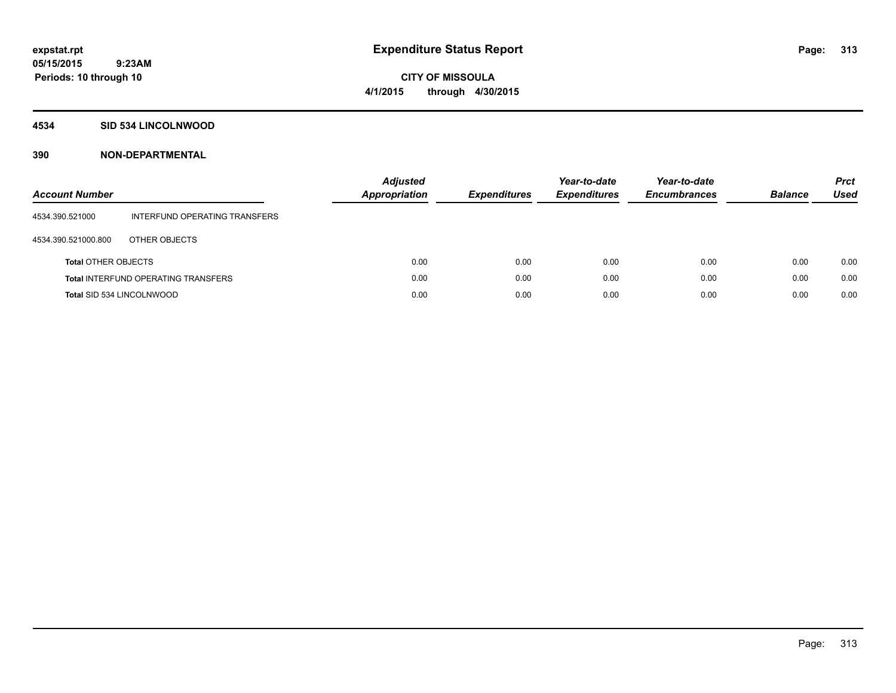**expstat.rpt**
**05/15/2015 9:23AM**
**Periods: 10 through 10**

# Expenditure Status Report

**CITY OF MISSOULA**
**4/1/2015 through 4/30/2015**

## 4534 SID 534 LINCOLNWOOD

### 390 NON-DEPARTMENTAL

| Account Number | | Adjusted Appropriation | Expenditures | Year-to-date Expenditures | Year-to-date Encumbrances | Balance | Prct Used |
|---|---|---|---|---|---|---|---|
| 4534.390.521000 | INTERFUND OPERATING TRANSFERS | | | | | | |
| 4534.390.521000.800 | OTHER OBJECTS | | | | | | |
| **Total** OTHER OBJECTS | | 0.00 | 0.00 | 0.00 | 0.00 | 0.00 | 0.00 |
| **Total** INTERFUND OPERATING TRANSFERS | | 0.00 | 0.00 | 0.00 | 0.00 | 0.00 | 0.00 |
| **Total** SID 534 LINCOLNWOOD | | 0.00 | 0.00 | 0.00 | 0.00 | 0.00 | 0.00 |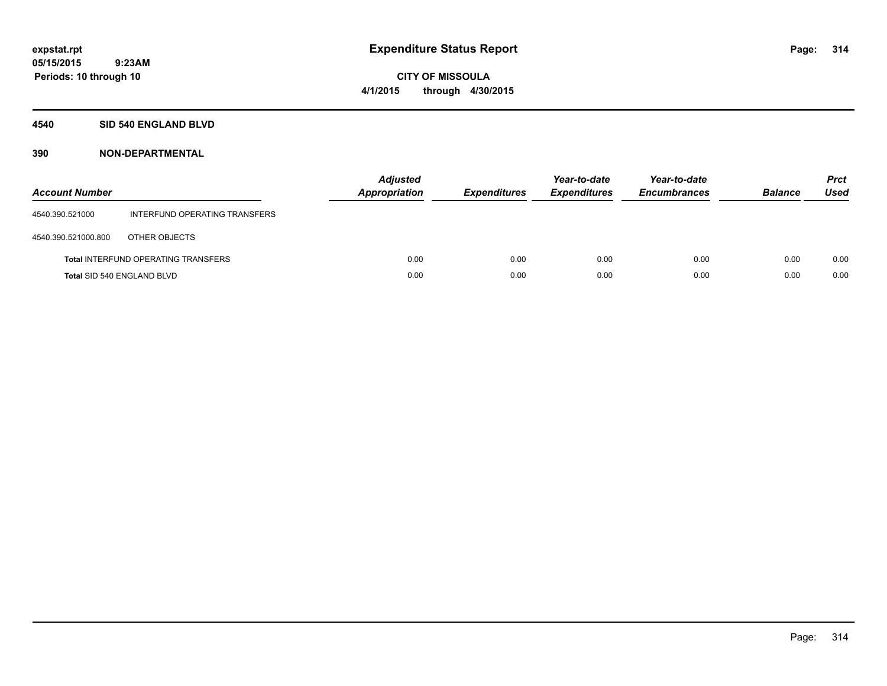**expstat.rpt**
**05/15/2015 9:23AM**
**Periods: 10 through 10**

# Expenditure Status Report

**CITY OF MISSOULA**
**4/1/2015 through 4/30/2015**

## 4540 SID 540 ENGLAND BLVD

### 390 NON-DEPARTMENTAL

| Account Number | | Adjusted Appropriation | Expenditures | Year-to-date Expenditures | Year-to-date Encumbrances | Balance | Prct Used |
|---|---|---|---|---|---|---|---|
| 4540.390.521000 | INTERFUND OPERATING TRANSFERS | | | | | | |
| 4540.390.521000.800 | OTHER OBJECTS | | | | | | |
| **Total** INTERFUND OPERATING TRANSFERS | | 0.00 | 0.00 | 0.00 | 0.00 | 0.00 | 0.00 |
| **Total** SID 540 ENGLAND BLVD | | 0.00 | 0.00 | 0.00 | 0.00 | 0.00 | 0.00 |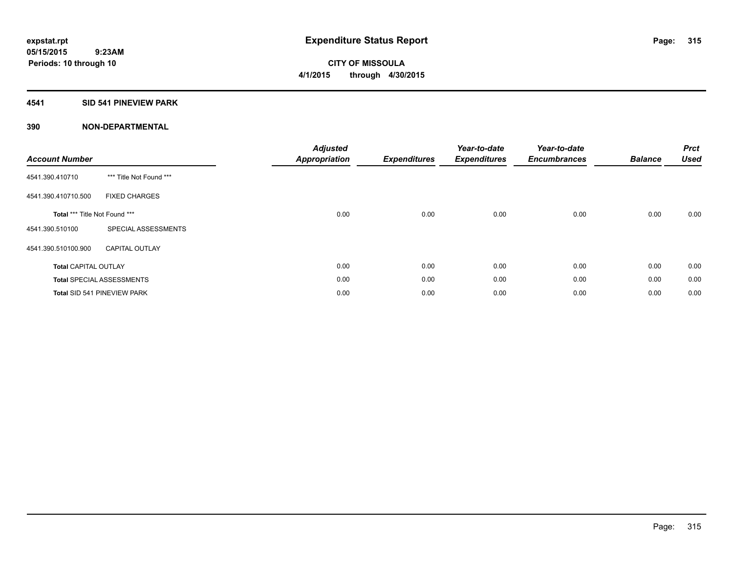**expstat.rpt**
**05/15/2015 9:23AM**
**Periods: 10 through 10**

# Expenditure Status Report

**CITY OF MISSOULA**
**4/1/2015 through 4/30/2015**

## 4541 SID 541 PINEVIEW PARK

### 390 NON-DEPARTMENTAL

| Account Number | | Adjusted Appropriation | Expenditures | Year-to-date Expenditures | Year-to-date Encumbrances | Balance | Prct Used |
|---|---|---|---|---|---|---|---|
| 4541.390.410710 | *** Title Not Found *** | | | | | | |
| 4541.390.410710.500 | FIXED CHARGES | | | | | | |
| **Total** *** Title Not Found *** | | 0.00 | 0.00 | 0.00 | 0.00 | 0.00 | 0.00 |
| 4541.390.510100 | SPECIAL ASSESSMENTS | | | | | | |
| 4541.390.510100.900 | CAPITAL OUTLAY | | | | | | |
| **Total** CAPITAL OUTLAY | | 0.00 | 0.00 | 0.00 | 0.00 | 0.00 | 0.00 |
| **Total** SPECIAL ASSESSMENTS | | 0.00 | 0.00 | 0.00 | 0.00 | 0.00 | 0.00 |
| **Total** SID 541 PINEVIEW PARK | | 0.00 | 0.00 | 0.00 | 0.00 | 0.00 | 0.00 |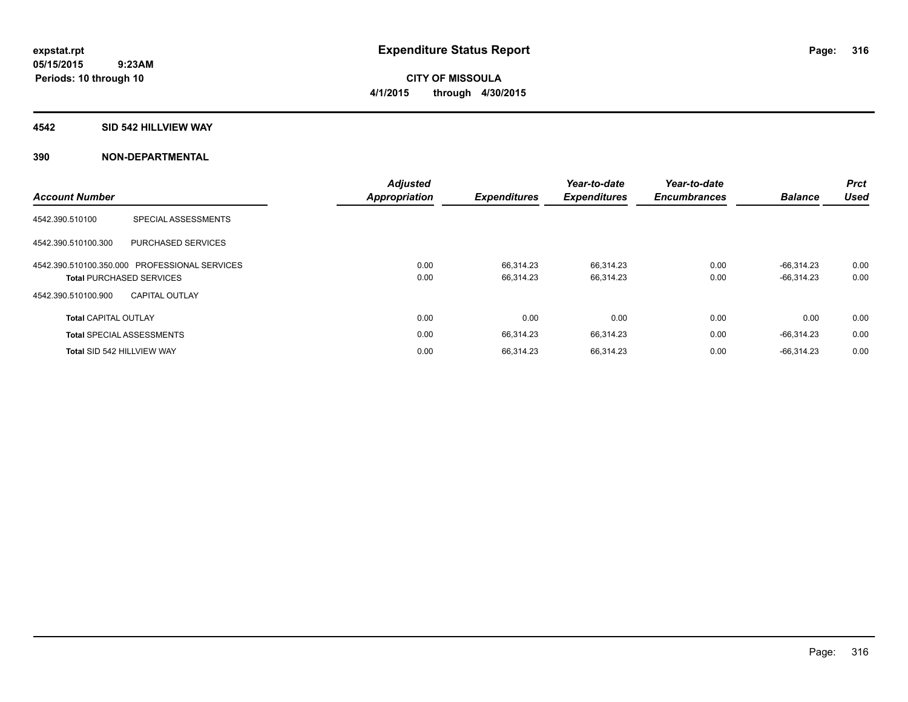# Expenditure Status Report

**expstat.rpt**
**05/15/2015 9:23AM**
**Periods: 10 through 10**

**CITY OF MISSOULA**
**4/1/2015 through 4/30/2015**

## 4542 SID 542 HILLVIEW WAY

### 390 NON-DEPARTMENTAL

| Account Number | | Adjusted Appropriation | Expenditures | Year-to-date Expenditures | Year-to-date Encumbrances | Balance | Prct Used |
|---|---|---|---|---|---|---|---|
| 4542.390.510100 | SPECIAL ASSESSMENTS | | | | | | |
| 4542.390.510100.300 | PURCHASED SERVICES | | | | | | |
| 4542.390.510100.350.000 | PROFESSIONAL SERVICES | 0.00 | 66,314.23 | 66,314.23 | 0.00 | -66,314.23 | 0.00 |
| **Total** PURCHASED SERVICES | | 0.00 | 66,314.23 | 66,314.23 | 0.00 | -66,314.23 | 0.00 |
| 4542.390.510100.900 | CAPITAL OUTLAY | | | | | | |
| **Total** CAPITAL OUTLAY | | 0.00 | 0.00 | 0.00 | 0.00 | 0.00 | 0.00 |
| **Total** SPECIAL ASSESSMENTS | | 0.00 | 66,314.23 | 66,314.23 | 0.00 | -66,314.23 | 0.00 |
| **Total** SID 542 HILLVIEW WAY | | 0.00 | 66,314.23 | 66,314.23 | 0.00 | -66,314.23 | 0.00 |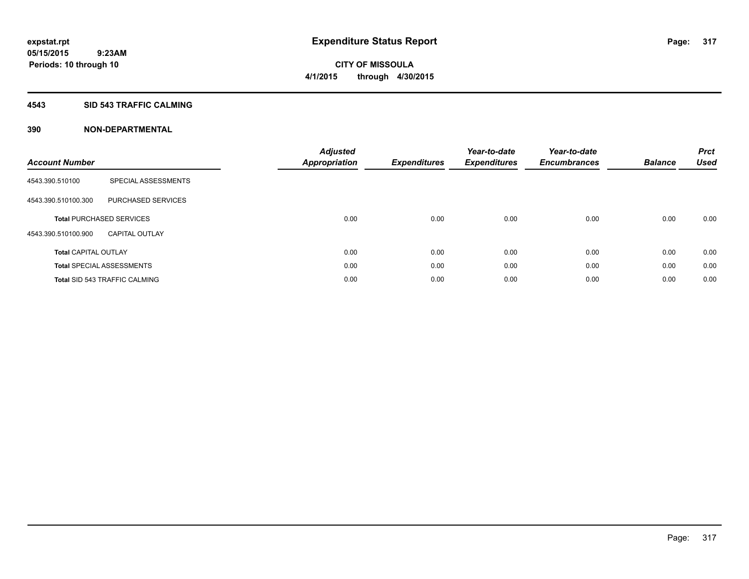# Expenditure Status Report

expstat.rpt
05/15/2015 9:23AM
Periods: 10 through 10

**CITY OF MISSOULA**
**4/1/2015 through 4/30/2015**

## 4543 SID 543 TRAFFIC CALMING

## 390 NON-DEPARTMENTAL

| Account Number | | Adjusted Appropriation | Expenditures | Year-to-date Expenditures | Year-to-date Encumbrances | Balance | Prct Used |
|---|---|---|---|---|---|---|---|
| 4543.390.510100 | SPECIAL ASSESSMENTS | | | | | | |
| 4543.390.510100.300 | PURCHASED SERVICES | | | | | | |
| **Total** PURCHASED SERVICES | | 0.00 | 0.00 | 0.00 | 0.00 | 0.00 | 0.00 |
| 4543.390.510100.900 | CAPITAL OUTLAY | | | | | | |
| **Total** CAPITAL OUTLAY | | 0.00 | 0.00 | 0.00 | 0.00 | 0.00 | 0.00 |
| **Total** SPECIAL ASSESSMENTS | | 0.00 | 0.00 | 0.00 | 0.00 | 0.00 | 0.00 |
| **Total** SID 543 TRAFFIC CALMING | | 0.00 | 0.00 | 0.00 | 0.00 | 0.00 | 0.00 |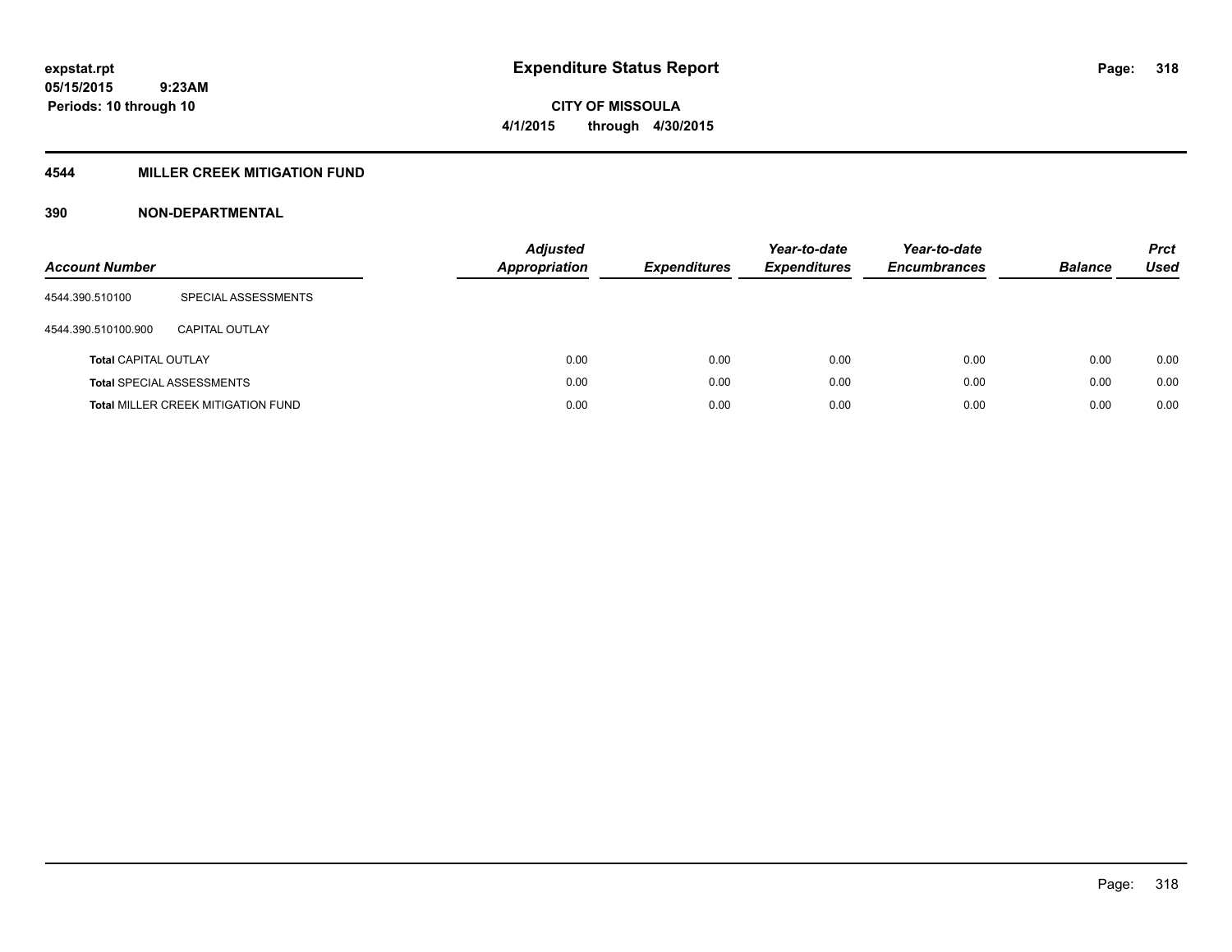**expstat.rpt**
**05/15/2015 9:23AM**
**Periods: 10 through 10**

# Expenditure Status Report

**CITY OF MISSOULA**
**4/1/2015 through 4/30/2015**

## 4544 MILLER CREEK MITIGATION FUND

### 390 NON-DEPARTMENTAL

| Account Number | | Adjusted Appropriation | Expenditures | Year-to-date Expenditures | Year-to-date Encumbrances | Balance | Prct Used |
|---|---|---|---|---|---|---|---|
| 4544.390.510100 | SPECIAL ASSESSMENTS | | | | | | |
| 4544.390.510100.900 | CAPITAL OUTLAY | | | | | | |
| **Total** CAPITAL OUTLAY | | 0.00 | 0.00 | 0.00 | 0.00 | 0.00 | 0.00 |
| **Total** SPECIAL ASSESSMENTS | | 0.00 | 0.00 | 0.00 | 0.00 | 0.00 | 0.00 |
| **Total** MILLER CREEK MITIGATION FUND | | 0.00 | 0.00 | 0.00 | 0.00 | 0.00 | 0.00 |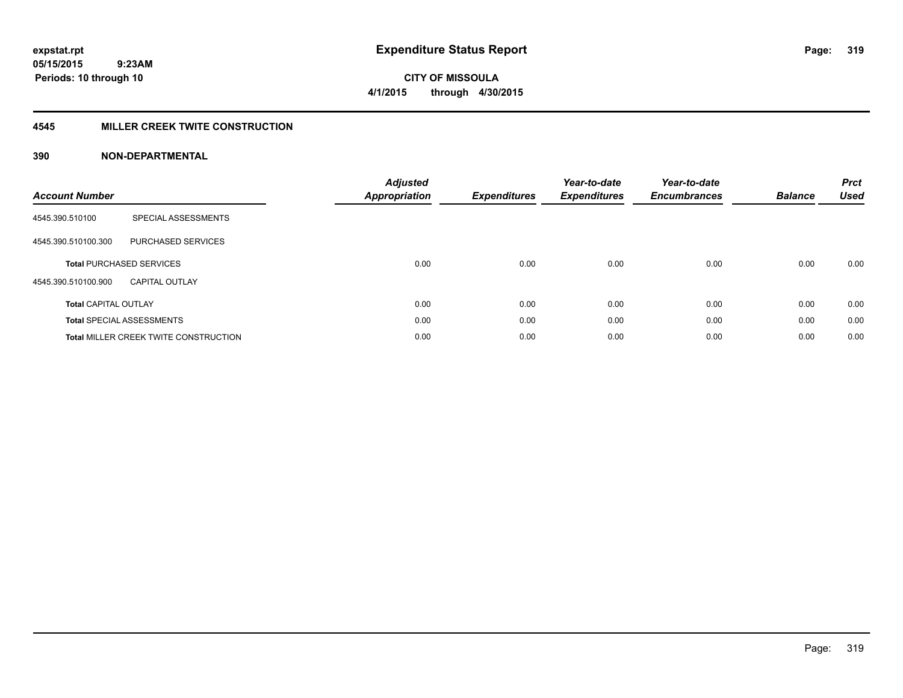**expstat.rpt**
**05/15/2015 9:23AM**
**Periods: 10 through 10**

# Expenditure Status Report

**CITY OF MISSOULA**
**4/1/2015 through 4/30/2015**

## 4545 MILLER CREEK TWITE CONSTRUCTION

### 390 NON-DEPARTMENTAL

| Account Number | | Adjusted Appropriation | Expenditures | Year-to-date Expenditures | Year-to-date Encumbrances | Balance | Prct Used |
|---|---|---|---|---|---|---|---|
| 4545.390.510100 | SPECIAL ASSESSMENTS | | | | | | |
| 4545.390.510100.300 | PURCHASED SERVICES | | | | | | |
| **Total** PURCHASED SERVICES | | 0.00 | 0.00 | 0.00 | 0.00 | 0.00 | 0.00 |
| 4545.390.510100.900 | CAPITAL OUTLAY | | | | | | |
| **Total** CAPITAL OUTLAY | | 0.00 | 0.00 | 0.00 | 0.00 | 0.00 | 0.00 |
| **Total** SPECIAL ASSESSMENTS | | 0.00 | 0.00 | 0.00 | 0.00 | 0.00 | 0.00 |
| **Total** MILLER CREEK TWITE CONSTRUCTION | | 0.00 | 0.00 | 0.00 | 0.00 | 0.00 | 0.00 |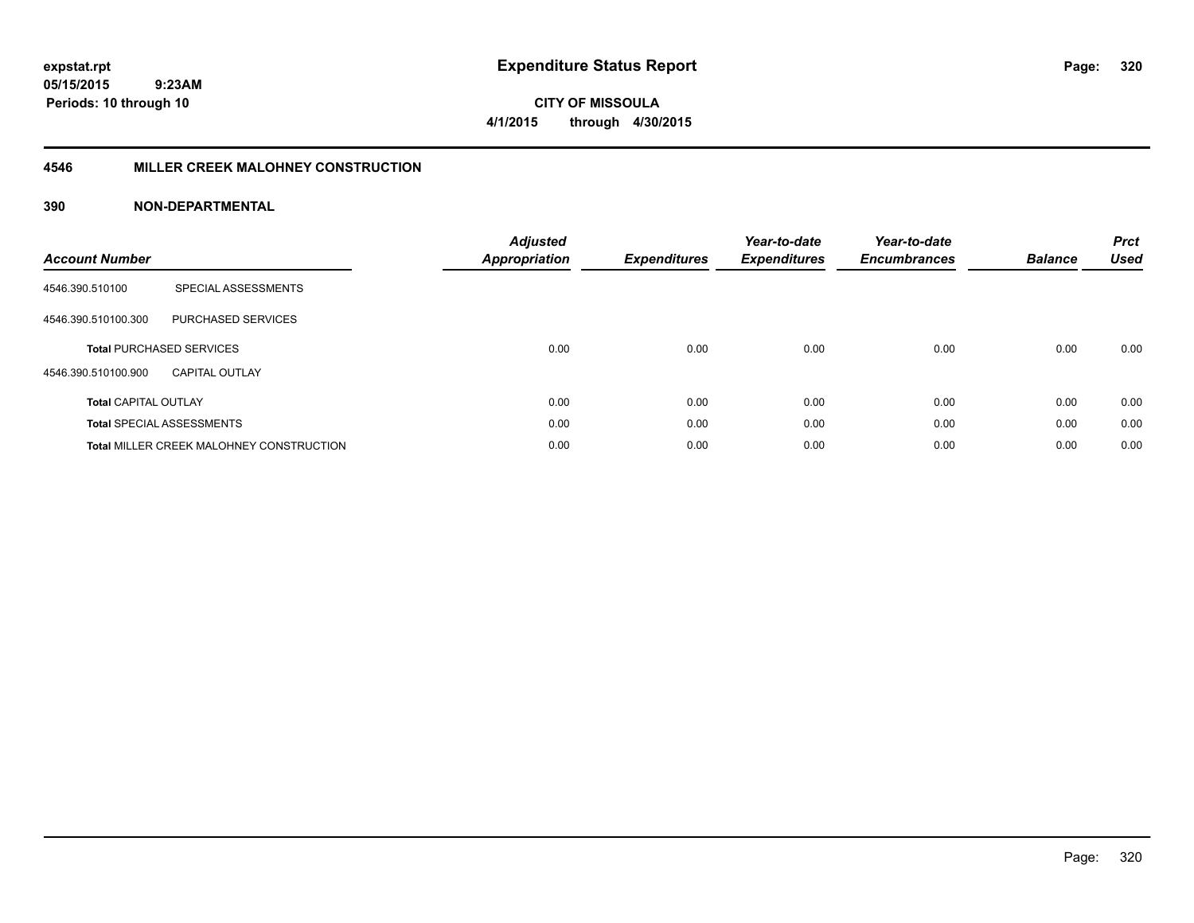expstat.rpt
05/15/2015 9:23AM
Periods: 10 through 10

# Expenditure Status Report

**CITY OF MISSOULA**
**4/1/2015 through 4/30/2015**

## 4546 MILLER CREEK MALOHNEY CONSTRUCTION

### 390 NON-DEPARTMENTAL

| Account Number | | Adjusted Appropriation | Expenditures | Year-to-date Expenditures | Year-to-date Encumbrances | Balance | Prct Used |
|---|---|---|---|---|---|---|---|
| 4546.390.510100 | SPECIAL ASSESSMENTS | | | | | | |
| 4546.390.510100.300 | PURCHASED SERVICES | | | | | | |
| **Total** PURCHASED SERVICES | | 0.00 | 0.00 | 0.00 | 0.00 | 0.00 | 0.00 |
| 4546.390.510100.900 | CAPITAL OUTLAY | | | | | | |
| **Total** CAPITAL OUTLAY | | 0.00 | 0.00 | 0.00 | 0.00 | 0.00 | 0.00 |
| **Total** SPECIAL ASSESSMENTS | | 0.00 | 0.00 | 0.00 | 0.00 | 0.00 | 0.00 |
| **Total** MILLER CREEK MALOHNEY CONSTRUCTION | | 0.00 | 0.00 | 0.00 | 0.00 | 0.00 | 0.00 |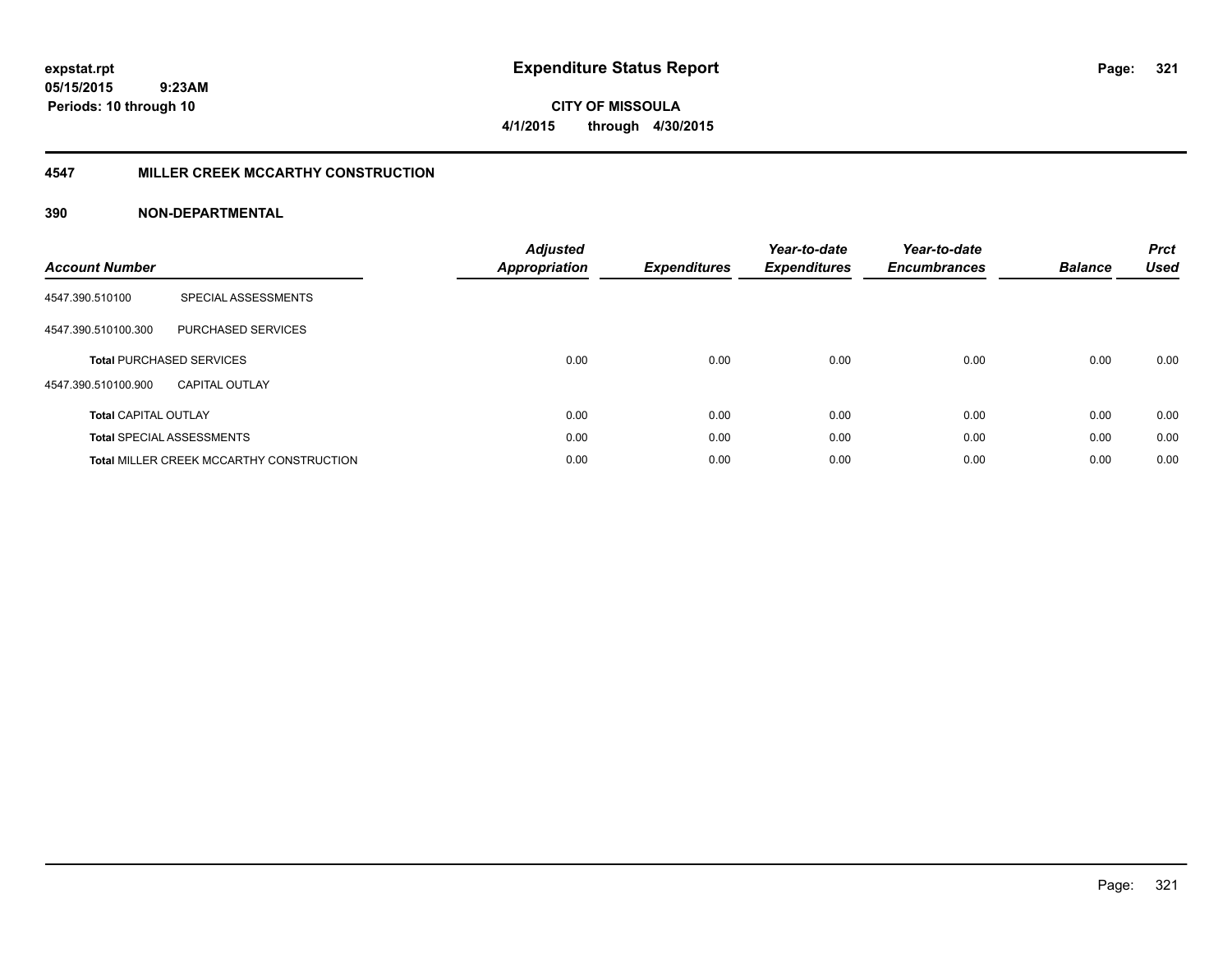# Expenditure Status Report

expstat.rpt
05/15/2015 9:23AM
Periods: 10 through 10

**CITY OF MISSOULA**
**4/1/2015 through 4/30/2015**

## 4547 MILLER CREEK MCCARTHY CONSTRUCTION

### 390 NON-DEPARTMENTAL

| Account Number | | Adjusted Appropriation | Expenditures | Year-to-date Expenditures | Year-to-date Encumbrances | Balance | Prct Used |
|---|---|---|---|---|---|---|---|
| 4547.390.510100 | SPECIAL ASSESSMENTS | | | | | | |
| 4547.390.510100.300 | PURCHASED SERVICES | | | | | | |
| **Total** PURCHASED SERVICES | | 0.00 | 0.00 | 0.00 | 0.00 | 0.00 | 0.00 |
| 4547.390.510100.900 | CAPITAL OUTLAY | | | | | | |
| **Total** CAPITAL OUTLAY | | 0.00 | 0.00 | 0.00 | 0.00 | 0.00 | 0.00 |
| **Total** SPECIAL ASSESSMENTS | | 0.00 | 0.00 | 0.00 | 0.00 | 0.00 | 0.00 |
| **Total** MILLER CREEK MCCARTHY CONSTRUCTION | | 0.00 | 0.00 | 0.00 | 0.00 | 0.00 | 0.00 |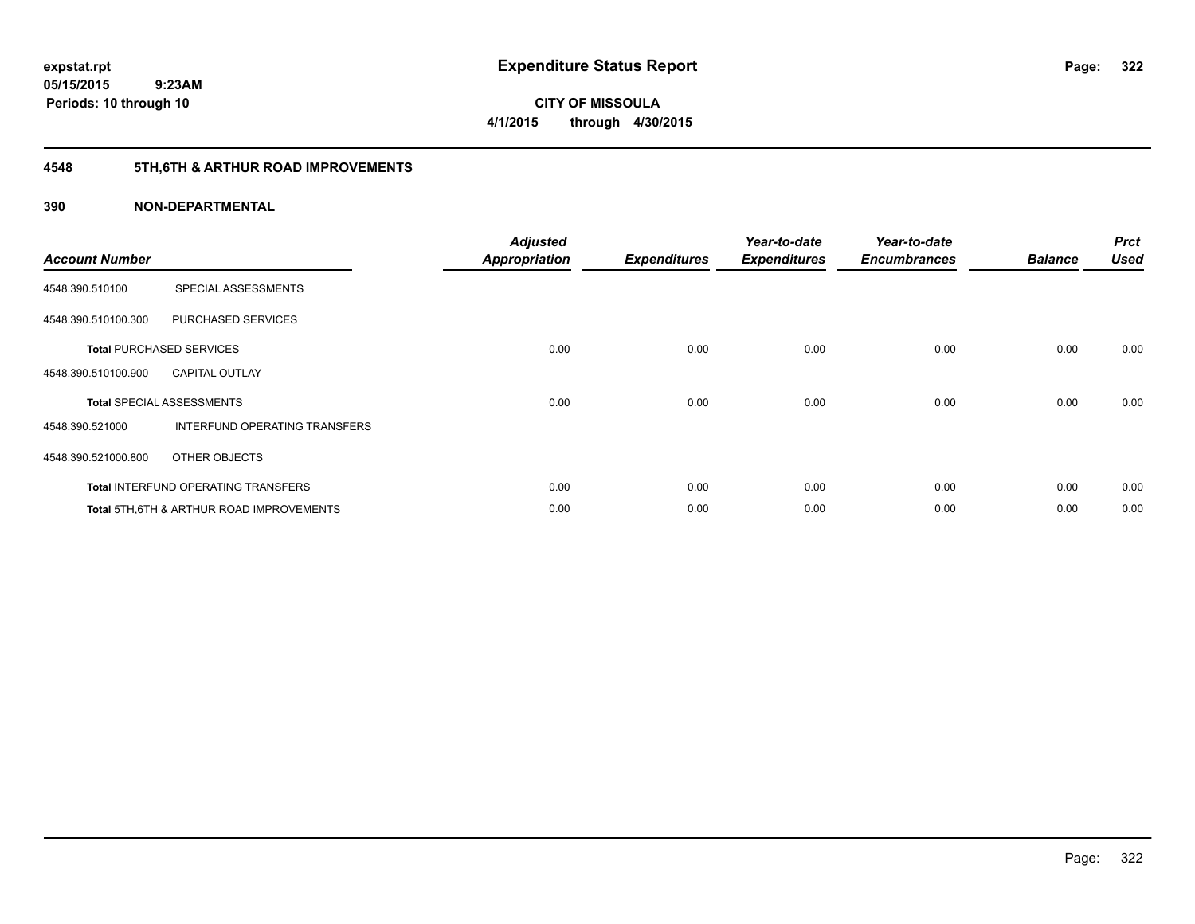**expstat.rpt**
**05/15/2015 9:23AM**
**Periods: 10 through 10**

# Expenditure Status Report

**CITY OF MISSOULA**
**4/1/2015 through 4/30/2015**

## 4548 5TH,6TH & ARTHUR ROAD IMPROVEMENTS

### 390 NON-DEPARTMENTAL

| Account Number | | Adjusted Appropriation | Expenditures | Year-to-date Expenditures | Year-to-date Encumbrances | Balance | Prct Used |
|---|---|---|---|---|---|---|---|
| 4548.390.510100 | SPECIAL ASSESSMENTS | | | | | | |
| 4548.390.510100.300 | PURCHASED SERVICES | | | | | | |
| **Total** PURCHASED SERVICES | | 0.00 | 0.00 | 0.00 | 0.00 | 0.00 | 0.00 |
| 4548.390.510100.900 | CAPITAL OUTLAY | | | | | | |
| **Total** SPECIAL ASSESSMENTS | | 0.00 | 0.00 | 0.00 | 0.00 | 0.00 | 0.00 |
| 4548.390.521000 | INTERFUND OPERATING TRANSFERS | | | | | | |
| 4548.390.521000.800 | OTHER OBJECTS | | | | | | |
| **Total** INTERFUND OPERATING TRANSFERS | | 0.00 | 0.00 | 0.00 | 0.00 | 0.00 | 0.00 |
| **Total** 5TH,6TH & ARTHUR ROAD IMPROVEMENTS | | 0.00 | 0.00 | 0.00 | 0.00 | 0.00 | 0.00 |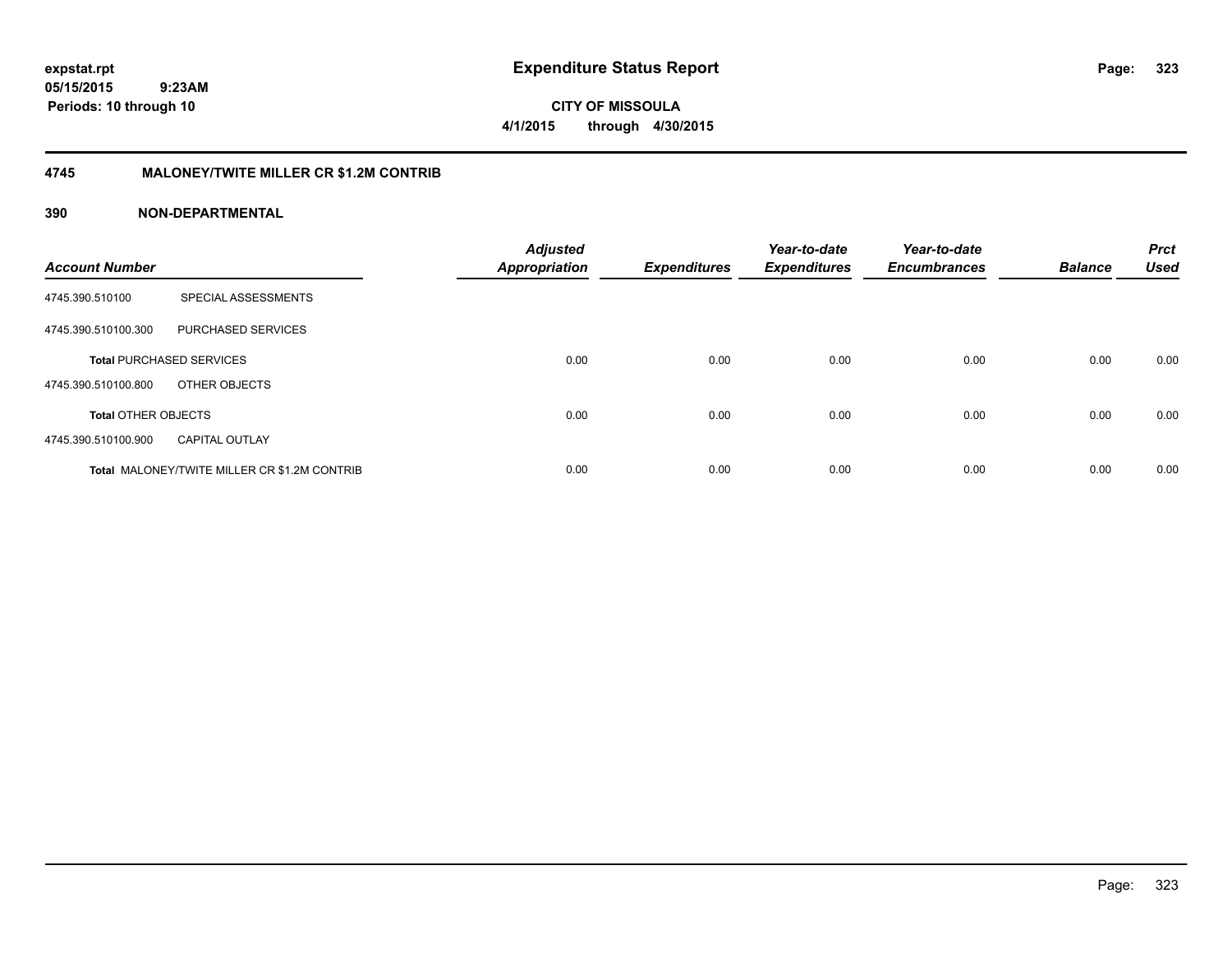**expstat.rpt**
**05/15/2015 9:23AM**
**Periods: 10 through 10**

# Expenditure Status Report

**CITY OF MISSOULA**
**4/1/2015 through 4/30/2015**

## 4745 MALONEY/TWITE MILLER CR $1.2M CONTRIB

### 390 NON-DEPARTMENTAL

| Account Number | | Adjusted Appropriation | Expenditures | Year-to-date Expenditures | Year-to-date Encumbrances | Balance | Prct Used |
|---|---|---|---|---|---|---|---|
| 4745.390.510100 | SPECIAL ASSESSMENTS | | | | | | |
| 4745.390.510100.300 | PURCHASED SERVICES | | | | | | |
| **Total** PURCHASED SERVICES | | 0.00 | 0.00 | 0.00 | 0.00 | 0.00 | 0.00 |
| 4745.390.510100.800 | OTHER OBJECTS | | | | | | |
| **Total** OTHER OBJECTS | | 0.00 | 0.00 | 0.00 | 0.00 | 0.00 | 0.00 |
| 4745.390.510100.900 | CAPITAL OUTLAY | | | | | | |
| **Total** MALONEY/TWITE MILLER CR $1.2M CONTRIB | | 0.00 | 0.00 | 0.00 | 0.00 | 0.00 | 0.00 |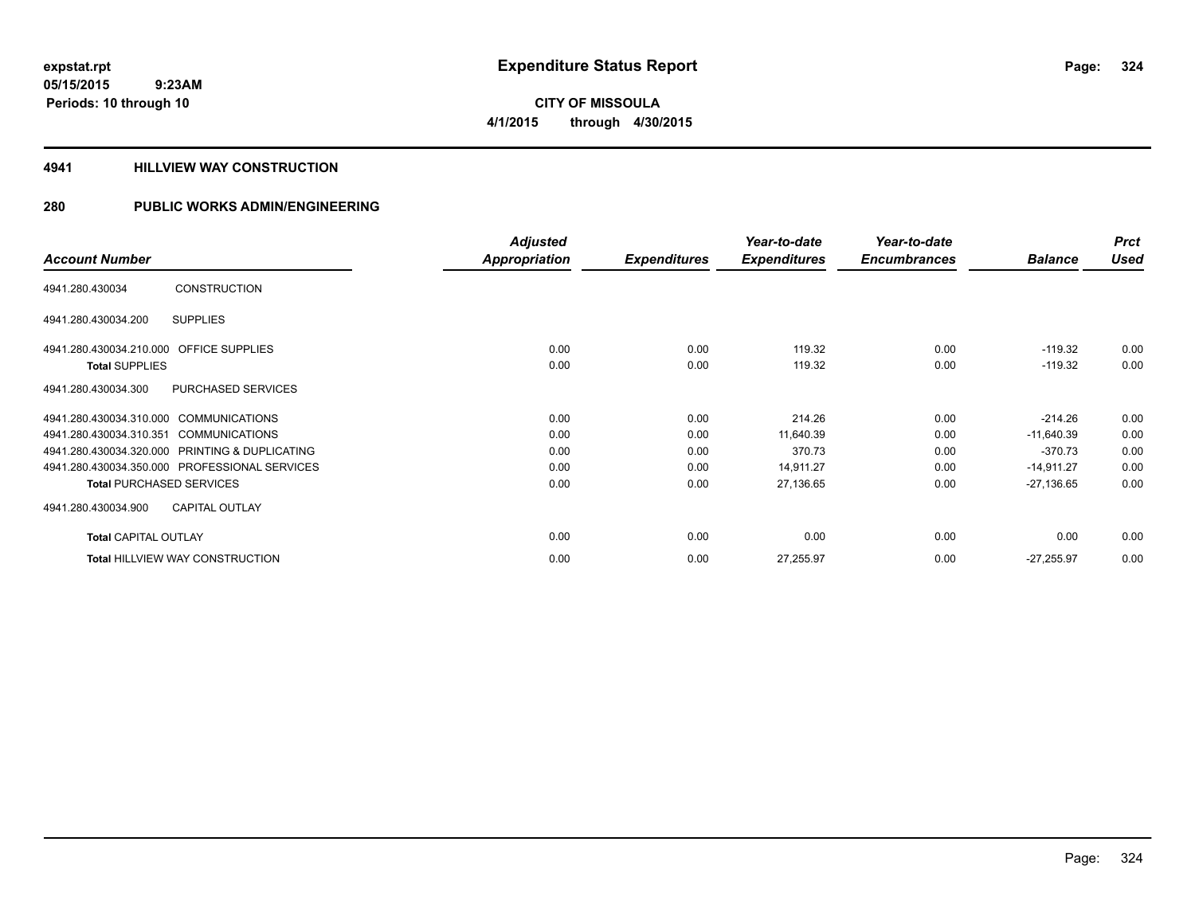# Expenditure Status Report

**CITY OF MISSOULA**

**4/1/2015 through 4/30/2015**

expstat.rpt
05/15/2015 9:23AM
Periods: 10 through 10

## 4941 HILLVIEW WAY CONSTRUCTION

## 280 PUBLIC WORKS ADMIN/ENGINEERING

| Account Number | | Adjusted Appropriation | Expenditures | Year-to-date Expenditures | Year-to-date Encumbrances | Balance | Prct Used |
|---|---|---|---|---|---|---|---|
| 4941.280.430034 | CONSTRUCTION | | | | | | |
| 4941.280.430034.200 | SUPPLIES | | | | | | |
| 4941.280.430034.210.000 | OFFICE SUPPLIES | 0.00 | 0.00 | 119.32 | 0.00 | -119.32 | 0.00 |
| **Total** SUPPLIES | | 0.00 | 0.00 | 119.32 | 0.00 | -119.32 | 0.00 |
| 4941.280.430034.300 | PURCHASED SERVICES | | | | | | |
| 4941.280.430034.310.000 | COMMUNICATIONS | 0.00 | 0.00 | 214.26 | 0.00 | -214.26 | 0.00 |
| 4941.280.430034.310.351 | COMMUNICATIONS | 0.00 | 0.00 | 11,640.39 | 0.00 | -11,640.39 | 0.00 |
| 4941.280.430034.320.000 | PRINTING & DUPLICATING | 0.00 | 0.00 | 370.73 | 0.00 | -370.73 | 0.00 |
| 4941.280.430034.350.000 | PROFESSIONAL SERVICES | 0.00 | 0.00 | 14,911.27 | 0.00 | -14,911.27 | 0.00 |
| **Total** PURCHASED SERVICES | | 0.00 | 0.00 | 27,136.65 | 0.00 | -27,136.65 | 0.00 |
| 4941.280.430034.900 | CAPITAL OUTLAY | | | | | | |
| **Total** CAPITAL OUTLAY | | 0.00 | 0.00 | 0.00 | 0.00 | 0.00 | 0.00 |
| **Total** HILLVIEW WAY CONSTRUCTION | | 0.00 | 0.00 | 27,255.97 | 0.00 | -27,255.97 | 0.00 |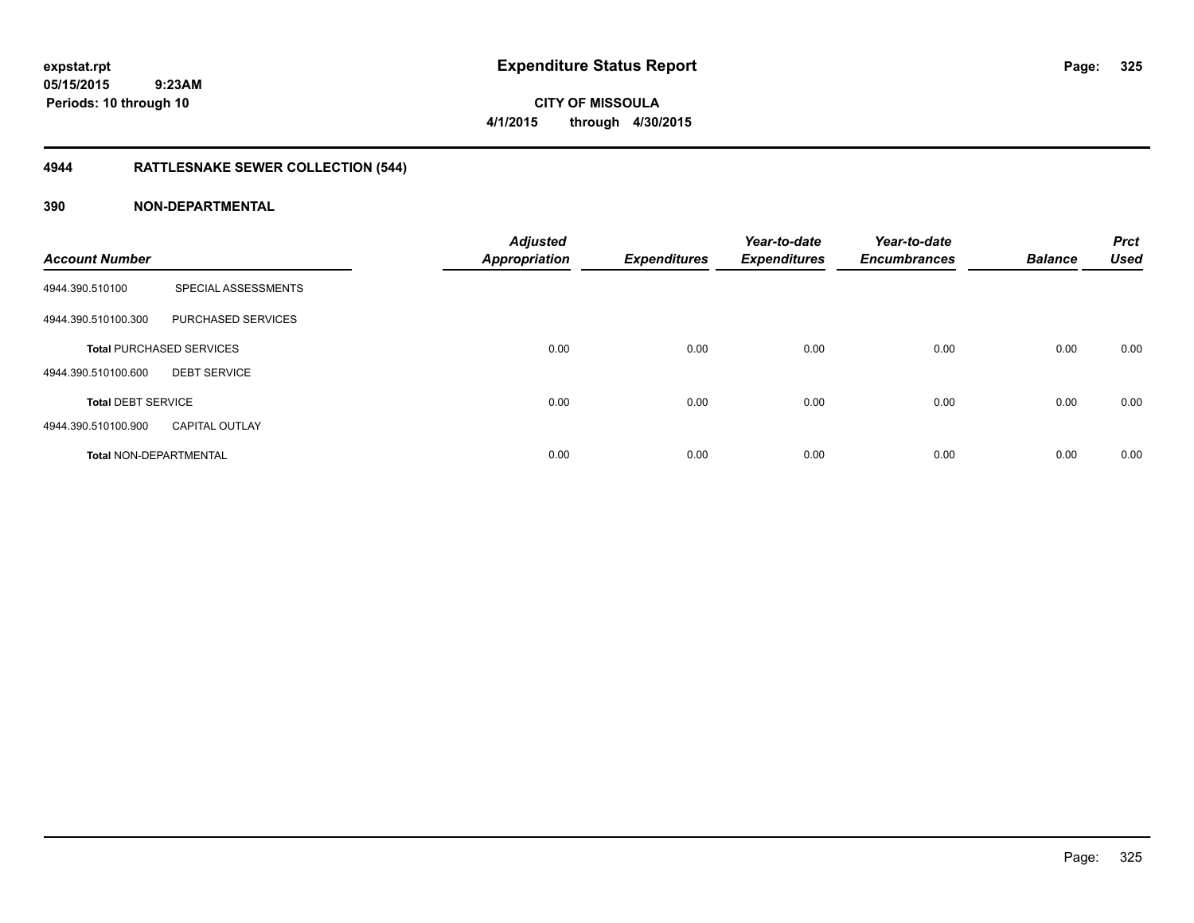expstat.rpt
05/15/2015 9:23AM
Periods: 10 through 10

# Expenditure Status Report

**CITY OF MISSOULA**
**4/1/2015 through 4/30/2015**

## 4944 RATTLESNAKE SEWER COLLECTION (544)

### 390 NON-DEPARTMENTAL

| Account Number | | Adjusted Appropriation | Expenditures | Year-to-date Expenditures | Year-to-date Encumbrances | Balance | Prct Used |
|---|---|---|---|---|---|---|---|
| 4944.390.510100 | SPECIAL ASSESSMENTS | | | | | | |
| 4944.390.510100.300 | PURCHASED SERVICES | | | | | | |
| **Total** PURCHASED SERVICES | | 0.00 | 0.00 | 0.00 | 0.00 | 0.00 | 0.00 |
| 4944.390.510100.600 | DEBT SERVICE | | | | | | |
| **Total** DEBT SERVICE | | 0.00 | 0.00 | 0.00 | 0.00 | 0.00 | 0.00 |
| 4944.390.510100.900 | CAPITAL OUTLAY | | | | | | |
| **Total** NON-DEPARTMENTAL | | 0.00 | 0.00 | 0.00 | 0.00 | 0.00 | 0.00 |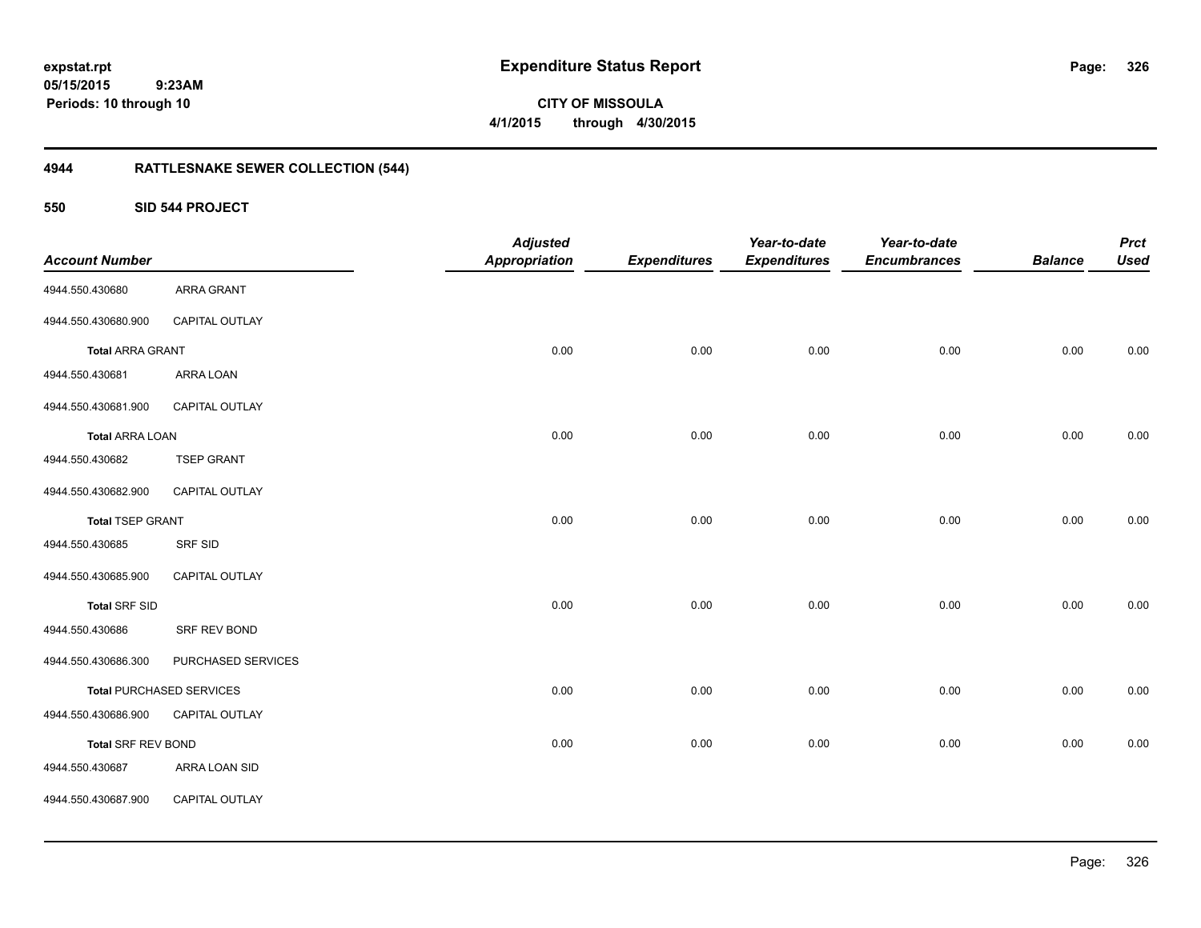**expstat.rpt**
**05/15/2015 9:23AM**
**Periods: 10 through 10**

# Expenditure Status Report

**CITY OF MISSOULA**
**4/1/2015 through 4/30/2015**

## 4944 RATTLESNAKE SEWER COLLECTION (544)

### 550 SID 544 PROJECT

| Account Number | | Adjusted Appropriation | Expenditures | Year-to-date Expenditures | Year-to-date Encumbrances | Balance | Prct Used |
|---|---|---|---|---|---|---|---|
| 4944.550.430680 | ARRA GRANT | | | | | | |
| 4944.550.430680.900 | CAPITAL OUTLAY | | | | | | |
| **Total** ARRA GRANT | | 0.00 | 0.00 | 0.00 | 0.00 | 0.00 | 0.00 |
| 4944.550.430681 | ARRA LOAN | | | | | | |
| 4944.550.430681.900 | CAPITAL OUTLAY | | | | | | |
| **Total** ARRA LOAN | | 0.00 | 0.00 | 0.00 | 0.00 | 0.00 | 0.00 |
| 4944.550.430682 | TSEP GRANT | | | | | | |
| 4944.550.430682.900 | CAPITAL OUTLAY | | | | | | |
| **Total** TSEP GRANT | | 0.00 | 0.00 | 0.00 | 0.00 | 0.00 | 0.00 |
| 4944.550.430685 | SRF SID | | | | | | |
| 4944.550.430685.900 | CAPITAL OUTLAY | | | | | | |
| **Total** SRF SID | | 0.00 | 0.00 | 0.00 | 0.00 | 0.00 | 0.00 |
| 4944.550.430686 | SRF REV BOND | | | | | | |
| 4944.550.430686.300 | PURCHASED SERVICES | | | | | | |
| **Total** PURCHASED SERVICES | | 0.00 | 0.00 | 0.00 | 0.00 | 0.00 | 0.00 |
| 4944.550.430686.900 | CAPITAL OUTLAY | | | | | | |
| **Total** SRF REV BOND | | 0.00 | 0.00 | 0.00 | 0.00 | 0.00 | 0.00 |
| 4944.550.430687 | ARRA LOAN SID | | | | | | |
| 4944.550.430687.900 | CAPITAL OUTLAY | | | | | | |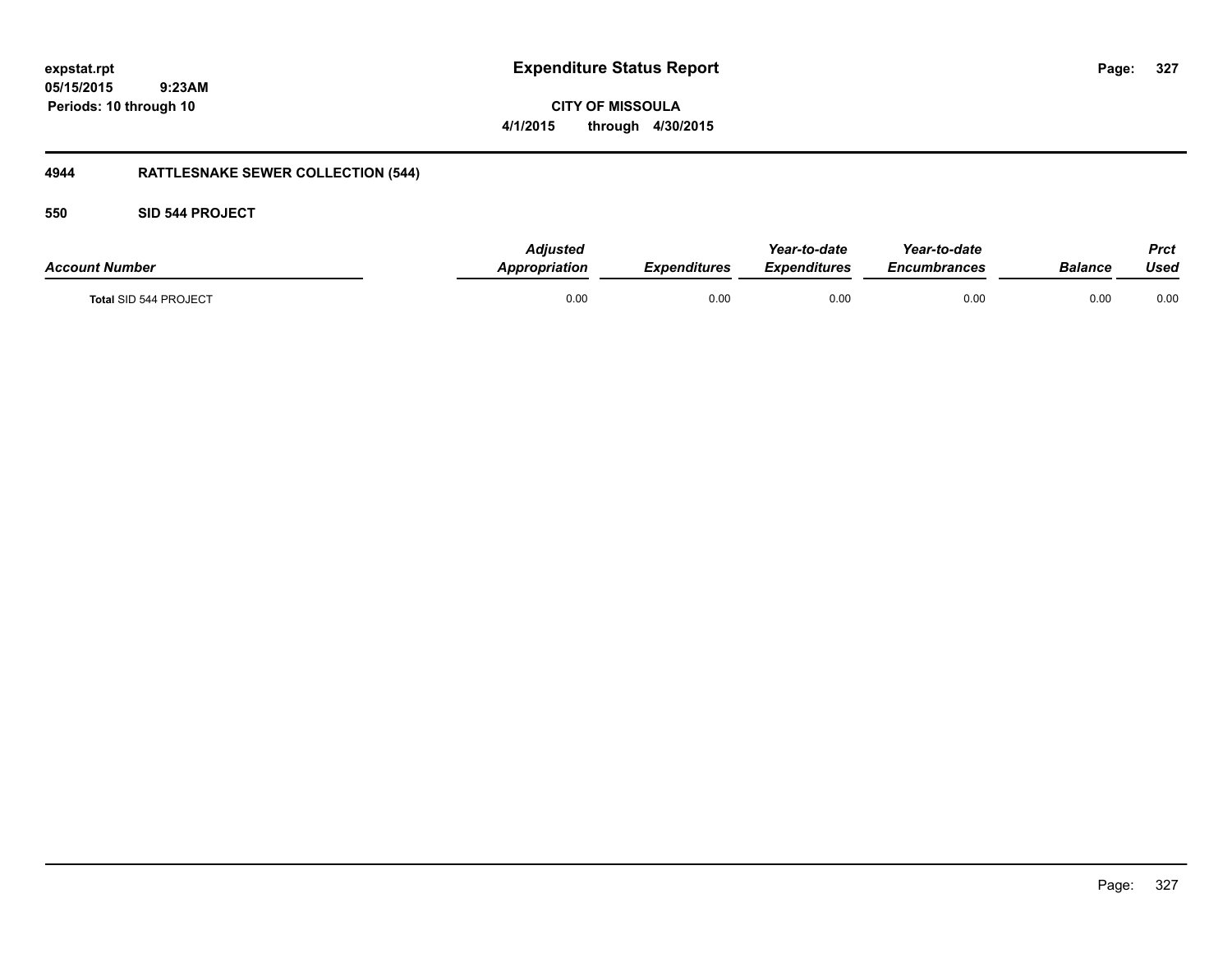expstat.rpt
05/15/2015 9:23AM
Periods: 10 through 10

# Expenditure Status Report

**CITY OF MISSOULA**
**4/1/2015 through 4/30/2015**

## 4944 RATTLESNAKE SEWER COLLECTION (544)

### 550 SID 544 PROJECT

| Account Number | Adjusted Appropriation | Expenditures | Year-to-date Expenditures | Year-to-date Encumbrances | Balance | Prct Used |
|---|---|---|---|---|---|---|
| Total SID 544 PROJECT | 0.00 | 0.00 | 0.00 | 0.00 | 0.00 | 0.00 |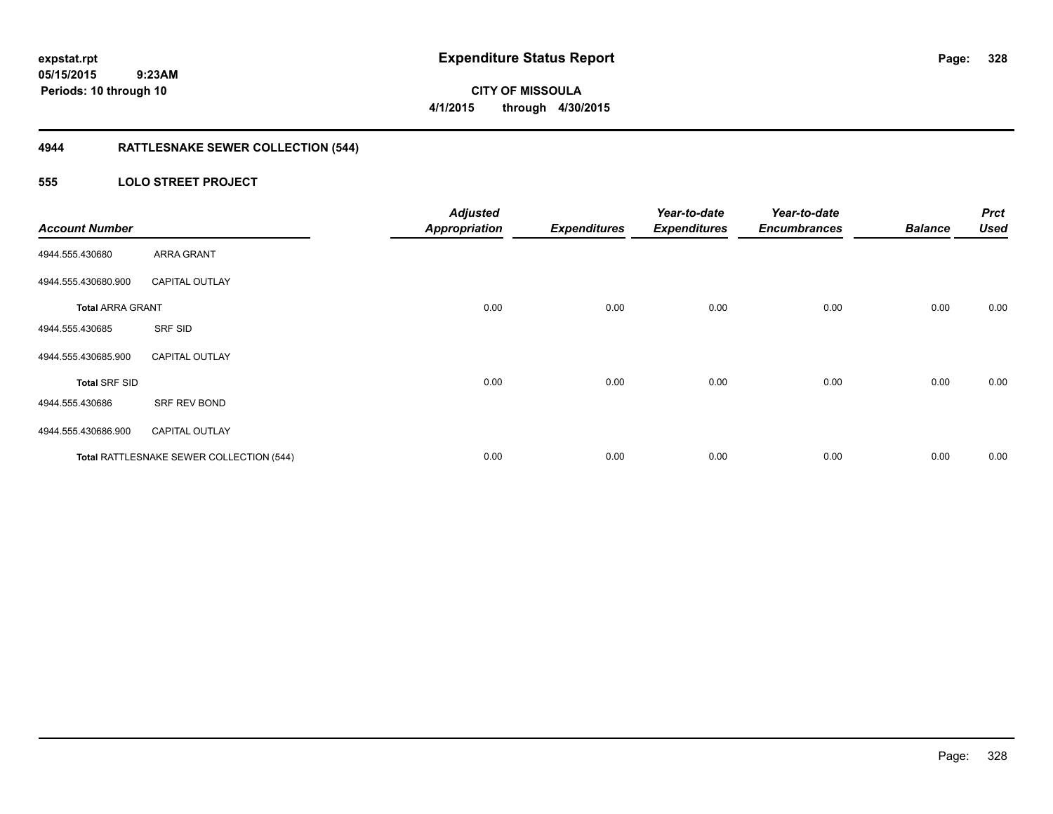**expstat.rpt**
**05/15/2015 9:23AM**
**Periods: 10 through 10**

# Expenditure Status Report

**CITY OF MISSOULA**
**4/1/2015 through 4/30/2015**

## 4944 RATTLESNAKE SEWER COLLECTION (544)

### 555 LOLO STREET PROJECT

| Account Number | | Adjusted Appropriation | Expenditures | Year-to-date Expenditures | Year-to-date Encumbrances | Balance | Prct Used |
|---|---|---|---|---|---|---|---|
| 4944.555.430680 | ARRA GRANT | | | | | | |
| 4944.555.430680.900 | CAPITAL OUTLAY | | | | | | |
| **Total ARRA GRANT** | | 0.00 | 0.00 | 0.00 | 0.00 | 0.00 | 0.00 |
| 4944.555.430685 | SRF SID | | | | | | |
| 4944.555.430685.900 | CAPITAL OUTLAY | | | | | | |
| **Total SRF SID** | | 0.00 | 0.00 | 0.00 | 0.00 | 0.00 | 0.00 |
| 4944.555.430686 | SRF REV BOND | | | | | | |
| 4944.555.430686.900 | CAPITAL OUTLAY | | | | | | |
| **Total** RATTLESNAKE SEWER COLLECTION (544) | | 0.00 | 0.00 | 0.00 | 0.00 | 0.00 | 0.00 |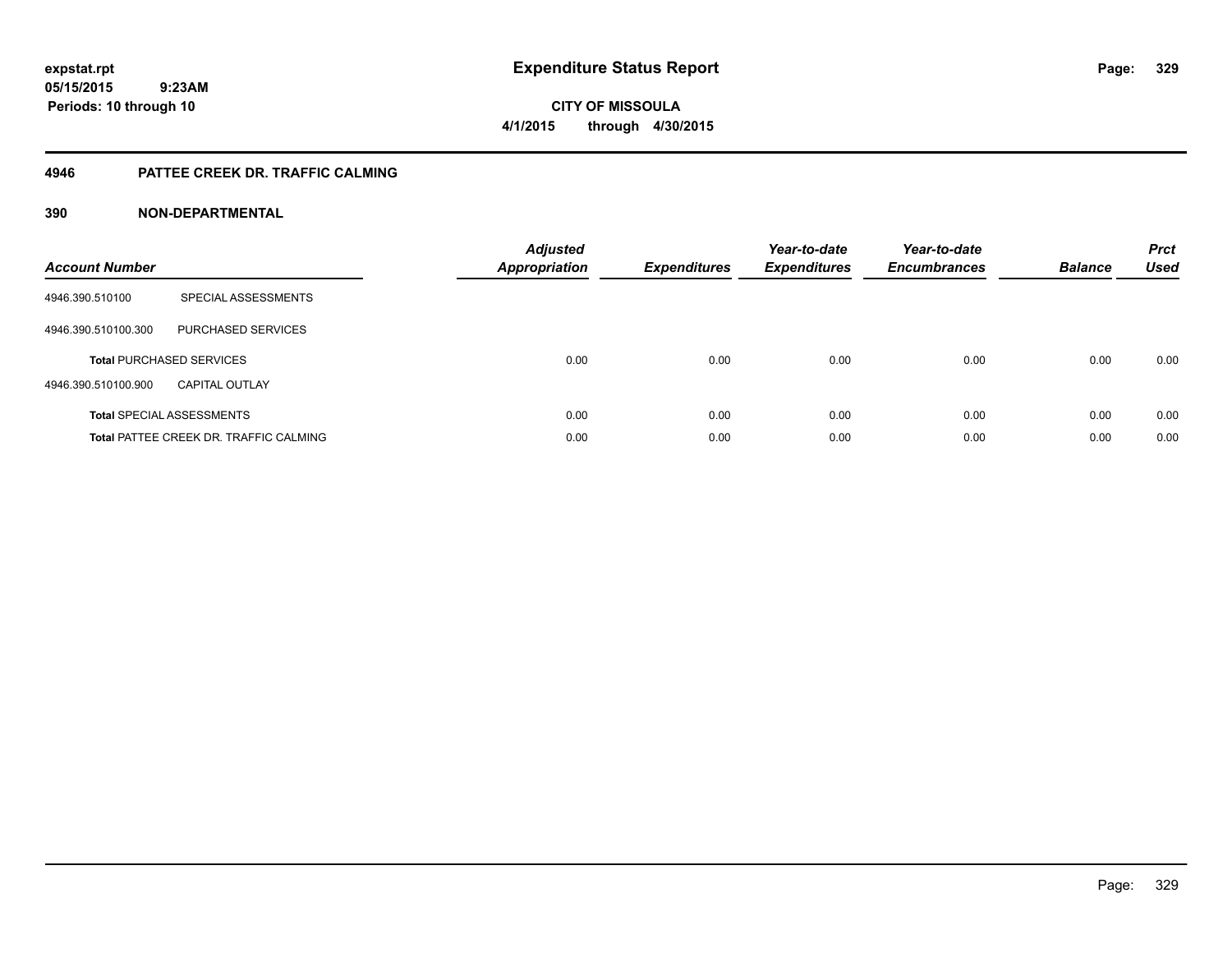expstat.rpt
05/15/2015 9:23AM
Periods: 10 through 10

# Expenditure Status Report

CITY OF MISSOULA
4/1/2015 through 4/30/2015

## 4946 PATTEE CREEK DR. TRAFFIC CALMING

### 390 NON-DEPARTMENTAL

| Account Number | | Adjusted Appropriation | Expenditures | Year-to-date Expenditures | Year-to-date Encumbrances | Balance | Prct Used |
|---|---|---|---|---|---|---|---|
| 4946.390.510100 | SPECIAL ASSESSMENTS | | | | | | |
| 4946.390.510100.300 | PURCHASED SERVICES | | | | | | |
| **Total** PURCHASED SERVICES | | 0.00 | 0.00 | 0.00 | 0.00 | 0.00 | 0.00 |
| 4946.390.510100.900 | CAPITAL OUTLAY | | | | | | |
| **Total** SPECIAL ASSESSMENTS | | 0.00 | 0.00 | 0.00 | 0.00 | 0.00 | 0.00 |
| **Total** PATTEE CREEK DR. TRAFFIC CALMING | | 0.00 | 0.00 | 0.00 | 0.00 | 0.00 | 0.00 |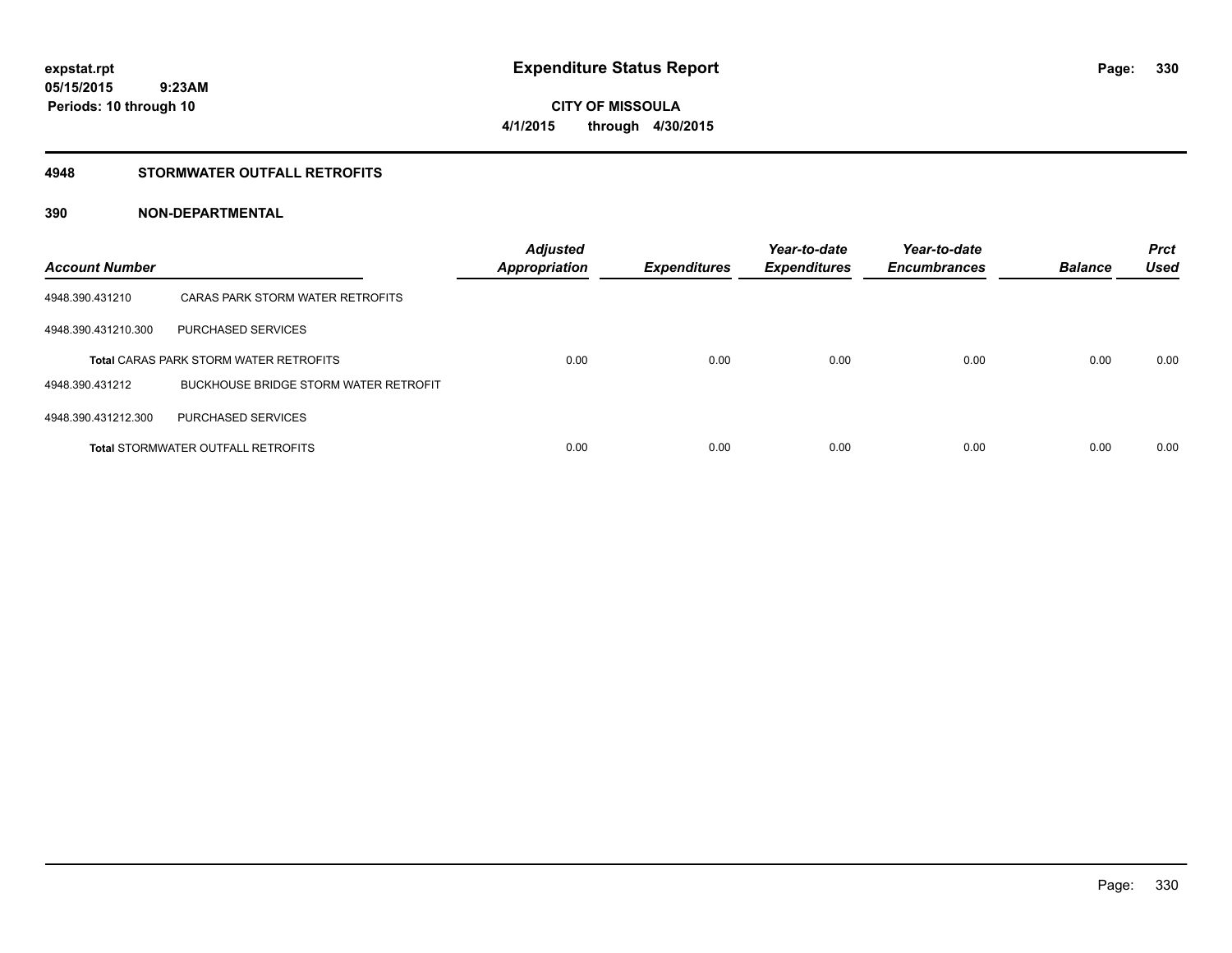**expstat.rpt**
**05/15/2015 9:23AM**
**Periods: 10 through 10**

# Expenditure Status Report

**CITY OF MISSOULA**
**4/1/2015 through 4/30/2015**

## 4948 STORMWATER OUTFALL RETROFITS

## 390 NON-DEPARTMENTAL

| Account Number | | Adjusted Appropriation | Expenditures | Year-to-date Expenditures | Year-to-date Encumbrances | Balance | Prct Used |
|---|---|---|---|---|---|---|---|
| 4948.390.431210 | CARAS PARK STORM WATER RETROFITS | | | | | | |
| 4948.390.431210.300 | PURCHASED SERVICES | | | | | | |
| **Total** CARAS PARK STORM WATER RETROFITS | | 0.00 | 0.00 | 0.00 | 0.00 | 0.00 | 0.00 |
| 4948.390.431212 | BUCKHOUSE BRIDGE STORM WATER RETROFIT | | | | | | |
| 4948.390.431212.300 | PURCHASED SERVICES | | | | | | |
| **Total** STORMWATER OUTFALL RETROFITS | | 0.00 | 0.00 | 0.00 | 0.00 | 0.00 | 0.00 |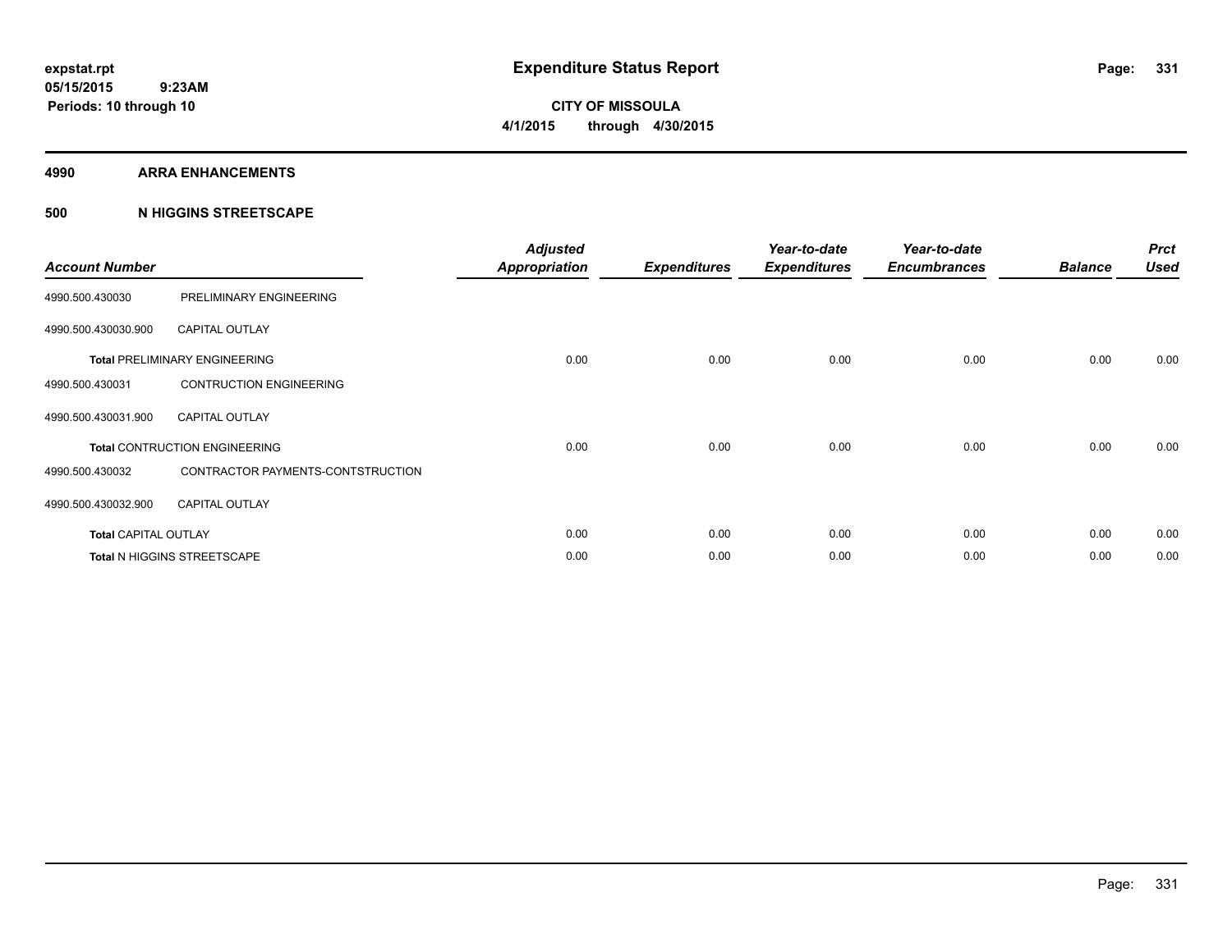**expstat.rpt**
**05/15/2015 9:23AM**
**Periods: 10 through 10**

# Expenditure Status Report

**CITY OF MISSOULA**
**4/1/2015 through 4/30/2015**

## 4990 ARRA ENHANCEMENTS

## 500 N HIGGINS STREETSCAPE

| Account Number | | Adjusted Appropriation | Expenditures | Year-to-date Expenditures | Year-to-date Encumbrances | Balance | Prct Used |
|---|---|---|---|---|---|---|---|
| 4990.500.430030 | PRELIMINARY ENGINEERING | | | | | | |
| 4990.500.430030.900 | CAPITAL OUTLAY | | | | | | |
| **Total** PRELIMINARY ENGINEERING | | 0.00 | 0.00 | 0.00 | 0.00 | 0.00 | 0.00 |
| 4990.500.430031 | CONTRUCTION ENGINEERING | | | | | | |
| 4990.500.430031.900 | CAPITAL OUTLAY | | | | | | |
| **Total** CONTRUCTION ENGINEERING | | 0.00 | 0.00 | 0.00 | 0.00 | 0.00 | 0.00 |
| 4990.500.430032 | CONTRACTOR PAYMENTS-CONTSTRUCTION | | | | | | |
| 4990.500.430032.900 | CAPITAL OUTLAY | | | | | | |
| **Total** CAPITAL OUTLAY | | 0.00 | 0.00 | 0.00 | 0.00 | 0.00 | 0.00 |
| **Total** N HIGGINS STREETSCAPE | | 0.00 | 0.00 | 0.00 | 0.00 | 0.00 | 0.00 |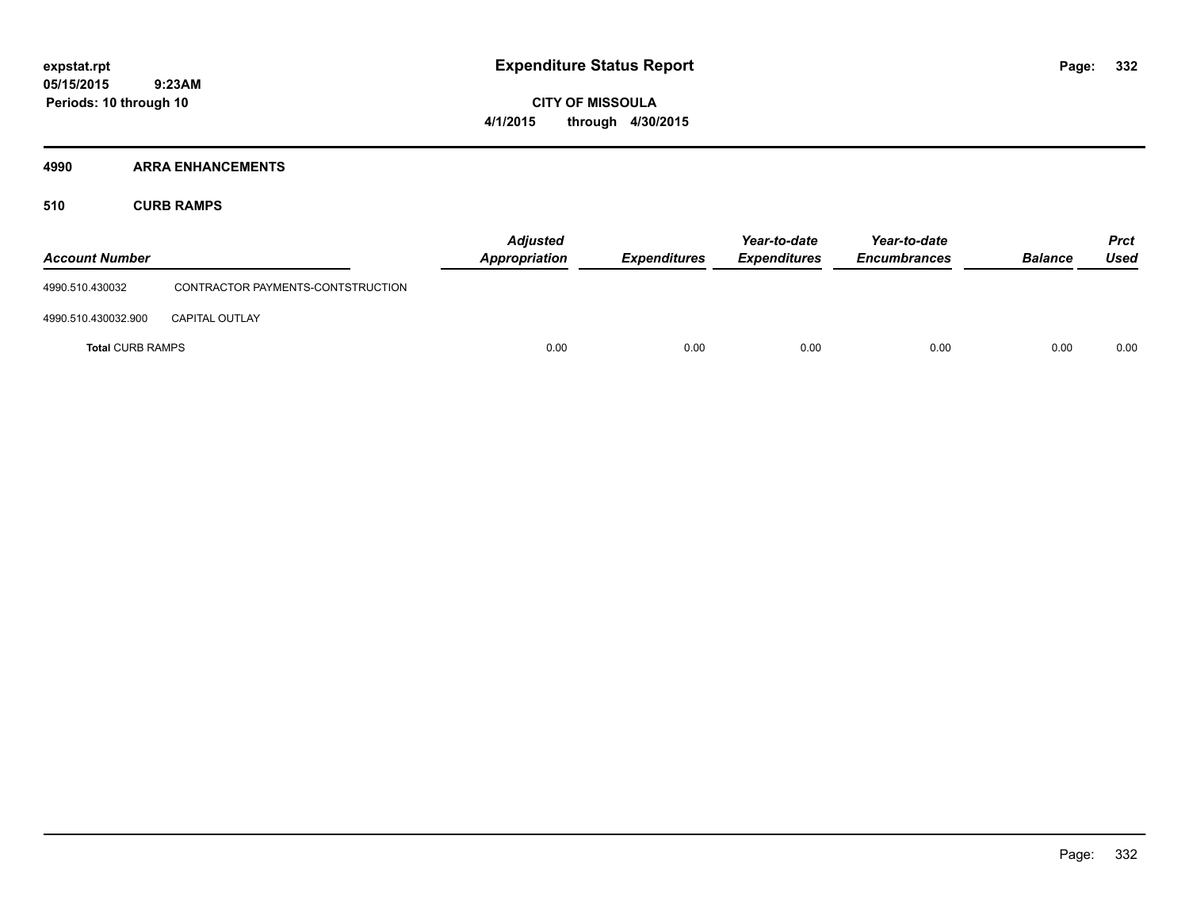# Expenditure Status Report

**CITY OF MISSOULA**
**4/1/2015 through 4/30/2015**

expstat.rpt
05/15/2015 9:23AM
Periods: 10 through 10

## 4990 ARRA ENHANCEMENTS

### 510 CURB RAMPS

| Account Number | | Adjusted Appropriation | Expenditures | Year-to-date Expenditures | Year-to-date Encumbrances | Balance | Prct Used |
|---|---|---|---|---|---|---|---|
| 4990.510.430032 | CONTRACTOR PAYMENTS-CONTSTRUCTION | | | | | | |
| 4990.510.430032.900 | CAPITAL OUTLAY | | | | | | |
| **Total** CURB RAMPS | | 0.00 | 0.00 | 0.00 | 0.00 | 0.00 | 0.00 |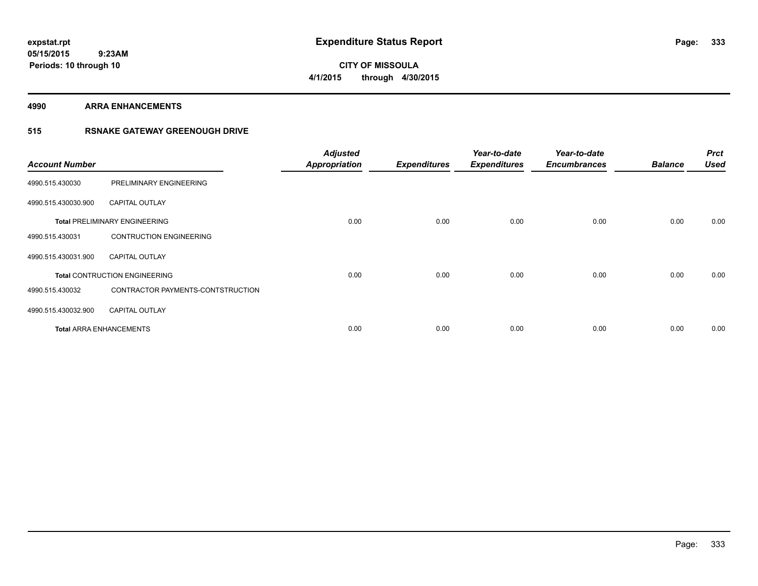# Expenditure Status Report

expstat.rpt
05/15/2015 9:23AM
Periods: 10 through 10

**CITY OF MISSOULA**
**4/1/2015 through 4/30/2015**

## 4990 ARRA ENHANCEMENTS

### 515 RSNAKE GATEWAY GREENOUGH DRIVE

| Account Number | | Adjusted Appropriation | Expenditures | Year-to-date Expenditures | Year-to-date Encumbrances | Balance | Prct Used |
|---|---|---|---|---|---|---|---|
| 4990.515.430030 | PRELIMINARY ENGINEERING | | | | | | |
| 4990.515.430030.900 | CAPITAL OUTLAY | | | | | | |
| **Total** PRELIMINARY ENGINEERING | | 0.00 | 0.00 | 0.00 | 0.00 | 0.00 | 0.00 |
| 4990.515.430031 | CONTRUCTION ENGINEERING | | | | | | |
| 4990.515.430031.900 | CAPITAL OUTLAY | | | | | | |
| **Total** CONTRUCTION ENGINEERING | | 0.00 | 0.00 | 0.00 | 0.00 | 0.00 | 0.00 |
| 4990.515.430032 | CONTRACTOR PAYMENTS-CONTSTRUCTION | | | | | | |
| 4990.515.430032.900 | CAPITAL OUTLAY | | | | | | |
| **Total** ARRA ENHANCEMENTS | | 0.00 | 0.00 | 0.00 | 0.00 | 0.00 | 0.00 |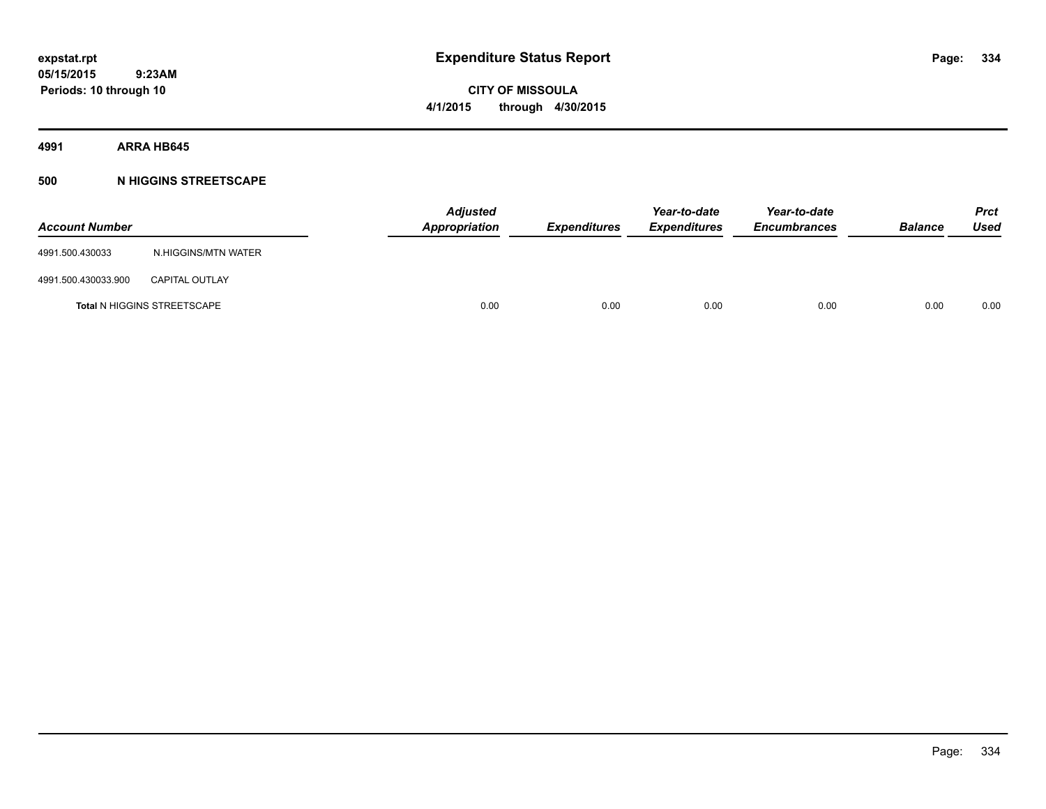**expstat.rpt**
**05/15/2015 9:23AM**
**Periods: 10 through 10**

# Expenditure Status Report

**CITY OF MISSOULA**
**4/1/2015 through 4/30/2015**

## 4991 ARRA HB645

### 500 N HIGGINS STREETSCAPE

| Account Number | | Adjusted Appropriation | Expenditures | Year-to-date Expenditures | Year-to-date Encumbrances | Balance | Prct Used |
|---|---|---|---|---|---|---|---|
| 4991.500.430033 | N.HIGGINS/MTN WATER | | | | | | |
| 4991.500.430033.900 | CAPITAL OUTLAY | | | | | | |
| Total N HIGGINS STREETSCAPE | | 0.00 | 0.00 | 0.00 | 0.00 | 0.00 | 0.00 |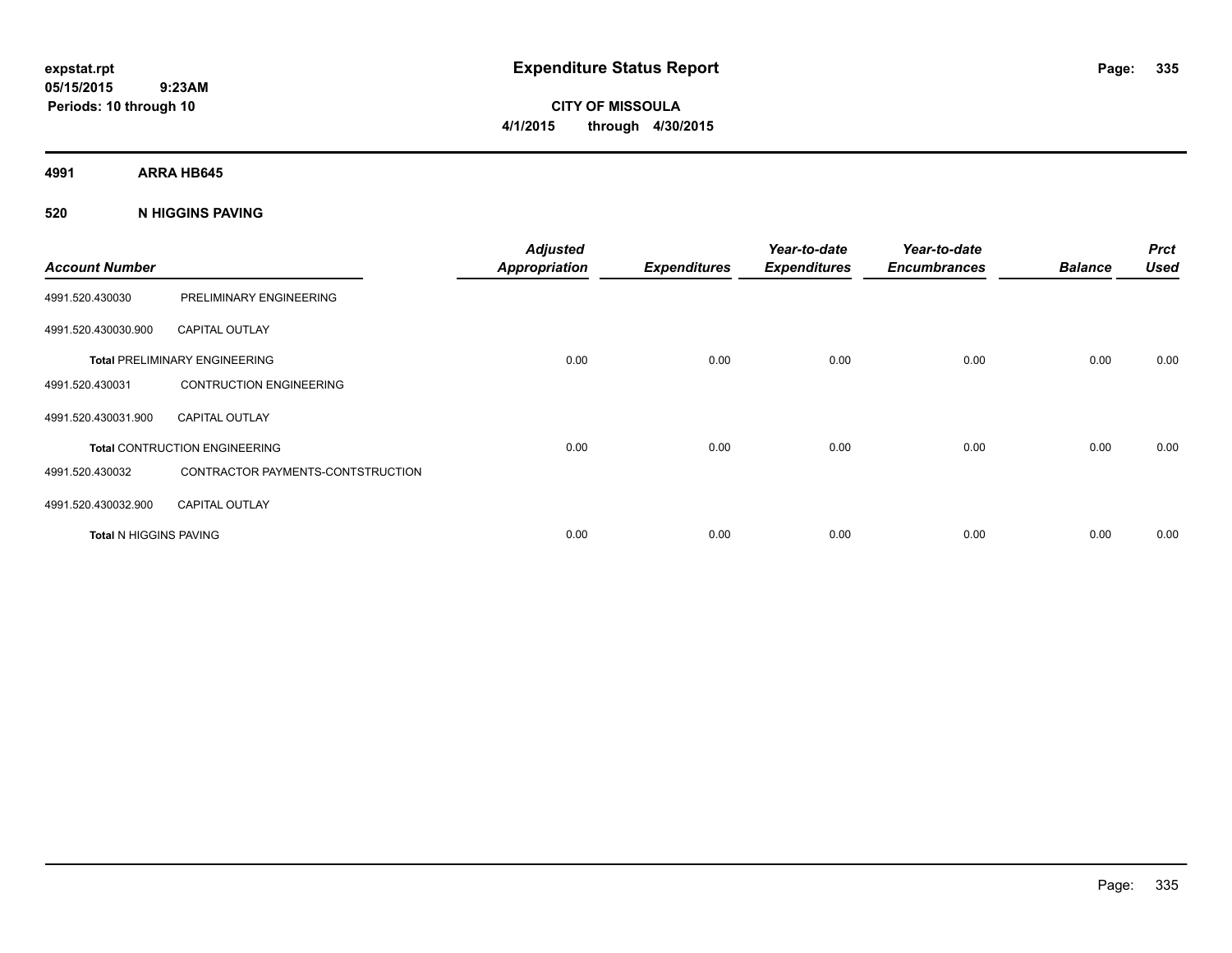**expstat.rpt**
**05/15/2015 9:23AM**
**Periods: 10 through 10**

# Expenditure Status Report

**CITY OF MISSOULA**
**4/1/2015 through 4/30/2015**

## 4991 ARRA HB645

### 520 N HIGGINS PAVING

| Account Number | | Adjusted Appropriation | Expenditures | Year-to-date Expenditures | Year-to-date Encumbrances | Balance | Prct Used |
|---|---|---|---|---|---|---|---|
| 4991.520.430030 | PRELIMINARY ENGINEERING | | | | | | |
| 4991.520.430030.900 | CAPITAL OUTLAY | | | | | | |
| **Total** PRELIMINARY ENGINEERING | | 0.00 | 0.00 | 0.00 | 0.00 | 0.00 | 0.00 |
| 4991.520.430031 | CONTRUCTION ENGINEERING | | | | | | |
| 4991.520.430031.900 | CAPITAL OUTLAY | | | | | | |
| **Total** CONTRUCTION ENGINEERING | | 0.00 | 0.00 | 0.00 | 0.00 | 0.00 | 0.00 |
| 4991.520.430032 | CONTRACTOR PAYMENTS-CONTSTRUCTION | | | | | | |
| 4991.520.430032.900 | CAPITAL OUTLAY | | | | | | |
| **Total** N HIGGINS PAVING | | 0.00 | 0.00 | 0.00 | 0.00 | 0.00 | 0.00 |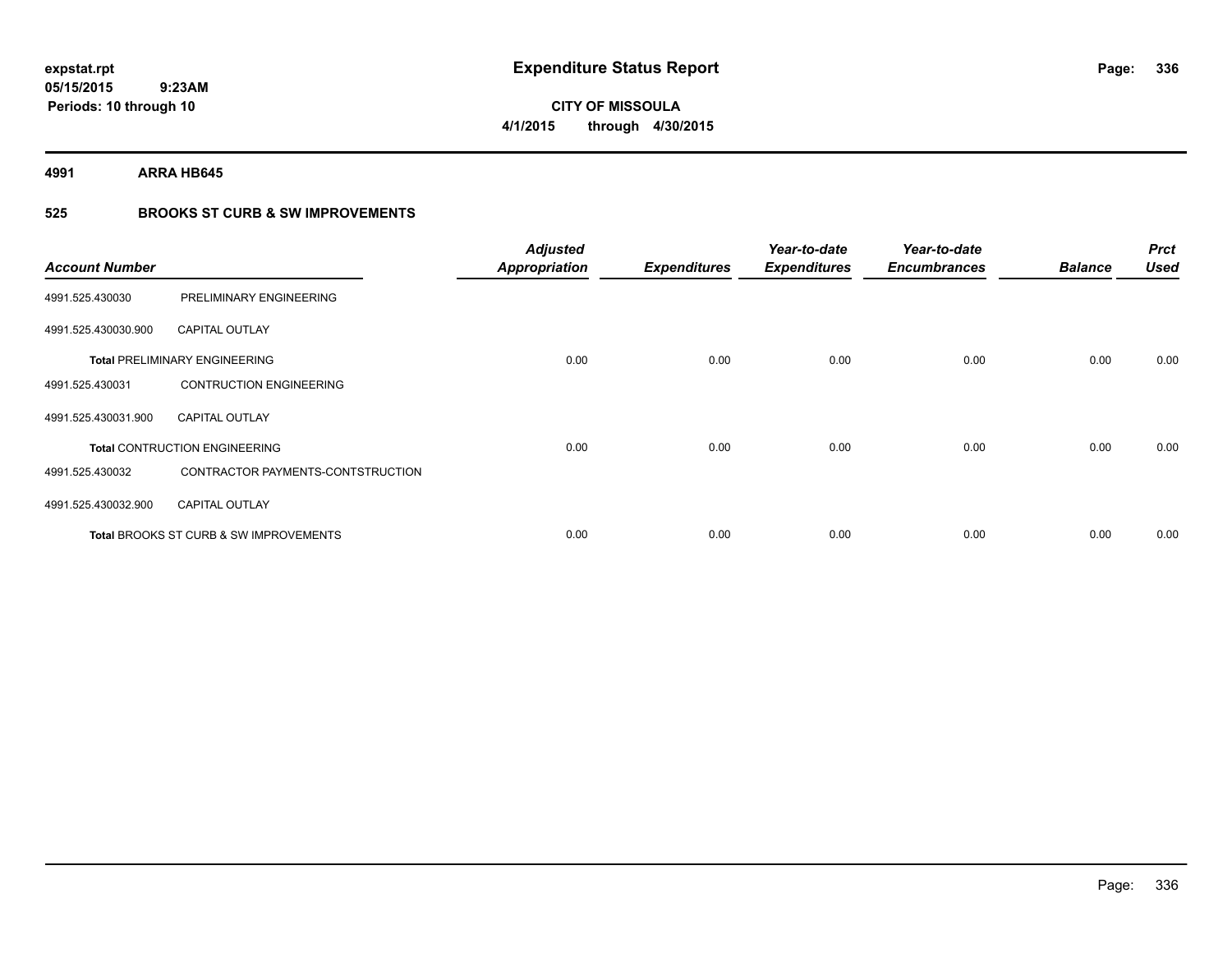**expstat.rpt**
**05/15/2015 9:23AM**
**Periods: 10 through 10**

# Expenditure Status Report

**CITY OF MISSOULA**
**4/1/2015 through 4/30/2015**

**4991 ARRA HB645**

**525 BROOKS ST CURB & SW IMPROVEMENTS**

| Account Number | | Adjusted Appropriation | Expenditures | Year-to-date Expenditures | Year-to-date Encumbrances | Balance | Prct Used |
|---|---|---|---|---|---|---|---|
| 4991.525.430030 | PRELIMINARY ENGINEERING | | | | | | |
| 4991.525.430030.900 | CAPITAL OUTLAY | | | | | | |
| **Total** PRELIMINARY ENGINEERING | | 0.00 | 0.00 | 0.00 | 0.00 | 0.00 | 0.00 |
| 4991.525.430031 | CONTRUCTION ENGINEERING | | | | | | |
| 4991.525.430031.900 | CAPITAL OUTLAY | | | | | | |
| **Total** CONTRUCTION ENGINEERING | | 0.00 | 0.00 | 0.00 | 0.00 | 0.00 | 0.00 |
| 4991.525.430032 | CONTRACTOR PAYMENTS-CONTSTRUCTION | | | | | | |
| 4991.525.430032.900 | CAPITAL OUTLAY | | | | | | |
| **Total** BROOKS ST CURB & SW IMPROVEMENTS | | 0.00 | 0.00 | 0.00 | 0.00 | 0.00 | 0.00 |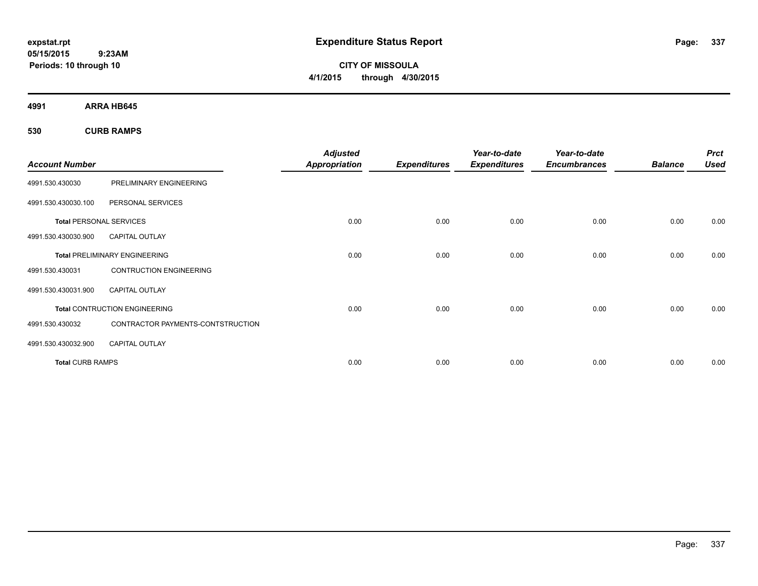# Expenditure Status Report

expstat.rpt
05/15/2015 9:23AM
Periods: 10 through 10

**CITY OF MISSOULA**
**4/1/2015 through 4/30/2015**

**4991 ARRA HB645**

**530 CURB RAMPS**

| Account Number | | Adjusted Appropriation | Expenditures | Year-to-date Expenditures | Year-to-date Encumbrances | Balance | Prct Used |
|---|---|---|---|---|---|---|---|
| 4991.530.430030 | PRELIMINARY ENGINEERING | | | | | | |
| 4991.530.430030.100 | PERSONAL SERVICES | | | | | | |
| **Total** PERSONAL SERVICES | | 0.00 | 0.00 | 0.00 | 0.00 | 0.00 | 0.00 |
| 4991.530.430030.900 | CAPITAL OUTLAY | | | | | | |
| **Total** PRELIMINARY ENGINEERING | | 0.00 | 0.00 | 0.00 | 0.00 | 0.00 | 0.00 |
| 4991.530.430031 | CONTRUCTION ENGINEERING | | | | | | |
| 4991.530.430031.900 | CAPITAL OUTLAY | | | | | | |
| **Total** CONTRUCTION ENGINEERING | | 0.00 | 0.00 | 0.00 | 0.00 | 0.00 | 0.00 |
| 4991.530.430032 | CONTRACTOR PAYMENTS-CONTSTRUCTION | | | | | | |
| 4991.530.430032.900 | CAPITAL OUTLAY | | | | | | |
| **Total** CURB RAMPS | | 0.00 | 0.00 | 0.00 | 0.00 | 0.00 | 0.00 |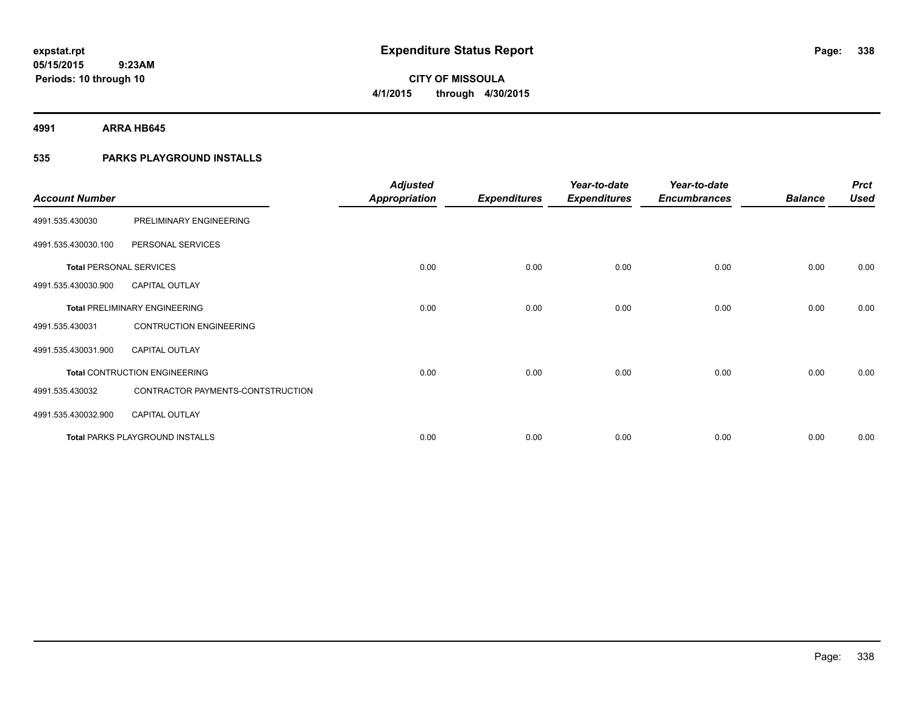expstat.rpt
05/15/2015 9:23AM
Periods: 10 through 10

# Expenditure Status Report

**CITY OF MISSOULA**
**4/1/2015 through 4/30/2015**

**4991 ARRA HB645**

**535 PARKS PLAYGROUND INSTALLS**

| Account Number | | Adjusted Appropriation | Expenditures | Year-to-date Expenditures | Year-to-date Encumbrances | Balance | Prct Used |
|---|---|---|---|---|---|---|---|
| 4991.535.430030 | PRELIMINARY ENGINEERING | | | | | | |
| 4991.535.430030.100 | PERSONAL SERVICES | | | | | | |
| Total PERSONAL SERVICES | | 0.00 | 0.00 | 0.00 | 0.00 | 0.00 | 0.00 |
| 4991.535.430030.900 | CAPITAL OUTLAY | | | | | | |
| Total PRELIMINARY ENGINEERING | | 0.00 | 0.00 | 0.00 | 0.00 | 0.00 | 0.00 |
| 4991.535.430031 | CONTRUCTION ENGINEERING | | | | | | |
| 4991.535.430031.900 | CAPITAL OUTLAY | | | | | | |
| Total CONTRUCTION ENGINEERING | | 0.00 | 0.00 | 0.00 | 0.00 | 0.00 | 0.00 |
| 4991.535.430032 | CONTRACTOR PAYMENTS-CONTSTRUCTION | | | | | | |
| 4991.535.430032.900 | CAPITAL OUTLAY | | | | | | |
| Total PARKS PLAYGROUND INSTALLS | | 0.00 | 0.00 | 0.00 | 0.00 | 0.00 | 0.00 |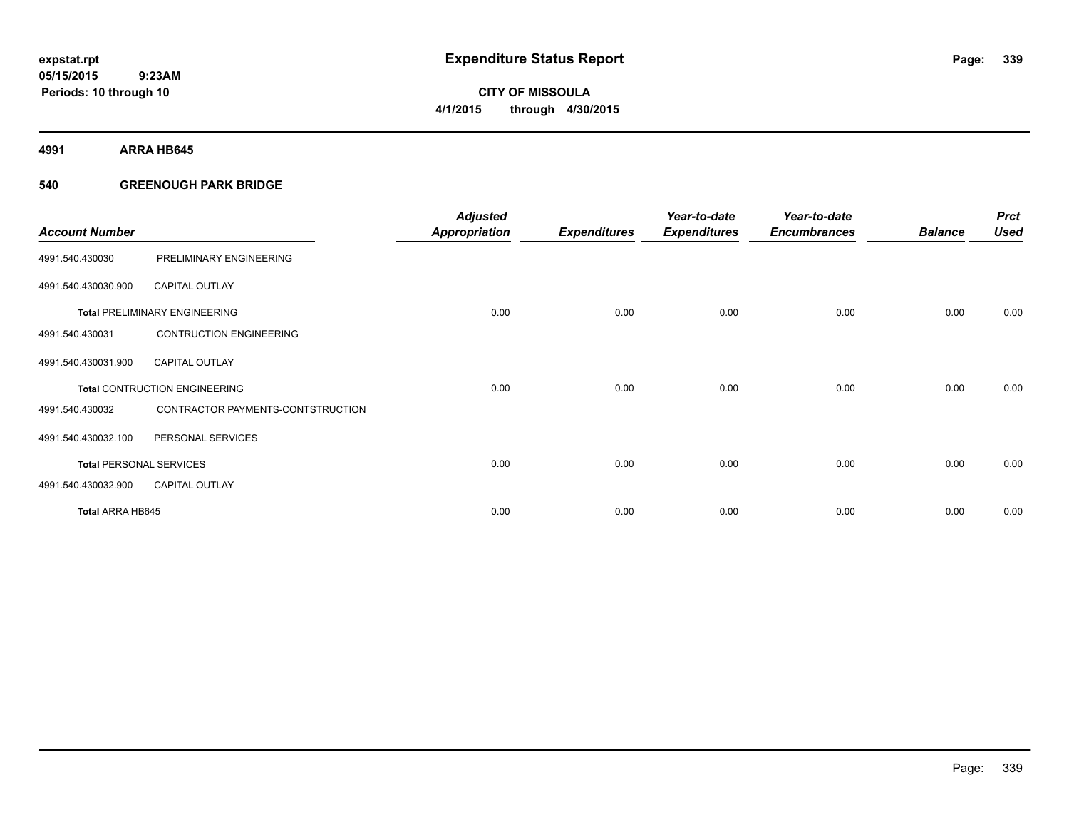expstat.rpt
05/15/2015 9:23AM
Periods: 10 through 10

# Expenditure Status Report

CITY OF MISSOULA
4/1/2015 through 4/30/2015

## 4991 ARRA HB645

## 540 GREENOUGH PARK BRIDGE

| Account Number | | Adjusted Appropriation | Expenditures | Year-to-date Expenditures | Year-to-date Encumbrances | Balance | Prct Used |
|---|---|---|---|---|---|---|---|
| 4991.540.430030 | PRELIMINARY ENGINEERING | | | | | | |
| 4991.540.430030.900 | CAPITAL OUTLAY | | | | | | |
| **Total** PRELIMINARY ENGINEERING | | 0.00 | 0.00 | 0.00 | 0.00 | 0.00 | 0.00 |
| 4991.540.430031 | CONTRUCTION ENGINEERING | | | | | | |
| 4991.540.430031.900 | CAPITAL OUTLAY | | | | | | |
| **Total** CONTRUCTION ENGINEERING | | 0.00 | 0.00 | 0.00 | 0.00 | 0.00 | 0.00 |
| 4991.540.430032 | CONTRACTOR PAYMENTS-CONTSTRUCTION | | | | | | |
| 4991.540.430032.100 | PERSONAL SERVICES | | | | | | |
| **Total** PERSONAL SERVICES | | 0.00 | 0.00 | 0.00 | 0.00 | 0.00 | 0.00 |
| 4991.540.430032.900 | CAPITAL OUTLAY | | | | | | |
| **Total** ARRA HB645 | | 0.00 | 0.00 | 0.00 | 0.00 | 0.00 | 0.00 |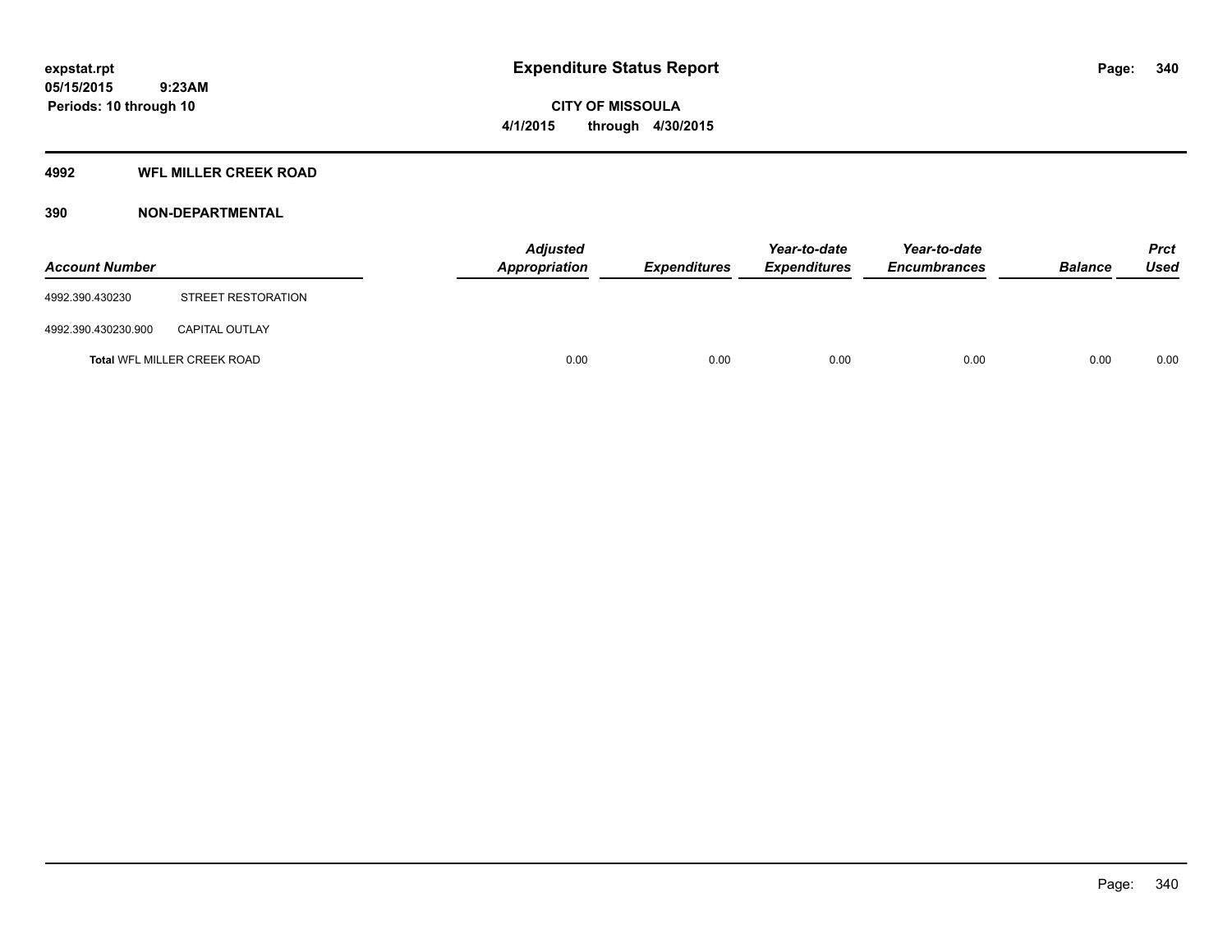**Expenditure Status Report**

**CITY OF MISSOULA**

**4/1/2015 through 4/30/2015**

expstat.rpt
05/15/2015 9:23AM
Periods: 10 through 10

## 4992 WFL MILLER CREEK ROAD

### 390 NON-DEPARTMENTAL

| Account Number | | Adjusted Appropriation | Expenditures | Year-to-date Expenditures | Year-to-date Encumbrances | Balance | Prct Used |
|---|---|---|---|---|---|---|---|
| 4992.390.430230 | STREET RESTORATION | | | | | | |
| 4992.390.430230.900 | CAPITAL OUTLAY | | | | | | |
| **Total** WFL MILLER CREEK ROAD | | 0.00 | 0.00 | 0.00 | 0.00 | 0.00 | 0.00 |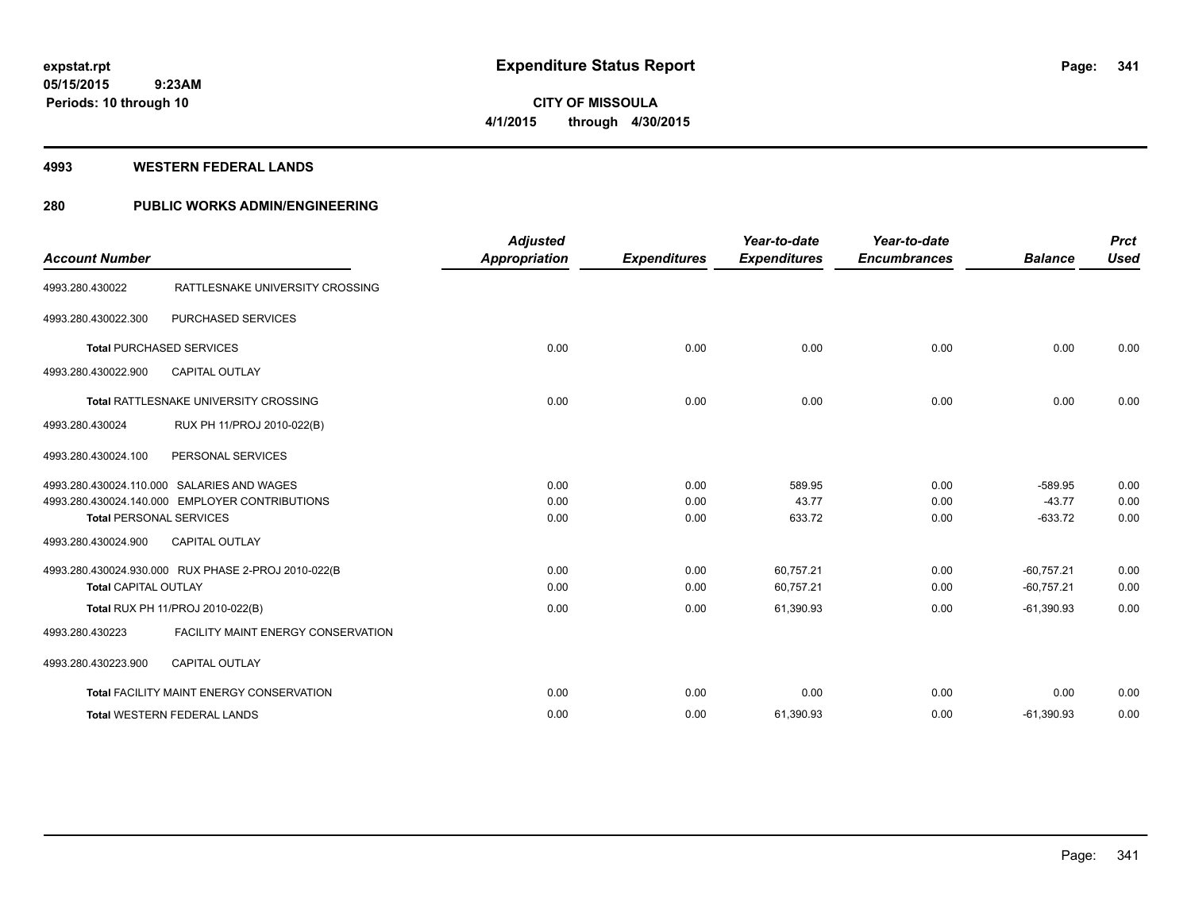**expstat.rpt**
**05/15/2015 9:23AM**
**Periods: 10 through 10**

# Expenditure Status Report

**CITY OF MISSOULA**
**4/1/2015 through 4/30/2015**

## 4993 WESTERN FEDERAL LANDS

## 280 PUBLIC WORKS ADMIN/ENGINEERING

| Account Number | | Adjusted Appropriation | Expenditures | Year-to-date Expenditures | Year-to-date Encumbrances | Balance | Prct Used |
|---|---|---|---|---|---|---|---|
| 4993.280.430022 | RATTLESNAKE UNIVERSITY CROSSING | | | | | | |
| 4993.280.430022.300 | PURCHASED SERVICES | | | | | | |
| **Total** PURCHASED SERVICES | | 0.00 | 0.00 | 0.00 | 0.00 | 0.00 | 0.00 |
| 4993.280.430022.900 | CAPITAL OUTLAY | | | | | | |
| **Total** RATTLESNAKE UNIVERSITY CROSSING | | 0.00 | 0.00 | 0.00 | 0.00 | 0.00 | 0.00 |
| 4993.280.430024 | RUX PH 11/PROJ 2010-022(B) | | | | | | |
| 4993.280.430024.100 | PERSONAL SERVICES | | | | | | |
| 4993.280.430024.110.000 | SALARIES AND WAGES | 0.00 | 0.00 | 589.95 | 0.00 | -589.95 | 0.00 |
| 4993.280.430024.140.000 | EMPLOYER CONTRIBUTIONS | 0.00 | 0.00 | 43.77 | 0.00 | -43.77 | 0.00 |
| **Total** PERSONAL SERVICES | | 0.00 | 0.00 | 633.72 | 0.00 | -633.72 | 0.00 |
| 4993.280.430024.900 | CAPITAL OUTLAY | | | | | | |
| 4993.280.430024.930.000 | RUX PHASE 2-PROJ 2010-022(B | 0.00 | 0.00 | 60,757.21 | 0.00 | -60,757.21 | 0.00 |
| **Total** CAPITAL OUTLAY | | 0.00 | 0.00 | 60,757.21 | 0.00 | -60,757.21 | 0.00 |
| **Total** RUX PH 11/PROJ 2010-022(B) | | 0.00 | 0.00 | 61,390.93 | 0.00 | -61,390.93 | 0.00 |
| 4993.280.430223 | FACILITY MAINT ENERGY CONSERVATION | | | | | | |
| 4993.280.430223.900 | CAPITAL OUTLAY | | | | | | |
| **Total** FACILITY MAINT ENERGY CONSERVATION | | 0.00 | 0.00 | 0.00 | 0.00 | 0.00 | 0.00 |
| **Total** WESTERN FEDERAL LANDS | | 0.00 | 0.00 | 61,390.93 | 0.00 | -61,390.93 | 0.00 |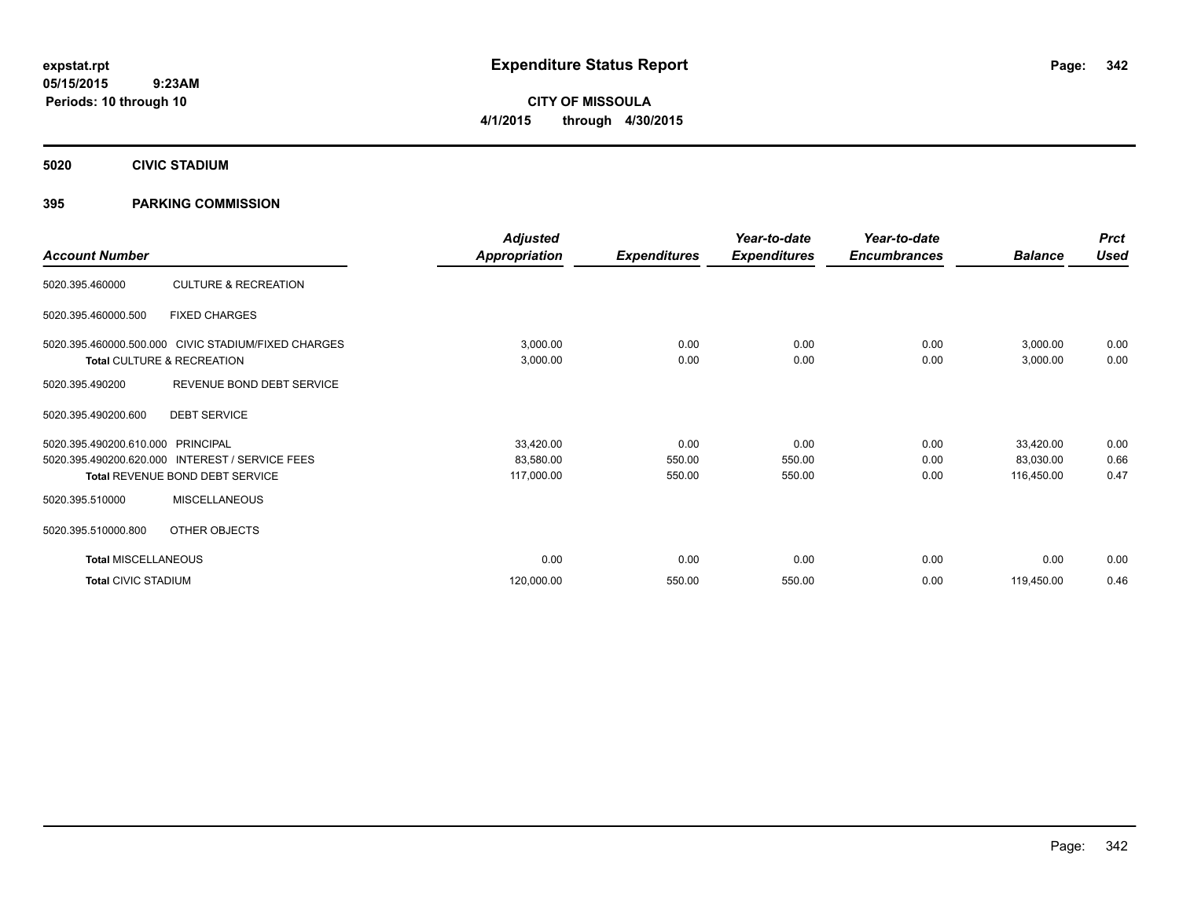# Expenditure Status Report

**CITY OF MISSOULA**

**4/1/2015 through 4/30/2015**

expstat.rpt
05/15/2015 9:23AM
Periods: 10 through 10

## 5020 CIVIC STADIUM

### 395 PARKING COMMISSION

| Account Number | | Adjusted Appropriation | Expenditures | Year-to-date Expenditures | Year-to-date Encumbrances | Balance | Prct Used |
|---|---|---|---|---|---|---|---|
| 5020.395.460000 | CULTURE & RECREATION | | | | | | |
| 5020.395.460000.500 | FIXED CHARGES | | | | | | |
| 5020.395.460000.500.000 | CIVIC STADIUM/FIXED CHARGES | 3,000.00 | 0.00 | 0.00 | 0.00 | 3,000.00 | 0.00 |
| **Total** CULTURE & RECREATION | | 3,000.00 | 0.00 | 0.00 | 0.00 | 3,000.00 | 0.00 |
| 5020.395.490200 | REVENUE BOND DEBT SERVICE | | | | | | |
| 5020.395.490200.600 | DEBT SERVICE | | | | | | |
| 5020.395.490200.610.000 | PRINCIPAL | 33,420.00 | 0.00 | 0.00 | 0.00 | 33,420.00 | 0.00 |
| 5020.395.490200.620.000 | INTEREST / SERVICE FEES | 83,580.00 | 550.00 | 550.00 | 0.00 | 83,030.00 | 0.66 |
| **Total** REVENUE BOND DEBT SERVICE | | 117,000.00 | 550.00 | 550.00 | 0.00 | 116,450.00 | 0.47 |
| 5020.395.510000 | MISCELLANEOUS | | | | | | |
| 5020.395.510000.800 | OTHER OBJECTS | | | | | | |
| **Total** MISCELLANEOUS | | 0.00 | 0.00 | 0.00 | 0.00 | 0.00 | 0.00 |
| **Total** CIVIC STADIUM | | 120,000.00 | 550.00 | 550.00 | 0.00 | 119,450.00 | 0.46 |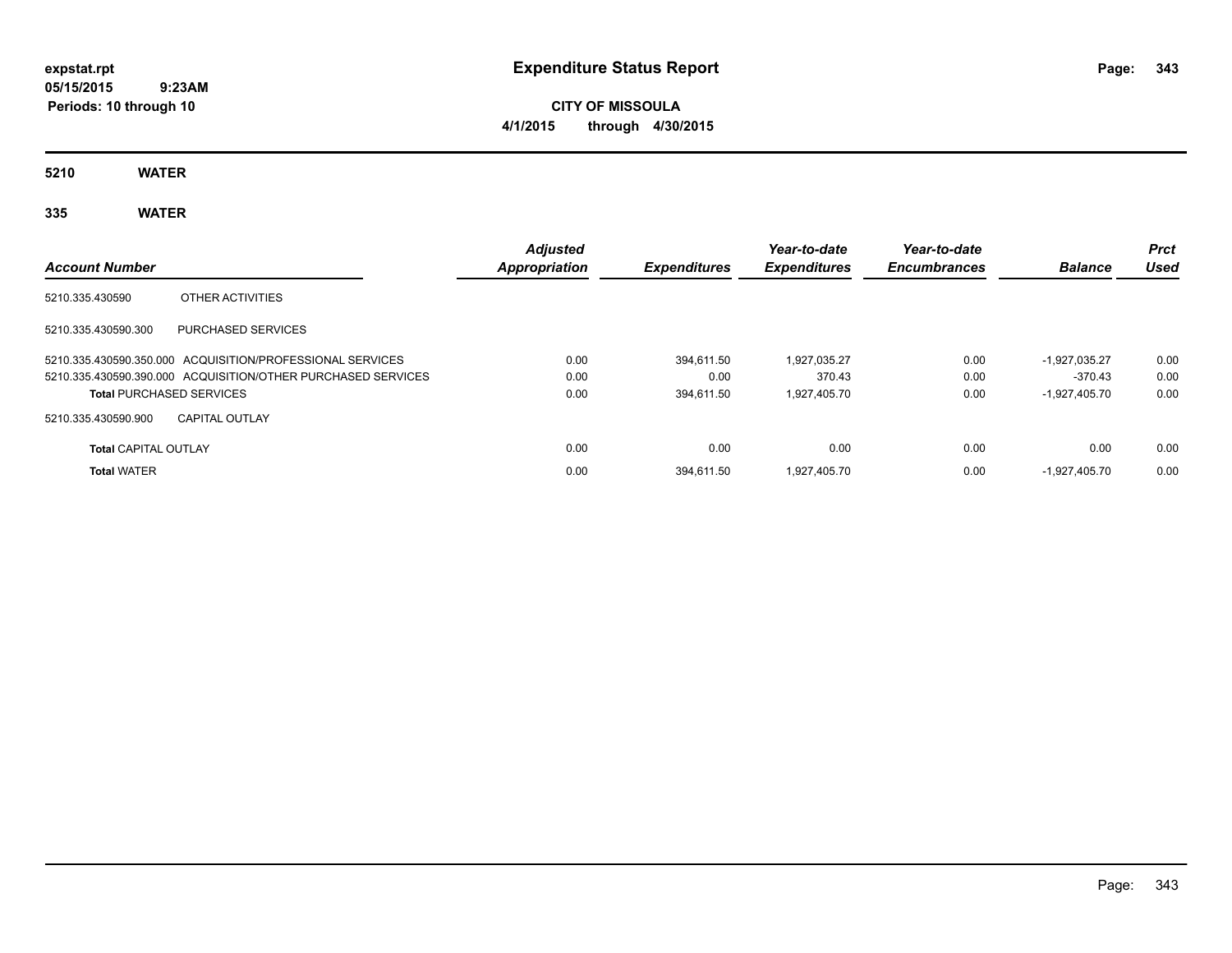# Expenditure Status Report

**expstat.rpt**
**05/15/2015 9:23AM**
**Periods: 10 through 10**

**CITY OF MISSOULA**
**4/1/2015 through 4/30/2015**

## 5210 WATER

### 335 WATER

| Account Number | | Adjusted Appropriation | Expenditures | Year-to-date Expenditures | Year-to-date Encumbrances | Balance | Prct Used |
|---|---|---|---|---|---|---|---|
| 5210.335.430590 | OTHER ACTIVITIES | | | | | | |
| 5210.335.430590.300 | PURCHASED SERVICES | | | | | | |
| 5210.335.430590.350.000 | ACQUISITION/PROFESSIONAL SERVICES | 0.00 | 394,611.50 | 1,927,035.27 | 0.00 | -1,927,035.27 | 0.00 |
| 5210.335.430590.390.000 | ACQUISITION/OTHER PURCHASED SERVICES | 0.00 | 0.00 | 370.43 | 0.00 | -370.43 | 0.00 |
| **Total** PURCHASED SERVICES | | 0.00 | 394,611.50 | 1,927,405.70 | 0.00 | -1,927,405.70 | 0.00 |
| 5210.335.430590.900 | CAPITAL OUTLAY | | | | | | |
| **Total** CAPITAL OUTLAY | | 0.00 | 0.00 | 0.00 | 0.00 | 0.00 | 0.00 |
| **Total** WATER | | 0.00 | 394,611.50 | 1,927,405.70 | 0.00 | -1,927,405.70 | 0.00 |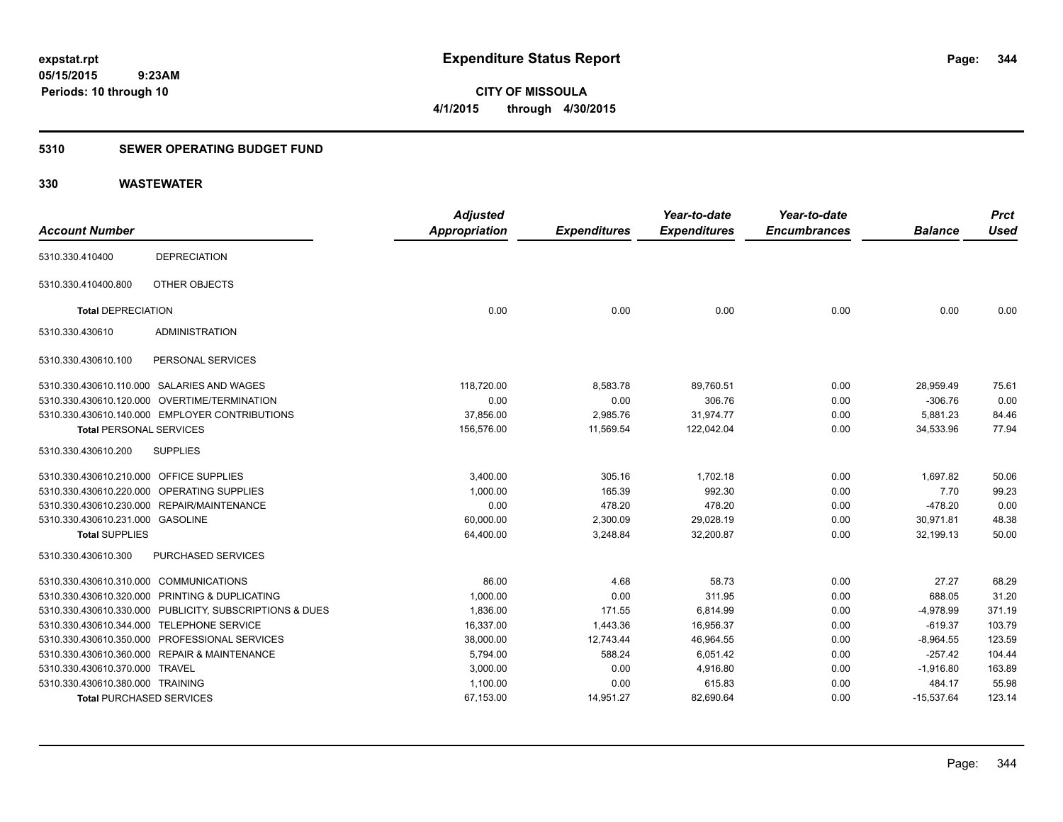# Expenditure Status Report

expstat.rpt
05/15/2015 9:23AM
Periods: 10 through 10

**CITY OF MISSOULA**
**4/1/2015 through 4/30/2015**

## 5310 SEWER OPERATING BUDGET FUND

### 330 WASTEWATER

| Account Number | | Adjusted Appropriation | Expenditures | Year-to-date Expenditures | Year-to-date Encumbrances | Balance | Prct Used |
|---|---|---|---|---|---|---|---|
| 5310.330.410400 | DEPRECIATION | | | | | | |
| 5310.330.410400.800 | OTHER OBJECTS | | | | | | |
| **Total** DEPRECIATION | | 0.00 | 0.00 | 0.00 | 0.00 | 0.00 | 0.00 |
| 5310.330.430610 | ADMINISTRATION | | | | | | |
| 5310.330.430610.100 | PERSONAL SERVICES | | | | | | |
| 5310.330.430610.110.000 | SALARIES AND WAGES | 118,720.00 | 8,583.78 | 89,760.51 | 0.00 | 28,959.49 | 75.61 |
| 5310.330.430610.120.000 | OVERTIME/TERMINATION | 0.00 | 0.00 | 306.76 | 0.00 | -306.76 | 0.00 |
| 5310.330.430610.140.000 | EMPLOYER CONTRIBUTIONS | 37,856.00 | 2,985.76 | 31,974.77 | 0.00 | 5,881.23 | 84.46 |
| **Total** PERSONAL SERVICES | | 156,576.00 | 11,569.54 | 122,042.04 | 0.00 | 34,533.96 | 77.94 |
| 5310.330.430610.200 | SUPPLIES | | | | | | |
| 5310.330.430610.210.000 | OFFICE SUPPLIES | 3,400.00 | 305.16 | 1,702.18 | 0.00 | 1,697.82 | 50.06 |
| 5310.330.430610.220.000 | OPERATING SUPPLIES | 1,000.00 | 165.39 | 992.30 | 0.00 | 7.70 | 99.23 |
| 5310.330.430610.230.000 | REPAIR/MAINTENANCE | 0.00 | 478.20 | 478.20 | 0.00 | -478.20 | 0.00 |
| 5310.330.430610.231.000 | GASOLINE | 60,000.00 | 2,300.09 | 29,028.19 | 0.00 | 30,971.81 | 48.38 |
| **Total** SUPPLIES | | 64,400.00 | 3,248.84 | 32,200.87 | 0.00 | 32,199.13 | 50.00 |
| 5310.330.430610.300 | PURCHASED SERVICES | | | | | | |
| 5310.330.430610.310.000 | COMMUNICATIONS | 86.00 | 4.68 | 58.73 | 0.00 | 27.27 | 68.29 |
| 5310.330.430610.320.000 | PRINTING & DUPLICATING | 1,000.00 | 0.00 | 311.95 | 0.00 | 688.05 | 31.20 |
| 5310.330.430610.330.000 | PUBLICITY, SUBSCRIPTIONS & DUES | 1,836.00 | 171.55 | 6,814.99 | 0.00 | -4,978.99 | 371.19 |
| 5310.330.430610.344.000 | TELEPHONE SERVICE | 16,337.00 | 1,443.36 | 16,956.37 | 0.00 | -619.37 | 103.79 |
| 5310.330.430610.350.000 | PROFESSIONAL SERVICES | 38,000.00 | 12,743.44 | 46,964.55 | 0.00 | -8,964.55 | 123.59 |
| 5310.330.430610.360.000 | REPAIR & MAINTENANCE | 5,794.00 | 588.24 | 6,051.42 | 0.00 | -257.42 | 104.44 |
| 5310.330.430610.370.000 | TRAVEL | 3,000.00 | 0.00 | 4,916.80 | 0.00 | -1,916.80 | 163.89 |
| 5310.330.430610.380.000 | TRAINING | 1,100.00 | 0.00 | 615.83 | 0.00 | 484.17 | 55.98 |
| **Total** PURCHASED SERVICES | | 67,153.00 | 14,951.27 | 82,690.64 | 0.00 | -15,537.64 | 123.14 |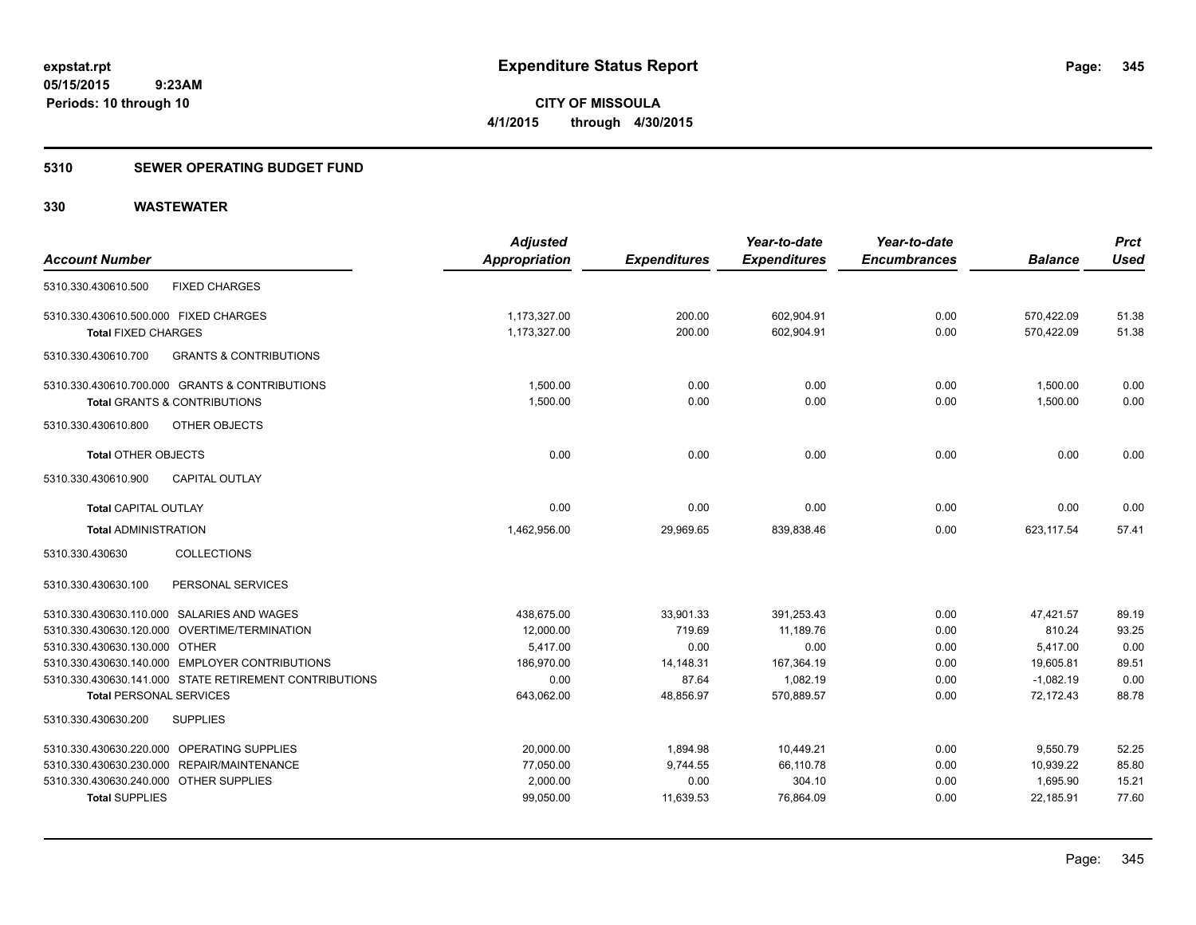# Expenditure Status Report

expstat.rpt
05/15/2015 9:23AM
Periods: 10 through 10

**CITY OF MISSOULA**
**4/1/2015 through 4/30/2015**

## 5310 SEWER OPERATING BUDGET FUND

## 330 WASTEWATER

| Account Number | Adjusted Appropriation | Expenditures | Year-to-date Expenditures | Year-to-date Encumbrances | Balance | Prct Used |
|---|---|---|---|---|---|---|
| 5310.330.430610.500 FIXED CHARGES | | | | | | |
| 5310.330.430610.500.000 FIXED CHARGES | 1,173,327.00 | 200.00 | 602,904.91 | 0.00 | 570,422.09 | 51.38 |
| **Total** FIXED CHARGES | 1,173,327.00 | 200.00 | 602,904.91 | 0.00 | 570,422.09 | 51.38 |
| 5310.330.430610.700 GRANTS & CONTRIBUTIONS | | | | | | |
| 5310.330.430610.700.000 GRANTS & CONTRIBUTIONS | 1,500.00 | 0.00 | 0.00 | 0.00 | 1,500.00 | 0.00 |
| **Total** GRANTS & CONTRIBUTIONS | 1,500.00 | 0.00 | 0.00 | 0.00 | 1,500.00 | 0.00 |
| 5310.330.430610.800 OTHER OBJECTS | | | | | | |
| **Total** OTHER OBJECTS | 0.00 | 0.00 | 0.00 | 0.00 | 0.00 | 0.00 |
| 5310.330.430610.900 CAPITAL OUTLAY | | | | | | |
| **Total** CAPITAL OUTLAY | 0.00 | 0.00 | 0.00 | 0.00 | 0.00 | 0.00 |
| **Total** ADMINISTRATION | 1,462,956.00 | 29,969.65 | 839,838.46 | 0.00 | 623,117.54 | 57.41 |
| 5310.330.430630 COLLECTIONS | | | | | | |
| 5310.330.430630.100 PERSONAL SERVICES | | | | | | |
| 5310.330.430630.110.000 SALARIES AND WAGES | 438,675.00 | 33,901.33 | 391,253.43 | 0.00 | 47,421.57 | 89.19 |
| 5310.330.430630.120.000 OVERTIME/TERMINATION | 12,000.00 | 719.69 | 11,189.76 | 0.00 | 810.24 | 93.25 |
| 5310.330.430630.130.000 OTHER | 5,417.00 | 0.00 | 0.00 | 0.00 | 5,417.00 | 0.00 |
| 5310.330.430630.140.000 EMPLOYER CONTRIBUTIONS | 186,970.00 | 14,148.31 | 167,364.19 | 0.00 | 19,605.81 | 89.51 |
| 5310.330.430630.141.000 STATE RETIREMENT CONTRIBUTIONS | 0.00 | 87.64 | 1,082.19 | 0.00 | -1,082.19 | 0.00 |
| **Total** PERSONAL SERVICES | 643,062.00 | 48,856.97 | 570,889.57 | 0.00 | 72,172.43 | 88.78 |
| 5310.330.430630.200 SUPPLIES | | | | | | |
| 5310.330.430630.220.000 OPERATING SUPPLIES | 20,000.00 | 1,894.98 | 10,449.21 | 0.00 | 9,550.79 | 52.25 |
| 5310.330.430630.230.000 REPAIR/MAINTENANCE | 77,050.00 | 9,744.55 | 66,110.78 | 0.00 | 10,939.22 | 85.80 |
| 5310.330.430630.240.000 OTHER SUPPLIES | 2,000.00 | 0.00 | 304.10 | 0.00 | 1,695.90 | 15.21 |
| **Total** SUPPLIES | 99,050.00 | 11,639.53 | 76,864.09 | 0.00 | 22,185.91 | 77.60 |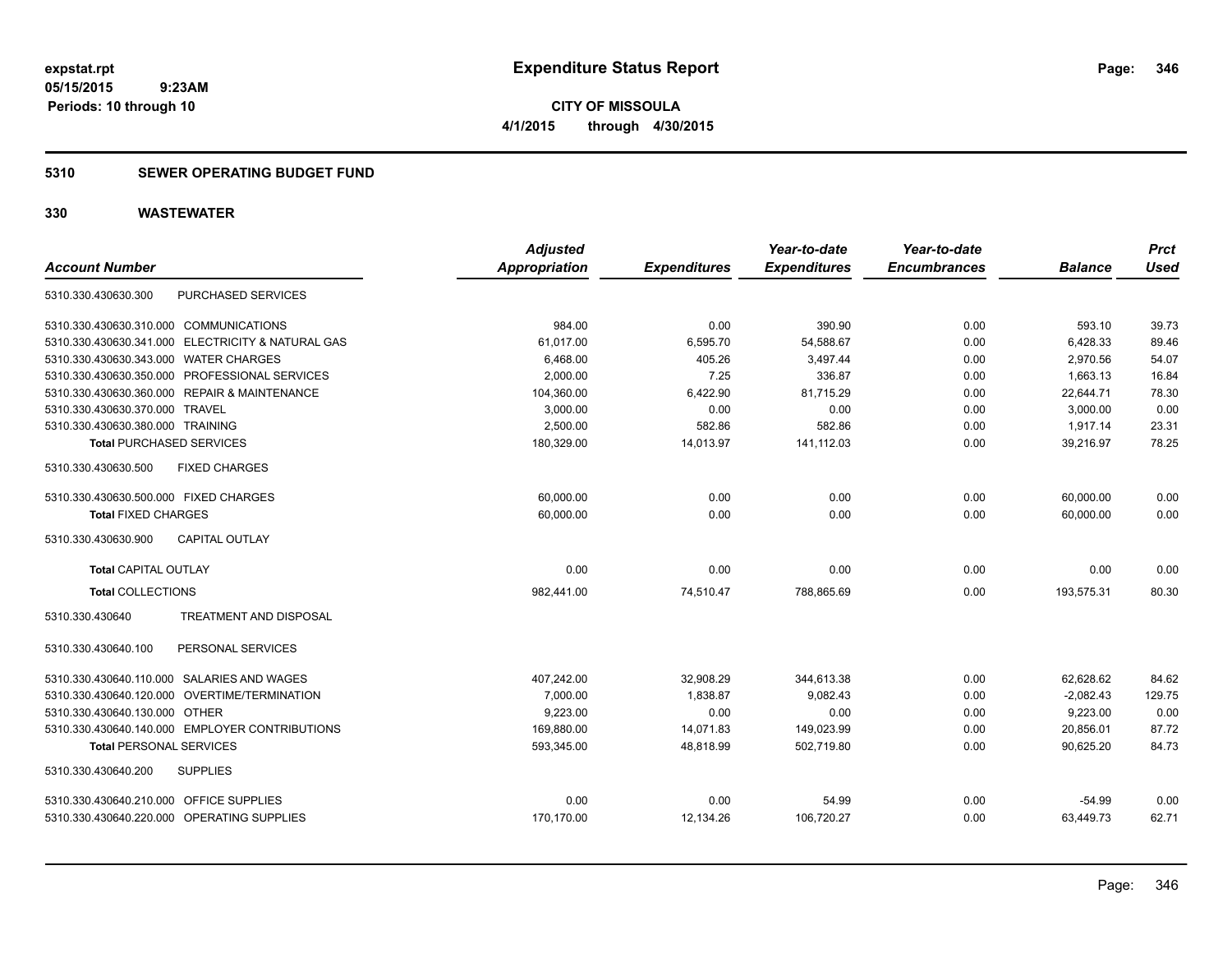# Expenditure Status Report

expstat.rpt
05/15/2015 9:23AM
Periods: 10 through 10

**CITY OF MISSOULA**
**4/1/2015 through 4/30/2015**

## 5310 SEWER OPERATING BUDGET FUND

## 330 WASTEWATER

| Account Number | Adjusted Appropriation | Expenditures | Year-to-date Expenditures | Year-to-date Encumbrances | Balance | Prct Used |
|---|---|---|---|---|---|---|
| 5310.330.430630.300 PURCHASED SERVICES | | | | | | |
| 5310.330.430630.310.000 COMMUNICATIONS | 984.00 | 0.00 | 390.90 | 0.00 | 593.10 | 39.73 |
| 5310.330.430630.341.000 ELECTRICITY & NATURAL GAS | 61,017.00 | 6,595.70 | 54,588.67 | 0.00 | 6,428.33 | 89.46 |
| 5310.330.430630.343.000 WATER CHARGES | 6,468.00 | 405.26 | 3,497.44 | 0.00 | 2,970.56 | 54.07 |
| 5310.330.430630.350.000 PROFESSIONAL SERVICES | 2,000.00 | 7.25 | 336.87 | 0.00 | 1,663.13 | 16.84 |
| 5310.330.430630.360.000 REPAIR & MAINTENANCE | 104,360.00 | 6,422.90 | 81,715.29 | 0.00 | 22,644.71 | 78.30 |
| 5310.330.430630.370.000 TRAVEL | 3,000.00 | 0.00 | 0.00 | 0.00 | 3,000.00 | 0.00 |
| 5310.330.430630.380.000 TRAINING | 2,500.00 | 582.86 | 582.86 | 0.00 | 1,917.14 | 23.31 |
| **Total** PURCHASED SERVICES | 180,329.00 | 14,013.97 | 141,112.03 | 0.00 | 39,216.97 | 78.25 |
| 5310.330.430630.500 FIXED CHARGES | | | | | | |
| 5310.330.430630.500.000 FIXED CHARGES | 60,000.00 | 0.00 | 0.00 | 0.00 | 60,000.00 | 0.00 |
| **Total** FIXED CHARGES | 60,000.00 | 0.00 | 0.00 | 0.00 | 60,000.00 | 0.00 |
| 5310.330.430630.900 CAPITAL OUTLAY | | | | | | |
| **Total** CAPITAL OUTLAY | 0.00 | 0.00 | 0.00 | 0.00 | 0.00 | 0.00 |
| **Total** COLLECTIONS | 982,441.00 | 74,510.47 | 788,865.69 | 0.00 | 193,575.31 | 80.30 |
| 5310.330.430640 TREATMENT AND DISPOSAL | | | | | | |
| 5310.330.430640.100 PERSONAL SERVICES | | | | | | |
| 5310.330.430640.110.000 SALARIES AND WAGES | 407,242.00 | 32,908.29 | 344,613.38 | 0.00 | 62,628.62 | 84.62 |
| 5310.330.430640.120.000 OVERTIME/TERMINATION | 7,000.00 | 1,838.87 | 9,082.43 | 0.00 | -2,082.43 | 129.75 |
| 5310.330.430640.130.000 OTHER | 9,223.00 | 0.00 | 0.00 | 0.00 | 9,223.00 | 0.00 |
| 5310.330.430640.140.000 EMPLOYER CONTRIBUTIONS | 169,880.00 | 14,071.83 | 149,023.99 | 0.00 | 20,856.01 | 87.72 |
| **Total** PERSONAL SERVICES | 593,345.00 | 48,818.99 | 502,719.80 | 0.00 | 90,625.20 | 84.73 |
| 5310.330.430640.200 SUPPLIES | | | | | | |
| 5310.330.430640.210.000 OFFICE SUPPLIES | 0.00 | 0.00 | 54.99 | 0.00 | -54.99 | 0.00 |
| 5310.330.430640.220.000 OPERATING SUPPLIES | 170,170.00 | 12,134.26 | 106,720.27 | 0.00 | 63,449.73 | 62.71 |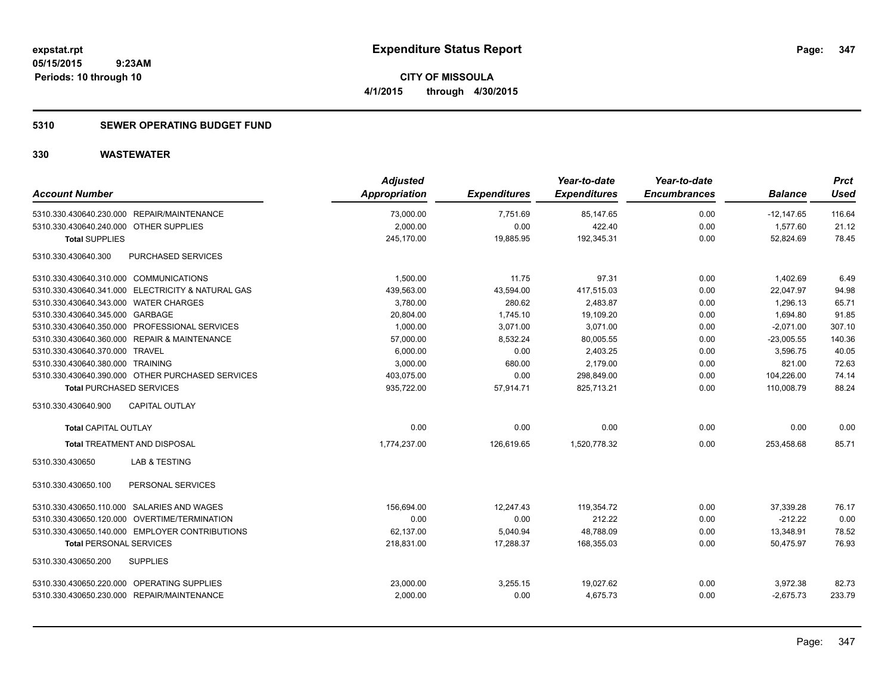# Expenditure Status Report

**CITY OF MISSOULA**
**4/1/2015 through 4/30/2015**

expstat.rpt
05/15/2015 9:23AM
Periods: 10 through 10

## 5310 SEWER OPERATING BUDGET FUND

## 330 WASTEWATER

| Account Number | Adjusted Appropriation | Expenditures | Year-to-date Expenditures | Year-to-date Encumbrances | Balance | Prct Used |
|---|---|---|---|---|---|---|
| 5310.330.430640.230.000 REPAIR/MAINTENANCE | 73,000.00 | 7,751.69 | 85,147.65 | 0.00 | -12,147.65 | 116.64 |
| 5310.330.430640.240.000 OTHER SUPPLIES | 2,000.00 | 0.00 | 422.40 | 0.00 | 1,577.60 | 21.12 |
| **Total** SUPPLIES | 245,170.00 | 19,885.95 | 192,345.31 | 0.00 | 52,824.69 | 78.45 |
| 5310.330.430640.300 PURCHASED SERVICES | | | | | | |
| 5310.330.430640.310.000 COMMUNICATIONS | 1,500.00 | 11.75 | 97.31 | 0.00 | 1,402.69 | 6.49 |
| 5310.330.430640.341.000 ELECTRICITY & NATURAL GAS | 439,563.00 | 43,594.00 | 417,515.03 | 0.00 | 22,047.97 | 94.98 |
| 5310.330.430640.343.000 WATER CHARGES | 3,780.00 | 280.62 | 2,483.87 | 0.00 | 1,296.13 | 65.71 |
| 5310.330.430640.345.000 GARBAGE | 20,804.00 | 1,745.10 | 19,109.20 | 0.00 | 1,694.80 | 91.85 |
| 5310.330.430640.350.000 PROFESSIONAL SERVICES | 1,000.00 | 3,071.00 | 3,071.00 | 0.00 | -2,071.00 | 307.10 |
| 5310.330.430640.360.000 REPAIR & MAINTENANCE | 57,000.00 | 8,532.24 | 80,005.55 | 0.00 | -23,005.55 | 140.36 |
| 5310.330.430640.370.000 TRAVEL | 6,000.00 | 0.00 | 2,403.25 | 0.00 | 3,596.75 | 40.05 |
| 5310.330.430640.380.000 TRAINING | 3,000.00 | 680.00 | 2,179.00 | 0.00 | 821.00 | 72.63 |
| 5310.330.430640.390.000 OTHER PURCHASED SERVICES | 403,075.00 | 0.00 | 298,849.00 | 0.00 | 104,226.00 | 74.14 |
| **Total** PURCHASED SERVICES | 935,722.00 | 57,914.71 | 825,713.21 | 0.00 | 110,008.79 | 88.24 |
| 5310.330.430640.900 CAPITAL OUTLAY | | | | | | |
| **Total** CAPITAL OUTLAY | 0.00 | 0.00 | 0.00 | 0.00 | 0.00 | 0.00 |
| **Total** TREATMENT AND DISPOSAL | 1,774,237.00 | 126,619.65 | 1,520,778.32 | 0.00 | 253,458.68 | 85.71 |
| 5310.330.430650 LAB & TESTING | | | | | | |
| 5310.330.430650.100 PERSONAL SERVICES | | | | | | |
| 5310.330.430650.110.000 SALARIES AND WAGES | 156,694.00 | 12,247.43 | 119,354.72 | 0.00 | 37,339.28 | 76.17 |
| 5310.330.430650.120.000 OVERTIME/TERMINATION | 0.00 | 0.00 | 212.22 | 0.00 | -212.22 | 0.00 |
| 5310.330.430650.140.000 EMPLOYER CONTRIBUTIONS | 62,137.00 | 5,040.94 | 48,788.09 | 0.00 | 13,348.91 | 78.52 |
| **Total** PERSONAL SERVICES | 218,831.00 | 17,288.37 | 168,355.03 | 0.00 | 50,475.97 | 76.93 |
| 5310.330.430650.200 SUPPLIES | | | | | | |
| 5310.330.430650.220.000 OPERATING SUPPLIES | 23,000.00 | 3,255.15 | 19,027.62 | 0.00 | 3,972.38 | 82.73 |
| 5310.330.430650.230.000 REPAIR/MAINTENANCE | 2,000.00 | 0.00 | 4,675.73 | 0.00 | -2,675.73 | 233.79 |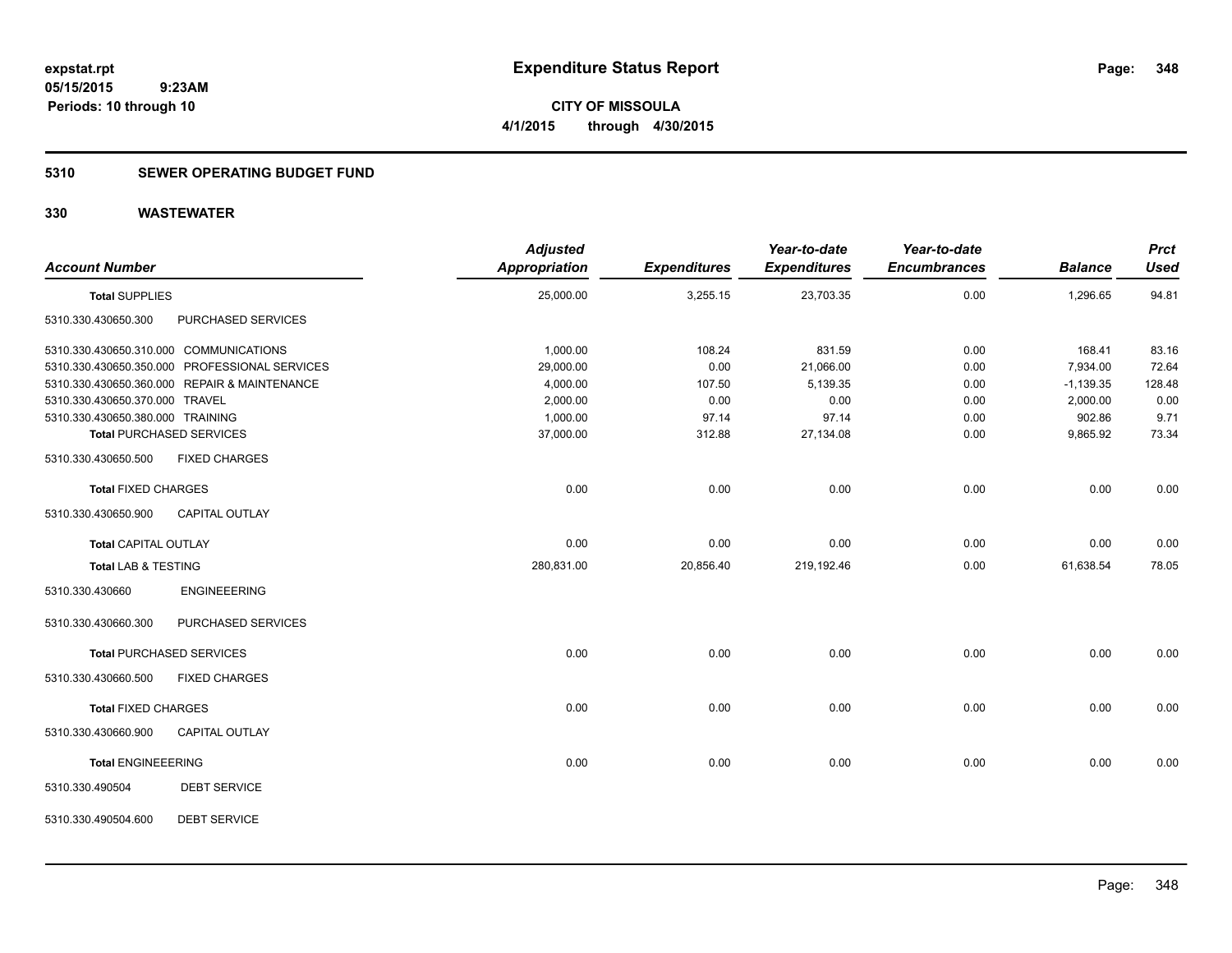**expstat.rpt**
**05/15/2015 9:23AM**
**Periods: 10 through 10**

# Expenditure Status Report

**CITY OF MISSOULA**
**4/1/2015 through 4/30/2015**

## 5310 SEWER OPERATING BUDGET FUND

## 330 WASTEWATER

| Account Number | | Adjusted Appropriation | Expenditures | Year-to-date Expenditures | Year-to-date Encumbrances | Balance | Prct Used |
|---|---|---|---|---|---|---|---|
| **Total SUPPLIES** | | 25,000.00 | 3,255.15 | 23,703.35 | 0.00 | 1,296.65 | 94.81 |
| 5310.330.430650.300 | PURCHASED SERVICES | | | | | | |
| 5310.330.430650.310.000 | COMMUNICATIONS | 1,000.00 | 108.24 | 831.59 | 0.00 | 168.41 | 83.16 |
| 5310.330.430650.350.000 | PROFESSIONAL SERVICES | 29,000.00 | 0.00 | 21,066.00 | 0.00 | 7,934.00 | 72.64 |
| 5310.330.430650.360.000 | REPAIR & MAINTENANCE | 4,000.00 | 107.50 | 5,139.35 | 0.00 | -1,139.35 | 128.48 |
| 5310.330.430650.370.000 | TRAVEL | 2,000.00 | 0.00 | 0.00 | 0.00 | 2,000.00 | 0.00 |
| 5310.330.430650.380.000 | TRAINING | 1,000.00 | 97.14 | 97.14 | 0.00 | 902.86 | 9.71 |
| **Total PURCHASED SERVICES** | | 37,000.00 | 312.88 | 27,134.08 | 0.00 | 9,865.92 | 73.34 |
| 5310.330.430650.500 | FIXED CHARGES | | | | | | |
| **Total FIXED CHARGES** | | 0.00 | 0.00 | 0.00 | 0.00 | 0.00 | 0.00 |
| 5310.330.430650.900 | CAPITAL OUTLAY | | | | | | |
| **Total CAPITAL OUTLAY** | | 0.00 | 0.00 | 0.00 | 0.00 | 0.00 | 0.00 |
| **Total LAB & TESTING** | | 280,831.00 | 20,856.40 | 219,192.46 | 0.00 | 61,638.54 | 78.05 |
| 5310.330.430660 | ENGINEEERING | | | | | | |
| 5310.330.430660.300 | PURCHASED SERVICES | | | | | | |
| **Total PURCHASED SERVICES** | | 0.00 | 0.00 | 0.00 | 0.00 | 0.00 | 0.00 |
| 5310.330.430660.500 | FIXED CHARGES | | | | | | |
| **Total FIXED CHARGES** | | 0.00 | 0.00 | 0.00 | 0.00 | 0.00 | 0.00 |
| 5310.330.430660.900 | CAPITAL OUTLAY | | | | | | |
| **Total ENGINEEERING** | | 0.00 | 0.00 | 0.00 | 0.00 | 0.00 | 0.00 |
| 5310.330.490504 | DEBT SERVICE | | | | | | |
| 5310.330.490504.600 | DEBT SERVICE | | | | | | |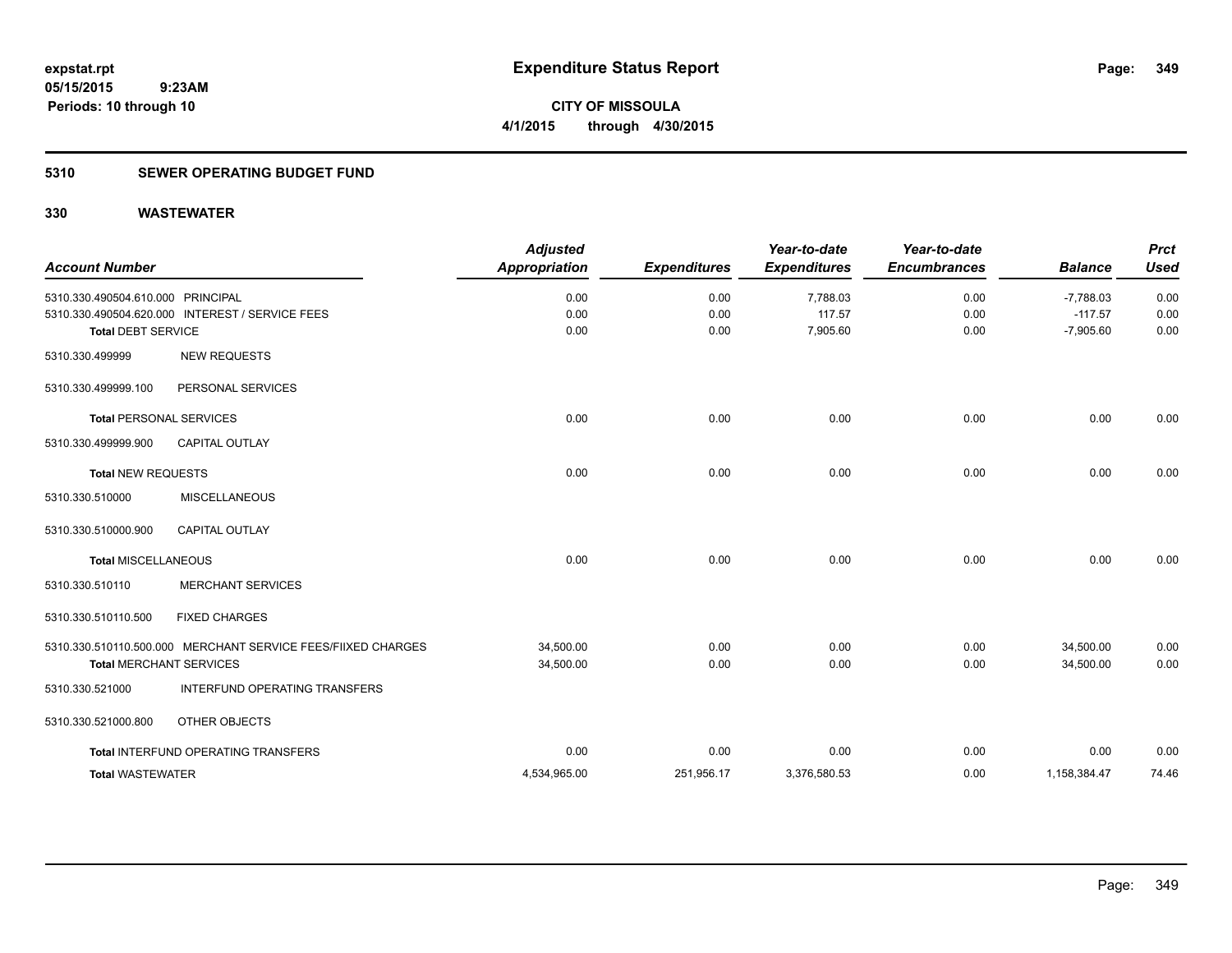expstat.rpt
05/15/2015 9:23AM
Periods: 10 through 10

# Expenditure Status Report

**CITY OF MISSOULA**
**4/1/2015 through 4/30/2015**

## 5310 SEWER OPERATING BUDGET FUND

## 330 WASTEWATER

| Account Number | Adjusted Appropriation | Expenditures | Year-to-date Expenditures | Year-to-date Encumbrances | Balance | Prct Used |
|---|---|---|---|---|---|---|
| 5310.330.490504.610.000 PRINCIPAL | 0.00 | 0.00 | 7,788.03 | 0.00 | -7,788.03 | 0.00 |
| 5310.330.490504.620.000 INTEREST / SERVICE FEES | 0.00 | 0.00 | 117.57 | 0.00 | -117.57 | 0.00 |
| **Total DEBT SERVICE** | 0.00 | 0.00 | 7,905.60 | 0.00 | -7,905.60 | 0.00 |
| 5310.330.499999 NEW REQUESTS | | | | | | |
| 5310.330.499999.100 PERSONAL SERVICES | | | | | | |
| **Total PERSONAL SERVICES** | 0.00 | 0.00 | 0.00 | 0.00 | 0.00 | 0.00 |
| 5310.330.499999.900 CAPITAL OUTLAY | | | | | | |
| **Total NEW REQUESTS** | 0.00 | 0.00 | 0.00 | 0.00 | 0.00 | 0.00 |
| 5310.330.510000 MISCELLANEOUS | | | | | | |
| 5310.330.510000.900 CAPITAL OUTLAY | | | | | | |
| **Total MISCELLANEOUS** | 0.00 | 0.00 | 0.00 | 0.00 | 0.00 | 0.00 |
| 5310.330.510110 MERCHANT SERVICES | | | | | | |
| 5310.330.510110.500 FIXED CHARGES | | | | | | |
| 5310.330.510110.500.000 MERCHANT SERVICE FEES/FIIXED CHARGES | 34,500.00 | 0.00 | 0.00 | 0.00 | 34,500.00 | 0.00 |
| **Total MERCHANT SERVICES** | 34,500.00 | 0.00 | 0.00 | 0.00 | 34,500.00 | 0.00 |
| 5310.330.521000 INTERFUND OPERATING TRANSFERS | | | | | | |
| 5310.330.521000.800 OTHER OBJECTS | | | | | | |
| **Total INTERFUND OPERATING TRANSFERS** | 0.00 | 0.00 | 0.00 | 0.00 | 0.00 | 0.00 |
| **Total WASTEWATER** | 4,534,965.00 | 251,956.17 | 3,376,580.53 | 0.00 | 1,158,384.47 | 74.46 |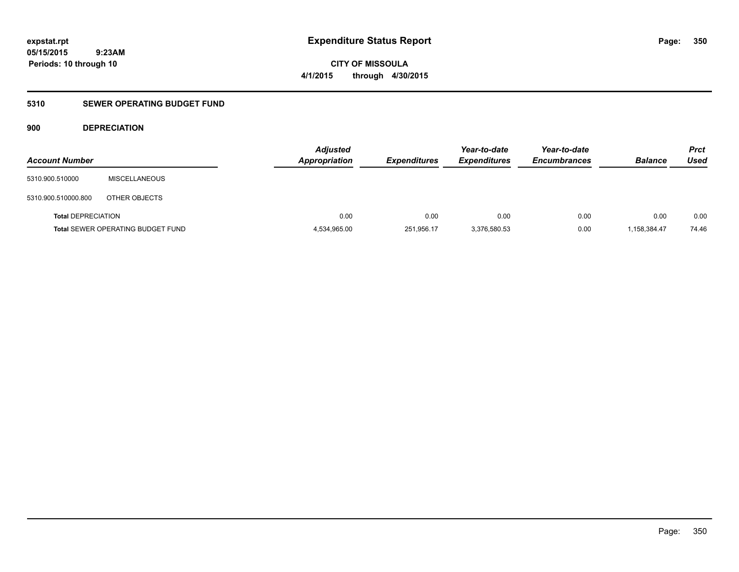**expstat.rpt**
**05/15/2015 9:23AM**
**Periods: 10 through 10**

# Expenditure Status Report

**CITY OF MISSOULA**
**4/1/2015 through 4/30/2015**

## 5310 SEWER OPERATING BUDGET FUND

### 900 DEPRECIATION

| Account Number | | Adjusted Appropriation | Expenditures | Year-to-date Expenditures | Year-to-date Encumbrances | Balance | Prct Used |
|---|---|---|---|---|---|---|---|
| 5310.900.510000 | MISCELLANEOUS | | | | | | |
| 5310.900.510000.800 | OTHER OBJECTS | | | | | | |
| **Total** DEPRECIATION | | 0.00 | 0.00 | 0.00 | 0.00 | 0.00 | 0.00 |
| **Total** SEWER OPERATING BUDGET FUND | | 4,534,965.00 | 251,956.17 | 3,376,580.53 | 0.00 | 1,158,384.47 | 74.46 |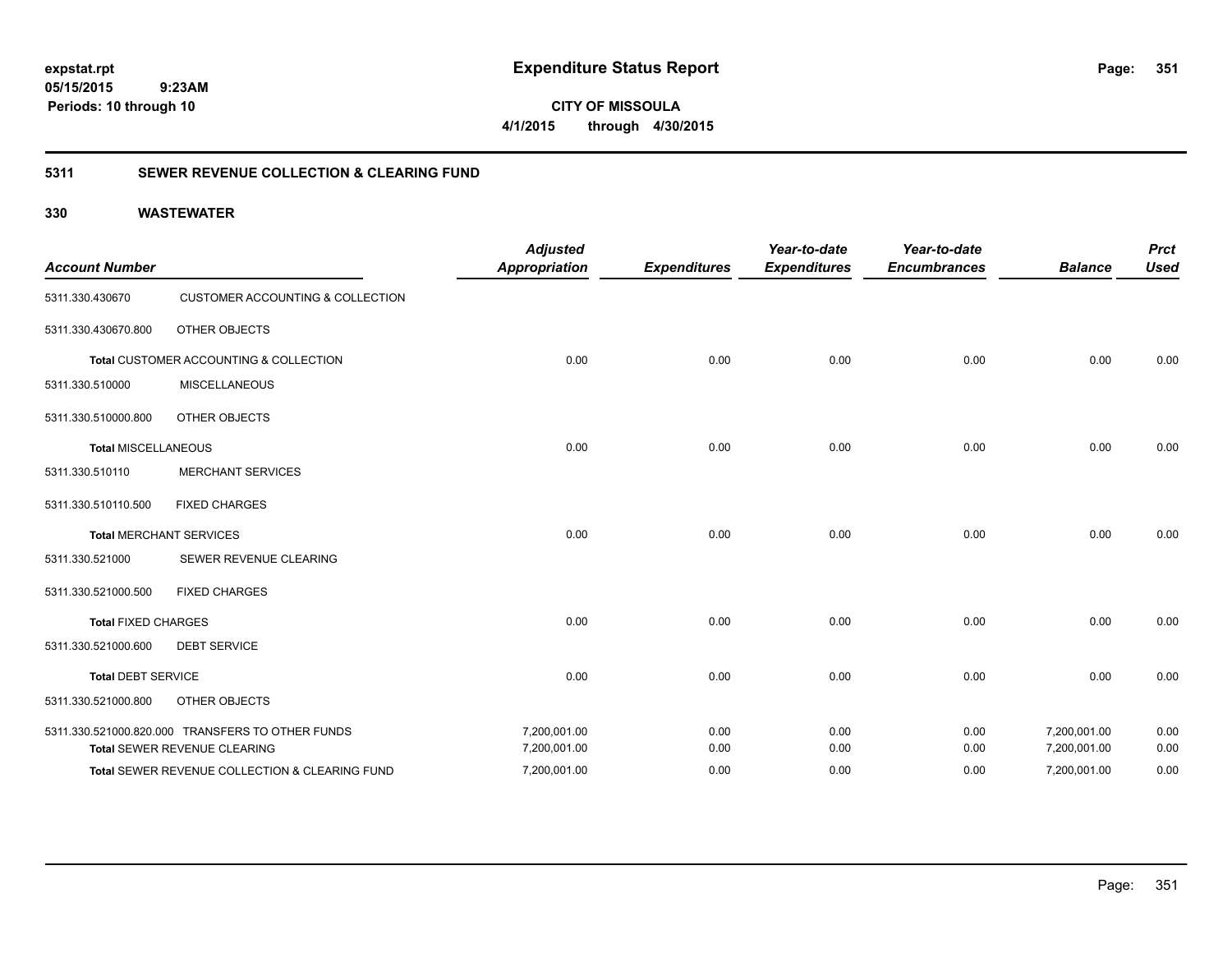**expstat.rpt**
**05/15/2015 9:23AM**
**Periods: 10 through 10**

# Expenditure Status Report

**CITY OF MISSOULA**
**4/1/2015 through 4/30/2015**

## 5311 SEWER REVENUE COLLECTION & CLEARING FUND

### 330 WASTEWATER

| Account Number | | Adjusted Appropriation | Expenditures | Year-to-date Expenditures | Year-to-date Encumbrances | Balance | Prct Used |
|---|---|---|---|---|---|---|---|
| 5311.330.430670 | CUSTOMER ACCOUNTING & COLLECTION | | | | | | |
| 5311.330.430670.800 | OTHER OBJECTS | | | | | | |
| **Total** CUSTOMER ACCOUNTING & COLLECTION | | 0.00 | 0.00 | 0.00 | 0.00 | 0.00 | 0.00 |
| 5311.330.510000 | MISCELLANEOUS | | | | | | |
| 5311.330.510000.800 | OTHER OBJECTS | | | | | | |
| **Total** MISCELLANEOUS | | 0.00 | 0.00 | 0.00 | 0.00 | 0.00 | 0.00 |
| 5311.330.510110 | MERCHANT SERVICES | | | | | | |
| 5311.330.510110.500 | FIXED CHARGES | | | | | | |
| **Total** MERCHANT SERVICES | | 0.00 | 0.00 | 0.00 | 0.00 | 0.00 | 0.00 |
| 5311.330.521000 | SEWER REVENUE CLEARING | | | | | | |
| 5311.330.521000.500 | FIXED CHARGES | | | | | | |
| **Total** FIXED CHARGES | | 0.00 | 0.00 | 0.00 | 0.00 | 0.00 | 0.00 |
| 5311.330.521000.600 | DEBT SERVICE | | | | | | |
| **Total** DEBT SERVICE | | 0.00 | 0.00 | 0.00 | 0.00 | 0.00 | 0.00 |
| 5311.330.521000.800 | OTHER OBJECTS | | | | | | |
| 5311.330.521000.820.000 | TRANSFERS TO OTHER FUNDS | 7,200,001.00 | 0.00 | 0.00 | 0.00 | 7,200,001.00 | 0.00 |
| **Total** SEWER REVENUE CLEARING | | 7,200,001.00 | 0.00 | 0.00 | 0.00 | 7,200,001.00 | 0.00 |
| **Total** SEWER REVENUE COLLECTION & CLEARING FUND | | 7,200,001.00 | 0.00 | 0.00 | 0.00 | 7,200,001.00 | 0.00 |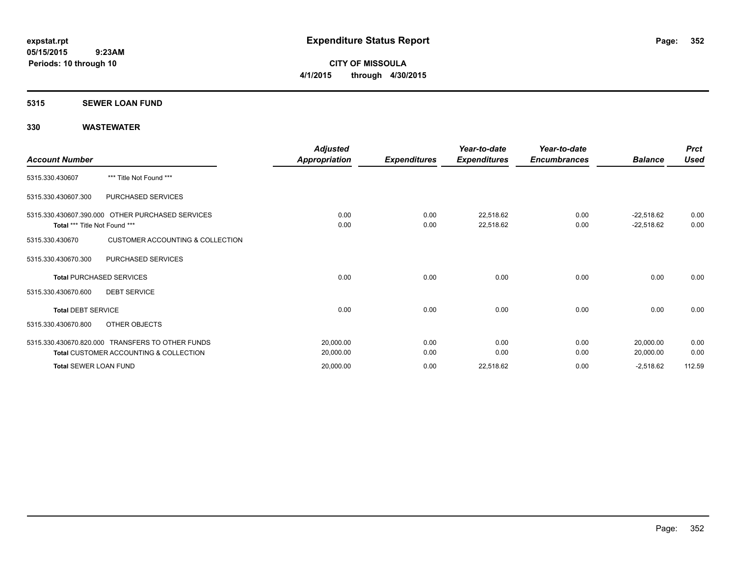# Expenditure Status Report

expstat.rpt
05/15/2015 9:23AM
Periods: 10 through 10

**CITY OF MISSOULA**
**4/1/2015 through 4/30/2015**

## 5315 SEWER LOAN FUND

### 330 WASTEWATER

| Account Number | | Adjusted Appropriation | Expenditures | Year-to-date Expenditures | Year-to-date Encumbrances | Balance | Prct Used |
|---|---|---|---|---|---|---|---|
| 5315.330.430607 | *** Title Not Found *** | | | | | | |
| 5315.330.430607.300 | PURCHASED SERVICES | | | | | | |
| 5315.330.430607.390.000 | OTHER PURCHASED SERVICES | 0.00 | 0.00 | 22,518.62 | 0.00 | -22,518.62 | 0.00 |
| **Total** *** Title Not Found *** | | 0.00 | 0.00 | 22,518.62 | 0.00 | -22,518.62 | 0.00 |
| 5315.330.430670 | CUSTOMER ACCOUNTING & COLLECTION | | | | | | |
| 5315.330.430670.300 | PURCHASED SERVICES | | | | | | |
| **Total** PURCHASED SERVICES | | 0.00 | 0.00 | 0.00 | 0.00 | 0.00 | 0.00 |
| 5315.330.430670.600 | DEBT SERVICE | | | | | | |
| **Total** DEBT SERVICE | | 0.00 | 0.00 | 0.00 | 0.00 | 0.00 | 0.00 |
| 5315.330.430670.800 | OTHER OBJECTS | | | | | | |
| 5315.330.430670.820.000 | TRANSFERS TO OTHER FUNDS | 20,000.00 | 0.00 | 0.00 | 0.00 | 20,000.00 | 0.00 |
| **Total** CUSTOMER ACCOUNTING & COLLECTION | | 20,000.00 | 0.00 | 0.00 | 0.00 | 20,000.00 | 0.00 |
| **Total** SEWER LOAN FUND | | 20,000.00 | 0.00 | 22,518.62 | 0.00 | -2,518.62 | 112.59 |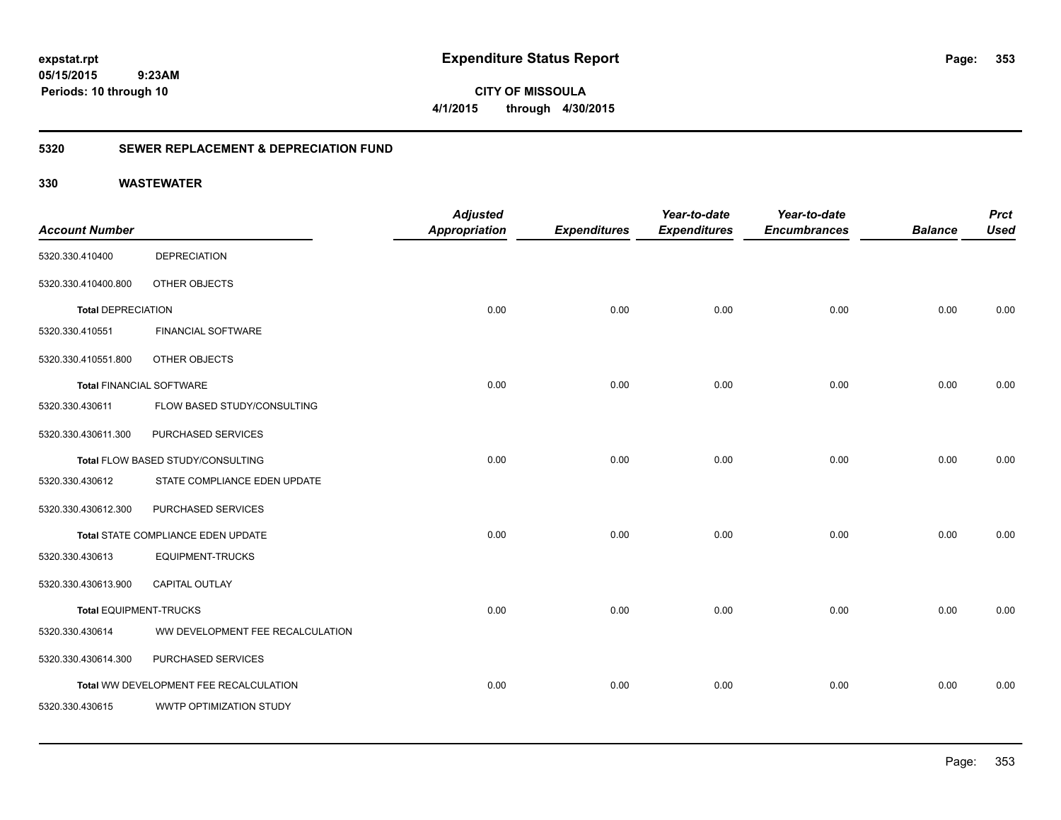# Expenditure Status Report

expstat.rpt
05/15/2015 9:23AM
Periods: 10 through 10

**CITY OF MISSOULA**
**4/1/2015 through 4/30/2015**

## 5320 SEWER REPLACEMENT & DEPRECIATION FUND

### 330 WASTEWATER

| Account Number | | Adjusted Appropriation | Expenditures | Year-to-date Expenditures | Year-to-date Encumbrances | Balance | Prct Used |
|---|---|---|---|---|---|---|---|
| 5320.330.410400 | DEPRECIATION | | | | | | |
| 5320.330.410400.800 | OTHER OBJECTS | | | | | | |
| **Total** DEPRECIATION | | 0.00 | 0.00 | 0.00 | 0.00 | 0.00 | 0.00 |
| 5320.330.410551 | FINANCIAL SOFTWARE | | | | | | |
| 5320.330.410551.800 | OTHER OBJECTS | | | | | | |
| **Total** FINANCIAL SOFTWARE | | 0.00 | 0.00 | 0.00 | 0.00 | 0.00 | 0.00 |
| 5320.330.430611 | FLOW BASED STUDY/CONSULTING | | | | | | |
| 5320.330.430611.300 | PURCHASED SERVICES | | | | | | |
| **Total** FLOW BASED STUDY/CONSULTING | | 0.00 | 0.00 | 0.00 | 0.00 | 0.00 | 0.00 |
| 5320.330.430612 | STATE COMPLIANCE EDEN UPDATE | | | | | | |
| 5320.330.430612.300 | PURCHASED SERVICES | | | | | | |
| **Total** STATE COMPLIANCE EDEN UPDATE | | 0.00 | 0.00 | 0.00 | 0.00 | 0.00 | 0.00 |
| 5320.330.430613 | EQUIPMENT-TRUCKS | | | | | | |
| 5320.330.430613.900 | CAPITAL OUTLAY | | | | | | |
| **Total** EQUIPMENT-TRUCKS | | 0.00 | 0.00 | 0.00 | 0.00 | 0.00 | 0.00 |
| 5320.330.430614 | WW DEVELOPMENT FEE RECALCULATION | | | | | | |
| 5320.330.430614.300 | PURCHASED SERVICES | | | | | | |
| **Total** WW DEVELOPMENT FEE RECALCULATION | | 0.00 | 0.00 | 0.00 | 0.00 | 0.00 | 0.00 |
| 5320.330.430615 | WWTP OPTIMIZATION STUDY | | | | | | |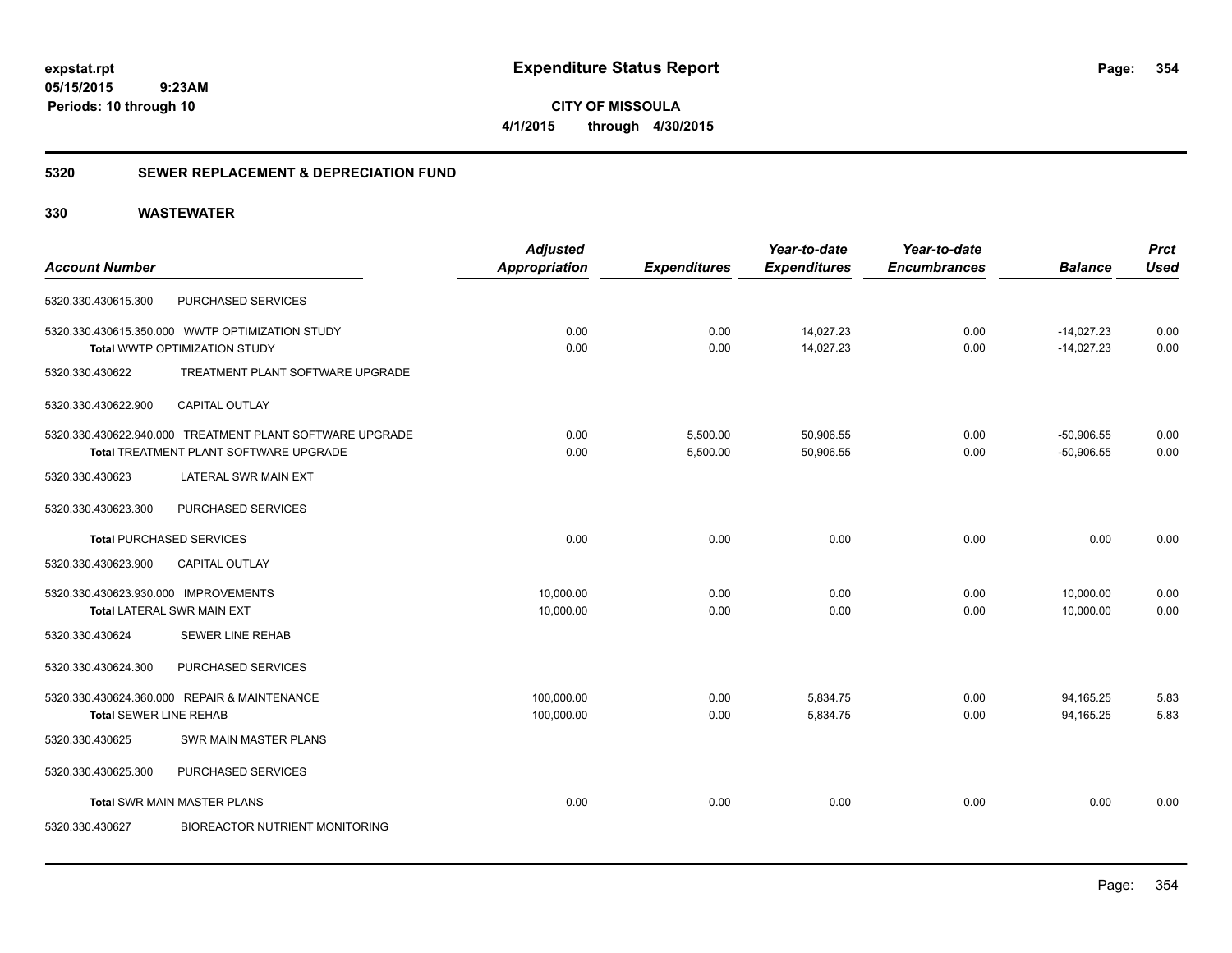**expstat.rpt**
**05/15/2015 9:23AM**
**Periods: 10 through 10**

# Expenditure Status Report

**CITY OF MISSOULA**
**4/1/2015 through 4/30/2015**

## 5320 SEWER REPLACEMENT & DEPRECIATION FUND

## 330 WASTEWATER

| Account Number | | Adjusted Appropriation | Expenditures | Year-to-date Expenditures | Year-to-date Encumbrances | Balance | Prct Used |
|---|---|---|---|---|---|---|---|
| 5320.330.430615.300 | PURCHASED SERVICES | | | | | | |
| 5320.330.430615.350.000 | WWTP OPTIMIZATION STUDY | 0.00 | 0.00 | 14,027.23 | 0.00 | -14,027.23 | 0.00 |
| **Total** WWTP OPTIMIZATION STUDY | | 0.00 | 0.00 | 14,027.23 | 0.00 | -14,027.23 | 0.00 |
| 5320.330.430622 | TREATMENT PLANT SOFTWARE UPGRADE | | | | | | |
| 5320.330.430622.900 | CAPITAL OUTLAY | | | | | | |
| 5320.330.430622.940.000 | TREATMENT PLANT SOFTWARE UPGRADE | 0.00 | 5,500.00 | 50,906.55 | 0.00 | -50,906.55 | 0.00 |
| **Total** TREATMENT PLANT SOFTWARE UPGRADE | | 0.00 | 5,500.00 | 50,906.55 | 0.00 | -50,906.55 | 0.00 |
| 5320.330.430623 | LATERAL SWR MAIN EXT | | | | | | |
| 5320.330.430623.300 | PURCHASED SERVICES | | | | | | |
| **Total** PURCHASED SERVICES | | 0.00 | 0.00 | 0.00 | 0.00 | 0.00 | 0.00 |
| 5320.330.430623.900 | CAPITAL OUTLAY | | | | | | |
| 5320.330.430623.930.000 | IMPROVEMENTS | 10,000.00 | 0.00 | 0.00 | 0.00 | 10,000.00 | 0.00 |
| **Total** LATERAL SWR MAIN EXT | | 10,000.00 | 0.00 | 0.00 | 0.00 | 10,000.00 | 0.00 |
| 5320.330.430624 | SEWER LINE REHAB | | | | | | |
| 5320.330.430624.300 | PURCHASED SERVICES | | | | | | |
| 5320.330.430624.360.000 | REPAIR & MAINTENANCE | 100,000.00 | 0.00 | 5,834.75 | 0.00 | 94,165.25 | 5.83 |
| **Total** SEWER LINE REHAB | | 100,000.00 | 0.00 | 5,834.75 | 0.00 | 94,165.25 | 5.83 |
| 5320.330.430625 | SWR MAIN MASTER PLANS | | | | | | |
| 5320.330.430625.300 | PURCHASED SERVICES | | | | | | |
| **Total** SWR MAIN MASTER PLANS | | 0.00 | 0.00 | 0.00 | 0.00 | 0.00 | 0.00 |
| 5320.330.430627 | BIOREACTOR NUTRIENT MONITORING | | | | | | |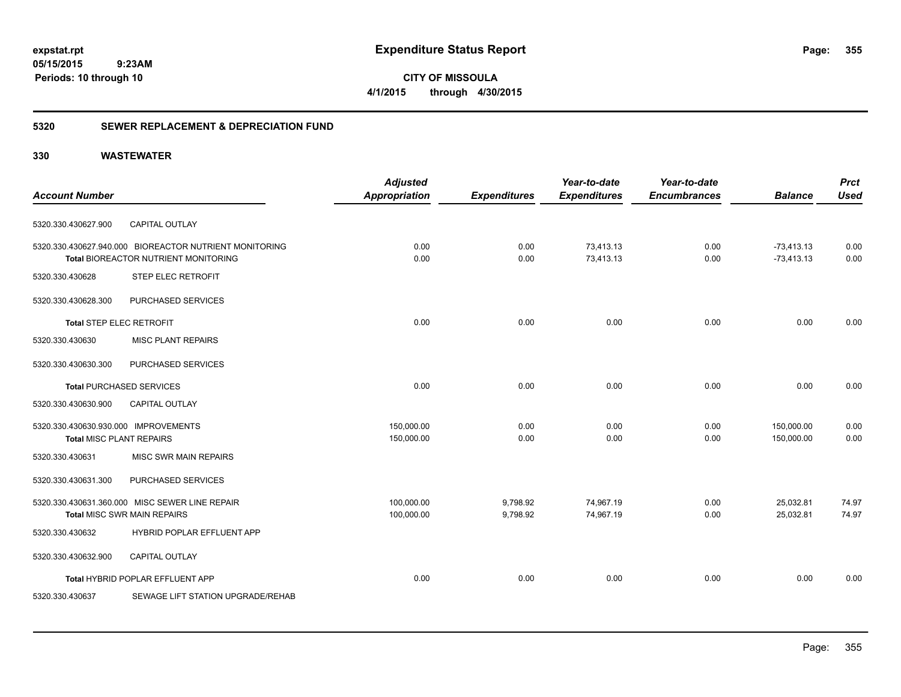**expstat.rpt**
**05/15/2015 9:23AM**
**Periods: 10 through 10**

# Expenditure Status Report

**CITY OF MISSOULA**
**4/1/2015 through 4/30/2015**

## 5320 SEWER REPLACEMENT & DEPRECIATION FUND

### 330 WASTEWATER

| Account Number | | Adjusted Appropriation | Expenditures | Year-to-date Expenditures | Year-to-date Encumbrances | Balance | Prct Used |
|---|---|---|---|---|---|---|---|
| 5320.330.430627.900 | CAPITAL OUTLAY | | | | | | |
| 5320.330.430627.940.000 | BIOREACTOR NUTRIENT MONITORING | 0.00 | 0.00 | 73,413.13 | 0.00 | -73,413.13 | 0.00 |
| Total BIOREACTOR NUTRIENT MONITORING | | 0.00 | 0.00 | 73,413.13 | 0.00 | -73,413.13 | 0.00 |
| 5320.330.430628 | STEP ELEC RETROFIT | | | | | | |
| 5320.330.430628.300 | PURCHASED SERVICES | | | | | | |
| Total STEP ELEC RETROFIT | | 0.00 | 0.00 | 0.00 | 0.00 | 0.00 | 0.00 |
| 5320.330.430630 | MISC PLANT REPAIRS | | | | | | |
| 5320.330.430630.300 | PURCHASED SERVICES | | | | | | |
| Total PURCHASED SERVICES | | 0.00 | 0.00 | 0.00 | 0.00 | 0.00 | 0.00 |
| 5320.330.430630.900 | CAPITAL OUTLAY | | | | | | |
| 5320.330.430630.930.000 | IMPROVEMENTS | 150,000.00 | 0.00 | 0.00 | 0.00 | 150,000.00 | 0.00 |
| Total MISC PLANT REPAIRS | | 150,000.00 | 0.00 | 0.00 | 0.00 | 150,000.00 | 0.00 |
| 5320.330.430631 | MISC SWR MAIN REPAIRS | | | | | | |
| 5320.330.430631.300 | PURCHASED SERVICES | | | | | | |
| 5320.330.430631.360.000 | MISC SEWER LINE REPAIR | 100,000.00 | 9,798.92 | 74,967.19 | 0.00 | 25,032.81 | 74.97 |
| Total MISC SWR MAIN REPAIRS | | 100,000.00 | 9,798.92 | 74,967.19 | 0.00 | 25,032.81 | 74.97 |
| 5320.330.430632 | HYBRID POPLAR EFFLUENT APP | | | | | | |
| 5320.330.430632.900 | CAPITAL OUTLAY | | | | | | |
| Total HYBRID POPLAR EFFLUENT APP | | 0.00 | 0.00 | 0.00 | 0.00 | 0.00 | 0.00 |
| 5320.330.430637 | SEWAGE LIFT STATION UPGRADE/REHAB | | | | | | |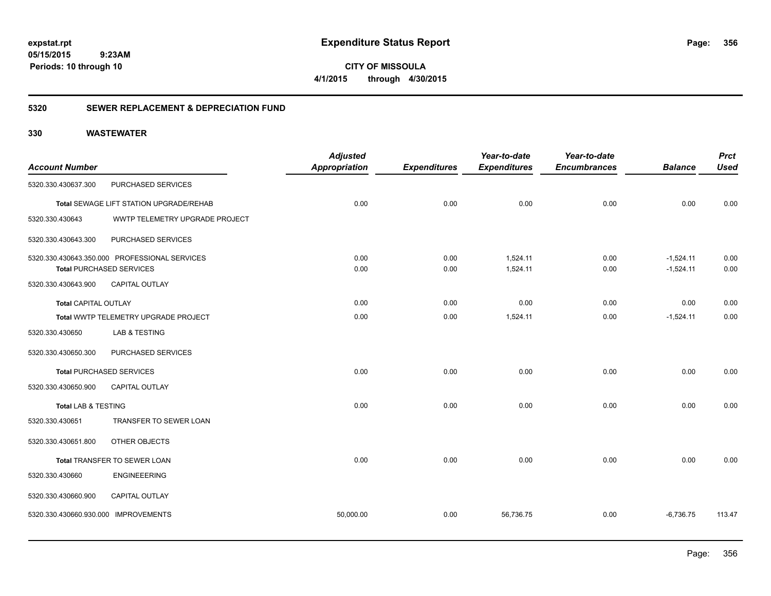**expstat.rpt**
**05/15/2015 9:23AM**
**Periods: 10 through 10**

# Expenditure Status Report

**CITY OF MISSOULA**
**4/1/2015 through 4/30/2015**

## 5320 SEWER REPLACEMENT & DEPRECIATION FUND

### 330 WASTEWATER

| Account Number | | Adjusted Appropriation | Expenditures | Year-to-date Expenditures | Year-to-date Encumbrances | Balance | Prct Used |
|---|---|---|---|---|---|---|---|
| 5320.330.430637.300 | PURCHASED SERVICES | | | | | | |
| **Total** SEWAGE LIFT STATION UPGRADE/REHAB | | 0.00 | 0.00 | 0.00 | 0.00 | 0.00 | 0.00 |
| 5320.330.430643 | WWTP TELEMETRY UPGRADE PROJECT | | | | | | |
| 5320.330.430643.300 | PURCHASED SERVICES | | | | | | |
| 5320.330.430643.350.000 | PROFESSIONAL SERVICES | 0.00 | 0.00 | 1,524.11 | 0.00 | -1,524.11 | 0.00 |
| **Total** PURCHASED SERVICES | | 0.00 | 0.00 | 1,524.11 | 0.00 | -1,524.11 | 0.00 |
| 5320.330.430643.900 | CAPITAL OUTLAY | | | | | | |
| **Total** CAPITAL OUTLAY | | 0.00 | 0.00 | 0.00 | 0.00 | 0.00 | 0.00 |
| **Total** WWTP TELEMETRY UPGRADE PROJECT | | 0.00 | 0.00 | 1,524.11 | 0.00 | -1,524.11 | 0.00 |
| 5320.330.430650 | LAB & TESTING | | | | | | |
| 5320.330.430650.300 | PURCHASED SERVICES | | | | | | |
| **Total** PURCHASED SERVICES | | 0.00 | 0.00 | 0.00 | 0.00 | 0.00 | 0.00 |
| 5320.330.430650.900 | CAPITAL OUTLAY | | | | | | |
| **Total** LAB & TESTING | | 0.00 | 0.00 | 0.00 | 0.00 | 0.00 | 0.00 |
| 5320.330.430651 | TRANSFER TO SEWER LOAN | | | | | | |
| 5320.330.430651.800 | OTHER OBJECTS | | | | | | |
| **Total** TRANSFER TO SEWER LOAN | | 0.00 | 0.00 | 0.00 | 0.00 | 0.00 | 0.00 |
| 5320.330.430660 | ENGINEEERING | | | | | | |
| 5320.330.430660.900 | CAPITAL OUTLAY | | | | | | |
| 5320.330.430660.930.000 | IMPROVEMENTS | 50,000.00 | 0.00 | 56,736.75 | 0.00 | -6,736.75 | 113.47 |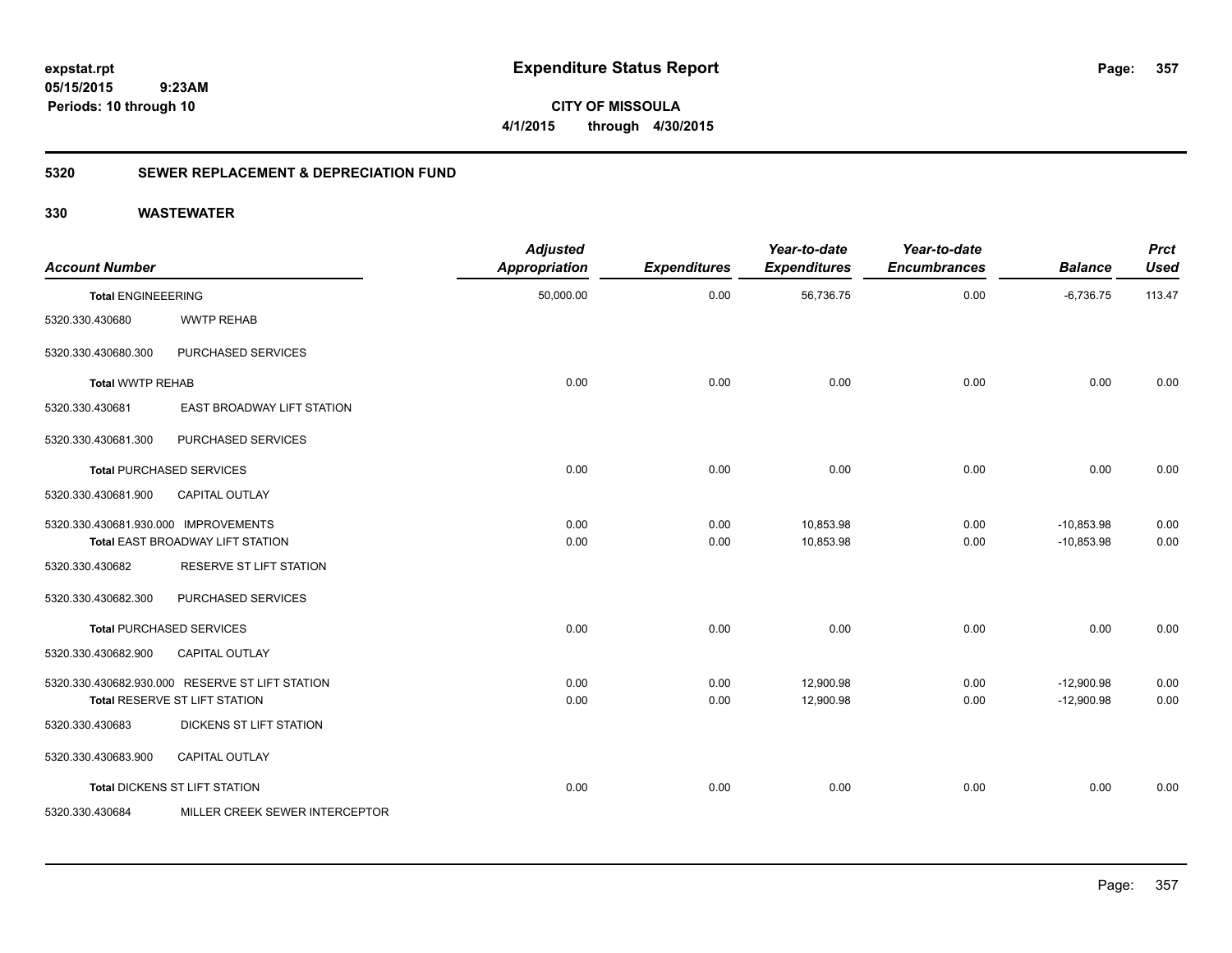**expstat.rpt**
**05/15/2015 9:23AM**
**Periods: 10 through 10**

# Expenditure Status Report

**CITY OF MISSOULA**
**4/1/2015 through 4/30/2015**

## 5320 SEWER REPLACEMENT & DEPRECIATION FUND

## 330 WASTEWATER

| Account Number | | Adjusted Appropriation | Expenditures | Year-to-date Expenditures | Year-to-date Encumbrances | Balance | Prct Used |
|---|---|---|---|---|---|---|---|
| **Total ENGINEEERING** | | 50,000.00 | 0.00 | 56,736.75 | 0.00 | -6,736.75 | 113.47 |
| 5320.330.430680 | WWTP REHAB | | | | | | |
| 5320.330.430680.300 | PURCHASED SERVICES | | | | | | |
| **Total WWTP REHAB** | | 0.00 | 0.00 | 0.00 | 0.00 | 0.00 | 0.00 |
| 5320.330.430681 | EAST BROADWAY LIFT STATION | | | | | | |
| 5320.330.430681.300 | PURCHASED SERVICES | | | | | | |
| **Total PURCHASED SERVICES** | | 0.00 | 0.00 | 0.00 | 0.00 | 0.00 | 0.00 |
| 5320.330.430681.900 | CAPITAL OUTLAY | | | | | | |
| 5320.330.430681.930.000 | IMPROVEMENTS | 0.00 | 0.00 | 10,853.98 | 0.00 | -10,853.98 | 0.00 |
| **Total EAST BROADWAY LIFT STATION** | | 0.00 | 0.00 | 10,853.98 | 0.00 | -10,853.98 | 0.00 |
| 5320.330.430682 | RESERVE ST LIFT STATION | | | | | | |
| 5320.330.430682.300 | PURCHASED SERVICES | | | | | | |
| **Total PURCHASED SERVICES** | | 0.00 | 0.00 | 0.00 | 0.00 | 0.00 | 0.00 |
| 5320.330.430682.900 | CAPITAL OUTLAY | | | | | | |
| 5320.330.430682.930.000 | RESERVE ST LIFT STATION | 0.00 | 0.00 | 12,900.98 | 0.00 | -12,900.98 | 0.00 |
| **Total RESERVE ST LIFT STATION** | | 0.00 | 0.00 | 12,900.98 | 0.00 | -12,900.98 | 0.00 |
| 5320.330.430683 | DICKENS ST LIFT STATION | | | | | | |
| 5320.330.430683.900 | CAPITAL OUTLAY | | | | | | |
| **Total DICKENS ST LIFT STATION** | | 0.00 | 0.00 | 0.00 | 0.00 | 0.00 | 0.00 |
| 5320.330.430684 | MILLER CREEK SEWER INTERCEPTOR | | | | | | |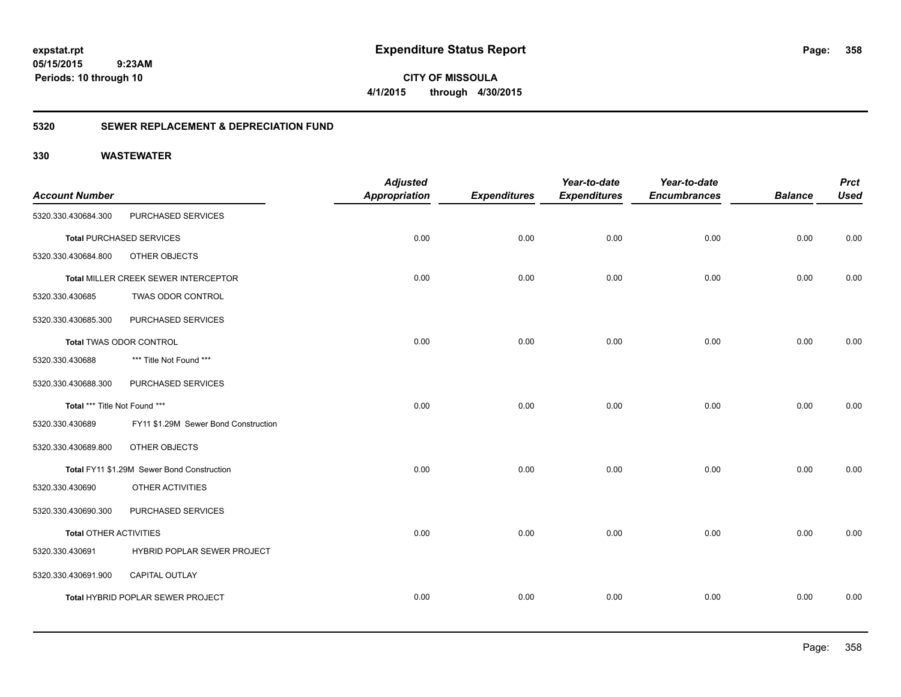**Expenditure Status Report**

expstat.rpt
05/15/2015 9:23AM
Periods: 10 through 10

**CITY OF MISSOULA**
**4/1/2015 through 4/30/2015**

## 5320 SEWER REPLACEMENT & DEPRECIATION FUND

## 330 WASTEWATER

| Account Number | | Adjusted Appropriation | Expenditures | Year-to-date Expenditures | Year-to-date Encumbrances | Balance | Prct Used |
|---|---|---|---|---|---|---|---|
| 5320.330.430684.300 | PURCHASED SERVICES | | | | | | |
| **Total** PURCHASED SERVICES | | 0.00 | 0.00 | 0.00 | 0.00 | 0.00 | 0.00 |
| 5320.330.430684.800 | OTHER OBJECTS | | | | | | |
| **Total** MILLER CREEK SEWER INTERCEPTOR | | 0.00 | 0.00 | 0.00 | 0.00 | 0.00 | 0.00 |
| 5320.330.430685 | TWAS ODOR CONTROL | | | | | | |
| 5320.330.430685.300 | PURCHASED SERVICES | | | | | | |
| **Total** TWAS ODOR CONTROL | | 0.00 | 0.00 | 0.00 | 0.00 | 0.00 | 0.00 |
| 5320.330.430688 | *** Title Not Found *** | | | | | | |
| 5320.330.430688.300 | PURCHASED SERVICES | | | | | | |
| **Total** *** Title Not Found *** | | 0.00 | 0.00 | 0.00 | 0.00 | 0.00 | 0.00 |
| 5320.330.430689 | FY11 $1.29M Sewer Bond Construction | | | | | | |
| 5320.330.430689.800 | OTHER OBJECTS | | | | | | |
| **Total** FY11 $1.29M Sewer Bond Construction | | 0.00 | 0.00 | 0.00 | 0.00 | 0.00 | 0.00 |
| 5320.330.430690 | OTHER ACTIVITIES | | | | | | |
| 5320.330.430690.300 | PURCHASED SERVICES | | | | | | |
| **Total** OTHER ACTIVITIES | | 0.00 | 0.00 | 0.00 | 0.00 | 0.00 | 0.00 |
| 5320.330.430691 | HYBRID POPLAR SEWER PROJECT | | | | | | |
| 5320.330.430691.900 | CAPITAL OUTLAY | | | | | | |
| **Total** HYBRID POPLAR SEWER PROJECT | | 0.00 | 0.00 | 0.00 | 0.00 | 0.00 | 0.00 |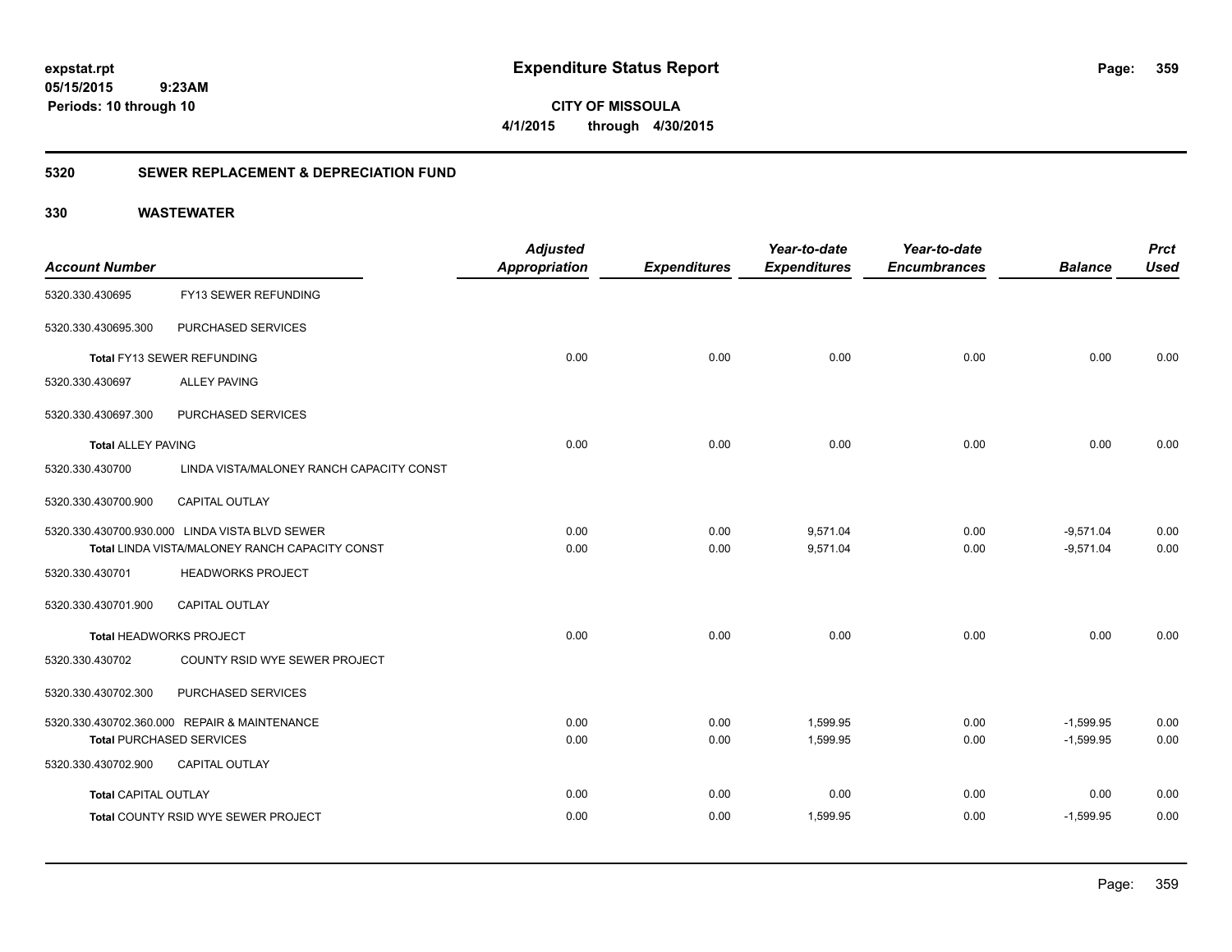**expstat.rpt**
**05/15/2015 9:23AM**
**Periods: 10 through 10**

# Expenditure Status Report

**CITY OF MISSOULA**
**4/1/2015 through 4/30/2015**

## 5320 SEWER REPLACEMENT & DEPRECIATION FUND

### 330 WASTEWATER

| Account Number | | Adjusted Appropriation | Expenditures | Year-to-date Expenditures | Year-to-date Encumbrances | Balance | Prct Used |
|---|---|---|---|---|---|---|---|
| 5320.330.430695 | FY13 SEWER REFUNDING | | | | | | |
| 5320.330.430695.300 | PURCHASED SERVICES | | | | | | |
| Total FY13 SEWER REFUNDING | | 0.00 | 0.00 | 0.00 | 0.00 | 0.00 | 0.00 |
| 5320.330.430697 | ALLEY PAVING | | | | | | |
| 5320.330.430697.300 | PURCHASED SERVICES | | | | | | |
| Total ALLEY PAVING | | 0.00 | 0.00 | 0.00 | 0.00 | 0.00 | 0.00 |
| 5320.330.430700 | LINDA VISTA/MALONEY RANCH CAPACITY CONST | | | | | | |
| 5320.330.430700.900 | CAPITAL OUTLAY | | | | | | |
| 5320.330.430700.930.000 | LINDA VISTA BLVD SEWER | 0.00 | 0.00 | 9,571.04 | 0.00 | -9,571.04 | 0.00 |
| Total LINDA VISTA/MALONEY RANCH CAPACITY CONST | | 0.00 | 0.00 | 9,571.04 | 0.00 | -9,571.04 | 0.00 |
| 5320.330.430701 | HEADWORKS PROJECT | | | | | | |
| 5320.330.430701.900 | CAPITAL OUTLAY | | | | | | |
| Total HEADWORKS PROJECT | | 0.00 | 0.00 | 0.00 | 0.00 | 0.00 | 0.00 |
| 5320.330.430702 | COUNTY RSID WYE SEWER PROJECT | | | | | | |
| 5320.330.430702.300 | PURCHASED SERVICES | | | | | | |
| 5320.330.430702.360.000 | REPAIR & MAINTENANCE | 0.00 | 0.00 | 1,599.95 | 0.00 | -1,599.95 | 0.00 |
| Total PURCHASED SERVICES | | 0.00 | 0.00 | 1,599.95 | 0.00 | -1,599.95 | 0.00 |
| 5320.330.430702.900 | CAPITAL OUTLAY | | | | | | |
| Total CAPITAL OUTLAY | | 0.00 | 0.00 | 0.00 | 0.00 | 0.00 | 0.00 |
| Total COUNTY RSID WYE SEWER PROJECT | | 0.00 | 0.00 | 1,599.95 | 0.00 | -1,599.95 | 0.00 |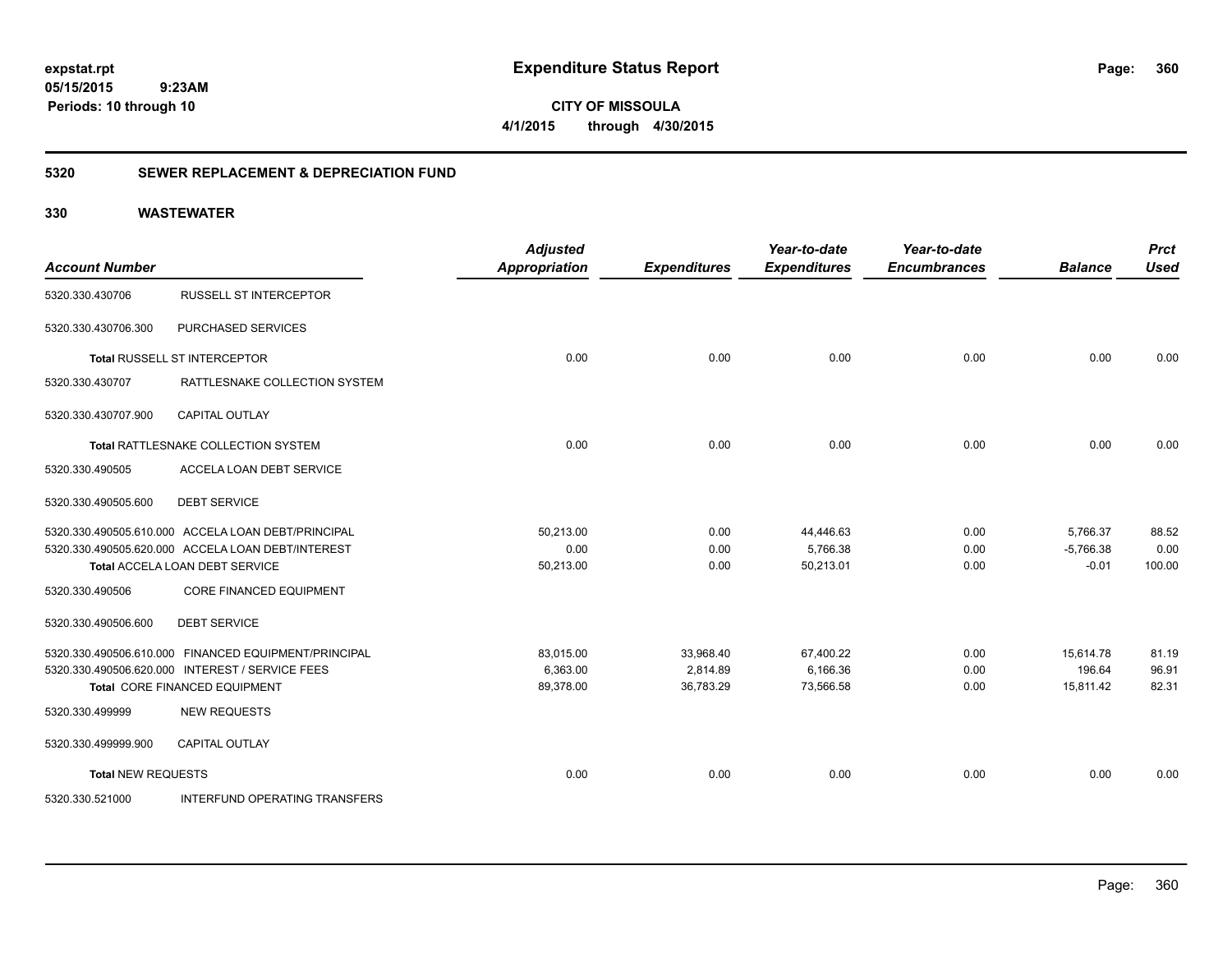# Expenditure Status Report

**CITY OF MISSOULA**

**4/1/2015 through 4/30/2015**

expstat.rpt
05/15/2015 9:23AM
Periods: 10 through 10

## 5320 SEWER REPLACEMENT & DEPRECIATION FUND

## 330 WASTEWATER

| Account Number | | Adjusted Appropriation | Expenditures | Year-to-date Expenditures | Year-to-date Encumbrances | Balance | Prct Used |
|---|---|---|---|---|---|---|---|
| 5320.330.430706 | RUSSELL ST INTERCEPTOR | | | | | | |
| 5320.330.430706.300 | PURCHASED SERVICES | | | | | | |
| **Total** RUSSELL ST INTERCEPTOR | | 0.00 | 0.00 | 0.00 | 0.00 | 0.00 | 0.00 |
| 5320.330.430707 | RATTLESNAKE COLLECTION SYSTEM | | | | | | |
| 5320.330.430707.900 | CAPITAL OUTLAY | | | | | | |
| **Total** RATTLESNAKE COLLECTION SYSTEM | | 0.00 | 0.00 | 0.00 | 0.00 | 0.00 | 0.00 |
| 5320.330.490505 | ACCELA LOAN DEBT SERVICE | | | | | | |
| 5320.330.490505.600 | DEBT SERVICE | | | | | | |
| 5320.330.490505.610.000 | ACCELA LOAN DEBT/PRINCIPAL | 50,213.00 | 0.00 | 44,446.63 | 0.00 | 5,766.37 | 88.52 |
| 5320.330.490505.620.000 | ACCELA LOAN DEBT/INTEREST | 0.00 | 0.00 | 5,766.38 | 0.00 | -5,766.38 | 0.00 |
| **Total** ACCELA LOAN DEBT SERVICE | | 50,213.00 | 0.00 | 50,213.01 | 0.00 | -0.01 | 100.00 |
| 5320.330.490506 | CORE FINANCED EQUIPMENT | | | | | | |
| 5320.330.490506.600 | DEBT SERVICE | | | | | | |
| 5320.330.490506.610.000 | FINANCED EQUIPMENT/PRINCIPAL | 83,015.00 | 33,968.40 | 67,400.22 | 0.00 | 15,614.78 | 81.19 |
| 5320.330.490506.620.000 | INTEREST / SERVICE FEES | 6,363.00 | 2,814.89 | 6,166.36 | 0.00 | 196.64 | 96.91 |
| **Total** CORE FINANCED EQUIPMENT | | 89,378.00 | 36,783.29 | 73,566.58 | 0.00 | 15,811.42 | 82.31 |
| 5320.330.499999 | NEW REQUESTS | | | | | | |
| 5320.330.499999.900 | CAPITAL OUTLAY | | | | | | |
| **Total** NEW REQUESTS | | 0.00 | 0.00 | 0.00 | 0.00 | 0.00 | 0.00 |
| 5320.330.521000 | INTERFUND OPERATING TRANSFERS | | | | | | |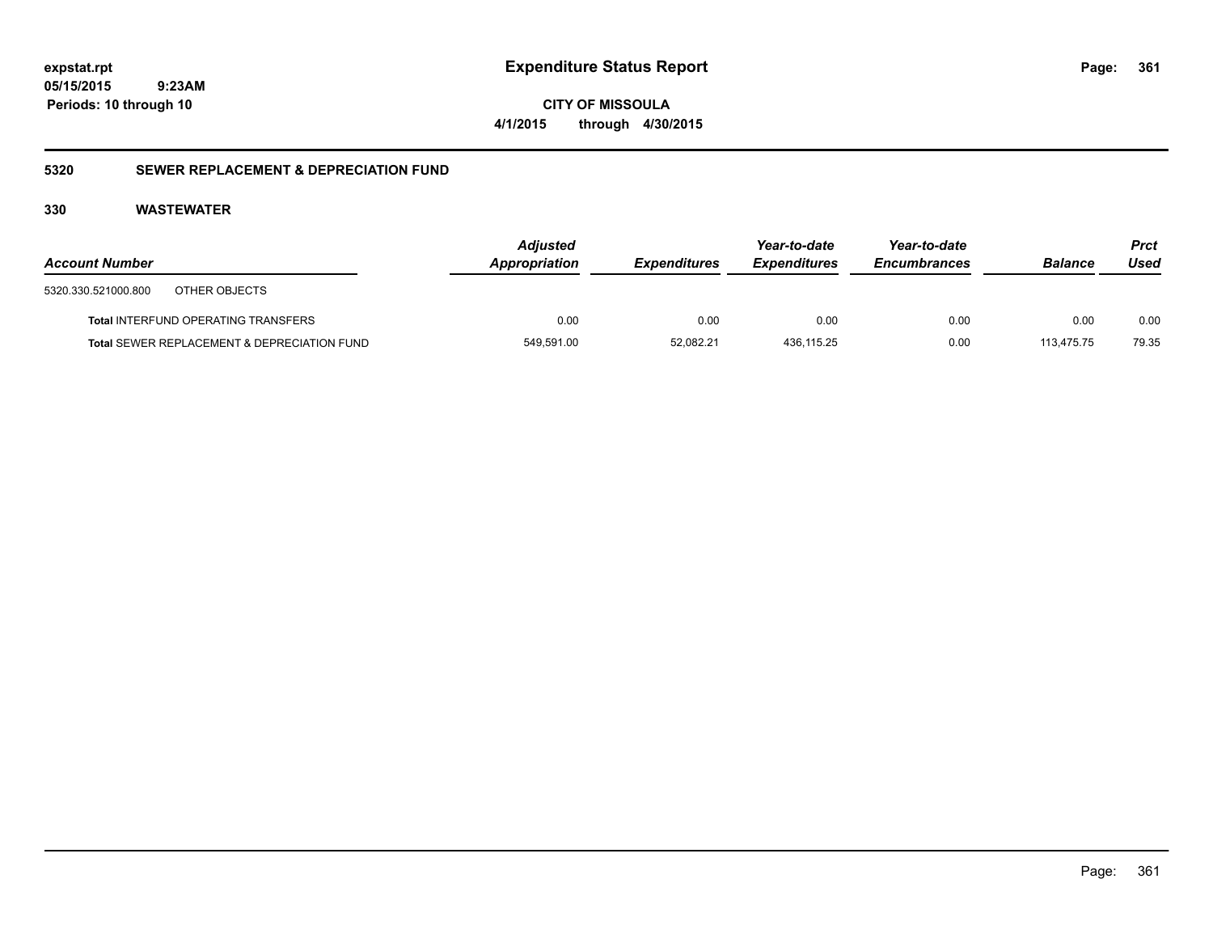**expstat.rpt**
**05/15/2015 9:23AM**
**Periods: 10 through 10**

# Expenditure Status Report

**CITY OF MISSOULA**
**4/1/2015 through 4/30/2015**

## 5320 SEWER REPLACEMENT & DEPRECIATION FUND

### 330 WASTEWATER

| Account Number | Adjusted Appropriation | Expenditures | Year-to-date Expenditures | Year-to-date Encumbrances | Balance | Prct Used |
|---|---|---|---|---|---|---|
| 5320.330.521000.800 OTHER OBJECTS | | | | | | |
| **Total** INTERFUND OPERATING TRANSFERS | 0.00 | 0.00 | 0.00 | 0.00 | 0.00 | 0.00 |
| **Total** SEWER REPLACEMENT & DEPRECIATION FUND | 549,591.00 | 52,082.21 | 436,115.25 | 0.00 | 113,475.75 | 79.35 |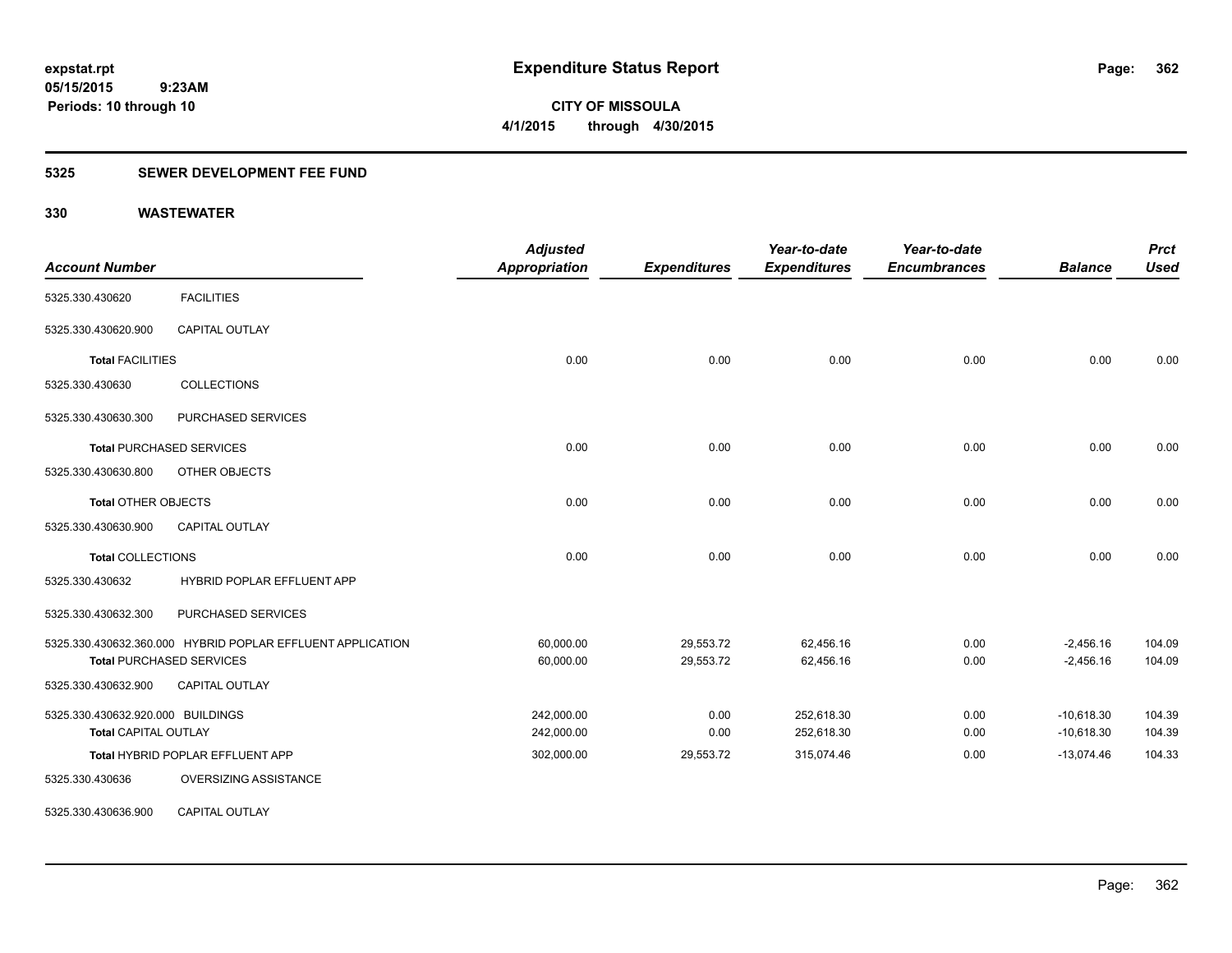**expstat.rpt**
**05/15/2015 9:23AM**
**Periods: 10 through 10**

# Expenditure Status Report

**CITY OF MISSOULA**
**4/1/2015 through 4/30/2015**

## 5325 SEWER DEVELOPMENT FEE FUND

## 330 WASTEWATER

| Account Number | | Adjusted Appropriation | Expenditures | Year-to-date Expenditures | Year-to-date Encumbrances | Balance | Prct Used |
|---|---|---|---|---|---|---|---|
| 5325.330.430620 | FACILITIES | | | | | | |
| 5325.330.430620.900 | CAPITAL OUTLAY | | | | | | |
| **Total** FACILITIES | | 0.00 | 0.00 | 0.00 | 0.00 | 0.00 | 0.00 |
| 5325.330.430630 | COLLECTIONS | | | | | | |
| 5325.330.430630.300 | PURCHASED SERVICES | | | | | | |
| **Total** PURCHASED SERVICES | | 0.00 | 0.00 | 0.00 | 0.00 | 0.00 | 0.00 |
| 5325.330.430630.800 | OTHER OBJECTS | | | | | | |
| **Total** OTHER OBJECTS | | 0.00 | 0.00 | 0.00 | 0.00 | 0.00 | 0.00 |
| 5325.330.430630.900 | CAPITAL OUTLAY | | | | | | |
| **Total** COLLECTIONS | | 0.00 | 0.00 | 0.00 | 0.00 | 0.00 | 0.00 |
| 5325.330.430632 | HYBRID POPLAR EFFLUENT APP | | | | | | |
| 5325.330.430632.300 | PURCHASED SERVICES | | | | | | |
| 5325.330.430632.360.000 | HYBRID POPLAR EFFLUENT APPLICATION | 60,000.00 | 29,553.72 | 62,456.16 | 0.00 | -2,456.16 | 104.09 |
| **Total** PURCHASED SERVICES | | 60,000.00 | 29,553.72 | 62,456.16 | 0.00 | -2,456.16 | 104.09 |
| 5325.330.430632.900 | CAPITAL OUTLAY | | | | | | |
| 5325.330.430632.920.000 | BUILDINGS | 242,000.00 | 0.00 | 252,618.30 | 0.00 | -10,618.30 | 104.39 |
| **Total** CAPITAL OUTLAY | | 242,000.00 | 0.00 | 252,618.30 | 0.00 | -10,618.30 | 104.39 |
| **Total** HYBRID POPLAR EFFLUENT APP | | 302,000.00 | 29,553.72 | 315,074.46 | 0.00 | -13,074.46 | 104.33 |
| 5325.330.430636 | OVERSIZING ASSISTANCE | | | | | | |
| 5325.330.430636.900 | CAPITAL OUTLAY | | | | | | |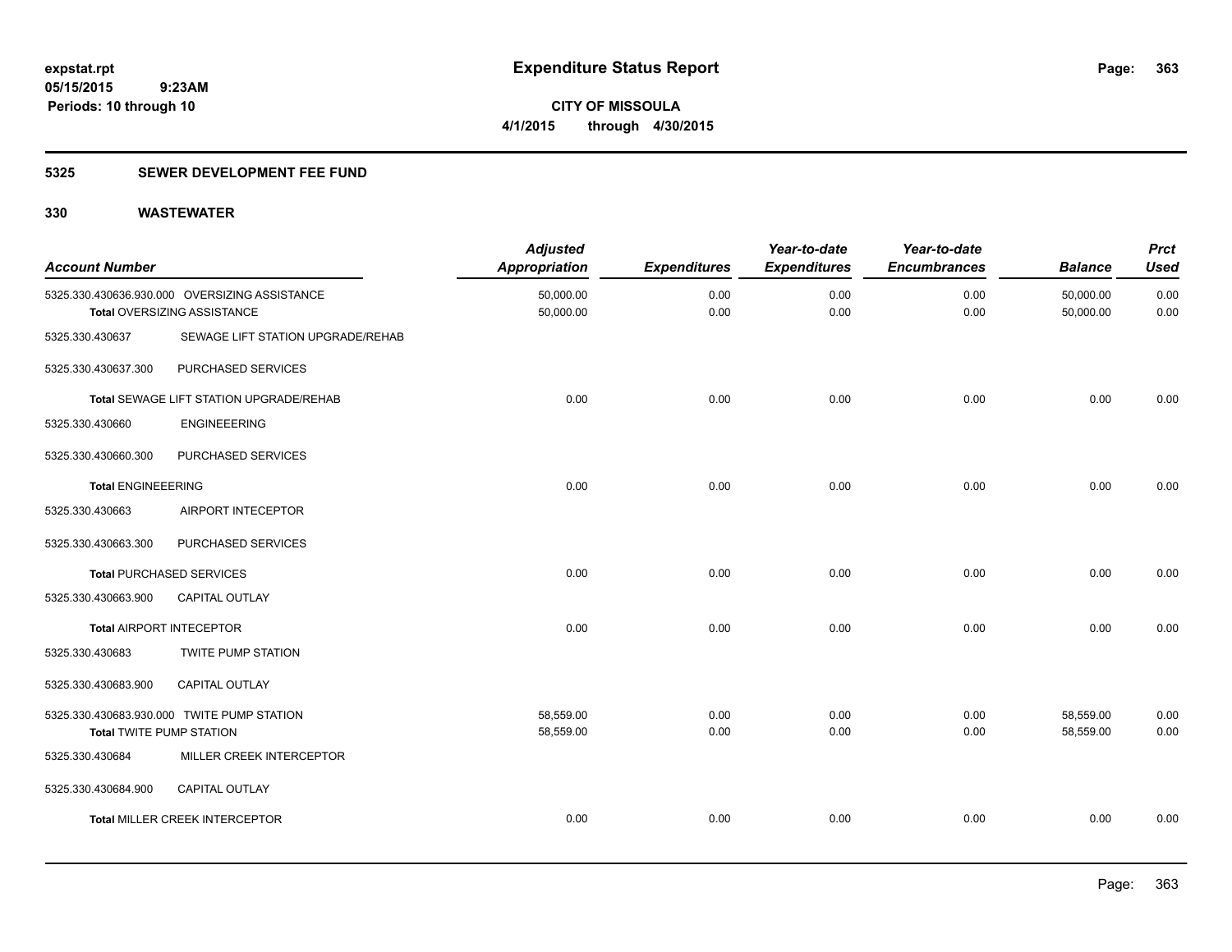**Expenditure Status Report**

**CITY OF MISSOULA**
**4/1/2015 through 4/30/2015**

expstat.rpt
05/15/2015 9:23AM
Periods: 10 through 10

## 5325 SEWER DEVELOPMENT FEE FUND

## 330 WASTEWATER

| Account Number | | Adjusted Appropriation | Expenditures | Year-to-date Expenditures | Year-to-date Encumbrances | Balance | Prct Used |
|---|---|---|---|---|---|---|---|
| 5325.330.430636.930.000 | OVERSIZING ASSISTANCE | 50,000.00 | 0.00 | 0.00 | 0.00 | 50,000.00 | 0.00 |
| **Total** OVERSIZING ASSISTANCE | | 50,000.00 | 0.00 | 0.00 | 0.00 | 50,000.00 | 0.00 |
| 5325.330.430637 | SEWAGE LIFT STATION UPGRADE/REHAB | | | | | | |
| 5325.330.430637.300 | PURCHASED SERVICES | | | | | | |
| **Total** SEWAGE LIFT STATION UPGRADE/REHAB | | 0.00 | 0.00 | 0.00 | 0.00 | 0.00 | 0.00 |
| 5325.330.430660 | ENGINEEERING | | | | | | |
| 5325.330.430660.300 | PURCHASED SERVICES | | | | | | |
| **Total** ENGINEEERING | | 0.00 | 0.00 | 0.00 | 0.00 | 0.00 | 0.00 |
| 5325.330.430663 | AIRPORT INTECEPTOR | | | | | | |
| 5325.330.430663.300 | PURCHASED SERVICES | | | | | | |
| **Total** PURCHASED SERVICES | | 0.00 | 0.00 | 0.00 | 0.00 | 0.00 | 0.00 |
| 5325.330.430663.900 | CAPITAL OUTLAY | | | | | | |
| **Total** AIRPORT INTECEPTOR | | 0.00 | 0.00 | 0.00 | 0.00 | 0.00 | 0.00 |
| 5325.330.430683 | TWITE PUMP STATION | | | | | | |
| 5325.330.430683.900 | CAPITAL OUTLAY | | | | | | |
| 5325.330.430683.930.000 | TWITE PUMP STATION | 58,559.00 | 0.00 | 0.00 | 0.00 | 58,559.00 | 0.00 |
| **Total** TWITE PUMP STATION | | 58,559.00 | 0.00 | 0.00 | 0.00 | 58,559.00 | 0.00 |
| 5325.330.430684 | MILLER CREEK INTERCEPTOR | | | | | | |
| 5325.330.430684.900 | CAPITAL OUTLAY | | | | | | |
| **Total** MILLER CREEK INTERCEPTOR | | 0.00 | 0.00 | 0.00 | 0.00 | 0.00 | 0.00 |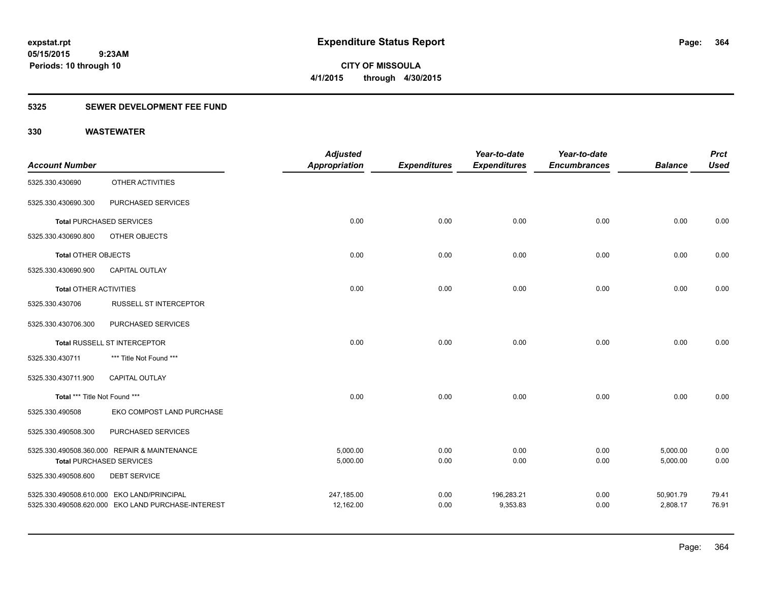# Expenditure Status Report

expstat.rpt
05/15/2015 9:23AM
Periods: 10 through 10

**CITY OF MISSOULA**
**4/1/2015 through 4/30/2015**

## 5325 SEWER DEVELOPMENT FEE FUND

## 330 WASTEWATER

| Account Number | | Adjusted Appropriation | Expenditures | Year-to-date Expenditures | Year-to-date Encumbrances | Balance | Prct Used |
|---|---|---|---|---|---|---|---|
| 5325.330.430690 | OTHER ACTIVITIES | | | | | | |
| 5325.330.430690.300 | PURCHASED SERVICES | | | | | | |
| **Total** PURCHASED SERVICES | | 0.00 | 0.00 | 0.00 | 0.00 | 0.00 | 0.00 |
| 5325.330.430690.800 | OTHER OBJECTS | | | | | | |
| **Total** OTHER OBJECTS | | 0.00 | 0.00 | 0.00 | 0.00 | 0.00 | 0.00 |
| 5325.330.430690.900 | CAPITAL OUTLAY | | | | | | |
| **Total** OTHER ACTIVITIES | | 0.00 | 0.00 | 0.00 | 0.00 | 0.00 | 0.00 |
| 5325.330.430706 | RUSSELL ST INTERCEPTOR | | | | | | |
| 5325.330.430706.300 | PURCHASED SERVICES | | | | | | |
| **Total** RUSSELL ST INTERCEPTOR | | 0.00 | 0.00 | 0.00 | 0.00 | 0.00 | 0.00 |
| 5325.330.430711 | *** Title Not Found *** | | | | | | |
| 5325.330.430711.900 | CAPITAL OUTLAY | | | | | | |
| **Total** *** Title Not Found *** | | 0.00 | 0.00 | 0.00 | 0.00 | 0.00 | 0.00 |
| 5325.330.490508 | EKO COMPOST LAND PURCHASE | | | | | | |
| 5325.330.490508.300 | PURCHASED SERVICES | | | | | | |
| 5325.330.490508.360.000 | REPAIR & MAINTENANCE | 5,000.00 | 0.00 | 0.00 | 0.00 | 5,000.00 | 0.00 |
| **Total** PURCHASED SERVICES | | 5,000.00 | 0.00 | 0.00 | 0.00 | 5,000.00 | 0.00 |
| 5325.330.490508.600 | DEBT SERVICE | | | | | | |
| 5325.330.490508.610.000 | EKO LAND/PRINCIPAL | 247,185.00 | 0.00 | 196,283.21 | 0.00 | 50,901.79 | 79.41 |
| 5325.330.490508.620.000 | EKO LAND PURCHASE-INTEREST | 12,162.00 | 0.00 | 9,353.83 | 0.00 | 2,808.17 | 76.91 |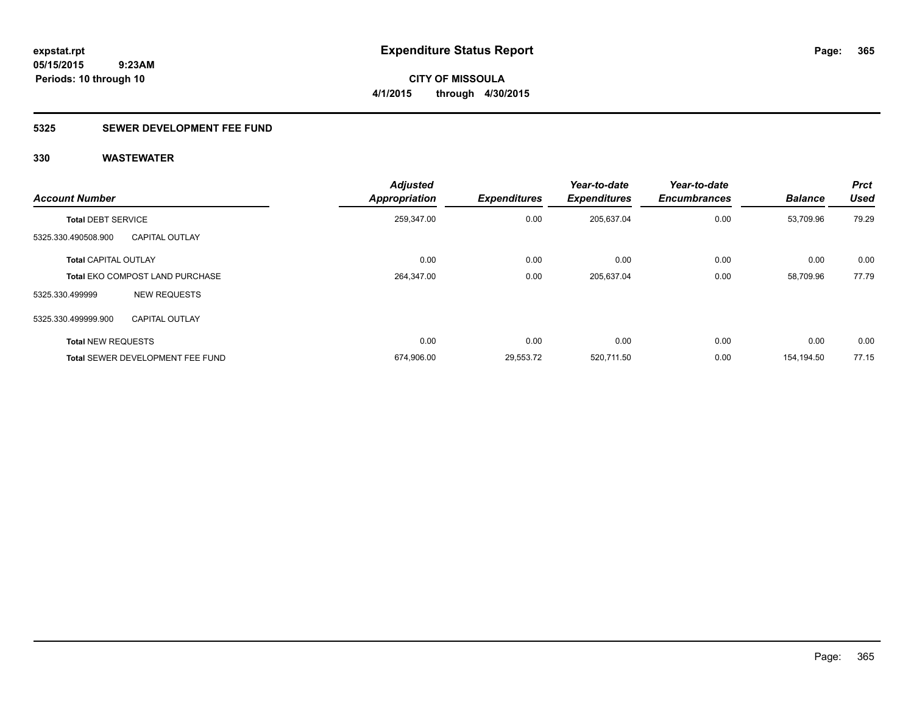# Expenditure Status Report

**CITY OF MISSOULA**

**4/1/2015 through 4/30/2015**

expstat.rpt
05/15/2015 9:23AM
Periods: 10 through 10

## 5325 SEWER DEVELOPMENT FEE FUND

## 330 WASTEWATER

| Account Number | | Adjusted Appropriation | Expenditures | Year-to-date Expenditures | Year-to-date Encumbrances | Balance | Prct Used |
|---|---|---|---|---|---|---|---|
| **Total** DEBT SERVICE | | 259,347.00 | 0.00 | 205,637.04 | 0.00 | 53,709.96 | 79.29 |
| 5325.330.490508.900 | CAPITAL OUTLAY | | | | | | |
| **Total** CAPITAL OUTLAY | | 0.00 | 0.00 | 0.00 | 0.00 | 0.00 | 0.00 |
| **Total** EKO COMPOST LAND PURCHASE | | 264,347.00 | 0.00 | 205,637.04 | 0.00 | 58,709.96 | 77.79 |
| 5325.330.499999 | NEW REQUESTS | | | | | | |
| 5325.330.499999.900 | CAPITAL OUTLAY | | | | | | |
| **Total** NEW REQUESTS | | 0.00 | 0.00 | 0.00 | 0.00 | 0.00 | 0.00 |
| **Total** SEWER DEVELOPMENT FEE FUND | | 674,906.00 | 29,553.72 | 520,711.50 | 0.00 | 154,194.50 | 77.15 |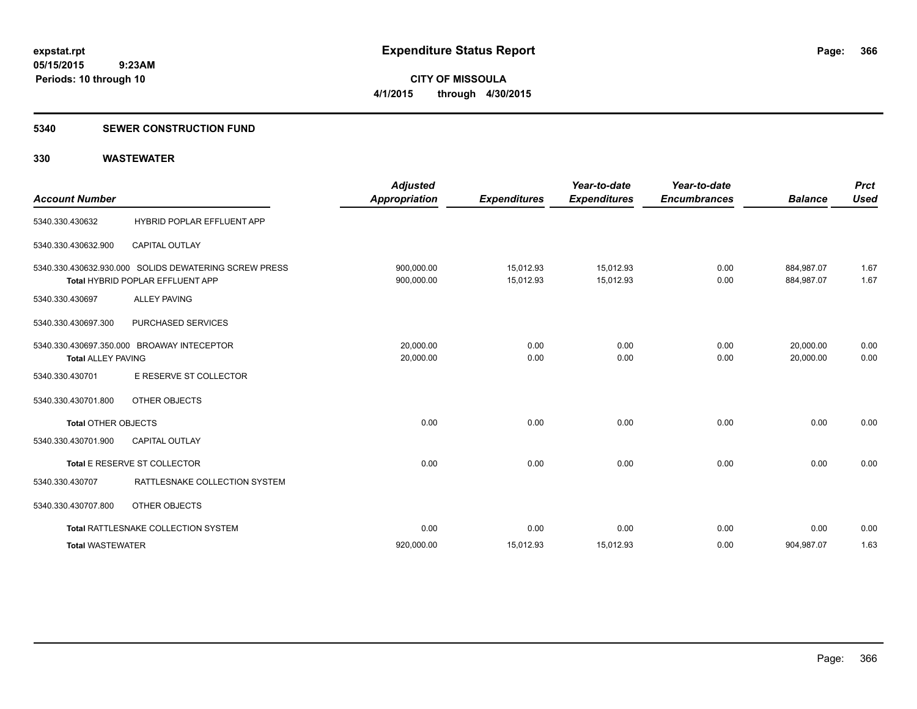**expstat.rpt**
**05/15/2015 9:23AM**
**Periods: 10 through 10**

# Expenditure Status Report

**CITY OF MISSOULA**
**4/1/2015 through 4/30/2015**

## 5340 SEWER CONSTRUCTION FUND

### 330 WASTEWATER

| Account Number | | Adjusted Appropriation | Expenditures | Year-to-date Expenditures | Year-to-date Encumbrances | Balance | Prct Used |
|---|---|---|---|---|---|---|---|
| 5340.330.430632 | HYBRID POPLAR EFFLUENT APP | | | | | | |
| 5340.330.430632.900 | CAPITAL OUTLAY | | | | | | |
| 5340.330.430632.930.000 | SOLIDS DEWATERING SCREW PRESS | 900,000.00 | 15,012.93 | 15,012.93 | 0.00 | 884,987.07 | 1.67 |
| **Total** HYBRID POPLAR EFFLUENT APP | | 900,000.00 | 15,012.93 | 15,012.93 | 0.00 | 884,987.07 | 1.67 |
| 5340.330.430697 | ALLEY PAVING | | | | | | |
| 5340.330.430697.300 | PURCHASED SERVICES | | | | | | |
| 5340.330.430697.350.000 | BROAWAY INTECEPTOR | 20,000.00 | 0.00 | 0.00 | 0.00 | 20,000.00 | 0.00 |
| **Total ALLEY PAVING** | | 20,000.00 | 0.00 | 0.00 | 0.00 | 20,000.00 | 0.00 |
| 5340.330.430701 | E RESERVE ST COLLECTOR | | | | | | |
| 5340.330.430701.800 | OTHER OBJECTS | | | | | | |
| **Total** OTHER OBJECTS | | 0.00 | 0.00 | 0.00 | 0.00 | 0.00 | 0.00 |
| 5340.330.430701.900 | CAPITAL OUTLAY | | | | | | |
| **Total** E RESERVE ST COLLECTOR | | 0.00 | 0.00 | 0.00 | 0.00 | 0.00 | 0.00 |
| 5340.330.430707 | RATTLESNAKE COLLECTION SYSTEM | | | | | | |
| 5340.330.430707.800 | OTHER OBJECTS | | | | | | |
| **Total** RATTLESNAKE COLLECTION SYSTEM | | 0.00 | 0.00 | 0.00 | 0.00 | 0.00 | 0.00 |
| **Total** WASTEWATER | | 920,000.00 | 15,012.93 | 15,012.93 | 0.00 | 904,987.07 | 1.63 |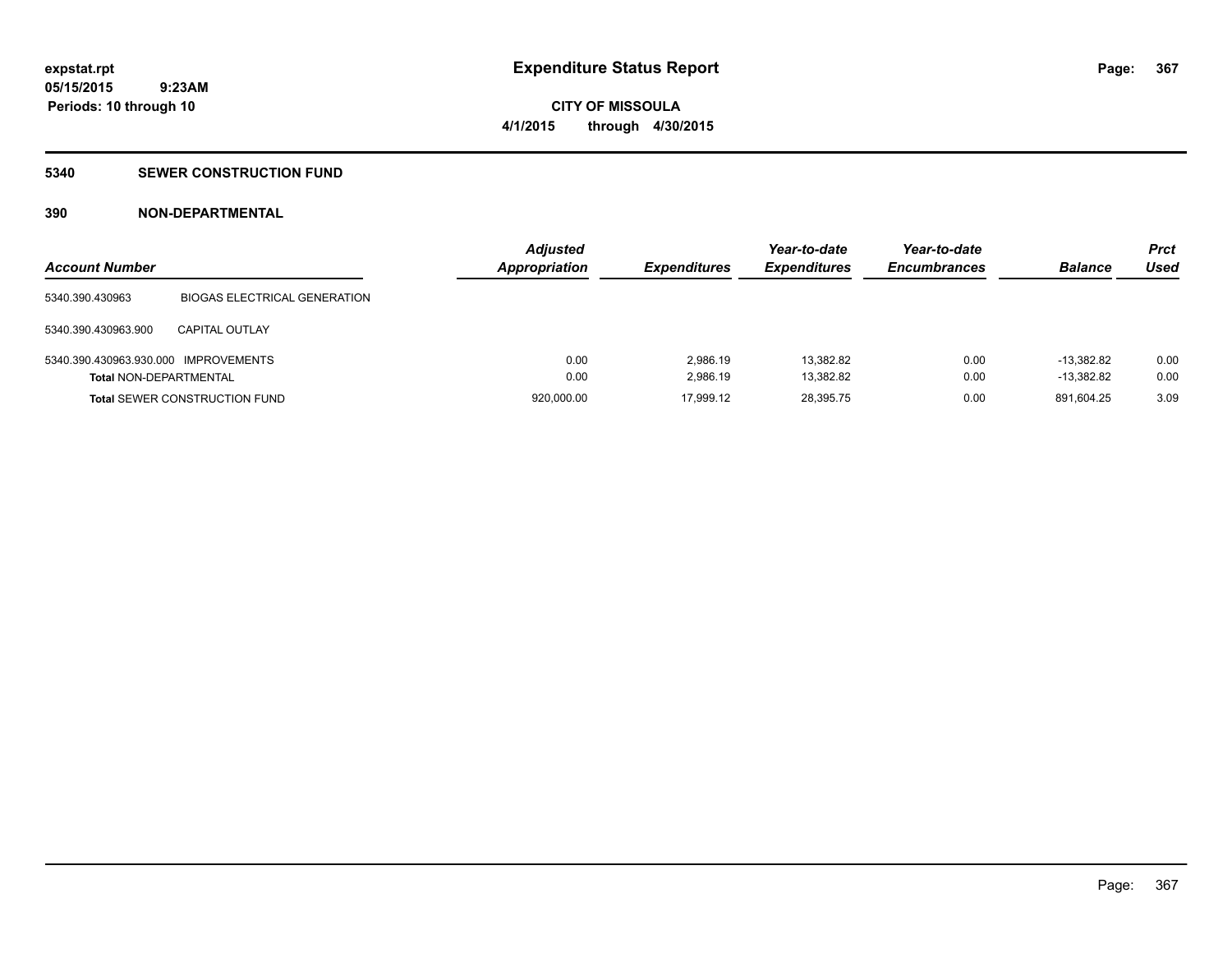**expstat.rpt**
**05/15/2015 9:23AM**
**Periods: 10 through 10**

# Expenditure Status Report

**CITY OF MISSOULA**
**4/1/2015 through 4/30/2015**

## 5340 SEWER CONSTRUCTION FUND

### 390 NON-DEPARTMENTAL

| Account Number | | Adjusted Appropriation | Expenditures | Year-to-date Expenditures | Year-to-date Encumbrances | Balance | Prct Used |
|---|---|---|---|---|---|---|---|
| 5340.390.430963 | BIOGAS ELECTRICAL GENERATION | | | | | | |
| 5340.390.430963.900 | CAPITAL OUTLAY | | | | | | |
| 5340.390.430963.930.000 | IMPROVEMENTS | 0.00 | 2,986.19 | 13,382.82 | 0.00 | -13,382.82 | 0.00 |
| **Total** NON-DEPARTMENTAL | | 0.00 | 2,986.19 | 13,382.82 | 0.00 | -13,382.82 | 0.00 |
| **Total** SEWER CONSTRUCTION FUND | | 920,000.00 | 17,999.12 | 28,395.75 | 0.00 | 891,604.25 | 3.09 |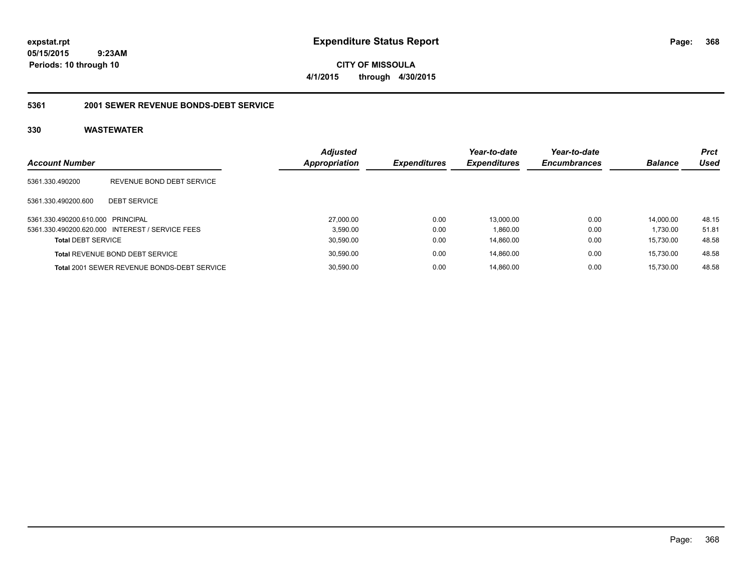# Expenditure Status Report

expstat.rpt
05/15/2015 9:23AM
Periods: 10 through 10

**CITY OF MISSOULA**
**4/1/2015 through 4/30/2015**

## 5361 2001 SEWER REVENUE BONDS-DEBT SERVICE

### 330 WASTEWATER

| Account Number | | Adjusted Appropriation | Expenditures | Year-to-date Expenditures | Year-to-date Encumbrances | Balance | Prct Used |
|---|---|---|---|---|---|---|---|
| 5361.330.490200 | REVENUE BOND DEBT SERVICE | | | | | | |
| 5361.330.490200.600 | DEBT SERVICE | | | | | | |
| 5361.330.490200.610.000 | PRINCIPAL | 27,000.00 | 0.00 | 13,000.00 | 0.00 | 14,000.00 | 48.15 |
| 5361.330.490200.620.000 | INTEREST / SERVICE FEES | 3,590.00 | 0.00 | 1,860.00 | 0.00 | 1,730.00 | 51.81 |
| **Total** DEBT SERVICE | | 30,590.00 | 0.00 | 14,860.00 | 0.00 | 15,730.00 | 48.58 |
| **Total** REVENUE BOND DEBT SERVICE | | 30,590.00 | 0.00 | 14,860.00 | 0.00 | 15,730.00 | 48.58 |
| **Total** 2001 SEWER REVENUE BONDS-DEBT SERVICE | | 30,590.00 | 0.00 | 14,860.00 | 0.00 | 15,730.00 | 48.58 |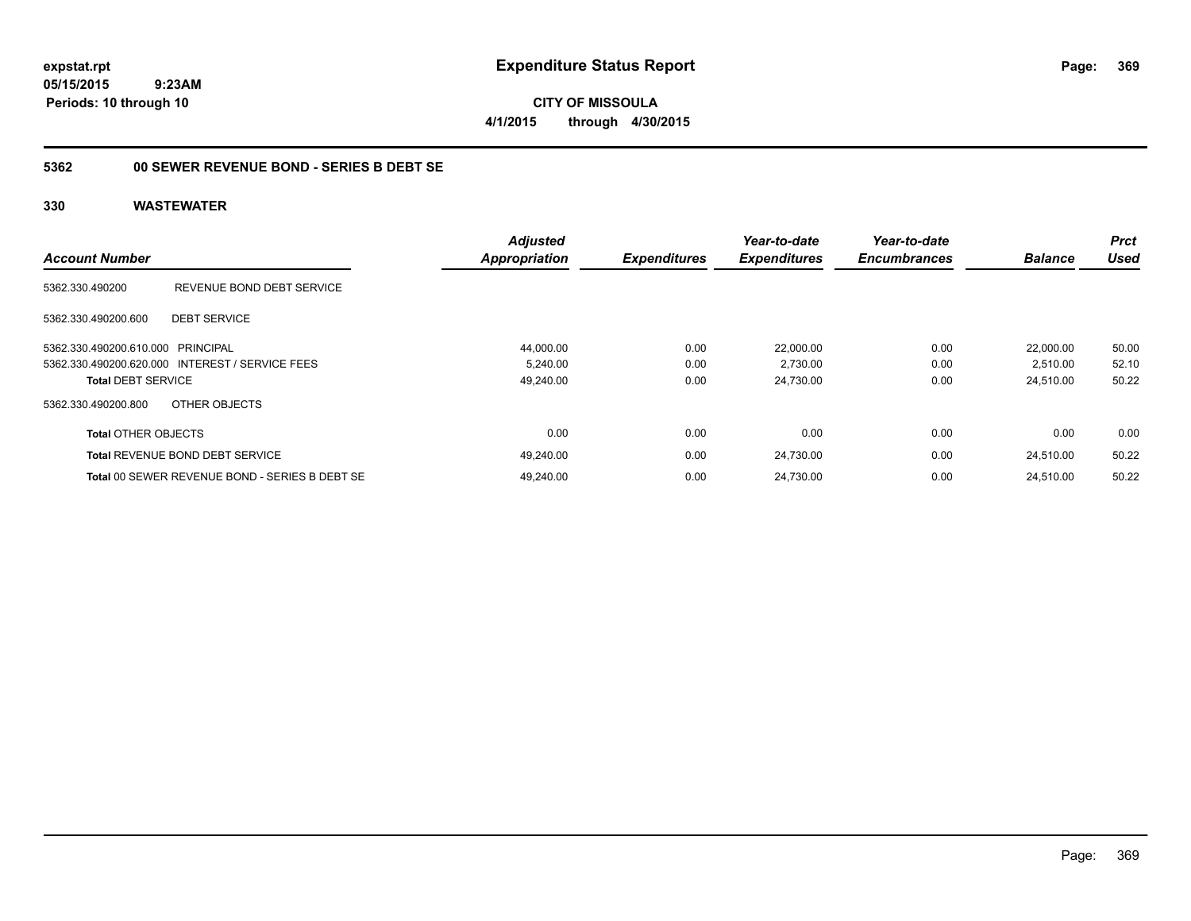**expstat.rpt**
**05/15/2015 9:23AM**
**Periods: 10 through 10**

# Expenditure Status Report

**CITY OF MISSOULA**
**4/1/2015 through 4/30/2015**

## 5362 00 SEWER REVENUE BOND - SERIES B DEBT SE

## 330 WASTEWATER

| Account Number | | Adjusted Appropriation | Expenditures | Year-to-date Expenditures | Year-to-date Encumbrances | Balance | Prct Used |
|---|---|---|---|---|---|---|---|
| 5362.330.490200 | REVENUE BOND DEBT SERVICE | | | | | | |
| 5362.330.490200.600 | DEBT SERVICE | | | | | | |
| 5362.330.490200.610.000 | PRINCIPAL | 44,000.00 | 0.00 | 22,000.00 | 0.00 | 22,000.00 | 50.00 |
| 5362.330.490200.620.000 | INTEREST / SERVICE FEES | 5,240.00 | 0.00 | 2,730.00 | 0.00 | 2,510.00 | 52.10 |
| **Total** DEBT SERVICE | | 49,240.00 | 0.00 | 24,730.00 | 0.00 | 24,510.00 | 50.22 |
| 5362.330.490200.800 | OTHER OBJECTS | | | | | | |
| **Total** OTHER OBJECTS | | 0.00 | 0.00 | 0.00 | 0.00 | 0.00 | 0.00 |
| **Total** REVENUE BOND DEBT SERVICE | | 49,240.00 | 0.00 | 24,730.00 | 0.00 | 24,510.00 | 50.22 |
| **Total** 00 SEWER REVENUE BOND - SERIES B DEBT SE | | 49,240.00 | 0.00 | 24,730.00 | 0.00 | 24,510.00 | 50.22 |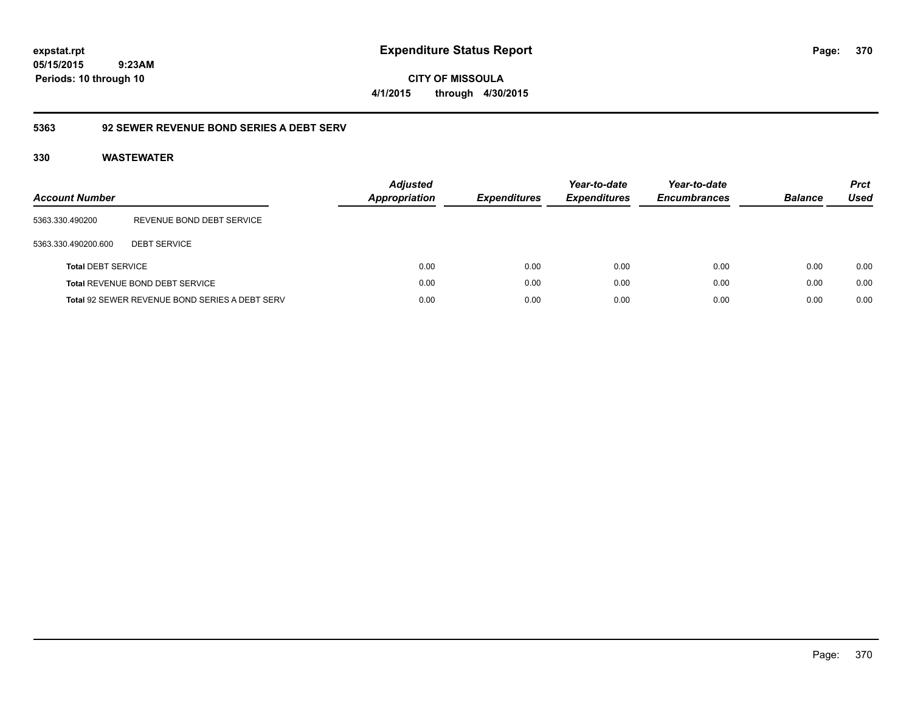**expstat.rpt**
**05/15/2015 9:23AM**
**Periods: 10 through 10**

# Expenditure Status Report

**CITY OF MISSOULA**
**4/1/2015 through 4/30/2015**

## 5363 92 SEWER REVENUE BOND SERIES A DEBT SERV

### 330 WASTEWATER

| Account Number | | Adjusted Appropriation | Expenditures | Year-to-date Expenditures | Year-to-date Encumbrances | Balance | Prct Used |
|---|---|---|---|---|---|---|---|
| 5363.330.490200 | REVENUE BOND DEBT SERVICE | | | | | | |
| 5363.330.490200.600 | DEBT SERVICE | | | | | | |
| **Total** DEBT SERVICE | | 0.00 | 0.00 | 0.00 | 0.00 | 0.00 | 0.00 |
| **Total** REVENUE BOND DEBT SERVICE | | 0.00 | 0.00 | 0.00 | 0.00 | 0.00 | 0.00 |
| **Total** 92 SEWER REVENUE BOND SERIES A DEBT SERV | | 0.00 | 0.00 | 0.00 | 0.00 | 0.00 | 0.00 |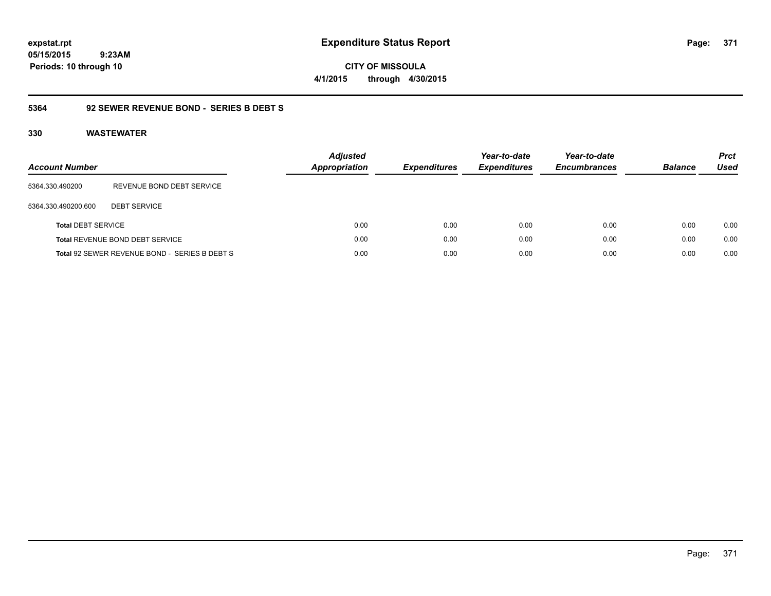expstat.rpt
05/15/2015 9:23AM
Periods: 10 through 10

# Expenditure Status Report

**CITY OF MISSOULA**
**4/1/2015 through 4/30/2015**

## 5364 92 SEWER REVENUE BOND - SERIES B DEBT S

### 330 WASTEWATER

| Account Number | | Adjusted Appropriation | Expenditures | Year-to-date Expenditures | Year-to-date Encumbrances | Balance | Prct Used |
|---|---|---|---|---|---|---|---|
| 5364.330.490200 | REVENUE BOND DEBT SERVICE | | | | | | |
| 5364.330.490200.600 | DEBT SERVICE | | | | | | |
| **Total** DEBT SERVICE | | 0.00 | 0.00 | 0.00 | 0.00 | 0.00 | 0.00 |
| **Total** REVENUE BOND DEBT SERVICE | | 0.00 | 0.00 | 0.00 | 0.00 | 0.00 | 0.00 |
| **Total** 92 SEWER REVENUE BOND - SERIES B DEBT S | | 0.00 | 0.00 | 0.00 | 0.00 | 0.00 | 0.00 |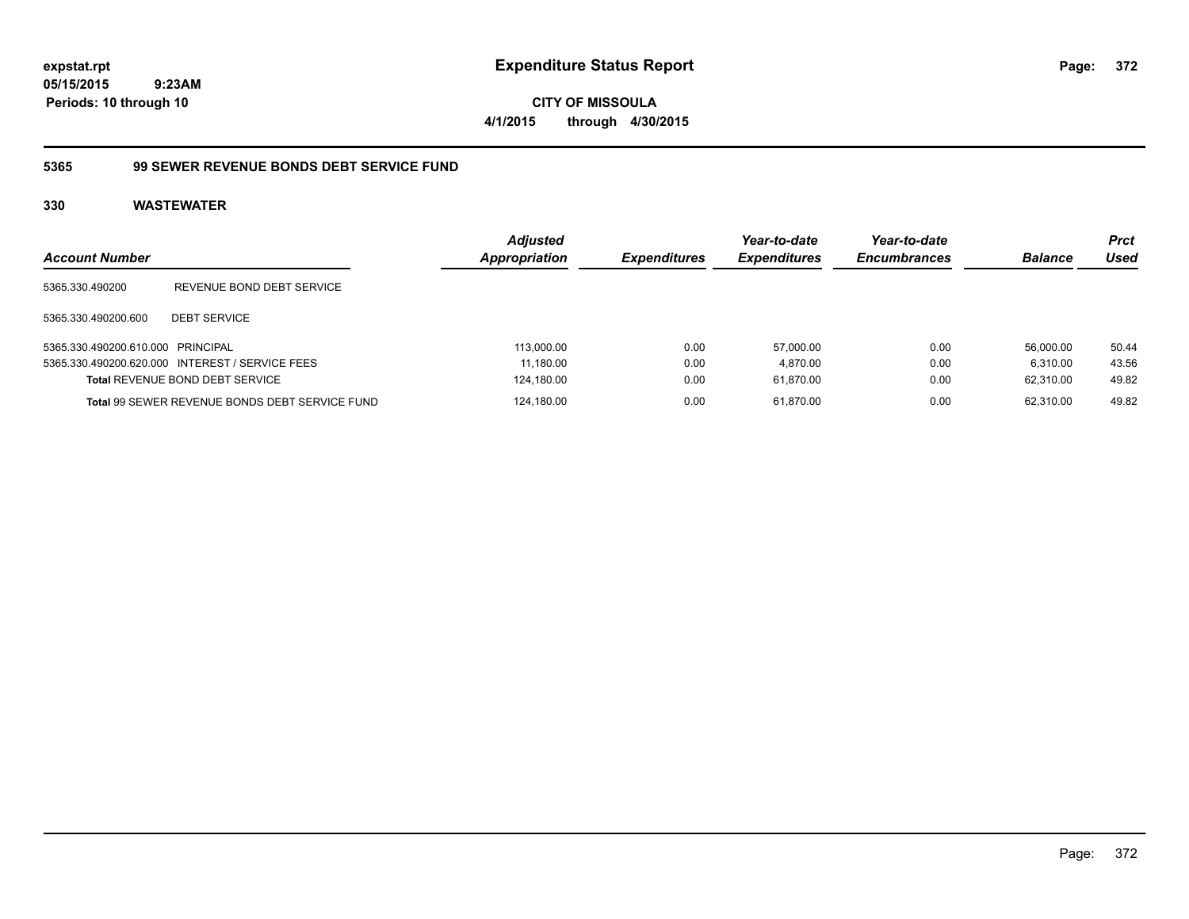expstat.rpt
05/15/2015 9:23AM
Periods: 10 through 10

# Expenditure Status Report

**CITY OF MISSOULA**
**4/1/2015 through 4/30/2015**

## 5365 99 SEWER REVENUE BONDS DEBT SERVICE FUND

### 330 WASTEWATER

| Account Number | | Adjusted Appropriation | Expenditures | Year-to-date Expenditures | Year-to-date Encumbrances | Balance | Prct Used |
|---|---|---|---|---|---|---|---|
| 5365.330.490200 | REVENUE BOND DEBT SERVICE | | | | | | |
| 5365.330.490200.600 | DEBT SERVICE | | | | | | |
| 5365.330.490200.610.000 | PRINCIPAL | 113,000.00 | 0.00 | 57,000.00 | 0.00 | 56,000.00 | 50.44 |
| 5365.330.490200.620.000 | INTEREST / SERVICE FEES | 11,180.00 | 0.00 | 4,870.00 | 0.00 | 6,310.00 | 43.56 |
| **Total** REVENUE BOND DEBT SERVICE | | 124,180.00 | 0.00 | 61,870.00 | 0.00 | 62,310.00 | 49.82 |
| **Total** 99 SEWER REVENUE BONDS DEBT SERVICE FUND | | 124,180.00 | 0.00 | 61,870.00 | 0.00 | 62,310.00 | 49.82 |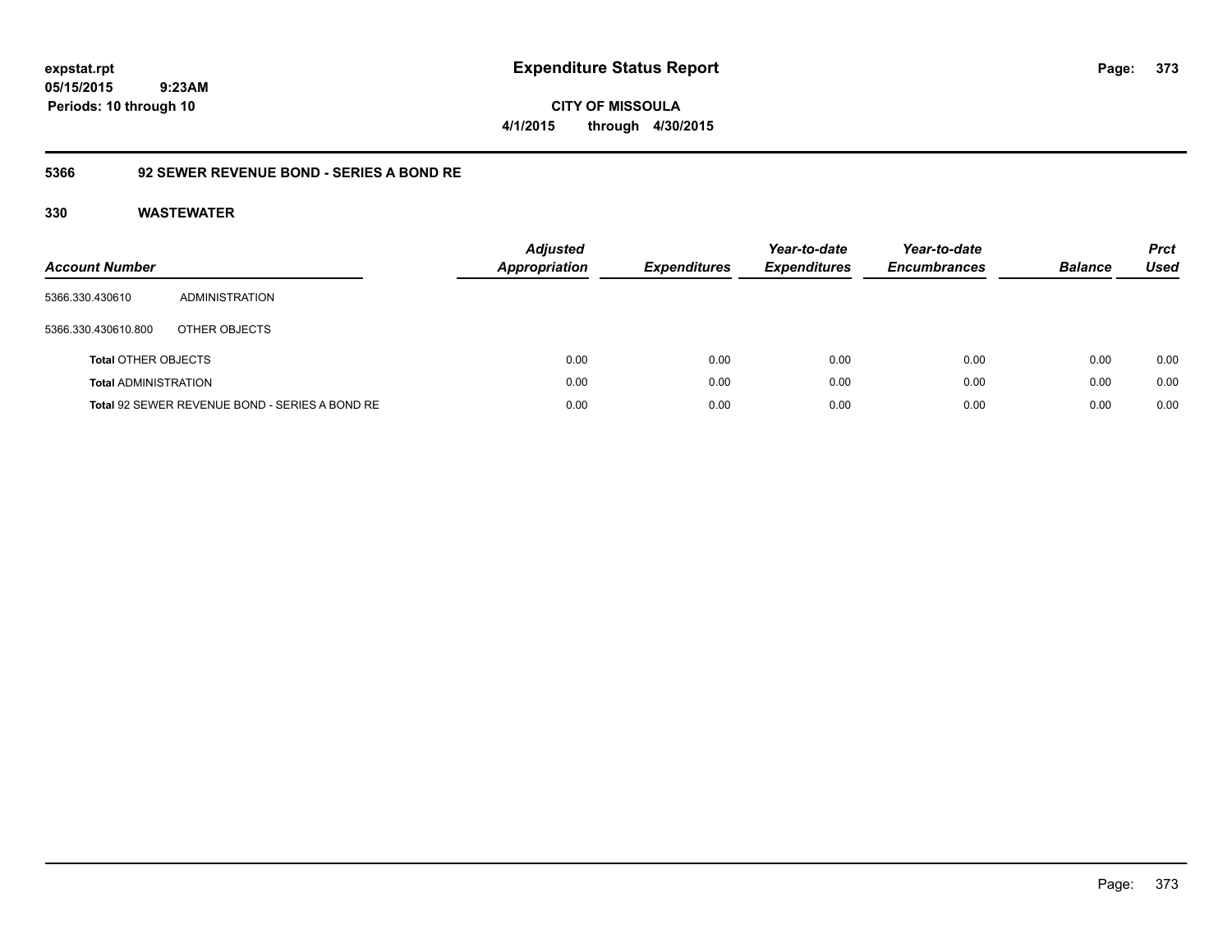**expstat.rpt**
**05/15/2015 9:23AM**
**Periods: 10 through 10**

# Expenditure Status Report

**CITY OF MISSOULA**
**4/1/2015 through 4/30/2015**

## 5366 92 SEWER REVENUE BOND - SERIES A BOND RE

### 330 WASTEWATER

| Account Number | | Adjusted Appropriation | Expenditures | Year-to-date Expenditures | Year-to-date Encumbrances | Balance | Prct Used |
|---|---|---|---|---|---|---|---|
| 5366.330.430610 | ADMINISTRATION | | | | | | |
| 5366.330.430610.800 | OTHER OBJECTS | | | | | | |
| **Total** OTHER OBJECTS | | 0.00 | 0.00 | 0.00 | 0.00 | 0.00 | 0.00 |
| **Total** ADMINISTRATION | | 0.00 | 0.00 | 0.00 | 0.00 | 0.00 | 0.00 |
| **Total** 92 SEWER REVENUE BOND - SERIES A BOND RE | | 0.00 | 0.00 | 0.00 | 0.00 | 0.00 | 0.00 |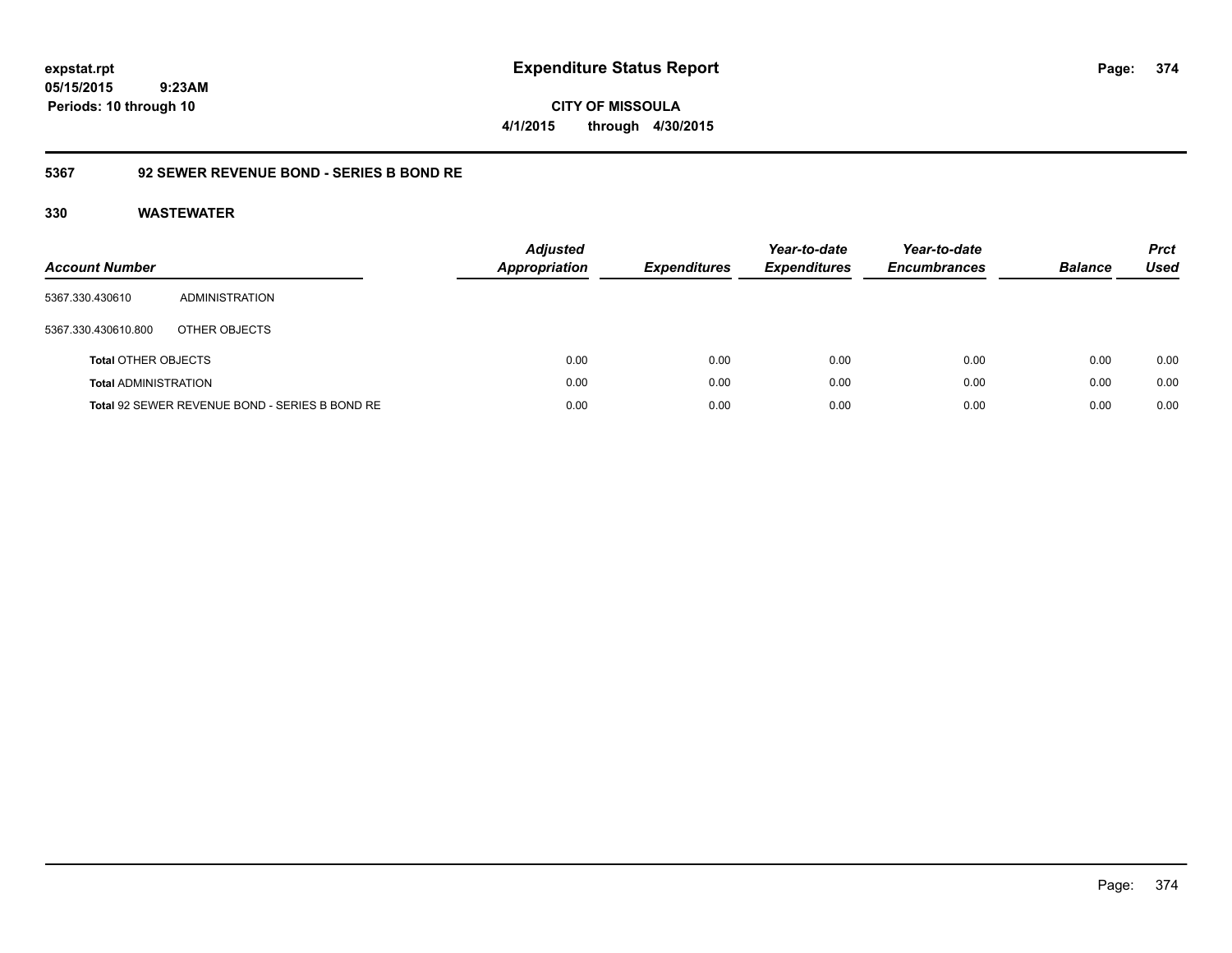**expstat.rpt**
**05/15/2015 9:23AM**
**Periods: 10 through 10**

# Expenditure Status Report

**CITY OF MISSOULA**
**4/1/2015 through 4/30/2015**

## 5367 92 SEWER REVENUE BOND - SERIES B BOND RE

### 330 WASTEWATER

| Account Number | | Adjusted Appropriation | Expenditures | Year-to-date Expenditures | Year-to-date Encumbrances | Balance | Prct Used |
|---|---|---|---|---|---|---|---|
| 5367.330.430610 | ADMINISTRATION | | | | | | |
| 5367.330.430610.800 | OTHER OBJECTS | | | | | | |
| **Total** OTHER OBJECTS | | 0.00 | 0.00 | 0.00 | 0.00 | 0.00 | 0.00 |
| **Total** ADMINISTRATION | | 0.00 | 0.00 | 0.00 | 0.00 | 0.00 | 0.00 |
| **Total** 92 SEWER REVENUE BOND - SERIES B BOND RE | | 0.00 | 0.00 | 0.00 | 0.00 | 0.00 | 0.00 |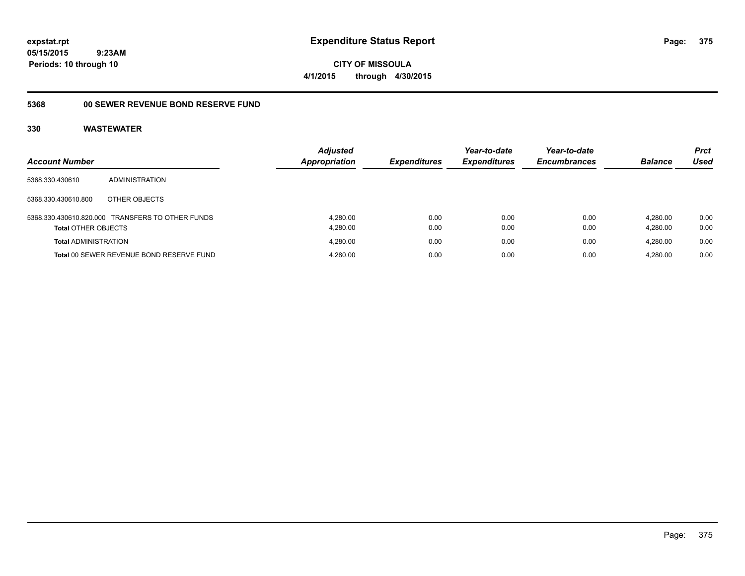**expstat.rpt**
**05/15/2015 9:23AM**
**Periods: 10 through 10**

# Expenditure Status Report

**CITY OF MISSOULA**
**4/1/2015 through 4/30/2015**

## 5368 00 SEWER REVENUE BOND RESERVE FUND

### 330 WASTEWATER

| Account Number | | Adjusted Appropriation | Expenditures | Year-to-date Expenditures | Year-to-date Encumbrances | Balance | Prct Used |
|---|---|---|---|---|---|---|---|
| 5368.330.430610 | ADMINISTRATION | | | | | | |
| 5368.330.430610.800 | OTHER OBJECTS | | | | | | |
| 5368.330.430610.820.000 | TRANSFERS TO OTHER FUNDS | 4,280.00 | 0.00 | 0.00 | 0.00 | 4,280.00 | 0.00 |
| **Total** OTHER OBJECTS | | 4,280.00 | 0.00 | 0.00 | 0.00 | 4,280.00 | 0.00 |
| **Total** ADMINISTRATION | | 4,280.00 | 0.00 | 0.00 | 0.00 | 4,280.00 | 0.00 |
| **Total** 00 SEWER REVENUE BOND RESERVE FUND | | 4,280.00 | 0.00 | 0.00 | 0.00 | 4,280.00 | 0.00 |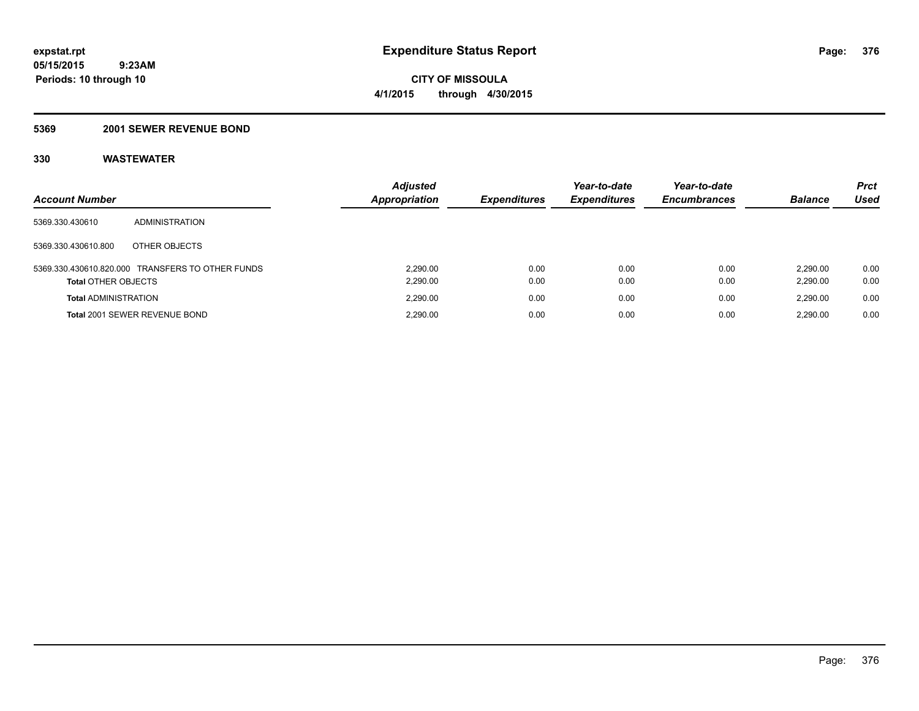**expstat.rpt**
**05/15/2015 9:23AM**
**Periods: 10 through 10**

# Expenditure Status Report

**CITY OF MISSOULA**
**4/1/2015 through 4/30/2015**

## 5369 2001 SEWER REVENUE BOND

## 330 WASTEWATER

| Account Number | | Adjusted Appropriation | Expenditures | Year-to-date Expenditures | Year-to-date Encumbrances | Balance | Prct Used |
|---|---|---|---|---|---|---|---|
| 5369.330.430610 | ADMINISTRATION | | | | | | |
| 5369.330.430610.800 | OTHER OBJECTS | | | | | | |
| 5369.330.430610.820.000 | TRANSFERS TO OTHER FUNDS | 2,290.00 | 0.00 | 0.00 | 0.00 | 2,290.00 | 0.00 |
| **Total** OTHER OBJECTS | | 2,290.00 | 0.00 | 0.00 | 0.00 | 2,290.00 | 0.00 |
| **Total** ADMINISTRATION | | 2,290.00 | 0.00 | 0.00 | 0.00 | 2,290.00 | 0.00 |
| **Total** 2001 SEWER REVENUE BOND | | 2,290.00 | 0.00 | 0.00 | 0.00 | 2,290.00 | 0.00 |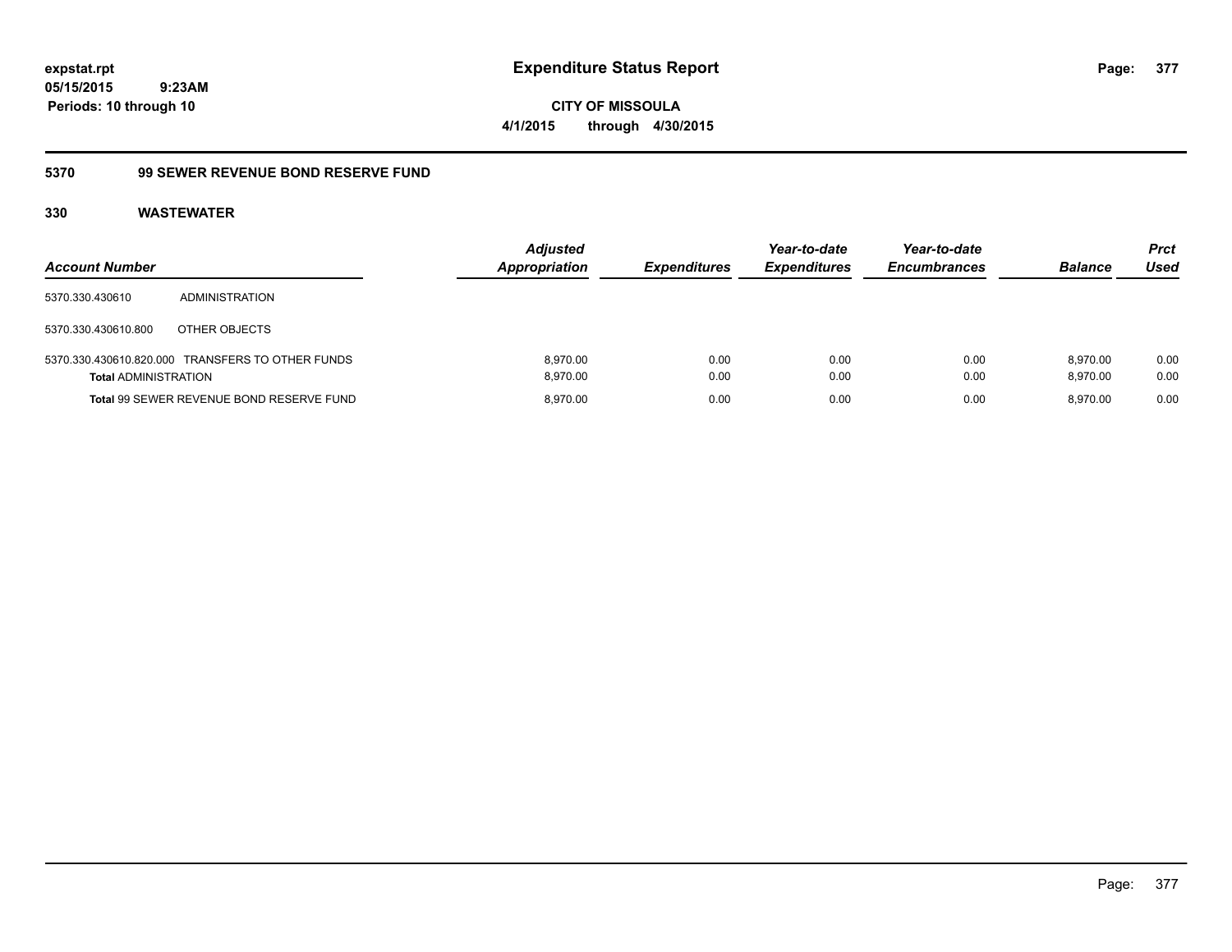**expstat.rpt**
**05/15/2015 9:23AM**
**Periods: 10 through 10**

# Expenditure Status Report

**CITY OF MISSOULA**
**4/1/2015 through 4/30/2015**

## 5370 99 SEWER REVENUE BOND RESERVE FUND

### 330 WASTEWATER

| Account Number | | Adjusted Appropriation | Expenditures | Year-to-date Expenditures | Year-to-date Encumbrances | Balance | Prct Used |
|---|---|---|---|---|---|---|---|
| 5370.330.430610 | ADMINISTRATION | | | | | | |
| 5370.330.430610.800 | OTHER OBJECTS | | | | | | |
| 5370.330.430610.820.000 | TRANSFERS TO OTHER FUNDS | 8,970.00 | 0.00 | 0.00 | 0.00 | 8,970.00 | 0.00 |
| **Total** ADMINISTRATION | | 8,970.00 | 0.00 | 0.00 | 0.00 | 8,970.00 | 0.00 |
| **Total** 99 SEWER REVENUE BOND RESERVE FUND | | 8,970.00 | 0.00 | 0.00 | 0.00 | 8,970.00 | 0.00 |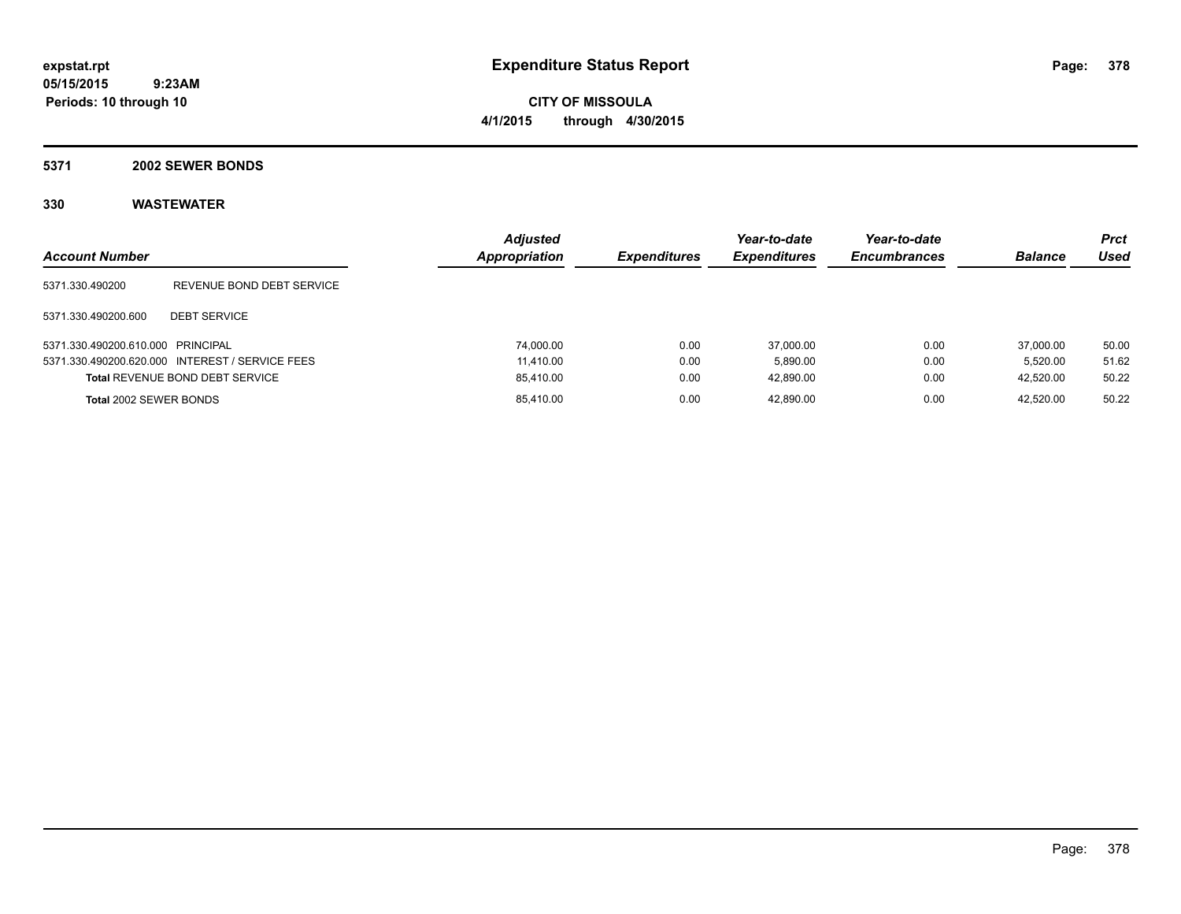**expstat.rpt**
**05/15/2015 9:23AM**
**Periods: 10 through 10**

# Expenditure Status Report

**CITY OF MISSOULA**
**4/1/2015 through 4/30/2015**

## 5371 2002 SEWER BONDS

## 330 WASTEWATER

| Account Number | | Adjusted Appropriation | Expenditures | Year-to-date Expenditures | Year-to-date Encumbrances | Balance | Prct Used |
|---|---|---|---|---|---|---|---|
| 5371.330.490200 | REVENUE BOND DEBT SERVICE | | | | | | |
| 5371.330.490200.600 | DEBT SERVICE | | | | | | |
| 5371.330.490200.610.000 | PRINCIPAL | 74,000.00 | 0.00 | 37,000.00 | 0.00 | 37,000.00 | 50.00 |
| 5371.330.490200.620.000 | INTEREST / SERVICE FEES | 11,410.00 | 0.00 | 5,890.00 | 0.00 | 5,520.00 | 51.62 |
| **Total** REVENUE BOND DEBT SERVICE | | 85,410.00 | 0.00 | 42,890.00 | 0.00 | 42,520.00 | 50.22 |
| **Total** 2002 SEWER BONDS | | 85,410.00 | 0.00 | 42,890.00 | 0.00 | 42,520.00 | 50.22 |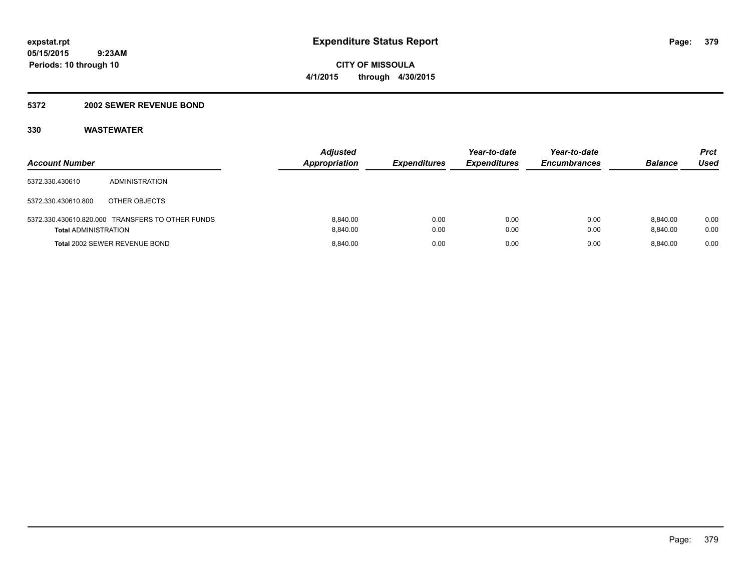**expstat.rpt**
**05/15/2015 9:23AM**
**Periods: 10 through 10**

# Expenditure Status Report

**CITY OF MISSOULA**
**4/1/2015 through 4/30/2015**

## 5372 2002 SEWER REVENUE BOND

### 330 WASTEWATER

| Account Number | | Adjusted Appropriation | Expenditures | Year-to-date Expenditures | Year-to-date Encumbrances | Balance | Prct Used |
|---|---|---|---|---|---|---|---|
| 5372.330.430610 | ADMINISTRATION | | | | | | |
| 5372.330.430610.800 | OTHER OBJECTS | | | | | | |
| 5372.330.430610.820.000 | TRANSFERS TO OTHER FUNDS | 8,840.00 | 0.00 | 0.00 | 0.00 | 8,840.00 | 0.00 |
| **Total** ADMINISTRATION | | 8,840.00 | 0.00 | 0.00 | 0.00 | 8,840.00 | 0.00 |
| **Total** 2002 SEWER REVENUE BOND | | 8,840.00 | 0.00 | 0.00 | 0.00 | 8,840.00 | 0.00 |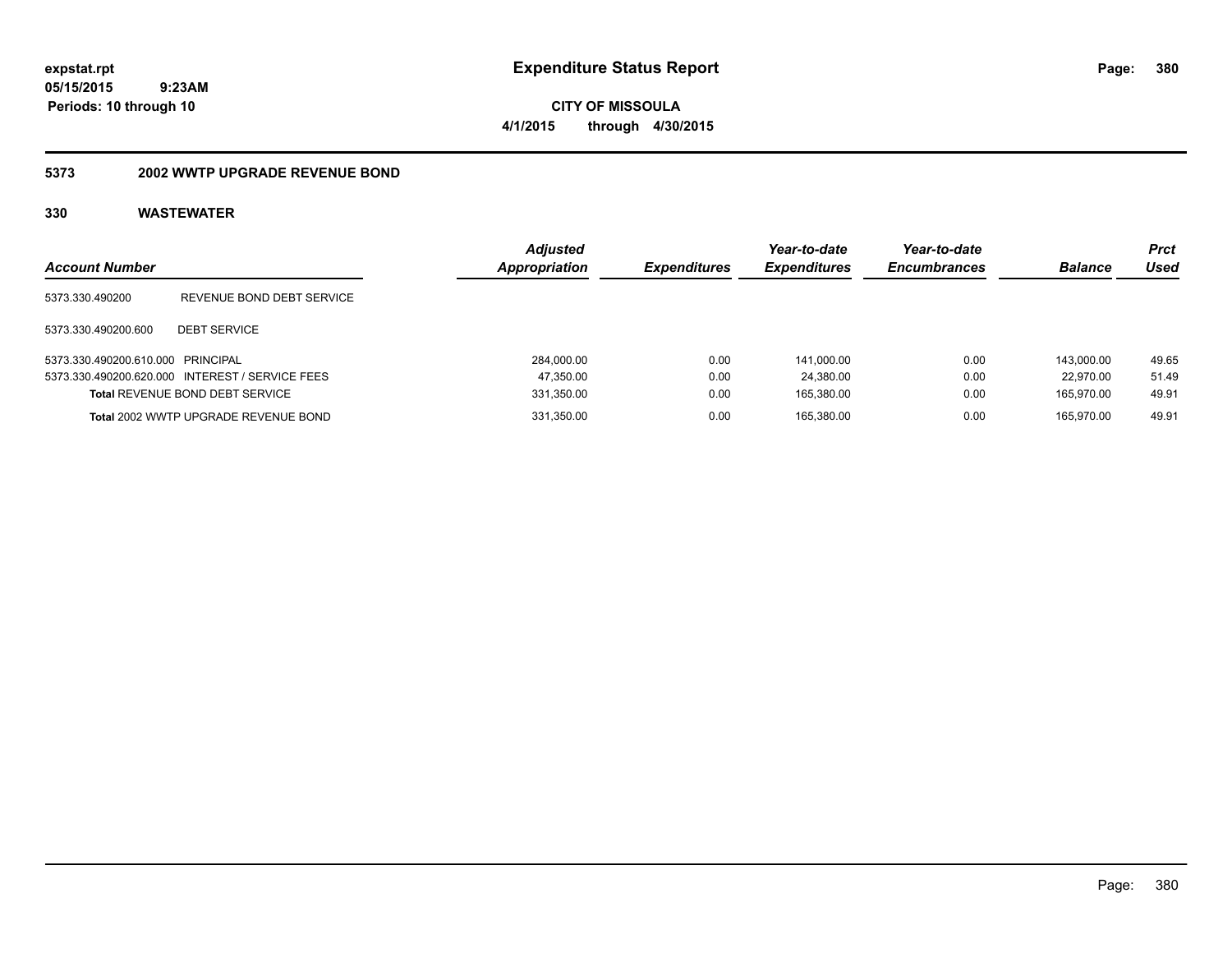expstat.rpt
05/15/2015 9:23AM
Periods: 10 through 10

# Expenditure Status Report

CITY OF MISSOULA
4/1/2015 through 4/30/2015

## 5373 2002 WWTP UPGRADE REVENUE BOND

### 330 WASTEWATER

| Account Number | | Adjusted Appropriation | Expenditures | Year-to-date Expenditures | Year-to-date Encumbrances | Balance | Prct Used |
|---|---|---|---|---|---|---|---|
| 5373.330.490200 | REVENUE BOND DEBT SERVICE | | | | | | |
| 5373.330.490200.600 | DEBT SERVICE | | | | | | |
| 5373.330.490200.610.000 | PRINCIPAL | 284,000.00 | 0.00 | 141,000.00 | 0.00 | 143,000.00 | 49.65 |
| 5373.330.490200.620.000 | INTEREST / SERVICE FEES | 47,350.00 | 0.00 | 24,380.00 | 0.00 | 22,970.00 | 51.49 |
| **Total** REVENUE BOND DEBT SERVICE | | 331,350.00 | 0.00 | 165,380.00 | 0.00 | 165,970.00 | 49.91 |
| **Total** 2002 WWTP UPGRADE REVENUE BOND | | 331,350.00 | 0.00 | 165,380.00 | 0.00 | 165,970.00 | 49.91 |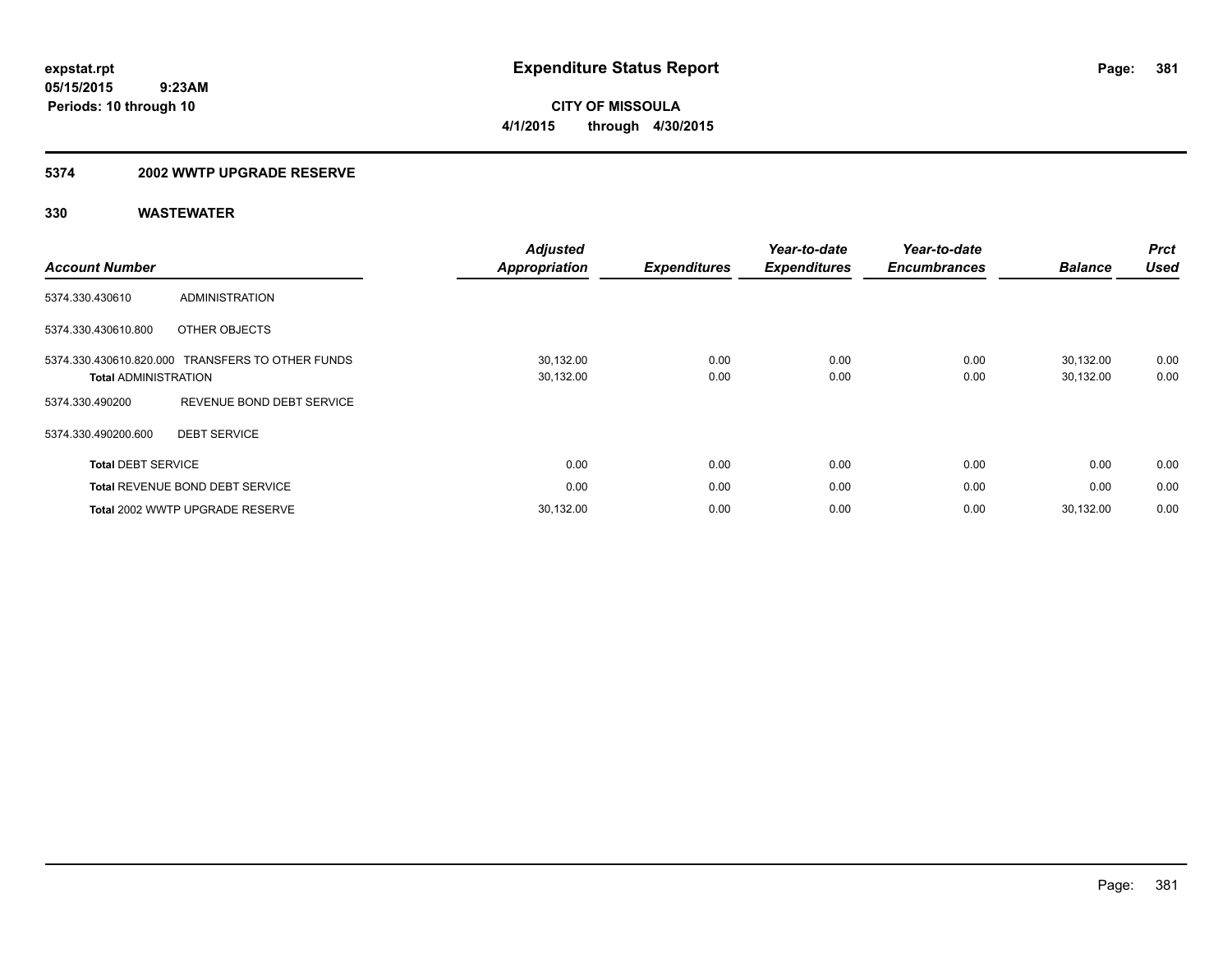**expstat.rpt**
**05/15/2015 9:23AM**
**Periods: 10 through 10**

# Expenditure Status Report

**CITY OF MISSOULA**
**4/1/2015 through 4/30/2015**

## 5374 2002 WWTP UPGRADE RESERVE

## 330 WASTEWATER

| Account Number | | Adjusted Appropriation | Expenditures | Year-to-date Expenditures | Year-to-date Encumbrances | Balance | Prct Used |
|---|---|---|---|---|---|---|---|
| 5374.330.430610 | ADMINISTRATION | | | | | | |
| 5374.330.430610.800 | OTHER OBJECTS | | | | | | |
| 5374.330.430610.820.000 | TRANSFERS TO OTHER FUNDS | 30,132.00 | 0.00 | 0.00 | 0.00 | 30,132.00 | 0.00 |
| **Total** ADMINISTRATION | | 30,132.00 | 0.00 | 0.00 | 0.00 | 30,132.00 | 0.00 |
| 5374.330.490200 | REVENUE BOND DEBT SERVICE | | | | | | |
| 5374.330.490200.600 | DEBT SERVICE | | | | | | |
| **Total** DEBT SERVICE | | 0.00 | 0.00 | 0.00 | 0.00 | 0.00 | 0.00 |
| **Total** REVENUE BOND DEBT SERVICE | | 0.00 | 0.00 | 0.00 | 0.00 | 0.00 | 0.00 |
| **Total** 2002 WWTP UPGRADE RESERVE | | 30,132.00 | 0.00 | 0.00 | 0.00 | 30,132.00 | 0.00 |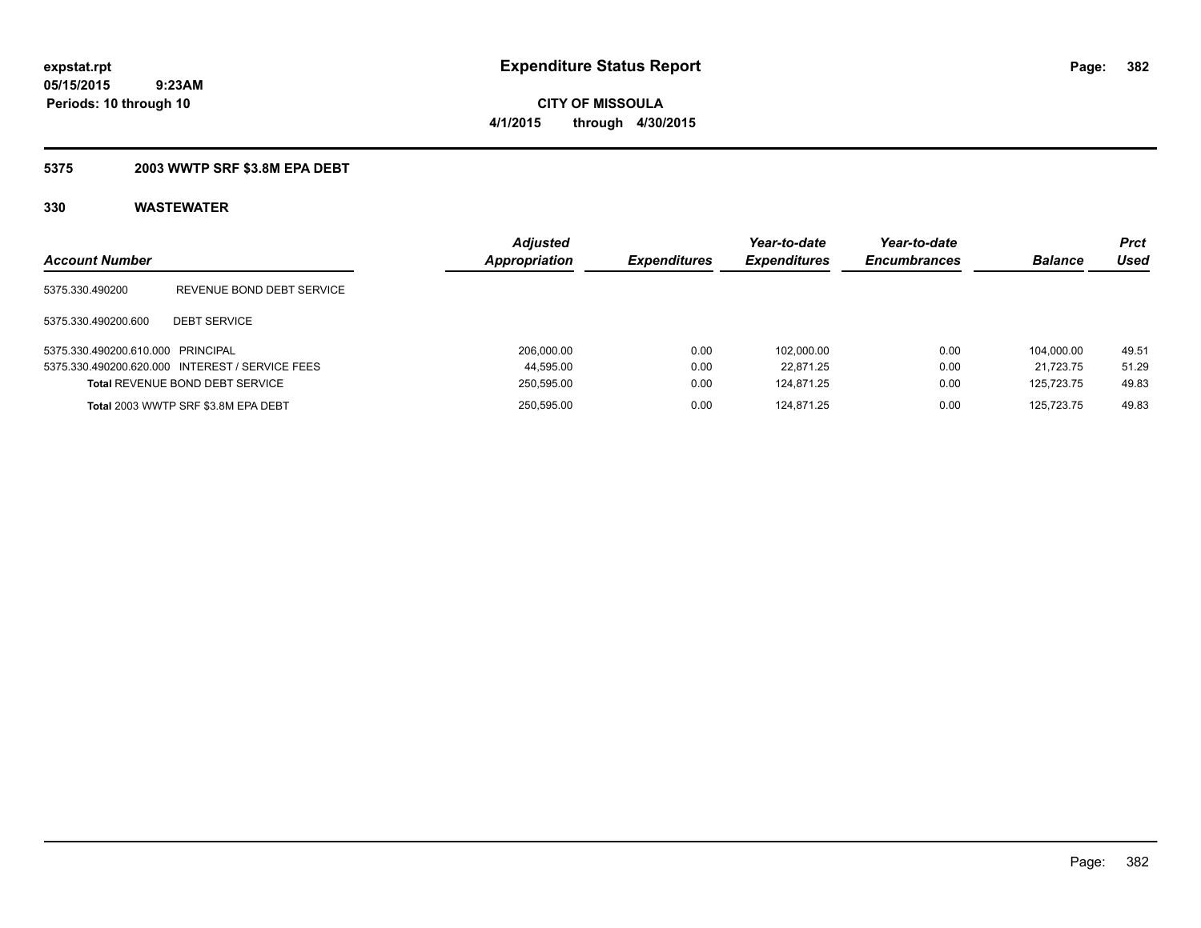expstat.rpt
05/15/2015 9:23AM
Periods: 10 through 10

# Expenditure Status Report

**CITY OF MISSOULA**
**4/1/2015 through 4/30/2015**

## 5375 2003 WWTP SRF $3.8M EPA DEBT

### 330 WASTEWATER

| Account Number | | Adjusted Appropriation | Expenditures | Year-to-date Expenditures | Year-to-date Encumbrances | Balance | Prct Used |
|---|---|---|---|---|---|---|---|
| 5375.330.490200 | REVENUE BOND DEBT SERVICE | | | | | | |
| 5375.330.490200.600 | DEBT SERVICE | | | | | | |
| 5375.330.490200.610.000 | PRINCIPAL | 206,000.00 | 0.00 | 102,000.00 | 0.00 | 104,000.00 | 49.51 |
| 5375.330.490200.620.000 | INTEREST / SERVICE FEES | 44,595.00 | 0.00 | 22,871.25 | 0.00 | 21,723.75 | 51.29 |
| **Total** REVENUE BOND DEBT SERVICE | | 250,595.00 | 0.00 | 124,871.25 | 0.00 | 125,723.75 | 49.83 |
| **Total** 2003 WWTP SRF $3.8M EPA DEBT | | 250,595.00 | 0.00 | 124,871.25 | 0.00 | 125,723.75 | 49.83 |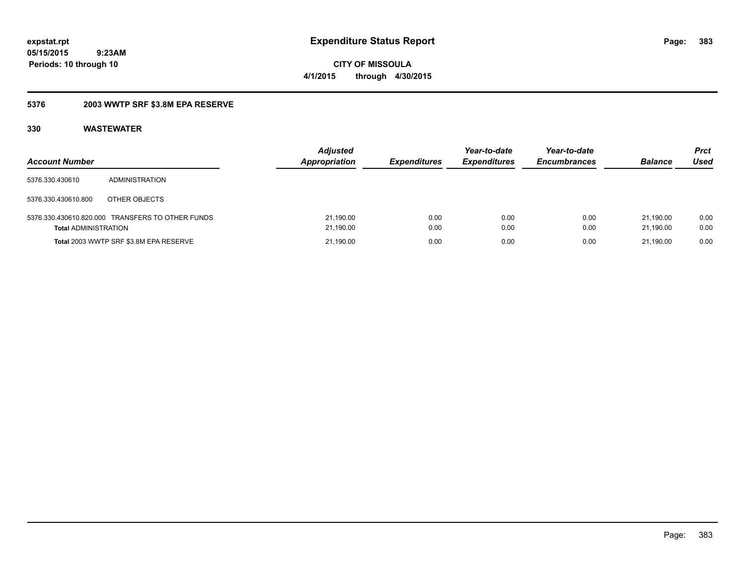expstat.rpt
05/15/2015 9:23AM
Periods: 10 through 10

# Expenditure Status Report

**CITY OF MISSOULA**
**4/1/2015 through 4/30/2015**

### 5376 2003 WWTP SRF $3.8M EPA RESERVE

### 330 WASTEWATER

| Account Number | | Adjusted Appropriation | Expenditures | Year-to-date Expenditures | Year-to-date Encumbrances | Balance | Prct Used |
|---|---|---|---|---|---|---|---|
| 5376.330.430610 | ADMINISTRATION | | | | | | |
| 5376.330.430610.800 | OTHER OBJECTS | | | | | | |
| 5376.330.430610.820.000 | TRANSFERS TO OTHER FUNDS | 21,190.00 | 0.00 | 0.00 | 0.00 | 21,190.00 | 0.00 |
| **Total** ADMINISTRATION | | 21,190.00 | 0.00 | 0.00 | 0.00 | 21,190.00 | 0.00 |
| **Total** 2003 WWTP SRF $3.8M EPA RESERVE | | 21,190.00 | 0.00 | 0.00 | 0.00 | 21,190.00 | 0.00 |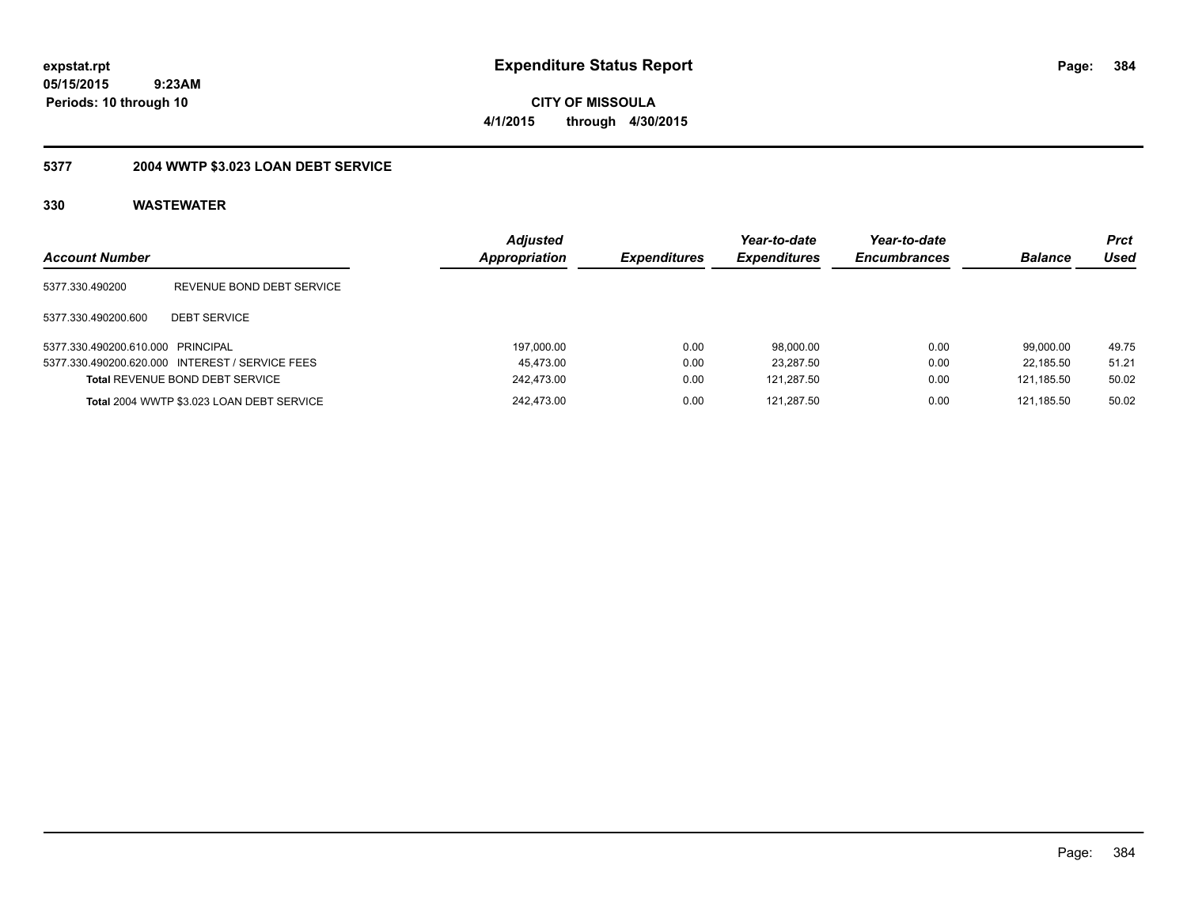**expstat.rpt**
**05/15/2015 9:23AM**
**Periods: 10 through 10**

# Expenditure Status Report

**CITY OF MISSOULA**
**4/1/2015 through 4/30/2015**

## 5377 2004 WWTP $3.023 LOAN DEBT SERVICE

### 330 WASTEWATER

| Account Number | | Adjusted Appropriation | Expenditures | Year-to-date Expenditures | Year-to-date Encumbrances | Balance | Prct Used |
|---|---|---|---|---|---|---|---|
| 5377.330.490200 | REVENUE BOND DEBT SERVICE | | | | | | |
| 5377.330.490200.600 | DEBT SERVICE | | | | | | |
| 5377.330.490200.610.000 | PRINCIPAL | 197,000.00 | 0.00 | 98,000.00 | 0.00 | 99,000.00 | 49.75 |
| 5377.330.490200.620.000 | INTEREST / SERVICE FEES | 45,473.00 | 0.00 | 23,287.50 | 0.00 | 22,185.50 | 51.21 |
| **Total** REVENUE BOND DEBT SERVICE | | 242,473.00 | 0.00 | 121,287.50 | 0.00 | 121,185.50 | 50.02 |
| **Total** 2004 WWTP $3.023 LOAN DEBT SERVICE | | 242,473.00 | 0.00 | 121,287.50 | 0.00 | 121,185.50 | 50.02 |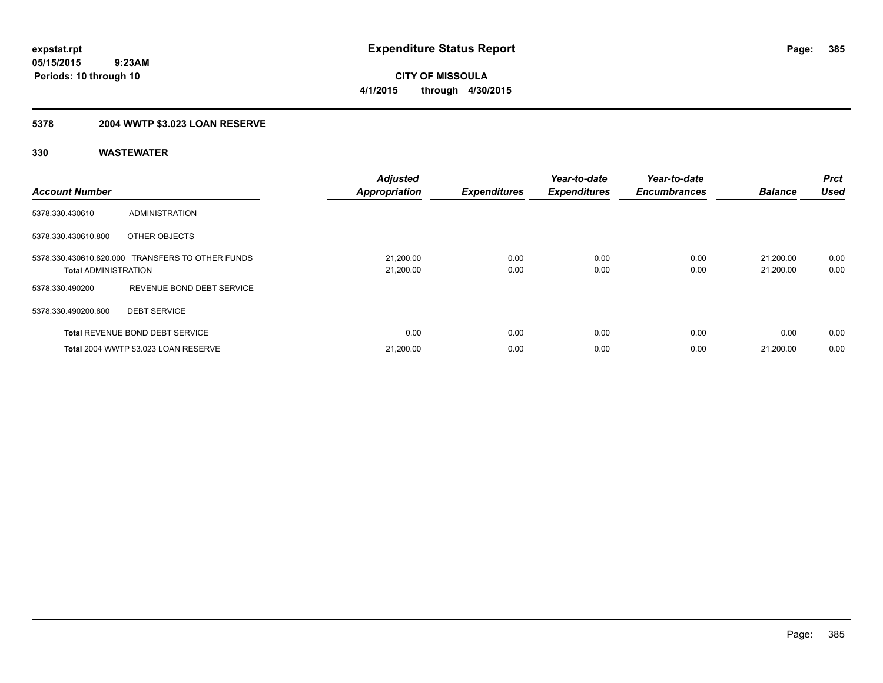# Expenditure Status Report

expstat.rpt
05/15/2015 9:23AM
Periods: 10 through 10

**CITY OF MISSOULA**
**4/1/2015 through 4/30/2015**

## 5378 2004 WWTP $3.023 LOAN RESERVE

### 330 WASTEWATER

| Account Number | | Adjusted Appropriation | Expenditures | Year-to-date Expenditures | Year-to-date Encumbrances | Balance | Prct Used |
|---|---|---|---|---|---|---|---|
| 5378.330.430610 | ADMINISTRATION | | | | | | |
| 5378.330.430610.800 | OTHER OBJECTS | | | | | | |
| 5378.330.430610.820.000 | TRANSFERS TO OTHER FUNDS | 21,200.00 | 0.00 | 0.00 | 0.00 | 21,200.00 | 0.00 |
| **Total** ADMINISTRATION | | 21,200.00 | 0.00 | 0.00 | 0.00 | 21,200.00 | 0.00 |
| 5378.330.490200 | REVENUE BOND DEBT SERVICE | | | | | | |
| 5378.330.490200.600 | DEBT SERVICE | | | | | | |
| **Total** REVENUE BOND DEBT SERVICE | | 0.00 | 0.00 | 0.00 | 0.00 | 0.00 | 0.00 |
| **Total** 2004 WWTP $3.023 LOAN RESERVE | | 21,200.00 | 0.00 | 0.00 | 0.00 | 21,200.00 | 0.00 |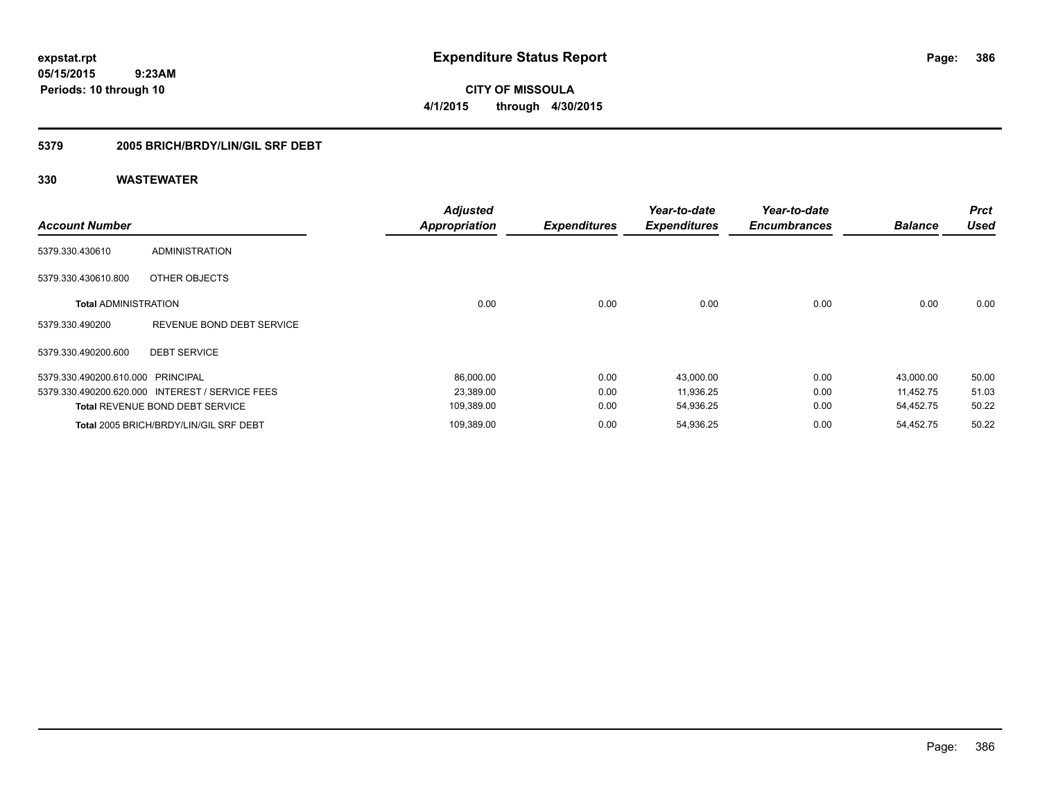**expstat.rpt**
**05/15/2015 9:23AM**
**Periods: 10 through 10**

# Expenditure Status Report

**CITY OF MISSOULA**
**4/1/2015 through 4/30/2015**

## 5379 2005 BRICH/BRDY/LIN/GIL SRF DEBT

### 330 WASTEWATER

| Account Number | | Adjusted Appropriation | Expenditures | Year-to-date Expenditures | Year-to-date Encumbrances | Balance | Prct Used |
|---|---|---|---|---|---|---|---|
| 5379.330.430610 | ADMINISTRATION | | | | | | |
| 5379.330.430610.800 | OTHER OBJECTS | | | | | | |
| **Total** ADMINISTRATION | | 0.00 | 0.00 | 0.00 | 0.00 | 0.00 | 0.00 |
| 5379.330.490200 | REVENUE BOND DEBT SERVICE | | | | | | |
| 5379.330.490200.600 | DEBT SERVICE | | | | | | |
| 5379.330.490200.610.000 | PRINCIPAL | 86,000.00 | 0.00 | 43,000.00 | 0.00 | 43,000.00 | 50.00 |
| 5379.330.490200.620.000 | INTEREST / SERVICE FEES | 23,389.00 | 0.00 | 11,936.25 | 0.00 | 11,452.75 | 51.03 |
| **Total** REVENUE BOND DEBT SERVICE | | 109,389.00 | 0.00 | 54,936.25 | 0.00 | 54,452.75 | 50.22 |
| **Total** 2005 BRICH/BRDY/LIN/GIL SRF DEBT | | 109,389.00 | 0.00 | 54,936.25 | 0.00 | 54,452.75 | 50.22 |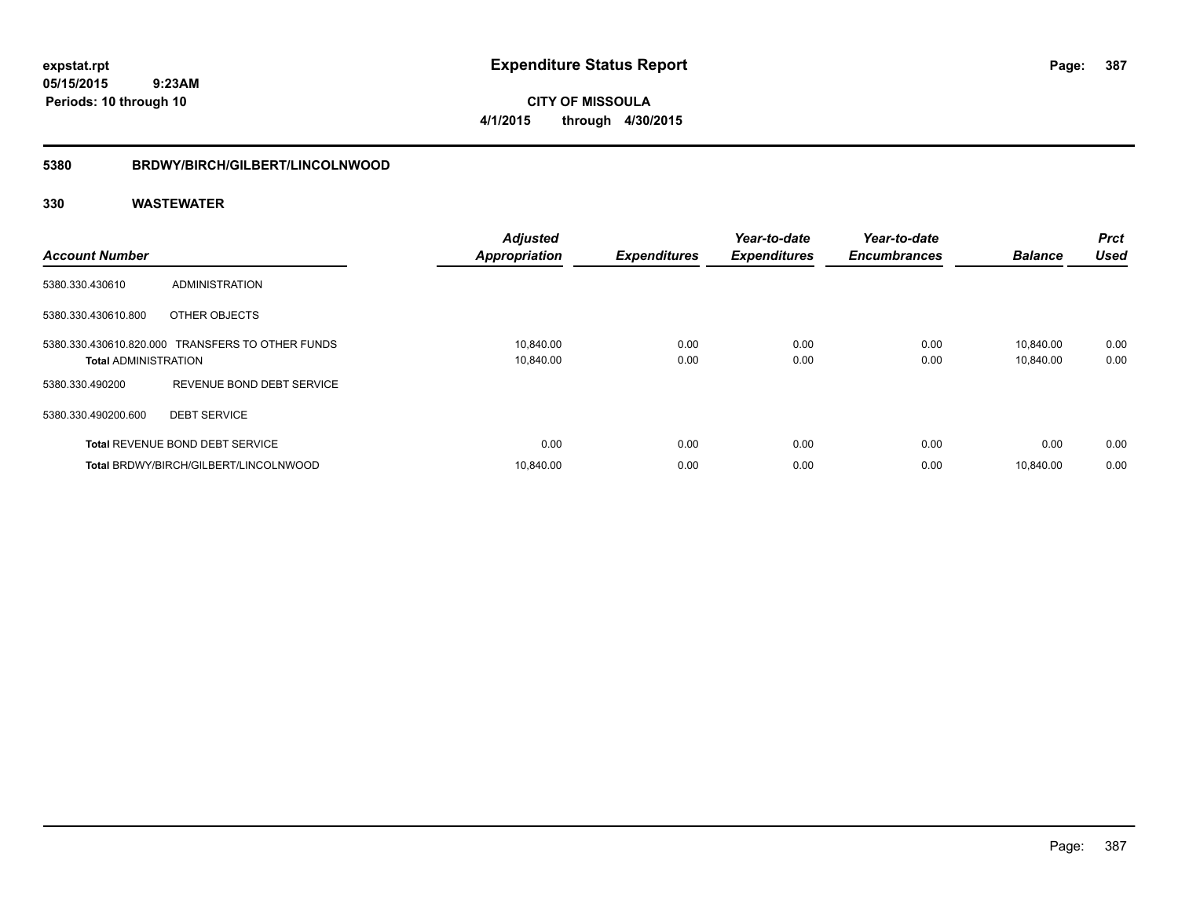# Expenditure Status Report

**CITY OF MISSOULA**

**4/1/2015 through 4/30/2015**

expstat.rpt
05/15/2015 9:23AM
Periods: 10 through 10

## 5380 BRDWY/BIRCH/GILBERT/LINCOLNWOOD

### 330 WASTEWATER

| Account Number | | Adjusted Appropriation | Expenditures | Year-to-date Expenditures | Year-to-date Encumbrances | Balance | Prct Used |
|---|---|---|---|---|---|---|---|
| 5380.330.430610 | ADMINISTRATION | | | | | | |
| 5380.330.430610.800 | OTHER OBJECTS | | | | | | |
| 5380.330.430610.820.000 | TRANSFERS TO OTHER FUNDS | 10,840.00 | 0.00 | 0.00 | 0.00 | 10,840.00 | 0.00 |
| **Total** ADMINISTRATION | | 10,840.00 | 0.00 | 0.00 | 0.00 | 10,840.00 | 0.00 |
| 5380.330.490200 | REVENUE BOND DEBT SERVICE | | | | | | |
| 5380.330.490200.600 | DEBT SERVICE | | | | | | |
| **Total** REVENUE BOND DEBT SERVICE | | 0.00 | 0.00 | 0.00 | 0.00 | 0.00 | 0.00 |
| **Total** BRDWY/BIRCH/GILBERT/LINCOLNWOOD | | 10,840.00 | 0.00 | 0.00 | 0.00 | 10,840.00 | 0.00 |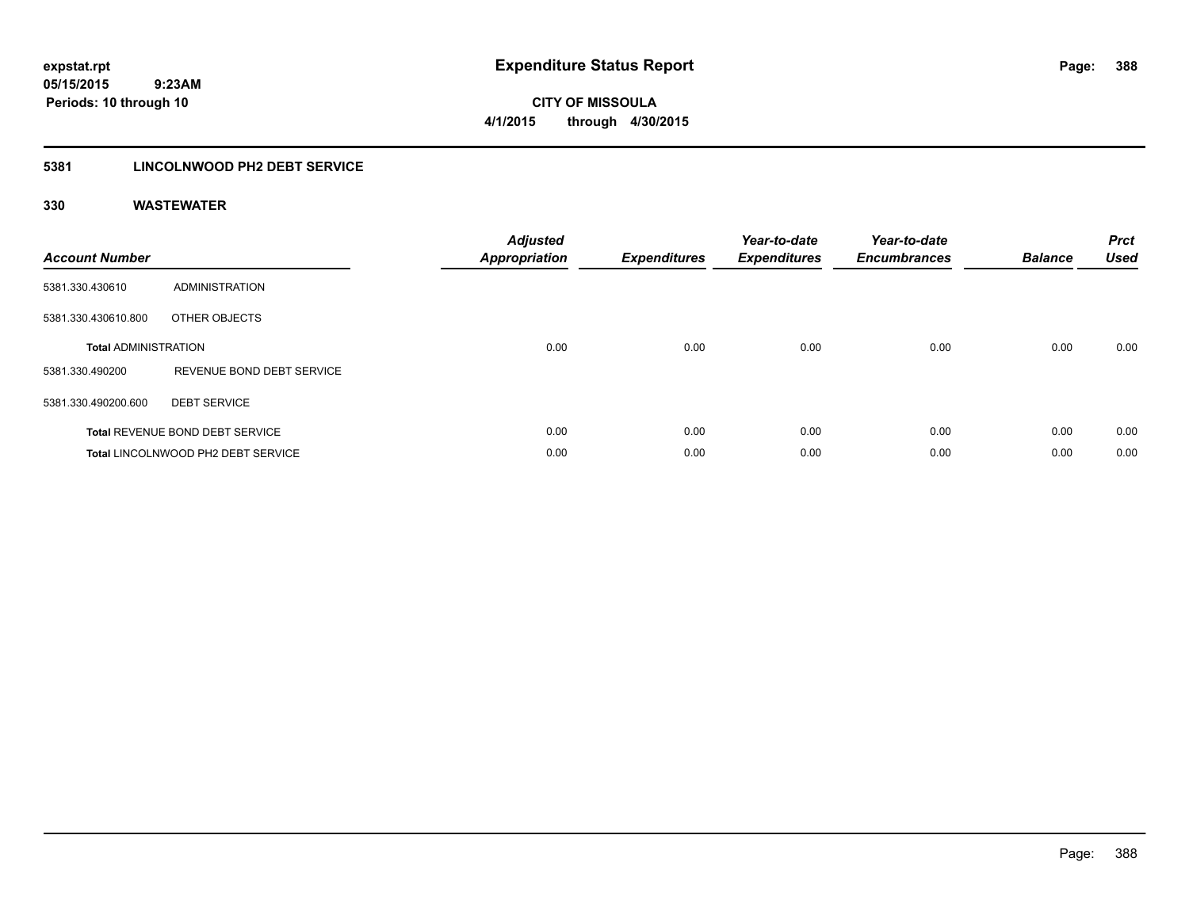**expstat.rpt**
**05/15/2015 9:23AM**
**Periods: 10 through 10**

# Expenditure Status Report

**CITY OF MISSOULA**
**4/1/2015 through 4/30/2015**

## 5381 LINCOLNWOOD PH2 DEBT SERVICE

### 330 WASTEWATER

| Account Number | | Adjusted Appropriation | Expenditures | Year-to-date Expenditures | Year-to-date Encumbrances | Balance | Prct Used |
|---|---|---|---|---|---|---|---|
| 5381.330.430610 | ADMINISTRATION | | | | | | |
| 5381.330.430610.800 | OTHER OBJECTS | | | | | | |
| **Total** ADMINISTRATION | | 0.00 | 0.00 | 0.00 | 0.00 | 0.00 | 0.00 |
| 5381.330.490200 | REVENUE BOND DEBT SERVICE | | | | | | |
| 5381.330.490200.600 | DEBT SERVICE | | | | | | |
| **Total** REVENUE BOND DEBT SERVICE | | 0.00 | 0.00 | 0.00 | 0.00 | 0.00 | 0.00 |
| **Total** LINCOLNWOOD PH2 DEBT SERVICE | | 0.00 | 0.00 | 0.00 | 0.00 | 0.00 | 0.00 |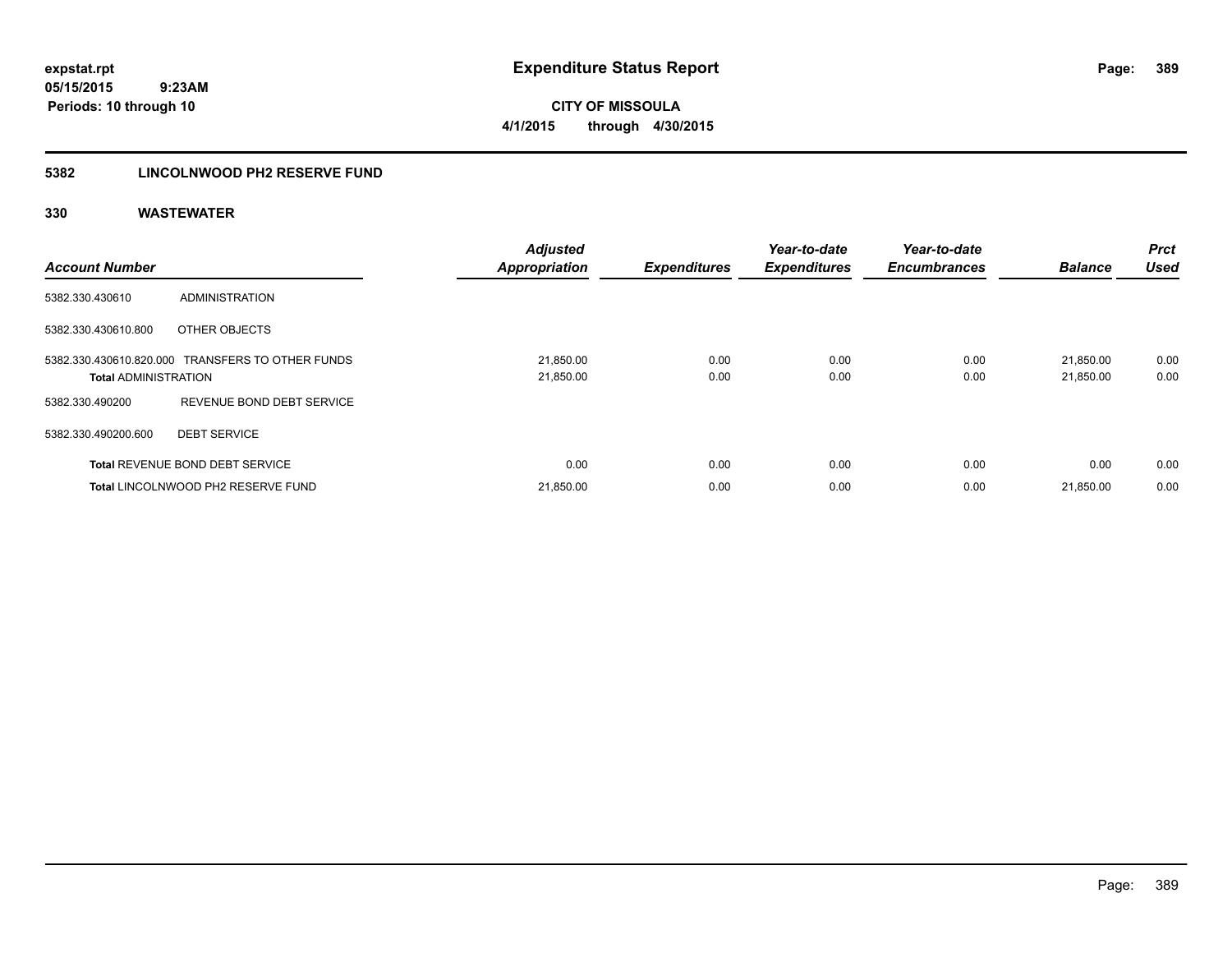**expstat.rpt**
**05/15/2015 9:23AM**
**Periods: 10 through 10**

# Expenditure Status Report

**CITY OF MISSOULA**
**4/1/2015 through 4/30/2015**

## 5382 LINCOLNWOOD PH2 RESERVE FUND

### 330 WASTEWATER

| Account Number | | Adjusted Appropriation | Expenditures | Year-to-date Expenditures | Year-to-date Encumbrances | Balance | Prct Used |
|---|---|---|---|---|---|---|---|
| 5382.330.430610 | ADMINISTRATION | | | | | | |
| 5382.330.430610.800 | OTHER OBJECTS | | | | | | |
| 5382.330.430610.820.000 | TRANSFERS TO OTHER FUNDS | 21,850.00 | 0.00 | 0.00 | 0.00 | 21,850.00 | 0.00 |
| **Total** ADMINISTRATION | | 21,850.00 | 0.00 | 0.00 | 0.00 | 21,850.00 | 0.00 |
| 5382.330.490200 | REVENUE BOND DEBT SERVICE | | | | | | |
| 5382.330.490200.600 | DEBT SERVICE | | | | | | |
| **Total** REVENUE BOND DEBT SERVICE | | 0.00 | 0.00 | 0.00 | 0.00 | 0.00 | 0.00 |
| **Total** LINCOLNWOOD PH2 RESERVE FUND | | 21,850.00 | 0.00 | 0.00 | 0.00 | 21,850.00 | 0.00 |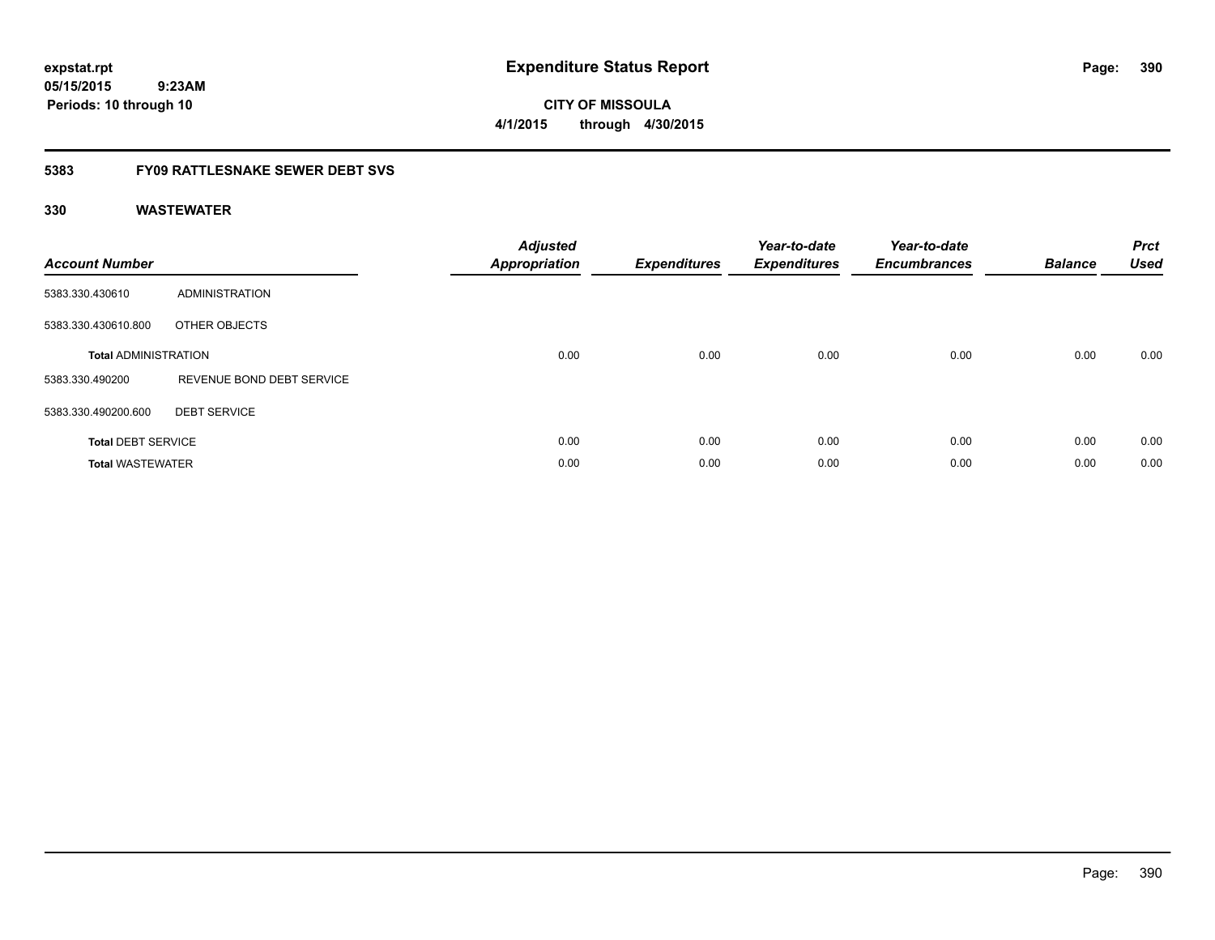**expstat.rpt**
**05/15/2015 9:23AM**
**Periods: 10 through 10**

# Expenditure Status Report

**CITY OF MISSOULA**
**4/1/2015 through 4/30/2015**

## 5383 FY09 RATTLESNAKE SEWER DEBT SVS

### 330 WASTEWATER

| Account Number | | Adjusted Appropriation | Expenditures | Year-to-date Expenditures | Year-to-date Encumbrances | Balance | Prct Used |
|---|---|---|---|---|---|---|---|
| 5383.330.430610 | ADMINISTRATION | | | | | | |
| 5383.330.430610.800 | OTHER OBJECTS | | | | | | |
| **Total** ADMINISTRATION | | 0.00 | 0.00 | 0.00 | 0.00 | 0.00 | 0.00 |
| 5383.330.490200 | REVENUE BOND DEBT SERVICE | | | | | | |
| 5383.330.490200.600 | DEBT SERVICE | | | | | | |
| **Total** DEBT SERVICE | | 0.00 | 0.00 | 0.00 | 0.00 | 0.00 | 0.00 |
| **Total** WASTEWATER | | 0.00 | 0.00 | 0.00 | 0.00 | 0.00 | 0.00 |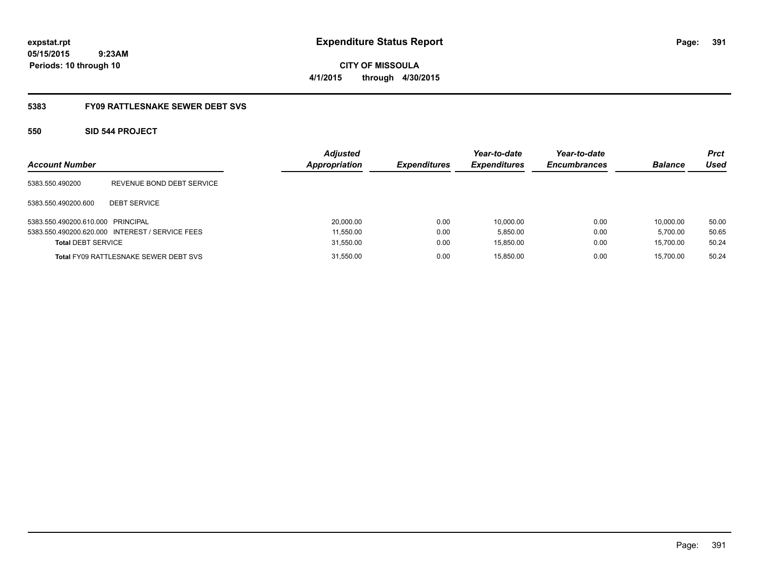expstat.rpt
05/15/2015 9:23AM
Periods: 10 through 10

# Expenditure Status Report

CITY OF MISSOULA
4/1/2015 through 4/30/2015

## 5383 FY09 RATTLESNAKE SEWER DEBT SVS

### 550 SID 544 PROJECT

| Account Number | | Adjusted Appropriation | Expenditures | Year-to-date Expenditures | Year-to-date Encumbrances | Balance | Prct Used |
|---|---|---|---|---|---|---|---|
| 5383.550.490200 | REVENUE BOND DEBT SERVICE | | | | | | |
| 5383.550.490200.600 | DEBT SERVICE | | | | | | |
| 5383.550.490200.610.000 | PRINCIPAL | 20,000.00 | 0.00 | 10,000.00 | 0.00 | 10,000.00 | 50.00 |
| 5383.550.490200.620.000 | INTEREST / SERVICE FEES | 11,550.00 | 0.00 | 5,850.00 | 0.00 | 5,700.00 | 50.65 |
| **Total** DEBT SERVICE | | 31,550.00 | 0.00 | 15,850.00 | 0.00 | 15,700.00 | 50.24 |
| **Total** FY09 RATTLESNAKE SEWER DEBT SVS | | 31,550.00 | 0.00 | 15,850.00 | 0.00 | 15,700.00 | 50.24 |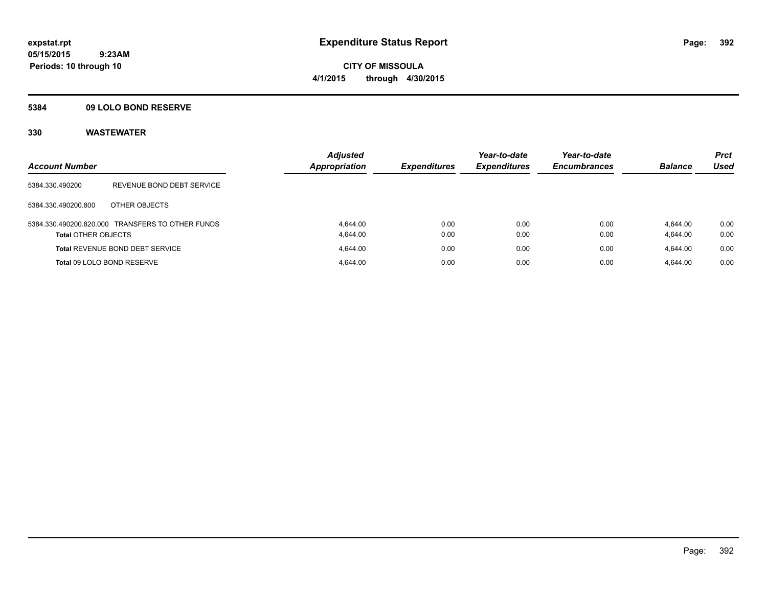# Expenditure Status Report

expstat.rpt
05/15/2015 9:23AM
Periods: 10 through 10

**CITY OF MISSOULA**
**4/1/2015 through 4/30/2015**

## 5384 09 LOLO BOND RESERVE

## 330 WASTEWATER

| Account Number | | Adjusted Appropriation | Expenditures | Year-to-date Expenditures | Year-to-date Encumbrances | Balance | Prct Used |
|---|---|---|---|---|---|---|---|
| 5384.330.490200 | REVENUE BOND DEBT SERVICE | | | | | | |
| 5384.330.490200.800 | OTHER OBJECTS | | | | | | |
| 5384.330.490200.820.000 | TRANSFERS TO OTHER FUNDS | 4,644.00 | 0.00 | 0.00 | 0.00 | 4,644.00 | 0.00 |
| **Total** OTHER OBJECTS | | 4,644.00 | 0.00 | 0.00 | 0.00 | 4,644.00 | 0.00 |
| **Total** REVENUE BOND DEBT SERVICE | | 4,644.00 | 0.00 | 0.00 | 0.00 | 4,644.00 | 0.00 |
| **Total** 09 LOLO BOND RESERVE | | 4,644.00 | 0.00 | 0.00 | 0.00 | 4,644.00 | 0.00 |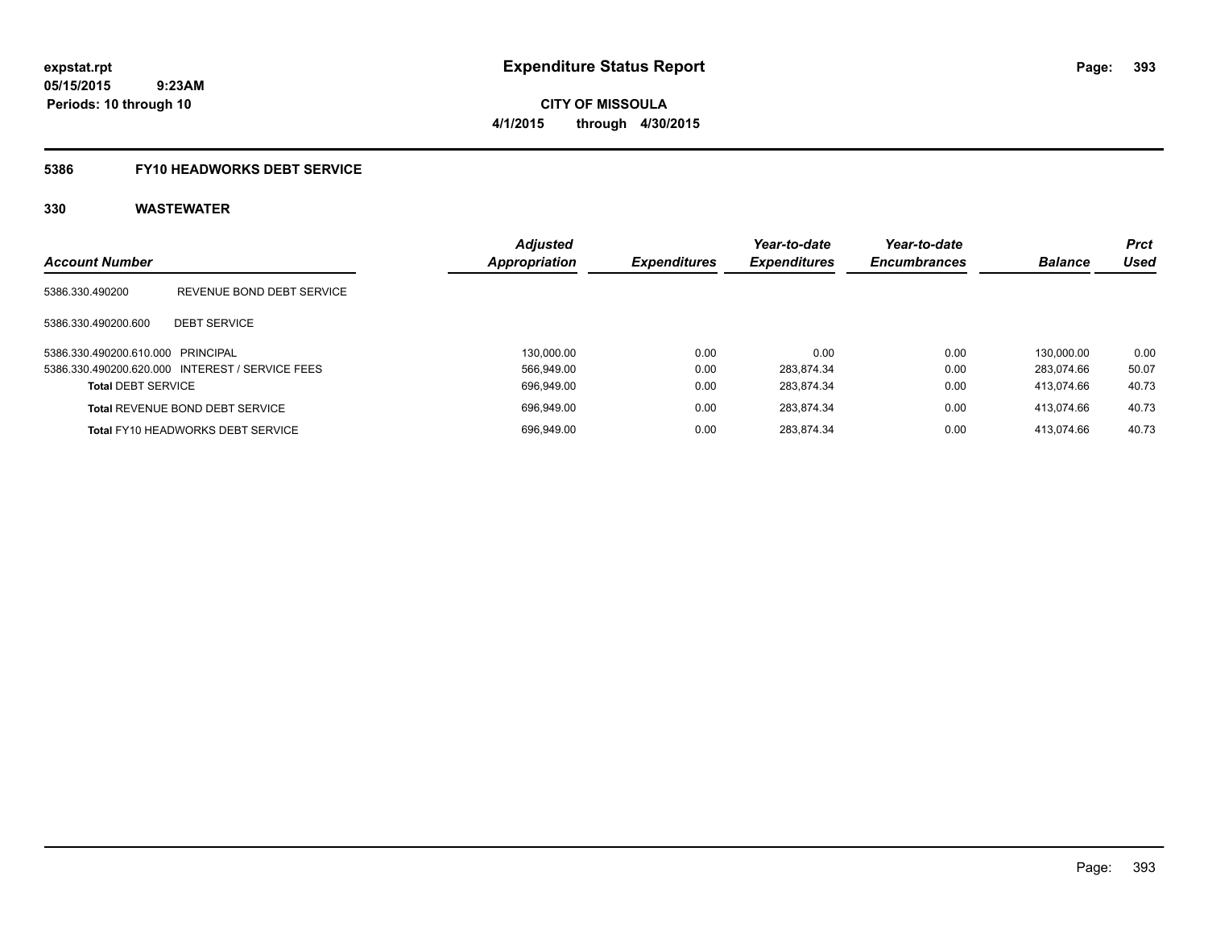expstat.rpt
05/15/2015 9:23AM
Periods: 10 through 10

# Expenditure Status Report

CITY OF MISSOULA
4/1/2015 through 4/30/2015

## 5386 FY10 HEADWORKS DEBT SERVICE

### 330 WASTEWATER

| Account Number | | Adjusted Appropriation | Expenditures | Year-to-date Expenditures | Year-to-date Encumbrances | Balance | Prct Used |
|---|---|---|---|---|---|---|---|
| 5386.330.490200 | REVENUE BOND DEBT SERVICE | | | | | | |
| 5386.330.490200.600 | DEBT SERVICE | | | | | | |
| 5386.330.490200.610.000 | PRINCIPAL | 130,000.00 | 0.00 | 0.00 | 0.00 | 130,000.00 | 0.00 |
| 5386.330.490200.620.000 | INTEREST / SERVICE FEES | 566,949.00 | 0.00 | 283,874.34 | 0.00 | 283,074.66 | 50.07 |
| **Total** DEBT SERVICE | | 696,949.00 | 0.00 | 283,874.34 | 0.00 | 413,074.66 | 40.73 |
| **Total** REVENUE BOND DEBT SERVICE | | 696,949.00 | 0.00 | 283,874.34 | 0.00 | 413,074.66 | 40.73 |
| **Total** FY10 HEADWORKS DEBT SERVICE | | 696,949.00 | 0.00 | 283,874.34 | 0.00 | 413,074.66 | 40.73 |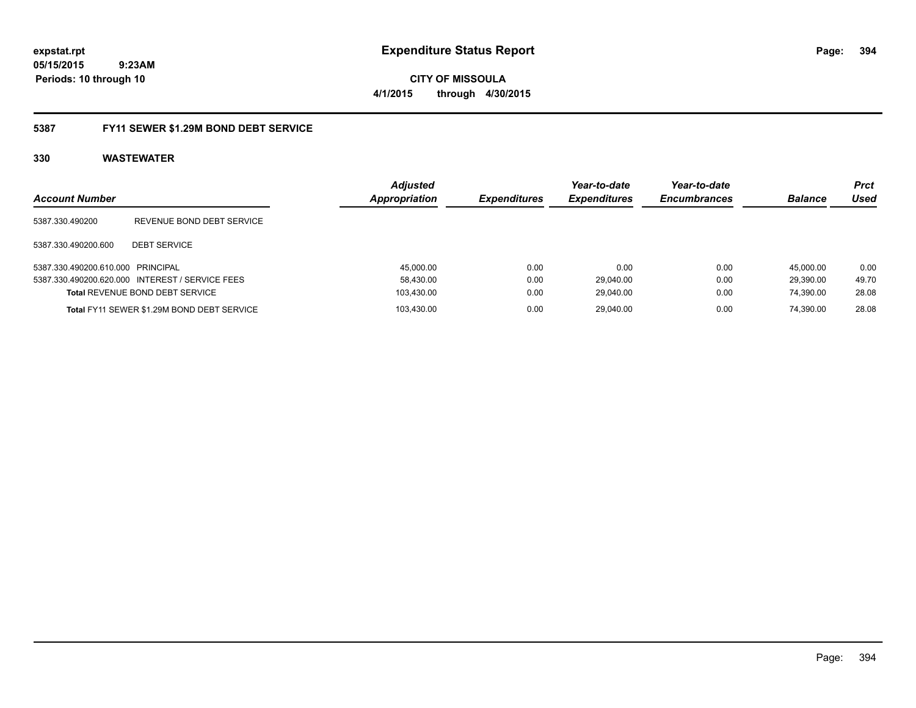**expstat.rpt**
**05/15/2015 9:23AM**
**Periods: 10 through 10**

# Expenditure Status Report

**CITY OF MISSOULA**
**4/1/2015 through 4/30/2015**

## 5387 FY11 SEWER $1.29M BOND DEBT SERVICE

### 330 WASTEWATER

| Account Number | | Adjusted Appropriation | Expenditures | Year-to-date Expenditures | Year-to-date Encumbrances | Balance | Prct Used |
|---|---|---|---|---|---|---|---|
| 5387.330.490200 | REVENUE BOND DEBT SERVICE | | | | | | |
| 5387.330.490200.600 | DEBT SERVICE | | | | | | |
| 5387.330.490200.610.000 | PRINCIPAL | 45,000.00 | 0.00 | 0.00 | 0.00 | 45,000.00 | 0.00 |
| 5387.330.490200.620.000 | INTEREST / SERVICE FEES | 58,430.00 | 0.00 | 29,040.00 | 0.00 | 29,390.00 | 49.70 |
| **Total** REVENUE BOND DEBT SERVICE | | 103,430.00 | 0.00 | 29,040.00 | 0.00 | 74,390.00 | 28.08 |
| **Total** FY11 SEWER $1.29M BOND DEBT SERVICE | | 103,430.00 | 0.00 | 29,040.00 | 0.00 | 74,390.00 | 28.08 |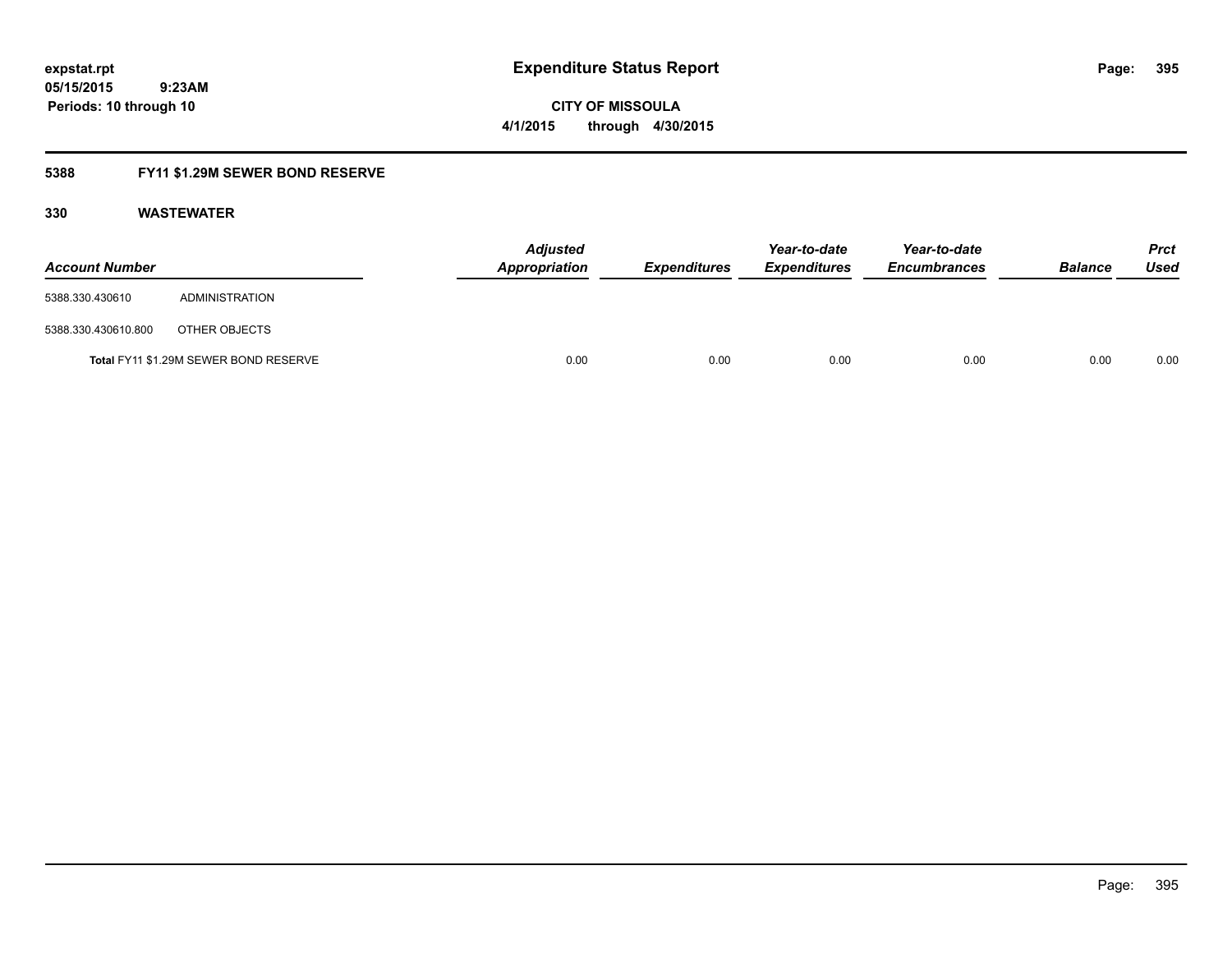# Expenditure Status Report

**CITY OF MISSOULA**

**4/1/2015 through 4/30/2015**

expstat.rpt
05/15/2015 9:23AM
Periods: 10 through 10

## 5388 FY11 $1.29M SEWER BOND RESERVE

### 330 WASTEWATER

| Account Number | | Adjusted Appropriation | Expenditures | Year-to-date Expenditures | Year-to-date Encumbrances | Balance | Prct Used |
|---|---|---|---|---|---|---|---|
| 5388.330.430610 | ADMINISTRATION | | | | | | |
| 5388.330.430610.800 | OTHER OBJECTS | | | | | | |
| Total FY11 $1.29M SEWER BOND RESERVE | | 0.00 | 0.00 | 0.00 | 0.00 | 0.00 | 0.00 |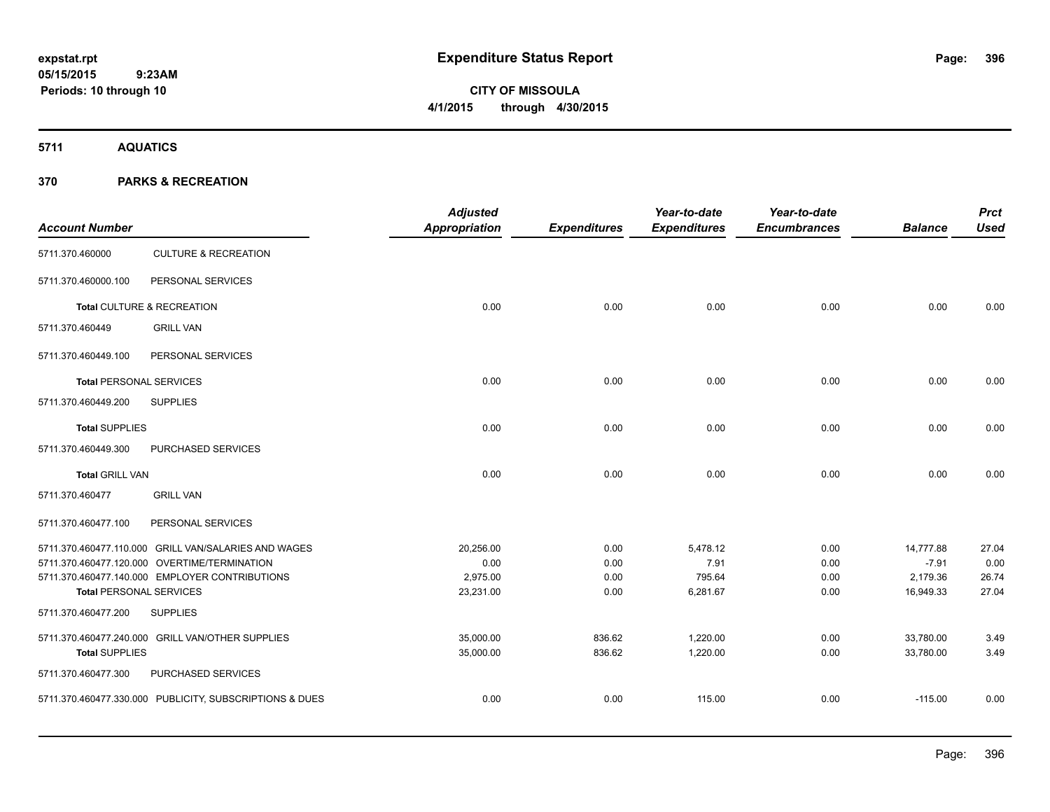**expstat.rpt**
**05/15/2015 9:23AM**
**Periods: 10 through 10**

# Expenditure Status Report

**CITY OF MISSOULA**
**4/1/2015 through 4/30/2015**

## 5711 AQUATICS

## 370 PARKS & RECREATION

| Account Number | | Adjusted Appropriation | Expenditures | Year-to-date Expenditures | Year-to-date Encumbrances | Balance | Prct Used |
|---|---|---|---|---|---|---|---|
| 5711.370.460000 | CULTURE & RECREATION | | | | | | |
| 5711.370.460000.100 | PERSONAL SERVICES | | | | | | |
| **Total** CULTURE & RECREATION | | 0.00 | 0.00 | 0.00 | 0.00 | 0.00 | 0.00 |
| 5711.370.460449 | GRILL VAN | | | | | | |
| 5711.370.460449.100 | PERSONAL SERVICES | | | | | | |
| **Total** PERSONAL SERVICES | | 0.00 | 0.00 | 0.00 | 0.00 | 0.00 | 0.00 |
| 5711.370.460449.200 | SUPPLIES | | | | | | |
| **Total** SUPPLIES | | 0.00 | 0.00 | 0.00 | 0.00 | 0.00 | 0.00 |
| 5711.370.460449.300 | PURCHASED SERVICES | | | | | | |
| **Total** GRILL VAN | | 0.00 | 0.00 | 0.00 | 0.00 | 0.00 | 0.00 |
| 5711.370.460477 | GRILL VAN | | | | | | |
| 5711.370.460477.100 | PERSONAL SERVICES | | | | | | |
| 5711.370.460477.110.000 | GRILL VAN/SALARIES AND WAGES | 20,256.00 | 0.00 | 5,478.12 | 0.00 | 14,777.88 | 27.04 |
| 5711.370.460477.120.000 | OVERTIME/TERMINATION | 0.00 | 0.00 | 7.91 | 0.00 | -7.91 | 0.00 |
| 5711.370.460477.140.000 | EMPLOYER CONTRIBUTIONS | 2,975.00 | 0.00 | 795.64 | 0.00 | 2,179.36 | 26.74 |
| **Total** PERSONAL SERVICES | | 23,231.00 | 0.00 | 6,281.67 | 0.00 | 16,949.33 | 27.04 |
| 5711.370.460477.200 | SUPPLIES | | | | | | |
| 5711.370.460477.240.000 | GRILL VAN/OTHER SUPPLIES | 35,000.00 | 836.62 | 1,220.00 | 0.00 | 33,780.00 | 3.49 |
| **Total** SUPPLIES | | 35,000.00 | 836.62 | 1,220.00 | 0.00 | 33,780.00 | 3.49 |
| 5711.370.460477.300 | PURCHASED SERVICES | | | | | | |
| 5711.370.460477.330.000 | PUBLICITY, SUBSCRIPTIONS & DUES | 0.00 | 0.00 | 115.00 | 0.00 | -115.00 | 0.00 |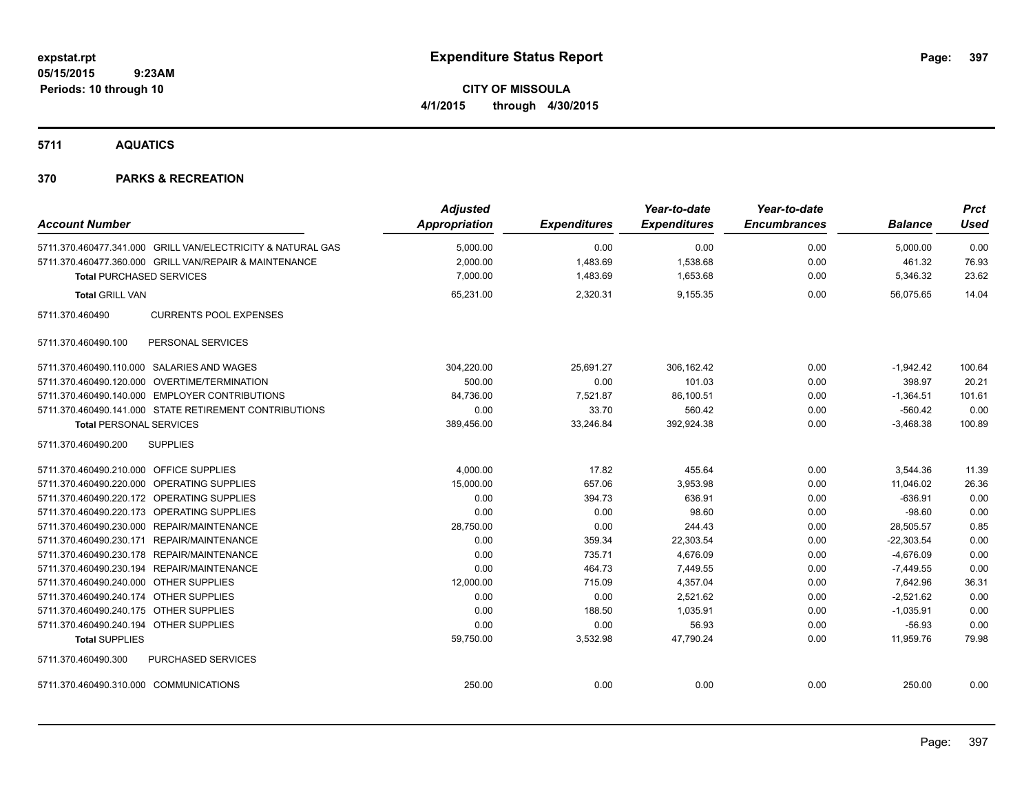**expstat.rpt**
**05/15/2015 9:23AM**
**Periods: 10 through 10**

# Expenditure Status Report

**CITY OF MISSOULA**
**4/1/2015 through 4/30/2015**

## 5711 AQUATICS

## 370 PARKS & RECREATION

| Account Number | | Adjusted Appropriation | Expenditures | Year-to-date Expenditures | Year-to-date Encumbrances | Balance | Prct Used |
|---|---|---|---|---|---|---|---|
| 5711.370.460477.341.000 | GRILL VAN/ELECTRICITY & NATURAL GAS | 5,000.00 | 0.00 | 0.00 | 0.00 | 5,000.00 | 0.00 |
| 5711.370.460477.360.000 | GRILL VAN/REPAIR & MAINTENANCE | 2,000.00 | 1,483.69 | 1,538.68 | 0.00 | 461.32 | 76.93 |
| **Total** PURCHASED SERVICES | | 7,000.00 | 1,483.69 | 1,653.68 | 0.00 | 5,346.32 | 23.62 |
| **Total** GRILL VAN | | 65,231.00 | 2,320.31 | 9,155.35 | 0.00 | 56,075.65 | 14.04 |
| 5711.370.460490 | CURRENTS POOL EXPENSES | | | | | | |
| 5711.370.460490.100 | PERSONAL SERVICES | | | | | | |
| 5711.370.460490.110.000 | SALARIES AND WAGES | 304,220.00 | 25,691.27 | 306,162.42 | 0.00 | -1,942.42 | 100.64 |
| 5711.370.460490.120.000 | OVERTIME/TERMINATION | 500.00 | 0.00 | 101.03 | 0.00 | 398.97 | 20.21 |
| 5711.370.460490.140.000 | EMPLOYER CONTRIBUTIONS | 84,736.00 | 7,521.87 | 86,100.51 | 0.00 | -1,364.51 | 101.61 |
| 5711.370.460490.141.000 | STATE RETIREMENT CONTRIBUTIONS | 0.00 | 33.70 | 560.42 | 0.00 | -560.42 | 0.00 |
| **Total** PERSONAL SERVICES | | 389,456.00 | 33,246.84 | 392,924.38 | 0.00 | -3,468.38 | 100.89 |
| 5711.370.460490.200 | SUPPLIES | | | | | | |
| 5711.370.460490.210.000 | OFFICE SUPPLIES | 4,000.00 | 17.82 | 455.64 | 0.00 | 3,544.36 | 11.39 |
| 5711.370.460490.220.000 | OPERATING SUPPLIES | 15,000.00 | 657.06 | 3,953.98 | 0.00 | 11,046.02 | 26.36 |
| 5711.370.460490.220.172 | OPERATING SUPPLIES | 0.00 | 394.73 | 636.91 | 0.00 | -636.91 | 0.00 |
| 5711.370.460490.220.173 | OPERATING SUPPLIES | 0.00 | 0.00 | 98.60 | 0.00 | -98.60 | 0.00 |
| 5711.370.460490.230.000 | REPAIR/MAINTENANCE | 28,750.00 | 0.00 | 244.43 | 0.00 | 28,505.57 | 0.85 |
| 5711.370.460490.230.171 | REPAIR/MAINTENANCE | 0.00 | 359.34 | 22,303.54 | 0.00 | -22,303.54 | 0.00 |
| 5711.370.460490.230.178 | REPAIR/MAINTENANCE | 0.00 | 735.71 | 4,676.09 | 0.00 | -4,676.09 | 0.00 |
| 5711.370.460490.230.194 | REPAIR/MAINTENANCE | 0.00 | 464.73 | 7,449.55 | 0.00 | -7,449.55 | 0.00 |
| 5711.370.460490.240.000 | OTHER SUPPLIES | 12,000.00 | 715.09 | 4,357.04 | 0.00 | 7,642.96 | 36.31 |
| 5711.370.460490.240.174 | OTHER SUPPLIES | 0.00 | 0.00 | 2,521.62 | 0.00 | -2,521.62 | 0.00 |
| 5711.370.460490.240.175 | OTHER SUPPLIES | 0.00 | 188.50 | 1,035.91 | 0.00 | -1,035.91 | 0.00 |
| 5711.370.460490.240.194 | OTHER SUPPLIES | 0.00 | 0.00 | 56.93 | 0.00 | -56.93 | 0.00 |
| **Total** SUPPLIES | | 59,750.00 | 3,532.98 | 47,790.24 | 0.00 | 11,959.76 | 79.98 |
| 5711.370.460490.300 | PURCHASED SERVICES | | | | | | |
| 5711.370.460490.310.000 | COMMUNICATIONS | 250.00 | 0.00 | 0.00 | 0.00 | 250.00 | 0.00 |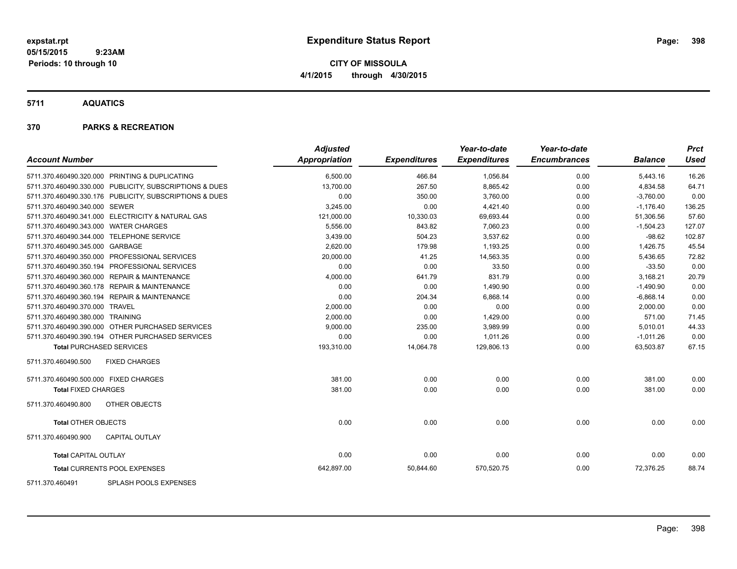# Expenditure Status Report

expstat.rpt
05/15/2015 9:23AM
Periods: 10 through 10

**CITY OF MISSOULA**
**4/1/2015 through 4/30/2015**

## 5711 AQUATICS

## 370 PARKS & RECREATION

| Account Number | | Adjusted Appropriation | Expenditures | Year-to-date Expenditures | Year-to-date Encumbrances | Balance | Prct Used |
|---|---|---|---|---|---|---|---|
| 5711.370.460490.320.000 | PRINTING & DUPLICATING | 6,500.00 | 466.84 | 1,056.84 | 0.00 | 5,443.16 | 16.26 |
| 5711.370.460490.330.000 | PUBLICITY, SUBSCRIPTIONS & DUES | 13,700.00 | 267.50 | 8,865.42 | 0.00 | 4,834.58 | 64.71 |
| 5711.370.460490.330.176 | PUBLICITY, SUBSCRIPTIONS & DUES | 0.00 | 350.00 | 3,760.00 | 0.00 | -3,760.00 | 0.00 |
| 5711.370.460490.340.000 | SEWER | 3,245.00 | 0.00 | 4,421.40 | 0.00 | -1,176.40 | 136.25 |
| 5711.370.460490.341.000 | ELECTRICITY & NATURAL GAS | 121,000.00 | 10,330.03 | 69,693.44 | 0.00 | 51,306.56 | 57.60 |
| 5711.370.460490.343.000 | WATER CHARGES | 5,556.00 | 843.82 | 7,060.23 | 0.00 | -1,504.23 | 127.07 |
| 5711.370.460490.344.000 | TELEPHONE SERVICE | 3,439.00 | 504.23 | 3,537.62 | 0.00 | -98.62 | 102.87 |
| 5711.370.460490.345.000 | GARBAGE | 2,620.00 | 179.98 | 1,193.25 | 0.00 | 1,426.75 | 45.54 |
| 5711.370.460490.350.000 | PROFESSIONAL SERVICES | 20,000.00 | 41.25 | 14,563.35 | 0.00 | 5,436.65 | 72.82 |
| 5711.370.460490.350.194 | PROFESSIONAL SERVICES | 0.00 | 0.00 | 33.50 | 0.00 | -33.50 | 0.00 |
| 5711.370.460490.360.000 | REPAIR & MAINTENANCE | 4,000.00 | 641.79 | 831.79 | 0.00 | 3,168.21 | 20.79 |
| 5711.370.460490.360.178 | REPAIR & MAINTENANCE | 0.00 | 0.00 | 1,490.90 | 0.00 | -1,490.90 | 0.00 |
| 5711.370.460490.360.194 | REPAIR & MAINTENANCE | 0.00 | 204.34 | 6,868.14 | 0.00 | -6,868.14 | 0.00 |
| 5711.370.460490.370.000 | TRAVEL | 2,000.00 | 0.00 | 0.00 | 0.00 | 2,000.00 | 0.00 |
| 5711.370.460490.380.000 | TRAINING | 2,000.00 | 0.00 | 1,429.00 | 0.00 | 571.00 | 71.45 |
| 5711.370.460490.390.000 | OTHER PURCHASED SERVICES | 9,000.00 | 235.00 | 3,989.99 | 0.00 | 5,010.01 | 44.33 |
| 5711.370.460490.390.194 | OTHER PURCHASED SERVICES | 0.00 | 0.00 | 1,011.26 | 0.00 | -1,011.26 | 0.00 |
| **Total** PURCHASED SERVICES | | 193,310.00 | 14,064.78 | 129,806.13 | 0.00 | 63,503.87 | 67.15 |
| 5711.370.460490.500 | FIXED CHARGES | | | | | | |
| 5711.370.460490.500.000 | FIXED CHARGES | 381.00 | 0.00 | 0.00 | 0.00 | 381.00 | 0.00 |
| **Total** FIXED CHARGES | | 381.00 | 0.00 | 0.00 | 0.00 | 381.00 | 0.00 |
| 5711.370.460490.800 | OTHER OBJECTS | | | | | | |
| **Total** OTHER OBJECTS | | 0.00 | 0.00 | 0.00 | 0.00 | 0.00 | 0.00 |
| 5711.370.460490.900 | CAPITAL OUTLAY | | | | | | |
| **Total** CAPITAL OUTLAY | | 0.00 | 0.00 | 0.00 | 0.00 | 0.00 | 0.00 |
| **Total** CURRENTS POOL EXPENSES | | 642,897.00 | 50,844.60 | 570,520.75 | 0.00 | 72,376.25 | 88.74 |
| 5711.370.460491 | SPLASH POOLS EXPENSES | | | | | | |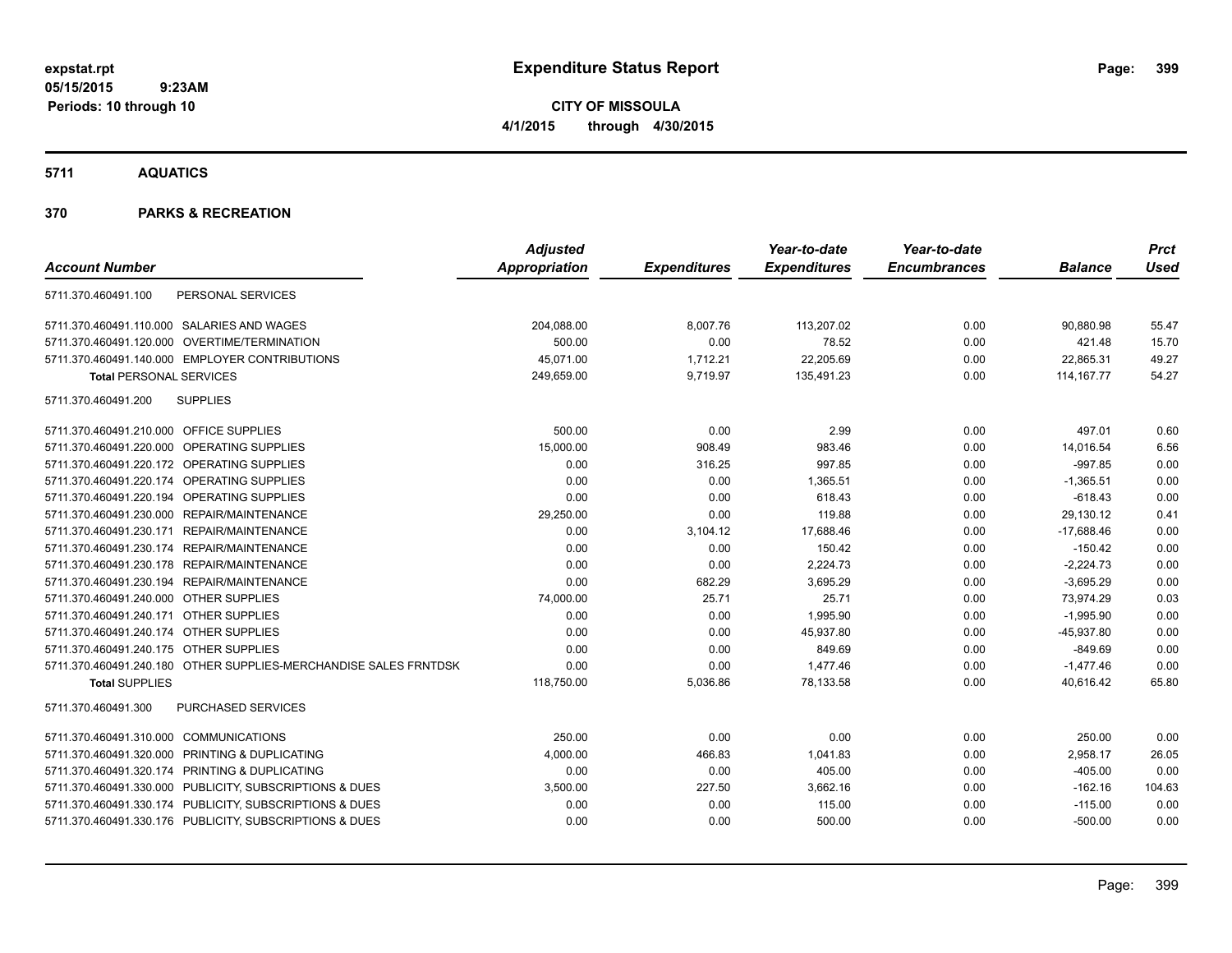# Expenditure Status Report

expstat.rpt
05/15/2015 9:23AM
Periods: 10 through 10

**CITY OF MISSOULA**
**4/1/2015 through 4/30/2015**

## 5711 AQUATICS

## 370 PARKS & RECREATION

| Account Number | Adjusted Appropriation | Expenditures | Year-to-date Expenditures | Year-to-date Encumbrances | Balance | Prct Used |
|---|---|---|---|---|---|---|
| 5711.370.460491.100 PERSONAL SERVICES | | | | | | |
| 5711.370.460491.110.000 SALARIES AND WAGES | 204,088.00 | 8,007.76 | 113,207.02 | 0.00 | 90,880.98 | 55.47 |
| 5711.370.460491.120.000 OVERTIME/TERMINATION | 500.00 | 0.00 | 78.52 | 0.00 | 421.48 | 15.70 |
| 5711.370.460491.140.000 EMPLOYER CONTRIBUTIONS | 45,071.00 | 1,712.21 | 22,205.69 | 0.00 | 22,865.31 | 49.27 |
| **Total** PERSONAL SERVICES | 249,659.00 | 9,719.97 | 135,491.23 | 0.00 | 114,167.77 | 54.27 |
| 5711.370.460491.200 SUPPLIES | | | | | | |
| 5711.370.460491.210.000 OFFICE SUPPLIES | 500.00 | 0.00 | 2.99 | 0.00 | 497.01 | 0.60 |
| 5711.370.460491.220.000 OPERATING SUPPLIES | 15,000.00 | 908.49 | 983.46 | 0.00 | 14,016.54 | 6.56 |
| 5711.370.460491.220.172 OPERATING SUPPLIES | 0.00 | 316.25 | 997.85 | 0.00 | -997.85 | 0.00 |
| 5711.370.460491.220.174 OPERATING SUPPLIES | 0.00 | 0.00 | 1,365.51 | 0.00 | -1,365.51 | 0.00 |
| 5711.370.460491.220.194 OPERATING SUPPLIES | 0.00 | 0.00 | 618.43 | 0.00 | -618.43 | 0.00 |
| 5711.370.460491.230.000 REPAIR/MAINTENANCE | 29,250.00 | 0.00 | 119.88 | 0.00 | 29,130.12 | 0.41 |
| 5711.370.460491.230.171 REPAIR/MAINTENANCE | 0.00 | 3,104.12 | 17,688.46 | 0.00 | -17,688.46 | 0.00 |
| 5711.370.460491.230.174 REPAIR/MAINTENANCE | 0.00 | 0.00 | 150.42 | 0.00 | -150.42 | 0.00 |
| 5711.370.460491.230.178 REPAIR/MAINTENANCE | 0.00 | 0.00 | 2,224.73 | 0.00 | -2,224.73 | 0.00 |
| 5711.370.460491.230.194 REPAIR/MAINTENANCE | 0.00 | 682.29 | 3,695.29 | 0.00 | -3,695.29 | 0.00 |
| 5711.370.460491.240.000 OTHER SUPPLIES | 74,000.00 | 25.71 | 25.71 | 0.00 | 73,974.29 | 0.03 |
| 5711.370.460491.240.171 OTHER SUPPLIES | 0.00 | 0.00 | 1,995.90 | 0.00 | -1,995.90 | 0.00 |
| 5711.370.460491.240.174 OTHER SUPPLIES | 0.00 | 0.00 | 45,937.80 | 0.00 | -45,937.80 | 0.00 |
| 5711.370.460491.240.175 OTHER SUPPLIES | 0.00 | 0.00 | 849.69 | 0.00 | -849.69 | 0.00 |
| 5711.370.460491.240.180 OTHER SUPPLIES-MERCHANDISE SALES FRNTDSK | 0.00 | 0.00 | 1,477.46 | 0.00 | -1,477.46 | 0.00 |
| **Total** SUPPLIES | 118,750.00 | 5,036.86 | 78,133.58 | 0.00 | 40,616.42 | 65.80 |
| 5711.370.460491.300 PURCHASED SERVICES | | | | | | |
| 5711.370.460491.310.000 COMMUNICATIONS | 250.00 | 0.00 | 0.00 | 0.00 | 250.00 | 0.00 |
| 5711.370.460491.320.000 PRINTING & DUPLICATING | 4,000.00 | 466.83 | 1,041.83 | 0.00 | 2,958.17 | 26.05 |
| 5711.370.460491.320.174 PRINTING & DUPLICATING | 0.00 | 0.00 | 405.00 | 0.00 | -405.00 | 0.00 |
| 5711.370.460491.330.000 PUBLICITY, SUBSCRIPTIONS & DUES | 3,500.00 | 227.50 | 3,662.16 | 0.00 | -162.16 | 104.63 |
| 5711.370.460491.330.174 PUBLICITY, SUBSCRIPTIONS & DUES | 0.00 | 0.00 | 115.00 | 0.00 | -115.00 | 0.00 |
| 5711.370.460491.330.176 PUBLICITY, SUBSCRIPTIONS & DUES | 0.00 | 0.00 | 500.00 | 0.00 | -500.00 | 0.00 |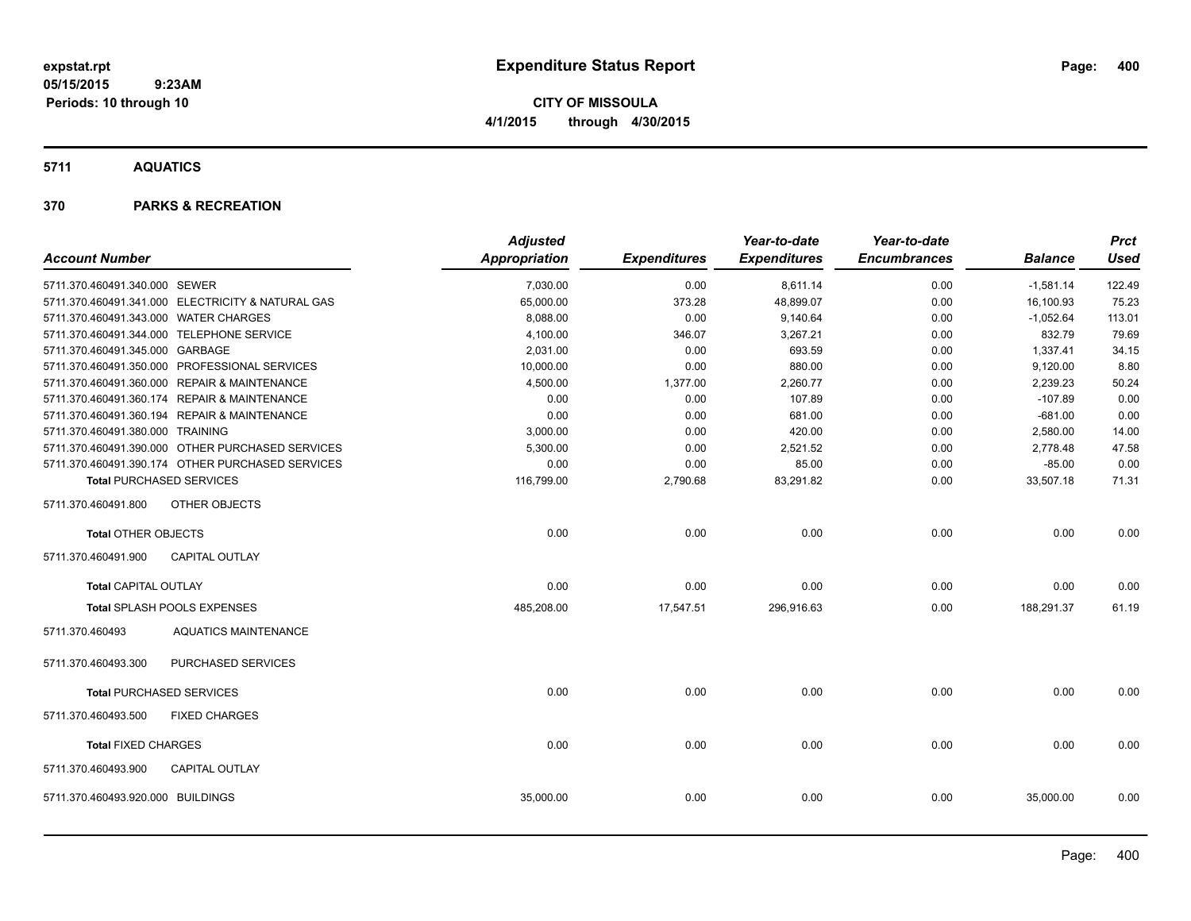# Expenditure Status Report

**CITY OF MISSOULA**

**4/1/2015 through 4/30/2015**

expstat.rpt
05/15/2015 9:23AM
Periods: 10 through 10

## 5711 AQUATICS

### 370 PARKS & RECREATION

| Account Number | | Adjusted Appropriation | Expenditures | Year-to-date Expenditures | Year-to-date Encumbrances | Balance | Prct Used |
|---|---|---|---|---|---|---|---|
| 5711.370.460491.340.000 | SEWER | 7,030.00 | 0.00 | 8,611.14 | 0.00 | -1,581.14 | 122.49 |
| 5711.370.460491.341.000 | ELECTRICITY & NATURAL GAS | 65,000.00 | 373.28 | 48,899.07 | 0.00 | 16,100.93 | 75.23 |
| 5711.370.460491.343.000 | WATER CHARGES | 8,088.00 | 0.00 | 9,140.64 | 0.00 | -1,052.64 | 113.01 |
| 5711.370.460491.344.000 | TELEPHONE SERVICE | 4,100.00 | 346.07 | 3,267.21 | 0.00 | 832.79 | 79.69 |
| 5711.370.460491.345.000 | GARBAGE | 2,031.00 | 0.00 | 693.59 | 0.00 | 1,337.41 | 34.15 |
| 5711.370.460491.350.000 | PROFESSIONAL SERVICES | 10,000.00 | 0.00 | 880.00 | 0.00 | 9,120.00 | 8.80 |
| 5711.370.460491.360.000 | REPAIR & MAINTENANCE | 4,500.00 | 1,377.00 | 2,260.77 | 0.00 | 2,239.23 | 50.24 |
| 5711.370.460491.360.174 | REPAIR & MAINTENANCE | 0.00 | 0.00 | 107.89 | 0.00 | -107.89 | 0.00 |
| 5711.370.460491.360.194 | REPAIR & MAINTENANCE | 0.00 | 0.00 | 681.00 | 0.00 | -681.00 | 0.00 |
| 5711.370.460491.380.000 | TRAINING | 3,000.00 | 0.00 | 420.00 | 0.00 | 2,580.00 | 14.00 |
| 5711.370.460491.390.000 | OTHER PURCHASED SERVICES | 5,300.00 | 0.00 | 2,521.52 | 0.00 | 2,778.48 | 47.58 |
| 5711.370.460491.390.174 | OTHER PURCHASED SERVICES | 0.00 | 0.00 | 85.00 | 0.00 | -85.00 | 0.00 |
| **Total** PURCHASED SERVICES | | 116,799.00 | 2,790.68 | 83,291.82 | 0.00 | 33,507.18 | 71.31 |
| 5711.370.460491.800 | OTHER OBJECTS | | | | | | |
| **Total** OTHER OBJECTS | | 0.00 | 0.00 | 0.00 | 0.00 | 0.00 | 0.00 |
| 5711.370.460491.900 | CAPITAL OUTLAY | | | | | | |
| **Total** CAPITAL OUTLAY | | 0.00 | 0.00 | 0.00 | 0.00 | 0.00 | 0.00 |
| **Total SPLASH POOLS EXPENSES** | | 485,208.00 | 17,547.51 | 296,916.63 | 0.00 | 188,291.37 | 61.19 |
| 5711.370.460493 | AQUATICS MAINTENANCE | | | | | | |
| 5711.370.460493.300 | PURCHASED SERVICES | | | | | | |
| **Total** PURCHASED SERVICES | | 0.00 | 0.00 | 0.00 | 0.00 | 0.00 | 0.00 |
| 5711.370.460493.500 | FIXED CHARGES | | | | | | |
| **Total** FIXED CHARGES | | 0.00 | 0.00 | 0.00 | 0.00 | 0.00 | 0.00 |
| 5711.370.460493.900 | CAPITAL OUTLAY | | | | | | |
| 5711.370.460493.920.000 | BUILDINGS | 35,000.00 | 0.00 | 0.00 | 0.00 | 35,000.00 | 0.00 |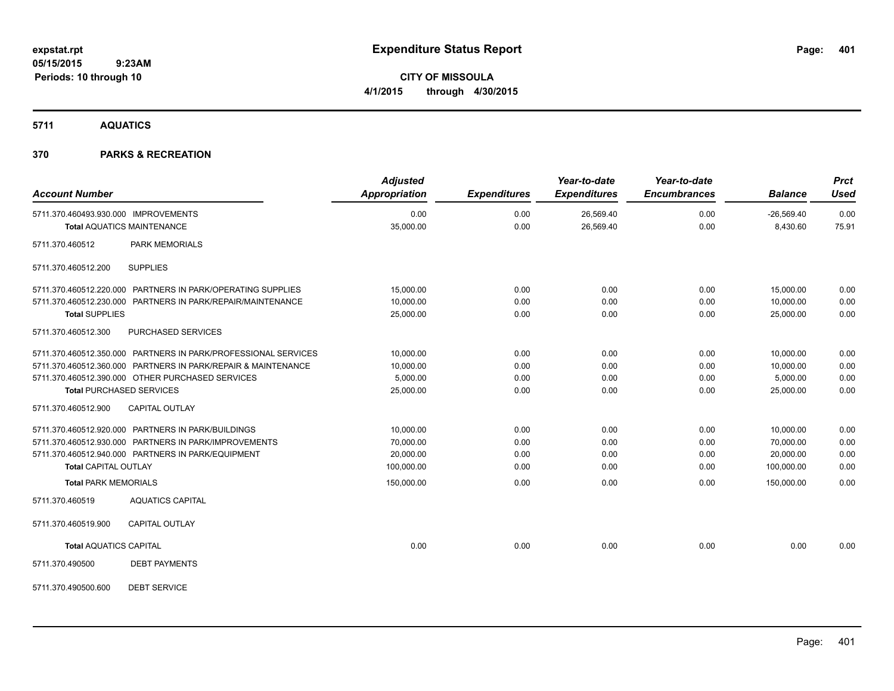# Expenditure Status Report

expstat.rpt
05/15/2015 9:23AM
Periods: 10 through 10

**CITY OF MISSOULA**
**4/1/2015 through 4/30/2015**

## 5711 AQUATICS

## 370 PARKS & RECREATION

| Account Number | Adjusted Appropriation | Expenditures | Year-to-date Expenditures | Year-to-date Encumbrances | Balance | Prct Used |
|---|---|---|---|---|---|---|
| 5711.370.460493.930.000 IMPROVEMENTS | 0.00 | 0.00 | 26,569.40 | 0.00 | -26,569.40 | 0.00 |
| **Total** AQUATICS MAINTENANCE | 35,000.00 | 0.00 | 26,569.40 | 0.00 | 8,430.60 | 75.91 |
| 5711.370.460512 PARK MEMORIALS | | | | | | |
| 5711.370.460512.200 SUPPLIES | | | | | | |
| 5711.370.460512.220.000 PARTNERS IN PARK/OPERATING SUPPLIES | 15,000.00 | 0.00 | 0.00 | 0.00 | 15,000.00 | 0.00 |
| 5711.370.460512.230.000 PARTNERS IN PARK/REPAIR/MAINTENANCE | 10,000.00 | 0.00 | 0.00 | 0.00 | 10,000.00 | 0.00 |
| **Total** SUPPLIES | 25,000.00 | 0.00 | 0.00 | 0.00 | 25,000.00 | 0.00 |
| 5711.370.460512.300 PURCHASED SERVICES | | | | | | |
| 5711.370.460512.350.000 PARTNERS IN PARK/PROFESSIONAL SERVICES | 10,000.00 | 0.00 | 0.00 | 0.00 | 10,000.00 | 0.00 |
| 5711.370.460512.360.000 PARTNERS IN PARK/REPAIR & MAINTENANCE | 10,000.00 | 0.00 | 0.00 | 0.00 | 10,000.00 | 0.00 |
| 5711.370.460512.390.000 OTHER PURCHASED SERVICES | 5,000.00 | 0.00 | 0.00 | 0.00 | 5,000.00 | 0.00 |
| **Total** PURCHASED SERVICES | 25,000.00 | 0.00 | 0.00 | 0.00 | 25,000.00 | 0.00 |
| 5711.370.460512.900 CAPITAL OUTLAY | | | | | | |
| 5711.370.460512.920.000 PARTNERS IN PARK/BUILDINGS | 10,000.00 | 0.00 | 0.00 | 0.00 | 10,000.00 | 0.00 |
| 5711.370.460512.930.000 PARTNERS IN PARK/IMPROVEMENTS | 70,000.00 | 0.00 | 0.00 | 0.00 | 70,000.00 | 0.00 |
| 5711.370.460512.940.000 PARTNERS IN PARK/EQUIPMENT | 20,000.00 | 0.00 | 0.00 | 0.00 | 20,000.00 | 0.00 |
| **Total** CAPITAL OUTLAY | 100,000.00 | 0.00 | 0.00 | 0.00 | 100,000.00 | 0.00 |
| **Total** PARK MEMORIALS | 150,000.00 | 0.00 | 0.00 | 0.00 | 150,000.00 | 0.00 |
| 5711.370.460519 AQUATICS CAPITAL | | | | | | |
| 5711.370.460519.900 CAPITAL OUTLAY | | | | | | |
| **Total** AQUATICS CAPITAL | 0.00 | 0.00 | 0.00 | 0.00 | 0.00 | 0.00 |
| 5711.370.490500 DEBT PAYMENTS | | | | | | |
| 5711.370.490500.600 DEBT SERVICE | | | | | | |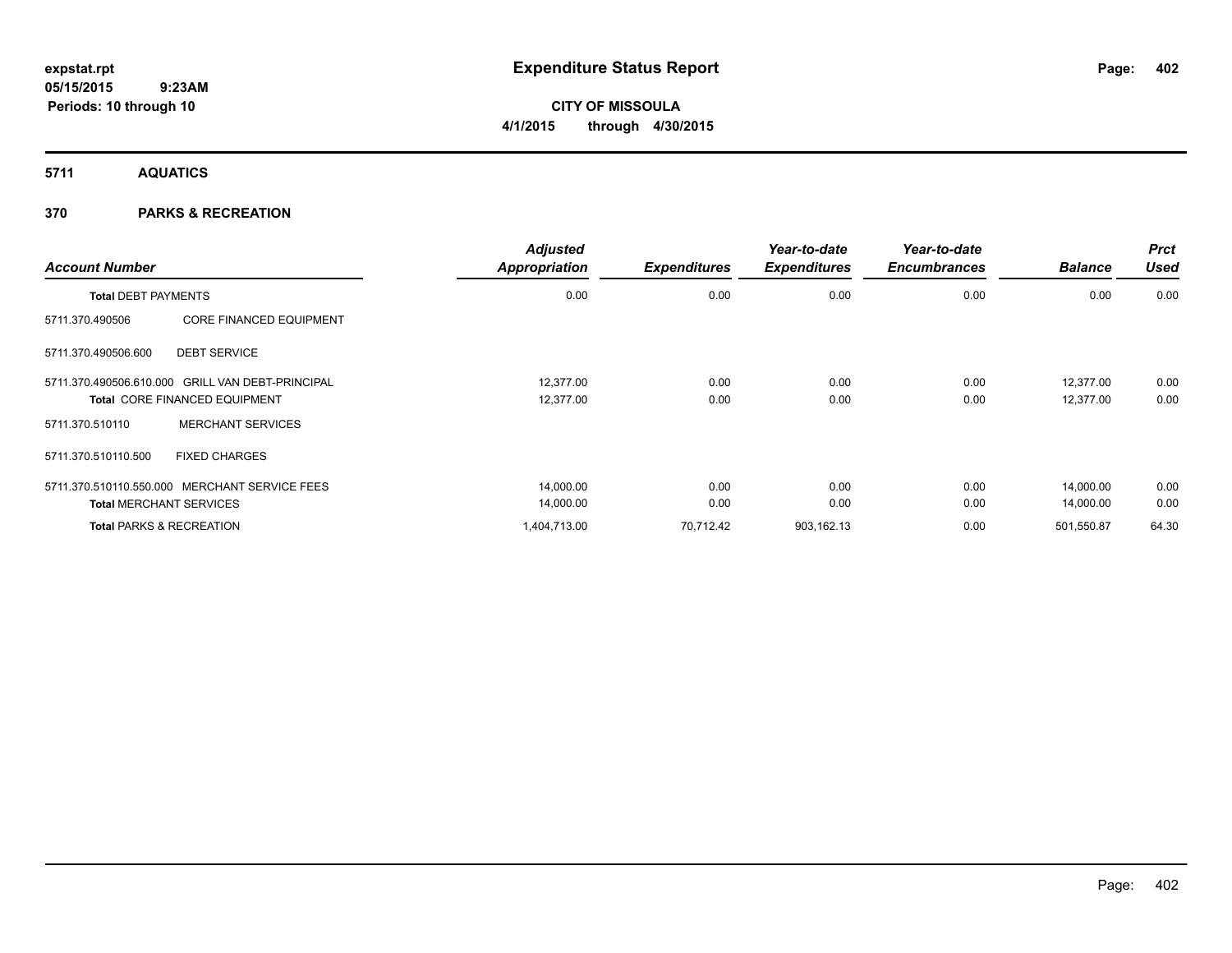# Expenditure Status Report

**CITY OF MISSOULA**

**4/1/2015 through 4/30/2015**

expstat.rpt
05/15/2015 9:23AM
Periods: 10 through 10

## 5711 AQUATICS

## 370 PARKS & RECREATION

| Account Number | | Adjusted Appropriation | Expenditures | Year-to-date Expenditures | Year-to-date Encumbrances | Balance | Prct Used |
|---|---|---|---|---|---|---|---|
| **Total DEBT PAYMENTS** | | 0.00 | 0.00 | 0.00 | 0.00 | 0.00 | 0.00 |
| 5711.370.490506 | CORE FINANCED EQUIPMENT | | | | | | |
| 5711.370.490506.600 | DEBT SERVICE | | | | | | |
| 5711.370.490506.610.000 | GRILL VAN DEBT-PRINCIPAL | 12,377.00 | 0.00 | 0.00 | 0.00 | 12,377.00 | 0.00 |
| **Total** CORE FINANCED EQUIPMENT | | 12,377.00 | 0.00 | 0.00 | 0.00 | 12,377.00 | 0.00 |
| 5711.370.510110 | MERCHANT SERVICES | | | | | | |
| 5711.370.510110.500 | FIXED CHARGES | | | | | | |
| 5711.370.510110.550.000 | MERCHANT SERVICE FEES | 14,000.00 | 0.00 | 0.00 | 0.00 | 14,000.00 | 0.00 |
| **Total MERCHANT SERVICES** | | 14,000.00 | 0.00 | 0.00 | 0.00 | 14,000.00 | 0.00 |
| **Total PARKS & RECREATION** | | 1,404,713.00 | 70,712.42 | 903,162.13 | 0.00 | 501,550.87 | 64.30 |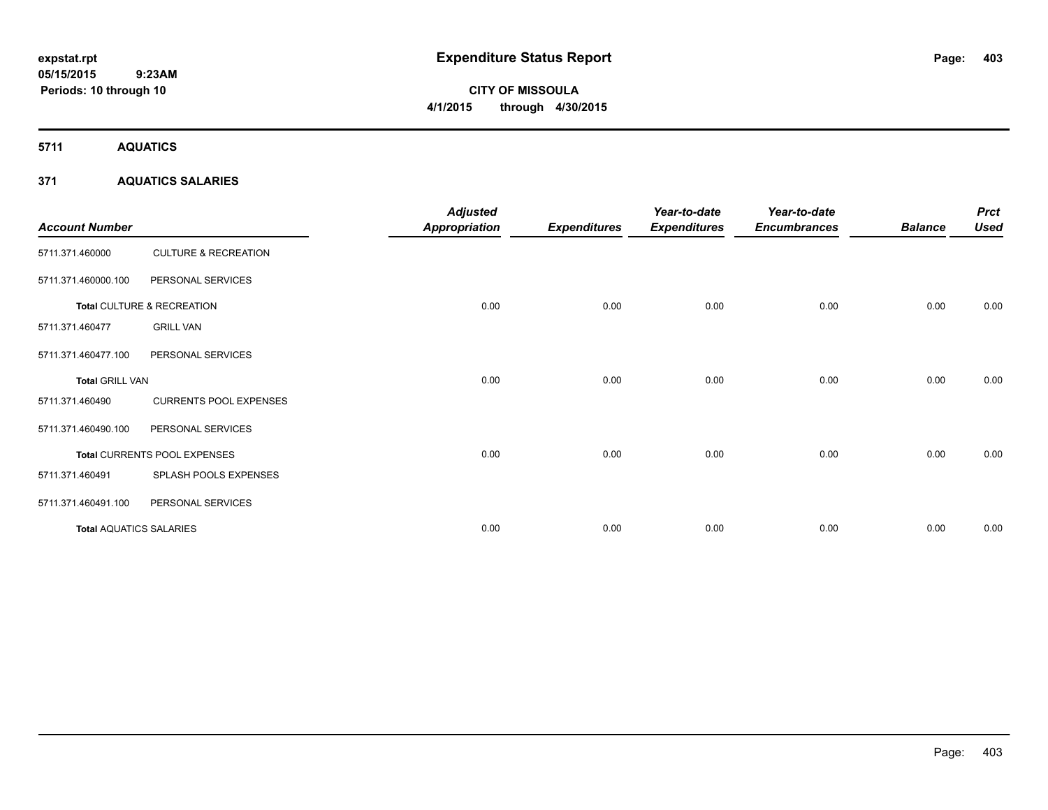# Expenditure Status Report

**CITY OF MISSOULA**
**4/1/2015 through 4/30/2015**

expstat.rpt
05/15/2015 9:23AM
Periods: 10 through 10

## 5711 AQUATICS

### 371 AQUATICS SALARIES

| Account Number | | Adjusted Appropriation | Expenditures | Year-to-date Expenditures | Year-to-date Encumbrances | Balance | Prct Used |
|---|---|---|---|---|---|---|---|
| 5711.371.460000 | CULTURE & RECREATION | | | | | | |
| 5711.371.460000.100 | PERSONAL SERVICES | | | | | | |
| **Total** CULTURE & RECREATION | | 0.00 | 0.00 | 0.00 | 0.00 | 0.00 | 0.00 |
| 5711.371.460477 | GRILL VAN | | | | | | |
| 5711.371.460477.100 | PERSONAL SERVICES | | | | | | |
| **Total** GRILL VAN | | 0.00 | 0.00 | 0.00 | 0.00 | 0.00 | 0.00 |
| 5711.371.460490 | CURRENTS POOL EXPENSES | | | | | | |
| 5711.371.460490.100 | PERSONAL SERVICES | | | | | | |
| **Total** CURRENTS POOL EXPENSES | | 0.00 | 0.00 | 0.00 | 0.00 | 0.00 | 0.00 |
| 5711.371.460491 | SPLASH POOLS EXPENSES | | | | | | |
| 5711.371.460491.100 | PERSONAL SERVICES | | | | | | |
| **Total** AQUATICS SALARIES | | 0.00 | 0.00 | 0.00 | 0.00 | 0.00 | 0.00 |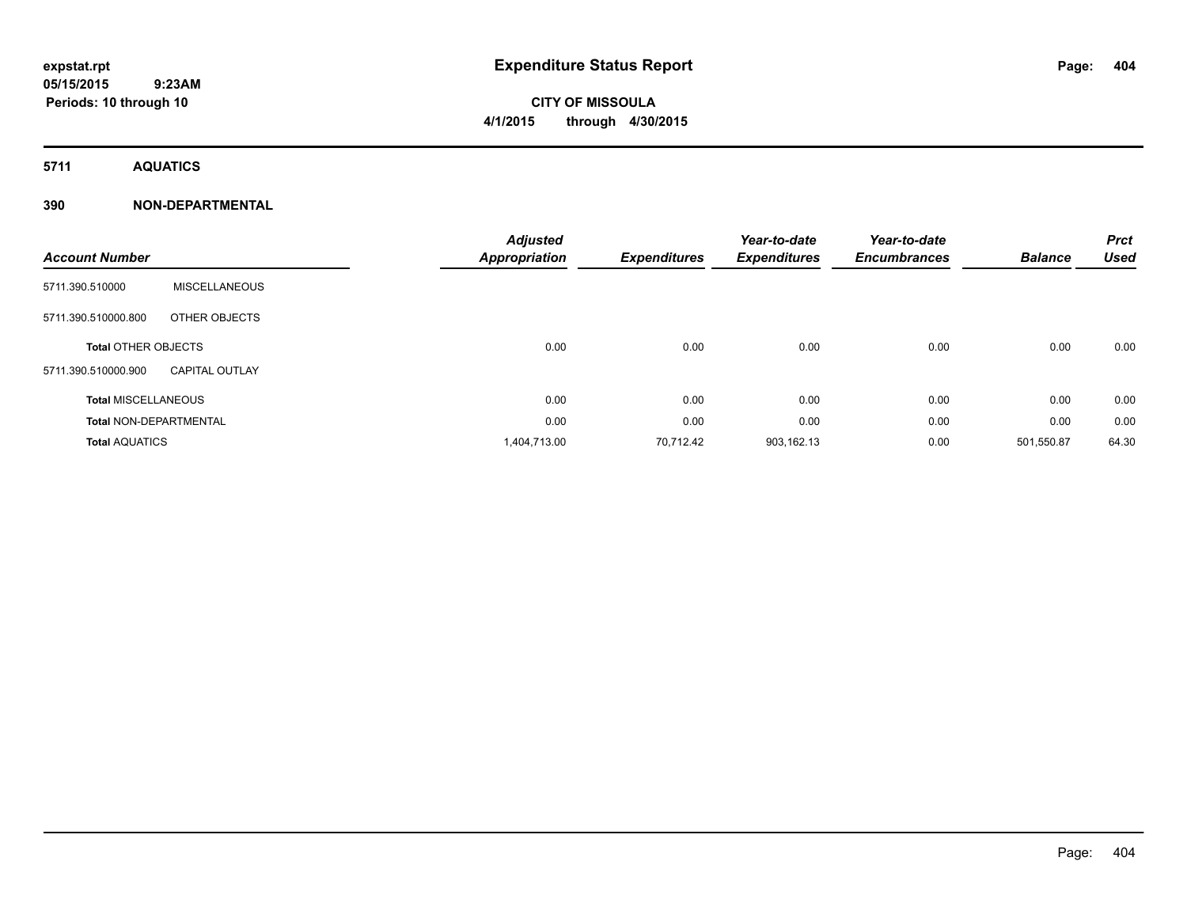**expstat.rpt**
**05/15/2015 9:23AM**
**Periods: 10 through 10**

# Expenditure Status Report

**CITY OF MISSOULA**
**4/1/2015 through 4/30/2015**

## 5711 AQUATICS

### 390 NON-DEPARTMENTAL

| Account Number | | Adjusted Appropriation | Expenditures | Year-to-date Expenditures | Year-to-date Encumbrances | Balance | Prct Used |
|---|---|---|---|---|---|---|---|
| 5711.390.510000 | MISCELLANEOUS | | | | | | |
| 5711.390.510000.800 | OTHER OBJECTS | | | | | | |
| **Total** OTHER OBJECTS | | 0.00 | 0.00 | 0.00 | 0.00 | 0.00 | 0.00 |
| 5711.390.510000.900 | CAPITAL OUTLAY | | | | | | |
| **Total** MISCELLANEOUS | | 0.00 | 0.00 | 0.00 | 0.00 | 0.00 | 0.00 |
| **Total** NON-DEPARTMENTAL | | 0.00 | 0.00 | 0.00 | 0.00 | 0.00 | 0.00 |
| **Total** AQUATICS | | 1,404,713.00 | 70,712.42 | 903,162.13 | 0.00 | 501,550.87 | 64.30 |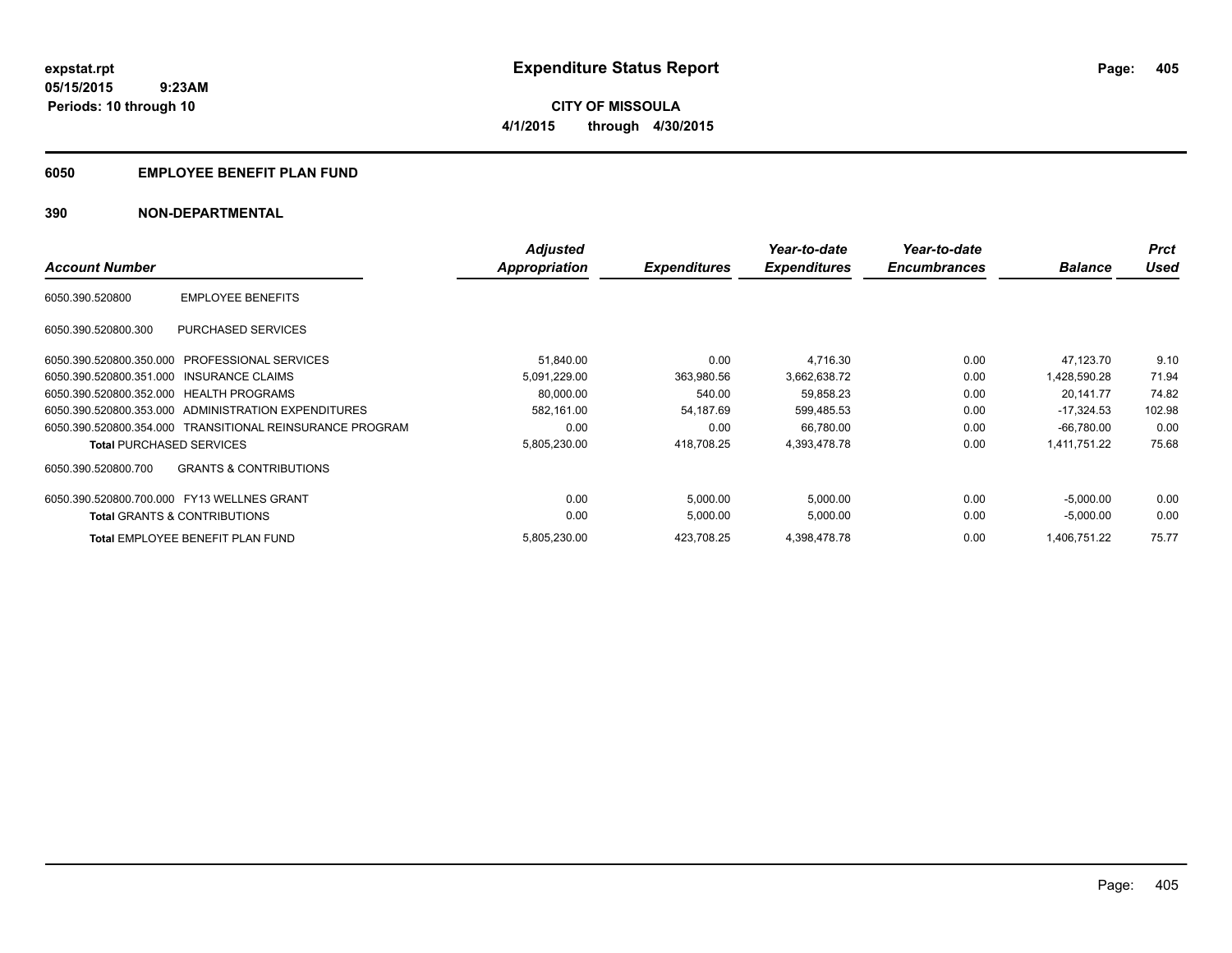**expstat.rpt**
**05/15/2015 9:23AM**
**Periods: 10 through 10**

# Expenditure Status Report

**CITY OF MISSOULA**
**4/1/2015 through 4/30/2015**

## 6050 EMPLOYEE BENEFIT PLAN FUND

## 390 NON-DEPARTMENTAL

| Account Number | | Adjusted Appropriation | Expenditures | Year-to-date Expenditures | Year-to-date Encumbrances | Balance | Prct Used |
|---|---|---|---|---|---|---|---|
| 6050.390.520800 | EMPLOYEE BENEFITS | | | | | | |
| 6050.390.520800.300 | PURCHASED SERVICES | | | | | | |
| 6050.390.520800.350.000 | PROFESSIONAL SERVICES | 51,840.00 | 0.00 | 4,716.30 | 0.00 | 47,123.70 | 9.10 |
| 6050.390.520800.351.000 | INSURANCE CLAIMS | 5,091,229.00 | 363,980.56 | 3,662,638.72 | 0.00 | 1,428,590.28 | 71.94 |
| 6050.390.520800.352.000 | HEALTH PROGRAMS | 80,000.00 | 540.00 | 59,858.23 | 0.00 | 20,141.77 | 74.82 |
| 6050.390.520800.353.000 | ADMINISTRATION EXPENDITURES | 582,161.00 | 54,187.69 | 599,485.53 | 0.00 | -17,324.53 | 102.98 |
| 6050.390.520800.354.000 | TRANSITIONAL REINSURANCE PROGRAM | 0.00 | 0.00 | 66,780.00 | 0.00 | -66,780.00 | 0.00 |
| **Total** PURCHASED SERVICES | | 5,805,230.00 | 418,708.25 | 4,393,478.78 | 0.00 | 1,411,751.22 | 75.68 |
| 6050.390.520800.700 | GRANTS & CONTRIBUTIONS | | | | | | |
| 6050.390.520800.700.000 | FY13 WELLNES GRANT | 0.00 | 5,000.00 | 5,000.00 | 0.00 | -5,000.00 | 0.00 |
| **Total** GRANTS & CONTRIBUTIONS | | 0.00 | 5,000.00 | 5,000.00 | 0.00 | -5,000.00 | 0.00 |
| **Total** EMPLOYEE BENEFIT PLAN FUND | | 5,805,230.00 | 423,708.25 | 4,398,478.78 | 0.00 | 1,406,751.22 | 75.77 |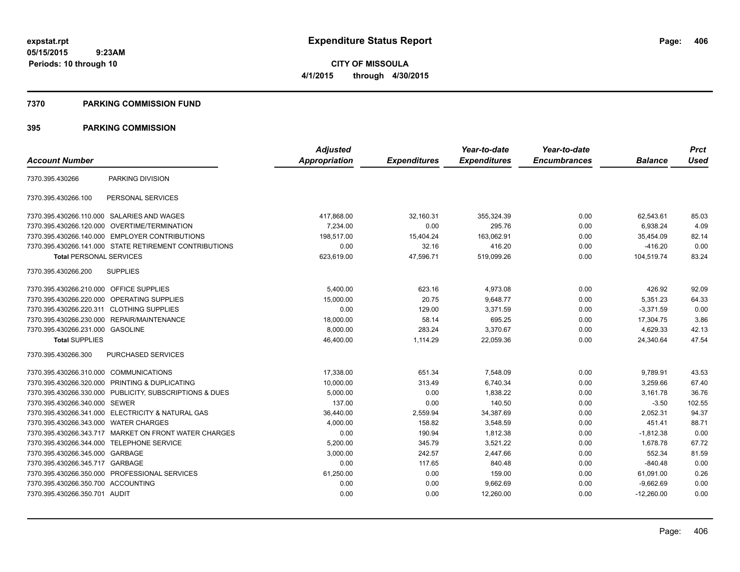expstat.rpt
05/15/2015 9:23AM
Periods: 10 through 10

# Expenditure Status Report

**CITY OF MISSOULA**
**4/1/2015 through 4/30/2015**

## 7370 PARKING COMMISSION FUND

## 395 PARKING COMMISSION

| Account Number | | Adjusted Appropriation | Expenditures | Year-to-date Expenditures | Year-to-date Encumbrances | Balance | Prct Used |
|---|---|---|---|---|---|---|---|
| 7370.395.430266 | PARKING DIVISION | | | | | | |
| 7370.395.430266.100 | PERSONAL SERVICES | | | | | | |
| 7370.395.430266.110.000 | SALARIES AND WAGES | 417,868.00 | 32,160.31 | 355,324.39 | 0.00 | 62,543.61 | 85.03 |
| 7370.395.430266.120.000 | OVERTIME/TERMINATION | 7,234.00 | 0.00 | 295.76 | 0.00 | 6,938.24 | 4.09 |
| 7370.395.430266.140.000 | EMPLOYER CONTRIBUTIONS | 198,517.00 | 15,404.24 | 163,062.91 | 0.00 | 35,454.09 | 82.14 |
| 7370.395.430266.141.000 | STATE RETIREMENT CONTRIBUTIONS | 0.00 | 32.16 | 416.20 | 0.00 | -416.20 | 0.00 |
| **Total** PERSONAL SERVICES | | 623,619.00 | 47,596.71 | 519,099.26 | 0.00 | 104,519.74 | 83.24 |
| 7370.395.430266.200 | SUPPLIES | | | | | | |
| 7370.395.430266.210.000 | OFFICE SUPPLIES | 5,400.00 | 623.16 | 4,973.08 | 0.00 | 426.92 | 92.09 |
| 7370.395.430266.220.000 | OPERATING SUPPLIES | 15,000.00 | 20.75 | 9,648.77 | 0.00 | 5,351.23 | 64.33 |
| 7370.395.430266.220.311 | CLOTHING SUPPLIES | 0.00 | 129.00 | 3,371.59 | 0.00 | -3,371.59 | 0.00 |
| 7370.395.430266.230.000 | REPAIR/MAINTENANCE | 18,000.00 | 58.14 | 695.25 | 0.00 | 17,304.75 | 3.86 |
| 7370.395.430266.231.000 | GASOLINE | 8,000.00 | 283.24 | 3,370.67 | 0.00 | 4,629.33 | 42.13 |
| **Total** SUPPLIES | | 46,400.00 | 1,114.29 | 22,059.36 | 0.00 | 24,340.64 | 47.54 |
| 7370.395.430266.300 | PURCHASED SERVICES | | | | | | |
| 7370.395.430266.310.000 | COMMUNICATIONS | 17,338.00 | 651.34 | 7,548.09 | 0.00 | 9,789.91 | 43.53 |
| 7370.395.430266.320.000 | PRINTING & DUPLICATING | 10,000.00 | 313.49 | 6,740.34 | 0.00 | 3,259.66 | 67.40 |
| 7370.395.430266.330.000 | PUBLICITY, SUBSCRIPTIONS & DUES | 5,000.00 | 0.00 | 1,838.22 | 0.00 | 3,161.78 | 36.76 |
| 7370.395.430266.340.000 | SEWER | 137.00 | 0.00 | 140.50 | 0.00 | -3.50 | 102.55 |
| 7370.395.430266.341.000 | ELECTRICITY & NATURAL GAS | 36,440.00 | 2,559.94 | 34,387.69 | 0.00 | 2,052.31 | 94.37 |
| 7370.395.430266.343.000 | WATER CHARGES | 4,000.00 | 158.82 | 3,548.59 | 0.00 | 451.41 | 88.71 |
| 7370.395.430266.343.717 | MARKET ON FRONT WATER CHARGES | 0.00 | 190.94 | 1,812.38 | 0.00 | -1,812.38 | 0.00 |
| 7370.395.430266.344.000 | TELEPHONE SERVICE | 5,200.00 | 345.79 | 3,521.22 | 0.00 | 1,678.78 | 67.72 |
| 7370.395.430266.345.000 | GARBAGE | 3,000.00 | 242.57 | 2,447.66 | 0.00 | 552.34 | 81.59 |
| 7370.395.430266.345.717 | GARBAGE | 0.00 | 117.65 | 840.48 | 0.00 | -840.48 | 0.00 |
| 7370.395.430266.350.000 | PROFESSIONAL SERVICES | 61,250.00 | 0.00 | 159.00 | 0.00 | 61,091.00 | 0.26 |
| 7370.395.430266.350.700 | ACCOUNTING | 0.00 | 0.00 | 9,662.69 | 0.00 | -9,662.69 | 0.00 |
| 7370.395.430266.350.701 | AUDIT | 0.00 | 0.00 | 12,260.00 | 0.00 | -12,260.00 | 0.00 |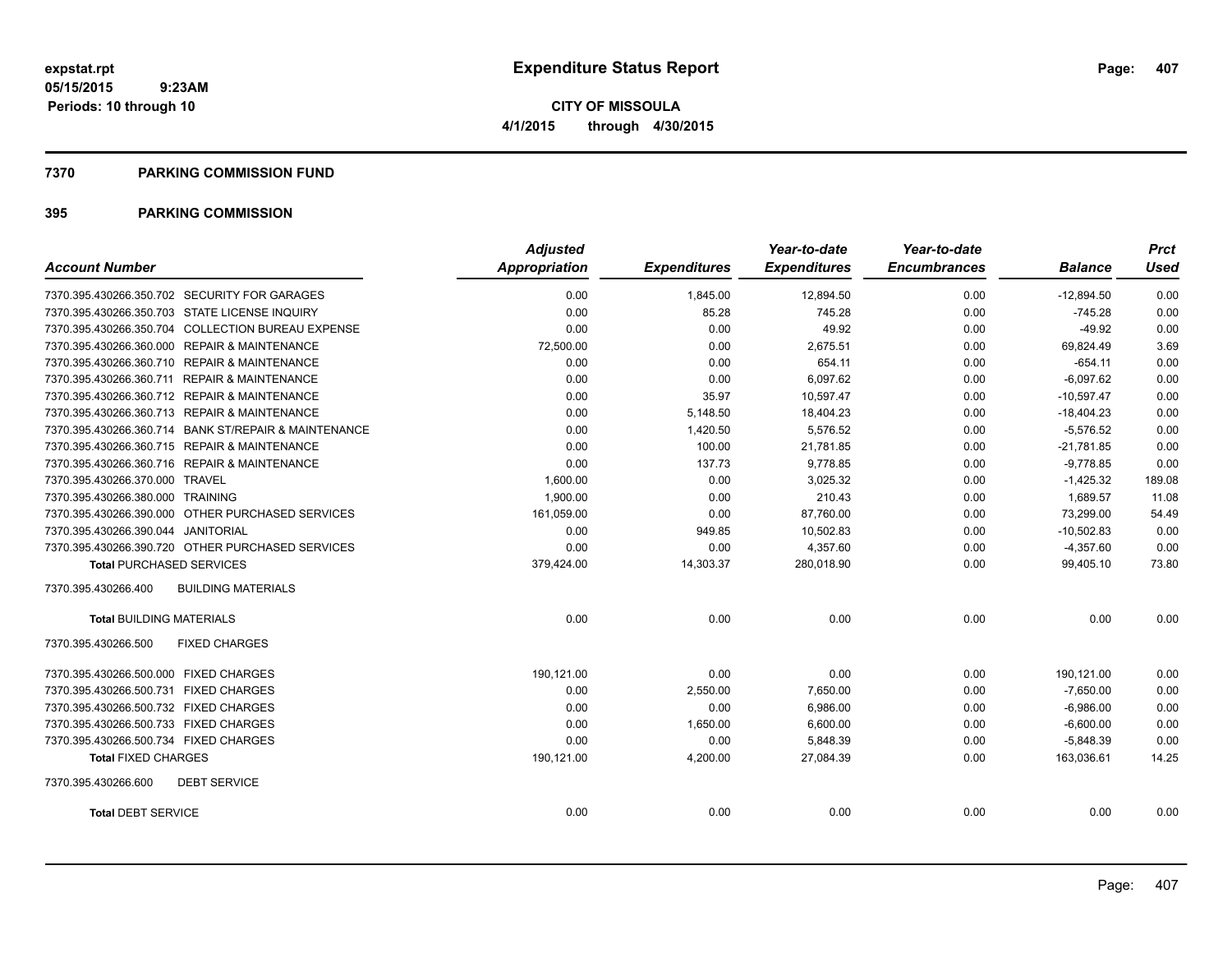**expstat.rpt**
**05/15/2015 9:23AM**
**Periods: 10 through 10**

# Expenditure Status Report

**CITY OF MISSOULA**
**4/1/2015 through 4/30/2015**

## 7370 PARKING COMMISSION FUND

## 395 PARKING COMMISSION

| Account Number | Adjusted Appropriation | Expenditures | Year-to-date Expenditures | Year-to-date Encumbrances | Balance | Prct Used |
|---|---|---|---|---|---|---|
| 7370.395.430266.350.702 SECURITY FOR GARAGES | 0.00 | 1,845.00 | 12,894.50 | 0.00 | -12,894.50 | 0.00 |
| 7370.395.430266.350.703 STATE LICENSE INQUIRY | 0.00 | 85.28 | 745.28 | 0.00 | -745.28 | 0.00 |
| 7370.395.430266.350.704 COLLECTION BUREAU EXPENSE | 0.00 | 0.00 | 49.92 | 0.00 | -49.92 | 0.00 |
| 7370.395.430266.360.000 REPAIR & MAINTENANCE | 72,500.00 | 0.00 | 2,675.51 | 0.00 | 69,824.49 | 3.69 |
| 7370.395.430266.360.710 REPAIR & MAINTENANCE | 0.00 | 0.00 | 654.11 | 0.00 | -654.11 | 0.00 |
| 7370.395.430266.360.711 REPAIR & MAINTENANCE | 0.00 | 0.00 | 6,097.62 | 0.00 | -6,097.62 | 0.00 |
| 7370.395.430266.360.712 REPAIR & MAINTENANCE | 0.00 | 35.97 | 10,597.47 | 0.00 | -10,597.47 | 0.00 |
| 7370.395.430266.360.713 REPAIR & MAINTENANCE | 0.00 | 5,148.50 | 18,404.23 | 0.00 | -18,404.23 | 0.00 |
| 7370.395.430266.360.714 BANK ST/REPAIR & MAINTENANCE | 0.00 | 1,420.50 | 5,576.52 | 0.00 | -5,576.52 | 0.00 |
| 7370.395.430266.360.715 REPAIR & MAINTENANCE | 0.00 | 100.00 | 21,781.85 | 0.00 | -21,781.85 | 0.00 |
| 7370.395.430266.360.716 REPAIR & MAINTENANCE | 0.00 | 137.73 | 9,778.85 | 0.00 | -9,778.85 | 0.00 |
| 7370.395.430266.370.000 TRAVEL | 1,600.00 | 0.00 | 3,025.32 | 0.00 | -1,425.32 | 189.08 |
| 7370.395.430266.380.000 TRAINING | 1,900.00 | 0.00 | 210.43 | 0.00 | 1,689.57 | 11.08 |
| 7370.395.430266.390.000 OTHER PURCHASED SERVICES | 161,059.00 | 0.00 | 87,760.00 | 0.00 | 73,299.00 | 54.49 |
| 7370.395.430266.390.044 JANITORIAL | 0.00 | 949.85 | 10,502.83 | 0.00 | -10,502.83 | 0.00 |
| 7370.395.430266.390.720 OTHER PURCHASED SERVICES | 0.00 | 0.00 | 4,357.60 | 0.00 | -4,357.60 | 0.00 |
| **Total** PURCHASED SERVICES | 379,424.00 | 14,303.37 | 280,018.90 | 0.00 | 99,405.10 | 73.80 |
| 7370.395.430266.400 BUILDING MATERIALS | | | | | | |
| **Total** BUILDING MATERIALS | 0.00 | 0.00 | 0.00 | 0.00 | 0.00 | 0.00 |
| 7370.395.430266.500 FIXED CHARGES | | | | | | |
| 7370.395.430266.500.000 FIXED CHARGES | 190,121.00 | 0.00 | 0.00 | 0.00 | 190,121.00 | 0.00 |
| 7370.395.430266.500.731 FIXED CHARGES | 0.00 | 2,550.00 | 7,650.00 | 0.00 | -7,650.00 | 0.00 |
| 7370.395.430266.500.732 FIXED CHARGES | 0.00 | 0.00 | 6,986.00 | 0.00 | -6,986.00 | 0.00 |
| 7370.395.430266.500.733 FIXED CHARGES | 0.00 | 1,650.00 | 6,600.00 | 0.00 | -6,600.00 | 0.00 |
| 7370.395.430266.500.734 FIXED CHARGES | 0.00 | 0.00 | 5,848.39 | 0.00 | -5,848.39 | 0.00 |
| **Total** FIXED CHARGES | 190,121.00 | 4,200.00 | 27,084.39 | 0.00 | 163,036.61 | 14.25 |
| 7370.395.430266.600 DEBT SERVICE | | | | | | |
| **Total** DEBT SERVICE | 0.00 | 0.00 | 0.00 | 0.00 | 0.00 | 0.00 |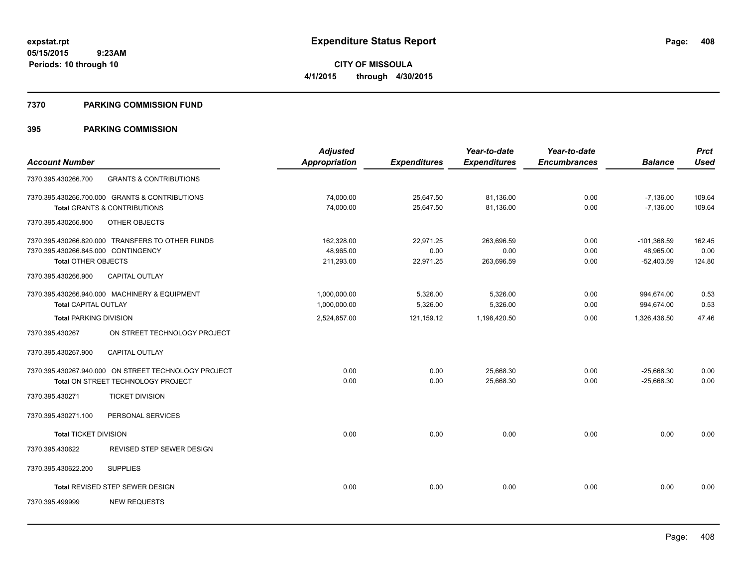**expstat.rpt**
**05/15/2015 9:23AM**
**Periods: 10 through 10**

# Expenditure Status Report

**CITY OF MISSOULA**
**4/1/2015 through 4/30/2015**

## 7370 PARKING COMMISSION FUND

## 395 PARKING COMMISSION

| Account Number | | Adjusted Appropriation | Expenditures | Year-to-date Expenditures | Year-to-date Encumbrances | Balance | Prct Used |
|---|---|---|---|---|---|---|---|
| 7370.395.430266.700 | GRANTS & CONTRIBUTIONS | | | | | | |
| 7370.395.430266.700.000 | GRANTS & CONTRIBUTIONS | 74,000.00 | 25,647.50 | 81,136.00 | 0.00 | -7,136.00 | 109.64 |
| **Total** GRANTS & CONTRIBUTIONS | | 74,000.00 | 25,647.50 | 81,136.00 | 0.00 | -7,136.00 | 109.64 |
| 7370.395.430266.800 | OTHER OBJECTS | | | | | | |
| 7370.395.430266.820.000 | TRANSFERS TO OTHER FUNDS | 162,328.00 | 22,971.25 | 263,696.59 | 0.00 | -101,368.59 | 162.45 |
| 7370.395.430266.845.000 | CONTINGENCY | 48,965.00 | 0.00 | 0.00 | 0.00 | 48,965.00 | 0.00 |
| **Total** OTHER OBJECTS | | 211,293.00 | 22,971.25 | 263,696.59 | 0.00 | -52,403.59 | 124.80 |
| 7370.395.430266.900 | CAPITAL OUTLAY | | | | | | |
| 7370.395.430266.940.000 | MACHINERY & EQUIPMENT | 1,000,000.00 | 5,326.00 | 5,326.00 | 0.00 | 994,674.00 | 0.53 |
| **Total** CAPITAL OUTLAY | | 1,000,000.00 | 5,326.00 | 5,326.00 | 0.00 | 994,674.00 | 0.53 |
| **Total** PARKING DIVISION | | 2,524,857.00 | 121,159.12 | 1,198,420.50 | 0.00 | 1,326,436.50 | 47.46 |
| 7370.395.430267 | ON STREET TECHNOLOGY PROJECT | | | | | | |
| 7370.395.430267.900 | CAPITAL OUTLAY | | | | | | |
| 7370.395.430267.940.000 | ON STREET TECHNOLOGY PROJECT | 0.00 | 0.00 | 25,668.30 | 0.00 | -25,668.30 | 0.00 |
| **Total** ON STREET TECHNOLOGY PROJECT | | 0.00 | 0.00 | 25,668.30 | 0.00 | -25,668.30 | 0.00 |
| 7370.395.430271 | TICKET DIVISION | | | | | | |
| 7370.395.430271.100 | PERSONAL SERVICES | | | | | | |
| **Total** TICKET DIVISION | | 0.00 | 0.00 | 0.00 | 0.00 | 0.00 | 0.00 |
| 7370.395.430622 | REVISED STEP SEWER DESIGN | | | | | | |
| 7370.395.430622.200 | SUPPLIES | | | | | | |
| **Total** REVISED STEP SEWER DESIGN | | 0.00 | 0.00 | 0.00 | 0.00 | 0.00 | 0.00 |
| 7370.395.499999 | NEW REQUESTS | | | | | | |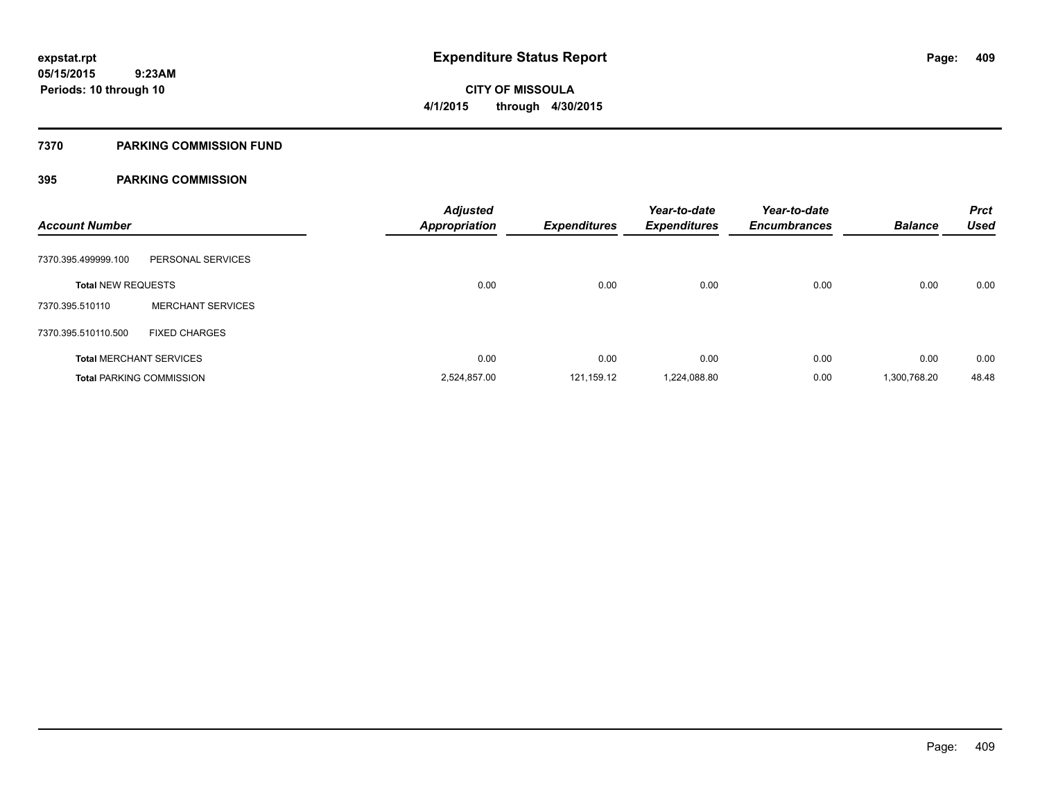# Expenditure Status Report

expstat.rpt
05/15/2015 9:23AM
Periods: 10 through 10

**CITY OF MISSOULA**
**4/1/2015 through 4/30/2015**

## 7370 PARKING COMMISSION FUND

### 395 PARKING COMMISSION

| Account Number | | Adjusted Appropriation | Expenditures | Year-to-date Expenditures | Year-to-date Encumbrances | Balance | Prct Used |
|---|---|---|---|---|---|---|---|
| 7370.395.499999.100 | PERSONAL SERVICES | | | | | | |
| **Total** NEW REQUESTS | | 0.00 | 0.00 | 0.00 | 0.00 | 0.00 | 0.00 |
| 7370.395.510110 | MERCHANT SERVICES | | | | | | |
| 7370.395.510110.500 | FIXED CHARGES | | | | | | |
| **Total** MERCHANT SERVICES | | 0.00 | 0.00 | 0.00 | 0.00 | 0.00 | 0.00 |
| **Total** PARKING COMMISSION | | 2,524,857.00 | 121,159.12 | 1,224,088.80 | 0.00 | 1,300,768.20 | 48.48 |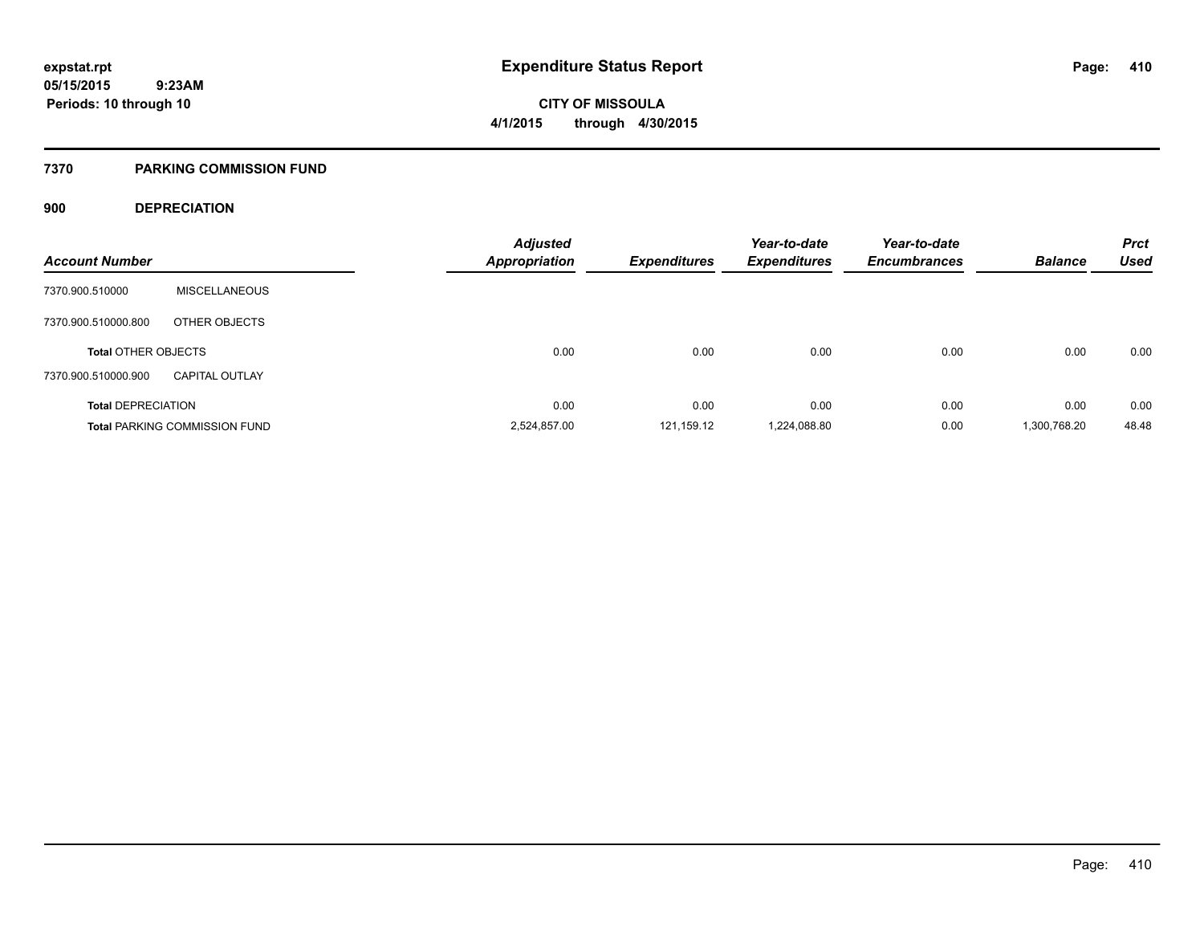# Expenditure Status Report

expstat.rpt
05/15/2015 9:23AM
Periods: 10 through 10

CITY OF MISSOULA
4/1/2015 through 4/30/2015

## 7370 PARKING COMMISSION FUND

### 900 DEPRECIATION

| Account Number | | Adjusted Appropriation | Expenditures | Year-to-date Expenditures | Year-to-date Encumbrances | Balance | Prct Used |
|---|---|---|---|---|---|---|---|
| 7370.900.510000 | MISCELLANEOUS | | | | | | |
| 7370.900.510000.800 | OTHER OBJECTS | | | | | | |
| Total OTHER OBJECTS | | 0.00 | 0.00 | 0.00 | 0.00 | 0.00 | 0.00 |
| 7370.900.510000.900 | CAPITAL OUTLAY | | | | | | |
| Total DEPRECIATION | | 0.00 | 0.00 | 0.00 | 0.00 | 0.00 | 0.00 |
| Total PARKING COMMISSION FUND | | 2,524,857.00 | 121,159.12 | 1,224,088.80 | 0.00 | 1,300,768.20 | 48.48 |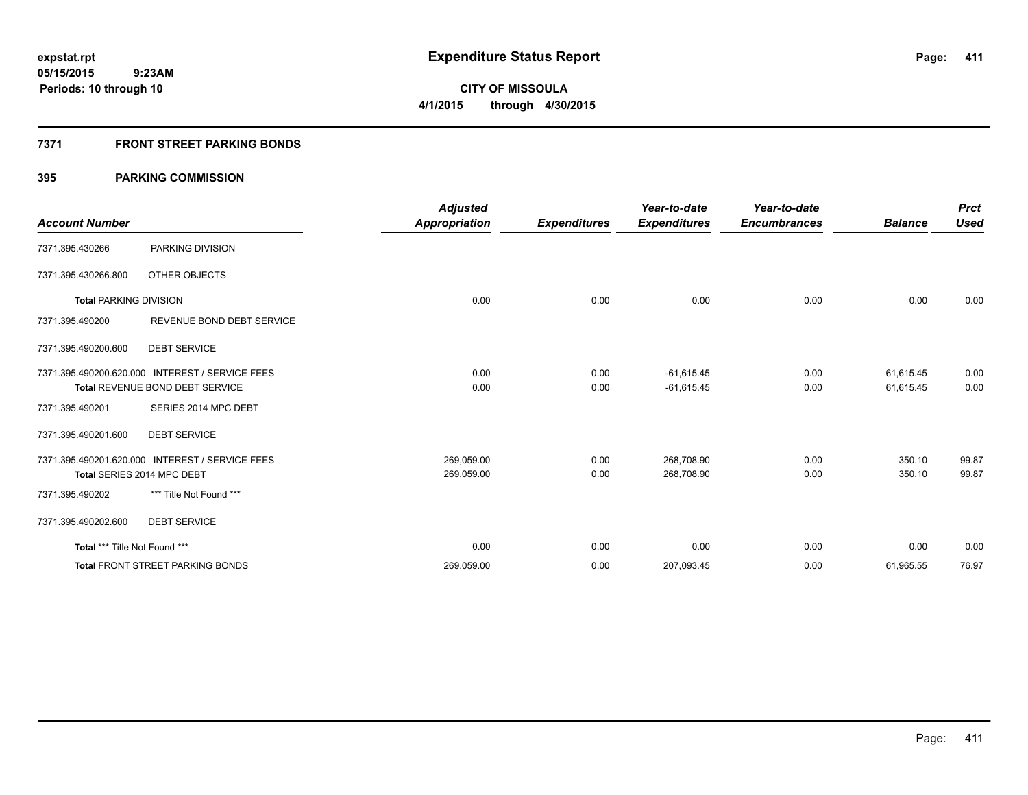**expstat.rpt**
**05/15/2015 9:23AM**
**Periods: 10 through 10**

# Expenditure Status Report

**CITY OF MISSOULA**
**4/1/2015 through 4/30/2015**

## 7371 FRONT STREET PARKING BONDS

### 395 PARKING COMMISSION

| Account Number | | Adjusted Appropriation | Expenditures | Year-to-date Expenditures | Year-to-date Encumbrances | Balance | Prct Used |
|---|---|---|---|---|---|---|---|
| 7371.395.430266 | PARKING DIVISION | | | | | | |
| 7371.395.430266.800 | OTHER OBJECTS | | | | | | |
| **Total** PARKING DIVISION | | 0.00 | 0.00 | 0.00 | 0.00 | 0.00 | 0.00 |
| 7371.395.490200 | REVENUE BOND DEBT SERVICE | | | | | | |
| 7371.395.490200.600 | DEBT SERVICE | | | | | | |
| 7371.395.490200.620.000 | INTEREST / SERVICE FEES | 0.00 | 0.00 | -61,615.45 | 0.00 | 61,615.45 | 0.00 |
| **Total** REVENUE BOND DEBT SERVICE | | 0.00 | 0.00 | -61,615.45 | 0.00 | 61,615.45 | 0.00 |
| 7371.395.490201 | SERIES 2014 MPC DEBT | | | | | | |
| 7371.395.490201.600 | DEBT SERVICE | | | | | | |
| 7371.395.490201.620.000 | INTEREST / SERVICE FEES | 269,059.00 | 0.00 | 268,708.90 | 0.00 | 350.10 | 99.87 |
| **Total** SERIES 2014 MPC DEBT | | 269,059.00 | 0.00 | 268,708.90 | 0.00 | 350.10 | 99.87 |
| 7371.395.490202 | *** Title Not Found *** | | | | | | |
| 7371.395.490202.600 | DEBT SERVICE | | | | | | |
| **Total** *** Title Not Found *** | | 0.00 | 0.00 | 0.00 | 0.00 | 0.00 | 0.00 |
| **Total** FRONT STREET PARKING BONDS | | 269,059.00 | 0.00 | 207,093.45 | 0.00 | 61,965.55 | 76.97 |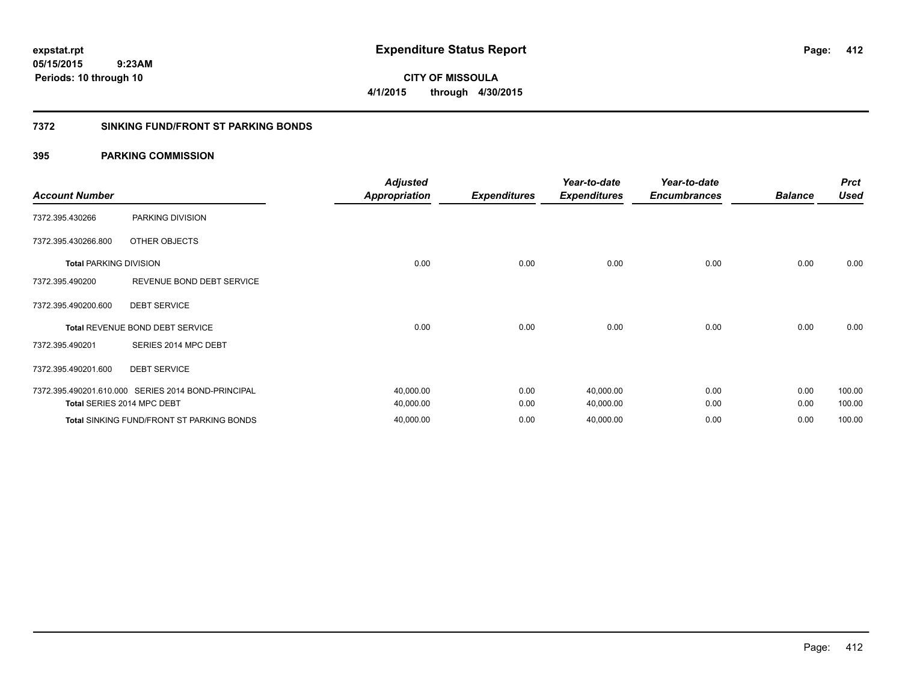**expstat.rpt**
**05/15/2015 9:23AM**
**Periods: 10 through 10**

# Expenditure Status Report

**CITY OF MISSOULA**
**4/1/2015 through 4/30/2015**

## 7372 SINKING FUND/FRONT ST PARKING BONDS

### 395 PARKING COMMISSION

| Account Number | | Adjusted Appropriation | Expenditures | Year-to-date Expenditures | Year-to-date Encumbrances | Balance | Prct Used |
|---|---|---|---|---|---|---|---|
| 7372.395.430266 | PARKING DIVISION | | | | | | |
| 7372.395.430266.800 | OTHER OBJECTS | | | | | | |
| **Total** PARKING DIVISION | | 0.00 | 0.00 | 0.00 | 0.00 | 0.00 | 0.00 |
| 7372.395.490200 | REVENUE BOND DEBT SERVICE | | | | | | |
| 7372.395.490200.600 | DEBT SERVICE | | | | | | |
| **Total** REVENUE BOND DEBT SERVICE | | 0.00 | 0.00 | 0.00 | 0.00 | 0.00 | 0.00 |
| 7372.395.490201 | SERIES 2014 MPC DEBT | | | | | | |
| 7372.395.490201.600 | DEBT SERVICE | | | | | | |
| 7372.395.490201.610.000 | SERIES 2014 BOND-PRINCIPAL | 40,000.00 | 0.00 | 40,000.00 | 0.00 | 0.00 | 100.00 |
| **Total** SERIES 2014 MPC DEBT | | 40,000.00 | 0.00 | 40,000.00 | 0.00 | 0.00 | 100.00 |
| **Total** SINKING FUND/FRONT ST PARKING BONDS | | 40,000.00 | 0.00 | 40,000.00 | 0.00 | 0.00 | 100.00 |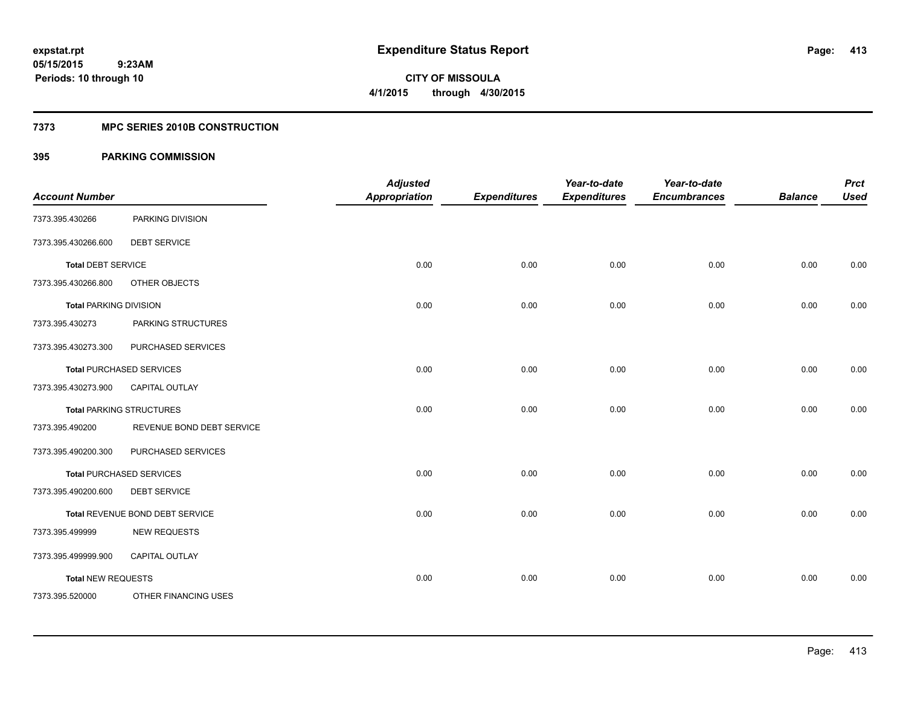**expstat.rpt**
**05/15/2015 9:23AM**
**Periods: 10 through 10**

# Expenditure Status Report

**CITY OF MISSOULA**
**4/1/2015 through 4/30/2015**

## 7373 MPC SERIES 2010B CONSTRUCTION

## 395 PARKING COMMISSION

| Account Number | | Adjusted Appropriation | Expenditures | Year-to-date Expenditures | Year-to-date Encumbrances | Balance | Prct Used |
|---|---|---|---|---|---|---|---|
| 7373.395.430266 | PARKING DIVISION | | | | | | |
| 7373.395.430266.600 | DEBT SERVICE | | | | | | |
| **Total** DEBT SERVICE | | 0.00 | 0.00 | 0.00 | 0.00 | 0.00 | 0.00 |
| 7373.395.430266.800 | OTHER OBJECTS | | | | | | |
| **Total** PARKING DIVISION | | 0.00 | 0.00 | 0.00 | 0.00 | 0.00 | 0.00 |
| 7373.395.430273 | PARKING STRUCTURES | | | | | | |
| 7373.395.430273.300 | PURCHASED SERVICES | | | | | | |
| **Total** PURCHASED SERVICES | | 0.00 | 0.00 | 0.00 | 0.00 | 0.00 | 0.00 |
| 7373.395.430273.900 | CAPITAL OUTLAY | | | | | | |
| **Total** PARKING STRUCTURES | | 0.00 | 0.00 | 0.00 | 0.00 | 0.00 | 0.00 |
| 7373.395.490200 | REVENUE BOND DEBT SERVICE | | | | | | |
| 7373.395.490200.300 | PURCHASED SERVICES | | | | | | |
| **Total** PURCHASED SERVICES | | 0.00 | 0.00 | 0.00 | 0.00 | 0.00 | 0.00 |
| 7373.395.490200.600 | DEBT SERVICE | | | | | | |
| **Total** REVENUE BOND DEBT SERVICE | | 0.00 | 0.00 | 0.00 | 0.00 | 0.00 | 0.00 |
| 7373.395.499999 | NEW REQUESTS | | | | | | |
| 7373.395.499999.900 | CAPITAL OUTLAY | | | | | | |
| **Total** NEW REQUESTS | | 0.00 | 0.00 | 0.00 | 0.00 | 0.00 | 0.00 |
| 7373.395.520000 | OTHER FINANCING USES | | | | | | |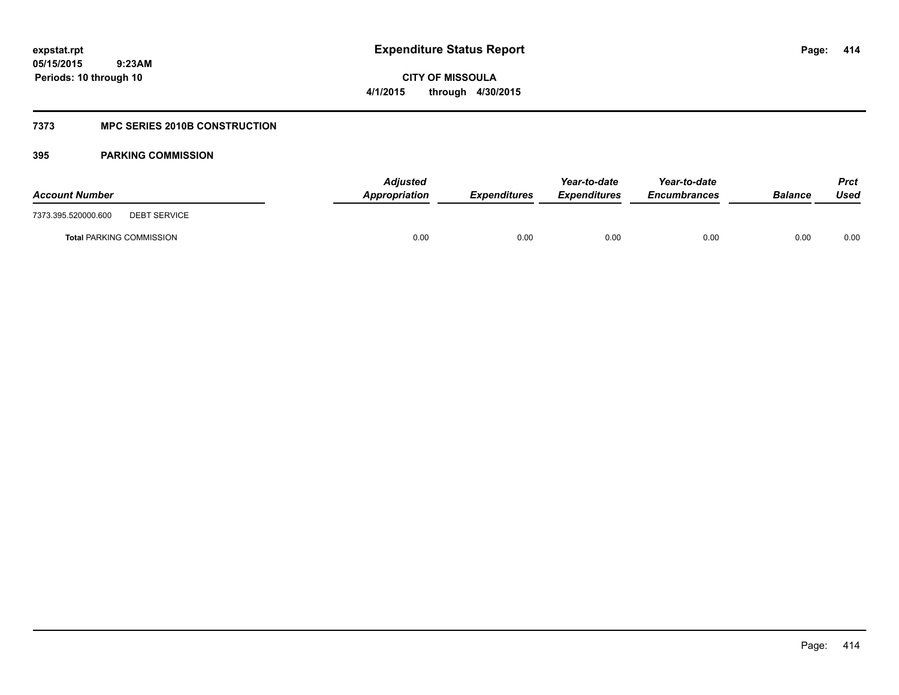expstat.rpt
05/15/2015 9:23AM
Periods: 10 through 10

# Expenditure Status Report

**CITY OF MISSOULA**
**4/1/2015 through 4/30/2015**

## 7373 MPC SERIES 2010B CONSTRUCTION

### 395 PARKING COMMISSION

| Account Number | | Adjusted Appropriation | Expenditures | Year-to-date Expenditures | Year-to-date Encumbrances | Balance | Prct Used |
|---|---|---|---|---|---|---|---|
| 7373.395.520000.600 | DEBT SERVICE | | | | | | |
| **Total** PARKING COMMISSION | | 0.00 | 0.00 | 0.00 | 0.00 | 0.00 | 0.00 |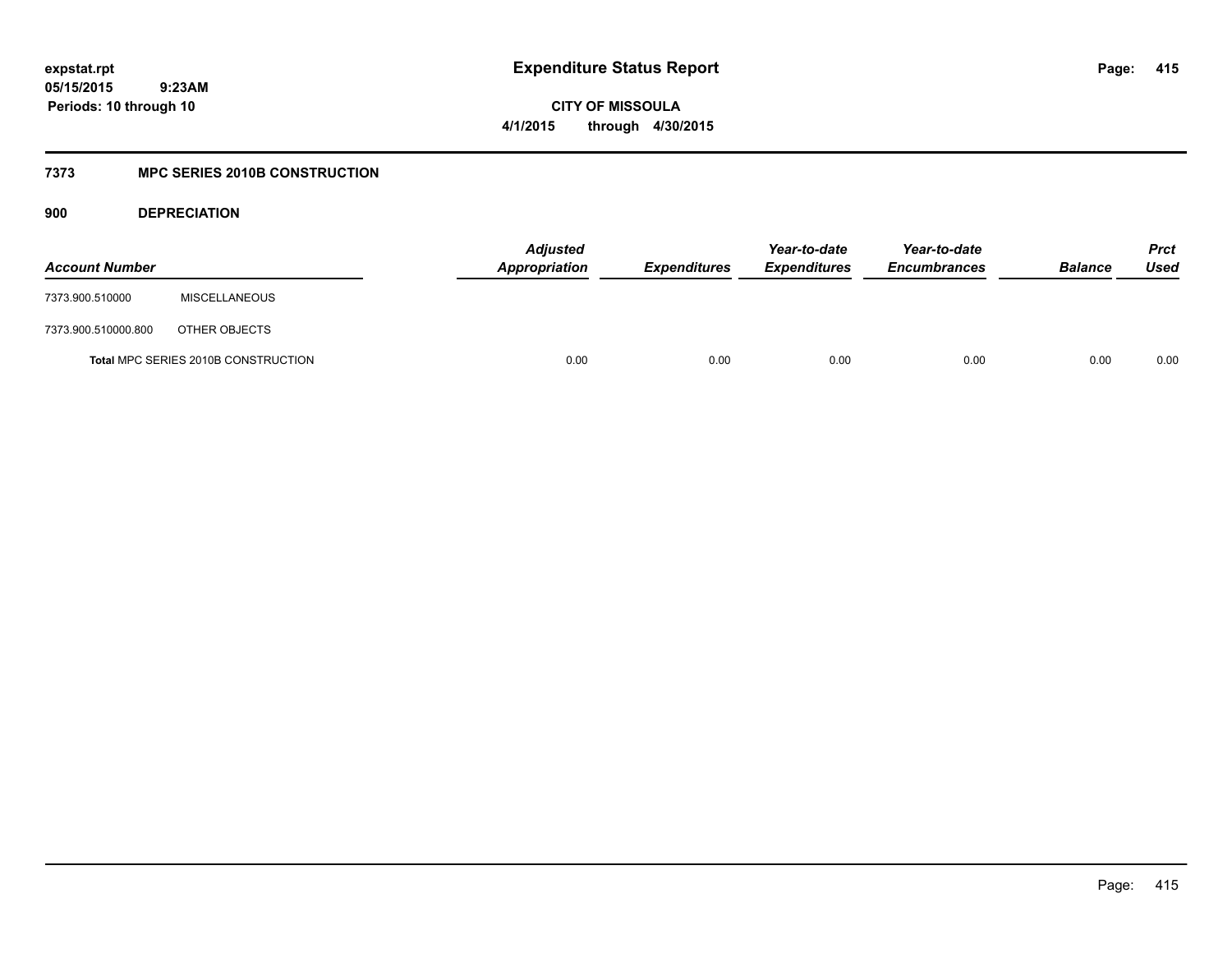**expstat.rpt**
**05/15/2015 9:23AM**
**Periods: 10 through 10**

# Expenditure Status Report

**CITY OF MISSOULA**
**4/1/2015 through 4/30/2015**

## 7373 MPC SERIES 2010B CONSTRUCTION

### 900 DEPRECIATION

| Account Number | | Adjusted Appropriation | Expenditures | Year-to-date Expenditures | Year-to-date Encumbrances | Balance | Prct Used |
|---|---|---|---|---|---|---|---|
| 7373.900.510000 | MISCELLANEOUS | | | | | | |
| 7373.900.510000.800 | OTHER OBJECTS | | | | | | |
| **Total** MPC SERIES 2010B CONSTRUCTION | | 0.00 | 0.00 | 0.00 | 0.00 | 0.00 | 0.00 |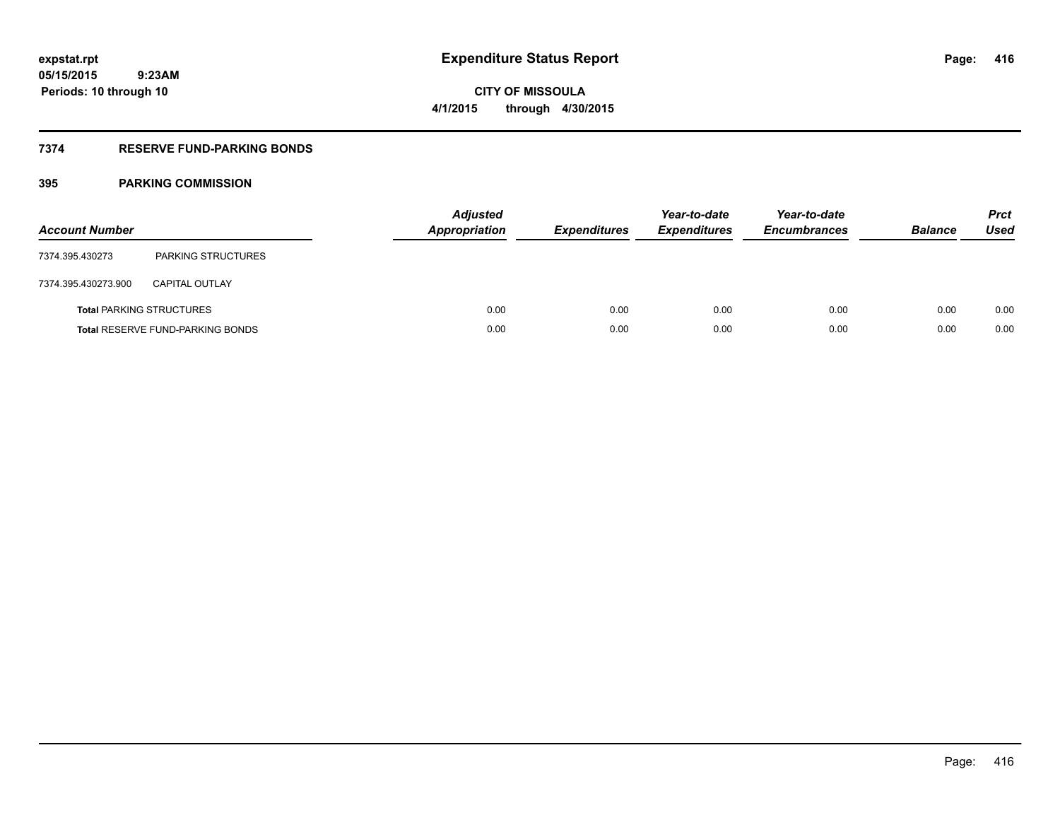**expstat.rpt**
**05/15/2015 9:23AM**
**Periods: 10 through 10**

# Expenditure Status Report

**CITY OF MISSOULA**
**4/1/2015 through 4/30/2015**

## 7374 RESERVE FUND-PARKING BONDS

### 395 PARKING COMMISSION

| Account Number | | Adjusted Appropriation | Expenditures | Year-to-date Expenditures | Year-to-date Encumbrances | Balance | Prct Used |
|---|---|---|---|---|---|---|---|
| 7374.395.430273 | PARKING STRUCTURES | | | | | | |
| 7374.395.430273.900 | CAPITAL OUTLAY | | | | | | |
| **Total** PARKING STRUCTURES | | 0.00 | 0.00 | 0.00 | 0.00 | 0.00 | 0.00 |
| **Total** RESERVE FUND-PARKING BONDS | | 0.00 | 0.00 | 0.00 | 0.00 | 0.00 | 0.00 |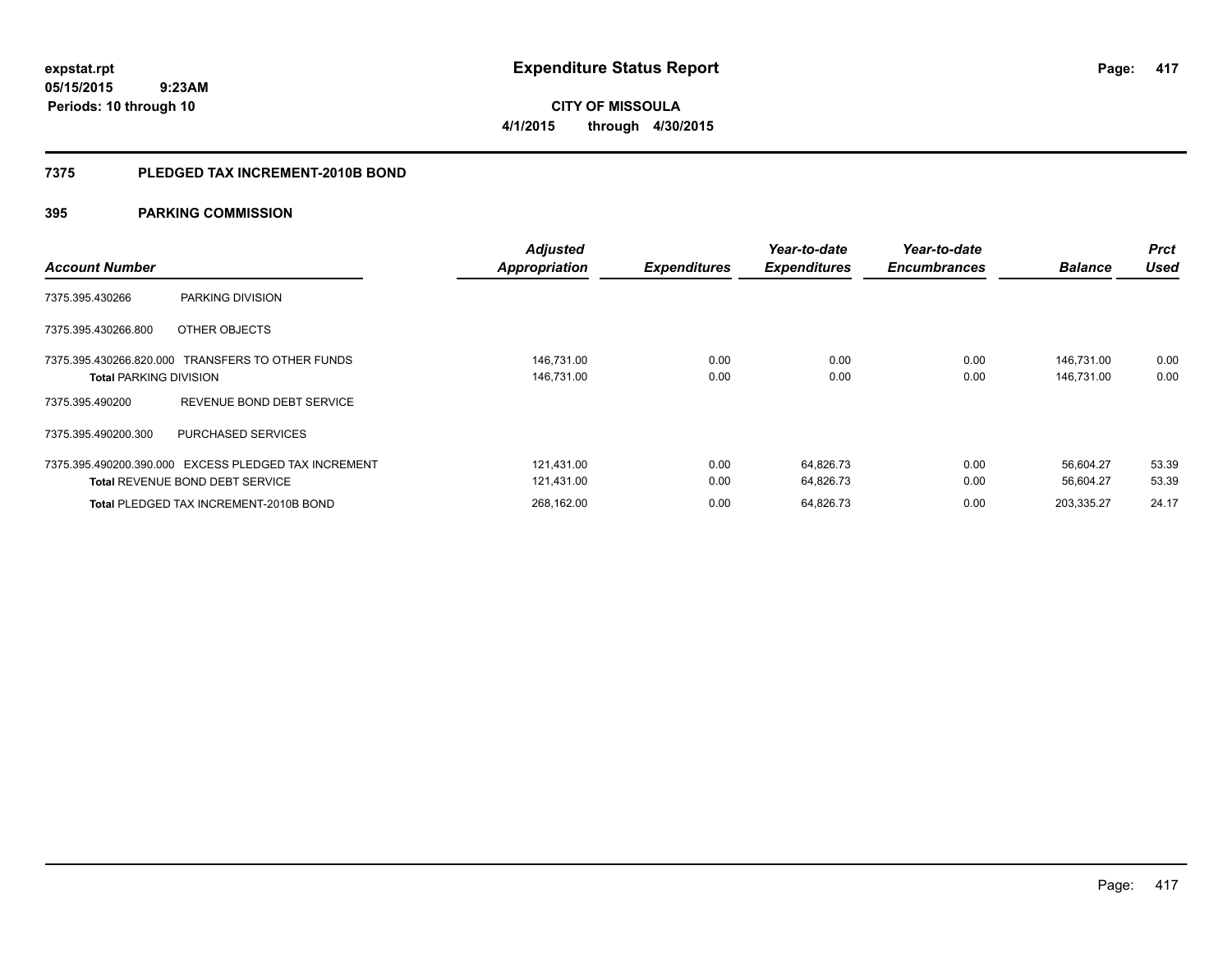expstat.rpt
05/15/2015 9:23AM
Periods: 10 through 10

# Expenditure Status Report

CITY OF MISSOULA
4/1/2015 through 4/30/2015

## 7375 PLEDGED TAX INCREMENT-2010B BOND

### 395 PARKING COMMISSION

| Account Number | | Adjusted Appropriation | Expenditures | Year-to-date Expenditures | Year-to-date Encumbrances | Balance | Prct Used |
|---|---|---|---|---|---|---|---|
| 7375.395.430266 | PARKING DIVISION | | | | | | |
| 7375.395.430266.800 | OTHER OBJECTS | | | | | | |
| 7375.395.430266.820.000 | TRANSFERS TO OTHER FUNDS | 146,731.00 | 0.00 | 0.00 | 0.00 | 146,731.00 | 0.00 |
| **Total** PARKING DIVISION | | 146,731.00 | 0.00 | 0.00 | 0.00 | 146,731.00 | 0.00 |
| 7375.395.490200 | REVENUE BOND DEBT SERVICE | | | | | | |
| 7375.395.490200.300 | PURCHASED SERVICES | | | | | | |
| 7375.395.490200.390.000 | EXCESS PLEDGED TAX INCREMENT | 121,431.00 | 0.00 | 64,826.73 | 0.00 | 56,604.27 | 53.39 |
| **Total** REVENUE BOND DEBT SERVICE | | 121,431.00 | 0.00 | 64,826.73 | 0.00 | 56,604.27 | 53.39 |
| **Total** PLEDGED TAX INCREMENT-2010B BOND | | 268,162.00 | 0.00 | 64,826.73 | 0.00 | 203,335.27 | 24.17 |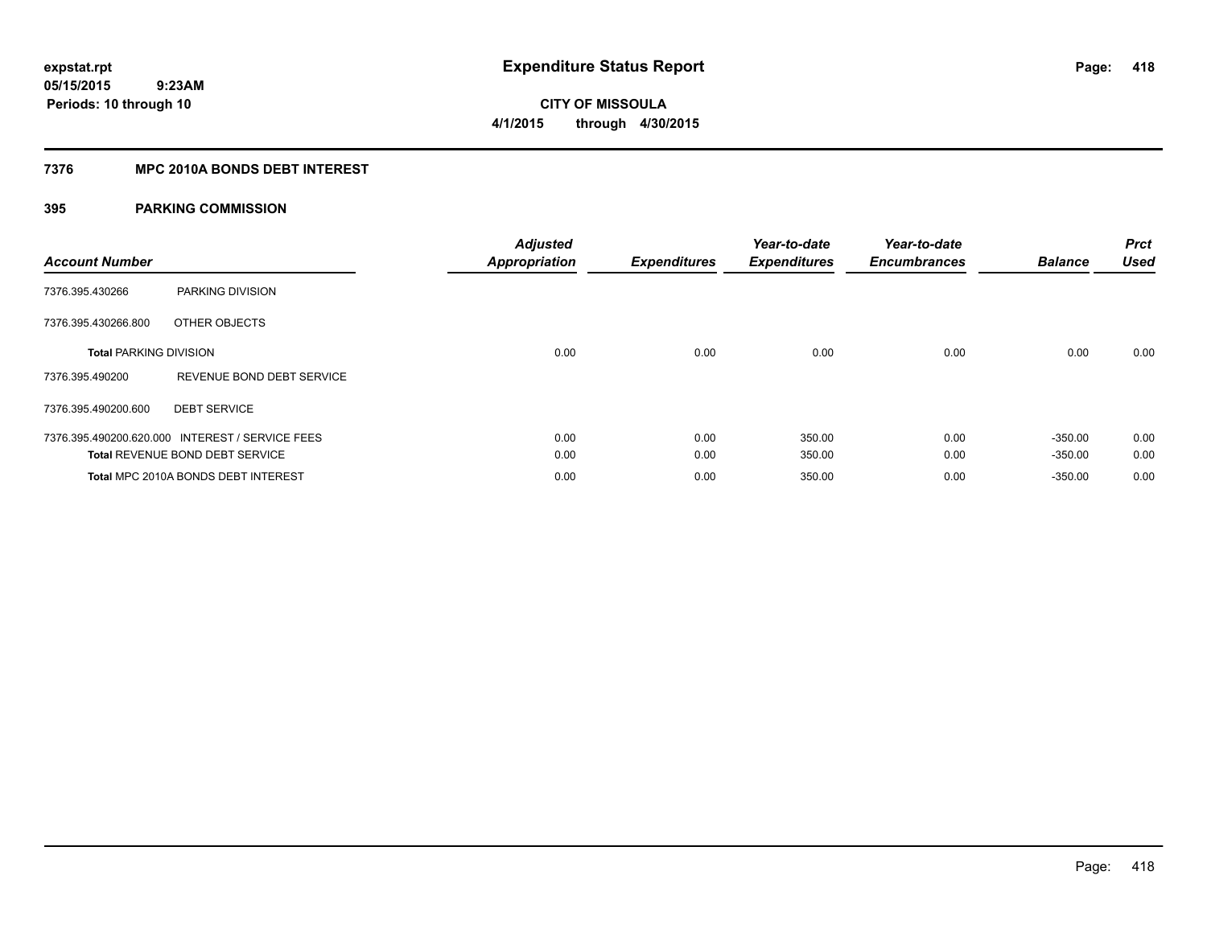expstat.rpt
05/15/2015 9:23AM
Periods: 10 through 10

# Expenditure Status Report

**CITY OF MISSOULA**
**4/1/2015 through 4/30/2015**

## 7376 MPC 2010A BONDS DEBT INTEREST

### 395 PARKING COMMISSION

| Account Number | | Adjusted Appropriation | Expenditures | Year-to-date Expenditures | Year-to-date Encumbrances | Balance | Prct Used |
|---|---|---|---|---|---|---|---|
| 7376.395.430266 | PARKING DIVISION | | | | | | |
| 7376.395.430266.800 | OTHER OBJECTS | | | | | | |
| **Total** PARKING DIVISION | | 0.00 | 0.00 | 0.00 | 0.00 | 0.00 | 0.00 |
| 7376.395.490200 | REVENUE BOND DEBT SERVICE | | | | | | |
| 7376.395.490200.600 | DEBT SERVICE | | | | | | |
| 7376.395.490200.620.000 | INTEREST / SERVICE FEES | 0.00 | 0.00 | 350.00 | 0.00 | -350.00 | 0.00 |
| **Total** REVENUE BOND DEBT SERVICE | | 0.00 | 0.00 | 350.00 | 0.00 | -350.00 | 0.00 |
| **Total** MPC 2010A BONDS DEBT INTEREST | | 0.00 | 0.00 | 350.00 | 0.00 | -350.00 | 0.00 |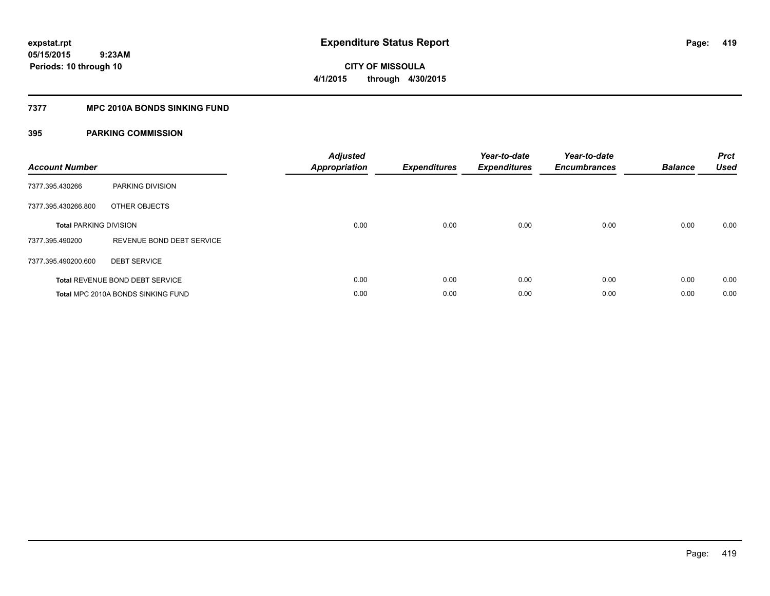**expstat.rpt**
**05/15/2015 9:23AM**
**Periods: 10 through 10**

# Expenditure Status Report

**CITY OF MISSOULA**
**4/1/2015 through 4/30/2015**

## 7377 MPC 2010A BONDS SINKING FUND

### 395 PARKING COMMISSION

| Account Number | | Adjusted Appropriation | Expenditures | Year-to-date Expenditures | Year-to-date Encumbrances | Balance | Prct Used |
|---|---|---|---|---|---|---|---|
| 7377.395.430266 | PARKING DIVISION | | | | | | |
| 7377.395.430266.800 | OTHER OBJECTS | | | | | | |
| **Total** PARKING DIVISION | | 0.00 | 0.00 | 0.00 | 0.00 | 0.00 | 0.00 |
| 7377.395.490200 | REVENUE BOND DEBT SERVICE | | | | | | |
| 7377.395.490200.600 | DEBT SERVICE | | | | | | |
| **Total** REVENUE BOND DEBT SERVICE | | 0.00 | 0.00 | 0.00 | 0.00 | 0.00 | 0.00 |
| **Total** MPC 2010A BONDS SINKING FUND | | 0.00 | 0.00 | 0.00 | 0.00 | 0.00 | 0.00 |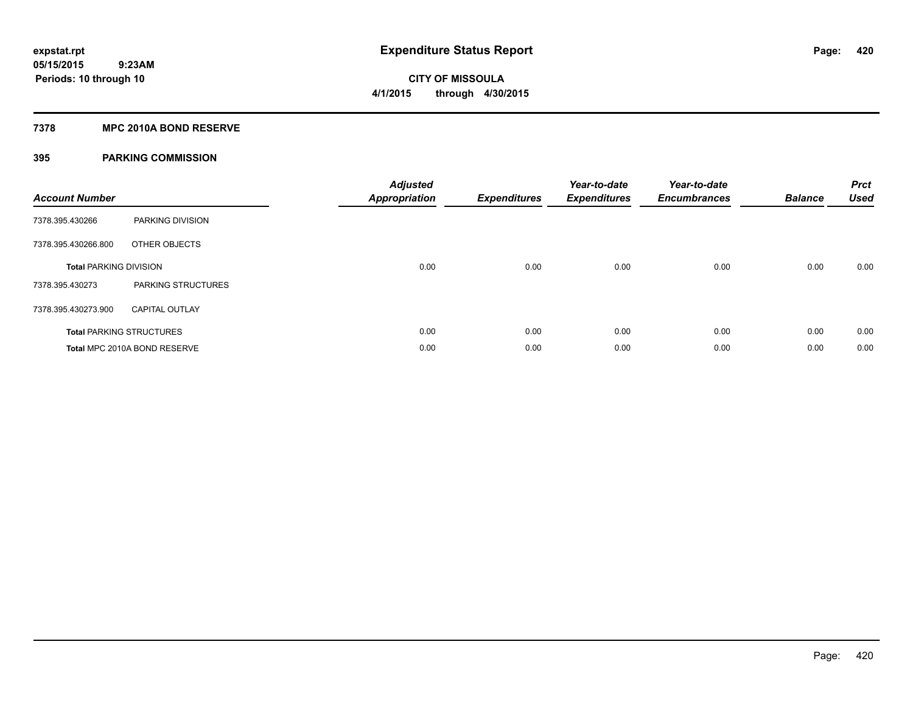expstat.rpt
05/15/2015 9:23AM
Periods: 10 through 10

# Expenditure Status Report

CITY OF MISSOULA
4/1/2015 through 4/30/2015

## 7378 MPC 2010A BOND RESERVE

## 395 PARKING COMMISSION

| Account Number | | Adjusted Appropriation | Expenditures | Year-to-date Expenditures | Year-to-date Encumbrances | Balance | Prct Used |
|---|---|---|---|---|---|---|---|
| 7378.395.430266 | PARKING DIVISION | | | | | | |
| 7378.395.430266.800 | OTHER OBJECTS | | | | | | |
| **Total** PARKING DIVISION | | 0.00 | 0.00 | 0.00 | 0.00 | 0.00 | 0.00 |
| 7378.395.430273 | PARKING STRUCTURES | | | | | | |
| 7378.395.430273.900 | CAPITAL OUTLAY | | | | | | |
| **Total** PARKING STRUCTURES | | 0.00 | 0.00 | 0.00 | 0.00 | 0.00 | 0.00 |
| **Total** MPC 2010A BOND RESERVE | | 0.00 | 0.00 | 0.00 | 0.00 | 0.00 | 0.00 |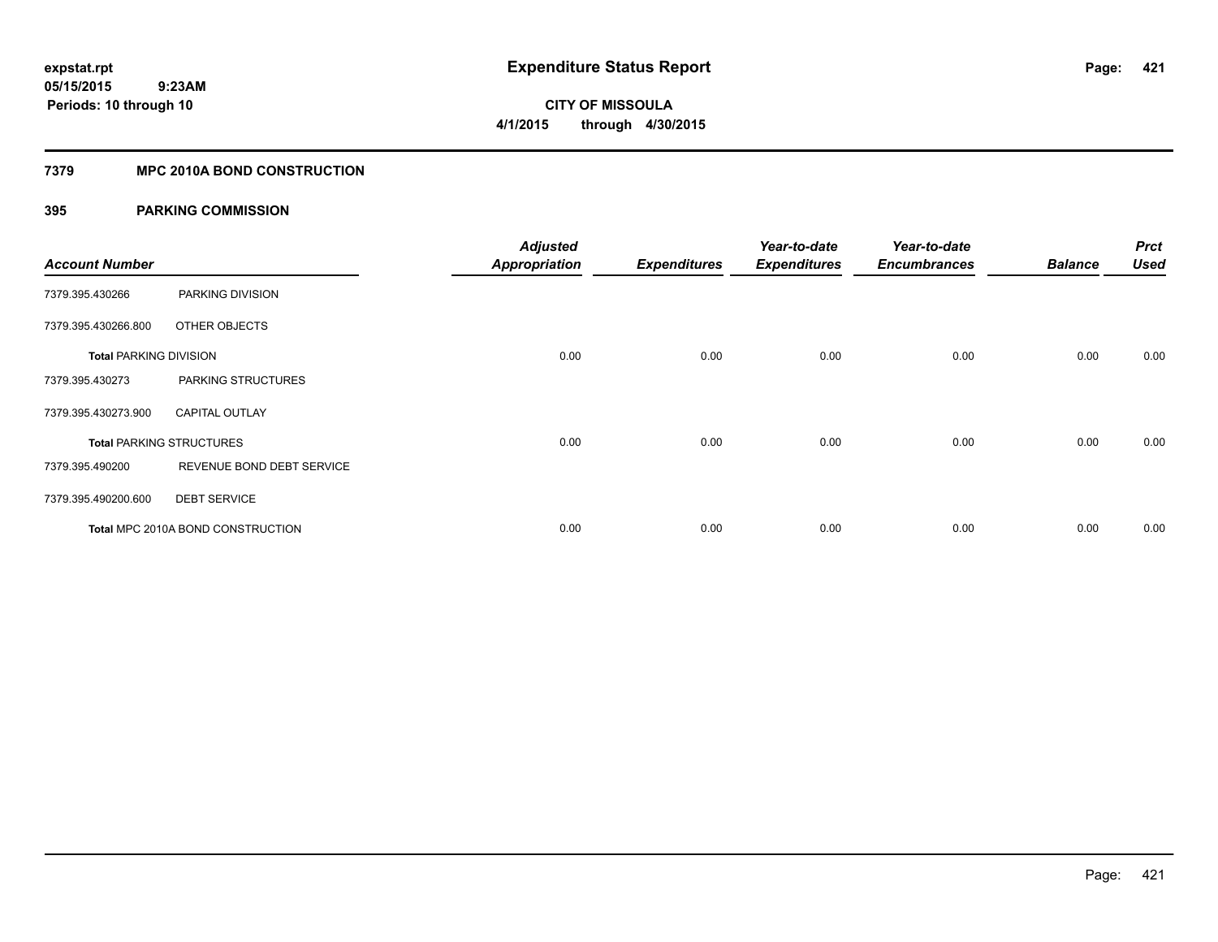# Expenditure Status Report

expstat.rpt
05/15/2015 9:23AM
Periods: 10 through 10

**CITY OF MISSOULA**
**4/1/2015 through 4/30/2015**

## 7379 MPC 2010A BOND CONSTRUCTION

### 395 PARKING COMMISSION

| Account Number | | Adjusted Appropriation | Expenditures | Year-to-date Expenditures | Year-to-date Encumbrances | Balance | Prct Used |
|---|---|---|---|---|---|---|---|
| 7379.395.430266 | PARKING DIVISION | | | | | | |
| 7379.395.430266.800 | OTHER OBJECTS | | | | | | |
| **Total** PARKING DIVISION | | 0.00 | 0.00 | 0.00 | 0.00 | 0.00 | 0.00 |
| 7379.395.430273 | PARKING STRUCTURES | | | | | | |
| 7379.395.430273.900 | CAPITAL OUTLAY | | | | | | |
| **Total** PARKING STRUCTURES | | 0.00 | 0.00 | 0.00 | 0.00 | 0.00 | 0.00 |
| 7379.395.490200 | REVENUE BOND DEBT SERVICE | | | | | | |
| 7379.395.490200.600 | DEBT SERVICE | | | | | | |
| **Total** MPC 2010A BOND CONSTRUCTION | | 0.00 | 0.00 | 0.00 | 0.00 | 0.00 | 0.00 |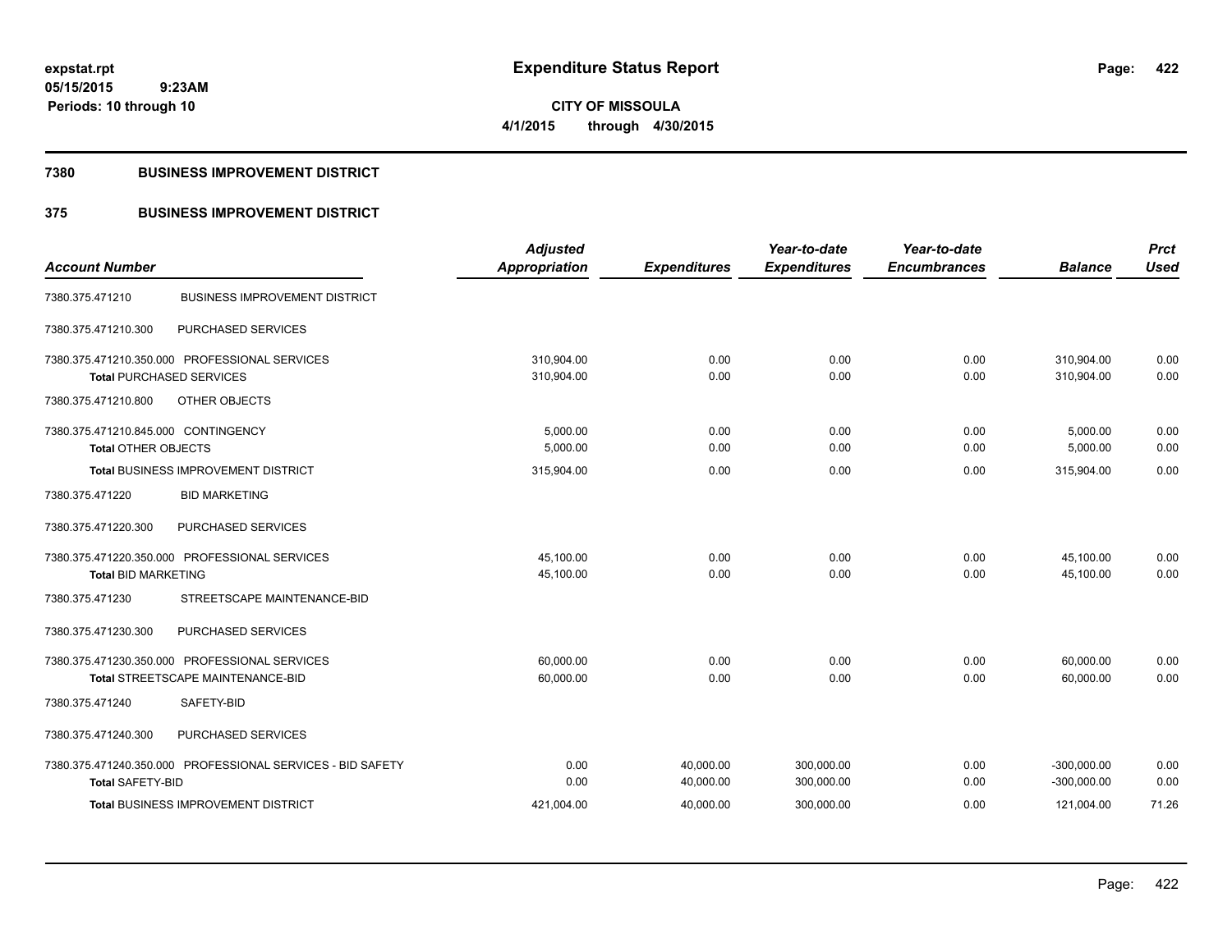**expstat.rpt**
**05/15/2015 9:23AM**
**Periods: 10 through 10**

# Expenditure Status Report

**CITY OF MISSOULA**
**4/1/2015 through 4/30/2015**

## 7380 BUSINESS IMPROVEMENT DISTRICT

## 375 BUSINESS IMPROVEMENT DISTRICT

| Account Number | | Adjusted Appropriation | Expenditures | Year-to-date Expenditures | Year-to-date Encumbrances | Balance | Prct Used |
|---|---|---|---|---|---|---|---|
| 7380.375.471210 | BUSINESS IMPROVEMENT DISTRICT | | | | | | |
| 7380.375.471210.300 | PURCHASED SERVICES | | | | | | |
| 7380.375.471210.350.000 PROFESSIONAL SERVICES | | 310,904.00 | 0.00 | 0.00 | 0.00 | 310,904.00 | 0.00 |
| **Total** PURCHASED SERVICES | | 310,904.00 | 0.00 | 0.00 | 0.00 | 310,904.00 | 0.00 |
| 7380.375.471210.800 | OTHER OBJECTS | | | | | | |
| 7380.375.471210.845.000 CONTINGENCY | | 5,000.00 | 0.00 | 0.00 | 0.00 | 5,000.00 | 0.00 |
| **Total** OTHER OBJECTS | | 5,000.00 | 0.00 | 0.00 | 0.00 | 5,000.00 | 0.00 |
| **Total** BUSINESS IMPROVEMENT DISTRICT | | 315,904.00 | 0.00 | 0.00 | 0.00 | 315,904.00 | 0.00 |
| 7380.375.471220 | BID MARKETING | | | | | | |
| 7380.375.471220.300 | PURCHASED SERVICES | | | | | | |
| 7380.375.471220.350.000 PROFESSIONAL SERVICES | | 45,100.00 | 0.00 | 0.00 | 0.00 | 45,100.00 | 0.00 |
| **Total** BID MARKETING | | 45,100.00 | 0.00 | 0.00 | 0.00 | 45,100.00 | 0.00 |
| 7380.375.471230 | STREETSCAPE MAINTENANCE-BID | | | | | | |
| 7380.375.471230.300 | PURCHASED SERVICES | | | | | | |
| 7380.375.471230.350.000 PROFESSIONAL SERVICES | | 60,000.00 | 0.00 | 0.00 | 0.00 | 60,000.00 | 0.00 |
| **Total** STREETSCAPE MAINTENANCE-BID | | 60,000.00 | 0.00 | 0.00 | 0.00 | 60,000.00 | 0.00 |
| 7380.375.471240 | SAFETY-BID | | | | | | |
| 7380.375.471240.300 | PURCHASED SERVICES | | | | | | |
| 7380.375.471240.350.000 PROFESSIONAL SERVICES - BID SAFETY | | 0.00 | 40,000.00 | 300,000.00 | 0.00 | -300,000.00 | 0.00 |
| **Total** SAFETY-BID | | 0.00 | 40,000.00 | 300,000.00 | 0.00 | -300,000.00 | 0.00 |
| **Total** BUSINESS IMPROVEMENT DISTRICT | | 421,004.00 | 40,000.00 | 300,000.00 | 0.00 | 121,004.00 | 71.26 |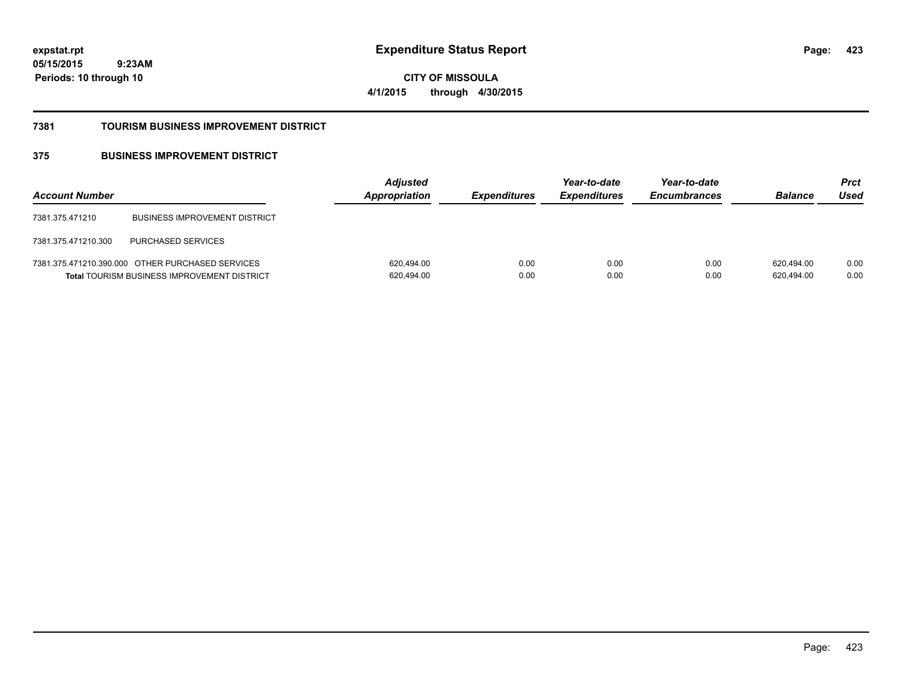expstat.rpt
05/15/2015 9:23AM
Periods: 10 through 10

# Expenditure Status Report

**CITY OF MISSOULA**
**4/1/2015 through 4/30/2015**

**7381 TOURISM BUSINESS IMPROVEMENT DISTRICT**

**375 BUSINESS IMPROVEMENT DISTRICT**

| Account Number | | Adjusted Appropriation | Expenditures | Year-to-date Expenditures | Year-to-date Encumbrances | Balance | Prct Used |
|---|---|---|---|---|---|---|---|
| 7381.375.471210 | BUSINESS IMPROVEMENT DISTRICT | | | | | | |
| 7381.375.471210.300 | PURCHASED SERVICES | | | | | | |
| 7381.375.471210.390.000 | OTHER PURCHASED SERVICES | 620,494.00 | 0.00 | 0.00 | 0.00 | 620,494.00 | 0.00 |
| **Total** TOURISM BUSINESS IMPROVEMENT DISTRICT | | 620,494.00 | 0.00 | 0.00 | 0.00 | 620,494.00 | 0.00 |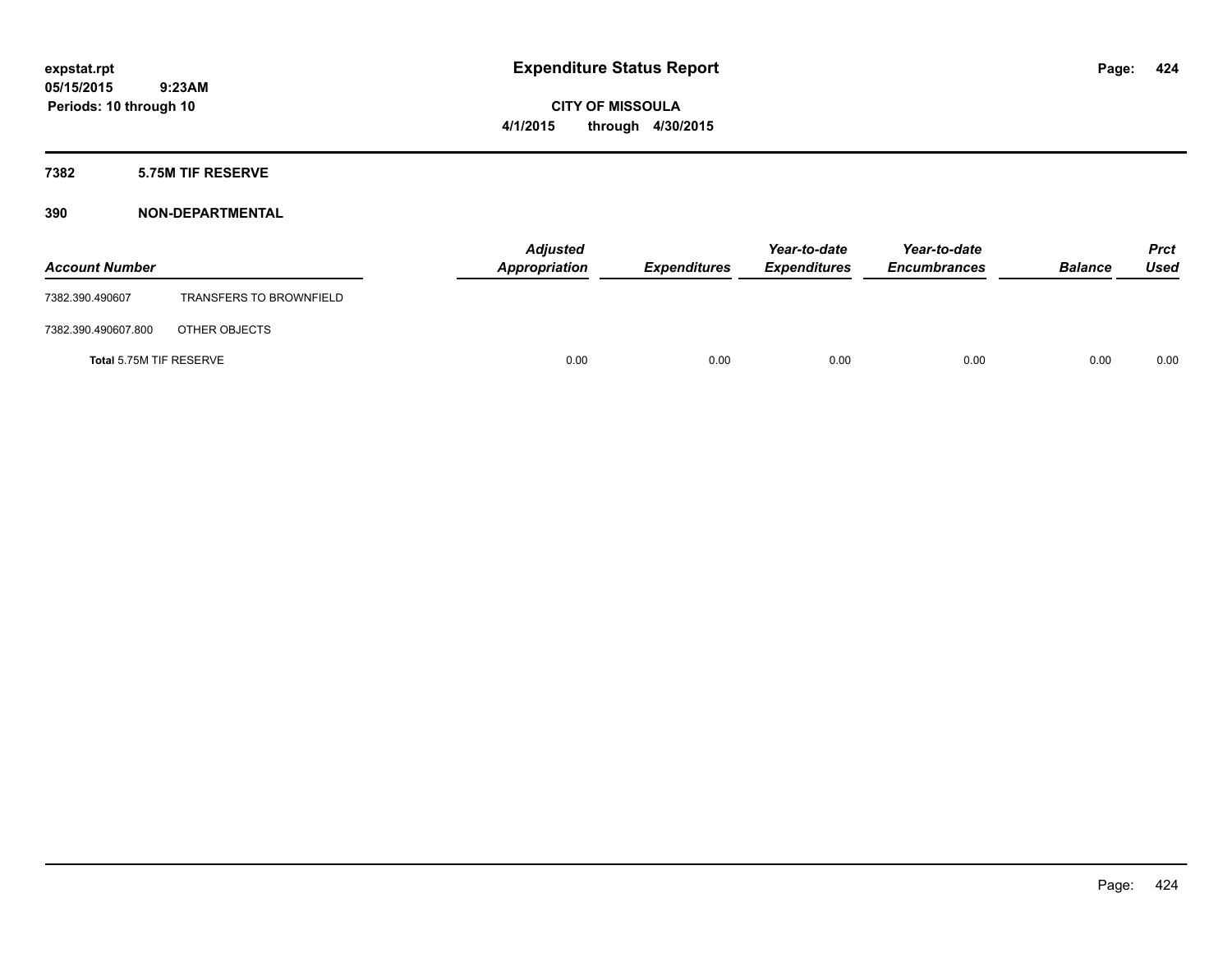**expstat.rpt**
**05/15/2015 9:23AM**
**Periods: 10 through 10**

# Expenditure Status Report

**CITY OF MISSOULA**
**4/1/2015 through 4/30/2015**

## 7382 5.75M TIF RESERVE

## 390 NON-DEPARTMENTAL

| Account Number | | Adjusted Appropriation | Expenditures | Year-to-date Expenditures | Year-to-date Encumbrances | Balance | Prct Used |
|---|---|---|---|---|---|---|---|
| 7382.390.490607 | TRANSFERS TO BROWNFIELD | | | | | | |
| 7382.390.490607.800 | OTHER OBJECTS | | | | | | |
| **Total** 5.75M TIF RESERVE | | 0.00 | 0.00 | 0.00 | 0.00 | 0.00 | 0.00 |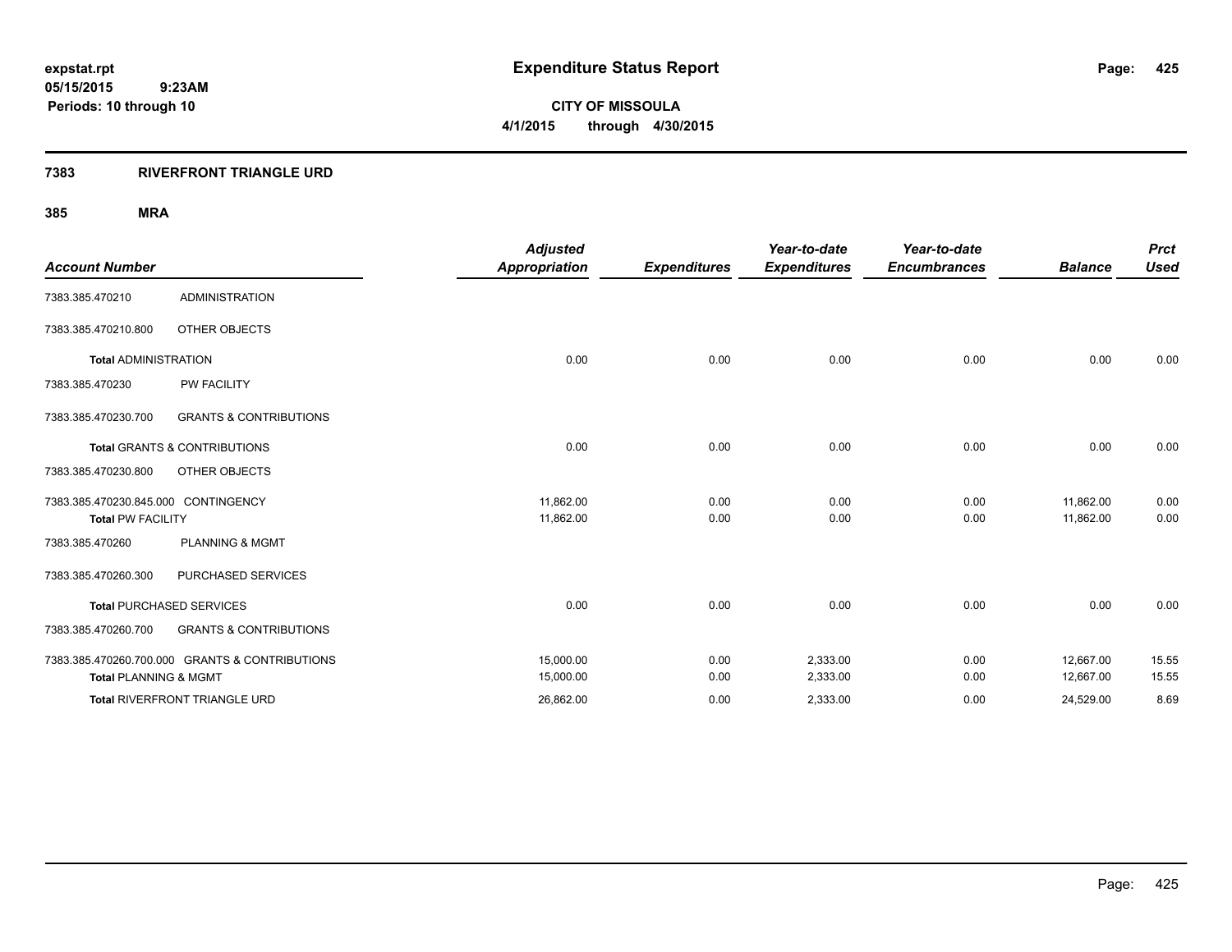# Expenditure Status Report

expstat.rpt
05/15/2015 9:23AM
Periods: 10 through 10

**CITY OF MISSOULA**
**4/1/2015 through 4/30/2015**

## 7383 RIVERFRONT TRIANGLE URD

### 385 MRA

| Account Number | | Adjusted Appropriation | Expenditures | Year-to-date Expenditures | Year-to-date Encumbrances | Balance | Prct Used |
|---|---|---|---|---|---|---|---|
| 7383.385.470210 | ADMINISTRATION | | | | | | |
| 7383.385.470210.800 | OTHER OBJECTS | | | | | | |
| **Total** ADMINISTRATION | | 0.00 | 0.00 | 0.00 | 0.00 | 0.00 | 0.00 |
| 7383.385.470230 | PW FACILITY | | | | | | |
| 7383.385.470230.700 | GRANTS & CONTRIBUTIONS | | | | | | |
| **Total** GRANTS & CONTRIBUTIONS | | 0.00 | 0.00 | 0.00 | 0.00 | 0.00 | 0.00 |
| 7383.385.470230.800 | OTHER OBJECTS | | | | | | |
| 7383.385.470230.845.000 | CONTINGENCY | 11,862.00 | 0.00 | 0.00 | 0.00 | 11,862.00 | 0.00 |
| **Total** PW FACILITY | | 11,862.00 | 0.00 | 0.00 | 0.00 | 11,862.00 | 0.00 |
| 7383.385.470260 | PLANNING & MGMT | | | | | | |
| 7383.385.470260.300 | PURCHASED SERVICES | | | | | | |
| **Total** PURCHASED SERVICES | | 0.00 | 0.00 | 0.00 | 0.00 | 0.00 | 0.00 |
| 7383.385.470260.700 | GRANTS & CONTRIBUTIONS | | | | | | |
| 7383.385.470260.700.000 | GRANTS & CONTRIBUTIONS | 15,000.00 | 0.00 | 2,333.00 | 0.00 | 12,667.00 | 15.55 |
| **Total** PLANNING & MGMT | | 15,000.00 | 0.00 | 2,333.00 | 0.00 | 12,667.00 | 15.55 |
| **Total** RIVERFRONT TRIANGLE URD | | 26,862.00 | 0.00 | 2,333.00 | 0.00 | 24,529.00 | 8.69 |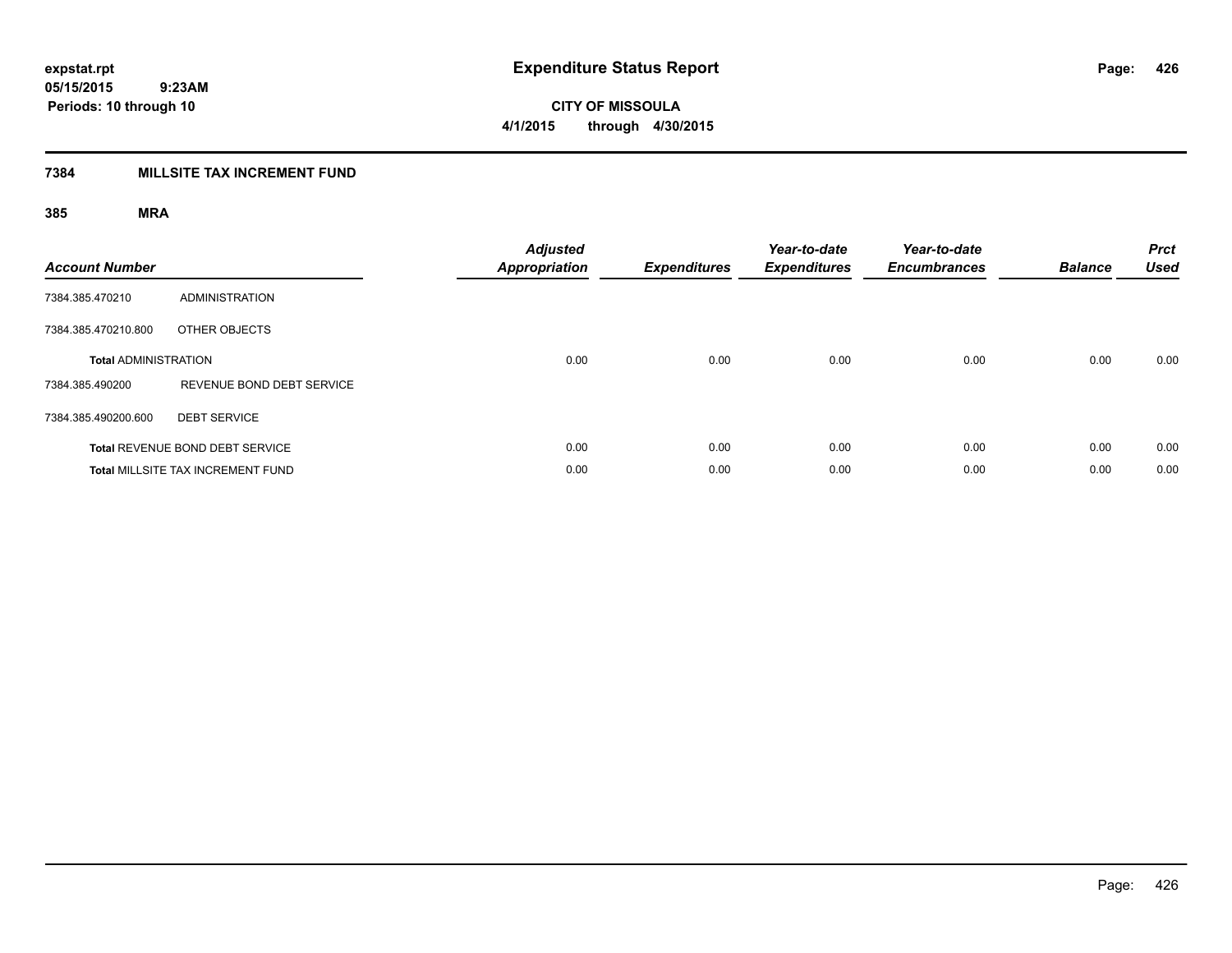**expstat.rpt**
**05/15/2015 9:23AM**
**Periods: 10 through 10**

# Expenditure Status Report

**CITY OF MISSOULA**
**4/1/2015 through 4/30/2015**

## 7384 MILLSITE TAX INCREMENT FUND

### 385 MRA

| Account Number | | Adjusted Appropriation | Expenditures | Year-to-date Expenditures | Year-to-date Encumbrances | Balance | Prct Used |
|---|---|---|---|---|---|---|---|
| 7384.385.470210 | ADMINISTRATION | | | | | | |
| 7384.385.470210.800 | OTHER OBJECTS | | | | | | |
| **Total** ADMINISTRATION | | 0.00 | 0.00 | 0.00 | 0.00 | 0.00 | 0.00 |
| 7384.385.490200 | REVENUE BOND DEBT SERVICE | | | | | | |
| 7384.385.490200.600 | DEBT SERVICE | | | | | | |
| **Total** REVENUE BOND DEBT SERVICE | | 0.00 | 0.00 | 0.00 | 0.00 | 0.00 | 0.00 |
| **Total** MILLSITE TAX INCREMENT FUND | | 0.00 | 0.00 | 0.00 | 0.00 | 0.00 | 0.00 |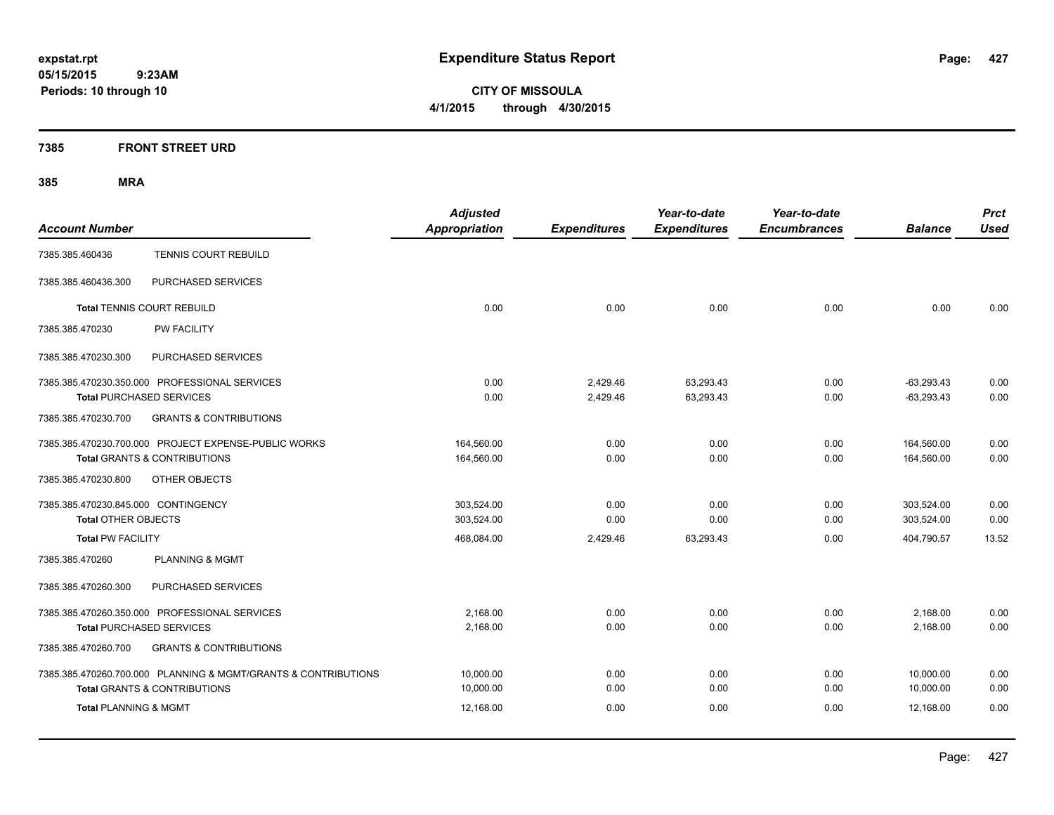**expstat.rpt**
**05/15/2015 9:23AM**
**Periods: 10 through 10**

# Expenditure Status Report

**CITY OF MISSOULA**
**4/1/2015 through 4/30/2015**

## 7385 FRONT STREET URD

## 385 MRA

| Account Number | | Adjusted Appropriation | Expenditures | Year-to-date Expenditures | Year-to-date Encumbrances | Balance | Prct Used |
|---|---|---|---|---|---|---|---|
| 7385.385.460436 | TENNIS COURT REBUILD | | | | | | |
| 7385.385.460436.300 | PURCHASED SERVICES | | | | | | |
| **Total** TENNIS COURT REBUILD | | 0.00 | 0.00 | 0.00 | 0.00 | 0.00 | 0.00 |
| 7385.385.470230 | PW FACILITY | | | | | | |
| 7385.385.470230.300 | PURCHASED SERVICES | | | | | | |
| 7385.385.470230.350.000 | PROFESSIONAL SERVICES | 0.00 | 2,429.46 | 63,293.43 | 0.00 | -63,293.43 | 0.00 |
| **Total** PURCHASED SERVICES | | 0.00 | 2,429.46 | 63,293.43 | 0.00 | -63,293.43 | 0.00 |
| 7385.385.470230.700 | GRANTS & CONTRIBUTIONS | | | | | | |
| 7385.385.470230.700.000 | PROJECT EXPENSE-PUBLIC WORKS | 164,560.00 | 0.00 | 0.00 | 0.00 | 164,560.00 | 0.00 |
| **Total** GRANTS & CONTRIBUTIONS | | 164,560.00 | 0.00 | 0.00 | 0.00 | 164,560.00 | 0.00 |
| 7385.385.470230.800 | OTHER OBJECTS | | | | | | |
| 7385.385.470230.845.000 | CONTINGENCY | 303,524.00 | 0.00 | 0.00 | 0.00 | 303,524.00 | 0.00 |
| **Total** OTHER OBJECTS | | 303,524.00 | 0.00 | 0.00 | 0.00 | 303,524.00 | 0.00 |
| **Total** PW FACILITY | | 468,084.00 | 2,429.46 | 63,293.43 | 0.00 | 404,790.57 | 13.52 |
| 7385.385.470260 | PLANNING & MGMT | | | | | | |
| 7385.385.470260.300 | PURCHASED SERVICES | | | | | | |
| 7385.385.470260.350.000 | PROFESSIONAL SERVICES | 2,168.00 | 0.00 | 0.00 | 0.00 | 2,168.00 | 0.00 |
| **Total** PURCHASED SERVICES | | 2,168.00 | 0.00 | 0.00 | 0.00 | 2,168.00 | 0.00 |
| 7385.385.470260.700 | GRANTS & CONTRIBUTIONS | | | | | | |
| 7385.385.470260.700.000 | PLANNING & MGMT/GRANTS & CONTRIBUTIONS | 10,000.00 | 0.00 | 0.00 | 0.00 | 10,000.00 | 0.00 |
| **Total** GRANTS & CONTRIBUTIONS | | 10,000.00 | 0.00 | 0.00 | 0.00 | 10,000.00 | 0.00 |
| **Total** PLANNING & MGMT | | 12,168.00 | 0.00 | 0.00 | 0.00 | 12,168.00 | 0.00 |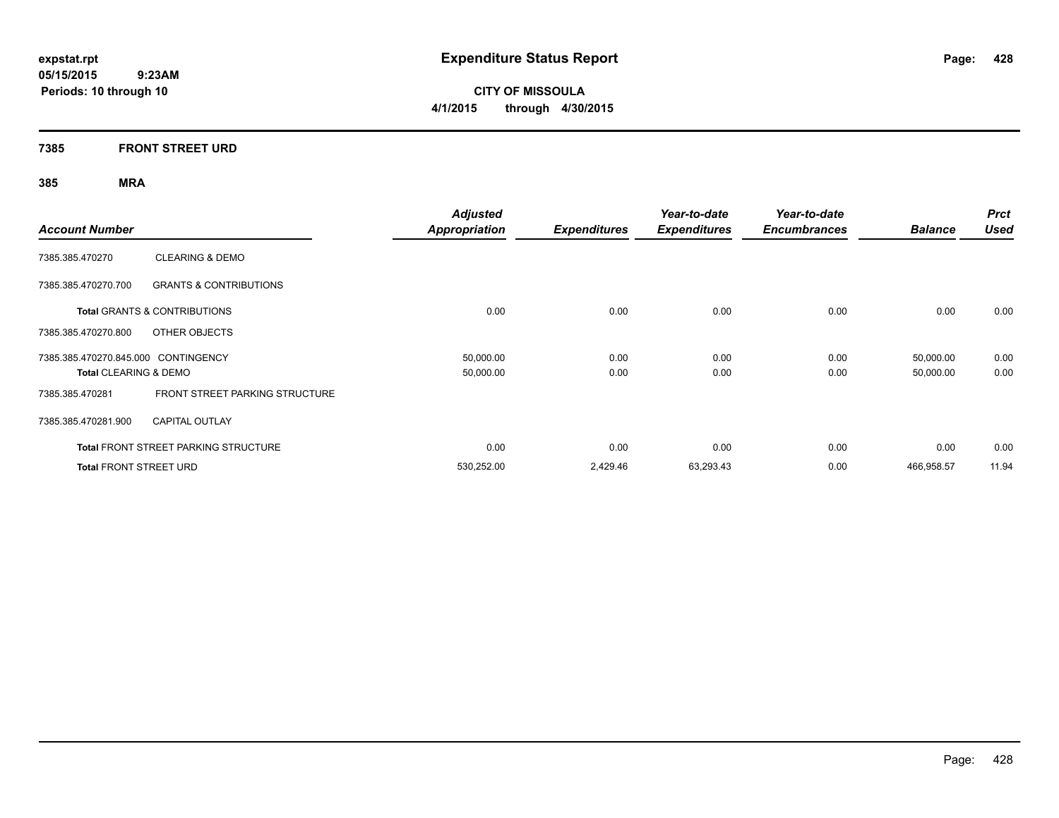# Expenditure Status Report

**CITY OF MISSOULA**
**4/1/2015 through 4/30/2015**

expstat.rpt
05/15/2015 9:23AM
Periods: 10 through 10

## 7385 FRONT STREET URD

### 385 MRA

| Account Number | | Adjusted Appropriation | Expenditures | Year-to-date Expenditures | Year-to-date Encumbrances | Balance | Prct Used |
|---|---|---|---|---|---|---|---|
| 7385.385.470270 | CLEARING & DEMO | | | | | | |
| 7385.385.470270.700 | GRANTS & CONTRIBUTIONS | | | | | | |
| **Total** GRANTS & CONTRIBUTIONS | | 0.00 | 0.00 | 0.00 | 0.00 | 0.00 | 0.00 |
| 7385.385.470270.800 | OTHER OBJECTS | | | | | | |
| 7385.385.470270.845.000 | CONTINGENCY | 50,000.00 | 0.00 | 0.00 | 0.00 | 50,000.00 | 0.00 |
| **Total** CLEARING & DEMO | | 50,000.00 | 0.00 | 0.00 | 0.00 | 50,000.00 | 0.00 |
| 7385.385.470281 | FRONT STREET PARKING STRUCTURE | | | | | | |
| 7385.385.470281.900 | CAPITAL OUTLAY | | | | | | |
| **Total** FRONT STREET PARKING STRUCTURE | | 0.00 | 0.00 | 0.00 | 0.00 | 0.00 | 0.00 |
| **Total** FRONT STREET URD | | 530,252.00 | 2,429.46 | 63,293.43 | 0.00 | 466,958.57 | 11.94 |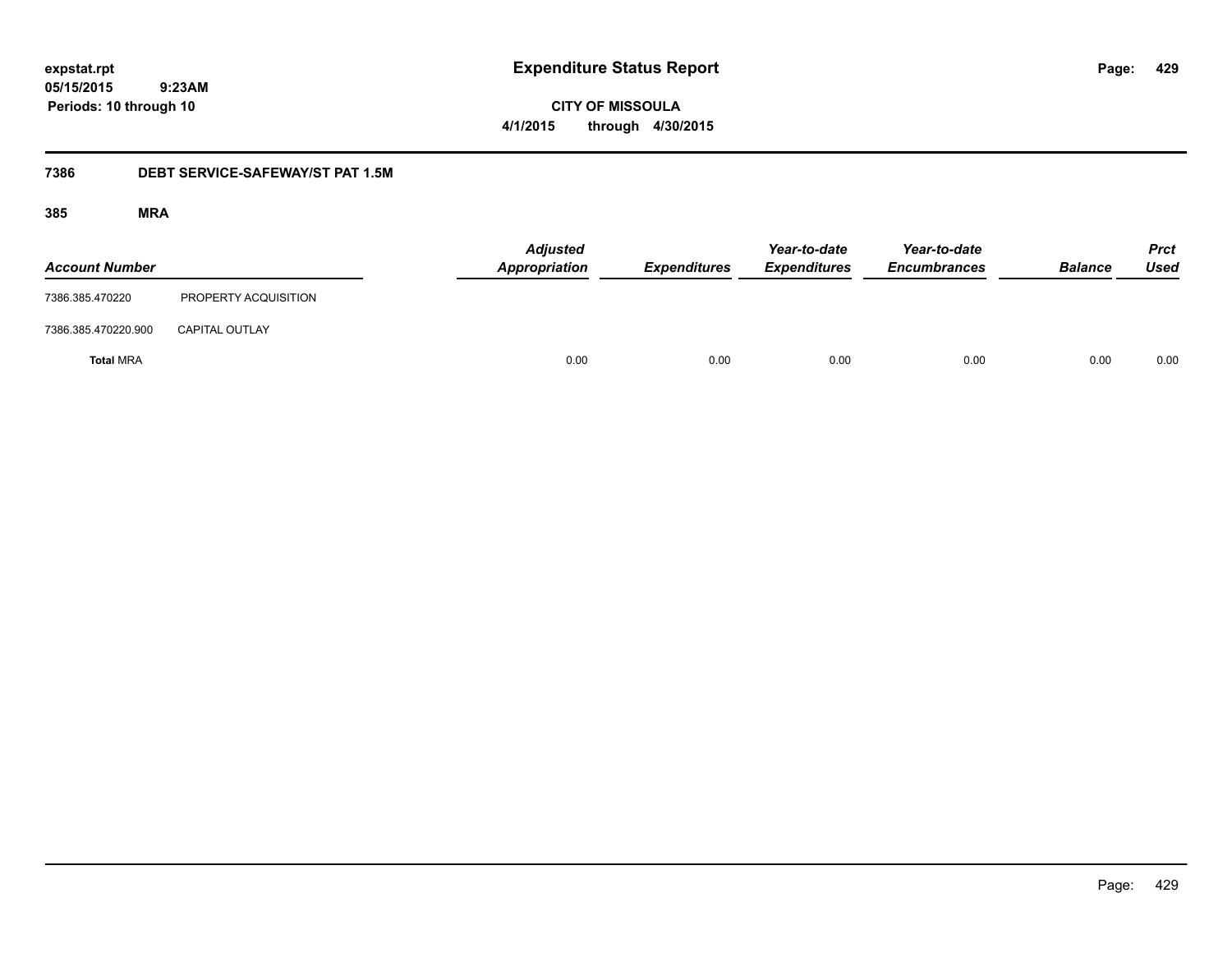**expstat.rpt**
**05/15/2015 9:23AM**
**Periods: 10 through 10**

# Expenditure Status Report

**CITY OF MISSOULA**
**4/1/2015 through 4/30/2015**

## 7386 DEBT SERVICE-SAFEWAY/ST PAT 1.5M

### 385 MRA

| Account Number | | Adjusted Appropriation | Expenditures | Year-to-date Expenditures | Year-to-date Encumbrances | Balance | Prct Used |
|---|---|---|---|---|---|---|---|
| 7386.385.470220 | PROPERTY ACQUISITION | | | | | | |
| 7386.385.470220.900 | CAPITAL OUTLAY | | | | | | |
| **Total** MRA | | 0.00 | 0.00 | 0.00 | 0.00 | 0.00 | 0.00 |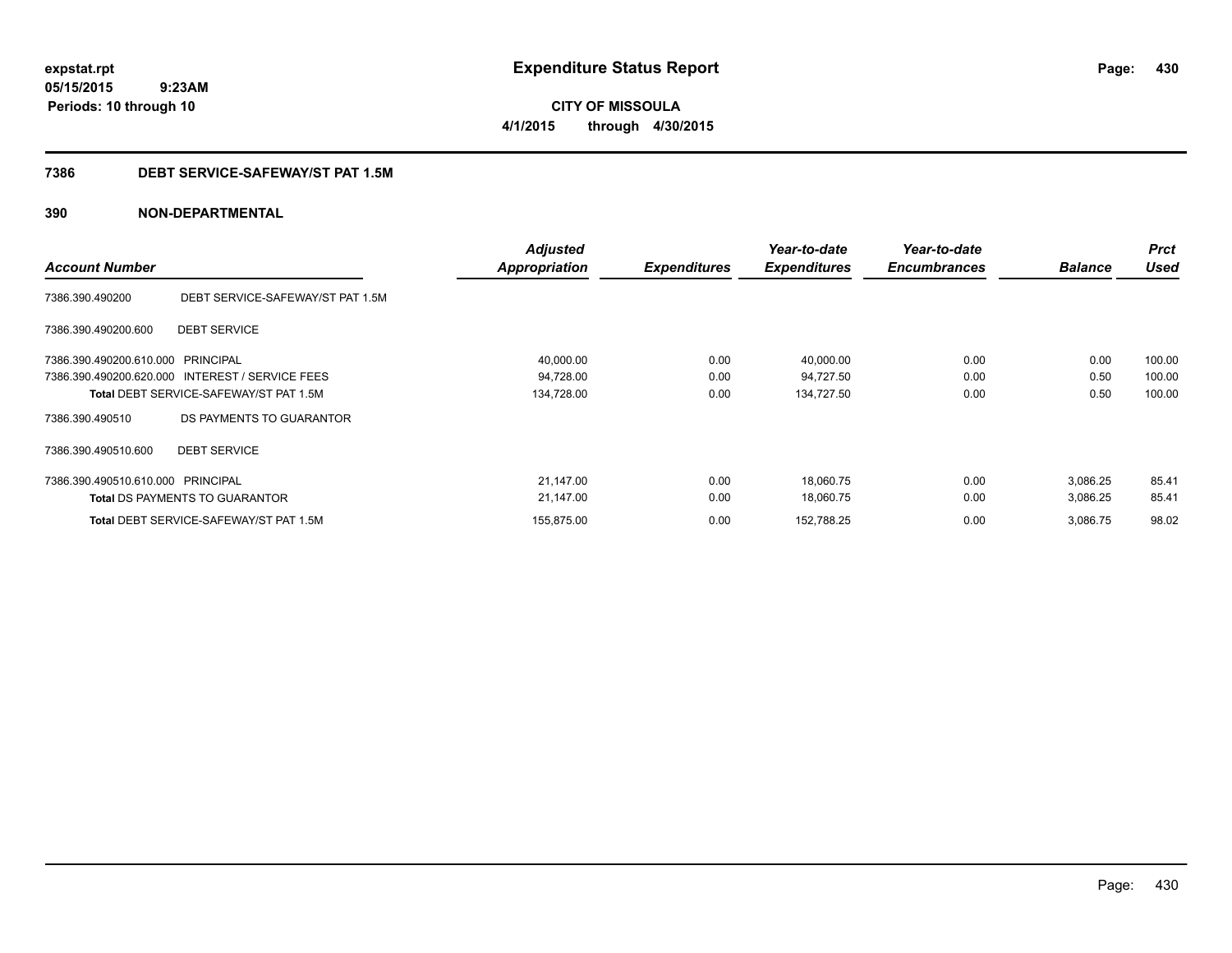expstat.rpt
05/15/2015 9:23AM
Periods: 10 through 10

# Expenditure Status Report

CITY OF MISSOULA
4/1/2015 through 4/30/2015

## 7386 DEBT SERVICE-SAFEWAY/ST PAT 1.5M

## 390 NON-DEPARTMENTAL

| Account Number | | Adjusted Appropriation | Expenditures | Year-to-date Expenditures | Year-to-date Encumbrances | Balance | Prct Used |
|---|---|---|---|---|---|---|---|
| 7386.390.490200 | DEBT SERVICE-SAFEWAY/ST PAT 1.5M | | | | | | |
| 7386.390.490200.600 | DEBT SERVICE | | | | | | |
| 7386.390.490200.610.000 | PRINCIPAL | 40,000.00 | 0.00 | 40,000.00 | 0.00 | 0.00 | 100.00 |
| 7386.390.490200.620.000 | INTEREST / SERVICE FEES | 94,728.00 | 0.00 | 94,727.50 | 0.00 | 0.50 | 100.00 |
| **Total** DEBT SERVICE-SAFEWAY/ST PAT 1.5M | | 134,728.00 | 0.00 | 134,727.50 | 0.00 | 0.50 | 100.00 |
| 7386.390.490510 | DS PAYMENTS TO GUARANTOR | | | | | | |
| 7386.390.490510.600 | DEBT SERVICE | | | | | | |
| 7386.390.490510.610.000 | PRINCIPAL | 21,147.00 | 0.00 | 18,060.75 | 0.00 | 3,086.25 | 85.41 |
| **Total** DS PAYMENTS TO GUARANTOR | | 21,147.00 | 0.00 | 18,060.75 | 0.00 | 3,086.25 | 85.41 |
| **Total** DEBT SERVICE-SAFEWAY/ST PAT 1.5M | | 155,875.00 | 0.00 | 152,788.25 | 0.00 | 3,086.75 | 98.02 |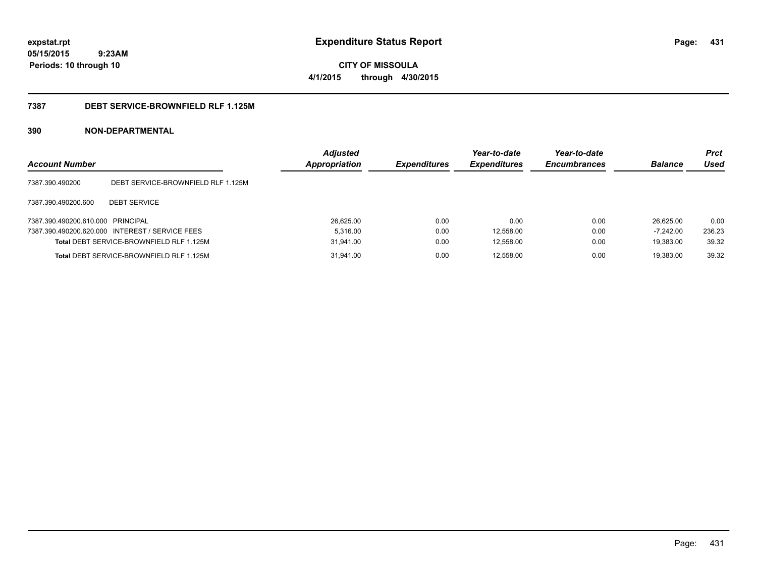**expstat.rpt**
**05/15/2015 9:23AM**
**Periods: 10 through 10**

# Expenditure Status Report

**CITY OF MISSOULA**
**4/1/2015 through 4/30/2015**

## 7387 DEBT SERVICE-BROWNFIELD RLF 1.125M

## 390 NON-DEPARTMENTAL

| Account Number | | Adjusted Appropriation | Expenditures | Year-to-date Expenditures | Year-to-date Encumbrances | Balance | Prct Used |
|---|---|---|---|---|---|---|---|
| 7387.390.490200 | DEBT SERVICE-BROWNFIELD RLF 1.125M | | | | | | |
| 7387.390.490200.600 | DEBT SERVICE | | | | | | |
| 7387.390.490200.610.000 | PRINCIPAL | 26,625.00 | 0.00 | 0.00 | 0.00 | 26,625.00 | 0.00 |
| 7387.390.490200.620.000 | INTEREST / SERVICE FEES | 5,316.00 | 0.00 | 12,558.00 | 0.00 | -7,242.00 | 236.23 |
| **Total** DEBT SERVICE-BROWNFIELD RLF 1.125M | | 31,941.00 | 0.00 | 12,558.00 | 0.00 | 19,383.00 | 39.32 |
| **Total** DEBT SERVICE-BROWNFIELD RLF 1.125M | | 31,941.00 | 0.00 | 12,558.00 | 0.00 | 19,383.00 | 39.32 |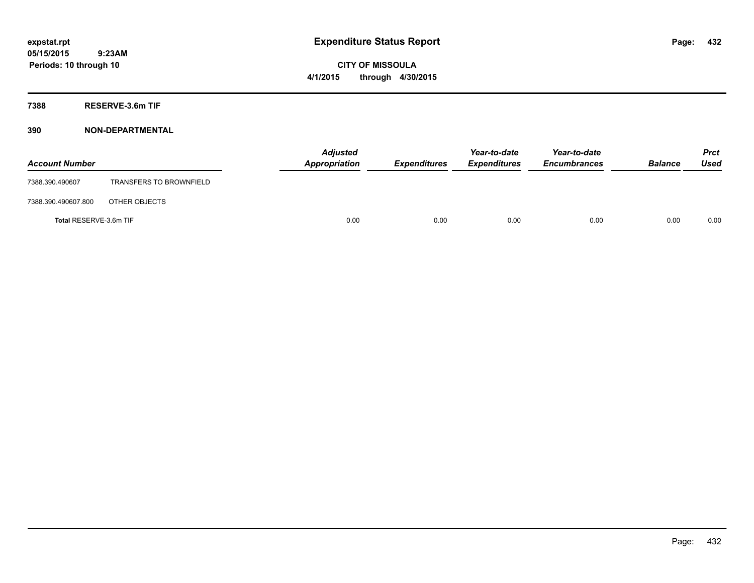# Expenditure Status Report

**CITY OF MISSOULA**

**4/1/2015 through 4/30/2015**

**expstat.rpt**
**05/15/2015 9:23AM**
**Periods: 10 through 10**

**7388 RESERVE-3.6m TIF**

**390 NON-DEPARTMENTAL**

| Account Number | | Adjusted Appropriation | Expenditures | Year-to-date Expenditures | Year-to-date Encumbrances | Balance | Prct Used |
|---|---|---|---|---|---|---|---|
| 7388.390.490607 | TRANSFERS TO BROWNFIELD | | | | | | |
| 7388.390.490607.800 | OTHER OBJECTS | | | | | | |
| **Total** RESERVE-3.6m TIF | | 0.00 | 0.00 | 0.00 | 0.00 | 0.00 | 0.00 |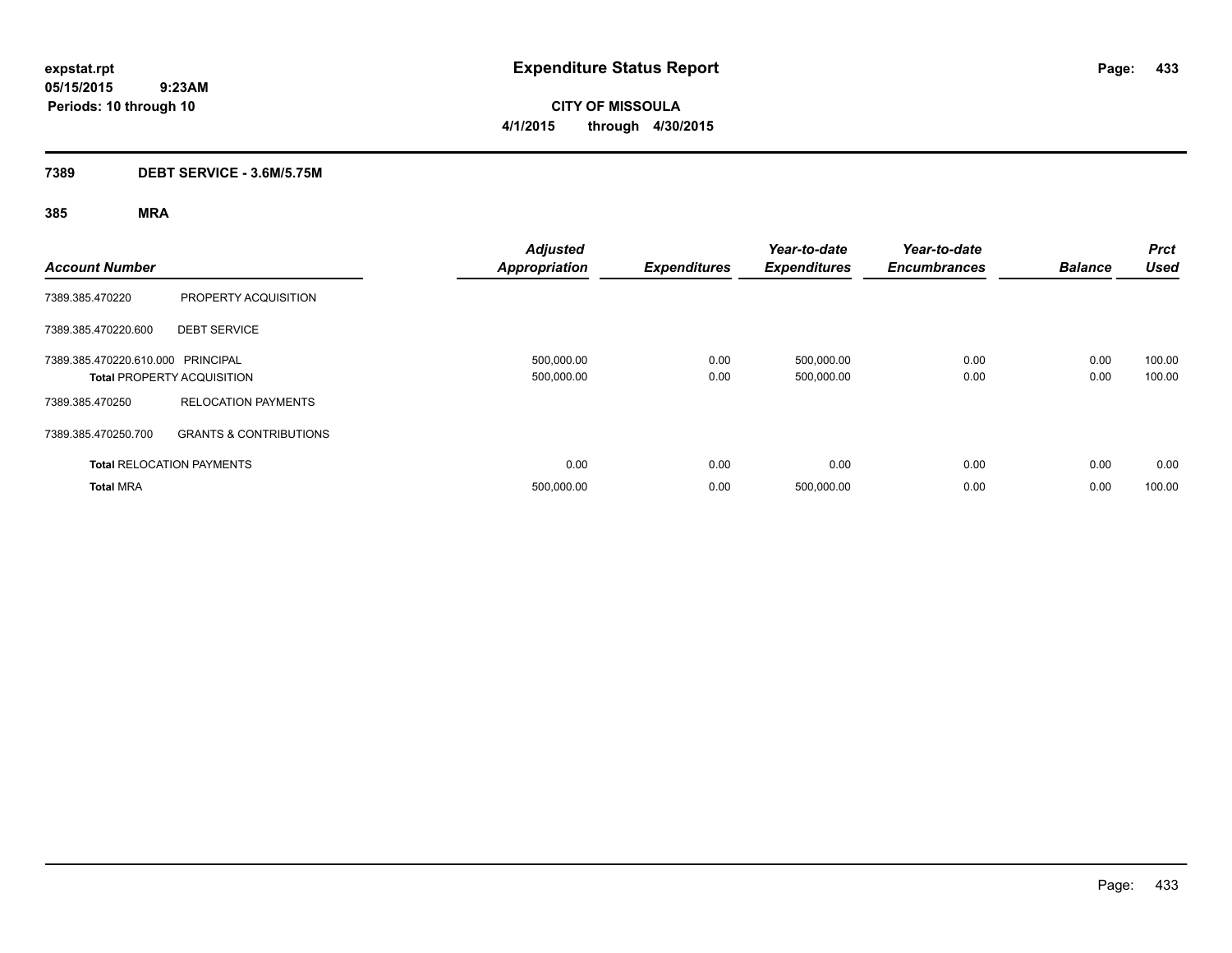# Expenditure Status Report

expstat.rpt
05/15/2015 9:23AM
Periods: 10 through 10

**CITY OF MISSOULA**
**4/1/2015 through 4/30/2015**

## 7389 DEBT SERVICE - 3.6M/5.75M

### 385 MRA

| Account Number | | Adjusted Appropriation | Expenditures | Year-to-date Expenditures | Year-to-date Encumbrances | Balance | Prct Used |
|---|---|---|---|---|---|---|---|
| 7389.385.470220 | PROPERTY ACQUISITION | | | | | | |
| 7389.385.470220.600 | DEBT SERVICE | | | | | | |
| 7389.385.470220.610.000 | PRINCIPAL | 500,000.00 | 0.00 | 500,000.00 | 0.00 | 0.00 | 100.00 |
| **Total** PROPERTY ACQUISITION | | 500,000.00 | 0.00 | 500,000.00 | 0.00 | 0.00 | 100.00 |
| 7389.385.470250 | RELOCATION PAYMENTS | | | | | | |
| 7389.385.470250.700 | GRANTS & CONTRIBUTIONS | | | | | | |
| **Total** RELOCATION PAYMENTS | | 0.00 | 0.00 | 0.00 | 0.00 | 0.00 | 0.00 |
| **Total** MRA | | 500,000.00 | 0.00 | 500,000.00 | 0.00 | 0.00 | 100.00 |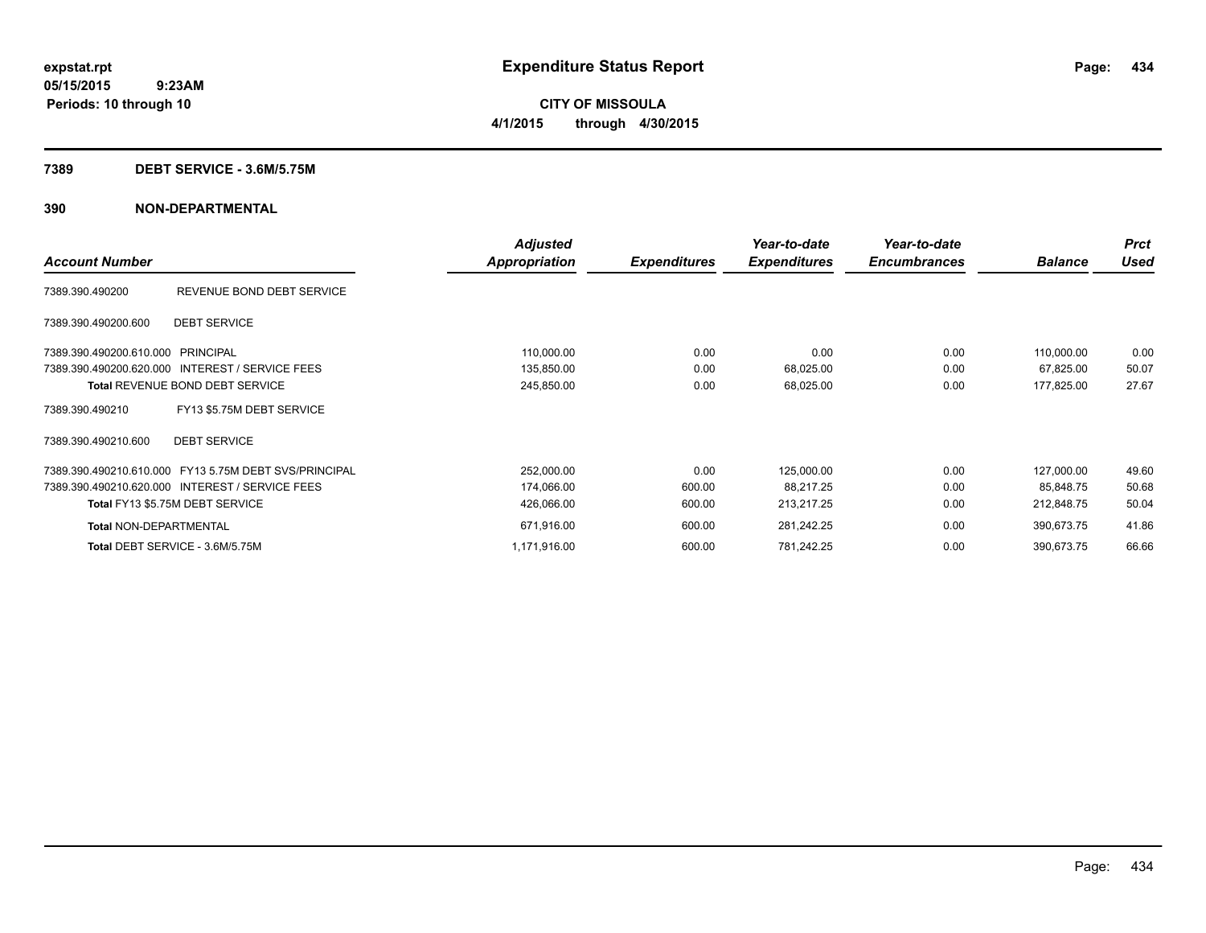**expstat.rpt**
**05/15/2015 9:23AM**
**Periods: 10 through 10**

# Expenditure Status Report

**CITY OF MISSOULA**
**4/1/2015 through 4/30/2015**

## 7389 DEBT SERVICE - 3.6M/5.75M

## 390 NON-DEPARTMENTAL

| Account Number | | Adjusted Appropriation | Expenditures | Year-to-date Expenditures | Year-to-date Encumbrances | Balance | Prct Used |
|---|---|---|---|---|---|---|---|
| 7389.390.490200 | REVENUE BOND DEBT SERVICE | | | | | | |
| 7389.390.490200.600 | DEBT SERVICE | | | | | | |
| 7389.390.490200.610.000 | PRINCIPAL | 110,000.00 | 0.00 | 0.00 | 0.00 | 110,000.00 | 0.00 |
| 7389.390.490200.620.000 | INTEREST / SERVICE FEES | 135,850.00 | 0.00 | 68,025.00 | 0.00 | 67,825.00 | 50.07 |
| **Total** REVENUE BOND DEBT SERVICE | | 245,850.00 | 0.00 | 68,025.00 | 0.00 | 177,825.00 | 27.67 |
| 7389.390.490210 | FY13 $5.75M DEBT SERVICE | | | | | | |
| 7389.390.490210.600 | DEBT SERVICE | | | | | | |
| 7389.390.490210.610.000 | FY13 5.75M DEBT SVS/PRINCIPAL | 252,000.00 | 0.00 | 125,000.00 | 0.00 | 127,000.00 | 49.60 |
| 7389.390.490210.620.000 | INTEREST / SERVICE FEES | 174,066.00 | 600.00 | 88,217.25 | 0.00 | 85,848.75 | 50.68 |
| **Total** FY13 $5.75M DEBT SERVICE | | 426,066.00 | 600.00 | 213,217.25 | 0.00 | 212,848.75 | 50.04 |
| **Total** NON-DEPARTMENTAL | | 671,916.00 | 600.00 | 281,242.25 | 0.00 | 390,673.75 | 41.86 |
| **Total** DEBT SERVICE - 3.6M/5.75M | | 1,171,916.00 | 600.00 | 781,242.25 | 0.00 | 390,673.75 | 66.66 |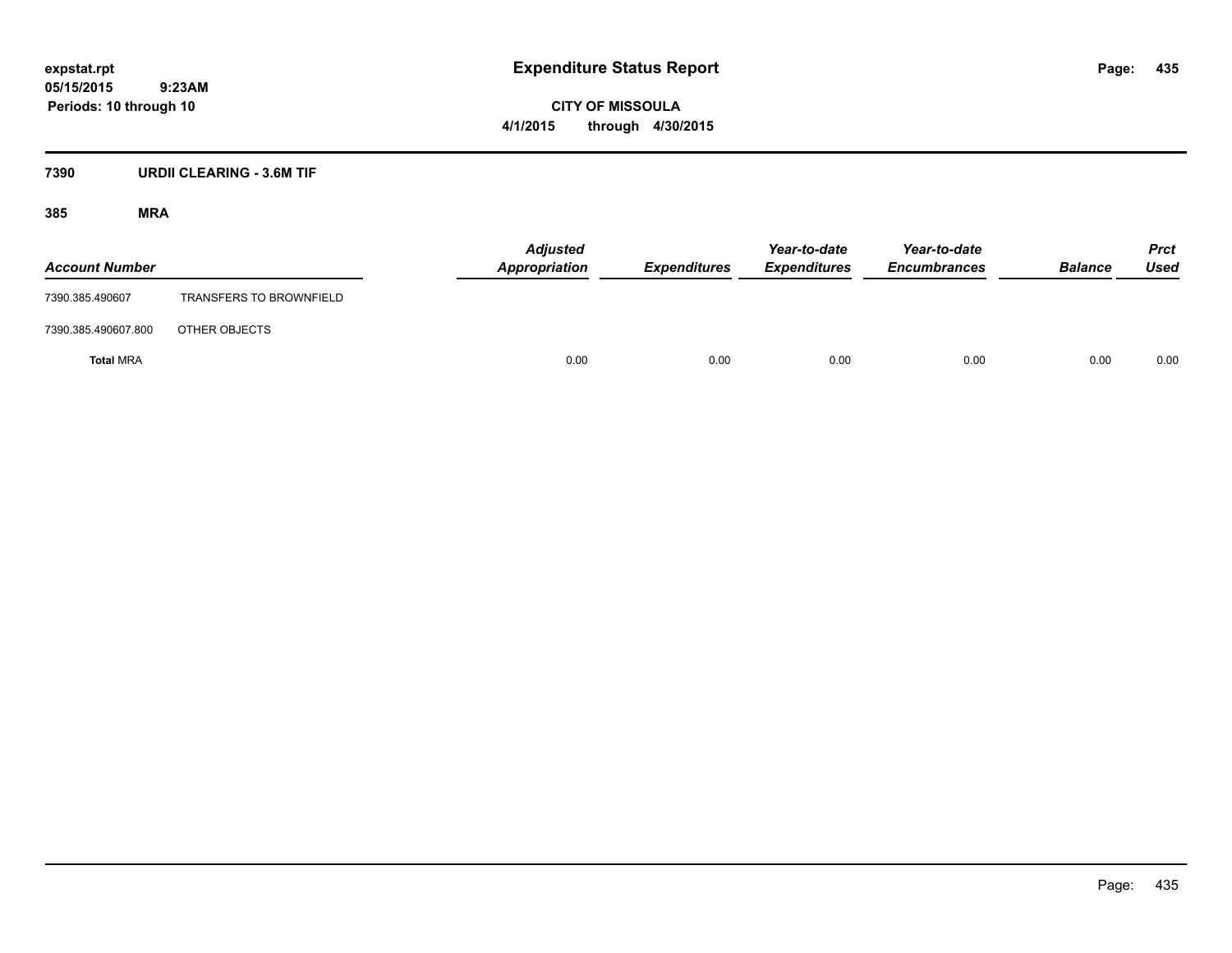**expstat.rpt**
**05/15/2015 9:23AM**
**Periods: 10 through 10**

# Expenditure Status Report

**CITY OF MISSOULA**
**4/1/2015 through 4/30/2015**

## 7390 URDII CLEARING - 3.6M TIF

### 385 MRA

| Account Number | | Adjusted Appropriation | Expenditures | Year-to-date Expenditures | Year-to-date Encumbrances | Balance | Prct Used |
|---|---|---|---|---|---|---|---|
| 7390.385.490607 | TRANSFERS TO BROWNFIELD | | | | | | |
| 7390.385.490607.800 | OTHER OBJECTS | | | | | | |
| **Total** MRA | | 0.00 | 0.00 | 0.00 | 0.00 | 0.00 | 0.00 |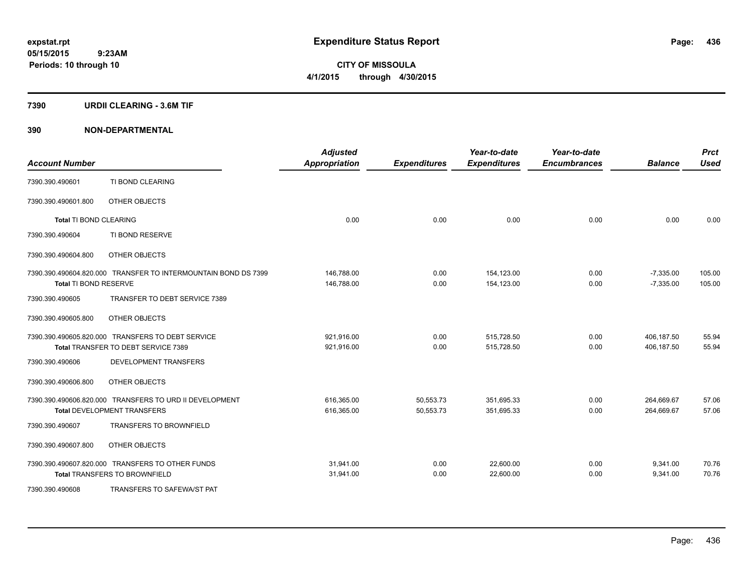**expstat.rpt**
**05/15/2015 9:23AM**
**Periods: 10 through 10**

# Expenditure Status Report

**CITY OF MISSOULA**
**4/1/2015 through 4/30/2015**

## 7390 URDII CLEARING - 3.6M TIF

## 390 NON-DEPARTMENTAL

| Account Number | | Adjusted Appropriation | Expenditures | Year-to-date Expenditures | Year-to-date Encumbrances | Balance | Prct Used |
|---|---|---|---|---|---|---|---|
| 7390.390.490601 | TI BOND CLEARING | | | | | | |
| 7390.390.490601.800 | OTHER OBJECTS | | | | | | |
| **Total** TI BOND CLEARING | | 0.00 | 0.00 | 0.00 | 0.00 | 0.00 | 0.00 |
| 7390.390.490604 | TI BOND RESERVE | | | | | | |
| 7390.390.490604.800 | OTHER OBJECTS | | | | | | |
| 7390.390.490604.820.000 | TRANSFER TO INTERMOUNTAIN BOND DS 7399 | 146,788.00 | 0.00 | 154,123.00 | 0.00 | -7,335.00 | 105.00 |
| **Total** TI BOND RESERVE | | 146,788.00 | 0.00 | 154,123.00 | 0.00 | -7,335.00 | 105.00 |
| 7390.390.490605 | TRANSFER TO DEBT SERVICE 7389 | | | | | | |
| 7390.390.490605.800 | OTHER OBJECTS | | | | | | |
| 7390.390.490605.820.000 | TRANSFERS TO DEBT SERVICE | 921,916.00 | 0.00 | 515,728.50 | 0.00 | 406,187.50 | 55.94 |
| **Total** TRANSFER TO DEBT SERVICE 7389 | | 921,916.00 | 0.00 | 515,728.50 | 0.00 | 406,187.50 | 55.94 |
| 7390.390.490606 | DEVELOPMENT TRANSFERS | | | | | | |
| 7390.390.490606.800 | OTHER OBJECTS | | | | | | |
| 7390.390.490606.820.000 | TRANSFERS TO URD II DEVELOPMENT | 616,365.00 | 50,553.73 | 351,695.33 | 0.00 | 264,669.67 | 57.06 |
| **Total** DEVELOPMENT TRANSFERS | | 616,365.00 | 50,553.73 | 351,695.33 | 0.00 | 264,669.67 | 57.06 |
| 7390.390.490607 | TRANSFERS TO BROWNFIELD | | | | | | |
| 7390.390.490607.800 | OTHER OBJECTS | | | | | | |
| 7390.390.490607.820.000 | TRANSFERS TO OTHER FUNDS | 31,941.00 | 0.00 | 22,600.00 | 0.00 | 9,341.00 | 70.76 |
| **Total** TRANSFERS TO BROWNFIELD | | 31,941.00 | 0.00 | 22,600.00 | 0.00 | 9,341.00 | 70.76 |
| 7390.390.490608 | TRANSFERS TO SAFEWA/ST PAT | | | | | | |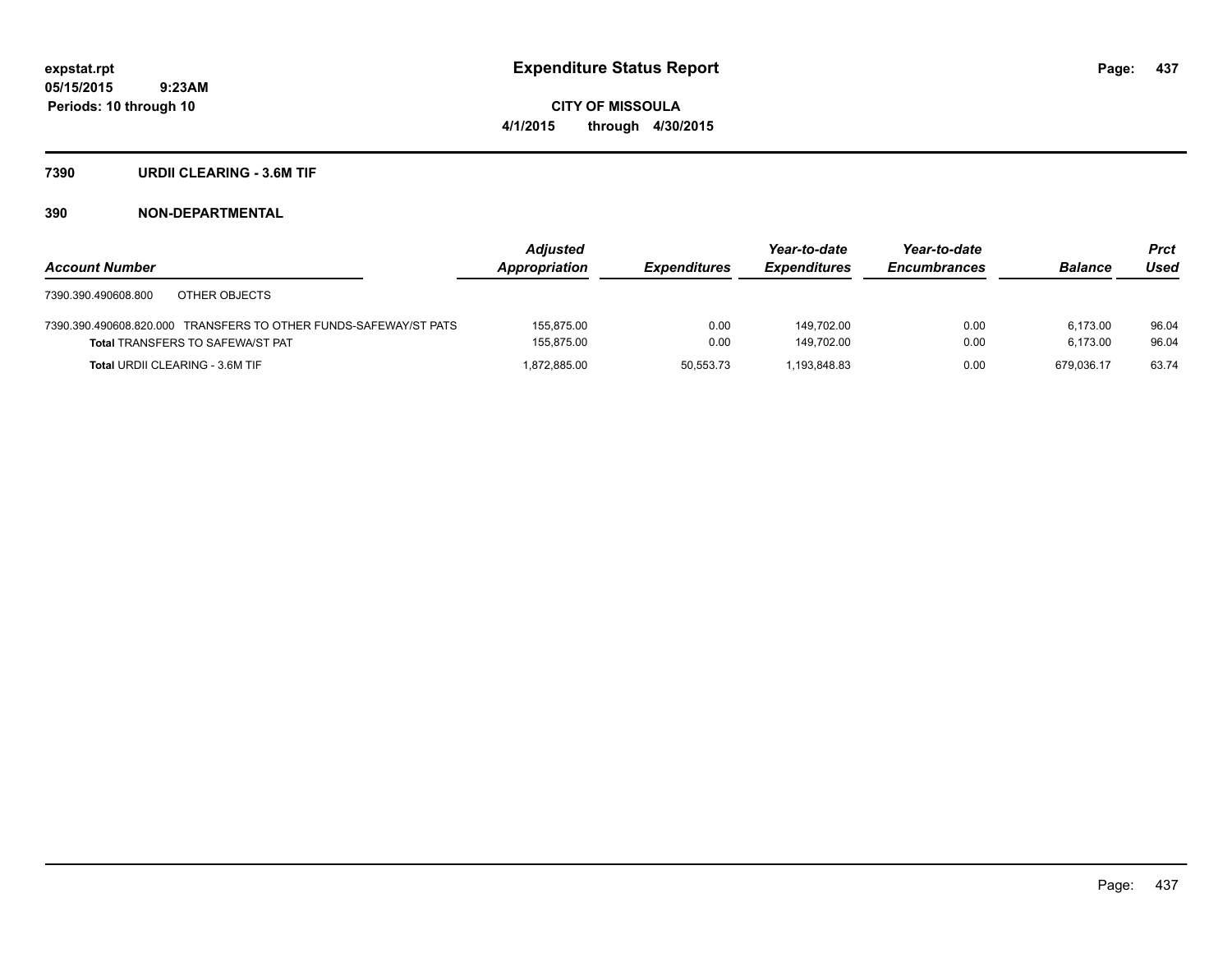**expstat.rpt**
**05/15/2015 9:23AM**
**Periods: 10 through 10**

# Expenditure Status Report

**CITY OF MISSOULA**
**4/1/2015 through 4/30/2015**

## 7390 URDII CLEARING - 3.6M TIF

## 390 NON-DEPARTMENTAL

| Account Number | Adjusted Appropriation | Expenditures | Year-to-date Expenditures | Year-to-date Encumbrances | Balance | Prct Used |
|---|---|---|---|---|---|---|
| 7390.390.490608.800 OTHER OBJECTS | | | | | | |
| 7390.390.490608.820.000 TRANSFERS TO OTHER FUNDS-SAFEWAY/ST PATS | 155,875.00 | 0.00 | 149,702.00 | 0.00 | 6,173.00 | 96.04 |
| **Total** TRANSFERS TO SAFEWA/ST PAT | 155,875.00 | 0.00 | 149,702.00 | 0.00 | 6,173.00 | 96.04 |
| **Total** URDII CLEARING - 3.6M TIF | 1,872,885.00 | 50,553.73 | 1,193,848.83 | 0.00 | 679,036.17 | 63.74 |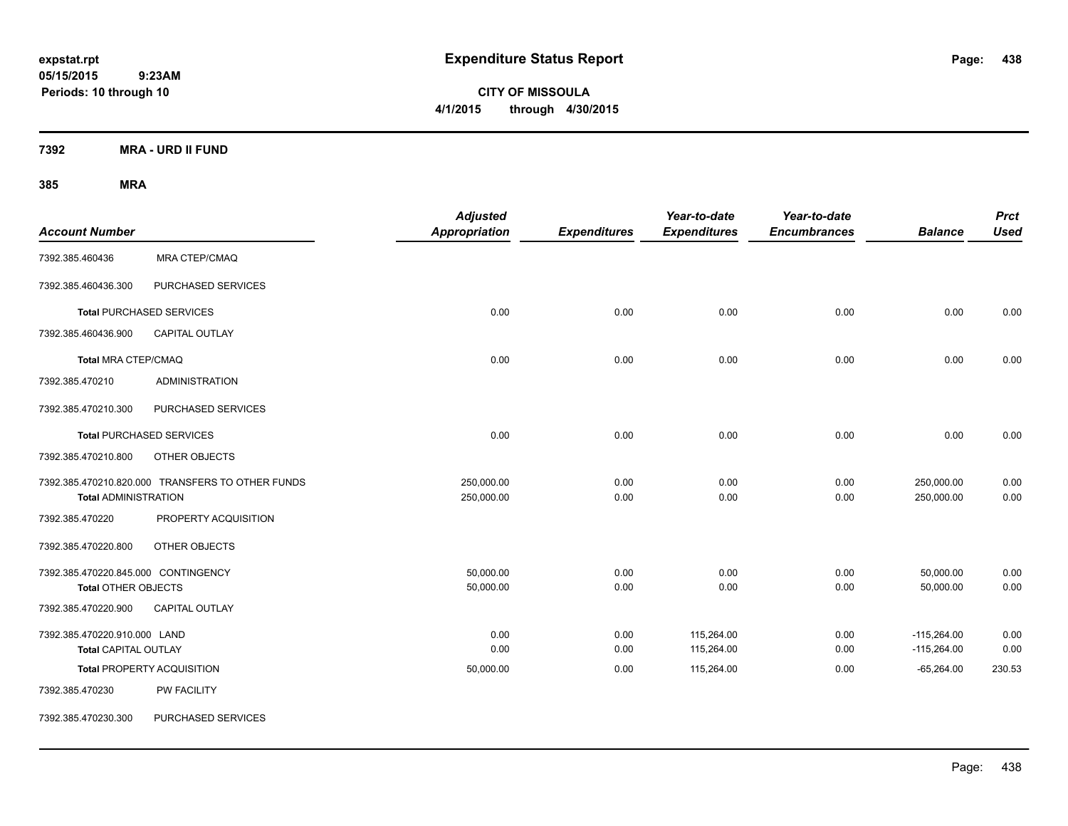**expstat.rpt**
**05/15/2015 9:23AM**
**Periods: 10 through 10**

# Expenditure Status Report

**CITY OF MISSOULA**
**4/1/2015 through 4/30/2015**

## 7392 MRA - URD II FUND

## 385 MRA

| Account Number | | Adjusted Appropriation | Expenditures | Year-to-date Expenditures | Year-to-date Encumbrances | Balance | Prct Used |
|---|---|---|---|---|---|---|---|
| 7392.385.460436 | MRA CTEP/CMAQ | | | | | | |
| 7392.385.460436.300 | PURCHASED SERVICES | | | | | | |
| **Total** PURCHASED SERVICES | | 0.00 | 0.00 | 0.00 | 0.00 | 0.00 | 0.00 |
| 7392.385.460436.900 | CAPITAL OUTLAY | | | | | | |
| **Total** MRA CTEP/CMAQ | | 0.00 | 0.00 | 0.00 | 0.00 | 0.00 | 0.00 |
| 7392.385.470210 | ADMINISTRATION | | | | | | |
| 7392.385.470210.300 | PURCHASED SERVICES | | | | | | |
| **Total** PURCHASED SERVICES | | 0.00 | 0.00 | 0.00 | 0.00 | 0.00 | 0.00 |
| 7392.385.470210.800 | OTHER OBJECTS | | | | | | |
| 7392.385.470210.820.000 | TRANSFERS TO OTHER FUNDS | 250,000.00 | 0.00 | 0.00 | 0.00 | 250,000.00 | 0.00 |
| **Total** ADMINISTRATION | | 250,000.00 | 0.00 | 0.00 | 0.00 | 250,000.00 | 0.00 |
| 7392.385.470220 | PROPERTY ACQUISITION | | | | | | |
| 7392.385.470220.800 | OTHER OBJECTS | | | | | | |
| 7392.385.470220.845.000 | CONTINGENCY | 50,000.00 | 0.00 | 0.00 | 0.00 | 50,000.00 | 0.00 |
| **Total** OTHER OBJECTS | | 50,000.00 | 0.00 | 0.00 | 0.00 | 50,000.00 | 0.00 |
| 7392.385.470220.900 | CAPITAL OUTLAY | | | | | | |
| 7392.385.470220.910.000 | LAND | 0.00 | 0.00 | 115,264.00 | 0.00 | -115,264.00 | 0.00 |
| **Total** CAPITAL OUTLAY | | 0.00 | 0.00 | 115,264.00 | 0.00 | -115,264.00 | 0.00 |
| **Total** PROPERTY ACQUISITION | | 50,000.00 | 0.00 | 115,264.00 | 0.00 | -65,264.00 | 230.53 |
| 7392.385.470230 | PW FACILITY | | | | | | |
| 7392.385.470230.300 | PURCHASED SERVICES | | | | | | |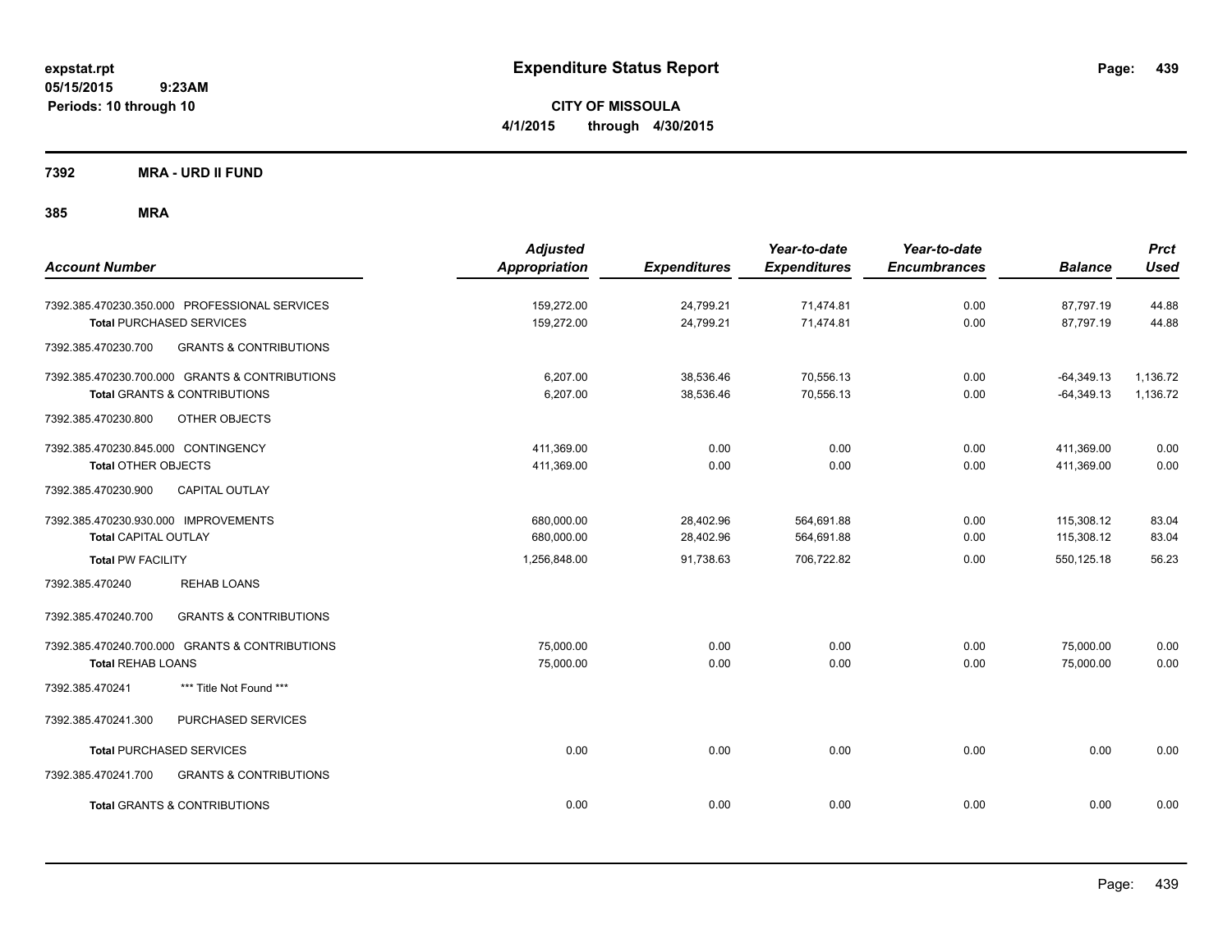**expstat.rpt**
**05/15/2015 9:23AM**
**Periods: 10 through 10**

# Expenditure Status Report

**CITY OF MISSOULA**
**4/1/2015 through 4/30/2015**

**7392 MRA - URD II FUND**

**385 MRA**

| Account Number | Adjusted Appropriation | Expenditures | Year-to-date Expenditures | Year-to-date Encumbrances | Balance | Prct Used |
|---|---|---|---|---|---|---|
| 7392.385.470230.350.000 PROFESSIONAL SERVICES | 159,272.00 | 24,799.21 | 71,474.81 | 0.00 | 87,797.19 | 44.88 |
| **Total** PURCHASED SERVICES | 159,272.00 | 24,799.21 | 71,474.81 | 0.00 | 87,797.19 | 44.88 |
| 7392.385.470230.700 GRANTS & CONTRIBUTIONS | | | | | | |
| 7392.385.470230.700.000 GRANTS & CONTRIBUTIONS | 6,207.00 | 38,536.46 | 70,556.13 | 0.00 | -64,349.13 | 1,136.72 |
| **Total** GRANTS & CONTRIBUTIONS | 6,207.00 | 38,536.46 | 70,556.13 | 0.00 | -64,349.13 | 1,136.72 |
| 7392.385.470230.800 OTHER OBJECTS | | | | | | |
| 7392.385.470230.845.000 CONTINGENCY | 411,369.00 | 0.00 | 0.00 | 0.00 | 411,369.00 | 0.00 |
| **Total** OTHER OBJECTS | 411,369.00 | 0.00 | 0.00 | 0.00 | 411,369.00 | 0.00 |
| 7392.385.470230.900 CAPITAL OUTLAY | | | | | | |
| 7392.385.470230.930.000 IMPROVEMENTS | 680,000.00 | 28,402.96 | 564,691.88 | 0.00 | 115,308.12 | 83.04 |
| **Total** CAPITAL OUTLAY | 680,000.00 | 28,402.96 | 564,691.88 | 0.00 | 115,308.12 | 83.04 |
| **Total** PW FACILITY | 1,256,848.00 | 91,738.63 | 706,722.82 | 0.00 | 550,125.18 | 56.23 |
| 7392.385.470240 REHAB LOANS | | | | | | |
| 7392.385.470240.700 GRANTS & CONTRIBUTIONS | | | | | | |
| 7392.385.470240.700.000 GRANTS & CONTRIBUTIONS | 75,000.00 | 0.00 | 0.00 | 0.00 | 75,000.00 | 0.00 |
| **Total** REHAB LOANS | 75,000.00 | 0.00 | 0.00 | 0.00 | 75,000.00 | 0.00 |
| 7392.385.470241 *** Title Not Found *** | | | | | | |
| 7392.385.470241.300 PURCHASED SERVICES | | | | | | |
| **Total** PURCHASED SERVICES | 0.00 | 0.00 | 0.00 | 0.00 | 0.00 | 0.00 |
| 7392.385.470241.700 GRANTS & CONTRIBUTIONS | | | | | | |
| **Total** GRANTS & CONTRIBUTIONS | 0.00 | 0.00 | 0.00 | 0.00 | 0.00 | 0.00 |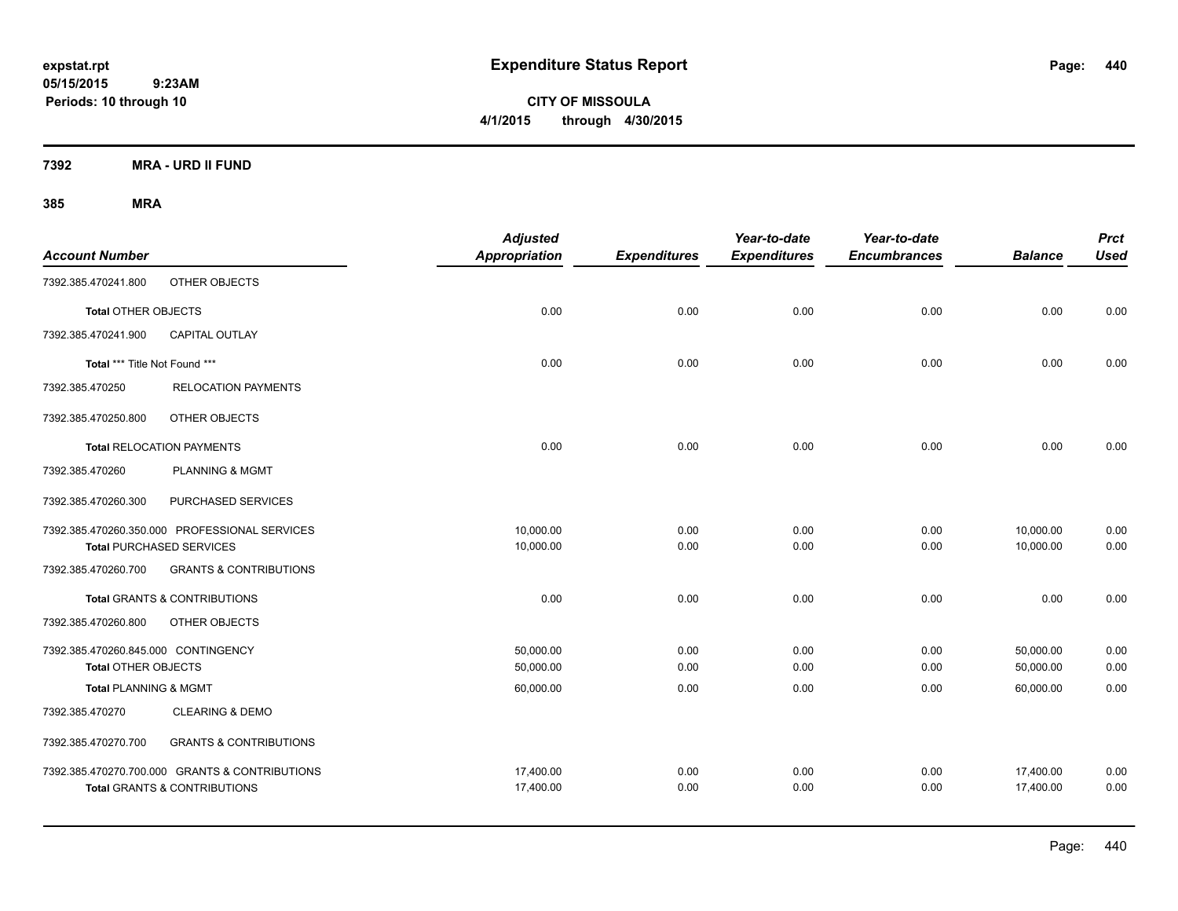**expstat.rpt**
**05/15/2015 9:23AM**
**Periods: 10 through 10**

# Expenditure Status Report

**CITY OF MISSOULA**
**4/1/2015 through 4/30/2015**

## 7392 MRA - URD II FUND

### 385 MRA

| Account Number | | Adjusted Appropriation | Expenditures | Year-to-date Expenditures | Year-to-date Encumbrances | Balance | Prct Used |
|---|---|---|---|---|---|---|---|
| 7392.385.470241.800 | OTHER OBJECTS | | | | | | |
| **Total** OTHER OBJECTS | | 0.00 | 0.00 | 0.00 | 0.00 | 0.00 | 0.00 |
| 7392.385.470241.900 | CAPITAL OUTLAY | | | | | | |
| **Total** *** Title Not Found *** | | 0.00 | 0.00 | 0.00 | 0.00 | 0.00 | 0.00 |
| 7392.385.470250 | RELOCATION PAYMENTS | | | | | | |
| 7392.385.470250.800 | OTHER OBJECTS | | | | | | |
| **Total** RELOCATION PAYMENTS | | 0.00 | 0.00 | 0.00 | 0.00 | 0.00 | 0.00 |
| 7392.385.470260 | PLANNING & MGMT | | | | | | |
| 7392.385.470260.300 | PURCHASED SERVICES | | | | | | |
| 7392.385.470260.350.000 | PROFESSIONAL SERVICES | 10,000.00 | 0.00 | 0.00 | 0.00 | 10,000.00 | 0.00 |
| **Total** PURCHASED SERVICES | | 10,000.00 | 0.00 | 0.00 | 0.00 | 10,000.00 | 0.00 |
| 7392.385.470260.700 | GRANTS & CONTRIBUTIONS | | | | | | |
| **Total** GRANTS & CONTRIBUTIONS | | 0.00 | 0.00 | 0.00 | 0.00 | 0.00 | 0.00 |
| 7392.385.470260.800 | OTHER OBJECTS | | | | | | |
| 7392.385.470260.845.000 | CONTINGENCY | 50,000.00 | 0.00 | 0.00 | 0.00 | 50,000.00 | 0.00 |
| **Total** OTHER OBJECTS | | 50,000.00 | 0.00 | 0.00 | 0.00 | 50,000.00 | 0.00 |
| **Total** PLANNING & MGMT | | 60,000.00 | 0.00 | 0.00 | 0.00 | 60,000.00 | 0.00 |
| 7392.385.470270 | CLEARING & DEMO | | | | | | |
| 7392.385.470270.700 | GRANTS & CONTRIBUTIONS | | | | | | |
| 7392.385.470270.700.000 | GRANTS & CONTRIBUTIONS | 17,400.00 | 0.00 | 0.00 | 0.00 | 17,400.00 | 0.00 |
| **Total** GRANTS & CONTRIBUTIONS | | 17,400.00 | 0.00 | 0.00 | 0.00 | 17,400.00 | 0.00 |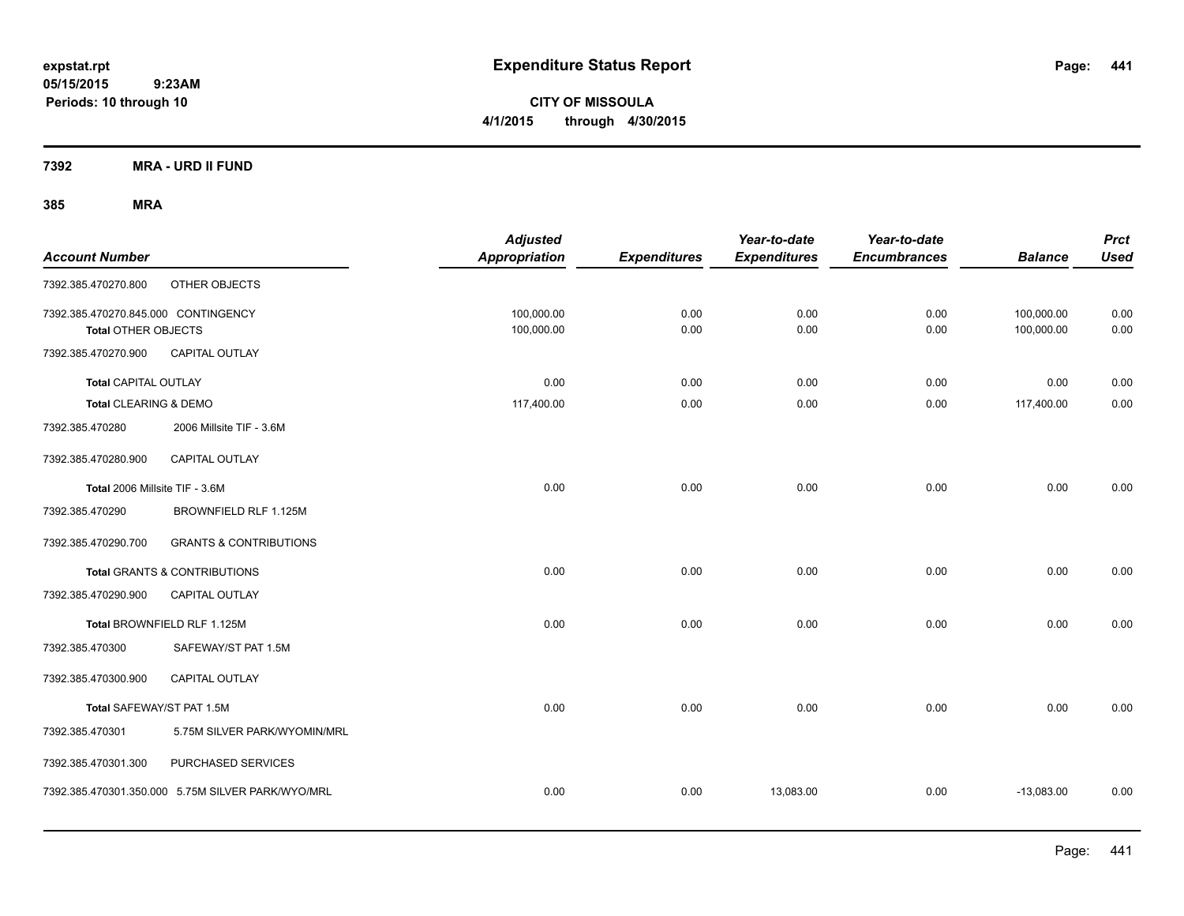# Expenditure Status Report

**CITY OF MISSOULA**

**4/1/2015 through 4/30/2015**

expstat.rpt
05/15/2015 9:23AM
Periods: 10 through 10

## 7392 MRA - URD II FUND

### 385 MRA

| Account Number | | Adjusted Appropriation | Expenditures | Year-to-date Expenditures | Year-to-date Encumbrances | Balance | Prct Used |
|---|---|---|---|---|---|---|---|
| 7392.385.470270.800 | OTHER OBJECTS | | | | | | |
| 7392.385.470270.845.000 CONTINGENCY | | 100,000.00 | 0.00 | 0.00 | 0.00 | 100,000.00 | 0.00 |
| Total OTHER OBJECTS | | 100,000.00 | 0.00 | 0.00 | 0.00 | 100,000.00 | 0.00 |
| 7392.385.470270.900 | CAPITAL OUTLAY | | | | | | |
| Total CAPITAL OUTLAY | | 0.00 | 0.00 | 0.00 | 0.00 | 0.00 | 0.00 |
| Total CLEARING & DEMO | | 117,400.00 | 0.00 | 0.00 | 0.00 | 117,400.00 | 0.00 |
| 7392.385.470280 | 2006 Millsite TIF - 3.6M | | | | | | |
| 7392.385.470280.900 | CAPITAL OUTLAY | | | | | | |
| Total 2006 Millsite TIF - 3.6M | | 0.00 | 0.00 | 0.00 | 0.00 | 0.00 | 0.00 |
| 7392.385.470290 | BROWNFIELD RLF 1.125M | | | | | | |
| 7392.385.470290.700 | GRANTS & CONTRIBUTIONS | | | | | | |
| Total GRANTS & CONTRIBUTIONS | | 0.00 | 0.00 | 0.00 | 0.00 | 0.00 | 0.00 |
| 7392.385.470290.900 | CAPITAL OUTLAY | | | | | | |
| Total BROWNFIELD RLF 1.125M | | 0.00 | 0.00 | 0.00 | 0.00 | 0.00 | 0.00 |
| 7392.385.470300 | SAFEWAY/ST PAT 1.5M | | | | | | |
| 7392.385.470300.900 | CAPITAL OUTLAY | | | | | | |
| Total SAFEWAY/ST PAT 1.5M | | 0.00 | 0.00 | 0.00 | 0.00 | 0.00 | 0.00 |
| 7392.385.470301 | 5.75M SILVER PARK/WYOMIN/MRL | | | | | | |
| 7392.385.470301.300 | PURCHASED SERVICES | | | | | | |
| 7392.385.470301.350.000 5.75M SILVER PARK/WYO/MRL | | 0.00 | 0.00 | 13,083.00 | 0.00 | -13,083.00 | 0.00 |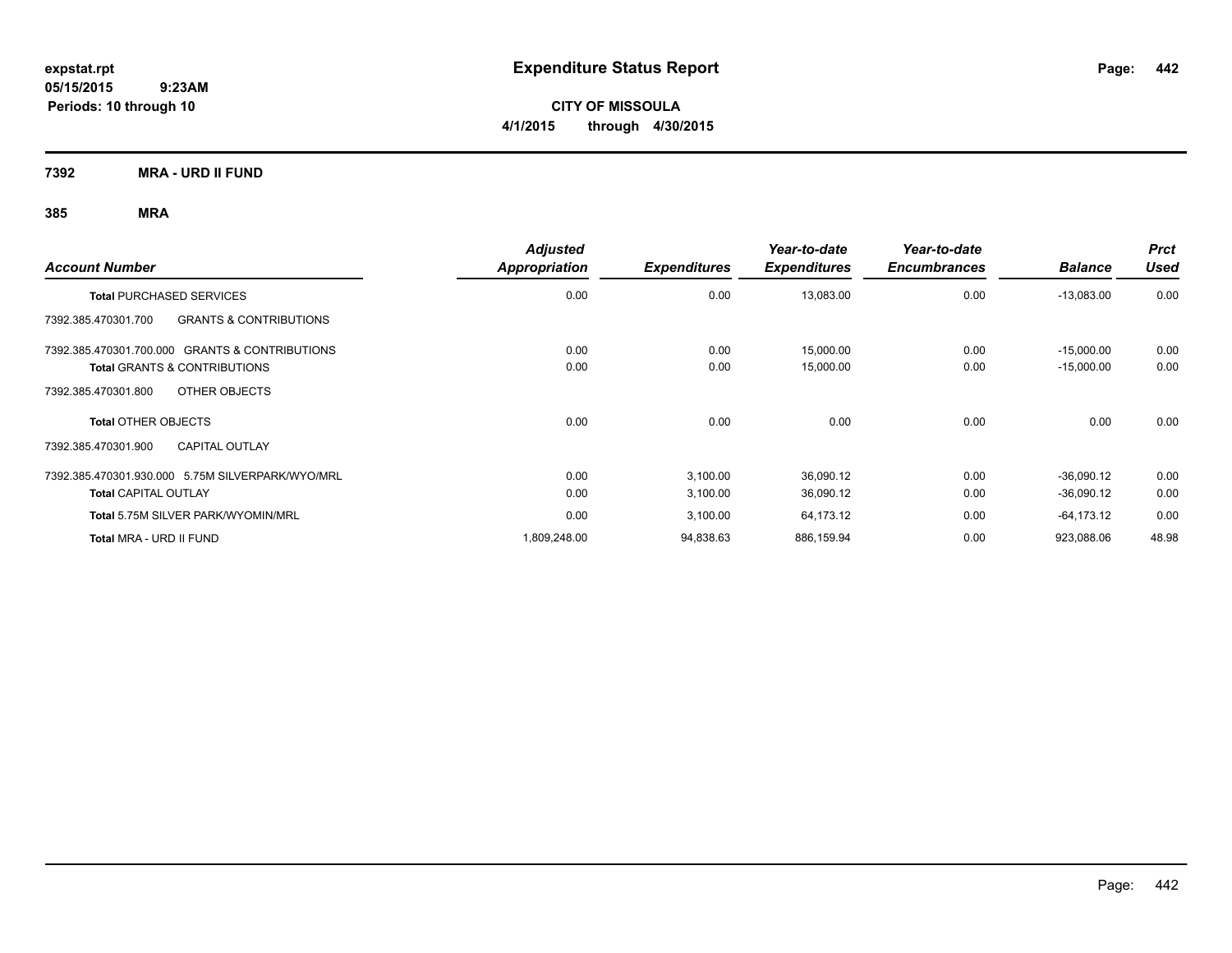# Expenditure Status Report

expstat.rpt
05/15/2015 9:23AM
Periods: 10 through 10

**CITY OF MISSOULA**
**4/1/2015 through 4/30/2015**

**7392 MRA - URD II FUND**

**385 MRA**

| Account Number | Adjusted Appropriation | Expenditures | Year-to-date Expenditures | Year-to-date Encumbrances | Balance | Prct Used |
|---|---|---|---|---|---|---|
| **Total** PURCHASED SERVICES | 0.00 | 0.00 | 13,083.00 | 0.00 | -13,083.00 | 0.00 |
| 7392.385.470301.700 GRANTS & CONTRIBUTIONS | | | | | | |
| 7392.385.470301.700.000 GRANTS & CONTRIBUTIONS | 0.00 | 0.00 | 15,000.00 | 0.00 | -15,000.00 | 0.00 |
| **Total** GRANTS & CONTRIBUTIONS | 0.00 | 0.00 | 15,000.00 | 0.00 | -15,000.00 | 0.00 |
| 7392.385.470301.800 OTHER OBJECTS | | | | | | |
| **Total** OTHER OBJECTS | 0.00 | 0.00 | 0.00 | 0.00 | 0.00 | 0.00 |
| 7392.385.470301.900 CAPITAL OUTLAY | | | | | | |
| 7392.385.470301.930.000 5.75M SILVERPARK/WYO/MRL | 0.00 | 3,100.00 | 36,090.12 | 0.00 | -36,090.12 | 0.00 |
| **Total** CAPITAL OUTLAY | 0.00 | 3,100.00 | 36,090.12 | 0.00 | -36,090.12 | 0.00 |
| **Total** 5.75M SILVER PARK/WYOMIN/MRL | 0.00 | 3,100.00 | 64,173.12 | 0.00 | -64,173.12 | 0.00 |
| **Total** MRA - URD II FUND | 1,809,248.00 | 94,838.63 | 886,159.94 | 0.00 | 923,088.06 | 48.98 |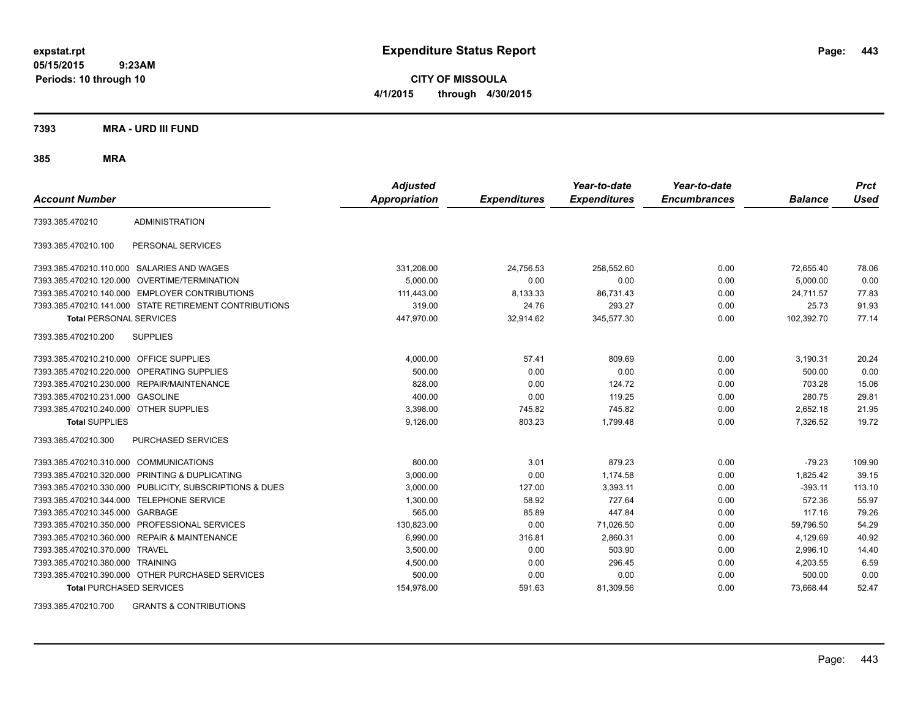**expstat.rpt**
**05/15/2015 9:23AM**
**Periods: 10 through 10**

# Expenditure Status Report

**CITY OF MISSOULA**
**4/1/2015 through 4/30/2015**

## 7393 MRA - URD III FUND

### 385 MRA

| Account Number | | Adjusted Appropriation | Expenditures | Year-to-date Expenditures | Year-to-date Encumbrances | Balance | Prct Used |
|---|---|---|---|---|---|---|---|
| 7393.385.470210 | ADMINISTRATION | | | | | | |
| 7393.385.470210.100 | PERSONAL SERVICES | | | | | | |
| 7393.385.470210.110.000 | SALARIES AND WAGES | 331,208.00 | 24,756.53 | 258,552.60 | 0.00 | 72,655.40 | 78.06 |
| 7393.385.470210.120.000 | OVERTIME/TERMINATION | 5,000.00 | 0.00 | 0.00 | 0.00 | 5,000.00 | 0.00 |
| 7393.385.470210.140.000 | EMPLOYER CONTRIBUTIONS | 111,443.00 | 8,133.33 | 86,731.43 | 0.00 | 24,711.57 | 77.83 |
| 7393.385.470210.141.000 | STATE RETIREMENT CONTRIBUTIONS | 319.00 | 24.76 | 293.27 | 0.00 | 25.73 | 91.93 |
| **Total** PERSONAL SERVICES | | 447,970.00 | 32,914.62 | 345,577.30 | 0.00 | 102,392.70 | 77.14 |
| 7393.385.470210.200 | SUPPLIES | | | | | | |
| 7393.385.470210.210.000 | OFFICE SUPPLIES | 4,000.00 | 57.41 | 809.69 | 0.00 | 3,190.31 | 20.24 |
| 7393.385.470210.220.000 | OPERATING SUPPLIES | 500.00 | 0.00 | 0.00 | 0.00 | 500.00 | 0.00 |
| 7393.385.470210.230.000 | REPAIR/MAINTENANCE | 828.00 | 0.00 | 124.72 | 0.00 | 703.28 | 15.06 |
| 7393.385.470210.231.000 | GASOLINE | 400.00 | 0.00 | 119.25 | 0.00 | 280.75 | 29.81 |
| 7393.385.470210.240.000 | OTHER SUPPLIES | 3,398.00 | 745.82 | 745.82 | 0.00 | 2,652.18 | 21.95 |
| **Total** SUPPLIES | | 9,126.00 | 803.23 | 1,799.48 | 0.00 | 7,326.52 | 19.72 |
| 7393.385.470210.300 | PURCHASED SERVICES | | | | | | |
| 7393.385.470210.310.000 | COMMUNICATIONS | 800.00 | 3.01 | 879.23 | 0.00 | -79.23 | 109.90 |
| 7393.385.470210.320.000 | PRINTING & DUPLICATING | 3,000.00 | 0.00 | 1,174.58 | 0.00 | 1,825.42 | 39.15 |
| 7393.385.470210.330.000 | PUBLICITY, SUBSCRIPTIONS & DUES | 3,000.00 | 127.00 | 3,393.11 | 0.00 | -393.11 | 113.10 |
| 7393.385.470210.344.000 | TELEPHONE SERVICE | 1,300.00 | 58.92 | 727.64 | 0.00 | 572.36 | 55.97 |
| 7393.385.470210.345.000 | GARBAGE | 565.00 | 85.89 | 447.84 | 0.00 | 117.16 | 79.26 |
| 7393.385.470210.350.000 | PROFESSIONAL SERVICES | 130,823.00 | 0.00 | 71,026.50 | 0.00 | 59,796.50 | 54.29 |
| 7393.385.470210.360.000 | REPAIR & MAINTENANCE | 6,990.00 | 316.81 | 2,860.31 | 0.00 | 4,129.69 | 40.92 |
| 7393.385.470210.370.000 | TRAVEL | 3,500.00 | 0.00 | 503.90 | 0.00 | 2,996.10 | 14.40 |
| 7393.385.470210.380.000 | TRAINING | 4,500.00 | 0.00 | 296.45 | 0.00 | 4,203.55 | 6.59 |
| 7393.385.470210.390.000 | OTHER PURCHASED SERVICES | 500.00 | 0.00 | 0.00 | 0.00 | 500.00 | 0.00 |
| **Total** PURCHASED SERVICES | | 154,978.00 | 591.63 | 81,309.56 | 0.00 | 73,668.44 | 52.47 |
| 7393.385.470210.700 | GRANTS & CONTRIBUTIONS | | | | | | |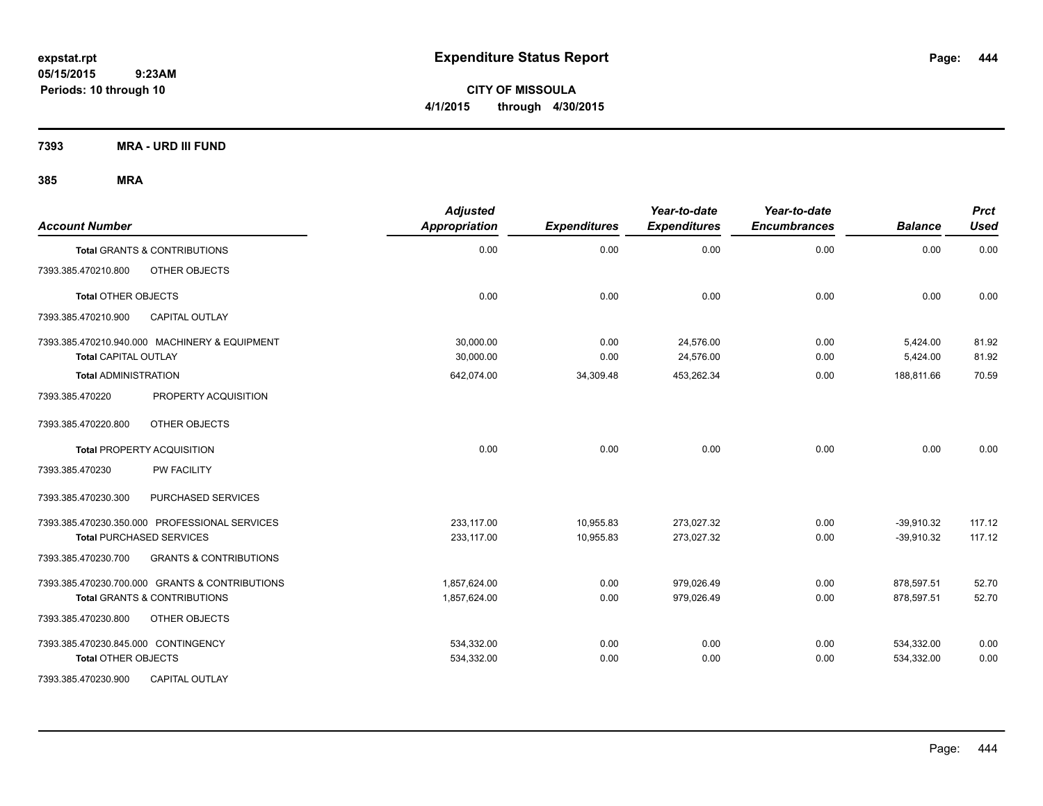**expstat.rpt**
**05/15/2015 9:23AM**
**Periods: 10 through 10**

# Expenditure Status Report

**CITY OF MISSOULA**
**4/1/2015 through 4/30/2015**

**7393 MRA - URD III FUND**

**385 MRA**

| Account Number | | Adjusted Appropriation | Expenditures | Year-to-date Expenditures | Year-to-date Encumbrances | Balance | Prct Used |
|---|---|---|---|---|---|---|---|
| **Total** GRANTS & CONTRIBUTIONS | | 0.00 | 0.00 | 0.00 | 0.00 | 0.00 | 0.00 |
| 7393.385.470210.800 | OTHER OBJECTS | | | | | | |
| **Total** OTHER OBJECTS | | 0.00 | 0.00 | 0.00 | 0.00 | 0.00 | 0.00 |
| 7393.385.470210.900 | CAPITAL OUTLAY | | | | | | |
| 7393.385.470210.940.000 | MACHINERY & EQUIPMENT | 30,000.00 | 0.00 | 24,576.00 | 0.00 | 5,424.00 | 81.92 |
| **Total** CAPITAL OUTLAY | | 30,000.00 | 0.00 | 24,576.00 | 0.00 | 5,424.00 | 81.92 |
| **Total** ADMINISTRATION | | 642,074.00 | 34,309.48 | 453,262.34 | 0.00 | 188,811.66 | 70.59 |
| 7393.385.470220 | PROPERTY ACQUISITION | | | | | | |
| 7393.385.470220.800 | OTHER OBJECTS | | | | | | |
| **Total** PROPERTY ACQUISITION | | 0.00 | 0.00 | 0.00 | 0.00 | 0.00 | 0.00 |
| 7393.385.470230 | PW FACILITY | | | | | | |
| 7393.385.470230.300 | PURCHASED SERVICES | | | | | | |
| 7393.385.470230.350.000 | PROFESSIONAL SERVICES | 233,117.00 | 10,955.83 | 273,027.32 | 0.00 | -39,910.32 | 117.12 |
| **Total** PURCHASED SERVICES | | 233,117.00 | 10,955.83 | 273,027.32 | 0.00 | -39,910.32 | 117.12 |
| 7393.385.470230.700 | GRANTS & CONTRIBUTIONS | | | | | | |
| 7393.385.470230.700.000 | GRANTS & CONTRIBUTIONS | 1,857,624.00 | 0.00 | 979,026.49 | 0.00 | 878,597.51 | 52.70 |
| **Total** GRANTS & CONTRIBUTIONS | | 1,857,624.00 | 0.00 | 979,026.49 | 0.00 | 878,597.51 | 52.70 |
| 7393.385.470230.800 | OTHER OBJECTS | | | | | | |
| 7393.385.470230.845.000 | CONTINGENCY | 534,332.00 | 0.00 | 0.00 | 0.00 | 534,332.00 | 0.00 |
| **Total** OTHER OBJECTS | | 534,332.00 | 0.00 | 0.00 | 0.00 | 534,332.00 | 0.00 |
| 7393.385.470230.900 | CAPITAL OUTLAY | | | | | | |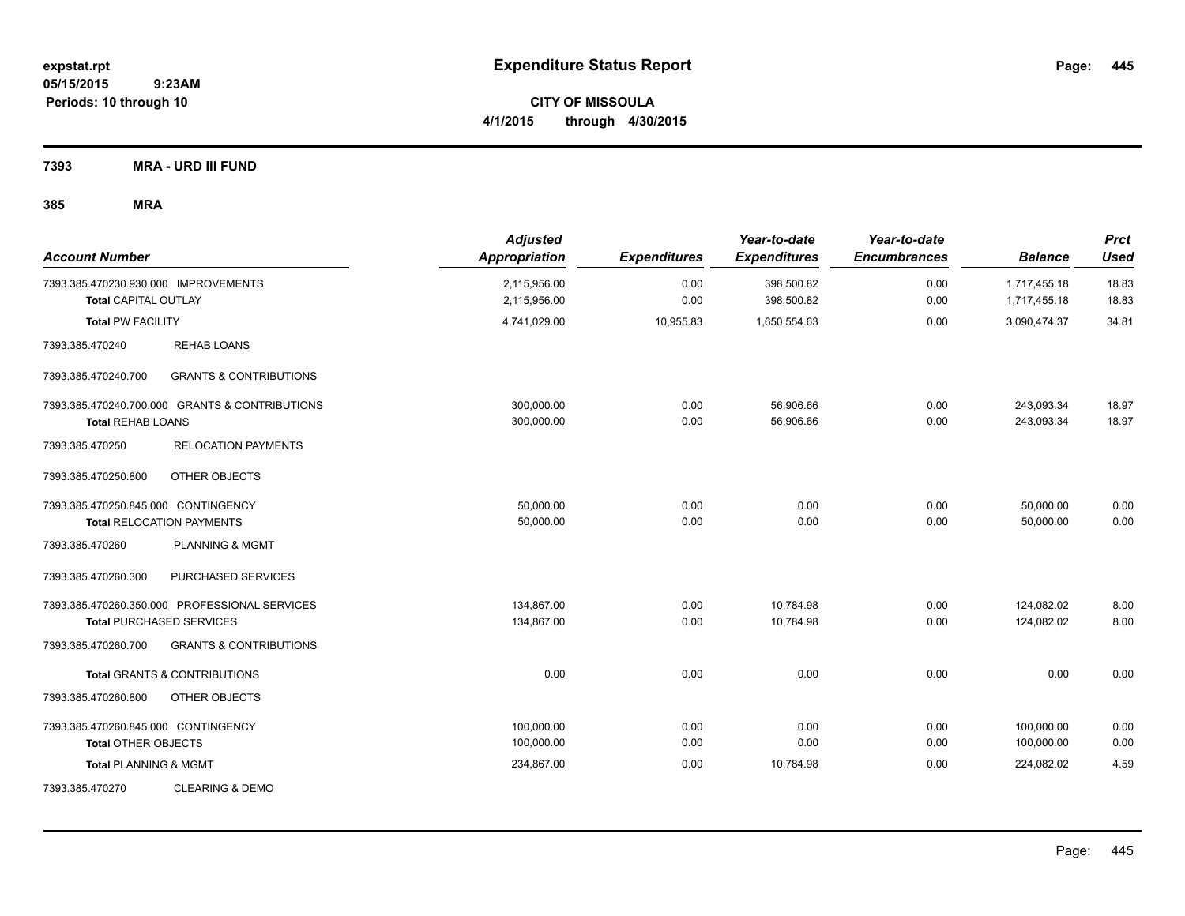**expstat.rpt**
**05/15/2015 9:23AM**
**Periods: 10 through 10**

# Expenditure Status Report

**CITY OF MISSOULA**
**4/1/2015 through 4/30/2015**

## 7393 MRA - URD III FUND

## 385 MRA

| Account Number | | Adjusted Appropriation | Expenditures | Year-to-date Expenditures | Year-to-date Encumbrances | Balance | Prct Used |
|---|---|---|---|---|---|---|---|
| 7393.385.470230.930.000 IMPROVEMENTS | | 2,115,956.00 | 0.00 | 398,500.82 | 0.00 | 1,717,455.18 | 18.83 |
| **Total** CAPITAL OUTLAY | | 2,115,956.00 | 0.00 | 398,500.82 | 0.00 | 1,717,455.18 | 18.83 |
| **Total** PW FACILITY | | 4,741,029.00 | 10,955.83 | 1,650,554.63 | 0.00 | 3,090,474.37 | 34.81 |
| 7393.385.470240 | REHAB LOANS | | | | | | |
| 7393.385.470240.700 | GRANTS & CONTRIBUTIONS | | | | | | |
| 7393.385.470240.700.000 GRANTS & CONTRIBUTIONS | | 300,000.00 | 0.00 | 56,906.66 | 0.00 | 243,093.34 | 18.97 |
| **Total** REHAB LOANS | | 300,000.00 | 0.00 | 56,906.66 | 0.00 | 243,093.34 | 18.97 |
| 7393.385.470250 | RELOCATION PAYMENTS | | | | | | |
| 7393.385.470250.800 | OTHER OBJECTS | | | | | | |
| 7393.385.470250.845.000 CONTINGENCY | | 50,000.00 | 0.00 | 0.00 | 0.00 | 50,000.00 | 0.00 |
| **Total** RELOCATION PAYMENTS | | 50,000.00 | 0.00 | 0.00 | 0.00 | 50,000.00 | 0.00 |
| 7393.385.470260 | PLANNING & MGMT | | | | | | |
| 7393.385.470260.300 | PURCHASED SERVICES | | | | | | |
| 7393.385.470260.350.000 PROFESSIONAL SERVICES | | 134,867.00 | 0.00 | 10,784.98 | 0.00 | 124,082.02 | 8.00 |
| **Total** PURCHASED SERVICES | | 134,867.00 | 0.00 | 10,784.98 | 0.00 | 124,082.02 | 8.00 |
| 7393.385.470260.700 | GRANTS & CONTRIBUTIONS | | | | | | |
| **Total** GRANTS & CONTRIBUTIONS | | 0.00 | 0.00 | 0.00 | 0.00 | 0.00 | 0.00 |
| 7393.385.470260.800 | OTHER OBJECTS | | | | | | |
| 7393.385.470260.845.000 CONTINGENCY | | 100,000.00 | 0.00 | 0.00 | 0.00 | 100,000.00 | 0.00 |
| **Total** OTHER OBJECTS | | 100,000.00 | 0.00 | 0.00 | 0.00 | 100,000.00 | 0.00 |
| **Total** PLANNING & MGMT | | 234,867.00 | 0.00 | 10,784.98 | 0.00 | 224,082.02 | 4.59 |
| 7393.385.470270 | CLEARING & DEMO | | | | | | |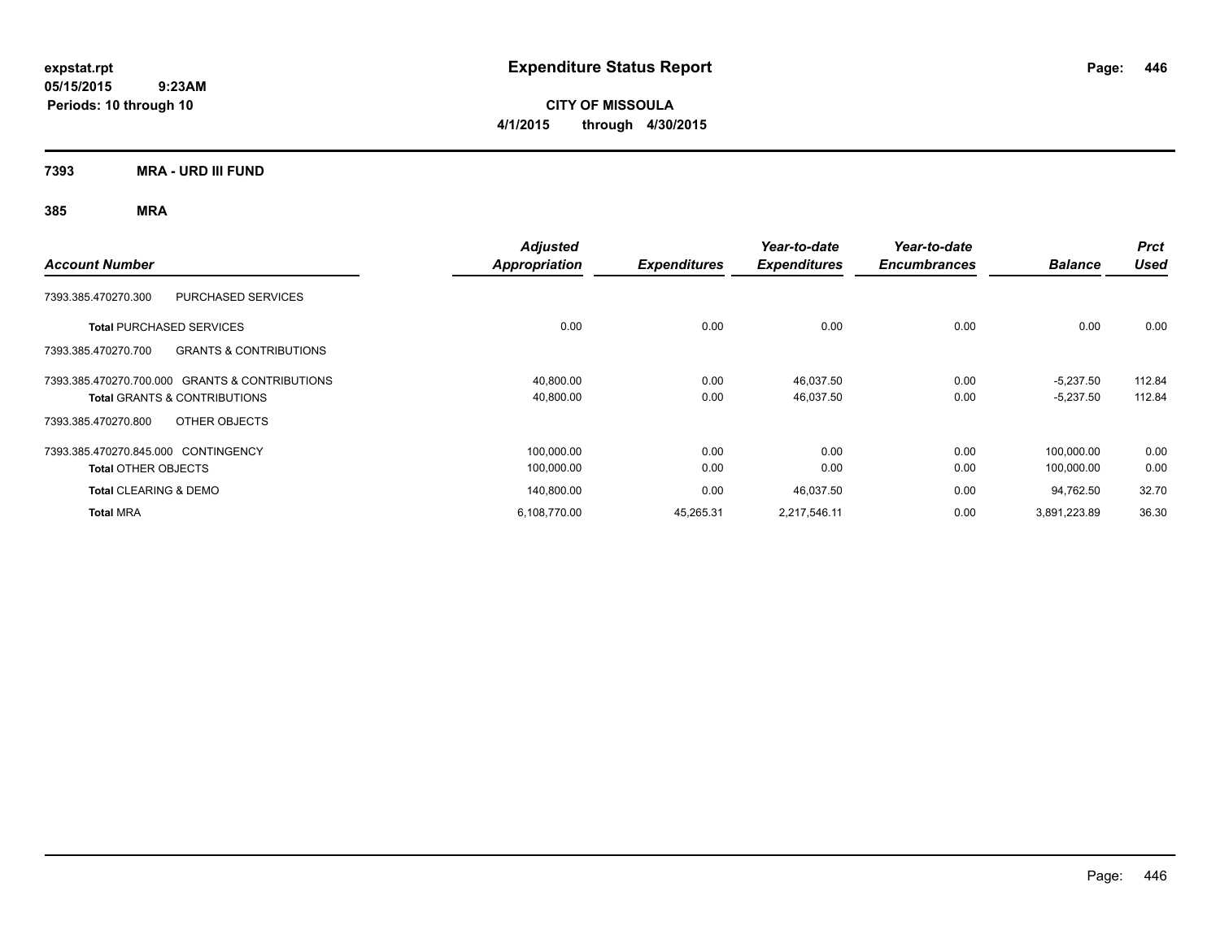# Expenditure Status Report

expstat.rpt
05/15/2015 9:23AM
Periods: 10 through 10

**CITY OF MISSOULA**
**4/1/2015 through 4/30/2015**

## 7393 MRA - URD III FUND

### 385 MRA

| Account Number | Adjusted Appropriation | Expenditures | Year-to-date Expenditures | Year-to-date Encumbrances | Balance | Prct Used |
|---|---|---|---|---|---|---|
| 7393.385.470270.300 PURCHASED SERVICES | | | | | | |
| **Total** PURCHASED SERVICES | 0.00 | 0.00 | 0.00 | 0.00 | 0.00 | 0.00 |
| 7393.385.470270.700 GRANTS & CONTRIBUTIONS | | | | | | |
| 7393.385.470270.700.000 GRANTS & CONTRIBUTIONS | 40,800.00 | 0.00 | 46,037.50 | 0.00 | -5,237.50 | 112.84 |
| **Total** GRANTS & CONTRIBUTIONS | 40,800.00 | 0.00 | 46,037.50 | 0.00 | -5,237.50 | 112.84 |
| 7393.385.470270.800 OTHER OBJECTS | | | | | | |
| 7393.385.470270.845.000 CONTINGENCY | 100,000.00 | 0.00 | 0.00 | 0.00 | 100,000.00 | 0.00 |
| **Total** OTHER OBJECTS | 100,000.00 | 0.00 | 0.00 | 0.00 | 100,000.00 | 0.00 |
| **Total** CLEARING & DEMO | 140,800.00 | 0.00 | 46,037.50 | 0.00 | 94,762.50 | 32.70 |
| **Total** MRA | 6,108,770.00 | 45,265.31 | 2,217,546.11 | 0.00 | 3,891,223.89 | 36.30 |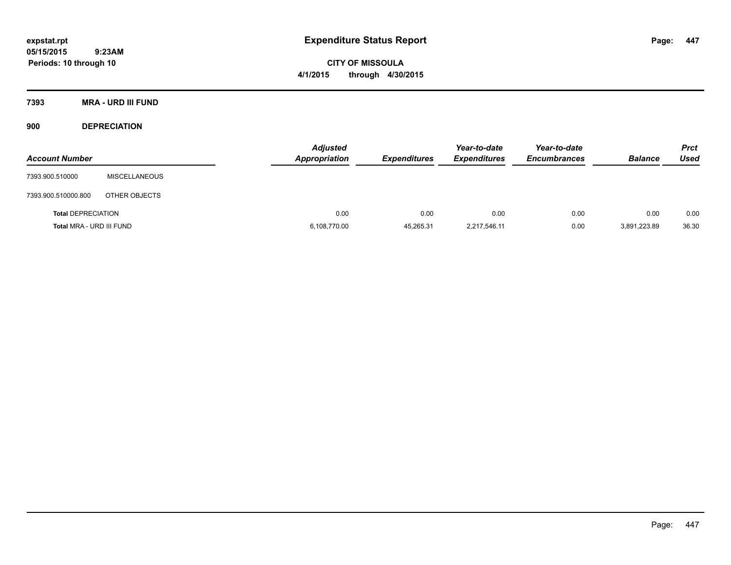# Expenditure Status Report

**expstat.rpt**
**05/15/2015 9:23AM**
**Periods: 10 through 10**

**CITY OF MISSOULA**
**4/1/2015 through 4/30/2015**

## 7393 MRA - URD III FUND

### 900 DEPRECIATION

| Account Number | | Adjusted Appropriation | Expenditures | Year-to-date Expenditures | Year-to-date Encumbrances | Balance | Prct Used |
|---|---|---|---|---|---|---|---|
| 7393.900.510000 | MISCELLANEOUS | | | | | | |
| 7393.900.510000.800 | OTHER OBJECTS | | | | | | |
| **Total** DEPRECIATION | | 0.00 | 0.00 | 0.00 | 0.00 | 0.00 | 0.00 |
| **Total** MRA - URD III FUND | | 6,108,770.00 | 45,265.31 | 2,217,546.11 | 0.00 | 3,891,223.89 | 36.30 |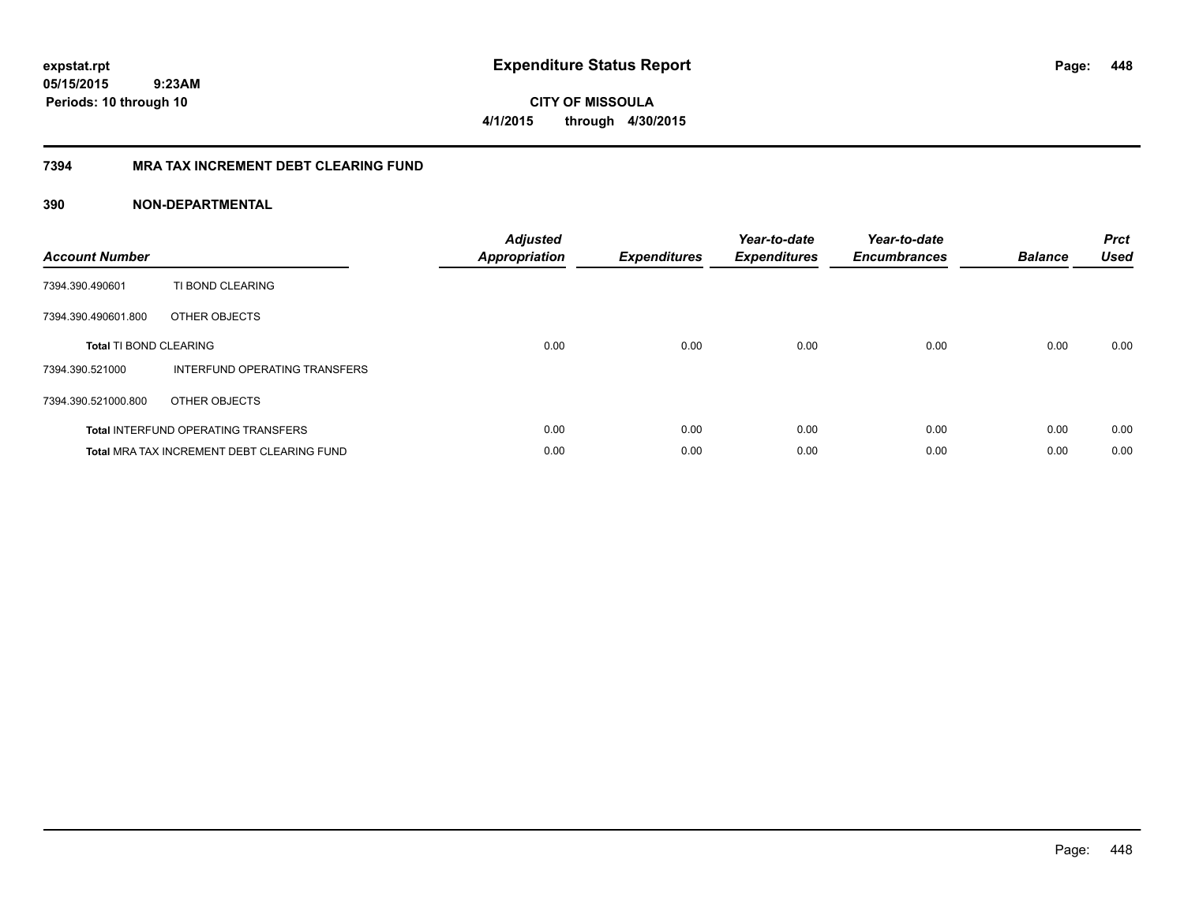**expstat.rpt**
**05/15/2015 9:23AM**
**Periods: 10 through 10**

# Expenditure Status Report

**CITY OF MISSOULA**
**4/1/2015 through 4/30/2015**

## 7394 MRA TAX INCREMENT DEBT CLEARING FUND

## 390 NON-DEPARTMENTAL

| Account Number | | Adjusted Appropriation | Expenditures | Year-to-date Expenditures | Year-to-date Encumbrances | Balance | Prct Used |
|---|---|---|---|---|---|---|---|
| 7394.390.490601 | TI BOND CLEARING | | | | | | |
| 7394.390.490601.800 | OTHER OBJECTS | | | | | | |
| **Total** TI BOND CLEARING | | 0.00 | 0.00 | 0.00 | 0.00 | 0.00 | 0.00 |
| 7394.390.521000 | INTERFUND OPERATING TRANSFERS | | | | | | |
| 7394.390.521000.800 | OTHER OBJECTS | | | | | | |
| **Total** INTERFUND OPERATING TRANSFERS | | 0.00 | 0.00 | 0.00 | 0.00 | 0.00 | 0.00 |
| **Total** MRA TAX INCREMENT DEBT CLEARING FUND | | 0.00 | 0.00 | 0.00 | 0.00 | 0.00 | 0.00 |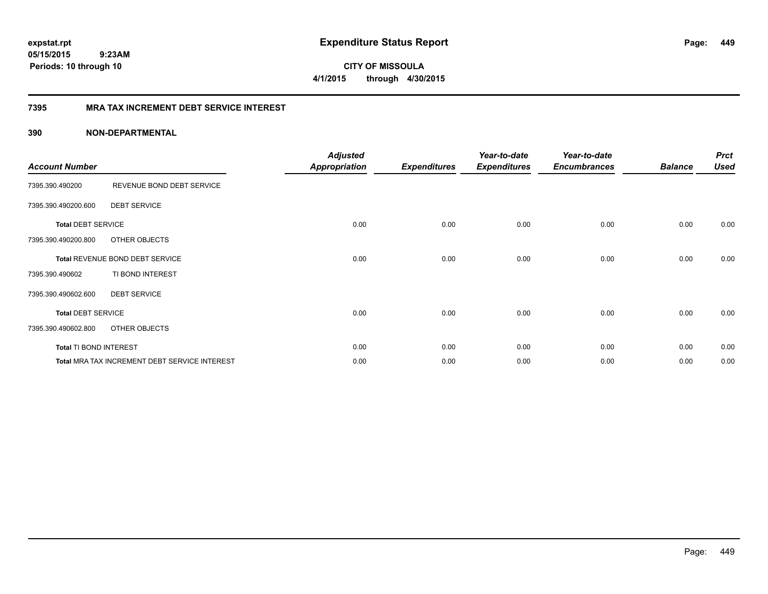# Expenditure Status Report

**CITY OF MISSOULA**
**4/1/2015 through 4/30/2015**

expstat.rpt
05/15/2015 9:23AM
Periods: 10 through 10

## 7395 MRA TAX INCREMENT DEBT SERVICE INTEREST

## 390 NON-DEPARTMENTAL

| Account Number | | Adjusted Appropriation | Expenditures | Year-to-date Expenditures | Year-to-date Encumbrances | Balance | Prct Used |
|---|---|---|---|---|---|---|---|
| 7395.390.490200 | REVENUE BOND DEBT SERVICE | | | | | | |
| 7395.390.490200.600 | DEBT SERVICE | | | | | | |
| **Total** DEBT SERVICE | | 0.00 | 0.00 | 0.00 | 0.00 | 0.00 | 0.00 |
| 7395.390.490200.800 | OTHER OBJECTS | | | | | | |
| **Total** REVENUE BOND DEBT SERVICE | | 0.00 | 0.00 | 0.00 | 0.00 | 0.00 | 0.00 |
| 7395.390.490602 | TI BOND INTEREST | | | | | | |
| 7395.390.490602.600 | DEBT SERVICE | | | | | | |
| **Total** DEBT SERVICE | | 0.00 | 0.00 | 0.00 | 0.00 | 0.00 | 0.00 |
| 7395.390.490602.800 | OTHER OBJECTS | | | | | | |
| **Total** TI BOND INTEREST | | 0.00 | 0.00 | 0.00 | 0.00 | 0.00 | 0.00 |
| **Total** MRA TAX INCREMENT DEBT SERVICE INTEREST | | 0.00 | 0.00 | 0.00 | 0.00 | 0.00 | 0.00 |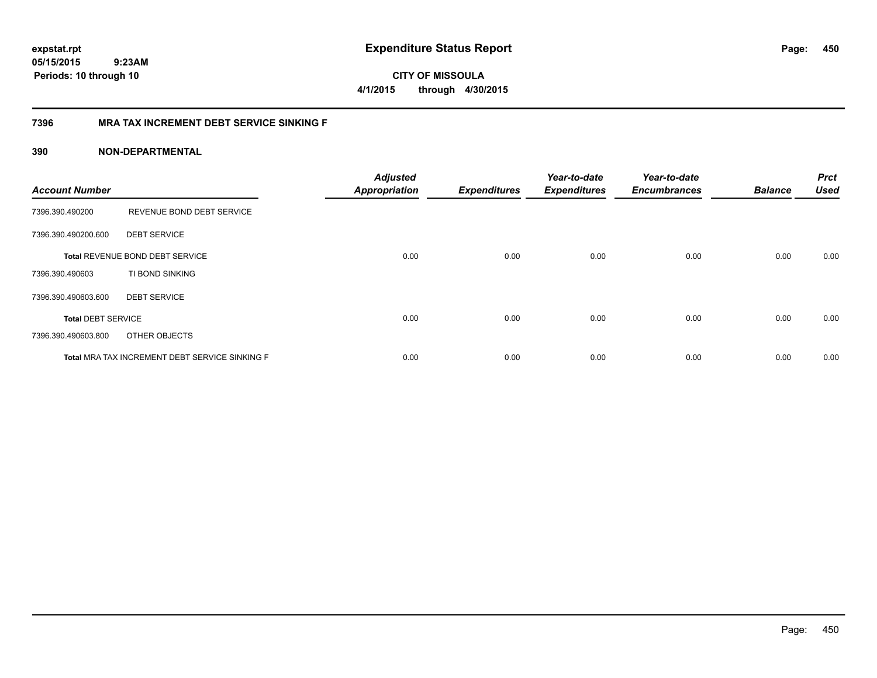expstat.rpt
05/15/2015 9:23AM
Periods: 10 through 10

# Expenditure Status Report

CITY OF MISSOULA
4/1/2015 through 4/30/2015

## 7396 MRA TAX INCREMENT DEBT SERVICE SINKING F

### 390 NON-DEPARTMENTAL

| Account Number | | Adjusted Appropriation | Expenditures | Year-to-date Expenditures | Year-to-date Encumbrances | Balance | Prct Used |
|---|---|---|---|---|---|---|---|
| 7396.390.490200 | REVENUE BOND DEBT SERVICE | | | | | | |
| 7396.390.490200.600 | DEBT SERVICE | | | | | | |
| **Total** REVENUE BOND DEBT SERVICE | | 0.00 | 0.00 | 0.00 | 0.00 | 0.00 | 0.00 |
| 7396.390.490603 | TI BOND SINKING | | | | | | |
| 7396.390.490603.600 | DEBT SERVICE | | | | | | |
| **Total** DEBT SERVICE | | 0.00 | 0.00 | 0.00 | 0.00 | 0.00 | 0.00 |
| 7396.390.490603.800 | OTHER OBJECTS | | | | | | |
| **Total** MRA TAX INCREMENT DEBT SERVICE SINKING F | | 0.00 | 0.00 | 0.00 | 0.00 | 0.00 | 0.00 |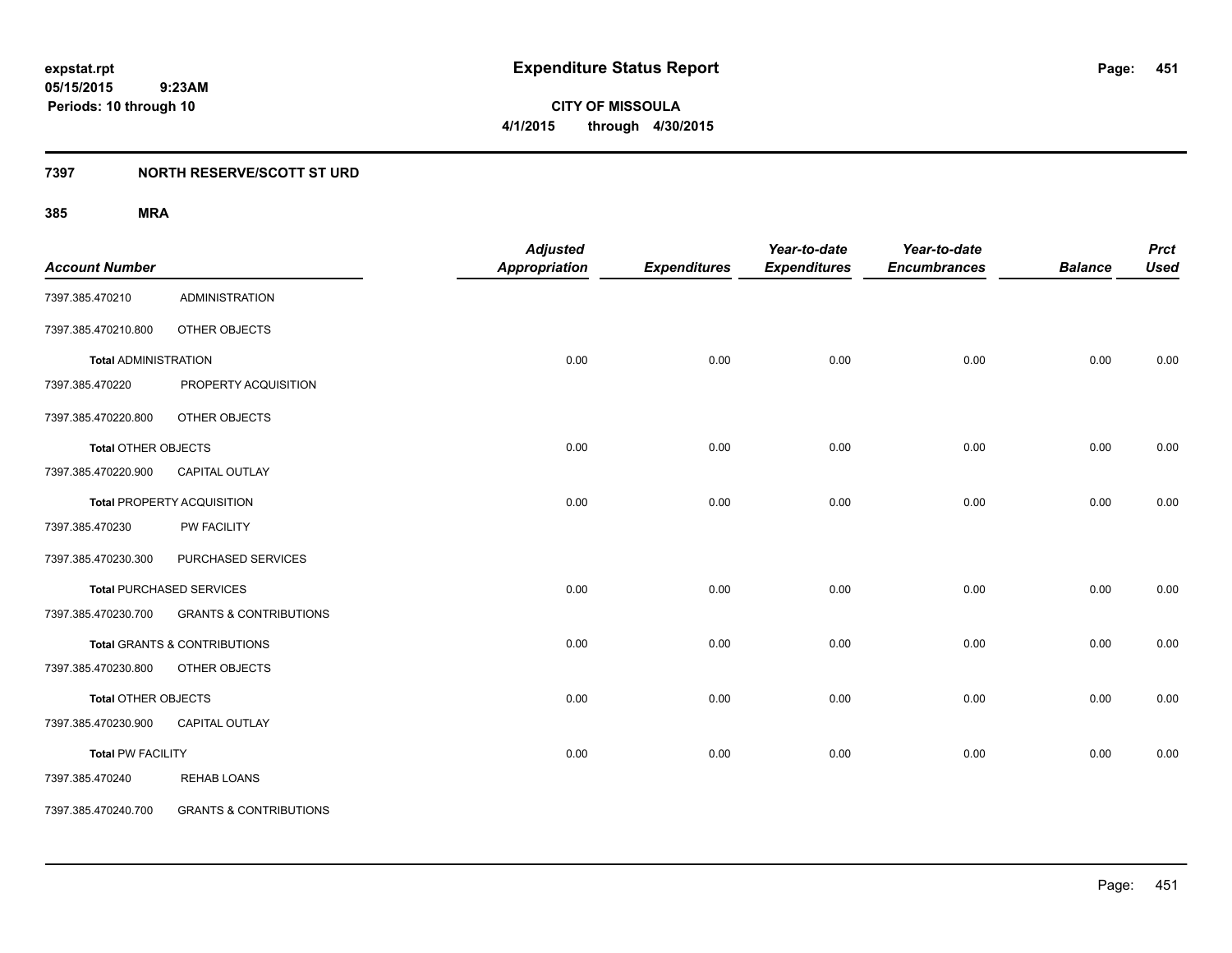**expstat.rpt**
**05/15/2015 9:23AM**
**Periods: 10 through 10**

# Expenditure Status Report

**CITY OF MISSOULA**
**4/1/2015 through 4/30/2015**

## 7397 NORTH RESERVE/SCOTT ST URD

### 385 MRA

| Account Number | | Adjusted Appropriation | Expenditures | Year-to-date Expenditures | Year-to-date Encumbrances | Balance | Prct Used |
|---|---|---|---|---|---|---|---|
| 7397.385.470210 | ADMINISTRATION | | | | | | |
| 7397.385.470210.800 | OTHER OBJECTS | | | | | | |
| **Total** ADMINISTRATION | | 0.00 | 0.00 | 0.00 | 0.00 | 0.00 | 0.00 |
| 7397.385.470220 | PROPERTY ACQUISITION | | | | | | |
| 7397.385.470220.800 | OTHER OBJECTS | | | | | | |
| **Total** OTHER OBJECTS | | 0.00 | 0.00 | 0.00 | 0.00 | 0.00 | 0.00 |
| 7397.385.470220.900 | CAPITAL OUTLAY | | | | | | |
| **Total** PROPERTY ACQUISITION | | 0.00 | 0.00 | 0.00 | 0.00 | 0.00 | 0.00 |
| 7397.385.470230 | PW FACILITY | | | | | | |
| 7397.385.470230.300 | PURCHASED SERVICES | | | | | | |
| **Total** PURCHASED SERVICES | | 0.00 | 0.00 | 0.00 | 0.00 | 0.00 | 0.00 |
| 7397.385.470230.700 | GRANTS & CONTRIBUTIONS | | | | | | |
| **Total** GRANTS & CONTRIBUTIONS | | 0.00 | 0.00 | 0.00 | 0.00 | 0.00 | 0.00 |
| 7397.385.470230.800 | OTHER OBJECTS | | | | | | |
| **Total** OTHER OBJECTS | | 0.00 | 0.00 | 0.00 | 0.00 | 0.00 | 0.00 |
| 7397.385.470230.900 | CAPITAL OUTLAY | | | | | | |
| **Total** PW FACILITY | | 0.00 | 0.00 | 0.00 | 0.00 | 0.00 | 0.00 |
| 7397.385.470240 | REHAB LOANS | | | | | | |
| 7397.385.470240.700 | GRANTS & CONTRIBUTIONS | | | | | | |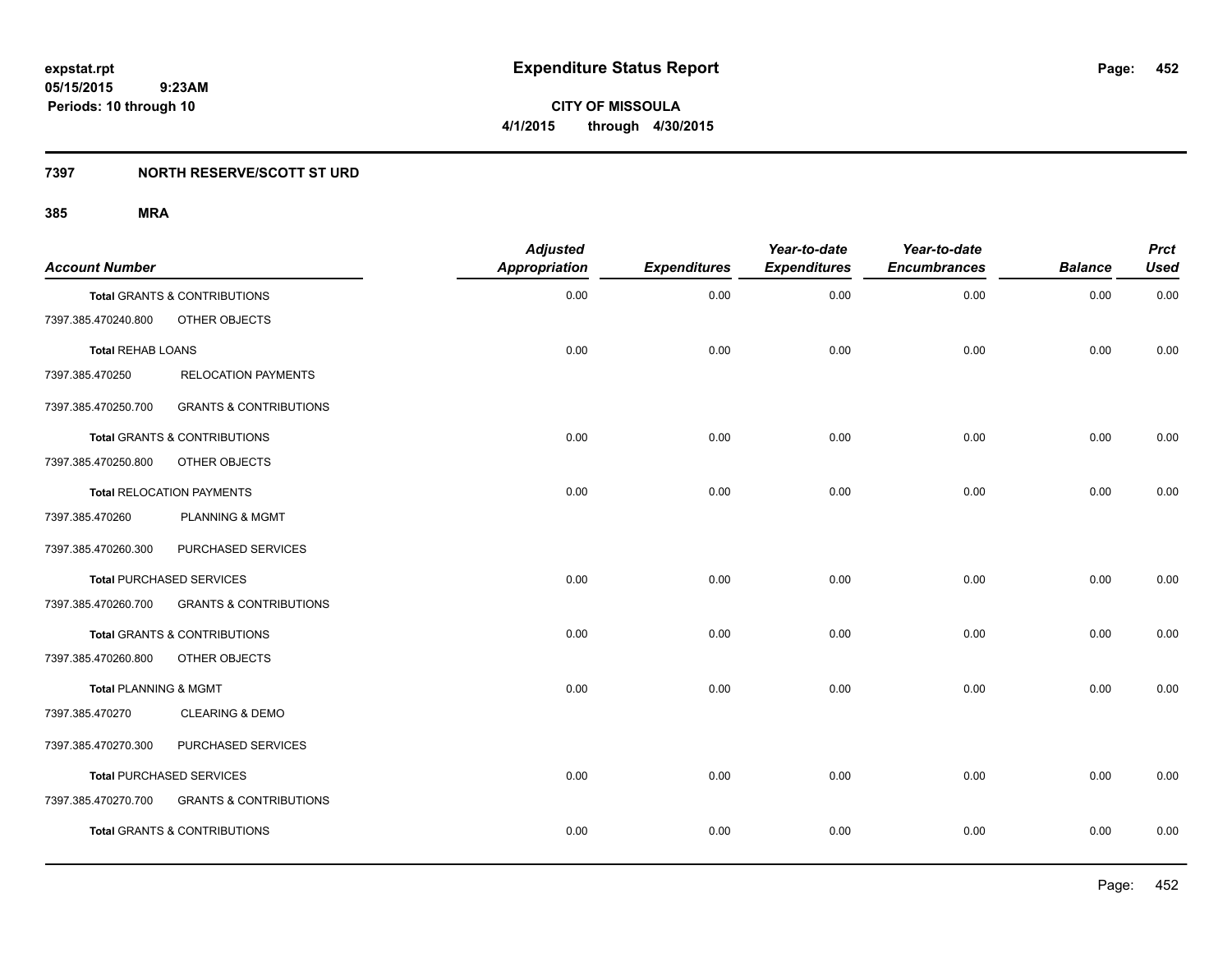**expstat.rpt**
**05/15/2015 9:23AM**
**Periods: 10 through 10**

# Expenditure Status Report

**CITY OF MISSOULA**
**4/1/2015 through 4/30/2015**

## 7397 NORTH RESERVE/SCOTT ST URD

### 385 MRA

| Account Number | | Adjusted Appropriation | Expenditures | Year-to-date Expenditures | Year-to-date Encumbrances | Balance | Prct Used |
|---|---|---|---|---|---|---|---|
| **Total** GRANTS & CONTRIBUTIONS | | 0.00 | 0.00 | 0.00 | 0.00 | 0.00 | 0.00 |
| 7397.385.470240.800 | OTHER OBJECTS | | | | | | |
| **Total** REHAB LOANS | | 0.00 | 0.00 | 0.00 | 0.00 | 0.00 | 0.00 |
| 7397.385.470250 | RELOCATION PAYMENTS | | | | | | |
| 7397.385.470250.700 | GRANTS & CONTRIBUTIONS | | | | | | |
| **Total** GRANTS & CONTRIBUTIONS | | 0.00 | 0.00 | 0.00 | 0.00 | 0.00 | 0.00 |
| 7397.385.470250.800 | OTHER OBJECTS | | | | | | |
| **Total** RELOCATION PAYMENTS | | 0.00 | 0.00 | 0.00 | 0.00 | 0.00 | 0.00 |
| 7397.385.470260 | PLANNING & MGMT | | | | | | |
| 7397.385.470260.300 | PURCHASED SERVICES | | | | | | |
| **Total** PURCHASED SERVICES | | 0.00 | 0.00 | 0.00 | 0.00 | 0.00 | 0.00 |
| 7397.385.470260.700 | GRANTS & CONTRIBUTIONS | | | | | | |
| **Total** GRANTS & CONTRIBUTIONS | | 0.00 | 0.00 | 0.00 | 0.00 | 0.00 | 0.00 |
| 7397.385.470260.800 | OTHER OBJECTS | | | | | | |
| **Total** PLANNING & MGMT | | 0.00 | 0.00 | 0.00 | 0.00 | 0.00 | 0.00 |
| 7397.385.470270 | CLEARING & DEMO | | | | | | |
| 7397.385.470270.300 | PURCHASED SERVICES | | | | | | |
| **Total** PURCHASED SERVICES | | 0.00 | 0.00 | 0.00 | 0.00 | 0.00 | 0.00 |
| 7397.385.470270.700 | GRANTS & CONTRIBUTIONS | | | | | | |
| **Total** GRANTS & CONTRIBUTIONS | | 0.00 | 0.00 | 0.00 | 0.00 | 0.00 | 0.00 |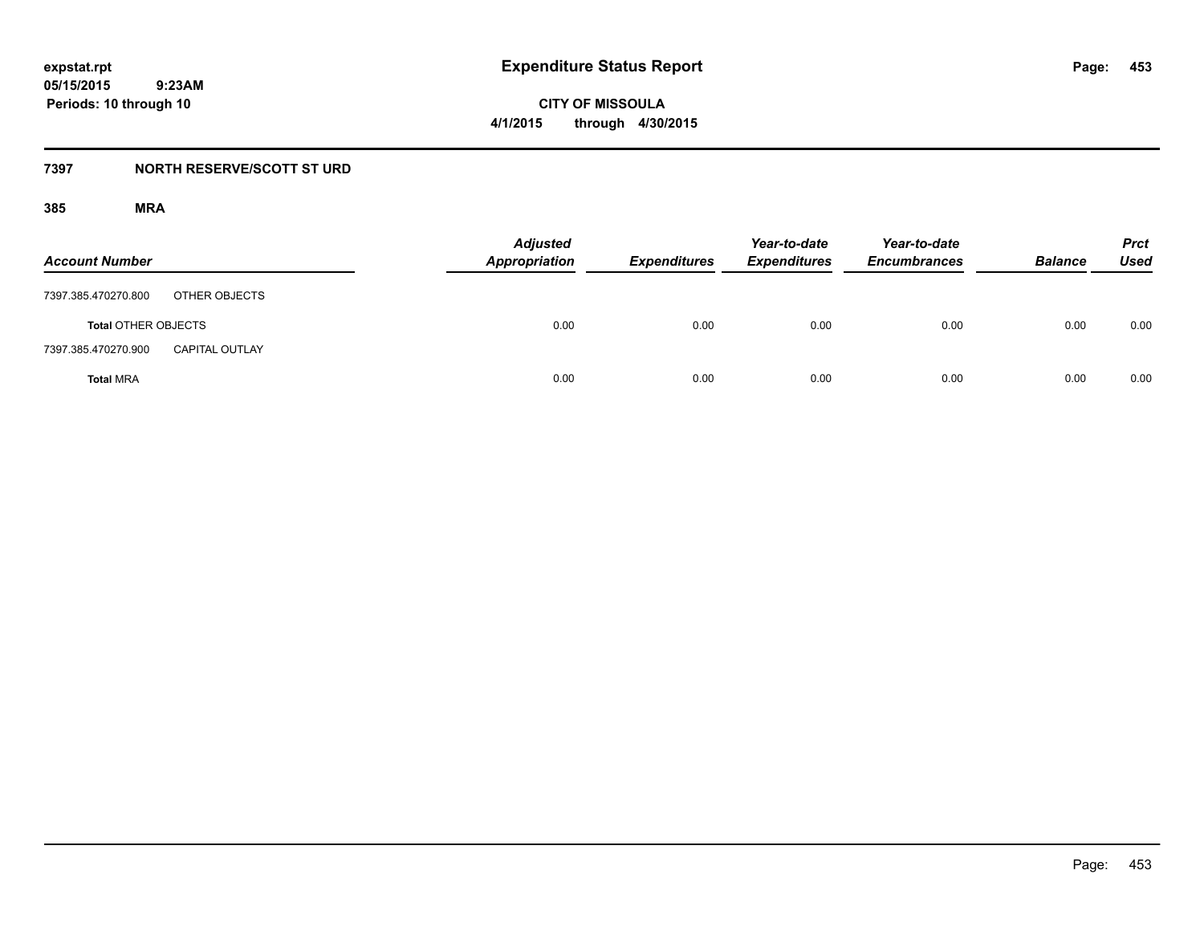# Expenditure Status Report

**CITY OF MISSOULA**

**4/1/2015 through 4/30/2015**

expstat.rpt
05/15/2015 9:23AM
Periods: 10 through 10

## 7397 NORTH RESERVE/SCOTT ST URD

### 385 MRA

| Account Number | | Adjusted Appropriation | Expenditures | Year-to-date Expenditures | Year-to-date Encumbrances | Balance | Prct Used |
|---|---|---|---|---|---|---|---|
| 7397.385.470270.800 | OTHER OBJECTS | | | | | | |
| **Total** OTHER OBJECTS | | 0.00 | 0.00 | 0.00 | 0.00 | 0.00 | 0.00 |
| 7397.385.470270.900 | CAPITAL OUTLAY | | | | | | |
| **Total** MRA | | 0.00 | 0.00 | 0.00 | 0.00 | 0.00 | 0.00 |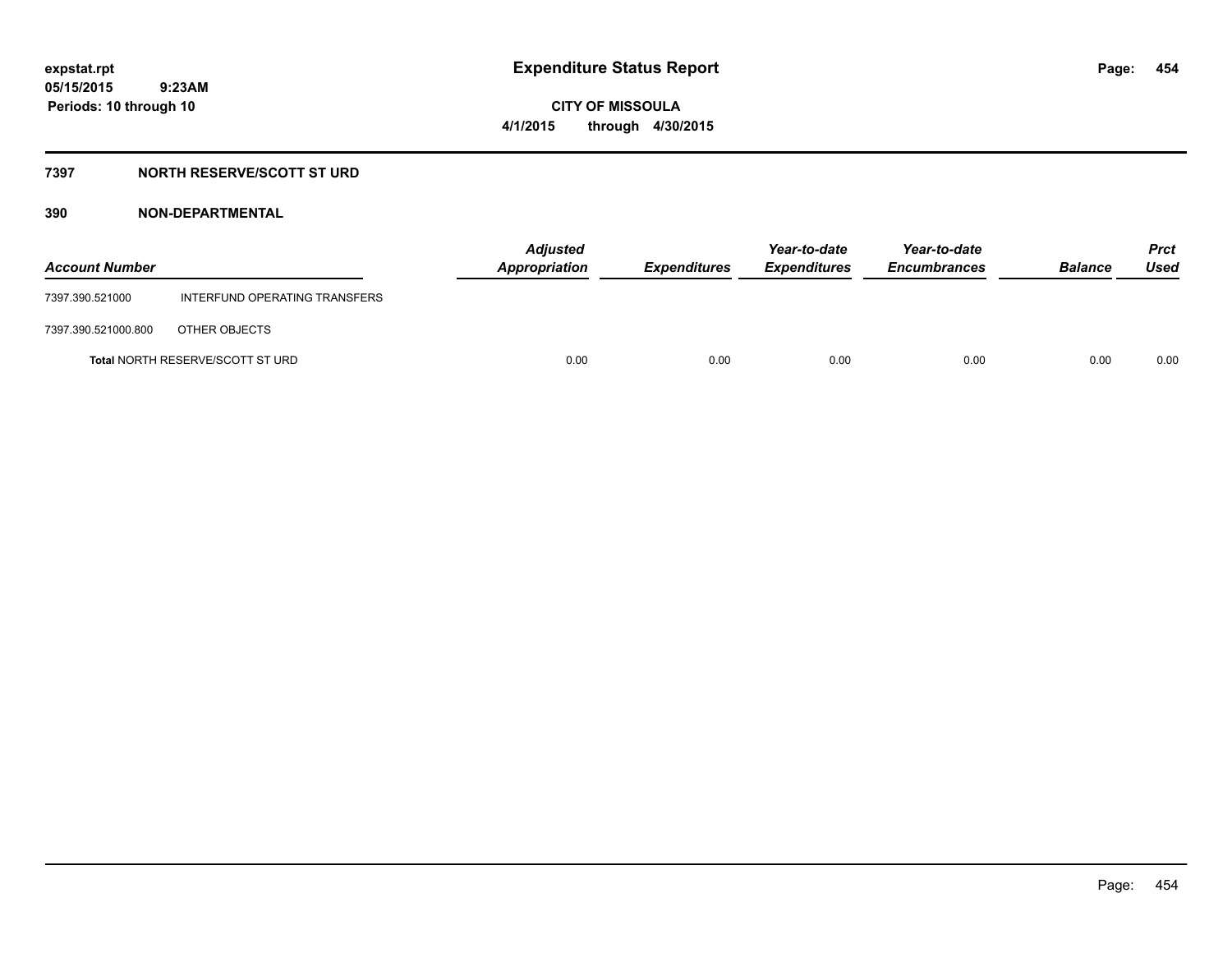expstat.rpt
05/15/2015 9:23AM
Periods: 10 through 10

# Expenditure Status Report

CITY OF MISSOULA
4/1/2015 through 4/30/2015

## 7397 NORTH RESERVE/SCOTT ST URD

### 390 NON-DEPARTMENTAL

| Account Number | | Adjusted Appropriation | Expenditures | Year-to-date Expenditures | Year-to-date Encumbrances | Balance | Prct Used |
|---|---|---|---|---|---|---|---|
| 7397.390.521000 | INTERFUND OPERATING TRANSFERS | | | | | | |
| 7397.390.521000.800 | OTHER OBJECTS | | | | | | |
| **Total** NORTH RESERVE/SCOTT ST URD | | 0.00 | 0.00 | 0.00 | 0.00 | 0.00 | 0.00 |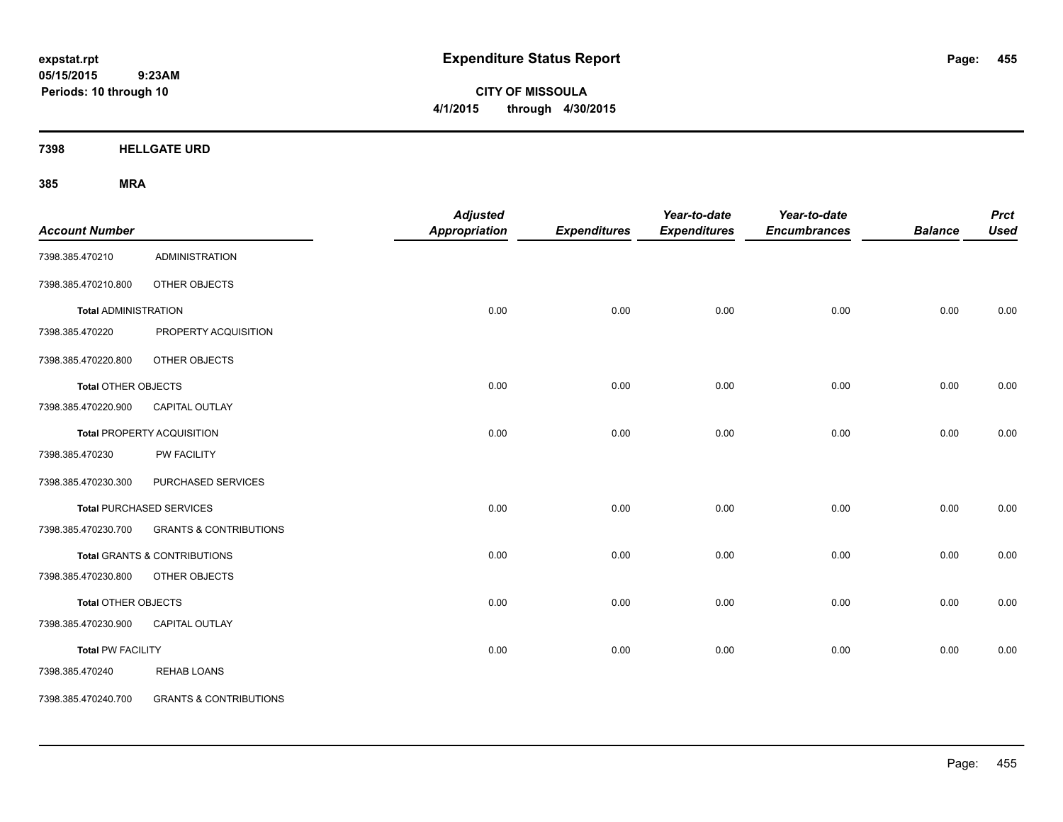# Expenditure Status Report

**CITY OF MISSOULA**

**4/1/2015 through 4/30/2015**

expstat.rpt
05/15/2015 9:23AM
Periods: 10 through 10

## 7398 HELLGATE URD

## 385 MRA

| Account Number | | Adjusted Appropriation | Expenditures | Year-to-date Expenditures | Year-to-date Encumbrances | Balance | Prct Used |
|---|---|---|---|---|---|---|---|
| 7398.385.470210 | ADMINISTRATION | | | | | | |
| 7398.385.470210.800 | OTHER OBJECTS | | | | | | |
| **Total** ADMINISTRATION | | 0.00 | 0.00 | 0.00 | 0.00 | 0.00 | 0.00 |
| 7398.385.470220 | PROPERTY ACQUISITION | | | | | | |
| 7398.385.470220.800 | OTHER OBJECTS | | | | | | |
| **Total** OTHER OBJECTS | | 0.00 | 0.00 | 0.00 | 0.00 | 0.00 | 0.00 |
| 7398.385.470220.900 | CAPITAL OUTLAY | | | | | | |
| **Total** PROPERTY ACQUISITION | | 0.00 | 0.00 | 0.00 | 0.00 | 0.00 | 0.00 |
| 7398.385.470230 | PW FACILITY | | | | | | |
| 7398.385.470230.300 | PURCHASED SERVICES | | | | | | |
| **Total** PURCHASED SERVICES | | 0.00 | 0.00 | 0.00 | 0.00 | 0.00 | 0.00 |
| 7398.385.470230.700 | GRANTS & CONTRIBUTIONS | | | | | | |
| **Total** GRANTS & CONTRIBUTIONS | | 0.00 | 0.00 | 0.00 | 0.00 | 0.00 | 0.00 |
| 7398.385.470230.800 | OTHER OBJECTS | | | | | | |
| **Total** OTHER OBJECTS | | 0.00 | 0.00 | 0.00 | 0.00 | 0.00 | 0.00 |
| 7398.385.470230.900 | CAPITAL OUTLAY | | | | | | |
| **Total** PW FACILITY | | 0.00 | 0.00 | 0.00 | 0.00 | 0.00 | 0.00 |
| 7398.385.470240 | REHAB LOANS | | | | | | |
| 7398.385.470240.700 | GRANTS & CONTRIBUTIONS | | | | | | |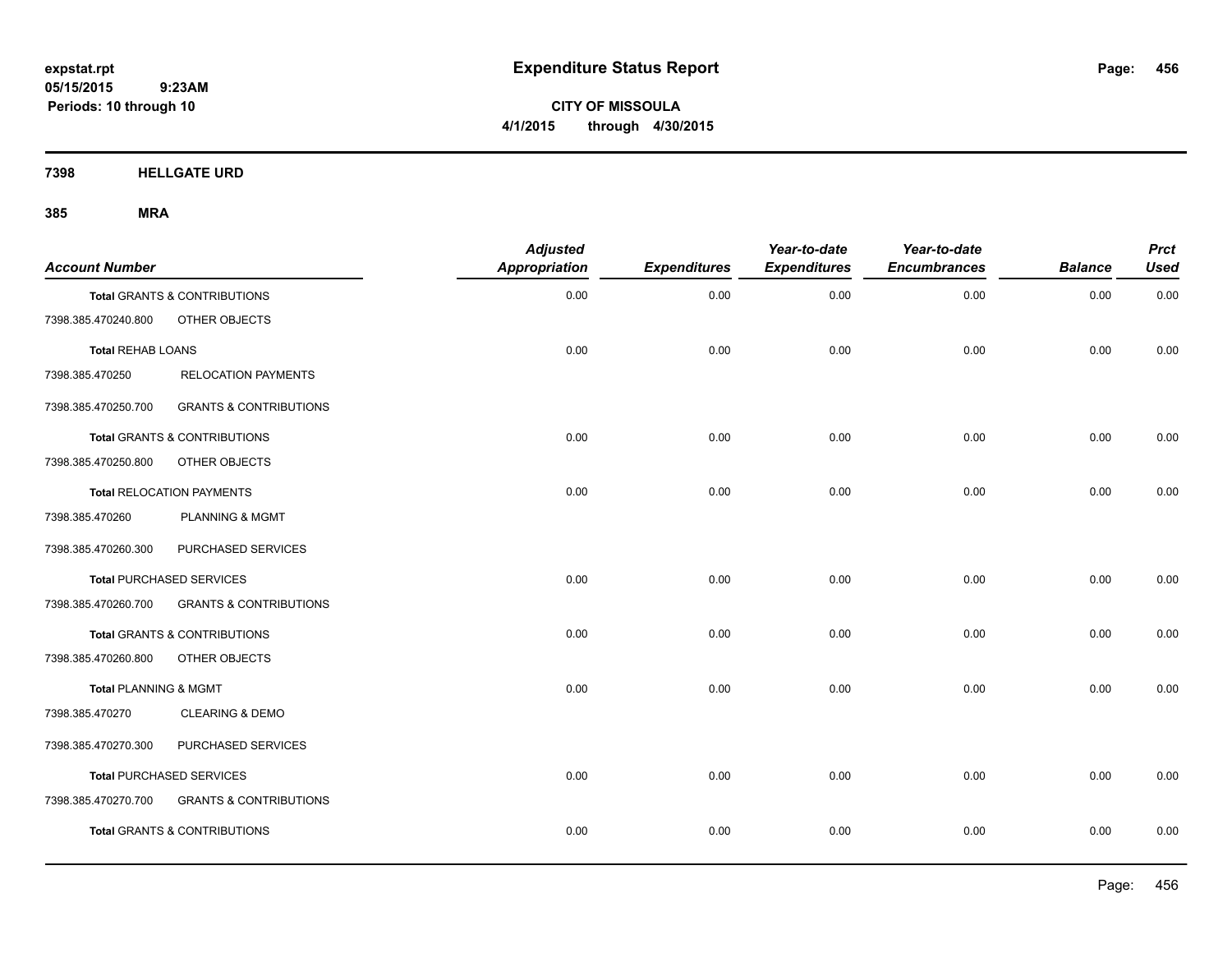**Expenditure Status Report**

**CITY OF MISSOULA**

**4/1/2015 through 4/30/2015**

expstat.rpt
05/15/2015 9:23AM
Periods: 10 through 10

**7398 HELLGATE URD**

**385 MRA**

| Account Number | | Adjusted Appropriation | Expenditures | Year-to-date Expenditures | Year-to-date Encumbrances | Balance | Prct Used |
|---|---|---|---|---|---|---|---|
| **Total** GRANTS & CONTRIBUTIONS | | 0.00 | 0.00 | 0.00 | 0.00 | 0.00 | 0.00 |
| 7398.385.470240.800 | OTHER OBJECTS | | | | | | |
| **Total** REHAB LOANS | | 0.00 | 0.00 | 0.00 | 0.00 | 0.00 | 0.00 |
| 7398.385.470250 | RELOCATION PAYMENTS | | | | | | |
| 7398.385.470250.700 | GRANTS & CONTRIBUTIONS | | | | | | |
| **Total** GRANTS & CONTRIBUTIONS | | 0.00 | 0.00 | 0.00 | 0.00 | 0.00 | 0.00 |
| 7398.385.470250.800 | OTHER OBJECTS | | | | | | |
| **Total** RELOCATION PAYMENTS | | 0.00 | 0.00 | 0.00 | 0.00 | 0.00 | 0.00 |
| 7398.385.470260 | PLANNING & MGMT | | | | | | |
| 7398.385.470260.300 | PURCHASED SERVICES | | | | | | |
| **Total** PURCHASED SERVICES | | 0.00 | 0.00 | 0.00 | 0.00 | 0.00 | 0.00 |
| 7398.385.470260.700 | GRANTS & CONTRIBUTIONS | | | | | | |
| **Total** GRANTS & CONTRIBUTIONS | | 0.00 | 0.00 | 0.00 | 0.00 | 0.00 | 0.00 |
| 7398.385.470260.800 | OTHER OBJECTS | | | | | | |
| **Total** PLANNING & MGMT | | 0.00 | 0.00 | 0.00 | 0.00 | 0.00 | 0.00 |
| 7398.385.470270 | CLEARING & DEMO | | | | | | |
| 7398.385.470270.300 | PURCHASED SERVICES | | | | | | |
| **Total** PURCHASED SERVICES | | 0.00 | 0.00 | 0.00 | 0.00 | 0.00 | 0.00 |
| 7398.385.470270.700 | GRANTS & CONTRIBUTIONS | | | | | | |
| **Total** GRANTS & CONTRIBUTIONS | | 0.00 | 0.00 | 0.00 | 0.00 | 0.00 | 0.00 |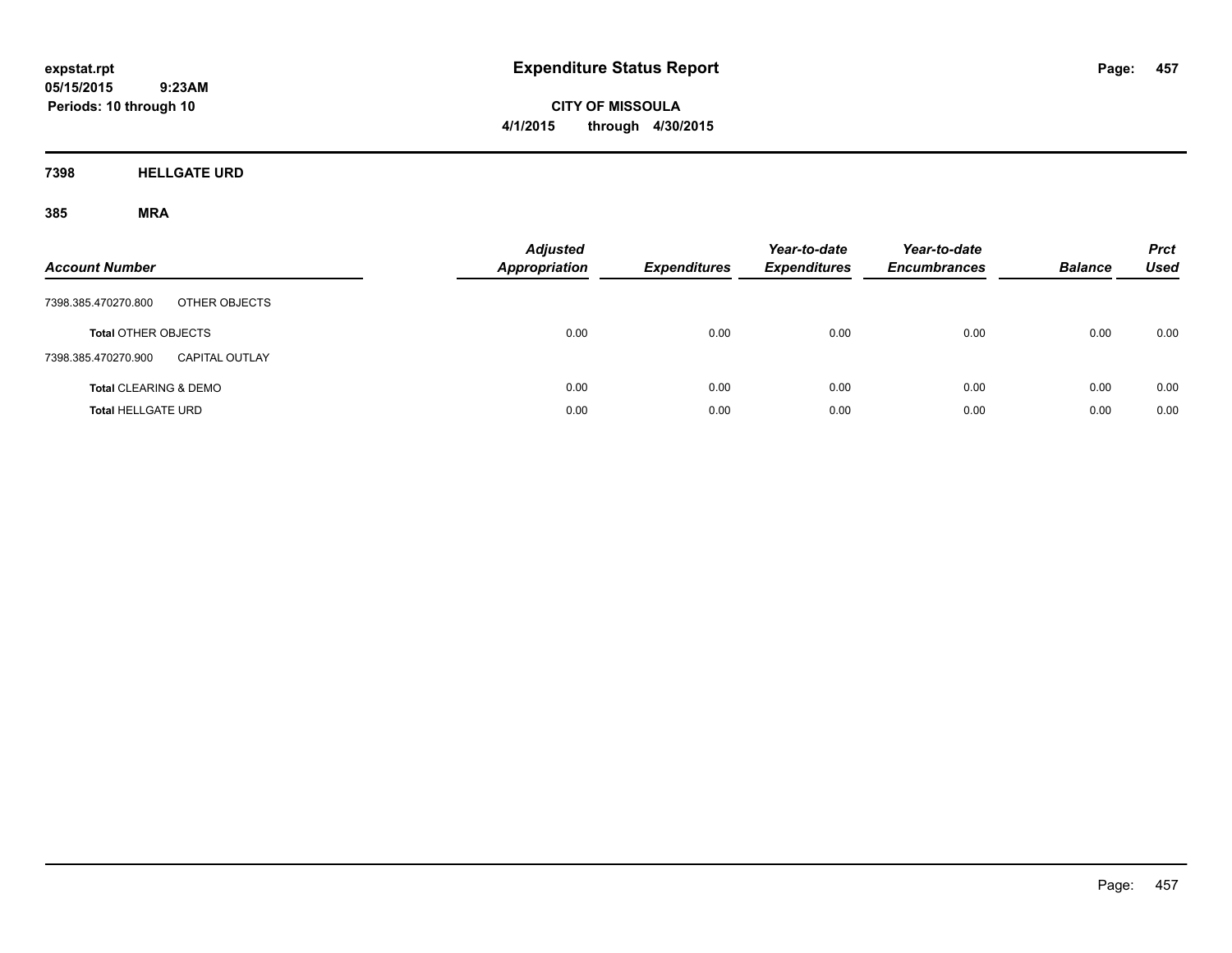# Expenditure Status Report

**CITY OF MISSOULA**
**4/1/2015 through 4/30/2015**

expstat.rpt
05/15/2015 9:23AM
Periods: 10 through 10

## 7398 HELLGATE URD

### 385 MRA

| Account Number | | Adjusted Appropriation | Expenditures | Year-to-date Expenditures | Year-to-date Encumbrances | Balance | Prct Used |
|---|---|---|---|---|---|---|---|
| 7398.385.470270.800 | OTHER OBJECTS | | | | | | |
| **Total** OTHER OBJECTS | | 0.00 | 0.00 | 0.00 | 0.00 | 0.00 | 0.00 |
| 7398.385.470270.900 | CAPITAL OUTLAY | | | | | | |
| **Total** CLEARING & DEMO | | 0.00 | 0.00 | 0.00 | 0.00 | 0.00 | 0.00 |
| **Total** HELLGATE URD | | 0.00 | 0.00 | 0.00 | 0.00 | 0.00 | 0.00 |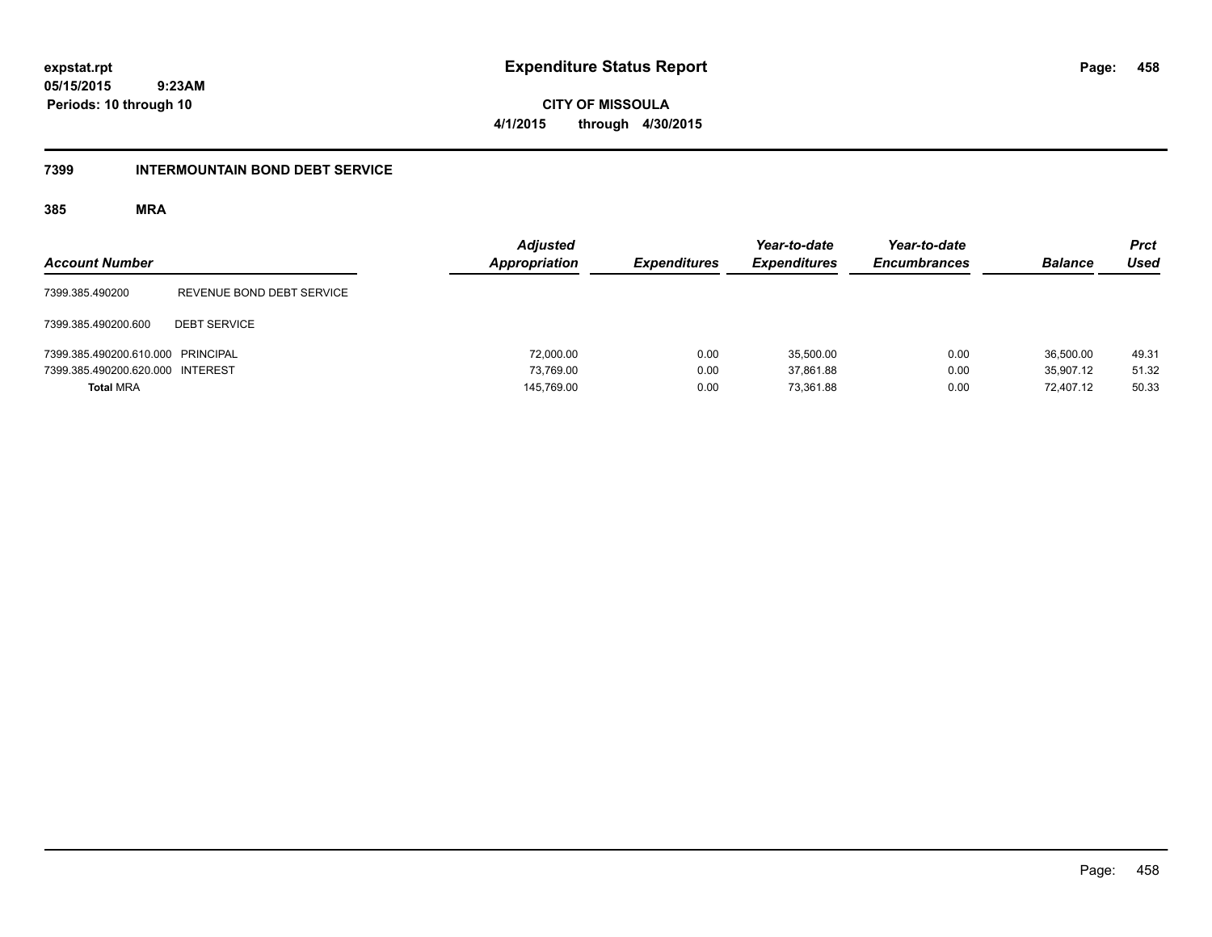expstat.rpt
05/15/2015 9:23AM
Periods: 10 through 10

# Expenditure Status Report

**CITY OF MISSOULA**
**4/1/2015 through 4/30/2015**

## 7399 INTERMOUNTAIN BOND DEBT SERVICE

### 385 MRA

| Account Number | | Adjusted Appropriation | Expenditures | Year-to-date Expenditures | Year-to-date Encumbrances | Balance | Prct Used |
|---|---|---|---|---|---|---|---|
| 7399.385.490200 | REVENUE BOND DEBT SERVICE | | | | | | |
| 7399.385.490200.600 | DEBT SERVICE | | | | | | |
| 7399.385.490200.610.000 | PRINCIPAL | 72,000.00 | 0.00 | 35,500.00 | 0.00 | 36,500.00 | 49.31 |
| 7399.385.490200.620.000 | INTEREST | 73,769.00 | 0.00 | 37,861.88 | 0.00 | 35,907.12 | 51.32 |
| **Total** MRA | | 145,769.00 | 0.00 | 73,361.88 | 0.00 | 72,407.12 | 50.33 |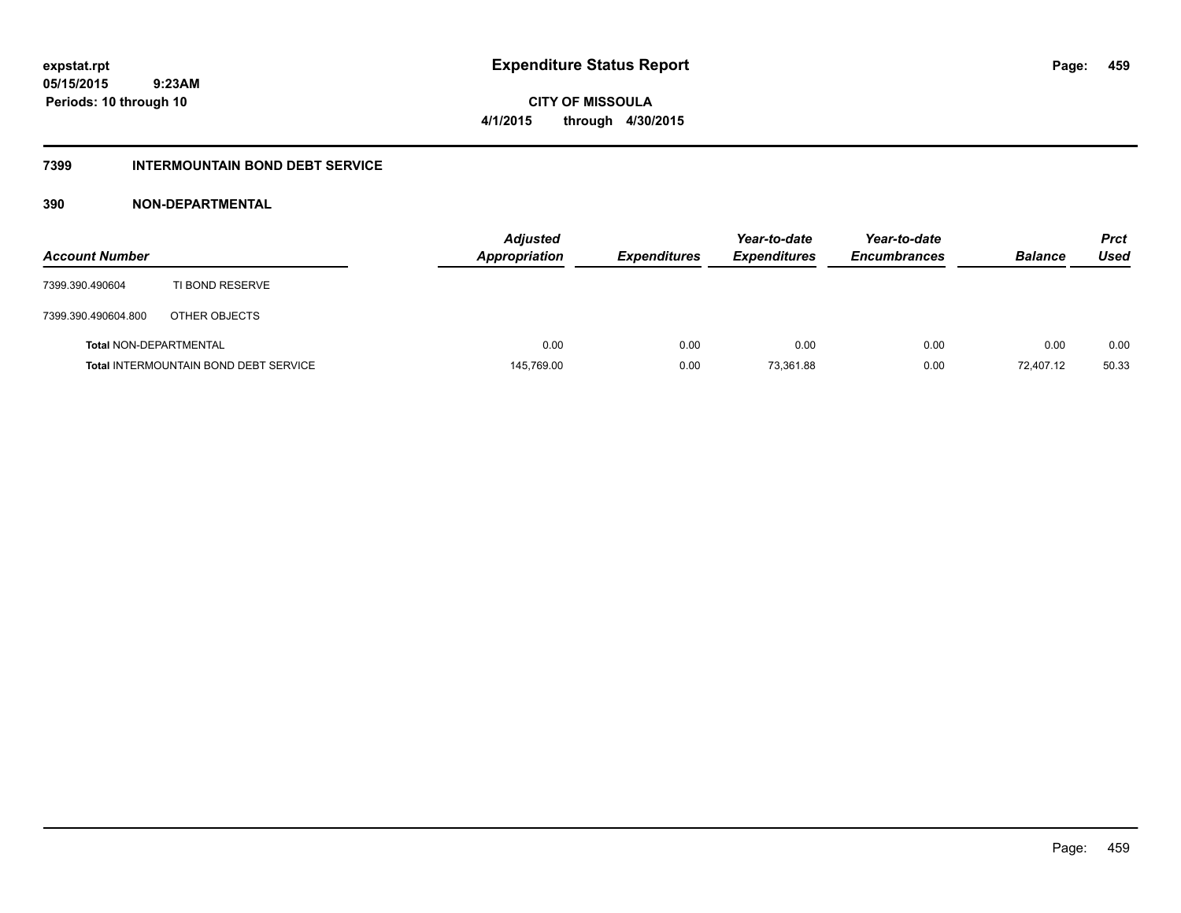# Expenditure Status Report

**CITY OF MISSOULA**

**4/1/2015 through 4/30/2015**

expstat.rpt
05/15/2015 9:23AM
Periods: 10 through 10

## 7399 INTERMOUNTAIN BOND DEBT SERVICE

### 390 NON-DEPARTMENTAL

| Account Number | | Adjusted Appropriation | Expenditures | Year-to-date Expenditures | Year-to-date Encumbrances | Balance | Prct Used |
|---|---|---|---|---|---|---|---|
| 7399.390.490604 | TI BOND RESERVE | | | | | | |
| 7399.390.490604.800 | OTHER OBJECTS | | | | | | |
| **Total** NON-DEPARTMENTAL | | 0.00 | 0.00 | 0.00 | 0.00 | 0.00 | 0.00 |
| **Total** INTERMOUNTAIN BOND DEBT SERVICE | | 145,769.00 | 0.00 | 73,361.88 | 0.00 | 72,407.12 | 50.33 |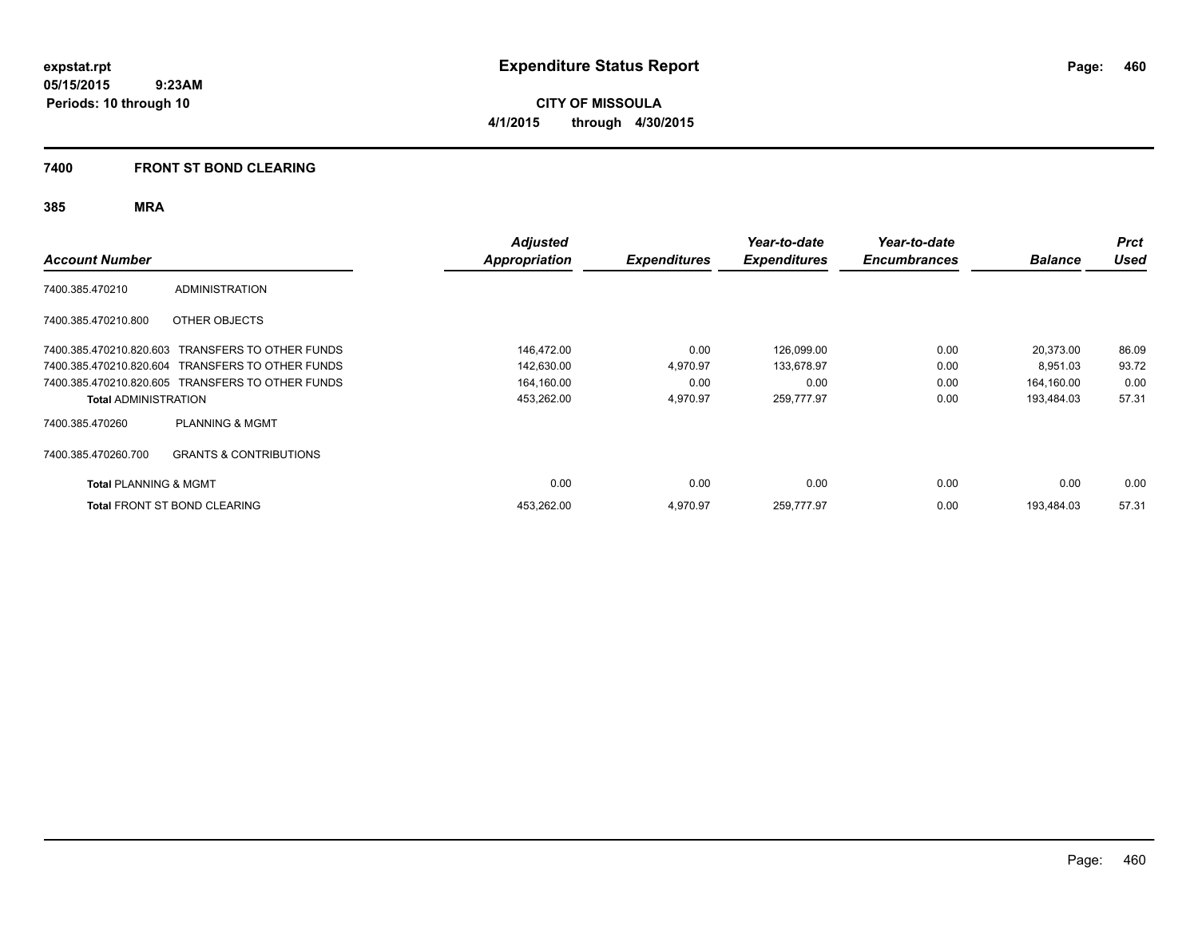expstat.rpt
05/15/2015 9:23AM
Periods: 10 through 10

# Expenditure Status Report

CITY OF MISSOULA
4/1/2015 through 4/30/2015

## 7400 FRONT ST BOND CLEARING

### 385 MRA

| Account Number | | Adjusted Appropriation | Expenditures | Year-to-date Expenditures | Year-to-date Encumbrances | Balance | Prct Used |
|---|---|---|---|---|---|---|---|
| 7400.385.470210 | ADMINISTRATION | | | | | | |
| 7400.385.470210.800 | OTHER OBJECTS | | | | | | |
| 7400.385.470210.820.603 | TRANSFERS TO OTHER FUNDS | 146,472.00 | 0.00 | 126,099.00 | 0.00 | 20,373.00 | 86.09 |
| 7400.385.470210.820.604 | TRANSFERS TO OTHER FUNDS | 142,630.00 | 4,970.97 | 133,678.97 | 0.00 | 8,951.03 | 93.72 |
| 7400.385.470210.820.605 | TRANSFERS TO OTHER FUNDS | 164,160.00 | 0.00 | 0.00 | 0.00 | 164,160.00 | 0.00 |
| **Total** ADMINISTRATION | | 453,262.00 | 4,970.97 | 259,777.97 | 0.00 | 193,484.03 | 57.31 |
| 7400.385.470260 | PLANNING & MGMT | | | | | | |
| 7400.385.470260.700 | GRANTS & CONTRIBUTIONS | | | | | | |
| **Total** PLANNING & MGMT | | 0.00 | 0.00 | 0.00 | 0.00 | 0.00 | 0.00 |
| **Total** FRONT ST BOND CLEARING | | 453,262.00 | 4,970.97 | 259,777.97 | 0.00 | 193,484.03 | 57.31 |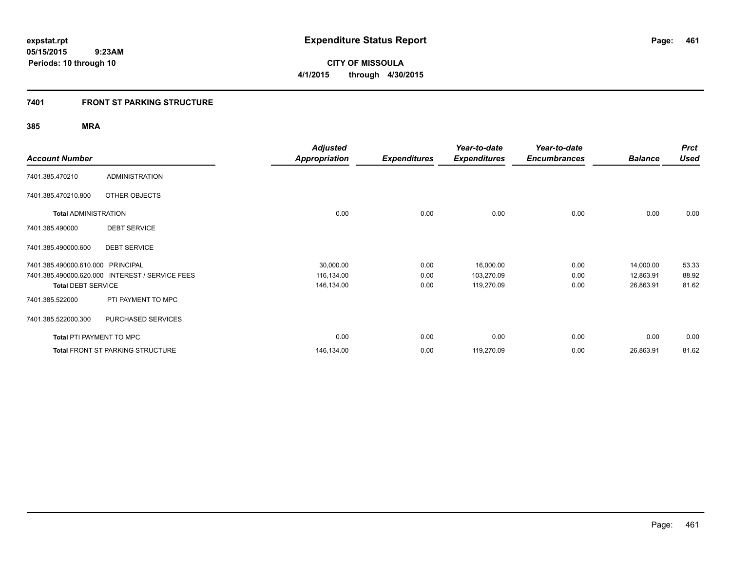**expstat.rpt**
**05/15/2015 9:23AM**
**Periods: 10 through 10**

# Expenditure Status Report

**CITY OF MISSOULA**
**4/1/2015 through 4/30/2015**

## 7401 FRONT ST PARKING STRUCTURE

### 385 MRA

| Account Number | | Adjusted Appropriation | Expenditures | Year-to-date Expenditures | Year-to-date Encumbrances | Balance | Prct Used |
|---|---|---|---|---|---|---|---|
| 7401.385.470210 | ADMINISTRATION | | | | | | |
| 7401.385.470210.800 | OTHER OBJECTS | | | | | | |
| **Total** ADMINISTRATION | | 0.00 | 0.00 | 0.00 | 0.00 | 0.00 | 0.00 |
| 7401.385.490000 | DEBT SERVICE | | | | | | |
| 7401.385.490000.600 | DEBT SERVICE | | | | | | |
| 7401.385.490000.610.000 | PRINCIPAL | 30,000.00 | 0.00 | 16,000.00 | 0.00 | 14,000.00 | 53.33 |
| 7401.385.490000.620.000 | INTEREST / SERVICE FEES | 116,134.00 | 0.00 | 103,270.09 | 0.00 | 12,863.91 | 88.92 |
| **Total** DEBT SERVICE | | 146,134.00 | 0.00 | 119,270.09 | 0.00 | 26,863.91 | 81.62 |
| 7401.385.522000 | PTI PAYMENT TO MPC | | | | | | |
| 7401.385.522000.300 | PURCHASED SERVICES | | | | | | |
| **Total** PTI PAYMENT TO MPC | | 0.00 | 0.00 | 0.00 | 0.00 | 0.00 | 0.00 |
| **Total** FRONT ST PARKING STRUCTURE | | 146,134.00 | 0.00 | 119,270.09 | 0.00 | 26,863.91 | 81.62 |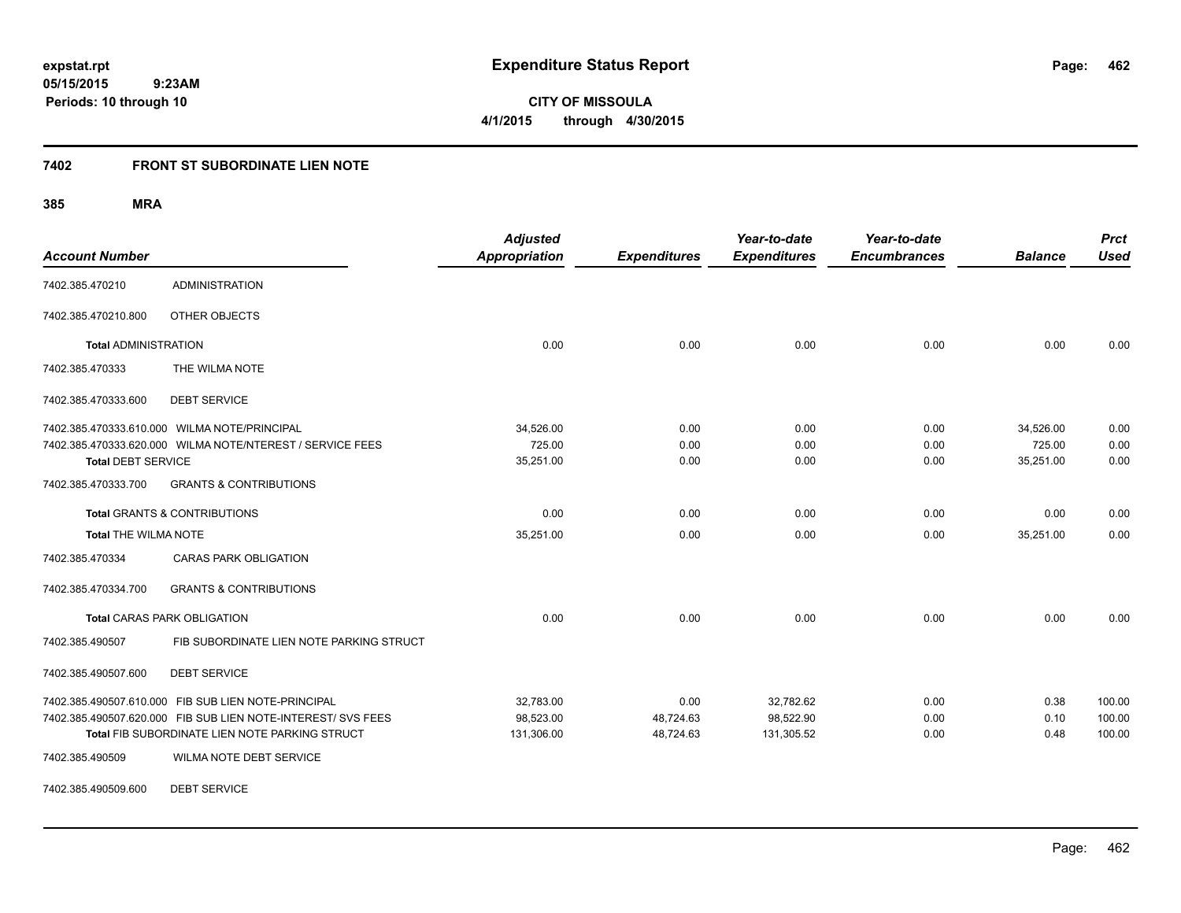**expstat.rpt**
**05/15/2015 9:23AM**
**Periods: 10 through 10**

# Expenditure Status Report

**CITY OF MISSOULA**
**4/1/2015 through 4/30/2015**

## 7402 FRONT ST SUBORDINATE LIEN NOTE

### 385 MRA

| Account Number | | Adjusted Appropriation | Expenditures | Year-to-date Expenditures | Year-to-date Encumbrances | Balance | Prct Used |
|---|---|---|---|---|---|---|---|
| 7402.385.470210 | ADMINISTRATION | | | | | | |
| 7402.385.470210.800 | OTHER OBJECTS | | | | | | |
| **Total** ADMINISTRATION | | 0.00 | 0.00 | 0.00 | 0.00 | 0.00 | 0.00 |
| 7402.385.470333 | THE WILMA NOTE | | | | | | |
| 7402.385.470333.600 | DEBT SERVICE | | | | | | |
| 7402.385.470333.610.000 | WILMA NOTE/PRINCIPAL | 34,526.00 | 0.00 | 0.00 | 0.00 | 34,526.00 | 0.00 |
| 7402.385.470333.620.000 | WILMA NOTE/NTEREST / SERVICE FEES | 725.00 | 0.00 | 0.00 | 0.00 | 725.00 | 0.00 |
| **Total** DEBT SERVICE | | 35,251.00 | 0.00 | 0.00 | 0.00 | 35,251.00 | 0.00 |
| 7402.385.470333.700 | GRANTS & CONTRIBUTIONS | | | | | | |
| **Total** GRANTS & CONTRIBUTIONS | | 0.00 | 0.00 | 0.00 | 0.00 | 0.00 | 0.00 |
| **Total** THE WILMA NOTE | | 35,251.00 | 0.00 | 0.00 | 0.00 | 35,251.00 | 0.00 |
| 7402.385.470334 | CARAS PARK OBLIGATION | | | | | | |
| 7402.385.470334.700 | GRANTS & CONTRIBUTIONS | | | | | | |
| **Total** CARAS PARK OBLIGATION | | 0.00 | 0.00 | 0.00 | 0.00 | 0.00 | 0.00 |
| 7402.385.490507 | FIB SUBORDINATE LIEN NOTE PARKING STRUCT | | | | | | |
| 7402.385.490507.600 | DEBT SERVICE | | | | | | |
| 7402.385.490507.610.000 | FIB SUB LIEN NOTE-PRINCIPAL | 32,783.00 | 0.00 | 32,782.62 | 0.00 | 0.38 | 100.00 |
| 7402.385.490507.620.000 | FIB SUB LIEN NOTE-INTEREST/ SVS FEES | 98,523.00 | 48,724.63 | 98,522.90 | 0.00 | 0.10 | 100.00 |
| **Total** FIB SUBORDINATE LIEN NOTE PARKING STRUCT | | 131,306.00 | 48,724.63 | 131,305.52 | 0.00 | 0.48 | 100.00 |
| 7402.385.490509 | WILMA NOTE DEBT SERVICE | | | | | | |
| 7402.385.490509.600 | DEBT SERVICE | | | | | | |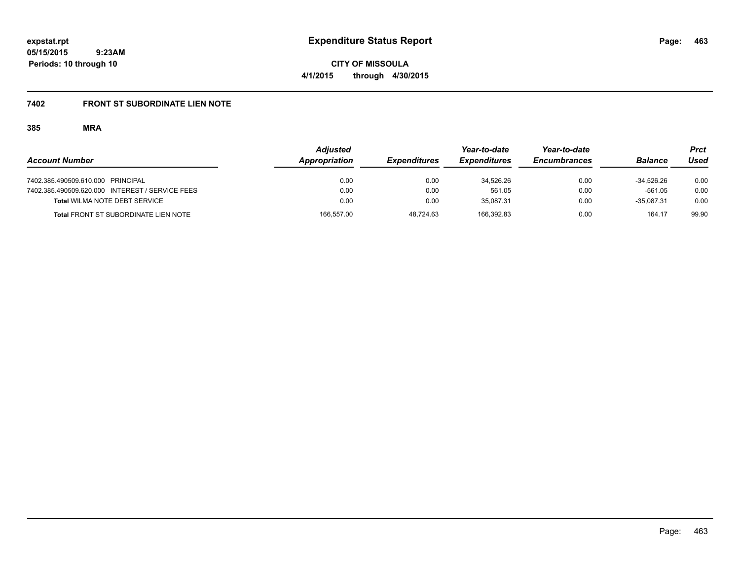**expstat.rpt**
**05/15/2015 9:23AM**
**Periods: 10 through 10**

# Expenditure Status Report

**CITY OF MISSOULA**
**4/1/2015 through 4/30/2015**

## 7402 FRONT ST SUBORDINATE LIEN NOTE

### 385 MRA

| Account Number | Adjusted Appropriation | Expenditures | Year-to-date Expenditures | Year-to-date Encumbrances | Balance | Prct Used |
|---|---|---|---|---|---|---|
| 7402.385.490509.610.000 PRINCIPAL | 0.00 | 0.00 | 34,526.26 | 0.00 | -34,526.26 | 0.00 |
| 7402.385.490509.620.000 INTEREST / SERVICE FEES | 0.00 | 0.00 | 561.05 | 0.00 | -561.05 | 0.00 |
| **Total** WILMA NOTE DEBT SERVICE | 0.00 | 0.00 | 35,087.31 | 0.00 | -35,087.31 | 0.00 |
| **Total** FRONT ST SUBORDINATE LIEN NOTE | 166,557.00 | 48,724.63 | 166,392.83 | 0.00 | 164.17 | 99.90 |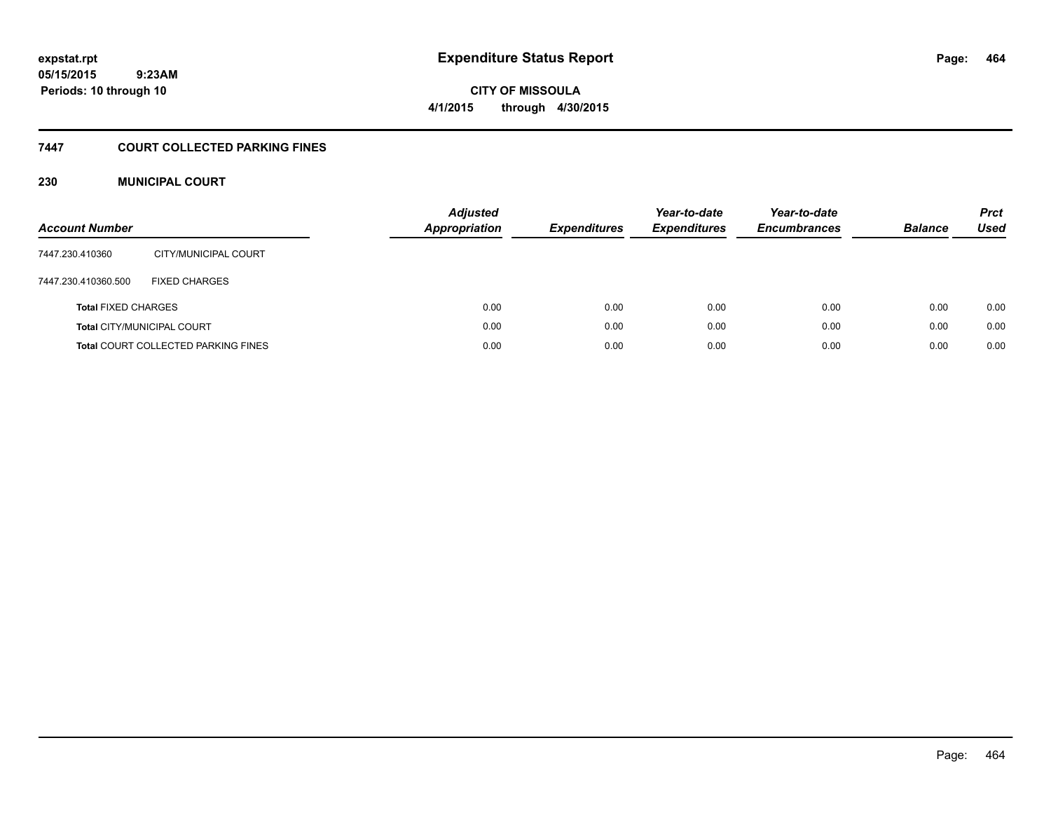**expstat.rpt**
**05/15/2015 9:23AM**
**Periods: 10 through 10**

# Expenditure Status Report

**CITY OF MISSOULA**
**4/1/2015 through 4/30/2015**

## 7447 COURT COLLECTED PARKING FINES

### 230 MUNICIPAL COURT

| Account Number | | Adjusted Appropriation | Expenditures | Year-to-date Expenditures | Year-to-date Encumbrances | Balance | Prct Used |
|---|---|---|---|---|---|---|---|
| 7447.230.410360 | CITY/MUNICIPAL COURT | | | | | | |
| 7447.230.410360.500 | FIXED CHARGES | | | | | | |
| **Total** FIXED CHARGES | | 0.00 | 0.00 | 0.00 | 0.00 | 0.00 | 0.00 |
| **Total** CITY/MUNICIPAL COURT | | 0.00 | 0.00 | 0.00 | 0.00 | 0.00 | 0.00 |
| **Total** COURT COLLECTED PARKING FINES | | 0.00 | 0.00 | 0.00 | 0.00 | 0.00 | 0.00 |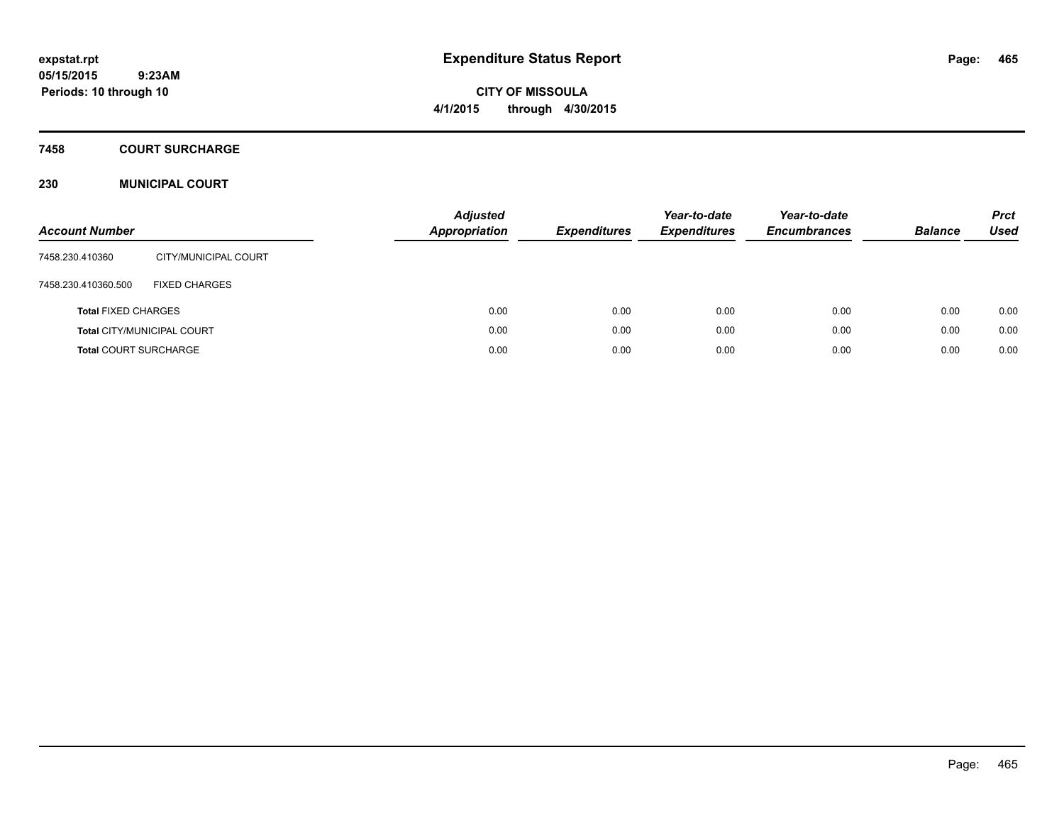# Expenditure Status Report

expstat.rpt
05/15/2015 9:23AM
Periods: 10 through 10

CITY OF MISSOULA
4/1/2015 through 4/30/2015

## 7458 COURT SURCHARGE

### 230 MUNICIPAL COURT

| Account Number | | Adjusted Appropriation | Expenditures | Year-to-date Expenditures | Year-to-date Encumbrances | Balance | Prct Used |
|---|---|---|---|---|---|---|---|
| 7458.230.410360 | CITY/MUNICIPAL COURT | | | | | | |
| 7458.230.410360.500 | FIXED CHARGES | | | | | | |
| **Total** FIXED CHARGES | | 0.00 | 0.00 | 0.00 | 0.00 | 0.00 | 0.00 |
| **Total** CITY/MUNICIPAL COURT | | 0.00 | 0.00 | 0.00 | 0.00 | 0.00 | 0.00 |
| **Total** COURT SURCHARGE | | 0.00 | 0.00 | 0.00 | 0.00 | 0.00 | 0.00 |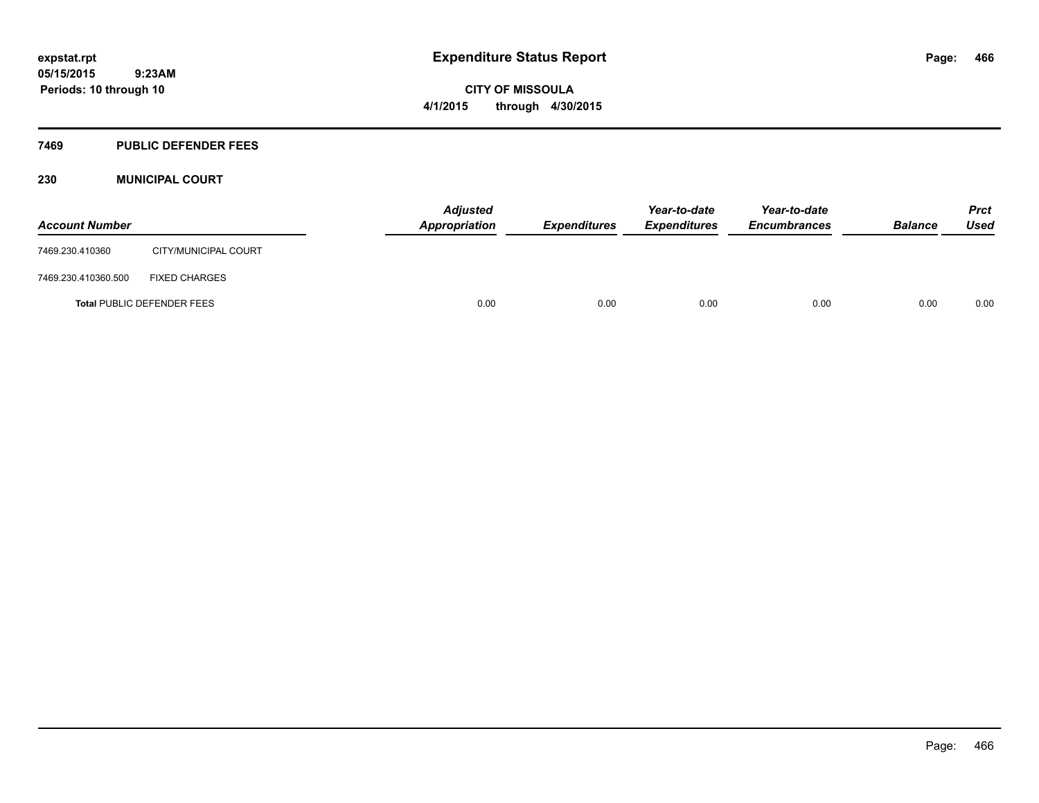**Expenditure Status Report**

**CITY OF MISSOULA**

**4/1/2015 through 4/30/2015**

expstat.rpt
05/15/2015 9:23AM
Periods: 10 through 10

## 7469 PUBLIC DEFENDER FEES

## 230 MUNICIPAL COURT

| Account Number | | Adjusted Appropriation | Expenditures | Year-to-date Expenditures | Year-to-date Encumbrances | Balance | Prct Used |
|---|---|---|---|---|---|---|---|
| 7469.230.410360 | CITY/MUNICIPAL COURT | | | | | | |
| 7469.230.410360.500 | FIXED CHARGES | | | | | | |
| **Total** PUBLIC DEFENDER FEES | | 0.00 | 0.00 | 0.00 | 0.00 | 0.00 | 0.00 |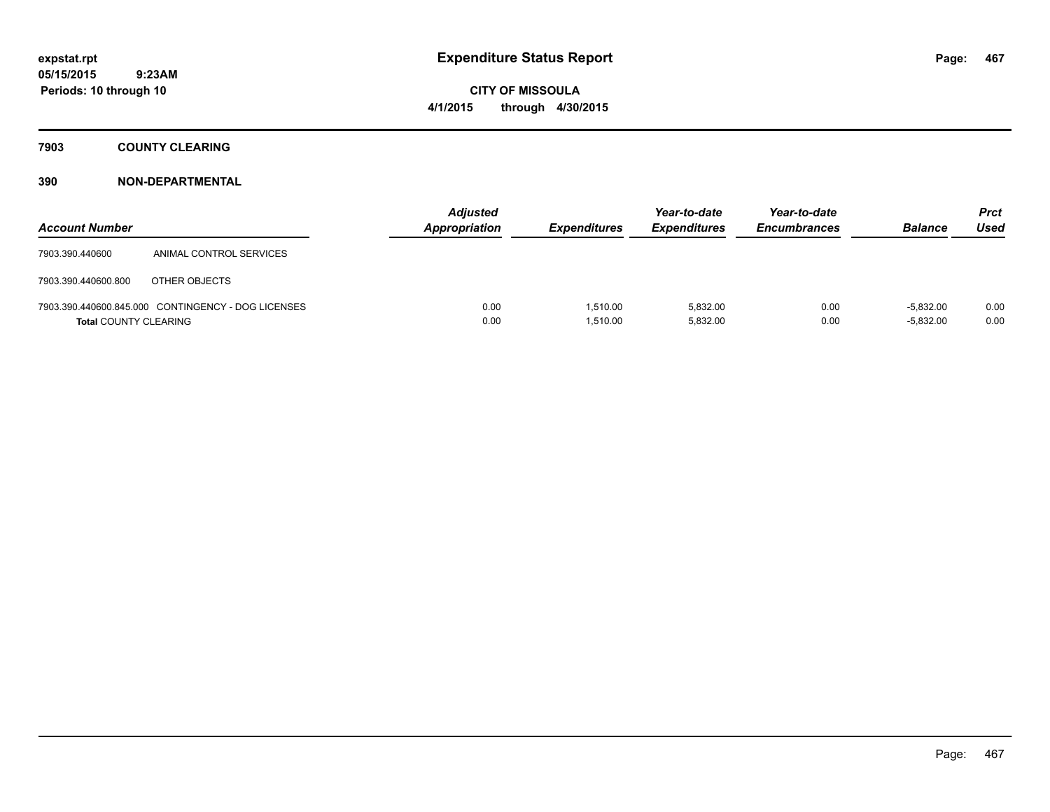expstat.rpt
05/15/2015 9:23AM
Periods: 10 through 10

# Expenditure Status Report

CITY OF MISSOULA
4/1/2015 through 4/30/2015

## 7903 COUNTY CLEARING

### 390 NON-DEPARTMENTAL

| Account Number | | Adjusted Appropriation | Expenditures | Year-to-date Expenditures | Year-to-date Encumbrances | Balance | Prct Used |
|---|---|---|---|---|---|---|---|
| 7903.390.440600 | ANIMAL CONTROL SERVICES | | | | | | |
| 7903.390.440600.800 | OTHER OBJECTS | | | | | | |
| 7903.390.440600.845.000 | CONTINGENCY - DOG LICENSES | 0.00 | 1,510.00 | 5,832.00 | 0.00 | -5,832.00 | 0.00 |
| **Total** COUNTY CLEARING | | 0.00 | 1,510.00 | 5,832.00 | 0.00 | -5,832.00 | 0.00 |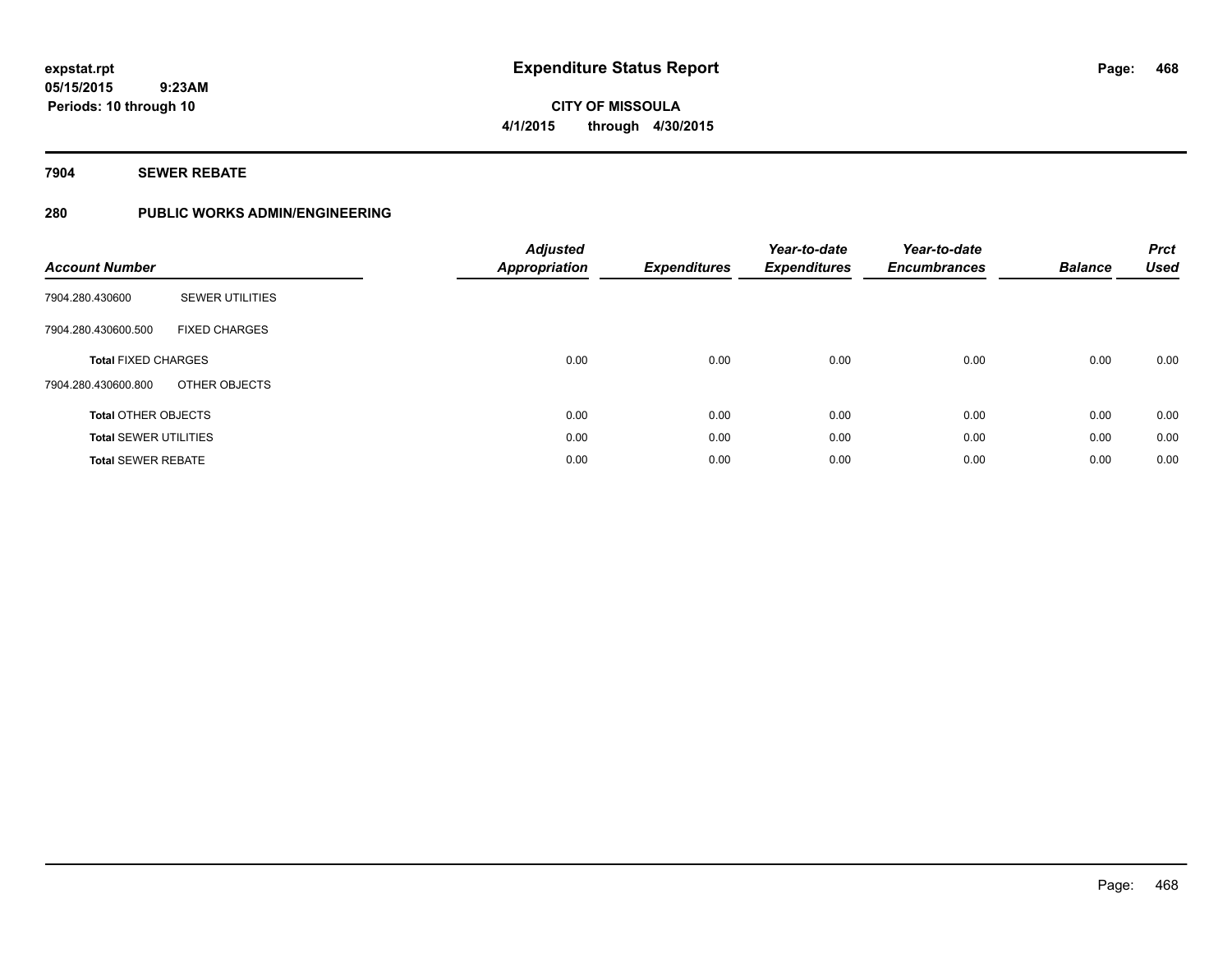# Expenditure Status Report

expstat.rpt
05/15/2015 9:23AM
Periods: 10 through 10

**CITY OF MISSOULA**
**4/1/2015 through 4/30/2015**

## 7904 SEWER REBATE

### 280 PUBLIC WORKS ADMIN/ENGINEERING

| Account Number | | Adjusted Appropriation | Expenditures | Year-to-date Expenditures | Year-to-date Encumbrances | Balance | Prct Used |
|---|---|---|---|---|---|---|---|
| 7904.280.430600 | SEWER UTILITIES | | | | | | |
| 7904.280.430600.500 | FIXED CHARGES | | | | | | |
| **Total** FIXED CHARGES | | 0.00 | 0.00 | 0.00 | 0.00 | 0.00 | 0.00 |
| 7904.280.430600.800 | OTHER OBJECTS | | | | | | |
| **Total** OTHER OBJECTS | | 0.00 | 0.00 | 0.00 | 0.00 | 0.00 | 0.00 |
| **Total** SEWER UTILITIES | | 0.00 | 0.00 | 0.00 | 0.00 | 0.00 | 0.00 |
| **Total** SEWER REBATE | | 0.00 | 0.00 | 0.00 | 0.00 | 0.00 | 0.00 |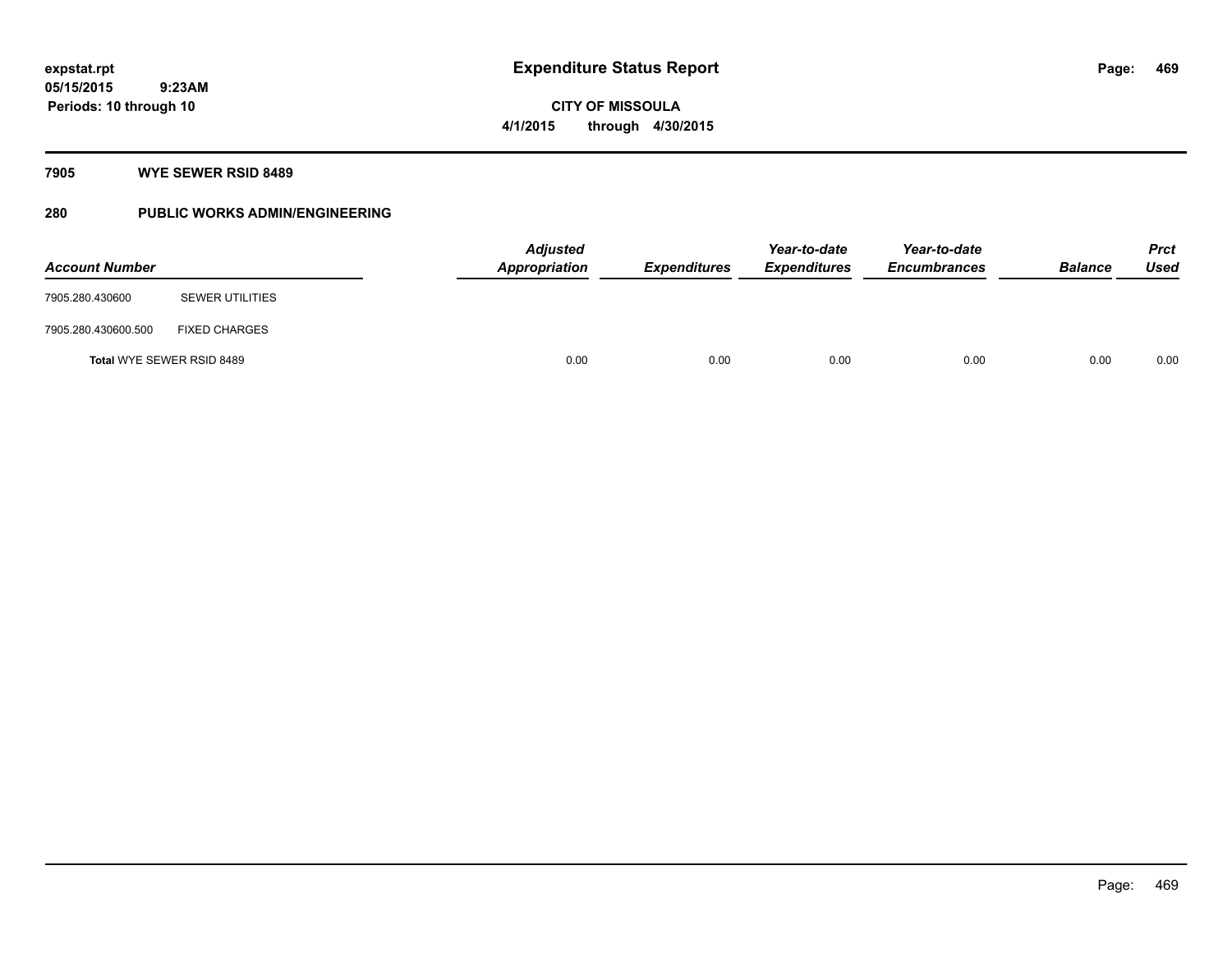# Expenditure Status Report

**expstat.rpt**
**05/15/2015 9:23AM**
**Periods: 10 through 10**

**CITY OF MISSOULA**
**4/1/2015 through 4/30/2015**

## 7905 WYE SEWER RSID 8489

## 280 PUBLIC WORKS ADMIN/ENGINEERING

| Account Number | | *Adjusted Appropriation* | *Expenditures* | *Year-to-date Expenditures* | *Year-to-date Encumbrances* | *Balance* | *Prct Used* |
|---|---|---|---|---|---|---|---|
| 7905.280.430600 | SEWER UTILITIES | | | | | | |
| 7905.280.430600.500 | FIXED CHARGES | | | | | | |
| **Total** WYE SEWER RSID 8489 | | 0.00 | 0.00 | 0.00 | 0.00 | 0.00 | 0.00 |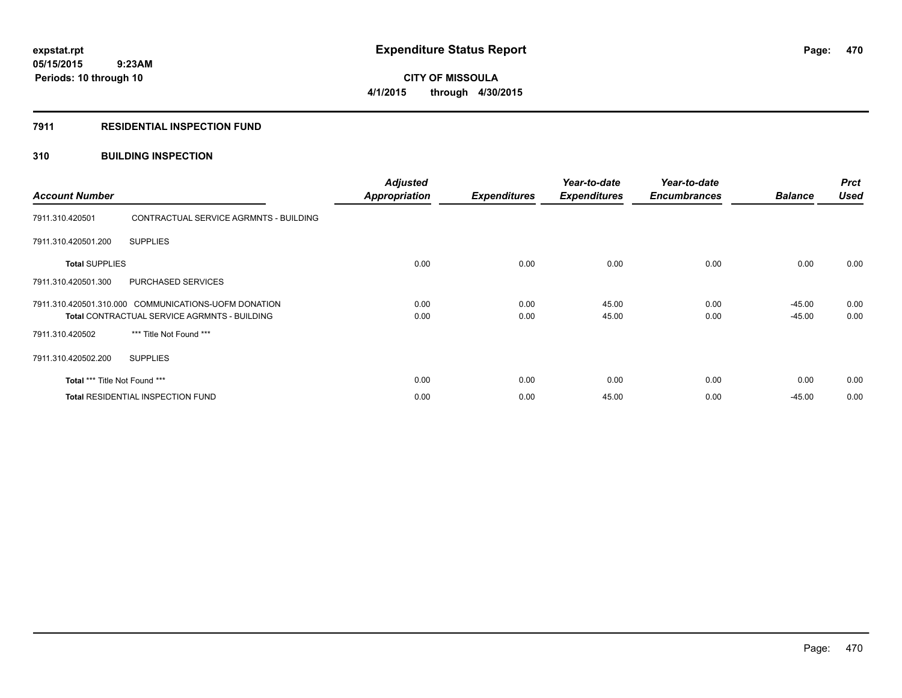**expstat.rpt**
**05/15/2015 9:23AM**
**Periods: 10 through 10**

# Expenditure Status Report

**CITY OF MISSOULA**
**4/1/2015 through 4/30/2015**

## 7911 RESIDENTIAL INSPECTION FUND

## 310 BUILDING INSPECTION

| Account Number | | Adjusted Appropriation | Expenditures | Year-to-date Expenditures | Year-to-date Encumbrances | Balance | Prct Used |
|---|---|---|---|---|---|---|---|
| 7911.310.420501 | CONTRACTUAL SERVICE AGRMNTS - BUILDING | | | | | | |
| 7911.310.420501.200 | SUPPLIES | | | | | | |
| **Total** SUPPLIES | | 0.00 | 0.00 | 0.00 | 0.00 | 0.00 | 0.00 |
| 7911.310.420501.300 | PURCHASED SERVICES | | | | | | |
| 7911.310.420501.310.000 | COMMUNICATIONS-UOFM DONATION | 0.00 | 0.00 | 45.00 | 0.00 | -45.00 | 0.00 |
| **Total** CONTRACTUAL SERVICE AGRMNTS - BUILDING | | 0.00 | 0.00 | 45.00 | 0.00 | -45.00 | 0.00 |
| 7911.310.420502 | *** Title Not Found *** | | | | | | |
| 7911.310.420502.200 | SUPPLIES | | | | | | |
| **Total** *** Title Not Found *** | | 0.00 | 0.00 | 0.00 | 0.00 | 0.00 | 0.00 |
| **Total** RESIDENTIAL INSPECTION FUND | | 0.00 | 0.00 | 45.00 | 0.00 | -45.00 | 0.00 |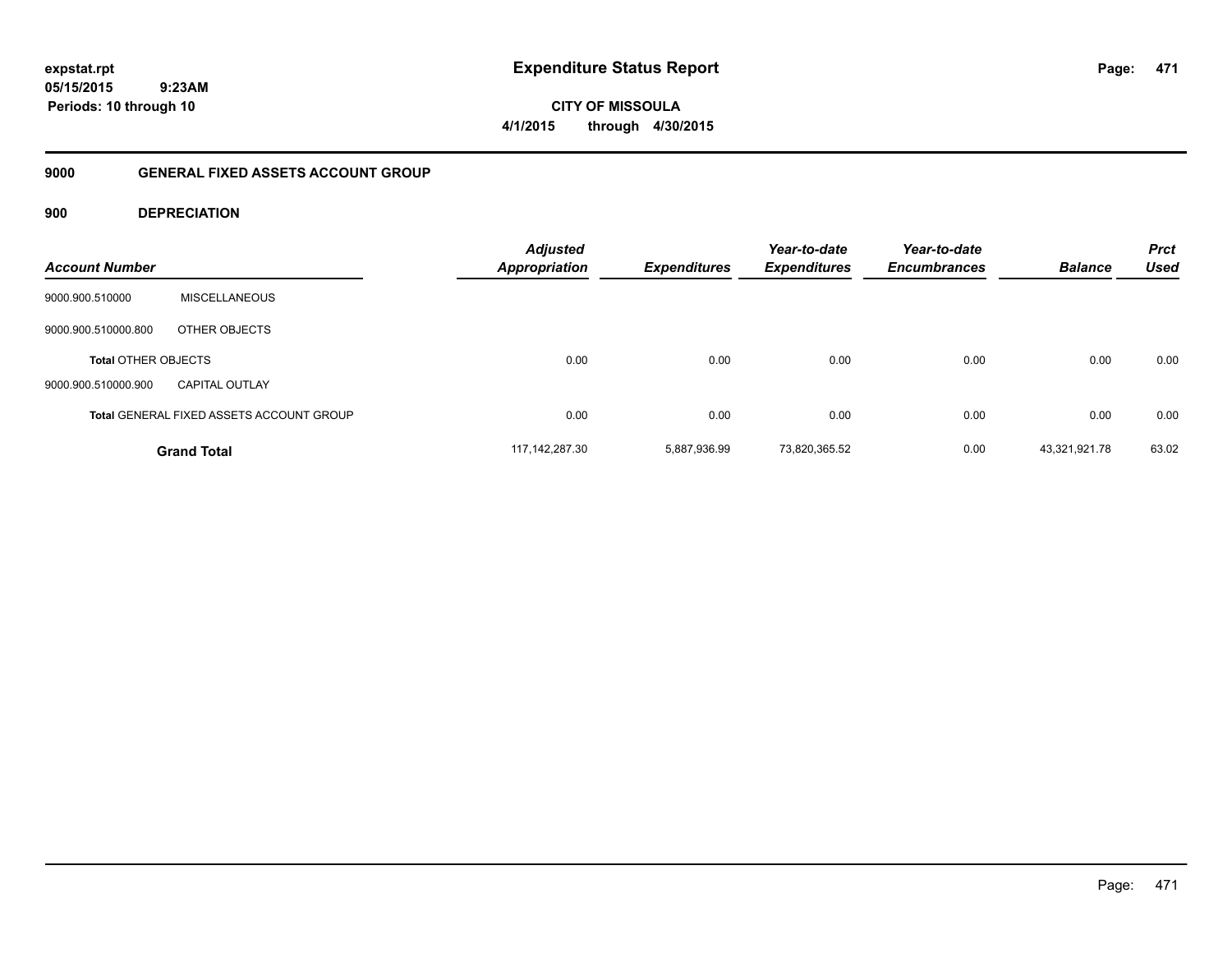expstat.rpt
05/15/2015 9:23AM
Periods: 10 through 10

# Expenditure Status Report

CITY OF MISSOULA
4/1/2015 through 4/30/2015

## 9000 GENERAL FIXED ASSETS ACCOUNT GROUP

### 900 DEPRECIATION

| Account Number | | Adjusted Appropriation | Expenditures | Year-to-date Expenditures | Year-to-date Encumbrances | Balance | Prct Used |
|---|---|---|---|---|---|---|---|
| 9000.900.510000 | MISCELLANEOUS | | | | | | |
| 9000.900.510000.800 | OTHER OBJECTS | | | | | | |
| **Total** OTHER OBJECTS | | 0.00 | 0.00 | 0.00 | 0.00 | 0.00 | 0.00 |
| 9000.900.510000.900 | CAPITAL OUTLAY | | | | | | |
| **Total** GENERAL FIXED ASSETS ACCOUNT GROUP | | 0.00 | 0.00 | 0.00 | 0.00 | 0.00 | 0.00 |
| **Grand Total** | | 117,142,287.30 | 5,887,936.99 | 73,820,365.52 | 0.00 | 43,321,921.78 | 63.02 |